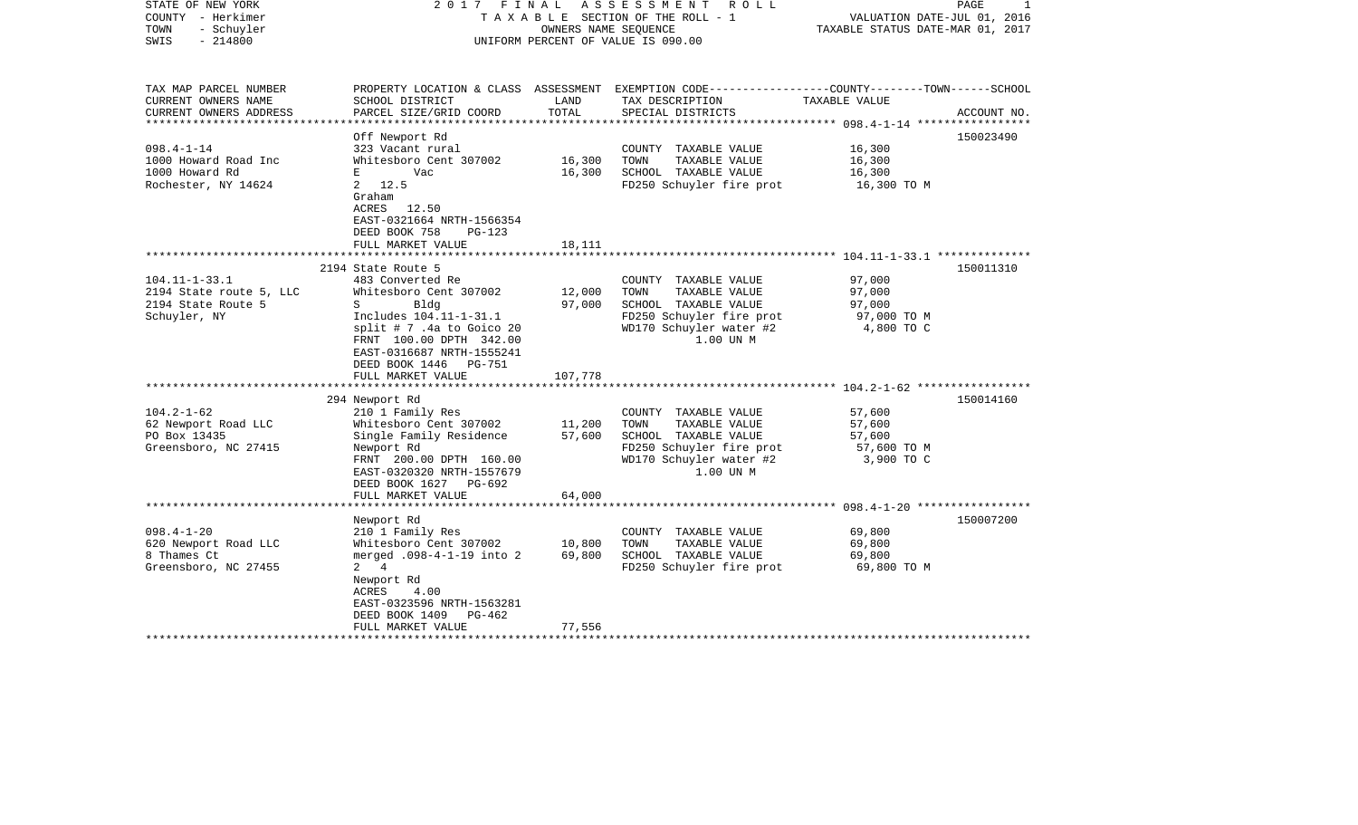STATE OF NEW YORK
COUNTY - Herkimer
TOWN - Schuyler
SWIS - 214800

2017 FINAL ASSESSMENT ROLL
TAXABLE SECTION OF THE ROLL - 1
OWNERS NAME SEQUENCE
UNIFORM PERCENT OF VALUE IS 090.00

VALUATION DATE-JUL 01, 2016
TAXABLE STATUS DATE-MAR 01, 2017

| TAX MAP PARCEL NUMBER<br>CURRENT OWNERS NAME<br>CURRENT OWNERS ADDRESS | PROPERTY LOCATION & CLASS<br>SCHOOL DISTRICT<br>PARCEL SIZE/GRID COORD | ASSESSMENT<br>LAND<br>TOTAL | EXEMPTION CODE-----COUNTY-----TOWN-----SCHOOL<br>TAX DESCRIPTION<br>SPECIAL DISTRICTS | TAXABLE VALUE | ACCOUNT NO. |
|---|---|---|---|---|---|
| 098.4-1-14<br>1000 Howard Road Inc<br>1000 Howard Rd<br>Rochester, NY 14624 | Off Newport Rd<br>323 Vacant rural<br>Whitesboro Cent 307002<br>E Vac<br>2 12.5<br>Graham<br>ACRES 12.50<br>EAST-0321664 NRTH-1566354<br>DEED BOOK 758 PG-123<br>FULL MARKET VALUE | <br><br>16,300<br>16,300<br><br><br><br><br><br>18,111 | <br><br>COUNTY TAXABLE VALUE<br>TOWN TAXABLE VALUE<br>SCHOOL TAXABLE VALUE<br>FD250 Schuyler fire prot | <br><br>16,300<br>16,300<br>16,300<br>16,300 TO M | 150023490 |
| 104.11-1-33.1<br>2194 State route 5, LLC<br>2194 State Route 5<br>Schuyler, NY | 2194 State Route 5<br>483 Converted Re<br>Whitesboro Cent 307002<br>S Bldg<br>Includes 104.11-1-31.1<br>split # 7 .4a to Goico 20<br>FRNT 100.00 DPTH 342.00<br>EAST-0316687 NRTH-1555241<br>DEED BOOK 1446 PG-751<br>FULL MARKET VALUE | <br><br>12,000<br>97,000<br><br><br><br><br><br>107,778 | <br><br>COUNTY TAXABLE VALUE<br>TOWN TAXABLE VALUE<br>SCHOOL TAXABLE VALUE<br>FD250 Schuyler fire prot<br>WD170 Schuyler water #2<br>1.00 UN M | <br><br>97,000<br>97,000<br>97,000<br>97,000 TO M<br>4,800 TO C | 150011310 |
| 104.2-1-62<br>62 Newport Road LLC<br>PO Box 13435<br>Greensboro, NC 27415 | 294 Newport Rd<br>210 1 Family Res<br>Whitesboro Cent 307002<br>Single Family Residence<br>Newport Rd<br>FRNT 200.00 DPTH 160.00<br>EAST-0320320 NRTH-1557679<br>DEED BOOK 1627 PG-692<br>FULL MARKET VALUE | <br><br>11,200<br>57,600<br><br><br><br><br>64,000 | <br><br>COUNTY TAXABLE VALUE<br>TOWN TAXABLE VALUE<br>SCHOOL TAXABLE VALUE<br>FD250 Schuyler fire prot<br>WD170 Schuyler water #2<br>1.00 UN M | <br><br>57,600<br>57,600<br>57,600<br>57,600 TO M<br>3,900 TO C | 150014160 |
| 098.4-1-20<br>620 Newport Road LLC<br>8 Thames Ct<br>Greensboro, NC 27455 | Newport Rd<br>210 1 Family Res<br>Whitesboro Cent 307002<br>merged .098-4-1-19 into 2<br>2 4<br>Newport Rd<br>ACRES 4.00<br>EAST-0323596 NRTH-1563281<br>DEED BOOK 1409 PG-462<br>FULL MARKET VALUE | <br><br>10,800<br>69,800<br><br><br><br><br><br>77,556 | <br><br>COUNTY TAXABLE VALUE<br>TOWN TAXABLE VALUE<br>SCHOOL TAXABLE VALUE<br>FD250 Schuyler fire prot | <br><br>69,800<br>69,800<br>69,800<br>69,800 TO M | 150007200 |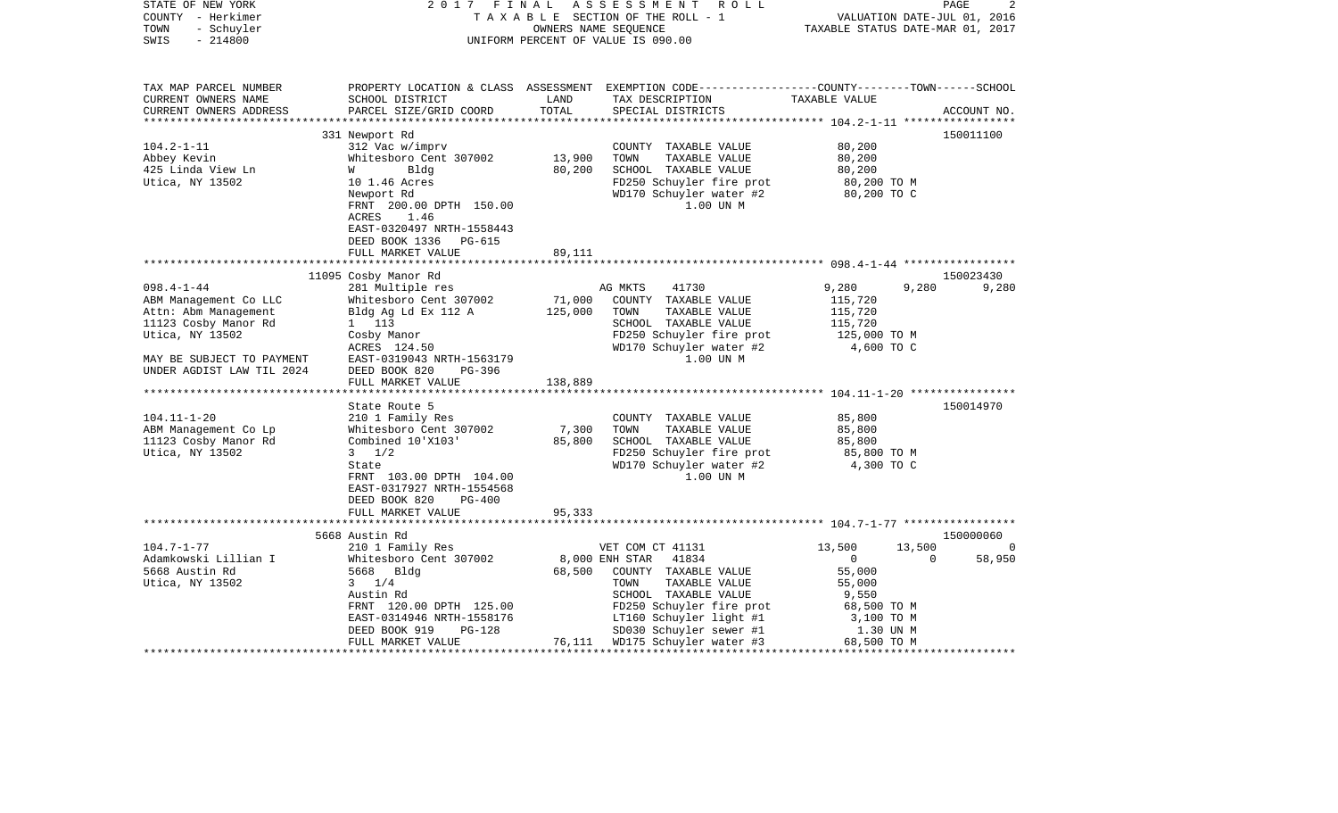STATE OF NEW YORK
COUNTY - Herkimer
TOWN - Schuyler
SWIS - 214800

2017 FINAL ASSESSMENT ROLL
TAXABLE SECTION OF THE ROLL - 1
OWNERS NAME SEQUENCE
UNIFORM PERCENT OF VALUE IS 090.00

VALUATION DATE-JUL 01, 2016
TAXABLE STATUS DATE-MAR 01, 2017

| TAX MAP PARCEL NUMBER / CURRENT OWNERS NAME / CURRENT OWNERS ADDRESS | PROPERTY LOCATION & CLASS / SCHOOL DISTRICT / PARCEL SIZE/GRID COORD | ASSESSMENT LAND / TOTAL | EXEMPTION CODE / TAX DESCRIPTION / SPECIAL DISTRICTS | COUNTY | TOWN | SCHOOL | ACCOUNT NO. |
|---|---|---|---|---|---|---|---|
| **104.2-1-11** | 331 Newport Rd | | | | | | 150011100 |
| 104.2-1-11 | 312 Vac w/imprv | | COUNTY TAXABLE VALUE | 80,200 | | | |
| Abbey Kevin | Whitesboro Cent 307002 | 13,900 | TOWN TAXABLE VALUE | | 80,200 | | |
| 425 Linda View Ln | W Bldg | 80,200 | SCHOOL TAXABLE VALUE | | | 80,200 | |
| Utica, NY 13502 | 10 1.46 Acres | | FD250 Schuyler fire prot | 80,200 TO M | | | |
| | Newport Rd | | WD170 Schuyler water #2 | 80,200 TO C | | | |
| | FRNT 200.00 DPTH 150.00 | | 1.00 UN M | | | | |
| | ACRES 1.46 | | | | | | |
| | EAST-0320497 NRTH-1558443 | | | | | | |
| | DEED BOOK 1336 PG-615 | | | | | | |
| | FULL MARKET VALUE | 89,111 | | | | | |
| **098.4-1-44** | 11095 Cosby Manor Rd | | | | | | 150023430 |
| 098.4-1-44 | 281 Multiple res | | AG MKTS 41730 | 9,280 | 9,280 | 9,280 | |
| ABM Management Co LLC | Whitesboro Cent 307002 | 71,000 | COUNTY TAXABLE VALUE | 115,720 | | | |
| Attn: Abm Management | Bldg Ag Ld Ex 112 A | 125,000 | TOWN TAXABLE VALUE | | 115,720 | | |
| 11123 Cosby Manor Rd | 1 113 | | SCHOOL TAXABLE VALUE | | | 115,720 | |
| Utica, NY 13502 | Cosby Manor | | FD250 Schuyler fire prot | 125,000 TO M | | | |
| | ACRES 124.50 | | WD170 Schuyler water #2 | 4,600 TO C | | | |
| MAY BE SUBJECT TO PAYMENT | EAST-0319043 NRTH-1563179 | | 1.00 UN M | | | | |
| UNDER AGDIST LAW TIL 2024 | DEED BOOK 820 PG-396 | | | | | | |
| | FULL MARKET VALUE | 138,889 | | | | | |
| **104.11-1-20** | State Route 5 | | | | | | 150014970 |
| 104.11-1-20 | 210 1 Family Res | | COUNTY TAXABLE VALUE | 85,800 | | | |
| ABM Management Co Lp | Whitesboro Cent 307002 | 7,300 | TOWN TAXABLE VALUE | | 85,800 | | |
| 11123 Cosby Manor Rd | Combined 10'X103' | 85,800 | SCHOOL TAXABLE VALUE | | | 85,800 | |
| Utica, NY 13502 | 3 1/2 | | FD250 Schuyler fire prot | 85,800 TO M | | | |
| | State | | WD170 Schuyler water #2 | 4,300 TO C | | | |
| | FRNT 103.00 DPTH 104.00 | | 1.00 UN M | | | | |
| | EAST-0317927 NRTH-1554568 | | | | | | |
| | DEED BOOK 820 PG-400 | | | | | | |
| | FULL MARKET VALUE | 95,333 | | | | | |
| **104.7-1-77** | 5668 Austin Rd | | | | | | 150000060 |
| 104.7-1-77 | 210 1 Family Res | | VET COM CT 41131 | 13,500 | 13,500 | 0 | |
| Adamkowski Lillian I | Whitesboro Cent 307002 | 8,000 | ENH STAR 41834 | 0 | 0 | 58,950 | |
| 5668 Austin Rd | 5668 Bldg | 68,500 | COUNTY TAXABLE VALUE | 55,000 | | | |
| Utica, NY 13502 | 3 1/4 | | TOWN TAXABLE VALUE | | 55,000 | | |
| | Austin Rd | | SCHOOL TAXABLE VALUE | | | 9,550 | |
| | FRNT 120.00 DPTH 125.00 | | FD250 Schuyler fire prot | 68,500 TO M | | | |
| | EAST-0314946 NRTH-1558176 | | LT160 Schuyler light #1 | 3,100 TO M | | | |
| | DEED BOOK 919 PG-128 | | SD030 Schuyler sewer #1 | 1.30 UN M | | | |
| | FULL MARKET VALUE | 76,111 | WD175 Schuyler water #3 | 68,500 TO M | | | |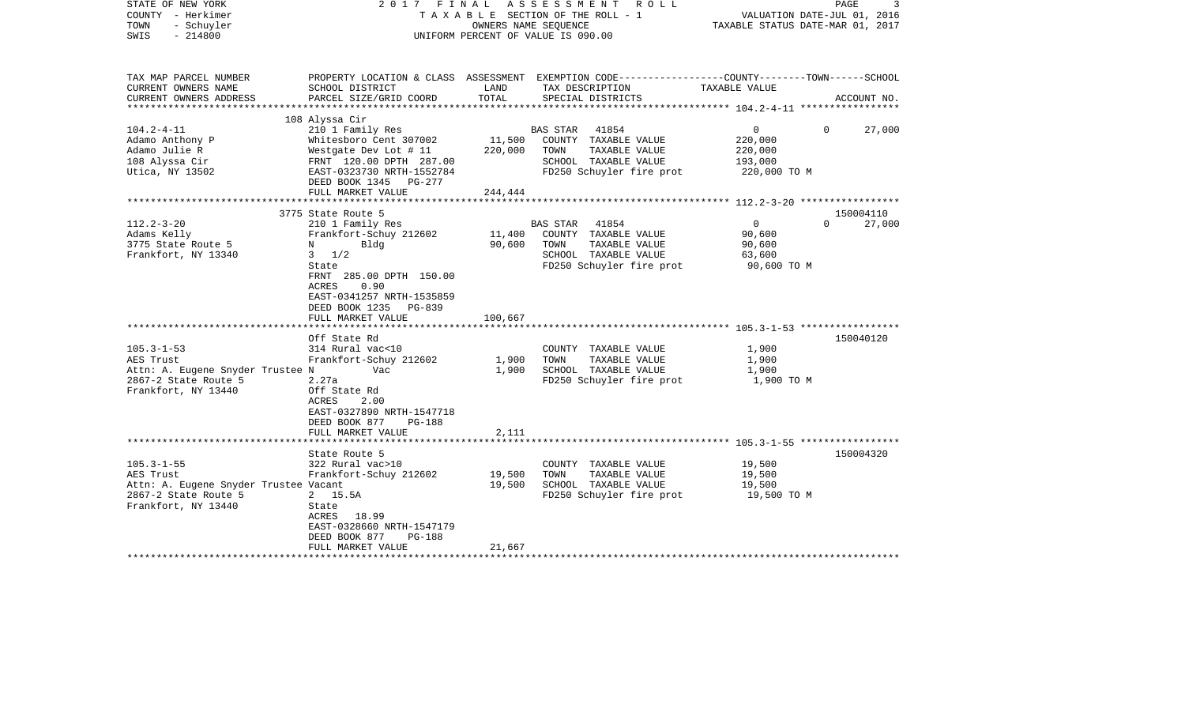STATE OF NEW YORK
COUNTY - Herkimer
TOWN - Schuyler
SWIS - 214800

2017 FINAL ASSESSMENT ROLL
TAXABLE SECTION OF THE ROLL - 1
OWNERS NAME SEQUENCE
UNIFORM PERCENT OF VALUE IS 090.00

VALUATION DATE-JUL 01, 2016
TAXABLE STATUS DATE-MAR 01, 2017

| TAX MAP PARCEL NUMBER / CURRENT OWNERS NAME / CURRENT OWNERS ADDRESS | PROPERTY LOCATION & CLASS / SCHOOL DISTRICT / PARCEL SIZE/GRID COORD | ASSESSMENT LAND / TOTAL | EXEMPTION CODE / TAX DESCRIPTION / SPECIAL DISTRICTS | COUNTY | TOWN | SCHOOL / ACCOUNT NO. |
|---|---|---|---|---|---|---|
| 104.2-4-11 | 108 Alyssa Cir | | | | | |
| | 210 1 Family Res | | BAS STAR 41854 | 0 | 0 | 27,000 |
| Adamo Anthony P | Whitesboro Cent 307002 | 11,500 | COUNTY TAXABLE VALUE | 220,000 | | |
| Adamo Julie R | Westgate Dev Lot # 11 | 220,000 | TOWN TAXABLE VALUE | 220,000 | | |
| 108 Alyssa Cir | FRNT 120.00 DPTH 287.00 | | SCHOOL TAXABLE VALUE | 193,000 | | |
| Utica, NY 13502 | EAST-0323730 NRTH-1552784 | | FD250 Schuyler fire prot | 220,000 TO M | | |
| | DEED BOOK 1345 PG-277 | | | | | |
| | FULL MARKET VALUE | 244,444 | | | | |
| 112.2-3-20 | 3775 State Route 5 | | | | | 150004110 |
| | 210 1 Family Res | | BAS STAR 41854 | 0 | 0 | 27,000 |
| Adams Kelly | Frankfort-Schuy 212602 | 11,400 | COUNTY TAXABLE VALUE | 90,600 | | |
| 3775 State Route 5 | N Bldg | 90,600 | TOWN TAXABLE VALUE | 90,600 | | |
| Frankfort, NY 13340 | 3 1/2 | | SCHOOL TAXABLE VALUE | 63,600 | | |
| | State | | FD250 Schuyler fire prot | 90,600 TO M | | |
| | FRNT 285.00 DPTH 150.00 | | | | | |
| | ACRES 0.90 | | | | | |
| | EAST-0341257 NRTH-1535859 | | | | | |
| | DEED BOOK 1235 PG-839 | | | | | |
| | FULL MARKET VALUE | 100,667 | | | | |
| 105.3-1-53 | Off State Rd | | | | | 150040120 |
| | 314 Rural vac<10 | | COUNTY TAXABLE VALUE | 1,900 | | |
| AES Trust | Frankfort-Schuy 212602 | 1,900 | TOWN TAXABLE VALUE | 1,900 | | |
| Attn: A. Eugene Snyder Trustee | N Vac | 1,900 | SCHOOL TAXABLE VALUE | 1,900 | | |
| 2867-2 State Route 5 | 2.27a | | FD250 Schuyler fire prot | 1,900 TO M | | |
| Frankfort, NY 13440 | Off State Rd | | | | | |
| | ACRES 2.00 | | | | | |
| | EAST-0327890 NRTH-1547718 | | | | | |
| | DEED BOOK 877 PG-188 | | | | | |
| | FULL MARKET VALUE | 2,111 | | | | |
| 105.3-1-55 | State Route 5 | | | | | 150004320 |
| | 322 Rural vac>10 | | COUNTY TAXABLE VALUE | 19,500 | | |
| AES Trust | Frankfort-Schuy 212602 | 19,500 | TOWN TAXABLE VALUE | 19,500 | | |
| Attn: A. Eugene Snyder Trustee | Vacant | 19,500 | SCHOOL TAXABLE VALUE | 19,500 | | |
| 2867-2 State Route 5 | 2 15.5A | | FD250 Schuyler fire prot | 19,500 TO M | | |
| Frankfort, NY 13440 | State | | | | | |
| | ACRES 18.99 | | | | | |
| | EAST-0328660 NRTH-1547179 | | | | | |
| | DEED BOOK 877 PG-188 | | | | | |
| | FULL MARKET VALUE | 21,667 | | | | |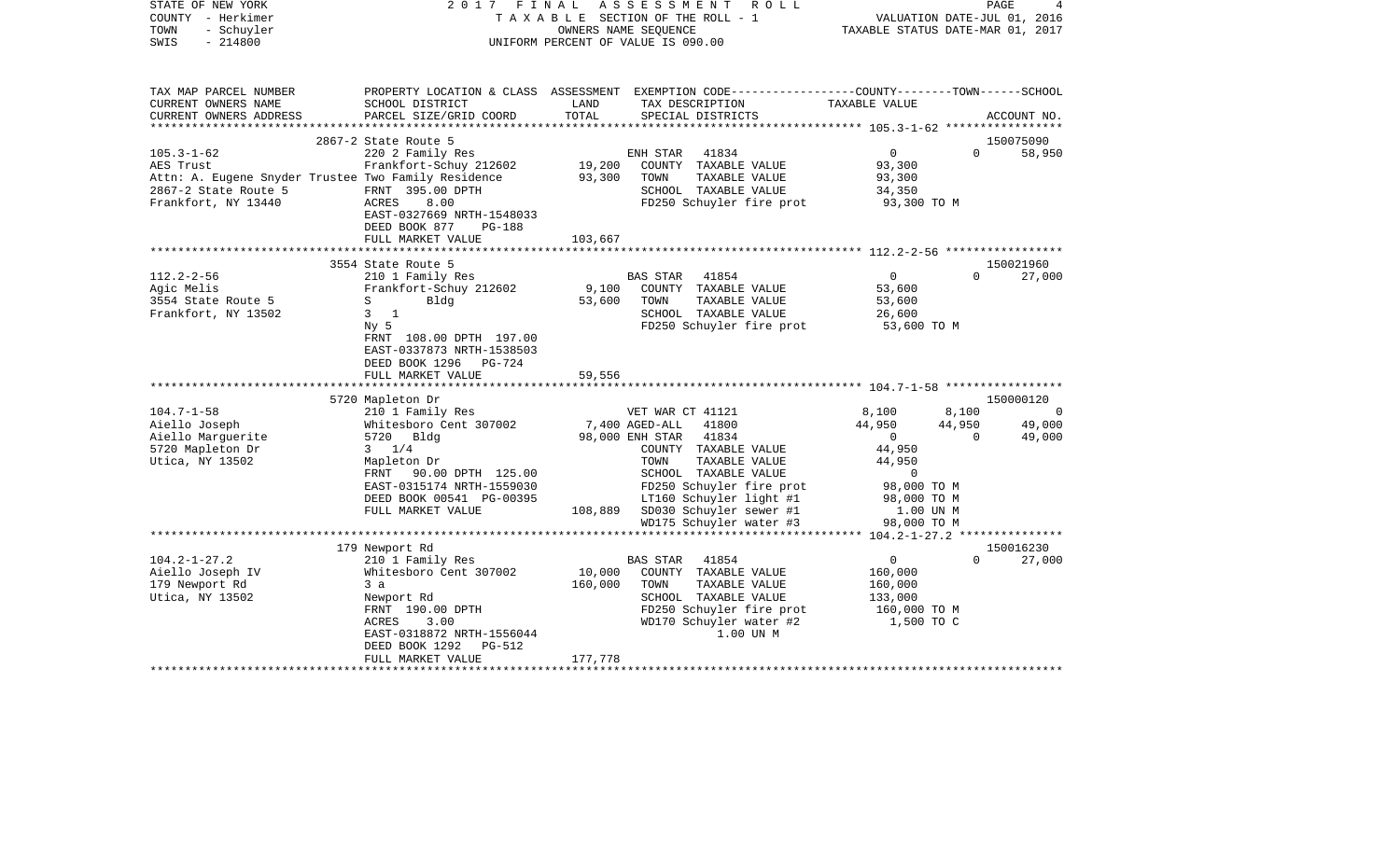STATE OF NEW YORK
COUNTY - Herkimer
TOWN - Schuyler
SWIS - 214800

2 0 1 7 F I N A L A S S E S S M E N T R O L L
T A X A B L E SECTION OF THE ROLL - 1
OWNERS NAME SEQUENCE
UNIFORM PERCENT OF VALUE IS 090.00

VALUATION DATE-JUL 01, 2016
TAXABLE STATUS DATE-MAR 01, 2017

```
TAX MAP PARCEL NUMBER     PROPERTY LOCATION & CLASS  ASSESSMENT  EXEMPTION CODE-----------------COUNTY--------TOWN------SCHOOL
CURRENT OWNERS NAME       SCHOOL DISTRICT            LAND        TAX DESCRIPTION               TAXABLE VALUE
CURRENT OWNERS ADDRESS    PARCEL SIZE/GRID COORD     TOTAL       SPECIAL DISTRICTS                                      ACCOUNT NO.
******************************************************************************************** 105.3-1-62 *****************
                          2867-2 State Route 5                                                                     150075090
105.3-1-62                220 2 Family Res                 ENH STAR    41834              0             0        58,950
AES Trust                 Frankfort-Schuy 212602    19,200   COUNTY  TAXABLE VALUE       93,300
Attn: A. Eugene Snyder Trustee Two Family Residence 93,300   TOWN    TAXABLE VALUE       93,300
2867-2 State Route 5      FRNT 395.00 DPTH                   SCHOOL  TAXABLE VALUE       34,350
Frankfort, NY 13440       ACRES    8.00                      FD250 Schuyler fire prot     93,300 TO M
                          EAST-0327669 NRTH-1548033
                          DEED BOOK 877    PG-188
                          FULL MARKET VALUE         103,667
******************************************************************************************** 112.2-2-56 *****************
                          3554 State Route 5                                                                       150021960
112.2-2-56                210 1 Family Res                 BAS STAR    41854              0             0        27,000
Agic Melis                Frankfort-Schuy 212602     9,100   COUNTY  TAXABLE VALUE       53,600
3554 State Route 5        S        Bldg             53,600   TOWN    TAXABLE VALUE       53,600
Frankfort, NY 13502       3  1                               SCHOOL  TAXABLE VALUE       26,600
                          Ny 5                               FD250 Schuyler fire prot     53,600 TO M
                          FRNT 108.00 DPTH 197.00
                          EAST-0337873 NRTH-1538503
                          DEED BOOK 1296   PG-724
                          FULL MARKET VALUE          59,556
******************************************************************************************** 104.7-1-58 *****************
                          5720 Mapleton Dr                                                                         150000120
104.7-1-58                210 1 Family Res                 VET WAR CT 41121           8,100         8,100             0
Aiello Joseph             Whitesboro Cent 307002   7,400 AGED-ALL   41800           44,950        44,950        49,000
Aiello Marguerite         5720  Bldg              98,000 ENH STAR   41834                0             0        49,000
5720 Mapleton Dr          3  1/4                             COUNTY  TAXABLE VALUE       44,950
Utica, NY 13502           Mapleton Dr                        TOWN    TAXABLE VALUE       44,950
                          FRNT  90.00 DPTH 125.00            SCHOOL  TAXABLE VALUE            0
                          EAST-0315174 NRTH-1559030          FD250 Schuyler fire prot     98,000 TO M
                          DEED BOOK 00541 PG-00395           LT160 Schuyler light #1      98,000 TO M
                          FULL MARKET VALUE         108,889  SD030 Schuyler sewer #1        1.00 UN M
                                                             WD175 Schuyler water #3      98,000 TO M
******************************************************************************************** 104.2-1-27.2 ***************
                          179 Newport Rd                                                                           150016230
104.2-1-27.2              210 1 Family Res                 BAS STAR    41854              0             0        27,000
Aiello Joseph IV          Whitesboro Cent 307002    10,000   COUNTY  TAXABLE VALUE      160,000
179 Newport Rd            3 a                      160,000   TOWN    TAXABLE VALUE      160,000
Utica, NY 13502           Newport Rd                         SCHOOL  TAXABLE VALUE      133,000
                          FRNT 190.00 DPTH                   FD250 Schuyler fire prot    160,000 TO M
                          ACRES    3.00                      WD170 Schuyler water #2       1,500 TO C
                          EAST-0318872 NRTH-1556044                 1.00 UN M
                          DEED BOOK 1292   PG-512
                          FULL MARKET VALUE         177,778
*************************************************************************************************************************
```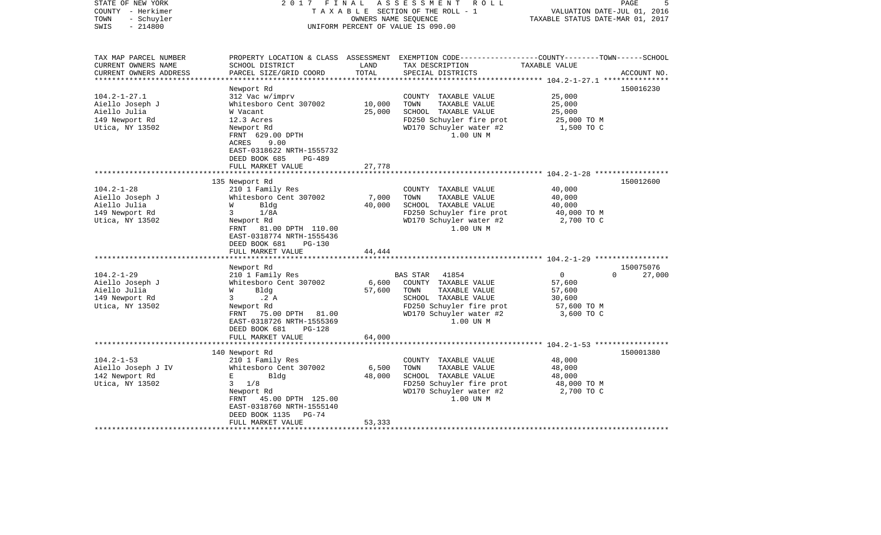STATE OF NEW YORK
COUNTY - Herkimer
TOWN - Schuyler
SWIS - 214800

2017 FINAL ASSESSMENT ROLL
TAXABLE SECTION OF THE ROLL - 1
OWNERS NAME SEQUENCE
UNIFORM PERCENT OF VALUE IS 090.00

VALUATION DATE-JUL 01, 2016
TAXABLE STATUS DATE-MAR 01, 2017

| TAX MAP PARCEL NUMBER / CURRENT OWNERS NAME / CURRENT OWNERS ADDRESS | PROPERTY LOCATION & CLASS / SCHOOL DISTRICT / PARCEL SIZE/GRID COORD | ASSESSMENT LAND | ASSESSMENT TOTAL | EXEMPTION CODE / TAX DESCRIPTION / SPECIAL DISTRICTS | COUNTY / TOWN / SCHOOL TAXABLE VALUE | ACCOUNT NO. |
|---|---|---|---|---|---|---|
| 104.2-1-27.1 | Newport Rd | | | | | 150016230 |
| Aiello Joseph J | 312 Vac w/imprv | | | COUNTY TAXABLE VALUE | 25,000 | |
| Aiello Julia | Whitesboro Cent 307002 | 10,000 | | TOWN TAXABLE VALUE | 25,000 | |
| 149 Newport Rd | W Vacant | | 25,000 | SCHOOL TAXABLE VALUE | 25,000 | |
| Utica, NY 13502 | 12.3 Acres | | | FD250 Schuyler fire prot | 25,000 TO M | |
| | Newport Rd | | | WD170 Schuyler water #2 | 1,500 TO C | |
| | FRNT 629.00 DPTH | | | 1.00 UN M | | |
| | ACRES 9.00 | | | | | |
| | EAST-0318622 NRTH-1555732 | | | | | |
| | DEED BOOK 685 PG-489 | | | | | |
| | FULL MARKET VALUE | | 27,778 | | | |
| 104.2-1-28 | 135 Newport Rd | | | | | 150012600 |
| Aiello Joseph J | 210 1 Family Res | | | COUNTY TAXABLE VALUE | 40,000 | |
| Aiello Julia | Whitesboro Cent 307002 | 7,000 | | TOWN TAXABLE VALUE | 40,000 | |
| 149 Newport Rd | W Bldg | | 40,000 | SCHOOL TAXABLE VALUE | 40,000 | |
| Utica, NY 13502 | 3 1/8A | | | FD250 Schuyler fire prot | 40,000 TO M | |
| | Newport Rd | | | WD170 Schuyler water #2 | 2,700 TO C | |
| | FRNT 81.00 DPTH 110.00 | | | 1.00 UN M | | |
| | EAST-0318774 NRTH-1555436 | | | | | |
| | DEED BOOK 681 PG-130 | | | | | |
| | FULL MARKET VALUE | | 44,444 | | | |
| 104.2-1-29 | Newport Rd | | | | | 150075076 |
| Aiello Joseph J | 210 1 Family Res | | | BAS STAR 41854 | 0 / 0 / 27,000 | |
| Aiello Julia | Whitesboro Cent 307002 | 6,600 | | COUNTY TAXABLE VALUE | 57,600 | |
| 149 Newport Rd | W Bldg | | 57,600 | TOWN TAXABLE VALUE | 57,600 | |
| Utica, NY 13502 | 3 .2 A | | | SCHOOL TAXABLE VALUE | 30,600 | |
| | Newport Rd | | | FD250 Schuyler fire prot | 57,600 TO M | |
| | FRNT 75.00 DPTH 81.00 | | | WD170 Schuyler water #2 | 3,600 TO C | |
| | EAST-0318726 NRTH-1555369 | | | 1.00 UN M | | |
| | DEED BOOK 681 PG-128 | | | | | |
| | FULL MARKET VALUE | | 64,000 | | | |
| 104.2-1-53 | 140 Newport Rd | | | | | 150001380 |
| Aiello Joseph J IV | 210 1 Family Res | | | COUNTY TAXABLE VALUE | 48,000 | |
| 142 Newport Rd | Whitesboro Cent 307002 | 6,500 | | TOWN TAXABLE VALUE | 48,000 | |
| Utica, NY 13502 | E Bldg | | 48,000 | SCHOOL TAXABLE VALUE | 48,000 | |
| | 3 1/8 | | | FD250 Schuyler fire prot | 48,000 TO M | |
| | Newport Rd | | | WD170 Schuyler water #2 | 2,700 TO C | |
| | FRNT 45.00 DPTH 125.00 | | | 1.00 UN M | | |
| | EAST-0318760 NRTH-1555140 | | | | | |
| | DEED BOOK 1135 PG-74 | | | | | |
| | FULL MARKET VALUE | | 53,333 | | | |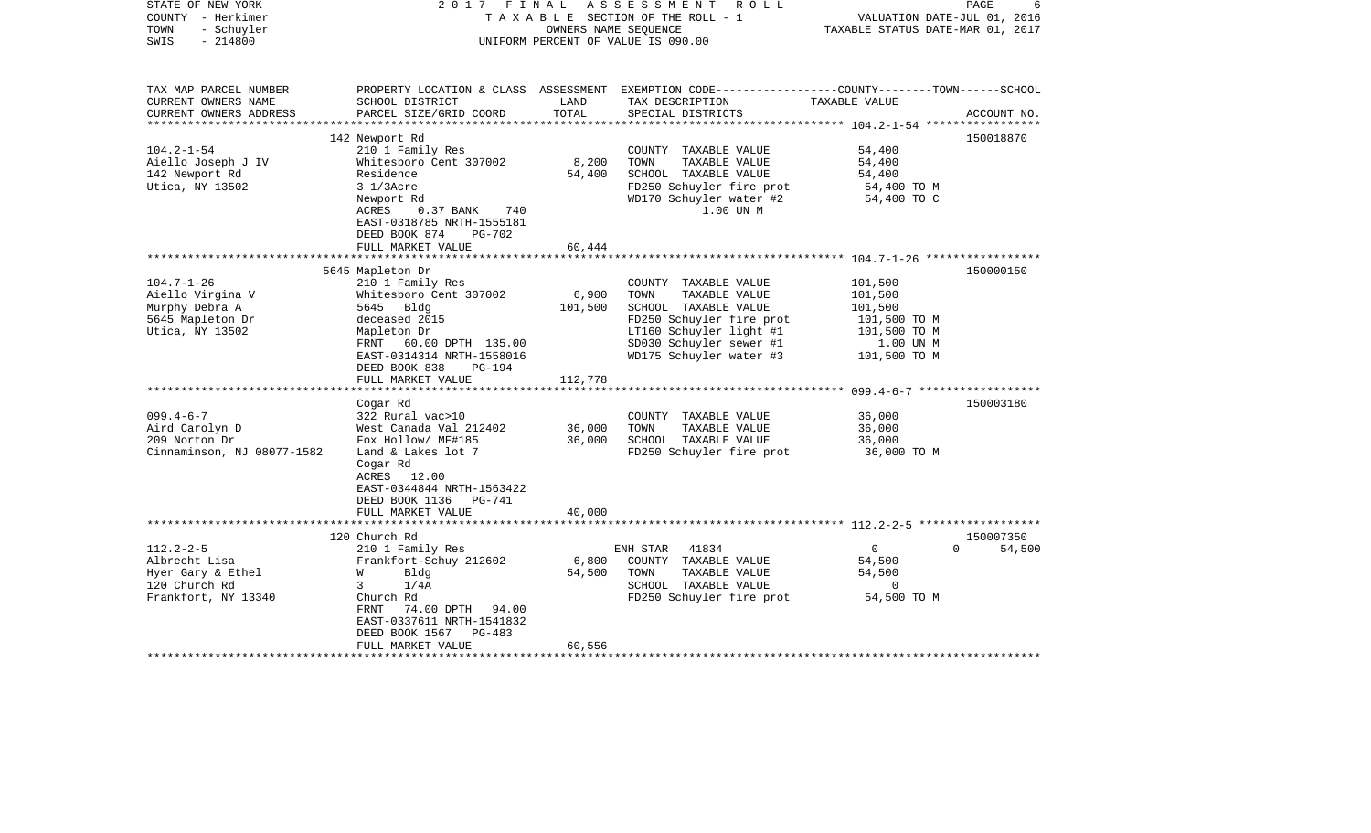STATE OF NEW YORK — 2017 FINAL ASSESSMENT ROLL — TAXABLE SECTION OF THE ROLL - 1 — VALUATION DATE-JUL 01, 2016
COUNTY - Herkimer — OWNERS NAME SEQUENCE — TAXABLE STATUS DATE-MAR 01, 2017
TOWN - Schuyler
SWIS - 214800 — UNIFORM PERCENT OF VALUE IS 090.00

| TAX MAP PARCEL NUMBER / CURRENT OWNERS NAME / CURRENT OWNERS ADDRESS | PROPERTY LOCATION & CLASS / SCHOOL DISTRICT / PARCEL SIZE/GRID COORD | ASSESSMENT LAND | TOTAL | EXEMPTION CODE / TAX DESCRIPTION / SPECIAL DISTRICTS | COUNTY--------TOWN------SCHOOL TAXABLE VALUE | ACCOUNT NO. |
|---|---|---|---|---|---|---|
| | 142 Newport Rd | | | | | 150018870 |
| 104.2-1-54 | 210 1 Family Res | | | COUNTY TAXABLE VALUE | 54,400 | |
| Aiello Joseph J IV | Whitesboro Cent 307002 | 8,200 | | TOWN TAXABLE VALUE | 54,400 | |
| 142 Newport Rd | Residence | | 54,400 | SCHOOL TAXABLE VALUE | 54,400 | |
| Utica, NY 13502 | 3 1/3Acre | | | FD250 Schuyler fire prot | 54,400 TO M | |
| | Newport Rd | | | WD170 Schuyler water #2 | 54,400 TO C | |
| | ACRES 0.37 BANK 740 | | | 1.00 UN M | | |
| | EAST-0318785 NRTH-1555181 | | | | | |
| | DEED BOOK 874 PG-702 | | | | | |
| | FULL MARKET VALUE | | 60,444 | | | |
| | 5645 Mapleton Dr | | | | | 150000150 |
| 104.7-1-26 | 210 1 Family Res | | | COUNTY TAXABLE VALUE | 101,500 | |
| Aiello Virgina V | Whitesboro Cent 307002 | 6,900 | | TOWN TAXABLE VALUE | 101,500 | |
| Murphy Debra A | 5645 Bldg | | 101,500 | SCHOOL TAXABLE VALUE | 101,500 | |
| 5645 Mapleton Dr | deceased 2015 | | | FD250 Schuyler fire prot | 101,500 TO M | |
| Utica, NY 13502 | Mapleton Dr | | | LT160 Schuyler light #1 | 101,500 TO M | |
| | FRNT 60.00 DPTH 135.00 | | | SD030 Schuyler sewer #1 | 1.00 UN M | |
| | EAST-0314314 NRTH-1558016 | | | WD175 Schuyler water #3 | 101,500 TO M | |
| | DEED BOOK 838 PG-194 | | | | | |
| | FULL MARKET VALUE | | 112,778 | | | |
| | Cogar Rd | | | | | 150003180 |
| 099.4-6-7 | 322 Rural vac>10 | | | COUNTY TAXABLE VALUE | 36,000 | |
| Aird Carolyn D | West Canada Val 212402 | 36,000 | | TOWN TAXABLE VALUE | 36,000 | |
| 209 Norton Dr | Fox Hollow/ MF#185 | | 36,000 | SCHOOL TAXABLE VALUE | 36,000 | |
| Cinnaminson, NJ 08077-1582 | Land & Lakes lot 7 | | | FD250 Schuyler fire prot | 36,000 TO M | |
| | Cogar Rd | | | | | |
| | ACRES 12.00 | | | | | |
| | EAST-0344844 NRTH-1563422 | | | | | |
| | DEED BOOK 1136 PG-741 | | | | | |
| | FULL MARKET VALUE | | 40,000 | | | |
| | 120 Church Rd | | | | | 150007350 |
| 112.2-2-5 | 210 1 Family Res | | | ENH STAR 41834 | 0 0 54,500 | |
| Albrecht Lisa | Frankfort-Schuy 212602 | 6,800 | | COUNTY TAXABLE VALUE | 54,500 | |
| Hyer Gary & Ethel | W Bldg | | 54,500 | TOWN TAXABLE VALUE | 54,500 | |
| 120 Church Rd | 3 1/4A | | | SCHOOL TAXABLE VALUE | 0 | |
| Frankfort, NY 13340 | Church Rd | | | FD250 Schuyler fire prot | 54,500 TO M | |
| | FRNT 74.00 DPTH 94.00 | | | | | |
| | EAST-0337611 NRTH-1541832 | | | | | |
| | DEED BOOK 1567 PG-483 | | | | | |
| | FULL MARKET VALUE | | 60,556 | | | |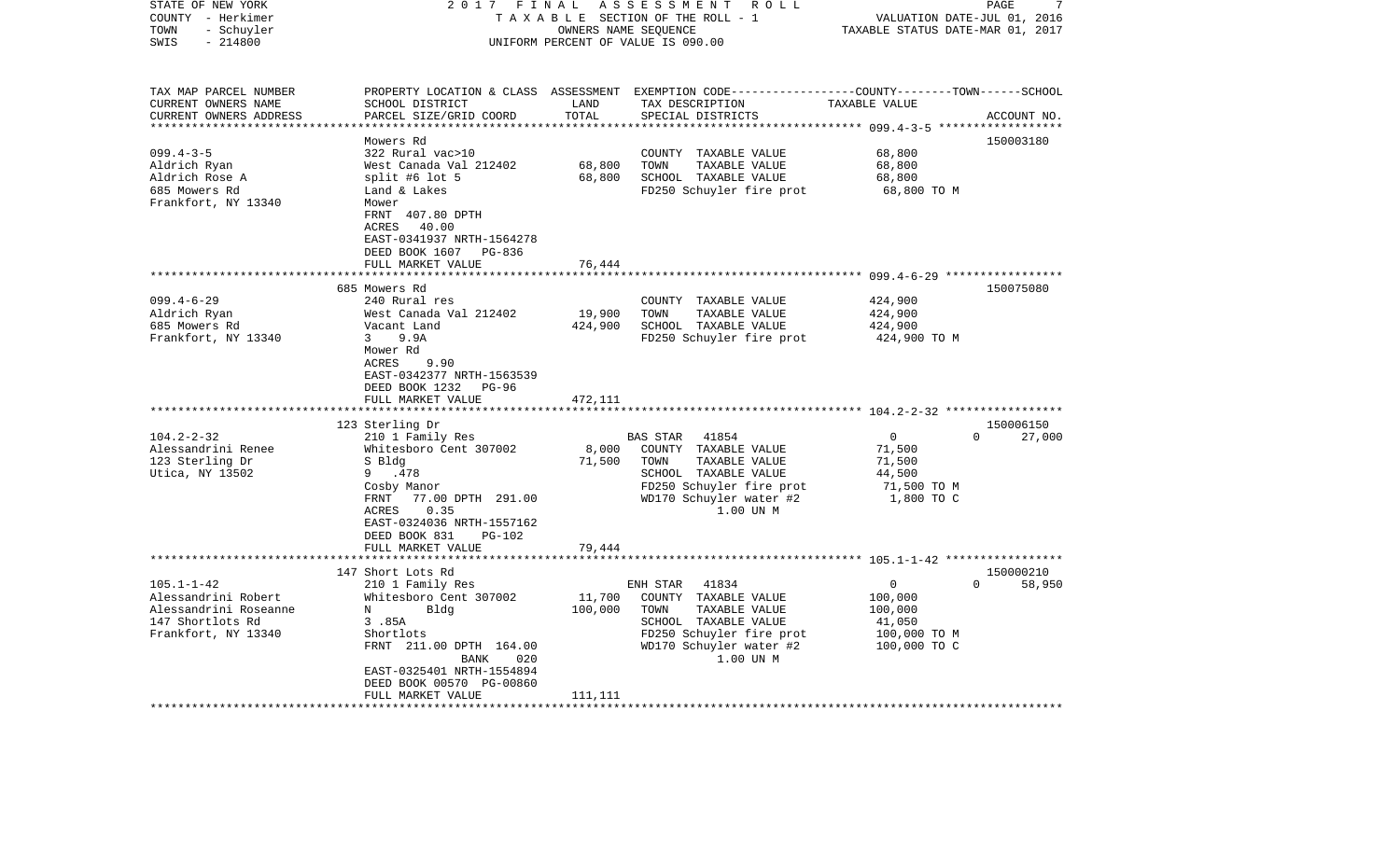STATE OF NEW YORK — 2017 FINAL ASSESSMENT ROLL
COUNTY - Herkimer — TAXABLE SECTION OF THE ROLL - 1 — VALUATION DATE-JUL 01, 2016
TOWN - Schuyler — OWNERS NAME SEQUENCE — TAXABLE STATUS DATE-MAR 01, 2017
SWIS - 214800 — UNIFORM PERCENT OF VALUE IS 090.00

| TAX MAP PARCEL NUMBER / CURRENT OWNERS NAME / CURRENT OWNERS ADDRESS | PROPERTY LOCATION & CLASS / SCHOOL DISTRICT / PARCEL SIZE/GRID COORD | ASSESSMENT LAND / TOTAL | EXEMPTION CODE / TAX DESCRIPTION / SPECIAL DISTRICTS | COUNTY / TOWN / SCHOOL TAXABLE VALUE | ACCOUNT NO. |
|---|---|---|---|---|---|
| **099.4-3-5** | Mowers Rd | | | | 150003180 |
| Aldrich Ryan | 322 Rural vac>10 | | COUNTY TAXABLE VALUE | 68,800 | |
| Aldrich Rose A | West Canada Val 212402 | 68,800 | TOWN TAXABLE VALUE | 68,800 | |
| 685 Mowers Rd | split #6 lot 5 | 68,800 | SCHOOL TAXABLE VALUE | 68,800 | |
| Frankfort, NY 13340 | Land & Lakes | | FD250 Schuyler fire prot | 68,800 TO M | |
| | Mower | | | | |
| | FRNT 407.80 DPTH | | | | |
| | ACRES 40.00 | | | | |
| | EAST-0341937 NRTH-1564278 | | | | |
| | DEED BOOK 1607 PG-836 | | | | |
| | FULL MARKET VALUE | 76,444 | | | |
| **099.4-6-29** | 685 Mowers Rd | | | | 150075080 |
| Aldrich Ryan | 240 Rural res | | COUNTY TAXABLE VALUE | 424,900 | |
| 685 Mowers Rd | West Canada Val 212402 | 19,900 | TOWN TAXABLE VALUE | 424,900 | |
| Frankfort, NY 13340 | Vacant Land | 424,900 | SCHOOL TAXABLE VALUE | 424,900 | |
| | 3 9.9A | | FD250 Schuyler fire prot | 424,900 TO M | |
| | Mower Rd | | | | |
| | ACRES 9.90 | | | | |
| | EAST-0342377 NRTH-1563539 | | | | |
| | DEED BOOK 1232 PG-96 | | | | |
| | FULL MARKET VALUE | 472,111 | | | |
| **104.2-2-32** | 123 Sterling Dr | | | | 150006150 |
| Alessandrini Renee | 210 1 Family Res | | BAS STAR 41854 | 0 / 0 | 27,000 |
| 123 Sterling Dr | Whitesboro Cent 307002 | 8,000 | COUNTY TAXABLE VALUE | 71,500 | |
| Utica, NY 13502 | S Bldg | 71,500 | TOWN TAXABLE VALUE | 71,500 | |
| | 9 .478 | | SCHOOL TAXABLE VALUE | 44,500 | |
| | Cosby Manor | | FD250 Schuyler fire prot | 71,500 TO M | |
| | FRNT 77.00 DPTH 291.00 | | WD170 Schuyler water #2 | 1,800 TO C | |
| | ACRES 0.35 | | 1.00 UN M | | |
| | EAST-0324036 NRTH-1557162 | | | | |
| | DEED BOOK 831 PG-102 | | | | |
| | FULL MARKET VALUE | 79,444 | | | |
| **105.1-1-42** | 147 Short Lots Rd | | | | 150000210 |
| Alessandrini Robert | 210 1 Family Res | | ENH STAR 41834 | 0 / 0 | 58,950 |
| Alessandrini Roseanne | Whitesboro Cent 307002 | 11,700 | COUNTY TAXABLE VALUE | 100,000 | |
| 147 Shortlots Rd | N Bldg | 100,000 | TOWN TAXABLE VALUE | 100,000 | |
| Frankfort, NY 13340 | 3 .85A | | SCHOOL TAXABLE VALUE | 41,050 | |
| | Shortlots | | FD250 Schuyler fire prot | 100,000 TO M | |
| | FRNT 211.00 DPTH 164.00 | | WD170 Schuyler water #2 | 100,000 TO C | |
| | BANK 020 | | 1.00 UN M | | |
| | EAST-0325401 NRTH-1554894 | | | | |
| | DEED BOOK 00570 PG-00860 | | | | |
| | FULL MARKET VALUE | 111,111 | | | |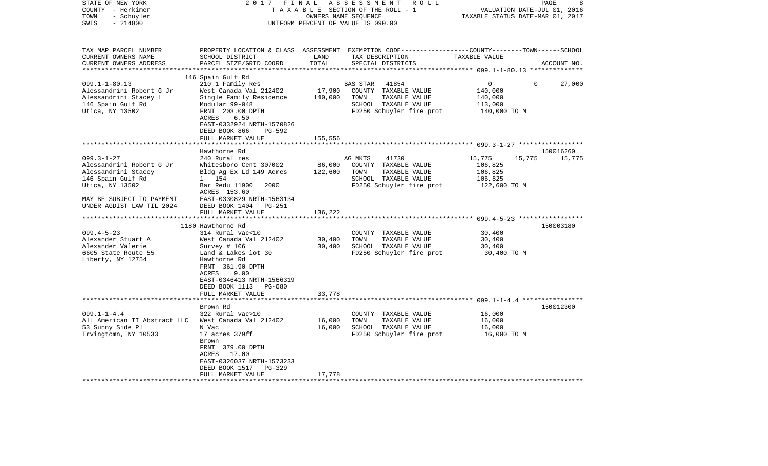STATE OF NEW YORK — 2017 FINAL ASSESSMENT ROLL
COUNTY - Herkimer — TAXABLE SECTION OF THE ROLL - 1 — VALUATION DATE-JUL 01, 2016
TOWN - Schuyler — OWNERS NAME SEQUENCE — TAXABLE STATUS DATE-MAR 01, 2017
SWIS - 214800 — UNIFORM PERCENT OF VALUE IS 090.00

| TAX MAP PARCEL NUMBER / CURRENT OWNERS NAME / CURRENT OWNERS ADDRESS | PROPERTY LOCATION & CLASS / SCHOOL DISTRICT / PARCEL SIZE/GRID COORD | ASSESSMENT LAND / TOTAL | EXEMPTION CODE / TAX DESCRIPTION / SPECIAL DISTRICTS | COUNTY | TOWN | SCHOOL / TAXABLE VALUE | ACCOUNT NO. |
|---|---|---|---|---|---|---|---|
| 099.1-1-80.13 | 146 Spain Gulf Rd | | | | | | |
| | 210 1 Family Res | | BAS STAR 41854 | 0 | 0 | 27,000 | |
| Alessandrini Robert G Jr | West Canada Val 212402 | 17,900 | COUNTY TAXABLE VALUE | 140,000 | | | |
| Alessandrini Stacey L | Single Family Residence | 140,000 | TOWN TAXABLE VALUE | | 140,000 | | |
| 146 Spain Gulf Rd | Modular 99-048 | | SCHOOL TAXABLE VALUE | | | 113,000 | |
| Utica, NY 13502 | FRNT 203.00 DPTH | | FD250 Schuyler fire prot | 140,000 TO M | | | |
| | ACRES 6.50 | | | | | | |
| | EAST-0332924 NRTH-1570826 | | | | | | |
| | DEED BOOK 866 PG-592 | | | | | | |
| | FULL MARKET VALUE | 155,556 | | | | | |
| 099.3-1-27 | Hawthorne Rd | | | | | | 150016260 |
| | 240 Rural res | | AG MKTS 41730 | 15,775 | 15,775 | 15,775 | |
| Alessandrini Robert G Jr | Whitesboro Cent 307002 | 86,000 | COUNTY TAXABLE VALUE | 106,825 | | | |
| Alessandrini Stacey | Bldg Ag Ex Ld 149 Acres | 122,600 | TOWN TAXABLE VALUE | | 106,825 | | |
| 146 Spain Gulf Rd | 1 154 | | SCHOOL TAXABLE VALUE | | | 106,825 | |
| Utica, NY 13502 | Bar Redu 11900 2000 | | FD250 Schuyler fire prot | 122,600 TO M | | | |
| | ACRES 153.60 | | | | | | |
| MAY BE SUBJECT TO PAYMENT | EAST-0330829 NRTH-1563134 | | | | | | |
| UNDER AGDIST LAW TIL 2024 | DEED BOOK 1404 PG-251 | | | | | | |
| | FULL MARKET VALUE | 136,222 | | | | | |
| 099.4-5-23 | 1180 Hawthorne Rd | | | | | | 150003180 |
| | 314 Rural vac<10 | | COUNTY TAXABLE VALUE | 30,400 | | | |
| Alexander Stuart A | West Canada Val 212402 | 30,400 | TOWN TAXABLE VALUE | | 30,400 | | |
| Alexander Valerie | Survey # 106 | 30,400 | SCHOOL TAXABLE VALUE | | | 30,400 | |
| 6605 State Route 55 | Land & Lakes lot 30 | | FD250 Schuyler fire prot | 30,400 TO M | | | |
| Liberty, NY 12754 | Hawthorne Rd | | | | | | |
| | FRNT 361.90 DPTH | | | | | | |
| | ACRES 9.00 | | | | | | |
| | EAST-0346413 NRTH-1566319 | | | | | | |
| | DEED BOOK 1113 PG-680 | | | | | | |
| | FULL MARKET VALUE | 33,778 | | | | | |
| 099.1-1-4.4 | Brown Rd | | | | | | 150012300 |
| | 322 Rural vac>10 | | COUNTY TAXABLE VALUE | 16,000 | | | |
| All American II Abstract LLC | West Canada Val 212402 | 16,000 | TOWN TAXABLE VALUE | | 16,000 | | |
| 53 Sunny Side Pl | N Vac | 16,000 | SCHOOL TAXABLE VALUE | | | 16,000 | |
| Irvingtomn, NY 10533 | 17 acres 379ff | | FD250 Schuyler fire prot | 16,000 TO M | | | |
| | Brown | | | | | | |
| | FRNT 379.00 DPTH | | | | | | |
| | ACRES 17.00 | | | | | | |
| | EAST-0326037 NRTH-1573233 | | | | | | |
| | DEED BOOK 1517 PG-329 | | | | | | |
| | FULL MARKET VALUE | 17,778 | | | | | |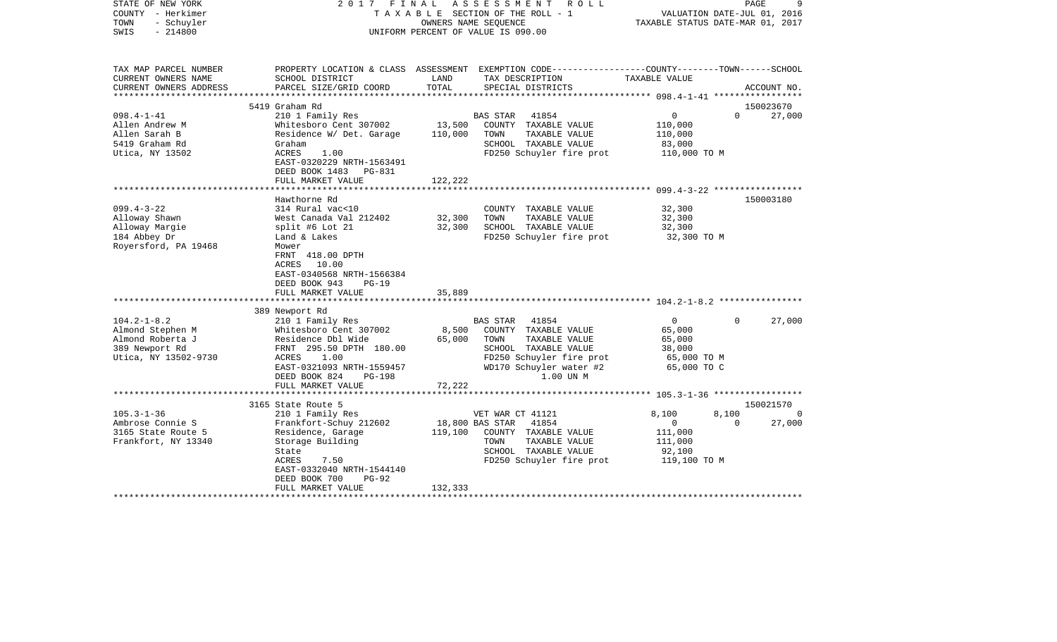STATE OF NEW YORK — 2017 FINAL ASSESSMENT ROLL
COUNTY - Herkimer — TAXABLE SECTION OF THE ROLL - 1 — VALUATION DATE-JUL 01, 2016
TOWN - Schuyler — OWNERS NAME SEQUENCE — TAXABLE STATUS DATE-MAR 01, 2017
SWIS - 214800 — UNIFORM PERCENT OF VALUE IS 090.00

| TAX MAP PARCEL NUMBER / CURRENT OWNERS NAME / CURRENT OWNERS ADDRESS | PROPERTY LOCATION & CLASS / SCHOOL DISTRICT / PARCEL SIZE/GRID COORD | ASSESSMENT LAND | TOTAL | EXEMPTION CODE / TAX DESCRIPTION / SPECIAL DISTRICTS | COUNTY | TOWN | SCHOOL / ACCOUNT NO. |
|---|---|---|---|---|---|---|---|
| | 5419 Graham Rd | | | | | | 150023670 |
| 098.4-1-41 | 210 1 Family Res | | | BAS STAR 41854 | 0 | 0 | 27,000 |
| Allen Andrew M | Whitesboro Cent 307002 | 13,500 | | COUNTY TAXABLE VALUE | 110,000 | | |
| Allen Sarah B | Residence W/ Det. Garage | | 110,000 | TOWN TAXABLE VALUE | 110,000 | | |
| 5419 Graham Rd | Graham | | | SCHOOL TAXABLE VALUE | 83,000 | | |
| Utica, NY 13502 | ACRES 1.00 | | | FD250 Schuyler fire prot | 110,000 TO M | | |
| | EAST-0320229 NRTH-1563491 | | | | | | |
| | DEED BOOK 1483 PG-831 | | | | | | |
| | FULL MARKET VALUE | | 122,222 | | | | |
| | Hawthorne Rd | | | | | | 150003180 |
| 099.4-3-22 | 314 Rural vac<10 | | | COUNTY TAXABLE VALUE | 32,300 | | |
| Alloway Shawn | West Canada Val 212402 | 32,300 | | TOWN TAXABLE VALUE | 32,300 | | |
| Alloway Margie | split #6 Lot 21 | | 32,300 | SCHOOL TAXABLE VALUE | 32,300 | | |
| 184 Abbey Dr | Land & Lakes | | | FD250 Schuyler fire prot | 32,300 TO M | | |
| Royersford, PA 19468 | Mower | | | | | | |
| | FRNT 418.00 DPTH | | | | | | |
| | ACRES 10.00 | | | | | | |
| | EAST-0340568 NRTH-1566384 | | | | | | |
| | DEED BOOK 943 PG-19 | | | | | | |
| | FULL MARKET VALUE | | 35,889 | | | | |
| | 389 Newport Rd | | | | | | |
| 104.2-1-8.2 | 210 1 Family Res | | | BAS STAR 41854 | 0 | 0 | 27,000 |
| Almond Stephen M | Whitesboro Cent 307002 | 8,500 | | COUNTY TAXABLE VALUE | 65,000 | | |
| Almond Roberta J | Residence Dbl Wide | | 65,000 | TOWN TAXABLE VALUE | 65,000 | | |
| 389 Newport Rd | FRNT 295.50 DPTH 180.00 | | | SCHOOL TAXABLE VALUE | 38,000 | | |
| Utica, NY 13502-9730 | ACRES 1.00 | | | FD250 Schuyler fire prot | 65,000 TO M | | |
| | EAST-0321093 NRTH-1559457 | | | WD170 Schuyler water #2 | 65,000 TO C | | |
| | DEED BOOK 824 PG-198 | | | 1.00 UN M | | | |
| | FULL MARKET VALUE | | 72,222 | | | | |
| | 3165 State Route 5 | | | | | | 150021570 |
| 105.3-1-36 | 210 1 Family Res | | | VET WAR CT 41121 | 8,100 | 8,100 | 0 |
| Ambrose Connie S | Frankfort-Schuy 212602 | 18,800 | | BAS STAR 41854 | 0 | 0 | 27,000 |
| 3165 State Route 5 | Residence, Garage | | 119,100 | COUNTY TAXABLE VALUE | 111,000 | | |
| Frankfort, NY 13340 | Storage Building | | | TOWN TAXABLE VALUE | 111,000 | | |
| | State | | | SCHOOL TAXABLE VALUE | 92,100 | | |
| | ACRES 7.50 | | | FD250 Schuyler fire prot | 119,100 TO M | | |
| | EAST-0332040 NRTH-1544140 | | | | | | |
| | DEED BOOK 700 PG-92 | | | | | | |
| | FULL MARKET VALUE | | 132,333 | | | | |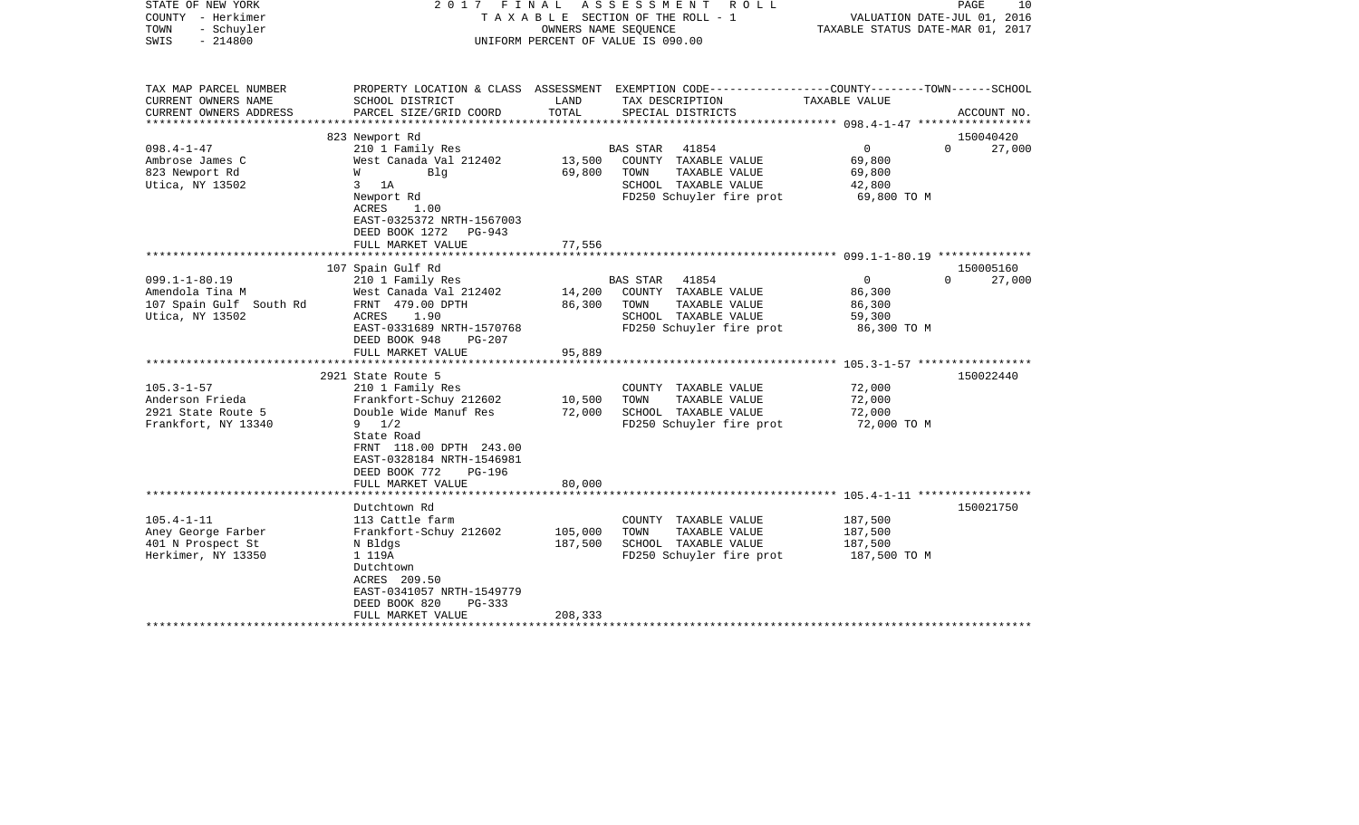STATE OF NEW YORK — 2017 FINAL ASSESSMENT ROLL
COUNTY - Herkimer — TAXABLE SECTION OF THE ROLL - 1 — VALUATION DATE-JUL 01, 2016
TOWN - Schuyler — OWNERS NAME SEQUENCE — TAXABLE STATUS DATE-MAR 01, 2017
SWIS - 214800 — UNIFORM PERCENT OF VALUE IS 090.00

| TAX MAP PARCEL NUMBER / CURRENT OWNERS NAME / CURRENT OWNERS ADDRESS | PROPERTY LOCATION & CLASS / SCHOOL DISTRICT / PARCEL SIZE/GRID COORD | ASSESSMENT LAND | TOTAL | EXEMPTION CODE / TAX DESCRIPTION / SPECIAL DISTRICTS | COUNTY | TOWN | SCHOOL / ACCOUNT NO. |
|---|---|---|---|---|---|---|---|
| 098.4-1-47 | 823 Newport Rd | | | | | | 150040420 |
| | 210 1 Family Res | | | BAS STAR 41854 | 0 | 0 | 27,000 |
| Ambrose James C | West Canada Val 212402 | 13,500 | | COUNTY TAXABLE VALUE | 69,800 | | |
| 823 Newport Rd | W Blg | | 69,800 | TOWN TAXABLE VALUE | | 69,800 | |
| Utica, NY 13502 | 3 1A | | | SCHOOL TAXABLE VALUE | | | 42,800 |
| | Newport Rd | | | FD250 Schuyler fire prot | 69,800 TO M | | |
| | ACRES 1.00 | | | | | | |
| | EAST-0325372 NRTH-1567003 | | | | | | |
| | DEED BOOK 1272 PG-943 | | | | | | |
| | FULL MARKET VALUE | | 77,556 | | | | |
| 099.1-1-80.19 | 107 Spain Gulf Rd | | | | | | 150005160 |
| | 210 1 Family Res | | | BAS STAR 41854 | 0 | 0 | 27,000 |
| Amendola Tina M | West Canada Val 212402 | 14,200 | | COUNTY TAXABLE VALUE | 86,300 | | |
| 107 Spain Gulf South Rd | FRNT 479.00 DPTH | | 86,300 | TOWN TAXABLE VALUE | | 86,300 | |
| Utica, NY 13502 | ACRES 1.90 | | | SCHOOL TAXABLE VALUE | | | 59,300 |
| | EAST-0331689 NRTH-1570768 | | | FD250 Schuyler fire prot | 86,300 TO M | | |
| | DEED BOOK 948 PG-207 | | | | | | |
| | FULL MARKET VALUE | | 95,889 | | | | |
| 105.3-1-57 | 2921 State Route 5 | | | | | | 150022440 |
| | 210 1 Family Res | | | COUNTY TAXABLE VALUE | 72,000 | | |
| Anderson Frieda | Frankfort-Schuy 212602 | 10,500 | | TOWN TAXABLE VALUE | | 72,000 | |
| 2921 State Route 5 | Double Wide Manuf Res | | 72,000 | SCHOOL TAXABLE VALUE | | | 72,000 |
| Frankfort, NY 13340 | 9 1/2 | | | FD250 Schuyler fire prot | 72,000 TO M | | |
| | State Road | | | | | | |
| | FRNT 118.00 DPTH 243.00 | | | | | | |
| | EAST-0328184 NRTH-1546981 | | | | | | |
| | DEED BOOK 772 PG-196 | | | | | | |
| | FULL MARKET VALUE | | 80,000 | | | | |
| 105.4-1-11 | Dutchtown Rd | | | | | | 150021750 |
| | 113 Cattle farm | | | COUNTY TAXABLE VALUE | 187,500 | | |
| Aney George Farber | Frankfort-Schuy 212602 | 105,000 | | TOWN TAXABLE VALUE | | 187,500 | |
| 401 N Prospect St | N Bldgs | | 187,500 | SCHOOL TAXABLE VALUE | | | 187,500 |
| Herkimer, NY 13350 | 1 119A | | | FD250 Schuyler fire prot | 187,500 TO M | | |
| | Dutchtown | | | | | | |
| | ACRES 209.50 | | | | | | |
| | EAST-0341057 NRTH-1549779 | | | | | | |
| | DEED BOOK 820 PG-333 | | | | | | |
| | FULL MARKET VALUE | | 208,333 | | | | |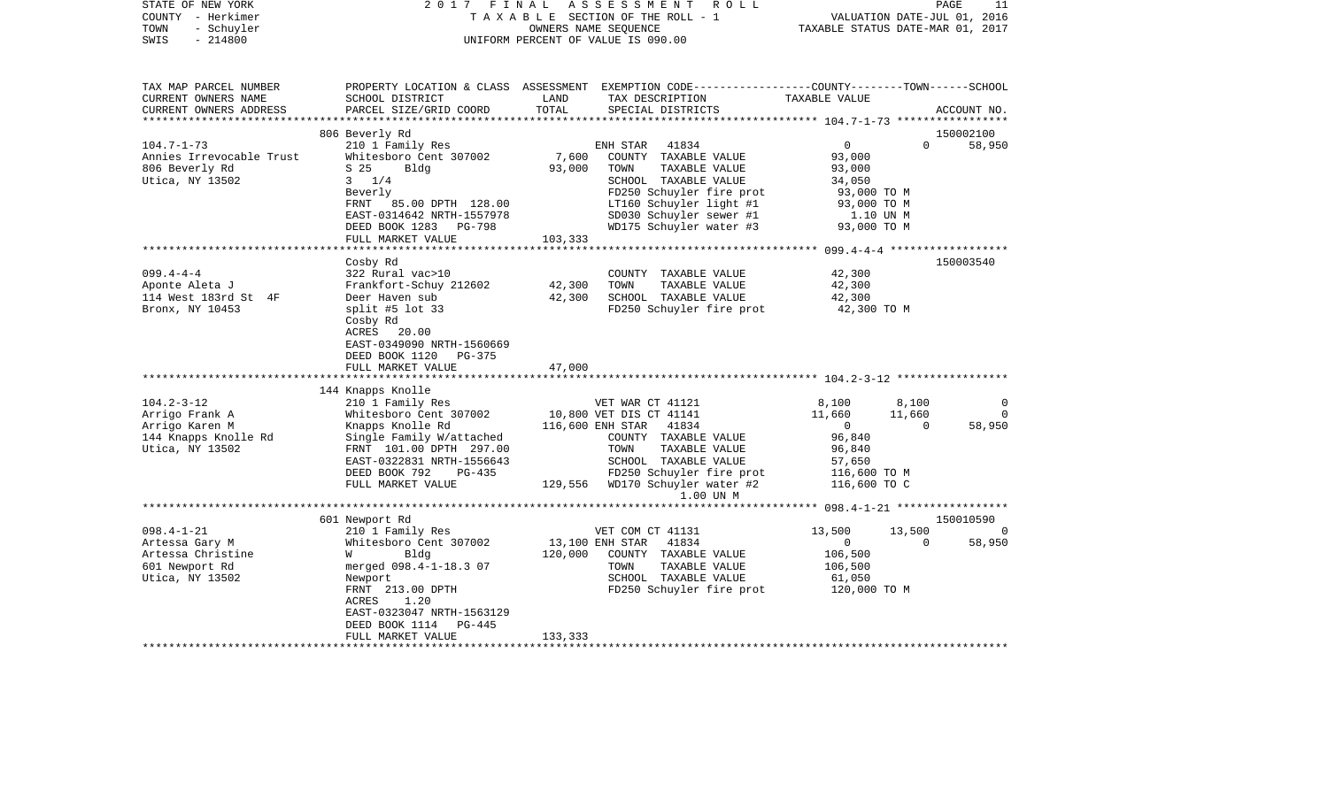STATE OF NEW YORK — 2017 FINAL ASSESSMENT ROLL
COUNTY - Herkimer — TAXABLE SECTION OF THE ROLL - 1 — VALUATION DATE-JUL 01, 2016
TOWN - Schuyler — OWNERS NAME SEQUENCE — TAXABLE STATUS DATE-MAR 01, 2017
SWIS - 214800 — UNIFORM PERCENT OF VALUE IS 090.00

| TAX MAP PARCEL NUMBER / CURRENT OWNERS NAME / CURRENT OWNERS ADDRESS | PROPERTY LOCATION & CLASS / SCHOOL DISTRICT / PARCEL SIZE/GRID COORD | ASSESSMENT LAND | TOTAL | EXEMPTION CODE / TAX DESCRIPTION / SPECIAL DISTRICTS | COUNTY TAXABLE VALUE | TOWN | SCHOOL / ACCOUNT NO. |
|---|---|---|---|---|---|---|---|
| **104.7-1-73** | 806 Beverly Rd | | | | | | 150002100 |
| 104.7-1-73 | 210 1 Family Res | | | ENH STAR 41834 | 0 | 0 | 58,950 |
| Annies Irrevocable Trust | Whitesboro Cent 307002 | 7,600 | | COUNTY TAXABLE VALUE | 93,000 | | |
| 806 Beverly Rd | S 25 Bldg | | 93,000 | TOWN TAXABLE VALUE | 93,000 | | |
| Utica, NY 13502 | 3 1/4 | | | SCHOOL TAXABLE VALUE | 34,050 | | |
| | Beverly | | | FD250 Schuyler fire prot | 93,000 TO M | | |
| | FRNT 85.00 DPTH 128.00 | | | LT160 Schuyler light #1 | 93,000 TO M | | |
| | EAST-0314642 NRTH-1557978 | | | SD030 Schuyler sewer #1 | 1.10 UN M | | |
| | DEED BOOK 1283 PG-798 | | | WD175 Schuyler water #3 | 93,000 TO M | | |
| | FULL MARKET VALUE | | 103,333 | | | | |
| **099.4-4-4** | Cosby Rd | | | | | | 150003540 |
| 099.4-4-4 | 322 Rural vac>10 | | | COUNTY TAXABLE VALUE | 42,300 | | |
| Aponte Aleta J | Frankfort-Schuy 212602 | 42,300 | | TOWN TAXABLE VALUE | 42,300 | | |
| 114 West 183rd St 4F | Deer Haven sub | | 42,300 | SCHOOL TAXABLE VALUE | 42,300 | | |
| Bronx, NY 10453 | split #5 lot 33 | | | FD250 Schuyler fire prot | 42,300 TO M | | |
| | Cosby Rd | | | | | | |
| | ACRES 20.00 | | | | | | |
| | EAST-0349090 NRTH-1560669 | | | | | | |
| | DEED BOOK 1120 PG-375 | | | | | | |
| | FULL MARKET VALUE | | 47,000 | | | | |
| **104.2-3-12** | 144 Knapps Knolle | | | | | | |
| 104.2-3-12 | 210 1 Family Res | | | VET WAR CT 41121 | 8,100 | 8,100 | 0 |
| Arrigo Frank A | Whitesboro Cent 307002 | 10,800 | | VET DIS CT 41141 | 11,660 | 11,660 | 0 |
| Arrigo Karen M | Knapps Knolle Rd | | 116,600 | ENH STAR 41834 | 0 | 0 | 58,950 |
| 144 Knapps Knolle Rd | Single Family W/attached | | | COUNTY TAXABLE VALUE | 96,840 | | |
| Utica, NY 13502 | FRNT 101.00 DPTH 297.00 | | | TOWN TAXABLE VALUE | 96,840 | | |
| | EAST-0322831 NRTH-1556643 | | | SCHOOL TAXABLE VALUE | 57,650 | | |
| | DEED BOOK 792 PG-435 | | | FD250 Schuyler fire prot | 116,600 TO M | | |
| | FULL MARKET VALUE | | 129,556 | WD170 Schuyler water #2 | 116,600 TO C | | |
| | | | | 1.00 UN M | | | |
| **098.4-1-21** | 601 Newport Rd | | | | | | 150010590 |
| 098.4-1-21 | 210 1 Family Res | | | VET COM CT 41131 | 13,500 | 13,500 | 0 |
| Artessa Gary M | Whitesboro Cent 307002 | 13,100 | | ENH STAR 41834 | 0 | 0 | 58,950 |
| Artessa Christine | W Bldg | | 120,000 | COUNTY TAXABLE VALUE | 106,500 | | |
| 601 Newport Rd | merged 098.4-1-18.3 07 | | | TOWN TAXABLE VALUE | 106,500 | | |
| Utica, NY 13502 | Newport | | | SCHOOL TAXABLE VALUE | 61,050 | | |
| | FRNT 213.00 DPTH | | | FD250 Schuyler fire prot | 120,000 TO M | | |
| | ACRES 1.20 | | | | | | |
| | EAST-0323047 NRTH-1563129 | | | | | | |
| | DEED BOOK 1114 PG-445 | | | | | | |
| | FULL MARKET VALUE | | 133,333 | | | | |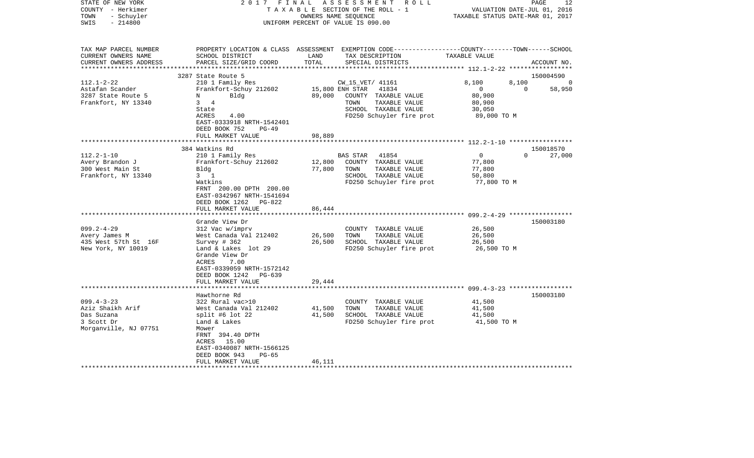STATE OF NEW YORK | 2017 FINAL ASSESSMENT ROLL | PAGE 12
COUNTY - Herkimer | TAXABLE SECTION OF THE ROLL - 1 | VALUATION DATE-JUL 01, 2016
TOWN - Schuyler | OWNERS NAME SEQUENCE | TAXABLE STATUS DATE-MAR 01, 2017
SWIS - 214800 | UNIFORM PERCENT OF VALUE IS 090.00

| TAX MAP PARCEL NUMBER<br>CURRENT OWNERS NAME<br>CURRENT OWNERS ADDRESS | PROPERTY LOCATION & CLASS<br>SCHOOL DISTRICT<br>PARCEL SIZE/GRID COORD | ASSESSMENT<br>LAND<br>TOTAL | EXEMPTION CODE / TAX DESCRIPTION / SPECIAL DISTRICTS | COUNTY TAXABLE VALUE | TOWN | SCHOOL / ACCOUNT NO. |
|---|---|---|---|---|---|---|
| **112.1-2-22** | 3287 State Route 5 | | | | | 150004590 |
| 112.1-2-22 | 210 1 Family Res | | CW_15_VET/ 41161 | 8,100 | 8,100 | 0 |
| Astafan Scander | Frankfort-Schuy 212602 | 15,800 | ENH STAR 41834 | 0 | 0 | 58,950 |
| 3287 State Route 5 | N Bldg | 89,000 | COUNTY TAXABLE VALUE | 80,900 | | |
| Frankfort, NY 13340 | 3 4 | | TOWN TAXABLE VALUE | 80,900 | | |
| | State | | SCHOOL TAXABLE VALUE | 30,050 | | |
| | ACRES 4.00 | | FD250 Schuyler fire prot | 89,000 TO M | | |
| | EAST-0333918 NRTH-1542401 | | | | | |
| | DEED BOOK 752 PG-49 | | | | | |
| | FULL MARKET VALUE | 98,889 | | | | |
| **112.2-1-10** | 384 Watkins Rd | | | | | 150018570 |
| 112.2-1-10 | 210 1 Family Res | | BAS STAR 41854 | 0 | 0 | 27,000 |
| Avery Brandon J | Frankfort-Schuy 212602 | 12,800 | COUNTY TAXABLE VALUE | 77,800 | | |
| 300 West Main St | Bldg | 77,800 | TOWN TAXABLE VALUE | 77,800 | | |
| Frankfort, NY 13340 | 3 1 | | SCHOOL TAXABLE VALUE | 50,800 | | |
| | Watkins | | FD250 Schuyler fire prot | 77,800 TO M | | |
| | FRNT 200.00 DPTH 200.00 | | | | | |
| | EAST-0342967 NRTH-1541694 | | | | | |
| | DEED BOOK 1262 PG-822 | | | | | |
| | FULL MARKET VALUE | 86,444 | | | | |
| **099.2-4-29** | Grande View Dr | | | | | 150003180 |
| 099.2-4-29 | 312 Vac w/imprv | | COUNTY TAXABLE VALUE | 26,500 | | |
| Avery James M | West Canada Val 212402 | 26,500 | TOWN TAXABLE VALUE | 26,500 | | |
| 435 West 57th St 16F | Survey # 362 | 26,500 | SCHOOL TAXABLE VALUE | 26,500 | | |
| New York, NY 10019 | Land & Lakes lot 29 | | FD250 Schuyler fire prot | 26,500 TO M | | |
| | Grande View Dr | | | | | |
| | ACRES 7.00 | | | | | |
| | EAST-0339059 NRTH-1572142 | | | | | |
| | DEED BOOK 1242 PG-639 | | | | | |
| | FULL MARKET VALUE | 29,444 | | | | |
| **099.4-3-23** | Hawthorne Rd | | | | | 150003180 |
| 099.4-3-23 | 322 Rural vac>10 | | COUNTY TAXABLE VALUE | 41,500 | | |
| Aziz Shaikh Arif | West Canada Val 212402 | 41,500 | TOWN TAXABLE VALUE | 41,500 | | |
| Das Suzana | split #6 lot 22 | 41,500 | SCHOOL TAXABLE VALUE | 41,500 | | |
| 3 Scott Dr | Land & Lakes | | FD250 Schuyler fire prot | 41,500 TO M | | |
| Morganville, NJ 07751 | Mower | | | | | |
| | FRNT 394.40 DPTH | | | | | |
| | ACRES 15.00 | | | | | |
| | EAST-0340087 NRTH-1566125 | | | | | |
| | DEED BOOK 943 PG-65 | | | | | |
| | FULL MARKET VALUE | 46,111 | | | | |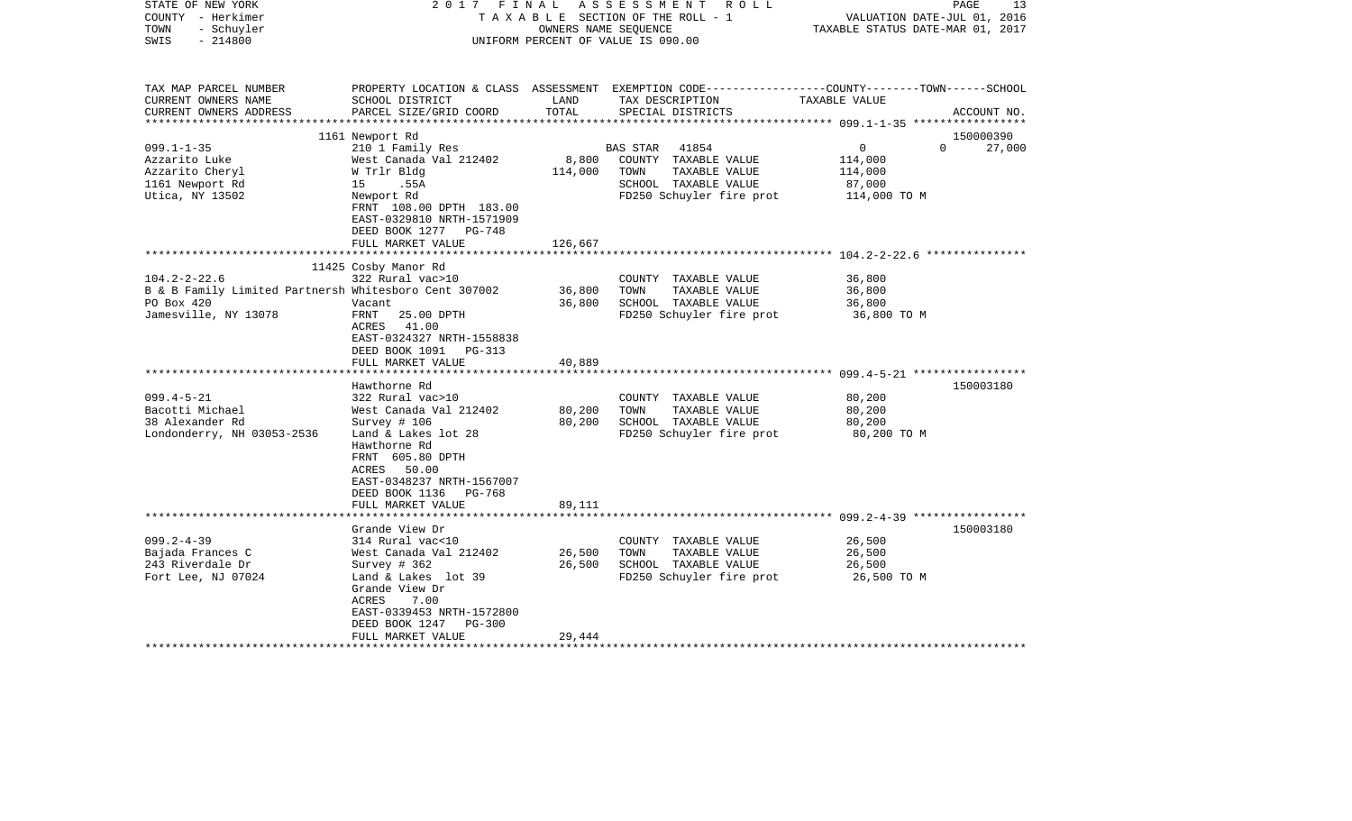STATE OF NEW YORK — 2017 FINAL ASSESSMENT ROLL
COUNTY - Herkimer — TAXABLE SECTION OF THE ROLL - 1 — VALUATION DATE-JUL 01, 2016
TOWN - Schuyler — OWNERS NAME SEQUENCE — TAXABLE STATUS DATE-MAR 01, 2017
SWIS - 214800 — UNIFORM PERCENT OF VALUE IS 090.00

| TAX MAP PARCEL NUMBER / CURRENT OWNERS NAME / CURRENT OWNERS ADDRESS | PROPERTY LOCATION & CLASS / SCHOOL DISTRICT / PARCEL SIZE/GRID COORD | ASSESSMENT LAND / TOTAL | EXEMPTION CODE / TAX DESCRIPTION / SPECIAL DISTRICTS | COUNTY / TOWN / SCHOOL TAXABLE VALUE | ACCOUNT NO. |
|---|---|---|---|---|---|
| | 1161 Newport Rd | | | | 150000390 |
| 099.1-1-35 | 210 1 Family Res | | BAS STAR 41854 | 0 0 27,000 | |
| Azzarito Luke | West Canada Val 212402 | 8,800 | COUNTY TAXABLE VALUE | 114,000 | |
| Azzarito Cheryl | W Trlr Bldg | 114,000 | TOWN TAXABLE VALUE | 114,000 | |
| 1161 Newport Rd | 15 .55A | | SCHOOL TAXABLE VALUE | 87,000 | |
| Utica, NY 13502 | Newport Rd | | FD250 Schuyler fire prot | 114,000 TO M | |
| | FRNT 108.00 DPTH 183.00 | | | | |
| | EAST-0329810 NRTH-1571909 | | | | |
| | DEED BOOK 1277 PG-748 | | | | |
| | FULL MARKET VALUE | 126,667 | | | |
| | 11425 Cosby Manor Rd | | | | |
| 104.2-2-22.6 | 322 Rural vac>10 | | COUNTY TAXABLE VALUE | 36,800 | |
| B & B Family Limited Partnersh | Whitesboro Cent 307002 | 36,800 | TOWN TAXABLE VALUE | 36,800 | |
| PO Box 420 | Vacant | 36,800 | SCHOOL TAXABLE VALUE | 36,800 | |
| Jamesville, NY 13078 | FRNT 25.00 DPTH | | FD250 Schuyler fire prot | 36,800 TO M | |
| | ACRES 41.00 | | | | |
| | EAST-0324327 NRTH-1558838 | | | | |
| | DEED BOOK 1091 PG-313 | | | | |
| | FULL MARKET VALUE | 40,889 | | | |
| | Hawthorne Rd | | | | 150003180 |
| 099.4-5-21 | 322 Rural vac>10 | | COUNTY TAXABLE VALUE | 80,200 | |
| Bacotti Michael | West Canada Val 212402 | 80,200 | TOWN TAXABLE VALUE | 80,200 | |
| 38 Alexander Rd | Survey # 106 | 80,200 | SCHOOL TAXABLE VALUE | 80,200 | |
| Londonderry, NH 03053-2536 | Land & Lakes lot 28 | | FD250 Schuyler fire prot | 80,200 TO M | |
| | Hawthorne Rd | | | | |
| | FRNT 605.80 DPTH | | | | |
| | ACRES 50.00 | | | | |
| | EAST-0348237 NRTH-1567007 | | | | |
| | DEED BOOK 1136 PG-768 | | | | |
| | FULL MARKET VALUE | 89,111 | | | |
| | Grande View Dr | | | | 150003180 |
| 099.2-4-39 | 314 Rural vac<10 | | COUNTY TAXABLE VALUE | 26,500 | |
| Bajada Frances C | West Canada Val 212402 | 26,500 | TOWN TAXABLE VALUE | 26,500 | |
| 243 Riverdale Dr | Survey # 362 | 26,500 | SCHOOL TAXABLE VALUE | 26,500 | |
| Fort Lee, NJ 07024 | Land & Lakes lot 39 | | FD250 Schuyler fire prot | 26,500 TO M | |
| | Grande View Dr | | | | |
| | ACRES 7.00 | | | | |
| | EAST-0339453 NRTH-1572800 | | | | |
| | DEED BOOK 1247 PG-300 | | | | |
| | FULL MARKET VALUE | 29,444 | | | |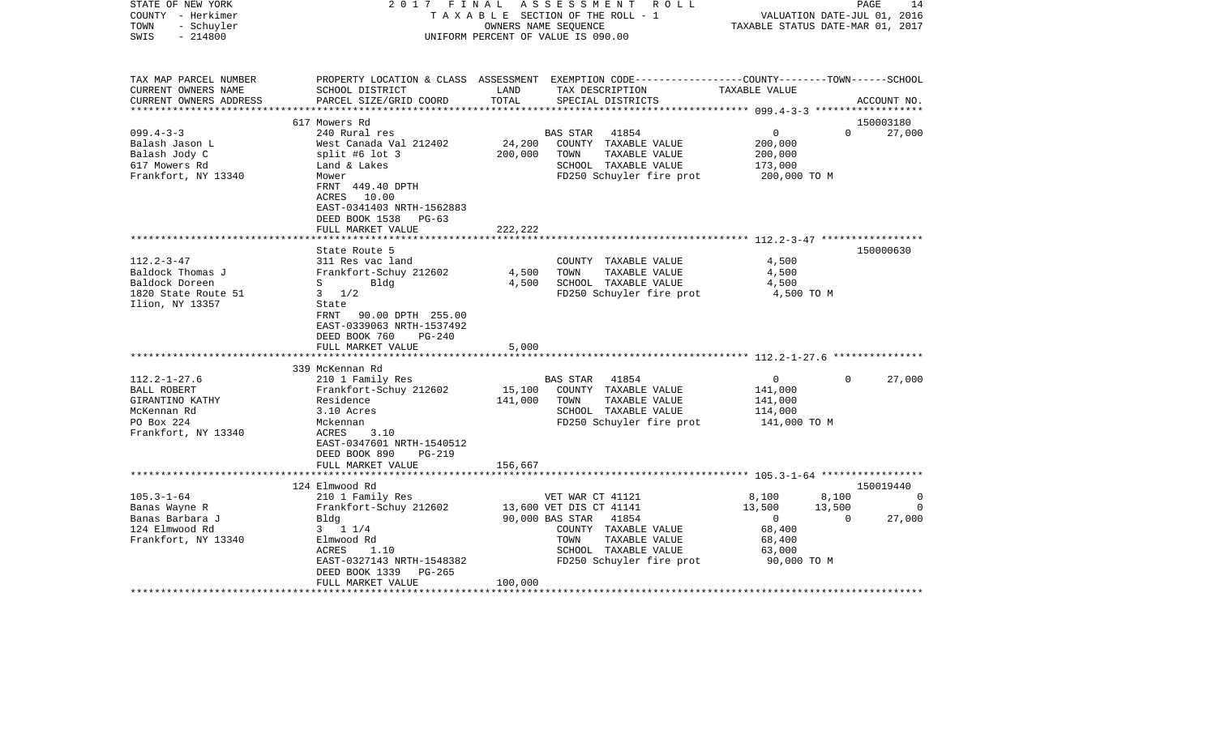STATE OF NEW YORK — 2017 FINAL ASSESSMENT ROLL — PAGE 14
COUNTY - Herkimer — TAXABLE SECTION OF THE ROLL - 1 — VALUATION DATE-JUL 01, 2016
TOWN - Schuyler — OWNERS NAME SEQUENCE — TAXABLE STATUS DATE-MAR 01, 2017
SWIS - 214800 — UNIFORM PERCENT OF VALUE IS 090.00

| TAX MAP PARCEL NUMBER / CURRENT OWNERS NAME / CURRENT OWNERS ADDRESS | PROPERTY LOCATION & CLASS / SCHOOL DISTRICT / PARCEL SIZE/GRID COORD | ASSESSMENT LAND / TOTAL | EXEMPTION CODE / TAX DESCRIPTION / SPECIAL DISTRICTS | COUNTY | TOWN | SCHOOL | ACCOUNT NO. |
|---|---|---|---|---|---|---|---|
| | 617 Mowers Rd | | | | | | 150003180 |
| 099.4-3-3 | 240 Rural res | | BAS STAR 41854 | 0 | 0 | 27,000 | |
| Balash Jason L | West Canada Val 212402 | 24,200 | COUNTY TAXABLE VALUE | 200,000 | | | |
| Balash Jody C | split #6 lot 3 | 200,000 | TOWN TAXABLE VALUE | 200,000 | | | |
| 617 Mowers Rd | Land & Lakes | | SCHOOL TAXABLE VALUE | 173,000 | | | |
| Frankfort, NY 13340 | Mower | | FD250 Schuyler fire prot | 200,000 TO M | | | |
| | FRNT 449.40 DPTH | | | | | | |
| | ACRES 10.00 | | | | | | |
| | EAST-0341403 NRTH-1562883 | | | | | | |
| | DEED BOOK 1538 PG-63 | | | | | | |
| | FULL MARKET VALUE | 222,222 | | | | | |
| | State Route 5 | | | | | | 150000630 |
| 112.2-3-47 | 311 Res vac land | | COUNTY TAXABLE VALUE | 4,500 | | | |
| Baldock Thomas J | Frankfort-Schuy 212602 | 4,500 | TOWN TAXABLE VALUE | 4,500 | | | |
| Baldock Doreen | S Bldg | 4,500 | SCHOOL TAXABLE VALUE | 4,500 | | | |
| 1820 State Route 51 | 3 1/2 | | FD250 Schuyler fire prot | 4,500 TO M | | | |
| Ilion, NY 13357 | State | | | | | | |
| | FRNT 90.00 DPTH 255.00 | | | | | | |
| | EAST-0339063 NRTH-1537492 | | | | | | |
| | DEED BOOK 760 PG-240 | | | | | | |
| | FULL MARKET VALUE | 5,000 | | | | | |
| | 339 McKennan Rd | | | | | | |
| 112.2-1-27.6 | 210 1 Family Res | | BAS STAR 41854 | 0 | 0 | 27,000 | |
| BALL ROBERT | Frankfort-Schuy 212602 | 15,100 | COUNTY TAXABLE VALUE | 141,000 | | | |
| GIRANTINO KATHY | Residence | 141,000 | TOWN TAXABLE VALUE | 141,000 | | | |
| McKennan Rd | 3.10 Acres | | SCHOOL TAXABLE VALUE | 114,000 | | | |
| PO Box 224 | Mckennan | | FD250 Schuyler fire prot | 141,000 TO M | | | |
| Frankfort, NY 13340 | ACRES 3.10 | | | | | | |
| | EAST-0347601 NRTH-1540512 | | | | | | |
| | DEED BOOK 890 PG-219 | | | | | | |
| | FULL MARKET VALUE | 156,667 | | | | | |
| | 124 Elmwood Rd | | | | | | 150019440 |
| 105.3-1-64 | 210 1 Family Res | | VET WAR CT 41121 | 8,100 | 8,100 | 0 | |
| Banas Wayne R | Frankfort-Schuy 212602 | 13,600 | VET DIS CT 41141 | 13,500 | 13,500 | 0 | |
| Banas Barbara J | Bldg | 90,000 | BAS STAR 41854 | 0 | 0 | 27,000 | |
| 124 Elmwood Rd | 3 1 1/4 | | COUNTY TAXABLE VALUE | 68,400 | | | |
| Frankfort, NY 13340 | Elmwood Rd | | TOWN TAXABLE VALUE | 68,400 | | | |
| | ACRES 1.10 | | SCHOOL TAXABLE VALUE | 63,000 | | | |
| | EAST-0327143 NRTH-1548382 | | FD250 Schuyler fire prot | 90,000 TO M | | | |
| | DEED BOOK 1339 PG-265 | | | | | | |
| | FULL MARKET VALUE | 100,000 | | | | | |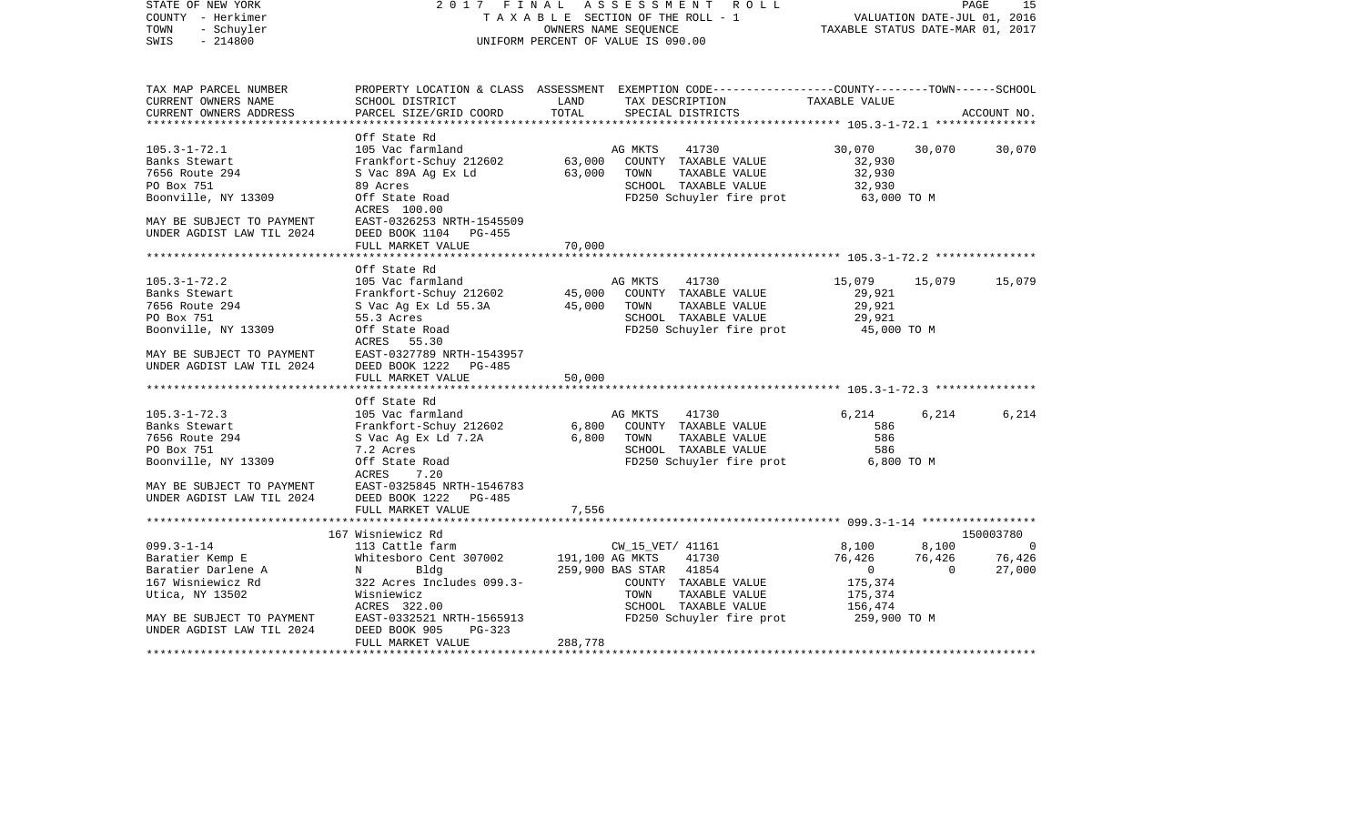STATE OF NEW YORK 2017 FINAL ASSESSMENT ROLL
COUNTY - Herkimer TAXABLE SECTION OF THE ROLL - 1 VALUATION DATE-JUL 01, 2016
TOWN - Schuyler OWNERS NAME SEQUENCE TAXABLE STATUS DATE-MAR 01, 2017
SWIS - 214800 UNIFORM PERCENT OF VALUE IS 090.00

```
TAX MAP PARCEL NUMBER      PROPERTY LOCATION & CLASS  ASSESSMENT  EXEMPTION CODE-----------------COUNTY--------TOWN------SCHOOL
CURRENT OWNERS NAME        SCHOOL DISTRICT             LAND       TAX DESCRIPTION               TAXABLE VALUE
CURRENT OWNERS ADDRESS     PARCEL SIZE/GRID COORD      TOTAL      SPECIAL DISTRICTS                                       ACCOUNT NO.
******************************************************************************************************* 105.3-1-72.1 ***************
                           Off State Rd
105.3-1-72.1               105 Vac farmland                       AG MKTS     41730            30,070      30,070      30,070
Banks Stewart              Frankfort-Schuy 212602      63,000     COUNTY  TAXABLE VALUE         32,930
7656 Route 294             S Vac 89A Ag Ex Ld          63,000     TOWN    TAXABLE VALUE         32,930
PO Box 751                 89 Acres                               SCHOOL  TAXABLE VALUE         32,930
Boonville, NY 13309        Off State Road                         FD250 Schuyler fire prot       63,000 TO M
                           ACRES  100.00
MAY BE SUBJECT TO PAYMENT  EAST-0326253 NRTH-1545509
UNDER AGDIST LAW TIL 2024  DEED BOOK 1104   PG-455
                           FULL MARKET VALUE           70,000
******************************************************************************************************* 105.3-1-72.2 ***************
                           Off State Rd
105.3-1-72.2               105 Vac farmland                       AG MKTS     41730            15,079      15,079      15,079
Banks Stewart              Frankfort-Schuy 212602      45,000     COUNTY  TAXABLE VALUE         29,921
7656 Route 294             S Vac Ag Ex Ld 55.3A        45,000     TOWN    TAXABLE VALUE         29,921
PO Box 751                 55.3 Acres                             SCHOOL  TAXABLE VALUE         29,921
Boonville, NY 13309        Off State Road                         FD250 Schuyler fire prot       45,000 TO M
                           ACRES   55.30
MAY BE SUBJECT TO PAYMENT  EAST-0327789 NRTH-1543957
UNDER AGDIST LAW TIL 2024  DEED BOOK 1222   PG-485
                           FULL MARKET VALUE           50,000
******************************************************************************************************* 105.3-1-72.3 ***************
                           Off State Rd
105.3-1-72.3               105 Vac farmland                       AG MKTS     41730             6,214       6,214       6,214
Banks Stewart              Frankfort-Schuy 212602       6,800     COUNTY  TAXABLE VALUE            586
7656 Route 294             S Vac Ag Ex Ld 7.2A          6,800     TOWN    TAXABLE VALUE            586
PO Box 751                 7.2 Acres                              SCHOOL  TAXABLE VALUE            586
Boonville, NY 13309        Off State Road                         FD250 Schuyler fire prot        6,800 TO M
                           ACRES    7.20
MAY BE SUBJECT TO PAYMENT  EAST-0325845 NRTH-1546783
UNDER AGDIST LAW TIL 2024  DEED BOOK 1222   PG-485
                           FULL MARKET VALUE            7,556
******************************************************************************************************* 099.3-1-14 *****************
                           167 Wisniewicz Rd                                                                         150003780
099.3-1-14                 113 Cattle farm                        CW_15_VET/ 41161              8,100       8,100           0
Baratier Kemp E            Whitesboro Cent 307002     191,100 AG MKTS     41730            76,426      76,426      76,426
Baratier Darlene A         N        Bldg              259,900 BAS STAR    41854                 0           0      27,000
167 Wisniewicz Rd          322 Acres Includes 099.3-              COUNTY  TAXABLE VALUE        175,374
Utica, NY 13502            Wisniewicz                             TOWN    TAXABLE VALUE        175,374
                           ACRES  322.00                          SCHOOL  TAXABLE VALUE        156,474
MAY BE SUBJECT TO PAYMENT  EAST-0332521 NRTH-1565913              FD250 Schuyler fire prot      259,900 TO M
UNDER AGDIST LAW TIL 2024  DEED BOOK 905    PG-323
                           FULL MARKET VALUE          288,778
************************************************************************************************************************************
```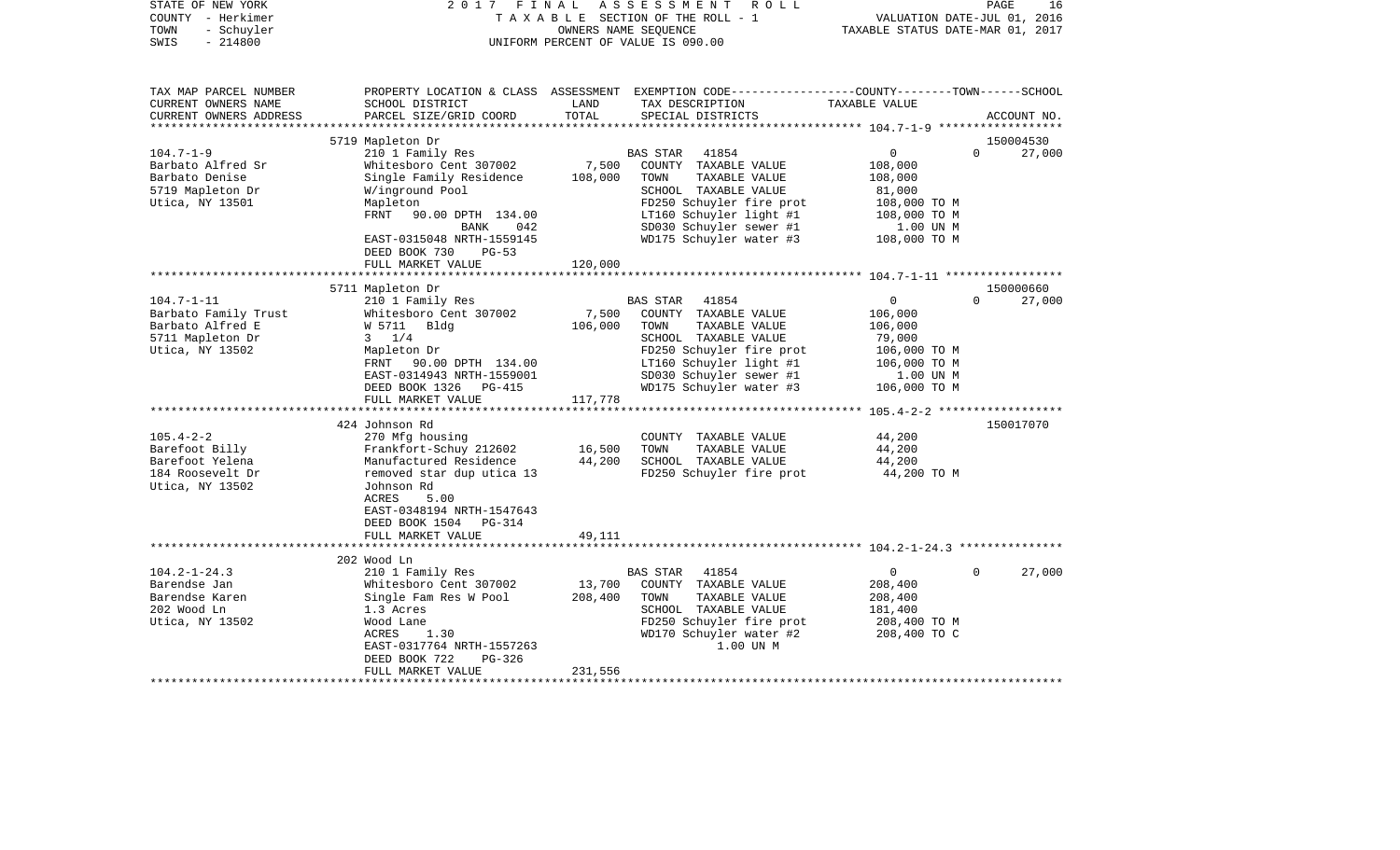STATE OF NEW YORK — COUNTY - Herkimer — TOWN - Schuyler — SWIS - 214800

2017 FINAL ASSESSMENT ROLL
TAXABLE SECTION OF THE ROLL - 1
OWNERS NAME SEQUENCE
UNIFORM PERCENT OF VALUE IS 090.00

VALUATION DATE-JUL 01, 2016
TAXABLE STATUS DATE-MAR 01, 2017

| TAX MAP PARCEL NUMBER / CURRENT OWNERS NAME / CURRENT OWNERS ADDRESS | PROPERTY LOCATION & CLASS / SCHOOL DISTRICT / PARCEL SIZE/GRID COORD | ASSESSMENT LAND / TOTAL | EXEMPTION CODE / TAX DESCRIPTION / SPECIAL DISTRICTS | COUNTY | TOWN | SCHOOL | ACCOUNT NO. |
|---|---|---|---|---|---|---|---|
| **104.7-1-9** | 5719 Mapleton Dr | | | | | | 150004530 |
| Barbato Alfred Sr | 210 1 Family Res | | BAS STAR 41854 | 0 | 0 | 27,000 | |
| Barbato Denise | Whitesboro Cent 307002 | 7,500 | COUNTY TAXABLE VALUE | 108,000 | | | |
| 5719 Mapleton Dr | Single Family Residence | 108,000 | TOWN TAXABLE VALUE | | 108,000 | | |
| Utica, NY 13501 | W/inground Pool | | SCHOOL TAXABLE VALUE | | | 81,000 | |
| | Mapleton | | FD250 Schuyler fire prot | 108,000 TO M | | | |
| | FRNT 90.00 DPTH 134.00 | | LT160 Schuyler light #1 | 108,000 TO M | | | |
| | BANK 042 | | SD030 Schuyler sewer #1 | 1.00 UN M | | | |
| | EAST-0315048 NRTH-1559145 | | WD175 Schuyler water #3 | 108,000 TO M | | | |
| | DEED BOOK 730 PG-53 | | | | | | |
| | FULL MARKET VALUE | 120,000 | | | | | |
| **104.7-1-11** | 5711 Mapleton Dr | | | | | | 150000660 |
| Barbato Family Trust | 210 1 Family Res | | BAS STAR 41854 | 0 | 0 | 27,000 | |
| Barbato Alfred E | Whitesboro Cent 307002 | 7,500 | COUNTY TAXABLE VALUE | 106,000 | | | |
| 5711 Mapleton Dr | W 5711 Bldg | 106,000 | TOWN TAXABLE VALUE | | 106,000 | | |
| Utica, NY 13502 | 3 1/4 | | SCHOOL TAXABLE VALUE | | | 79,000 | |
| | Mapleton Dr | | FD250 Schuyler fire prot | 106,000 TO M | | | |
| | FRNT 90.00 DPTH 134.00 | | LT160 Schuyler light #1 | 106,000 TO M | | | |
| | EAST-0314943 NRTH-1559001 | | SD030 Schuyler sewer #1 | 1.00 UN M | | | |
| | DEED BOOK 1326 PG-415 | | WD175 Schuyler water #3 | 106,000 TO M | | | |
| | FULL MARKET VALUE | 117,778 | | | | | |
| **105.4-2-2** | 424 Johnson Rd | | | | | | 150017070 |
| Barefoot Billy | 270 Mfg housing | | COUNTY TAXABLE VALUE | 44,200 | | | |
| Barefoot Yelena | Frankfort-Schuy 212602 | 16,500 | TOWN TAXABLE VALUE | | 44,200 | | |
| 184 Roosevelt Dr | Manufactured Residence | 44,200 | SCHOOL TAXABLE VALUE | | | 44,200 | |
| Utica, NY 13502 | removed star dup utica 13 | | FD250 Schuyler fire prot | 44,200 TO M | | | |
| | Johnson Rd | | | | | | |
| | ACRES 5.00 | | | | | | |
| | EAST-0348194 NRTH-1547643 | | | | | | |
| | DEED BOOK 1504 PG-314 | | | | | | |
| | FULL MARKET VALUE | 49,111 | | | | | |
| **104.2-1-24.3** | 202 Wood Ln | | | | | | |
| Barendse Jan | 210 1 Family Res | | BAS STAR 41854 | 0 | 0 | 27,000 | |
| Barendse Karen | Whitesboro Cent 307002 | 13,700 | COUNTY TAXABLE VALUE | 208,400 | | | |
| 202 Wood Ln | Single Fam Res W Pool | 208,400 | TOWN TAXABLE VALUE | | 208,400 | | |
| Utica, NY 13502 | 1.3 Acres | | SCHOOL TAXABLE VALUE | | | 181,400 | |
| | Wood Lane | | FD250 Schuyler fire prot | 208,400 TO M | | | |
| | ACRES 1.30 | | WD170 Schuyler water #2 | 208,400 TO C | | | |
| | EAST-0317764 NRTH-1557263 | | 1.00 UN M | | | | |
| | DEED BOOK 722 PG-326 | | | | | | |
| | FULL MARKET VALUE | 231,556 | | | | | |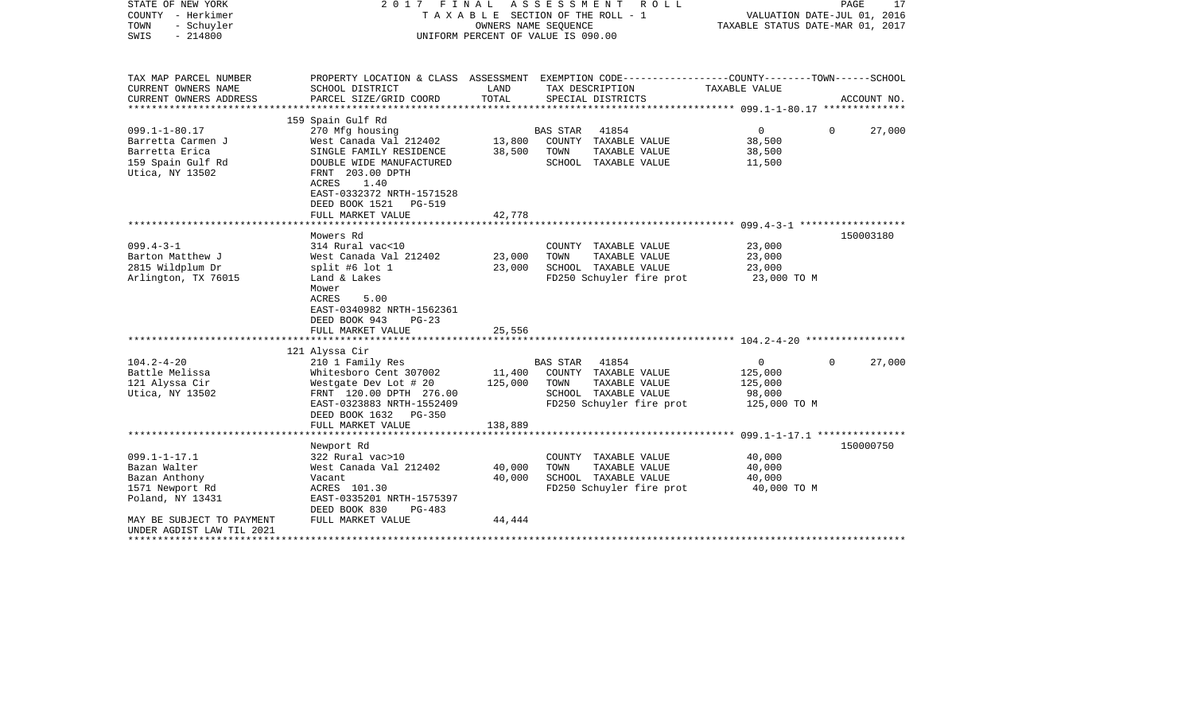STATE OF NEW YORK | 2017 FINAL ASSESSMENT ROLL | VALUATION DATE-JUL 01, 2016
COUNTY - Herkimer | TAXABLE SECTION OF THE ROLL - 1 | TAXABLE STATUS DATE-MAR 01, 2017
TOWN - Schuyler | OWNERS NAME SEQUENCE
SWIS - 214800 | UNIFORM PERCENT OF VALUE IS 090.00

| TAX MAP PARCEL NUMBER<br>CURRENT OWNERS NAME<br>CURRENT OWNERS ADDRESS | PROPERTY LOCATION & CLASS<br>SCHOOL DISTRICT<br>PARCEL SIZE/GRID COORD | ASSESSMENT<br>LAND<br>TOTAL | EXEMPTION CODE<br>TAX DESCRIPTION<br>SPECIAL DISTRICTS | COUNTY / TOWN<br>TAXABLE VALUE | SCHOOL<br><br>ACCOUNT NO. |
|---|---|---|---|---|---|
| **099.1-1-80.17** | 159 Spain Gulf Rd | | | | |
| 099.1-1-80.17 | 270 Mfg housing | | BAS STAR 41854 | 0 / 0 | 27,000 |
| Barretta Carmen J | West Canada Val 212402 | 13,800 | COUNTY TAXABLE VALUE | 38,500 | |
| Barretta Erica | SINGLE FAMILY RESIDENCE | 38,500 | TOWN TAXABLE VALUE | 38,500 | |
| 159 Spain Gulf Rd | DOUBLE WIDE MANUFACTURED | | SCHOOL TAXABLE VALUE | 11,500 | |
| Utica, NY 13502 | FRNT 203.00 DPTH | | | | |
| | ACRES 1.40 | | | | |
| | EAST-0332372 NRTH-1571528 | | | | |
| | DEED BOOK 1521 PG-519 | | | | |
| | FULL MARKET VALUE | 42,778 | | | |
| **099.4-3-1** | Mowers Rd | | | | 150003180 |
| 099.4-3-1 | 314 Rural vac<10 | | COUNTY TAXABLE VALUE | 23,000 | |
| Barton Matthew J | West Canada Val 212402 | 23,000 | TOWN TAXABLE VALUE | 23,000 | |
| 2815 Wildplum Dr | split #6 lot 1 | 23,000 | SCHOOL TAXABLE VALUE | 23,000 | |
| Arlington, TX 76015 | Land & Lakes | | FD250 Schuyler fire prot | 23,000 TO M | |
| | Mower | | | | |
| | ACRES 5.00 | | | | |
| | EAST-0340982 NRTH-1562361 | | | | |
| | DEED BOOK 943 PG-23 | | | | |
| | FULL MARKET VALUE | 25,556 | | | |
| **104.2-4-20** | 121 Alyssa Cir | | | | |
| 104.2-4-20 | 210 1 Family Res | | BAS STAR 41854 | 0 / 0 | 27,000 |
| Battle Melissa | Whitesboro Cent 307002 | 11,400 | COUNTY TAXABLE VALUE | 125,000 | |
| 121 Alyssa Cir | Westgate Dev Lot # 20 | 125,000 | TOWN TAXABLE VALUE | 125,000 | |
| Utica, NY 13502 | FRNT 120.00 DPTH 276.00 | | SCHOOL TAXABLE VALUE | 98,000 | |
| | EAST-0323883 NRTH-1552409 | | FD250 Schuyler fire prot | 125,000 TO M | |
| | DEED BOOK 1632 PG-350 | | | | |
| | FULL MARKET VALUE | 138,889 | | | |
| **099.1-1-17.1** | Newport Rd | | | | 150000750 |
| 099.1-1-17.1 | 322 Rural vac>10 | | COUNTY TAXABLE VALUE | 40,000 | |
| Bazan Walter | West Canada Val 212402 | 40,000 | TOWN TAXABLE VALUE | 40,000 | |
| Bazan Anthony | Vacant | 40,000 | SCHOOL TAXABLE VALUE | 40,000 | |
| 1571 Newport Rd | ACRES 101.30 | | FD250 Schuyler fire prot | 40,000 TO M | |
| Poland, NY 13431 | EAST-0335201 NRTH-1575397 | | | | |
| | DEED BOOK 830 PG-483 | | | | |
| MAY BE SUBJECT TO PAYMENT<br>UNDER AGDIST LAW TIL 2021 | FULL MARKET VALUE | 44,444 | | | |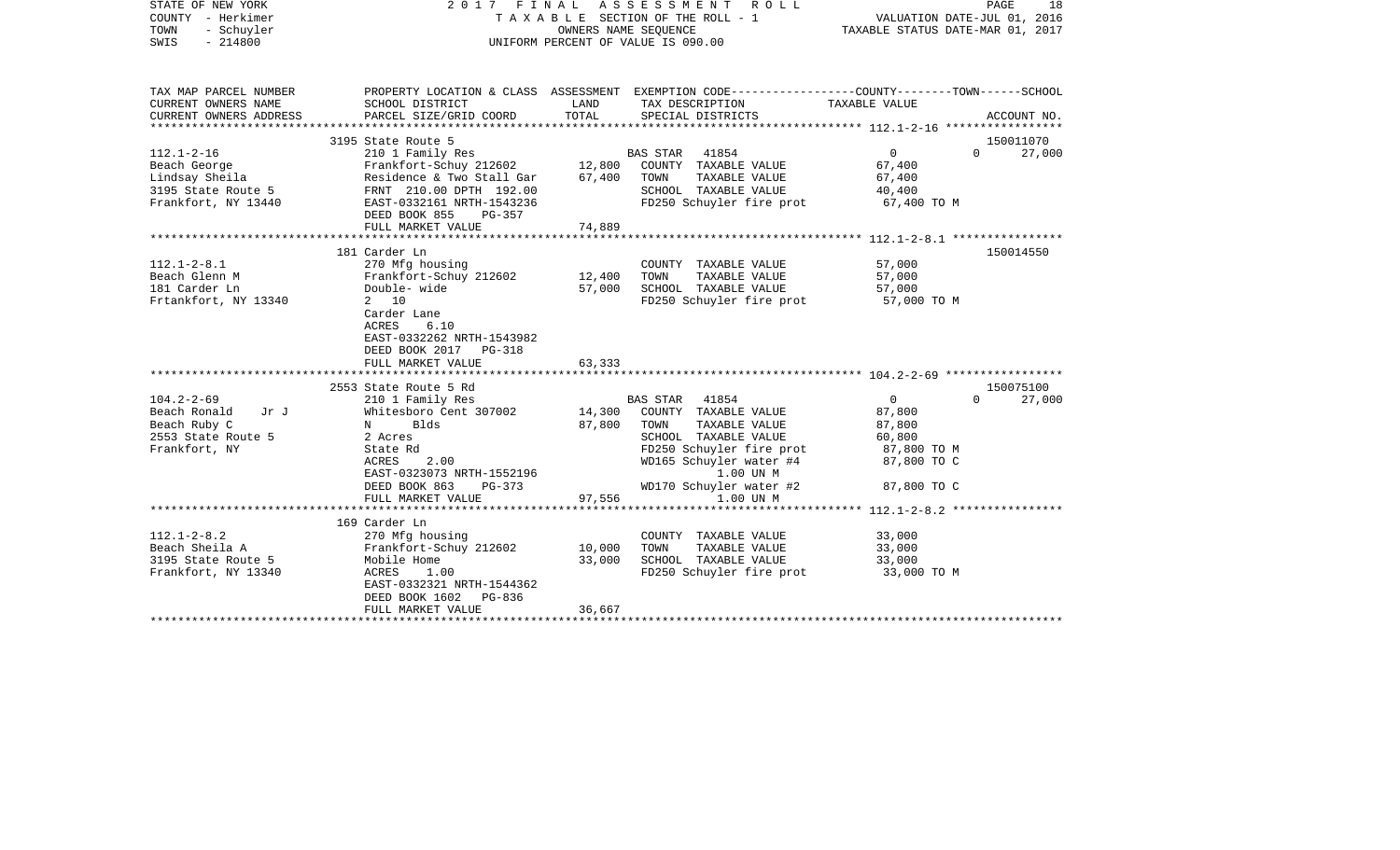STATE OF NEW YORK — 2017 FINAL ASSESSMENT ROLL
COUNTY - Herkimer — TAXABLE SECTION OF THE ROLL - 1 — VALUATION DATE-JUL 01, 2016
TOWN - Schuyler — OWNERS NAME SEQUENCE — TAXABLE STATUS DATE-MAR 01, 2017
SWIS - 214800 — UNIFORM PERCENT OF VALUE IS 090.00

| TAX MAP PARCEL NUMBER / CURRENT OWNERS NAME / CURRENT OWNERS ADDRESS | PROPERTY LOCATION & CLASS / SCHOOL DISTRICT / PARCEL SIZE/GRID COORD | ASSESSMENT LAND | TOTAL | EXEMPTION CODE / TAX DESCRIPTION / SPECIAL DISTRICTS | COUNTY | TOWN | SCHOOL / ACCOUNT NO. |
|---|---|---|---|---|---|---|---|
| **112.1-2-16** | 3195 State Route 5 | | | | | | 150011070 |
| Beach George | 210 1 Family Res | | | BAS STAR 41854 | 0 | 0 | 27,000 |
| Lindsay Sheila | Frankfort-Schuy 212602 | 12,800 | | COUNTY TAXABLE VALUE | 67,400 | | |
| 3195 State Route 5 | Residence & Two Stall Gar | | 67,400 | TOWN TAXABLE VALUE | 67,400 | | |
| Frankfort, NY 13440 | FRNT 210.00 DPTH 192.00 | | | SCHOOL TAXABLE VALUE | 40,400 | | |
| | EAST-0332161 NRTH-1543236 | | | FD250 Schuyler fire prot | 67,400 TO M | | |
| | DEED BOOK 855 PG-357 | | | | | | |
| | FULL MARKET VALUE | | 74,889 | | | | |
| **112.1-2-8.1** | 181 Carder Ln | | | | | | 150014550 |
| Beach Glenn M | 270 Mfg housing | | | COUNTY TAXABLE VALUE | 57,000 | | |
| 181 Carder Ln | Frankfort-Schuy 212602 | 12,400 | | TOWN TAXABLE VALUE | 57,000 | | |
| Frtankfort, NY 13340 | Double- wide | | 57,000 | SCHOOL TAXABLE VALUE | 57,000 | | |
| | 2 10 | | | FD250 Schuyler fire prot | 57,000 TO M | | |
| | Carder Lane | | | | | | |
| | ACRES 6.10 | | | | | | |
| | EAST-0332262 NRTH-1543982 | | | | | | |
| | DEED BOOK 2017 PG-318 | | | | | | |
| | FULL MARKET VALUE | | 63,333 | | | | |
| **104.2-2-69** | 2553 State Route 5 Rd | | | | | | 150075100 |
| Beach Ronald Jr J | 210 1 Family Res | | | BAS STAR 41854 | 0 | 0 | 27,000 |
| Beach Ruby C | Whitesboro Cent 307002 | 14,300 | | COUNTY TAXABLE VALUE | 87,800 | | |
| 2553 State Route 5 | N Blds | | 87,800 | TOWN TAXABLE VALUE | 87,800 | | |
| Frankfort, NY | 2 Acres | | | SCHOOL TAXABLE VALUE | 60,800 | | |
| | State Rd | | | FD250 Schuyler fire prot | 87,800 TO M | | |
| | ACRES 2.00 | | | WD165 Schuyler water #4 | 87,800 TO C | | |
| | EAST-0323073 NRTH-1552196 | | | 1.00 UN M | | | |
| | DEED BOOK 863 PG-373 | | | WD170 Schuyler water #2 | 87,800 TO C | | |
| | FULL MARKET VALUE | | 97,556 | 1.00 UN M | | | |
| **112.1-2-8.2** | 169 Carder Ln | | | | | | |
| Beach Sheila A | 270 Mfg housing | | | COUNTY TAXABLE VALUE | 33,000 | | |
| 3195 State Route 5 | Frankfort-Schuy 212602 | 10,000 | | TOWN TAXABLE VALUE | 33,000 | | |
| Frankfort, NY 13340 | Mobile Home | | 33,000 | SCHOOL TAXABLE VALUE | 33,000 | | |
| | ACRES 1.00 | | | FD250 Schuyler fire prot | 33,000 TO M | | |
| | EAST-0332321 NRTH-1544362 | | | | | | |
| | DEED BOOK 1602 PG-836 | | | | | | |
| | FULL MARKET VALUE | | 36,667 | | | | |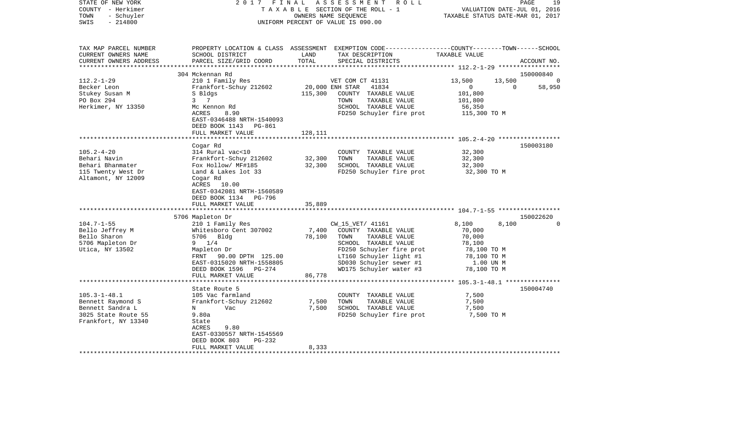STATE OF NEW YORK 2017 FINAL ASSESSMENT ROLL
COUNTY - Herkimer TAXABLE SECTION OF THE ROLL - 1
TOWN - Schuyler OWNERS NAME SEQUENCE
SWIS - 214800 UNIFORM PERCENT OF VALUE IS 090.00

VALUATION DATE-JUL 01, 2016
TAXABLE STATUS DATE-MAR 01, 2017

```
TAX MAP PARCEL NUMBER     PROPERTY LOCATION & CLASS  ASSESSMENT  EXEMPTION CODE-----------------COUNTY--------TOWN------SCHOOL
CURRENT OWNERS NAME       SCHOOL DISTRICT              LAND      TAX DESCRIPTION              TAXABLE VALUE
CURRENT OWNERS ADDRESS    PARCEL SIZE/GRID COORD       TOTAL     SPECIAL DISTRICTS                                        ACCOUNT NO.
******************************************************************************************************* 112.2-1-29 *****************
                          304 Mckennan Rd                                                                                 150000840
112.2-1-29                210 1 Family Res                       VET COM CT 41131             13,500      13,500              0
Becker Leon               Frankfort-Schuy 212602      20,000 ENH STAR   41834                     0           0          58,950
Stukey Susan M            S Bldgs                    115,300     COUNTY  TAXABLE VALUE          101,800
PO Box 294                3   7                                  TOWN    TAXABLE VALUE          101,800
Herkimer, NY 13350        Mc Kennon Rd                           SCHOOL  TAXABLE VALUE           56,350
                          ACRES     8.90                         FD250 Schuyler fire prot       115,300 TO M
                          EAST-0346488 NRTH-1540093
                          DEED BOOK 1143   PG-861
                          FULL MARKET VALUE          128,111
******************************************************************************************************* 105.2-4-20 *****************
                          Cogar Rd                                                                                        150003180
105.2-4-20                314 Rural vac<10                       COUNTY  TAXABLE VALUE           32,300
Behari Navin              Frankfort-Schuy 212602      32,300     TOWN    TAXABLE VALUE           32,300
Behari Bhanmater          Fox Hollow/ MF#185          32,300     SCHOOL  TAXABLE VALUE           32,300
115 Twenty West Dr        Land & Lakes lot 33                    FD250 Schuyler fire prot        32,300 TO M
Altamont, NY 12009        Cogar Rd
                          ACRES    10.00
                          EAST-0342081 NRTH-1560589
                          DEED BOOK 1134   PG-796
                          FULL MARKET VALUE           35,889
******************************************************************************************************* 104.7-1-55 *****************
                          5706 Mapleton Dr                                                                                150022620
104.7-1-55                210 1 Family Res                       CW_15_VET/ 41161              8,100       8,100              0
Bello Jeffrey M           Whitesboro Cent 307002       7,400     COUNTY  TAXABLE VALUE           70,000
Bello Sharon              5706  Bldg                  78,100     TOWN    TAXABLE VALUE           70,000
5706 Mapleton Dr          9  1/4                                 SCHOOL  TAXABLE VALUE           78,100
Utica, NY 13502           Mapleton Dr                            FD250 Schuyler fire prot        78,100 TO M
                          FRNT    90.00 DPTH 125.00              LT160 Schuyler light #1         78,100 TO M
                          EAST-0315020 NRTH-1558805              SD030 Schuyler sewer #1           1.00 UN M
                          DEED BOOK 1596   PG-274                WD175 Schuyler water #3         78,100 TO M
                          FULL MARKET VALUE           86,778
******************************************************************************************************* 105.3-1-48.1 ***************
                          State Route 5                                                                                   150004740
105.3-1-48.1              105 Vac farmland                       COUNTY  TAXABLE VALUE            7,500
Bennett Raymond S         Frankfort-Schuy 212602       7,500     TOWN    TAXABLE VALUE            7,500
Bennett Sandra L          N       Vac                  7,500     SCHOOL  TAXABLE VALUE            7,500
3025 State Route 55       9.80a                                  FD250 Schuyler fire prot         7,500 TO M
Frankfort, NY 13340       State
                          ACRES     9.80
                          EAST-0330557 NRTH-1545569
                          DEED BOOK 803    PG-232
                          FULL MARKET VALUE            8,333
************************************************************************************************************************************
```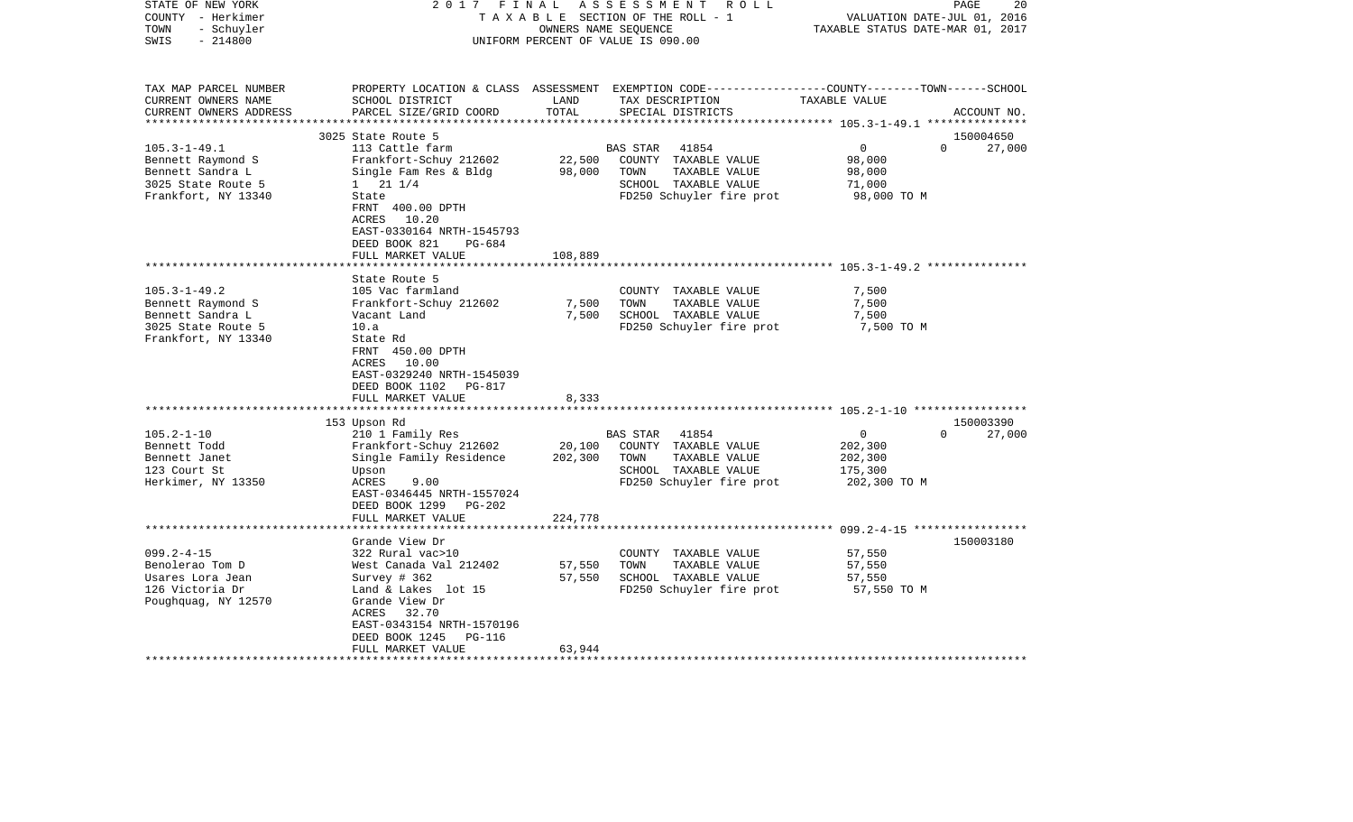STATE OF NEW YORK — 2017 FINAL ASSESSMENT ROLL
COUNTY - Herkimer — TAXABLE SECTION OF THE ROLL - 1 — VALUATION DATE-JUL 01, 2016
TOWN - Schuyler — OWNERS NAME SEQUENCE — TAXABLE STATUS DATE-MAR 01, 2017
SWIS - 214800 — UNIFORM PERCENT OF VALUE IS 090.00

| TAX MAP PARCEL NUMBER / CURRENT OWNERS NAME / CURRENT OWNERS ADDRESS | PROPERTY LOCATION & CLASS / SCHOOL DISTRICT / PARCEL SIZE/GRID COORD | ASSESSMENT LAND | TOTAL | EXEMPTION CODE / TAX DESCRIPTION / SPECIAL DISTRICTS | COUNTY TAXABLE VALUE | TOWN | SCHOOL / ACCOUNT NO. |
|---|---|---|---|---|---|---|---|
| **105.3-1-49.1** | 3025 State Route 5 | | | | | | 150004650 |
| 105.3-1-49.1 | 113 Cattle farm | | | BAS STAR 41854 | 0 | 0 | 27,000 |
| Bennett Raymond S | Frankfort-Schuy 212602 | 22,500 | | COUNTY TAXABLE VALUE | 98,000 | | |
| Bennett Sandra L | Single Fam Res & Bldg | | 98,000 | TOWN TAXABLE VALUE | 98,000 | | |
| 3025 State Route 5 | 1 21 1/4 | | | SCHOOL TAXABLE VALUE | 71,000 | | |
| Frankfort, NY 13340 | State | | | FD250 Schuyler fire prot | 98,000 TO M | | |
| | FRNT 400.00 DPTH | | | | | | |
| | ACRES 10.20 | | | | | | |
| | EAST-0330164 NRTH-1545793 | | | | | | |
| | DEED BOOK 821 PG-684 | | | | | | |
| | FULL MARKET VALUE | | 108,889 | | | | |
| **105.3-1-49.2** | State Route 5 | | | | | | |
| 105.3-1-49.2 | 105 Vac farmland | | | COUNTY TAXABLE VALUE | 7,500 | | |
| Bennett Raymond S | Frankfort-Schuy 212602 | 7,500 | | TOWN TAXABLE VALUE | 7,500 | | |
| Bennett Sandra L | Vacant Land | | 7,500 | SCHOOL TAXABLE VALUE | 7,500 | | |
| 3025 State Route 5 | 10.a | | | FD250 Schuyler fire prot | 7,500 TO M | | |
| Frankfort, NY 13340 | State Rd | | | | | | |
| | FRNT 450.00 DPTH | | | | | | |
| | ACRES 10.00 | | | | | | |
| | EAST-0329240 NRTH-1545039 | | | | | | |
| | DEED BOOK 1102 PG-817 | | | | | | |
| | FULL MARKET VALUE | | 8,333 | | | | |
| **105.2-1-10** | 153 Upson Rd | | | | | | 150003390 |
| 105.2-1-10 | 210 1 Family Res | | | BAS STAR 41854 | 0 | 0 | 27,000 |
| Bennett Todd | Frankfort-Schuy 212602 | 20,100 | | COUNTY TAXABLE VALUE | 202,300 | | |
| Bennett Janet | Single Family Residence | | 202,300 | TOWN TAXABLE VALUE | 202,300 | | |
| 123 Court St | Upson | | | SCHOOL TAXABLE VALUE | 175,300 | | |
| Herkimer, NY 13350 | ACRES 9.00 | | | FD250 Schuyler fire prot | 202,300 TO M | | |
| | EAST-0346445 NRTH-1557024 | | | | | | |
| | DEED BOOK 1299 PG-202 | | | | | | |
| | FULL MARKET VALUE | | 224,778 | | | | |
| **099.2-4-15** | Grande View Dr | | | | | | 150003180 |
| 099.2-4-15 | 322 Rural vac>10 | | | COUNTY TAXABLE VALUE | 57,550 | | |
| Benolerao Tom D | West Canada Val 212402 | 57,550 | | TOWN TAXABLE VALUE | 57,550 | | |
| Usares Lora Jean | Survey # 362 | | 57,550 | SCHOOL TAXABLE VALUE | 57,550 | | |
| 126 Victoria Dr | Land & Lakes lot 15 | | | FD250 Schuyler fire prot | 57,550 TO M | | |
| Poughquag, NY 12570 | Grande View Dr | | | | | | |
| | ACRES 32.70 | | | | | | |
| | EAST-0343154 NRTH-1570196 | | | | | | |
| | DEED BOOK 1245 PG-116 | | | | | | |
| | FULL MARKET VALUE | | 63,944 | | | | |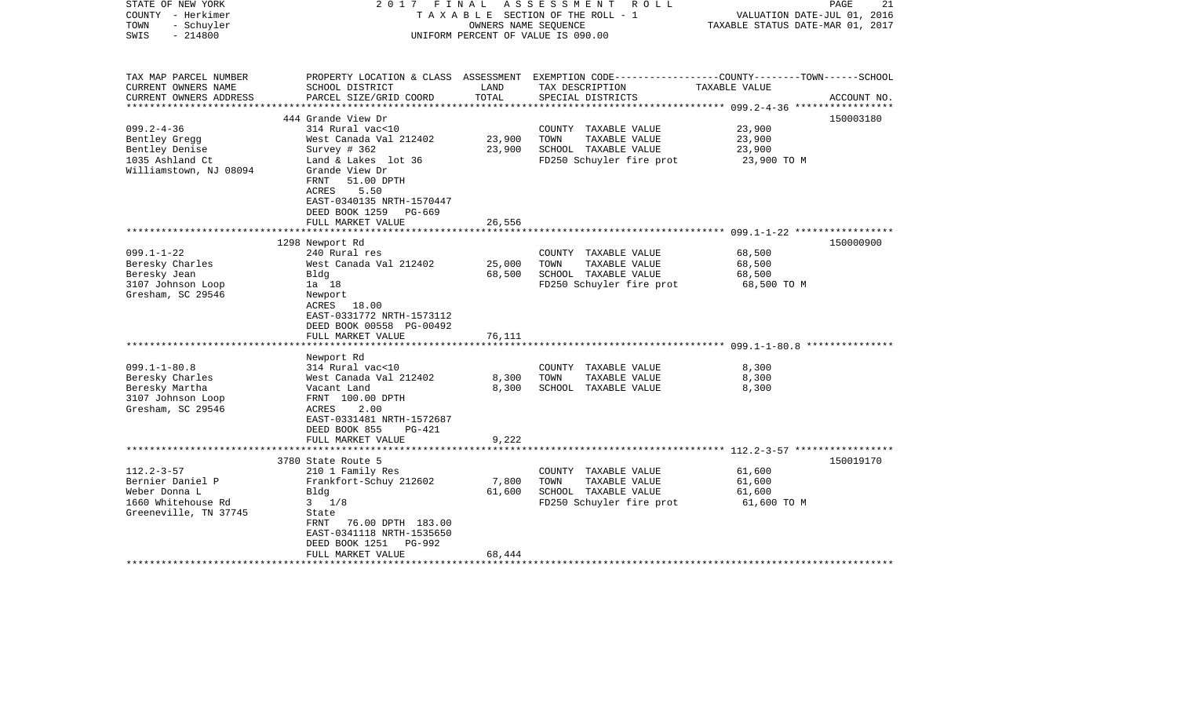STATE OF NEW YORK                    2017 FINAL ASSESSMENT ROLL
COUNTY - Herkimer                    TAXABLE SECTION OF THE ROLL - 1                    VALUATION DATE-JUL 01, 2016
TOWN - Schuyler                      OWNERS NAME SEQUENCE                               TAXABLE STATUS DATE-MAR 01, 2017
SWIS - 214800                        UNIFORM PERCENT OF VALUE IS 090.00

| TAX MAP PARCEL NUMBER<br>CURRENT OWNERS NAME<br>CURRENT OWNERS ADDRESS | PROPERTY LOCATION & CLASS<br>SCHOOL DISTRICT<br>PARCEL SIZE/GRID COORD | ASSESSMENT<br>LAND<br>TOTAL | EXEMPTION CODE-----COUNTY-----TOWN-----SCHOOL<br>TAX DESCRIPTION<br>SPECIAL DISTRICTS | TAXABLE VALUE | ACCOUNT NO. |
|---|---|---|---|---|---|
| | 444 Grande View Dr | | | | 150003180 |
| 099.2-4-36 | 314 Rural vac<10 | | COUNTY TAXABLE VALUE | 23,900 | |
| Bentley Gregg | West Canada Val 212402 | 23,900 | TOWN TAXABLE VALUE | 23,900 | |
| Bentley Denise | Survey # 362 | 23,900 | SCHOOL TAXABLE VALUE | 23,900 | |
| 1035 Ashland Ct | Land & Lakes lot 36 | | FD250 Schuyler fire prot | 23,900 TO M | |
| Williamstown, NJ 08094 | Grande View Dr | | | | |
| | FRNT 51.00 DPTH | | | | |
| | ACRES 5.50 | | | | |
| | EAST-0340135 NRTH-1570447 | | | | |
| | DEED BOOK 1259 PG-669 | | | | |
| | FULL MARKET VALUE | 26,556 | | | |
| | 1298 Newport Rd | | | | 150000900 |
| 099.1-1-22 | 240 Rural res | | COUNTY TAXABLE VALUE | 68,500 | |
| Beresky Charles | West Canada Val 212402 | 25,000 | TOWN TAXABLE VALUE | 68,500 | |
| Beresky Jean | Bldg | 68,500 | SCHOOL TAXABLE VALUE | 68,500 | |
| 3107 Johnson Loop | 1a 18 | | FD250 Schuyler fire prot | 68,500 TO M | |
| Gresham, SC 29546 | Newport | | | | |
| | ACRES 18.00 | | | | |
| | EAST-0331772 NRTH-1573112 | | | | |
| | DEED BOOK 00558 PG-00492 | | | | |
| | FULL MARKET VALUE | 76,111 | | | |
| | Newport Rd | | | | |
| 099.1-1-80.8 | 314 Rural vac<10 | | COUNTY TAXABLE VALUE | 8,300 | |
| Beresky Charles | West Canada Val 212402 | 8,300 | TOWN TAXABLE VALUE | 8,300 | |
| Beresky Martha | Vacant Land | 8,300 | SCHOOL TAXABLE VALUE | 8,300 | |
| 3107 Johnson Loop | FRNT 100.00 DPTH | | | | |
| Gresham, SC 29546 | ACRES 2.00 | | | | |
| | EAST-0331481 NRTH-1572687 | | | | |
| | DEED BOOK 855 PG-421 | | | | |
| | FULL MARKET VALUE | 9,222 | | | |
| | 3780 State Route 5 | | | | 150019170 |
| 112.2-3-57 | 210 1 Family Res | | COUNTY TAXABLE VALUE | 61,600 | |
| Bernier Daniel P | Frankfort-Schuy 212602 | 7,800 | TOWN TAXABLE VALUE | 61,600 | |
| Weber Donna L | Bldg | 61,600 | SCHOOL TAXABLE VALUE | 61,600 | |
| 1660 Whitehouse Rd | 3 1/8 | | FD250 Schuyler fire prot | 61,600 TO M | |
| Greeneville, TN 37745 | State | | | | |
| | FRNT 76.00 DPTH 183.00 | | | | |
| | EAST-0341118 NRTH-1535650 | | | | |
| | DEED BOOK 1251 PG-992 | | | | |
| | FULL MARKET VALUE | 68,444 | | | |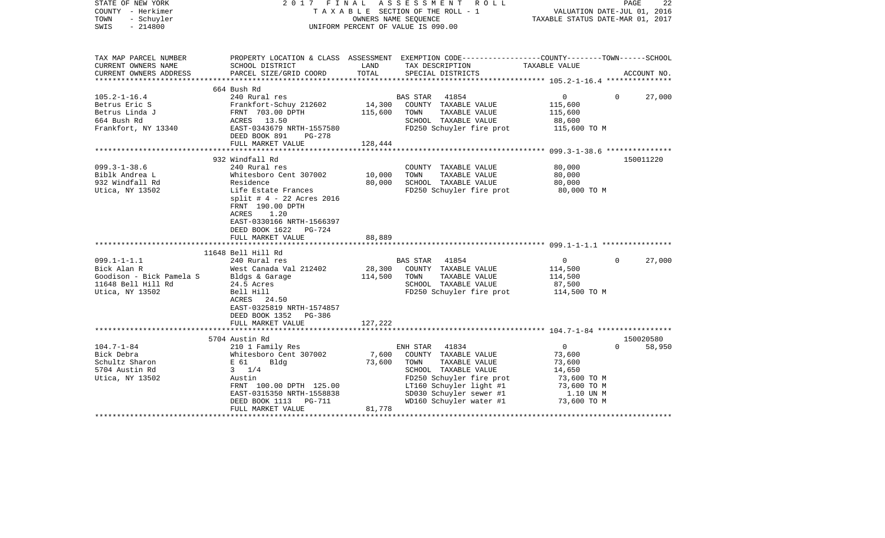STATE OF NEW YORK — 2017 FINAL ASSESSMENT ROLL
COUNTY - Herkimer — TAXABLE SECTION OF THE ROLL - 1 — VALUATION DATE-JUL 01, 2016
TOWN - Schuyler — OWNERS NAME SEQUENCE — TAXABLE STATUS DATE-MAR 01, 2017
SWIS - 214800 — UNIFORM PERCENT OF VALUE IS 090.00

| TAX MAP PARCEL NUMBER / CURRENT OWNERS NAME / CURRENT OWNERS ADDRESS | PROPERTY LOCATION & CLASS / SCHOOL DISTRICT / PARCEL SIZE/GRID COORD | ASSESSMENT LAND | TOTAL | EXEMPTION CODE / TAX DESCRIPTION / SPECIAL DISTRICTS | COUNTY | TOWN | SCHOOL / ACCOUNT NO. |
|---|---|---|---|---|---|---|---|
| 105.2-1-16.4 | 664 Bush Rd | | | | | | |
| | 240 Rural res | | | BAS STAR 41854 | 0 | 0 | 27,000 |
| Betrus Eric S | Frankfort-Schuy 212602 | 14,300 | | COUNTY TAXABLE VALUE | 115,600 | | |
| Betrus Linda J | FRNT 703.00 DPTH | | 115,600 | TOWN TAXABLE VALUE | | 115,600 | |
| 664 Bush Rd | ACRES 13.50 | | | SCHOOL TAXABLE VALUE | | | 88,600 |
| Frankfort, NY 13340 | EAST-0343679 NRTH-1557580 | | | FD250 Schuyler fire prot | 115,600 TO M | | |
| | DEED BOOK 891 PG-278 | | | | | | |
| | FULL MARKET VALUE | | 128,444 | | | | |
| 099.3-1-38.6 | 932 Windfall Rd | | | | | | 150011220 |
| | 240 Rural res | | | COUNTY TAXABLE VALUE | 80,000 | | |
| Biblk Andrea L | Whitesboro Cent 307002 | 10,000 | | TOWN TAXABLE VALUE | | 80,000 | |
| 932 Windfall Rd | Residence | | 80,000 | SCHOOL TAXABLE VALUE | | | 80,000 |
| Utica, NY 13502 | Life Estate Frances | | | FD250 Schuyler fire prot | 80,000 TO M | | |
| | split # 4 - 22 Acres 2016 | | | | | | |
| | FRNT 190.00 DPTH | | | | | | |
| | ACRES 1.20 | | | | | | |
| | EAST-0330166 NRTH-1566397 | | | | | | |
| | DEED BOOK 1622 PG-724 | | | | | | |
| | FULL MARKET VALUE | | 88,889 | | | | |
| 099.1-1-1.1 | 11648 Bell Hill Rd | | | | | | |
| | 240 Rural res | | | BAS STAR 41854 | 0 | 0 | 27,000 |
| Bick Alan R | West Canada Val 212402 | 28,300 | | COUNTY TAXABLE VALUE | 114,500 | | |
| Goodison - Bick Pamela S | Bldgs & Garage | | 114,500 | TOWN TAXABLE VALUE | | 114,500 | |
| 11648 Bell Hill Rd | 24.5 Acres | | | SCHOOL TAXABLE VALUE | | | 87,500 |
| Utica, NY 13502 | Bell Hill | | | FD250 Schuyler fire prot | 114,500 TO M | | |
| | ACRES 24.50 | | | | | | |
| | EAST-0325819 NRTH-1574857 | | | | | | |
| | DEED BOOK 1352 PG-386 | | | | | | |
| | FULL MARKET VALUE | | 127,222 | | | | |
| 104.7-1-84 | 5704 Austin Rd | | | | | | 150020580 |
| | 210 1 Family Res | | | ENH STAR 41834 | 0 | 0 | 58,950 |
| Bick Debra | Whitesboro Cent 307002 | 7,600 | | COUNTY TAXABLE VALUE | 73,600 | | |
| Schultz Sharon | E 61 Bldg | | 73,600 | TOWN TAXABLE VALUE | | 73,600 | |
| 5704 Austin Rd | 3 1/4 | | | SCHOOL TAXABLE VALUE | | | 14,650 |
| Utica, NY 13502 | Austin | | | FD250 Schuyler fire prot | 73,600 TO M | | |
| | FRNT 100.00 DPTH 125.00 | | | LT160 Schuyler light #1 | 73,600 TO M | | |
| | EAST-0315350 NRTH-1558838 | | | SD030 Schuyler sewer #1 | 1.10 UN M | | |
| | DEED BOOK 1113 PG-711 | | | WD160 Schuyler water #1 | 73,600 TO M | | |
| | FULL MARKET VALUE | | 81,778 | | | | |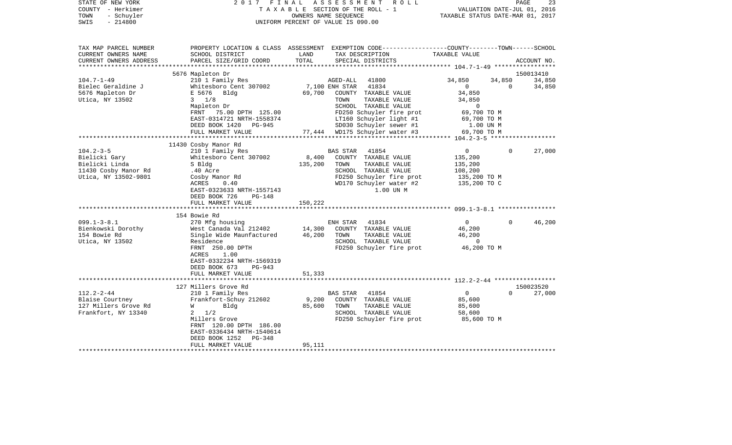STATE OF NEW YORK — 2017 FINAL ASSESSMENT ROLL
COUNTY - Herkimer — TAXABLE SECTION OF THE ROLL - 1 — VALUATION DATE-JUL 01, 2016
TOWN - Schuyler — OWNERS NAME SEQUENCE — TAXABLE STATUS DATE-MAR 01, 2017
SWIS - 214800 — UNIFORM PERCENT OF VALUE IS 090.00

```
TAX MAP PARCEL NUMBER     PROPERTY LOCATION & CLASS  ASSESSMENT  EXEMPTION CODE-----------------COUNTY--------TOWN------SCHOOL
CURRENT OWNERS NAME       SCHOOL DISTRICT               LAND      TAX DESCRIPTION            TAXABLE VALUE
CURRENT OWNERS ADDRESS    PARCEL SIZE/GRID COORD        TOTAL     SPECIAL DISTRICTS                                   ACCOUNT NO.
******************************************************************************************************* 104.7-1-49 *****************
                          5676 Mapleton Dr                                                                             150013410
104.7-1-49                210 1 Family Res                       AGED-ALL   41800             34,850     34,850      34,850
Bielec Geraldine J        Whitesboro Cent 307002      7,100 ENH STAR   41834                  0          0       34,850
5676 Mapleton Dr          E 5676  Bldg               69,700   COUNTY  TAXABLE VALUE           34,850
Utica, NY 13502           3  1/8                               TOWN    TAXABLE VALUE           34,850
                          Mapleton Dr                          SCHOOL  TAXABLE VALUE                0
                          FRNT   75.00 DPTH 125.00            FD250 Schuyler fire prot        69,700 TO M
                          EAST-0314721 NRTH-1558374            LT160 Schuyler light #1         69,700 TO M
                          DEED BOOK 1420   PG-945              SD030 Schuyler sewer #1           1.00 UN M
                          FULL MARKET VALUE           77,444   WD175 Schuyler water #3         69,700 TO M
******************************************************************************************************* 104.2-3-5 ******************
                          11430 Cosby Manor Rd
104.2-3-5                 210 1 Family Res                      BAS STAR   41854                  0          0       27,000
Bielicki Gary             Whitesboro Cent 307002      8,400   COUNTY  TAXABLE VALUE          135,200
Bielicki Linda            S Bldg                     135,200   TOWN    TAXABLE VALUE          135,200
11430 Cosby Manor Rd      .40 Acre                             SCHOOL  TAXABLE VALUE          108,200
Utica, NY 13502-9801      Cosby Manor Rd                       FD250 Schuyler fire prot      135,200 TO M
                          ACRES    0.40                        WD170 Schuyler water #2       135,200 TO C
                          EAST-0323633 NRTH-1557143                       1.00 UN M
                          DEED BOOK 726    PG-148
                          FULL MARKET VALUE          150,222
******************************************************************************************************* 099.1-3-8.1 ****************
                          154 Bowie Rd
099.1-3-8.1               270 Mfg housing                       ENH STAR   41834                  0          0       46,200
Bienkowski Dorothy        West Canada Val 212402     14,300   COUNTY  TAXABLE VALUE           46,200
154 Bowie Rd              Single Wide Maunfactured   46,200   TOWN    TAXABLE VALUE           46,200
Utica, NY 13502           Residence                            SCHOOL  TAXABLE VALUE                0
                          FRNT  250.00 DPTH                    FD250 Schuyler fire prot        46,200 TO M
                          ACRES    1.00
                          EAST-0332234 NRTH-1569319
                          DEED BOOK 673    PG-943
                          FULL MARKET VALUE           51,333
******************************************************************************************************* 112.2-2-44 *****************
                          127 Millers Grove Rd                                                                         150023520
112.2-2-44                210 1 Family Res                      BAS STAR   41854                  0          0       27,000
Blaise Courtney           Frankfort-Schuy 212602      9,200   COUNTY  TAXABLE VALUE           85,600
127 Millers Grove Rd      W       Bldg               85,600   TOWN    TAXABLE VALUE           85,600
Frankfort, NY 13340       2  1/2                               SCHOOL  TAXABLE VALUE           58,600
                          Millers Grove                        FD250 Schuyler fire prot        85,600 TO M
                          FRNT  120.00 DPTH 186.00
                          EAST-0336434 NRTH-1540614
                          DEED BOOK 1252   PG-348
                          FULL MARKET VALUE           95,111
************************************************************************************************************************************
```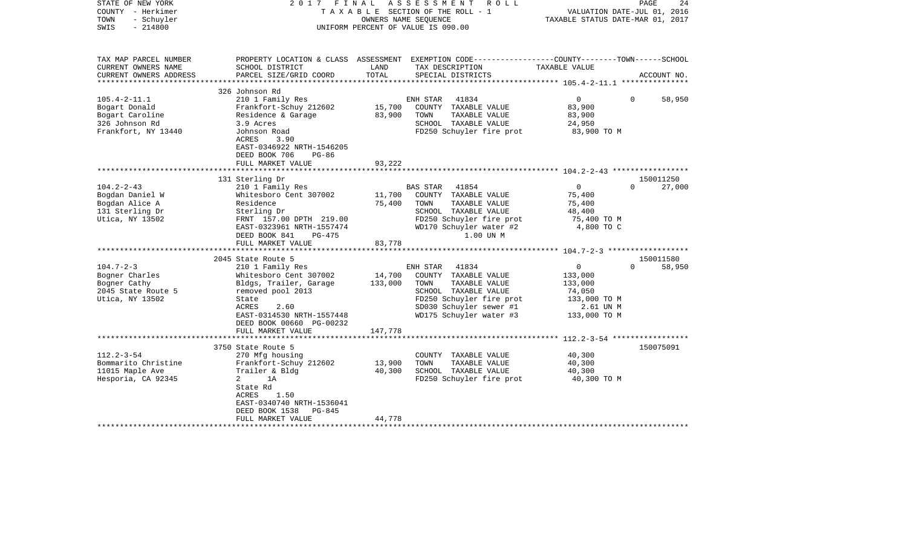STATE OF NEW YORK — 2017 FINAL ASSESSMENT ROLL
COUNTY - Herkimer — TAXABLE SECTION OF THE ROLL - 1 — VALUATION DATE-JUL 01, 2016
TOWN - Schuyler — OWNERS NAME SEQUENCE — TAXABLE STATUS DATE-MAR 01, 2017
SWIS - 214800 — UNIFORM PERCENT OF VALUE IS 090.00

| TAX MAP PARCEL NUMBER<br>CURRENT OWNERS NAME<br>CURRENT OWNERS ADDRESS | PROPERTY LOCATION & CLASS<br>SCHOOL DISTRICT<br>PARCEL SIZE/GRID COORD | ASSESSMENT<br>LAND<br>TOTAL | EXEMPTION CODE<br>TAX DESCRIPTION<br>SPECIAL DISTRICTS | COUNTY--------TOWN------SCHOOL<br>TAXABLE VALUE | ACCOUNT NO. |
|---|---|---|---|---|---|
| 105.4-2-11.1 | 326 Johnson Rd | | | | |
| | 210 1 Family Res | | ENH STAR 41834 | 0 0 58,950 | |
| Bogart Donald | Frankfort-Schuy 212602 | 15,700 | COUNTY TAXABLE VALUE | 83,900 | |
| Bogart Caroline | Residence & Garage | 83,900 | TOWN TAXABLE VALUE | 83,900 | |
| 326 Johnson Rd | 3.9 Acres | | SCHOOL TAXABLE VALUE | 24,950 | |
| Frankfort, NY 13440 | Johnson Road | | FD250 Schuyler fire prot | 83,900 TO M | |
| | ACRES 3.90 | | | | |
| | EAST-0346922 NRTH-1546205 | | | | |
| | DEED BOOK 706 PG-86 | | | | |
| | FULL MARKET VALUE | 93,222 | | | |
| 104.2-2-43 | 131 Sterling Dr | | | | 150011250 |
| | 210 1 Family Res | | BAS STAR 41854 | 0 0 27,000 | |
| Bogdan Daniel W | Whitesboro Cent 307002 | 11,700 | COUNTY TAXABLE VALUE | 75,400 | |
| Bogdan Alice A | Residence | 75,400 | TOWN TAXABLE VALUE | 75,400 | |
| 131 Sterling Dr | Sterling Dr | | SCHOOL TAXABLE VALUE | 48,400 | |
| Utica, NY 13502 | FRNT 157.00 DPTH 219.00 | | FD250 Schuyler fire prot | 75,400 TO M | |
| | EAST-0323961 NRTH-1557474 | | WD170 Schuyler water #2 | 4,800 TO C | |
| | DEED BOOK 841 PG-475 | | 1.00 UN M | | |
| | FULL MARKET VALUE | 83,778 | | | |
| 104.7-2-3 | 2045 State Route 5 | | | | 150011580 |
| | 210 1 Family Res | | ENH STAR 41834 | 0 0 58,950 | |
| Bogner Charles | Whitesboro Cent 307002 | 14,700 | COUNTY TAXABLE VALUE | 133,000 | |
| Bogner Cathy | Bldgs, Trailer, Garage | 133,000 | TOWN TAXABLE VALUE | 133,000 | |
| 2045 State Route 5 | removed pool 2013 | | SCHOOL TAXABLE VALUE | 74,050 | |
| Utica, NY 13502 | State | | FD250 Schuyler fire prot | 133,000 TO M | |
| | ACRES 2.60 | | SD030 Schuyler sewer #1 | 2.61 UN M | |
| | EAST-0314530 NRTH-1557448 | | WD175 Schuyler water #3 | 133,000 TO M | |
| | DEED BOOK 00660 PG-00232 | | | | |
| | FULL MARKET VALUE | 147,778 | | | |
| 112.2-3-54 | 3750 State Route 5 | | | | 150075091 |
| | 270 Mfg housing | | COUNTY TAXABLE VALUE | 40,300 | |
| Bommarito Christine | Frankfort-Schuy 212602 | 13,900 | TOWN TAXABLE VALUE | 40,300 | |
| 11015 Maple Ave | Trailer & Bldg | 40,300 | SCHOOL TAXABLE VALUE | 40,300 | |
| Hesporia, CA 92345 | 2 1A | | FD250 Schuyler fire prot | 40,300 TO M | |
| | State Rd | | | | |
| | ACRES 1.50 | | | | |
| | EAST-0340740 NRTH-1536041 | | | | |
| | DEED BOOK 1538 PG-845 | | | | |
| | FULL MARKET VALUE | 44,778 | | | |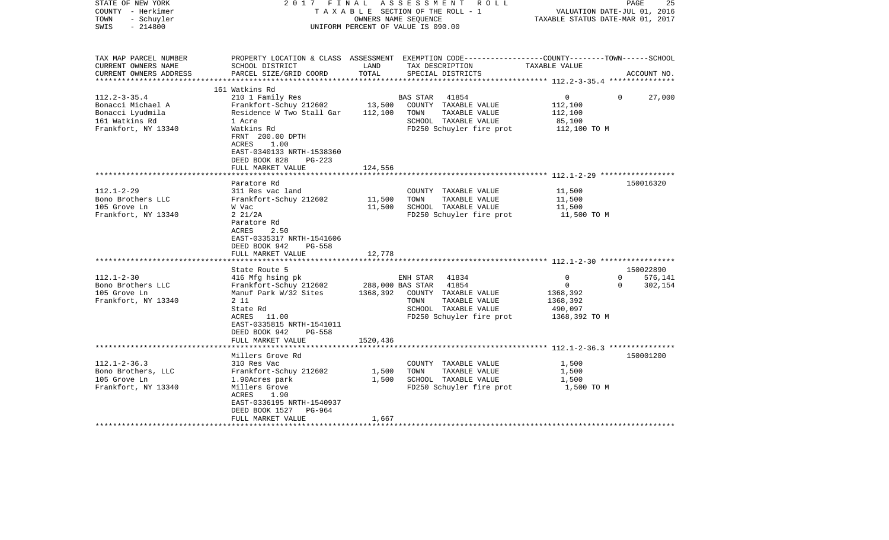STATE OF NEW YORK
COUNTY - Herkimer
TOWN - Schuyler
SWIS - 214800

2017 FINAL ASSESSMENT ROLL
TAXABLE SECTION OF THE ROLL - 1
OWNERS NAME SEQUENCE
UNIFORM PERCENT OF VALUE IS 090.00

VALUATION DATE-JUL 01, 2016
TAXABLE STATUS DATE-MAR 01, 2017

| TAX MAP PARCEL NUMBER<br>CURRENT OWNERS NAME<br>CURRENT OWNERS ADDRESS | PROPERTY LOCATION & CLASS<br>SCHOOL DISTRICT<br>PARCEL SIZE/GRID COORD | ASSESSMENT LAND<br>TOTAL | EXEMPTION CODE<br>TAX DESCRIPTION<br>SPECIAL DISTRICTS | COUNTY--------TOWN------SCHOOL<br>TAXABLE VALUE | ACCOUNT NO. |
|---|---|---|---|---|---|
| 112.2-3-35.4 | 161 Watkins Rd | | | | |
| | 210 1 Family Res | | BAS STAR 41854 | 0 0 27,000 | |
| Bonacci Michael A | Frankfort-Schuy 212602 | 13,500 | COUNTY TAXABLE VALUE | 112,100 | |
| Bonacci Lyudmila | Residence W Two Stall Gar | 112,100 | TOWN TAXABLE VALUE | 112,100 | |
| 161 Watkins Rd | 1 Acre | | SCHOOL TAXABLE VALUE | 85,100 | |
| Frankfort, NY 13340 | Watkins Rd | | FD250 Schuyler fire prot | 112,100 TO M | |
| | FRNT 200.00 DPTH | | | | |
| | ACRES 1.00 | | | | |
| | EAST-0340133 NRTH-1538360 | | | | |
| | DEED BOOK 828 PG-223 | | | | |
| | FULL MARKET VALUE | 124,556 | | | |
| 112.1-2-29 | Paratore Rd | | | | 150016320 |
| | 311 Res vac land | | COUNTY TAXABLE VALUE | 11,500 | |
| Bono Brothers LLC | Frankfort-Schuy 212602 | 11,500 | TOWN TAXABLE VALUE | 11,500 | |
| 105 Grove Ln | W Vac | 11,500 | SCHOOL TAXABLE VALUE | 11,500 | |
| Frankfort, NY 13340 | 2 21/2A | | FD250 Schuyler fire prot | 11,500 TO M | |
| | Paratore Rd | | | | |
| | ACRES 2.50 | | | | |
| | EAST-0335317 NRTH-1541606 | | | | |
| | DEED BOOK 942 PG-558 | | | | |
| | FULL MARKET VALUE | 12,778 | | | |
| 112.1-2-30 | State Route 5 | | | | 150022890 |
| | 416 Mfg hsing pk | | ENH STAR 41834 | 0 0 576,141 | |
| Bono Brothers LLC | Frankfort-Schuy 212602 | 288,000 | BAS STAR 41854 | 0 0 302,154 | |
| 105 Grove Ln | Manuf Park W/32 Sites | 1368,392 | COUNTY TAXABLE VALUE | 1368,392 | |
| Frankfort, NY 13340 | 2 11 | | TOWN TAXABLE VALUE | 1368,392 | |
| | State Rd | | SCHOOL TAXABLE VALUE | 490,097 | |
| | ACRES 11.00 | | FD250 Schuyler fire prot | 1368,392 TO M | |
| | EAST-0335815 NRTH-1541011 | | | | |
| | DEED BOOK 942 PG-558 | | | | |
| | FULL MARKET VALUE | 1520,436 | | | |
| 112.1-2-36.3 | Millers Grove Rd | | | | 150001200 |
| | 310 Res Vac | | COUNTY TAXABLE VALUE | 1,500 | |
| Bono Brothers, LLC | Frankfort-Schuy 212602 | 1,500 | TOWN TAXABLE VALUE | 1,500 | |
| 105 Grove Ln | 1.90Acres park | 1,500 | SCHOOL TAXABLE VALUE | 1,500 | |
| Frankfort, NY 13340 | Millers Grove | | FD250 Schuyler fire prot | 1,500 TO M | |
| | ACRES 1.90 | | | | |
| | EAST-0336195 NRTH-1540937 | | | | |
| | DEED BOOK 1527 PG-964 | | | | |
| | FULL MARKET VALUE | 1,667 | | | |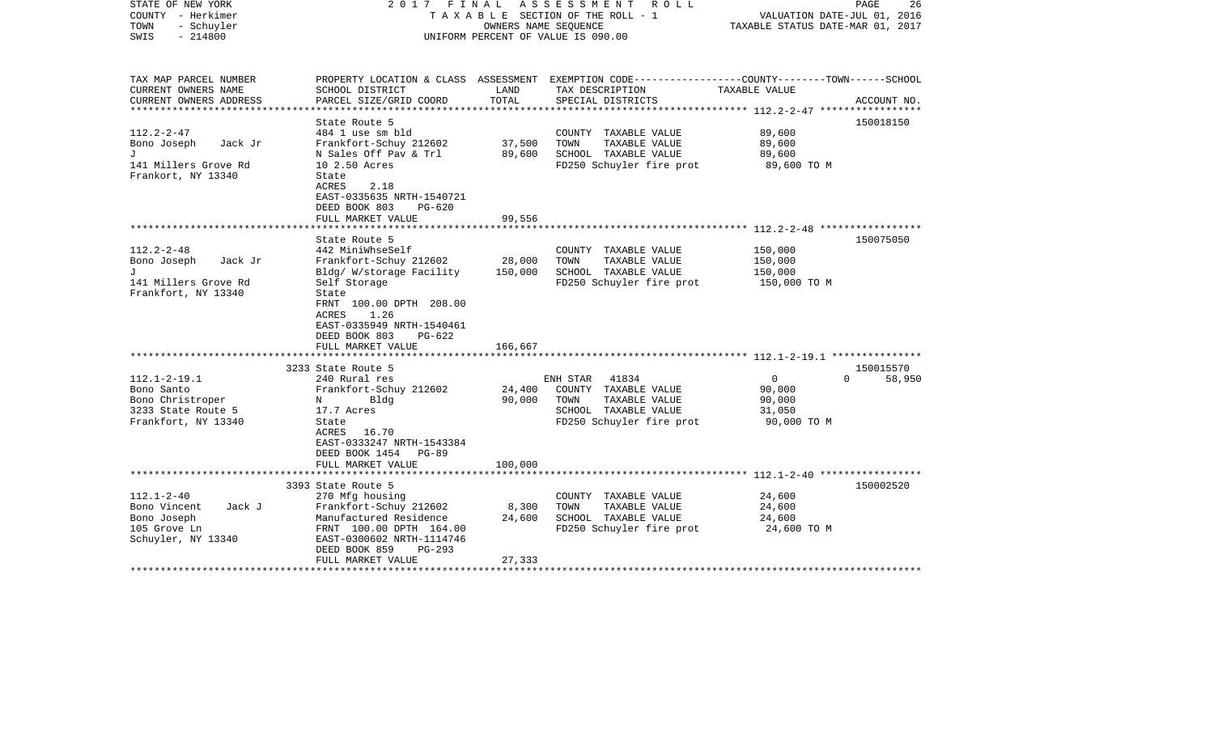STATE OF NEW YORK — 2017 FINAL ASSESSMENT ROLL
COUNTY - Herkimer — TAXABLE SECTION OF THE ROLL - 1 — VALUATION DATE-JUL 01, 2016
TOWN - Schuyler — OWNERS NAME SEQUENCE — TAXABLE STATUS DATE-MAR 01, 2017
SWIS - 214800 — UNIFORM PERCENT OF VALUE IS 090.00

| TAX MAP PARCEL NUMBER / CURRENT OWNERS NAME / CURRENT OWNERS ADDRESS | PROPERTY LOCATION & CLASS / SCHOOL DISTRICT / PARCEL SIZE/GRID COORD | ASSESSMENT LAND | TOTAL | EXEMPTION CODE / TAX DESCRIPTION / SPECIAL DISTRICTS | COUNTY | TOWN | SCHOOL TAXABLE VALUE | ACCOUNT NO. |
|---|---|---|---|---|---|---|---|---|
| **112.2-2-47** | State Route 5 | | | | | | | 150018150 |
| Bono Joseph Jack Jr | 484 1 use sm bld | | | COUNTY TAXABLE VALUE | 89,600 | | | |
| J | Frankfort-Schuy 212602 | 37,500 | | TOWN TAXABLE VALUE | | 89,600 | | |
| 141 Millers Grove Rd | N Sales Off Pav & Trl | | 89,600 | SCHOOL TAXABLE VALUE | | | 89,600 | |
| Frankort, NY 13340 | 10 2.50 Acres | | | FD250 Schuyler fire prot | 89,600 TO M | | | |
| | State | | | | | | | |
| | ACRES 2.18 | | | | | | | |
| | EAST-0335635 NRTH-1540721 | | | | | | | |
| | DEED BOOK 803 PG-620 | | | | | | | |
| | FULL MARKET VALUE | | 99,556 | | | | | |
| **112.2-2-48** | State Route 5 | | | | | | | 150075050 |
| Bono Joseph Jack Jr | 442 MiniWhseSelf | | | COUNTY TAXABLE VALUE | 150,000 | | | |
| J | Frankfort-Schuy 212602 | 28,000 | | TOWN TAXABLE VALUE | | 150,000 | | |
| 141 Millers Grove Rd | Bldg/ W/storage Facility | | 150,000 | SCHOOL TAXABLE VALUE | | | 150,000 | |
| Frankfort, NY 13340 | Self Storage | | | FD250 Schuyler fire prot | 150,000 TO M | | | |
| | State | | | | | | | |
| | FRNT 100.00 DPTH 208.00 | | | | | | | |
| | ACRES 1.26 | | | | | | | |
| | EAST-0335949 NRTH-1540461 | | | | | | | |
| | DEED BOOK 803 PG-622 | | | | | | | |
| | FULL MARKET VALUE | | 166,667 | | | | | |
| **112.1-2-19.1** | 3233 State Route 5 | | | | | | | 150015570 |
| Bono Santo | 240 Rural res | | | ENH STAR 41834 | 0 | 0 | 58,950 | |
| Bono Christroper | Frankfort-Schuy 212602 | 24,400 | | COUNTY TAXABLE VALUE | 90,000 | | | |
| 3233 State Route 5 | N Bldg | | 90,000 | TOWN TAXABLE VALUE | | 90,000 | | |
| Frankfort, NY 13340 | 17.7 Acres | | | SCHOOL TAXABLE VALUE | | | 31,050 | |
| | State | | | FD250 Schuyler fire prot | 90,000 TO M | | | |
| | ACRES 16.70 | | | | | | | |
| | EAST-0333247 NRTH-1543384 | | | | | | | |
| | DEED BOOK 1454 PG-89 | | | | | | | |
| | FULL MARKET VALUE | | 100,000 | | | | | |
| **112.1-2-40** | 3393 State Route 5 | | | | | | | 150002520 |
| Bono Vincent Jack J | 270 Mfg housing | | | COUNTY TAXABLE VALUE | 24,600 | | | |
| Bono Joseph | Frankfort-Schuy 212602 | 8,300 | | TOWN TAXABLE VALUE | | 24,600 | | |
| 105 Grove Ln | Manufactured Residence | | 24,600 | SCHOOL TAXABLE VALUE | | | 24,600 | |
| Schuyler, NY 13340 | FRNT 100.00 DPTH 164.00 | | | FD250 Schuyler fire prot | 24,600 TO M | | | |
| | EAST-0300602 NRTH-1114746 | | | | | | | |
| | DEED BOOK 859 PG-293 | | | | | | | |
| | FULL MARKET VALUE | | 27,333 | | | | | |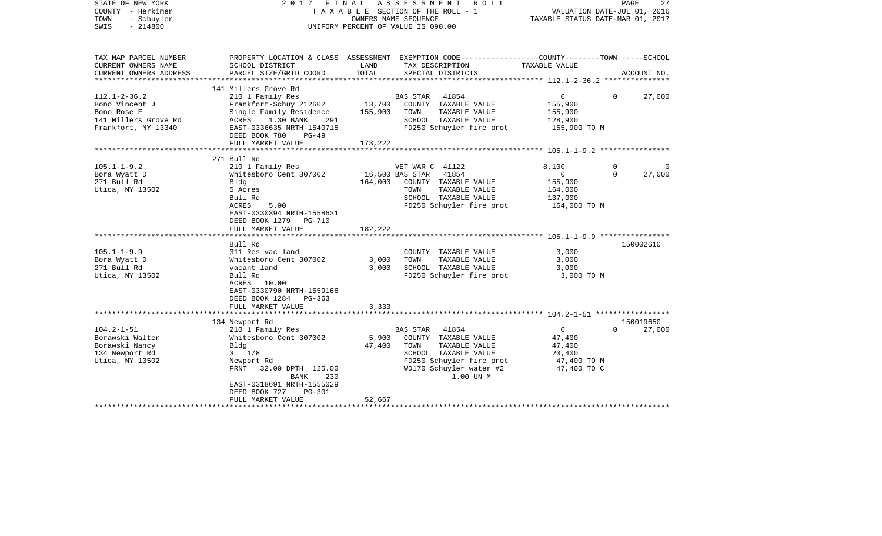STATE OF NEW YORK 2 0 1 7 F I N A L A S S E S S M E N T R O L L
COUNTY - Herkimer T A X A B L E SECTION OF THE ROLL - 1 VALUATION DATE-JUL 01, 2016
TOWN - Schuyler OWNERS NAME SEQUENCE TAXABLE STATUS DATE-MAR 01, 2017
SWIS - 214800 UNIFORM PERCENT OF VALUE IS 090.00

```
TAX MAP PARCEL NUMBER     PROPERTY LOCATION & CLASS  ASSESSMENT  EXEMPTION CODE------------------COUNTY--------TOWN------SCHOOL
CURRENT OWNERS NAME       SCHOOL DISTRICT               LAND      TAX DESCRIPTION                 TAXABLE VALUE
CURRENT OWNERS ADDRESS    PARCEL SIZE/GRID COORD        TOTAL     SPECIAL DISTRICTS                                      ACCOUNT NO.
******************************************************************************************************* 112.1-2-36.2 ***************
                          141 Millers Grove Rd
112.1-2-36.2              210 1 Family Res                   BAS STAR   41854               0             0        27,000
Bono Vincent J            Frankfort-Schuy 212602    13,700   COUNTY  TAXABLE VALUE          155,900
Bono Rose E               Single Family Residence  155,900   TOWN    TAXABLE VALUE          155,900
141 Millers Grove Rd      ACRES     1.30 BANK     291         SCHOOL  TAXABLE VALUE          128,900
Frankfort, NY 13340       EAST-0336635 NRTH-1540715           FD250 Schuyler fire prot        155,900 TO M
                          DEED BOOK 780    PG-49
                          FULL MARKET VALUE        173,222
******************************************************************************************************* 105.1-1-9.2 ****************
                          271 Bull Rd
105.1-1-9.2               210 1 Family Res                   VET WAR C  41122           8,100             0             0
Bora Wyatt D              Whitesboro Cent 307002    16,500 BAS STAR   41854                 0             0        27,000
271 Bull Rd               Bldg                     164,000   COUNTY  TAXABLE VALUE          155,900
Utica, NY 13502           5 Acres                            TOWN    TAXABLE VALUE          164,000
                          Bull Rd                            SCHOOL  TAXABLE VALUE          137,000
                          ACRES     5.00                     FD250 Schuyler fire prot        164,000 TO M
                          EAST-0330394 NRTH-1558631
                          DEED BOOK 1279   PG-710
                          FULL MARKET VALUE        182,222
******************************************************************************************************* 105.1-1-9.9 ****************
                          Bull Rd                                                                                150002610
105.1-1-9.9               311 Res vac land                   COUNTY  TAXABLE VALUE            3,000
Bora Wyatt D              Whitesboro Cent 307002     3,000   TOWN    TAXABLE VALUE            3,000
271 Bull Rd               vacant land                3,000   SCHOOL  TAXABLE VALUE            3,000
Utica, NY 13502           Bull Rd                            FD250 Schuyler fire prot          3,000 TO M
                          ACRES    10.00
                          EAST-0330790 NRTH-1559166
                          DEED BOOK 1284   PG-363
                          FULL MARKET VALUE          3,333
******************************************************************************************************* 104.2-1-51 *****************
                          134 Newport Rd                                                                         150019650
104.2-1-51                210 1 Family Res                   BAS STAR   41854               0             0        27,000
Borawski Walter           Whitesboro Cent 307002     5,900   COUNTY  TAXABLE VALUE           47,400
Borawski Nancy            Bldg                      47,400   TOWN    TAXABLE VALUE           47,400
134 Newport Rd            3  1/8                             SCHOOL  TAXABLE VALUE           20,400
Utica, NY 13502           Newport Rd                         FD250 Schuyler fire prot         47,400 TO M
                          FRNT    32.00 DPTH 125.00          WD170 Schuyler water #2          47,400 TO C
                                    BANK     230                   1.00 UN M
                          EAST-0318691 NRTH-1555029
                          DEED BOOK 727    PG-301
                          FULL MARKET VALUE         52,667
************************************************************************************************************************************
```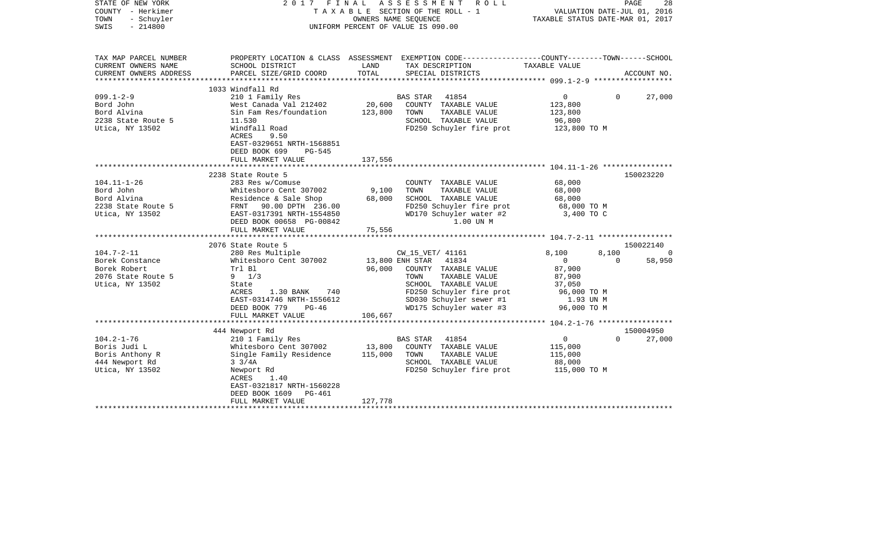STATE OF NEW YORK — 2017 FINAL ASSESSMENT ROLL
COUNTY - Herkimer — TAXABLE SECTION OF THE ROLL - 1 — VALUATION DATE-JUL 01, 2016
TOWN - Schuyler — OWNERS NAME SEQUENCE — TAXABLE STATUS DATE-MAR 01, 2017
SWIS - 214800 — UNIFORM PERCENT OF VALUE IS 090.00

```
TAX MAP PARCEL NUMBER     PROPERTY LOCATION & CLASS  ASSESSMENT  EXEMPTION CODE-----------------COUNTY--------TOWN------SCHOOL
CURRENT OWNERS NAME       SCHOOL DISTRICT              LAND      TAX DESCRIPTION                 TAXABLE VALUE
CURRENT OWNERS ADDRESS    PARCEL SIZE/GRID COORD       TOTAL     SPECIAL DISTRICTS                                       ACCOUNT NO.
******************************************************************************************************* 099.1-2-9 ******************
                          1033 Windfall Rd
099.1-2-9                 210 1 Family Res                       BAS STAR   41854                      0            0       27,000
Bord John                 West Canada Val 212402       20,600    COUNTY  TAXABLE VALUE            123,800
Bord Alvina               Sin Fam Res/foundation      123,800    TOWN    TAXABLE VALUE            123,800
2238 State Route 5        11.530                                 SCHOOL  TAXABLE VALUE             96,800
Utica, NY 13502           Windfall Road                          FD250 Schuyler fire prot         123,800 TO M
                          ACRES     9.50
                          EAST-0329651 NRTH-1568851
                          DEED BOOK 699     PG-545
                          FULL MARKET VALUE           137,556
******************************************************************************************************* 104.11-1-26 ****************
                          2238 State Route 5                                                                      150023220
104.11-1-26               283 Res w/Comuse                       COUNTY  TAXABLE VALUE             68,000
Bord John                 Whitesboro Cent 307002        9,100    TOWN    TAXABLE VALUE             68,000
Bord Alvina               Residence & Sale Shop        68,000    SCHOOL  TAXABLE VALUE             68,000
2238 State Route 5        FRNT   90.00 DPTH 236.00               FD250 Schuyler fire prot          68,000 TO M
Utica, NY 13502           EAST-0317391 NRTH-1554850              WD170 Schuyler water #2            3,400 TO C
                          DEED BOOK 00658 PG-00842                    1.00 UN M
                          FULL MARKET VALUE            75,556
******************************************************************************************************* 104.7-2-11 *****************
                          2076 State Route 5                                                                      150022140
104.7-2-11                280 Res Multiple                       CW_15_VET/ 41161                  8,100        8,100            0
Borek Constance           Whitesboro Cent 307002       13,800 ENH STAR  41834                      0            0       58,950
Borek Robert              Trl Bl                       96,000    COUNTY  TAXABLE VALUE             87,900
2076 State Route 5        9  1/3                                 TOWN    TAXABLE VALUE             87,900
Utica, NY 13502           State                                  SCHOOL  TAXABLE VALUE             37,050
                          ACRES     1.30 BANK     740            FD250 Schuyler fire prot          96,000 TO M
                          EAST-0314746 NRTH-1556612              SD030 Schuyler sewer #1             1.93 UN M
                          DEED BOOK 779     PG-46                WD175 Schuyler water #3           96,000 TO M
                          FULL MARKET VALUE           106,667
******************************************************************************************************* 104.2-1-76 *****************
                          444 Newport Rd                                                                          150004950
104.2-1-76                210 1 Family Res                       BAS STAR   41854                      0            0       27,000
Boris Judi L              Whitesboro Cent 307002       13,800    COUNTY  TAXABLE VALUE            115,000
Boris Anthony R           Single Family Residence     115,000    TOWN    TAXABLE VALUE            115,000
444 Newport Rd            3 3/4A                                 SCHOOL  TAXABLE VALUE             88,000
Utica, NY 13502           Newport Rd                             FD250 Schuyler fire prot         115,000 TO M
                          ACRES     1.40
                          EAST-0321817 NRTH-1560228
                          DEED BOOK 1609    PG-461
                          FULL MARKET VALUE           127,778
************************************************************************************************************************************
```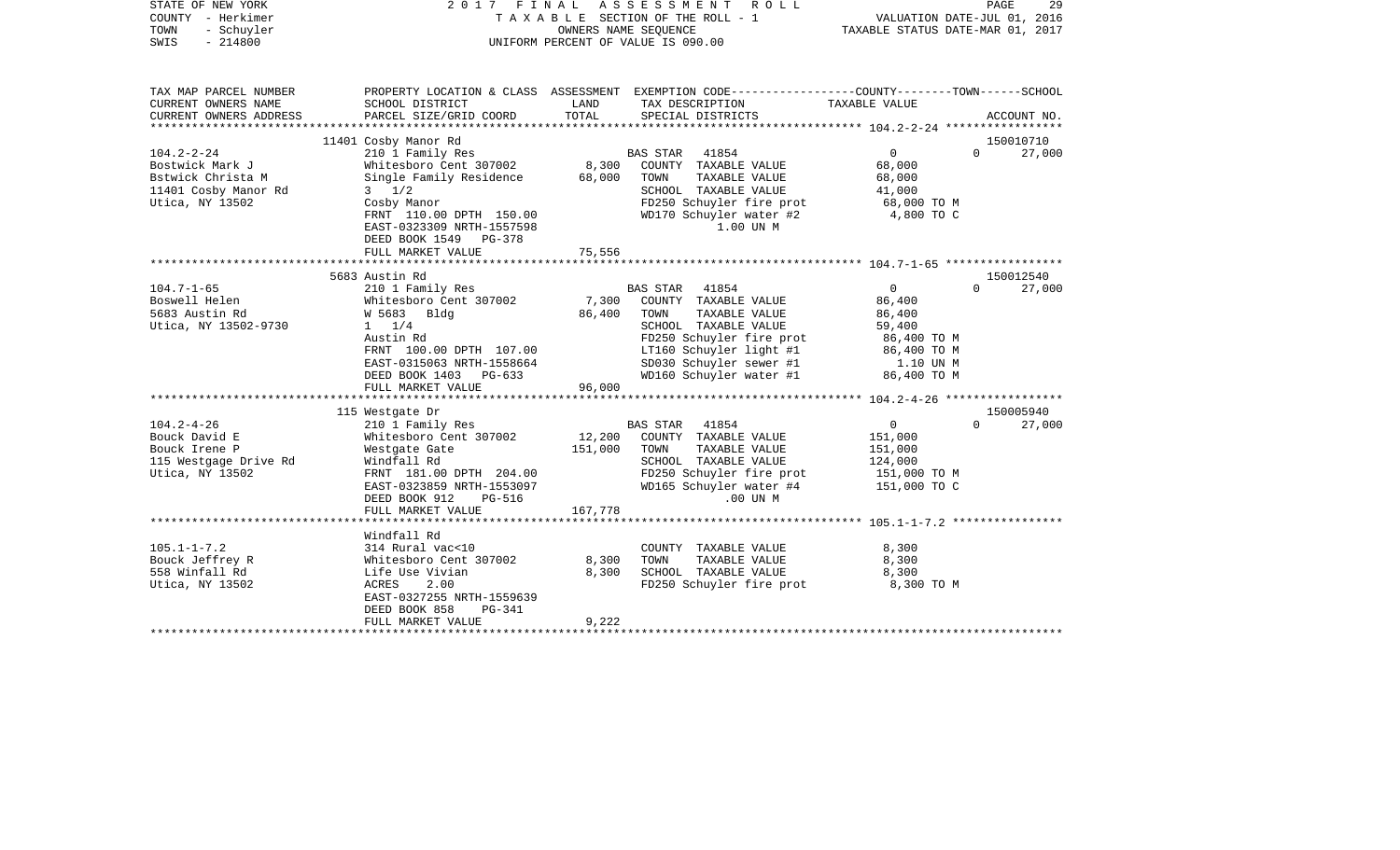STATE OF NEW YORK — 2017 FINAL ASSESSMENT ROLL
COUNTY - Herkimer — TAXABLE SECTION OF THE ROLL - 1 — VALUATION DATE-JUL 01, 2016
TOWN - Schuyler — OWNERS NAME SEQUENCE — TAXABLE STATUS DATE-MAR 01, 2017
SWIS - 214800 — UNIFORM PERCENT OF VALUE IS 090.00

| TAX MAP PARCEL NUMBER / CURRENT OWNERS NAME / CURRENT OWNERS ADDRESS | PROPERTY LOCATION & CLASS / SCHOOL DISTRICT / PARCEL SIZE/GRID COORD | ASSESSMENT LAND / TOTAL | EXEMPTION CODE / TAX DESCRIPTION / SPECIAL DISTRICTS | COUNTY / TOWN / SCHOOL TAXABLE VALUE | ACCOUNT NO. |
|---|---|---|---|---|---|
| 104.2-2-24 | 11401 Cosby Manor Rd | | | | 150010710 |
| | 210 1 Family Res | | BAS STAR 41854 | 0 0 27,000 | |
| Bostwick Mark J | Whitesboro Cent 307002 | 8,300 | COUNTY TAXABLE VALUE | 68,000 | |
| Bstwick Christa M | Single Family Residence | 68,000 | TOWN TAXABLE VALUE | 68,000 | |
| 11401 Cosby Manor Rd | 3 1/2 | | SCHOOL TAXABLE VALUE | 41,000 | |
| Utica, NY 13502 | Cosby Manor | | FD250 Schuyler fire prot | 68,000 TO M | |
| | FRNT 110.00 DPTH 150.00 | | WD170 Schuyler water #2 | 4,800 TO C | |
| | EAST-0323309 NRTH-1557598 | | 1.00 UN M | | |
| | DEED BOOK 1549 PG-378 | | | | |
| | FULL MARKET VALUE | 75,556 | | | |
| 104.7-1-65 | 5683 Austin Rd | | | | 150012540 |
| | 210 1 Family Res | | BAS STAR 41854 | 0 0 27,000 | |
| Boswell Helen | Whitesboro Cent 307002 | 7,300 | COUNTY TAXABLE VALUE | 86,400 | |
| 5683 Austin Rd | W 5683 Bldg | 86,400 | TOWN TAXABLE VALUE | 86,400 | |
| Utica, NY 13502-9730 | 1 1/4 | | SCHOOL TAXABLE VALUE | 59,400 | |
| | Austin Rd | | FD250 Schuyler fire prot | 86,400 TO M | |
| | FRNT 100.00 DPTH 107.00 | | LT160 Schuyler light #1 | 86,400 TO M | |
| | EAST-0315063 NRTH-1558664 | | SD030 Schuyler sewer #1 | 1.10 UN M | |
| | DEED BOOK 1403 PG-633 | | WD160 Schuyler water #1 | 86,400 TO M | |
| | FULL MARKET VALUE | 96,000 | | | |
| 104.2-4-26 | 115 Westgate Dr | | | | 150005940 |
| | 210 1 Family Res | | BAS STAR 41854 | 0 0 27,000 | |
| Bouck David E | Whitesboro Cent 307002 | 12,200 | COUNTY TAXABLE VALUE | 151,000 | |
| Bouck Irene P | Westgate Gate | 151,000 | TOWN TAXABLE VALUE | 151,000 | |
| 115 Westgage Drive Rd | Windfall Rd | | SCHOOL TAXABLE VALUE | 124,000 | |
| Utica, NY 13502 | FRNT 181.00 DPTH 204.00 | | FD250 Schuyler fire prot | 151,000 TO M | |
| | EAST-0323859 NRTH-1553097 | | WD165 Schuyler water #4 | 151,000 TO C | |
| | DEED BOOK 912 PG-516 | | .00 UN M | | |
| | FULL MARKET VALUE | 167,778 | | | |
| 105.1-1-7.2 | Windfall Rd | | | | |
| | 314 Rural vac<10 | | COUNTY TAXABLE VALUE | 8,300 | |
| Bouck Jeffrey R | Whitesboro Cent 307002 | 8,300 | TOWN TAXABLE VALUE | 8,300 | |
| 558 Winfall Rd | Life Use Vivian | 8,300 | SCHOOL TAXABLE VALUE | 8,300 | |
| Utica, NY 13502 | ACRES 2.00 | | FD250 Schuyler fire prot | 8,300 TO M | |
| | EAST-0327255 NRTH-1559639 | | | | |
| | DEED BOOK 858 PG-341 | | | | |
| | FULL MARKET VALUE | 9,222 | | | |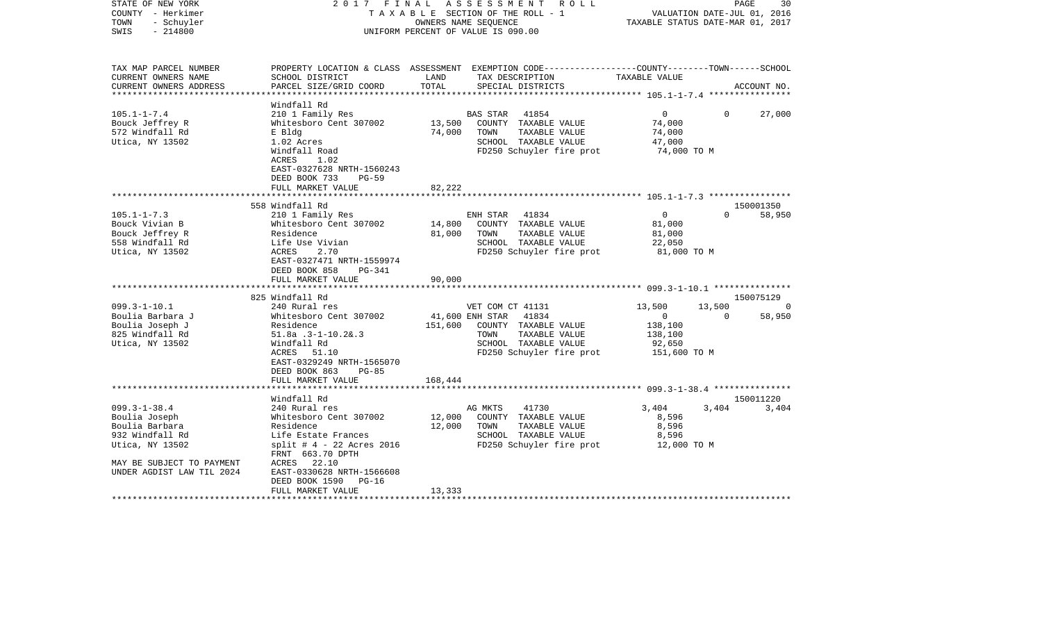STATE OF NEW YORK — 2017 FINAL ASSESSMENT ROLL
COUNTY - Herkimer — TAXABLE SECTION OF THE ROLL - 1 — VALUATION DATE-JUL 01, 2016
TOWN - Schuyler — OWNERS NAME SEQUENCE — TAXABLE STATUS DATE-MAR 01, 2017
SWIS - 214800 — UNIFORM PERCENT OF VALUE IS 090.00

| TAX MAP PARCEL NUMBER / CURRENT OWNERS NAME / CURRENT OWNERS ADDRESS | PROPERTY LOCATION & CLASS / SCHOOL DISTRICT / PARCEL SIZE/GRID COORD | ASSESSMENT LAND | ASSESSMENT TOTAL | EXEMPTION CODE / TAX DESCRIPTION / SPECIAL DISTRICTS | COUNTY TAXABLE VALUE | TOWN | SCHOOL | ACCOUNT NO. |
|---|---|---|---|---|---|---|---|---|
| **105.1-1-7.4** | Windfall Rd | | | | | | | |
| 105.1-1-7.4 | 210 1 Family Res | | | BAS STAR 41854 | 0 | 0 | 27,000 | |
| Bouck Jeffrey R | Whitesboro Cent 307002 | 13,500 | | COUNTY TAXABLE VALUE | 74,000 | | | |
| 572 Windfall Rd | E Bldg | | 74,000 | TOWN TAXABLE VALUE | 74,000 | | | |
| Utica, NY 13502 | 1.02 Acres | | | SCHOOL TAXABLE VALUE | 47,000 | | | |
| | Windfall Road | | | FD250 Schuyler fire prot | 74,000 TO M | | | |
| | ACRES 1.02 | | | | | | | |
| | EAST-0327628 NRTH-1560243 | | | | | | | |
| | DEED BOOK 733 PG-59 | | | | | | | |
| | FULL MARKET VALUE | | 82,222 | | | | | |
| **105.1-1-7.3** | 558 Windfall Rd | | | | | | | 150001350 |
| 105.1-1-7.3 | 210 1 Family Res | | | ENH STAR 41834 | 0 | 0 | 58,950 | |
| Bouck Vivian B | Whitesboro Cent 307002 | 14,800 | | COUNTY TAXABLE VALUE | 81,000 | | | |
| Bouck Jeffrey R | Residence | | 81,000 | TOWN TAXABLE VALUE | 81,000 | | | |
| 558 Windfall Rd | Life Use Vivian | | | SCHOOL TAXABLE VALUE | 22,050 | | | |
| Utica, NY 13502 | ACRES 2.70 | | | FD250 Schuyler fire prot | 81,000 TO M | | | |
| | EAST-0327471 NRTH-1559974 | | | | | | | |
| | DEED BOOK 858 PG-341 | | | | | | | |
| | FULL MARKET VALUE | | 90,000 | | | | | |
| **099.3-1-10.1** | 825 Windfall Rd | | | | | | | 150075129 |
| 099.3-1-10.1 | 240 Rural res | | | VET COM CT 41131 | 13,500 | 13,500 | 0 | |
| Boulia Barbara J | Whitesboro Cent 307002 | 41,600 | | ENH STAR 41834 | 0 | 0 | 58,950 | |
| Boulia Joseph J | Residence | | 151,600 | COUNTY TAXABLE VALUE | 138,100 | | | |
| 825 Windfall Rd | 51.8a .3-1-10.2&.3 | | | TOWN TAXABLE VALUE | 138,100 | | | |
| Utica, NY 13502 | Windfall Rd | | | SCHOOL TAXABLE VALUE | 92,650 | | | |
| | ACRES 51.10 | | | FD250 Schuyler fire prot | 151,600 TO M | | | |
| | EAST-0329249 NRTH-1565070 | | | | | | | |
| | DEED BOOK 863 PG-85 | | | | | | | |
| | FULL MARKET VALUE | | 168,444 | | | | | |
| **099.3-1-38.4** | Windfall Rd | | | | | | | 150011220 |
| 099.3-1-38.4 | 240 Rural res | | | AG MKTS 41730 | 3,404 | 3,404 | 3,404 | |
| Boulia Joseph | Whitesboro Cent 307002 | 12,000 | | COUNTY TAXABLE VALUE | 8,596 | | | |
| Boulia Barbara | Residence | | 12,000 | TOWN TAXABLE VALUE | 8,596 | | | |
| 932 Windfall Rd | Life Estate Frances | | | SCHOOL TAXABLE VALUE | 8,596 | | | |
| Utica, NY 13502 | split # 4 - 22 Acres 2016 | | | FD250 Schuyler fire prot | 12,000 TO M | | | |
| | FRNT 663.70 DPTH | | | | | | | |
| MAY BE SUBJECT TO PAYMENT | ACRES 22.10 | | | | | | | |
| UNDER AGDIST LAW TIL 2024 | EAST-0330628 NRTH-1566608 | | | | | | | |
| | DEED BOOK 1590 PG-16 | | | | | | | |
| | FULL MARKET VALUE | | 13,333 | | | | | |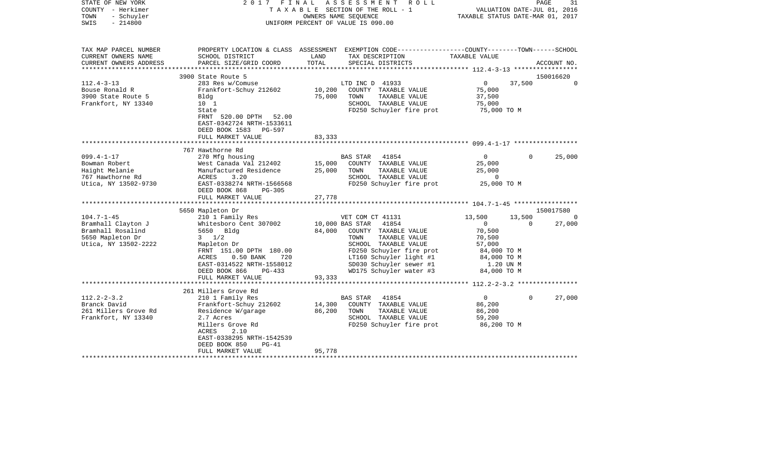STATE OF NEW YORK | 2017 FINAL ASSESSMENT ROLL
COUNTY - Herkimer | TAXABLE SECTION OF THE ROLL - 1 | VALUATION DATE-JUL 01, 2016
TOWN - Schuyler | OWNERS NAME SEQUENCE | TAXABLE STATUS DATE-MAR 01, 2017
SWIS - 214800 | UNIFORM PERCENT OF VALUE IS 090.00

```
TAX MAP PARCEL NUMBER     PROPERTY LOCATION & CLASS  ASSESSMENT  EXEMPTION CODE-----------------COUNTY--------TOWN------SCHOOL
CURRENT OWNERS NAME       SCHOOL DISTRICT               LAND      TAX DESCRIPTION              TAXABLE VALUE
CURRENT OWNERS ADDRESS    PARCEL SIZE/GRID COORD        TOTAL     SPECIAL DISTRICTS                                      ACCOUNT NO.
******************************************************************************************************* 112.4-3-13 *****************
                          3900 State Route 5                                                                             150016620
112.4-3-13                283 Res w/Comuse                       LTD INC D 41933              0        37,500            0
Bouse Ronald R            Frankfort-Schuy 212602       10,200    COUNTY  TAXABLE VALUE          75,000
3900 State Route 5        Bldg                         75,000    TOWN    TAXABLE VALUE          37,500
Frankfort, NY 13340       10  1                                  SCHOOL  TAXABLE VALUE          75,000
                          State                                  FD250 Schuyler fire prot        75,000 TO M
                          FRNT 520.00 DPTH  52.00
                          EAST-0342724 NRTH-1533611
                          DEED BOOK 1583   PG-597
                          FULL MARKET VALUE            83,333
******************************************************************************************************* 099.4-1-17 *****************
                          767 Hawthorne Rd
099.4-1-17                270 Mfg housing                        BAS STAR  41854              0             0        25,000
Bowman Robert             West Canada Val 212402       15,000    COUNTY  TAXABLE VALUE          25,000
Haight Melanie            Manufactured Residence       25,000    TOWN    TAXABLE VALUE          25,000
767 Hawthorne Rd          ACRES    3.20                          SCHOOL  TAXABLE VALUE               0
Utica, NY 13502-9730      EAST-0338274 NRTH-1566568              FD250 Schuyler fire prot        25,000 TO M
                          DEED BOOK 868    PG-305
                          FULL MARKET VALUE            27,778
******************************************************************************************************* 104.7-1-45 *****************
                          5650 Mapleton Dr                                                                               150017580
104.7-1-45                210 1 Family Res                       VET COM CT 41131         13,500        13,500             0
Bramhall Clayton J        Whitesboro Cent 307002       10,000 BAS STAR  41854                 0             0        27,000
Bramhall Rosalind         5650  Bldg                   84,000    COUNTY  TAXABLE VALUE          70,500
5650 Mapleton Dr          3  1/2                                 TOWN    TAXABLE VALUE          70,500
Utica, NY 13502-2222      Mapleton Dr                            SCHOOL  TAXABLE VALUE          57,000
                          FRNT 151.00 DPTH 180.00                FD250 Schuyler fire prot        84,000 TO M
                          ACRES    0.50 BANK     720             LT160 Schuyler light #1         84,000 TO M
                          EAST-0314522 NRTH-1558012              SD030 Schuyler sewer #1           1.20 UN M
                          DEED BOOK 866    PG-433                WD175 Schuyler water #3         84,000 TO M
                          FULL MARKET VALUE            93,333
******************************************************************************************************* 112.2-2-3.2 ****************
                          261 Millers Grove Rd
112.2-2-3.2               210 1 Family Res                       BAS STAR  41854              0             0        27,000
Branck David              Frankfort-Schuy 212602       14,300    COUNTY  TAXABLE VALUE          86,200
261 Millers Grove Rd      Residence W/garage           86,200    TOWN    TAXABLE VALUE          86,200
Frankfort, NY 13340       2.7 Acres                              SCHOOL  TAXABLE VALUE          59,200
                          Millers Grove Rd                       FD250 Schuyler fire prot        86,200 TO M
                          ACRES    2.10
                          EAST-0338295 NRTH-1542539
                          DEED BOOK 850    PG-41
                          FULL MARKET VALUE            95,778
************************************************************************************************************************************
```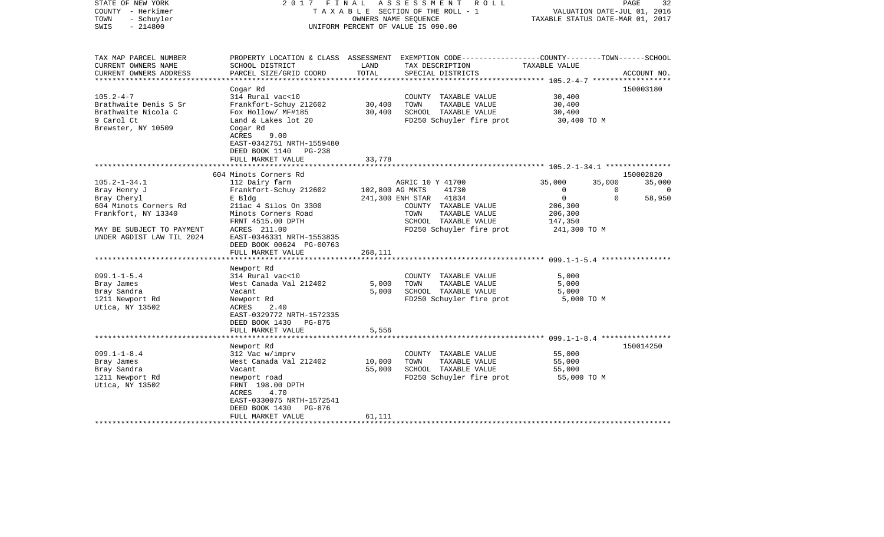STATE OF NEW YORK — 2017 FINAL ASSESSMENT ROLL
COUNTY - Herkimer — TAXABLE SECTION OF THE ROLL - 1 — VALUATION DATE-JUL 01, 2016
TOWN - Schuyler — OWNERS NAME SEQUENCE — TAXABLE STATUS DATE-MAR 01, 2017
SWIS - 214800 — UNIFORM PERCENT OF VALUE IS 090.00

| TAX MAP PARCEL NUMBER / CURRENT OWNERS NAME / CURRENT OWNERS ADDRESS | PROPERTY LOCATION & CLASS / SCHOOL DISTRICT / PARCEL SIZE/GRID COORD | ASSESSMENT LAND | ASSESSMENT TOTAL | EXEMPTION CODE / TAX DESCRIPTION / SPECIAL DISTRICTS | COUNTY TAXABLE VALUE | TOWN | SCHOOL | ACCOUNT NO. |
|---|---|---|---|---|---|---|---|---|
| 105.2-4-7 | Cogar Rd | | | | | | | 150003180 |
| | 314 Rural vac<10 | | | COUNTY TAXABLE VALUE | 30,400 | | | |
| Brathwaite Denis S Sr | Frankfort-Schuy 212602 | 30,400 | | TOWN TAXABLE VALUE | 30,400 | | | |
| Brathwaite Nicola C | Fox Hollow/ MF#185 | | 30,400 | SCHOOL TAXABLE VALUE | 30,400 | | | |
| 9 Carol Ct | Land & Lakes lot 20 | | | FD250 Schuyler fire prot | 30,400 TO M | | | |
| Brewster, NY 10509 | Cogar Rd | | | | | | | |
| | ACRES 9.00 | | | | | | | |
| | EAST-0342751 NRTH-1559480 | | | | | | | |
| | DEED BOOK 1140 PG-238 | | | | | | | |
| | FULL MARKET VALUE | | 33,778 | | | | | |
| 105.2-1-34.1 | 604 Minots Corners Rd | | | | | | | 150002820 |
| | 112 Dairy farm | | | AGRIC 10 Y 41700 | 35,000 | 35,000 | 35,000 | |
| Bray Henry J | Frankfort-Schuy 212602 | 102,800 | | AG MKTS 41730 | 0 | 0 | 0 | |
| Bray Cheryl | E Bldg | | 241,300 | ENH STAR 41834 | 0 | 0 | 58,950 | |
| 604 Minots Corners Rd | 211ac 4 Silos On 3300 | | | COUNTY TAXABLE VALUE | 206,300 | | | |
| Frankfort, NY 13340 | Minots Corners Road | | | TOWN TAXABLE VALUE | 206,300 | | | |
| | FRNT 4515.00 DPTH | | | SCHOOL TAXABLE VALUE | 147,350 | | | |
| MAY BE SUBJECT TO PAYMENT | ACRES 211.00 | | | FD250 Schuyler fire prot | 241,300 TO M | | | |
| UNDER AGDIST LAW TIL 2024 | EAST-0346331 NRTH-1553835 | | | | | | | |
| | DEED BOOK 00624 PG-00763 | | | | | | | |
| | FULL MARKET VALUE | | 268,111 | | | | | |
| 099.1-1-5.4 | Newport Rd | | | | | | | |
| | 314 Rural vac<10 | | | COUNTY TAXABLE VALUE | 5,000 | | | |
| Bray James | West Canada Val 212402 | 5,000 | | TOWN TAXABLE VALUE | 5,000 | | | |
| Bray Sandra | Vacant | | 5,000 | SCHOOL TAXABLE VALUE | 5,000 | | | |
| 1211 Newport Rd | Newport Rd | | | FD250 Schuyler fire prot | 5,000 TO M | | | |
| Utica, NY 13502 | ACRES 2.40 | | | | | | | |
| | EAST-0329772 NRTH-1572335 | | | | | | | |
| | DEED BOOK 1430 PG-875 | | | | | | | |
| | FULL MARKET VALUE | | 5,556 | | | | | |
| 099.1-1-8.4 | Newport Rd | | | | | | | 150014250 |
| | 312 Vac w/imprv | | | COUNTY TAXABLE VALUE | 55,000 | | | |
| Bray James | West Canada Val 212402 | 10,000 | | TOWN TAXABLE VALUE | 55,000 | | | |
| Bray Sandra | Vacant | | 55,000 | SCHOOL TAXABLE VALUE | 55,000 | | | |
| 1211 Newport Rd | newport road | | | FD250 Schuyler fire prot | 55,000 TO M | | | |
| Utica, NY 13502 | FRNT 198.00 DPTH | | | | | | | |
| | ACRES 4.70 | | | | | | | |
| | EAST-0330075 NRTH-1572541 | | | | | | | |
| | DEED BOOK 1430 PG-876 | | | | | | | |
| | FULL MARKET VALUE | | 61,111 | | | | | |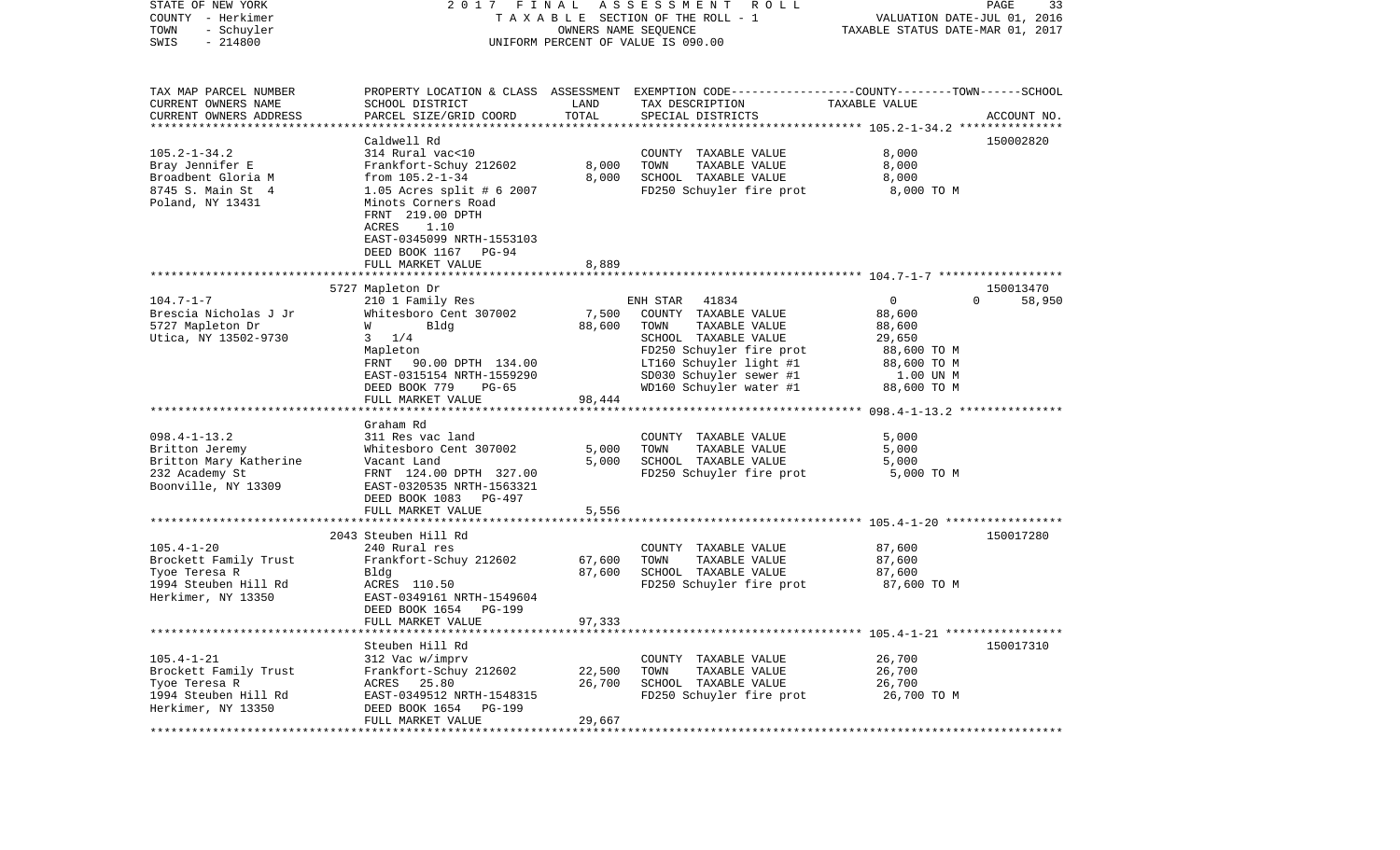STATE OF NEW YORK | COUNTY - Herkimer | TOWN - Schuyler | SWIS - 214800

2017 FINAL ASSESSMENT ROLL
TAXABLE SECTION OF THE ROLL - 1
OWNERS NAME SEQUENCE
UNIFORM PERCENT OF VALUE IS 090.00

VALUATION DATE-JUL 01, 2016
TAXABLE STATUS DATE-MAR 01, 2017

| TAX MAP PARCEL NUMBER / CURRENT OWNERS NAME / CURRENT OWNERS ADDRESS | PROPERTY LOCATION & CLASS / SCHOOL DISTRICT / PARCEL SIZE/GRID COORD | ASSESSMENT LAND / TOTAL | EXEMPTION CODE / TAX DESCRIPTION / SPECIAL DISTRICTS | COUNTY / TOWN / SCHOOL TAXABLE VALUE | ACCOUNT NO. |
|---|---|---|---|---|---|
| 105.2-1-34.2 | Caldwell Rd | | | | 150002820 |
| Bray Jennifer E | 314 Rural vac<10 | | COUNTY TAXABLE VALUE | 8,000 | |
| Broadbent Gloria M | Frankfort-Schuy 212602 | 8,000 | TOWN TAXABLE VALUE | 8,000 | |
| 8745 S. Main St 4 | from 105.2-1-34 | 8,000 | SCHOOL TAXABLE VALUE | 8,000 | |
| Poland, NY 13431 | 1.05 Acres split # 6 2007 | | FD250 Schuyler fire prot | 8,000 TO M | |
| | Minots Corners Road | | | | |
| | FRNT 219.00 DPTH | | | | |
| | ACRES 1.10 | | | | |
| | EAST-0345099 NRTH-1553103 | | | | |
| | DEED BOOK 1167 PG-94 | | | | |
| | FULL MARKET VALUE | 8,889 | | | |
| 104.7-1-7 | 5727 Mapleton Dr | | | | 150013470 |
| Brescia Nicholas J Jr | 210 1 Family Res | | ENH STAR 41834 | 0 0 58,950 | |
| 5727 Mapleton Dr | Whitesboro Cent 307002 | 7,500 | COUNTY TAXABLE VALUE | 88,600 | |
| Utica, NY 13502-9730 | W Bldg | 88,600 | TOWN TAXABLE VALUE | 88,600 | |
| | 3 1/4 | | SCHOOL TAXABLE VALUE | 29,650 | |
| | Mapleton | | FD250 Schuyler fire prot | 88,600 TO M | |
| | FRNT 90.00 DPTH 134.00 | | LT160 Schuyler light #1 | 88,600 TO M | |
| | EAST-0315154 NRTH-1559290 | | SD030 Schuyler sewer #1 | 1.00 UN M | |
| | DEED BOOK 779 PG-65 | | WD160 Schuyler water #1 | 88,600 TO M | |
| | FULL MARKET VALUE | 98,444 | | | |
| 098.4-1-13.2 | Graham Rd | | | | |
| Britton Jeremy | 311 Res vac land | | COUNTY TAXABLE VALUE | 5,000 | |
| Britton Mary Katherine | Whitesboro Cent 307002 | 5,000 | TOWN TAXABLE VALUE | 5,000 | |
| 232 Academy St | Vacant Land | 5,000 | SCHOOL TAXABLE VALUE | 5,000 | |
| Boonville, NY 13309 | FRNT 124.00 DPTH 327.00 | | FD250 Schuyler fire prot | 5,000 TO M | |
| | EAST-0320535 NRTH-1563321 | | | | |
| | DEED BOOK 1083 PG-497 | | | | |
| | FULL MARKET VALUE | 5,556 | | | |
| 105.4-1-20 | 2043 Steuben Hill Rd | | | | 150017280 |
| Brockett Family Trust | 240 Rural res | | COUNTY TAXABLE VALUE | 87,600 | |
| Tyoe Teresa R | Frankfort-Schuy 212602 | 67,600 | TOWN TAXABLE VALUE | 87,600 | |
| 1994 Steuben Hill Rd | Bldg | 87,600 | SCHOOL TAXABLE VALUE | 87,600 | |
| Herkimer, NY 13350 | ACRES 110.50 | | FD250 Schuyler fire prot | 87,600 TO M | |
| | EAST-0349161 NRTH-1549604 | | | | |
| | DEED BOOK 1654 PG-199 | | | | |
| | FULL MARKET VALUE | 97,333 | | | |
| 105.4-1-21 | Steuben Hill Rd | | | | 150017310 |
| Brockett Family Trust | 312 Vac w/imprv | | COUNTY TAXABLE VALUE | 26,700 | |
| Tyoe Teresa R | Frankfort-Schuy 212602 | 22,500 | TOWN TAXABLE VALUE | 26,700 | |
| 1994 Steuben Hill Rd | ACRES 25.80 | 26,700 | SCHOOL TAXABLE VALUE | 26,700 | |
| Herkimer, NY 13350 | EAST-0349512 NRTH-1548315 | | FD250 Schuyler fire prot | 26,700 TO M | |
| | DEED BOOK 1654 PG-199 | | | | |
| | FULL MARKET VALUE | 29,667 | | | |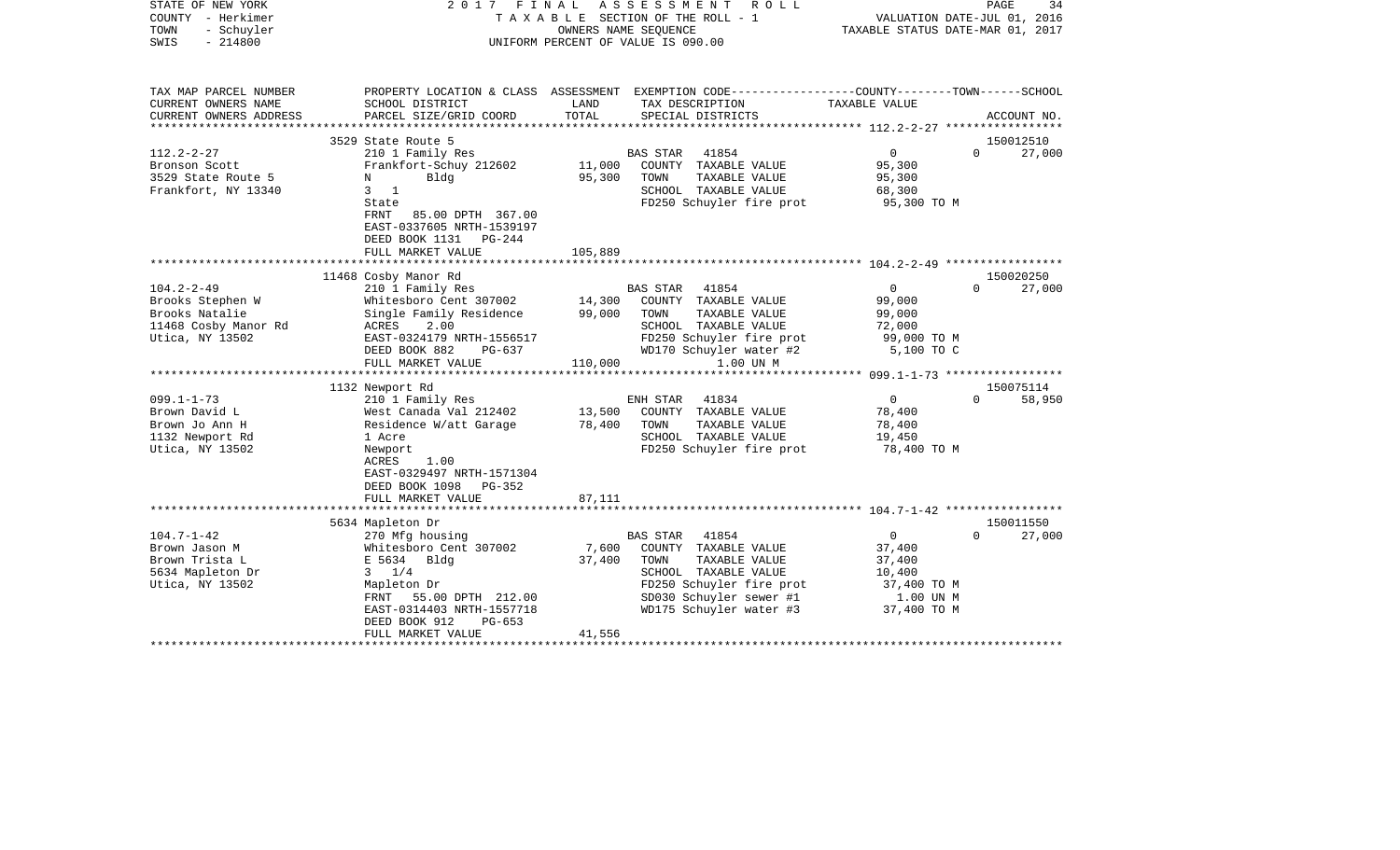STATE OF NEW YORK — 2017 FINAL ASSESSMENT ROLL
COUNTY - Herkimer — TAXABLE SECTION OF THE ROLL - 1 — VALUATION DATE-JUL 01, 2016
TOWN - Schuyler — OWNERS NAME SEQUENCE — TAXABLE STATUS DATE-MAR 01, 2017
SWIS - 214800 — UNIFORM PERCENT OF VALUE IS 090.00

| TAX MAP PARCEL NUMBER / CURRENT OWNERS NAME / CURRENT OWNERS ADDRESS | PROPERTY LOCATION & CLASS / SCHOOL DISTRICT / PARCEL SIZE/GRID COORD | ASSESSMENT LAND | TOTAL | EXEMPTION CODE / TAX DESCRIPTION / SPECIAL DISTRICTS | COUNTY / TOWN / SCHOOL TAXABLE VALUE | ACCOUNT NO. |
|---|---|---|---|---|---|---|
| 112.2-2-27 | 3529 State Route 5 | | | | | 150012510 |
| | 210 1 Family Res | | | BAS STAR 41854 | 0 0 | 27,000 |
| Bronson Scott | Frankfort-Schuy 212602 | 11,000 | | COUNTY TAXABLE VALUE | 95,300 | |
| 3529 State Route 5 | N Bldg | | 95,300 | TOWN TAXABLE VALUE | 95,300 | |
| Frankfort, NY 13340 | 3 1 | | | SCHOOL TAXABLE VALUE | 68,300 | |
| | State | | | FD250 Schuyler fire prot | 95,300 TO M | |
| | FRNT 85.00 DPTH 367.00 | | | | | |
| | EAST-0337605 NRTH-1539197 | | | | | |
| | DEED BOOK 1131 PG-244 | | | | | |
| | FULL MARKET VALUE | | 105,889 | | | |
| 104.2-2-49 | 11468 Cosby Manor Rd | | | | | 150020250 |
| | 210 1 Family Res | | | BAS STAR 41854 | 0 0 | 27,000 |
| Brooks Stephen W | Whitesboro Cent 307002 | 14,300 | | COUNTY TAXABLE VALUE | 99,000 | |
| Brooks Natalie | Single Family Residence | | 99,000 | TOWN TAXABLE VALUE | 99,000 | |
| 11468 Cosby Manor Rd | ACRES 2.00 | | | SCHOOL TAXABLE VALUE | 72,000 | |
| Utica, NY 13502 | EAST-0324179 NRTH-1556517 | | | FD250 Schuyler fire prot | 99,000 TO M | |
| | DEED BOOK 882 PG-637 | | | WD170 Schuyler water #2 | 5,100 TO C | |
| | FULL MARKET VALUE | | 110,000 | 1.00 UN M | | |
| 099.1-1-73 | 1132 Newport Rd | | | | | 150075114 |
| | 210 1 Family Res | | | ENH STAR 41834 | 0 0 | 58,950 |
| Brown David L | West Canada Val 212402 | 13,500 | | COUNTY TAXABLE VALUE | 78,400 | |
| Brown Jo Ann H | Residence W/att Garage | | 78,400 | TOWN TAXABLE VALUE | 78,400 | |
| 1132 Newport Rd | 1 Acre | | | SCHOOL TAXABLE VALUE | 19,450 | |
| Utica, NY 13502 | Newport | | | FD250 Schuyler fire prot | 78,400 TO M | |
| | ACRES 1.00 | | | | | |
| | EAST-0329497 NRTH-1571304 | | | | | |
| | DEED BOOK 1098 PG-352 | | | | | |
| | FULL MARKET VALUE | | 87,111 | | | |
| 104.7-1-42 | 5634 Mapleton Dr | | | | | 150011550 |
| | 270 Mfg housing | | | BAS STAR 41854 | 0 0 | 27,000 |
| Brown Jason M | Whitesboro Cent 307002 | 7,600 | | COUNTY TAXABLE VALUE | 37,400 | |
| Brown Trista L | E 5634 Bldg | | 37,400 | TOWN TAXABLE VALUE | 37,400 | |
| 5634 Mapleton Dr | 3 1/4 | | | SCHOOL TAXABLE VALUE | 10,400 | |
| Utica, NY 13502 | Mapleton Dr | | | FD250 Schuyler fire prot | 37,400 TO M | |
| | FRNT 55.00 DPTH 212.00 | | | SD030 Schuyler sewer #1 | 1.00 UN M | |
| | EAST-0314403 NRTH-1557718 | | | WD175 Schuyler water #3 | 37,400 TO M | |
| | DEED BOOK 912 PG-653 | | | | | |
| | FULL MARKET VALUE | | 41,556 | | | |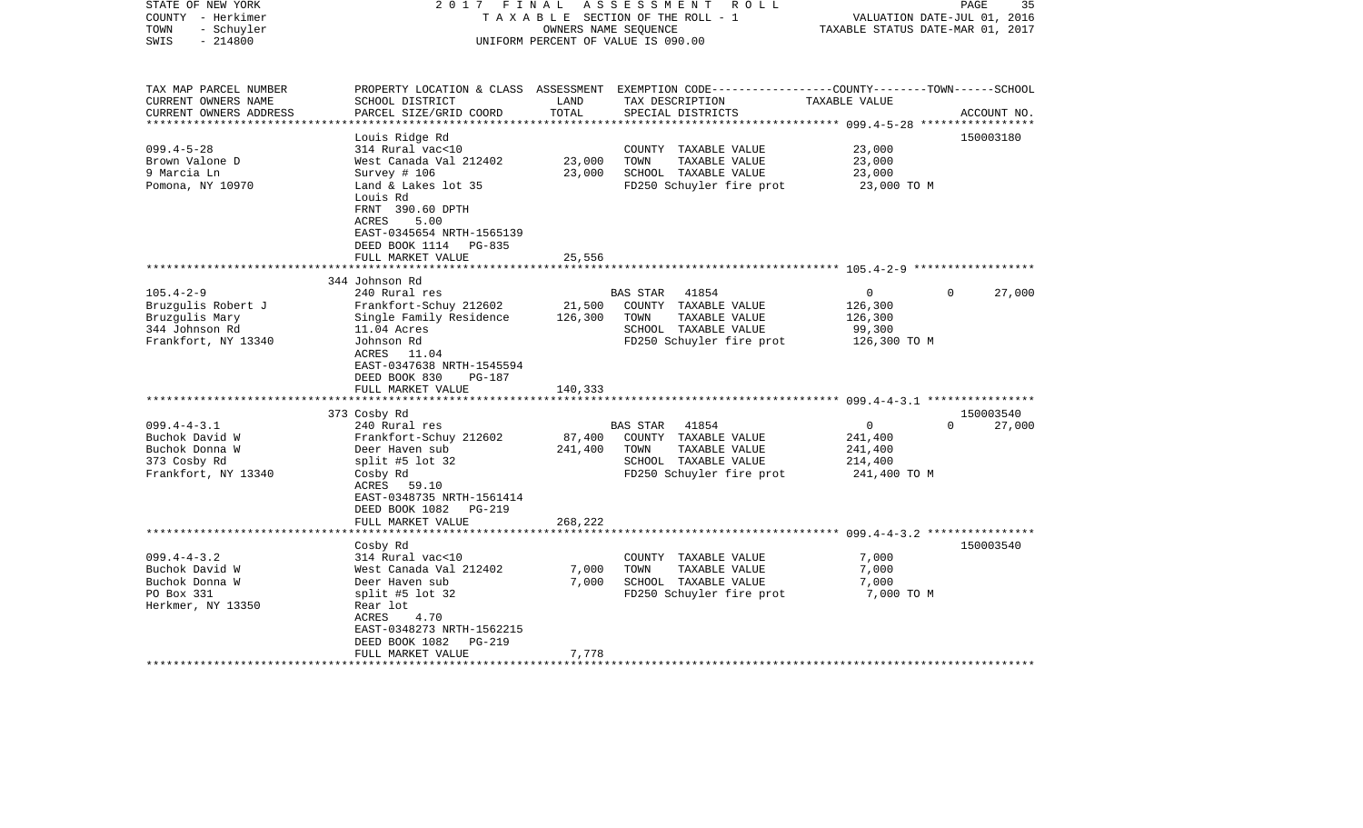STATE OF NEW YORK
COUNTY - Herkimer
TOWN - Schuyler
SWIS - 214800

2017 FINAL ASSESSMENT ROLL
TAXABLE SECTION OF THE ROLL - 1
OWNERS NAME SEQUENCE
UNIFORM PERCENT OF VALUE IS 090.00

VALUATION DATE-JUL 01, 2016
TAXABLE STATUS DATE-MAR 01, 2017

| TAX MAP PARCEL NUMBER / CURRENT OWNERS NAME / CURRENT OWNERS ADDRESS | PROPERTY LOCATION & CLASS / SCHOOL DISTRICT / PARCEL SIZE/GRID COORD | ASSESSMENT LAND | TOTAL | EXEMPTION CODE / TAX DESCRIPTION / SPECIAL DISTRICTS | COUNTY | TOWN | SCHOOL | ACCOUNT NO. |
|---|---|---|---|---|---|---|---|---|
| 099.4-5-28 | Louis Ridge Rd | | | | | | | 150003180 |
| Brown Valone D | 314 Rural vac<10 | | | COUNTY TAXABLE VALUE | 23,000 | | | |
| 9 Marcia Ln | West Canada Val 212402 | 23,000 | 23,000 | TOWN TAXABLE VALUE | | 23,000 | | |
| Pomona, NY 10970 | Survey # 106 | | | SCHOOL TAXABLE VALUE | | | 23,000 | |
| | Land & Lakes lot 35 | | | FD250 Schuyler fire prot | 23,000 TO M | | | |
| | Louis Rd | | | | | | | |
| | FRNT 390.60 DPTH | | | | | | | |
| | ACRES 5.00 | | | | | | | |
| | EAST-0345654 NRTH-1565139 | | | | | | | |
| | DEED BOOK 1114 PG-835 | | | | | | | |
| | FULL MARKET VALUE | 25,556 | | | | | | |
| 105.4-2-9 | 344 Johnson Rd | | | | | | | |
| Bruzgulis Robert J | 240 Rural res | | | BAS STAR 41854 | 0 | 0 | 27,000 | |
| Bruzgulis Mary | Frankfort-Schuy 212602 | 21,500 | 126,300 | COUNTY TAXABLE VALUE | 126,300 | | | |
| 344 Johnson Rd | Single Family Residence | | | TOWN TAXABLE VALUE | | 126,300 | | |
| Frankfort, NY 13340 | 11.04 Acres | | | SCHOOL TAXABLE VALUE | | | 99,300 | |
| | Johnson Rd | | | FD250 Schuyler fire prot | 126,300 TO M | | | |
| | ACRES 11.04 | | | | | | | |
| | EAST-0347638 NRTH-1545594 | | | | | | | |
| | DEED BOOK 830 PG-187 | | | | | | | |
| | FULL MARKET VALUE | 140,333 | | | | | | |
| 099.4-4-3.1 | 373 Cosby Rd | | | | | | | 150003540 |
| Buchok David W | 240 Rural res | | | BAS STAR 41854 | 0 | 0 | 27,000 | |
| Buchok Donna W | Frankfort-Schuy 212602 | 87,400 | 241,400 | COUNTY TAXABLE VALUE | 241,400 | | | |
| 373 Cosby Rd | Deer Haven sub | | | TOWN TAXABLE VALUE | | 241,400 | | |
| Frankfort, NY 13340 | split #5 lot 32 | | | SCHOOL TAXABLE VALUE | | | 214,400 | |
| | Cosby Rd | | | FD250 Schuyler fire prot | 241,400 TO M | | | |
| | ACRES 59.10 | | | | | | | |
| | EAST-0348735 NRTH-1561414 | | | | | | | |
| | DEED BOOK 1082 PG-219 | | | | | | | |
| | FULL MARKET VALUE | 268,222 | | | | | | |
| 099.4-4-3.2 | Cosby Rd | | | | | | | 150003540 |
| Buchok David W | 314 Rural vac<10 | | | COUNTY TAXABLE VALUE | 7,000 | | | |
| Buchok Donna W | West Canada Val 212402 | 7,000 | 7,000 | TOWN TAXABLE VALUE | | 7,000 | | |
| PO Box 331 | Deer Haven sub | | | SCHOOL TAXABLE VALUE | | | 7,000 | |
| Herkmer, NY 13350 | split #5 lot 32 | | | FD250 Schuyler fire prot | 7,000 TO M | | | |
| | Rear lot | | | | | | | |
| | ACRES 4.70 | | | | | | | |
| | EAST-0348273 NRTH-1562215 | | | | | | | |
| | DEED BOOK 1082 PG-219 | | | | | | | |
| | FULL MARKET VALUE | 7,778 | | | | | | |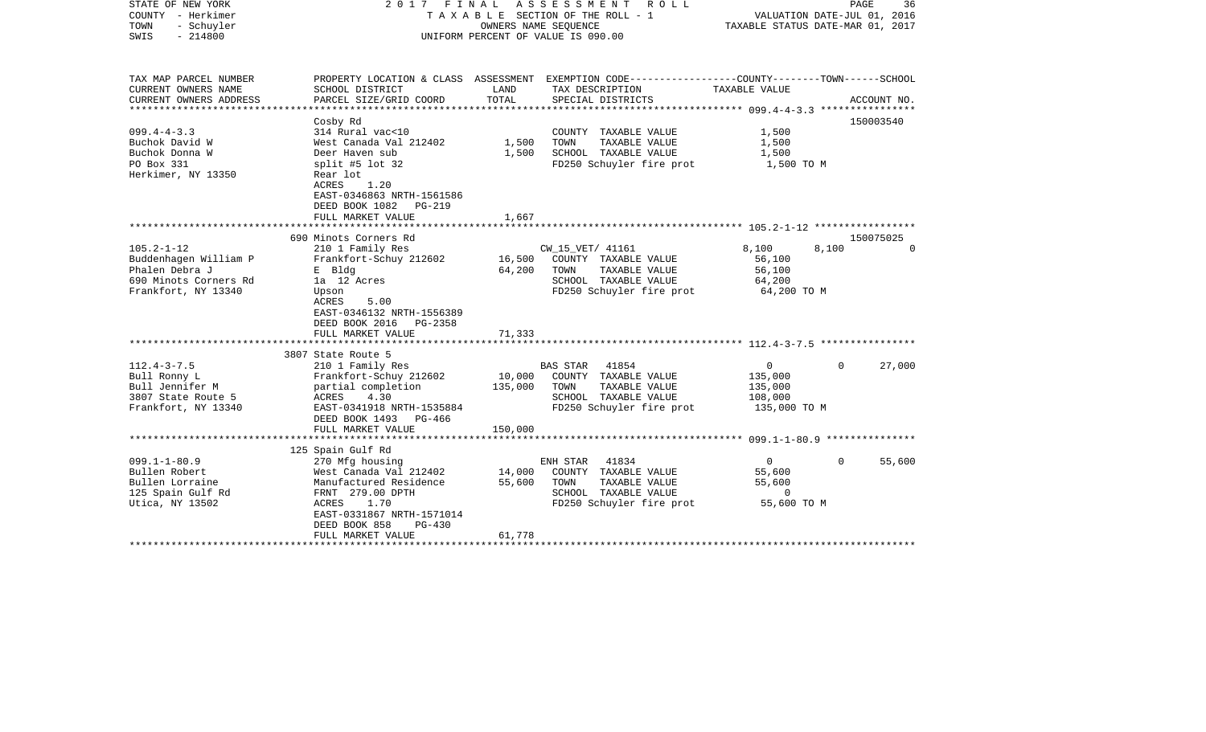STATE OF NEW YORK | 2017 FINAL ASSESSMENT ROLL
COUNTY - Herkimer | TAXABLE SECTION OF THE ROLL - 1 | VALUATION DATE-JUL 01, 2016
TOWN - Schuyler | OWNERS NAME SEQUENCE | TAXABLE STATUS DATE-MAR 01, 2017
SWIS - 214800 | UNIFORM PERCENT OF VALUE IS 090.00

| TAX MAP PARCEL NUMBER / CURRENT OWNERS NAME / CURRENT OWNERS ADDRESS | PROPERTY LOCATION & CLASS / SCHOOL DISTRICT / PARCEL SIZE/GRID COORD | ASSESSMENT LAND / TOTAL | EXEMPTION CODE / TAX DESCRIPTION / SPECIAL DISTRICTS | COUNTY | TOWN | SCHOOL | TAXABLE VALUE / ACCOUNT NO. |
|---|---|---|---|---|---|---|---|
| **099.4-4-3.3** | Cosby Rd | | | | | | 150003540 |
| Buchok David W | 314 Rural vac<10 | | COUNTY TAXABLE VALUE | 1,500 | | | |
| Buchok Donna W | West Canada Val 212402 | 1,500 | TOWN TAXABLE VALUE | | 1,500 | | |
| PO Box 331 | Deer Haven sub | 1,500 | SCHOOL TAXABLE VALUE | | | 1,500 | |
| Herkimer, NY 13350 | split #5 lot 32 | | FD250 Schuyler fire prot | | | | 1,500 TO M |
| | Rear lot | | | | | | |
| | ACRES 1.20 | | | | | | |
| | EAST-0346863 NRTH-1561586 | | | | | | |
| | DEED BOOK 1082 PG-219 | | | | | | |
| | FULL MARKET VALUE | 1,667 | | | | | |
| **105.2-1-12** | 690 Minots Corners Rd | | | | | | 150075025 |
| Buddenhagen William P | 210 1 Family Res | | CW_15_VET/ 41161 | 8,100 | 8,100 | 0 | |
| Phalen Debra J | Frankfort-Schuy 212602 | 16,500 | COUNTY TAXABLE VALUE | 56,100 | | | |
| 690 Minots Corners Rd | E Bldg | 64,200 | TOWN TAXABLE VALUE | | 56,100 | | |
| Frankfort, NY 13340 | 1a 12 Acres | | SCHOOL TAXABLE VALUE | | | 64,200 | |
| | Upson | | FD250 Schuyler fire prot | | | | 64,200 TO M |
| | ACRES 5.00 | | | | | | |
| | EAST-0346132 NRTH-1556389 | | | | | | |
| | DEED BOOK 2016 PG-2358 | | | | | | |
| | FULL MARKET VALUE | 71,333 | | | | | |
| **112.4-3-7.5** | 3807 State Route 5 | | | | | | |
| Bull Ronny L | 210 1 Family Res | | BAS STAR 41854 | 0 | 0 | 27,000 | |
| Bull Jennifer M | Frankfort-Schuy 212602 | 10,000 | COUNTY TAXABLE VALUE | 135,000 | | | |
| 3807 State Route 5 | partial completion | 135,000 | TOWN TAXABLE VALUE | | 135,000 | | |
| Frankfort, NY 13340 | ACRES 4.30 | | SCHOOL TAXABLE VALUE | | | 108,000 | |
| | EAST-0341918 NRTH-1535884 | | FD250 Schuyler fire prot | | | | 135,000 TO M |
| | DEED BOOK 1493 PG-466 | | | | | | |
| | FULL MARKET VALUE | 150,000 | | | | | |
| **099.1-1-80.9** | 125 Spain Gulf Rd | | | | | | |
| Bullen Robert | 270 Mfg housing | | ENH STAR 41834 | 0 | 0 | 55,600 | |
| Bullen Lorraine | West Canada Val 212402 | 14,000 | COUNTY TAXABLE VALUE | 55,600 | | | |
| 125 Spain Gulf Rd | Manufactured Residence | 55,600 | TOWN TAXABLE VALUE | | 55,600 | | |
| Utica, NY 13502 | FRNT 279.00 DPTH | | SCHOOL TAXABLE VALUE | | | 0 | |
| | ACRES 1.70 | | FD250 Schuyler fire prot | | | | 55,600 TO M |
| | EAST-0331867 NRTH-1571014 | | | | | | |
| | DEED BOOK 858 PG-430 | | | | | | |
| | FULL MARKET VALUE | 61,778 | | | | | |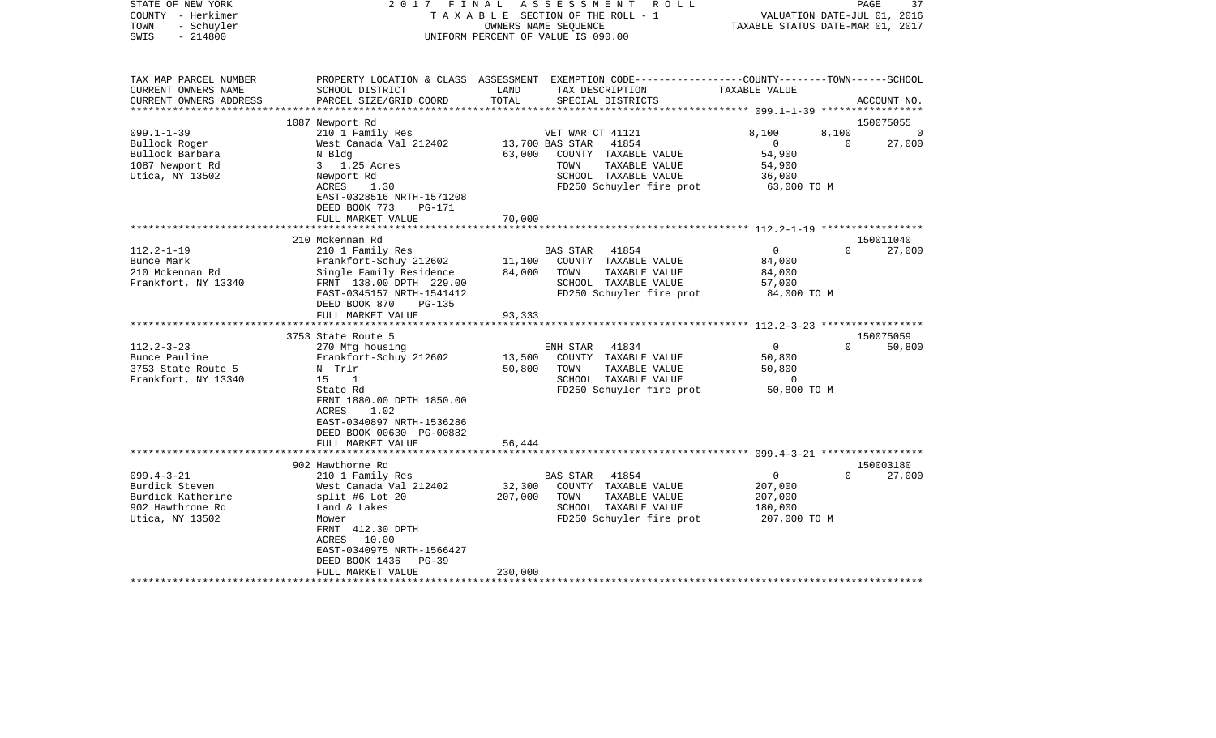STATE OF NEW YORK &nbsp;&nbsp;&nbsp;&nbsp; 2017 FINAL ASSESSMENT ROLL
COUNTY - Herkimer &nbsp;&nbsp;&nbsp;&nbsp; TAXABLE SECTION OF THE ROLL - 1 &nbsp;&nbsp;&nbsp;&nbsp; VALUATION DATE-JUL 01, 2016
TOWN - Schuyler &nbsp;&nbsp;&nbsp;&nbsp; OWNERS NAME SEQUENCE &nbsp;&nbsp;&nbsp;&nbsp; TAXABLE STATUS DATE-MAR 01, 2017
SWIS - 214800 &nbsp;&nbsp;&nbsp;&nbsp; UNIFORM PERCENT OF VALUE IS 090.00

| TAX MAP PARCEL NUMBER<br>CURRENT OWNERS NAME<br>CURRENT OWNERS ADDRESS | PROPERTY LOCATION & CLASS<br>SCHOOL DISTRICT<br>PARCEL SIZE/GRID COORD | ASSESSMENT<br>LAND<br>TOTAL | EXEMPTION CODE-----COUNTY-----TOWN-----SCHOOL<br>TAX DESCRIPTION<br>SPECIAL DISTRICTS | TAXABLE VALUE | | ACCOUNT NO. |
|---|---|---|---|---|---|---|
| | 1087 Newport Rd | | | | | 150075055 |
| 099.1-1-39 | 210 1 Family Res | | VET WAR CT 41121 | 8,100 | 8,100 | 0 |
| Bullock Roger | West Canada Val 212402 | 13,700 | BAS STAR 41854 | 0 | 0 | 27,000 |
| Bullock Barbara | N Bldg | 63,000 | COUNTY TAXABLE VALUE | 54,900 | | |
| 1087 Newport Rd | 3 1.25 Acres | | TOWN TAXABLE VALUE | 54,900 | | |
| Utica, NY 13502 | Newport Rd | | SCHOOL TAXABLE VALUE | 36,000 | | |
| | ACRES 1.30 | | FD250 Schuyler fire prot | 63,000 TO M | | |
| | EAST-0328516 NRTH-1571208 | | | | | |
| | DEED BOOK 773 PG-171 | | | | | |
| | FULL MARKET VALUE | 70,000 | | | | |
| | 210 Mckennan Rd | | | | | 150011040 |
| 112.2-1-19 | 210 1 Family Res | | BAS STAR 41854 | 0 | 0 | 27,000 |
| Bunce Mark | Frankfort-Schuy 212602 | 11,100 | COUNTY TAXABLE VALUE | 84,000 | | |
| 210 Mckennan Rd | Single Family Residence | 84,000 | TOWN TAXABLE VALUE | 84,000 | | |
| Frankfort, NY 13340 | FRNT 138.00 DPTH 229.00 | | SCHOOL TAXABLE VALUE | 57,000 | | |
| | EAST-0345157 NRTH-1541412 | | FD250 Schuyler fire prot | 84,000 TO M | | |
| | DEED BOOK 870 PG-135 | | | | | |
| | FULL MARKET VALUE | 93,333 | | | | |
| | 3753 State Route 5 | | | | | 150075059 |
| 112.2-3-23 | 270 Mfg housing | | ENH STAR 41834 | 0 | 0 | 50,800 |
| Bunce Pauline | Frankfort-Schuy 212602 | 13,500 | COUNTY TAXABLE VALUE | 50,800 | | |
| 3753 State Route 5 | N Trlr | 50,800 | TOWN TAXABLE VALUE | 50,800 | | |
| Frankfort, NY 13340 | 15 1 | | SCHOOL TAXABLE VALUE | 0 | | |
| | State Rd | | FD250 Schuyler fire prot | 50,800 TO M | | |
| | FRNT 1880.00 DPTH 1850.00 | | | | | |
| | ACRES 1.02 | | | | | |
| | EAST-0340897 NRTH-1536286 | | | | | |
| | DEED BOOK 00630 PG-00882 | | | | | |
| | FULL MARKET VALUE | 56,444 | | | | |
| | 902 Hawthorne Rd | | | | | 150003180 |
| 099.4-3-21 | 210 1 Family Res | | BAS STAR 41854 | 0 | 0 | 27,000 |
| Burdick Steven | West Canada Val 212402 | 32,300 | COUNTY TAXABLE VALUE | 207,000 | | |
| Burdick Katherine | split #6 Lot 20 | 207,000 | TOWN TAXABLE VALUE | 207,000 | | |
| 902 Hawthrone Rd | Land & Lakes | | SCHOOL TAXABLE VALUE | 180,000 | | |
| Utica, NY 13502 | Mower | | FD250 Schuyler fire prot | 207,000 TO M | | |
| | FRNT 412.30 DPTH | | | | | |
| | ACRES 10.00 | | | | | |
| | EAST-0340975 NRTH-1566427 | | | | | |
| | DEED BOOK 1436 PG-39 | | | | | |
| | FULL MARKET VALUE | 230,000 | | | | |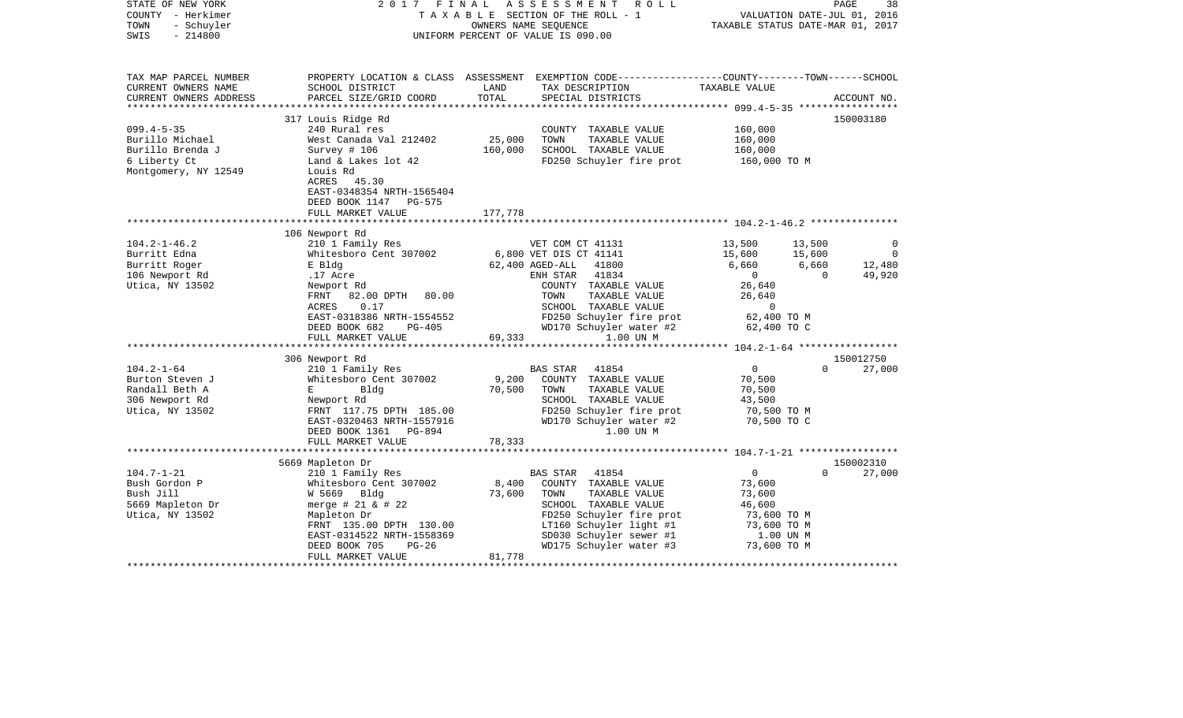STATE OF NEW YORK                    2017 FINAL ASSESSMENT ROLL
COUNTY - Herkimer                    TAXABLE SECTION OF THE ROLL - 1                    VALUATION DATE-JUL 01, 2016
TOWN - Schuyler                      OWNERS NAME SEQUENCE                               TAXABLE STATUS DATE-MAR 01, 2017
SWIS - 214800                        UNIFORM PERCENT OF VALUE IS 090.00

| TAX MAP PARCEL NUMBER / CURRENT OWNERS NAME / CURRENT OWNERS ADDRESS | PROPERTY LOCATION & CLASS / SCHOOL DISTRICT / PARCEL SIZE/GRID COORD | ASSESSMENT LAND | TOTAL | EXEMPTION CODE / TAX DESCRIPTION / SPECIAL DISTRICTS | COUNTY TAXABLE VALUE | TOWN | SCHOOL | ACCOUNT NO. |
|---|---|---|---|---|---|---|---|---|
| | 317 Louis Ridge Rd | | | | | | | 150003180 |
| 099.4-5-35 | 240 Rural res | | | COUNTY TAXABLE VALUE | 160,000 | | | |
| Burillo Michael | West Canada Val 212402 | 25,000 | | TOWN TAXABLE VALUE | 160,000 | | | |
| Burillo Brenda J | Survey # 106 | | 160,000 | SCHOOL TAXABLE VALUE | 160,000 | | | |
| 6 Liberty Ct | Land & Lakes lot 42 | | | FD250 Schuyler fire prot | 160,000 TO M | | | |
| Montgomery, NY 12549 | Louis Rd | | | | | | | |
| | ACRES 45.30 | | | | | | | |
| | EAST-0348354 NRTH-1565404 | | | | | | | |
| | DEED BOOK 1147 PG-575 | | | | | | | |
| | FULL MARKET VALUE | | 177,778 | | | | | |
| | 106 Newport Rd | | | | | | | |
| 104.2-1-46.2 | 210 1 Family Res | | | VET COM CT 41131 | 13,500 | 13,500 | 0 | |
| Burritt Edna | Whitesboro Cent 307002 | 6,800 | | VET DIS CT 41141 | 15,600 | 15,600 | 0 | |
| Burritt Roger | E Bldg | | 62,400 | AGED-ALL 41800 | 6,660 | 6,660 | 12,480 | |
| 106 Newport Rd | .17 Acre | | | ENH STAR 41834 | 0 | 0 | 49,920 | |
| Utica, NY 13502 | Newport Rd | | | COUNTY TAXABLE VALUE | 26,640 | | | |
| | FRNT 82.00 DPTH 80.00 | | | TOWN TAXABLE VALUE | 26,640 | | | |
| | ACRES 0.17 | | | SCHOOL TAXABLE VALUE | 0 | | | |
| | EAST-0318386 NRTH-1554552 | | | FD250 Schuyler fire prot | 62,400 TO M | | | |
| | DEED BOOK 682 PG-405 | | | WD170 Schuyler water #2 | 62,400 TO C | | | |
| | FULL MARKET VALUE | | 69,333 | 1.00 UN M | | | | |
| | 306 Newport Rd | | | | | | | 150012750 |
| 104.2-1-64 | 210 1 Family Res | | | BAS STAR 41854 | 0 | 0 | 27,000 | |
| Burton Steven J | Whitesboro Cent 307002 | 9,200 | | COUNTY TAXABLE VALUE | 70,500 | | | |
| Randall Beth A | E Bldg | | 70,500 | TOWN TAXABLE VALUE | 70,500 | | | |
| 306 Newport Rd | Newport Rd | | | SCHOOL TAXABLE VALUE | 43,500 | | | |
| Utica, NY 13502 | FRNT 117.75 DPTH 185.00 | | | FD250 Schuyler fire prot | 70,500 TO M | | | |
| | EAST-0320463 NRTH-1557916 | | | WD170 Schuyler water #2 | 70,500 TO C | | | |
| | DEED BOOK 1361 PG-894 | | | 1.00 UN M | | | | |
| | FULL MARKET VALUE | | 78,333 | | | | | |
| | 5669 Mapleton Dr | | | | | | | 150002310 |
| 104.7-1-21 | 210 1 Family Res | | | BAS STAR 41854 | 0 | 0 | 27,000 | |
| Bush Gordon P | Whitesboro Cent 307002 | 8,400 | | COUNTY TAXABLE VALUE | 73,600 | | | |
| Bush Jill | W 5669 Bldg | | 73,600 | TOWN TAXABLE VALUE | 73,600 | | | |
| 5669 Mapleton Dr | merge # 21 & # 22 | | | SCHOOL TAXABLE VALUE | 46,600 | | | |
| Utica, NY 13502 | Mapleton Dr | | | FD250 Schuyler fire prot | 73,600 TO M | | | |
| | FRNT 135.00 DPTH 130.00 | | | LT160 Schuyler light #1 | 73,600 TO M | | | |
| | EAST-0314522 NRTH-1558369 | | | SD030 Schuyler sewer #1 | 1.00 UN M | | | |
| | DEED BOOK 705 PG-26 | | | WD175 Schuyler water #3 | 73,600 TO M | | | |
| | FULL MARKET VALUE | | 81,778 | | | | | |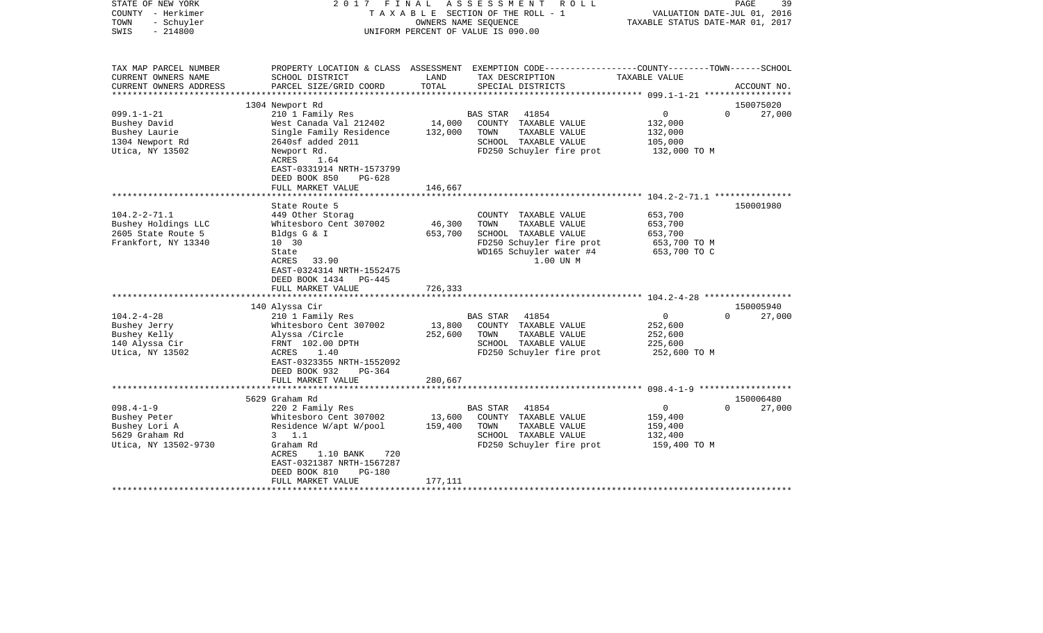STATE OF NEW YORK 2017 FINAL ASSESSMENT ROLL
COUNTY - Herkimer TAXABLE SECTION OF THE ROLL - 1 VALUATION DATE-JUL 01, 2016
TOWN - Schuyler OWNERS NAME SEQUENCE TAXABLE STATUS DATE-MAR 01, 2017
SWIS - 214800 UNIFORM PERCENT OF VALUE IS 090.00

| TAX MAP PARCEL NUMBER<br>CURRENT OWNERS NAME<br>CURRENT OWNERS ADDRESS | PROPERTY LOCATION & CLASS<br>SCHOOL DISTRICT<br>PARCEL SIZE/GRID COORD | ASSESSMENT<br>LAND<br>TOTAL | EXEMPTION CODE-----COUNTY-----TOWN------SCHOOL<br>TAX DESCRIPTION<br>SPECIAL DISTRICTS | TAXABLE VALUE | ACCOUNT NO. |
|---|---|---|---|---|---|
| | 1304 Newport Rd | | | | 150075020 |
| 099.1-1-21 | 210 1 Family Res | | BAS STAR 41854 | 0 0 | 27,000 |
| Bushey David | West Canada Val 212402 | 14,000 | COUNTY TAXABLE VALUE | 132,000 | |
| Bushey Laurie | Single Family Residence | 132,000 | TOWN TAXABLE VALUE | 132,000 | |
| 1304 Newport Rd | 2640sf added 2011 | | SCHOOL TAXABLE VALUE | 105,000 | |
| Utica, NY 13502 | Newport Rd. | | FD250 Schuyler fire prot | 132,000 TO M | |
| | ACRES 1.64 | | | | |
| | EAST-0331914 NRTH-1573799 | | | | |
| | DEED BOOK 850 PG-628 | | | | |
| | FULL MARKET VALUE | 146,667 | | | |
| | State Route 5 | | | | 150001980 |
| 104.2-2-71.1 | 449 Other Storag | | COUNTY TAXABLE VALUE | 653,700 | |
| Bushey Holdings LLC | Whitesboro Cent 307002 | 46,300 | TOWN TAXABLE VALUE | 653,700 | |
| 2605 State Route 5 | Bldgs G & I | 653,700 | SCHOOL TAXABLE VALUE | 653,700 | |
| Frankfort, NY 13340 | 10 30 | | FD250 Schuyler fire prot | 653,700 TO M | |
| | State | | WD165 Schuyler water #4 | 653,700 TO C | |
| | ACRES 33.90 | | 1.00 UN M | | |
| | EAST-0324314 NRTH-1552475 | | | | |
| | DEED BOOK 1434 PG-445 | | | | |
| | FULL MARKET VALUE | 726,333 | | | |
| | 140 Alyssa Cir | | | | 150005940 |
| 104.2-4-28 | 210 1 Family Res | | BAS STAR 41854 | 0 0 | 27,000 |
| Bushey Jerry | Whitesboro Cent 307002 | 13,800 | COUNTY TAXABLE VALUE | 252,600 | |
| Bushey Kelly | Alyssa /Circle | 252,600 | TOWN TAXABLE VALUE | 252,600 | |
| 140 Alyssa Cir | FRNT 102.00 DPTH | | SCHOOL TAXABLE VALUE | 225,600 | |
| Utica, NY 13502 | ACRES 1.40 | | FD250 Schuyler fire prot | 252,600 TO M | |
| | EAST-0323355 NRTH-1552092 | | | | |
| | DEED BOOK 932 PG-364 | | | | |
| | FULL MARKET VALUE | 280,667 | | | |
| | 5629 Graham Rd | | | | 150006480 |
| 098.4-1-9 | 220 2 Family Res | | BAS STAR 41854 | 0 0 | 27,000 |
| Bushey Peter | Whitesboro Cent 307002 | 13,600 | COUNTY TAXABLE VALUE | 159,400 | |
| Bushey Lori A | Residence W/apt W/pool | 159,400 | TOWN TAXABLE VALUE | 159,400 | |
| 5629 Graham Rd | 3 1.1 | | SCHOOL TAXABLE VALUE | 132,400 | |
| Utica, NY 13502-9730 | Graham Rd | | FD250 Schuyler fire prot | 159,400 TO M | |
| | ACRES 1.10 BANK 720 | | | | |
| | EAST-0321387 NRTH-1567287 | | | | |
| | DEED BOOK 810 PG-180 | | | | |
| | FULL MARKET VALUE | 177,111 | | | |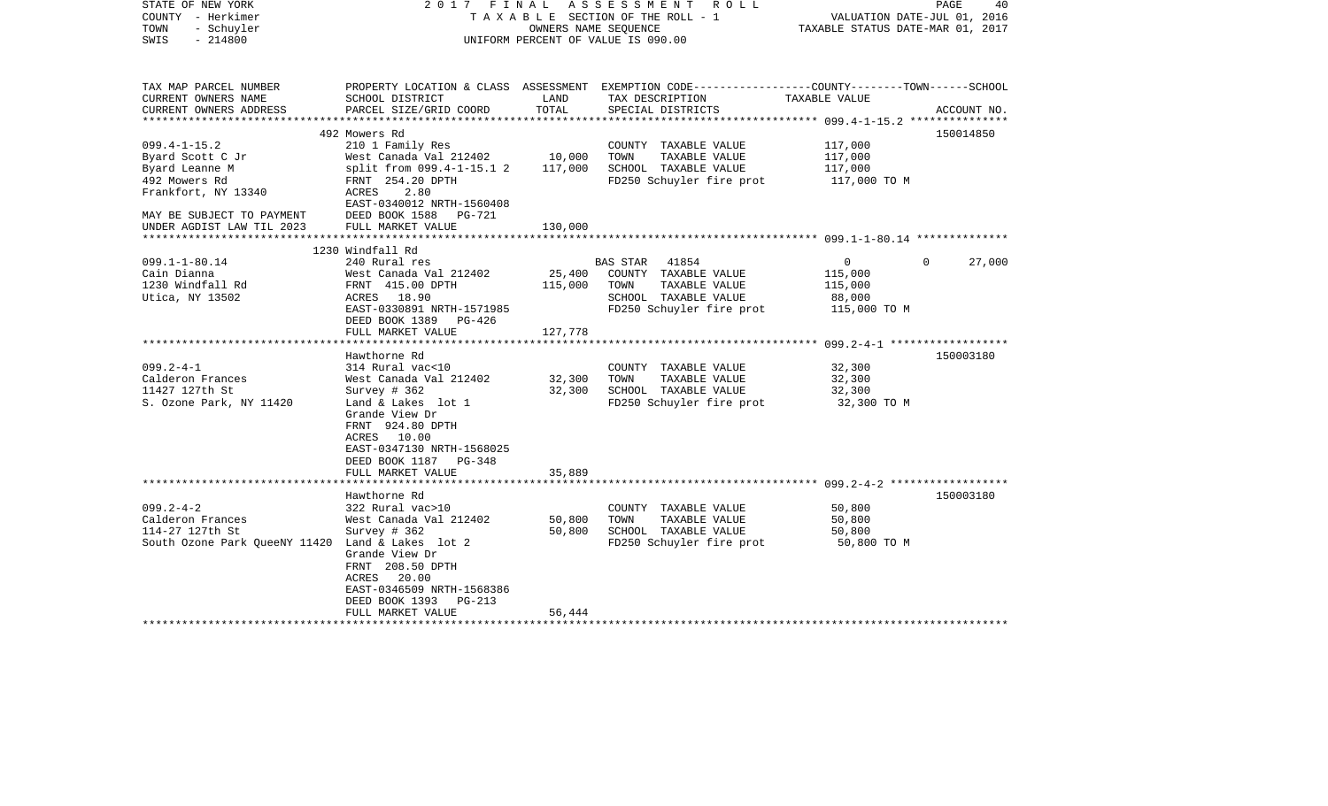STATE OF NEW YORK | 2017 FINAL ASSESSMENT ROLL | VALUATION DATE-JUL 01, 2016
COUNTY - Herkimer | TAXABLE SECTION OF THE ROLL - 1 | TAXABLE STATUS DATE-MAR 01, 2017
TOWN - Schuyler | OWNERS NAME SEQUENCE
SWIS - 214800 | UNIFORM PERCENT OF VALUE IS 090.00

```
TAX MAP PARCEL NUMBER          PROPERTY LOCATION & CLASS  ASSESSMENT  EXEMPTION CODE-----------------COUNTY--------TOWN------SCHOOL
CURRENT OWNERS NAME            SCHOOL DISTRICT               LAND      TAX DESCRIPTION                  TAXABLE VALUE
CURRENT OWNERS ADDRESS         PARCEL SIZE/GRID COORD        TOTAL     SPECIAL DISTRICTS                                      ACCOUNT NO.
******************************************************************************************************* 099.4-1-15.2 ***************
                               492 Mowers Rd                                                                                  150014850
099.4-1-15.2                   210 1 Family Res                         COUNTY  TAXABLE VALUE             117,000
Byard Scott C Jr               West Canada Val 212402        10,000    TOWN    TAXABLE VALUE             117,000
Byard Leanne M                 split from 099.4-1-15.1 2    117,000    SCHOOL  TAXABLE VALUE             117,000
492 Mowers Rd                  FRNT  254.20 DPTH                        FD250 Schuyler fire prot          117,000 TO M
Frankfort, NY 13340            ACRES    2.80
                               EAST-0340012 NRTH-1560408
MAY BE SUBJECT TO PAYMENT      DEED BOOK 1588   PG-721
UNDER AGDIST LAW TIL 2023      FULL MARKET VALUE            130,000
******************************************************************************************************* 099.1-1-80.14 **************
                               1230 Windfall Rd
099.1-1-80.14                  240 Rural res                            BAS STAR  41854                         0          0     27,000
Cain Dianna                    West Canada Val 212402        25,400    COUNTY  TAXABLE VALUE             115,000
1230 Windfall Rd               FRNT  415.00 DPTH            115,000    TOWN    TAXABLE VALUE             115,000
Utica, NY 13502                ACRES   18.90                            SCHOOL  TAXABLE VALUE              88,000
                               EAST-0330891 NRTH-1571985                FD250 Schuyler fire prot          115,000 TO M
                               DEED BOOK 1389   PG-426
                               FULL MARKET VALUE            127,778
******************************************************************************************************* 099.2-4-1 ******************
                               Hawthorne Rd                                                                                   150003180
099.2-4-1                      314 Rural vac<10                         COUNTY  TAXABLE VALUE              32,300
Calderon Frances               West Canada Val 212402        32,300    TOWN    TAXABLE VALUE              32,300
11427 127th St                 Survey # 362                  32,300    SCHOOL  TAXABLE VALUE              32,300
S. Ozone Park, NY 11420        Land & Lakes  lot 1                      FD250 Schuyler fire prot           32,300 TO M
                               Grande View Dr
                               FRNT  924.80 DPTH
                               ACRES   10.00
                               EAST-0347130 NRTH-1568025
                               DEED BOOK 1187   PG-348
                               FULL MARKET VALUE             35,889
******************************************************************************************************* 099.2-4-2 ******************
                               Hawthorne Rd                                                                                   150003180
099.2-4-2                      322 Rural vac>10                         COUNTY  TAXABLE VALUE              50,800
Calderon Frances               West Canada Val 212402        50,800    TOWN    TAXABLE VALUE              50,800
114-27 127th St                Survey # 362                  50,800    SCHOOL  TAXABLE VALUE              50,800
South Ozone Park QueeNY 11420  Land & Lakes  lot 2                      FD250 Schuyler fire prot           50,800 TO M
                               Grande View Dr
                               FRNT  208.50 DPTH
                               ACRES   20.00
                               EAST-0346509 NRTH-1568386
                               DEED BOOK 1393   PG-213
                               FULL MARKET VALUE             56,444
************************************************************************************************************************************
```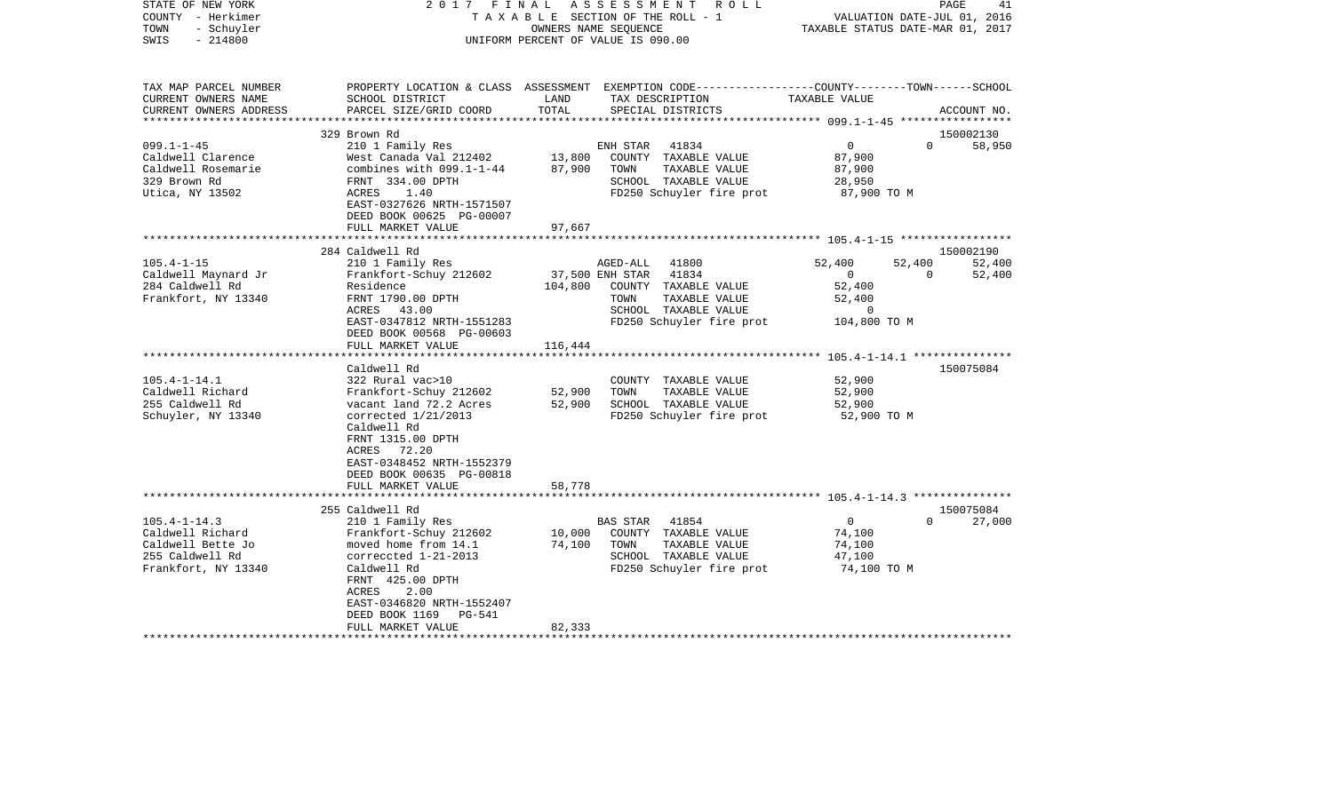STATE OF NEW YORK
COUNTY - Herkimer
TOWN - Schuyler
SWIS - 214800

2017 FINAL ASSESSMENT ROLL
TAXABLE SECTION OF THE ROLL - 1
OWNERS NAME SEQUENCE
UNIFORM PERCENT OF VALUE IS 090.00

VALUATION DATE-JUL 01, 2016
TAXABLE STATUS DATE-MAR 01, 2017

```
TAX MAP PARCEL NUMBER      PROPERTY LOCATION & CLASS  ASSESSMENT  EXEMPTION CODE-----------------COUNTY--------TOWN------SCHOOL
CURRENT OWNERS NAME        SCHOOL DISTRICT               LAND      TAX DESCRIPTION              TAXABLE VALUE
CURRENT OWNERS ADDRESS     PARCEL SIZE/GRID COORD        TOTAL     SPECIAL DISTRICTS                                      ACCOUNT NO.
******************************************************************************************************* 099.1-1-45 *****************
                           329 Brown Rd                                                                                150002130
099.1-1-45                 210 1 Family Res                        ENH STAR    41834           0           0        58,950
Caldwell Clarence          West Canada Val 212402        13,800    COUNTY  TAXABLE VALUE         87,900
Caldwell Rosemarie         combines with 099.1-1-44      87,900    TOWN    TAXABLE VALUE         87,900
329 Brown Rd               FRNT  334.00 DPTH                       SCHOOL  TAXABLE VALUE         28,950
Utica, NY 13502            ACRES    1.40                           FD250 Schuyler fire prot       87,900 TO M
                           EAST-0327626 NRTH-1571507
                           DEED BOOK 00625 PG-00007
                           FULL MARKET VALUE             97,667
******************************************************************************************************* 105.4-1-15 *****************
                           284 Caldwell Rd                                                                             150002190
105.4-1-15                 210 1 Family Res                        AGED-ALL    41800       52,400      52,400       52,400
Caldwell Maynard Jr        Frankfort-Schuy 212602     37,500 ENH STAR    41834               0           0        52,400
284 Caldwell Rd            Residence                    104,800    COUNTY  TAXABLE VALUE         52,400
Frankfort, NY 13340        FRNT 1790.00 DPTH                       TOWN    TAXABLE VALUE         52,400
                           ACRES   43.00                           SCHOOL  TAXABLE VALUE              0
                           EAST-0347812 NRTH-1551283               FD250 Schuyler fire prot      104,800 TO M
                           DEED BOOK 00568 PG-00603
                           FULL MARKET VALUE            116,444
******************************************************************************************************* 105.4-1-14.1 ***************
                           Caldwell Rd                                                                                 150075084
105.4-1-14.1               322 Rural vac>10                        COUNTY  TAXABLE VALUE         52,900
Caldwell Richard           Frankfort-Schuy 212602        52,900    TOWN    TAXABLE VALUE         52,900
255 Caldwell Rd            vacant land 72.2 Acres        52,900    SCHOOL  TAXABLE VALUE         52,900
Schuyler, NY 13340         corrected 1/21/2013                     FD250 Schuyler fire prot       52,900 TO M
                           Caldwell Rd
                           FRNT 1315.00 DPTH
                           ACRES   72.20
                           EAST-0348452 NRTH-1552379
                           DEED BOOK 00635 PG-00818
                           FULL MARKET VALUE             58,778
******************************************************************************************************* 105.4-1-14.3 ***************
                           255 Caldwell Rd                                                                             150075084
105.4-1-14.3               210 1 Family Res                        BAS STAR    41854           0           0        27,000
Caldwell Richard           Frankfort-Schuy 212602        10,000    COUNTY  TAXABLE VALUE         74,100
Caldwell Bette Jo          moved home from 14.1          74,100    TOWN    TAXABLE VALUE         74,100
255 Caldwell Rd            correccted 1-21-2013                    SCHOOL  TAXABLE VALUE         47,100
Frankfort, NY 13340        Caldwell Rd                             FD250 Schuyler fire prot       74,100 TO M
                           FRNT  425.00 DPTH
                           ACRES    2.00
                           EAST-0346820 NRTH-1552407
                           DEED BOOK 1169   PG-541
                           FULL MARKET VALUE             82,333
************************************************************************************************************************************
```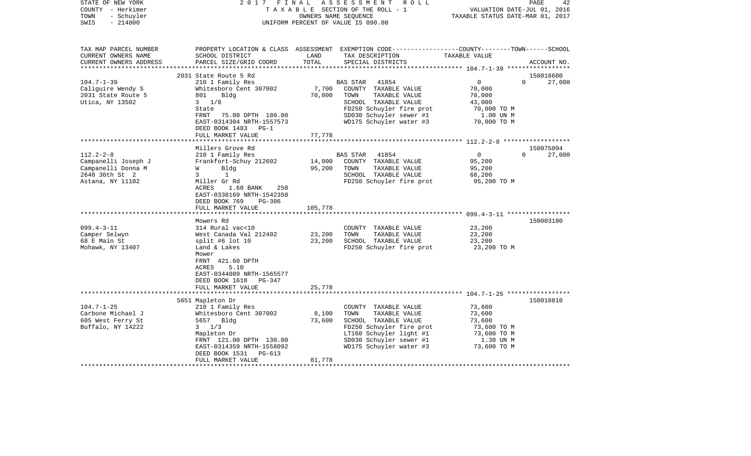STATE OF NEW YORK | COUNTY - Herkimer | TOWN - Schuyler | SWIS - 214800

2017 FINAL ASSESSMENT ROLL
TAXABLE SECTION OF THE ROLL - 1
OWNERS NAME SEQUENCE
UNIFORM PERCENT OF VALUE IS 090.00

VALUATION DATE-JUL 01, 2016
TAXABLE STATUS DATE-MAR 01, 2017

| TAX MAP PARCEL NUMBER / CURRENT OWNERS NAME / CURRENT OWNERS ADDRESS | PROPERTY LOCATION & CLASS / SCHOOL DISTRICT / PARCEL SIZE/GRID COORD | ASSESSMENT LAND | TOTAL | EXEMPTION CODE / TAX DESCRIPTION / SPECIAL DISTRICTS | COUNTY--------TOWN------SCHOOL TAXABLE VALUE | ACCOUNT NO. |
|---|---|---|---|---|---|---|
| **104.7-1-39** | 2031 State Route 5 Rd | | | | | 150018600 |
| 104.7-1-39 | 210 1 Family Res | | | BAS STAR 41854 | 0 0 | 27,000 |
| Caliguire Wendy S | Whitesboro Cent 307002 | 7,700 | | COUNTY TAXABLE VALUE | 70,000 | |
| 2031 State Route 5 | 801 Bldg | | 70,000 | TOWN TAXABLE VALUE | 70,000 | |
| Utica, NY 13502 | 3 1/8 | | | SCHOOL TAXABLE VALUE | 43,000 | |
| | State | | | FD250 Schuyler fire prot | 70,000 TO M | |
| | FRNT 75.00 DPTH 180.00 | | | SD030 Schuyler sewer #1 | 1.00 UN M | |
| | EAST-0314304 NRTH-1557573 | | | WD175 Schuyler water #3 | 70,000 TO M | |
| | DEED BOOK 1483 PG-1 | | | | | |
| | FULL MARKET VALUE | | 77,778 | | | |
| **112.2-2-8** | Millers Grove Rd | | | | | 150075094 |
| 112.2-2-8 | 210 1 Family Res | | | BAS STAR 41854 | 0 0 | 27,000 |
| Campanelli Joseph J | Frankfort-Schuy 212602 | 14,000 | | COUNTY TAXABLE VALUE | 95,200 | |
| Campanelli Donna M | W Bldg | | 95,200 | TOWN TAXABLE VALUE | 95,200 | |
| 2648 30th St 2 | 3 1 | | | SCHOOL TAXABLE VALUE | 68,200 | |
| Astana, NY 11102 | Miller Gr Rd | | | FD250 Schuyler fire prot | 95,200 TO M | |
| | ACRES 1.60 BANK 250 | | | | | |
| | EAST-0338169 NRTH-1542350 | | | | | |
| | DEED BOOK 769 PG-306 | | | | | |
| | FULL MARKET VALUE | | 105,778 | | | |
| **099.4-3-11** | Mowers Rd | | | | | 150003180 |
| 099.4-3-11 | 314 Rural vac<10 | | | COUNTY TAXABLE VALUE | 23,200 | |
| Camper Selwyn | West Canada Val 212402 | 23,200 | | TOWN TAXABLE VALUE | 23,200 | |
| 68 E Main St | split #6 lot 10 | | 23,200 | SCHOOL TAXABLE VALUE | 23,200 | |
| Mohawk, NY 13407 | Land & Lakes | | | FD250 Schuyler fire prot | 23,200 TO M | |
| | Mower | | | | | |
| | FRNT 421.60 DPTH | | | | | |
| | ACRES 5.10 | | | | | |
| | EAST-0344089 NRTH-1565577 | | | | | |
| | DEED BOOK 1618 PG-347 | | | | | |
| | FULL MARKET VALUE | | 25,778 | | | |
| **104.7-1-25** | 5651 Mapleton Dr | | | | | 150018810 |
| 104.7-1-25 | 210 1 Family Res | | | COUNTY TAXABLE VALUE | 73,600 | |
| Carbone Michael J | Whitesboro Cent 307002 | 8,100 | | TOWN TAXABLE VALUE | 73,600 | |
| 605 West Ferry St | 5657 Bldg | | 73,600 | SCHOOL TAXABLE VALUE | 73,600 | |
| Buffalo, NY 14222 | 3 1/3 | | | FD250 Schuyler fire prot | 73,600 TO M | |
| | Mapleton Dr | | | LT160 Schuyler light #1 | 73,600 TO M | |
| | FRNT 121.00 DPTH 130.00 | | | SD030 Schuyler sewer #1 | 1.30 UN M | |
| | EAST-0314359 NRTH-1558092 | | | WD175 Schuyler water #3 | 73,600 TO M | |
| | DEED BOOK 1531 PG-613 | | | | | |
| | FULL MARKET VALUE | | 81,778 | | | |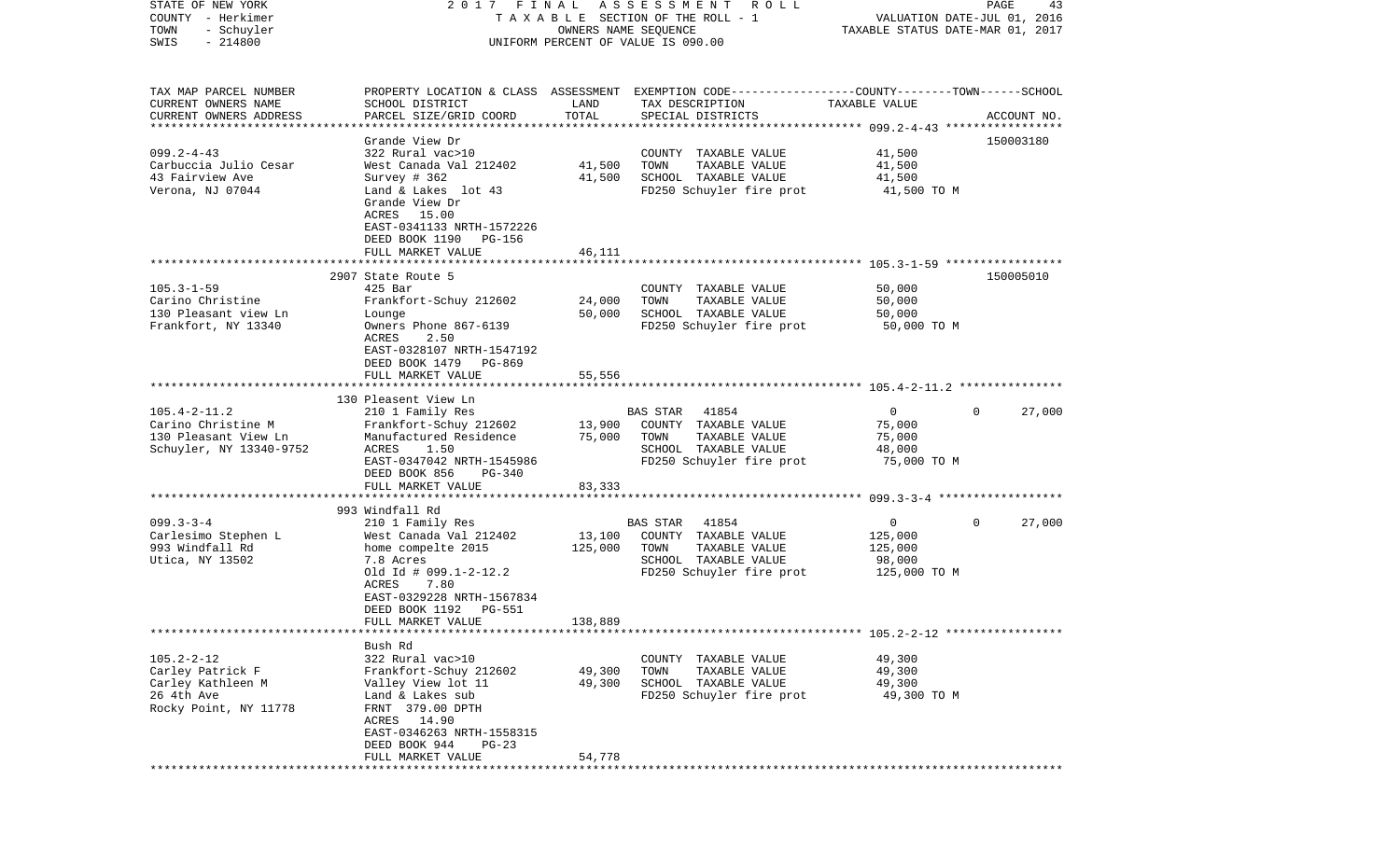STATE OF NEW YORK — 2017 FINAL ASSESSMENT ROLL
COUNTY - Herkimer — TAXABLE SECTION OF THE ROLL - 1 — VALUATION DATE-JUL 01, 2016
TOWN - Schuyler — OWNERS NAME SEQUENCE — TAXABLE STATUS DATE-MAR 01, 2017
SWIS - 214800 — UNIFORM PERCENT OF VALUE IS 090.00

| TAX MAP PARCEL NUMBER / CURRENT OWNERS NAME / CURRENT OWNERS ADDRESS | PROPERTY LOCATION & CLASS / SCHOOL DISTRICT / PARCEL SIZE/GRID COORD | ASSESSMENT LAND | ASSESSMENT TOTAL | EXEMPTION CODE / TAX DESCRIPTION / SPECIAL DISTRICTS | COUNTY TAXABLE VALUE | TOWN | SCHOOL | ACCOUNT NO. |
|---|---|---|---|---|---|---|---|---|
| 099.2-4-43 | Grande View Dr | | | | | | | 150003180 |
| Carbuccia Julio Cesar | 322 Rural vac>10 | | | COUNTY TAXABLE VALUE | 41,500 | | | |
| 43 Fairview Ave | West Canada Val 212402 | 41,500 | | TOWN TAXABLE VALUE | 41,500 | | | |
| Verona, NJ 07044 | Survey # 362 | | 41,500 | SCHOOL TAXABLE VALUE | 41,500 | | | |
| | Land & Lakes lot 43 | | | FD250 Schuyler fire prot | 41,500 TO M | | | |
| | Grande View Dr | | | | | | | |
| | ACRES 15.00 | | | | | | | |
| | EAST-0341133 NRTH-1572226 | | | | | | | |
| | DEED BOOK 1190 PG-156 | | | | | | | |
| | FULL MARKET VALUE | | 46,111 | | | | | |
| 105.3-1-59 | 2907 State Route 5 | | | | | | | 150005010 |
| Carino Christine | 425 Bar | | | COUNTY TAXABLE VALUE | 50,000 | | | |
| 130 Pleasant view Ln | Frankfort-Schuy 212602 | 24,000 | | TOWN TAXABLE VALUE | 50,000 | | | |
| Frankfort, NY 13340 | Lounge | | 50,000 | SCHOOL TAXABLE VALUE | 50,000 | | | |
| | Owners Phone 867-6139 | | | FD250 Schuyler fire prot | 50,000 TO M | | | |
| | ACRES 2.50 | | | | | | | |
| | EAST-0328107 NRTH-1547192 | | | | | | | |
| | DEED BOOK 1479 PG-869 | | | | | | | |
| | FULL MARKET VALUE | | 55,556 | | | | | |
| 105.4-2-11.2 | 130 Pleasent View Ln | | | | | | | |
| Carino Christine M | 210 1 Family Res | | | BAS STAR 41854 | 0 | 0 | 27,000 | |
| 130 Pleasant View Ln | Frankfort-Schuy 212602 | 13,900 | | COUNTY TAXABLE VALUE | 75,000 | | | |
| Schuyler, NY 13340-9752 | Manufactured Residence | | 75,000 | TOWN TAXABLE VALUE | 75,000 | | | |
| | ACRES 1.50 | | | SCHOOL TAXABLE VALUE | 48,000 | | | |
| | EAST-0347042 NRTH-1545986 | | | FD250 Schuyler fire prot | 75,000 TO M | | | |
| | DEED BOOK 856 PG-340 | | | | | | | |
| | FULL MARKET VALUE | | 83,333 | | | | | |
| 099.3-3-4 | 993 Windfall Rd | | | | | | | |
| Carlesimo Stephen L | 210 1 Family Res | | | BAS STAR 41854 | 0 | 0 | 27,000 | |
| 993 Windfall Rd | West Canada Val 212402 | 13,100 | | COUNTY TAXABLE VALUE | 125,000 | | | |
| Utica, NY 13502 | home compelte 2015 | | 125,000 | TOWN TAXABLE VALUE | 125,000 | | | |
| | 7.8 Acres | | | SCHOOL TAXABLE VALUE | 98,000 | | | |
| | Old Id # 099.1-2-12.2 | | | FD250 Schuyler fire prot | 125,000 TO M | | | |
| | ACRES 7.80 | | | | | | | |
| | EAST-0329228 NRTH-1567834 | | | | | | | |
| | DEED BOOK 1192 PG-551 | | | | | | | |
| | FULL MARKET VALUE | | 138,889 | | | | | |
| 105.2-2-12 | Bush Rd | | | | | | | |
| Carley Patrick F | 322 Rural vac>10 | | | COUNTY TAXABLE VALUE | 49,300 | | | |
| Carley Kathleen M | Frankfort-Schuy 212602 | 49,300 | | TOWN TAXABLE VALUE | 49,300 | | | |
| 26 4th Ave | Valley View lot 11 | | 49,300 | SCHOOL TAXABLE VALUE | 49,300 | | | |
| Rocky Point, NY 11778 | Land & Lakes sub | | | FD250 Schuyler fire prot | 49,300 TO M | | | |
| | FRNT 379.00 DPTH | | | | | | | |
| | ACRES 14.90 | | | | | | | |
| | EAST-0346263 NRTH-1558315 | | | | | | | |
| | DEED BOOK 944 PG-23 | | | | | | | |
| | FULL MARKET VALUE | | 54,778 | | | | | |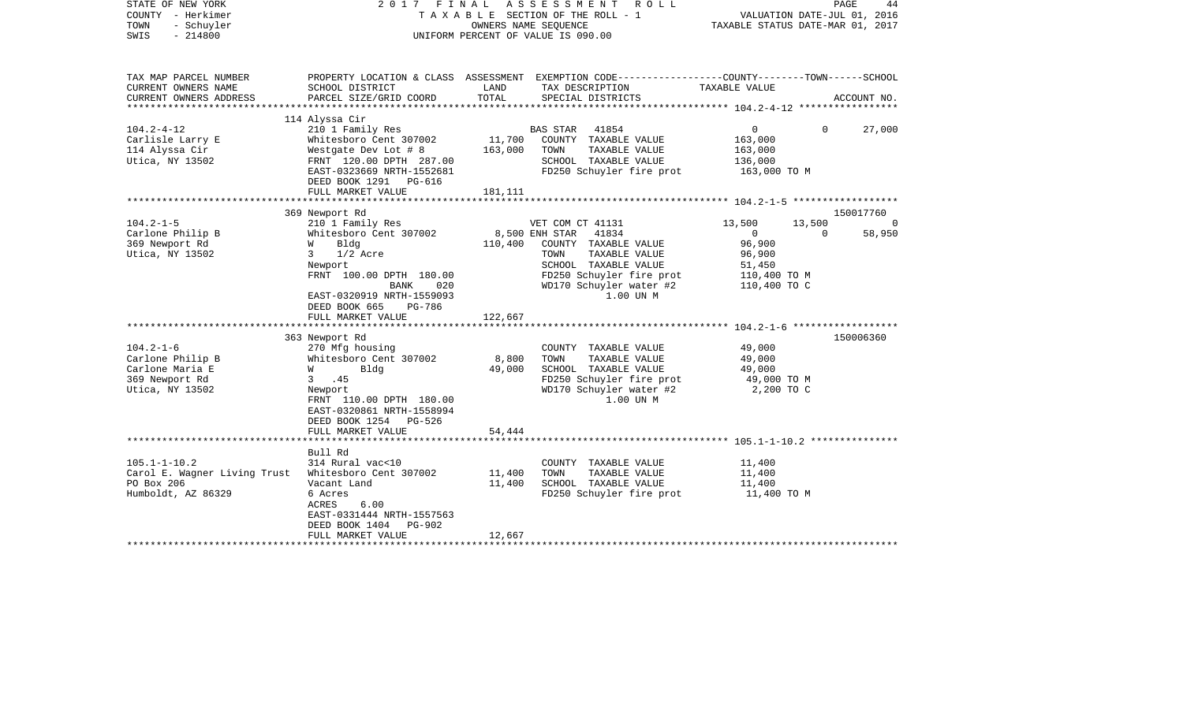STATE OF NEW YORK — 2017 FINAL ASSESSMENT ROLL
COUNTY - Herkimer — TAXABLE SECTION OF THE ROLL - 1 — VALUATION DATE-JUL 01, 2016
TOWN - Schuyler — OWNERS NAME SEQUENCE — TAXABLE STATUS DATE-MAR 01, 2017
SWIS - 214800 — UNIFORM PERCENT OF VALUE IS 090.00

| TAX MAP PARCEL NUMBER / CURRENT OWNERS NAME / CURRENT OWNERS ADDRESS | PROPERTY LOCATION & CLASS / SCHOOL DISTRICT / PARCEL SIZE/GRID COORD | ASSESSMENT LAND / TOTAL | EXEMPTION CODE / TAX DESCRIPTION / SPECIAL DISTRICTS | COUNTY TAXABLE VALUE | TOWN | SCHOOL / ACCOUNT NO. |
|---|---|---|---|---|---|---|
| **104.2-4-12** | 114 Alyssa Cir | | | | | |
| 104.2-4-12 | 210 1 Family Res | | BAS STAR 41854 | 0 | 0 | 27,000 |
| Carlisle Larry E | Whitesboro Cent 307002 | 11,700 | COUNTY TAXABLE VALUE | 163,000 | | |
| 114 Alyssa Cir | Westgate Dev Lot # 8 | 163,000 | TOWN TAXABLE VALUE | 163,000 | | |
| Utica, NY 13502 | FRNT 120.00 DPTH 287.00 | | SCHOOL TAXABLE VALUE | 136,000 | | |
| | EAST-0323669 NRTH-1552681 | | FD250 Schuyler fire prot | 163,000 TO M | | |
| | DEED BOOK 1291 PG-616 | | | | | |
| | FULL MARKET VALUE | 181,111 | | | | |
| **104.2-1-5** | 369 Newport Rd | | | | | 150017760 |
| 104.2-1-5 | 210 1 Family Res | | VET COM CT 41131 | 13,500 | 13,500 | 0 |
| Carlone Philip B | Whitesboro Cent 307002 | 8,500 | ENH STAR 41834 | 0 | 0 | 58,950 |
| 369 Newport Rd | W Bldg | 110,400 | COUNTY TAXABLE VALUE | 96,900 | | |
| Utica, NY 13502 | 3 1/2 Acre | | TOWN TAXABLE VALUE | 96,900 | | |
| | Newport | | SCHOOL TAXABLE VALUE | 51,450 | | |
| | FRNT 100.00 DPTH 180.00 | | FD250 Schuyler fire prot | 110,400 TO M | | |
| | BANK 020 | | WD170 Schuyler water #2 | 110,400 TO C | | |
| | EAST-0320919 NRTH-1559093 | | 1.00 UN M | | | |
| | DEED BOOK 665 PG-786 | | | | | |
| | FULL MARKET VALUE | 122,667 | | | | |
| **104.2-1-6** | 363 Newport Rd | | | | | 150006360 |
| 104.2-1-6 | 270 Mfg housing | | COUNTY TAXABLE VALUE | 49,000 | | |
| Carlone Philip B | Whitesboro Cent 307002 | 8,800 | TOWN TAXABLE VALUE | 49,000 | | |
| Carlone Maria E | W Bldg | 49,000 | SCHOOL TAXABLE VALUE | 49,000 | | |
| 369 Newport Rd | 3 .45 | | FD250 Schuyler fire prot | 49,000 TO M | | |
| Utica, NY 13502 | Newport | | WD170 Schuyler water #2 | 2,200 TO C | | |
| | FRNT 110.00 DPTH 180.00 | | 1.00 UN M | | | |
| | EAST-0320861 NRTH-1558994 | | | | | |
| | DEED BOOK 1254 PG-526 | | | | | |
| | FULL MARKET VALUE | 54,444 | | | | |
| **105.1-1-10.2** | Bull Rd | | | | | |
| 105.1-1-10.2 | 314 Rural vac<10 | | COUNTY TAXABLE VALUE | 11,400 | | |
| Carol E. Wagner Living Trust | Whitesboro Cent 307002 | 11,400 | TOWN TAXABLE VALUE | 11,400 | | |
| PO Box 206 | Vacant Land | 11,400 | SCHOOL TAXABLE VALUE | 11,400 | | |
| Humboldt, AZ 86329 | 6 Acres | | FD250 Schuyler fire prot | 11,400 TO M | | |
| | ACRES 6.00 | | | | | |
| | EAST-0331444 NRTH-1557563 | | | | | |
| | DEED BOOK 1404 PG-902 | | | | | |
| | FULL MARKET VALUE | 12,667 | | | | |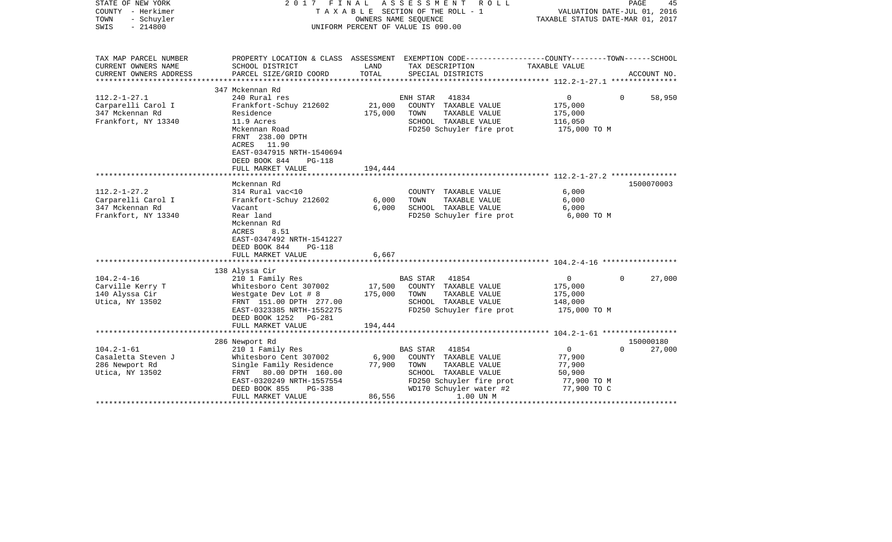STATE OF NEW YORK — 2017 FINAL ASSESSMENT ROLL
COUNTY - Herkimer — TAXABLE SECTION OF THE ROLL - 1 — VALUATION DATE-JUL 01, 2016
TOWN - Schuyler — OWNERS NAME SEQUENCE — TAXABLE STATUS DATE-MAR 01, 2017
SWIS - 214800 — UNIFORM PERCENT OF VALUE IS 090.00

| TAX MAP PARCEL NUMBER / CURRENT OWNERS NAME / CURRENT OWNERS ADDRESS | PROPERTY LOCATION & CLASS / SCHOOL DISTRICT / PARCEL SIZE/GRID COORD | ASSESSMENT LAND / TOTAL | EXEMPTION CODE / TAX DESCRIPTION / SPECIAL DISTRICTS | COUNTY / TOWN / SCHOOL TAXABLE VALUE | ACCOUNT NO. |
|---|---|---|---|---|---|
| | 347 Mckennan Rd | | | | |
| 112.2-1-27.1 | 240 Rural res | | ENH STAR 41834 | 0 0 58,950 | |
| Carparelli Carol I | Frankfort-Schuy 212602 | 21,000 | COUNTY TAXABLE VALUE | 175,000 | |
| 347 Mckennan Rd | Residence | 175,000 | TOWN TAXABLE VALUE | 175,000 | |
| Frankfort, NY 13340 | 11.9 Acres | | SCHOOL TAXABLE VALUE | 116,050 | |
| | Mckennan Road | | FD250 Schuyler fire prot | 175,000 TO M | |
| | FRNT 238.00 DPTH | | | | |
| | ACRES 11.90 | | | | |
| | EAST-0347915 NRTH-1540694 | | | | |
| | DEED BOOK 844 PG-118 | | | | |
| | FULL MARKET VALUE | 194,444 | | | |
| | Mckennan Rd | | | | 1500070003 |
| 112.2-1-27.2 | 314 Rural vac<10 | | COUNTY TAXABLE VALUE | 6,000 | |
| Carparelli Carol I | Frankfort-Schuy 212602 | 6,000 | TOWN TAXABLE VALUE | 6,000 | |
| 347 Mckennan Rd | Vacant | 6,000 | SCHOOL TAXABLE VALUE | 6,000 | |
| Frankfort, NY 13340 | Rear land | | FD250 Schuyler fire prot | 6,000 TO M | |
| | Mckennan Rd | | | | |
| | ACRES 8.51 | | | | |
| | EAST-0347492 NRTH-1541227 | | | | |
| | DEED BOOK 844 PG-118 | | | | |
| | FULL MARKET VALUE | 6,667 | | | |
| | 138 Alyssa Cir | | | | |
| 104.2-4-16 | 210 1 Family Res | | BAS STAR 41854 | 0 0 27,000 | |
| Carville Kerry T | Whitesboro Cent 307002 | 17,500 | COUNTY TAXABLE VALUE | 175,000 | |
| 140 Alyssa Cir | Westgate Dev Lot # 8 | 175,000 | TOWN TAXABLE VALUE | 175,000 | |
| Utica, NY 13502 | FRNT 151.00 DPTH 277.00 | | SCHOOL TAXABLE VALUE | 148,000 | |
| | EAST-0323385 NRTH-1552275 | | FD250 Schuyler fire prot | 175,000 TO M | |
| | DEED BOOK 1252 PG-281 | | | | |
| | FULL MARKET VALUE | 194,444 | | | |
| | 286 Newport Rd | | | | 150000180 |
| 104.2-1-61 | 210 1 Family Res | | BAS STAR 41854 | 0 0 27,000 | |
| Casaletta Steven J | Whitesboro Cent 307002 | 6,900 | COUNTY TAXABLE VALUE | 77,900 | |
| 286 Newport Rd | Single Family Residence | 77,900 | TOWN TAXABLE VALUE | 77,900 | |
| Utica, NY 13502 | FRNT 80.00 DPTH 160.00 | | SCHOOL TAXABLE VALUE | 50,900 | |
| | EAST-0320249 NRTH-1557554 | | FD250 Schuyler fire prot | 77,900 TO M | |
| | DEED BOOK 855 PG-338 | | WD170 Schuyler water #2 | 77,900 TO C | |
| | FULL MARKET VALUE | 86,556 | 1.00 UN M | | |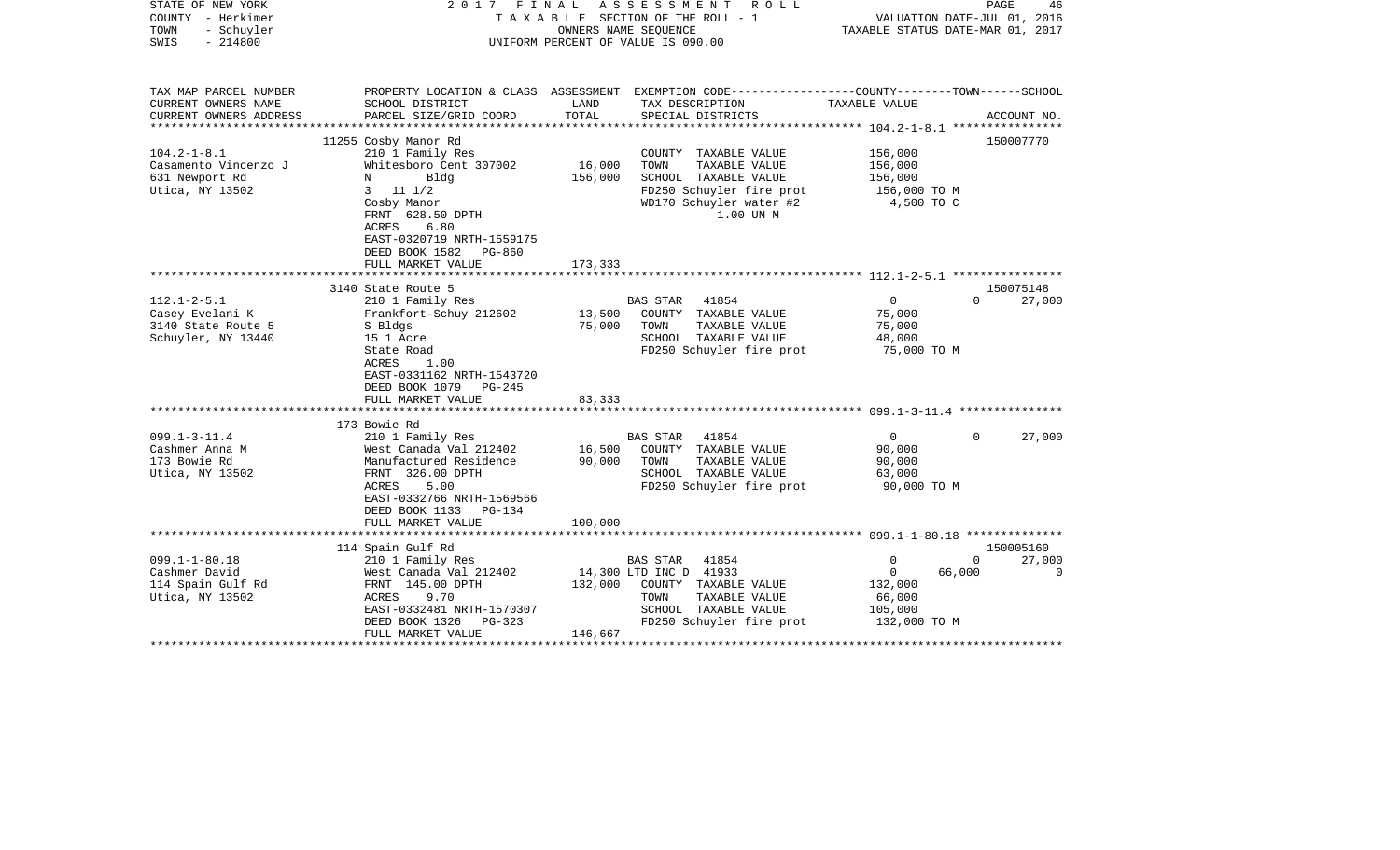STATE OF NEW YORK — 2017 FINAL ASSESSMENT ROLL
COUNTY - Herkimer — TAXABLE SECTION OF THE ROLL - 1 — VALUATION DATE-JUL 01, 2016
TOWN - Schuyler — OWNERS NAME SEQUENCE — TAXABLE STATUS DATE-MAR 01, 2017
SWIS - 214800 — UNIFORM PERCENT OF VALUE IS 090.00

| TAX MAP PARCEL NUMBER / CURRENT OWNERS NAME / CURRENT OWNERS ADDRESS | PROPERTY LOCATION & CLASS / SCHOOL DISTRICT / PARCEL SIZE/GRID COORD | ASSESSMENT LAND / TOTAL | EXEMPTION CODE / TAX DESCRIPTION / SPECIAL DISTRICTS | COUNTY | TOWN | SCHOOL / ACCOUNT NO. |
|---|---|---|---|---|---|---|
| **104.2-1-8.1** | 11255 Cosby Manor Rd | | | | | 150007770 |
| Casamento Vincenzo J | 210 1 Family Res | | COUNTY TAXABLE VALUE | 156,000 | | |
| 631 Newport Rd | Whitesboro Cent 307002 | 16,000 | TOWN TAXABLE VALUE | 156,000 | | |
| Utica, NY 13502 | N Bldg | 156,000 | SCHOOL TAXABLE VALUE | 156,000 | | |
| | 3 11 1/2 | | FD250 Schuyler fire prot | 156,000 TO M | | |
| | Cosby Manor | | WD170 Schuyler water #2 | 4,500 TO C | | |
| | FRNT 628.50 DPTH | | 1.00 UN M | | | |
| | ACRES 6.80 | | | | | |
| | EAST-0320719 NRTH-1559175 | | | | | |
| | DEED BOOK 1582 PG-860 | | | | | |
| | FULL MARKET VALUE | 173,333 | | | | |
| **112.1-2-5.1** | 3140 State Route 5 | | | | | 150075148 |
| Casey Evelani K | 210 1 Family Res | | BAS STAR 41854 | 0 | 0 | 27,000 |
| 3140 State Route 5 | Frankfort-Schuy 212602 | 13,500 | COUNTY TAXABLE VALUE | 75,000 | | |
| Schuyler, NY 13440 | S Bldgs | 75,000 | TOWN TAXABLE VALUE | 75,000 | | |
| | 15 1 Acre | | SCHOOL TAXABLE VALUE | 48,000 | | |
| | State Road | | FD250 Schuyler fire prot | 75,000 TO M | | |
| | ACRES 1.00 | | | | | |
| | EAST-0331162 NRTH-1543720 | | | | | |
| | DEED BOOK 1079 PG-245 | | | | | |
| | FULL MARKET VALUE | 83,333 | | | | |
| **099.1-3-11.4** | 173 Bowie Rd | | | | | |
| Cashmer Anna M | 210 1 Family Res | | BAS STAR 41854 | 0 | 0 | 27,000 |
| 173 Bowie Rd | West Canada Val 212402 | 16,500 | COUNTY TAXABLE VALUE | 90,000 | | |
| Utica, NY 13502 | Manufactured Residence | 90,000 | TOWN TAXABLE VALUE | 90,000 | | |
| | FRNT 326.00 DPTH | | SCHOOL TAXABLE VALUE | 63,000 | | |
| | ACRES 5.00 | | FD250 Schuyler fire prot | 90,000 TO M | | |
| | EAST-0332766 NRTH-1569566 | | | | | |
| | DEED BOOK 1133 PG-134 | | | | | |
| | FULL MARKET VALUE | 100,000 | | | | |
| **099.1-1-80.18** | 114 Spain Gulf Rd | | | | | 150005160 |
| Cashmer David | 210 1 Family Res | | BAS STAR 41854 | 0 | 0 | 27,000 |
| 114 Spain Gulf Rd | West Canada Val 212402 | 14,300 | LTD INC D 41933 | 0 | 66,000 | 0 |
| Utica, NY 13502 | FRNT 145.00 DPTH | 132,000 | COUNTY TAXABLE VALUE | 132,000 | | |
| | ACRES 9.70 | | TOWN TAXABLE VALUE | 66,000 | | |
| | EAST-0332481 NRTH-1570307 | | SCHOOL TAXABLE VALUE | 105,000 | | |
| | DEED BOOK 1326 PG-323 | | FD250 Schuyler fire prot | 132,000 TO M | | |
| | FULL MARKET VALUE | 146,667 | | | | |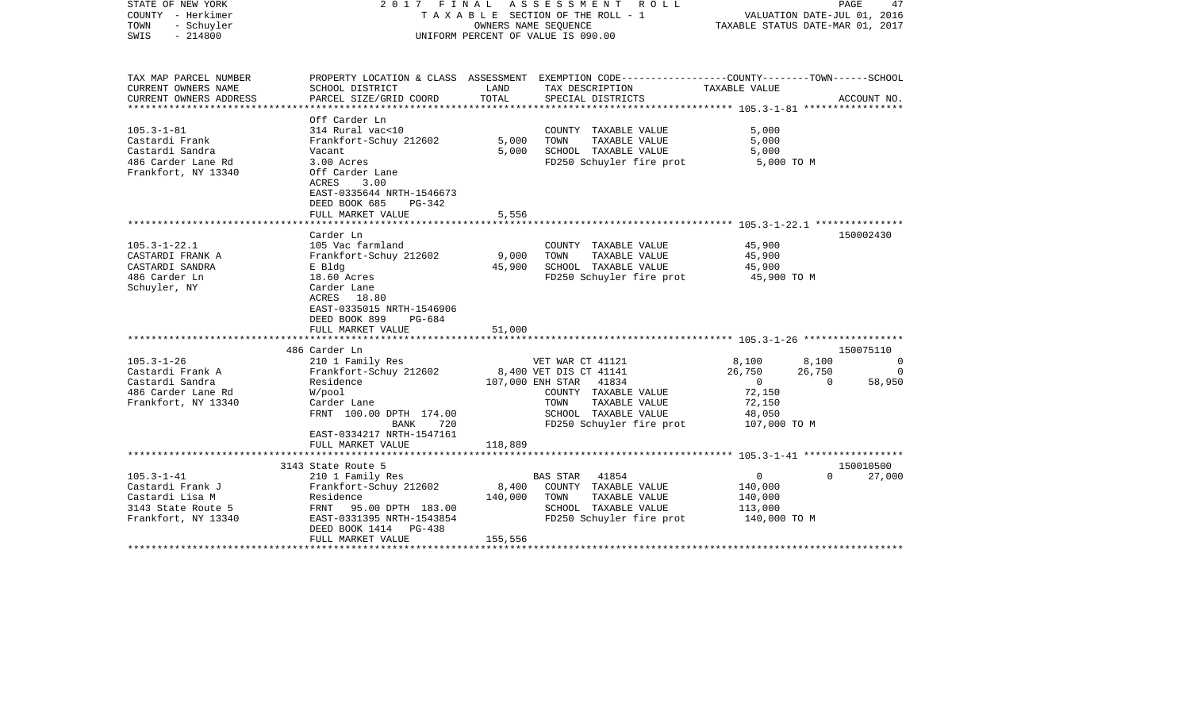STATE OF NEW YORK — 2017 FINAL ASSESSMENT ROLL
COUNTY - Herkimer — TAXABLE SECTION OF THE ROLL - 1 — VALUATION DATE-JUL 01, 2016
TOWN - Schuyler — OWNERS NAME SEQUENCE — TAXABLE STATUS DATE-MAR 01, 2017
SWIS - 214800 — UNIFORM PERCENT OF VALUE IS 090.00

| TAX MAP PARCEL NUMBER / CURRENT OWNERS NAME / CURRENT OWNERS ADDRESS | PROPERTY LOCATION & CLASS / SCHOOL DISTRICT / PARCEL SIZE/GRID COORD | ASSESSMENT LAND / TOTAL | EXEMPTION CODE / TAX DESCRIPTION / SPECIAL DISTRICTS | COUNTY | TOWN | SCHOOL | ACCOUNT NO. |
|---|---|---|---|---|---|---|---|
| 105.3-1-81 | Off Carder Ln | | | | | | |
| Castardi Frank | 314 Rural vac<10 | | COUNTY TAXABLE VALUE | 5,000 | | | |
| Castardi Sandra | Frankfort-Schuy 212602 | 5,000 | TOWN TAXABLE VALUE | | 5,000 | | |
| 486 Carder Lane Rd | Vacant | 5,000 | SCHOOL TAXABLE VALUE | | | 5,000 | |
| Frankfort, NY 13340 | 3.00 Acres | | FD250 Schuyler fire prot | 5,000 TO M | | | |
| | Off Carder Lane | | | | | | |
| | ACRES 3.00 | | | | | | |
| | EAST-0335644 NRTH-1546673 | | | | | | |
| | DEED BOOK 685 PG-342 | | | | | | |
| | FULL MARKET VALUE | 5,556 | | | | | |
| 105.3-1-22.1 | Carder Ln | | | | | | 150002430 |
| CASTARDI FRANK A | 105 Vac farmland | | COUNTY TAXABLE VALUE | 45,900 | | | |
| CASTARDI SANDRA | Frankfort-Schuy 212602 | 9,000 | TOWN TAXABLE VALUE | | 45,900 | | |
| 486 Carder Ln | E Bldg | 45,900 | SCHOOL TAXABLE VALUE | | | 45,900 | |
| Schuyler, NY | 18.60 Acres | | FD250 Schuyler fire prot | 45,900 TO M | | | |
| | Carder Lane | | | | | | |
| | ACRES 18.80 | | | | | | |
| | EAST-0335015 NRTH-1546906 | | | | | | |
| | DEED BOOK 899 PG-684 | | | | | | |
| | FULL MARKET VALUE | 51,000 | | | | | |
| 105.3-1-26 | 486 Carder Ln | | | | | | 150075110 |
| Castardi Frank A | 210 1 Family Res | | VET WAR CT 41121 | 8,100 | 8,100 | 0 | |
| Castardi Sandra | Frankfort-Schuy 212602 | 8,400 | VET DIS CT 41141 | 26,750 | 26,750 | 0 | |
| 486 Carder Lane Rd | Residence | 107,000 | ENH STAR 41834 | 0 | 0 | 58,950 | |
| Frankfort, NY 13340 | W/pool | | COUNTY TAXABLE VALUE | 72,150 | | | |
| | Carder Lane | | TOWN TAXABLE VALUE | | 72,150 | | |
| | FRNT 100.00 DPTH 174.00 | | SCHOOL TAXABLE VALUE | | | 48,050 | |
| | BANK 720 | | FD250 Schuyler fire prot | 107,000 TO M | | | |
| | EAST-0334217 NRTH-1547161 | | | | | | |
| | FULL MARKET VALUE | 118,889 | | | | | |
| 105.3-1-41 | 3143 State Route 5 | | | | | | 150010500 |
| Castardi Frank J | 210 1 Family Res | | BAS STAR 41854 | 0 | 0 | 27,000 | |
| Castardi Lisa M | Frankfort-Schuy 212602 | 8,400 | COUNTY TAXABLE VALUE | 140,000 | | | |
| 3143 State Route 5 | Residence | 140,000 | TOWN TAXABLE VALUE | | 140,000 | | |
| Frankfort, NY 13340 | FRNT 95.00 DPTH 183.00 | | SCHOOL TAXABLE VALUE | | | 113,000 | |
| | EAST-0331395 NRTH-1543854 | | FD250 Schuyler fire prot | 140,000 TO M | | | |
| | DEED BOOK 1414 PG-438 | | | | | | |
| | FULL MARKET VALUE | 155,556 | | | | | |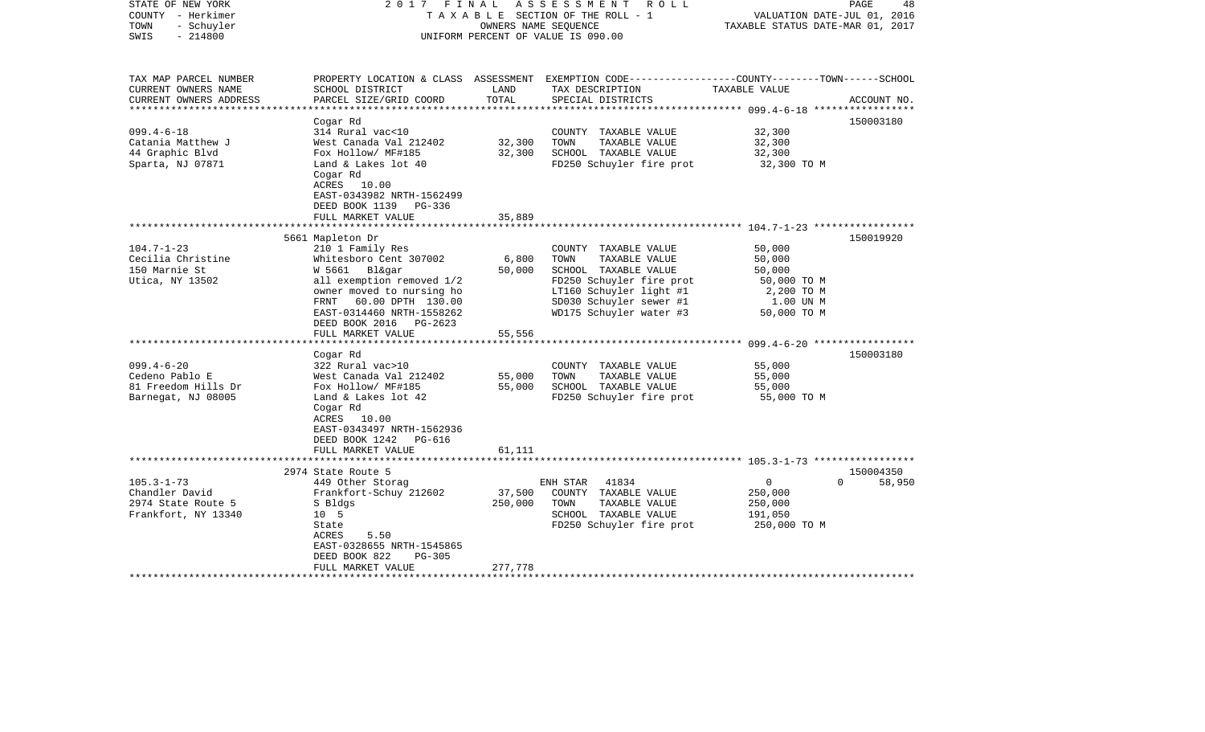STATE OF NEW YORK
COUNTY - Herkimer
TOWN - Schuyler
SWIS - 214800

2 0 1 7 F I N A L A S S E S S M E N T R O L L
T A X A B L E SECTION OF THE ROLL - 1
OWNERS NAME SEQUENCE
UNIFORM PERCENT OF VALUE IS 090.00

VALUATION DATE-JUL 01, 2016
TAXABLE STATUS DATE-MAR 01, 2017

| TAX MAP PARCEL NUMBER<br>CURRENT OWNERS NAME<br>CURRENT OWNERS ADDRESS | PROPERTY LOCATION & CLASS<br>SCHOOL DISTRICT<br>PARCEL SIZE/GRID COORD | ASSESSMENT<br>LAND<br>TOTAL | EXEMPTION CODE-----COUNTY--------TOWN------SCHOOL<br>TAX DESCRIPTION<br>SPECIAL DISTRICTS | TAXABLE VALUE | ACCOUNT NO. |
|---|---|---|---|---|---|
| 099.4-6-18 | Cogar Rd | | | | 150003180 |
| | 314 Rural vac<10 | | COUNTY TAXABLE VALUE | 32,300 | |
| Catania Matthew J | West Canada Val 212402 | 32,300 | TOWN TAXABLE VALUE | 32,300 | |
| 44 Graphic Blvd | Fox Hollow/ MF#185 | 32,300 | SCHOOL TAXABLE VALUE | 32,300 | |
| Sparta, NJ 07871 | Land & Lakes lot 40 | | FD250 Schuyler fire prot | 32,300 TO M | |
| | Cogar Rd | | | | |
| | ACRES 10.00 | | | | |
| | EAST-0343982 NRTH-1562499 | | | | |
| | DEED BOOK 1139 PG-336 | | | | |
| | FULL MARKET VALUE | 35,889 | | | |
| 104.7-1-23 | 5661 Mapleton Dr | | | | 150019920 |
| | 210 1 Family Res | | COUNTY TAXABLE VALUE | 50,000 | |
| Cecilia Christine | Whitesboro Cent 307002 | 6,800 | TOWN TAXABLE VALUE | 50,000 | |
| 150 Marnie St | W 5661 Bl&gar | 50,000 | SCHOOL TAXABLE VALUE | 50,000 | |
| Utica, NY 13502 | all exemption removed 1/2 | | FD250 Schuyler fire prot | 50,000 TO M | |
| | owner moved to nursing ho | | LT160 Schuyler light #1 | 2,200 TO M | |
| | FRNT 60.00 DPTH 130.00 | | SD030 Schuyler sewer #1 | 1.00 UN M | |
| | EAST-0314460 NRTH-1558262 | | WD175 Schuyler water #3 | 50,000 TO M | |
| | DEED BOOK 2016 PG-2623 | | | | |
| | FULL MARKET VALUE | 55,556 | | | |
| 099.4-6-20 | Cogar Rd | | | | 150003180 |
| | 322 Rural vac>10 | | COUNTY TAXABLE VALUE | 55,000 | |
| Cedeno Pablo E | West Canada Val 212402 | 55,000 | TOWN TAXABLE VALUE | 55,000 | |
| 81 Freedom Hills Dr | Fox Hollow/ MF#185 | 55,000 | SCHOOL TAXABLE VALUE | 55,000 | |
| Barnegat, NJ 08005 | Land & Lakes lot 42 | | FD250 Schuyler fire prot | 55,000 TO M | |
| | Cogar Rd | | | | |
| | ACRES 10.00 | | | | |
| | EAST-0343497 NRTH-1562936 | | | | |
| | DEED BOOK 1242 PG-616 | | | | |
| | FULL MARKET VALUE | 61,111 | | | |
| 105.3-1-73 | 2974 State Route 5 | | | | 150004350 |
| | 449 Other Storag | | ENH STAR 41834 | 0 0 | 58,950 |
| Chandler David | Frankfort-Schuy 212602 | 37,500 | COUNTY TAXABLE VALUE | 250,000 | |
| 2974 State Route 5 | S Bldgs | 250,000 | TOWN TAXABLE VALUE | 250,000 | |
| Frankfort, NY 13340 | 10 5 | | SCHOOL TAXABLE VALUE | 191,050 | |
| | State | | FD250 Schuyler fire prot | 250,000 TO M | |
| | ACRES 5.50 | | | | |
| | EAST-0328655 NRTH-1545865 | | | | |
| | DEED BOOK 822 PG-305 | | | | |
| | FULL MARKET VALUE | 277,778 | | | |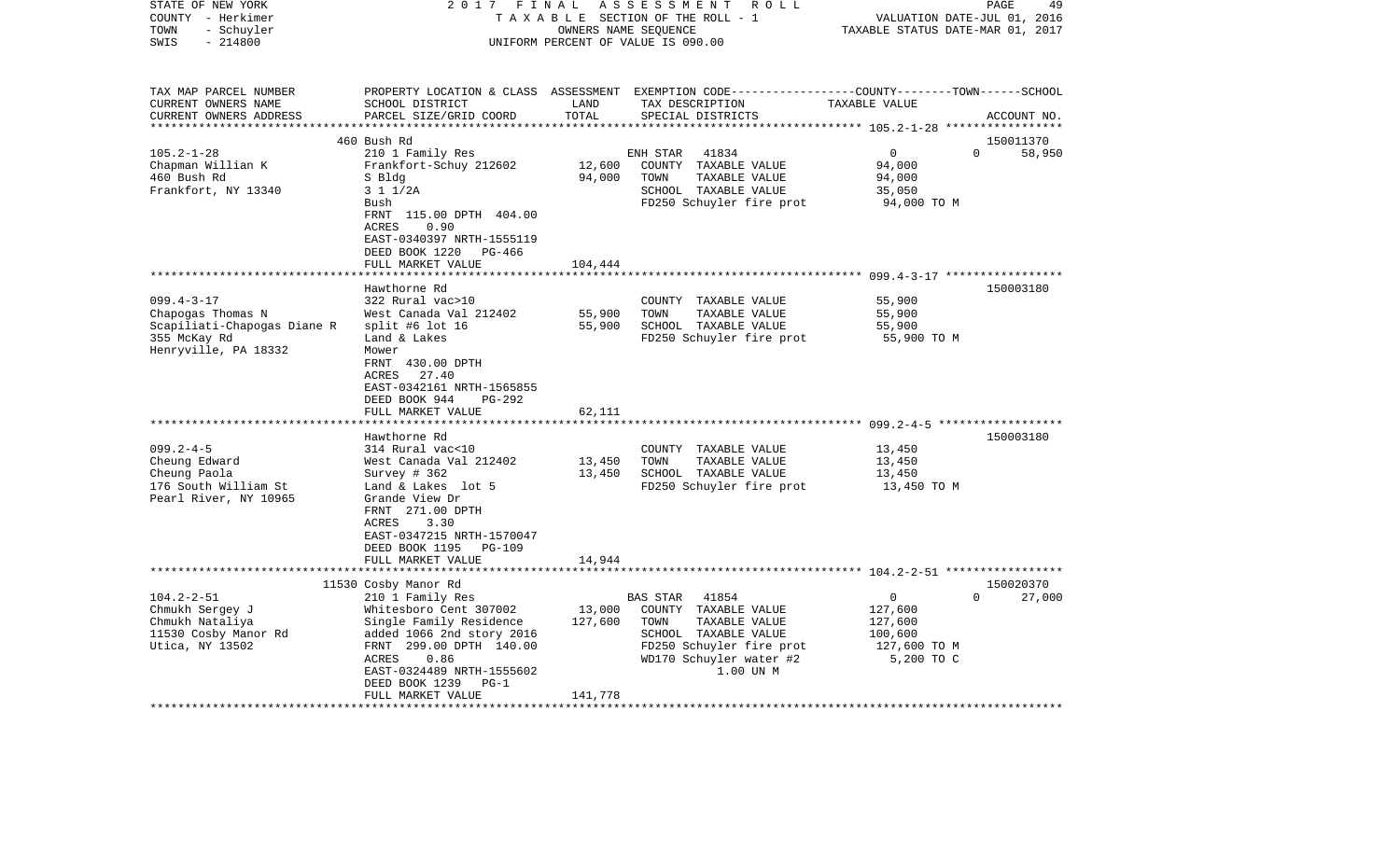STATE OF NEW YORK 2017 FINAL ASSESSMENT ROLL
COUNTY - Herkimer TAXABLE SECTION OF THE ROLL - 1 VALUATION DATE-JUL 01, 2016
TOWN - Schuyler OWNERS NAME SEQUENCE TAXABLE STATUS DATE-MAR 01, 2017
SWIS - 214800 UNIFORM PERCENT OF VALUE IS 090.00

| TAX MAP PARCEL NUMBER / CURRENT OWNERS NAME / CURRENT OWNERS ADDRESS | PROPERTY LOCATION & CLASS / SCHOOL DISTRICT / PARCEL SIZE/GRID COORD | ASSESSMENT LAND / TOTAL | EXEMPTION CODE / TAX DESCRIPTION / SPECIAL DISTRICTS | COUNTY / TOWN / SCHOOL TAXABLE VALUE | ACCOUNT NO. |
|---|---|---|---|---|---|
| | 460 Bush Rd | | | | 150011370 |
| 105.2-1-28 | 210 1 Family Res | | ENH STAR 41834 | 0 0 | 58,950 |
| Chapman Willian K | Frankfort-Schuy 212602 | 12,600 | COUNTY TAXABLE VALUE | 94,000 | |
| 460 Bush Rd | S Bldg | 94,000 | TOWN TAXABLE VALUE | 94,000 | |
| Frankfort, NY 13340 | 3 1 1/2A | | SCHOOL TAXABLE VALUE | 35,050 | |
| | Bush | | FD250 Schuyler fire prot | 94,000 TO M | |
| | FRNT 115.00 DPTH 404.00 | | | | |
| | ACRES 0.90 | | | | |
| | EAST-0340397 NRTH-1555119 | | | | |
| | DEED BOOK 1220 PG-466 | | | | |
| | FULL MARKET VALUE | 104,444 | | | |
| | Hawthorne Rd | | | | 150003180 |
| 099.4-3-17 | 322 Rural vac>10 | | COUNTY TAXABLE VALUE | 55,900 | |
| Chapogas Thomas N | West Canada Val 212402 | 55,900 | TOWN TAXABLE VALUE | 55,900 | |
| Scapiliati-Chapogas Diane R | split #6 lot 16 | 55,900 | SCHOOL TAXABLE VALUE | 55,900 | |
| 355 McKay Rd | Land & Lakes | | FD250 Schuyler fire prot | 55,900 TO M | |
| Henryville, PA 18332 | Mower | | | | |
| | FRNT 430.00 DPTH | | | | |
| | ACRES 27.40 | | | | |
| | EAST-0342161 NRTH-1565855 | | | | |
| | DEED BOOK 944 PG-292 | | | | |
| | FULL MARKET VALUE | 62,111 | | | |
| | Hawthorne Rd | | | | 150003180 |
| 099.2-4-5 | 314 Rural vac<10 | | COUNTY TAXABLE VALUE | 13,450 | |
| Cheung Edward | West Canada Val 212402 | 13,450 | TOWN TAXABLE VALUE | 13,450 | |
| Cheung Paola | Survey # 362 | 13,450 | SCHOOL TAXABLE VALUE | 13,450 | |
| 176 South William St | Land & Lakes lot 5 | | FD250 Schuyler fire prot | 13,450 TO M | |
| Pearl River, NY 10965 | Grande View Dr | | | | |
| | FRNT 271.00 DPTH | | | | |
| | ACRES 3.30 | | | | |
| | EAST-0347215 NRTH-1570047 | | | | |
| | DEED BOOK 1195 PG-109 | | | | |
| | FULL MARKET VALUE | 14,944 | | | |
| | 11530 Cosby Manor Rd | | | | 150020370 |
| 104.2-2-51 | 210 1 Family Res | | BAS STAR 41854 | 0 0 | 27,000 |
| Chmukh Sergey J | Whitesboro Cent 307002 | 13,000 | COUNTY TAXABLE VALUE | 127,600 | |
| Chmukh Nataliya | Single Family Residence | 127,600 | TOWN TAXABLE VALUE | 127,600 | |
| 11530 Cosby Manor Rd | added 1066 2nd story 2016 | | SCHOOL TAXABLE VALUE | 100,600 | |
| Utica, NY 13502 | FRNT 299.00 DPTH 140.00 | | FD250 Schuyler fire prot | 127,600 TO M | |
| | ACRES 0.86 | | WD170 Schuyler water #2 | 5,200 TO C | |
| | EAST-0324489 NRTH-1555602 | | 1.00 UN M | | |
| | DEED BOOK 1239 PG-1 | | | | |
| | FULL MARKET VALUE | 141,778 | | | |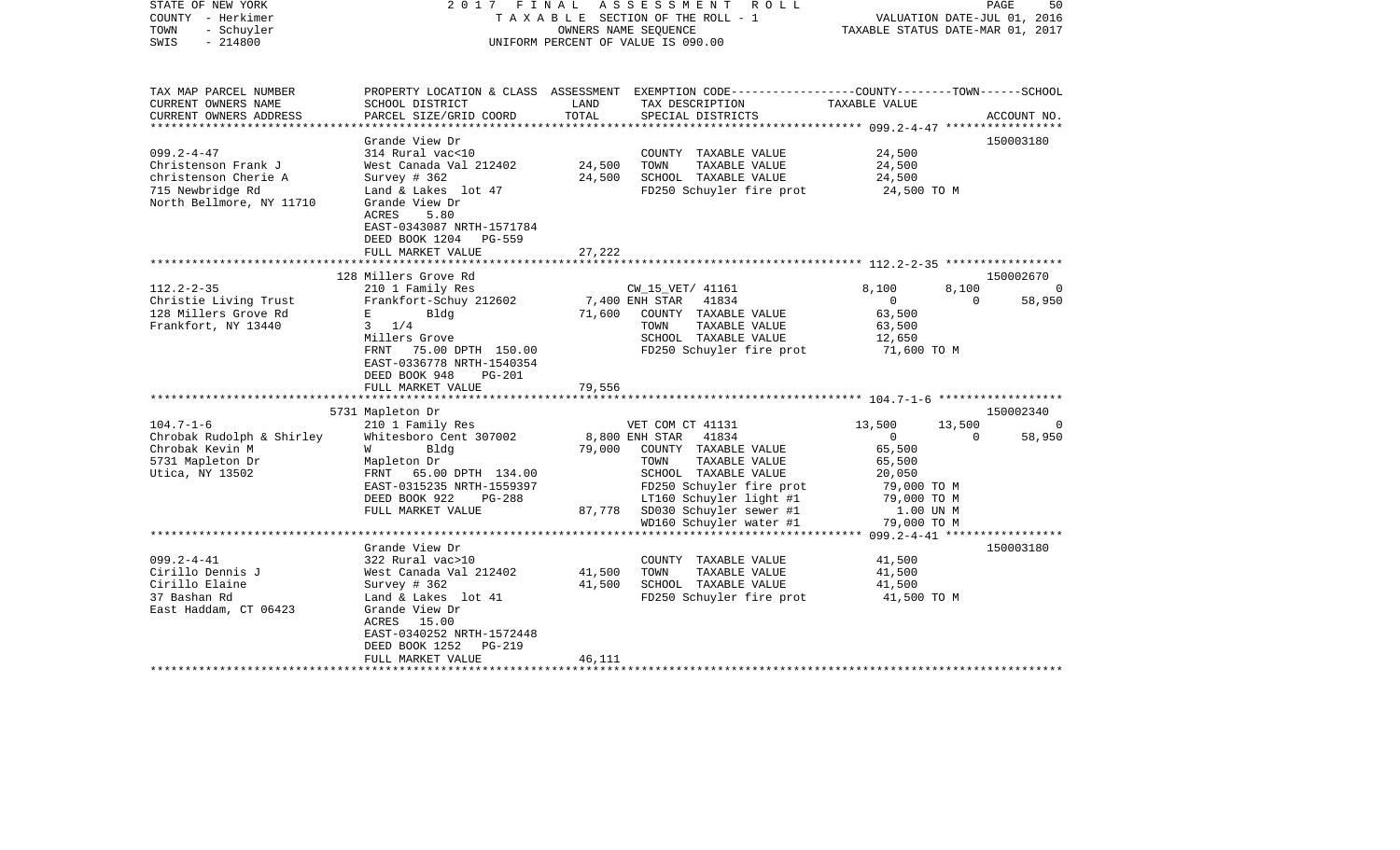STATE OF NEW YORK — 2017 FINAL ASSESSMENT ROLL
COUNTY - Herkimer — TAXABLE SECTION OF THE ROLL - 1 — VALUATION DATE-JUL 01, 2016
TOWN - Schuyler — OWNERS NAME SEQUENCE — TAXABLE STATUS DATE-MAR 01, 2017
SWIS - 214800 — UNIFORM PERCENT OF VALUE IS 090.00

| TAX MAP PARCEL NUMBER / CURRENT OWNERS NAME / CURRENT OWNERS ADDRESS | PROPERTY LOCATION & CLASS / SCHOOL DISTRICT / PARCEL SIZE/GRID COORD | ASSESSMENT LAND / TOTAL | EXEMPTION CODE / TAX DESCRIPTION / SPECIAL DISTRICTS | COUNTY | TOWN | SCHOOL | ACCOUNT NO. |
|---|---|---|---|---|---|---|---|
| **099.2-4-47** | Grande View Dr | | | | | | 150003180 |
| 099.2-4-47 | 314 Rural vac<10 | | COUNTY TAXABLE VALUE | 24,500 | | | |
| Christenson Frank J | West Canada Val 212402 | 24,500 | TOWN TAXABLE VALUE | | 24,500 | | |
| christenson Cherie A | Survey # 362 | 24,500 | SCHOOL TAXABLE VALUE | | | 24,500 | |
| 715 Newbridge Rd | Land & Lakes lot 47 | | FD250 Schuyler fire prot | 24,500 TO M | | | |
| North Bellmore, NY 11710 | Grande View Dr | | | | | | |
| | ACRES 5.80 | | | | | | |
| | EAST-0343087 NRTH-1571784 | | | | | | |
| | DEED BOOK 1204 PG-559 | | | | | | |
| | FULL MARKET VALUE | 27,222 | | | | | |
| **112.2-2-35** | 128 Millers Grove Rd | | | | | | 150002670 |
| 112.2-2-35 | 210 1 Family Res | | CW_15_VET/ 41161 | 8,100 | 8,100 | 0 | |
| Christie Living Trust | Frankfort-Schuy 212602 | 7,400 | ENH STAR 41834 | 0 | 0 | 58,950 | |
| 128 Millers Grove Rd | E Bldg | 71,600 | COUNTY TAXABLE VALUE | 63,500 | | | |
| Frankfort, NY 13440 | 3 1/4 | | TOWN TAXABLE VALUE | | 63,500 | | |
| | Millers Grove | | SCHOOL TAXABLE VALUE | | | 12,650 | |
| | FRNT 75.00 DPTH 150.00 | | FD250 Schuyler fire prot | 71,600 TO M | | | |
| | EAST-0336778 NRTH-1540354 | | | | | | |
| | DEED BOOK 948 PG-201 | | | | | | |
| | FULL MARKET VALUE | 79,556 | | | | | |
| **104.7-1-6** | 5731 Mapleton Dr | | | | | | 150002340 |
| 104.7-1-6 | 210 1 Family Res | | VET COM CT 41131 | 13,500 | 13,500 | 0 | |
| Chrobak Rudolph & Shirley | Whitesboro Cent 307002 | 8,800 | ENH STAR 41834 | 0 | 0 | 58,950 | |
| Chrobak Kevin M | W Bldg | 79,000 | COUNTY TAXABLE VALUE | 65,500 | | | |
| 5731 Mapleton Dr | Mapleton Dr | | TOWN TAXABLE VALUE | | 65,500 | | |
| Utica, NY 13502 | FRNT 65.00 DPTH 134.00 | | SCHOOL TAXABLE VALUE | | | 20,050 | |
| | EAST-0315235 NRTH-1559397 | | FD250 Schuyler fire prot | 79,000 TO M | | | |
| | DEED BOOK 922 PG-288 | | LT160 Schuyler light #1 | 79,000 TO M | | | |
| | FULL MARKET VALUE | 87,778 | SD030 Schuyler sewer #1 | 1.00 UN M | | | |
| | | | WD160 Schuyler water #1 | 79,000 TO M | | | |
| **099.2-4-41** | Grande View Dr | | | | | | 150003180 |
| 099.2-4-41 | 322 Rural vac>10 | | COUNTY TAXABLE VALUE | 41,500 | | | |
| Cirillo Dennis J | West Canada Val 212402 | 41,500 | TOWN TAXABLE VALUE | | 41,500 | | |
| Cirillo Elaine | Survey # 362 | 41,500 | SCHOOL TAXABLE VALUE | | | 41,500 | |
| 37 Bashan Rd | Land & Lakes lot 41 | | FD250 Schuyler fire prot | 41,500 TO M | | | |
| East Haddam, CT 06423 | Grande View Dr | | | | | | |
| | ACRES 15.00 | | | | | | |
| | EAST-0340252 NRTH-1572448 | | | | | | |
| | DEED BOOK 1252 PG-219 | | | | | | |
| | FULL MARKET VALUE | 46,111 | | | | | |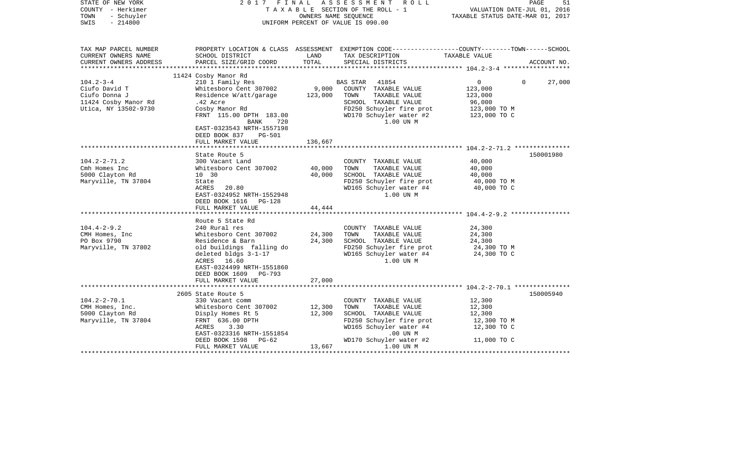STATE OF NEW YORK
COUNTY - Herkimer
TOWN - Schuyler
SWIS - 214800

2017 FINAL ASSESSMENT ROLL
TAXABLE SECTION OF THE ROLL - 1
OWNERS NAME SEQUENCE
UNIFORM PERCENT OF VALUE IS 090.00

VALUATION DATE-JUL 01, 2016
TAXABLE STATUS DATE-MAR 01, 2017

| TAX MAP PARCEL NUMBER / CURRENT OWNERS NAME / CURRENT OWNERS ADDRESS | PROPERTY LOCATION & CLASS / SCHOOL DISTRICT / PARCEL SIZE/GRID COORD | ASSESSMENT LAND / TOTAL | EXEMPTION CODE / TAX DESCRIPTION / SPECIAL DISTRICTS | COUNTY / TOWN / SCHOOL TAXABLE VALUE | ACCOUNT NO. |
|---|---|---|---|---|---|
| ***** 104.2-3-4 ***** | 11424 Cosby Manor Rd | | | | |
| 104.2-3-4 | 210 1 Family Res | | BAS STAR 41854 | 0 0 27,000 | |
| Ciufo David T | Whitesboro Cent 307002 | 9,000 | COUNTY TAXABLE VALUE | 123,000 | |
| Ciufo Donna J | Residence W/att/garage | 123,000 | TOWN TAXABLE VALUE | 123,000 | |
| 11424 Cosby Manor Rd | .42 Acre | | SCHOOL TAXABLE VALUE | 96,000 | |
| Utica, NY 13502-9730 | Cosby Manor Rd | | FD250 Schuyler fire prot | 123,000 TO M | |
| | FRNT 115.00 DPTH 183.00 | | WD170 Schuyler water #2 | 123,000 TO C | |
| | BANK 720 | | 1.00 UN M | | |
| | EAST-0323543 NRTH-1557198 | | | | |
| | DEED BOOK 837 PG-501 | | | | |
| | FULL MARKET VALUE | 136,667 | | | |
| ***** 104.2-2-71.2 ***** | State Route 5 | | | | 150001980 |
| 104.2-2-71.2 | 300 Vacant Land | | COUNTY TAXABLE VALUE | 40,000 | |
| Cmh Homes Inc | Whitesboro Cent 307002 | 40,000 | TOWN TAXABLE VALUE | 40,000 | |
| 5000 Clayton Rd | 10 30 | 40,000 | SCHOOL TAXABLE VALUE | 40,000 | |
| Maryville, TN 37804 | State | | FD250 Schuyler fire prot | 40,000 TO M | |
| | ACRES 20.80 | | WD165 Schuyler water #4 | 40,000 TO C | |
| | EAST-0324952 NRTH-1552948 | | 1.00 UN M | | |
| | DEED BOOK 1616 PG-128 | | | | |
| | FULL MARKET VALUE | 44,444 | | | |
| ***** 104.4-2-9.2 ***** | Route 5 State Rd | | | | |
| 104.4-2-9.2 | 240 Rural res | | COUNTY TAXABLE VALUE | 24,300 | |
| CMH Homes, Inc | Whitesboro Cent 307002 | 24,300 | TOWN TAXABLE VALUE | 24,300 | |
| PO Box 9790 | Residence & Barn | 24,300 | SCHOOL TAXABLE VALUE | 24,300 | |
| Maryville, TN 37802 | old buildings falling do | | FD250 Schuyler fire prot | 24,300 TO M | |
| | deleted bldgs 3-1-17 | | WD165 Schuyler water #4 | 24,300 TO C | |
| | ACRES 16.60 | | 1.00 UN M | | |
| | EAST-0324499 NRTH-1551860 | | | | |
| | DEED BOOK 1609 PG-793 | | | | |
| | FULL MARKET VALUE | 27,000 | | | |
| ***** 104.2-2-70.1 ***** | 2605 State Route 5 | | | | 150005940 |
| 104.2-2-70.1 | 330 Vacant comm | | COUNTY TAXABLE VALUE | 12,300 | |
| CMH Homes, Inc. | Whitesboro Cent 307002 | 12,300 | TOWN TAXABLE VALUE | 12,300 | |
| 5000 Clayton Rd | Disply Homes Rt 5 | 12,300 | SCHOOL TAXABLE VALUE | 12,300 | |
| Maryville, TN 37804 | FRNT 636.00 DPTH | | FD250 Schuyler fire prot | 12,300 TO M | |
| | ACRES 3.30 | | WD165 Schuyler water #4 | 12,300 TO C | |
| | EAST-0323316 NRTH-1551854 | | .00 UN M | | |
| | DEED BOOK 1598 PG-62 | | WD170 Schuyler water #2 | 11,000 TO C | |
| | FULL MARKET VALUE | 13,667 | 1.00 UN M | | |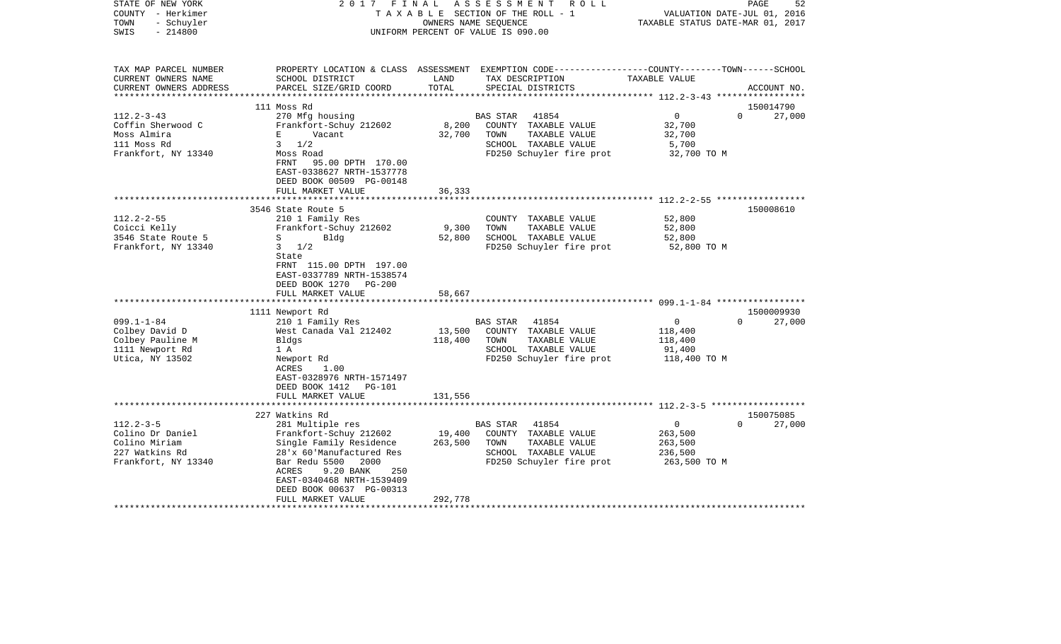STATE OF NEW YORK | 2017 FINAL ASSESSMENT ROLL | PAGE 52
COUNTY - Herkimer | TAXABLE SECTION OF THE ROLL - 1 | VALUATION DATE-JUL 01, 2016
TOWN - Schuyler | OWNERS NAME SEQUENCE | TAXABLE STATUS DATE-MAR 01, 2017
SWIS - 214800 | UNIFORM PERCENT OF VALUE IS 090.00

| TAX MAP PARCEL NUMBER / CURRENT OWNERS NAME / CURRENT OWNERS ADDRESS | PROPERTY LOCATION & CLASS / SCHOOL DISTRICT / PARCEL SIZE/GRID COORD | ASSESSMENT LAND / TOTAL | EXEMPTION CODE / TAX DESCRIPTION / SPECIAL DISTRICTS | COUNTY | TOWN | SCHOOL / ACCOUNT NO. |
|---|---|---|---|---|---|---|
| **112.2-3-43** | 111 Moss Rd | | | | | 150014790 |
| 112.2-3-43 | 270 Mfg housing | | BAS STAR 41854 | 0 | 0 | 27,000 |
| Coffin Sherwood C | Frankfort-Schuy 212602 | 8,200 | COUNTY TAXABLE VALUE | 32,700 | | |
| Moss Almira | E Vacant | 32,700 | TOWN TAXABLE VALUE | | 32,700 | |
| 111 Moss Rd | 3 1/2 | | SCHOOL TAXABLE VALUE | | | 5,700 |
| Frankfort, NY 13340 | Moss Road | | FD250 Schuyler fire prot | 32,700 TO M | | |
| | FRNT 95.00 DPTH 170.00 | | | | | |
| | EAST-0338627 NRTH-1537778 | | | | | |
| | DEED BOOK 00509 PG-00148 | | | | | |
| | FULL MARKET VALUE | 36,333 | | | | |
| **112.2-2-55** | 3546 State Route 5 | | | | | 150008610 |
| 112.2-2-55 | 210 1 Family Res | | COUNTY TAXABLE VALUE | 52,800 | | |
| Coicci Kelly | Frankfort-Schuy 212602 | 9,300 | TOWN TAXABLE VALUE | | 52,800 | |
| 3546 State Route 5 | S Bldg | 52,800 | SCHOOL TAXABLE VALUE | | | 52,800 |
| Frankfort, NY 13340 | 3 1/2 | | FD250 Schuyler fire prot | 52,800 TO M | | |
| | State | | | | | |
| | FRNT 115.00 DPTH 197.00 | | | | | |
| | EAST-0337789 NRTH-1538574 | | | | | |
| | DEED BOOK 1270 PG-200 | | | | | |
| | FULL MARKET VALUE | 58,667 | | | | |
| **099.1-1-84** | 1111 Newport Rd | | | | | 1500009930 |
| 099.1-1-84 | 210 1 Family Res | | BAS STAR 41854 | 0 | 0 | 27,000 |
| Colbey David D | West Canada Val 212402 | 13,500 | COUNTY TAXABLE VALUE | 118,400 | | |
| Colbey Pauline M | Bldgs | 118,400 | TOWN TAXABLE VALUE | | 118,400 | |
| 1111 Newport Rd | 1 A | | SCHOOL TAXABLE VALUE | | | 91,400 |
| Utica, NY 13502 | Newport Rd | | FD250 Schuyler fire prot | 118,400 TO M | | |
| | ACRES 1.00 | | | | | |
| | EAST-0328976 NRTH-1571497 | | | | | |
| | DEED BOOK 1412 PG-101 | | | | | |
| | FULL MARKET VALUE | 131,556 | | | | |
| **112.2-3-5** | 227 Watkins Rd | | | | | 150075085 |
| 112.2-3-5 | 281 Multiple res | | BAS STAR 41854 | 0 | 0 | 27,000 |
| Colino Dr Daniel | Frankfort-Schuy 212602 | 19,400 | COUNTY TAXABLE VALUE | 263,500 | | |
| Colino Miriam | Single Family Residence | 263,500 | TOWN TAXABLE VALUE | | 263,500 | |
| 227 Watkins Rd | 28'x 60'Manufactured Res | | SCHOOL TAXABLE VALUE | | | 236,500 |
| Frankfort, NY 13340 | Bar Redu 5500 2000 | | FD250 Schuyler fire prot | 263,500 TO M | | |
| | ACRES 9.20 BANK 250 | | | | | |
| | EAST-0340468 NRTH-1539409 | | | | | |
| | DEED BOOK 00637 PG-00313 | | | | | |
| | FULL MARKET VALUE | 292,778 | | | | |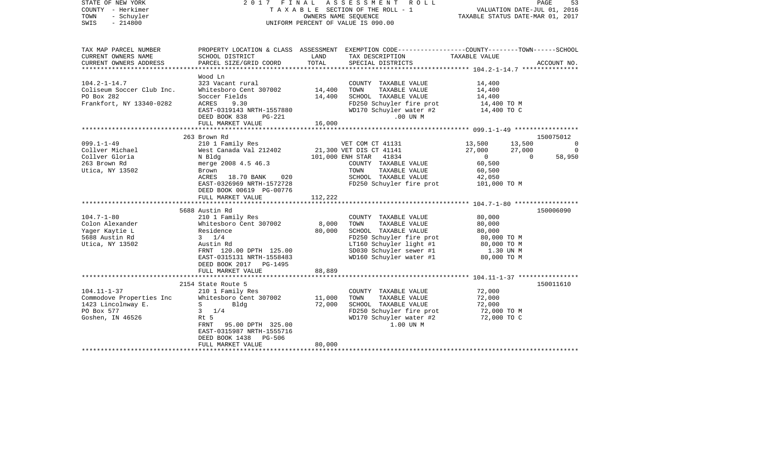STATE OF NEW YORK | 2017 FINAL ASSESSMENT ROLL | VALUATION DATE-JUL 01, 2016
COUNTY - Herkimer | TAXABLE SECTION OF THE ROLL - 1 | TAXABLE STATUS DATE-MAR 01, 2017
TOWN - Schuyler | OWNERS NAME SEQUENCE
SWIS - 214800 | UNIFORM PERCENT OF VALUE IS 090.00

| TAX MAP PARCEL NUMBER / CURRENT OWNERS NAME / CURRENT OWNERS ADDRESS | PROPERTY LOCATION & CLASS / SCHOOL DISTRICT / PARCEL SIZE/GRID COORD | ASSESSMENT LAND / TOTAL | EXEMPTION CODE / TAX DESCRIPTION / SPECIAL DISTRICTS | COUNTY | TOWN | SCHOOL | ACCOUNT NO. |
|---|---|---|---|---|---|---|---|
| **104.2-1-14.7** | Wood Ln | | | | | | |
| 104.2-1-14.7 | 323 Vacant rural | | COUNTY TAXABLE VALUE | 14,400 | | | |
| Coliseum Soccer Club Inc. | Whitesboro Cent 307002 | 14,400 | TOWN TAXABLE VALUE | 14,400 | | | |
| PO Box 282 | Soccer Fields | 14,400 | SCHOOL TAXABLE VALUE | 14,400 | | | |
| Frankfort, NY 13340-0282 | ACRES 9.30 | | FD250 Schuyler fire prot | 14,400 TO M | | | |
| | EAST-0319143 NRTH-1557880 | | WD170 Schuyler water #2 | 14,400 TO C | | | |
| | DEED BOOK 838 PG-221 | | .00 UN M | | | | |
| | FULL MARKET VALUE | 16,000 | | | | | |
| **099.1-1-49** | 263 Brown Rd | | | | | | 150075012 |
| 099.1-1-49 | 210 1 Family Res | | VET COM CT 41131 | 13,500 | 13,500 | 0 | |
| Collver Michael | West Canada Val 212402 | 21,300 | VET DIS CT 41141 | 27,000 | 27,000 | 0 | |
| Collver Gloria | N Bldg | 101,000 | ENH STAR 41834 | 0 | 0 | 58,950 | |
| 263 Brown Rd | merge 2008 4.5 46.3 | | COUNTY TAXABLE VALUE | 60,500 | | | |
| Utica, NY 13502 | Brown | | TOWN TAXABLE VALUE | 60,500 | | | |
| | ACRES 18.70 BANK 020 | | SCHOOL TAXABLE VALUE | 42,050 | | | |
| | EAST-0326969 NRTH-1572728 | | FD250 Schuyler fire prot | 101,000 TO M | | | |
| | DEED BOOK 00619 PG-00776 | | | | | | |
| | FULL MARKET VALUE | 112,222 | | | | | |
| **104.7-1-80** | 5688 Austin Rd | | | | | | 150006090 |
| 104.7-1-80 | 210 1 Family Res | | COUNTY TAXABLE VALUE | 80,000 | | | |
| Colon Alexander | Whitesboro Cent 307002 | 8,000 | TOWN TAXABLE VALUE | 80,000 | | | |
| Yager Kaytie L | Residence | 80,000 | SCHOOL TAXABLE VALUE | 80,000 | | | |
| 5688 Austin Rd | 3 1/4 | | FD250 Schuyler fire prot | 80,000 TO M | | | |
| Utica, NY 13502 | Austin Rd | | LT160 Schuyler light #1 | 80,000 TO M | | | |
| | FRNT 120.00 DPTH 125.00 | | SD030 Schuyler sewer #1 | 1.30 UN M | | | |
| | EAST-0315131 NRTH-1558483 | | WD160 Schuyler water #1 | 80,000 TO M | | | |
| | DEED BOOK 2017 PG-1495 | | | | | | |
| | FULL MARKET VALUE | 88,889 | | | | | |
| **104.11-1-37** | 2154 State Route 5 | | | | | | 150011610 |
| 104.11-1-37 | 210 1 Family Res | | COUNTY TAXABLE VALUE | 72,000 | | | |
| Commodove Properties Inc | Whitesboro Cent 307002 | 11,000 | TOWN TAXABLE VALUE | 72,000 | | | |
| 1423 Lincolnway E. | S Bldg | 72,000 | SCHOOL TAXABLE VALUE | 72,000 | | | |
| PO Box 577 | 3 1/4 | | FD250 Schuyler fire prot | 72,000 TO M | | | |
| Goshen, IN 46526 | Rt 5 | | WD170 Schuyler water #2 | 72,000 TO C | | | |
| | FRNT 95.00 DPTH 325.00 | | 1.00 UN M | | | | |
| | EAST-0315987 NRTH-1555716 | | | | | | |
| | DEED BOOK 1438 PG-506 | | | | | | |
| | FULL MARKET VALUE | 80,000 | | | | | |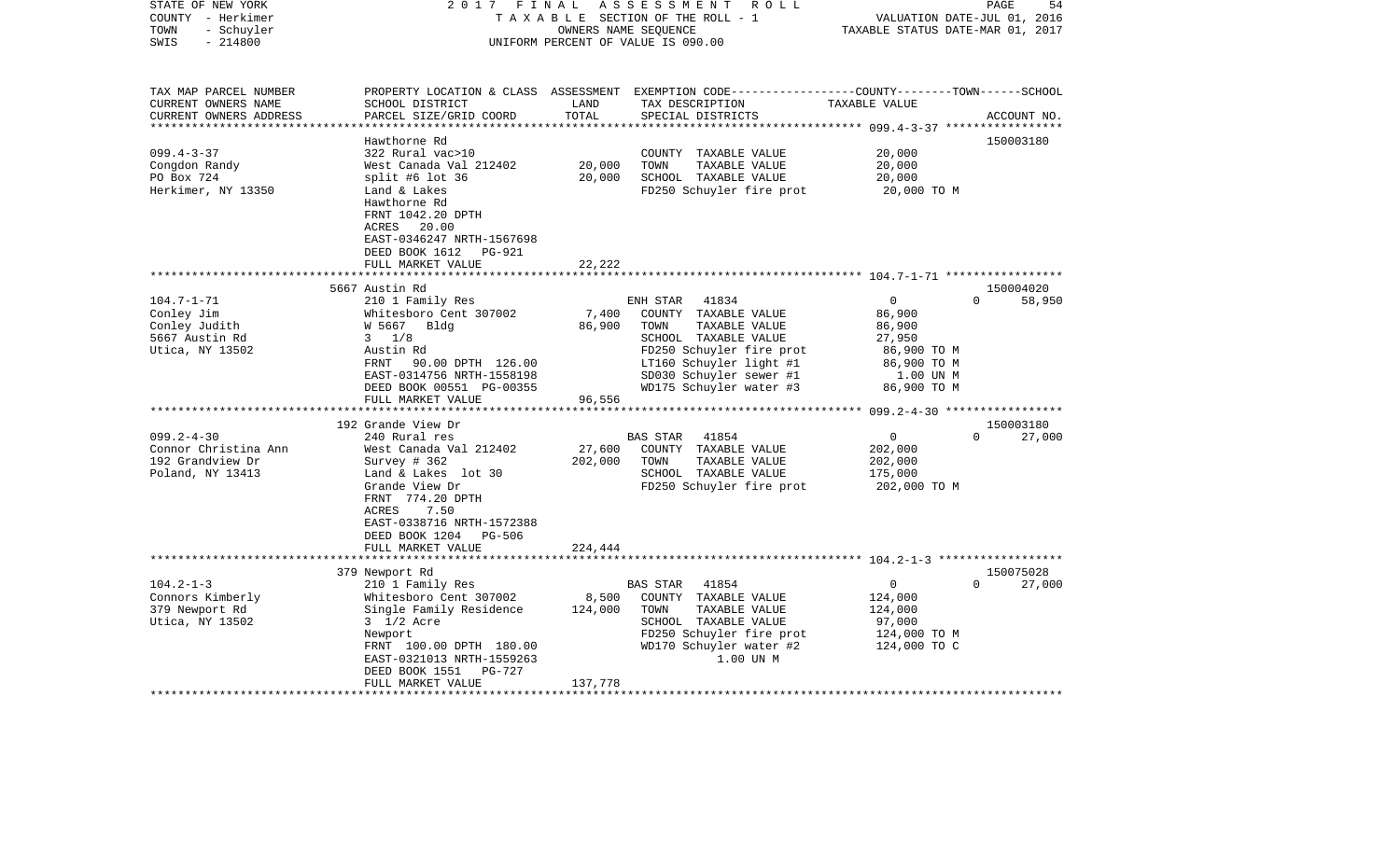STATE OF NEW YORK — 2017 FINAL ASSESSMENT ROLL
COUNTY - Herkimer — TAXABLE SECTION OF THE ROLL - 1 — VALUATION DATE-JUL 01, 2016
TOWN - Schuyler — OWNERS NAME SEQUENCE — TAXABLE STATUS DATE-MAR 01, 2017
SWIS - 214800 — UNIFORM PERCENT OF VALUE IS 090.00

| TAX MAP PARCEL NUMBER / CURRENT OWNERS NAME / CURRENT OWNERS ADDRESS | PROPERTY LOCATION & CLASS / SCHOOL DISTRICT / PARCEL SIZE/GRID COORD | ASSESSMENT LAND / TOTAL | EXEMPTION CODE / TAX DESCRIPTION / SPECIAL DISTRICTS | COUNTY | TOWN | SCHOOL / TAXABLE VALUE | ACCOUNT NO. |
|---|---|---|---|---|---|---|---|
| **099.4-3-37** | Hawthorne Rd | | | | | | 150003180 |
| 099.4-3-37 | 322 Rural vac>10 | | COUNTY TAXABLE VALUE | 20,000 | | | |
| Congdon Randy | West Canada Val 212402 | 20,000 | TOWN TAXABLE VALUE | 20,000 | | | |
| PO Box 724 | split #6 lot 36 | 20,000 | SCHOOL TAXABLE VALUE | 20,000 | | | |
| Herkimer, NY 13350 | Land & Lakes | | FD250 Schuyler fire prot | 20,000 TO M | | | |
| | Hawthorne Rd | | | | | | |
| | FRNT 1042.20 DPTH | | | | | | |
| | ACRES 20.00 | | | | | | |
| | EAST-0346247 NRTH-1567698 | | | | | | |
| | DEED BOOK 1612 PG-921 | | | | | | |
| | FULL MARKET VALUE | 22,222 | | | | | |
| **104.7-1-71** | 5667 Austin Rd | | | | | | 150004020 |
| 104.7-1-71 | 210 1 Family Res | | ENH STAR 41834 | 0 | 0 | 58,950 | |
| Conley Jim | Whitesboro Cent 307002 | 7,400 | COUNTY TAXABLE VALUE | 86,900 | | | |
| Conley Judith | W 5667 Bldg | 86,900 | TOWN TAXABLE VALUE | 86,900 | | | |
| 5667 Austin Rd | 3 1/8 | | SCHOOL TAXABLE VALUE | 27,950 | | | |
| Utica, NY 13502 | Austin Rd | | FD250 Schuyler fire prot | 86,900 TO M | | | |
| | FRNT 90.00 DPTH 126.00 | | LT160 Schuyler light #1 | 86,900 TO M | | | |
| | EAST-0314756 NRTH-1558198 | | SD030 Schuyler sewer #1 | 1.00 UN M | | | |
| | DEED BOOK 00551 PG-00355 | | WD175 Schuyler water #3 | 86,900 TO M | | | |
| | FULL MARKET VALUE | 96,556 | | | | | |
| **099.2-4-30** | 192 Grande View Dr | | | | | | 150003180 |
| 099.2-4-30 | 240 Rural res | | BAS STAR 41854 | 0 | 0 | 27,000 | |
| Connor Christina Ann | West Canada Val 212402 | 27,600 | COUNTY TAXABLE VALUE | 202,000 | | | |
| 192 Grandview Dr | Survey # 362 | 202,000 | TOWN TAXABLE VALUE | 202,000 | | | |
| Poland, NY 13413 | Land & Lakes lot 30 | | SCHOOL TAXABLE VALUE | 175,000 | | | |
| | Grande View Dr | | FD250 Schuyler fire prot | 202,000 TO M | | | |
| | FRNT 774.20 DPTH | | | | | | |
| | ACRES 7.50 | | | | | | |
| | EAST-0338716 NRTH-1572388 | | | | | | |
| | DEED BOOK 1204 PG-506 | | | | | | |
| | FULL MARKET VALUE | 224,444 | | | | | |
| **104.2-1-3** | 379 Newport Rd | | | | | | 150075028 |
| 104.2-1-3 | 210 1 Family Res | | BAS STAR 41854 | 0 | 0 | 27,000 | |
| Connors Kimberly | Whitesboro Cent 307002 | 8,500 | COUNTY TAXABLE VALUE | 124,000 | | | |
| 379 Newport Rd | Single Family Residence | 124,000 | TOWN TAXABLE VALUE | 124,000 | | | |
| Utica, NY 13502 | 3 1/2 Acre | | SCHOOL TAXABLE VALUE | 97,000 | | | |
| | Newport | | FD250 Schuyler fire prot | 124,000 TO M | | | |
| | FRNT 100.00 DPTH 180.00 | | WD170 Schuyler water #2 | 124,000 TO C | | | |
| | EAST-0321013 NRTH-1559263 | | 1.00 UN M | | | | |
| | DEED BOOK 1551 PG-727 | | | | | | |
| | FULL MARKET VALUE | 137,778 | | | | | |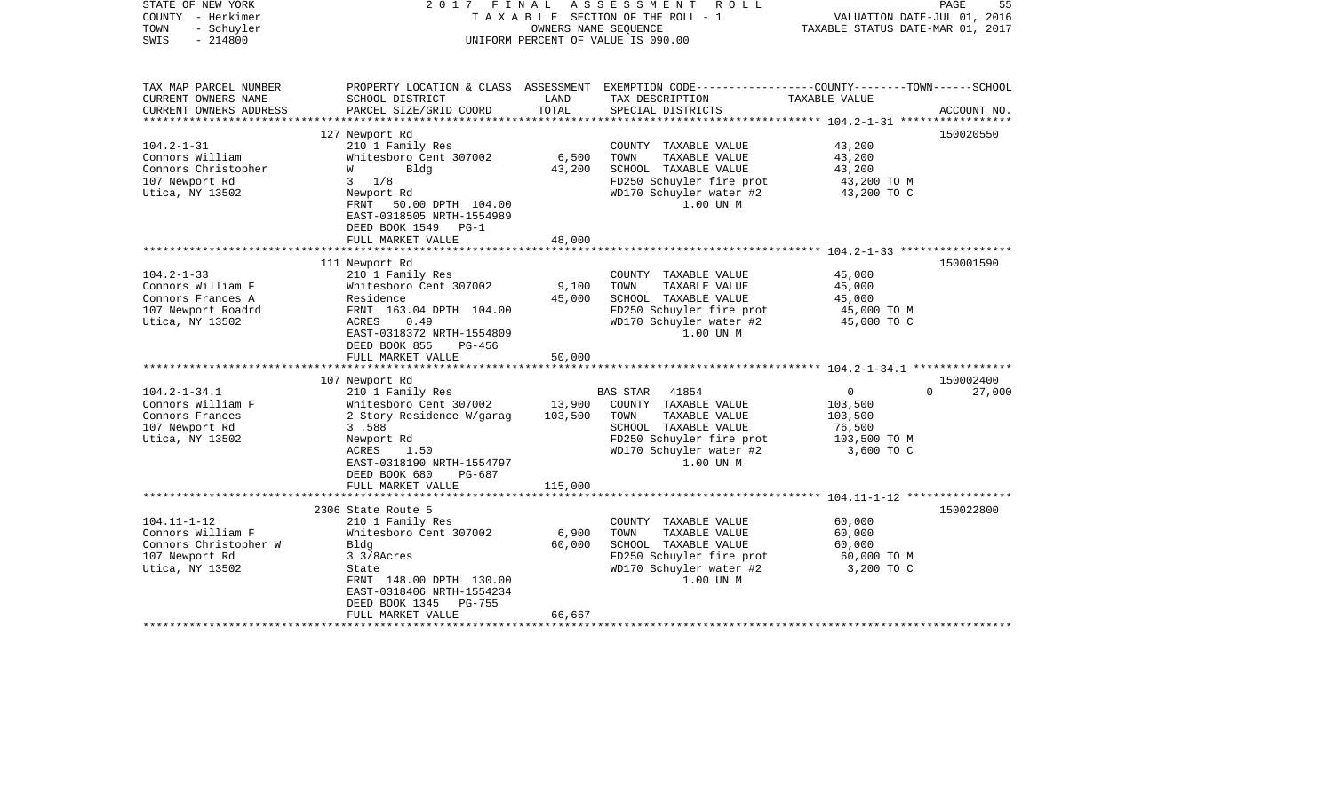STATE OF NEW YORK  
COUNTY - Herkimer  
TOWN - Schuyler  
SWIS - 214800

2017 FINAL ASSESSMENT ROLL  
TAXABLE SECTION OF THE ROLL - 1  
OWNERS NAME SEQUENCE  
UNIFORM PERCENT OF VALUE IS 090.00

VALUATION DATE-JUL 01, 2016  
TAXABLE STATUS DATE-MAR 01, 2017

| TAX MAP PARCEL NUMBER / CURRENT OWNERS NAME / CURRENT OWNERS ADDRESS | PROPERTY LOCATION & CLASS / SCHOOL DISTRICT / PARCEL SIZE/GRID COORD | ASSESSMENT LAND / TOTAL | EXEMPTION CODE / TAX DESCRIPTION / SPECIAL DISTRICTS | COUNTY / TOWN / SCHOOL TAXABLE VALUE | ACCOUNT NO. |
|---|---|---|---|---|---|
| **104.2-1-31** | 127 Newport Rd | | | | 150020550 |
| Connors William | 210 1 Family Res | | COUNTY TAXABLE VALUE | 43,200 | |
| Connors Christopher | Whitesboro Cent 307002 | 6,500 | TOWN TAXABLE VALUE | 43,200 | |
| 107 Newport Rd | W Bldg | 43,200 | SCHOOL TAXABLE VALUE | 43,200 | |
| Utica, NY 13502 | 3 1/8 | | FD250 Schuyler fire prot | 43,200 TO M | |
| | Newport Rd | | WD170 Schuyler water #2 | 43,200 TO C | |
| | FRNT 50.00 DPTH 104.00 | | 1.00 UN M | | |
| | EAST-0318505 NRTH-1554989 | | | | |
| | DEED BOOK 1549 PG-1 | | | | |
| | FULL MARKET VALUE | 48,000 | | | |
| **104.2-1-33** | 111 Newport Rd | | | | 150001590 |
| Connors William F | 210 1 Family Res | | COUNTY TAXABLE VALUE | 45,000 | |
| Connors Frances A | Whitesboro Cent 307002 | 9,100 | TOWN TAXABLE VALUE | 45,000 | |
| 107 Newport Roadrd | Residence | 45,000 | SCHOOL TAXABLE VALUE | 45,000 | |
| Utica, NY 13502 | FRNT 163.04 DPTH 104.00 | | FD250 Schuyler fire prot | 45,000 TO M | |
| | ACRES 0.49 | | WD170 Schuyler water #2 | 45,000 TO C | |
| | EAST-0318372 NRTH-1554809 | | 1.00 UN M | | |
| | DEED BOOK 855 PG-456 | | | | |
| | FULL MARKET VALUE | 50,000 | | | |
| **104.2-1-34.1** | 107 Newport Rd | | | | 150002400 |
| Connors William F | 210 1 Family Res | | BAS STAR 41854 | 0 / 0 / 27,000 | |
| Connors Frances | Whitesboro Cent 307002 | 13,900 | COUNTY TAXABLE VALUE | 103,500 | |
| 107 Newport Rd | 2 Story Residence W/garag | 103,500 | TOWN TAXABLE VALUE | 103,500 | |
| Utica, NY 13502 | 3 .588 | | SCHOOL TAXABLE VALUE | 76,500 | |
| | Newport Rd | | FD250 Schuyler fire prot | 103,500 TO M | |
| | ACRES 1.50 | | WD170 Schuyler water #2 | 3,600 TO C | |
| | EAST-0318190 NRTH-1554797 | | 1.00 UN M | | |
| | DEED BOOK 680 PG-687 | | | | |
| | FULL MARKET VALUE | 115,000 | | | |
| **104.11-1-12** | 2306 State Route 5 | | | | 150022800 |
| Connors William F | 210 1 Family Res | | COUNTY TAXABLE VALUE | 60,000 | |
| Connors Christopher W | Whitesboro Cent 307002 | 6,900 | TOWN TAXABLE VALUE | 60,000 | |
| 107 Newport Rd | Bldg | 60,000 | SCHOOL TAXABLE VALUE | 60,000 | |
| Utica, NY 13502 | 3 3/8Acres | | FD250 Schuyler fire prot | 60,000 TO M | |
| | State | | WD170 Schuyler water #2 | 3,200 TO C | |
| | FRNT 148.00 DPTH 130.00 | | 1.00 UN M | | |
| | EAST-0318406 NRTH-1554234 | | | | |
| | DEED BOOK 1345 PG-755 | | | | |
| | FULL MARKET VALUE | 66,667 | | | |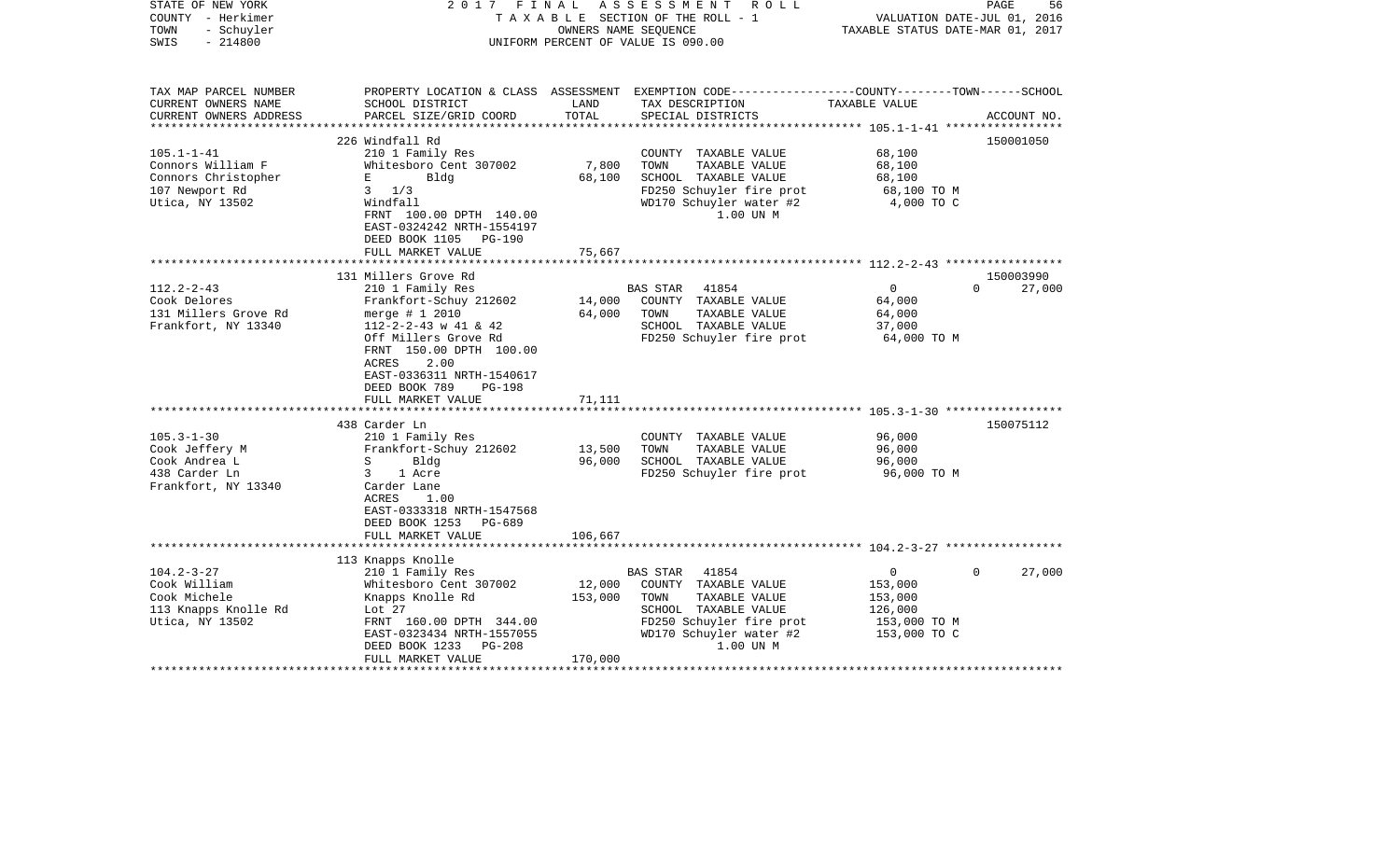STATE OF NEW YORK — 2017 FINAL ASSESSMENT ROLL
COUNTY - Herkimer — TAXABLE SECTION OF THE ROLL - 1 — VALUATION DATE-JUL 01, 2016
TOWN - Schuyler — OWNERS NAME SEQUENCE — TAXABLE STATUS DATE-MAR 01, 2017
SWIS - 214800 — UNIFORM PERCENT OF VALUE IS 090.00

| TAX MAP PARCEL NUMBER / CURRENT OWNERS NAME / CURRENT OWNERS ADDRESS | PROPERTY LOCATION & CLASS / SCHOOL DISTRICT / PARCEL SIZE/GRID COORD | ASSESSMENT LAND | TOTAL | EXEMPTION CODE / TAX DESCRIPTION / SPECIAL DISTRICTS | COUNTY / TOWN / SCHOOL TAXABLE VALUE | ACCOUNT NO. |
|---|---|---|---|---|---|---|
| **105.1-1-41** | 226 Windfall Rd | | | | | 150001050 |
| Connors William F | 210 1 Family Res | | | COUNTY TAXABLE VALUE | 68,100 | |
| Connors Christopher | Whitesboro Cent 307002 | 7,800 | | TOWN TAXABLE VALUE | 68,100 | |
| 107 Newport Rd | E Bldg | | 68,100 | SCHOOL TAXABLE VALUE | 68,100 | |
| Utica, NY 13502 | 3 1/3 | | | FD250 Schuyler fire prot | 68,100 TO M | |
| | Windfall | | | WD170 Schuyler water #2 | 4,000 TO C | |
| | FRNT 100.00 DPTH 140.00 | | | 1.00 UN M | | |
| | EAST-0324242 NRTH-1554197 | | | | | |
| | DEED BOOK 1105 PG-190 | | | | | |
| | FULL MARKET VALUE | | 75,667 | | | |
| **112.2-2-43** | 131 Millers Grove Rd | | | | | 150003990 |
| Cook Delores | 210 1 Family Res | | | BAS STAR 41854 | 0 / 0 / 27,000 | |
| 131 Millers Grove Rd | Frankfort-Schuy 212602 | 14,000 | | COUNTY TAXABLE VALUE | 64,000 | |
| Frankfort, NY 13340 | merge # 1 2010 | | 64,000 | TOWN TAXABLE VALUE | 64,000 | |
| | 112-2-2-43 w 41 & 42 | | | SCHOOL TAXABLE VALUE | 37,000 | |
| | Off Millers Grove Rd | | | FD250 Schuyler fire prot | 64,000 TO M | |
| | FRNT 150.00 DPTH 100.00 | | | | | |
| | ACRES 2.00 | | | | | |
| | EAST-0336311 NRTH-1540617 | | | | | |
| | DEED BOOK 789 PG-198 | | | | | |
| | FULL MARKET VALUE | | 71,111 | | | |
| **105.3-1-30** | 438 Carder Ln | | | | | 150075112 |
| Cook Jeffery M | 210 1 Family Res | | | COUNTY TAXABLE VALUE | 96,000 | |
| Cook Andrea L | Frankfort-Schuy 212602 | 13,500 | | TOWN TAXABLE VALUE | 96,000 | |
| 438 Carder Ln | S Bldg | | 96,000 | SCHOOL TAXABLE VALUE | 96,000 | |
| Frankfort, NY 13340 | 3 1 Acre | | | FD250 Schuyler fire prot | 96,000 TO M | |
| | Carder Lane | | | | | |
| | ACRES 1.00 | | | | | |
| | EAST-0333318 NRTH-1547568 | | | | | |
| | DEED BOOK 1253 PG-689 | | | | | |
| | FULL MARKET VALUE | | 106,667 | | | |
| **104.2-3-27** | 113 Knapps Knolle | | | | | |
| Cook William | 210 1 Family Res | | | BAS STAR 41854 | 0 / 0 / 27,000 | |
| Cook Michele | Whitesboro Cent 307002 | 12,000 | | COUNTY TAXABLE VALUE | 153,000 | |
| 113 Knapps Knolle Rd | Knapps Knolle Rd | | 153,000 | TOWN TAXABLE VALUE | 153,000 | |
| Utica, NY 13502 | Lot 27 | | | SCHOOL TAXABLE VALUE | 126,000 | |
| | FRNT 160.00 DPTH 344.00 | | | FD250 Schuyler fire prot | 153,000 TO M | |
| | EAST-0323434 NRTH-1557055 | | | WD170 Schuyler water #2 | 153,000 TO C | |
| | DEED BOOK 1233 PG-208 | | | 1.00 UN M | | |
| | FULL MARKET VALUE | | 170,000 | | | |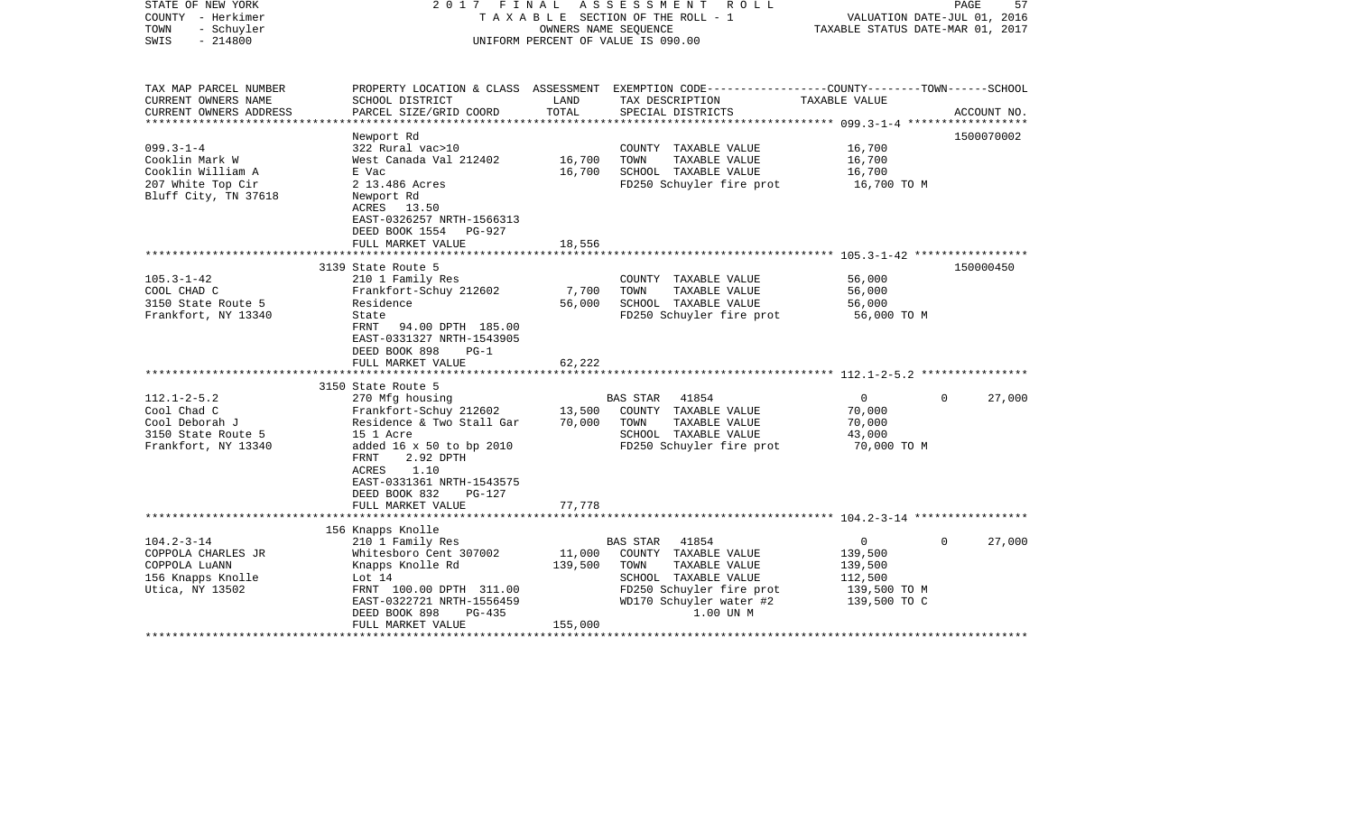STATE OF NEW YORK — 2017 FINAL ASSESSMENT ROLL
COUNTY - Herkimer — TAXABLE SECTION OF THE ROLL - 1 — VALUATION DATE-JUL 01, 2016
TOWN - Schuyler — OWNERS NAME SEQUENCE — TAXABLE STATUS DATE-MAR 01, 2017
SWIS - 214800 — UNIFORM PERCENT OF VALUE IS 090.00

| TAX MAP PARCEL NUMBER / CURRENT OWNERS NAME / CURRENT OWNERS ADDRESS | PROPERTY LOCATION & CLASS / SCHOOL DISTRICT / PARCEL SIZE/GRID COORD | ASSESSMENT LAND | ASSESSMENT TOTAL | EXEMPTION CODE / TAX DESCRIPTION / SPECIAL DISTRICTS | COUNTY TAXABLE VALUE | TOWN | SCHOOL / ACCOUNT NO. |
|---|---|---|---|---|---|---|---|
| 099.3-1-4 | Newport Rd | | | | | | 1500070002 |
| | 322 Rural vac>10 | | | COUNTY TAXABLE VALUE | 16,700 | | |
| Cooklin Mark W | West Canada Val 212402 | 16,700 | | TOWN TAXABLE VALUE | 16,700 | | |
| Cooklin William A | E Vac | | 16,700 | SCHOOL TAXABLE VALUE | 16,700 | | |
| 207 White Top Cir | 2 13.486 Acres | | | FD250 Schuyler fire prot | 16,700 TO M | | |
| Bluff City, TN 37618 | Newport Rd | | | | | | |
| | ACRES 13.50 | | | | | | |
| | EAST-0326257 NRTH-1566313 | | | | | | |
| | DEED BOOK 1554 PG-927 | | | | | | |
| | FULL MARKET VALUE | | 18,556 | | | | |
| 105.3-1-42 | 3139 State Route 5 | | | | | | 150000450 |
| | 210 1 Family Res | | | COUNTY TAXABLE VALUE | 56,000 | | |
| COOL CHAD C | Frankfort-Schuy 212602 | 7,700 | | TOWN TAXABLE VALUE | 56,000 | | |
| 3150 State Route 5 | Residence | | 56,000 | SCHOOL TAXABLE VALUE | 56,000 | | |
| Frankfort, NY 13340 | State | | | FD250 Schuyler fire prot | 56,000 TO M | | |
| | FRNT 94.00 DPTH 185.00 | | | | | | |
| | EAST-0331327 NRTH-1543905 | | | | | | |
| | DEED BOOK 898 PG-1 | | | | | | |
| | FULL MARKET VALUE | | 62,222 | | | | |
| 112.1-2-5.2 | 3150 State Route 5 | | | | | | |
| | 270 Mfg housing | | | BAS STAR 41854 | 0 | 0 | 27,000 |
| Cool Chad C | Frankfort-Schuy 212602 | 13,500 | | COUNTY TAXABLE VALUE | 70,000 | | |
| Cool Deborah J | Residence & Two Stall Gar | | 70,000 | TOWN TAXABLE VALUE | 70,000 | | |
| 3150 State Route 5 | 15 1 Acre | | | SCHOOL TAXABLE VALUE | 43,000 | | |
| Frankfort, NY 13340 | added 16 x 50 to bp 2010 | | | FD250 Schuyler fire prot | 70,000 TO M | | |
| | FRNT 2.92 DPTH | | | | | | |
| | ACRES 1.10 | | | | | | |
| | EAST-0331361 NRTH-1543575 | | | | | | |
| | DEED BOOK 832 PG-127 | | | | | | |
| | FULL MARKET VALUE | | 77,778 | | | | |
| 104.2-3-14 | 156 Knapps Knolle | | | | | | |
| | 210 1 Family Res | | | BAS STAR 41854 | 0 | 0 | 27,000 |
| COPPOLA CHARLES JR | Whitesboro Cent 307002 | 11,000 | | COUNTY TAXABLE VALUE | 139,500 | | |
| COPPOLA LuANN | Knapps Knolle Rd | | 139,500 | TOWN TAXABLE VALUE | 139,500 | | |
| 156 Knapps Knolle | Lot 14 | | | SCHOOL TAXABLE VALUE | 112,500 | | |
| Utica, NY 13502 | FRNT 100.00 DPTH 311.00 | | | FD250 Schuyler fire prot | 139,500 TO M | | |
| | EAST-0322721 NRTH-1556459 | | | WD170 Schuyler water #2 | 139,500 TO C | | |
| | DEED BOOK 898 PG-435 | | | 1.00 UN M | | | |
| | FULL MARKET VALUE | | 155,000 | | | | |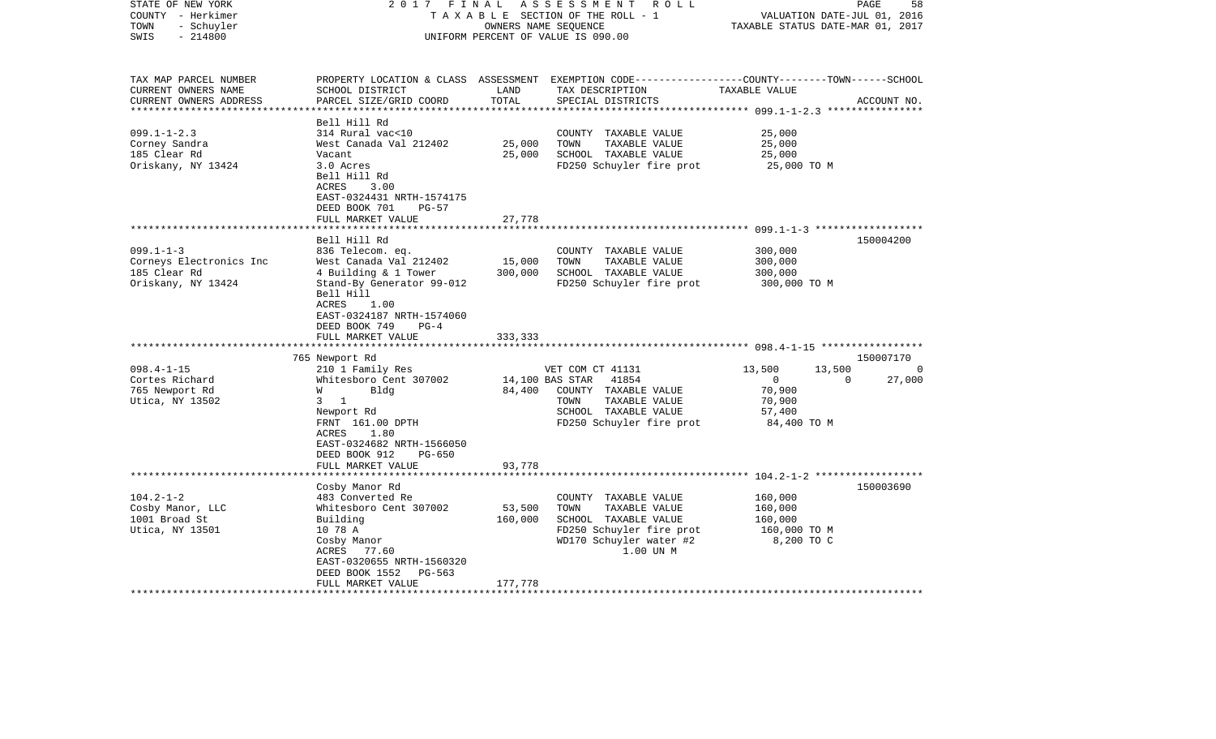STATE OF NEW YORK 2 0 1 7 F I N A L A S S E S S M E N T R O L L
COUNTY - Herkimer T A X A B L E SECTION OF THE ROLL - 1 VALUATION DATE-JUL 01, 2016
TOWN - Schuyler OWNERS NAME SEQUENCE TAXABLE STATUS DATE-MAR 01, 2017
SWIS - 214800 UNIFORM PERCENT OF VALUE IS 090.00

```
TAX MAP PARCEL NUMBER          PROPERTY LOCATION & CLASS  ASSESSMENT  EXEMPTION CODE-----------------COUNTY--------TOWN------SCHOOL
CURRENT OWNERS NAME            SCHOOL DISTRICT              LAND      TAX DESCRIPTION              TAXABLE VALUE
CURRENT OWNERS ADDRESS         PARCEL SIZE/GRID COORD       TOTAL     SPECIAL DISTRICTS                                  ACCOUNT NO.
******************************************************************************************************* 099.1-1-2.3 ****************
                               Bell Hill Rd
099.1-1-2.3                    314 Rural vac<10                        COUNTY  TAXABLE VALUE            25,000
Corney Sandra                  West Canada Val 212402       25,000     TOWN    TAXABLE VALUE            25,000
185 Clear Rd                   Vacant                       25,000     SCHOOL  TAXABLE VALUE            25,000
Oriskany, NY 13424             3.0 Acres                               FD250 Schuyler fire prot          25,000 TO M
                               Bell Hill Rd
                               ACRES     3.00
                               EAST-0324431 NRTH-1574175
                               DEED BOOK 701    PG-57
                               FULL MARKET VALUE            27,778
******************************************************************************************************* 099.1-1-3 ******************
                               Bell Hill Rd                                                                          150004200
099.1-1-3                      836 Telecom. eq.                        COUNTY  TAXABLE VALUE           300,000
Corneys Electronics Inc        West Canada Val 212402       15,000     TOWN    TAXABLE VALUE           300,000
185 Clear Rd                   4 Building & 1 Tower        300,000     SCHOOL  TAXABLE VALUE           300,000
Oriskany, NY 13424             Stand-By Generator 99-012               FD250 Schuyler fire prot         300,000 TO M
                               Bell Hill
                               ACRES     1.00
                               EAST-0324187 NRTH-1574060
                               DEED BOOK 749    PG-4
                               FULL MARKET VALUE           333,333
******************************************************************************************************* 098.4-1-15 *****************
                               765 Newport Rd                                                                        150007170
098.4-1-15                     210 1 Family Res                        VET COM CT 41131          13,500       13,500            0
Cortes Richard                 Whitesboro Cent 307002       14,100 BAS STAR   41854                   0            0       27,000
765 Newport Rd                 W         Bldg               84,400     COUNTY  TAXABLE VALUE            70,900
Utica, NY 13502                3    1                                  TOWN    TAXABLE VALUE            70,900
                               Newport Rd                              SCHOOL  TAXABLE VALUE            57,400
                               FRNT  161.00 DPTH                       FD250 Schuyler fire prot          84,400 TO M
                               ACRES     1.80
                               EAST-0324682 NRTH-1566050
                               DEED BOOK 912    PG-650
                               FULL MARKET VALUE            93,778
******************************************************************************************************* 104.2-1-2 ******************
                               Cosby Manor Rd                                                                        150003690
104.2-1-2                      483 Converted Re                        COUNTY  TAXABLE VALUE           160,000
Cosby Manor, LLC               Whitesboro Cent 307002       53,500     TOWN    TAXABLE VALUE           160,000
1001 Broad St                  Building                    160,000     SCHOOL  TAXABLE VALUE           160,000
Utica, NY 13501                10 78 A                                 FD250 Schuyler fire prot         160,000 TO M
                               Cosby Manor                             WD170 Schuyler water #2            8,200 TO C
                               ACRES    77.60                                1.00 UN M
                               EAST-0320655 NRTH-1560320
                               DEED BOOK 1552   PG-563
                               FULL MARKET VALUE           177,778
************************************************************************************************************************************
```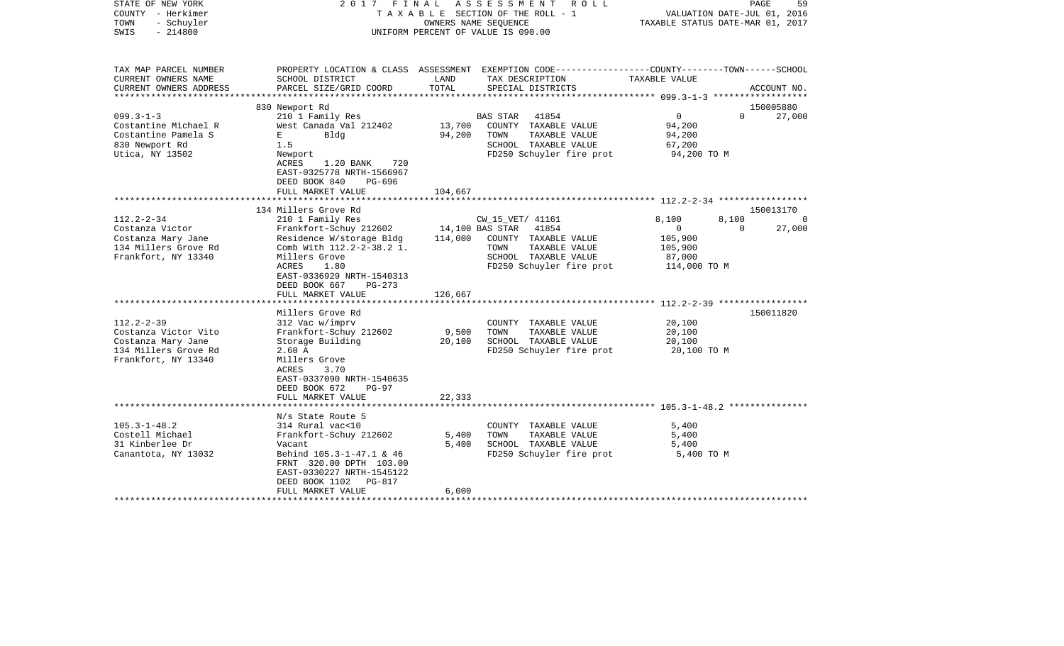STATE OF NEW YORK — 2017 FINAL ASSESSMENT ROLL — COUNTY - Herkimer — TAXABLE SECTION OF THE ROLL - 1 — VALUATION DATE-JUL 01, 2016 — TOWN - Schuyler — OWNERS NAME SEQUENCE — TAXABLE STATUS DATE-MAR 01, 2017 — SWIS - 214800 — UNIFORM PERCENT OF VALUE IS 090.00

| TAX MAP PARCEL NUMBER / CURRENT OWNERS NAME / CURRENT OWNERS ADDRESS | PROPERTY LOCATION & CLASS / SCHOOL DISTRICT / PARCEL SIZE/GRID COORD | ASSESSMENT LAND / TOTAL | EXEMPTION CODE / TAX DESCRIPTION / SPECIAL DISTRICTS | COUNTY TAXABLE VALUE | TOWN | SCHOOL / ACCOUNT NO. |
|---|---|---|---|---|---|---|
| **099.3-1-3** | 830 Newport Rd | | | | | 150005880 |
| Costantine Michael R | 210 1 Family Res | | BAS STAR 41854 | 0 | 0 | 27,000 |
| Costantine Pamela S | West Canada Val 212402 | 13,700 | COUNTY TAXABLE VALUE | 94,200 | | |
| 830 Newport Rd | E Bldg | 94,200 | TOWN TAXABLE VALUE | 94,200 | | |
| Utica, NY 13502 | 1.5 | | SCHOOL TAXABLE VALUE | 67,200 | | |
| | Newport | | FD250 Schuyler fire prot | 94,200 TO M | | |
| | ACRES 1.20 BANK 720 | | | | | |
| | EAST-0325778 NRTH-1566967 | | | | | |
| | DEED BOOK 840 PG-696 | | | | | |
| | FULL MARKET VALUE | 104,667 | | | | |
| **112.2-2-34** | 134 Millers Grove Rd | | | | | 150013170 |
| Costanza Victor | 210 1 Family Res | | CW_15_VET/ 41161 | 8,100 | 8,100 | 0 |
| Costanza Mary Jane | Frankfort-Schuy 212602 | 14,100 | BAS STAR 41854 | 0 | 0 | 27,000 |
| 134 Millers Grove Rd | Residence W/storage Bldg | 114,000 | COUNTY TAXABLE VALUE | 105,900 | | |
| Frankfort, NY 13340 | Comb With 112.2-2-38.2 1. | | TOWN TAXABLE VALUE | 105,900 | | |
| | Millers Grove | | SCHOOL TAXABLE VALUE | 87,000 | | |
| | ACRES 1.80 | | FD250 Schuyler fire prot | 114,000 TO M | | |
| | EAST-0336929 NRTH-1540313 | | | | | |
| | DEED BOOK 667 PG-273 | | | | | |
| | FULL MARKET VALUE | 126,667 | | | | |
| **112.2-2-39** | Millers Grove Rd | | | | | 150011820 |
| Costanza Victor Vito | 312 Vac w/imprv | | COUNTY TAXABLE VALUE | 20,100 | | |
| Costanza Mary Jane | Frankfort-Schuy 212602 | 9,500 | TOWN TAXABLE VALUE | 20,100 | | |
| 134 Millers Grove Rd | Storage Building | 20,100 | SCHOOL TAXABLE VALUE | 20,100 | | |
| Frankfort, NY 13340 | 2.60 A | | FD250 Schuyler fire prot | 20,100 TO M | | |
| | Millers Grove | | | | | |
| | ACRES 3.70 | | | | | |
| | EAST-0337090 NRTH-1540635 | | | | | |
| | DEED BOOK 672 PG-97 | | | | | |
| | FULL MARKET VALUE | 22,333 | | | | |
| **105.3-1-48.2** | N/s State Route 5 | | | | | |
| Costell Michael | 314 Rural vac<10 | | COUNTY TAXABLE VALUE | 5,400 | | |
| 31 Kinberlee Dr | Frankfort-Schuy 212602 | 5,400 | TOWN TAXABLE VALUE | 5,400 | | |
| Canantota, NY 13032 | Vacant | 5,400 | SCHOOL TAXABLE VALUE | 5,400 | | |
| | Behind 105.3-1-47.1 & 46 | | FD250 Schuyler fire prot | 5,400 TO M | | |
| | FRNT 320.00 DPTH 103.00 | | | | | |
| | EAST-0330227 NRTH-1545122 | | | | | |
| | DEED BOOK 1102 PG-817 | | | | | |
| | FULL MARKET VALUE | 6,000 | | | | |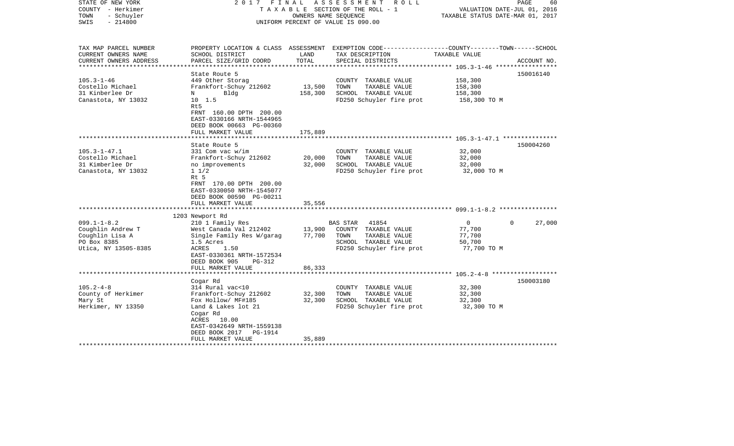STATE OF NEW YORK — 2017 FINAL ASSESSMENT ROLL — PAGE 60
COUNTY - Herkimer — TAXABLE SECTION OF THE ROLL - 1 — VALUATION DATE-JUL 01, 2016
TOWN - Schuyler — OWNERS NAME SEQUENCE — TAXABLE STATUS DATE-MAR 01, 2017
SWIS - 214800 — UNIFORM PERCENT OF VALUE IS 090.00

| TAX MAP PARCEL NUMBER / CURRENT OWNERS NAME / CURRENT OWNERS ADDRESS | PROPERTY LOCATION & CLASS / SCHOOL DISTRICT / PARCEL SIZE/GRID COORD | ASSESSMENT LAND | TOTAL | EXEMPTION CODE / TAX DESCRIPTION / SPECIAL DISTRICTS | COUNTY / TOWN / SCHOOL TAXABLE VALUE | ACCOUNT NO. |
|---|---|---|---|---|---|---|
| **105.3-1-46** | State Route 5 | | | | | 150016140 |
| 105.3-1-46 | 449 Other Storag | | | COUNTY TAXABLE VALUE | 158,300 | |
| Costello Michael | Frankfort-Schuy 212602 | 13,500 | | TOWN TAXABLE VALUE | 158,300 | |
| 31 Kinberlee Dr | N Bldg | | 158,300 | SCHOOL TAXABLE VALUE | 158,300 | |
| Canastota, NY 13032 | 10 1.5 | | | FD250 Schuyler fire prot | 158,300 TO M | |
| | Rt5 | | | | | |
| | FRNT 160.00 DPTH 200.00 | | | | | |
| | EAST-0330166 NRTH-1544965 | | | | | |
| | DEED BOOK 00663 PG-00360 | | | | | |
| | FULL MARKET VALUE | | 175,889 | | | |
| **105.3-1-47.1** | State Route 5 | | | | | 150004260 |
| 105.3-1-47.1 | 331 Com vac w/im | | | COUNTY TAXABLE VALUE | 32,000 | |
| Costello Michael | Frankfort-Schuy 212602 | 20,000 | | TOWN TAXABLE VALUE | 32,000 | |
| 31 Kimberlee Dr | no improvements | | 32,000 | SCHOOL TAXABLE VALUE | 32,000 | |
| Canastota, NY 13032 | 1 1/2 | | | FD250 Schuyler fire prot | 32,000 TO M | |
| | Rt 5 | | | | | |
| | FRNT 170.00 DPTH 200.00 | | | | | |
| | EAST-0330050 NRTH-1545077 | | | | | |
| | DEED BOOK 00590 PG-00211 | | | | | |
| | FULL MARKET VALUE | | 35,556 | | | |
| **099.1-1-8.2** | 1203 Newport Rd | | | | | |
| 099.1-1-8.2 | 210 1 Family Res | | | BAS STAR 41854 | 0 / 0 / 27,000 | |
| Coughlin Andrew T | West Canada Val 212402 | 13,900 | | COUNTY TAXABLE VALUE | 77,700 | |
| Coughlin Lisa A | Single Family Res W/garag | | 77,700 | TOWN TAXABLE VALUE | 77,700 | |
| PO Box 8385 | 1.5 Acres | | | SCHOOL TAXABLE VALUE | 50,700 | |
| Utica, NY 13505-8385 | ACRES 1.50 | | | FD250 Schuyler fire prot | 77,700 TO M | |
| | EAST-0330361 NRTH-1572534 | | | | | |
| | DEED BOOK 905 PG-312 | | | | | |
| | FULL MARKET VALUE | | 86,333 | | | |
| **105.2-4-8** | Cogar Rd | | | | | 150003180 |
| 105.2-4-8 | 314 Rural vac<10 | | | COUNTY TAXABLE VALUE | 32,300 | |
| County of Herkimer | Frankfort-Schuy 212602 | 32,300 | | TOWN TAXABLE VALUE | 32,300 | |
| Mary St | Fox Hollow/ MF#185 | | 32,300 | SCHOOL TAXABLE VALUE | 32,300 | |
| Herkimer, NY 13350 | Land & Lakes lot 21 | | | FD250 Schuyler fire prot | 32,300 TO M | |
| | Cogar Rd | | | | | |
| | ACRES 10.00 | | | | | |
| | EAST-0342649 NRTH-1559138 | | | | | |
| | DEED BOOK 2017 PG-1914 | | | | | |
| | FULL MARKET VALUE | | 35,889 | | | |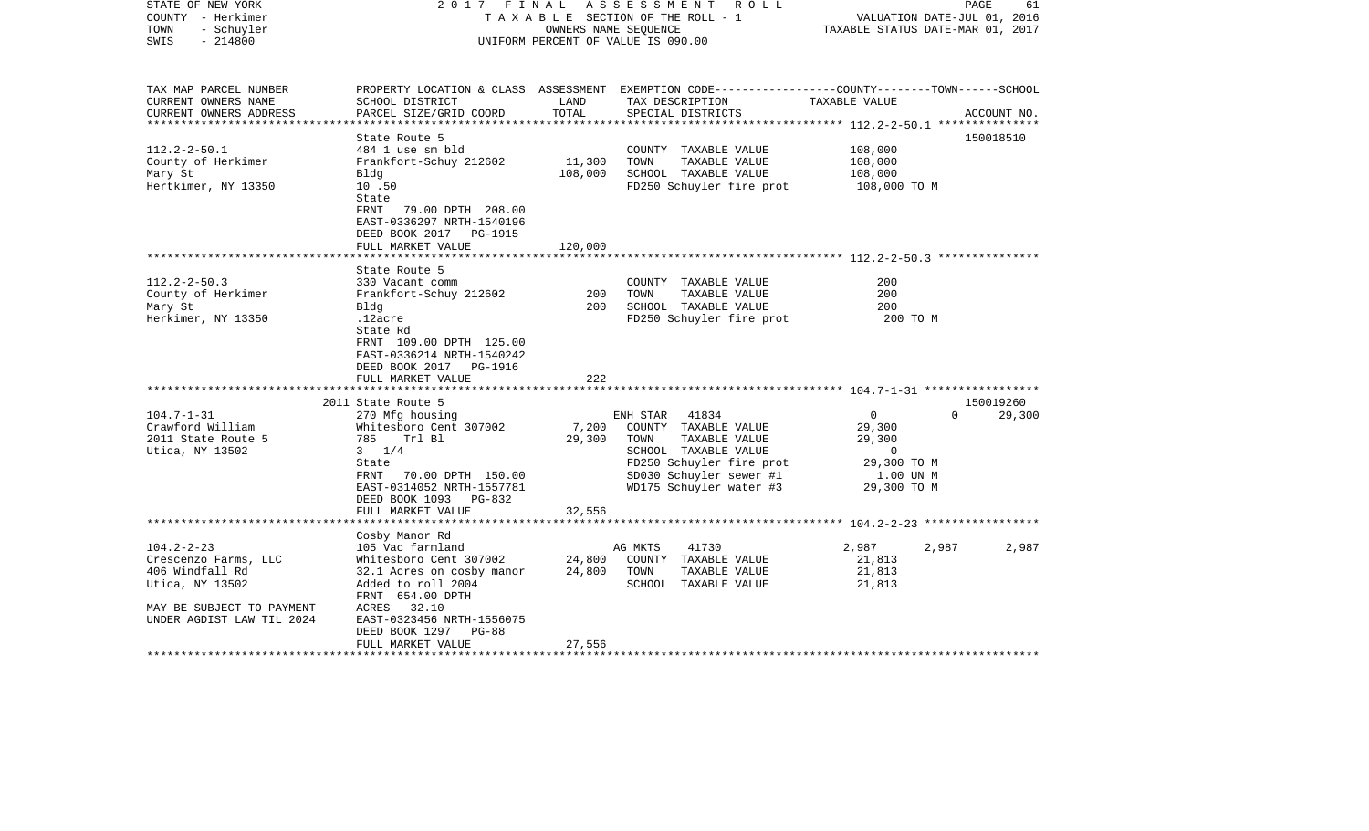STATE OF NEW YORK
COUNTY - Herkimer
TOWN - Schuyler
SWIS - 214800

2 0 1 7 F I N A L A S S E S S M E N T R O L L
T A X A B L E SECTION OF THE ROLL - 1
OWNERS NAME SEQUENCE
UNIFORM PERCENT OF VALUE IS 090.00

VALUATION DATE-JUL 01, 2016
TAXABLE STATUS DATE-MAR 01, 2017

| TAX MAP PARCEL NUMBER / CURRENT OWNERS NAME / CURRENT OWNERS ADDRESS | PROPERTY LOCATION & CLASS / SCHOOL DISTRICT / PARCEL SIZE/GRID COORD | ASSESSMENT LAND / TOTAL | EXEMPTION CODE / TAX DESCRIPTION / SPECIAL DISTRICTS | COUNTY | TOWN | SCHOOL / ACCOUNT NO. |
|---|---|---|---|---|---|---|
| 112.2-2-50.1 | State Route 5 | | | | | 150018510 |
| 112.2-2-50.1 | 484 1 use sm bld | | COUNTY TAXABLE VALUE | 108,000 | | |
| County of Herkimer | Frankfort-Schuy 212602 | 11,300 | TOWN TAXABLE VALUE | | 108,000 | |
| Mary St | Bldg | 108,000 | SCHOOL TAXABLE VALUE | | | 108,000 |
| Hertkimer, NY 13350 | 10 .50 | | FD250 Schuyler fire prot | 108,000 TO M | | |
| | State | | | | | |
| | FRNT 79.00 DPTH 208.00 | | | | | |
| | EAST-0336297 NRTH-1540196 | | | | | |
| | DEED BOOK 2017 PG-1915 | | | | | |
| | FULL MARKET VALUE | 120,000 | | | | |
| 112.2-2-50.3 | State Route 5 | | | | | |
| 112.2-2-50.3 | 330 Vacant comm | | COUNTY TAXABLE VALUE | 200 | | |
| County of Herkimer | Frankfort-Schuy 212602 | 200 | TOWN TAXABLE VALUE | | 200 | |
| Mary St | Bldg | 200 | SCHOOL TAXABLE VALUE | | | 200 |
| Herkimer, NY 13350 | .12acre | | FD250 Schuyler fire prot | 200 TO M | | |
| | State Rd | | | | | |
| | FRNT 109.00 DPTH 125.00 | | | | | |
| | EAST-0336214 NRTH-1540242 | | | | | |
| | DEED BOOK 2017 PG-1916 | | | | | |
| | FULL MARKET VALUE | 222 | | | | |
| 104.7-1-31 | 2011 State Route 5 | | | | | 150019260 |
| 104.7-1-31 | 270 Mfg housing | | ENH STAR 41834 | 0 | 0 | 29,300 |
| Crawford William | Whitesboro Cent 307002 | 7,200 | COUNTY TAXABLE VALUE | 29,300 | | |
| 2011 State Route 5 | 785 Trl Bl | 29,300 | TOWN TAXABLE VALUE | | 29,300 | |
| Utica, NY 13502 | 3 1/4 | | SCHOOL TAXABLE VALUE | | | 0 |
| | State | | FD250 Schuyler fire prot | 29,300 TO M | | |
| | FRNT 70.00 DPTH 150.00 | | SD030 Schuyler sewer #1 | 1.00 UN M | | |
| | EAST-0314052 NRTH-1557781 | | WD175 Schuyler water #3 | 29,300 TO M | | |
| | DEED BOOK 1093 PG-832 | | | | | |
| | FULL MARKET VALUE | 32,556 | | | | |
| 104.2-2-23 | Cosby Manor Rd | | | | | |
| 104.2-2-23 | 105 Vac farmland | | AG MKTS 41730 | 2,987 | 2,987 | 2,987 |
| Crescenzo Farms, LLC | Whitesboro Cent 307002 | 24,800 | COUNTY TAXABLE VALUE | 21,813 | | |
| 406 Windfall Rd | 32.1 Acres on cosby manor | 24,800 | TOWN TAXABLE VALUE | | 21,813 | |
| Utica, NY 13502 | Added to roll 2004 | | SCHOOL TAXABLE VALUE | | | 21,813 |
| | FRNT 654.00 DPTH | | | | | |
| MAY BE SUBJECT TO PAYMENT | ACRES 32.10 | | | | | |
| UNDER AGDIST LAW TIL 2024 | EAST-0323456 NRTH-1556075 | | | | | |
| | DEED BOOK 1297 PG-88 | | | | | |
| | FULL MARKET VALUE | 27,556 | | | | |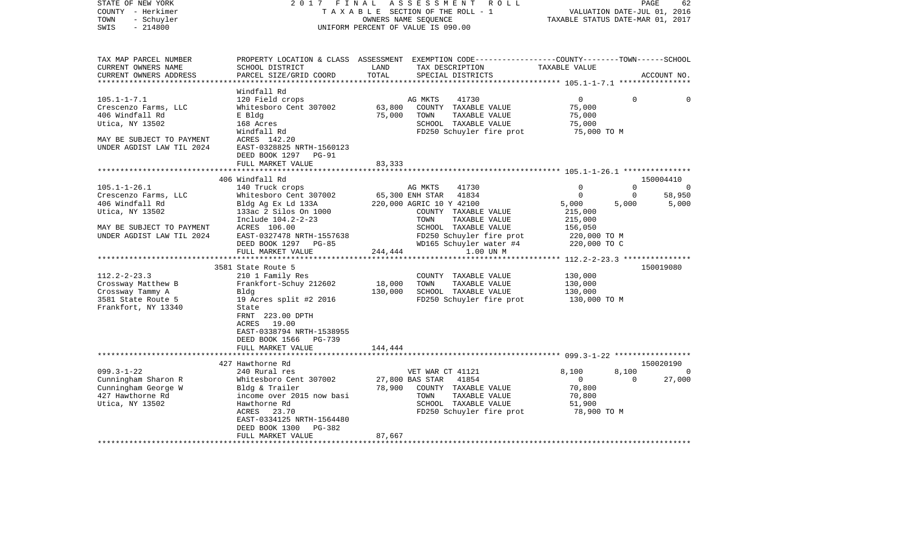STATE OF NEW YORK — 2017 FINAL ASSESSMENT ROLL — PAGE 62
COUNTY - Herkimer — TAXABLE SECTION OF THE ROLL - 1 — VALUATION DATE-JUL 01, 2016
TOWN - Schuyler — OWNERS NAME SEQUENCE — TAXABLE STATUS DATE-MAR 01, 2017
SWIS - 214800 — UNIFORM PERCENT OF VALUE IS 090.00

| TAX MAP PARCEL NUMBER / CURRENT OWNERS NAME / CURRENT OWNERS ADDRESS | PROPERTY LOCATION & CLASS / SCHOOL DISTRICT / PARCEL SIZE/GRID COORD | ASSESSMENT LAND / TOTAL | EXEMPTION CODE / TAX DESCRIPTION / SPECIAL DISTRICTS | COUNTY | TOWN | SCHOOL | ACCOUNT NO. |
|---|---|---|---|---|---|---|---|
| **105.1-1-7.1** | Windfall Rd | | | | | | |
| 105.1-1-7.1 | 120 Field crops | | AG MKTS 41730 | 0 | 0 | 0 | |
| Crescenzo Farms, LLC | Whitesboro Cent 307002 | 63,800 | COUNTY TAXABLE VALUE | 75,000 | | | |
| 406 Windfall Rd | E Bldg | 75,000 | TOWN TAXABLE VALUE | | 75,000 | | |
| Utica, NY 13502 | 168 Acres | | SCHOOL TAXABLE VALUE | | | 75,000 | |
| | Windfall Rd | | FD250 Schuyler fire prot | 75,000 TO M | | | |
| MAY BE SUBJECT TO PAYMENT | ACRES 142.20 | | | | | | |
| UNDER AGDIST LAW TIL 2024 | EAST-0328825 NRTH-1560123 | | | | | | |
| | DEED BOOK 1297 PG-91 | | | | | | |
| | FULL MARKET VALUE | 83,333 | | | | | |
| **105.1-1-26.1** | 406 Windfall Rd | | | | | | 150004410 |
| 105.1-1-26.1 | 140 Truck crops | | AG MKTS 41730 | 0 | 0 | 0 | |
| Crescenzo Farms, LLC | Whitesboro Cent 307002 | 65,300 | ENH STAR 41834 | 0 | 0 | 58,950 | |
| 406 Windfall Rd | Bldg Ag Ex Ld 133A | 220,000 | AGRIC 10 Y 42100 | 5,000 | 5,000 | 5,000 | |
| Utica, NY 13502 | 133ac 2 Silos On 1000 | | COUNTY TAXABLE VALUE | 215,000 | | | |
| | Include 104.2-2-23 | | TOWN TAXABLE VALUE | | 215,000 | | |
| MAY BE SUBJECT TO PAYMENT | ACRES 106.00 | | SCHOOL TAXABLE VALUE | | | 156,050 | |
| UNDER AGDIST LAW TIL 2024 | EAST-0327478 NRTH-1557638 | | FD250 Schuyler fire prot | 220,000 TO M | | | |
| | DEED BOOK 1297 PG-85 | | WD165 Schuyler water #4 | 220,000 TO C | | | |
| | FULL MARKET VALUE | 244,444 | 1.00 UN M | | | | |
| **112.2-2-23.3** | 3581 State Route 5 | | | | | | 150019080 |
| 112.2-2-23.3 | 210 1 Family Res | | COUNTY TAXABLE VALUE | 130,000 | | | |
| Crossway Matthew B | Frankfort-Schuy 212602 | 18,000 | TOWN TAXABLE VALUE | | 130,000 | | |
| Crossway Tammy A | Bldg | 130,000 | SCHOOL TAXABLE VALUE | | | 130,000 | |
| 3581 State Route 5 | 19 Acres split #2 2016 | | FD250 Schuyler fire prot | 130,000 TO M | | | |
| Frankfort, NY 13340 | State | | | | | | |
| | FRNT 223.00 DPTH | | | | | | |
| | ACRES 19.00 | | | | | | |
| | EAST-0338794 NRTH-1538955 | | | | | | |
| | DEED BOOK 1566 PG-739 | | | | | | |
| | FULL MARKET VALUE | 144,444 | | | | | |
| **099.3-1-22** | 427 Hawthorne Rd | | | | | | 150020190 |
| 099.3-1-22 | 240 Rural res | | VET WAR CT 41121 | 8,100 | 8,100 | 0 | |
| Cunningham Sharon R | Whitesboro Cent 307002 | 27,800 | BAS STAR 41854 | 0 | 0 | 27,000 | |
| Cunningham George W | Bldg & Trailer | 78,900 | COUNTY TAXABLE VALUE | 70,800 | | | |
| 427 Hawthorne Rd | income over 2015 now basi | | TOWN TAXABLE VALUE | | 70,800 | | |
| Utica, NY 13502 | Hawthorne Rd | | SCHOOL TAXABLE VALUE | | | 51,900 | |
| | ACRES 23.70 | | FD250 Schuyler fire prot | 78,900 TO M | | | |
| | EAST-0334125 NRTH-1564480 | | | | | | |
| | DEED BOOK 1300 PG-382 | | | | | | |
| | FULL MARKET VALUE | 87,667 | | | | | |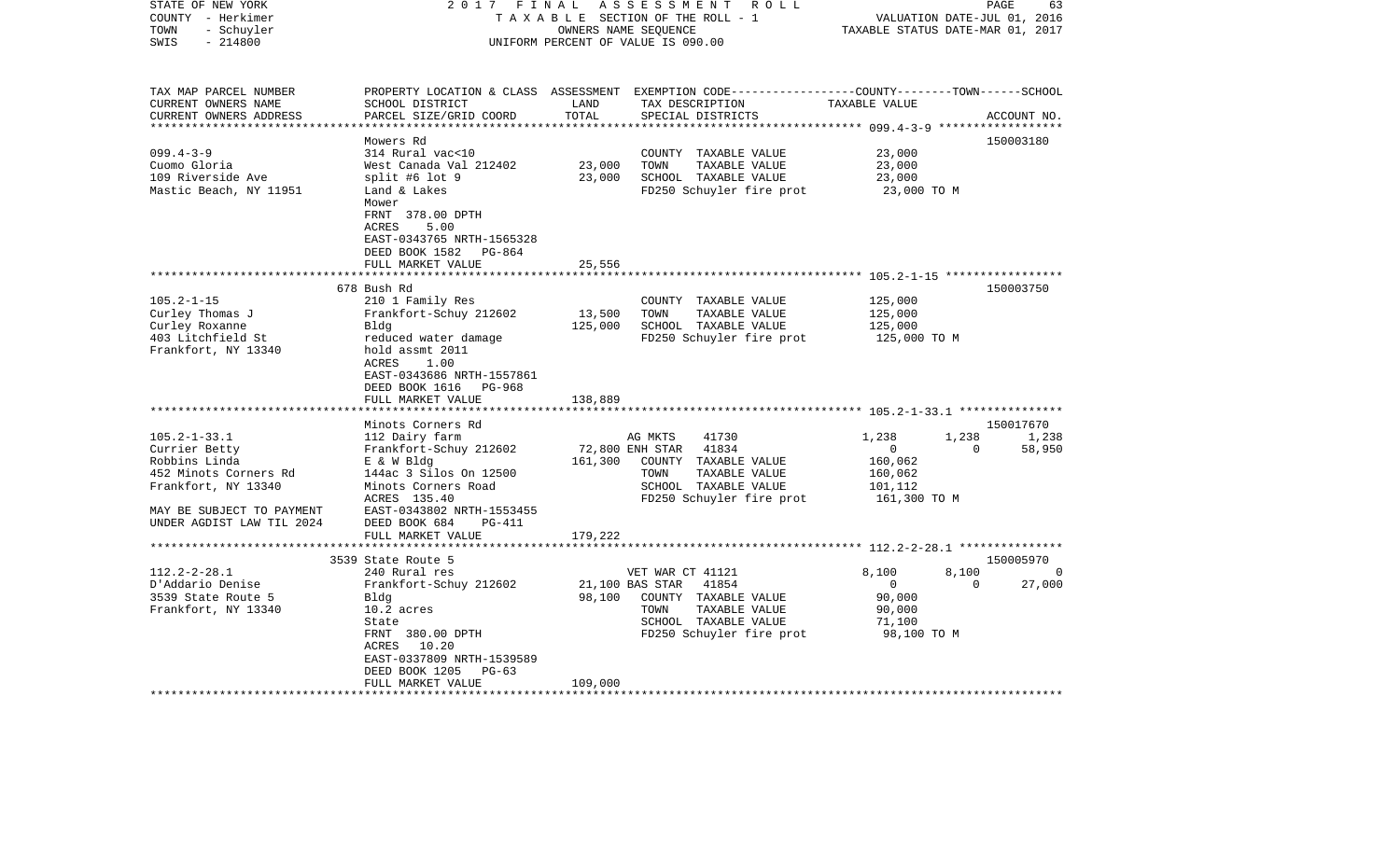STATE OF NEW YORK — 2017 FINAL ASSESSMENT ROLL
COUNTY - Herkimer — TAXABLE SECTION OF THE ROLL - 1 — VALUATION DATE-JUL 01, 2016
TOWN - Schuyler — OWNERS NAME SEQUENCE — TAXABLE STATUS DATE-MAR 01, 2017
SWIS - 214800 — UNIFORM PERCENT OF VALUE IS 090.00

| TAX MAP PARCEL NUMBER / CURRENT OWNERS NAME / CURRENT OWNERS ADDRESS | PROPERTY LOCATION & CLASS / SCHOOL DISTRICT / PARCEL SIZE/GRID COORD | ASSESSMENT LAND / TOTAL | EXEMPTION CODE / TAX DESCRIPTION / SPECIAL DISTRICTS | COUNTY | TOWN | SCHOOL / ACCOUNT NO. |
|---|---|---|---|---|---|---|
| **099.4-3-9** | Mowers Rd | | | | | 150003180 |
| 099.4-3-9 | 314 Rural vac<10 | | COUNTY TAXABLE VALUE | 23,000 | | |
| Cuomo Gloria | West Canada Val 212402 | 23,000 | TOWN TAXABLE VALUE | | 23,000 | |
| 109 Riverside Ave | split #6 lot 9 | 23,000 | SCHOOL TAXABLE VALUE | | | 23,000 |
| Mastic Beach, NY 11951 | Land & Lakes | | FD250 Schuyler fire prot | 23,000 TO M | | |
| | Mower | | | | | |
| | FRNT 378.00 DPTH | | | | | |
| | ACRES 5.00 | | | | | |
| | EAST-0343765 NRTH-1565328 | | | | | |
| | DEED BOOK 1582 PG-864 | | | | | |
| | FULL MARKET VALUE | 25,556 | | | | |
| **105.2-1-15** | 678 Bush Rd | | | | | 150003750 |
| 105.2-1-15 | 210 1 Family Res | | COUNTY TAXABLE VALUE | 125,000 | | |
| Curley Thomas J | Frankfort-Schuy 212602 | 13,500 | TOWN TAXABLE VALUE | | 125,000 | |
| Curley Roxanne | Bldg | 125,000 | SCHOOL TAXABLE VALUE | | | 125,000 |
| 403 Litchfield St | reduced water damage | | FD250 Schuyler fire prot | 125,000 TO M | | |
| Frankfort, NY 13340 | hold assmt 2011 | | | | | |
| | ACRES 1.00 | | | | | |
| | EAST-0343686 NRTH-1557861 | | | | | |
| | DEED BOOK 1616 PG-968 | | | | | |
| | FULL MARKET VALUE | 138,889 | | | | |
| **105.2-1-33.1** | Minots Corners Rd | | | | | 150017670 |
| 105.2-1-33.1 | 112 Dairy farm | | AG MKTS 41730 | 1,238 | 1,238 | 1,238 |
| Currier Betty | Frankfort-Schuy 212602 | 72,800 | ENH STAR 41834 | 0 | 0 | 58,950 |
| Robbins Linda | E & W Bldg | 161,300 | COUNTY TAXABLE VALUE | 160,062 | | |
| 452 Minots Corners Rd | 144ac 3 Silos On 12500 | | TOWN TAXABLE VALUE | | 160,062 | |
| Frankfort, NY 13340 | Minots Corners Road | | SCHOOL TAXABLE VALUE | | | 101,112 |
| | ACRES 135.40 | | FD250 Schuyler fire prot | 161,300 TO M | | |
| MAY BE SUBJECT TO PAYMENT | EAST-0343802 NRTH-1553455 | | | | | |
| UNDER AGDIST LAW TIL 2024 | DEED BOOK 684 PG-411 | | | | | |
| | FULL MARKET VALUE | 179,222 | | | | |
| **112.2-2-28.1** | 3539 State Route 5 | | | | | 150005970 |
| 112.2-2-28.1 | 240 Rural res | | VET WAR CT 41121 | 8,100 | 8,100 | 0 |
| D'Addario Denise | Frankfort-Schuy 212602 | 21,100 | BAS STAR 41854 | 0 | 0 | 27,000 |
| 3539 State Route 5 | Bldg | 98,100 | COUNTY TAXABLE VALUE | 90,000 | | |
| Frankfort, NY 13340 | 10.2 acres | | TOWN TAXABLE VALUE | | 90,000 | |
| | State | | SCHOOL TAXABLE VALUE | | | 71,100 |
| | FRNT 380.00 DPTH | | FD250 Schuyler fire prot | 98,100 TO M | | |
| | ACRES 10.20 | | | | | |
| | EAST-0337809 NRTH-1539589 | | | | | |
| | DEED BOOK 1205 PG-63 | | | | | |
| | FULL MARKET VALUE | 109,000 | | | | |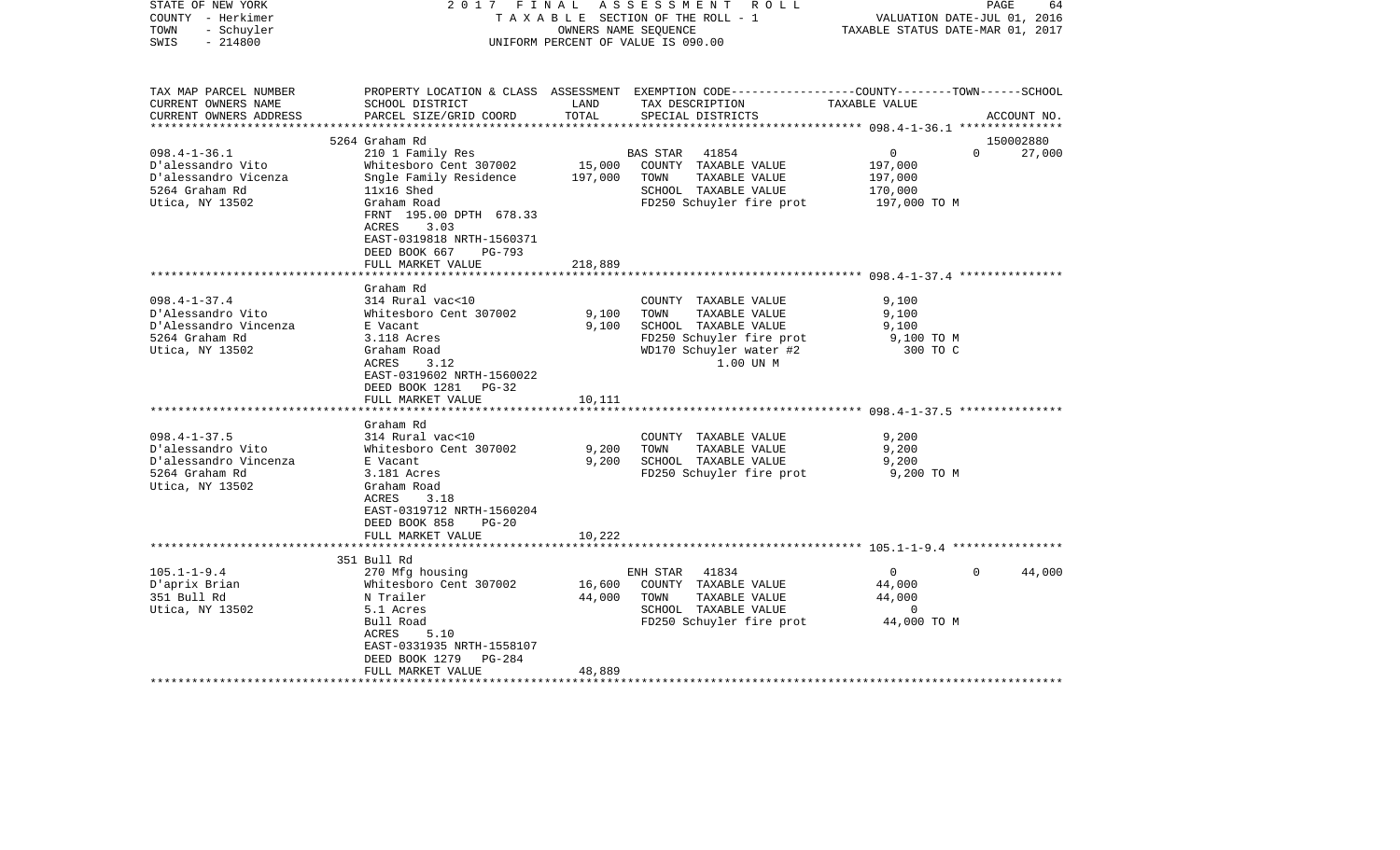STATE OF NEW YORK — 2017 FINAL ASSESSMENT ROLL
COUNTY - Herkimer — TAXABLE SECTION OF THE ROLL - 1 — VALUATION DATE-JUL 01, 2016
TOWN - Schuyler — OWNERS NAME SEQUENCE — TAXABLE STATUS DATE-MAR 01, 2017
SWIS - 214800 — UNIFORM PERCENT OF VALUE IS 090.00

| TAX MAP PARCEL NUMBER / CURRENT OWNERS NAME / CURRENT OWNERS ADDRESS | PROPERTY LOCATION & CLASS / SCHOOL DISTRICT / PARCEL SIZE/GRID COORD | ASSESSMENT LAND | TOTAL | EXEMPTION CODE / TAX DESCRIPTION / SPECIAL DISTRICTS | COUNTY | TOWN | SCHOOL / TAXABLE VALUE | ACCOUNT NO. |
|---|---|---|---|---|---|---|---|---|
| **098.4-1-36.1** | 5264 Graham Rd | | | | | | | 150002880 |
| | 210 1 Family Res | | | BAS STAR 41854 | 0 | 0 | 27,000 | |
| D'alessandro Vito | Whitesboro Cent 307002 | 15,000 | | COUNTY TAXABLE VALUE | 197,000 | | | |
| D'alessandro Vicenza | Sngle Family Residence | | 197,000 | TOWN TAXABLE VALUE | 197,000 | | | |
| 5264 Graham Rd | 11x16 Shed | | | SCHOOL TAXABLE VALUE | 170,000 | | | |
| Utica, NY 13502 | Graham Road | | | FD250 Schuyler fire prot | 197,000 TO M | | | |
| | FRNT 195.00 DPTH 678.33 | | | | | | | |
| | ACRES 3.03 | | | | | | | |
| | EAST-0319818 NRTH-1560371 | | | | | | | |
| | DEED BOOK 667 PG-793 | | | | | | | |
| | FULL MARKET VALUE | | 218,889 | | | | | |
| **098.4-1-37.4** | Graham Rd | | | | | | | |
| | 314 Rural vac<10 | | | COUNTY TAXABLE VALUE | 9,100 | | | |
| D'Alessandro Vito | Whitesboro Cent 307002 | 9,100 | | TOWN TAXABLE VALUE | 9,100 | | | |
| D'Alessandro Vincenza | E Vacant | | 9,100 | SCHOOL TAXABLE VALUE | 9,100 | | | |
| 5264 Graham Rd | 3.118 Acres | | | FD250 Schuyler fire prot | 9,100 TO M | | | |
| Utica, NY 13502 | Graham Road | | | WD170 Schuyler water #2 | 300 TO C | | | |
| | ACRES 3.12 | | | 1.00 UN M | | | | |
| | EAST-0319602 NRTH-1560022 | | | | | | | |
| | DEED BOOK 1281 PG-32 | | | | | | | |
| | FULL MARKET VALUE | | 10,111 | | | | | |
| **098.4-1-37.5** | Graham Rd | | | | | | | |
| | 314 Rural vac<10 | | | COUNTY TAXABLE VALUE | 9,200 | | | |
| D'alessandro Vito | Whitesboro Cent 307002 | 9,200 | | TOWN TAXABLE VALUE | 9,200 | | | |
| D'alessandro Vincenza | E Vacant | | 9,200 | SCHOOL TAXABLE VALUE | 9,200 | | | |
| 5264 Graham Rd | 3.181 Acres | | | FD250 Schuyler fire prot | 9,200 TO M | | | |
| Utica, NY 13502 | Graham Road | | | | | | | |
| | ACRES 3.18 | | | | | | | |
| | EAST-0319712 NRTH-1560204 | | | | | | | |
| | DEED BOOK 858 PG-20 | | | | | | | |
| | FULL MARKET VALUE | | 10,222 | | | | | |
| **105.1-1-9.4** | 351 Bull Rd | | | | | | | |
| | 270 Mfg housing | | | ENH STAR 41834 | 0 | 0 | 44,000 | |
| D'aprix Brian | Whitesboro Cent 307002 | 16,600 | | COUNTY TAXABLE VALUE | 44,000 | | | |
| 351 Bull Rd | N Trailer | | 44,000 | TOWN TAXABLE VALUE | 44,000 | | | |
| Utica, NY 13502 | 5.1 Acres | | | SCHOOL TAXABLE VALUE | 0 | | | |
| | Bull Road | | | FD250 Schuyler fire prot | 44,000 TO M | | | |
| | ACRES 5.10 | | | | | | | |
| | EAST-0331935 NRTH-1558107 | | | | | | | |
| | DEED BOOK 1279 PG-284 | | | | | | | |
| | FULL MARKET VALUE | | 48,889 | | | | | |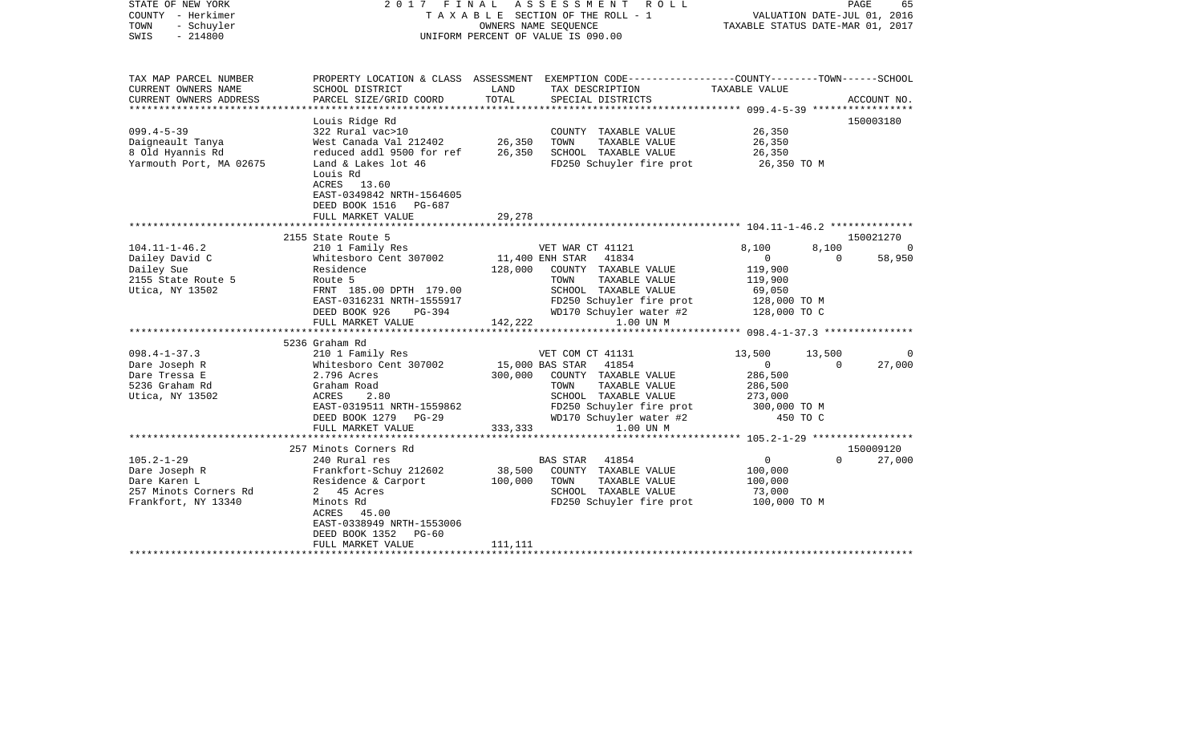STATE OF NEW YORK — 2017 FINAL ASSESSMENT ROLL
COUNTY - Herkimer — TAXABLE SECTION OF THE ROLL - 1 — VALUATION DATE-JUL 01, 2016
TOWN - Schuyler — OWNERS NAME SEQUENCE — TAXABLE STATUS DATE-MAR 01, 2017
SWIS - 214800 — UNIFORM PERCENT OF VALUE IS 090.00

```
TAX MAP PARCEL NUMBER     PROPERTY LOCATION & CLASS  ASSESSMENT  EXEMPTION CODE-----------------COUNTY--------TOWN------SCHOOL
CURRENT OWNERS NAME       SCHOOL DISTRICT               LAND      TAX DESCRIPTION            TAXABLE VALUE
CURRENT OWNERS ADDRESS    PARCEL SIZE/GRID COORD        TOTAL     SPECIAL DISTRICTS                                  ACCOUNT NO.
******************************************************************************************** 099.4-5-39 *****************
                          Louis Ridge Rd                                                                             150003180
099.4-5-39                322 Rural vac>10                        COUNTY  TAXABLE VALUE          26,350
Daigneault Tanya          West Canada Val 212402      26,350      TOWN    TAXABLE VALUE          26,350
8 Old Hyannis Rd          reduced addl 9500 for ref   26,350      SCHOOL  TAXABLE VALUE          26,350
Yarmouth Port, MA 02675   Land & Lakes lot 46                     FD250 Schuyler fire prot        26,350 TO M
                          Louis Rd
                          ACRES   13.60
                          EAST-0349842 NRTH-1564605
                          DEED BOOK 1516   PG-687
                          FULL MARKET VALUE           29,278
******************************************************************************************** 104.11-1-46.2 **************
                          2155 State Route 5                                                                         150021270
104.11-1-46.2             210 1 Family Res                        VET WAR CT 41121          8,100         8,100              0
Dailey David C            Whitesboro Cent 307002      11,400 ENH STAR    41834                  0             0         58,950
Dailey Sue                Residence                  128,000      COUNTY  TAXABLE VALUE         119,900
2155 State Route 5        Route 5                                 TOWN    TAXABLE VALUE         119,900
Utica, NY 13502           FRNT 185.00 DPTH 179.00                 SCHOOL  TAXABLE VALUE          69,050
                          EAST-0316231 NRTH-1555917               FD250 Schuyler fire prot       128,000 TO M
                          DEED BOOK 926    PG-394                 WD170 Schuyler water #2        128,000 TO C
                          FULL MARKET VALUE          142,222           1.00 UN M
******************************************************************************************** 098.4-1-37.3 ***************
                          5236 Graham Rd
098.4-1-37.3              210 1 Family Res                        VET COM CT 41131         13,500        13,500              0
Dare Joseph R             Whitesboro Cent 307002      15,000 BAS STAR    41854                  0             0         27,000
Dare Tressa E             2.796 Acres                300,000      COUNTY  TAXABLE VALUE         286,500
5236 Graham Rd            Graham Road                             TOWN    TAXABLE VALUE         286,500
Utica, NY 13502           ACRES    2.80                           SCHOOL  TAXABLE VALUE         273,000
                          EAST-0319511 NRTH-1559862               FD250 Schuyler fire prot       300,000 TO M
                          DEED BOOK 1279   PG-29                  WD170 Schuyler water #2            450 TO C
                          FULL MARKET VALUE          333,333           1.00 UN M
******************************************************************************************** 105.2-1-29 *****************
                          257 Minots Corners Rd                                                                      150009120
105.2-1-29                240 Rural res                           BAS STAR    41854                  0             0         27,000
Dare Joseph R             Frankfort-Schuy 212602      38,500      COUNTY  TAXABLE VALUE         100,000
Dare Karen L              Residence & Carport        100,000      TOWN    TAXABLE VALUE         100,000
257 Minots Corners Rd     2  45 Acres                             SCHOOL  TAXABLE VALUE          73,000
Frankfort, NY 13340       Minots Rd                               FD250 Schuyler fire prot       100,000 TO M
                          ACRES   45.00
                          EAST-0338949 NRTH-1553006
                          DEED BOOK 1352   PG-60
                          FULL MARKET VALUE          111,111
****************************************************************************************************************************
```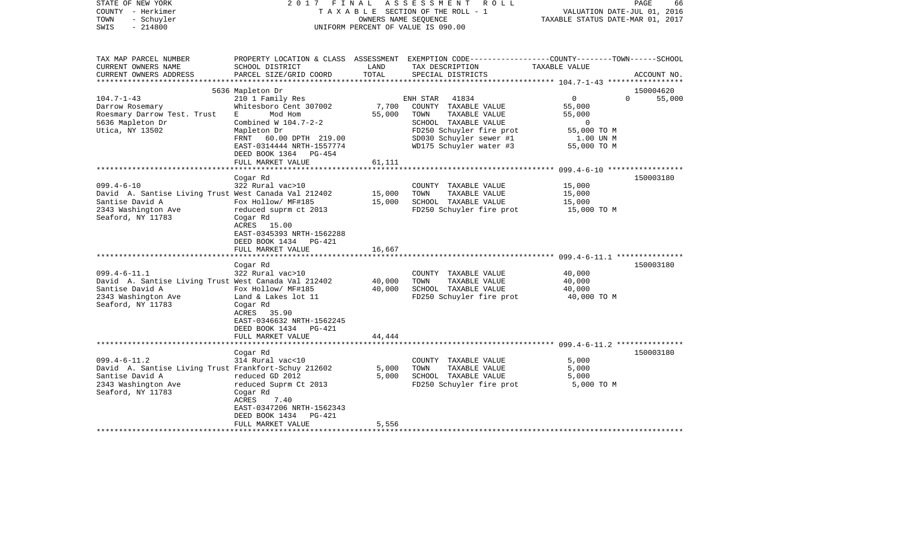STATE OF NEW YORK                    2 0 1 7   F I N A L   A S S E S S M E N T   R O L L
COUNTY - Herkimer                         T A X A B L E  SECTION OF THE ROLL - 1                 VALUATION DATE-JUL 01, 2016
TOWN   - Schuyler                               OWNERS NAME SEQUENCE                          TAXABLE STATUS DATE-MAR 01, 2017
SWIS   - 214800                          UNIFORM PERCENT OF VALUE IS 090.00

| TAX MAP PARCEL NUMBER / CURRENT OWNERS NAME / CURRENT OWNERS ADDRESS | PROPERTY LOCATION & CLASS / SCHOOL DISTRICT / PARCEL SIZE/GRID COORD | ASSESSMENT LAND | TOTAL | EXEMPTION CODE / TAX DESCRIPTION / SPECIAL DISTRICTS | COUNTY | TOWN | SCHOOL / TAXABLE VALUE | ACCOUNT NO. |
|---|---|---|---|---|---|---|---|---|
| 104.7-1-43 | 5636 Mapleton Dr | | | | | | | 150004620 |
| | 210 1 Family Res | | | ENH STAR 41834 | 0 | 0 | 55,000 | |
| Darrow Rosemary | Whitesboro Cent 307002 | 7,700 | | COUNTY TAXABLE VALUE | 55,000 | | | |
| Roesmary Darrow Test. Trust | E Mod Hom | | 55,000 | TOWN TAXABLE VALUE | 55,000 | | | |
| 5636 Mapleton Dr | Combined W 104.7-2-2 | | | SCHOOL TAXABLE VALUE | 0 | | | |
| Utica, NY 13502 | Mapleton Dr | | | FD250 Schuyler fire prot | 55,000 TO M | | | |
| | FRNT 60.00 DPTH 219.00 | | | SD030 Schuyler sewer #1 | 1.00 UN M | | | |
| | EAST-0314444 NRTH-1557774 | | | WD175 Schuyler water #3 | 55,000 TO M | | | |
| | DEED BOOK 1364 PG-454 | | | | | | | |
| | FULL MARKET VALUE | | 61,111 | | | | | |
| 099.4-6-10 | Cogar Rd | | | | | | | 150003180 |
| | 322 Rural vac>10 | | | COUNTY TAXABLE VALUE | 15,000 | | | |
| David A. Santise Living Trust | West Canada Val 212402 | 15,000 | | TOWN TAXABLE VALUE | 15,000 | | | |
| Santise David A | Fox Hollow/ MF#185 | | 15,000 | SCHOOL TAXABLE VALUE | 15,000 | | | |
| 2343 Washington Ave | reduced suprm ct 2013 | | | FD250 Schuyler fire prot | 15,000 TO M | | | |
| Seaford, NY 11783 | Cogar Rd | | | | | | | |
| | ACRES 15.00 | | | | | | | |
| | EAST-0345393 NRTH-1562288 | | | | | | | |
| | DEED BOOK 1434 PG-421 | | | | | | | |
| | FULL MARKET VALUE | | 16,667 | | | | | |
| 099.4-6-11.1 | Cogar Rd | | | | | | | 150003180 |
| | 322 Rural vac>10 | | | COUNTY TAXABLE VALUE | 40,000 | | | |
| David A. Santise Living Trust | West Canada Val 212402 | 40,000 | | TOWN TAXABLE VALUE | 40,000 | | | |
| Santise David A | Fox Hollow/ MF#185 | | 40,000 | SCHOOL TAXABLE VALUE | 40,000 | | | |
| 2343 Washington Ave | Land & Lakes lot 11 | | | FD250 Schuyler fire prot | 40,000 TO M | | | |
| Seaford, NY 11783 | Cogar Rd | | | | | | | |
| | ACRES 35.90 | | | | | | | |
| | EAST-0346632 NRTH-1562245 | | | | | | | |
| | DEED BOOK 1434 PG-421 | | | | | | | |
| | FULL MARKET VALUE | | 44,444 | | | | | |
| 099.4-6-11.2 | Cogar Rd | | | | | | | 150003180 |
| | 314 Rural vac<10 | | | COUNTY TAXABLE VALUE | 5,000 | | | |
| David A. Santise Living Trust | Frankfort-Schuy 212602 | 5,000 | | TOWN TAXABLE VALUE | 5,000 | | | |
| Santise David A | reduced GD 2012 | | 5,000 | SCHOOL TAXABLE VALUE | 5,000 | | | |
| 2343 Washington Ave | reduced Suprm Ct 2013 | | | FD250 Schuyler fire prot | 5,000 TO M | | | |
| Seaford, NY 11783 | Cogar Rd | | | | | | | |
| | ACRES 7.40 | | | | | | | |
| | EAST-0347206 NRTH-1562343 | | | | | | | |
| | DEED BOOK 1434 PG-421 | | | | | | | |
| | FULL MARKET VALUE | | 5,556 | | | | | |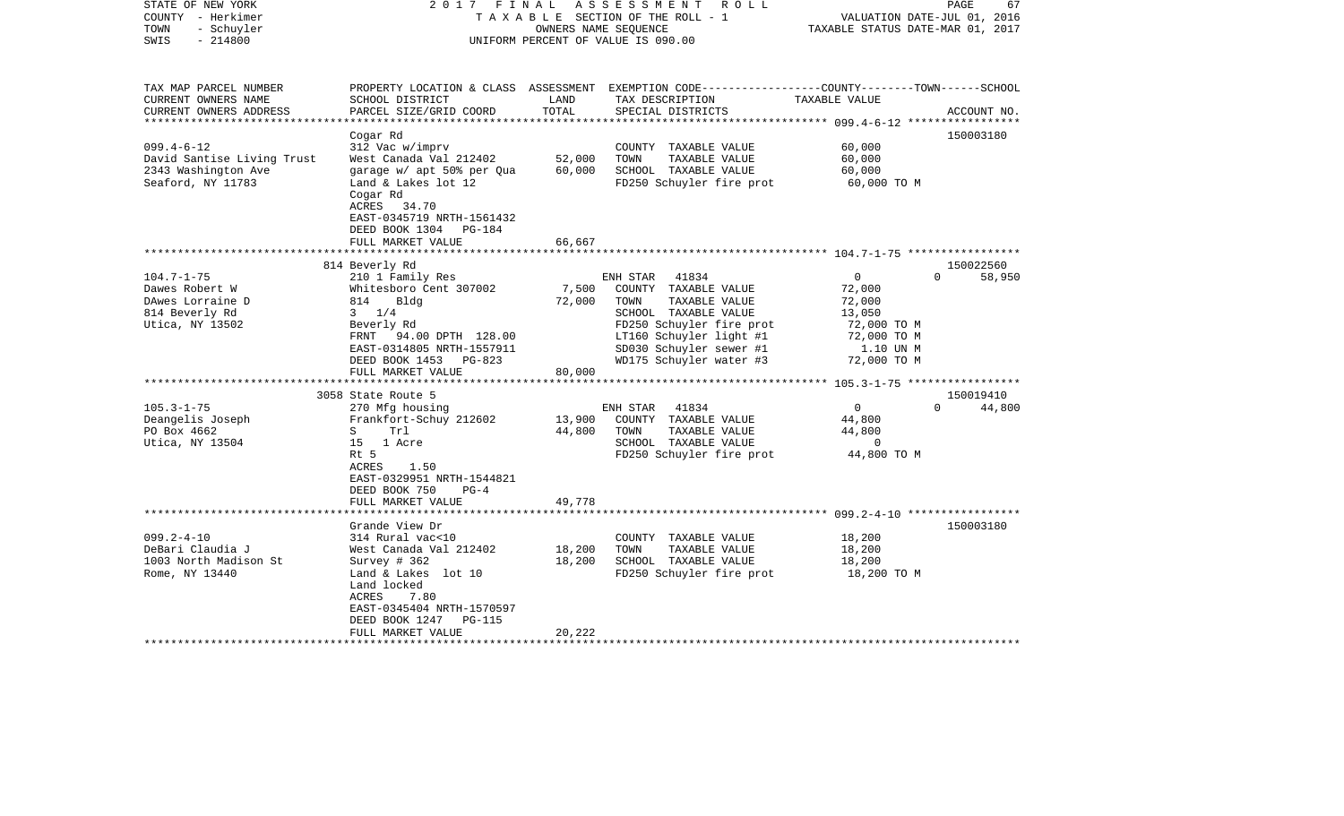STATE OF NEW YORK — 2017 FINAL ASSESSMENT ROLL — PAGE 67
COUNTY - Herkimer — TAXABLE SECTION OF THE ROLL - 1 — VALUATION DATE-JUL 01, 2016
TOWN - Schuyler — OWNERS NAME SEQUENCE — TAXABLE STATUS DATE-MAR 01, 2017
SWIS - 214800 — UNIFORM PERCENT OF VALUE IS 090.00

| TAX MAP PARCEL NUMBER / CURRENT OWNERS NAME / CURRENT OWNERS ADDRESS | PROPERTY LOCATION & CLASS / SCHOOL DISTRICT / PARCEL SIZE/GRID COORD | ASSESSMENT LAND | TOTAL | EXEMPTION CODE / TAX DESCRIPTION / SPECIAL DISTRICTS | COUNTY--TOWN--SCHOOL TAXABLE VALUE | ACCOUNT NO. |
|---|---|---|---|---|---|---|
| 099.4-6-12 | Cogar Rd | | | | | 150003180 |
| | 312 Vac w/imprv | | | COUNTY TAXABLE VALUE | 60,000 | |
| David Santise Living Trust | West Canada Val 212402 | 52,000 | | TOWN TAXABLE VALUE | 60,000 | |
| 2343 Washington Ave | garage w/ apt 50% per Qua | | 60,000 | SCHOOL TAXABLE VALUE | 60,000 | |
| Seaford, NY 11783 | Land & Lakes lot 12 | | | FD250 Schuyler fire prot | 60,000 TO M | |
| | Cogar Rd | | | | | |
| | ACRES 34.70 | | | | | |
| | EAST-0345719 NRTH-1561432 | | | | | |
| | DEED BOOK 1304 PG-184 | | | | | |
| | FULL MARKET VALUE | | 66,667 | | | |
| 104.7-1-75 | 814 Beverly Rd | | | | | 150022560 |
| | 210 1 Family Res | | | ENH STAR 41834 | 0 0 58,950 | |
| Dawes Robert W | Whitesboro Cent 307002 | 7,500 | | COUNTY TAXABLE VALUE | 72,000 | |
| DAwes Lorraine D | 814 Bldg | | 72,000 | TOWN TAXABLE VALUE | 72,000 | |
| 814 Beverly Rd | 3 1/4 | | | SCHOOL TAXABLE VALUE | 13,050 | |
| Utica, NY 13502 | Beverly Rd | | | FD250 Schuyler fire prot | 72,000 TO M | |
| | FRNT 94.00 DPTH 128.00 | | | LT160 Schuyler light #1 | 72,000 TO M | |
| | EAST-0314805 NRTH-1557911 | | | SD030 Schuyler sewer #1 | 1.10 UN M | |
| | DEED BOOK 1453 PG-823 | | | WD175 Schuyler water #3 | 72,000 TO M | |
| | FULL MARKET VALUE | | 80,000 | | | |
| 105.3-1-75 | 3058 State Route 5 | | | | | 150019410 |
| | 270 Mfg housing | | | ENH STAR 41834 | 0 0 44,800 | |
| Deangelis Joseph | Frankfort-Schuy 212602 | 13,900 | | COUNTY TAXABLE VALUE | 44,800 | |
| PO Box 4662 | S Trl | | 44,800 | TOWN TAXABLE VALUE | 44,800 | |
| Utica, NY 13504 | 15 1 Acre | | | SCHOOL TAXABLE VALUE | 0 | |
| | Rt 5 | | | FD250 Schuyler fire prot | 44,800 TO M | |
| | ACRES 1.50 | | | | | |
| | EAST-0329951 NRTH-1544821 | | | | | |
| | DEED BOOK 750 PG-4 | | | | | |
| | FULL MARKET VALUE | | 49,778 | | | |
| 099.2-4-10 | Grande View Dr | | | | | 150003180 |
| | 314 Rural vac<10 | | | COUNTY TAXABLE VALUE | 18,200 | |
| DeBari Claudia J | West Canada Val 212402 | 18,200 | | TOWN TAXABLE VALUE | 18,200 | |
| 1003 North Madison St | Survey # 362 | | 18,200 | SCHOOL TAXABLE VALUE | 18,200 | |
| Rome, NY 13440 | Land & Lakes lot 10 | | | FD250 Schuyler fire prot | 18,200 TO M | |
| | Land locked | | | | | |
| | ACRES 7.80 | | | | | |
| | EAST-0345404 NRTH-1570597 | | | | | |
| | DEED BOOK 1247 PG-115 | | | | | |
| | FULL MARKET VALUE | | 20,222 | | | |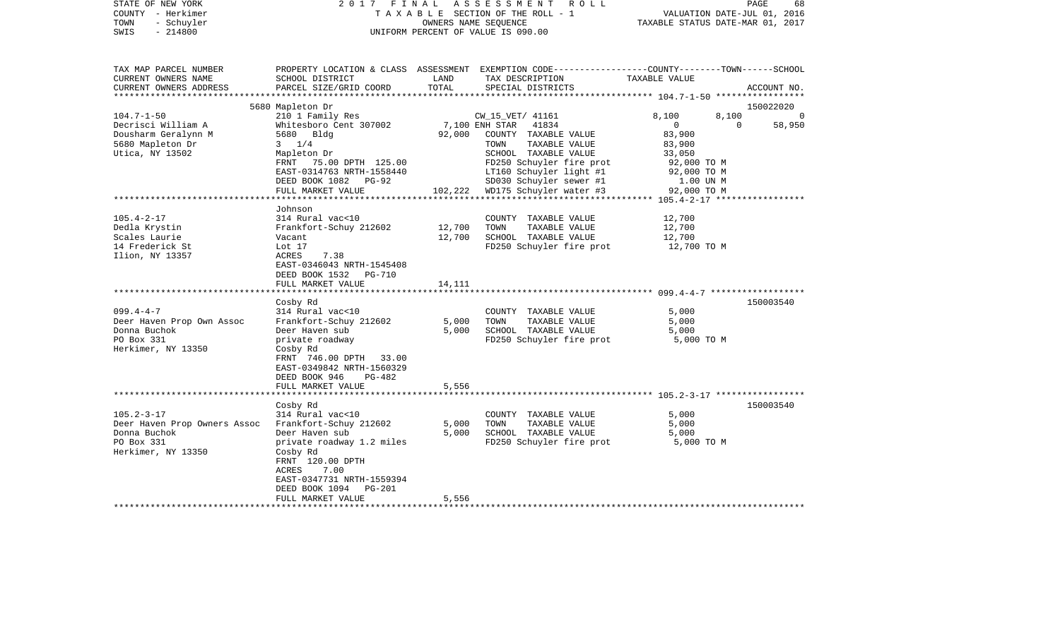STATE OF NEW YORK — 2017 FINAL ASSESSMENT ROLL
COUNTY - Herkimer — TAXABLE SECTION OF THE ROLL - 1 — VALUATION DATE-JUL 01, 2016
TOWN - Schuyler — OWNERS NAME SEQUENCE — TAXABLE STATUS DATE-MAR 01, 2017
SWIS - 214800 — UNIFORM PERCENT OF VALUE IS 090.00

| TAX MAP PARCEL NUMBER / CURRENT OWNERS NAME / CURRENT OWNERS ADDRESS | PROPERTY LOCATION & CLASS / SCHOOL DISTRICT / PARCEL SIZE/GRID COORD | ASSESSMENT LAND / TOTAL | EXEMPTION CODE / TAX DESCRIPTION / SPECIAL DISTRICTS | COUNTY | TOWN | SCHOOL / ACCOUNT NO. |
|---|---|---|---|---|---|---|
| **104.7-1-50** | 5680 Mapleton Dr | | | | | 150022020 |
| 104.7-1-50 | 210 1 Family Res | | CW_15_VET/ 41161 | 8,100 | 8,100 | 0 |
| Decrisci William A | Whitesboro Cent 307002 | 7,100 | ENH STAR 41834 | 0 | 0 | 58,950 |
| Dousharm Geralynn M | 5680 Bldg | 92,000 | COUNTY TAXABLE VALUE | 83,900 | | |
| 5680 Mapleton Dr | 3 1/4 | | TOWN TAXABLE VALUE | 83,900 | | |
| Utica, NY 13502 | Mapleton Dr | | SCHOOL TAXABLE VALUE | 33,050 | | |
| | FRNT 75.00 DPTH 125.00 | | FD250 Schuyler fire prot | 92,000 TO M | | |
| | EAST-0314763 NRTH-1558440 | | LT160 Schuyler light #1 | 92,000 TO M | | |
| | DEED BOOK 1082 PG-92 | | SD030 Schuyler sewer #1 | 1.00 UN M | | |
| | FULL MARKET VALUE | 102,222 | WD175 Schuyler water #3 | 92,000 TO M | | |
| **105.4-2-17** | Johnson | | | | | |
| 105.4-2-17 | 314 Rural vac<10 | | COUNTY TAXABLE VALUE | 12,700 | | |
| Dedla Krystin | Frankfort-Schuy 212602 | 12,700 | TOWN TAXABLE VALUE | 12,700 | | |
| Scales Laurie | Vacant | 12,700 | SCHOOL TAXABLE VALUE | 12,700 | | |
| 14 Frederick St | Lot 17 | | FD250 Schuyler fire prot | 12,700 TO M | | |
| Ilion, NY 13357 | ACRES 7.38 | | | | | |
| | EAST-0346043 NRTH-1545408 | | | | | |
| | DEED BOOK 1532 PG-710 | | | | | |
| | FULL MARKET VALUE | 14,111 | | | | |
| **099.4-4-7** | Cosby Rd | | | | | 150003540 |
| 099.4-4-7 | 314 Rural vac<10 | | COUNTY TAXABLE VALUE | 5,000 | | |
| Deer Haven Prop Own Assoc | Frankfort-Schuy 212602 | 5,000 | TOWN TAXABLE VALUE | 5,000 | | |
| Donna Buchok | Deer Haven sub | 5,000 | SCHOOL TAXABLE VALUE | 5,000 | | |
| PO Box 331 | private roadway | | FD250 Schuyler fire prot | 5,000 TO M | | |
| Herkimer, NY 13350 | Cosby Rd | | | | | |
| | FRNT 746.00 DPTH 33.00 | | | | | |
| | EAST-0349842 NRTH-1560329 | | | | | |
| | DEED BOOK 946 PG-482 | | | | | |
| | FULL MARKET VALUE | 5,556 | | | | |
| **105.2-3-17** | Cosby Rd | | | | | 150003540 |
| 105.2-3-17 | 314 Rural vac<10 | | COUNTY TAXABLE VALUE | 5,000 | | |
| Deer Haven Prop Owners Assoc | Frankfort-Schuy 212602 | 5,000 | TOWN TAXABLE VALUE | 5,000 | | |
| Donna Buchok | Deer Haven sub | 5,000 | SCHOOL TAXABLE VALUE | 5,000 | | |
| PO Box 331 | private roadway 1.2 miles | | FD250 Schuyler fire prot | 5,000 TO M | | |
| Herkimer, NY 13350 | Cosby Rd | | | | | |
| | FRNT 120.00 DPTH | | | | | |
| | ACRES 7.00 | | | | | |
| | EAST-0347731 NRTH-1559394 | | | | | |
| | DEED BOOK 1094 PG-201 | | | | | |
| | FULL MARKET VALUE | 5,556 | | | | |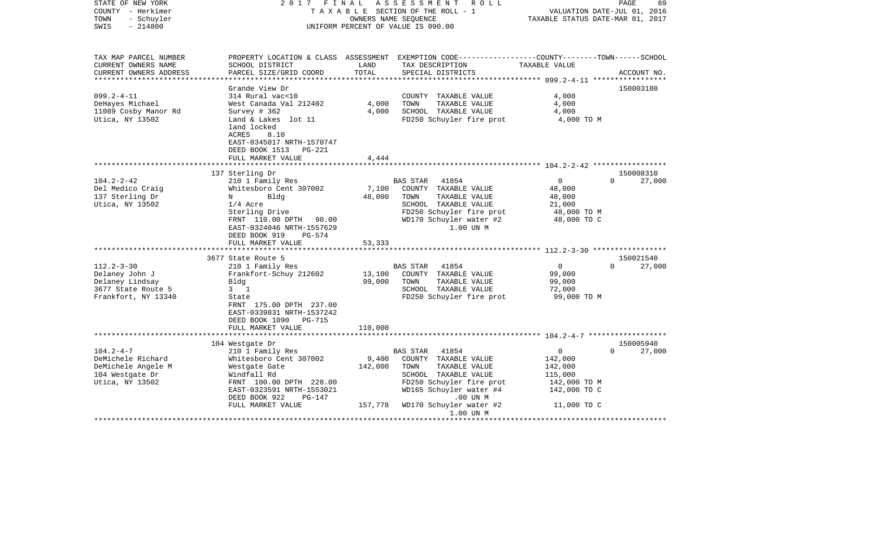STATE OF NEW YORK — 2017 FINAL ASSESSMENT ROLL — PAGE 69
COUNTY - Herkimer — TAXABLE SECTION OF THE ROLL - 1 — VALUATION DATE-JUL 01, 2016
TOWN - Schuyler — OWNERS NAME SEQUENCE — TAXABLE STATUS DATE-MAR 01, 2017
SWIS - 214800 — UNIFORM PERCENT OF VALUE IS 090.00

| TAX MAP PARCEL NUMBER / CURRENT OWNERS NAME / CURRENT OWNERS ADDRESS | PROPERTY LOCATION & CLASS / SCHOOL DISTRICT / PARCEL SIZE/GRID COORD | ASSESSMENT LAND / TOTAL | EXEMPTION CODE / TAX DESCRIPTION / SPECIAL DISTRICTS | COUNTY / TOWN / SCHOOL TAXABLE VALUE | ACCOUNT NO. |
|---|---|---|---|---|---|
| **099.2-4-11** | Grande View Dr | | | | 150003180 |
| 099.2-4-11 | 314 Rural vac<10 | | COUNTY TAXABLE VALUE | 4,000 | |
| DeHayes Michael | West Canada Val 212402 | 4,000 | TOWN TAXABLE VALUE | 4,000 | |
| 11089 Cosby Manor Rd | Survey # 362 | 4,000 | SCHOOL TAXABLE VALUE | 4,000 | |
| Utica, NY 13502 | Land & Lakes lot 11 | | FD250 Schuyler fire prot | 4,000 TO M | |
| | land locked | | | | |
| | ACRES 8.10 | | | | |
| | EAST-0345017 NRTH-1570747 | | | | |
| | DEED BOOK 1513 PG-221 | | | | |
| | FULL MARKET VALUE | 4,444 | | | |
| **104.2-2-42** | 137 Sterling Dr | | | | 150008310 |
| 104.2-2-42 | 210 1 Family Res | | BAS STAR 41854 | 0 / 0 / 27,000 | |
| Del Medico Craig | Whitesboro Cent 307002 | 7,100 | COUNTY TAXABLE VALUE | 48,000 | |
| 137 Sterling Dr | N Bldg | 48,000 | TOWN TAXABLE VALUE | 48,000 | |
| Utica, NY 13502 | 1/4 Acre | | SCHOOL TAXABLE VALUE | 21,000 | |
| | Sterling Drive | | FD250 Schuyler fire prot | 48,000 TO M | |
| | FRNT 110.00 DPTH 90.00 | | WD170 Schuyler water #2 | 48,000 TO C | |
| | EAST-0324046 NRTH-1557629 | | 1.00 UN M | | |
| | DEED BOOK 919 PG-574 | | | | |
| | FULL MARKET VALUE | 53,333 | | | |
| **112.2-3-30** | 3677 State Route 5 | | | | 150021540 |
| 112.2-3-30 | 210 1 Family Res | | BAS STAR 41854 | 0 / 0 / 27,000 | |
| Delaney John J | Frankfort-Schuy 212602 | 13,100 | COUNTY TAXABLE VALUE | 99,000 | |
| Delaney Lindsay | Bldg | 99,000 | TOWN TAXABLE VALUE | 99,000 | |
| 3677 State Route 5 | 3 1 | | SCHOOL TAXABLE VALUE | 72,000 | |
| Frankfort, NY 13340 | State | | FD250 Schuyler fire prot | 99,000 TO M | |
| | FRNT 175.00 DPTH 237.00 | | | | |
| | EAST-0339831 NRTH-1537242 | | | | |
| | DEED BOOK 1090 PG-715 | | | | |
| | FULL MARKET VALUE | 110,000 | | | |
| **104.2-4-7** | 104 Westgate Dr | | | | 150005940 |
| 104.2-4-7 | 210 1 Family Res | | BAS STAR 41854 | 0 / 0 / 27,000 | |
| DeMichele Richard | Whitesboro Cent 307002 | 9,400 | COUNTY TAXABLE VALUE | 142,000 | |
| DeMichele Angele M | Westgate Gate | 142,000 | TOWN TAXABLE VALUE | 142,000 | |
| 104 Westgate Dr | Windfall Rd | | SCHOOL TAXABLE VALUE | 115,000 | |
| Utica, NY 13502 | FRNT 100.00 DPTH 228.00 | | FD250 Schuyler fire prot | 142,000 TO M | |
| | EAST-0323591 NRTH-1553021 | | WD165 Schuyler water #4 | 142,000 TO C | |
| | DEED BOOK 922 PG-147 | | .00 UN M | | |
| | FULL MARKET VALUE | 157,778 | WD170 Schuyler water #2 | 11,000 TO C | |
| | | | 1.00 UN M | | |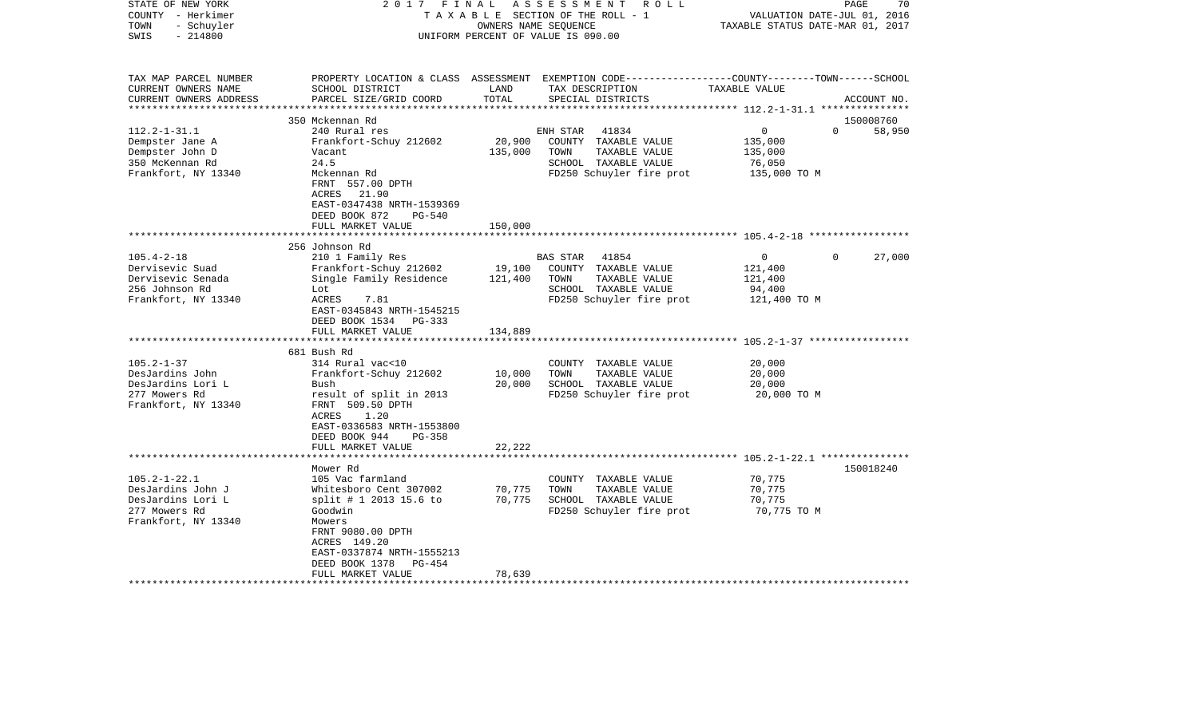STATE OF NEW YORK
COUNTY - Herkimer
TOWN - Schuyler
SWIS - 214800

2017 FINAL ASSESSMENT ROLL
TAXABLE SECTION OF THE ROLL - 1
OWNERS NAME SEQUENCE
UNIFORM PERCENT OF VALUE IS 090.00

VALUATION DATE-JUL 01, 2016
TAXABLE STATUS DATE-MAR 01, 2017

| TAX MAP PARCEL NUMBER / CURRENT OWNERS NAME / CURRENT OWNERS ADDRESS | PROPERTY LOCATION & CLASS / SCHOOL DISTRICT / PARCEL SIZE/GRID COORD | ASSESSMENT LAND / TOTAL | EXEMPTION CODE / TAX DESCRIPTION / SPECIAL DISTRICTS | COUNTY | TOWN | SCHOOL / TAXABLE VALUE | ACCOUNT NO. |
|---|---|---|---|---|---|---|---|
| 112.2-1-31.1 | 350 Mckennan Rd | | | | | | 150008760 |
| Dempster Jane A | 240 Rural res | | ENH STAR 41834 | 0 | 0 | 58,950 | |
| Dempster John D | Frankfort-Schuy 212602 | 20,900 | COUNTY TAXABLE VALUE | 135,000 | | | |
| 350 McKennan Rd | Vacant | 135,000 | TOWN TAXABLE VALUE | | 135,000 | | |
| Frankfort, NY 13340 | 24.5 | | SCHOOL TAXABLE VALUE | | | 76,050 | |
| | Mckennan Rd | | FD250 Schuyler fire prot | 135,000 TO M | | | |
| | FRNT 557.00 DPTH | | | | | | |
| | ACRES 21.90 | | | | | | |
| | EAST-0347438 NRTH-1539369 | | | | | | |
| | DEED BOOK 872 PG-540 | | | | | | |
| | FULL MARKET VALUE | 150,000 | | | | | |
| 105.4-2-18 | 256 Johnson Rd | | | | | | |
| Dervisevic Suad | 210 1 Family Res | | BAS STAR 41854 | 0 | 0 | 27,000 | |
| Dervisevic Senada | Frankfort-Schuy 212602 | 19,100 | COUNTY TAXABLE VALUE | 121,400 | | | |
| 256 Johnson Rd | Single Family Residence | 121,400 | TOWN TAXABLE VALUE | | 121,400 | | |
| Frankfort, NY 13340 | Lot | | SCHOOL TAXABLE VALUE | | | 94,400 | |
| | ACRES 7.81 | | FD250 Schuyler fire prot | 121,400 TO M | | | |
| | EAST-0345843 NRTH-1545215 | | | | | | |
| | DEED BOOK 1534 PG-333 | | | | | | |
| | FULL MARKET VALUE | 134,889 | | | | | |
| 105.2-1-37 | 681 Bush Rd | | | | | | |
| DesJardins John | 314 Rural vac<10 | | COUNTY TAXABLE VALUE | 20,000 | | | |
| DesJardins Lori L | Frankfort-Schuy 212602 | 10,000 | TOWN TAXABLE VALUE | | 20,000 | | |
| 277 Mowers Rd | Bush | 20,000 | SCHOOL TAXABLE VALUE | | | 20,000 | |
| Frankfort, NY 13340 | result of split in 2013 | | FD250 Schuyler fire prot | 20,000 TO M | | | |
| | FRNT 509.50 DPTH | | | | | | |
| | ACRES 1.20 | | | | | | |
| | EAST-0336583 NRTH-1553800 | | | | | | |
| | DEED BOOK 944 PG-358 | | | | | | |
| | FULL MARKET VALUE | 22,222 | | | | | |
| 105.2-1-22.1 | Mower Rd | | | | | | 150018240 |
| DesJardins John J | 105 Vac farmland | | COUNTY TAXABLE VALUE | 70,775 | | | |
| DesJardins Lori L | Whitesboro Cent 307002 | 70,775 | TOWN TAXABLE VALUE | | 70,775 | | |
| 277 Mowers Rd | split # 1 2013 15.6 to | 70,775 | SCHOOL TAXABLE VALUE | | | 70,775 | |
| Frankfort, NY 13340 | Goodwin | | FD250 Schuyler fire prot | 70,775 TO M | | | |
| | Mowers | | | | | | |
| | FRNT 9080.00 DPTH | | | | | | |
| | ACRES 149.20 | | | | | | |
| | EAST-0337874 NRTH-1555213 | | | | | | |
| | DEED BOOK 1378 PG-454 | | | | | | |
| | FULL MARKET VALUE | 78,639 | | | | | |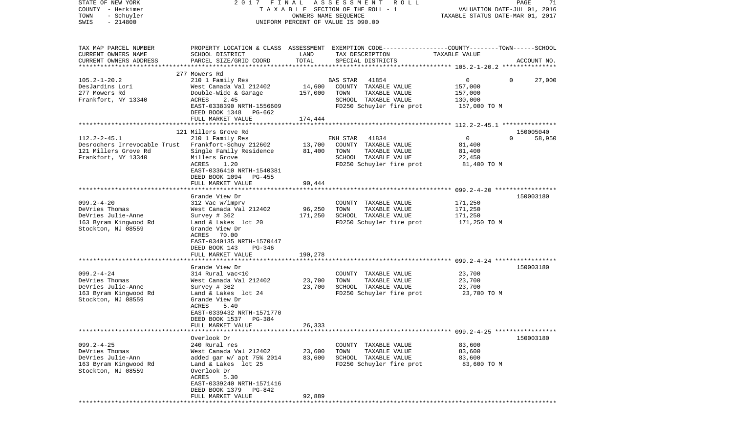STATE OF NEW YORK — 2017 FINAL ASSESSMENT ROLL — TAXABLE SECTION OF THE ROLL - 1 — VALUATION DATE-JUL 01, 2016
COUNTY - Herkimer — OWNERS NAME SEQUENCE — TAXABLE STATUS DATE-MAR 01, 2017
TOWN - Schuyler — UNIFORM PERCENT OF VALUE IS 090.00
SWIS - 214800

| TAX MAP PARCEL NUMBER / CURRENT OWNERS NAME / CURRENT OWNERS ADDRESS | PROPERTY LOCATION & CLASS / SCHOOL DISTRICT / PARCEL SIZE/GRID COORD | ASSESSMENT LAND | ASSESSMENT TOTAL | EXEMPTION CODE / TAX DESCRIPTION / SPECIAL DISTRICTS | COUNTY | TOWN | SCHOOL | ACCOUNT NO. |
|---|---|---|---|---|---|---|---|---|
| 105.2-1-20.2 | 277 Mowers Rd | | | | | | | |
| DesJardins Lori | 210 1 Family Res | | | BAS STAR 41854 | 0 | 0 | 27,000 | |
| 277 Mowers Rd | West Canada Val 212402 | 14,600 | | COUNTY TAXABLE VALUE | 157,000 | | | |
| Frankfort, NY 13340 | Double-Wide & Garage | | 157,000 | TOWN TAXABLE VALUE | | 157,000 | | |
| | ACRES 2.45 | | | SCHOOL TAXABLE VALUE | | | 130,000 | |
| | EAST-0338390 NRTH-1556609 | | | FD250 Schuyler fire prot | 157,000 TO M | | | |
| | DEED BOOK 1348 PG-662 | | | | | | | |
| | FULL MARKET VALUE | | 174,444 | | | | | |
| 112.2-2-45.1 | 121 Millers Grove Rd | | | | | | | 150005040 |
| Desrochers Irrevocable Trust | 210 1 Family Res | | | ENH STAR 41834 | 0 | 0 | 58,950 | |
| 121 Millers Grove Rd | Frankfort-Schuy 212602 | 13,700 | | COUNTY TAXABLE VALUE | 81,400 | | | |
| Frankfort, NY 13340 | Single Family Residence | | 81,400 | TOWN TAXABLE VALUE | | 81,400 | | |
| | Millers Grove | | | SCHOOL TAXABLE VALUE | | | 22,450 | |
| | ACRES 1.20 | | | FD250 Schuyler fire prot | 81,400 TO M | | | |
| | EAST-0336410 NRTH-1540381 | | | | | | | |
| | DEED BOOK 1094 PG-455 | | | | | | | |
| | FULL MARKET VALUE | | 90,444 | | | | | |
| 099.2-4-20 | Grande View Dr | | | | | | | 150003180 |
| DeVries Thomas | 312 Vac w/imprv | | | COUNTY TAXABLE VALUE | 171,250 | | | |
| DeVries Julie-Anne | West Canada Val 212402 | 96,250 | | TOWN TAXABLE VALUE | | 171,250 | | |
| 163 Byram Kingwood Rd | Survey # 362 | | 171,250 | SCHOOL TAXABLE VALUE | | | 171,250 | |
| Stockton, NJ 08559 | Land & Lakes lot 20 | | | FD250 Schuyler fire prot | 171,250 TO M | | | |
| | Grande View Dr | | | | | | | |
| | ACRES 70.00 | | | | | | | |
| | EAST-0340135 NRTH-1570447 | | | | | | | |
| | DEED BOOK 143 PG-346 | | | | | | | |
| | FULL MARKET VALUE | | 190,278 | | | | | |
| 099.2-4-24 | Grande View Dr | | | | | | | 150003180 |
| DeVries Thomas | 314 Rural vac<10 | | | COUNTY TAXABLE VALUE | 23,700 | | | |
| DeVries Julie-Anne | West Canada Val 212402 | 23,700 | | TOWN TAXABLE VALUE | | 23,700 | | |
| 163 Byram Kingwood Rd | Survey # 362 | | 23,700 | SCHOOL TAXABLE VALUE | | | 23,700 | |
| Stockton, NJ 08559 | Land & Lakes lot 24 | | | FD250 Schuyler fire prot | 23,700 TO M | | | |
| | Grande View Dr | | | | | | | |
| | ACRES 5.40 | | | | | | | |
| | EAST-0339432 NRTH-1571770 | | | | | | | |
| | DEED BOOK 1537 PG-384 | | | | | | | |
| | FULL MARKET VALUE | | 26,333 | | | | | |
| 099.2-4-25 | Overlook Dr | | | | | | | 150003180 |
| DeVries Thomas | 240 Rural res | | | COUNTY TAXABLE VALUE | 83,600 | | | |
| DeVries Julie-Ann | West Canada Val 212402 | 23,600 | | TOWN TAXABLE VALUE | | 83,600 | | |
| 163 Byram Kingwood Rd | added gar w/ apt 75% 2014 | | 83,600 | SCHOOL TAXABLE VALUE | | | 83,600 | |
| Stockton, NJ 08559 | Land & Lakes lot 25 | | | FD250 Schuyler fire prot | 83,600 TO M | | | |
| | Overlook Dr | | | | | | | |
| | ACRES 5.30 | | | | | | | |
| | EAST-0339240 NRTH-1571416 | | | | | | | |
| | DEED BOOK 1379 PG-842 | | | | | | | |
| | FULL MARKET VALUE | | 92,889 | | | | | |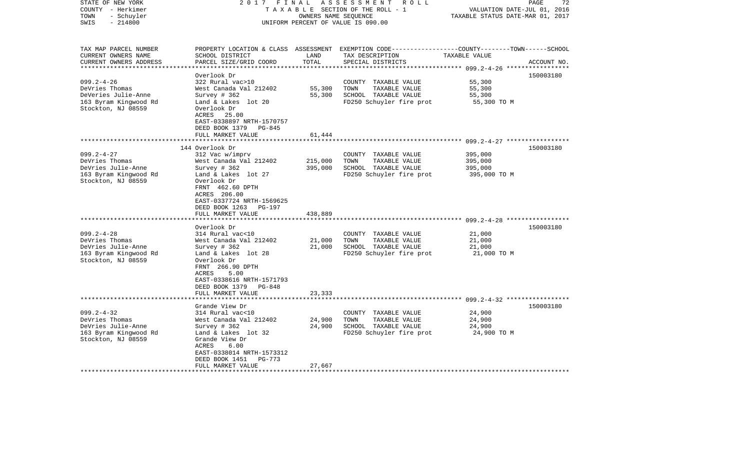STATE OF NEW YORK — 2017 FINAL ASSESSMENT ROLL
COUNTY - Herkimer — TAXABLE SECTION OF THE ROLL - 1 — VALUATION DATE-JUL 01, 2016
TOWN - Schuyler — OWNERS NAME SEQUENCE — TAXABLE STATUS DATE-MAR 01, 2017
SWIS - 214800 — UNIFORM PERCENT OF VALUE IS 090.00

| TAX MAP PARCEL NUMBER / CURRENT OWNERS NAME / CURRENT OWNERS ADDRESS | PROPERTY LOCATION & CLASS / SCHOOL DISTRICT / PARCEL SIZE/GRID COORD | ASSESSMENT LAND / TOTAL | EXEMPTION CODE / TAX DESCRIPTION / SPECIAL DISTRICTS | COUNTY--------TOWN------SCHOOL TAXABLE VALUE | ACCOUNT NO. |
|---|---|---|---|---|---|
| 099.2-4-26 | Overlook Dr | | | | 150003180 |
| DeVries Thomas | 322 Rural vac>10 | | COUNTY TAXABLE VALUE | 55,300 | |
| DeVeries Julie-Anne | West Canada Val 212402 | 55,300 | TOWN TAXABLE VALUE | 55,300 | |
| 163 Byram Kingwood Rd | Survey # 362 | 55,300 | SCHOOL TAXABLE VALUE | 55,300 | |
| Stockton, NJ 08559 | Land & Lakes lot 20 | | FD250 Schuyler fire prot | 55,300 TO M | |
| | Overlook Dr | | | | |
| | ACRES 25.00 | | | | |
| | EAST-0338897 NRTH-1570757 | | | | |
| | DEED BOOK 1379 PG-845 | | | | |
| | FULL MARKET VALUE | 61,444 | | | |
| 099.2-4-27 | 144 Overlook Dr | | | | 150003180 |
| DeVries Thomas | 312 Vac w/imprv | | COUNTY TAXABLE VALUE | 395,000 | |
| DeVries Julie-Anne | West Canada Val 212402 | 215,000 | TOWN TAXABLE VALUE | 395,000 | |
| 163 Byram Kingwood Rd | Survey # 362 | 395,000 | SCHOOL TAXABLE VALUE | 395,000 | |
| Stockton, NJ 08559 | Land & Lakes lot 27 | | FD250 Schuyler fire prot | 395,000 TO M | |
| | Overlook Dr | | | | |
| | FRNT 462.60 DPTH | | | | |
| | ACRES 206.00 | | | | |
| | EAST-0337724 NRTH-1569625 | | | | |
| | DEED BOOK 1263 PG-197 | | | | |
| | FULL MARKET VALUE | 438,889 | | | |
| 099.2-4-28 | Overlook Dr | | | | 150003180 |
| DeVries Thomas | 314 Rural vac<10 | | COUNTY TAXABLE VALUE | 21,000 | |
| DeVries Julie-Anne | West Canada Val 212402 | 21,000 | TOWN TAXABLE VALUE | 21,000 | |
| 163 Byram Kingwood Rd | Survey # 362 | 21,000 | SCHOOL TAXABLE VALUE | 21,000 | |
| Stockton, NJ 08559 | Land & Lakes lot 28 | | FD250 Schuyler fire prot | 21,000 TO M | |
| | Overlook Dr | | | | |
| | FRNT 266.90 DPTH | | | | |
| | ACRES 5.00 | | | | |
| | EAST-0338616 NRTH-1571793 | | | | |
| | DEED BOOK 1379 PG-848 | | | | |
| | FULL MARKET VALUE | 23,333 | | | |
| 099.2-4-32 | Grande View Dr | | | | 150003180 |
| DeVries Thomas | 314 Rural vac<10 | | COUNTY TAXABLE VALUE | 24,900 | |
| DeVries Julie-Anne | West Canada Val 212402 | 24,900 | TOWN TAXABLE VALUE | 24,900 | |
| 163 Byram Kingwood Rd | Survey # 362 | 24,900 | SCHOOL TAXABLE VALUE | 24,900 | |
| Stockton, NJ 08559 | Land & Lakes lot 32 | | FD250 Schuyler fire prot | 24,900 TO M | |
| | Grande View Dr | | | | |
| | ACRES 6.00 | | | | |
| | EAST-0338014 NRTH-1573312 | | | | |
| | DEED BOOK 1451 PG-773 | | | | |
| | FULL MARKET VALUE | 27,667 | | | |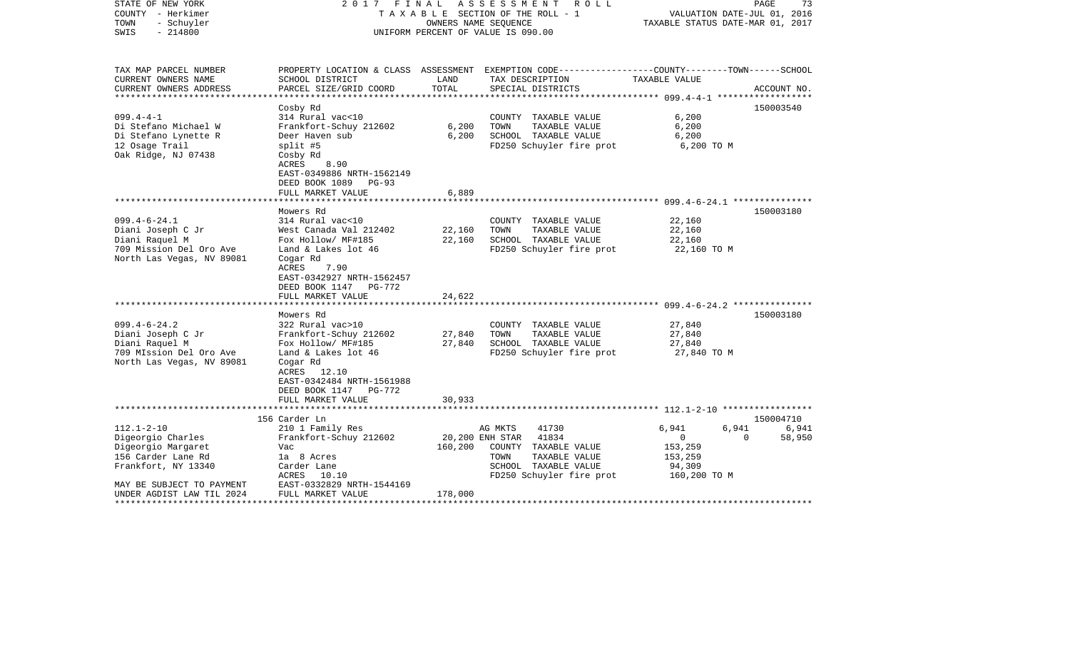STATE OF NEW YORK — COUNTY - Herkimer — TOWN - Schuyler — SWIS - 214800

2017 FINAL ASSESSMENT ROLL
TAXABLE SECTION OF THE ROLL - 1
OWNERS NAME SEQUENCE
UNIFORM PERCENT OF VALUE IS 090.00

VALUATION DATE-JUL 01, 2016
TAXABLE STATUS DATE-MAR 01, 2017

| TAX MAP PARCEL NUMBER / CURRENT OWNERS NAME / CURRENT OWNERS ADDRESS | PROPERTY LOCATION & CLASS / SCHOOL DISTRICT / PARCEL SIZE/GRID COORD | ASSESSMENT LAND / TOTAL | EXEMPTION CODE / TAX DESCRIPTION / SPECIAL DISTRICTS | COUNTY | TOWN | SCHOOL / ACCOUNT NO. |
|---|---|---|---|---|---|---|
| **099.4-4-1** | Cosby Rd | | | | | 150003540 |
| 099.4-4-1 | 314 Rural vac<10 | | COUNTY TAXABLE VALUE | 6,200 | | |
| Di Stefano Michael W | Frankfort-Schuy 212602 | 6,200 | TOWN TAXABLE VALUE | | 6,200 | |
| Di Stefano Lynette R | Deer Haven sub | 6,200 | SCHOOL TAXABLE VALUE | | | 6,200 |
| 12 Osage Trail | split #5 | | FD250 Schuyler fire prot | 6,200 TO M | | |
| Oak Ridge, NJ 07438 | Cosby Rd | | | | | |
| | ACRES 8.90 | | | | | |
| | EAST-0349886 NRTH-1562149 | | | | | |
| | DEED BOOK 1089 PG-93 | | | | | |
| | FULL MARKET VALUE | 6,889 | | | | |
| **099.4-6-24.1** | Mowers Rd | | | | | 150003180 |
| 099.4-6-24.1 | 314 Rural vac<10 | | COUNTY TAXABLE VALUE | 22,160 | | |
| Diani Joseph C Jr | West Canada Val 212402 | 22,160 | TOWN TAXABLE VALUE | | 22,160 | |
| Diani Raquel M | Fox Hollow/ MF#185 | 22,160 | SCHOOL TAXABLE VALUE | | | 22,160 |
| 709 Mission Del Oro Ave | Land & Lakes lot 46 | | FD250 Schuyler fire prot | 22,160 TO M | | |
| North Las Vegas, NV 89081 | Cogar Rd | | | | | |
| | ACRES 7.90 | | | | | |
| | EAST-0342927 NRTH-1562457 | | | | | |
| | DEED BOOK 1147 PG-772 | | | | | |
| | FULL MARKET VALUE | 24,622 | | | | |
| **099.4-6-24.2** | Mowers Rd | | | | | 150003180 |
| 099.4-6-24.2 | 322 Rural vac>10 | | COUNTY TAXABLE VALUE | 27,840 | | |
| Diani Joseph C Jr | Frankfort-Schuy 212602 | 27,840 | TOWN TAXABLE VALUE | | 27,840 | |
| Diani Raquel M | Fox Hollow/ MF#185 | 27,840 | SCHOOL TAXABLE VALUE | | | 27,840 |
| 709 MIssion Del Oro Ave | Land & Lakes lot 46 | | FD250 Schuyler fire prot | 27,840 TO M | | |
| North Las Vegas, NV 89081 | Cogar Rd | | | | | |
| | ACRES 12.10 | | | | | |
| | EAST-0342484 NRTH-1561988 | | | | | |
| | DEED BOOK 1147 PG-772 | | | | | |
| | FULL MARKET VALUE | 30,933 | | | | |
| **112.1-2-10** | 156 Carder Ln | | | | | 150004710 |
| 112.1-2-10 | 210 1 Family Res | | AG MKTS 41730 | 6,941 | 6,941 | 6,941 |
| Digeorgio Charles | Frankfort-Schuy 212602 | 20,200 | ENH STAR 41834 | 0 | 0 | 58,950 |
| Digeorgio Margaret | Vac | 160,200 | COUNTY TAXABLE VALUE | 153,259 | | |
| 156 Carder Lane Rd | 1a 8 Acres | | TOWN TAXABLE VALUE | | 153,259 | |
| Frankfort, NY 13340 | Carder Lane | | SCHOOL TAXABLE VALUE | | | 94,309 |
| | ACRES 10.10 | | FD250 Schuyler fire prot | 160,200 TO M | | |
| MAY BE SUBJECT TO PAYMENT | EAST-0332829 NRTH-1544169 | | | | | |
| UNDER AGDIST LAW TIL 2024 | FULL MARKET VALUE | 178,000 | | | | |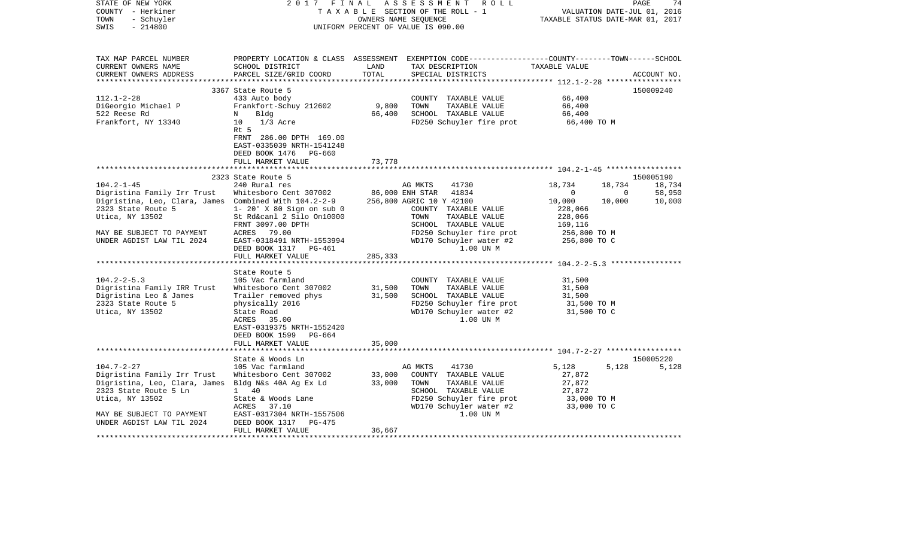STATE OF NEW YORK — 2017 FINAL ASSESSMENT ROLL
COUNTY - Herkimer — TAXABLE SECTION OF THE ROLL - 1 — VALUATION DATE-JUL 01, 2016
TOWN - Schuyler — OWNERS NAME SEQUENCE — TAXABLE STATUS DATE-MAR 01, 2017
SWIS - 214800 — UNIFORM PERCENT OF VALUE IS 090.00

```
TAX MAP PARCEL NUMBER          PROPERTY LOCATION & CLASS  ASSESSMENT  EXEMPTION CODE-----------------COUNTY--------TOWN------SCHOOL
CURRENT OWNERS NAME            SCHOOL DISTRICT               LAND      TAX DESCRIPTION                  TAXABLE VALUE
CURRENT OWNERS ADDRESS         PARCEL SIZE/GRID COORD        TOTAL     SPECIAL DISTRICTS                                    ACCOUNT NO.
****************************************************************************************************** 112.1-2-28 *****************
                               3367 State Route 5                                                                          150009240
112.1-2-28                     433 Auto body                            COUNTY  TAXABLE VALUE              66,400
DiGeorgio Michael P            Frankfort-Schuy 212602        9,800     TOWN    TAXABLE VALUE              66,400
522 Reese Rd                   N    Bldg                     66,400     SCHOOL  TAXABLE VALUE              66,400
Frankfort, NY 13340            10    1/3 Acre                           FD250 Schuyler fire prot            66,400 TO M
                               Rt 5
                               FRNT  286.00 DPTH  169.00
                               EAST-0335039 NRTH-1541248
                               DEED BOOK 1476   PG-660
                               FULL MARKET VALUE             73,778
****************************************************************************************************** 104.2-1-45 *****************
                               2323 State Route 5                                                                          150005190
104.2-1-45                     240 Rural res                            AG MKTS      41730          18,734      18,734      18,734
Digristina Family Irr Trust    Whitesboro Cent 307002        86,000 ENH STAR     41834               0           0      58,950
Digristina, Leo, Clara, James  Combined With 104.2-2-9      256,800 AGRIC 10 Y 42100              10,000      10,000      10,000
2323 State Route 5             1- 20' X 80 Sign on sub 0               COUNTY  TAXABLE VALUE             228,066
Utica, NY 13502                St Rd&canl 2 Silo On10000               TOWN    TAXABLE VALUE             228,066
                               FRNT 3097.00 DPTH                        SCHOOL  TAXABLE VALUE             169,116
MAY BE SUBJECT TO PAYMENT      ACRES   79.00                            FD250 Schuyler fire prot           256,800 TO M
UNDER AGDIST LAW TIL 2024      EAST-0318491 NRTH-1553994                WD170 Schuyler water #2            256,800 TO C
                               DEED BOOK 1317   PG-461                        1.00 UN M
                               FULL MARKET VALUE            285,333
****************************************************************************************************** 104.2-2-5.3 ****************
                               State Route 5
104.2-2-5.3                    105 Vac farmland                         COUNTY  TAXABLE VALUE              31,500
Digristina Family IRR Trust    Whitesboro Cent 307002        31,500     TOWN    TAXABLE VALUE              31,500
Digristina Leo & James         Trailer removed phys          31,500     SCHOOL  TAXABLE VALUE              31,500
2323 State Route 5             physically 2016                          FD250 Schuyler fire prot            31,500 TO M
Utica, NY 13502                State Road                               WD170 Schuyler water #2             31,500 TO C
                               ACRES   35.00                                  1.00 UN M
                               EAST-0319375 NRTH-1552420
                               DEED BOOK 1599   PG-664
                               FULL MARKET VALUE             35,000
****************************************************************************************************** 104.7-2-27 *****************
                               State & Woods Ln                                                                            150005220
104.7-2-27                     105 Vac farmland                         AG MKTS      41730           5,128       5,128       5,128
Digristina Family Irr Trust    Whitesboro Cent 307002        33,000     COUNTY  TAXABLE VALUE              27,872
Digristina, Leo, Clara, James  Bldg N&s 40A Ag Ex Ld         33,000     TOWN    TAXABLE VALUE              27,872
2323 State Route 5 Ln          1   40                                   SCHOOL  TAXABLE VALUE              27,872
Utica, NY 13502                State & Woods Lane                       FD250 Schuyler fire prot            33,000 TO M
                               ACRES   37.10                            WD170 Schuyler water #2             33,000 TO C
MAY BE SUBJECT TO PAYMENT      EAST-0317304 NRTH-1557506                      1.00 UN M
UNDER AGDIST LAW TIL 2024      DEED BOOK 1317   PG-475
                               FULL MARKET VALUE             36,667
************************************************************************************************************************************
```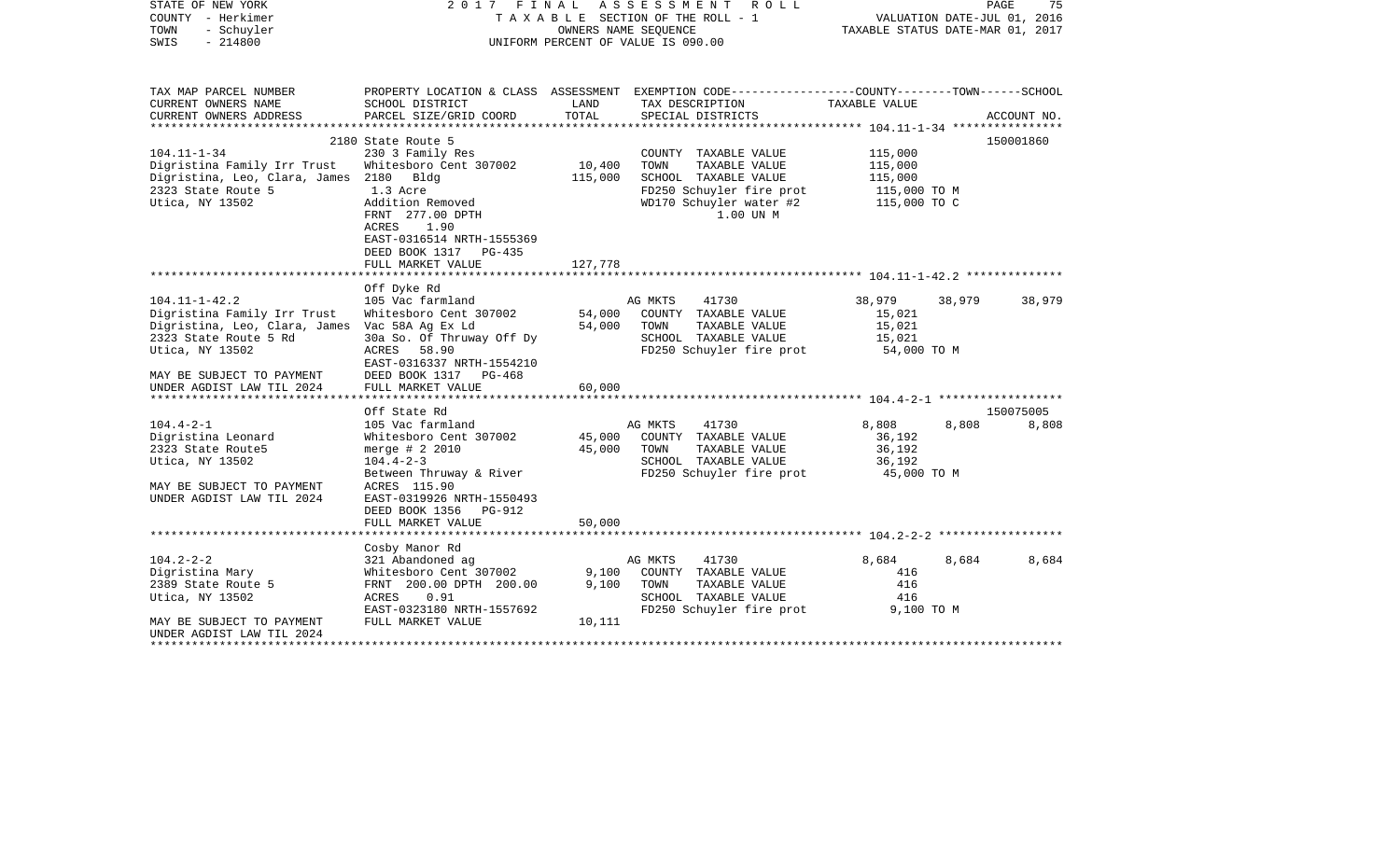STATE OF NEW YORK — 2017 FINAL ASSESSMENT ROLL
COUNTY - Herkimer — TAXABLE SECTION OF THE ROLL - 1 — VALUATION DATE-JUL 01, 2016
TOWN - Schuyler — OWNERS NAME SEQUENCE — TAXABLE STATUS DATE-MAR 01, 2017
SWIS - 214800 — UNIFORM PERCENT OF VALUE IS 090.00

```
TAX MAP PARCEL NUMBER          PROPERTY LOCATION & CLASS  ASSESSMENT  EXEMPTION CODE-----------------COUNTY--------TOWN------SCHOOL
CURRENT OWNERS NAME            SCHOOL DISTRICT             LAND       TAX DESCRIPTION              TAXABLE VALUE
CURRENT OWNERS ADDRESS         PARCEL SIZE/GRID COORD      TOTAL      SPECIAL DISTRICTS                                       ACCOUNT NO.
******************************************************************************************************* 104.11-1-34 ****************
                               2180 State Route 5                                                                          150001860
104.11-1-34                    230 3 Family Res                       COUNTY  TAXABLE VALUE          115,000
Digristina Family Irr Trust    Whitesboro Cent 307002      10,400     TOWN    TAXABLE VALUE          115,000
Digristina, Leo, Clara, James  2180  Bldg                  115,000    SCHOOL  TAXABLE VALUE          115,000
2323 State Route 5             1.3 Acre                               FD250 Schuyler fire prot         115,000 TO M
Utica, NY 13502                Addition Removed                       WD170 Schuyler water #2          115,000 TO C
                               FRNT 277.00 DPTH                                 1.00 UN M
                               ACRES    1.90
                               EAST-0316514 NRTH-1555369
                               DEED BOOK 1317   PG-435
                               FULL MARKET VALUE           127,778
******************************************************************************************************* 104.11-1-42.2 **************
                               Off Dyke Rd
104.11-1-42.2                  105 Vac farmland                       AG MKTS     41730              38,979      38,979      38,979
Digristina Family Irr Trust    Whitesboro Cent 307002      54,000     COUNTY  TAXABLE VALUE           15,021
Digristina, Leo, Clara, James  Vac 58A Ag Ex Ld            54,000     TOWN    TAXABLE VALUE           15,021
2323 State Route 5 Rd          30a So. Of Thruway Off Dy              SCHOOL  TAXABLE VALUE           15,021
Utica, NY 13502                ACRES   58.90                          FD250 Schuyler fire prot          54,000 TO M
                               EAST-0316337 NRTH-1554210
MAY BE SUBJECT TO PAYMENT      DEED BOOK 1317   PG-468
UNDER AGDIST LAW TIL 2024      FULL MARKET VALUE            60,000
******************************************************************************************************* 104.4-2-1 ******************
                               Off State Rd                                                                                150075005
104.4-2-1                      105 Vac farmland                       AG MKTS     41730               8,808       8,808       8,808
Digristina Leonard             Whitesboro Cent 307002      45,000     COUNTY  TAXABLE VALUE           36,192
2323 State Route5              merge # 2 2010              45,000     TOWN    TAXABLE VALUE           36,192
Utica, NY 13502                104.4-2-3                              SCHOOL  TAXABLE VALUE           36,192
                               Between Thruway & River                FD250 Schuyler fire prot          45,000 TO M
MAY BE SUBJECT TO PAYMENT      ACRES  115.90
UNDER AGDIST LAW TIL 2024      EAST-0319926 NRTH-1550493
                               DEED BOOK 1356   PG-912
                               FULL MARKET VALUE            50,000
******************************************************************************************************* 104.2-2-2 ******************
                               Cosby Manor Rd
104.2-2-2                      321 Abandoned ag                       AG MKTS     41730               8,684       8,684       8,684
Digristina Mary                Whitesboro Cent 307002       9,100     COUNTY  TAXABLE VALUE              416
2389 State Route 5             FRNT 200.00 DPTH 200.00      9,100     TOWN    TAXABLE VALUE              416
Utica, NY 13502                ACRES    0.91                          SCHOOL  TAXABLE VALUE              416
                               EAST-0323180 NRTH-1557692              FD250 Schuyler fire prot           9,100 TO M
MAY BE SUBJECT TO PAYMENT      FULL MARKET VALUE            10,111
UNDER AGDIST LAW TIL 2024
************************************************************************************************************************************
```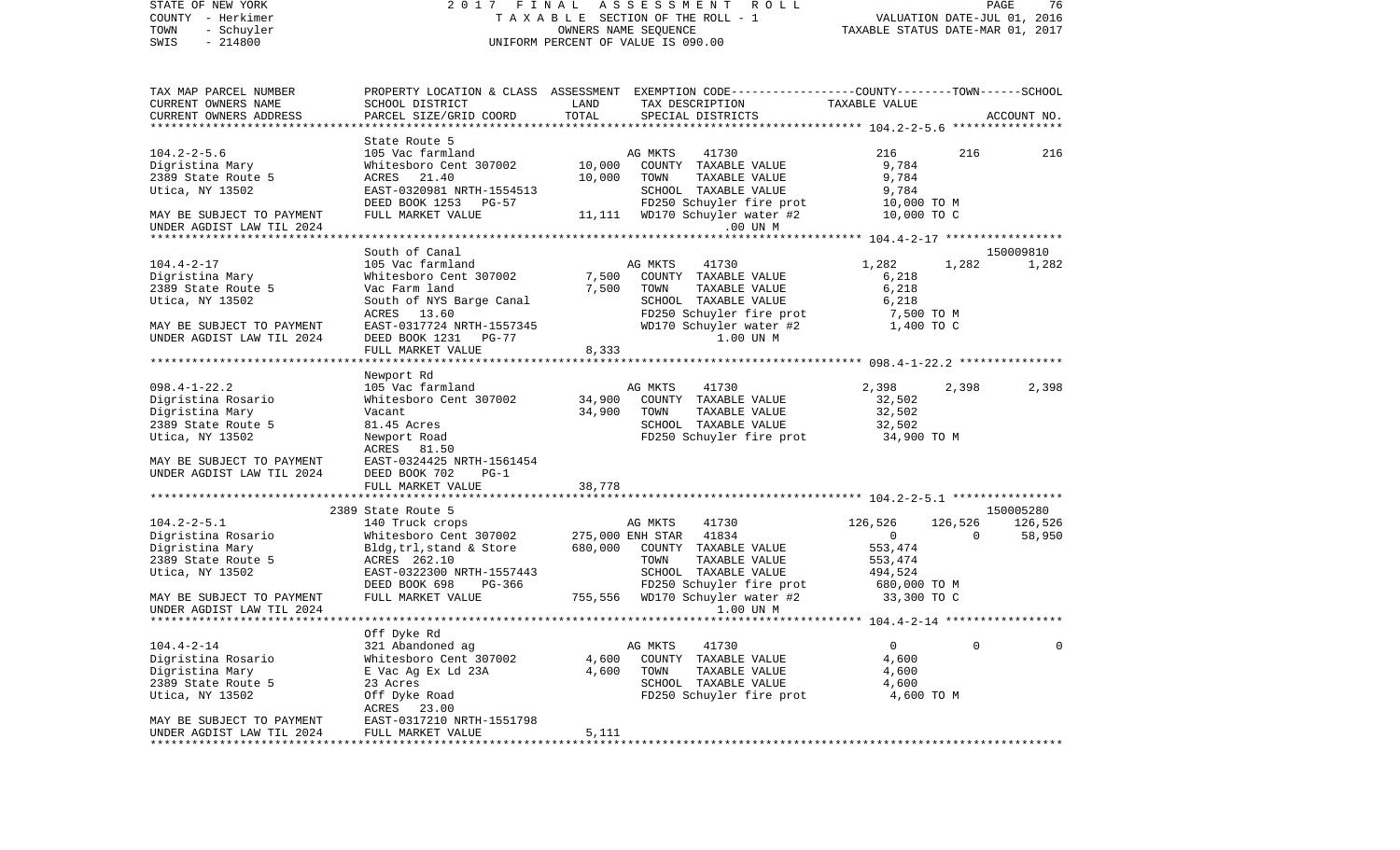STATE OF NEW YORK                    2017 FINAL ASSESSMENT ROLL
COUNTY - Herkimer                    TAXABLE SECTION OF THE ROLL - 1                    VALUATION DATE-JUL 01, 2016
TOWN - Schuyler                      OWNERS NAME SEQUENCE                               TAXABLE STATUS DATE-MAR 01, 2017
SWIS - 214800                        UNIFORM PERCENT OF VALUE IS 090.00

| TAX MAP PARCEL NUMBER<br>CURRENT OWNERS NAME<br>CURRENT OWNERS ADDRESS | PROPERTY LOCATION & CLASS<br>SCHOOL DISTRICT<br>PARCEL SIZE/GRID COORD | ASSESSMENT<br>LAND<br>TOTAL | EXEMPTION CODE<br>TAX DESCRIPTION<br>SPECIAL DISTRICTS | COUNTY<br>TAXABLE VALUE | TOWN | SCHOOL<br>ACCOUNT NO. |
|---|---|---|---|---|---|---|
| ***** 104.2-2-5.6 ***** | | | | | | |
| | State Route 5 | | | | | |
| 104.2-2-5.6 | 105 Vac farmland | | AG MKTS 41730 | 216 | 216 | 216 |
| Digristina Mary | Whitesboro Cent 307002 | 10,000 | COUNTY TAXABLE VALUE | 9,784 | | |
| 2389 State Route 5 | ACRES 21.40 | 10,000 | TOWN TAXABLE VALUE | 9,784 | | |
| Utica, NY 13502 | EAST-0320981 NRTH-1554513 | | SCHOOL TAXABLE VALUE | 9,784 | | |
| | DEED BOOK 1253 PG-57 | | FD250 Schuyler fire prot | 10,000 TO M | | |
| MAY BE SUBJECT TO PAYMENT | FULL MARKET VALUE | 11,111 | WD170 Schuyler water #2 | 10,000 TO C | | |
| UNDER AGDIST LAW TIL 2024 | | | .00 UN M | | | |
| ***** 104.4-2-17 ***** | | | | | | |
| | South of Canal | | | | | 150009810 |
| 104.4-2-17 | 105 Vac farmland | | AG MKTS 41730 | 1,282 | 1,282 | 1,282 |
| Digristina Mary | Whitesboro Cent 307002 | 7,500 | COUNTY TAXABLE VALUE | 6,218 | | |
| 2389 State Route 5 | Vac Farm land | 7,500 | TOWN TAXABLE VALUE | 6,218 | | |
| Utica, NY 13502 | South of NYS Barge Canal | | SCHOOL TAXABLE VALUE | 6,218 | | |
| | ACRES 13.60 | | FD250 Schuyler fire prot | 7,500 TO M | | |
| MAY BE SUBJECT TO PAYMENT | EAST-0317724 NRTH-1557345 | | WD170 Schuyler water #2 | 1,400 TO C | | |
| UNDER AGDIST LAW TIL 2024 | DEED BOOK 1231 PG-77 | | 1.00 UN M | | | |
| | FULL MARKET VALUE | 8,333 | | | | |
| ***** 098.4-1-22.2 ***** | | | | | | |
| | Newport Rd | | | | | |
| 098.4-1-22.2 | 105 Vac farmland | | AG MKTS 41730 | 2,398 | 2,398 | 2,398 |
| Digristina Rosario | Whitesboro Cent 307002 | 34,900 | COUNTY TAXABLE VALUE | 32,502 | | |
| Digristina Mary | Vacant | 34,900 | TOWN TAXABLE VALUE | 32,502 | | |
| 2389 State Route 5 | 81.45 Acres | | SCHOOL TAXABLE VALUE | 32,502 | | |
| Utica, NY 13502 | Newport Road | | FD250 Schuyler fire prot | 34,900 TO M | | |
| | ACRES 81.50 | | | | | |
| MAY BE SUBJECT TO PAYMENT | EAST-0324425 NRTH-1561454 | | | | | |
| UNDER AGDIST LAW TIL 2024 | DEED BOOK 702 PG-1 | | | | | |
| | FULL MARKET VALUE | 38,778 | | | | |
| ***** 104.2-2-5.1 ***** | | | | | | |
| | 2389 State Route 5 | | | | | 150005280 |
| 104.2-2-5.1 | 140 Truck crops | | AG MKTS 41730 | 126,526 | 126,526 | 126,526 |
| Digristina Rosario | Whitesboro Cent 307002 | 275,000 | ENH STAR 41834 | 0 | 0 | 58,950 |
| Digristina Mary | Bldg,trl,stand & Store | 680,000 | COUNTY TAXABLE VALUE | 553,474 | | |
| 2389 State Route 5 | ACRES 262.10 | | TOWN TAXABLE VALUE | 553,474 | | |
| Utica, NY 13502 | EAST-0322300 NRTH-1557443 | | SCHOOL TAXABLE VALUE | 494,524 | | |
| | DEED BOOK 698 PG-366 | | FD250 Schuyler fire prot | 680,000 TO M | | |
| MAY BE SUBJECT TO PAYMENT | FULL MARKET VALUE | 755,556 | WD170 Schuyler water #2 | 33,300 TO C | | |
| UNDER AGDIST LAW TIL 2024 | | | 1.00 UN M | | | |
| ***** 104.4-2-14 ***** | | | | | | |
| | Off Dyke Rd | | | | | |
| 104.4-2-14 | 321 Abandoned ag | | AG MKTS 41730 | 0 | 0 | 0 |
| Digristina Rosario | Whitesboro Cent 307002 | 4,600 | COUNTY TAXABLE VALUE | 4,600 | | |
| Digristina Mary | E Vac Ag Ex Ld 23A | 4,600 | TOWN TAXABLE VALUE | 4,600 | | |
| 2389 State Route 5 | 23 Acres | | SCHOOL TAXABLE VALUE | 4,600 | | |
| Utica, NY 13502 | Off Dyke Road | | FD250 Schuyler fire prot | 4,600 TO M | | |
| | ACRES 23.00 | | | | | |
| MAY BE SUBJECT TO PAYMENT | EAST-0317210 NRTH-1551798 | | | | | |
| UNDER AGDIST LAW TIL 2024 | FULL MARKET VALUE | 5,111 | | | | |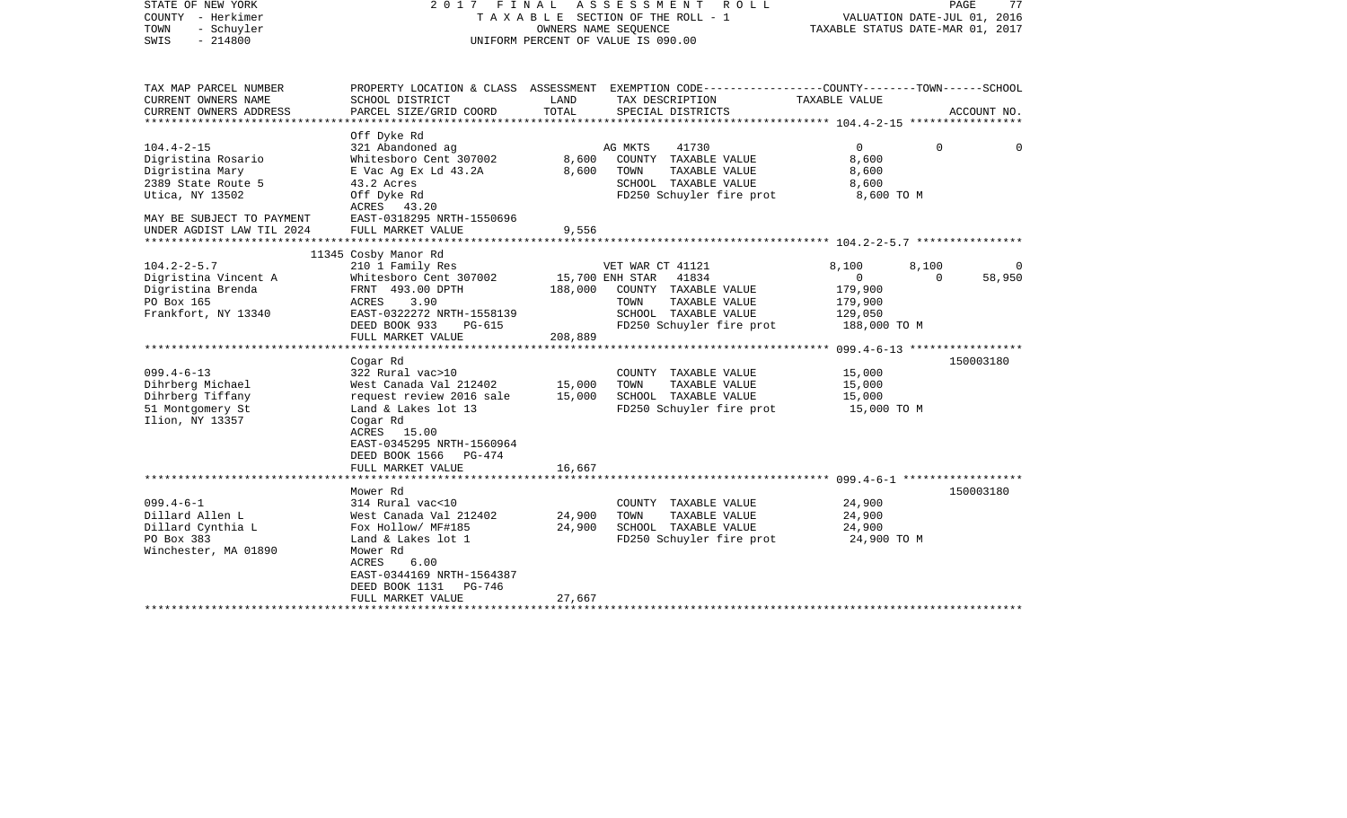STATE OF NEW YORK
COUNTY - Herkimer
TOWN - Schuyler
SWIS - 214800

2017 FINAL ASSESSMENT ROLL
TAXABLE SECTION OF THE ROLL - 1
OWNERS NAME SEQUENCE
UNIFORM PERCENT OF VALUE IS 090.00

VALUATION DATE-JUL 01, 2016
TAXABLE STATUS DATE-MAR 01, 2017

| TAX MAP PARCEL NUMBER<br>CURRENT OWNERS NAME<br>CURRENT OWNERS ADDRESS | PROPERTY LOCATION & CLASS<br>SCHOOL DISTRICT<br>PARCEL SIZE/GRID COORD | ASSESSMENT<br>LAND<br>TOTAL | EXEMPTION CODE<br>TAX DESCRIPTION<br>SPECIAL DISTRICTS | COUNTY<br>TAXABLE VALUE | TOWN | SCHOOL<br>ACCOUNT NO. |
|---|---|---|---|---|---|---|
| **104.4-2-15** | Off Dyke Rd | | | | | |
| 104.4-2-15 | 321 Abandoned ag | | AG MKTS 41730 | 0 | 0 | 0 |
| Digristina Rosario | Whitesboro Cent 307002 | 8,600 | COUNTY TAXABLE VALUE | 8,600 | | |
| Digristina Mary | E Vac Ag Ex Ld 43.2A | 8,600 | TOWN TAXABLE VALUE | 8,600 | | |
| 2389 State Route 5 | 43.2 Acres | | SCHOOL TAXABLE VALUE | 8,600 | | |
| Utica, NY 13502 | Off Dyke Rd | | FD250 Schuyler fire prot | 8,600 TO M | | |
| | ACRES 43.20 | | | | | |
| MAY BE SUBJECT TO PAYMENT | EAST-0318295 NRTH-1550696 | | | | | |
| UNDER AGDIST LAW TIL 2024 | FULL MARKET VALUE | 9,556 | | | | |
| **104.2-2-5.7** | 11345 Cosby Manor Rd | | | | | |
| 104.2-2-5.7 | 210 1 Family Res | | VET WAR CT 41121 | 8,100 | 8,100 | 0 |
| Digristina Vincent A | Whitesboro Cent 307002 | 15,700 | ENH STAR 41834 | 0 | 0 | 58,950 |
| Digristina Brenda | FRNT 493.00 DPTH | 188,000 | COUNTY TAXABLE VALUE | 179,900 | | |
| PO Box 165 | ACRES 3.90 | | TOWN TAXABLE VALUE | 179,900 | | |
| Frankfort, NY 13340 | EAST-0322272 NRTH-1558139 | | SCHOOL TAXABLE VALUE | 129,050 | | |
| | DEED BOOK 933 PG-615 | | FD250 Schuyler fire prot | 188,000 TO M | | |
| | FULL MARKET VALUE | 208,889 | | | | |
| **099.4-6-13** | Cogar Rd | | | | | 150003180 |
| 099.4-6-13 | 322 Rural vac>10 | | COUNTY TAXABLE VALUE | 15,000 | | |
| Dihrberg Michael | West Canada Val 212402 | 15,000 | TOWN TAXABLE VALUE | 15,000 | | |
| Dihrberg Tiffany | request review 2016 sale | 15,000 | SCHOOL TAXABLE VALUE | 15,000 | | |
| 51 Montgomery St | Land & Lakes lot 13 | | FD250 Schuyler fire prot | 15,000 TO M | | |
| Ilion, NY 13357 | Cogar Rd | | | | | |
| | ACRES 15.00 | | | | | |
| | EAST-0345295 NRTH-1560964 | | | | | |
| | DEED BOOK 1566 PG-474 | | | | | |
| | FULL MARKET VALUE | 16,667 | | | | |
| **099.4-6-1** | Mower Rd | | | | | 150003180 |
| 099.4-6-1 | 314 Rural vac<10 | | COUNTY TAXABLE VALUE | 24,900 | | |
| Dillard Allen L | West Canada Val 212402 | 24,900 | TOWN TAXABLE VALUE | 24,900 | | |
| Dillard Cynthia L | Fox Hollow/ MF#185 | 24,900 | SCHOOL TAXABLE VALUE | 24,900 | | |
| PO Box 383 | Land & Lakes lot 1 | | FD250 Schuyler fire prot | 24,900 TO M | | |
| Winchester, MA 01890 | Mower Rd | | | | | |
| | ACRES 6.00 | | | | | |
| | EAST-0344169 NRTH-1564387 | | | | | |
| | DEED BOOK 1131 PG-746 | | | | | |
| | FULL MARKET VALUE | 27,667 | | | | |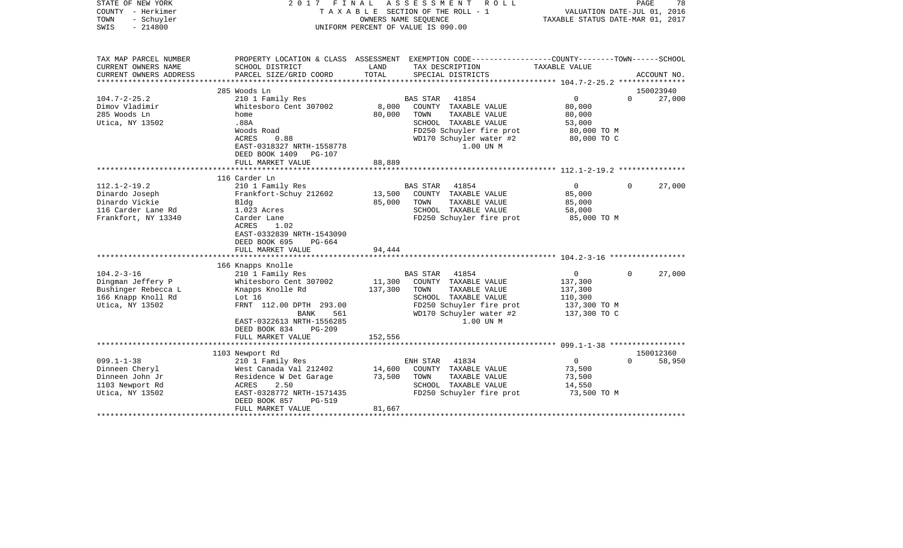STATE OF NEW YORK — 2017 FINAL ASSESSMENT ROLL
COUNTY - Herkimer — TAXABLE SECTION OF THE ROLL - 1 — VALUATION DATE-JUL 01, 2016
TOWN - Schuyler — OWNERS NAME SEQUENCE — TAXABLE STATUS DATE-MAR 01, 2017
SWIS - 214800 — UNIFORM PERCENT OF VALUE IS 090.00

| TAX MAP PARCEL NUMBER / CURRENT OWNERS NAME / CURRENT OWNERS ADDRESS | PROPERTY LOCATION & CLASS / SCHOOL DISTRICT / PARCEL SIZE/GRID COORD | ASSESSMENT LAND / TOTAL | EXEMPTION CODE / TAX DESCRIPTION / SPECIAL DISTRICTS | COUNTY / TOWN / SCHOOL TAXABLE VALUE | ACCOUNT NO. |
|---|---|---|---|---|---|
| 104.7-2-25.2 | 285 Woods Ln | | | | 150023940 |
| Dimov Vladimir | 210 1 Family Res | | BAS STAR 41854 | 0 / 0 / 27,000 | |
| 285 Woods Ln | Whitesboro Cent 307002 | 8,000 | COUNTY TAXABLE VALUE | 80,000 | |
| Utica, NY 13502 | home | 80,000 | TOWN TAXABLE VALUE | 80,000 | |
| | .88A | | SCHOOL TAXABLE VALUE | 53,000 | |
| | Woods Road | | FD250 Schuyler fire prot | 80,000 TO M | |
| | ACRES 0.88 | | WD170 Schuyler water #2 | 80,000 TO C | |
| | EAST-0318327 NRTH-1558778 | | 1.00 UN M | | |
| | DEED BOOK 1409 PG-107 | | | | |
| | FULL MARKET VALUE | 88,889 | | | |
| 112.1-2-19.2 | 116 Carder Ln | | | | |
| Dinardo Joseph | 210 1 Family Res | | BAS STAR 41854 | 0 / 0 / 27,000 | |
| Dinardo Vickie | Frankfort-Schuy 212602 | 13,500 | COUNTY TAXABLE VALUE | 85,000 | |
| 116 Carder Lane Rd | Bldg | 85,000 | TOWN TAXABLE VALUE | 85,000 | |
| Frankfort, NY 13340 | 1.023 Acres | | SCHOOL TAXABLE VALUE | 58,000 | |
| | Carder Lane | | FD250 Schuyler fire prot | 85,000 TO M | |
| | ACRES 1.02 | | | | |
| | EAST-0332839 NRTH-1543090 | | | | |
| | DEED BOOK 695 PG-664 | | | | |
| | FULL MARKET VALUE | 94,444 | | | |
| 104.2-3-16 | 166 Knapps Knolle | | | | |
| Dingman Jeffery P | 210 1 Family Res | | BAS STAR 41854 | 0 / 0 / 27,000 | |
| Bushinger Rebecca L | Whitesboro Cent 307002 | 11,300 | COUNTY TAXABLE VALUE | 137,300 | |
| 166 Knapp Knoll Rd | Knapps Knolle Rd | 137,300 | TOWN TAXABLE VALUE | 137,300 | |
| Utica, NY 13502 | Lot 16 | | SCHOOL TAXABLE VALUE | 110,300 | |
| | FRNT 112.00 DPTH 293.00 | | FD250 Schuyler fire prot | 137,300 TO M | |
| | BANK 561 | | WD170 Schuyler water #2 | 137,300 TO C | |
| | EAST-0322613 NRTH-1556285 | | 1.00 UN M | | |
| | DEED BOOK 834 PG-209 | | | | |
| | FULL MARKET VALUE | 152,556 | | | |
| 099.1-1-38 | 1103 Newport Rd | | | | 150012360 |
| Dinneen Cheryl | 210 1 Family Res | | ENH STAR 41834 | 0 / 0 / 58,950 | |
| Dinneen John Jr | West Canada Val 212402 | 14,600 | COUNTY TAXABLE VALUE | 73,500 | |
| 1103 Newport Rd | Residence W Det Garage | 73,500 | TOWN TAXABLE VALUE | 73,500 | |
| Utica, NY 13502 | ACRES 2.50 | | SCHOOL TAXABLE VALUE | 14,550 | |
| | EAST-0328772 NRTH-1571435 | | FD250 Schuyler fire prot | 73,500 TO M | |
| | DEED BOOK 857 PG-519 | | | | |
| | FULL MARKET VALUE | 81,667 | | | |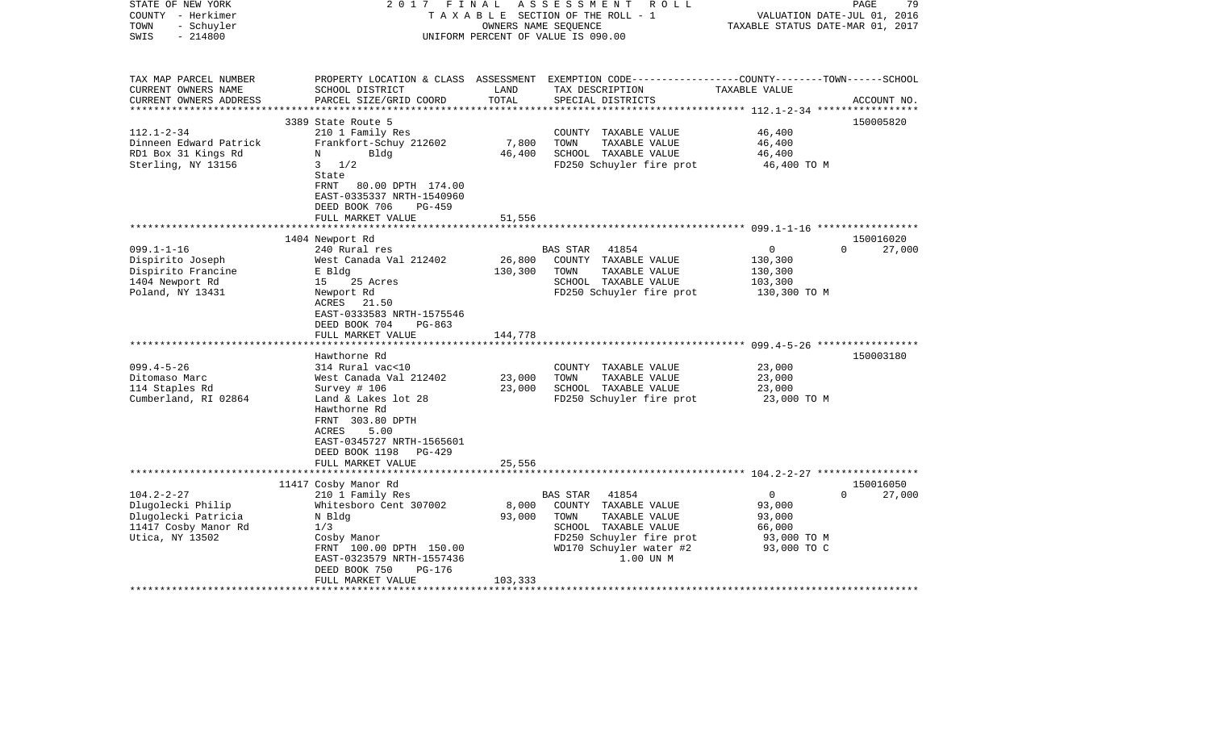STATE OF NEW YORK    2 0 1 7  F I N A L  A S S E S S M E N T  R O L L    PAGE 79
COUNTY - Herkimer    T A X A B L E SECTION OF THE ROLL - 1    VALUATION DATE-JUL 01, 2016
TOWN - Schuyler    OWNERS NAME SEQUENCE    TAXABLE STATUS DATE-MAR 01, 2017
SWIS - 214800    UNIFORM PERCENT OF VALUE IS 090.00

| TAX MAP PARCEL NUMBER<br>CURRENT OWNERS NAME<br>CURRENT OWNERS ADDRESS | PROPERTY LOCATION & CLASS<br>SCHOOL DISTRICT<br>PARCEL SIZE/GRID COORD | ASSESSMENT<br>LAND<br>TOTAL | EXEMPTION CODE<br>TAX DESCRIPTION<br>SPECIAL DISTRICTS | COUNTY / TOWN / SCHOOL<br>TAXABLE VALUE | ACCOUNT NO. |
|---|---|---|---|---|---|
| **112.1-2-34** | 3389 State Route 5 | | | | 150005820 |
| 112.1-2-34 | 210 1 Family Res | | COUNTY TAXABLE VALUE | 46,400 | |
| Dinneen Edward Patrick | Frankfort-Schuy 212602 | 7,800 | TOWN TAXABLE VALUE | 46,400 | |
| RD1 Box 31 Kings Rd | N Bldg | 46,400 | SCHOOL TAXABLE VALUE | 46,400 | |
| Sterling, NY 13156 | 3 1/2 | | FD250 Schuyler fire prot | 46,400 TO M | |
| | State | | | | |
| | FRNT 80.00 DPTH 174.00 | | | | |
| | EAST-0335337 NRTH-1540960 | | | | |
| | DEED BOOK 706 PG-459 | | | | |
| | FULL MARKET VALUE | 51,556 | | | |
| **099.1-1-16** | 1404 Newport Rd | | | | 150016020 |
| 099.1-1-16 | 240 Rural res | | BAS STAR 41854 | 0 / 0 / 27,000 | |
| Dispirito Joseph | West Canada Val 212402 | 26,800 | COUNTY TAXABLE VALUE | 130,300 | |
| Dispirito Francine | E Bldg | 130,300 | TOWN TAXABLE VALUE | 130,300 | |
| 1404 Newport Rd | 15 25 Acres | | SCHOOL TAXABLE VALUE | 103,300 | |
| Poland, NY 13431 | Newport Rd | | FD250 Schuyler fire prot | 130,300 TO M | |
| | ACRES 21.50 | | | | |
| | EAST-0333583 NRTH-1575546 | | | | |
| | DEED BOOK 704 PG-863 | | | | |
| | FULL MARKET VALUE | 144,778 | | | |
| **099.4-5-26** | Hawthorne Rd | | | | 150003180 |
| 099.4-5-26 | 314 Rural vac<10 | | COUNTY TAXABLE VALUE | 23,000 | |
| Ditomaso Marc | West Canada Val 212402 | 23,000 | TOWN TAXABLE VALUE | 23,000 | |
| 114 Staples Rd | Survey # 106 | 23,000 | SCHOOL TAXABLE VALUE | 23,000 | |
| Cumberland, RI 02864 | Land & Lakes lot 28 | | FD250 Schuyler fire prot | 23,000 TO M | |
| | Hawthorne Rd | | | | |
| | FRNT 303.80 DPTH | | | | |
| | ACRES 5.00 | | | | |
| | EAST-0345727 NRTH-1565601 | | | | |
| | DEED BOOK 1198 PG-429 | | | | |
| | FULL MARKET VALUE | 25,556 | | | |
| **104.2-2-27** | 11417 Cosby Manor Rd | | | | 150016050 |
| 104.2-2-27 | 210 1 Family Res | | BAS STAR 41854 | 0 / 0 / 27,000 | |
| Dlugolecki Philip | Whitesboro Cent 307002 | 8,000 | COUNTY TAXABLE VALUE | 93,000 | |
| Dlugolecki Patricia | N Bldg | 93,000 | TOWN TAXABLE VALUE | 93,000 | |
| 11417 Cosby Manor Rd | 1/3 | | SCHOOL TAXABLE VALUE | 66,000 | |
| Utica, NY 13502 | Cosby Manor | | FD250 Schuyler fire prot | 93,000 TO M | |
| | FRNT 100.00 DPTH 150.00 | | WD170 Schuyler water #2 | 93,000 TO C | |
| | EAST-0323579 NRTH-1557436 | | 1.00 UN M | | |
| | DEED BOOK 750 PG-176 | | | | |
| | FULL MARKET VALUE | 103,333 | | | |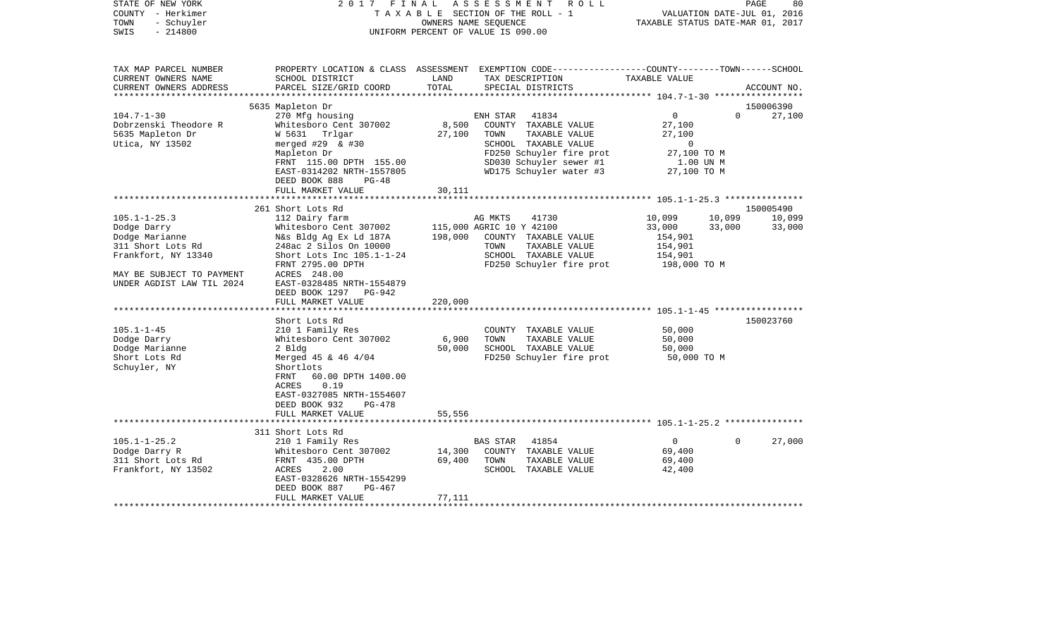STATE OF NEW YORK 2017 FINAL ASSESSMENT ROLL
COUNTY - Herkimer TAXABLE SECTION OF THE ROLL - 1 VALUATION DATE-JUL 01, 2016
TOWN - Schuyler OWNERS NAME SEQUENCE TAXABLE STATUS DATE-MAR 01, 2017
SWIS - 214800 UNIFORM PERCENT OF VALUE IS 090.00

| TAX MAP PARCEL NUMBER<br>CURRENT OWNERS NAME<br>CURRENT OWNERS ADDRESS | PROPERTY LOCATION & CLASS<br>SCHOOL DISTRICT<br>PARCEL SIZE/GRID COORD | ASSESSMENT<br>LAND<br>TOTAL | EXEMPTION CODE<br>TAX DESCRIPTION<br>SPECIAL DISTRICTS | COUNTY<br>TAXABLE VALUE | TOWN | SCHOOL<br>ACCOUNT NO. |
|---|---|---|---|---|---|---|
| | 5635 Mapleton Dr | | | | | 150006390 |
| 104.7-1-30 | 270 Mfg housing | | ENH STAR 41834 | 0 | 0 | 27,100 |
| Dobrzenski Theodore R | Whitesboro Cent 307002 | 8,500 | COUNTY TAXABLE VALUE | 27,100 | | |
| 5635 Mapleton Dr | W 5631 Trlgar | 27,100 | TOWN TAXABLE VALUE | 27,100 | | |
| Utica, NY 13502 | merged #29 & #30 | | SCHOOL TAXABLE VALUE | 0 | | |
| | Mapleton Dr | | FD250 Schuyler fire prot | 27,100 TO M | | |
| | FRNT 115.00 DPTH 155.00 | | SD030 Schuyler sewer #1 | 1.00 UN M | | |
| | EAST-0314202 NRTH-1557805 | | WD175 Schuyler water #3 | 27,100 TO M | | |
| | DEED BOOK 888 PG-48 | | | | | |
| | FULL MARKET VALUE | 30,111 | | | | |
| | 261 Short Lots Rd | | | | | 150005490 |
| 105.1-1-25.3 | 112 Dairy farm | | AG MKTS 41730 | 10,099 | 10,099 | 10,099 |
| Dodge Darry | Whitesboro Cent 307002 | 115,000 | AGRIC 10 Y 42100 | 33,000 | 33,000 | 33,000 |
| Dodge Marianne | N&s Bldg Ag Ex Ld 187A | 198,000 | COUNTY TAXABLE VALUE | 154,901 | | |
| 311 Short Lots Rd | 248ac 2 Silos On 10000 | | TOWN TAXABLE VALUE | 154,901 | | |
| Frankfort, NY 13340 | Short Lots Inc 105.1-1-24 | | SCHOOL TAXABLE VALUE | 154,901 | | |
| | FRNT 2795.00 DPTH | | FD250 Schuyler fire prot | 198,000 TO M | | |
| MAY BE SUBJECT TO PAYMENT | ACRES 248.00 | | | | | |
| UNDER AGDIST LAW TIL 2024 | EAST-0328485 NRTH-1554879 | | | | | |
| | DEED BOOK 1297 PG-942 | | | | | |
| | FULL MARKET VALUE | 220,000 | | | | |
| | Short Lots Rd | | | | | 150023760 |
| 105.1-1-45 | 210 1 Family Res | | COUNTY TAXABLE VALUE | 50,000 | | |
| Dodge Darry | Whitesboro Cent 307002 | 6,900 | TOWN TAXABLE VALUE | 50,000 | | |
| Dodge Marianne | 2 Bldg | 50,000 | SCHOOL TAXABLE VALUE | 50,000 | | |
| Short Lots Rd | Merged 45 & 46 4/04 | | FD250 Schuyler fire prot | 50,000 TO M | | |
| Schuyler, NY | Shortlots | | | | | |
| | FRNT 60.00 DPTH 1400.00 | | | | | |
| | ACRES 0.19 | | | | | |
| | EAST-0327085 NRTH-1554607 | | | | | |
| | DEED BOOK 932 PG-478 | | | | | |
| | FULL MARKET VALUE | 55,556 | | | | |
| | 311 Short Lots Rd | | | | | |
| 105.1-1-25.2 | 210 1 Family Res | | BAS STAR 41854 | 0 | 0 | 27,000 |
| Dodge Darry R | Whitesboro Cent 307002 | 14,300 | COUNTY TAXABLE VALUE | 69,400 | | |
| 311 Short Lots Rd | FRNT 435.00 DPTH | 69,400 | TOWN TAXABLE VALUE | 69,400 | | |
| Frankfort, NY 13502 | ACRES 2.00 | | SCHOOL TAXABLE VALUE | 42,400 | | |
| | EAST-0328626 NRTH-1554299 | | | | | |
| | DEED BOOK 887 PG-467 | | | | | |
| | FULL MARKET VALUE | 77,111 | | | | |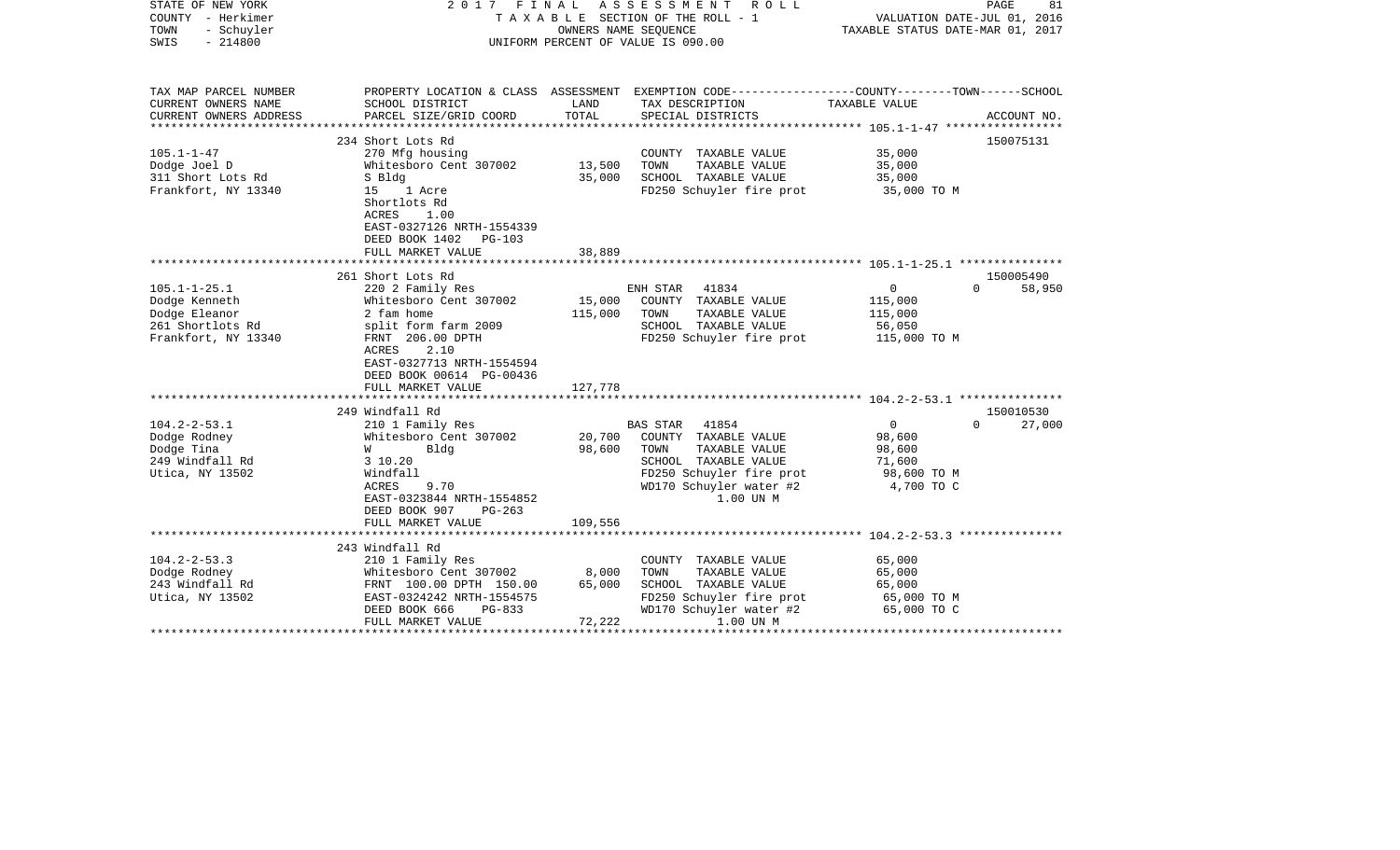STATE OF NEW YORK — 2017 FINAL ASSESSMENT ROLL
COUNTY - Herkimer — TAXABLE SECTION OF THE ROLL - 1 — VALUATION DATE-JUL 01, 2016
TOWN - Schuyler — OWNERS NAME SEQUENCE — TAXABLE STATUS DATE-MAR 01, 2017
SWIS - 214800 — UNIFORM PERCENT OF VALUE IS 090.00

| TAX MAP PARCEL NUMBER / CURRENT OWNERS NAME / CURRENT OWNERS ADDRESS | PROPERTY LOCATION & CLASS / SCHOOL DISTRICT / PARCEL SIZE/GRID COORD | ASSESSMENT LAND | TOTAL | EXEMPTION CODE / TAX DESCRIPTION / SPECIAL DISTRICTS | COUNTY/TOWN TAXABLE VALUE | SCHOOL / ACCOUNT NO. |
|---|---|---|---|---|---|---|
| **105.1-1-47** | 234 Short Lots Rd | | | | | 150075131 |
| Dodge Joel D | 270 Mfg housing | | | COUNTY TAXABLE VALUE | 35,000 | |
| 311 Short Lots Rd | Whitesboro Cent 307002 | 13,500 | 35,000 | TOWN TAXABLE VALUE | 35,000 | |
| Frankfort, NY 13340 | S Bldg | | | SCHOOL TAXABLE VALUE | 35,000 | |
| | 15 1 Acre | | | FD250 Schuyler fire prot | 35,000 TO M | |
| | Shortlots Rd | | | | | |
| | ACRES 1.00 | | | | | |
| | EAST-0327126 NRTH-1554339 | | | | | |
| | DEED BOOK 1402 PG-103 | | | | | |
| | FULL MARKET VALUE | | 38,889 | | | |
| **105.1-1-25.1** | 261 Short Lots Rd | | | | | 150005490 |
| Dodge Kenneth | 220 2 Family Res | | | ENH STAR 41834 | 0 0 | 58,950 |
| Dodge Eleanor | Whitesboro Cent 307002 | 15,000 | 115,000 | COUNTY TAXABLE VALUE | 115,000 | |
| 261 Shortlots Rd | 2 fam home | | | TOWN TAXABLE VALUE | 115,000 | |
| Frankfort, NY 13340 | split form farm 2009 | | | SCHOOL TAXABLE VALUE | 56,050 | |
| | FRNT 206.00 DPTH | | | FD250 Schuyler fire prot | 115,000 TO M | |
| | ACRES 2.10 | | | | | |
| | EAST-0327713 NRTH-1554594 | | | | | |
| | DEED BOOK 00614 PG-00436 | | | | | |
| | FULL MARKET VALUE | | 127,778 | | | |
| **104.2-2-53.1** | 249 Windfall Rd | | | | | 150010530 |
| Dodge Rodney | 210 1 Family Res | | | BAS STAR 41854 | 0 0 | 27,000 |
| Dodge Tina | Whitesboro Cent 307002 | 20,700 | 98,600 | COUNTY TAXABLE VALUE | 98,600 | |
| 249 Windfall Rd | W Bldg | | | TOWN TAXABLE VALUE | 98,600 | |
| Utica, NY 13502 | 3 10.20 | | | SCHOOL TAXABLE VALUE | 71,600 | |
| | Windfall | | | FD250 Schuyler fire prot | 98,600 TO M | |
| | ACRES 9.70 | | | WD170 Schuyler water #2 | 4,700 TO C | |
| | EAST-0323844 NRTH-1554852 | | | 1.00 UN M | | |
| | DEED BOOK 907 PG-263 | | | | | |
| | FULL MARKET VALUE | | 109,556 | | | |
| **104.2-2-53.3** | 243 Windfall Rd | | | | | |
| Dodge Rodney | 210 1 Family Res | | | COUNTY TAXABLE VALUE | 65,000 | |
| 243 Windfall Rd | Whitesboro Cent 307002 | 8,000 | 65,000 | TOWN TAXABLE VALUE | 65,000 | |
| Utica, NY 13502 | FRNT 100.00 DPTH 150.00 | | | SCHOOL TAXABLE VALUE | 65,000 | |
| | EAST-0324242 NRTH-1554575 | | | FD250 Schuyler fire prot | 65,000 TO M | |
| | DEED BOOK 666 PG-833 | | | WD170 Schuyler water #2 | 65,000 TO C | |
| | FULL MARKET VALUE | | 72,222 | 1.00 UN M | | |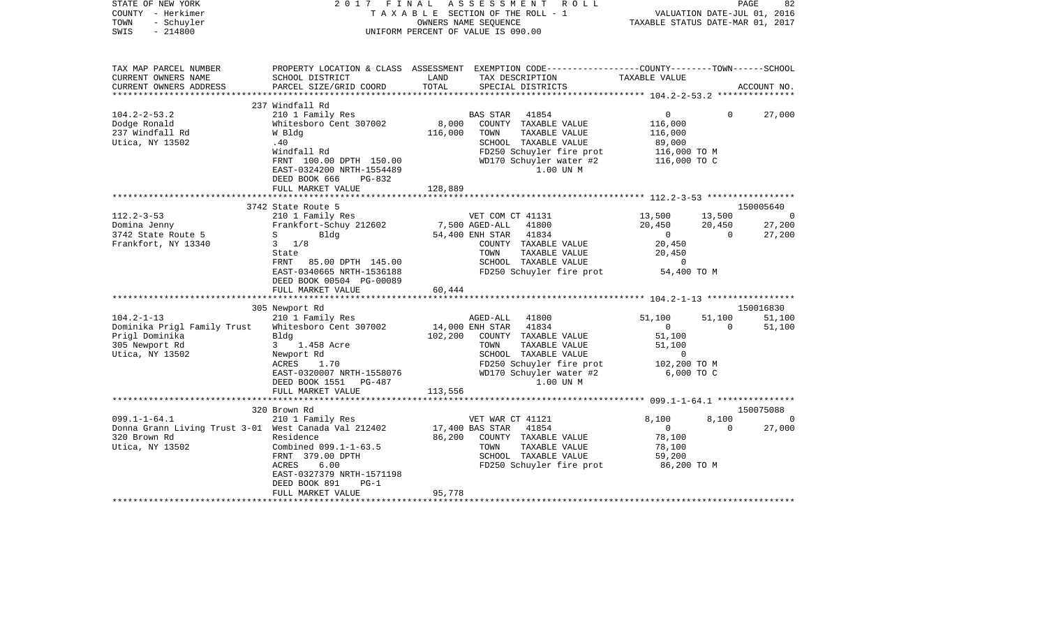STATE OF NEW YORK 2 0 1 7 F I N A L A S S E S S M E N T R O L L PAGE 82
COUNTY - Herkimer T A X A B L E SECTION OF THE ROLL - 1 VALUATION DATE-JUL 01, 2016
TOWN - Schuyler OWNERS NAME SEQUENCE TAXABLE STATUS DATE-MAR 01, 2017
SWIS - 214800 UNIFORM PERCENT OF VALUE IS 090.00

```
TAX MAP PARCEL NUMBER          PROPERTY LOCATION & CLASS  ASSESSMENT  EXEMPTION CODE-----------------COUNTY--------TOWN------SCHOOL
CURRENT OWNERS NAME            SCHOOL DISTRICT             LAND       TAX DESCRIPTION              TAXABLE VALUE
CURRENT OWNERS ADDRESS         PARCEL SIZE/GRID COORD      TOTAL      SPECIAL DISTRICTS                                      ACCOUNT NO.
******************************************************************************************************* 104.2-2-53.2 ***************
                               237 Windfall Rd
104.2-2-53.2                   210 1 Family Res                       BAS STAR   41854                   0           0      27,000
Dodge Ronald                   Whitesboro Cent 307002        8,000    COUNTY  TAXABLE VALUE           116,000
237 Windfall Rd                W Bldg                      116,000    TOWN    TAXABLE VALUE           116,000
Utica, NY 13502                .40                                     SCHOOL  TAXABLE VALUE            89,000
                               Windfall Rd                             FD250 Schuyler fire prot        116,000 TO M
                               FRNT  100.00 DPTH  150.00               WD170 Schuyler water #2         116,000 TO C
                               EAST-0324200 NRTH-1554489                       1.00 UN M
                               DEED BOOK 666     PG-832
                               FULL MARKET VALUE           128,889
******************************************************************************************************* 112.2-3-53 *****************
                               3742 State Route 5                                                                     150005640
112.2-3-53                     210 1 Family Res                       VET COM CT 41131              13,500      13,500           0
Domina Jenny                   Frankfort-Schuy 212602        7,500 AGED-ALL    41800              20,450      20,450      27,200
3742 State Route 5             S         Bldg               54,400 ENH STAR   41834                   0           0      27,200
Frankfort, NY 13340            3  1/8                                  COUNTY  TAXABLE VALUE            20,450
                               State                                   TOWN    TAXABLE VALUE            20,450
                               FRNT   85.00 DPTH  145.00               SCHOOL  TAXABLE VALUE                 0
                               EAST-0340665 NRTH-1536188               FD250 Schuyler fire prot         54,400 TO M
                               DEED BOOK 00504 PG-00089
                               FULL MARKET VALUE            60,444
******************************************************************************************************* 104.2-1-13 *****************
                               305 Newport Rd                                                                         150016830
104.2-1-13                     210 1 Family Res                       AGED-ALL   41800              51,100      51,100      51,100
Dominika Prigl Family Trust    Whitesboro Cent 307002       14,000 ENH STAR   41834                   0           0      51,100
Prigl Dominika                 Bldg                        102,200    COUNTY  TAXABLE VALUE            51,100
305 Newport Rd                 3   1.458 Acre                          TOWN    TAXABLE VALUE            51,100
Utica, NY 13502                Newport Rd                              SCHOOL  TAXABLE VALUE                 0
                               ACRES     1.70                          FD250 Schuyler fire prot        102,200 TO M
                               EAST-0320007 NRTH-1558076               WD170 Schuyler water #2           6,000 TO C
                               DEED BOOK 1551    PG-487                        1.00 UN M
                               FULL MARKET VALUE           113,556
******************************************************************************************************* 099.1-1-64.1 ***************
                               320 Brown Rd                                                                           150075088
099.1-1-64.1                   210 1 Family Res                       VET WAR CT 41121               8,100       8,100           0
Donna Grann Living Trust 3-01  West Canada Val 212402       17,400 BAS STAR   41854                   0           0      27,000
320 Brown Rd                   Residence                    86,200    COUNTY  TAXABLE VALUE            78,100
Utica, NY 13502                Combined 099.1-1-63.5                   TOWN    TAXABLE VALUE            78,100
                               FRNT  379.00 DPTH                       SCHOOL  TAXABLE VALUE            59,200
                               ACRES     6.00                          FD250 Schuyler fire prot         86,200 TO M
                               EAST-0327379 NRTH-1571198
                               DEED BOOK 891     PG-1
                               FULL MARKET VALUE            95,778
************************************************************************************************************************************
```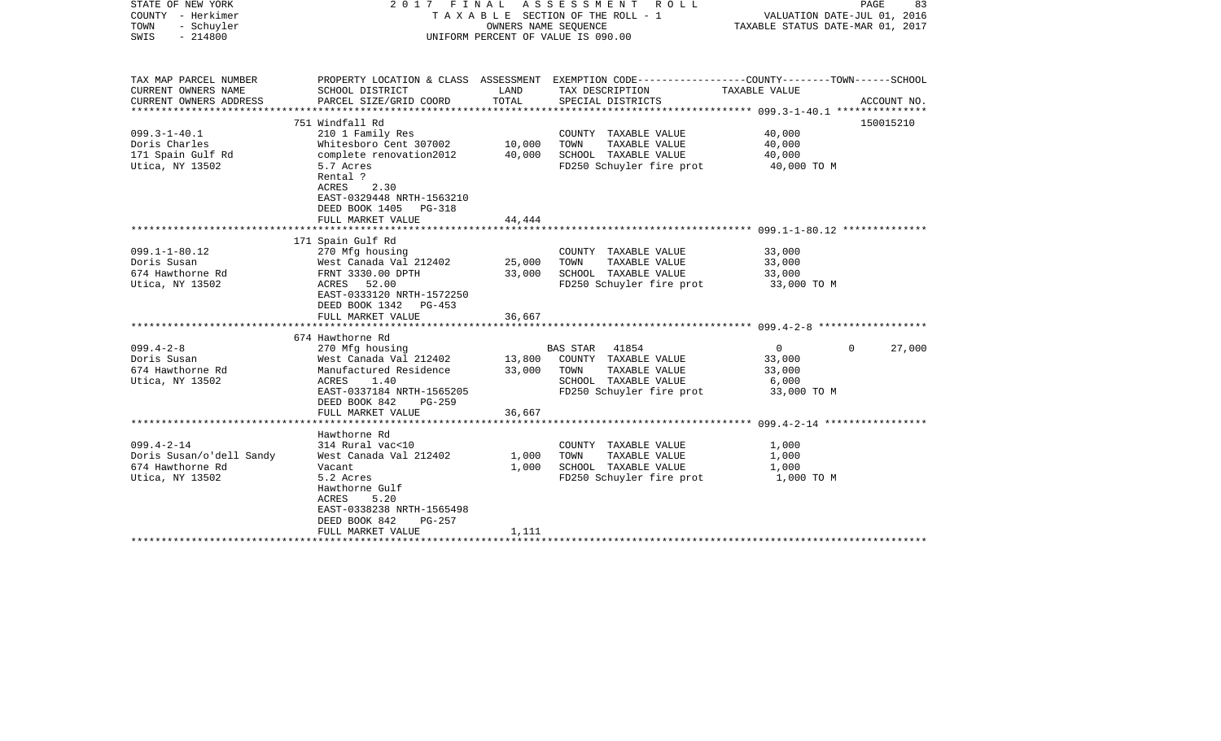STATE OF NEW YORK — 2017 FINAL ASSESSMENT ROLL
COUNTY - Herkimer — TAXABLE SECTION OF THE ROLL - 1 — VALUATION DATE-JUL 01, 2016
TOWN - Schuyler — OWNERS NAME SEQUENCE — TAXABLE STATUS DATE-MAR 01, 2017
SWIS - 214800 — UNIFORM PERCENT OF VALUE IS 090.00

| TAX MAP PARCEL NUMBER<br>CURRENT OWNERS NAME<br>CURRENT OWNERS ADDRESS | PROPERTY LOCATION & CLASS<br>SCHOOL DISTRICT<br>PARCEL SIZE/GRID COORD | ASSESSMENT<br>LAND<br>TOTAL | EXEMPTION CODE<br>TAX DESCRIPTION<br>SPECIAL DISTRICTS | COUNTY | TOWN | SCHOOL<br>TAXABLE VALUE | ACCOUNT NO. |
|---|---|---|---|---|---|---|---|
| **099.3-1-40.1** | 751 Windfall Rd | | | | | | 150015210 |
| 099.3-1-40.1 | 210 1 Family Res | | COUNTY TAXABLE VALUE | 40,000 | | | |
| Doris Charles | Whitesboro Cent 307002 | 10,000 | TOWN TAXABLE VALUE | | 40,000 | | |
| 171 Spain Gulf Rd | complete renovation2012 | 40,000 | SCHOOL TAXABLE VALUE | | | 40,000 | |
| Utica, NY 13502 | 5.7 Acres | | FD250 Schuyler fire prot | 40,000 TO M | | | |
| | Rental ? | | | | | | |
| | ACRES 2.30 | | | | | | |
| | EAST-0329448 NRTH-1563210 | | | | | | |
| | DEED BOOK 1405 PG-318 | | | | | | |
| | FULL MARKET VALUE | 44,444 | | | | | |
| **099.1-1-80.12** | 171 Spain Gulf Rd | | | | | | |
| 099.1-1-80.12 | 270 Mfg housing | | COUNTY TAXABLE VALUE | 33,000 | | | |
| Doris Susan | West Canada Val 212402 | 25,000 | TOWN TAXABLE VALUE | | 33,000 | | |
| 674 Hawthorne Rd | FRNT 3330.00 DPTH | 33,000 | SCHOOL TAXABLE VALUE | | | 33,000 | |
| Utica, NY 13502 | ACRES 52.00 | | FD250 Schuyler fire prot | 33,000 TO M | | | |
| | EAST-0333120 NRTH-1572250 | | | | | | |
| | DEED BOOK 1342 PG-453 | | | | | | |
| | FULL MARKET VALUE | 36,667 | | | | | |
| **099.4-2-8** | 674 Hawthorne Rd | | | | | | |
| 099.4-2-8 | 270 Mfg housing | | BAS STAR 41854 | 0 | 0 | 27,000 | |
| Doris Susan | West Canada Val 212402 | 13,800 | COUNTY TAXABLE VALUE | 33,000 | | | |
| 674 Hawthorne Rd | Manufactured Residence | 33,000 | TOWN TAXABLE VALUE | | 33,000 | | |
| Utica, NY 13502 | ACRES 1.40 | | SCHOOL TAXABLE VALUE | | | 6,000 | |
| | EAST-0337184 NRTH-1565205 | | FD250 Schuyler fire prot | 33,000 TO M | | | |
| | DEED BOOK 842 PG-259 | | | | | | |
| | FULL MARKET VALUE | 36,667 | | | | | |
| **099.4-2-14** | Hawthorne Rd | | | | | | |
| 099.4-2-14 | 314 Rural vac<10 | | COUNTY TAXABLE VALUE | 1,000 | | | |
| Doris Susan/o'dell Sandy | West Canada Val 212402 | 1,000 | TOWN TAXABLE VALUE | | 1,000 | | |
| 674 Hawthorne Rd | Vacant | 1,000 | SCHOOL TAXABLE VALUE | | | 1,000 | |
| Utica, NY 13502 | 5.2 Acres | | FD250 Schuyler fire prot | 1,000 TO M | | | |
| | Hawthorne Gulf | | | | | | |
| | ACRES 5.20 | | | | | | |
| | EAST-0338238 NRTH-1565498 | | | | | | |
| | DEED BOOK 842 PG-257 | | | | | | |
| | FULL MARKET VALUE | 1,111 | | | | | |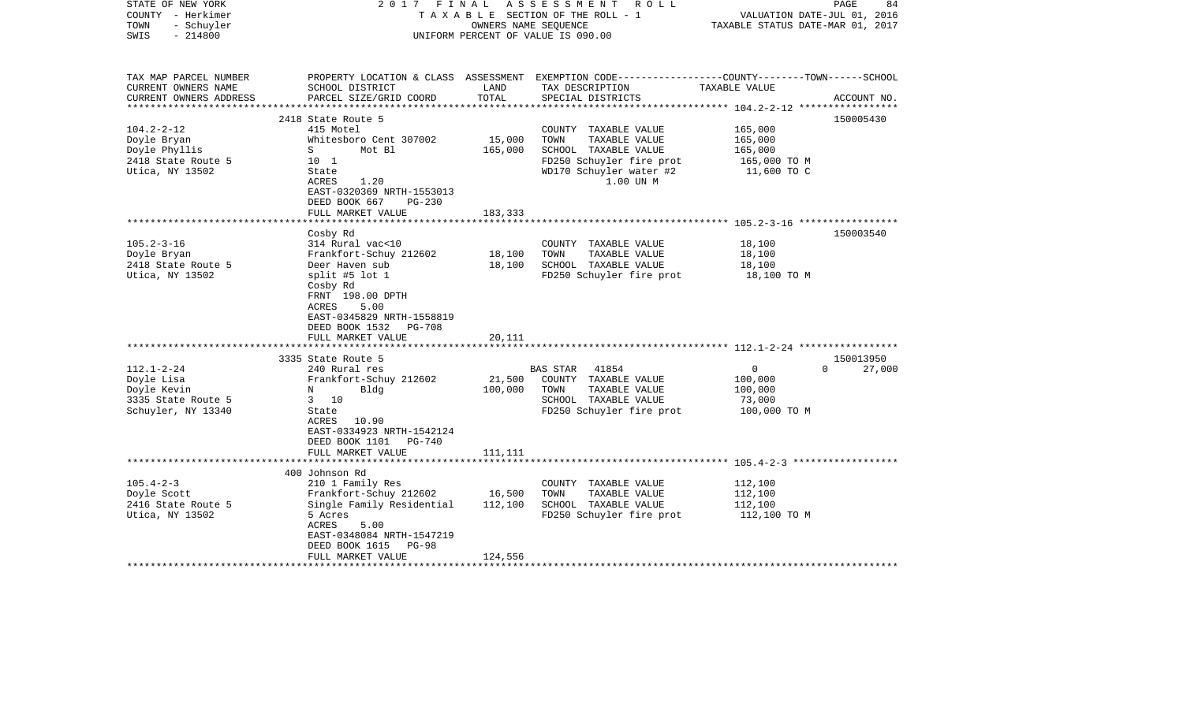STATE OF NEW YORK
COUNTY - Herkimer
TOWN - Schuyler
SWIS - 214800

2017 FINAL ASSESSMENT ROLL
TAXABLE SECTION OF THE ROLL - 1
OWNERS NAME SEQUENCE
UNIFORM PERCENT OF VALUE IS 090.00

VALUATION DATE-JUL 01, 2016
TAXABLE STATUS DATE-MAR 01, 2017

| TAX MAP PARCEL NUMBER / CURRENT OWNERS NAME / CURRENT OWNERS ADDRESS | PROPERTY LOCATION & CLASS / SCHOOL DISTRICT / PARCEL SIZE/GRID COORD | ASSESSMENT LAND | TOTAL | EXEMPTION CODE / TAX DESCRIPTION / SPECIAL DISTRICTS | COUNTY / TOWN / SCHOOL TAXABLE VALUE | ACCOUNT NO. |
|---|---|---|---|---|---|---|
| 104.2-2-12 | 2418 State Route 5 | | | | | 150005430 |
| | 415 Motel | | | COUNTY TAXABLE VALUE | 165,000 | |
| Doyle Bryan | Whitesboro Cent 307002 | 15,000 | | TOWN TAXABLE VALUE | 165,000 | |
| Doyle Phyllis | S Mot Bl | | 165,000 | SCHOOL TAXABLE VALUE | 165,000 | |
| 2418 State Route 5 | 10 1 | | | FD250 Schuyler fire prot | 165,000 TO M | |
| Utica, NY 13502 | State | | | WD170 Schuyler water #2 | 11,600 TO C | |
| | ACRES 1.20 | | | 1.00 UN M | | |
| | EAST-0320369 NRTH-1553013 | | | | | |
| | DEED BOOK 667 PG-230 | | | | | |
| | FULL MARKET VALUE | | 183,333 | | | |
| 105.2-3-16 | Cosby Rd | | | | | 150003540 |
| | 314 Rural vac<10 | | | COUNTY TAXABLE VALUE | 18,100 | |
| Doyle Bryan | Frankfort-Schuy 212602 | 18,100 | | TOWN TAXABLE VALUE | 18,100 | |
| 2418 State Route 5 | Deer Haven sub | | 18,100 | SCHOOL TAXABLE VALUE | 18,100 | |
| Utica, NY 13502 | split #5 lot 1 | | | FD250 Schuyler fire prot | 18,100 TO M | |
| | Cosby Rd | | | | | |
| | FRNT 198.00 DPTH | | | | | |
| | ACRES 5.00 | | | | | |
| | EAST-0345829 NRTH-1558819 | | | | | |
| | DEED BOOK 1532 PG-708 | | | | | |
| | FULL MARKET VALUE | | 20,111 | | | |
| 112.1-2-24 | 3335 State Route 5 | | | | | 150013950 |
| | 240 Rural res | | | BAS STAR 41854 | 0 / 0 / 27,000 | |
| Doyle Lisa | Frankfort-Schuy 212602 | 21,500 | | COUNTY TAXABLE VALUE | 100,000 | |
| Doyle Kevin | N Bldg | | 100,000 | TOWN TAXABLE VALUE | 100,000 | |
| 3335 State Route 5 | 3 10 | | | SCHOOL TAXABLE VALUE | 73,000 | |
| Schuyler, NY 13340 | State | | | FD250 Schuyler fire prot | 100,000 TO M | |
| | ACRES 10.90 | | | | | |
| | EAST-0334923 NRTH-1542124 | | | | | |
| | DEED BOOK 1101 PG-740 | | | | | |
| | FULL MARKET VALUE | | 111,111 | | | |
| 105.4-2-3 | 400 Johnson Rd | | | | | |
| | 210 1 Family Res | | | COUNTY TAXABLE VALUE | 112,100 | |
| Doyle Scott | Frankfort-Schuy 212602 | 16,500 | | TOWN TAXABLE VALUE | 112,100 | |
| 2416 State Route 5 | Single Family Residential | | 112,100 | SCHOOL TAXABLE VALUE | 112,100 | |
| Utica, NY 13502 | 5 Acres | | | FD250 Schuyler fire prot | 112,100 TO M | |
| | ACRES 5.00 | | | | | |
| | EAST-0348084 NRTH-1547219 | | | | | |
| | DEED BOOK 1615 PG-98 | | | | | |
| | FULL MARKET VALUE | | 124,556 | | | |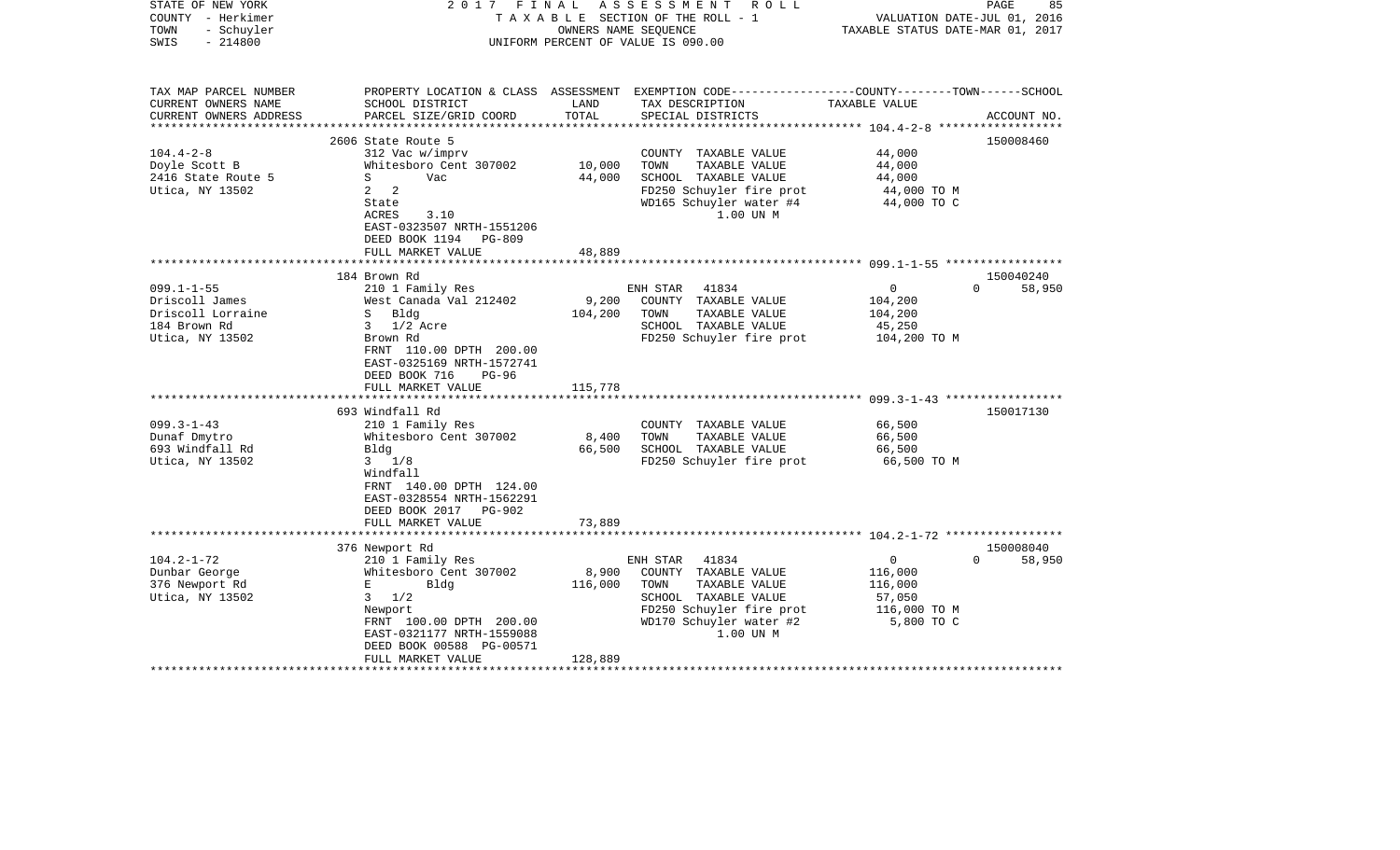STATE OF NEW YORK | COUNTY - Herkimer | TOWN - Schuyler | SWIS - 214800

2017 FINAL ASSESSMENT ROLL
TAXABLE SECTION OF THE ROLL - 1
OWNERS NAME SEQUENCE
UNIFORM PERCENT OF VALUE IS 090.00

VALUATION DATE-JUL 01, 2016
TAXABLE STATUS DATE-MAR 01, 2017

| TAX MAP PARCEL NUMBER / CURRENT OWNERS NAME / CURRENT OWNERS ADDRESS | PROPERTY LOCATION & CLASS / SCHOOL DISTRICT / PARCEL SIZE/GRID COORD | ASSESSMENT LAND | ASSESSMENT TOTAL | EXEMPTION CODE / TAX DESCRIPTION / SPECIAL DISTRICTS | COUNTY TAXABLE VALUE | TOWN | SCHOOL | ACCOUNT NO. |
|---|---|---|---|---|---|---|---|---|
| | 2606 State Route 5 | | | | | | | 150008460 |
| 104.4-2-8 | 312 Vac w/imprv | | | COUNTY TAXABLE VALUE | 44,000 | | | |
| Doyle Scott B | Whitesboro Cent 307002 | 10,000 | | TOWN TAXABLE VALUE | 44,000 | | | |
| 2416 State Route 5 | S Vac | | 44,000 | SCHOOL TAXABLE VALUE | 44,000 | | | |
| Utica, NY 13502 | 2 2 | | | FD250 Schuyler fire prot | 44,000 TO M | | | |
| | State | | | WD165 Schuyler water #4 | 44,000 TO C | | | |
| | ACRES 3.10 | | | 1.00 UN M | | | | |
| | EAST-0323507 NRTH-1551206 | | | | | | | |
| | DEED BOOK 1194 PG-809 | | | | | | | |
| | FULL MARKET VALUE | | 48,889 | | | | | |
| | 184 Brown Rd | | | | | | | 150040240 |
| 099.1-1-55 | 210 1 Family Res | | | ENH STAR 41834 | 0 | 0 | 58,950 | |
| Driscoll James | West Canada Val 212402 | 9,200 | | COUNTY TAXABLE VALUE | 104,200 | | | |
| Driscoll Lorraine | S Bldg | | 104,200 | TOWN TAXABLE VALUE | 104,200 | | | |
| 184 Brown Rd | 3 1/2 Acre | | | SCHOOL TAXABLE VALUE | 45,250 | | | |
| Utica, NY 13502 | Brown Rd | | | FD250 Schuyler fire prot | 104,200 TO M | | | |
| | FRNT 110.00 DPTH 200.00 | | | | | | | |
| | EAST-0325169 NRTH-1572741 | | | | | | | |
| | DEED BOOK 716 PG-96 | | | | | | | |
| | FULL MARKET VALUE | | 115,778 | | | | | |
| | 693 Windfall Rd | | | | | | | 150017130 |
| 099.3-1-43 | 210 1 Family Res | | | COUNTY TAXABLE VALUE | 66,500 | | | |
| Dunaf Dmytro | Whitesboro Cent 307002 | 8,400 | | TOWN TAXABLE VALUE | 66,500 | | | |
| 693 Windfall Rd | Bldg | | 66,500 | SCHOOL TAXABLE VALUE | 66,500 | | | |
| Utica, NY 13502 | 3 1/8 | | | FD250 Schuyler fire prot | 66,500 TO M | | | |
| | Windfall | | | | | | | |
| | FRNT 140.00 DPTH 124.00 | | | | | | | |
| | EAST-0328554 NRTH-1562291 | | | | | | | |
| | DEED BOOK 2017 PG-902 | | | | | | | |
| | FULL MARKET VALUE | | 73,889 | | | | | |
| | 376 Newport Rd | | | | | | | 150008040 |
| 104.2-1-72 | 210 1 Family Res | | | ENH STAR 41834 | 0 | 0 | 58,950 | |
| Dunbar George | Whitesboro Cent 307002 | 8,900 | | COUNTY TAXABLE VALUE | 116,000 | | | |
| 376 Newport Rd | E Bldg | | 116,000 | TOWN TAXABLE VALUE | 116,000 | | | |
| Utica, NY 13502 | 3 1/2 | | | SCHOOL TAXABLE VALUE | 57,050 | | | |
| | Newport | | | FD250 Schuyler fire prot | 116,000 TO M | | | |
| | FRNT 100.00 DPTH 200.00 | | | WD170 Schuyler water #2 | 5,800 TO C | | | |
| | EAST-0321177 NRTH-1559088 | | | 1.00 UN M | | | | |
| | DEED BOOK 00588 PG-00571 | | | | | | | |
| | FULL MARKET VALUE | | 128,889 | | | | | |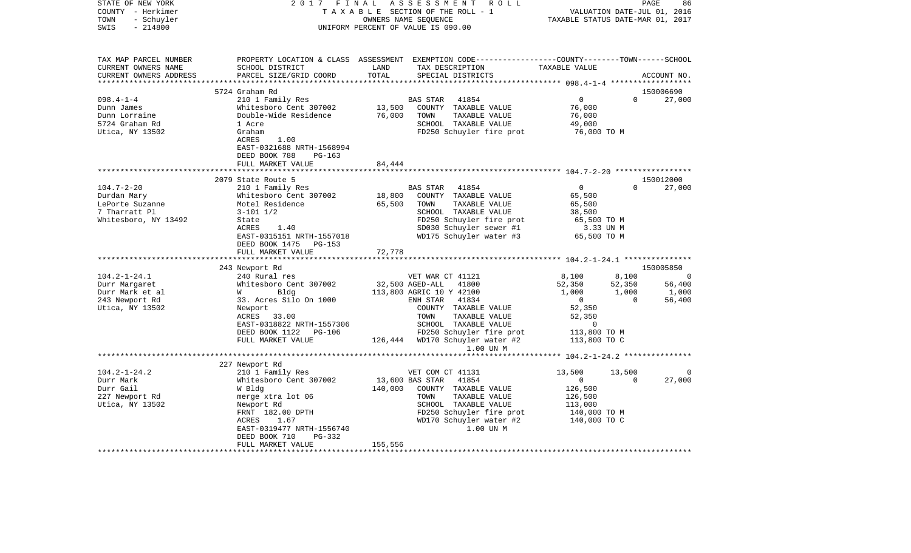STATE OF NEW YORK — 2017 FINAL ASSESSMENT ROLL
COUNTY - Herkimer — TAXABLE SECTION OF THE ROLL - 1 — VALUATION DATE-JUL 01, 2016
TOWN - Schuyler — OWNERS NAME SEQUENCE — TAXABLE STATUS DATE-MAR 01, 2017
SWIS - 214800 — UNIFORM PERCENT OF VALUE IS 090.00

```
TAX MAP PARCEL NUMBER     PROPERTY LOCATION & CLASS  ASSESSMENT  EXEMPTION CODE-----------------COUNTY--------TOWN------SCHOOL
CURRENT OWNERS NAME       SCHOOL DISTRICT               LAND      TAX DESCRIPTION                  TAXABLE VALUE
CURRENT OWNERS ADDRESS    PARCEL SIZE/GRID COORD        TOTAL     SPECIAL DISTRICTS                                      ACCOUNT NO.
******************************************************************************************************* 098.4-1-4 ******************
                          5724 Graham Rd                                                                                150006690
098.4-1-4                 210 1 Family Res                        BAS STAR   41854                 0             0        27,000
Dunn James                Whitesboro Cent 307002         13,500   COUNTY  TAXABLE VALUE           76,000
Dunn Lorraine             Double-Wide Residence          76,000   TOWN    TAXABLE VALUE           76,000
5724 Graham Rd            1 Acre                                  SCHOOL  TAXABLE VALUE           49,000
Utica, NY 13502           Graham                                  FD250 Schuyler fire prot         76,000 TO M
                          ACRES      1.00
                          EAST-0321688 NRTH-1568994
                          DEED BOOK 788     PG-163
                          FULL MARKET VALUE              84,444
******************************************************************************************************* 104.7-2-20 *****************
                          2079 State Route 5                                                                            150012000
104.7-2-20                210 1 Family Res                        BAS STAR   41854                 0             0        27,000
Durdan Mary               Whitesboro Cent 307002         18,800   COUNTY  TAXABLE VALUE           65,500
LePorte Suzanne           Motel Residence                65,500   TOWN    TAXABLE VALUE           65,500
7 Tharratt Pl             3-101 1/2                               SCHOOL  TAXABLE VALUE           38,500
Whitesboro, NY 13492      State                                   FD250 Schuyler fire prot         65,500 TO M
                          ACRES      1.40                         SD030 Schuyler sewer #1            3.33 UN M
                          EAST-0315151 NRTH-1557018               WD175 Schuyler water #3          65,500 TO M
                          DEED BOOK 1475    PG-153
                          FULL MARKET VALUE              72,778
******************************************************************************************************* 104.2-1-24.1 ***************
                          243 Newport Rd                                                                                150005850
104.2-1-24.1              240 Rural res                           VET WAR CT 41121               8,100         8,100             0
Durr Margaret             Whitesboro Cent 307002         32,500 AGED-ALL    41800               52,350        52,350        56,400
Durr Mark et al           W        Bldg                 113,800 AGRIC 10 Y 42100                 1,000         1,000         1,000
243 Newport Rd            33. Acres Silo On 1000                  ENH STAR   41834                 0             0        56,400
Utica, NY 13502           Newport                                 COUNTY  TAXABLE VALUE           52,350
                          ACRES     33.00                         TOWN    TAXABLE VALUE           52,350
                          EAST-0318822 NRTH-1557306               SCHOOL  TAXABLE VALUE                0
                          DEED BOOK 1122    PG-106                FD250 Schuyler fire prot        113,800 TO M
                          FULL MARKET VALUE             126,444   WD170 Schuyler water #2         113,800 TO C
                                                                        1.00 UN M
******************************************************************************************************* 104.2-1-24.2 ***************
                          227 Newport Rd
104.2-1-24.2              210 1 Family Res                        VET COM CT 41131              13,500        13,500             0
Durr Mark                 Whitesboro Cent 307002         13,600 BAS STAR   41854                 0             0        27,000
Durr Gail                 W Bldg                        140,000   COUNTY  TAXABLE VALUE          126,500
227 Newport Rd            merge xtra lot 06                       TOWN    TAXABLE VALUE          126,500
Utica, NY 13502           Newport Rd                              SCHOOL  TAXABLE VALUE          113,000
                          FRNT 182.00 DPTH                        FD250 Schuyler fire prot        140,000 TO M
                          ACRES      1.67                         WD170 Schuyler water #2         140,000 TO C
                          EAST-0319477 NRTH-1556740                     1.00 UN M
                          DEED BOOK 710     PG-332
                          FULL MARKET VALUE             155,556
************************************************************************************************************************************
```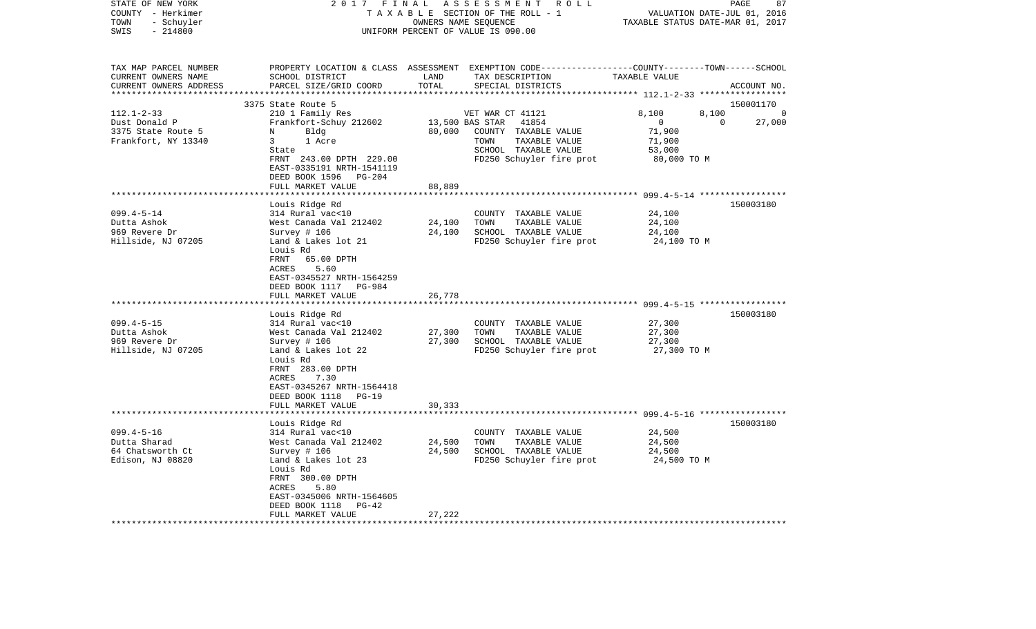STATE OF NEW YORK
COUNTY - Herkimer
TOWN - Schuyler
SWIS - 214800

2017 FINAL ASSESSMENT ROLL
TAXABLE SECTION OF THE ROLL - 1
OWNERS NAME SEQUENCE
UNIFORM PERCENT OF VALUE IS 090.00

VALUATION DATE-JUL 01, 2016
TAXABLE STATUS DATE-MAR 01, 2017

| TAX MAP PARCEL NUMBER<br>CURRENT OWNERS NAME<br>CURRENT OWNERS ADDRESS | PROPERTY LOCATION & CLASS<br>SCHOOL DISTRICT<br>PARCEL SIZE/GRID COORD | ASSESSMENT<br>LAND<br>TOTAL | EXEMPTION CODE<br>TAX DESCRIPTION<br>SPECIAL DISTRICTS | COUNTY | TOWN | SCHOOL<br>TAXABLE VALUE<br>ACCOUNT NO. |
|---|---|---|---|---|---|---|
| **112.1-2-33** | 3375 State Route 5 | | | | | 150001170 |
| 112.1-2-33 | 210 1 Family Res | | VET WAR CT 41121 | 8,100 | 8,100 | 0 |
| Dust Donald P | Frankfort-Schuy 212602 | 13,500 | BAS STAR 41854 | 0 | 0 | 27,000 |
| 3375 State Route 5 | N Bldg | 80,000 | COUNTY TAXABLE VALUE | 71,900 | | |
| Frankfort, NY 13340 | 3 1 Acre | | TOWN TAXABLE VALUE | 71,900 | | |
| | State | | SCHOOL TAXABLE VALUE | 53,000 | | |
| | FRNT 243.00 DPTH 229.00 | | FD250 Schuyler fire prot | 80,000 TO M | | |
| | EAST-0335191 NRTH-1541119 | | | | | |
| | DEED BOOK 1596 PG-204 | | | | | |
| | FULL MARKET VALUE | 88,889 | | | | |
| **099.4-5-14** | Louis Ridge Rd | | | | | 150003180 |
| 099.4-5-14 | 314 Rural vac<10 | | COUNTY TAXABLE VALUE | 24,100 | | |
| Dutta Ashok | West Canada Val 212402 | 24,100 | TOWN TAXABLE VALUE | 24,100 | | |
| 969 Revere Dr | Survey # 106 | 24,100 | SCHOOL TAXABLE VALUE | 24,100 | | |
| Hillside, NJ 07205 | Land & Lakes lot 21 | | FD250 Schuyler fire prot | 24,100 TO M | | |
| | Louis Rd | | | | | |
| | FRNT 65.00 DPTH | | | | | |
| | ACRES 5.60 | | | | | |
| | EAST-0345527 NRTH-1564259 | | | | | |
| | DEED BOOK 1117 PG-984 | | | | | |
| | FULL MARKET VALUE | 26,778 | | | | |
| **099.4-5-15** | Louis Ridge Rd | | | | | 150003180 |
| 099.4-5-15 | 314 Rural vac<10 | | COUNTY TAXABLE VALUE | 27,300 | | |
| Dutta Ashok | West Canada Val 212402 | 27,300 | TOWN TAXABLE VALUE | 27,300 | | |
| 969 Revere Dr | Survey # 106 | 27,300 | SCHOOL TAXABLE VALUE | 27,300 | | |
| Hillside, NJ 07205 | Land & Lakes lot 22 | | FD250 Schuyler fire prot | 27,300 TO M | | |
| | Louis Rd | | | | | |
| | FRNT 283.00 DPTH | | | | | |
| | ACRES 7.30 | | | | | |
| | EAST-0345267 NRTH-1564418 | | | | | |
| | DEED BOOK 1118 PG-19 | | | | | |
| | FULL MARKET VALUE | 30,333 | | | | |
| **099.4-5-16** | Louis Ridge Rd | | | | | 150003180 |
| 099.4-5-16 | 314 Rural vac<10 | | COUNTY TAXABLE VALUE | 24,500 | | |
| Dutta Sharad | West Canada Val 212402 | 24,500 | TOWN TAXABLE VALUE | 24,500 | | |
| 64 Chatsworth Ct | Survey # 106 | 24,500 | SCHOOL TAXABLE VALUE | 24,500 | | |
| Edison, NJ 08820 | Land & Lakes lot 23 | | FD250 Schuyler fire prot | 24,500 TO M | | |
| | Louis Rd | | | | | |
| | FRNT 300.00 DPTH | | | | | |
| | ACRES 5.80 | | | | | |
| | EAST-0345006 NRTH-1564605 | | | | | |
| | DEED BOOK 1118 PG-42 | | | | | |
| | FULL MARKET VALUE | 27,222 | | | | |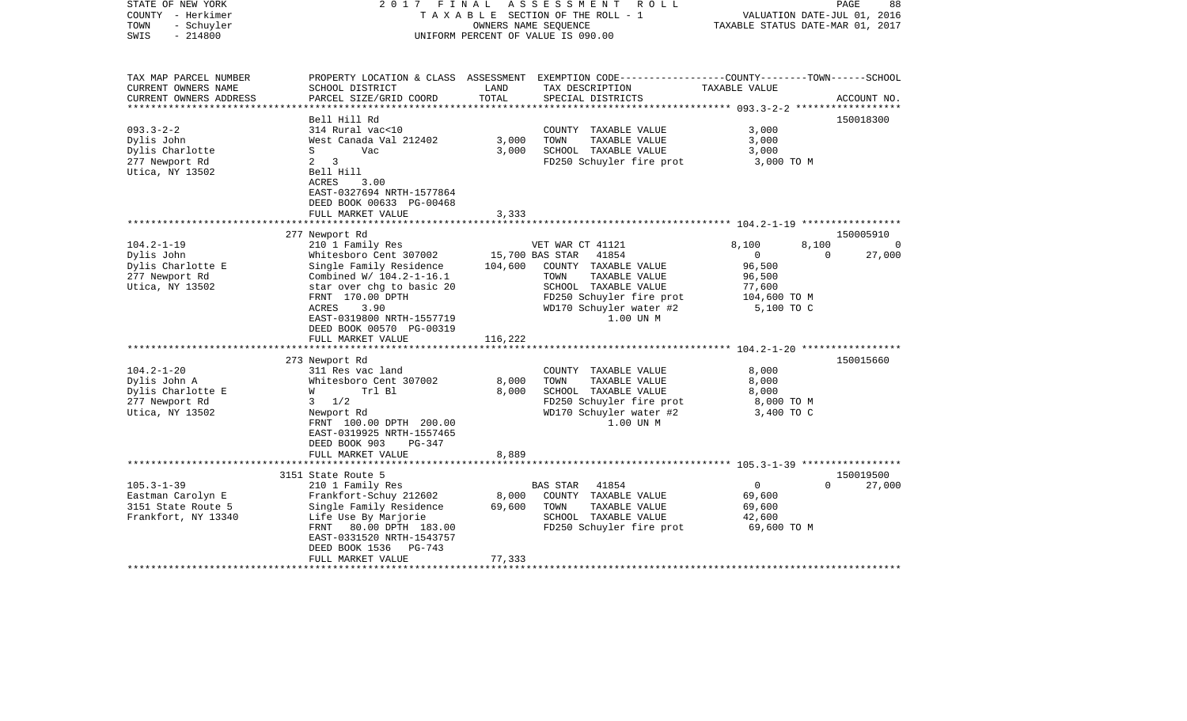STATE OF NEW YORK · COUNTY - Herkimer · TOWN - Schuyler · SWIS - 214800

2017 FINAL ASSESSMENT ROLL
TAXABLE SECTION OF THE ROLL - 1
OWNERS NAME SEQUENCE
UNIFORM PERCENT OF VALUE IS 090.00

VALUATION DATE-JUL 01, 2016
TAXABLE STATUS DATE-MAR 01, 2017

```
TAX MAP PARCEL NUMBER     PROPERTY LOCATION & CLASS  ASSESSMENT  EXEMPTION CODE-----------------COUNTY--------TOWN------SCHOOL
CURRENT OWNERS NAME       SCHOOL DISTRICT               LAND      TAX DESCRIPTION              TAXABLE VALUE
CURRENT OWNERS ADDRESS    PARCEL SIZE/GRID COORD        TOTAL     SPECIAL DISTRICTS                                    ACCOUNT NO.
******************************************************************************************** 093.3-2-2 ******************
                          Bell Hill Rd                                                                             150018300
093.3-2-2                 314 Rural vac<10                        COUNTY  TAXABLE VALUE             3,000
Dylis John                West Canada Val 212402        3,000     TOWN    TAXABLE VALUE             3,000
Dylis Charlotte           S         Vac                 3,000     SCHOOL  TAXABLE VALUE             3,000
277 Newport Rd            2   3                                   FD250 Schuyler fire prot          3,000 TO M
Utica, NY 13502           Bell Hill
                          ACRES     3.00
                          EAST-0327694 NRTH-1577864
                          DEED BOOK 00633 PG-00468
                          FULL MARKET VALUE             3,333
******************************************************************************************** 104.2-1-19 *****************
                          277 Newport Rd                                                                           150005910
104.2-1-19                210 1 Family Res                        VET WAR CT 41121            8,100      8,100           0
Dylis John                Whitesboro Cent 307002       15,700 BAS STAR   41854                   0          0      27,000
Dylis Charlotte E         Single Family Residence     104,600     COUNTY  TAXABLE VALUE            96,500
277 Newport Rd            Combined W/ 104.2-1-16.1                TOWN    TAXABLE VALUE            96,500
Utica, NY 13502           star over chg to basic 20               SCHOOL  TAXABLE VALUE            77,600
                          FRNT  170.00 DPTH                       FD250 Schuyler fire prot        104,600 TO M
                          ACRES     3.90                          WD170 Schuyler water #2           5,100 TO C
                          EAST-0319800 NRTH-1557719                     1.00 UN M
                          DEED BOOK 00570 PG-00319
                          FULL MARKET VALUE           116,222
******************************************************************************************** 104.2-1-20 *****************
                          273 Newport Rd                                                                           150015660
104.2-1-20                311 Res vac land                        COUNTY  TAXABLE VALUE             8,000
Dylis John A              Whitesboro Cent 307002        8,000     TOWN    TAXABLE VALUE             8,000
Dylis Charlotte E         W          Trl Bl             8,000     SCHOOL  TAXABLE VALUE             8,000
277 Newport Rd            3   1/2                                 FD250 Schuyler fire prot          8,000 TO M
Utica, NY 13502           Newport Rd                              WD170 Schuyler water #2           3,400 TO C
                          FRNT  100.00 DPTH  200.00                     1.00 UN M
                          EAST-0319925 NRTH-1557465
                          DEED BOOK 903     PG-347
                          FULL MARKET VALUE             8,889
******************************************************************************************** 105.3-1-39 *****************
                          3151 State Route 5                                                                       150019500
105.3-1-39                210 1 Family Res                        BAS STAR   41854                   0          0      27,000
Eastman Carolyn E         Frankfort-Schuy 212602        8,000     COUNTY  TAXABLE VALUE            69,600
3151 State Route 5        Single Family Residence      69,600     TOWN    TAXABLE VALUE            69,600
Frankfort, NY 13340       Life Use By Marjorie                    SCHOOL  TAXABLE VALUE            42,600
                          FRNT   80.00 DPTH  183.00               FD250 Schuyler fire prot         69,600 TO M
                          EAST-0331520 NRTH-1543757
                          DEED BOOK 1536    PG-743
                          FULL MARKET VALUE            77,333
****************************************************************************************************************************
```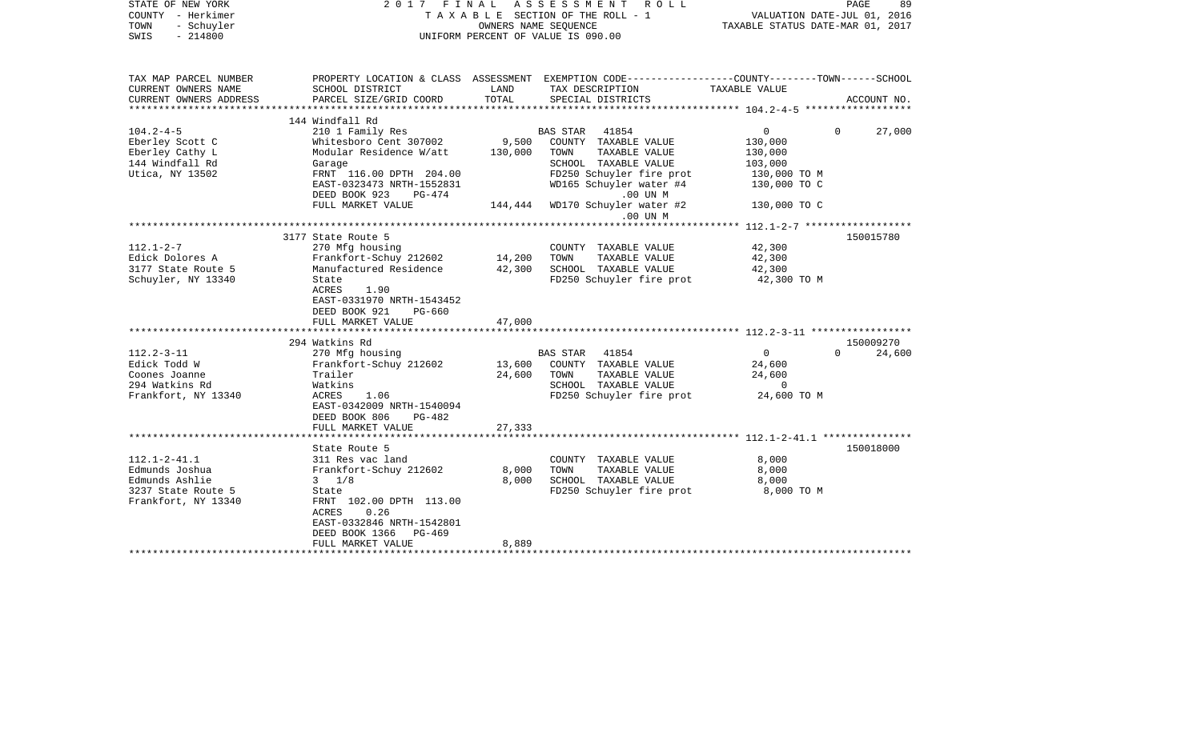STATE OF NEW YORK
COUNTY - Herkimer
TOWN - Schuyler
SWIS - 214800

2017 FINAL ASSESSMENT ROLL
TAXABLE SECTION OF THE ROLL - 1
OWNERS NAME SEQUENCE
UNIFORM PERCENT OF VALUE IS 090.00

VALUATION DATE-JUL 01, 2016
TAXABLE STATUS DATE-MAR 01, 2017

| TAX MAP PARCEL NUMBER<br>CURRENT OWNERS NAME<br>CURRENT OWNERS ADDRESS | PROPERTY LOCATION & CLASS<br>SCHOOL DISTRICT<br>PARCEL SIZE/GRID COORD | ASSESSMENT<br>LAND<br>TOTAL | EXEMPTION CODE<br>TAX DESCRIPTION<br>SPECIAL DISTRICTS | COUNTY--------TOWN------SCHOOL<br>TAXABLE VALUE | ACCOUNT NO. |
|---|---|---|---|---|---|
| **104.2-4-5** | 144 Windfall Rd | | | | |
| 104.2-4-5 | 210 1 Family Res | | BAS STAR 41854 | 0 0 27,000 | |
| Eberley Scott C | Whitesboro Cent 307002 | 9,500 | COUNTY TAXABLE VALUE | 130,000 | |
| Eberley Cathy L | Modular Residence W/att | 130,000 | TOWN TAXABLE VALUE | 130,000 | |
| 144 Windfall Rd | Garage | | SCHOOL TAXABLE VALUE | 103,000 | |
| Utica, NY 13502 | FRNT 116.00 DPTH 204.00 | | FD250 Schuyler fire prot | 130,000 TO M | |
| | EAST-0323473 NRTH-1552831 | | WD165 Schuyler water #4 | 130,000 TO C | |
| | DEED BOOK 923 PG-474 | | .00 UN M | | |
| | FULL MARKET VALUE | 144,444 | WD170 Schuyler water #2 | 130,000 TO C | |
| | | | .00 UN M | | |
| **112.1-2-7** | 3177 State Route 5 | | | | 150015780 |
| 112.1-2-7 | 270 Mfg housing | | COUNTY TAXABLE VALUE | 42,300 | |
| Edick Dolores A | Frankfort-Schuy 212602 | 14,200 | TOWN TAXABLE VALUE | 42,300 | |
| 3177 State Route 5 | Manufactured Residence | 42,300 | SCHOOL TAXABLE VALUE | 42,300 | |
| Schuyler, NY 13340 | State | | FD250 Schuyler fire prot | 42,300 TO M | |
| | ACRES 1.90 | | | | |
| | EAST-0331970 NRTH-1543452 | | | | |
| | DEED BOOK 921 PG-660 | | | | |
| | FULL MARKET VALUE | 47,000 | | | |
| **112.2-3-11** | 294 Watkins Rd | | | | 150009270 |
| 112.2-3-11 | 270 Mfg housing | | BAS STAR 41854 | 0 0 24,600 | |
| Edick Todd W | Frankfort-Schuy 212602 | 13,600 | COUNTY TAXABLE VALUE | 24,600 | |
| Coones Joanne | Trailer | 24,600 | TOWN TAXABLE VALUE | 24,600 | |
| 294 Watkins Rd | Watkins | | SCHOOL TAXABLE VALUE | 0 | |
| Frankfort, NY 13340 | ACRES 1.06 | | FD250 Schuyler fire prot | 24,600 TO M | |
| | EAST-0342009 NRTH-1540094 | | | | |
| | DEED BOOK 806 PG-482 | | | | |
| | FULL MARKET VALUE | 27,333 | | | |
| **112.1-2-41.1** | State Route 5 | | | | 150018000 |
| 112.1-2-41.1 | 311 Res vac land | | COUNTY TAXABLE VALUE | 8,000 | |
| Edmunds Joshua | Frankfort-Schuy 212602 | 8,000 | TOWN TAXABLE VALUE | 8,000 | |
| Edmunds Ashlie | 3 1/8 | 8,000 | SCHOOL TAXABLE VALUE | 8,000 | |
| 3237 State Route 5 | State | | FD250 Schuyler fire prot | 8,000 TO M | |
| Frankfort, NY 13340 | FRNT 102.00 DPTH 113.00 | | | | |
| | ACRES 0.26 | | | | |
| | EAST-0332846 NRTH-1542801 | | | | |
| | DEED BOOK 1366 PG-469 | | | | |
| | FULL MARKET VALUE | 8,889 | | | |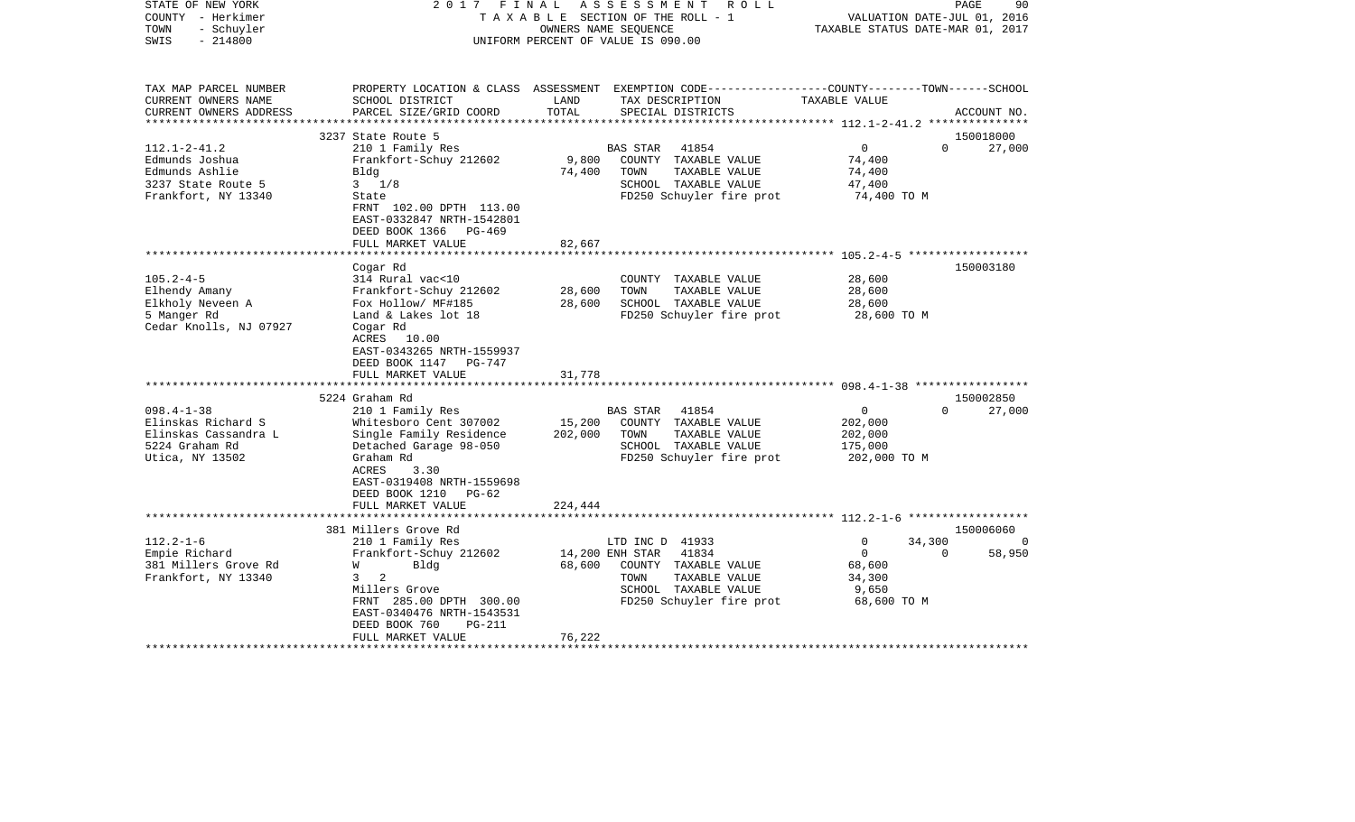STATE OF NEW YORK — 2017 FINAL ASSESSMENT ROLL — TAXABLE SECTION OF THE ROLL - 1 — VALUATION DATE-JUL 01, 2016
COUNTY - Herkimer — OWNERS NAME SEQUENCE — TAXABLE STATUS DATE-MAR 01, 2017
TOWN - Schuyler — UNIFORM PERCENT OF VALUE IS 090.00
SWIS - 214800

| TAX MAP PARCEL NUMBER / CURRENT OWNERS NAME / CURRENT OWNERS ADDRESS | PROPERTY LOCATION & CLASS / SCHOOL DISTRICT / PARCEL SIZE/GRID COORD | ASSESSMENT LAND / TOTAL | EXEMPTION CODE / TAX DESCRIPTION / SPECIAL DISTRICTS | COUNTY | TOWN | SCHOOL | ACCOUNT NO. |
|---|---|---|---|---|---|---|---|
| 112.1-2-41.2 | 3237 State Route 5 | | | | | | 150018000 |
| Edmunds Joshua | 210 1 Family Res | | BAS STAR 41854 | 0 | 0 | 27,000 | |
| Edmunds Ashlie | Frankfort-Schuy 212602 | 9,800 | COUNTY TAXABLE VALUE | 74,400 | | | |
| 3237 State Route 5 | Bldg | 74,400 | TOWN TAXABLE VALUE | | 74,400 | | |
| Frankfort, NY 13340 | 3 1/8 | | SCHOOL TAXABLE VALUE | | | 47,400 | |
| | State | | FD250 Schuyler fire prot | 74,400 TO M | | | |
| | FRNT 102.00 DPTH 113.00 | | | | | | |
| | EAST-0332847 NRTH-1542801 | | | | | | |
| | DEED BOOK 1366 PG-469 | | | | | | |
| | FULL MARKET VALUE | 82,667 | | | | | |
| 105.2-4-5 | Cogar Rd | | | | | | 150003180 |
| Elhendy Amany | 314 Rural vac<10 | | COUNTY TAXABLE VALUE | 28,600 | | | |
| Elkholy Neveen A | Frankfort-Schuy 212602 | 28,600 | TOWN TAXABLE VALUE | | 28,600 | | |
| 5 Manger Rd | Fox Hollow/ MF#185 | 28,600 | SCHOOL TAXABLE VALUE | | | 28,600 | |
| Cedar Knolls, NJ 07927 | Land & Lakes lot 18 | | FD250 Schuyler fire prot | 28,600 TO M | | | |
| | Cogar Rd | | | | | | |
| | ACRES 10.00 | | | | | | |
| | EAST-0343265 NRTH-1559937 | | | | | | |
| | DEED BOOK 1147 PG-747 | | | | | | |
| | FULL MARKET VALUE | 31,778 | | | | | |
| 098.4-1-38 | 5224 Graham Rd | | | | | | 150002850 |
| Elinskas Richard S | 210 1 Family Res | | BAS STAR 41854 | 0 | 0 | 27,000 | |
| Elinskas Cassandra L | Whitesboro Cent 307002 | 15,200 | COUNTY TAXABLE VALUE | 202,000 | | | |
| 5224 Graham Rd | Single Family Residence | 202,000 | TOWN TAXABLE VALUE | | 202,000 | | |
| Utica, NY 13502 | Detached Garage 98-050 | | SCHOOL TAXABLE VALUE | | | 175,000 | |
| | Graham Rd | | FD250 Schuyler fire prot | 202,000 TO M | | | |
| | ACRES 3.30 | | | | | | |
| | EAST-0319408 NRTH-1559698 | | | | | | |
| | DEED BOOK 1210 PG-62 | | | | | | |
| | FULL MARKET VALUE | 224,444 | | | | | |
| 112.2-1-6 | 381 Millers Grove Rd | | | | | | 150006060 |
| Empie Richard | 210 1 Family Res | | LTD INC D 41933 | 0 | 34,300 | 0 | |
| 381 Millers Grove Rd | Frankfort-Schuy 212602 | 14,200 | ENH STAR 41834 | 0 | 0 | 58,950 | |
| Frankfort, NY 13340 | W Bldg | 68,600 | COUNTY TAXABLE VALUE | 68,600 | | | |
| | 3 2 | | TOWN TAXABLE VALUE | | 34,300 | | |
| | Millers Grove | | SCHOOL TAXABLE VALUE | | | 9,650 | |
| | FRNT 285.00 DPTH 300.00 | | FD250 Schuyler fire prot | 68,600 TO M | | | |
| | EAST-0340476 NRTH-1543531 | | | | | | |
| | DEED BOOK 760 PG-211 | | | | | | |
| | FULL MARKET VALUE | 76,222 | | | | | |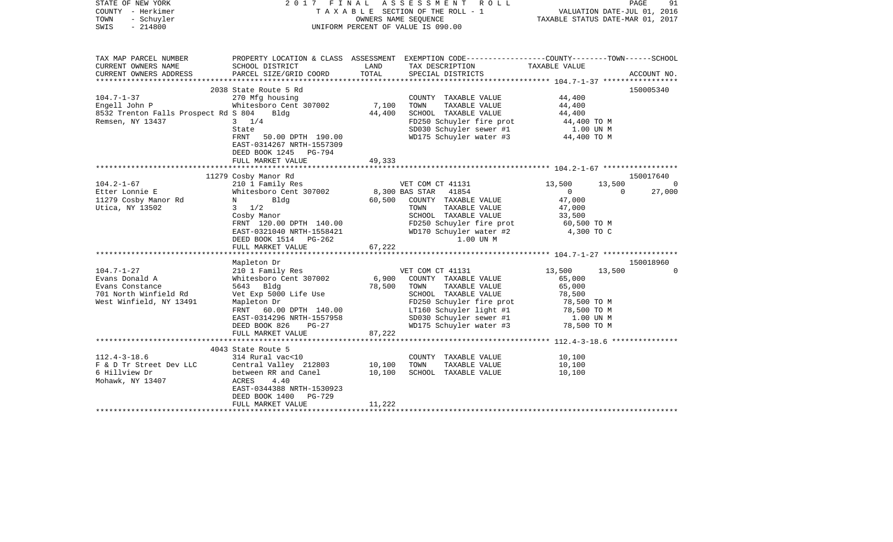STATE OF NEW YORK — 2017 FINAL ASSESSMENT ROLL
COUNTY - Herkimer — TAXABLE SECTION OF THE ROLL - 1 — VALUATION DATE-JUL 01, 2016
TOWN - Schuyler — OWNERS NAME SEQUENCE — TAXABLE STATUS DATE-MAR 01, 2017
SWIS - 214800 — UNIFORM PERCENT OF VALUE IS 090.00

| TAX MAP PARCEL NUMBER / CURRENT OWNERS NAME / CURRENT OWNERS ADDRESS | PROPERTY LOCATION & CLASS / SCHOOL DISTRICT / PARCEL SIZE/GRID COORD | ASSESSMENT LAND | TOTAL | EXEMPTION CODE / TAX DESCRIPTION / SPECIAL DISTRICTS | COUNTY TAXABLE VALUE | TOWN | SCHOOL | ACCOUNT NO. |
|---|---|---|---|---|---|---|---|---|
| **104.7-1-37** | 2038 State Route 5 Rd | | | | | | | 150005340 |
| Engell John P | 270 Mfg housing | | | COUNTY TAXABLE VALUE | 44,400 | | | |
| 8532 Trenton Falls Prospect Rd | Whitesboro Cent 307002 | 7,100 | | TOWN TAXABLE VALUE | 44,400 | | | |
| Remsen, NY 13437 | S 804 Bldg | | 44,400 | SCHOOL TAXABLE VALUE | 44,400 | | | |
| | 3 1/4 | | | FD250 Schuyler fire prot | 44,400 TO M | | | |
| | State | | | SD030 Schuyler sewer #1 | 1.00 UN M | | | |
| | FRNT 50.00 DPTH 190.00 | | | WD175 Schuyler water #3 | 44,400 TO M | | | |
| | EAST-0314267 NRTH-1557309 | | | | | | | |
| | DEED BOOK 1245 PG-794 | | | | | | | |
| | FULL MARKET VALUE | | 49,333 | | | | | |
| **104.2-1-67** | 11279 Cosby Manor Rd | | | | | | | 150017640 |
| Etter Lonnie E | 210 1 Family Res | | | VET COM CT 41131 | 13,500 | 13,500 | 0 | |
| 11279 Cosby Manor Rd | Whitesboro Cent 307002 | 8,300 | | BAS STAR 41854 | 0 | 0 | 27,000 | |
| Utica, NY 13502 | N Bldg | | 60,500 | COUNTY TAXABLE VALUE | 47,000 | | | |
| | 3 1/2 | | | TOWN TAXABLE VALUE | 47,000 | | | |
| | Cosby Manor | | | SCHOOL TAXABLE VALUE | 33,500 | | | |
| | FRNT 120.00 DPTH 140.00 | | | FD250 Schuyler fire prot | 60,500 TO M | | | |
| | EAST-0321040 NRTH-1558421 | | | WD170 Schuyler water #2 | 4,300 TO C | | | |
| | DEED BOOK 1514 PG-262 | | | 1.00 UN M | | | | |
| | FULL MARKET VALUE | | 67,222 | | | | | |
| **104.7-1-27** | Mapleton Dr | | | | | | | 150018960 |
| Evans Donald A | 210 1 Family Res | | | VET COM CT 41131 | 13,500 | 13,500 | 0 | |
| Evans Constance | Whitesboro Cent 307002 | 6,900 | | COUNTY TAXABLE VALUE | 65,000 | | | |
| 701 North Winfield Rd | 5643 Bldg | | 78,500 | TOWN TAXABLE VALUE | 65,000 | | | |
| West Winfield, NY 13491 | Vet Exp 5000 Life Use | | | SCHOOL TAXABLE VALUE | 78,500 | | | |
| | Mapleton Dr | | | FD250 Schuyler fire prot | 78,500 TO M | | | |
| | FRNT 60.00 DPTH 140.00 | | | LT160 Schuyler light #1 | 78,500 TO M | | | |
| | EAST-0314296 NRTH-1557958 | | | SD030 Schuyler sewer #1 | 1.00 UN M | | | |
| | DEED BOOK 826 PG-27 | | | WD175 Schuyler water #3 | 78,500 TO M | | | |
| | FULL MARKET VALUE | | 87,222 | | | | | |
| **112.4-3-18.6** | 4043 State Route 5 | | | | | | | |
| F & D Tr Street Dev LLC | 314 Rural vac<10 | | | COUNTY TAXABLE VALUE | 10,100 | | | |
| 6 Hillview Dr | Central Valley 212803 | 10,100 | | TOWN TAXABLE VALUE | 10,100 | | | |
| Mohawk, NY 13407 | between RR and Canel | | 10,100 | SCHOOL TAXABLE VALUE | 10,100 | | | |
| | ACRES 4.40 | | | | | | | |
| | EAST-0344388 NRTH-1530923 | | | | | | | |
| | DEED BOOK 1400 PG-729 | | | | | | | |
| | FULL MARKET VALUE | | 11,222 | | | | | |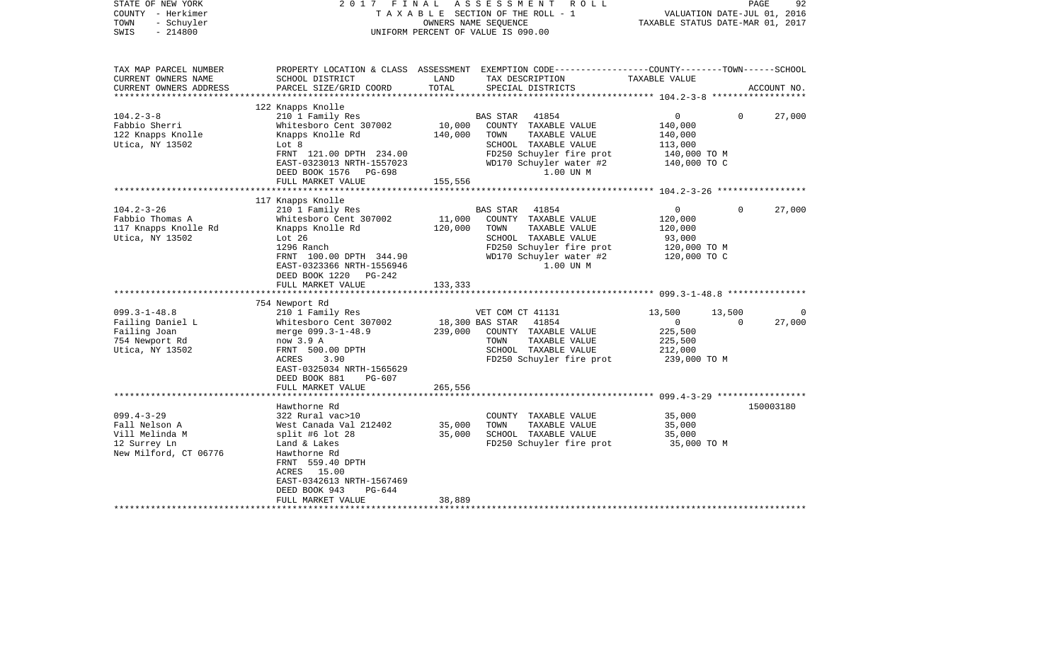STATE OF NEW YORK — 2017 FINAL ASSESSMENT ROLL — PAGE 92
COUNTY - Herkimer — TAXABLE SECTION OF THE ROLL - 1 — VALUATION DATE-JUL 01, 2016
TOWN - Schuyler — OWNERS NAME SEQUENCE — TAXABLE STATUS DATE-MAR 01, 2017
SWIS - 214800 — UNIFORM PERCENT OF VALUE IS 090.00

| TAX MAP PARCEL NUMBER / CURRENT OWNERS NAME / CURRENT OWNERS ADDRESS | PROPERTY LOCATION & CLASS / SCHOOL DISTRICT / PARCEL SIZE/GRID COORD | ASSESSMENT LAND | TOTAL | EXEMPTION CODE / TAX DESCRIPTION / SPECIAL DISTRICTS | COUNTY TAXABLE VALUE | TOWN | SCHOOL / ACCOUNT NO. |
|---|---|---|---|---|---|---|---|
| **104.2-3-8** | 122 Knapps Knolle | | | | | | |
| 104.2-3-8 | 210 1 Family Res | | | BAS STAR 41854 | 0 | 0 | 27,000 |
| Fabbio Sherri | Whitesboro Cent 307002 | 10,000 | | COUNTY TAXABLE VALUE | 140,000 | | |
| 122 Knapps Knolle | Knapps Knolle Rd | | 140,000 | TOWN TAXABLE VALUE | 140,000 | | |
| Utica, NY 13502 | Lot 8 | | | SCHOOL TAXABLE VALUE | 113,000 | | |
| | FRNT 121.00 DPTH 234.00 | | | FD250 Schuyler fire prot | 140,000 TO M | | |
| | EAST-0323013 NRTH-1557023 | | | WD170 Schuyler water #2 | 140,000 TO C | | |
| | DEED BOOK 1576 PG-698 | | | 1.00 UN M | | | |
| | FULL MARKET VALUE | | 155,556 | | | | |
| **104.2-3-26** | 117 Knapps Knolle | | | | | | |
| 104.2-3-26 | 210 1 Family Res | | | BAS STAR 41854 | 0 | 0 | 27,000 |
| Fabbio Thomas A | Whitesboro Cent 307002 | 11,000 | | COUNTY TAXABLE VALUE | 120,000 | | |
| 117 Knapps Knolle Rd | Knapps Knolle Rd | | 120,000 | TOWN TAXABLE VALUE | 120,000 | | |
| Utica, NY 13502 | Lot 26 | | | SCHOOL TAXABLE VALUE | 93,000 | | |
| | 1296 Ranch | | | FD250 Schuyler fire prot | 120,000 TO M | | |
| | FRNT 100.00 DPTH 344.90 | | | WD170 Schuyler water #2 | 120,000 TO C | | |
| | EAST-0323366 NRTH-1556946 | | | 1.00 UN M | | | |
| | DEED BOOK 1220 PG-242 | | | | | | |
| | FULL MARKET VALUE | | 133,333 | | | | |
| **099.3-1-48.8** | 754 Newport Rd | | | | | | |
| 099.3-1-48.8 | 210 1 Family Res | | | VET COM CT 41131 | 13,500 | 13,500 | 0 |
| Failing Daniel L | Whitesboro Cent 307002 | 18,300 | | BAS STAR 41854 | 0 | 0 | 27,000 |
| Failing Joan | merge 099.3-1-48.9 | | 239,000 | COUNTY TAXABLE VALUE | 225,500 | | |
| 754 Newport Rd | now 3.9 A | | | TOWN TAXABLE VALUE | 225,500 | | |
| Utica, NY 13502 | FRNT 500.00 DPTH | | | SCHOOL TAXABLE VALUE | 212,000 | | |
| | ACRES 3.90 | | | FD250 Schuyler fire prot | 239,000 TO M | | |
| | EAST-0325034 NRTH-1565629 | | | | | | |
| | DEED BOOK 881 PG-607 | | | | | | |
| | FULL MARKET VALUE | | 265,556 | | | | |
| **099.4-3-29** | Hawthorne Rd | | | | | | 150003180 |
| 099.4-3-29 | 322 Rural vac>10 | | | COUNTY TAXABLE VALUE | 35,000 | | |
| Fall Nelson A | West Canada Val 212402 | 35,000 | | TOWN TAXABLE VALUE | 35,000 | | |
| Vill Melinda M | split #6 lot 28 | | 35,000 | SCHOOL TAXABLE VALUE | 35,000 | | |
| 12 Surrey Ln | Land & Lakes | | | FD250 Schuyler fire prot | 35,000 TO M | | |
| New Milford, CT 06776 | Hawthorne Rd | | | | | | |
| | FRNT 559.40 DPTH | | | | | | |
| | ACRES 15.00 | | | | | | |
| | EAST-0342613 NRTH-1567469 | | | | | | |
| | DEED BOOK 943 PG-644 | | | | | | |
| | FULL MARKET VALUE | | 38,889 | | | | |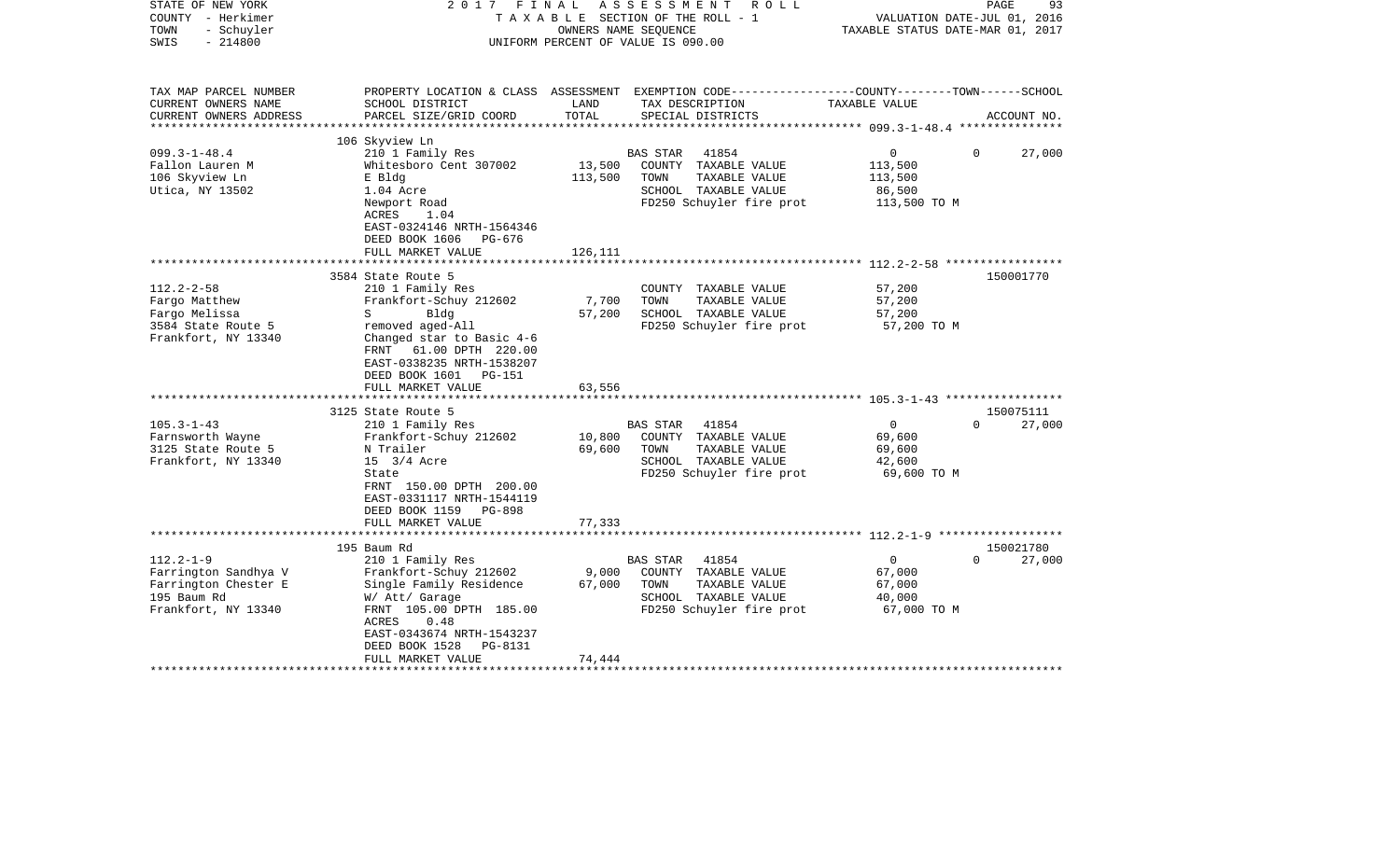STATE OF NEW YORK
COUNTY - Herkimer
TOWN - Schuyler
SWIS - 214800

2017 FINAL ASSESSMENT ROLL
TAXABLE SECTION OF THE ROLL - 1
OWNERS NAME SEQUENCE
UNIFORM PERCENT OF VALUE IS 090.00

VALUATION DATE-JUL 01, 2016
TAXABLE STATUS DATE-MAR 01, 2017

| TAX MAP PARCEL NUMBER<br>CURRENT OWNERS NAME<br>CURRENT OWNERS ADDRESS | PROPERTY LOCATION & CLASS<br>SCHOOL DISTRICT<br>PARCEL SIZE/GRID COORD | ASSESSMENT<br>LAND<br>TOTAL | EXEMPTION CODE<br>TAX DESCRIPTION<br>SPECIAL DISTRICTS | COUNTY / TOWN / SCHOOL<br>TAXABLE VALUE | ACCOUNT NO. |
|---|---|---|---|---|---|
| **099.3-1-48.4** | 106 Skyview Ln | | | | |
| 099.3-1-48.4 | 210 1 Family Res | | BAS STAR 41854 | 0 0 27,000 | |
| Fallon Lauren M | Whitesboro Cent 307002 | 13,500 | COUNTY TAXABLE VALUE | 113,500 | |
| 106 Skyview Ln | E Bldg | 113,500 | TOWN TAXABLE VALUE | 113,500 | |
| Utica, NY 13502 | 1.04 Acre | | SCHOOL TAXABLE VALUE | 86,500 | |
| | Newport Road | | FD250 Schuyler fire prot | 113,500 TO M | |
| | ACRES 1.04 | | | | |
| | EAST-0324146 NRTH-1564346 | | | | |
| | DEED BOOK 1606 PG-676 | | | | |
| | FULL MARKET VALUE | 126,111 | | | |
| **112.2-2-58** | 3584 State Route 5 | | | | 150001770 |
| 112.2-2-58 | 210 1 Family Res | | COUNTY TAXABLE VALUE | 57,200 | |
| Fargo Matthew | Frankfort-Schuy 212602 | 7,700 | TOWN TAXABLE VALUE | 57,200 | |
| Fargo Melissa | S Bldg | 57,200 | SCHOOL TAXABLE VALUE | 57,200 | |
| 3584 State Route 5 | removed aged-All | | FD250 Schuyler fire prot | 57,200 TO M | |
| Frankfort, NY 13340 | Changed star to Basic 4-6 | | | | |
| | FRNT 61.00 DPTH 220.00 | | | | |
| | EAST-0338235 NRTH-1538207 | | | | |
| | DEED BOOK 1601 PG-151 | | | | |
| | FULL MARKET VALUE | 63,556 | | | |
| **105.3-1-43** | 3125 State Route 5 | | | | 150075111 |
| 105.3-1-43 | 210 1 Family Res | | BAS STAR 41854 | 0 0 27,000 | |
| Farnsworth Wayne | Frankfort-Schuy 212602 | 10,800 | COUNTY TAXABLE VALUE | 69,600 | |
| 3125 State Route 5 | N Trailer | 69,600 | TOWN TAXABLE VALUE | 69,600 | |
| Frankfort, NY 13340 | 15 3/4 Acre | | SCHOOL TAXABLE VALUE | 42,600 | |
| | State | | FD250 Schuyler fire prot | 69,600 TO M | |
| | FRNT 150.00 DPTH 200.00 | | | | |
| | EAST-0331117 NRTH-1544119 | | | | |
| | DEED BOOK 1159 PG-898 | | | | |
| | FULL MARKET VALUE | 77,333 | | | |
| **112.2-1-9** | 195 Baum Rd | | | | 150021780 |
| 112.2-1-9 | 210 1 Family Res | | BAS STAR 41854 | 0 0 27,000 | |
| Farrington Sandhya V | Frankfort-Schuy 212602 | 9,000 | COUNTY TAXABLE VALUE | 67,000 | |
| Farrington Chester E | Single Family Residence | 67,000 | TOWN TAXABLE VALUE | 67,000 | |
| 195 Baum Rd | W/ Att/ Garage | | SCHOOL TAXABLE VALUE | 40,000 | |
| Frankfort, NY 13340 | FRNT 105.00 DPTH 185.00 | | FD250 Schuyler fire prot | 67,000 TO M | |
| | ACRES 0.48 | | | | |
| | EAST-0343674 NRTH-1543237 | | | | |
| | DEED BOOK 1528 PG-8131 | | | | |
| | FULL MARKET VALUE | 74,444 | | | |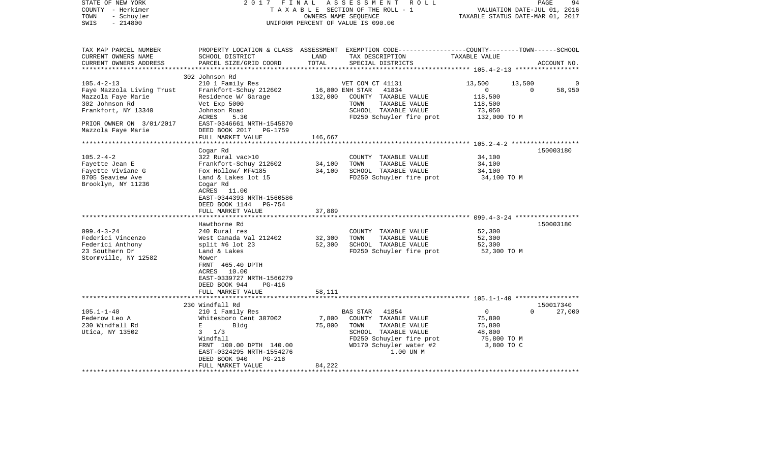STATE OF NEW YORK　　　　　　　　2 0 1 7　F I N A L　A S S E S S M E N T　R O L L
COUNTY - Herkimer　　　　　　　　T A X A B L E SECTION OF THE ROLL - 1　　　　VALUATION DATE-JUL 01, 2016
TOWN - Schuyler　　　　　　　　　OWNERS NAME SEQUENCE　　　　　　TAXABLE STATUS DATE-MAR 01, 2017
SWIS - 214800　　　　　　　　　　UNIFORM PERCENT OF VALUE IS 090.00

| TAX MAP PARCEL NUMBER / CURRENT OWNERS NAME / CURRENT OWNERS ADDRESS | PROPERTY LOCATION & CLASS / SCHOOL DISTRICT / PARCEL SIZE/GRID COORD | ASSESSMENT LAND | ASSESSMENT TOTAL | EXEMPTION CODE / TAX DESCRIPTION / SPECIAL DISTRICTS | COUNTY TAXABLE VALUE | TOWN | SCHOOL | ACCOUNT NO. |
|---|---|---|---|---|---|---|---|---|
| **105.4-2-13** | 302 Johnson Rd | | | | | | | |
| | 210 1 Family Res | | | VET COM CT 41131 | 13,500 | 13,500 | 0 | |
| Faye Mazzola Living Trust | Frankfort-Schuy 212602 | 16,800 | | ENH STAR 41834 | 0 | 0 | 58,950 | |
| Mazzola Faye Marie | Residence W/ Garage | | 132,000 | COUNTY TAXABLE VALUE | 118,500 | | | |
| 302 Johnson Rd | Vet Exp 5000 | | | TOWN TAXABLE VALUE | 118,500 | | | |
| Frankfort, NY 13340 | Johnson Road | | | SCHOOL TAXABLE VALUE | 73,050 | | | |
| | ACRES 5.30 | | | FD250 Schuyler fire prot | 132,000 TO M | | | |
| PRIOR OWNER ON 3/01/2017 | EAST-0346661 NRTH-1545870 | | | | | | | |
| Mazzola Faye Marie | DEED BOOK 2017 PG-1759 | | | | | | | |
| | FULL MARKET VALUE | | 146,667 | | | | | |
| **105.2-4-2** | Cogar Rd | | | | | | | 150003180 |
| | 322 Rural vac>10 | | | COUNTY TAXABLE VALUE | 34,100 | | | |
| Fayette Jean E | Frankfort-Schuy 212602 | 34,100 | | TOWN TAXABLE VALUE | 34,100 | | | |
| Fayette Viviane G | Fox Hollow/ MF#185 | | 34,100 | SCHOOL TAXABLE VALUE | 34,100 | | | |
| 8705 Seaview Ave | Land & Lakes lot 15 | | | FD250 Schuyler fire prot | 34,100 TO M | | | |
| Brooklyn, NY 11236 | Cogar Rd | | | | | | | |
| | ACRES 11.00 | | | | | | | |
| | EAST-0344393 NRTH-1560586 | | | | | | | |
| | DEED BOOK 1144 PG-754 | | | | | | | |
| | FULL MARKET VALUE | | 37,889 | | | | | |
| **099.4-3-24** | Hawthorne Rd | | | | | | | 150003180 |
| | 240 Rural res | | | COUNTY TAXABLE VALUE | 52,300 | | | |
| Federici Vincenzo | West Canada Val 212402 | 32,300 | | TOWN TAXABLE VALUE | 52,300 | | | |
| Federici Anthony | split #6 lot 23 | | 52,300 | SCHOOL TAXABLE VALUE | 52,300 | | | |
| 23 Southern Dr | Land & Lakes | | | FD250 Schuyler fire prot | 52,300 TO M | | | |
| Stormville, NY 12582 | Mower | | | | | | | |
| | FRNT 465.40 DPTH | | | | | | | |
| | ACRES 10.00 | | | | | | | |
| | EAST-0339727 NRTH-1566279 | | | | | | | |
| | DEED BOOK 944 PG-416 | | | | | | | |
| | FULL MARKET VALUE | | 58,111 | | | | | |
| **105.1-1-40** | 230 Windfall Rd | | | | | | | 150017340 |
| | 210 1 Family Res | | | BAS STAR 41854 | 0 | 0 | 27,000 | |
| Federow Leo A | Whitesboro Cent 307002 | 7,800 | | COUNTY TAXABLE VALUE | 75,800 | | | |
| 230 Windfall Rd | E Bldg | | 75,800 | TOWN TAXABLE VALUE | 75,800 | | | |
| Utica, NY 13502 | 3 1/3 | | | SCHOOL TAXABLE VALUE | 48,800 | | | |
| | Windfall | | | FD250 Schuyler fire prot | 75,800 TO M | | | |
| | FRNT 100.00 DPTH 140.00 | | | WD170 Schuyler water #2 | 3,800 TO C | | | |
| | EAST-0324295 NRTH-1554276 | | | 1.00 UN M | | | | |
| | DEED BOOK 940 PG-218 | | | | | | | |
| | FULL MARKET VALUE | | 84,222 | | | | | |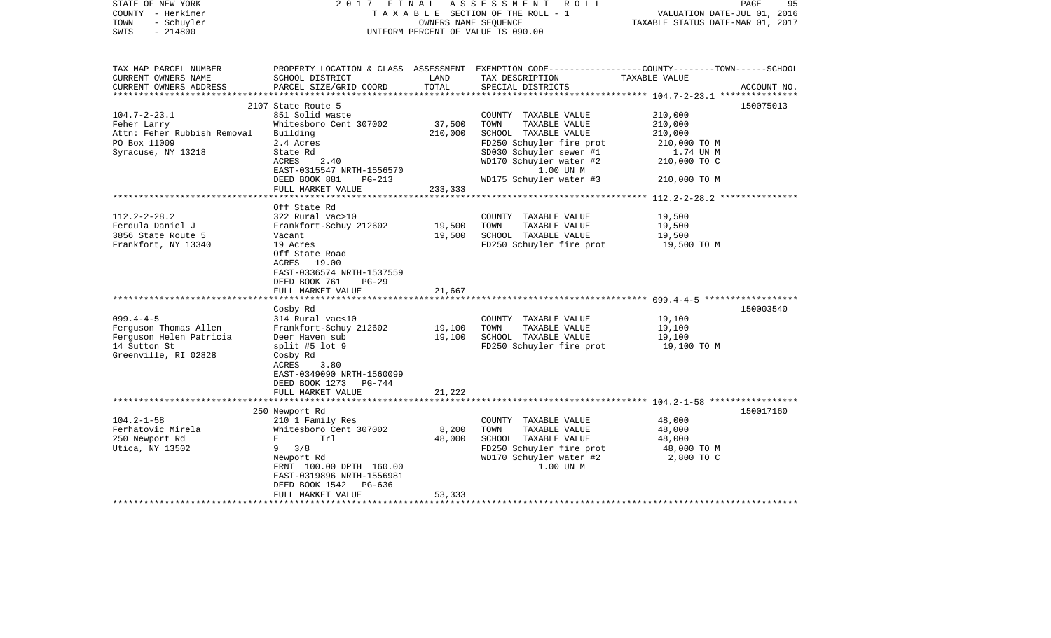STATE OF NEW YORK — 2017 FINAL ASSESSMENT ROLL
COUNTY - Herkimer — TAXABLE SECTION OF THE ROLL - 1 — VALUATION DATE-JUL 01, 2016
TOWN - Schuyler — OWNERS NAME SEQUENCE — TAXABLE STATUS DATE-MAR 01, 2017
SWIS - 214800 — UNIFORM PERCENT OF VALUE IS 090.00

| TAX MAP PARCEL NUMBER / CURRENT OWNERS NAME / CURRENT OWNERS ADDRESS | PROPERTY LOCATION & CLASS / SCHOOL DISTRICT / PARCEL SIZE/GRID COORD | ASSESSMENT LAND | TOTAL | EXEMPTION CODE / TAX DESCRIPTION / SPECIAL DISTRICTS | TAXABLE VALUE (COUNTY--TOWN--SCHOOL) | ACCOUNT NO. |
|---|---|---|---|---|---|---|
| **104.7-2-23.1** | 2107 State Route 5 | | | | | 150075013 |
| Feher Larry | 851 Solid waste | | | COUNTY TAXABLE VALUE | 210,000 | |
| Attn: Feher Rubbish Removal | Whitesboro Cent 307002 | 37,500 | | TOWN TAXABLE VALUE | 210,000 | |
| PO Box 11009 | Building | | 210,000 | SCHOOL TAXABLE VALUE | 210,000 | |
| Syracuse, NY 13218 | 2.4 Acres | | | FD250 Schuyler fire prot | 210,000 TO M | |
| | State Rd | | | SD030 Schuyler sewer #1 | 1.74 UN M | |
| | ACRES 2.40 | | | WD170 Schuyler water #2 | 210,000 TO C | |
| | EAST-0315547 NRTH-1556570 | | | 1.00 UN M | | |
| | DEED BOOK 881 PG-213 | | | WD175 Schuyler water #3 | 210,000 TO M | |
| | FULL MARKET VALUE | | 233,333 | | | |
| **112.2-2-28.2** | Off State Rd | | | | | |
| Ferdula Daniel J | 322 Rural vac>10 | | | COUNTY TAXABLE VALUE | 19,500 | |
| 3856 State Route 5 | Frankfort-Schuy 212602 | 19,500 | | TOWN TAXABLE VALUE | 19,500 | |
| Frankfort, NY 13340 | Vacant | | 19,500 | SCHOOL TAXABLE VALUE | 19,500 | |
| | 19 Acres | | | FD250 Schuyler fire prot | 19,500 TO M | |
| | Off State Road | | | | | |
| | ACRES 19.00 | | | | | |
| | EAST-0336574 NRTH-1537559 | | | | | |
| | DEED BOOK 761 PG-29 | | | | | |
| | FULL MARKET VALUE | | 21,667 | | | |
| **099.4-4-5** | Cosby Rd | | | | | 150003540 |
| Ferguson Thomas Allen | 314 Rural vac<10 | | | COUNTY TAXABLE VALUE | 19,100 | |
| Ferguson Helen Patricia | Frankfort-Schuy 212602 | 19,100 | | TOWN TAXABLE VALUE | 19,100 | |
| 14 Sutton St | Deer Haven sub | | 19,100 | SCHOOL TAXABLE VALUE | 19,100 | |
| Greenville, RI 02828 | split #5 lot 9 | | | FD250 Schuyler fire prot | 19,100 TO M | |
| | Cosby Rd | | | | | |
| | ACRES 3.80 | | | | | |
| | EAST-0349090 NRTH-1560099 | | | | | |
| | DEED BOOK 1273 PG-744 | | | | | |
| | FULL MARKET VALUE | | 21,222 | | | |
| **104.2-1-58** | 250 Newport Rd | | | | | 150017160 |
| Ferhatovic Mirela | 210 1 Family Res | | | COUNTY TAXABLE VALUE | 48,000 | |
| 250 Newport Rd | Whitesboro Cent 307002 | 8,200 | | TOWN TAXABLE VALUE | 48,000 | |
| Utica, NY 13502 | E Trl | | 48,000 | SCHOOL TAXABLE VALUE | 48,000 | |
| | 9 3/8 | | | FD250 Schuyler fire prot | 48,000 TO M | |
| | Newport Rd | | | WD170 Schuyler water #2 | 2,800 TO C | |
| | FRNT 100.00 DPTH 160.00 | | | 1.00 UN M | | |
| | EAST-0319896 NRTH-1556981 | | | | | |
| | DEED BOOK 1542 PG-636 | | | | | |
| | FULL MARKET VALUE | | 53,333 | | | |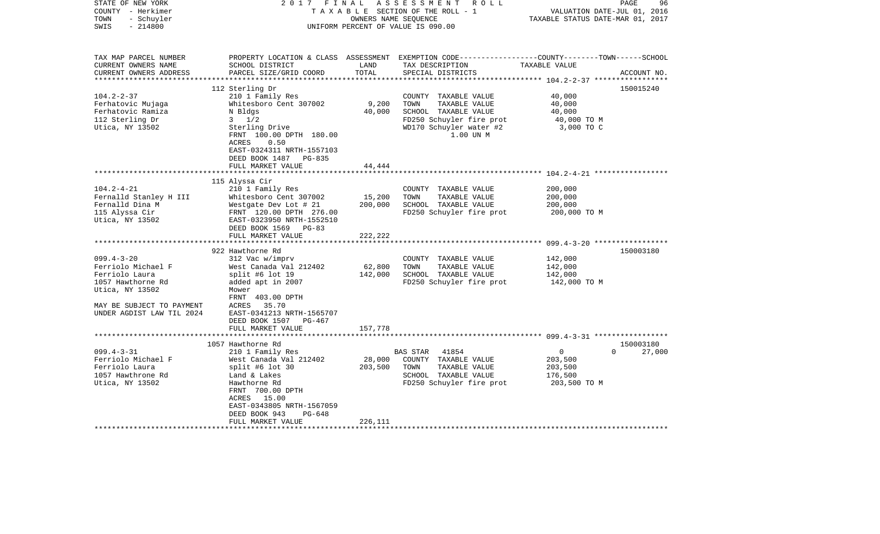STATE OF NEW YORK — 2017 FINAL ASSESSMENT ROLL
COUNTY - Herkimer — TAXABLE SECTION OF THE ROLL - 1 — VALUATION DATE-JUL 01, 2016
TOWN - Schuyler — OWNERS NAME SEQUENCE — TAXABLE STATUS DATE-MAR 01, 2017
SWIS - 214800 — UNIFORM PERCENT OF VALUE IS 090.00

| TAX MAP PARCEL NUMBER / CURRENT OWNERS NAME / CURRENT OWNERS ADDRESS | PROPERTY LOCATION & CLASS / SCHOOL DISTRICT / PARCEL SIZE/GRID COORD | ASSESSMENT LAND | TOTAL | EXEMPTION CODE / TAX DESCRIPTION / SPECIAL DISTRICTS | TAXABLE VALUE (COUNTY--TOWN--SCHOOL) | ACCOUNT NO. |
|---|---|---|---|---|---|---|
| | 112 Sterling Dr | | | | | 150015240 |
| 104.2-2-37 | 210 1 Family Res | | | COUNTY TAXABLE VALUE | 40,000 | |
| Ferhatovic Mujaga | Whitesboro Cent 307002 | 9,200 | | TOWN TAXABLE VALUE | 40,000 | |
| Ferhatovic Ramiza | N Bldgs | | 40,000 | SCHOOL TAXABLE VALUE | 40,000 | |
| 112 Sterling Dr | 3 1/2 | | | FD250 Schuyler fire prot | 40,000 TO M | |
| Utica, NY 13502 | Sterling Drive | | | WD170 Schuyler water #2 | 3,000 TO C | |
| | FRNT 100.00 DPTH 180.00 | | | 1.00 UN M | | |
| | ACRES 0.50 | | | | | |
| | EAST-0324311 NRTH-1557103 | | | | | |
| | DEED BOOK 1487 PG-835 | | | | | |
| | FULL MARKET VALUE | | 44,444 | | | |
| | 115 Alyssa Cir | | | | | |
| 104.2-4-21 | 210 1 Family Res | | | COUNTY TAXABLE VALUE | 200,000 | |
| Fernalld Stanley H III | Whitesboro Cent 307002 | 15,200 | | TOWN TAXABLE VALUE | 200,000 | |
| Fernalld Dina M | Westgate Dev Lot # 21 | | 200,000 | SCHOOL TAXABLE VALUE | 200,000 | |
| 115 Alyssa Cir | FRNT 120.00 DPTH 276.00 | | | FD250 Schuyler fire prot | 200,000 TO M | |
| Utica, NY 13502 | EAST-0323950 NRTH-1552510 | | | | | |
| | DEED BOOK 1569 PG-83 | | | | | |
| | FULL MARKET VALUE | | 222,222 | | | |
| | 922 Hawthorne Rd | | | | | 150003180 |
| 099.4-3-20 | 312 Vac w/imprv | | | COUNTY TAXABLE VALUE | 142,000 | |
| Ferriolo Michael F | West Canada Val 212402 | 62,800 | | TOWN TAXABLE VALUE | 142,000 | |
| Ferriolo Laura | split #6 lot 19 | | 142,000 | SCHOOL TAXABLE VALUE | 142,000 | |
| 1057 Hawthorne Rd | added apt in 2007 | | | FD250 Schuyler fire prot | 142,000 TO M | |
| Utica, NY 13502 | Mower | | | | | |
| | FRNT 403.00 DPTH | | | | | |
| MAY BE SUBJECT TO PAYMENT | ACRES 35.70 | | | | | |
| UNDER AGDIST LAW TIL 2024 | EAST-0341213 NRTH-1565707 | | | | | |
| | DEED BOOK 1507 PG-467 | | | | | |
| | FULL MARKET VALUE | | 157,778 | | | |
| | 1057 Hawthorne Rd | | | | | 150003180 |
| 099.4-3-31 | 210 1 Family Res | | | BAS STAR 41854 | 0 0 27,000 | |
| Ferriolo Michael F | West Canada Val 212402 | 28,000 | | COUNTY TAXABLE VALUE | 203,500 | |
| Ferriolo Laura | split #6 lot 30 | | 203,500 | TOWN TAXABLE VALUE | 203,500 | |
| 1057 Hawthrone Rd | Land & Lakes | | | SCHOOL TAXABLE VALUE | 176,500 | |
| Utica, NY 13502 | Hawthorne Rd | | | FD250 Schuyler fire prot | 203,500 TO M | |
| | FRNT 700.00 DPTH | | | | | |
| | ACRES 15.00 | | | | | |
| | EAST-0343805 NRTH-1567059 | | | | | |
| | DEED BOOK 943 PG-648 | | | | | |
| | FULL MARKET VALUE | | 226,111 | | | |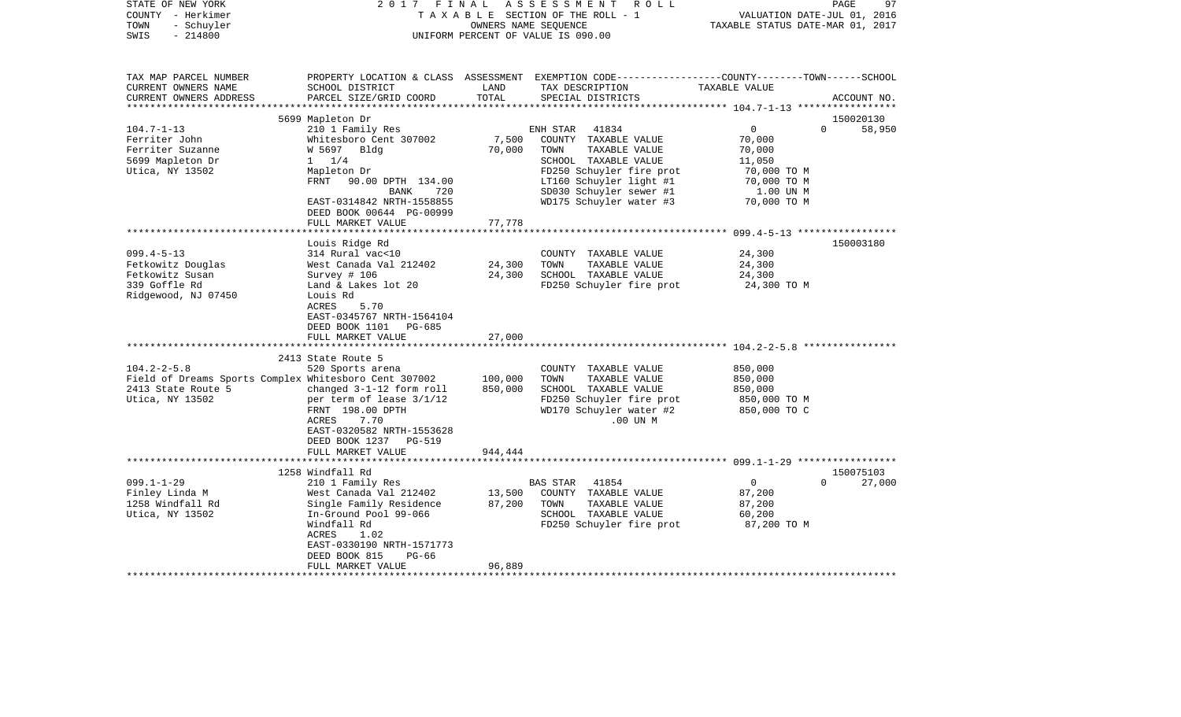| TAX MAP PARCEL NUMBER<br>CURRENT OWNERS NAME<br>CURRENT OWNERS ADDRESS | PROPERTY LOCATION & CLASS<br>SCHOOL DISTRICT<br>PARCEL SIZE/GRID COORD | ASSESSMENT<br>LAND<br>TOTAL | EXEMPTION CODE-----COUNTY-----TOWN------SCHOOL<br>TAX DESCRIPTION<br>SPECIAL DISTRICTS | TAXABLE VALUE | ACCOUNT NO. |
|---|---|---|---|---|---|
| **104.7-1-13** | 5699 Mapleton Dr | | | | 150020130 |
| 104.7-1-13 | 210 1 Family Res | | ENH STAR 41834 | 0 0 | 58,950 |
| Ferriter John | Whitesboro Cent 307002 | 7,500 | COUNTY TAXABLE VALUE | 70,000 | |
| Ferriter Suzanne | W 5697 Bldg | 70,000 | TOWN TAXABLE VALUE | 70,000 | |
| 5699 Mapleton Dr | 1 1/4 | | SCHOOL TAXABLE VALUE | 11,050 | |
| Utica, NY 13502 | Mapleton Dr | | FD250 Schuyler fire prot | 70,000 TO M | |
| | FRNT 90.00 DPTH 134.00 | | LT160 Schuyler light #1 | 70,000 TO M | |
| | BANK 720 | | SD030 Schuyler sewer #1 | 1.00 UN M | |
| | EAST-0314842 NRTH-1558855 | | WD175 Schuyler water #3 | 70,000 TO M | |
| | DEED BOOK 00644 PG-00999 | | | | |
| | FULL MARKET VALUE | 77,778 | | | |
| **099.4-5-13** | Louis Ridge Rd | | | | 150003180 |
| 099.4-5-13 | 314 Rural vac<10 | | COUNTY TAXABLE VALUE | 24,300 | |
| Fetkowitz Douglas | West Canada Val 212402 | 24,300 | TOWN TAXABLE VALUE | 24,300 | |
| Fetkowitz Susan | Survey # 106 | 24,300 | SCHOOL TAXABLE VALUE | 24,300 | |
| 339 Goffle Rd | Land & Lakes lot 20 | | FD250 Schuyler fire prot | 24,300 TO M | |
| Ridgewood, NJ 07450 | Louis Rd | | | | |
| | ACRES 5.70 | | | | |
| | EAST-0345767 NRTH-1564104 | | | | |
| | DEED BOOK 1101 PG-685 | | | | |
| | FULL MARKET VALUE | 27,000 | | | |
| **104.2-2-5.8** | 2413 State Route 5 | | | | |
| 104.2-2-5.8 | 520 Sports arena | | COUNTY TAXABLE VALUE | 850,000 | |
| Field of Dreams Sports Complex | Whitesboro Cent 307002 | 100,000 | TOWN TAXABLE VALUE | 850,000 | |
| 2413 State Route 5 | changed 3-1-12 form roll | 850,000 | SCHOOL TAXABLE VALUE | 850,000 | |
| Utica, NY 13502 | per term of lease 3/1/12 | | FD250 Schuyler fire prot | 850,000 TO M | |
| | FRNT 198.00 DPTH | | WD170 Schuyler water #2 | 850,000 TO C | |
| | ACRES 7.70 | | .00 UN M | | |
| | EAST-0320582 NRTH-1553628 | | | | |
| | DEED BOOK 1237 PG-519 | | | | |
| | FULL MARKET VALUE | 944,444 | | | |
| **099.1-1-29** | 1258 Windfall Rd | | | | 150075103 |
| 099.1-1-29 | 210 1 Family Res | | BAS STAR 41854 | 0 0 | 27,000 |
| Finley Linda M | West Canada Val 212402 | 13,500 | COUNTY TAXABLE VALUE | 87,200 | |
| 1258 Windfall Rd | Single Family Residence | 87,200 | TOWN TAXABLE VALUE | 87,200 | |
| Utica, NY 13502 | In-Ground Pool 99-066 | | SCHOOL TAXABLE VALUE | 60,200 | |
| | Windfall Rd | | FD250 Schuyler fire prot | 87,200 TO M | |
| | ACRES 1.02 | | | | |
| | EAST-0330190 NRTH-1571773 | | | | |
| | DEED BOOK 815 PG-66 | | | | |
| | FULL MARKET VALUE | 96,889 | | | |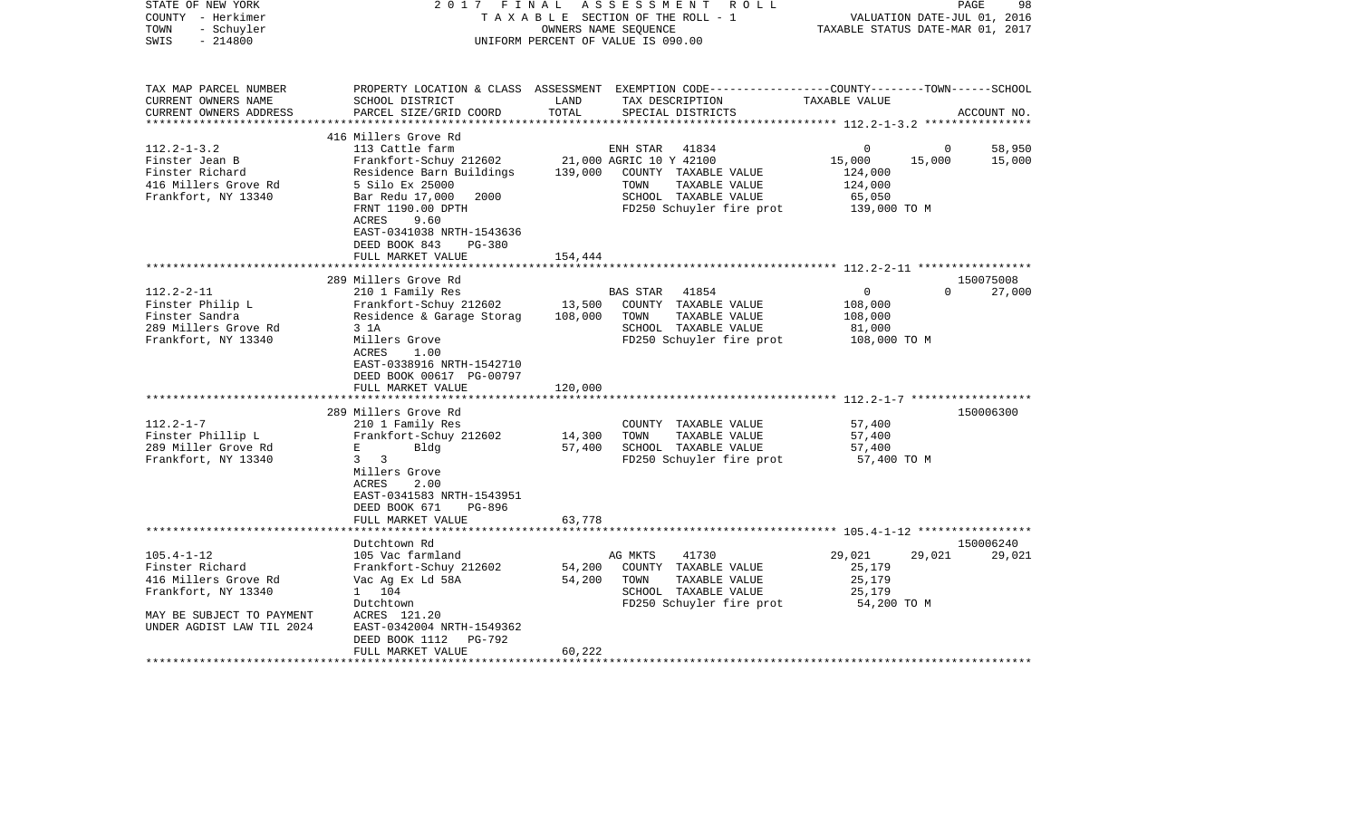STATE OF NEW YORK　　　　　　　2 0 1 7　F I N A L　A S S E S S M E N T　R O L L
COUNTY - Herkimer　　　　　　T A X A B L E SECTION OF THE ROLL - 1　　　　VALUATION DATE-JUL 01, 2016
TOWN - Schuyler　　　　　　　　OWNERS NAME SEQUENCE　　　　　TAXABLE STATUS DATE-MAR 01, 2017
SWIS - 214800　　　　　　　　UNIFORM PERCENT OF VALUE IS 090.00

| TAX MAP PARCEL NUMBER / CURRENT OWNERS NAME / CURRENT OWNERS ADDRESS | PROPERTY LOCATION & CLASS / SCHOOL DISTRICT / PARCEL SIZE/GRID COORD | ASSESSMENT LAND | TOTAL | EXEMPTION CODE / TAX DESCRIPTION / SPECIAL DISTRICTS | COUNTY TAXABLE VALUE | TOWN | SCHOOL / ACCOUNT NO. |
|---|---|---|---|---|---|---|---|
| | 416 Millers Grove Rd | | | | | | |
| 112.2-1-3.2 | 113 Cattle farm | | | ENH STAR 41834 | 0 | 0 | 58,950 |
| Finster Jean B | Frankfort-Schuy 212602 | 21,000 | | AGRIC 10 Y 42100 | 15,000 | 15,000 | 15,000 |
| Finster Richard | Residence Barn Buildings | | 139,000 | COUNTY TAXABLE VALUE | 124,000 | | |
| 416 Millers Grove Rd | 5 Silo Ex 25000 | | | TOWN TAXABLE VALUE | 124,000 | | |
| Frankfort, NY 13340 | Bar Redu 17,000 2000 | | | SCHOOL TAXABLE VALUE | 65,050 | | |
| | FRNT 1190.00 DPTH | | | FD250 Schuyler fire prot | 139,000 TO M | | |
| | ACRES 9.60 | | | | | | |
| | EAST-0341038 NRTH-1543636 | | | | | | |
| | DEED BOOK 843 PG-380 | | | | | | |
| | FULL MARKET VALUE | | 154,444 | | | | |
| | 289 Millers Grove Rd | | | | | | 150075008 |
| 112.2-2-11 | 210 1 Family Res | | | BAS STAR 41854 | 0 | 0 | 27,000 |
| Finster Philip L | Frankfort-Schuy 212602 | 13,500 | | COUNTY TAXABLE VALUE | 108,000 | | |
| Finster Sandra | Residence & Garage Storag | | 108,000 | TOWN TAXABLE VALUE | 108,000 | | |
| 289 Millers Grove Rd | 3 1A | | | SCHOOL TAXABLE VALUE | 81,000 | | |
| Frankfort, NY 13340 | Millers Grove | | | FD250 Schuyler fire prot | 108,000 TO M | | |
| | ACRES 1.00 | | | | | | |
| | EAST-0338916 NRTH-1542710 | | | | | | |
| | DEED BOOK 00617 PG-00797 | | | | | | |
| | FULL MARKET VALUE | | 120,000 | | | | |
| | 289 Millers Grove Rd | | | | | | 150006300 |
| 112.2-1-7 | 210 1 Family Res | | | COUNTY TAXABLE VALUE | 57,400 | | |
| Finster Phillip L | Frankfort-Schuy 212602 | 14,300 | | TOWN TAXABLE VALUE | 57,400 | | |
| 289 Miller Grove Rd | E Bldg | | 57,400 | SCHOOL TAXABLE VALUE | 57,400 | | |
| Frankfort, NY 13340 | 3 3 | | | FD250 Schuyler fire prot | 57,400 TO M | | |
| | Millers Grove | | | | | | |
| | ACRES 2.00 | | | | | | |
| | EAST-0341583 NRTH-1543951 | | | | | | |
| | DEED BOOK 671 PG-896 | | | | | | |
| | FULL MARKET VALUE | | 63,778 | | | | |
| | Dutchtown Rd | | | | | | 150006240 |
| 105.4-1-12 | 105 Vac farmland | | | AG MKTS 41730 | 29,021 | 29,021 | 29,021 |
| Finster Richard | Frankfort-Schuy 212602 | 54,200 | | COUNTY TAXABLE VALUE | 25,179 | | |
| 416 Millers Grove Rd | Vac Ag Ex Ld 58A | | 54,200 | TOWN TAXABLE VALUE | 25,179 | | |
| Frankfort, NY 13340 | 1 104 | | | SCHOOL TAXABLE VALUE | 25,179 | | |
| | Dutchtown | | | FD250 Schuyler fire prot | 54,200 TO M | | |
| MAY BE SUBJECT TO PAYMENT | ACRES 121.20 | | | | | | |
| UNDER AGDIST LAW TIL 2024 | EAST-0342004 NRTH-1549362 | | | | | | |
| | DEED BOOK 1112 PG-792 | | | | | | |
| | FULL MARKET VALUE | | 60,222 | | | | |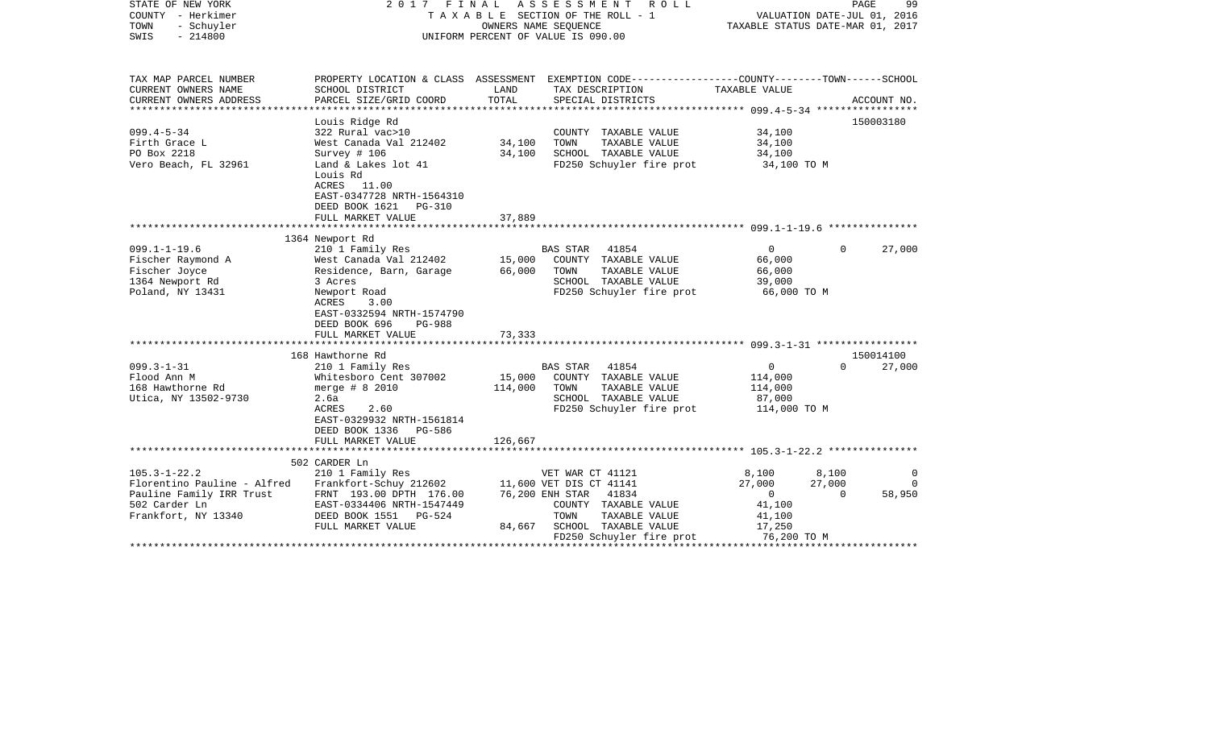STATE OF NEW YORK
COUNTY - Herkimer
TOWN - Schuyler
SWIS - 214800

2017 FINAL ASSESSMENT ROLL
TAXABLE SECTION OF THE ROLL - 1
OWNERS NAME SEQUENCE
UNIFORM PERCENT OF VALUE IS 090.00

VALUATION DATE-JUL 01, 2016
TAXABLE STATUS DATE-MAR 01, 2017

| TAX MAP PARCEL NUMBER / CURRENT OWNERS NAME / CURRENT OWNERS ADDRESS | PROPERTY LOCATION & CLASS / SCHOOL DISTRICT / PARCEL SIZE/GRID COORD | ASSESSMENT LAND / TOTAL | EXEMPTION CODE / TAX DESCRIPTION / SPECIAL DISTRICTS | COUNTY | TOWN | SCHOOL | ACCOUNT NO. |
|---|---|---|---|---|---|---|---|
| **099.4-5-34** | Louis Ridge Rd | | | | | | 150003180 |
| 099.4-5-34 | 322 Rural vac>10 | | COUNTY TAXABLE VALUE | 34,100 | | | |
| Firth Grace L | West Canada Val 212402 | 34,100 | TOWN TAXABLE VALUE | | 34,100 | | |
| PO Box 2218 | Survey # 106 | 34,100 | SCHOOL TAXABLE VALUE | | | 34,100 | |
| Vero Beach, FL 32961 | Land & Lakes lot 41 | | FD250 Schuyler fire prot | 34,100 TO M | | | |
| | Louis Rd | | | | | | |
| | ACRES 11.00 | | | | | | |
| | EAST-0347728 NRTH-1564310 | | | | | | |
| | DEED BOOK 1621 PG-310 | | | | | | |
| | FULL MARKET VALUE | 37,889 | | | | | |
| **099.1-1-19.6** | 1364 Newport Rd | | | | | | |
| 099.1-1-19.6 | 210 1 Family Res | | BAS STAR 41854 | 0 | 0 | 27,000 | |
| Fischer Raymond A | West Canada Val 212402 | 15,000 | COUNTY TAXABLE VALUE | 66,000 | | | |
| Fischer Joyce | Residence, Barn, Garage | 66,000 | TOWN TAXABLE VALUE | | 66,000 | | |
| 1364 Newport Rd | 3 Acres | | SCHOOL TAXABLE VALUE | | | 39,000 | |
| Poland, NY 13431 | Newport Road | | FD250 Schuyler fire prot | 66,000 TO M | | | |
| | ACRES 3.00 | | | | | | |
| | EAST-0332594 NRTH-1574790 | | | | | | |
| | DEED BOOK 696 PG-988 | | | | | | |
| | FULL MARKET VALUE | 73,333 | | | | | |
| **099.3-1-31** | 168 Hawthorne Rd | | | | | | 150014100 |
| 099.3-1-31 | 210 1 Family Res | | BAS STAR 41854 | 0 | 0 | 27,000 | |
| Flood Ann M | Whitesboro Cent 307002 | 15,000 | COUNTY TAXABLE VALUE | 114,000 | | | |
| 168 Hawthorne Rd | merge # 8 2010 | 114,000 | TOWN TAXABLE VALUE | | 114,000 | | |
| Utica, NY 13502-9730 | 2.6a | | SCHOOL TAXABLE VALUE | | | 87,000 | |
| | ACRES 2.60 | | FD250 Schuyler fire prot | 114,000 TO M | | | |
| | EAST-0329932 NRTH-1561814 | | | | | | |
| | DEED BOOK 1336 PG-586 | | | | | | |
| | FULL MARKET VALUE | 126,667 | | | | | |
| **105.3-1-22.2** | 502 CARDER Ln | | | | | | |
| 105.3-1-22.2 | 210 1 Family Res | | VET WAR CT 41121 | 8,100 | 8,100 | 0 | |
| Florentino Pauline - Alfred | Frankfort-Schuy 212602 | 11,600 | VET DIS CT 41141 | 27,000 | 27,000 | 0 | |
| Pauline Family IRR Trust | FRNT 193.00 DPTH 176.00 | 76,200 | ENH STAR 41834 | 0 | 0 | 58,950 | |
| 502 Carder Ln | EAST-0334406 NRTH-1547449 | | COUNTY TAXABLE VALUE | 41,100 | | | |
| Frankfort, NY 13340 | DEED BOOK 1551 PG-524 | | TOWN TAXABLE VALUE | | 41,100 | | |
| | FULL MARKET VALUE | 84,667 | SCHOOL TAXABLE VALUE | | | 17,250 | |
| | | | FD250 Schuyler fire prot | 76,200 TO M | | | |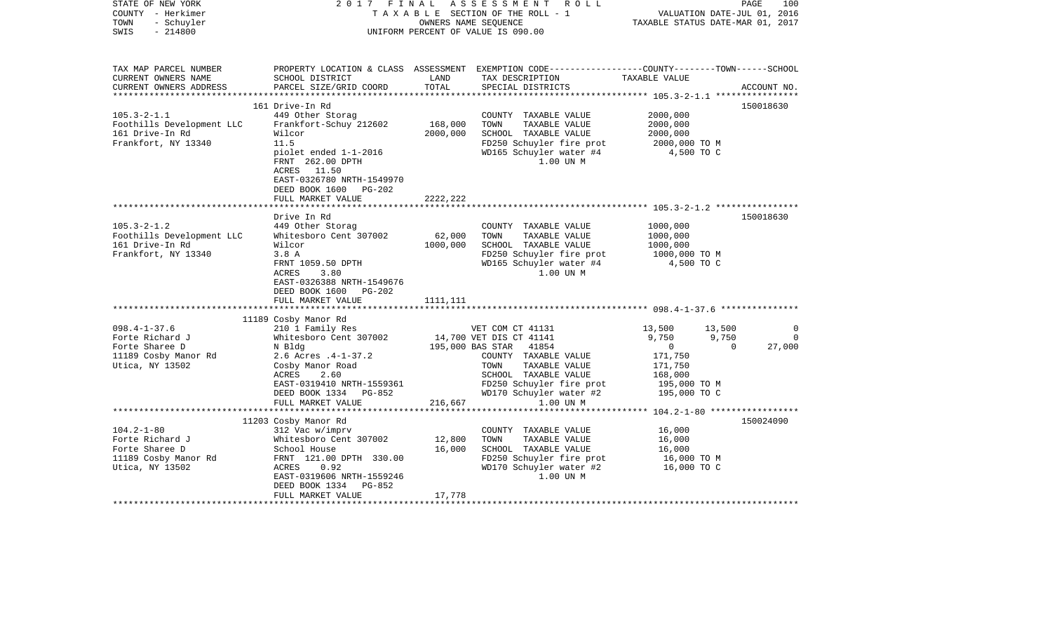STATE OF NEW YORK — 2017 FINAL ASSESSMENT ROLL
COUNTY - Herkimer — TAXABLE SECTION OF THE ROLL - 1 — VALUATION DATE-JUL 01, 2016
TOWN - Schuyler — OWNERS NAME SEQUENCE — TAXABLE STATUS DATE-MAR 01, 2017
SWIS - 214800 — UNIFORM PERCENT OF VALUE IS 090.00

| TAX MAP PARCEL NUMBER / CURRENT OWNERS NAME / CURRENT OWNERS ADDRESS | PROPERTY LOCATION & CLASS / SCHOOL DISTRICT / PARCEL SIZE/GRID COORD | ASSESSMENT LAND / TOTAL | EXEMPTION CODE / TAX DESCRIPTION / SPECIAL DISTRICTS | COUNTY | TOWN | SCHOOL / ACCOUNT NO. |
|---|---|---|---|---|---|---|
| **105.3-2-1.1** | 161 Drive-In Rd | | | | | 150018630 |
| 105.3-2-1.1 | 449 Other Storag | | COUNTY TAXABLE VALUE | 2000,000 | | |
| Foothills Development LLC | Frankfort-Schuy 212602 | 168,000 | TOWN TAXABLE VALUE | 2000,000 | | |
| 161 Drive-In Rd | Wilcor | 2000,000 | SCHOOL TAXABLE VALUE | 2000,000 | | |
| Frankfort, NY 13340 | 11.5 | | FD250 Schuyler fire prot | 2000,000 TO M | | |
| | piolet ended 1-1-2016 | | WD165 Schuyler water #4 | 4,500 TO C | | |
| | FRNT 262.00 DPTH | | 1.00 UN M | | | |
| | ACRES 11.50 | | | | | |
| | EAST-0326780 NRTH-1549970 | | | | | |
| | DEED BOOK 1600 PG-202 | | | | | |
| | FULL MARKET VALUE | 2222,222 | | | | |
| **105.3-2-1.2** | Drive In Rd | | | | | 150018630 |
| 105.3-2-1.2 | 449 Other Storag | | COUNTY TAXABLE VALUE | 1000,000 | | |
| Foothills Development LLC | Whitesboro Cent 307002 | 62,000 | TOWN TAXABLE VALUE | 1000,000 | | |
| 161 Drive-In Rd | Wilcor | 1000,000 | SCHOOL TAXABLE VALUE | 1000,000 | | |
| Frankfort, NY 13340 | 3.8 A | | FD250 Schuyler fire prot | 1000,000 TO M | | |
| | FRNT 1059.50 DPTH | | WD165 Schuyler water #4 | 4,500 TO C | | |
| | ACRES 3.80 | | 1.00 UN M | | | |
| | EAST-0326388 NRTH-1549676 | | | | | |
| | DEED BOOK 1600 PG-202 | | | | | |
| | FULL MARKET VALUE | 1111,111 | | | | |
| **098.4-1-37.6** | 11189 Cosby Manor Rd | | | | | |
| 098.4-1-37.6 | 210 1 Family Res | | VET COM CT 41131 | 13,500 | 13,500 | 0 |
| Forte Richard J | Whitesboro Cent 307002 | 14,700 | VET DIS CT 41141 | 9,750 | 9,750 | 0 |
| Forte Sharee D | N Bldg | 195,000 | BAS STAR 41854 | 0 | 0 | 27,000 |
| 11189 Cosby Manor Rd | 2.6 Acres .4-1-37.2 | | COUNTY TAXABLE VALUE | 171,750 | | |
| Utica, NY 13502 | Cosby Manor Road | | TOWN TAXABLE VALUE | 171,750 | | |
| | ACRES 2.60 | | SCHOOL TAXABLE VALUE | 168,000 | | |
| | EAST-0319410 NRTH-1559361 | | FD250 Schuyler fire prot | 195,000 TO M | | |
| | DEED BOOK 1334 PG-852 | | WD170 Schuyler water #2 | 195,000 TO C | | |
| | FULL MARKET VALUE | 216,667 | 1.00 UN M | | | |
| **104.2-1-80** | 11203 Cosby Manor Rd | | | | | 150024090 |
| 104.2-1-80 | 312 Vac w/imprv | | COUNTY TAXABLE VALUE | 16,000 | | |
| Forte Richard J | Whitesboro Cent 307002 | 12,800 | TOWN TAXABLE VALUE | 16,000 | | |
| Forte Sharee D | School House | 16,000 | SCHOOL TAXABLE VALUE | 16,000 | | |
| 11189 Cosby Manor Rd | FRNT 121.00 DPTH 330.00 | | FD250 Schuyler fire prot | 16,000 TO M | | |
| Utica, NY 13502 | ACRES 0.92 | | WD170 Schuyler water #2 | 16,000 TO C | | |
| | EAST-0319606 NRTH-1559246 | | 1.00 UN M | | | |
| | DEED BOOK 1334 PG-852 | | | | | |
| | FULL MARKET VALUE | 17,778 | | | | |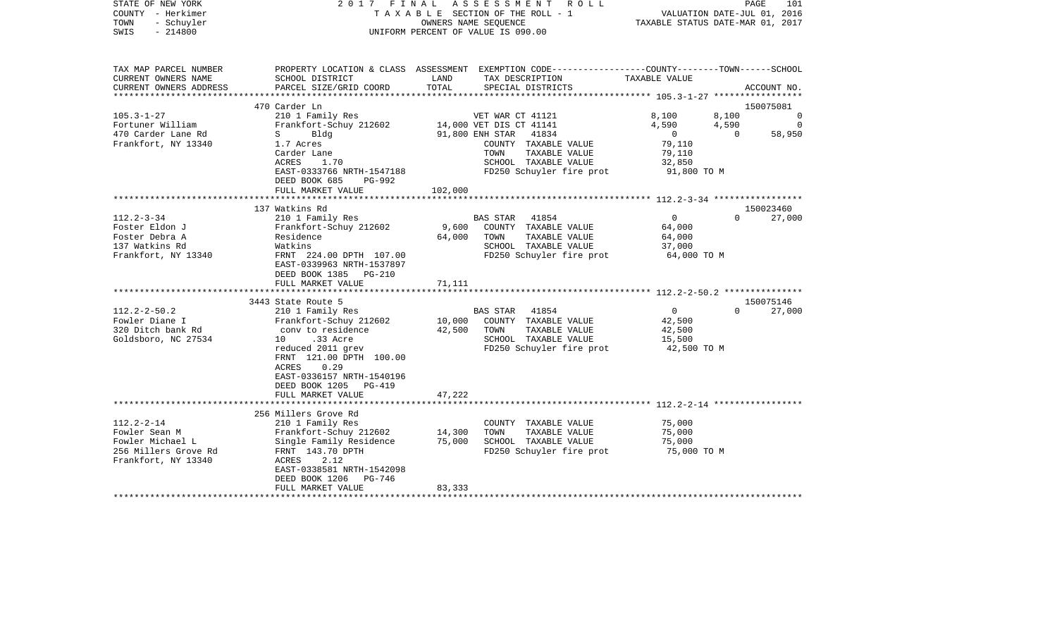STATE OF NEW YORK — 2017 FINAL ASSESSMENT ROLL
COUNTY - Herkimer — TAXABLE SECTION OF THE ROLL - 1 — VALUATION DATE-JUL 01, 2016
TOWN - Schuyler — OWNERS NAME SEQUENCE — TAXABLE STATUS DATE-MAR 01, 2017
SWIS - 214800 — UNIFORM PERCENT OF VALUE IS 090.00

| TAX MAP PARCEL NUMBER / CURRENT OWNERS NAME / CURRENT OWNERS ADDRESS | PROPERTY LOCATION & CLASS / SCHOOL DISTRICT / PARCEL SIZE/GRID COORD | ASSESSMENT LAND / TOTAL | EXEMPTION CODE / TAX DESCRIPTION / SPECIAL DISTRICTS | COUNTY TAXABLE VALUE | TOWN | SCHOOL / ACCOUNT NO. |
|---|---|---|---|---|---|---|
| **105.3-1-27** | 470 Carder Ln | | | | | 150075081 |
| Fortuner William | 210 1 Family Res | | VET WAR CT 41121 | 8,100 | 8,100 | 0 |
| 470 Carder Lane Rd | Frankfort-Schuy 212602 | 14,000 | VET DIS CT 41141 | 4,590 | 4,590 | 0 |
| Frankfort, NY 13340 | S Bldg | 91,800 | ENH STAR 41834 | 0 | 0 | 58,950 |
| | 1.7 Acres | | COUNTY TAXABLE VALUE | 79,110 | | |
| | Carder Lane | | TOWN TAXABLE VALUE | 79,110 | | |
| | ACRES 1.70 | | SCHOOL TAXABLE VALUE | 32,850 | | |
| | EAST-0333766 NRTH-1547188 | | FD250 Schuyler fire prot | 91,800 TO M | | |
| | DEED BOOK 685 PG-992 | | | | | |
| | FULL MARKET VALUE | 102,000 | | | | |
| **112.2-3-34** | 137 Watkins Rd | | | | | 150023460 |
| Foster Eldon J | 210 1 Family Res | | BAS STAR 41854 | 0 | 0 | 27,000 |
| Foster Debra A | Frankfort-Schuy 212602 | 9,600 | COUNTY TAXABLE VALUE | 64,000 | | |
| 137 Watkins Rd | Residence | 64,000 | TOWN TAXABLE VALUE | 64,000 | | |
| Frankfort, NY 13340 | Watkins | | SCHOOL TAXABLE VALUE | 37,000 | | |
| | FRNT 224.00 DPTH 107.00 | | FD250 Schuyler fire prot | 64,000 TO M | | |
| | EAST-0339963 NRTH-1537897 | | | | | |
| | DEED BOOK 1385 PG-210 | | | | | |
| | FULL MARKET VALUE | 71,111 | | | | |
| **112.2-2-50.2** | 3443 State Route 5 | | | | | 150075146 |
| Fowler Diane I | 210 1 Family Res | | BAS STAR 41854 | 0 | 0 | 27,000 |
| 320 Ditch bank Rd | Frankfort-Schuy 212602 | 10,000 | COUNTY TAXABLE VALUE | 42,500 | | |
| Goldsboro, NC 27534 | conv to residence | 42,500 | TOWN TAXABLE VALUE | 42,500 | | |
| | 10 .33 Acre | | SCHOOL TAXABLE VALUE | 15,500 | | |
| | reduced 2011 grev | | FD250 Schuyler fire prot | 42,500 TO M | | |
| | FRNT 121.00 DPTH 100.00 | | | | | |
| | ACRES 0.29 | | | | | |
| | EAST-0336157 NRTH-1540196 | | | | | |
| | DEED BOOK 1205 PG-419 | | | | | |
| | FULL MARKET VALUE | 47,222 | | | | |
| **112.2-2-14** | 256 Millers Grove Rd | | | | | |
| Fowler Sean M | 210 1 Family Res | | COUNTY TAXABLE VALUE | 75,000 | | |
| Fowler Michael L | Frankfort-Schuy 212602 | 14,300 | TOWN TAXABLE VALUE | 75,000 | | |
| 256 Millers Grove Rd | Single Family Residence | 75,000 | SCHOOL TAXABLE VALUE | 75,000 | | |
| Frankfort, NY 13340 | FRNT 143.70 DPTH | | FD250 Schuyler fire prot | 75,000 TO M | | |
| | ACRES 2.12 | | | | | |
| | EAST-0338581 NRTH-1542098 | | | | | |
| | DEED BOOK 1206 PG-746 | | | | | |
| | FULL MARKET VALUE | 83,333 | | | | |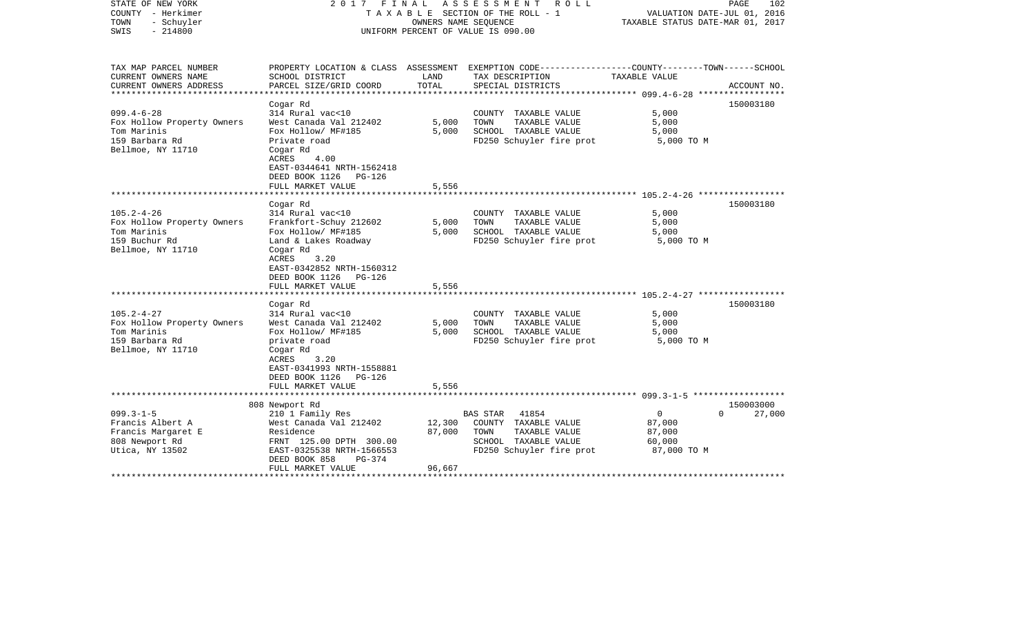STATE OF NEW YORK | 2017 FINAL ASSESSMENT ROLL | VALUATION DATE-JUL 01, 2016
COUNTY - Herkimer | TAXABLE SECTION OF THE ROLL - 1 | TAXABLE STATUS DATE-MAR 01, 2017
TOWN - Schuyler | OWNERS NAME SEQUENCE
SWIS - 214800 | UNIFORM PERCENT OF VALUE IS 090.00

| TAX MAP PARCEL NUMBER / CURRENT OWNERS NAME / CURRENT OWNERS ADDRESS | PROPERTY LOCATION & CLASS / SCHOOL DISTRICT / PARCEL SIZE/GRID COORD | ASSESSMENT LAND / TOTAL | EXEMPTION CODE / TAX DESCRIPTION / SPECIAL DISTRICTS | COUNTY / TOWN / SCHOOL TAXABLE VALUE | ACCOUNT NO. |
|---|---|---|---|---|---|
| **099.4-6-28** | Cogar Rd | | | | 150003180 |
| 099.4-6-28 | 314 Rural vac<10 | | COUNTY TAXABLE VALUE | 5,000 | |
| Fox Hollow Property Owners | West Canada Val 212402 | 5,000 | TOWN TAXABLE VALUE | 5,000 | |
| Tom Marinis | Fox Hollow/ MF#185 | 5,000 | SCHOOL TAXABLE VALUE | 5,000 | |
| 159 Barbara Rd | Private road | | FD250 Schuyler fire prot | 5,000 TO M | |
| Bellmoe, NY 11710 | Cogar Rd | | | | |
| | ACRES 4.00 | | | | |
| | EAST-0344641 NRTH-1562418 | | | | |
| | DEED BOOK 1126 PG-126 | | | | |
| | FULL MARKET VALUE | 5,556 | | | |
| **105.2-4-26** | Cogar Rd | | | | 150003180 |
| 105.2-4-26 | 314 Rural vac<10 | | COUNTY TAXABLE VALUE | 5,000 | |
| Fox Hollow Property Owners | Frankfort-Schuy 212602 | 5,000 | TOWN TAXABLE VALUE | 5,000 | |
| Tom Marinis | Fox Hollow/ MF#185 | 5,000 | SCHOOL TAXABLE VALUE | 5,000 | |
| 159 Buchur Rd | Land & Lakes Roadway | | FD250 Schuyler fire prot | 5,000 TO M | |
| Bellmoe, NY 11710 | Cogar Rd | | | | |
| | ACRES 3.20 | | | | |
| | EAST-0342852 NRTH-1560312 | | | | |
| | DEED BOOK 1126 PG-126 | | | | |
| | FULL MARKET VALUE | 5,556 | | | |
| **105.2-4-27** | Cogar Rd | | | | 150003180 |
| 105.2-4-27 | 314 Rural vac<10 | | COUNTY TAXABLE VALUE | 5,000 | |
| Fox Hollow Property Owners | West Canada Val 212402 | 5,000 | TOWN TAXABLE VALUE | 5,000 | |
| Tom Marinis | Fox Hollow/ MF#185 | 5,000 | SCHOOL TAXABLE VALUE | 5,000 | |
| 159 Barbara Rd | private road | | FD250 Schuyler fire prot | 5,000 TO M | |
| Bellmoe, NY 11710 | Cogar Rd | | | | |
| | ACRES 3.20 | | | | |
| | EAST-0341993 NRTH-1558881 | | | | |
| | DEED BOOK 1126 PG-126 | | | | |
| | FULL MARKET VALUE | 5,556 | | | |
| **099.3-1-5** | 808 Newport Rd | | | | 150003000 |
| 099.3-1-5 | 210 1 Family Res | | BAS STAR 41854 | 0 / 0 / 27,000 | |
| Francis Albert A | West Canada Val 212402 | 12,300 | COUNTY TAXABLE VALUE | 87,000 | |
| Francis Margaret E | Residence | 87,000 | TOWN TAXABLE VALUE | 87,000 | |
| 808 Newport Rd | FRNT 125.00 DPTH 300.00 | | SCHOOL TAXABLE VALUE | 60,000 | |
| Utica, NY 13502 | EAST-0325538 NRTH-1566553 | | FD250 Schuyler fire prot | 87,000 TO M | |
| | DEED BOOK 858 PG-374 | | | | |
| | FULL MARKET VALUE | 96,667 | | | |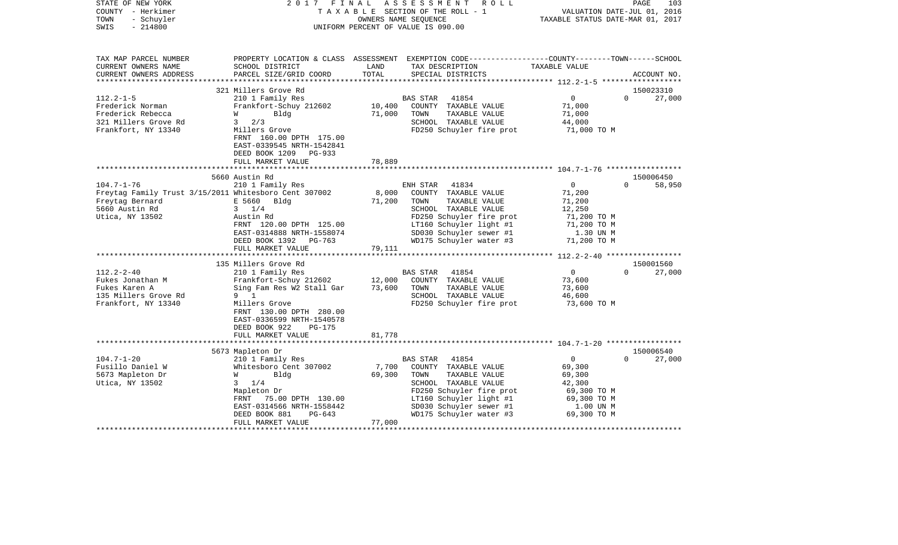STATE OF NEW YORK | COUNTY - Herkimer | TOWN - Schuyler | SWIS - 214800

**2017 FINAL ASSESSMENT ROLL**
TAXABLE SECTION OF THE ROLL - 1
OWNERS NAME SEQUENCE
UNIFORM PERCENT OF VALUE IS 090.00

VALUATION DATE-JUL 01, 2016
TAXABLE STATUS DATE-MAR 01, 2017

| TAX MAP PARCEL NUMBER / CURRENT OWNERS NAME / CURRENT OWNERS ADDRESS | PROPERTY LOCATION & CLASS / SCHOOL DISTRICT / PARCEL SIZE/GRID COORD | ASSESSMENT LAND / TOTAL | EXEMPTION CODE / TAX DESCRIPTION / SPECIAL DISTRICTS | COUNTY--------TOWN------SCHOOL TAXABLE VALUE | ACCOUNT NO. |
|---|---|---|---|---|---|
| 112.2-1-5 | 321 Millers Grove Rd | | | | 150023310 |
| 112.2-1-5 | 210 1 Family Res | | BAS STAR 41854 | 0 0 27,000 | |
| Frederick Norman | Frankfort-Schuy 212602 | 10,400 | COUNTY TAXABLE VALUE | 71,000 | |
| Frederick Rebecca | W Bldg | 71,000 | TOWN TAXABLE VALUE | 71,000 | |
| 321 Millers Grove Rd | 3 2/3 | | SCHOOL TAXABLE VALUE | 44,000 | |
| Frankfort, NY 13340 | Millers Grove | | FD250 Schuyler fire prot | 71,000 TO M | |
| | FRNT 160.00 DPTH 175.00 | | | | |
| | EAST-0339545 NRTH-1542841 | | | | |
| | DEED BOOK 1209 PG-933 | | | | |
| | FULL MARKET VALUE | 78,889 | | | |
| 104.7-1-76 | 5660 Austin Rd | | | | 150006450 |
| 104.7-1-76 | 210 1 Family Res | | ENH STAR 41834 | 0 0 58,950 | |
| Freytag Family Trust 3/15/2011 | Whitesboro Cent 307002 | 8,000 | COUNTY TAXABLE VALUE | 71,200 | |
| Freytag Bernard | E 5660 Bldg | 71,200 | TOWN TAXABLE VALUE | 71,200 | |
| 5660 Austin Rd | 3 1/4 | | SCHOOL TAXABLE VALUE | 12,250 | |
| Utica, NY 13502 | Austin Rd | | FD250 Schuyler fire prot | 71,200 TO M | |
| | FRNT 120.00 DPTH 125.00 | | LT160 Schuyler light #1 | 71,200 TO M | |
| | EAST-0314888 NRTH-1558074 | | SD030 Schuyler sewer #1 | 1.30 UN M | |
| | DEED BOOK 1392 PG-763 | | WD175 Schuyler water #3 | 71,200 TO M | |
| | FULL MARKET VALUE | 79,111 | | | |
| 112.2-2-40 | 135 Millers Grove Rd | | | | 150001560 |
| 112.2-2-40 | 210 1 Family Res | | BAS STAR 41854 | 0 0 27,000 | |
| Fukes Jonathan M | Frankfort-Schuy 212602 | 12,000 | COUNTY TAXABLE VALUE | 73,600 | |
| Fukes Karen A | Sing Fam Res W2 Stall Gar | 73,600 | TOWN TAXABLE VALUE | 73,600 | |
| 135 Millers Grove Rd | 9 1 | | SCHOOL TAXABLE VALUE | 46,600 | |
| Frankfort, NY 13340 | Millers Grove | | FD250 Schuyler fire prot | 73,600 TO M | |
| | FRNT 130.00 DPTH 280.00 | | | | |
| | EAST-0336599 NRTH-1540578 | | | | |
| | DEED BOOK 922 PG-175 | | | | |
| | FULL MARKET VALUE | 81,778 | | | |
| 104.7-1-20 | 5673 Mapleton Dr | | | | 150006540 |
| 104.7-1-20 | 210 1 Family Res | | BAS STAR 41854 | 0 0 27,000 | |
| Fusillo Daniel W | Whitesboro Cent 307002 | 7,700 | COUNTY TAXABLE VALUE | 69,300 | |
| 5673 Mapleton Dr | W Bldg | 69,300 | TOWN TAXABLE VALUE | 69,300 | |
| Utica, NY 13502 | 3 1/4 | | SCHOOL TAXABLE VALUE | 42,300 | |
| | Mapleton Dr | | FD250 Schuyler fire prot | 69,300 TO M | |
| | FRNT 75.00 DPTH 130.00 | | LT160 Schuyler light #1 | 69,300 TO M | |
| | EAST-0314566 NRTH-1558442 | | SD030 Schuyler sewer #1 | 1.00 UN M | |
| | DEED BOOK 881 PG-643 | | WD175 Schuyler water #3 | 69,300 TO M | |
| | FULL MARKET VALUE | 77,000 | | | |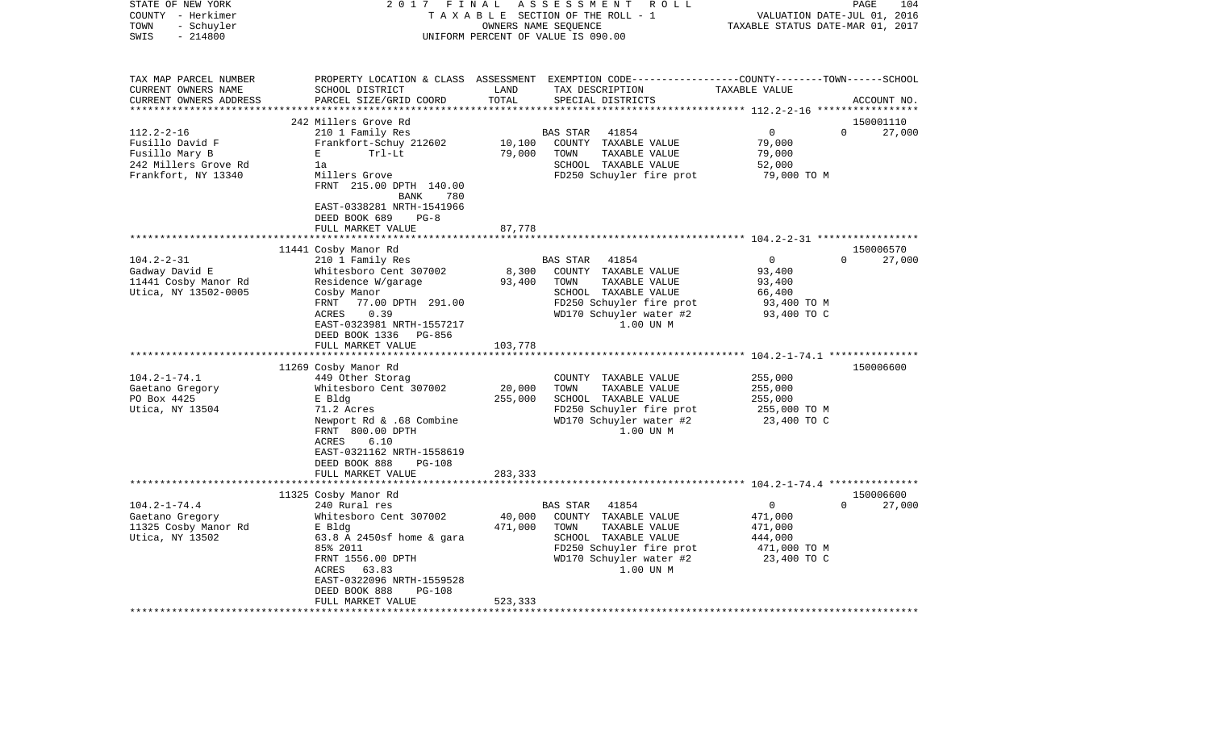STATE OF NEW YORK                    2 0 1 7   F I N A L   A S S E S S M E N T   R O L L
COUNTY - Herkimer                         T A X A B L E  SECTION OF THE ROLL - 1                    VALUATION DATE-JUL 01, 2016
TOWN   - Schuyler                                    OWNERS NAME SEQUENCE                            TAXABLE STATUS DATE-MAR 01, 2017
SWIS   - 214800                             UNIFORM PERCENT OF VALUE IS 090.00

| TAX MAP PARCEL NUMBER / CURRENT OWNERS NAME / CURRENT OWNERS ADDRESS | PROPERTY LOCATION & CLASS / SCHOOL DISTRICT / PARCEL SIZE/GRID COORD | ASSESSMENT LAND / TOTAL | EXEMPTION CODE / TAX DESCRIPTION / SPECIAL DISTRICTS | COUNTY | TOWN | SCHOOL / ACCOUNT NO. |
|---|---|---|---|---|---|---|
| 112.2-2-16 | 242 Millers Grove Rd | | | | | 150001110 |
| Fusillo David F | 210 1 Family Res | | BAS STAR 41854 | 0 | 0 | 27,000 |
| Fusillo Mary B | Frankfort-Schuy 212602 | 10,100 | COUNTY TAXABLE VALUE | 79,000 | | |
| 242 Millers Grove Rd | E Trl-Lt | 79,000 | TOWN TAXABLE VALUE | | 79,000 | |
| Frankfort, NY 13340 | 1a | | SCHOOL TAXABLE VALUE | | | 52,000 |
| | Millers Grove | | FD250 Schuyler fire prot | 79,000 TO M | | |
| | FRNT 215.00 DPTH 140.00 | | | | | |
| | BANK 780 | | | | | |
| | EAST-0338281 NRTH-1541966 | | | | | |
| | DEED BOOK 689 PG-8 | | | | | |
| | FULL MARKET VALUE | 87,778 | | | | |
| 104.2-2-31 | 11441 Cosby Manor Rd | | | | | 150006570 |
| Gadway David E | 210 1 Family Res | | BAS STAR 41854 | 0 | 0 | 27,000 |
| 11441 Cosby Manor Rd | Whitesboro Cent 307002 | 8,300 | COUNTY TAXABLE VALUE | 93,400 | | |
| Utica, NY 13502-0005 | Residence W/garage | 93,400 | TOWN TAXABLE VALUE | | 93,400 | |
| | Cosby Manor | | SCHOOL TAXABLE VALUE | | | 66,400 |
| | FRNT 77.00 DPTH 291.00 | | FD250 Schuyler fire prot | 93,400 TO M | | |
| | ACRES 0.39 | | WD170 Schuyler water #2 | 93,400 TO C | | |
| | EAST-0323981 NRTH-1557217 | | 1.00 UN M | | | |
| | DEED BOOK 1336 PG-856 | | | | | |
| | FULL MARKET VALUE | 103,778 | | | | |
| 104.2-1-74.1 | 11269 Cosby Manor Rd | | | | | 150006600 |
| Gaetano Gregory | 449 Other Storag | | COUNTY TAXABLE VALUE | 255,000 | | |
| PO Box 4425 | Whitesboro Cent 307002 | 20,000 | TOWN TAXABLE VALUE | | 255,000 | |
| Utica, NY 13504 | E Bldg | 255,000 | SCHOOL TAXABLE VALUE | | | 255,000 |
| | 71.2 Acres | | FD250 Schuyler fire prot | 255,000 TO M | | |
| | Newport Rd & .68 Combine | | WD170 Schuyler water #2 | 23,400 TO C | | |
| | FRNT 800.00 DPTH | | 1.00 UN M | | | |
| | ACRES 6.10 | | | | | |
| | EAST-0321162 NRTH-1558619 | | | | | |
| | DEED BOOK 888 PG-108 | | | | | |
| | FULL MARKET VALUE | 283,333 | | | | |
| 104.2-1-74.4 | 11325 Cosby Manor Rd | | | | | 150006600 |
| Gaetano Gregory | 240 Rural res | | BAS STAR 41854 | 0 | 0 | 27,000 |
| 11325 Cosby Manor Rd | Whitesboro Cent 307002 | 40,000 | COUNTY TAXABLE VALUE | 471,000 | | |
| Utica, NY 13502 | E Bldg | 471,000 | TOWN TAXABLE VALUE | | 471,000 | |
| | 63.8 A 2450sf home & gara | | SCHOOL TAXABLE VALUE | | | 444,000 |
| | 85% 2011 | | FD250 Schuyler fire prot | 471,000 TO M | | |
| | FRNT 1556.00 DPTH | | WD170 Schuyler water #2 | 23,400 TO C | | |
| | ACRES 63.83 | | 1.00 UN M | | | |
| | EAST-0322096 NRTH-1559528 | | | | | |
| | DEED BOOK 888 PG-108 | | | | | |
| | FULL MARKET VALUE | 523,333 | | | | |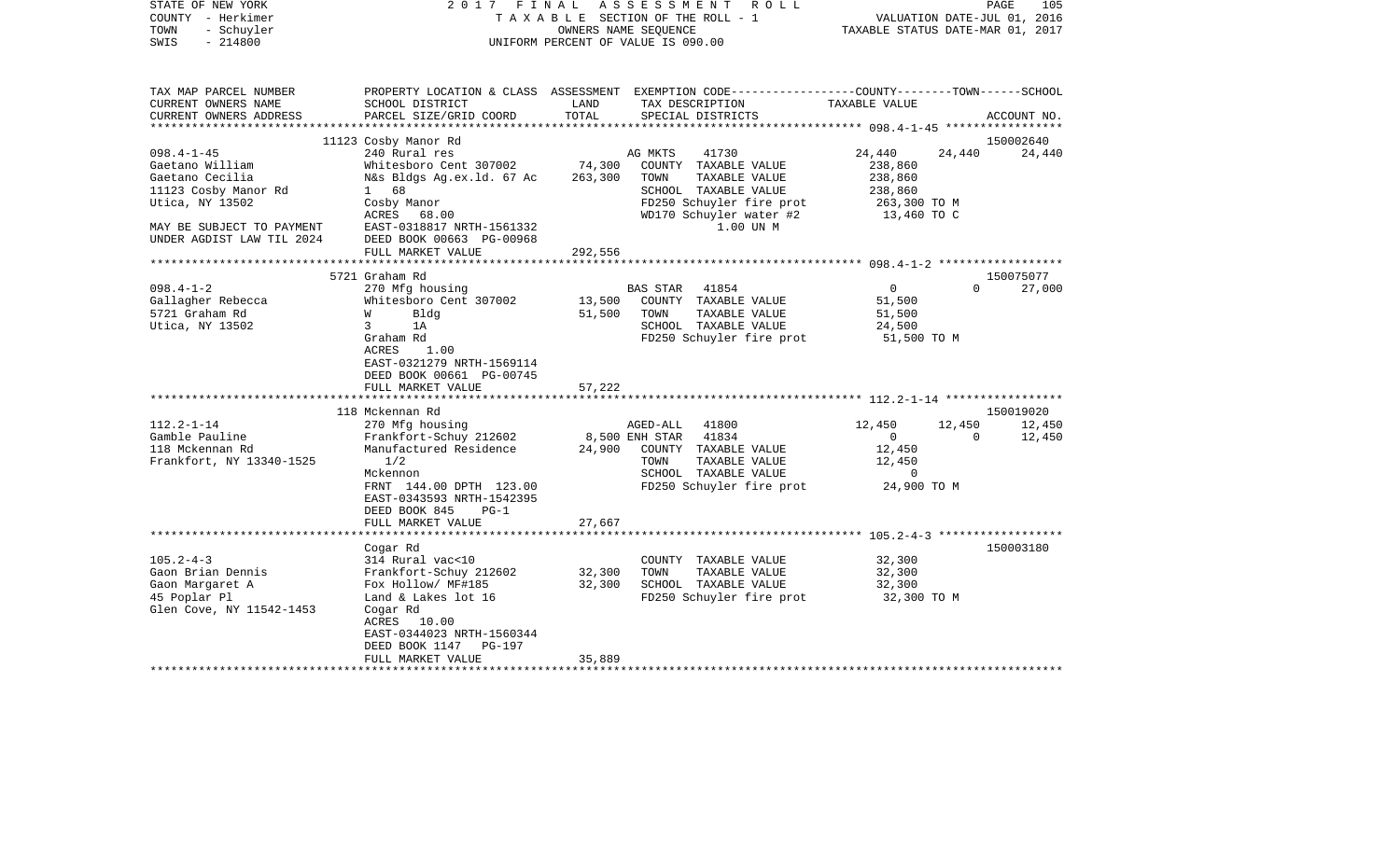STATE OF NEW YORK
COUNTY - Herkimer
TOWN - Schuyler
SWIS - 214800

2017 FINAL ASSESSMENT ROLL
TAXABLE SECTION OF THE ROLL - 1
OWNERS NAME SEQUENCE
UNIFORM PERCENT OF VALUE IS 090.00

VALUATION DATE-JUL 01, 2016
TAXABLE STATUS DATE-MAR 01, 2017

| TAX MAP PARCEL NUMBER / CURRENT OWNERS NAME / CURRENT OWNERS ADDRESS | PROPERTY LOCATION & CLASS / SCHOOL DISTRICT / PARCEL SIZE/GRID COORD | ASSESSMENT LAND / TOTAL | EXEMPTION CODE / TAX DESCRIPTION / SPECIAL DISTRICTS | COUNTY | TOWN | SCHOOL | ACCOUNT NO. |
|---|---|---|---|---|---|---|---|
| | 11123 Cosby Manor Rd | | | | | | 150002640 |
| 098.4-1-45 | 240 Rural res | | AG MKTS 41730 | 24,440 | 24,440 | 24,440 | |
| Gaetano William | Whitesboro Cent 307002 | 74,300 | COUNTY TAXABLE VALUE | 238,860 | | | |
| Gaetano Cecilia | N&s Bldgs Ag.ex.ld. 67 Ac | 263,300 | TOWN TAXABLE VALUE | 238,860 | | | |
| 11123 Cosby Manor Rd | 1 68 | | SCHOOL TAXABLE VALUE | 238,860 | | | |
| Utica, NY 13502 | Cosby Manor | | FD250 Schuyler fire prot | 263,300 TO M | | | |
| | ACRES 68.00 | | WD170 Schuyler water #2 | 13,460 TO C | | | |
| MAY BE SUBJECT TO PAYMENT | EAST-0318817 NRTH-1561332 | | 1.00 UN M | | | | |
| UNDER AGDIST LAW TIL 2024 | DEED BOOK 00663 PG-00968 | | | | | | |
| | FULL MARKET VALUE | 292,556 | | | | | |
| | 5721 Graham Rd | | | | | | 150075077 |
| 098.4-1-2 | 270 Mfg housing | | BAS STAR 41854 | 0 | 0 | 27,000 | |
| Gallagher Rebecca | Whitesboro Cent 307002 | 13,500 | COUNTY TAXABLE VALUE | 51,500 | | | |
| 5721 Graham Rd | W Bldg | 51,500 | TOWN TAXABLE VALUE | 51,500 | | | |
| Utica, NY 13502 | 3 1A | | SCHOOL TAXABLE VALUE | 24,500 | | | |
| | Graham Rd | | FD250 Schuyler fire prot | 51,500 TO M | | | |
| | ACRES 1.00 | | | | | | |
| | EAST-0321279 NRTH-1569114 | | | | | | |
| | DEED BOOK 00661 PG-00745 | | | | | | |
| | FULL MARKET VALUE | 57,222 | | | | | |
| | 118 Mckennan Rd | | | | | | 150019020 |
| 112.2-1-14 | 270 Mfg housing | | AGED-ALL 41800 | 12,450 | 12,450 | 12,450 | |
| Gamble Pauline | Frankfort-Schuy 212602 | 8,500 | ENH STAR 41834 | 0 | 0 | 12,450 | |
| 118 Mckennan Rd | Manufactured Residence | 24,900 | COUNTY TAXABLE VALUE | 12,450 | | | |
| Frankfort, NY 13340-1525 | 1/2 | | TOWN TAXABLE VALUE | 12,450 | | | |
| | Mckennon | | SCHOOL TAXABLE VALUE | 0 | | | |
| | FRNT 144.00 DPTH 123.00 | | FD250 Schuyler fire prot | 24,900 TO M | | | |
| | EAST-0343593 NRTH-1542395 | | | | | | |
| | DEED BOOK 845 PG-1 | | | | | | |
| | FULL MARKET VALUE | 27,667 | | | | | |
| | Cogar Rd | | | | | | 150003180 |
| 105.2-4-3 | 314 Rural vac<10 | | COUNTY TAXABLE VALUE | 32,300 | | | |
| Gaon Brian Dennis | Frankfort-Schuy 212602 | 32,300 | TOWN TAXABLE VALUE | 32,300 | | | |
| Gaon Margaret A | Fox Hollow/ MF#185 | 32,300 | SCHOOL TAXABLE VALUE | 32,300 | | | |
| 45 Poplar Pl | Land & Lakes lot 16 | | FD250 Schuyler fire prot | 32,300 TO M | | | |
| Glen Cove, NY 11542-1453 | Cogar Rd | | | | | | |
| | ACRES 10.00 | | | | | | |
| | EAST-0344023 NRTH-1560344 | | | | | | |
| | DEED BOOK 1147 PG-197 | | | | | | |
| | FULL MARKET VALUE | 35,889 | | | | | |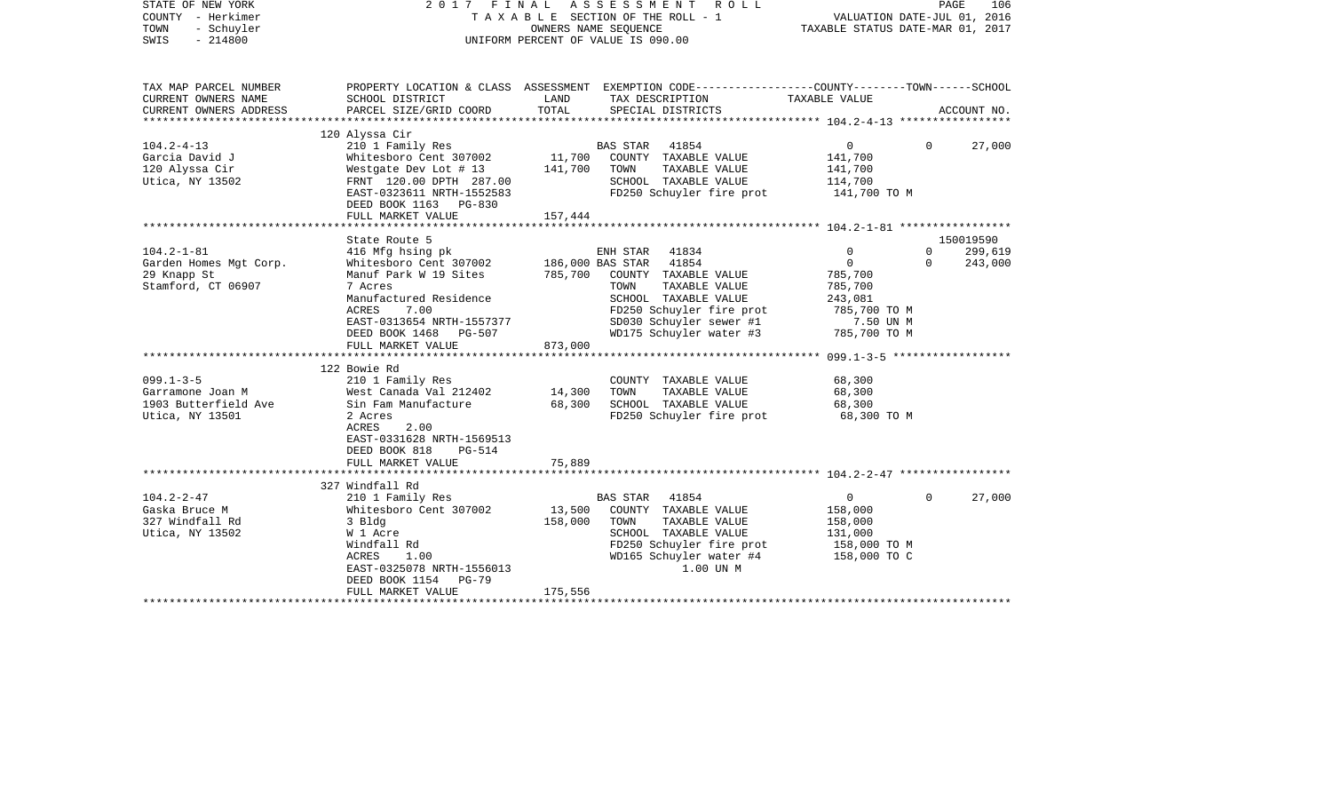STATE OF NEW YORK
COUNTY - Herkimer
TOWN - Schuyler
SWIS - 214800

2017 FINAL ASSESSMENT ROLL
TAXABLE SECTION OF THE ROLL - 1
OWNERS NAME SEQUENCE
UNIFORM PERCENT OF VALUE IS 090.00

VALUATION DATE-JUL 01, 2016
TAXABLE STATUS DATE-MAR 01, 2017

| TAX MAP PARCEL NUMBER / CURRENT OWNERS NAME / CURRENT OWNERS ADDRESS | PROPERTY LOCATION & CLASS / SCHOOL DISTRICT / PARCEL SIZE/GRID COORD | ASSESSMENT LAND | TOTAL | EXEMPTION CODE / TAX DESCRIPTION / SPECIAL DISTRICTS | COUNTY / TOWN / TAXABLE VALUE | SCHOOL / ACCOUNT NO. |
|---|---|---|---|---|---|---|
| **104.2-4-13** | 120 Alyssa Cir | | | | | |
| Garcia David J | 210 1 Family Res | | | BAS STAR 41854 | 0 / 0 | 27,000 |
| 120 Alyssa Cir | Whitesboro Cent 307002 | 11,700 | | COUNTY TAXABLE VALUE | 141,700 | |
| Utica, NY 13502 | Westgate Dev Lot # 13 | | 141,700 | TOWN TAXABLE VALUE | 141,700 | |
| | FRNT 120.00 DPTH 287.00 | | | SCHOOL TAXABLE VALUE | 114,700 | |
| | EAST-0323611 NRTH-1552583 | | | FD250 Schuyler fire prot | 141,700 TO M | |
| | DEED BOOK 1163 PG-830 | | | | | |
| | FULL MARKET VALUE | | 157,444 | | | |
| **104.2-1-81** | State Route 5 | | | | | 150019590 |
| Garden Homes Mgt Corp. | 416 Mfg hsing pk | | | ENH STAR 41834 | 0 / 0 | 299,619 |
| 29 Knapp St | Whitesboro Cent 307002 | 186,000 | | BAS STAR 41854 | 0 / 0 | 243,000 |
| Stamford, CT 06907 | Manuf Park W 19 Sites | | 785,700 | COUNTY TAXABLE VALUE | 785,700 | |
| | 7 Acres | | | TOWN TAXABLE VALUE | 785,700 | |
| | Manufactured Residence | | | SCHOOL TAXABLE VALUE | 243,081 | |
| | ACRES 7.00 | | | FD250 Schuyler fire prot | 785,700 TO M | |
| | EAST-0313654 NRTH-1557377 | | | SD030 Schuyler sewer #1 | 7.50 UN M | |
| | DEED BOOK 1468 PG-507 | | | WD175 Schuyler water #3 | 785,700 TO M | |
| | FULL MARKET VALUE | | 873,000 | | | |
| **099.1-3-5** | 122 Bowie Rd | | | | | |
| Garramone Joan M | 210 1 Family Res | | | COUNTY TAXABLE VALUE | 68,300 | |
| 1903 Butterfield Ave | West Canada Val 212402 | 14,300 | | TOWN TAXABLE VALUE | 68,300 | |
| Utica, NY 13501 | Sin Fam Manufacture | | 68,300 | SCHOOL TAXABLE VALUE | 68,300 | |
| | 2 Acres | | | FD250 Schuyler fire prot | 68,300 TO M | |
| | ACRES 2.00 | | | | | |
| | EAST-0331628 NRTH-1569513 | | | | | |
| | DEED BOOK 818 PG-514 | | | | | |
| | FULL MARKET VALUE | | 75,889 | | | |
| **104.2-2-47** | 327 Windfall Rd | | | | | |
| Gaska Bruce M | 210 1 Family Res | | | BAS STAR 41854 | 0 / 0 | 27,000 |
| 327 Windfall Rd | Whitesboro Cent 307002 | 13,500 | | COUNTY TAXABLE VALUE | 158,000 | |
| Utica, NY 13502 | 3 Bldg | | 158,000 | TOWN TAXABLE VALUE | 158,000 | |
| | W 1 Acre | | | SCHOOL TAXABLE VALUE | 131,000 | |
| | Windfall Rd | | | FD250 Schuyler fire prot | 158,000 TO M | |
| | ACRES 1.00 | | | WD165 Schuyler water #4 | 158,000 TO C | |
| | EAST-0325078 NRTH-1556013 | | | 1.00 UN M | | |
| | DEED BOOK 1154 PG-79 | | | | | |
| | FULL MARKET VALUE | | 175,556 | | | |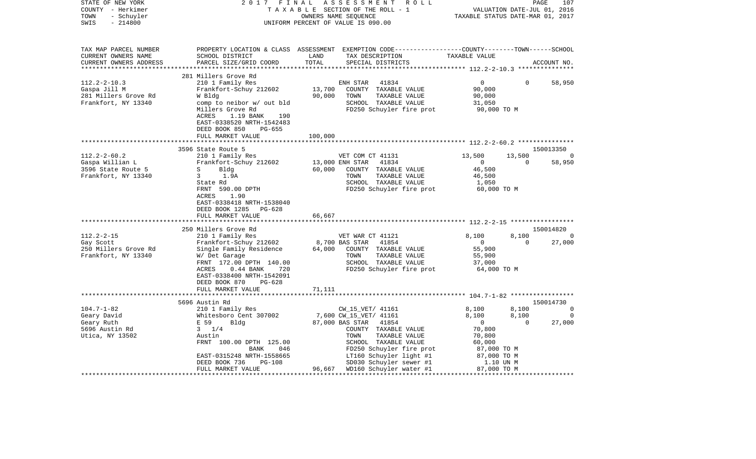STATE OF NEW YORK — 2017 FINAL ASSESSMENT ROLL — PAGE 107
COUNTY - Herkimer — TAXABLE SECTION OF THE ROLL - 1 — VALUATION DATE-JUL 01, 2016
TOWN - Schuyler — OWNERS NAME SEQUENCE — TAXABLE STATUS DATE-MAR 01, 2017
SWIS - 214800 — UNIFORM PERCENT OF VALUE IS 090.00

| TAX MAP PARCEL NUMBER / CURRENT OWNERS NAME / CURRENT OWNERS ADDRESS | PROPERTY LOCATION & CLASS / SCHOOL DISTRICT / PARCEL SIZE/GRID COORD | ASSESSMENT LAND / TOTAL | EXEMPTION CODE / TAX DESCRIPTION / SPECIAL DISTRICTS | COUNTY | TOWN | SCHOOL | ACCOUNT NO. |
|---|---|---|---|---|---|---|---|
| | 281 Millers Grove Rd | | | | | | |
| 112.2-2-10.3 | 210 1 Family Res | | ENH STAR 41834 | 0 | 0 | 58,950 | |
| Gaspa Jill M | Frankfort-Schuy 212602 | 13,700 | COUNTY TAXABLE VALUE | 90,000 | | | |
| 281 Millers Grove Rd | W Bldg | 90,000 | TOWN TAXABLE VALUE | | 90,000 | | |
| Frankfort, NY 13340 | comp to neibor w/ out bld | | SCHOOL TAXABLE VALUE | | | 31,050 | |
| | Millers Grove Rd | | FD250 Schuyler fire prot | 90,000 TO M | | | |
| | ACRES 1.19 BANK 190 | | | | | | |
| | EAST-0338520 NRTH-1542483 | | | | | | |
| | DEED BOOK 850 PG-655 | | | | | | |
| | FULL MARKET VALUE | 100,000 | | | | | |
| | 3596 State Route 5 | | | | | | 150013350 |
| 112.2-2-60.2 | 210 1 Family Res | | VET COM CT 41131 | 13,500 | 13,500 | 0 | |
| Gaspa Willian L | Frankfort-Schuy 212602 | 13,000 | ENH STAR 41834 | 0 | 0 | 58,950 | |
| 3596 State Route 5 | S Bldg | 60,000 | COUNTY TAXABLE VALUE | 46,500 | | | |
| Frankfort, NY 13340 | 3 1.9A | | TOWN TAXABLE VALUE | | 46,500 | | |
| | State Rd | | SCHOOL TAXABLE VALUE | | | 1,050 | |
| | FRNT 590.00 DPTH | | FD250 Schuyler fire prot | 60,000 TO M | | | |
| | ACRES 1.90 | | | | | | |
| | EAST-0338418 NRTH-1538040 | | | | | | |
| | DEED BOOK 1285 PG-628 | | | | | | |
| | FULL MARKET VALUE | 66,667 | | | | | |
| | 250 Millers Grove Rd | | | | | | 150014820 |
| 112.2-2-15 | 210 1 Family Res | | VET WAR CT 41121 | 8,100 | 8,100 | 0 | |
| Gay Scott | Frankfort-Schuy 212602 | 8,700 | BAS STAR 41854 | 0 | 0 | 27,000 | |
| 250 Millers Grove Rd | Single Family Residence | 64,000 | COUNTY TAXABLE VALUE | 55,900 | | | |
| Frankfort, NY 13340 | W/ Det Garage | | TOWN TAXABLE VALUE | | 55,900 | | |
| | FRNT 172.00 DPTH 140.00 | | SCHOOL TAXABLE VALUE | | | 37,000 | |
| | ACRES 0.44 BANK 720 | | FD250 Schuyler fire prot | 64,000 TO M | | | |
| | EAST-0338400 NRTH-1542091 | | | | | | |
| | DEED BOOK 870 PG-628 | | | | | | |
| | FULL MARKET VALUE | 71,111 | | | | | |
| | 5696 Austin Rd | | | | | | 150014730 |
| 104.7-1-82 | 210 1 Family Res | | CW_15_VET/ 41161 | 8,100 | 8,100 | 0 | |
| Geary David | Whitesboro Cent 307002 | 7,600 | CW_15_VET/ 41161 | 8,100 | 8,100 | 0 | |
| Geary Ruth | E 59 Bldg | 87,000 | BAS STAR 41854 | 0 | 0 | 27,000 | |
| 5696 Austin Rd | 3 1/4 | | COUNTY TAXABLE VALUE | 70,800 | | | |
| Utica, NY 13502 | Austin | | TOWN TAXABLE VALUE | | 70,800 | | |
| | FRNT 100.00 DPTH 125.00 | | SCHOOL TAXABLE VALUE | | | 60,000 | |
| | BANK 046 | | FD250 Schuyler fire prot | 87,000 TO M | | | |
| | EAST-0315248 NRTH-1558665 | | LT160 Schuyler light #1 | 87,000 TO M | | | |
| | DEED BOOK 736 PG-108 | | SD030 Schuyler sewer #1 | 1.10 UN M | | | |
| | FULL MARKET VALUE | 96,667 | WD160 Schuyler water #1 | 87,000 TO M | | | |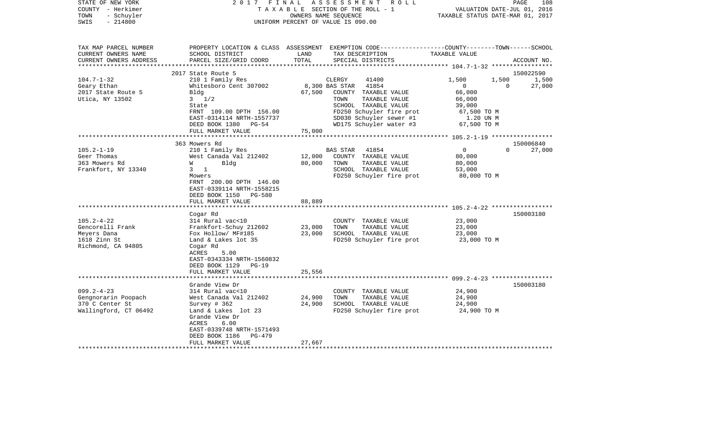STATE OF NEW YORK | COUNTY - Herkimer | TOWN - Schuyler | SWIS - 214800

2017 FINAL ASSESSMENT ROLL
TAXABLE SECTION OF THE ROLL - 1
OWNERS NAME SEQUENCE
UNIFORM PERCENT OF VALUE IS 090.00

VALUATION DATE-JUL 01, 2016
TAXABLE STATUS DATE-MAR 01, 2017

| TAX MAP PARCEL NUMBER / CURRENT OWNERS NAME / CURRENT OWNERS ADDRESS | PROPERTY LOCATION & CLASS / SCHOOL DISTRICT / PARCEL SIZE/GRID COORD | ASSESSMENT LAND / TOTAL | EXEMPTION CODE / TAX DESCRIPTION / SPECIAL DISTRICTS | COUNTY | TOWN | SCHOOL / TAXABLE VALUE | ACCOUNT NO. |
|---|---|---|---|---|---|---|---|
| 104.7-1-32 | 2017 State Route 5 | | | | | | 150022590 |
| | 210 1 Family Res | | CLERGY 41400 | 1,500 | 1,500 | 1,500 | |
| Geary Ethan | Whitesboro Cent 307002 | 8,300 | BAS STAR 41854 | 0 | 0 | 27,000 | |
| 2017 State Route 5 | Bldg | 67,500 | COUNTY TAXABLE VALUE | 66,000 | | | |
| Utica, NY 13502 | 3 1/2 | | TOWN TAXABLE VALUE | 66,000 | | | |
| | State | | SCHOOL TAXABLE VALUE | 39,000 | | | |
| | FRNT 109.00 DPTH 156.00 | | FD250 Schuyler fire prot | 67,500 TO M | | | |
| | EAST-0314114 NRTH-1557737 | | SD030 Schuyler sewer #1 | 1.20 UN M | | | |
| | DEED BOOK 1380 PG-54 | | WD175 Schuyler water #3 | 67,500 TO M | | | |
| | FULL MARKET VALUE | 75,000 | | | | | |
| 105.2-1-19 | 363 Mowers Rd | | | | | | 150006840 |
| | 210 1 Family Res | | BAS STAR 41854 | 0 | 0 | 27,000 | |
| Geer Thomas | West Canada Val 212402 | 12,000 | COUNTY TAXABLE VALUE | 80,000 | | | |
| 363 Mowers Rd | W Bldg | 80,000 | TOWN TAXABLE VALUE | 80,000 | | | |
| Frankfort, NY 13340 | 3 1 | | SCHOOL TAXABLE VALUE | 53,000 | | | |
| | Mowers | | FD250 Schuyler fire prot | 80,000 TO M | | | |
| | FRNT 200.00 DPTH 146.00 | | | | | | |
| | EAST-0339114 NRTH-1558215 | | | | | | |
| | DEED BOOK 1150 PG-580 | | | | | | |
| | FULL MARKET VALUE | 88,889 | | | | | |
| 105.2-4-22 | Cogar Rd | | | | | | 150003180 |
| | 314 Rural vac<10 | | COUNTY TAXABLE VALUE | 23,000 | | | |
| Gencorelli Frank | Frankfort-Schuy 212602 | 23,000 | TOWN TAXABLE VALUE | 23,000 | | | |
| Meyers Dana | Fox Hollow/ MF#185 | 23,000 | SCHOOL TAXABLE VALUE | 23,000 | | | |
| 1618 Zinn St | Land & Lakes lot 35 | | FD250 Schuyler fire prot | 23,000 TO M | | | |
| Richmond, CA 94805 | Cogar Rd | | | | | | |
| | ACRES 5.00 | | | | | | |
| | EAST-0343334 NRTH-1560832 | | | | | | |
| | DEED BOOK 1129 PG-19 | | | | | | |
| | FULL MARKET VALUE | 25,556 | | | | | |
| 099.2-4-23 | Grande View Dr | | | | | | 150003180 |
| | 314 Rural vac<10 | | COUNTY TAXABLE VALUE | 24,900 | | | |
| Gengnorarin Poopach | West Canada Val 212402 | 24,900 | TOWN TAXABLE VALUE | 24,900 | | | |
| 370 C Center St | Survey # 362 | 24,900 | SCHOOL TAXABLE VALUE | 24,900 | | | |
| Wallingford, CT 06492 | Land & Lakes lot 23 | | FD250 Schuyler fire prot | 24,900 TO M | | | |
| | Grande View Dr | | | | | | |
| | ACRES 6.00 | | | | | | |
| | EAST-0339748 NRTH-1571493 | | | | | | |
| | DEED BOOK 1186 PG-479 | | | | | | |
| | FULL MARKET VALUE | 27,667 | | | | | |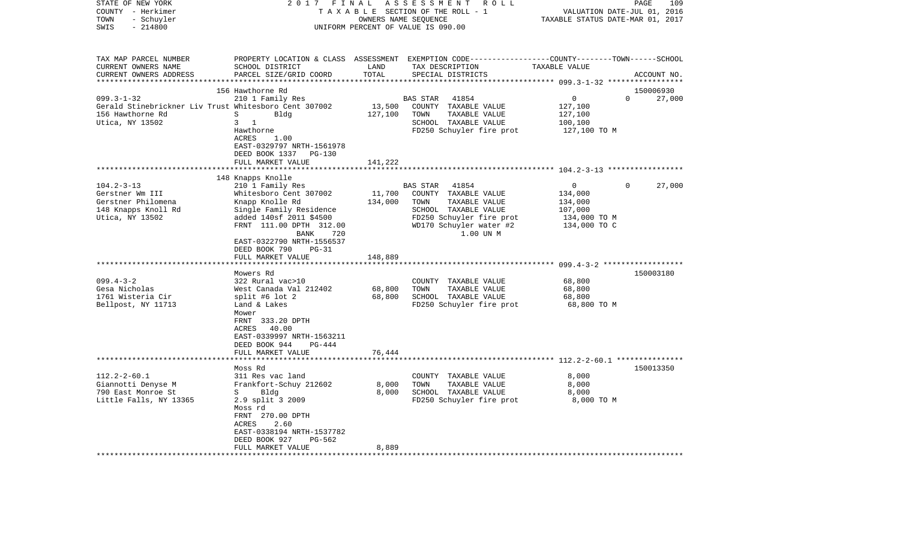STATE OF NEW YORK 2 0 1 7 F I N A L A S S E S S M E N T R O L L
COUNTY - Herkimer T A X A B L E SECTION OF THE ROLL - 1 VALUATION DATE-JUL 01, 2016
TOWN - Schuyler OWNERS NAME SEQUENCE TAXABLE STATUS DATE-MAR 01, 2017
SWIS - 214800 UNIFORM PERCENT OF VALUE IS 090.00

| TAX MAP PARCEL NUMBER / CURRENT OWNERS NAME / CURRENT OWNERS ADDRESS | PROPERTY LOCATION & CLASS / SCHOOL DISTRICT / PARCEL SIZE/GRID COORD | ASSESSMENT LAND | ASSESSMENT TOTAL | EXEMPTION CODE / TAX DESCRIPTION / SPECIAL DISTRICTS | COUNTY | TOWN | SCHOOL | ACCOUNT NO. |
|---|---|---|---|---|---|---|---|---|
| 099.3-1-32 | 156 Hawthorne Rd | | | | | | | 150006930 |
| Gerald Stinebrickner Liv Trust | 210 1 Family Res | | | BAS STAR 41854 | 0 | 0 | 27,000 | |
| 156 Hawthorne Rd | Whitesboro Cent 307002 | 13,500 | | COUNTY TAXABLE VALUE | 127,100 | | | |
| Utica, NY 13502 | S Bldg | | 127,100 | TOWN TAXABLE VALUE | | 127,100 | | |
| | 3 1 | | | SCHOOL TAXABLE VALUE | | | 100,100 | |
| | Hawthorne | | | FD250 Schuyler fire prot | 127,100 TO M | | | |
| | ACRES 1.00 | | | | | | | |
| | EAST-0329797 NRTH-1561978 | | | | | | | |
| | DEED BOOK 1337 PG-130 | | | | | | | |
| | FULL MARKET VALUE | | 141,222 | | | | | |
| 104.2-3-13 | 148 Knapps Knolle | | | | | | | |
| Gerstner Wm III | 210 1 Family Res | | | BAS STAR 41854 | 0 | 0 | 27,000 | |
| Gerstner Philomena | Whitesboro Cent 307002 | 11,700 | | COUNTY TAXABLE VALUE | 134,000 | | | |
| 148 Knapps Knoll Rd | Knapp Knolle Rd | | 134,000 | TOWN TAXABLE VALUE | | 134,000 | | |
| Utica, NY 13502 | Single Family Residence | | | SCHOOL TAXABLE VALUE | | | 107,000 | |
| | added 140sf 2011 $4500 | | | FD250 Schuyler fire prot | 134,000 TO M | | | |
| | FRNT 111.00 DPTH 312.00 | | | WD170 Schuyler water #2 | 134,000 TO C | | | |
| | BANK 720 | | | 1.00 UN M | | | | |
| | EAST-0322790 NRTH-1556537 | | | | | | | |
| | DEED BOOK 790 PG-31 | | | | | | | |
| | FULL MARKET VALUE | | 148,889 | | | | | |
| 099.4-3-2 | Mowers Rd | | | | | | | 150003180 |
| Gesa Nicholas | 322 Rural vac>10 | | | COUNTY TAXABLE VALUE | 68,800 | | | |
| 1761 Wisteria Cir | West Canada Val 212402 | 68,800 | | TOWN TAXABLE VALUE | | 68,800 | | |
| Bellpost, NY 11713 | split #6 lot 2 | | 68,800 | SCHOOL TAXABLE VALUE | | | 68,800 | |
| | Land & Lakes | | | FD250 Schuyler fire prot | 68,800 TO M | | | |
| | Mower | | | | | | | |
| | FRNT 333.20 DPTH | | | | | | | |
| | ACRES 40.00 | | | | | | | |
| | EAST-0339997 NRTH-1563211 | | | | | | | |
| | DEED BOOK 944 PG-444 | | | | | | | |
| | FULL MARKET VALUE | | 76,444 | | | | | |
| 112.2-2-60.1 | Moss Rd | | | | | | | 150013350 |
| Giannotti Denyse M | 311 Res vac land | | | COUNTY TAXABLE VALUE | 8,000 | | | |
| 790 East Monroe St | Frankfort-Schuy 212602 | 8,000 | | TOWN TAXABLE VALUE | | 8,000 | | |
| Little Falls, NY 13365 | S Bldg | | 8,000 | SCHOOL TAXABLE VALUE | | | 8,000 | |
| | 2.9 split 3 2009 | | | FD250 Schuyler fire prot | 8,000 TO M | | | |
| | Moss rd | | | | | | | |
| | FRNT 270.00 DPTH | | | | | | | |
| | ACRES 2.60 | | | | | | | |
| | EAST-0338194 NRTH-1537782 | | | | | | | |
| | DEED BOOK 927 PG-562 | | | | | | | |
| | FULL MARKET VALUE | | 8,889 | | | | | |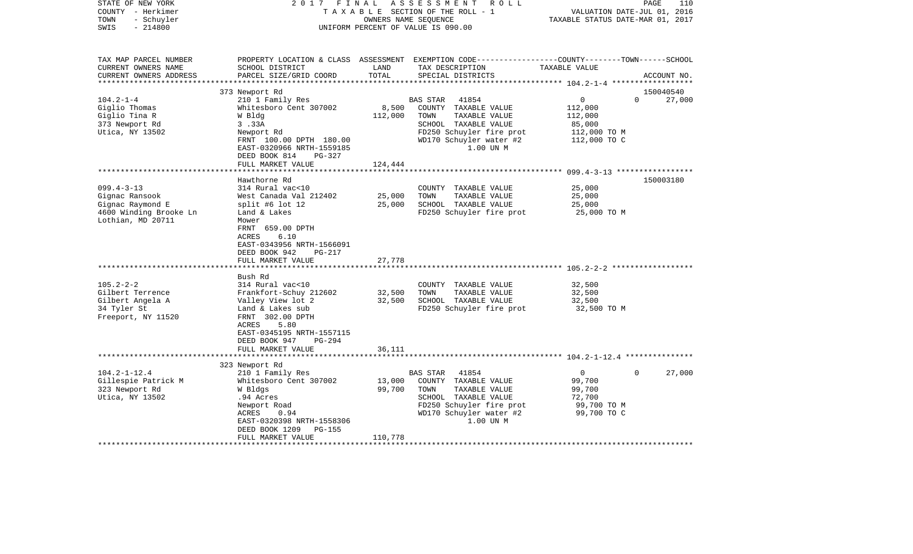STATE OF NEW YORK | 2017 FINAL ASSESSMENT ROLL | VALUATION DATE-JUL 01, 2016
COUNTY - Herkimer | TAXABLE SECTION OF THE ROLL - 1 | TAXABLE STATUS DATE-MAR 01, 2017
TOWN - Schuyler | OWNERS NAME SEQUENCE
SWIS - 214800 | UNIFORM PERCENT OF VALUE IS 090.00

```
TAX MAP PARCEL NUMBER     PROPERTY LOCATION & CLASS  ASSESSMENT  EXEMPTION CODE-----------------COUNTY--------TOWN------SCHOOL
CURRENT OWNERS NAME       SCHOOL DISTRICT               LAND      TAX DESCRIPTION                  TAXABLE VALUE
CURRENT OWNERS ADDRESS    PARCEL SIZE/GRID COORD        TOTAL     SPECIAL DISTRICTS                                    ACCOUNT NO.
******************************************************************************************************* 104.2-1-4 ******************
                          373 Newport Rd                                                                               150040540
104.2-1-4                 210 1 Family Res                         BAS STAR   41854                   0            0      27,000
Giglio Thomas             Whitesboro Cent 307002          8,500    COUNTY  TAXABLE VALUE          112,000
Giglio Tina R             W Bldg                        112,000    TOWN    TAXABLE VALUE          112,000
373 Newport Rd            3 .33A                                   SCHOOL  TAXABLE VALUE           85,000
Utica, NY 13502           Newport Rd                               FD250 Schuyler fire prot       112,000 TO M
                          FRNT 100.00 DPTH 180.00                  WD170 Schuyler water #2        112,000 TO C
                          EAST-0320966 NRTH-1559185                     1.00 UN M
                          DEED BOOK 814    PG-327
                          FULL MARKET VALUE             124,444
******************************************************************************************************* 099.4-3-13 *****************
                          Hawthorne Rd                                                                                 150003180
099.4-3-13                314 Rural vac<10                         COUNTY  TAXABLE VALUE           25,000
Gignac Ransook            West Canada Val 212402         25,000    TOWN    TAXABLE VALUE           25,000
Gignac Raymond E          split #6 lot 12                25,000    SCHOOL  TAXABLE VALUE           25,000
4600 Winding Brooke Ln    Land & Lakes                             FD250 Schuyler fire prot        25,000 TO M
Lothian, MD 20711         Mower
                          FRNT 659.00 DPTH
                          ACRES     6.10
                          EAST-0343956 NRTH-1566091
                          DEED BOOK 942    PG-217
                          FULL MARKET VALUE              27,778
******************************************************************************************************* 105.2-2-2 ******************
                          Bush Rd
105.2-2-2                 314 Rural vac<10                         COUNTY  TAXABLE VALUE           32,500
Gilbert Terrence          Frankfort-Schuy 212602         32,500    TOWN    TAXABLE VALUE           32,500
Gilbert Angela A          Valley View lot 2              32,500    SCHOOL  TAXABLE VALUE           32,500
34 Tyler St               Land & Lakes sub                         FD250 Schuyler fire prot        32,500 TO M
Freeport, NY 11520        FRNT 302.00 DPTH
                          ACRES     5.80
                          EAST-0345195 NRTH-1557115
                          DEED BOOK 947    PG-294
                          FULL MARKET VALUE              36,111
******************************************************************************************************* 104.2-1-12.4 ***************
                          323 Newport Rd
104.2-1-12.4              210 1 Family Res                         BAS STAR   41854                   0            0      27,000
Gillespie Patrick M       Whitesboro Cent 307002         13,000    COUNTY  TAXABLE VALUE           99,700
323 Newport Rd            W Bldgs                        99,700    TOWN    TAXABLE VALUE           99,700
Utica, NY 13502           .94 Acres                                SCHOOL  TAXABLE VALUE           72,700
                          Newport Road                             FD250 Schuyler fire prot        99,700 TO M
                          ACRES     0.94                           WD170 Schuyler water #2         99,700 TO C
                          EAST-0320398 NRTH-1558306                     1.00 UN M
                          DEED BOOK 1209   PG-155
                          FULL MARKET VALUE             110,778
************************************************************************************************************************************
```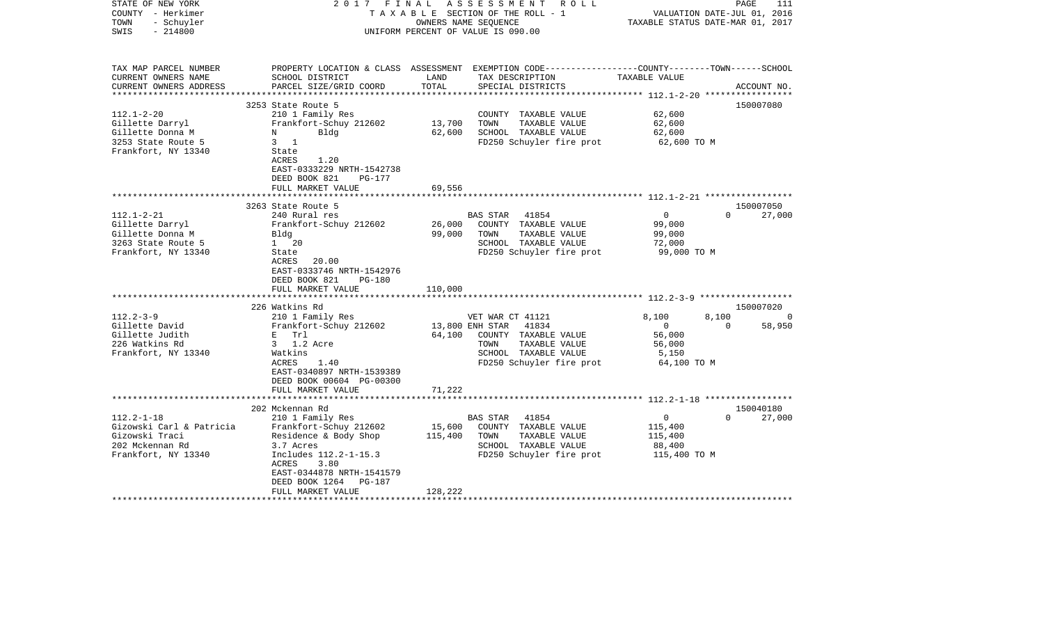STATE OF NEW YORK | 2017 FINAL ASSESSMENT ROLL | PAGE 111
COUNTY - Herkimer | TAXABLE SECTION OF THE ROLL - 1 | VALUATION DATE-JUL 01, 2016
TOWN - Schuyler | OWNERS NAME SEQUENCE | TAXABLE STATUS DATE-MAR 01, 2017
SWIS - 214800 | UNIFORM PERCENT OF VALUE IS 090.00

| TAX MAP PARCEL NUMBER<br>CURRENT OWNERS NAME<br>CURRENT OWNERS ADDRESS | PROPERTY LOCATION & CLASS<br>SCHOOL DISTRICT<br>PARCEL SIZE/GRID COORD | ASSESSMENT<br>LAND<br>TOTAL | EXEMPTION CODE<br>TAX DESCRIPTION<br>SPECIAL DISTRICTS | COUNTY | TOWN | SCHOOL<br>ACCOUNT NO. |
|---|---|---|---|---|---|---|
| **112.1-2-20** | 3253 State Route 5 | | | | | 150007080 |
| 112.1-2-20 | 210 1 Family Res | | COUNTY TAXABLE VALUE | 62,600 | | |
| Gillette Darryl | Frankfort-Schuy 212602 | 13,700 | TOWN TAXABLE VALUE | | 62,600 | |
| Gillette Donna M | N Bldg | 62,600 | SCHOOL TAXABLE VALUE | | | 62,600 |
| 3253 State Route 5 | 3 1 | | FD250 Schuyler fire prot | 62,600 TO M | | |
| Frankfort, NY 13340 | State | | | | | |
| | ACRES 1.20 | | | | | |
| | EAST-0333229 NRTH-1542738 | | | | | |
| | DEED BOOK 821 PG-177 | | | | | |
| | FULL MARKET VALUE | 69,556 | | | | |
| **112.1-2-21** | 3263 State Route 5 | | | | | 150007050 |
| 112.1-2-21 | 240 Rural res | | BAS STAR 41854 | 0 | 0 | 27,000 |
| Gillette Darryl | Frankfort-Schuy 212602 | 26,000 | COUNTY TAXABLE VALUE | 99,000 | | |
| Gillette Donna M | Bldg | 99,000 | TOWN TAXABLE VALUE | | 99,000 | |
| 3263 State Route 5 | 1 20 | | SCHOOL TAXABLE VALUE | | | 72,000 |
| Frankfort, NY 13340 | State | | FD250 Schuyler fire prot | 99,000 TO M | | |
| | ACRES 20.00 | | | | | |
| | EAST-0333746 NRTH-1542976 | | | | | |
| | DEED BOOK 821 PG-180 | | | | | |
| | FULL MARKET VALUE | 110,000 | | | | |
| **112.2-3-9** | 226 Watkins Rd | | | | | 150007020 |
| 112.2-3-9 | 210 1 Family Res | | VET WAR CT 41121 | 8,100 | 8,100 | 0 |
| Gillette David | Frankfort-Schuy 212602 | 13,800 | ENH STAR 41834 | 0 | 0 | 58,950 |
| Gillette Judith | E Trl | 64,100 | COUNTY TAXABLE VALUE | 56,000 | | |
| 226 Watkins Rd | 3 1.2 Acre | | TOWN TAXABLE VALUE | | 56,000 | |
| Frankfort, NY 13340 | Watkins | | SCHOOL TAXABLE VALUE | | | 5,150 |
| | ACRES 1.40 | | FD250 Schuyler fire prot | 64,100 TO M | | |
| | EAST-0340897 NRTH-1539389 | | | | | |
| | DEED BOOK 00604 PG-00300 | | | | | |
| | FULL MARKET VALUE | 71,222 | | | | |
| **112.2-1-18** | 202 Mckennan Rd | | | | | 150040180 |
| 112.2-1-18 | 210 1 Family Res | | BAS STAR 41854 | 0 | 0 | 27,000 |
| Gizowski Carl & Patricia | Frankfort-Schuy 212602 | 15,600 | COUNTY TAXABLE VALUE | 115,400 | | |
| Gizowski Traci | Residence & Body Shop | 115,400 | TOWN TAXABLE VALUE | | 115,400 | |
| 202 Mckennan Rd | 3.7 Acres | | SCHOOL TAXABLE VALUE | | | 88,400 |
| Frankfort, NY 13340 | Includes 112.2-1-15.3 | | FD250 Schuyler fire prot | 115,400 TO M | | |
| | ACRES 3.80 | | | | | |
| | EAST-0344878 NRTH-1541579 | | | | | |
| | DEED BOOK 1264 PG-187 | | | | | |
| | FULL MARKET VALUE | 128,222 | | | | |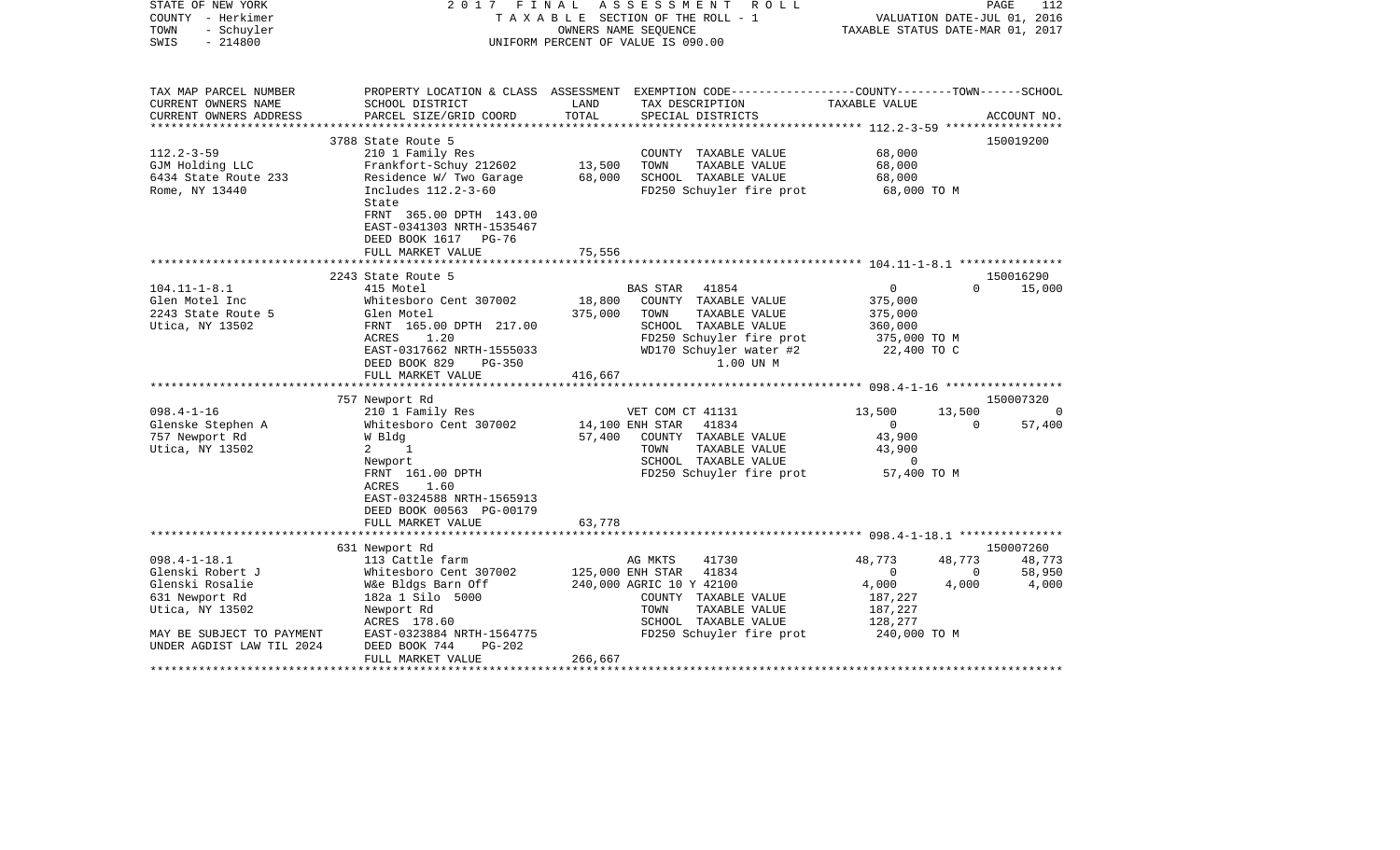STATE OF NEW YORK | 2017 FINAL ASSESSMENT ROLL
COUNTY - Herkimer | TAXABLE SECTION OF THE ROLL - 1 | VALUATION DATE-JUL 01, 2016
TOWN - Schuyler | OWNERS NAME SEQUENCE | TAXABLE STATUS DATE-MAR 01, 2017
SWIS - 214800 | UNIFORM PERCENT OF VALUE IS 090.00

| TAX MAP PARCEL NUMBER / CURRENT OWNERS NAME / CURRENT OWNERS ADDRESS | PROPERTY LOCATION & CLASS / SCHOOL DISTRICT / PARCEL SIZE/GRID COORD | ASSESSMENT LAND / TOTAL | EXEMPTION CODE / TAX DESCRIPTION / SPECIAL DISTRICTS | COUNTY | TOWN | SCHOOL / ACCOUNT NO. |
|---|---|---|---|---|---|---|
| 112.2-3-59 | 3788 State Route 5 | | | | | 150019200 |
| GJM Holding LLC | 210 1 Family Res | | COUNTY TAXABLE VALUE | 68,000 | | |
| 6434 State Route 233 | Frankfort-Schuy 212602 | 13,500 | TOWN TAXABLE VALUE | | 68,000 | |
| Rome, NY 13440 | Residence W/ Two Garage | 68,000 | SCHOOL TAXABLE VALUE | | | 68,000 |
| | Includes 112.2-3-60 | | FD250 Schuyler fire prot | 68,000 TO M | | |
| | State | | | | | |
| | FRNT 365.00 DPTH 143.00 | | | | | |
| | EAST-0341303 NRTH-1535467 | | | | | |
| | DEED BOOK 1617 PG-76 | | | | | |
| | FULL MARKET VALUE | 75,556 | | | | |
| 104.11-1-8.1 | 2243 State Route 5 | | | | | 150016290 |
| Glen Motel Inc | 415 Motel | | BAS STAR 41854 | 0 | 0 | 15,000 |
| 2243 State Route 5 | Whitesboro Cent 307002 | 18,800 | COUNTY TAXABLE VALUE | 375,000 | | |
| Utica, NY 13502 | Glen Motel | 375,000 | TOWN TAXABLE VALUE | | 375,000 | |
| | FRNT 165.00 DPTH 217.00 | | SCHOOL TAXABLE VALUE | | | 360,000 |
| | ACRES 1.20 | | FD250 Schuyler fire prot | 375,000 TO M | | |
| | EAST-0317662 NRTH-1555033 | | WD170 Schuyler water #2 | 22,400 TO C | | |
| | DEED BOOK 829 PG-350 | | 1.00 UN M | | | |
| | FULL MARKET VALUE | 416,667 | | | | |
| 098.4-1-16 | 757 Newport Rd | | | | | 150007320 |
| Glenske Stephen A | 210 1 Family Res | | VET COM CT 41131 | 13,500 | 13,500 | 0 |
| 757 Newport Rd | Whitesboro Cent 307002 | 14,100 | ENH STAR 41834 | 0 | 0 | 57,400 |
| Utica, NY 13502 | W Bldg | 57,400 | COUNTY TAXABLE VALUE | 43,900 | | |
| | 2 1 | | TOWN TAXABLE VALUE | | 43,900 | |
| | Newport | | SCHOOL TAXABLE VALUE | | | 0 |
| | FRNT 161.00 DPTH | | FD250 Schuyler fire prot | 57,400 TO M | | |
| | ACRES 1.60 | | | | | |
| | EAST-0324588 NRTH-1565913 | | | | | |
| | DEED BOOK 00563 PG-00179 | | | | | |
| | FULL MARKET VALUE | 63,778 | | | | |
| 098.4-1-18.1 | 631 Newport Rd | | | | | 150007260 |
| Glenski Robert J | 113 Cattle farm | | AG MKTS 41730 | 48,773 | 48,773 | 48,773 |
| Glenski Rosalie | Whitesboro Cent 307002 | 125,000 | ENH STAR 41834 | 0 | 0 | 58,950 |
| 631 Newport Rd | W&e Bldgs Barn Off | 240,000 | AGRIC 10 Y 42100 | 4,000 | 4,000 | 4,000 |
| Utica, NY 13502 | 182a 1 Silo 5000 | | COUNTY TAXABLE VALUE | 187,227 | | |
| | Newport Rd | | TOWN TAXABLE VALUE | | 187,227 | |
| MAY BE SUBJECT TO PAYMENT | ACRES 178.60 | | SCHOOL TAXABLE VALUE | | | 128,277 |
| UNDER AGDIST LAW TIL 2024 | EAST-0323884 NRTH-1564775 | | FD250 Schuyler fire prot | 240,000 TO M | | |
| | DEED BOOK 744 PG-202 | | | | | |
| | FULL MARKET VALUE | 266,667 | | | | |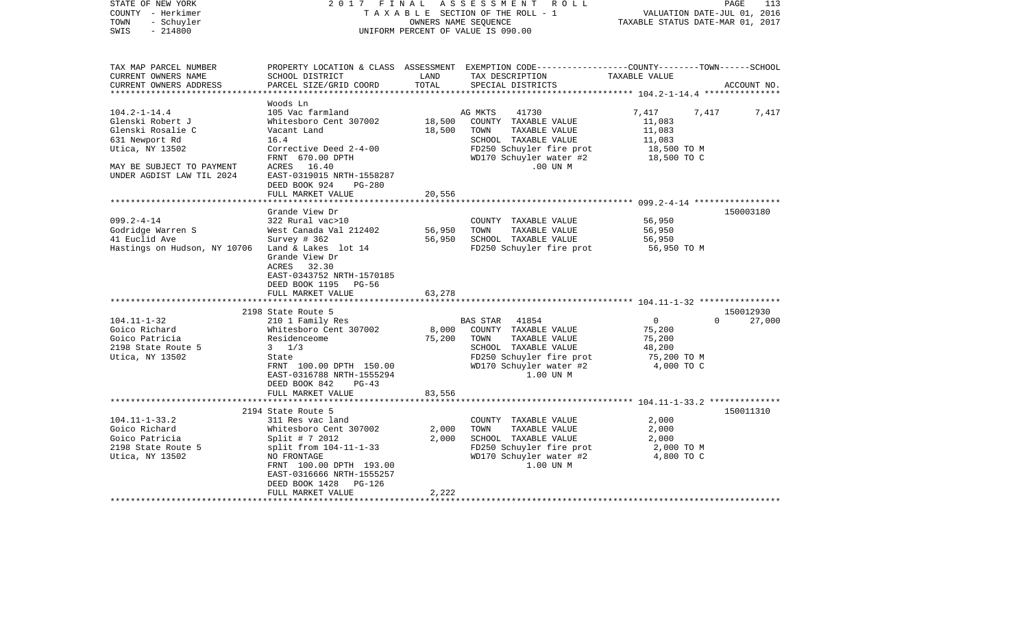STATE OF NEW YORK &nbsp;&nbsp;&nbsp;&nbsp;&nbsp;&nbsp;&nbsp;&nbsp; 2017 FINAL ASSESSMENT ROLL
COUNTY - Herkimer &nbsp;&nbsp;&nbsp;&nbsp;&nbsp;&nbsp;&nbsp;&nbsp; TAXABLE SECTION OF THE ROLL - 1 &nbsp;&nbsp;&nbsp;&nbsp;&nbsp;&nbsp;&nbsp;&nbsp; VALUATION DATE-JUL 01, 2016
TOWN - Schuyler &nbsp;&nbsp;&nbsp;&nbsp;&nbsp;&nbsp;&nbsp;&nbsp; OWNERS NAME SEQUENCE &nbsp;&nbsp;&nbsp;&nbsp;&nbsp;&nbsp;&nbsp;&nbsp; TAXABLE STATUS DATE-MAR 01, 2017
SWIS - 214800 &nbsp;&nbsp;&nbsp;&nbsp;&nbsp;&nbsp;&nbsp;&nbsp; UNIFORM PERCENT OF VALUE IS 090.00

| TAX MAP PARCEL NUMBER<br>CURRENT OWNERS NAME<br>CURRENT OWNERS ADDRESS | PROPERTY LOCATION & CLASS<br>SCHOOL DISTRICT<br>PARCEL SIZE/GRID COORD | ASSESSMENT<br>LAND<br>TOTAL | EXEMPTION CODE<br>TAX DESCRIPTION<br>SPECIAL DISTRICTS | COUNTY<br>TAXABLE VALUE | TOWN | SCHOOL<br>ACCOUNT NO. |
|---|---|---|---|---|---|---|
| **104.2-1-14.4** | Woods Ln | | | | | |
| 104.2-1-14.4 | 105 Vac farmland | | AG MKTS 41730 | 7,417 | 7,417 | 7,417 |
| Glenski Robert J | Whitesboro Cent 307002 | 18,500 | COUNTY TAXABLE VALUE | 11,083 | | |
| Glenski Rosalie C | Vacant Land | 18,500 | TOWN TAXABLE VALUE | 11,083 | | |
| 631 Newport Rd | 16.4 | | SCHOOL TAXABLE VALUE | 11,083 | | |
| Utica, NY 13502 | Corrective Deed 2-4-00 | | FD250 Schuyler fire prot | 18,500 TO M | | |
| | FRNT 670.00 DPTH | | WD170 Schuyler water #2 | 18,500 TO C | | |
| MAY BE SUBJECT TO PAYMENT | ACRES 16.40 | | .00 UN M | | | |
| UNDER AGDIST LAW TIL 2024 | EAST-0319015 NRTH-1558287 | | | | | |
| | DEED BOOK 924 PG-280 | | | | | |
| | FULL MARKET VALUE | 20,556 | | | | |
| **099.2-4-14** | Grande View Dr | | | | | 150003180 |
| 099.2-4-14 | 322 Rural vac>10 | | COUNTY TAXABLE VALUE | 56,950 | | |
| Godridge Warren S | West Canada Val 212402 | 56,950 | TOWN TAXABLE VALUE | 56,950 | | |
| 41 Euclid Ave | Survey # 362 | 56,950 | SCHOOL TAXABLE VALUE | 56,950 | | |
| Hastings on Hudson, NY 10706 | Land & Lakes lot 14 | | FD250 Schuyler fire prot | 56,950 TO M | | |
| | Grande View Dr | | | | | |
| | ACRES 32.30 | | | | | |
| | EAST-0343752 NRTH-1570185 | | | | | |
| | DEED BOOK 1195 PG-56 | | | | | |
| | FULL MARKET VALUE | 63,278 | | | | |
| **104.11-1-32** | 2198 State Route 5 | | | | | 150012930 |
| 104.11-1-32 | 210 1 Family Res | | BAS STAR 41854 | 0 | 0 | 27,000 |
| Goico Richard | Whitesboro Cent 307002 | 8,000 | COUNTY TAXABLE VALUE | 75,200 | | |
| Goico Patricia | Residenceome | 75,200 | TOWN TAXABLE VALUE | 75,200 | | |
| 2198 State Route 5 | 3 1/3 | | SCHOOL TAXABLE VALUE | 48,200 | | |
| Utica, NY 13502 | State | | FD250 Schuyler fire prot | 75,200 TO M | | |
| | FRNT 100.00 DPTH 150.00 | | WD170 Schuyler water #2 | 4,000 TO C | | |
| | EAST-0316788 NRTH-1555294 | | 1.00 UN M | | | |
| | DEED BOOK 842 PG-43 | | | | | |
| | FULL MARKET VALUE | 83,556 | | | | |
| **104.11-1-33.2** | 2194 State Route 5 | | | | | 150011310 |
| 104.11-1-33.2 | 311 Res vac land | | COUNTY TAXABLE VALUE | 2,000 | | |
| Goico Richard | Whitesboro Cent 307002 | 2,000 | TOWN TAXABLE VALUE | 2,000 | | |
| Goico Patricia | Split # 7 2012 | 2,000 | SCHOOL TAXABLE VALUE | 2,000 | | |
| 2198 State Route 5 | split from 104-11-1-33 | | FD250 Schuyler fire prot | 2,000 TO M | | |
| Utica, NY 13502 | NO FRONTAGE | | WD170 Schuyler water #2 | 4,800 TO C | | |
| | FRNT 100.00 DPTH 193.00 | | 1.00 UN M | | | |
| | EAST-0316666 NRTH-1555257 | | | | | |
| | DEED BOOK 1428 PG-126 | | | | | |
| | FULL MARKET VALUE | 2,222 | | | | |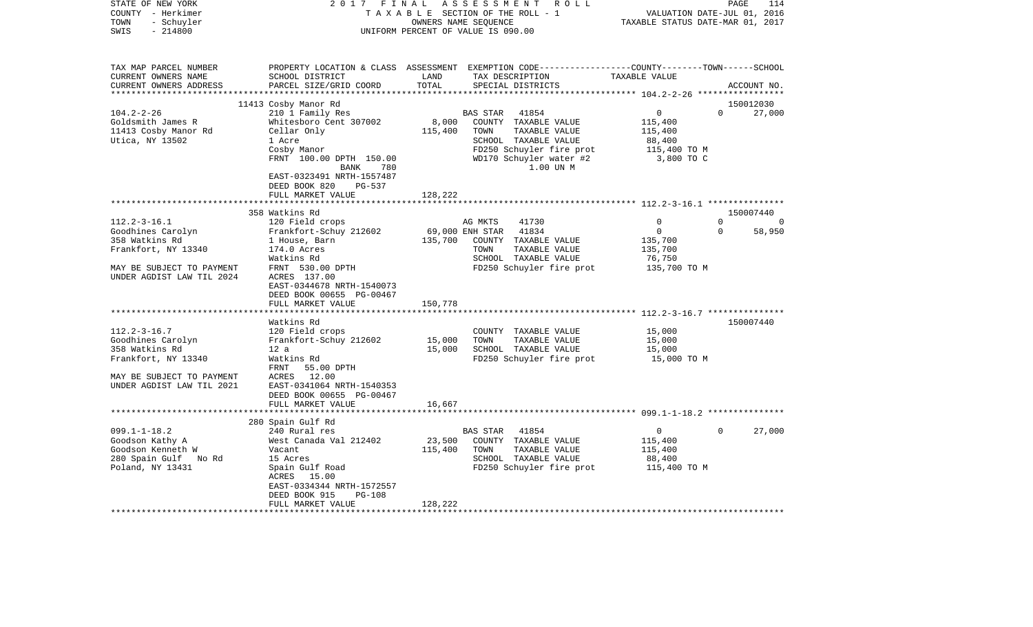STATE OF NEW YORK
COUNTY - Herkimer
TOWN - Schuyler
SWIS - 214800

2017 FINAL ASSESSMENT ROLL
TAXABLE SECTION OF THE ROLL - 1
OWNERS NAME SEQUENCE
UNIFORM PERCENT OF VALUE IS 090.00

VALUATION DATE-JUL 01, 2016
TAXABLE STATUS DATE-MAR 01, 2017

| TAX MAP PARCEL NUMBER<br>CURRENT OWNERS NAME<br>CURRENT OWNERS ADDRESS | PROPERTY LOCATION & CLASS<br>SCHOOL DISTRICT<br>PARCEL SIZE/GRID COORD | ASSESSMENT<br>LAND<br>TOTAL | EXEMPTION CODE<br>TAX DESCRIPTION<br>SPECIAL DISTRICTS | COUNTY<br>TAXABLE VALUE | TOWN | SCHOOL<br>ACCOUNT NO. |
|---|---|---|---|---|---|---|
| 104.2-2-26 | 11413 Cosby Manor Rd | | | | | 150012030 |
| 104.2-2-26 | 210 1 Family Res | | BAS STAR 41854 | 0 | 0 | 27,000 |
| Goldsmith James R | Whitesboro Cent 307002 | 8,000 | COUNTY TAXABLE VALUE | 115,400 | | |
| 11413 Cosby Manor Rd | Cellar Only | 115,400 | TOWN TAXABLE VALUE | 115,400 | | |
| Utica, NY 13502 | 1 Acre | | SCHOOL TAXABLE VALUE | 88,400 | | |
| | Cosby Manor | | FD250 Schuyler fire prot | 115,400 TO M | | |
| | FRNT 100.00 DPTH 150.00 | | WD170 Schuyler water #2 | 3,800 TO C | | |
| | BANK 780 | | 1.00 UN M | | | |
| | EAST-0323491 NRTH-1557487 | | | | | |
| | DEED BOOK 820 PG-537 | | | | | |
| | FULL MARKET VALUE | 128,222 | | | | |
| 112.2-3-16.1 | 358 Watkins Rd | | | | | 150007440 |
| 112.2-3-16.1 | 120 Field crops | | AG MKTS 41730 | 0 | 0 | 0 |
| Goodhines Carolyn | Frankfort-Schuy 212602 | 69,000 | ENH STAR 41834 | 0 | 0 | 58,950 |
| 358 Watkins Rd | 1 House, Barn | 135,700 | COUNTY TAXABLE VALUE | 135,700 | | |
| Frankfort, NY 13340 | 174.0 Acres | | TOWN TAXABLE VALUE | 135,700 | | |
| | Watkins Rd | | SCHOOL TAXABLE VALUE | 76,750 | | |
| MAY BE SUBJECT TO PAYMENT | FRNT 530.00 DPTH | | FD250 Schuyler fire prot | 135,700 TO M | | |
| UNDER AGDIST LAW TIL 2024 | ACRES 137.00 | | | | | |
| | EAST-0344678 NRTH-1540073 | | | | | |
| | DEED BOOK 00655 PG-00467 | | | | | |
| | FULL MARKET VALUE | 150,778 | | | | |
| 112.2-3-16.7 | Watkins Rd | | | | | 150007440 |
| 112.2-3-16.7 | 120 Field crops | | COUNTY TAXABLE VALUE | 15,000 | | |
| Goodhines Carolyn | Frankfort-Schuy 212602 | 15,000 | TOWN TAXABLE VALUE | 15,000 | | |
| 358 Watkins Rd | 12 a | 15,000 | SCHOOL TAXABLE VALUE | 15,000 | | |
| Frankfort, NY 13340 | Watkins Rd | | FD250 Schuyler fire prot | 15,000 TO M | | |
| | FRNT 55.00 DPTH | | | | | |
| MAY BE SUBJECT TO PAYMENT | ACRES 12.00 | | | | | |
| UNDER AGDIST LAW TIL 2021 | EAST-0341064 NRTH-1540353 | | | | | |
| | DEED BOOK 00655 PG-00467 | | | | | |
| | FULL MARKET VALUE | 16,667 | | | | |
| 099.1-1-18.2 | 280 Spain Gulf Rd | | | | | |
| 099.1-1-18.2 | 240 Rural res | | BAS STAR 41854 | 0 | 0 | 27,000 |
| Goodson Kathy A | West Canada Val 212402 | 23,500 | COUNTY TAXABLE VALUE | 115,400 | | |
| Goodson Kenneth W | Vacant | 115,400 | TOWN TAXABLE VALUE | 115,400 | | |
| 280 Spain Gulf No Rd | 15 Acres | | SCHOOL TAXABLE VALUE | 88,400 | | |
| Poland, NY 13431 | Spain Gulf Road | | FD250 Schuyler fire prot | 115,400 TO M | | |
| | ACRES 15.00 | | | | | |
| | EAST-0334344 NRTH-1572557 | | | | | |
| | DEED BOOK 915 PG-108 | | | | | |
| | FULL MARKET VALUE | 128,222 | | | | |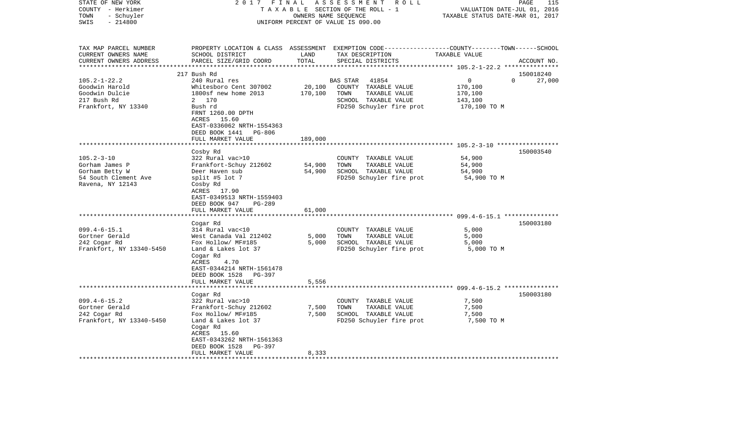STATE OF NEW YORK — 2017 FINAL ASSESSMENT ROLL
COUNTY - Herkimer — TAXABLE SECTION OF THE ROLL - 1 — VALUATION DATE-JUL 01, 2016
TOWN - Schuyler — OWNERS NAME SEQUENCE — TAXABLE STATUS DATE-MAR 01, 2017
SWIS - 214800 — UNIFORM PERCENT OF VALUE IS 090.00

| TAX MAP PARCEL NUMBER / CURRENT OWNERS NAME / CURRENT OWNERS ADDRESS | PROPERTY LOCATION & CLASS / SCHOOL DISTRICT / PARCEL SIZE/GRID COORD | ASSESSMENT LAND | TOTAL | EXEMPTION CODE / TAX DESCRIPTION / SPECIAL DISTRICTS | COUNTY | TOWN | SCHOOL / TAXABLE VALUE | ACCOUNT NO. |
|---|---|---|---|---|---|---|---|---|
| 105.2-1-22.2 | 217 Bush Rd | | | | | | | 150018240 |
| 105.2-1-22.2 | 240 Rural res | | | BAS STAR 41854 | 0 | 0 | 27,000 | |
| Goodwin Harold | Whitesboro Cent 307002 | 20,100 | | COUNTY TAXABLE VALUE | 170,100 | | | |
| Goodwin Dulcie | 1800sf new home 2013 | | 170,100 | TOWN TAXABLE VALUE | | 170,100 | | |
| 217 Bush Rd | 2 170 | | | SCHOOL TAXABLE VALUE | | | 143,100 | |
| Frankfort, NY 13340 | Bush rd | | | FD250 Schuyler fire prot | 170,100 TO M | | | |
| | FRNT 1260.00 DPTH | | | | | | | |
| | ACRES 15.60 | | | | | | | |
| | EAST-0336062 NRTH-1554363 | | | | | | | |
| | DEED BOOK 1441 PG-806 | | | | | | | |
| | FULL MARKET VALUE | | 189,000 | | | | | |
| 105.2-3-10 | Cosby Rd | | | | | | | 150003540 |
| 105.2-3-10 | 322 Rural vac>10 | | | COUNTY TAXABLE VALUE | 54,900 | | | |
| Gorham James P | Frankfort-Schuy 212602 | 54,900 | | TOWN TAXABLE VALUE | | 54,900 | | |
| Gorham Betty W | Deer Haven sub | | 54,900 | SCHOOL TAXABLE VALUE | | | 54,900 | |
| 54 South Clement Ave | split #5 lot 7 | | | FD250 Schuyler fire prot | 54,900 TO M | | | |
| Ravena, NY 12143 | Cosby Rd | | | | | | | |
| | ACRES 17.90 | | | | | | | |
| | EAST-0349513 NRTH-1559403 | | | | | | | |
| | DEED BOOK 947 PG-289 | | | | | | | |
| | FULL MARKET VALUE | | 61,000 | | | | | |
| 099.4-6-15.1 | Cogar Rd | | | | | | | 150003180 |
| 099.4-6-15.1 | 314 Rural vac<10 | | | COUNTY TAXABLE VALUE | 5,000 | | | |
| Gortner Gerald | West Canada Val 212402 | 5,000 | | TOWN TAXABLE VALUE | | 5,000 | | |
| 242 Cogar Rd | Fox Hollow/ MF#185 | | 5,000 | SCHOOL TAXABLE VALUE | | | 5,000 | |
| Frankfort, NY 13340-5450 | Land & Lakes lot 37 | | | FD250 Schuyler fire prot | 5,000 TO M | | | |
| | Cogar Rd | | | | | | | |
| | ACRES 4.70 | | | | | | | |
| | EAST-0344214 NRTH-1561478 | | | | | | | |
| | DEED BOOK 1528 PG-397 | | | | | | | |
| | FULL MARKET VALUE | | 5,556 | | | | | |
| 099.4-6-15.2 | Cogar Rd | | | | | | | 150003180 |
| 099.4-6-15.2 | 322 Rural vac>10 | | | COUNTY TAXABLE VALUE | 7,500 | | | |
| Gortner Gerald | Frankfort-Schuy 212602 | 7,500 | | TOWN TAXABLE VALUE | | 7,500 | | |
| 242 Cogar Rd | Fox Hollow/ MF#185 | | 7,500 | SCHOOL TAXABLE VALUE | | | 7,500 | |
| Frankfort, NY 13340-5450 | Land & Lakes lot 37 | | | FD250 Schuyler fire prot | 7,500 TO M | | | |
| | Cogar Rd | | | | | | | |
| | ACRES 15.60 | | | | | | | |
| | EAST-0343262 NRTH-1561363 | | | | | | | |
| | DEED BOOK 1528 PG-397 | | | | | | | |
| | FULL MARKET VALUE | | 8,333 | | | | | |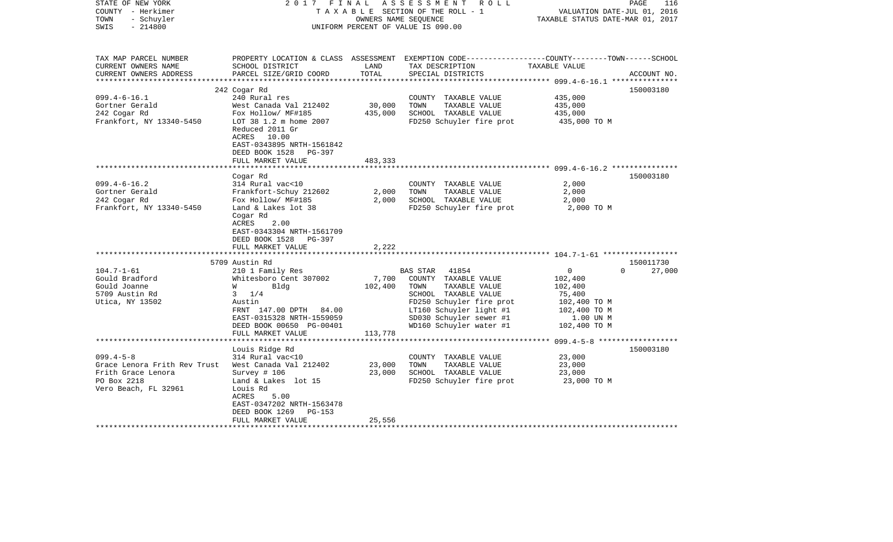| TAX MAP PARCEL NUMBER<br>CURRENT OWNERS NAME<br>CURRENT OWNERS ADDRESS | PROPERTY LOCATION & CLASS<br>SCHOOL DISTRICT<br>PARCEL SIZE/GRID COORD | ASSESSMENT<br>LAND<br>TOTAL | EXEMPTION CODE<br>TAX DESCRIPTION<br>SPECIAL DISTRICTS | COUNTY--------TOWN------SCHOOL<br>TAXABLE VALUE | ACCOUNT NO. |
|---|---|---|---|---|---|
| | 242 Cogar Rd | | | | 150003180 |
| 099.4-6-16.1 | 240 Rural res | | COUNTY TAXABLE VALUE | 435,000 | |
| Gortner Gerald | West Canada Val 212402 | 30,000 | TOWN TAXABLE VALUE | 435,000 | |
| 242 Cogar Rd | Fox Hollow/ MF#185 | 435,000 | SCHOOL TAXABLE VALUE | 435,000 | |
| Frankfort, NY 13340-5450 | LOT 38 1.2 m home 2007 | | FD250 Schuyler fire prot | 435,000 TO M | |
| | Reduced 2011 Gr | | | | |
| | ACRES 10.00 | | | | |
| | EAST-0343895 NRTH-1561842 | | | | |
| | DEED BOOK 1528 PG-397 | | | | |
| | FULL MARKET VALUE | 483,333 | | | |
| | Cogar Rd | | | | 150003180 |
| 099.4-6-16.2 | 314 Rural vac<10 | | COUNTY TAXABLE VALUE | 2,000 | |
| Gortner Gerald | Frankfort-Schuy 212602 | 2,000 | TOWN TAXABLE VALUE | 2,000 | |
| 242 Cogar Rd | Fox Hollow/ MF#185 | 2,000 | SCHOOL TAXABLE VALUE | 2,000 | |
| Frankfort, NY 13340-5450 | Land & Lakes lot 38 | | FD250 Schuyler fire prot | 2,000 TO M | |
| | Cogar Rd | | | | |
| | ACRES 2.00 | | | | |
| | EAST-0343304 NRTH-1561709 | | | | |
| | DEED BOOK 1528 PG-397 | | | | |
| | FULL MARKET VALUE | 2,222 | | | |
| | 5709 Austin Rd | | | | 150011730 |
| 104.7-1-61 | 210 1 Family Res | | BAS STAR 41854 | 0 0 | 27,000 |
| Gould Bradford | Whitesboro Cent 307002 | 7,700 | COUNTY TAXABLE VALUE | 102,400 | |
| Gould Joanne | W Bldg | 102,400 | TOWN TAXABLE VALUE | 102,400 | |
| 5709 Austin Rd | 3 1/4 | | SCHOOL TAXABLE VALUE | 75,400 | |
| Utica, NY 13502 | Austin | | FD250 Schuyler fire prot | 102,400 TO M | |
| | FRNT 147.00 DPTH 84.00 | | LT160 Schuyler light #1 | 102,400 TO M | |
| | EAST-0315328 NRTH-1559059 | | SD030 Schuyler sewer #1 | 1.00 UN M | |
| | DEED BOOK 00650 PG-00401 | | WD160 Schuyler water #1 | 102,400 TO M | |
| | FULL MARKET VALUE | 113,778 | | | |
| | Louis Ridge Rd | | | | 150003180 |
| 099.4-5-8 | 314 Rural vac<10 | | COUNTY TAXABLE VALUE | 23,000 | |
| Grace Lenora Frith Rev Trust | West Canada Val 212402 | 23,000 | TOWN TAXABLE VALUE | 23,000 | |
| Frith Grace Lenora | Survey # 106 | 23,000 | SCHOOL TAXABLE VALUE | 23,000 | |
| PO Box 2218 | Land & Lakes lot 15 | | FD250 Schuyler fire prot | 23,000 TO M | |
| Vero Beach, FL 32961 | Louis Rd | | | | |
| | ACRES 5.00 | | | | |
| | EAST-0347202 NRTH-1563478 | | | | |
| | DEED BOOK 1269 PG-153 | | | | |
| | FULL MARKET VALUE | 25,556 | | | |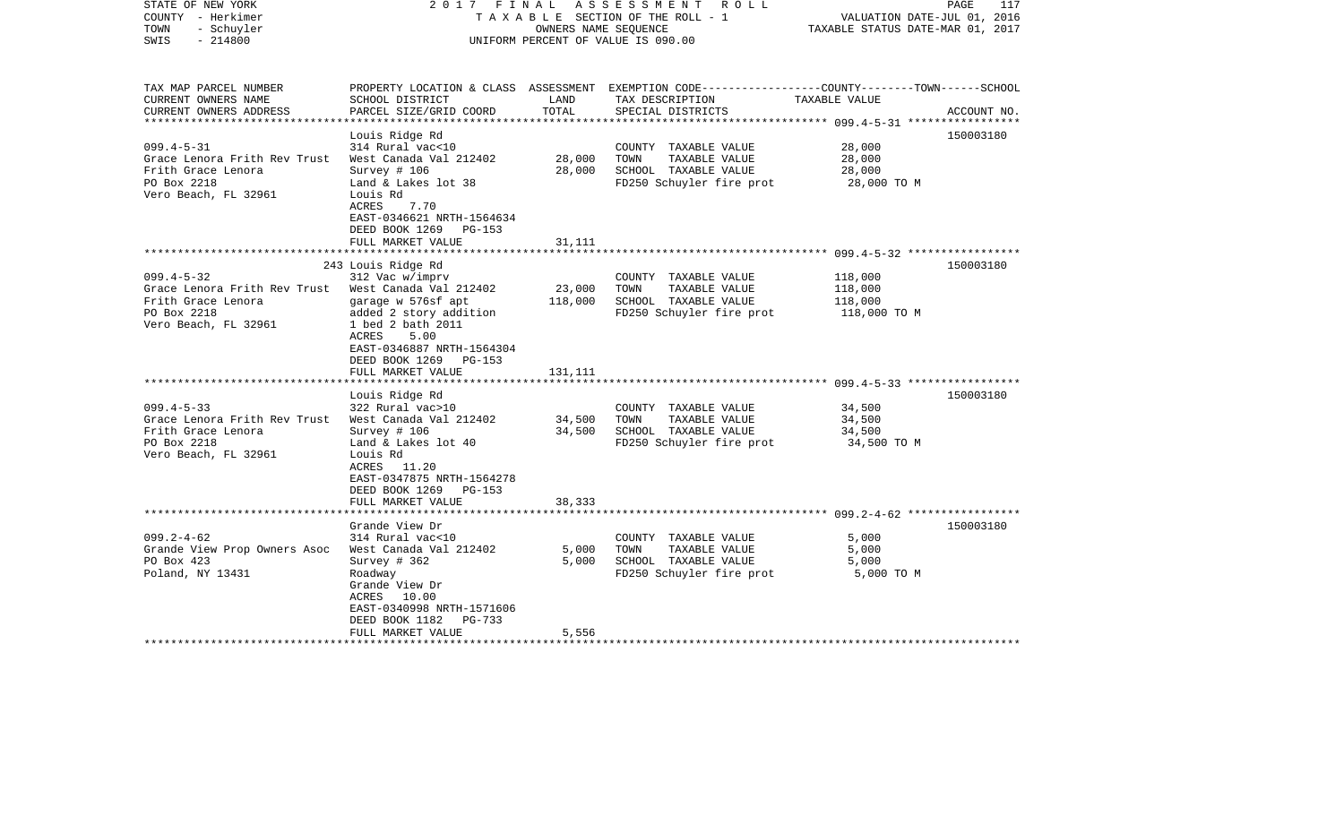STATE OF NEW YORK — 2017 FINAL ASSESSMENT ROLL
COUNTY - Herkimer — TAXABLE SECTION OF THE ROLL - 1 — VALUATION DATE-JUL 01, 2016
TOWN - Schuyler — OWNERS NAME SEQUENCE — TAXABLE STATUS DATE-MAR 01, 2017
SWIS - 214800 — UNIFORM PERCENT OF VALUE IS 090.00

| TAX MAP PARCEL NUMBER / CURRENT OWNERS NAME / CURRENT OWNERS ADDRESS | PROPERTY LOCATION & CLASS / SCHOOL DISTRICT / PARCEL SIZE/GRID COORD | ASSESSMENT LAND | TOTAL | EXEMPTION CODE / TAX DESCRIPTION / SPECIAL DISTRICTS | TAXABLE VALUE (COUNTY / TOWN / SCHOOL) | ACCOUNT NO. |
|---|---|---|---|---|---|---|
| **099.4-5-31** | Louis Ridge Rd | | | | | 150003180 |
| 099.4-5-31 | 314 Rural vac<10 | | | COUNTY TAXABLE VALUE | 28,000 | |
| Grace Lenora Frith Rev Trust | West Canada Val 212402 | 28,000 | | TOWN TAXABLE VALUE | 28,000 | |
| Frith Grace Lenora | Survey # 106 | | 28,000 | SCHOOL TAXABLE VALUE | 28,000 | |
| PO Box 2218 | Land & Lakes lot 38 | | | FD250 Schuyler fire prot | 28,000 TO M | |
| Vero Beach, FL 32961 | Louis Rd | | | | | |
| | ACRES 7.70 | | | | | |
| | EAST-0346621 NRTH-1564634 | | | | | |
| | DEED BOOK 1269 PG-153 | | | | | |
| | FULL MARKET VALUE | | 31,111 | | | |
| **099.4-5-32** | 243 Louis Ridge Rd | | | | | 150003180 |
| 099.4-5-32 | 312 Vac w/imprv | | | COUNTY TAXABLE VALUE | 118,000 | |
| Grace Lenora Frith Rev Trust | West Canada Val 212402 | 23,000 | | TOWN TAXABLE VALUE | 118,000 | |
| Frith Grace Lenora | garage w 576sf apt | | 118,000 | SCHOOL TAXABLE VALUE | 118,000 | |
| PO Box 2218 | added 2 story addition | | | FD250 Schuyler fire prot | 118,000 TO M | |
| Vero Beach, FL 32961 | 1 bed 2 bath 2011 | | | | | |
| | ACRES 5.00 | | | | | |
| | EAST-0346887 NRTH-1564304 | | | | | |
| | DEED BOOK 1269 PG-153 | | | | | |
| | FULL MARKET VALUE | | 131,111 | | | |
| **099.4-5-33** | Louis Ridge Rd | | | | | 150003180 |
| 099.4-5-33 | 322 Rural vac>10 | | | COUNTY TAXABLE VALUE | 34,500 | |
| Grace Lenora Frith Rev Trust | West Canada Val 212402 | 34,500 | | TOWN TAXABLE VALUE | 34,500 | |
| Frith Grace Lenora | Survey # 106 | | 34,500 | SCHOOL TAXABLE VALUE | 34,500 | |
| PO Box 2218 | Land & Lakes lot 40 | | | FD250 Schuyler fire prot | 34,500 TO M | |
| Vero Beach, FL 32961 | Louis Rd | | | | | |
| | ACRES 11.20 | | | | | |
| | EAST-0347875 NRTH-1564278 | | | | | |
| | DEED BOOK 1269 PG-153 | | | | | |
| | FULL MARKET VALUE | | 38,333 | | | |
| **099.2-4-62** | Grande View Dr | | | | | 150003180 |
| 099.2-4-62 | 314 Rural vac<10 | | | COUNTY TAXABLE VALUE | 5,000 | |
| Grande View Prop Owners Asoc | West Canada Val 212402 | 5,000 | | TOWN TAXABLE VALUE | 5,000 | |
| PO Box 423 | Survey # 362 | | 5,000 | SCHOOL TAXABLE VALUE | 5,000 | |
| Poland, NY 13431 | Roadway | | | FD250 Schuyler fire prot | 5,000 TO M | |
| | Grande View Dr | | | | | |
| | ACRES 10.00 | | | | | |
| | EAST-0340998 NRTH-1571606 | | | | | |
| | DEED BOOK 1182 PG-733 | | | | | |
| | FULL MARKET VALUE | | 5,556 | | | |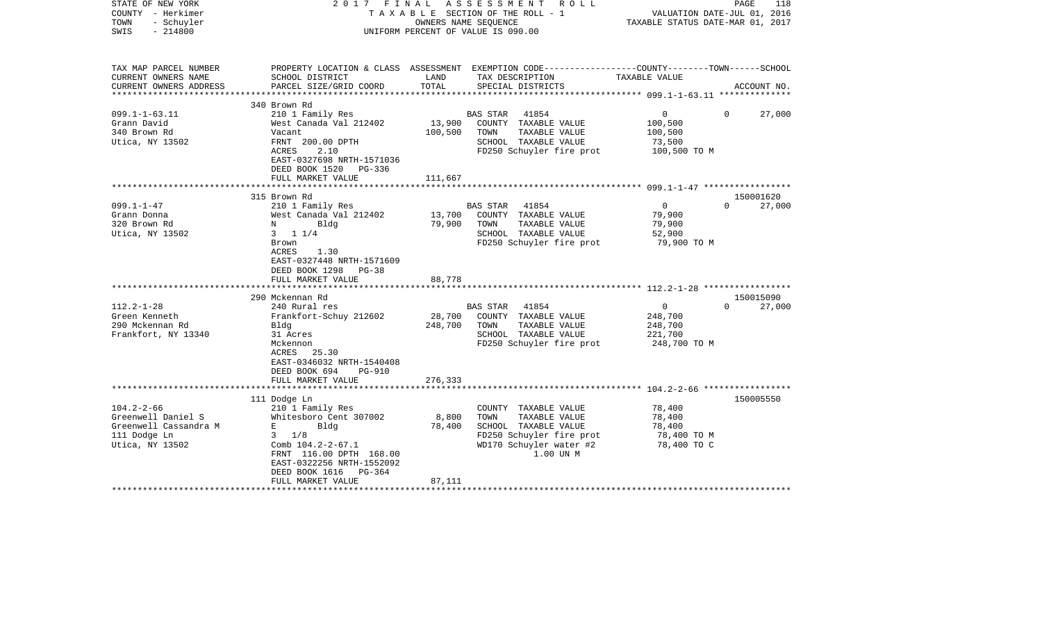STATE OF NEW YORK
COUNTY - Herkimer
TOWN - Schuyler
SWIS - 214800

2017 FINAL ASSESSMENT ROLL
TAXABLE SECTION OF THE ROLL - 1
OWNERS NAME SEQUENCE
UNIFORM PERCENT OF VALUE IS 090.00

VALUATION DATE-JUL 01, 2016
TAXABLE STATUS DATE-MAR 01, 2017

| TAX MAP PARCEL NUMBER / CURRENT OWNERS NAME / CURRENT OWNERS ADDRESS | PROPERTY LOCATION & CLASS / SCHOOL DISTRICT / PARCEL SIZE/GRID COORD | ASSESSMENT LAND / TOTAL | EXEMPTION CODE / TAX DESCRIPTION / SPECIAL DISTRICTS | COUNTY / TOWN / SCHOOL TAXABLE VALUE | ACCOUNT NO. |
|---|---|---|---|---|---|
| 340 Brown Rd | | | | | |
| 099.1-1-63.11 | 210 1 Family Res | | BAS STAR 41854 | 0 0 27,000 | |
| Grann David | West Canada Val 212402 | 13,900 | COUNTY TAXABLE VALUE | 100,500 | |
| 340 Brown Rd | Vacant | 100,500 | TOWN TAXABLE VALUE | 100,500 | |
| Utica, NY 13502 | FRNT 200.00 DPTH | | SCHOOL TAXABLE VALUE | 73,500 | |
| | ACRES 2.10 | | FD250 Schuyler fire prot | 100,500 TO M | |
| | EAST-0327698 NRTH-1571036 | | | | |
| | DEED BOOK 1520 PG-336 | | | | |
| | FULL MARKET VALUE | 111,667 | | | |
| 315 Brown Rd | | | | | 150001620 |
| 099.1-1-47 | 210 1 Family Res | | BAS STAR 41854 | 0 0 27,000 | |
| Grann Donna | West Canada Val 212402 | 13,700 | COUNTY TAXABLE VALUE | 79,900 | |
| 320 Brown Rd | N Bldg | 79,900 | TOWN TAXABLE VALUE | 79,900 | |
| Utica, NY 13502 | 3 1 1/4 | | SCHOOL TAXABLE VALUE | 52,900 | |
| | Brown | | FD250 Schuyler fire prot | 79,900 TO M | |
| | ACRES 1.30 | | | | |
| | EAST-0327448 NRTH-1571609 | | | | |
| | DEED BOOK 1298 PG-38 | | | | |
| | FULL MARKET VALUE | 88,778 | | | |
| 290 Mckennan Rd | | | | | 150015090 |
| 112.2-1-28 | 240 Rural res | | BAS STAR 41854 | 0 0 27,000 | |
| Green Kenneth | Frankfort-Schuy 212602 | 28,700 | COUNTY TAXABLE VALUE | 248,700 | |
| 290 Mckennan Rd | Bldg | 248,700 | TOWN TAXABLE VALUE | 248,700 | |
| Frankfort, NY 13340 | 31 Acres | | SCHOOL TAXABLE VALUE | 221,700 | |
| | Mckennon | | FD250 Schuyler fire prot | 248,700 TO M | |
| | ACRES 25.30 | | | | |
| | EAST-0346032 NRTH-1540408 | | | | |
| | DEED BOOK 694 PG-910 | | | | |
| | FULL MARKET VALUE | 276,333 | | | |
| 111 Dodge Ln | | | | | 150005550 |
| 104.2-2-66 | 210 1 Family Res | | COUNTY TAXABLE VALUE | 78,400 | |
| Greenwell Daniel S | Whitesboro Cent 307002 | 8,800 | TOWN TAXABLE VALUE | 78,400 | |
| Greenwell Cassandra M | E Bldg | 78,400 | SCHOOL TAXABLE VALUE | 78,400 | |
| 111 Dodge Ln | 3 1/8 | | FD250 Schuyler fire prot | 78,400 TO M | |
| Utica, NY 13502 | Comb 104.2-2-67.1 | | WD170 Schuyler water #2 | 78,400 TO C | |
| | FRNT 116.00 DPTH 168.00 | | 1.00 UN M | | |
| | EAST-0322256 NRTH-1552092 | | | | |
| | DEED BOOK 1616 PG-364 | | | | |
| | FULL MARKET VALUE | 87,111 | | | |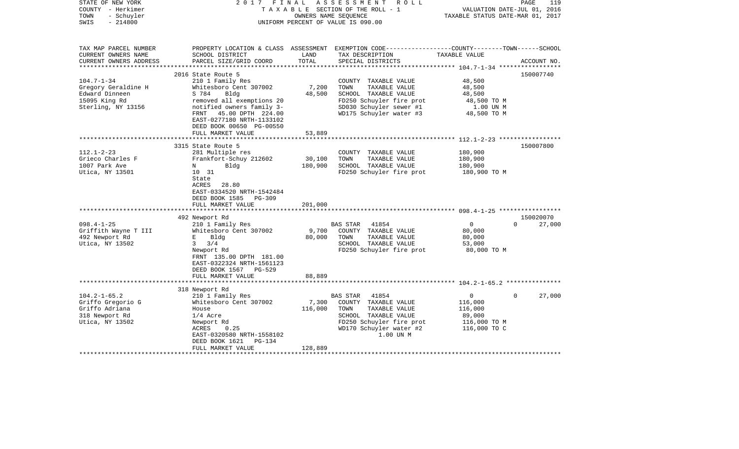STATE OF NEW YORK — 2017 FINAL ASSESSMENT ROLL
COUNTY - Herkimer — TAXABLE SECTION OF THE ROLL - 1 — VALUATION DATE-JUL 01, 2016
TOWN - Schuyler — OWNERS NAME SEQUENCE — TAXABLE STATUS DATE-MAR 01, 2017
SWIS - 214800 — UNIFORM PERCENT OF VALUE IS 090.00

| TAX MAP PARCEL NUMBER / CURRENT OWNERS NAME / CURRENT OWNERS ADDRESS | PROPERTY LOCATION & CLASS / SCHOOL DISTRICT / PARCEL SIZE/GRID COORD | ASSESSMENT LAND / TOTAL | EXEMPTION CODE / TAX DESCRIPTION / SPECIAL DISTRICTS | COUNTY / TOWN / SCHOOL TAXABLE VALUE | ACCOUNT NO. |
|---|---|---|---|---|---|
| | 2016 State Route 5 | | | | 150007740 |
| 104.7-1-34 | 210 1 Family Res | | COUNTY TAXABLE VALUE | 48,500 | |
| Gregory Geraldine H | Whitesboro Cent 307002 | 7,200 | TOWN TAXABLE VALUE | 48,500 | |
| Edward Dinneen | S 784 Bldg | 48,500 | SCHOOL TAXABLE VALUE | 48,500 | |
| 15095 King Rd | removed all exemptions 20 | | FD250 Schuyler fire prot | 48,500 TO M | |
| Sterling, NY 13156 | notified owners family 3- | | SD030 Schuyler sewer #1 | 1.00 UN M | |
| | FRNT 45.00 DPTH 224.00 | | WD175 Schuyler water #3 | 48,500 TO M | |
| | EAST-0277180 NRTH-1133102 | | | | |
| | DEED BOOK 00650 PG-00550 | | | | |
| | FULL MARKET VALUE | 53,889 | | | |
| | 3315 State Route 5 | | | | 150007800 |
| 112.1-2-23 | 281 Multiple res | | COUNTY TAXABLE VALUE | 180,900 | |
| Grieco Charles F | Frankfort-Schuy 212602 | 30,100 | TOWN TAXABLE VALUE | 180,900 | |
| 1007 Park Ave | N Bldg | 180,900 | SCHOOL TAXABLE VALUE | 180,900 | |
| Utica, NY 13501 | 10 31 | | FD250 Schuyler fire prot | 180,900 TO M | |
| | State | | | | |
| | ACRES 28.80 | | | | |
| | EAST-0334520 NRTH-1542484 | | | | |
| | DEED BOOK 1585 PG-309 | | | | |
| | FULL MARKET VALUE | 201,000 | | | |
| | 492 Newport Rd | | | | 150020070 |
| 098.4-1-25 | 210 1 Family Res | | BAS STAR 41854 | 0 0 | 27,000 |
| Griffith Wayne T III | Whitesboro Cent 307002 | 9,700 | COUNTY TAXABLE VALUE | 80,000 | |
| 492 Newport Rd | E Bldg | 80,000 | TOWN TAXABLE VALUE | 80,000 | |
| Utica, NY 13502 | 3 3/4 | | SCHOOL TAXABLE VALUE | 53,000 | |
| | Newport Rd | | FD250 Schuyler fire prot | 80,000 TO M | |
| | FRNT 135.00 DPTH 181.00 | | | | |
| | EAST-0322324 NRTH-1561123 | | | | |
| | DEED BOOK 1567 PG-529 | | | | |
| | FULL MARKET VALUE | 88,889 | | | |
| | 318 Newport Rd | | | | |
| 104.2-1-65.2 | 210 1 Family Res | | BAS STAR 41854 | 0 0 | 27,000 |
| Griffo Gregorio G | Whitesboro Cent 307002 | 7,300 | COUNTY TAXABLE VALUE | 116,000 | |
| Griffo Adriana | House | 116,000 | TOWN TAXABLE VALUE | 116,000 | |
| 318 Newport Rd | 1/4 Acre | | SCHOOL TAXABLE VALUE | 89,000 | |
| Utica, NY 13502 | Newport Rd | | FD250 Schuyler fire prot | 116,000 TO M | |
| | ACRES 0.25 | | WD170 Schuyler water #2 | 116,000 TO C | |
| | EAST-0320580 NRTH-1558102 | | 1.00 UN M | | |
| | DEED BOOK 1621 PG-134 | | | | |
| | FULL MARKET VALUE | 128,889 | | | |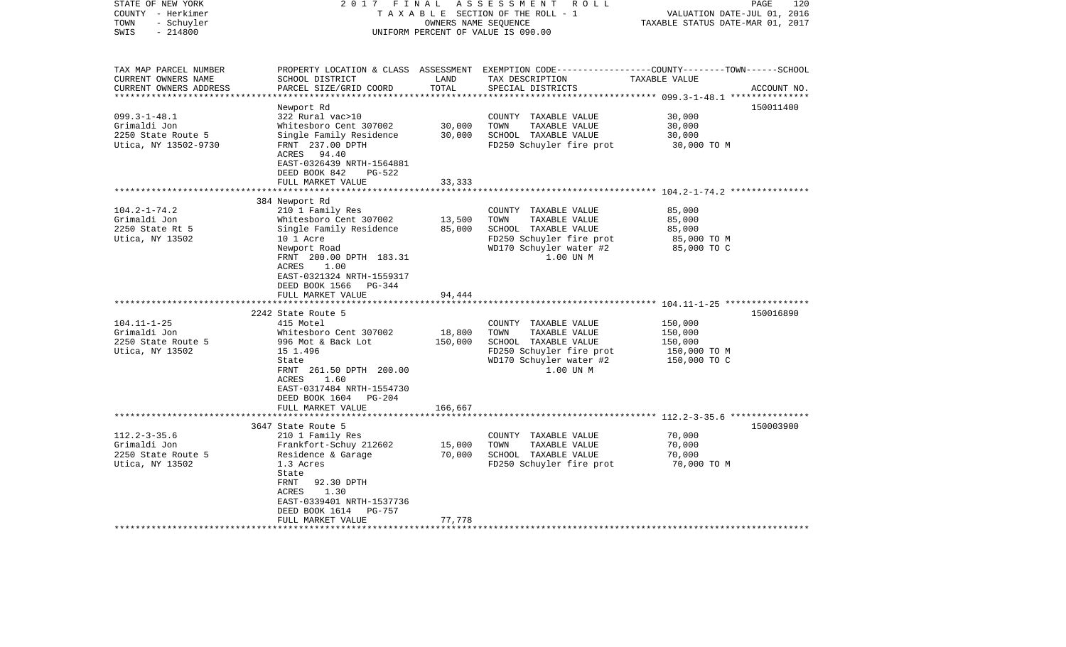STATE OF NEW YORK  
COUNTY - Herkimer  
TOWN - Schuyler  
SWIS - 214800

2 0 1 7 F I N A L A S S E S S M E N T R O L L  
T A X A B L E SECTION OF THE ROLL - 1  
OWNERS NAME SEQUENCE  
UNIFORM PERCENT OF VALUE IS 090.00

VALUATION DATE-JUL 01, 2016  
TAXABLE STATUS DATE-MAR 01, 2017

| TAX MAP PARCEL NUMBER<br>CURRENT OWNERS NAME<br>CURRENT OWNERS ADDRESS | PROPERTY LOCATION & CLASS<br>SCHOOL DISTRICT<br>PARCEL SIZE/GRID COORD | ASSESSMENT<br>LAND<br>TOTAL | EXEMPTION CODE<br>TAX DESCRIPTION<br>SPECIAL DISTRICTS | COUNTY--------TOWN------SCHOOL<br>TAXABLE VALUE | ACCOUNT NO. |
|---|---|---|---|---|---|
| 099.3-1-48.1<br>Grimaldi Jon<br>2250 State Route 5<br>Utica, NY 13502-9730 | Newport Rd<br>322 Rural vac>10<br>Whitesboro Cent 307002<br>Single Family Residence<br>FRNT 237.00 DPTH<br>ACRES 94.40<br>EAST-0326439 NRTH-1564881<br>DEED BOOK 842 PG-522<br>FULL MARKET VALUE | <br><br>30,000<br>30,000<br><br><br><br><br>33,333 | <br><br>COUNTY TAXABLE VALUE<br>TOWN TAXABLE VALUE<br>SCHOOL TAXABLE VALUE<br>FD250 Schuyler fire prot | <br><br>30,000<br>30,000<br>30,000<br>30,000 TO M | 150011400 |
| 104.2-1-74.2<br>Grimaldi Jon<br>2250 State Rt 5<br>Utica, NY 13502 | 384 Newport Rd<br>210 1 Family Res<br>Whitesboro Cent 307002<br>Single Family Residence<br>10 1 Acre<br>Newport Road<br>FRNT 200.00 DPTH 183.31<br>ACRES 1.00<br>EAST-0321324 NRTH-1559317<br>DEED BOOK 1566 PG-344<br>FULL MARKET VALUE | <br><br>13,500<br>85,000<br><br><br><br><br><br><br>94,444 | <br><br>COUNTY TAXABLE VALUE<br>TOWN TAXABLE VALUE<br>SCHOOL TAXABLE VALUE<br>FD250 Schuyler fire prot<br>WD170 Schuyler water #2<br>1.00 UN M | <br><br>85,000<br>85,000<br>85,000<br>85,000 TO M<br>85,000 TO C | |
| 104.11-1-25<br>Grimaldi Jon<br>2250 State Route 5<br>Utica, NY 13502 | 2242 State Route 5<br>415 Motel<br>Whitesboro Cent 307002<br>996 Mot & Back Lot<br>15 1.496<br>State<br>FRNT 261.50 DPTH 200.00<br>ACRES 1.60<br>EAST-0317484 NRTH-1554730<br>DEED BOOK 1604 PG-204<br>FULL MARKET VALUE | <br><br>18,800<br>150,000<br><br><br><br><br><br><br>166,667 | <br><br>COUNTY TAXABLE VALUE<br>TOWN TAXABLE VALUE<br>SCHOOL TAXABLE VALUE<br>FD250 Schuyler fire prot<br>WD170 Schuyler water #2<br>1.00 UN M | <br><br>150,000<br>150,000<br>150,000<br>150,000 TO M<br>150,000 TO C | 150016890 |
| 112.2-3-35.6<br>Grimaldi Jon<br>2250 State Route 5<br>Utica, NY 13502 | 3647 State Route 5<br>210 1 Family Res<br>Frankfort-Schuy 212602<br>Residence & Garage<br>1.3 Acres<br>State<br>FRNT 92.30 DPTH<br>ACRES 1.30<br>EAST-0339401 NRTH-1537736<br>DEED BOOK 1614 PG-757<br>FULL MARKET VALUE | <br><br>15,000<br>70,000<br><br><br><br><br><br><br>77,778 | <br><br>COUNTY TAXABLE VALUE<br>TOWN TAXABLE VALUE<br>SCHOOL TAXABLE VALUE<br>FD250 Schuyler fire prot | <br><br>70,000<br>70,000<br>70,000<br>70,000 TO M | 150003900 |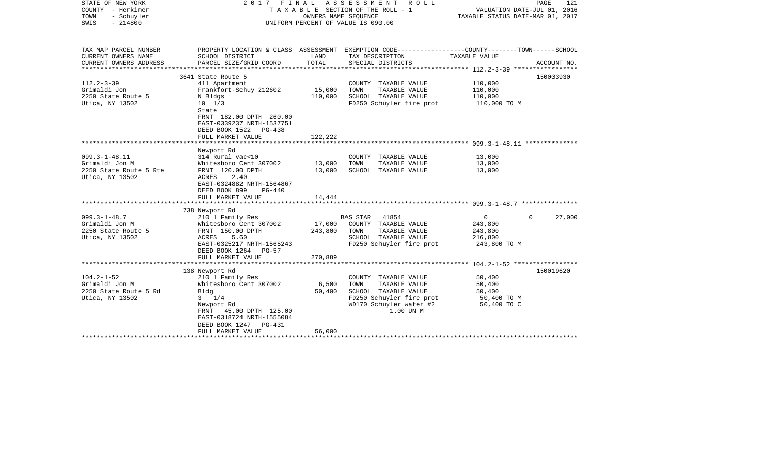STATE OF NEW YORK | 2017 FINAL ASSESSMENT ROLL | 
COUNTY - Herkimer | TAXABLE SECTION OF THE ROLL - 1 | VALUATION DATE-JUL 01, 2016
TOWN - Schuyler | OWNERS NAME SEQUENCE | TAXABLE STATUS DATE-MAR 01, 2017
SWIS - 214800 | UNIFORM PERCENT OF VALUE IS 090.00

| TAX MAP PARCEL NUMBER<br>CURRENT OWNERS NAME<br>CURRENT OWNERS ADDRESS | PROPERTY LOCATION & CLASS<br>SCHOOL DISTRICT<br>PARCEL SIZE/GRID COORD | ASSESSMENT<br>LAND<br>TOTAL | EXEMPTION CODE-----COUNTY-----TOWN-----SCHOOL<br>TAX DESCRIPTION<br>SPECIAL DISTRICTS | TAXABLE VALUE | ACCOUNT NO. |
|---|---|---|---|---|---|
| | 3641 State Route 5 | | | | 150003930 |
| 112.2-3-39 | 411 Apartment | | COUNTY TAXABLE VALUE | 110,000 | |
| Grimaldi Jon | Frankfort-Schuy 212602 | 15,000 | TOWN TAXABLE VALUE | 110,000 | |
| 2250 State Route 5 | N Bldgs | 110,000 | SCHOOL TAXABLE VALUE | 110,000 | |
| Utica, NY 13502 | 10 1/3 | | FD250 Schuyler fire prot | 110,000 TO M | |
| | State | | | | |
| | FRNT 182.00 DPTH 260.00 | | | | |
| | EAST-0339237 NRTH-1537751 | | | | |
| | DEED BOOK 1522 PG-438 | | | | |
| | FULL MARKET VALUE | 122,222 | | | |
| | Newport Rd | | | | |
| 099.3-1-48.11 | 314 Rural vac<10 | | COUNTY TAXABLE VALUE | 13,000 | |
| Grimaldi Jon M | Whitesboro Cent 307002 | 13,000 | TOWN TAXABLE VALUE | 13,000 | |
| 2250 State Route 5 Rte | FRNT 120.00 DPTH | 13,000 | SCHOOL TAXABLE VALUE | 13,000 | |
| Utica, NY 13502 | ACRES 2.40 | | | | |
| | EAST-0324882 NRTH-1564867 | | | | |
| | DEED BOOK 899 PG-440 | | | | |
| | FULL MARKET VALUE | 14,444 | | | |
| | 738 Newport Rd | | | | |
| 099.3-1-48.7 | 210 1 Family Res | | BAS STAR 41854 | 0 0 | 27,000 |
| Grimaldi Jon M | Whitesboro Cent 307002 | 17,000 | COUNTY TAXABLE VALUE | 243,800 | |
| 2250 State Route 5 | FRNT 150.00 DPTH | 243,800 | TOWN TAXABLE VALUE | 243,800 | |
| Utica, NY 13502 | ACRES 5.60 | | SCHOOL TAXABLE VALUE | 216,800 | |
| | EAST-0325217 NRTH-1565243 | | FD250 Schuyler fire prot | 243,800 TO M | |
| | DEED BOOK 1264 PG-57 | | | | |
| | FULL MARKET VALUE | 270,889 | | | |
| | 138 Newport Rd | | | | 150019620 |
| 104.2-1-52 | 210 1 Family Res | | COUNTY TAXABLE VALUE | 50,400 | |
| Grimaldi Jon M | Whitesboro Cent 307002 | 6,500 | TOWN TAXABLE VALUE | 50,400 | |
| 2250 State Route 5 Rd | Bldg | 50,400 | SCHOOL TAXABLE VALUE | 50,400 | |
| Utica, NY 13502 | 3 1/4 | | FD250 Schuyler fire prot | 50,400 TO M | |
| | Newport Rd | | WD170 Schuyler water #2 | 50,400 TO C | |
| | FRNT 45.00 DPTH 125.00 | | 1.00 UN M | | |
| | EAST-0318724 NRTH-1555084 | | | | |
| | DEED BOOK 1247 PG-431 | | | | |
| | FULL MARKET VALUE | 56,000 | | | |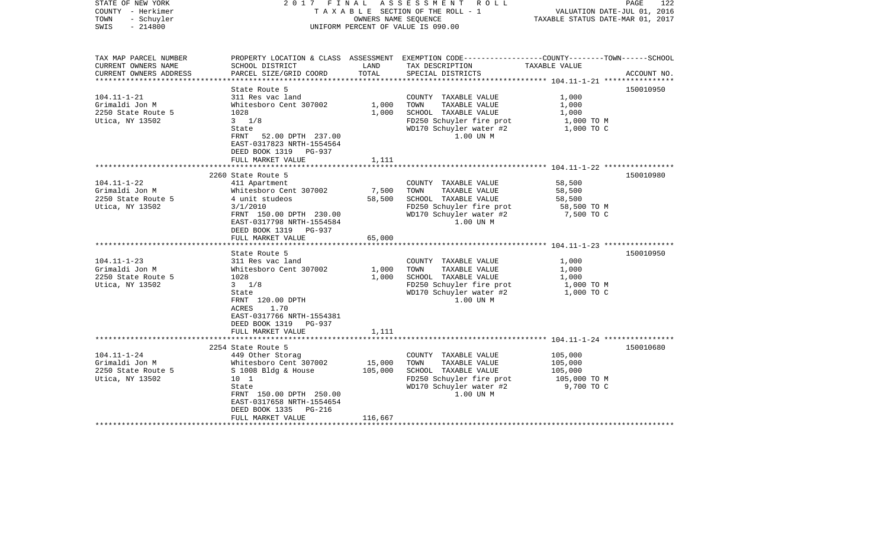STATE OF NEW YORK
COUNTY - Herkimer
TOWN - Schuyler
SWIS - 214800

2017 FINAL ASSESSMENT ROLL
TAXABLE SECTION OF THE ROLL - 1
OWNERS NAME SEQUENCE
UNIFORM PERCENT OF VALUE IS 090.00

VALUATION DATE-JUL 01, 2016
TAXABLE STATUS DATE-MAR 01, 2017

| TAX MAP PARCEL NUMBER / CURRENT OWNERS NAME / CURRENT OWNERS ADDRESS | PROPERTY LOCATION & CLASS / SCHOOL DISTRICT / PARCEL SIZE/GRID COORD | ASSESSMENT LAND / TOTAL | EXEMPTION CODE / TAX DESCRIPTION / SPECIAL DISTRICTS | COUNTY--------TOWN------SCHOOL TAXABLE VALUE | ACCOUNT NO. |
|---|---|---|---|---|---|
| **104.11-1-21** | State Route 5 | | | | 150010950 |
| 104.11-1-21 | 311 Res vac land | | COUNTY TAXABLE VALUE | 1,000 | |
| Grimaldi Jon M | Whitesboro Cent 307002 | 1,000 | TOWN TAXABLE VALUE | 1,000 | |
| 2250 State Route 5 | 1028 | 1,000 | SCHOOL TAXABLE VALUE | 1,000 | |
| Utica, NY 13502 | 3 1/8 | | FD250 Schuyler fire prot | 1,000 TO M | |
| | State | | WD170 Schuyler water #2 | 1,000 TO C | |
| | FRNT 52.00 DPTH 237.00 | | 1.00 UN M | | |
| | EAST-0317823 NRTH-1554564 | | | | |
| | DEED BOOK 1319 PG-937 | | | | |
| | FULL MARKET VALUE | 1,111 | | | |
| **104.11-1-22** | 2260 State Route 5 | | | | 150010980 |
| 104.11-1-22 | 411 Apartment | | COUNTY TAXABLE VALUE | 58,500 | |
| Grimaldi Jon M | Whitesboro Cent 307002 | 7,500 | TOWN TAXABLE VALUE | 58,500 | |
| 2250 State Route 5 | 4 unit studeos | 58,500 | SCHOOL TAXABLE VALUE | 58,500 | |
| Utica, NY 13502 | 3/1/2010 | | FD250 Schuyler fire prot | 58,500 TO M | |
| | FRNT 150.00 DPTH 230.00 | | WD170 Schuyler water #2 | 7,500 TO C | |
| | EAST-0317798 NRTH-1554584 | | 1.00 UN M | | |
| | DEED BOOK 1319 PG-937 | | | | |
| | FULL MARKET VALUE | 65,000 | | | |
| **104.11-1-23** | State Route 5 | | | | 150010950 |
| 104.11-1-23 | 311 Res vac land | | COUNTY TAXABLE VALUE | 1,000 | |
| Grimaldi Jon M | Whitesboro Cent 307002 | 1,000 | TOWN TAXABLE VALUE | 1,000 | |
| 2250 State Route 5 | 1028 | 1,000 | SCHOOL TAXABLE VALUE | 1,000 | |
| Utica, NY 13502 | 3 1/8 | | FD250 Schuyler fire prot | 1,000 TO M | |
| | State | | WD170 Schuyler water #2 | 1,000 TO C | |
| | FRNT 120.00 DPTH | | 1.00 UN M | | |
| | ACRES 1.70 | | | | |
| | EAST-0317766 NRTH-1554381 | | | | |
| | DEED BOOK 1319 PG-937 | | | | |
| | FULL MARKET VALUE | 1,111 | | | |
| **104.11-1-24** | 2254 State Route 5 | | | | 150010680 |
| 104.11-1-24 | 449 Other Storag | | COUNTY TAXABLE VALUE | 105,000 | |
| Grimaldi Jon M | Whitesboro Cent 307002 | 15,000 | TOWN TAXABLE VALUE | 105,000 | |
| 2250 State Route 5 | S 1008 Bldg & House | 105,000 | SCHOOL TAXABLE VALUE | 105,000 | |
| Utica, NY 13502 | 10 1 | | FD250 Schuyler fire prot | 105,000 TO M | |
| | State | | WD170 Schuyler water #2 | 9,700 TO C | |
| | FRNT 150.00 DPTH 250.00 | | 1.00 UN M | | |
| | EAST-0317658 NRTH-1554654 | | | | |
| | DEED BOOK 1335 PG-216 | | | | |
| | FULL MARKET VALUE | 116,667 | | | |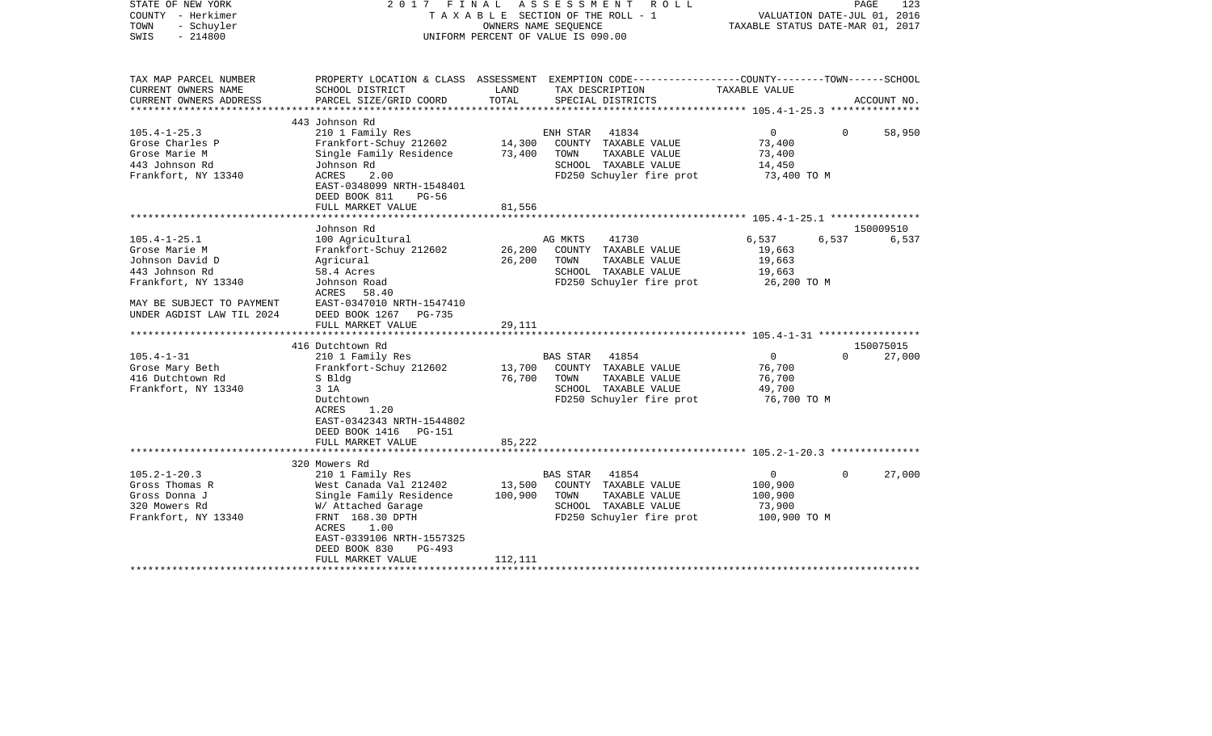STATE OF NEW YORK — 2017 FINAL ASSESSMENT ROLL
COUNTY - Herkimer — TAXABLE SECTION OF THE ROLL - 1 — VALUATION DATE-JUL 01, 2016
TOWN - Schuyler — OWNERS NAME SEQUENCE — TAXABLE STATUS DATE-MAR 01, 2017
SWIS - 214800 — UNIFORM PERCENT OF VALUE IS 090.00

| TAX MAP PARCEL NUMBER / CURRENT OWNERS NAME / CURRENT OWNERS ADDRESS | PROPERTY LOCATION & CLASS / SCHOOL DISTRICT / PARCEL SIZE/GRID COORD | ASSESSMENT LAND / TOTAL | EXEMPTION CODE / TAX DESCRIPTION / SPECIAL DISTRICTS | COUNTY | TOWN | SCHOOL / TAXABLE VALUE | ACCOUNT NO. |
|---|---|---|---|---|---|---|---|
| **105.4-1-25.3** | 443 Johnson Rd | | | | | | |
| | 210 1 Family Res | | ENH STAR 41834 | 0 | 0 | 58,950 | |
| Grose Charles P | Frankfort-Schuy 212602 | 14,300 | COUNTY TAXABLE VALUE | 73,400 | | | |
| Grose Marie M | Single Family Residence | 73,400 | TOWN TAXABLE VALUE | 73,400 | | | |
| 443 Johnson Rd | Johnson Rd | | SCHOOL TAXABLE VALUE | 14,450 | | | |
| Frankfort, NY 13340 | ACRES 2.00 | | FD250 Schuyler fire prot | 73,400 TO M | | | |
| | EAST-0348099 NRTH-1548401 | | | | | | |
| | DEED BOOK 811 PG-56 | | | | | | |
| | FULL MARKET VALUE | 81,556 | | | | | |
| **105.4-1-25.1** | Johnson Rd | | | | | | 150009510 |
| | 100 Agricultural | | AG MKTS 41730 | 6,537 | 6,537 | 6,537 | |
| Grose Marie M | Frankfort-Schuy 212602 | 26,200 | COUNTY TAXABLE VALUE | 19,663 | | | |
| Johnson David D | Agricural | 26,200 | TOWN TAXABLE VALUE | 19,663 | | | |
| 443 Johnson Rd | 58.4 Acres | | SCHOOL TAXABLE VALUE | 19,663 | | | |
| Frankfort, NY 13340 | Johnson Road | | FD250 Schuyler fire prot | 26,200 TO M | | | |
| | ACRES 58.40 | | | | | | |
| MAY BE SUBJECT TO PAYMENT | EAST-0347010 NRTH-1547410 | | | | | | |
| UNDER AGDIST LAW TIL 2024 | DEED BOOK 1267 PG-735 | | | | | | |
| | FULL MARKET VALUE | 29,111 | | | | | |
| **105.4-1-31** | 416 Dutchtown Rd | | | | | | 150075015 |
| | 210 1 Family Res | | BAS STAR 41854 | 0 | 0 | 27,000 | |
| Grose Mary Beth | Frankfort-Schuy 212602 | 13,700 | COUNTY TAXABLE VALUE | 76,700 | | | |
| 416 Dutchtown Rd | S Bldg | 76,700 | TOWN TAXABLE VALUE | 76,700 | | | |
| Frankfort, NY 13340 | 3 1A | | SCHOOL TAXABLE VALUE | 49,700 | | | |
| | Dutchtown | | FD250 Schuyler fire prot | 76,700 TO M | | | |
| | ACRES 1.20 | | | | | | |
| | EAST-0342343 NRTH-1544802 | | | | | | |
| | DEED BOOK 1416 PG-151 | | | | | | |
| | FULL MARKET VALUE | 85,222 | | | | | |
| **105.2-1-20.3** | 320 Mowers Rd | | | | | | |
| | 210 1 Family Res | | BAS STAR 41854 | 0 | 0 | 27,000 | |
| Gross Thomas R | West Canada Val 212402 | 13,500 | COUNTY TAXABLE VALUE | 100,900 | | | |
| Gross Donna J | Single Family Residence | 100,900 | TOWN TAXABLE VALUE | 100,900 | | | |
| 320 Mowers Rd | W/ Attached Garage | | SCHOOL TAXABLE VALUE | 73,900 | | | |
| Frankfort, NY 13340 | FRNT 168.30 DPTH | | FD250 Schuyler fire prot | 100,900 TO M | | | |
| | ACRES 1.00 | | | | | | |
| | EAST-0339106 NRTH-1557325 | | | | | | |
| | DEED BOOK 830 PG-493 | | | | | | |
| | FULL MARKET VALUE | 112,111 | | | | | |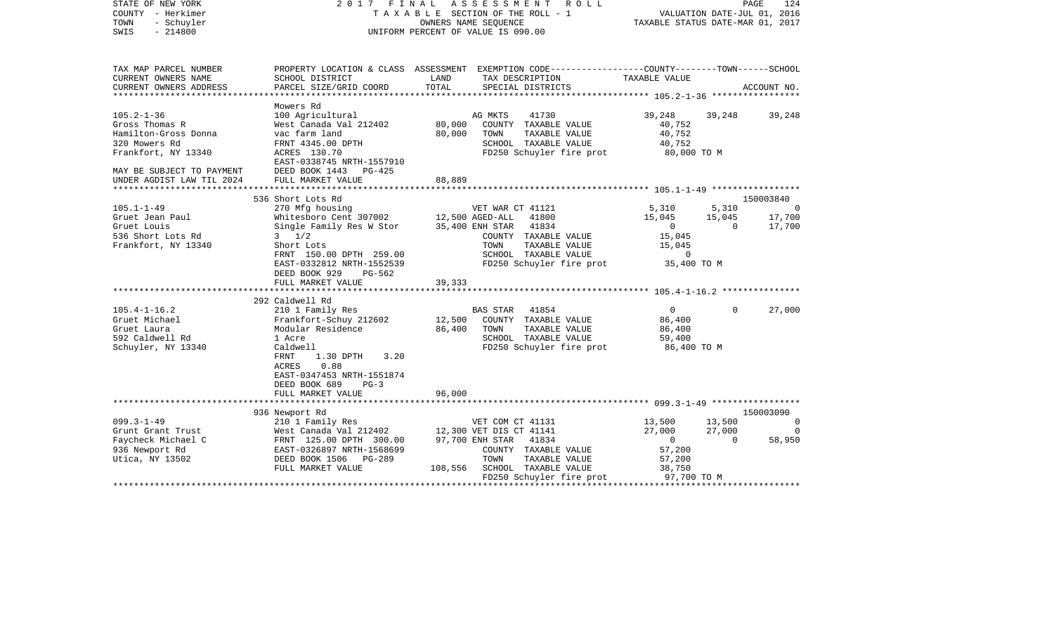STATE OF NEW YORK
COUNTY - Herkimer
TOWN - Schuyler
SWIS - 214800

2017 FINAL ASSESSMENT ROLL
TAXABLE SECTION OF THE ROLL - 1
OWNERS NAME SEQUENCE
UNIFORM PERCENT OF VALUE IS 090.00

VALUATION DATE-JUL 01, 2016
TAXABLE STATUS DATE-MAR 01, 2017

| TAX MAP PARCEL NUMBER / CURRENT OWNERS NAME / CURRENT OWNERS ADDRESS | PROPERTY LOCATION & CLASS / SCHOOL DISTRICT / PARCEL SIZE/GRID COORD | ASSESSMENT LAND / TOTAL | EXEMPTION CODE / TAX DESCRIPTION / SPECIAL DISTRICTS | COUNTY | TOWN | SCHOOL | ACCOUNT NO. |
|---|---|---|---|---|---|---|---|
| **105.2-1-36** | Mowers Rd | | | | | | |
| 105.2-1-36 | 100 Agricultural | | AG MKTS 41730 | 39,248 | 39,248 | 39,248 | |
| Gross Thomas R | West Canada Val 212402 | 80,000 | COUNTY TAXABLE VALUE | 40,752 | | | |
| Hamilton-Gross Donna | vac farm land | 80,000 | TOWN TAXABLE VALUE | | 40,752 | | |
| 320 Mowers Rd | FRNT 4345.00 DPTH | | SCHOOL TAXABLE VALUE | | | 40,752 | |
| Frankfort, NY 13340 | ACRES 130.70 | | FD250 Schuyler fire prot | 80,000 TO M | | | |
| | EAST-0338745 NRTH-1557910 | | | | | | |
| MAY BE SUBJECT TO PAYMENT | DEED BOOK 1443 PG-425 | | | | | | |
| UNDER AGDIST LAW TIL 2024 | FULL MARKET VALUE | 88,889 | | | | | |
| **105.1-1-49** | 536 Short Lots Rd | | | | | | 150003840 |
| 105.1-1-49 | 270 Mfg housing | | VET WAR CT 41121 | 5,310 | 5,310 | 0 | |
| Gruet Jean Paul | Whitesboro Cent 307002 | 12,500 | AGED-ALL 41800 | 15,045 | 15,045 | 17,700 | |
| Gruet Louis | Single Family Res W Stor | 35,400 | ENH STAR 41834 | 0 | 0 | 17,700 | |
| 536 Short Lots Rd | 3 1/2 | | COUNTY TAXABLE VALUE | 15,045 | | | |
| Frankfort, NY 13340 | Short Lots | | TOWN TAXABLE VALUE | | 15,045 | | |
| | FRNT 150.00 DPTH 259.00 | | SCHOOL TAXABLE VALUE | | | 0 | |
| | EAST-0332812 NRTH-1552539 | | FD250 Schuyler fire prot | 35,400 TO M | | | |
| | DEED BOOK 929 PG-562 | | | | | | |
| | FULL MARKET VALUE | 39,333 | | | | | |
| **105.4-1-16.2** | 292 Caldwell Rd | | | | | | |
| 105.4-1-16.2 | 210 1 Family Res | | BAS STAR 41854 | 0 | 0 | 27,000 | |
| Gruet Michael | Frankfort-Schuy 212602 | 12,500 | COUNTY TAXABLE VALUE | 86,400 | | | |
| Gruet Laura | Modular Residence | 86,400 | TOWN TAXABLE VALUE | | 86,400 | | |
| 592 Caldwell Rd | 1 Acre | | SCHOOL TAXABLE VALUE | | | 59,400 | |
| Schuyler, NY 13340 | Caldwell | | FD250 Schuyler fire prot | 86,400 TO M | | | |
| | FRNT 1.30 DPTH 3.20 | | | | | | |
| | ACRES 0.88 | | | | | | |
| | EAST-0347453 NRTH-1551874 | | | | | | |
| | DEED BOOK 689 PG-3 | | | | | | |
| | FULL MARKET VALUE | 96,000 | | | | | |
| **099.3-1-49** | 936 Newport Rd | | | | | | 150003090 |
| 099.3-1-49 | 210 1 Family Res | | VET COM CT 41131 | 13,500 | 13,500 | 0 | |
| Grunt Grant Trust | West Canada Val 212402 | 12,300 | VET DIS CT 41141 | 27,000 | 27,000 | 0 | |
| Faycheck Michael C | FRNT 125.00 DPTH 300.00 | 97,700 | ENH STAR 41834 | 0 | 0 | 58,950 | |
| 936 Newport Rd | EAST-0326897 NRTH-1568699 | | COUNTY TAXABLE VALUE | 57,200 | | | |
| Utica, NY 13502 | DEED BOOK 1506 PG-289 | | TOWN TAXABLE VALUE | | 57,200 | | |
| | FULL MARKET VALUE | 108,556 | SCHOOL TAXABLE VALUE | | | 38,750 | |
| | | | FD250 Schuyler fire prot | 97,700 TO M | | | |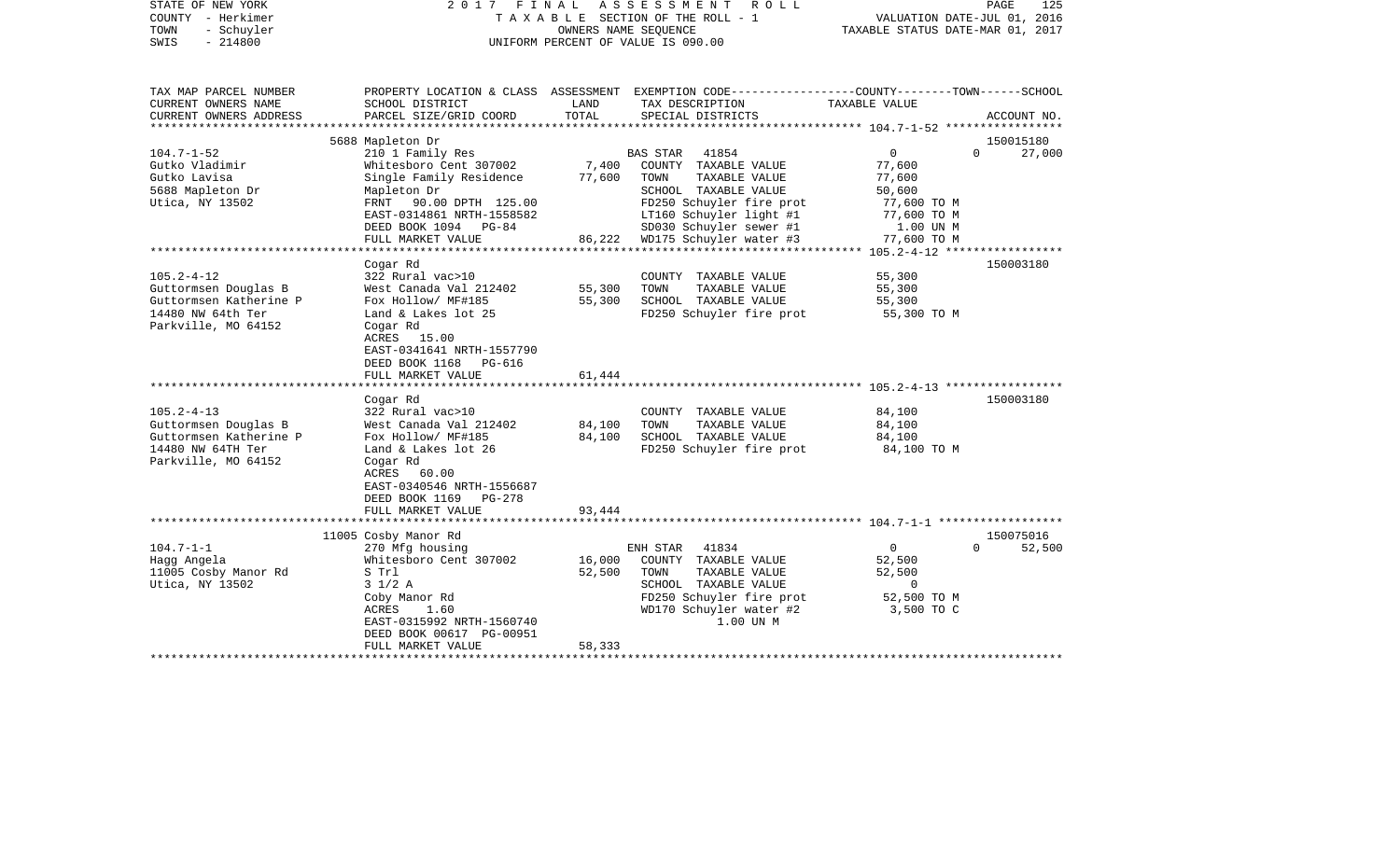STATE OF NEW YORK — 2017 FINAL ASSESSMENT ROLL
COUNTY - Herkimer — TAXABLE SECTION OF THE ROLL - 1 — VALUATION DATE-JUL 01, 2016
TOWN - Schuyler — OWNERS NAME SEQUENCE — TAXABLE STATUS DATE-MAR 01, 2017
SWIS - 214800 — UNIFORM PERCENT OF VALUE IS 090.00

| TAX MAP PARCEL NUMBER<br>CURRENT OWNERS NAME<br>CURRENT OWNERS ADDRESS | PROPERTY LOCATION & CLASS<br>SCHOOL DISTRICT<br>PARCEL SIZE/GRID COORD | ASSESSMENT<br>LAND<br>TOTAL | EXEMPTION CODE<br>TAX DESCRIPTION<br>SPECIAL DISTRICTS | COUNTY / TOWN / SCHOOL<br>TAXABLE VALUE | ACCOUNT NO. |
|---|---|---|---|---|---|
| 104.7-1-52<br>Gutko Vladimir<br>Gutko Lavisa<br>5688 Mapleton Dr<br>Utica, NY 13502 | 5688 Mapleton Dr<br>210 1 Family Res<br>Whitesboro Cent 307002<br>Single Family Residence<br>Mapleton Dr<br>FRNT 90.00 DPTH 125.00<br>EAST-0314861 NRTH-1558582<br>DEED BOOK 1094 PG-84<br>FULL MARKET VALUE | <br><br>7,400<br>77,600<br><br><br><br><br>86,222 | BAS STAR 41854<br>COUNTY TAXABLE VALUE<br>TOWN TAXABLE VALUE<br>SCHOOL TAXABLE VALUE<br>FD250 Schuyler fire prot<br>LT160 Schuyler light #1<br>SD030 Schuyler sewer #1<br>WD175 Schuyler water #3 | 0 / 0 / 27,000<br>77,600<br>77,600<br>50,600<br>77,600 TO M<br>77,600 TO M<br>1.00 UN M<br>77,600 TO M | 150015180 |
| 105.2-4-12<br>Guttormsen Douglas B<br>Guttormsen Katherine P<br>14480 NW 64th Ter<br>Parkville, MO 64152 | Cogar Rd<br>322 Rural vac>10<br>West Canada Val 212402<br>Fox Hollow/ MF#185<br>Land & Lakes lot 25<br>Cogar Rd<br>ACRES 15.00<br>EAST-0341641 NRTH-1557790<br>DEED BOOK 1168 PG-616<br>FULL MARKET VALUE | <br><br>55,300<br>55,300<br><br><br><br><br><br>61,444 | COUNTY TAXABLE VALUE<br>TOWN TAXABLE VALUE<br>SCHOOL TAXABLE VALUE<br>FD250 Schuyler fire prot | 55,300<br>55,300<br>55,300<br>55,300 TO M | 150003180 |
| 105.2-4-13<br>Guttormsen Douglas B<br>Guttormsen Katherine P<br>14480 NW 64TH Ter<br>Parkville, MO 64152 | Cogar Rd<br>322 Rural vac>10<br>West Canada Val 212402<br>Fox Hollow/ MF#185<br>Land & Lakes lot 26<br>Cogar Rd<br>ACRES 60.00<br>EAST-0340546 NRTH-1556687<br>DEED BOOK 1169 PG-278<br>FULL MARKET VALUE | <br><br>84,100<br>84,100<br><br><br><br><br><br>93,444 | COUNTY TAXABLE VALUE<br>TOWN TAXABLE VALUE<br>SCHOOL TAXABLE VALUE<br>FD250 Schuyler fire prot | 84,100<br>84,100<br>84,100<br>84,100 TO M | 150003180 |
| 104.7-1-1<br>Hagg Angela<br>11005 Cosby Manor Rd<br>Utica, NY 13502 | 11005 Cosby Manor Rd<br>270 Mfg housing<br>Whitesboro Cent 307002<br>S Trl<br>3 1/2 A<br>Coby Manor Rd<br>ACRES 1.60<br>EAST-0315992 NRTH-1560740<br>DEED BOOK 00617 PG-00951<br>FULL MARKET VALUE | <br><br>16,000<br>52,500<br><br><br><br><br><br>58,333 | ENH STAR 41834<br>COUNTY TAXABLE VALUE<br>TOWN TAXABLE VALUE<br>SCHOOL TAXABLE VALUE<br>FD250 Schuyler fire prot<br>WD170 Schuyler water #2<br>1.00 UN M | 0 / 0 / 52,500<br>52,500<br>52,500<br>0<br>52,500 TO M<br>3,500 TO C | 150075016 |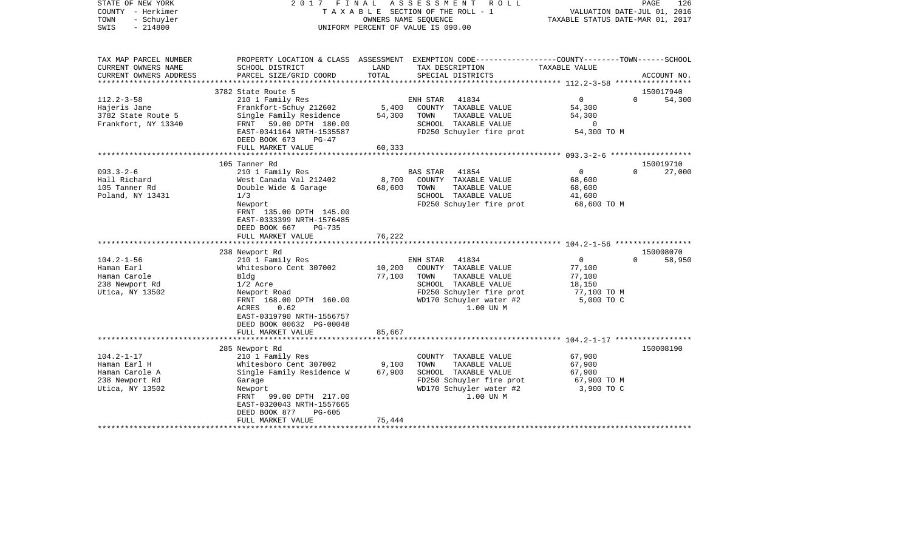STATE OF NEW YORK | COUNTY - Herkimer | TOWN - Schuyler | SWIS - 214800

2017 FINAL ASSESSMENT ROLL
TAXABLE SECTION OF THE ROLL - 1
OWNERS NAME SEQUENCE
UNIFORM PERCENT OF VALUE IS 090.00

VALUATION DATE-JUL 01, 2016
TAXABLE STATUS DATE-MAR 01, 2017

| TAX MAP PARCEL NUMBER / CURRENT OWNERS NAME / CURRENT OWNERS ADDRESS | PROPERTY LOCATION & CLASS / SCHOOL DISTRICT / PARCEL SIZE/GRID COORD | ASSESSMENT LAND / TOTAL | EXEMPTION CODE / TAX DESCRIPTION / SPECIAL DISTRICTS | COUNTY | TOWN | SCHOOL / TAXABLE VALUE | ACCOUNT NO. |
|---|---|---|---|---|---|---|---|
| **112.2-3-58** | 3782 State Route 5 | | | | | | 150017940 |
| 112.2-3-58 | 210 1 Family Res | | ENH STAR 41834 | 0 | 0 | 54,300 | |
| Hajeris Jane | Frankfort-Schuy 212602 | 5,400 | COUNTY TAXABLE VALUE | 54,300 | | | |
| 3782 State Route 5 | Single Family Residence | 54,300 | TOWN TAXABLE VALUE | | 54,300 | | |
| Frankfort, NY 13340 | FRNT 59.00 DPTH 180.00 | | SCHOOL TAXABLE VALUE | | | 0 | |
| | EAST-0341164 NRTH-1535587 | | FD250 Schuyler fire prot | 54,300 TO M | | | |
| | DEED BOOK 673 PG-47 | | | | | | |
| | FULL MARKET VALUE | 60,333 | | | | | |
| **093.3-2-6** | 105 Tanner Rd | | | | | | 150019710 |
| 093.3-2-6 | 210 1 Family Res | | BAS STAR 41854 | 0 | 0 | 27,000 | |
| Hall Richard | West Canada Val 212402 | 8,700 | COUNTY TAXABLE VALUE | 68,600 | | | |
| 105 Tanner Rd | Double Wide & Garage | 68,600 | TOWN TAXABLE VALUE | | 68,600 | | |
| Poland, NY 13431 | 1/3 | | SCHOOL TAXABLE VALUE | | | 41,600 | |
| | Newport | | FD250 Schuyler fire prot | 68,600 TO M | | | |
| | FRNT 135.00 DPTH 145.00 | | | | | | |
| | EAST-0333399 NRTH-1576485 | | | | | | |
| | DEED BOOK 667 PG-735 | | | | | | |
| | FULL MARKET VALUE | 76,222 | | | | | |
| **104.2-1-56** | 238 Newport Rd | | | | | | 150008070 |
| 104.2-1-56 | 210 1 Family Res | | ENH STAR 41834 | 0 | 0 | 58,950 | |
| Haman Earl | Whitesboro Cent 307002 | 10,200 | COUNTY TAXABLE VALUE | 77,100 | | | |
| Haman Carole | Bldg | 77,100 | TOWN TAXABLE VALUE | | 77,100 | | |
| 238 Newport Rd | 1/2 Acre | | SCHOOL TAXABLE VALUE | | | 18,150 | |
| Utica, NY 13502 | Newport Road | | FD250 Schuyler fire prot | 77,100 TO M | | | |
| | FRNT 168.00 DPTH 160.00 | | WD170 Schuyler water #2 | 5,000 TO C | | | |
| | ACRES 0.62 | | 1.00 UN M | | | | |
| | EAST-0319790 NRTH-1556757 | | | | | | |
| | DEED BOOK 00632 PG-00048 | | | | | | |
| | FULL MARKET VALUE | 85,667 | | | | | |
| **104.2-1-17** | 285 Newport Rd | | | | | | 150008190 |
| 104.2-1-17 | 210 1 Family Res | | COUNTY TAXABLE VALUE | 67,900 | | | |
| Haman Earl H | Whitesboro Cent 307002 | 9,100 | TOWN TAXABLE VALUE | | 67,900 | | |
| Haman Carole A | Single Family Residence W | 67,900 | SCHOOL TAXABLE VALUE | | | 67,900 | |
| 238 Newport Rd | Garage | | FD250 Schuyler fire prot | 67,900 TO M | | | |
| Utica, NY 13502 | Newport | | WD170 Schuyler water #2 | 3,900 TO C | | | |
| | FRNT 99.00 DPTH 217.00 | | 1.00 UN M | | | | |
| | EAST-0320043 NRTH-1557665 | | | | | | |
| | DEED BOOK 877 PG-605 | | | | | | |
| | FULL MARKET VALUE | 75,444 | | | | | |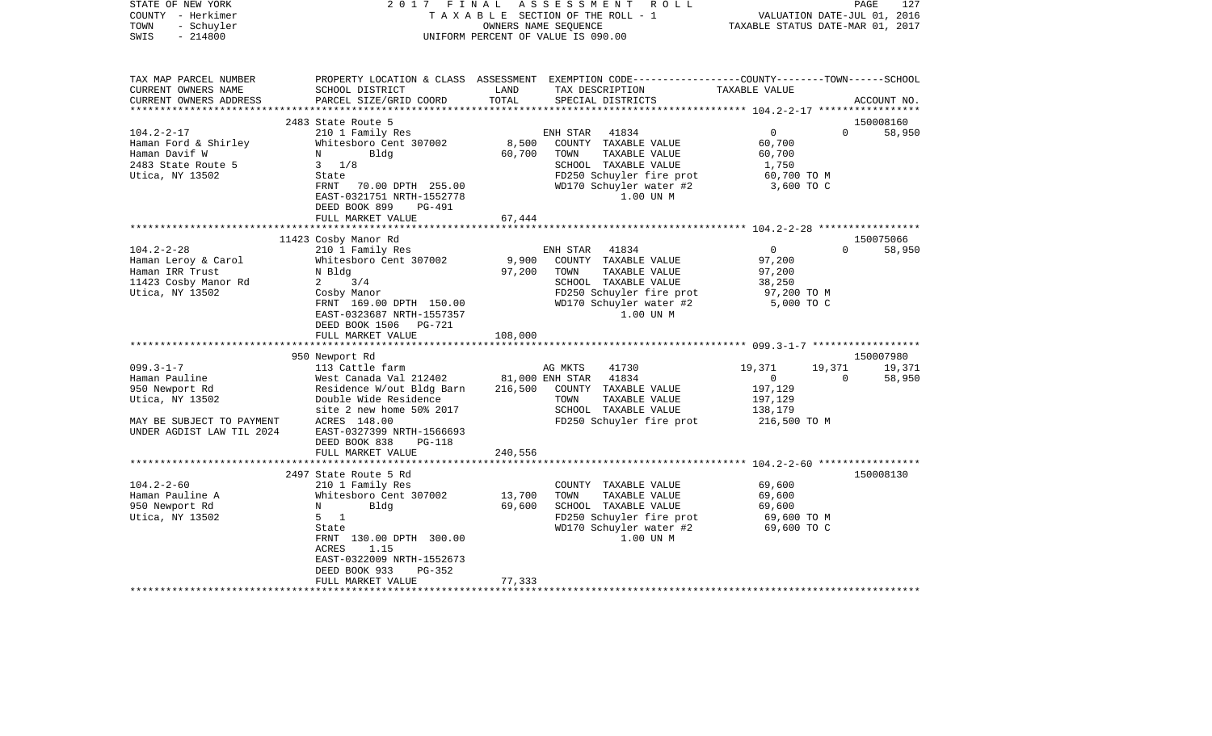STATE OF NEW YORK — 2017 FINAL ASSESSMENT ROLL — PAGE 127
COUNTY - Herkimer — TAXABLE SECTION OF THE ROLL - 1 — VALUATION DATE-JUL 01, 2016
TOWN - Schuyler — OWNERS NAME SEQUENCE — TAXABLE STATUS DATE-MAR 01, 2017
SWIS - 214800 — UNIFORM PERCENT OF VALUE IS 090.00

| TAX MAP PARCEL NUMBER / CURRENT OWNERS NAME / CURRENT OWNERS ADDRESS | PROPERTY LOCATION & CLASS / SCHOOL DISTRICT / PARCEL SIZE/GRID COORD | ASSESSMENT LAND / TOTAL | EXEMPTION CODE / TAX DESCRIPTION / SPECIAL DISTRICTS | COUNTY | TOWN | SCHOOL / ACCOUNT NO. |
|---|---|---|---|---|---|---|
| | 2483 State Route 5 | | | | | 150008160 |
| 104.2-2-17 | 210 1 Family Res | | ENH STAR 41834 | 0 | 0 | 58,950 |
| Haman Ford & Shirley | Whitesboro Cent 307002 | 8,500 | COUNTY TAXABLE VALUE | 60,700 | | |
| Haman Davif W | N Bldg | 60,700 | TOWN TAXABLE VALUE | 60,700 | | |
| 2483 State Route 5 | 3 1/8 | | SCHOOL TAXABLE VALUE | 1,750 | | |
| Utica, NY 13502 | State | | FD250 Schuyler fire prot | 60,700 TO M | | |
| | FRNT 70.00 DPTH 255.00 | | WD170 Schuyler water #2 | 3,600 TO C | | |
| | EAST-0321751 NRTH-1552778 | | 1.00 UN M | | | |
| | DEED BOOK 899 PG-491 | | | | | |
| | FULL MARKET VALUE | 67,444 | | | | |
| | 11423 Cosby Manor Rd | | | | | 150075066 |
| 104.2-2-28 | 210 1 Family Res | | ENH STAR 41834 | 0 | 0 | 58,950 |
| Haman Leroy & Carol | Whitesboro Cent 307002 | 9,900 | COUNTY TAXABLE VALUE | 97,200 | | |
| Haman IRR Trust | N Bldg | 97,200 | TOWN TAXABLE VALUE | 97,200 | | |
| 11423 Cosby Manor Rd | 2 3/4 | | SCHOOL TAXABLE VALUE | 38,250 | | |
| Utica, NY 13502 | Cosby Manor | | FD250 Schuyler fire prot | 97,200 TO M | | |
| | FRNT 169.00 DPTH 150.00 | | WD170 Schuyler water #2 | 5,000 TO C | | |
| | EAST-0323687 NRTH-1557357 | | 1.00 UN M | | | |
| | DEED BOOK 1506 PG-721 | | | | | |
| | FULL MARKET VALUE | 108,000 | | | | |
| | 950 Newport Rd | | | | | 150007980 |
| 099.3-1-7 | 113 Cattle farm | | AG MKTS 41730 | 19,371 | 19,371 | 19,371 |
| Haman Pauline | West Canada Val 212402 | 81,000 | ENH STAR 41834 | 0 | 0 | 58,950 |
| 950 Newport Rd | Residence W/out Bldg Barn | 216,500 | COUNTY TAXABLE VALUE | 197,129 | | |
| Utica, NY 13502 | Double Wide Residence | | TOWN TAXABLE VALUE | 197,129 | | |
| | site 2 new home 50% 2017 | | SCHOOL TAXABLE VALUE | 138,179 | | |
| MAY BE SUBJECT TO PAYMENT | ACRES 148.00 | | FD250 Schuyler fire prot | 216,500 TO M | | |
| UNDER AGDIST LAW TIL 2024 | EAST-0327399 NRTH-1566693 | | | | | |
| | DEED BOOK 838 PG-118 | | | | | |
| | FULL MARKET VALUE | 240,556 | | | | |
| | 2497 State Route 5 Rd | | | | | 150008130 |
| 104.2-2-60 | 210 1 Family Res | | COUNTY TAXABLE VALUE | 69,600 | | |
| Haman Pauline A | Whitesboro Cent 307002 | 13,700 | TOWN TAXABLE VALUE | 69,600 | | |
| 950 Newport Rd | N Bldg | 69,600 | SCHOOL TAXABLE VALUE | 69,600 | | |
| Utica, NY 13502 | 5 1 | | FD250 Schuyler fire prot | 69,600 TO M | | |
| | State | | WD170 Schuyler water #2 | 69,600 TO C | | |
| | FRNT 130.00 DPTH 300.00 | | 1.00 UN M | | | |
| | ACRES 1.15 | | | | | |
| | EAST-0322009 NRTH-1552673 | | | | | |
| | DEED BOOK 933 PG-352 | | | | | |
| | FULL MARKET VALUE | 77,333 | | | | |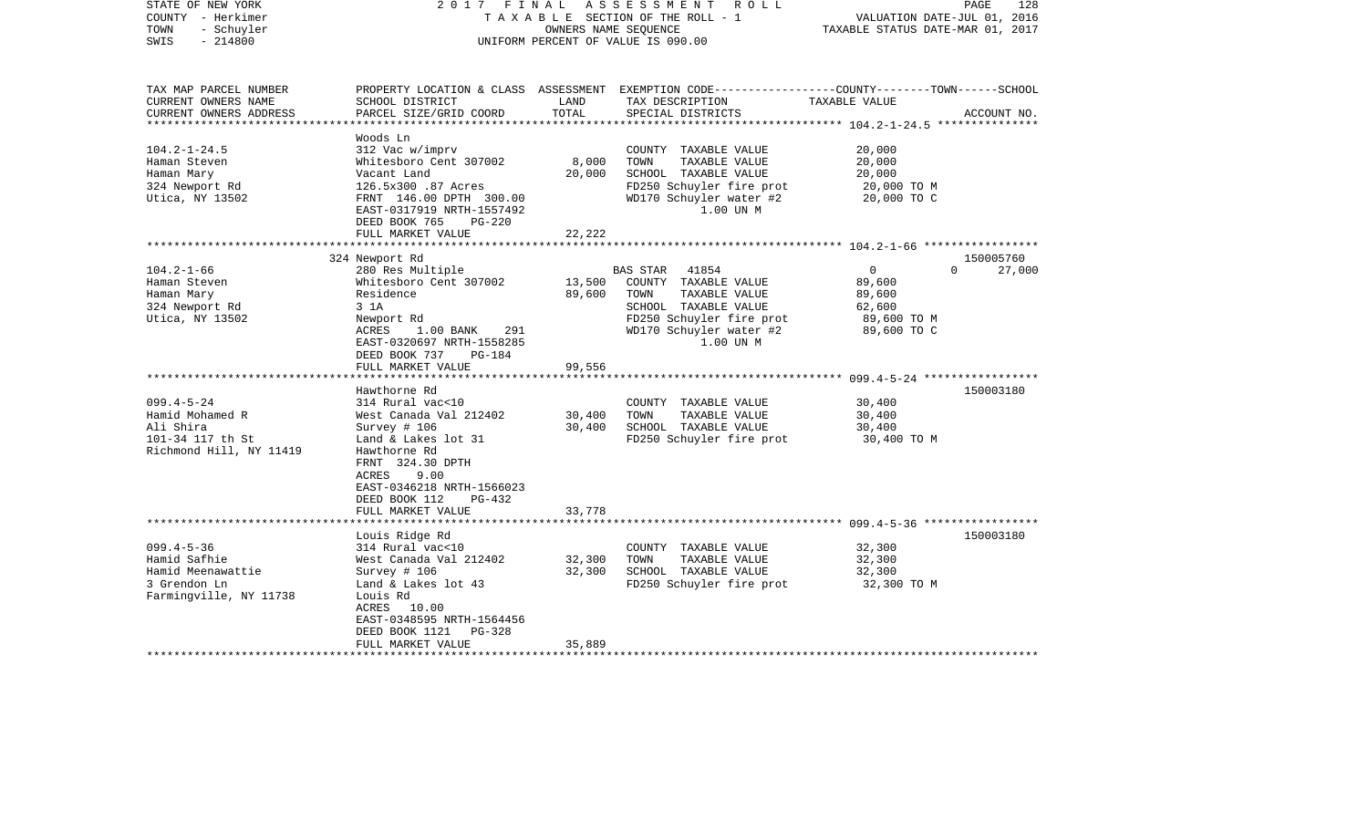| TAX MAP PARCEL NUMBER<br>CURRENT OWNERS NAME<br>CURRENT OWNERS ADDRESS | PROPERTY LOCATION & CLASS<br>SCHOOL DISTRICT<br>PARCEL SIZE/GRID COORD | ASSESSMENT<br>LAND<br>TOTAL | EXEMPTION CODE-----------------COUNTY--------TOWN------SCHOOL<br>TAX DESCRIPTION<br>SPECIAL DISTRICTS | TAXABLE VALUE | ACCOUNT NO. |
|---|---|---|---|---|---|
| **104.2-1-24.5** | Woods Ln | | | | |
| 104.2-1-24.5 | 312 Vac w/imprv | | COUNTY TAXABLE VALUE | 20,000 | |
| Haman Steven | Whitesboro Cent 307002 | 8,000 | TOWN TAXABLE VALUE | 20,000 | |
| Haman Mary | Vacant Land | 20,000 | SCHOOL TAXABLE VALUE | 20,000 | |
| 324 Newport Rd | 126.5x300 .87 Acres | | FD250 Schuyler fire prot | 20,000 TO M | |
| Utica, NY 13502 | FRNT 146.00 DPTH 300.00 | | WD170 Schuyler water #2 | 20,000 TO C | |
| | EAST-0317919 NRTH-1557492 | | 1.00 UN M | | |
| | DEED BOOK 765 PG-220 | | | | |
| | FULL MARKET VALUE | 22,222 | | | |
| **104.2-1-66** | 324 Newport Rd | | | | 150005760 |
| 104.2-1-66 | 280 Res Multiple | | BAS STAR 41854 | 0 0 | 27,000 |
| Haman Steven | Whitesboro Cent 307002 | 13,500 | COUNTY TAXABLE VALUE | 89,600 | |
| Haman Mary | Residence | 89,600 | TOWN TAXABLE VALUE | 89,600 | |
| 324 Newport Rd | 3 1A | | SCHOOL TAXABLE VALUE | 62,600 | |
| Utica, NY 13502 | Newport Rd | | FD250 Schuyler fire prot | 89,600 TO M | |
| | ACRES 1.00 BANK 291 | | WD170 Schuyler water #2 | 89,600 TO C | |
| | EAST-0320697 NRTH-1558285 | | 1.00 UN M | | |
| | DEED BOOK 737 PG-184 | | | | |
| | FULL MARKET VALUE | 99,556 | | | |
| **099.4-5-24** | Hawthorne Rd | | | | 150003180 |
| 099.4-5-24 | 314 Rural vac<10 | | COUNTY TAXABLE VALUE | 30,400 | |
| Hamid Mohamed R | West Canada Val 212402 | 30,400 | TOWN TAXABLE VALUE | 30,400 | |
| Ali Shira | Survey # 106 | 30,400 | SCHOOL TAXABLE VALUE | 30,400 | |
| 101-34 117 th St | Land & Lakes lot 31 | | FD250 Schuyler fire prot | 30,400 TO M | |
| Richmond Hill, NY 11419 | Hawthorne Rd | | | | |
| | FRNT 324.30 DPTH | | | | |
| | ACRES 9.00 | | | | |
| | EAST-0346218 NRTH-1566023 | | | | |
| | DEED BOOK 112 PG-432 | | | | |
| | FULL MARKET VALUE | 33,778 | | | |
| **099.4-5-36** | Louis Ridge Rd | | | | 150003180 |
| 099.4-5-36 | 314 Rural vac<10 | | COUNTY TAXABLE VALUE | 32,300 | |
| Hamid Safhie | West Canada Val 212402 | 32,300 | TOWN TAXABLE VALUE | 32,300 | |
| Hamid Meenawattie | Survey # 106 | 32,300 | SCHOOL TAXABLE VALUE | 32,300 | |
| 3 Grendon Ln | Land & Lakes lot 43 | | FD250 Schuyler fire prot | 32,300 TO M | |
| Farmingville, NY 11738 | Louis Rd | | | | |
| | ACRES 10.00 | | | | |
| | EAST-0348595 NRTH-1564456 | | | | |
| | DEED BOOK 1121 PG-328 | | | | |
| | FULL MARKET VALUE | 35,889 | | | |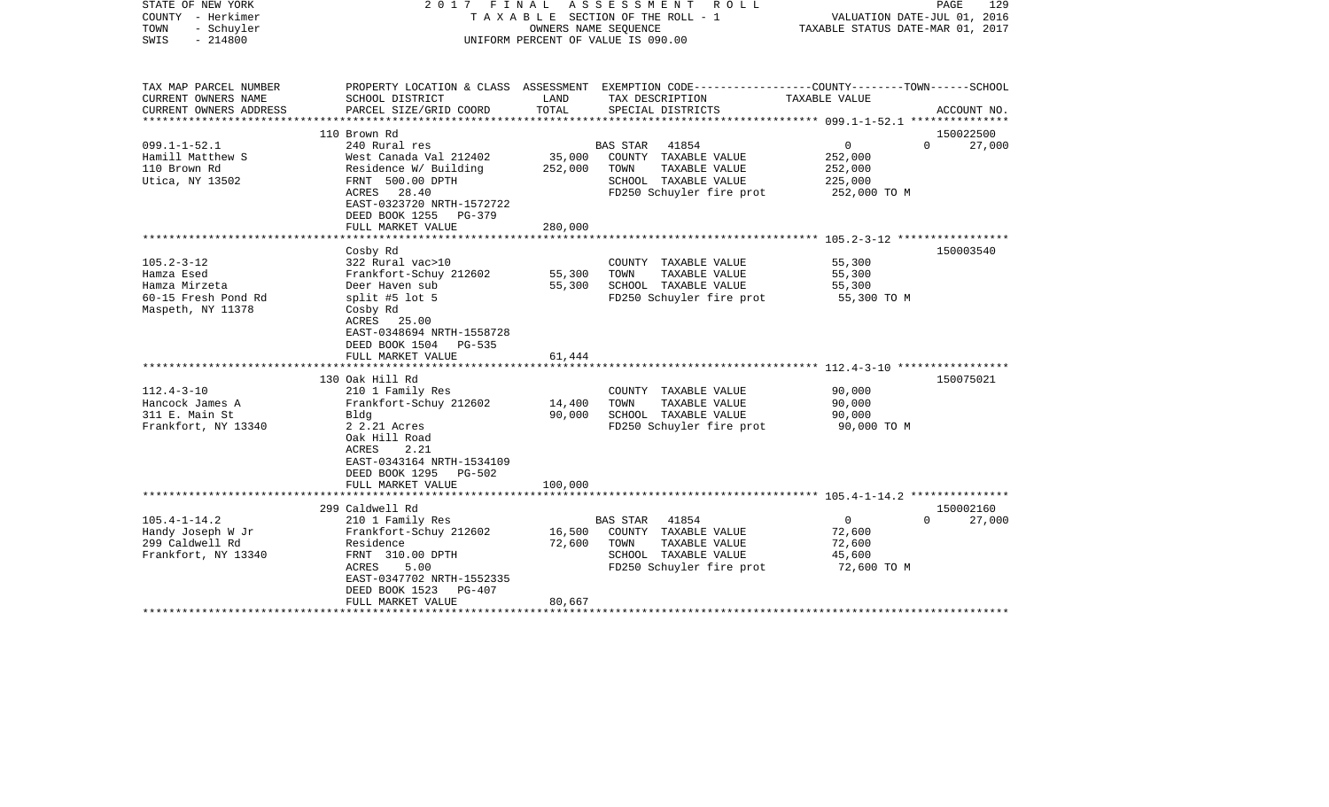STATE OF NEW YORK — COUNTY - Herkimer — TOWN - Schuyler — SWIS - 214800

2017 FINAL ASSESSMENT ROLL
TAXABLE SECTION OF THE ROLL - 1
OWNERS NAME SEQUENCE
UNIFORM PERCENT OF VALUE IS 090.00

VALUATION DATE-JUL 01, 2016
TAXABLE STATUS DATE-MAR 01, 2017

| TAX MAP PARCEL NUMBER / CURRENT OWNERS NAME / CURRENT OWNERS ADDRESS | PROPERTY LOCATION & CLASS / SCHOOL DISTRICT / PARCEL SIZE/GRID COORD | ASSESSMENT LAND / TOTAL | EXEMPTION CODE / TAX DESCRIPTION / SPECIAL DISTRICTS | COUNTY / TOWN / SCHOOL TAXABLE VALUE | ACCOUNT NO. |
|---|---|---|---|---|---|
| | 110 Brown Rd | | | | 150022500 |
| 099.1-1-52.1 | 240 Rural res | | BAS STAR 41854 | 0 0 27,000 | |
| Hamill Matthew S | West Canada Val 212402 | 35,000 | COUNTY TAXABLE VALUE | 252,000 | |
| 110 Brown Rd | Residence W/ Building | 252,000 | TOWN TAXABLE VALUE | 252,000 | |
| Utica, NY 13502 | FRNT 500.00 DPTH | | SCHOOL TAXABLE VALUE | 225,000 | |
| | ACRES 28.40 | | FD250 Schuyler fire prot | 252,000 TO M | |
| | EAST-0323720 NRTH-1572722 | | | | |
| | DEED BOOK 1255 PG-379 | | | | |
| | FULL MARKET VALUE | 280,000 | | | |
| | Cosby Rd | | | | 150003540 |
| 105.2-3-12 | 322 Rural vac>10 | | COUNTY TAXABLE VALUE | 55,300 | |
| Hamza Esed | Frankfort-Schuy 212602 | 55,300 | TOWN TAXABLE VALUE | 55,300 | |
| Hamza Mirzeta | Deer Haven sub | 55,300 | SCHOOL TAXABLE VALUE | 55,300 | |
| 60-15 Fresh Pond Rd | split #5 lot 5 | | FD250 Schuyler fire prot | 55,300 TO M | |
| Maspeth, NY 11378 | Cosby Rd | | | | |
| | ACRES 25.00 | | | | |
| | EAST-0348694 NRTH-1558728 | | | | |
| | DEED BOOK 1504 PG-535 | | | | |
| | FULL MARKET VALUE | 61,444 | | | |
| | 130 Oak Hill Rd | | | | 150075021 |
| 112.4-3-10 | 210 1 Family Res | | COUNTY TAXABLE VALUE | 90,000 | |
| Hancock James A | Frankfort-Schuy 212602 | 14,400 | TOWN TAXABLE VALUE | 90,000 | |
| 311 E. Main St | Bldg | 90,000 | SCHOOL TAXABLE VALUE | 90,000 | |
| Frankfort, NY 13340 | 2 2.21 Acres | | FD250 Schuyler fire prot | 90,000 TO M | |
| | Oak Hill Road | | | | |
| | ACRES 2.21 | | | | |
| | EAST-0343164 NRTH-1534109 | | | | |
| | DEED BOOK 1295 PG-502 | | | | |
| | FULL MARKET VALUE | 100,000 | | | |
| | 299 Caldwell Rd | | | | 150002160 |
| 105.4-1-14.2 | 210 1 Family Res | | BAS STAR 41854 | 0 0 27,000 | |
| Handy Joseph W Jr | Frankfort-Schuy 212602 | 16,500 | COUNTY TAXABLE VALUE | 72,600 | |
| 299 Caldwell Rd | Residence | 72,600 | TOWN TAXABLE VALUE | 72,600 | |
| Frankfort, NY 13340 | FRNT 310.00 DPTH | | SCHOOL TAXABLE VALUE | 45,600 | |
| | ACRES 5.00 | | FD250 Schuyler fire prot | 72,600 TO M | |
| | EAST-0347702 NRTH-1552335 | | | | |
| | DEED BOOK 1523 PG-407 | | | | |
| | FULL MARKET VALUE | 80,667 | | | |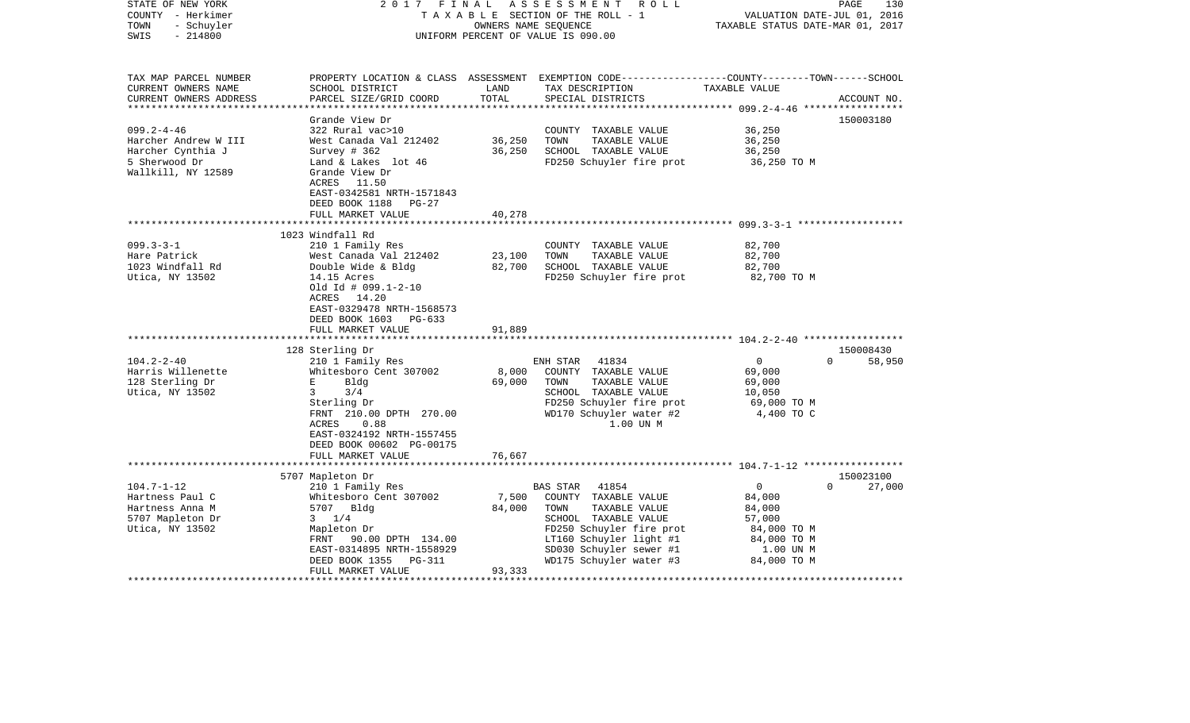STATE OF NEW YORK | 2 0 1 7  F I N A L  A S S E S S M E N T  R O L L | VALUATION DATE-JUL 01, 2016
COUNTY - Herkimer | T A X A B L E SECTION OF THE ROLL - 1 | TAXABLE STATUS DATE-MAR 01, 2017
TOWN - Schuyler | OWNERS NAME SEQUENCE
SWIS - 214800 | UNIFORM PERCENT OF VALUE IS 090.00

| TAX MAP PARCEL NUMBER / CURRENT OWNERS NAME / CURRENT OWNERS ADDRESS | PROPERTY LOCATION & CLASS / SCHOOL DISTRICT / PARCEL SIZE/GRID COORD | ASSESSMENT LAND / TOTAL | EXEMPTION CODE / TAX DESCRIPTION / SPECIAL DISTRICTS | COUNTY--------TOWN------SCHOOL TAXABLE VALUE | ACCOUNT NO. |
|---|---|---|---|---|---|
| **099.2-4-46** | Grande View Dr | | | | 150003180 |
| Harcher Andrew W III | 322 Rural vac>10 | | COUNTY TAXABLE VALUE | 36,250 | |
| Harcher Cynthia J | West Canada Val 212402 | 36,250 | TOWN TAXABLE VALUE | 36,250 | |
| 5 Sherwood Dr | Survey # 362 | 36,250 | SCHOOL TAXABLE VALUE | 36,250 | |
| Wallkill, NY 12589 | Land & Lakes lot 46 | | FD250 Schuyler fire prot | 36,250 TO M | |
| | Grande View Dr | | | | |
| | ACRES 11.50 | | | | |
| | EAST-0342581 NRTH-1571843 | | | | |
| | DEED BOOK 1188 PG-27 | | | | |
| | FULL MARKET VALUE | 40,278 | | | |
| **099.3-3-1** | 1023 Windfall Rd | | | | |
| Hare Patrick | 210 1 Family Res | | COUNTY TAXABLE VALUE | 82,700 | |
| 1023 Windfall Rd | West Canada Val 212402 | 23,100 | TOWN TAXABLE VALUE | 82,700 | |
| Utica, NY 13502 | Double Wide & Bldg | 82,700 | SCHOOL TAXABLE VALUE | 82,700 | |
| | 14.15 Acres | | FD250 Schuyler fire prot | 82,700 TO M | |
| | Old Id # 099.1-2-10 | | | | |
| | ACRES 14.20 | | | | |
| | EAST-0329478 NRTH-1568573 | | | | |
| | DEED BOOK 1603 PG-633 | | | | |
| | FULL MARKET VALUE | 91,889 | | | |
| **104.2-2-40** | 128 Sterling Dr | | | | 150008430 |
| Harris Willenette | 210 1 Family Res | | ENH STAR 41834 | 0 0 58,950 | |
| 128 Sterling Dr | Whitesboro Cent 307002 | 8,000 | COUNTY TAXABLE VALUE | 69,000 | |
| Utica, NY 13502 | E Bldg | 69,000 | TOWN TAXABLE VALUE | 69,000 | |
| | 3 3/4 | | SCHOOL TAXABLE VALUE | 10,050 | |
| | Sterling Dr | | FD250 Schuyler fire prot | 69,000 TO M | |
| | FRNT 210.00 DPTH 270.00 | | WD170 Schuyler water #2 | 4,400 TO C | |
| | ACRES 0.88 | | 1.00 UN M | | |
| | EAST-0324192 NRTH-1557455 | | | | |
| | DEED BOOK 00602 PG-00175 | | | | |
| | FULL MARKET VALUE | 76,667 | | | |
| **104.7-1-12** | 5707 Mapleton Dr | | | | 150023100 |
| Hartness Paul C | 210 1 Family Res | | BAS STAR 41854 | 0 0 27,000 | |
| Hartness Anna M | Whitesboro Cent 307002 | 7,500 | COUNTY TAXABLE VALUE | 84,000 | |
| 5707 Mapleton Dr | 5707 Bldg | 84,000 | TOWN TAXABLE VALUE | 84,000 | |
| Utica, NY 13502 | 3 1/4 | | SCHOOL TAXABLE VALUE | 57,000 | |
| | Mapleton Dr | | FD250 Schuyler fire prot | 84,000 TO M | |
| | FRNT 90.00 DPTH 134.00 | | LT160 Schuyler light #1 | 84,000 TO M | |
| | EAST-0314895 NRTH-1558929 | | SD030 Schuyler sewer #1 | 1.00 UN M | |
| | DEED BOOK 1355 PG-311 | | WD175 Schuyler water #3 | 84,000 TO M | |
| | FULL MARKET VALUE | 93,333 | | | |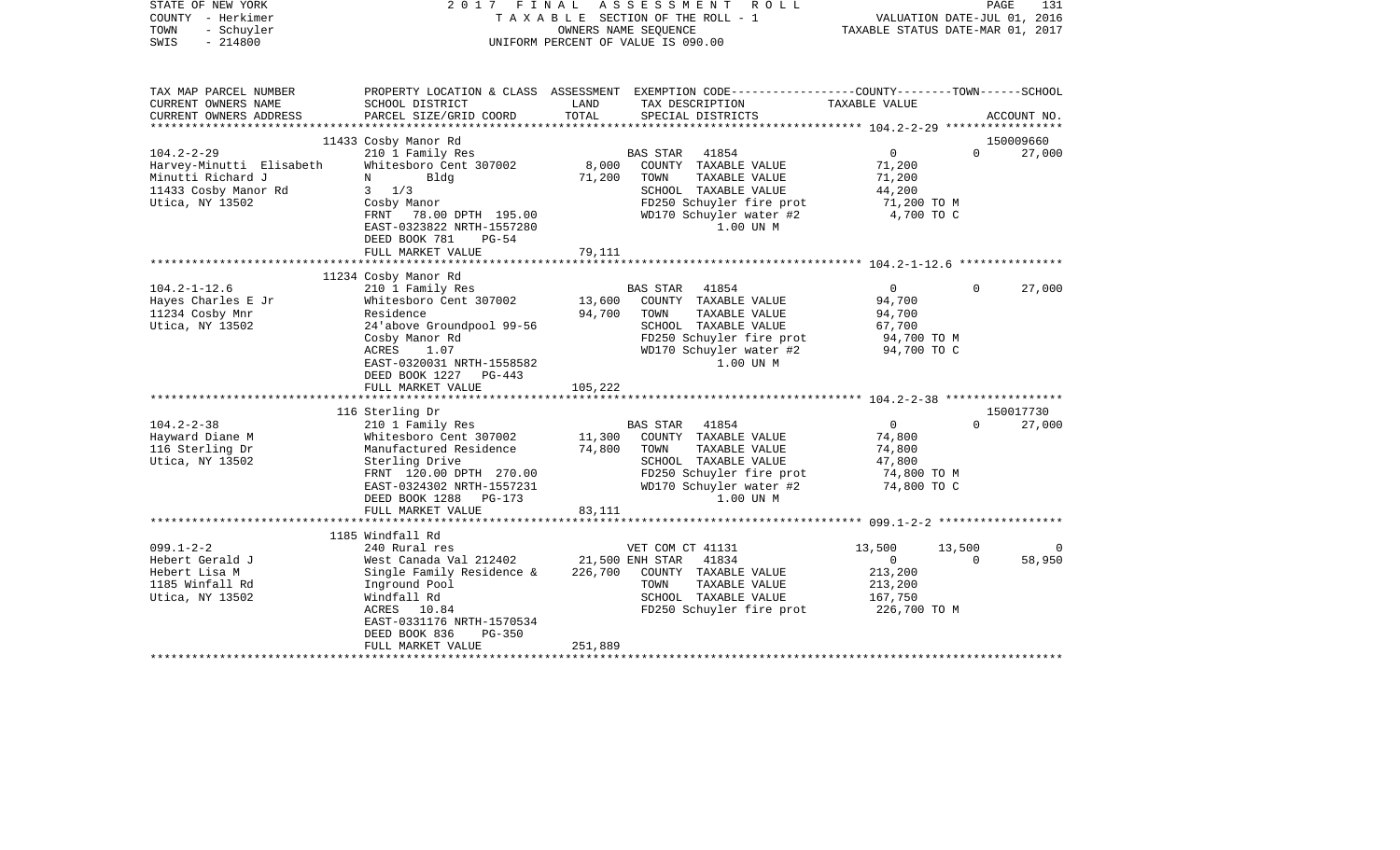STATE OF NEW YORK — 2017 FINAL ASSESSMENT ROLL
COUNTY - Herkimer — TAXABLE SECTION OF THE ROLL - 1 — VALUATION DATE-JUL 01, 2016
TOWN - Schuyler — OWNERS NAME SEQUENCE — TAXABLE STATUS DATE-MAR 01, 2017
SWIS - 214800 — UNIFORM PERCENT OF VALUE IS 090.00

| TAX MAP PARCEL NUMBER / CURRENT OWNERS NAME / CURRENT OWNERS ADDRESS | PROPERTY LOCATION & CLASS / SCHOOL DISTRICT / PARCEL SIZE/GRID COORD | ASSESSMENT LAND | TOTAL | EXEMPTION CODE / TAX DESCRIPTION / SPECIAL DISTRICTS | COUNTY | TOWN | SCHOOL / ACCOUNT NO. |
|---|---|---|---|---|---|---|---|
| | 11433 Cosby Manor Rd | | | | | | 150009660 |
| 104.2-2-29 | 210 1 Family Res | | | BAS STAR 41854 | 0 | 0 | 27,000 |
| Harvey-Minutti Elisabeth | Whitesboro Cent 307002 | 8,000 | | COUNTY TAXABLE VALUE | 71,200 | | |
| Minutti Richard J | N Bldg | | 71,200 | TOWN TAXABLE VALUE | 71,200 | | |
| 11433 Cosby Manor Rd | 3 1/3 | | | SCHOOL TAXABLE VALUE | 44,200 | | |
| Utica, NY 13502 | Cosby Manor | | | FD250 Schuyler fire prot | 71,200 TO M | | |
| | FRNT 78.00 DPTH 195.00 | | | WD170 Schuyler water #2 | 4,700 TO C | | |
| | EAST-0323822 NRTH-1557280 | | | 1.00 UN M | | | |
| | DEED BOOK 781 PG-54 | | | | | | |
| | FULL MARKET VALUE | | 79,111 | | | | |
| | 11234 Cosby Manor Rd | | | | | | |
| 104.2-1-12.6 | 210 1 Family Res | | | BAS STAR 41854 | 0 | 0 | 27,000 |
| Hayes Charles E Jr | Whitesboro Cent 307002 | 13,600 | | COUNTY TAXABLE VALUE | 94,700 | | |
| 11234 Cosby Mnr | Residence | | 94,700 | TOWN TAXABLE VALUE | 94,700 | | |
| Utica, NY 13502 | 24'above Groundpool 99-56 | | | SCHOOL TAXABLE VALUE | 67,700 | | |
| | Cosby Manor Rd | | | FD250 Schuyler fire prot | 94,700 TO M | | |
| | ACRES 1.07 | | | WD170 Schuyler water #2 | 94,700 TO C | | |
| | EAST-0320031 NRTH-1558582 | | | 1.00 UN M | | | |
| | DEED BOOK 1227 PG-443 | | | | | | |
| | FULL MARKET VALUE | | 105,222 | | | | |
| | 116 Sterling Dr | | | | | | 150017730 |
| 104.2-2-38 | 210 1 Family Res | | | BAS STAR 41854 | 0 | 0 | 27,000 |
| Hayward Diane M | Whitesboro Cent 307002 | 11,300 | | COUNTY TAXABLE VALUE | 74,800 | | |
| 116 Sterling Dr | Manufactured Residence | | 74,800 | TOWN TAXABLE VALUE | 74,800 | | |
| Utica, NY 13502 | Sterling Drive | | | SCHOOL TAXABLE VALUE | 47,800 | | |
| | FRNT 120.00 DPTH 270.00 | | | FD250 Schuyler fire prot | 74,800 TO M | | |
| | EAST-0324302 NRTH-1557231 | | | WD170 Schuyler water #2 | 74,800 TO C | | |
| | DEED BOOK 1288 PG-173 | | | 1.00 UN M | | | |
| | FULL MARKET VALUE | | 83,111 | | | | |
| | 1185 Windfall Rd | | | | | | |
| 099.1-2-2 | 240 Rural res | | | VET COM CT 41131 | 13,500 | 13,500 | 0 |
| Hebert Gerald J | West Canada Val 212402 | 21,500 | | ENH STAR 41834 | 0 | 0 | 58,950 |
| Hebert Lisa M | Single Family Residence & | | 226,700 | COUNTY TAXABLE VALUE | 213,200 | | |
| 1185 Winfall Rd | Inground Pool | | | TOWN TAXABLE VALUE | 213,200 | | |
| Utica, NY 13502 | Windfall Rd | | | SCHOOL TAXABLE VALUE | 167,750 | | |
| | ACRES 10.84 | | | FD250 Schuyler fire prot | 226,700 TO M | | |
| | EAST-0331176 NRTH-1570534 | | | | | | |
| | DEED BOOK 836 PG-350 | | | | | | |
| | FULL MARKET VALUE | | 251,889 | | | | |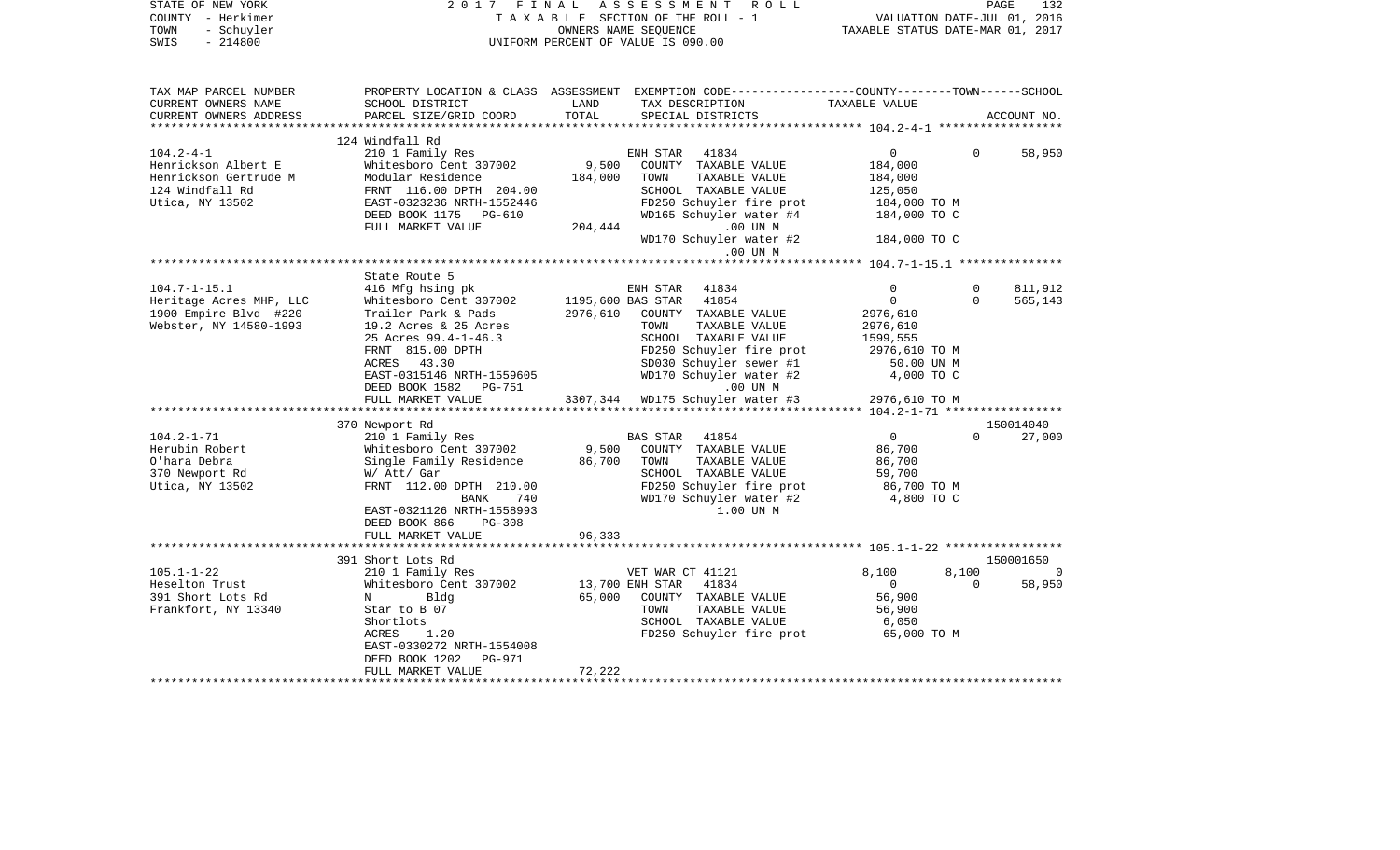STATE OF NEW YORK
COUNTY - Herkimer
TOWN - Schuyler
SWIS - 214800

2017 FINAL ASSESSMENT ROLL
TAXABLE SECTION OF THE ROLL - 1
OWNERS NAME SEQUENCE
UNIFORM PERCENT OF VALUE IS 090.00

VALUATION DATE-JUL 01, 2016
TAXABLE STATUS DATE-MAR 01, 2017

| TAX MAP PARCEL NUMBER<br>CURRENT OWNERS NAME<br>CURRENT OWNERS ADDRESS | PROPERTY LOCATION & CLASS<br>SCHOOL DISTRICT<br>PARCEL SIZE/GRID COORD | ASSESSMENT<br>LAND<br>TOTAL | EXEMPTION CODE<br>TAX DESCRIPTION<br>SPECIAL DISTRICTS | COUNTY<br>TAXABLE VALUE | TOWN | SCHOOL<br>ACCOUNT NO. |
|---|---|---|---|---|---|---|
| 104.2-4-1 | 124 Windfall Rd | | | | | |
| 104.2-4-1 | 210 1 Family Res | | ENH STAR 41834 | 0 | 0 | 58,950 |
| Henrickson Albert E | Whitesboro Cent 307002 | 9,500 | COUNTY TAXABLE VALUE | 184,000 | | |
| Henrickson Gertrude M | Modular Residence | 184,000 | TOWN TAXABLE VALUE | 184,000 | | |
| 124 Windfall Rd | FRNT 116.00 DPTH 204.00 | | SCHOOL TAXABLE VALUE | 125,050 | | |
| Utica, NY 13502 | EAST-0323236 NRTH-1552446 | | FD250 Schuyler fire prot | 184,000 TO M | | |
| | DEED BOOK 1175 PG-610 | | WD165 Schuyler water #4 | 184,000 TO C | | |
| | FULL MARKET VALUE | 204,444 | .00 UN M | | | |
| | | | WD170 Schuyler water #2 | 184,000 TO C | | |
| | | | .00 UN M | | | |
| 104.7-1-15.1 | State Route 5 | | | | | |
| 104.7-1-15.1 | 416 Mfg hsing pk | | ENH STAR 41834 | 0 | 0 | 811,912 |
| Heritage Acres MHP, LLC | Whitesboro Cent 307002 | 1195,600 | BAS STAR 41854 | 0 | 0 | 565,143 |
| 1900 Empire Blvd #220 | Trailer Park & Pads | 2976,610 | COUNTY TAXABLE VALUE | 2976,610 | | |
| Webster, NY 14580-1993 | 19.2 Acres & 25 Acres | | TOWN TAXABLE VALUE | 2976,610 | | |
| | 25 Acres 99.4-1-46.3 | | SCHOOL TAXABLE VALUE | 1599,555 | | |
| | FRNT 815.00 DPTH | | FD250 Schuyler fire prot | 2976,610 TO M | | |
| | ACRES 43.30 | | SD030 Schuyler sewer #1 | 50.00 UN M | | |
| | EAST-0315146 NRTH-1559605 | | WD170 Schuyler water #2 | 4,000 TO C | | |
| | DEED BOOK 1582 PG-751 | | .00 UN M | | | |
| | FULL MARKET VALUE | 3307,344 | WD175 Schuyler water #3 | 2976,610 TO M | | |
| 104.2-1-71 | 370 Newport Rd | | | | | 150014040 |
| 104.2-1-71 | 210 1 Family Res | | BAS STAR 41854 | 0 | 0 | 27,000 |
| Herubin Robert | Whitesboro Cent 307002 | 9,500 | COUNTY TAXABLE VALUE | 86,700 | | |
| O'hara Debra | Single Family Residence | 86,700 | TOWN TAXABLE VALUE | 86,700 | | |
| 370 Newport Rd | W/ Att/ Gar | | SCHOOL TAXABLE VALUE | 59,700 | | |
| Utica, NY 13502 | FRNT 112.00 DPTH 210.00 | | FD250 Schuyler fire prot | 86,700 TO M | | |
| | BANK 740 | | WD170 Schuyler water #2 | 4,800 TO C | | |
| | EAST-0321126 NRTH-1558993 | | 1.00 UN M | | | |
| | DEED BOOK 866 PG-308 | | | | | |
| | FULL MARKET VALUE | 96,333 | | | | |
| 105.1-1-22 | 391 Short Lots Rd | | | | | 150001650 |
| 105.1-1-22 | 210 1 Family Res | | VET WAR CT 41121 | 8,100 | 8,100 | 0 |
| Heselton Trust | Whitesboro Cent 307002 | 13,700 | ENH STAR 41834 | 0 | 0 | 58,950 |
| 391 Short Lots Rd | N Bldg | 65,000 | COUNTY TAXABLE VALUE | 56,900 | | |
| Frankfort, NY 13340 | Star to B 07 | | TOWN TAXABLE VALUE | 56,900 | | |
| | Shortlots | | SCHOOL TAXABLE VALUE | 6,050 | | |
| | ACRES 1.20 | | FD250 Schuyler fire prot | 65,000 TO M | | |
| | EAST-0330272 NRTH-1554008 | | | | | |
| | DEED BOOK 1202 PG-971 | | | | | |
| | FULL MARKET VALUE | 72,222 | | | | |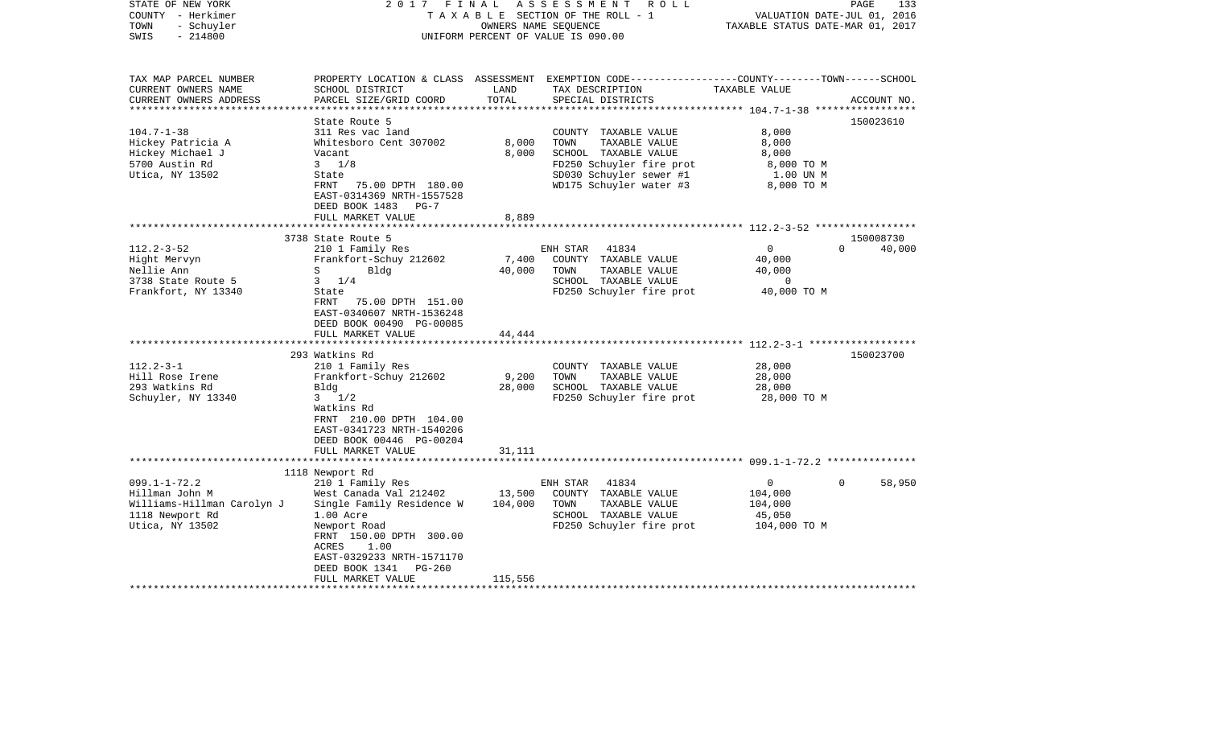STATE OF NEW YORK 2017 FINAL ASSESSMENT ROLL
COUNTY - Herkimer TAXABLE SECTION OF THE ROLL - 1 VALUATION DATE-JUL 01, 2016
TOWN - Schuyler OWNERS NAME SEQUENCE TAXABLE STATUS DATE-MAR 01, 2017
SWIS - 214800 UNIFORM PERCENT OF VALUE IS 090.00

| TAX MAP PARCEL NUMBER<br>CURRENT OWNERS NAME<br>CURRENT OWNERS ADDRESS | PROPERTY LOCATION & CLASS<br>SCHOOL DISTRICT<br>PARCEL SIZE/GRID COORD | ASSESSMENT<br>LAND<br>TOTAL | EXEMPTION CODE<br>TAX DESCRIPTION<br>SPECIAL DISTRICTS | COUNTY--------TOWN------SCHOOL<br>TAXABLE VALUE | ACCOUNT NO. |
|---|---|---|---|---|---|
| **104.7-1-38** | State Route 5 | | | | 150023610 |
| 104.7-1-38 | 311 Res vac land | | COUNTY TAXABLE VALUE | 8,000 | |
| Hickey Patricia A | Whitesboro Cent 307002 | 8,000 | TOWN TAXABLE VALUE | 8,000 | |
| Hickey Michael J | Vacant | 8,000 | SCHOOL TAXABLE VALUE | 8,000 | |
| 5700 Austin Rd | 3 1/8 | | FD250 Schuyler fire prot | 8,000 TO M | |
| Utica, NY 13502 | State | | SD030 Schuyler sewer #1 | 1.00 UN M | |
| | FRNT 75.00 DPTH 180.00 | | WD175 Schuyler water #3 | 8,000 TO M | |
| | EAST-0314369 NRTH-1557528 | | | | |
| | DEED BOOK 1483 PG-7 | | | | |
| | FULL MARKET VALUE | 8,889 | | | |
| **112.2-3-52** | 3738 State Route 5 | | | | 150008730 |
| 112.2-3-52 | 210 1 Family Res | | ENH STAR 41834 | 0 0 40,000 | |
| Hight Mervyn | Frankfort-Schuy 212602 | 7,400 | COUNTY TAXABLE VALUE | 40,000 | |
| Nellie Ann | S Bldg | 40,000 | TOWN TAXABLE VALUE | 40,000 | |
| 3738 State Route 5 | 3 1/4 | | SCHOOL TAXABLE VALUE | 0 | |
| Frankfort, NY 13340 | State | | FD250 Schuyler fire prot | 40,000 TO M | |
| | FRNT 75.00 DPTH 151.00 | | | | |
| | EAST-0340607 NRTH-1536248 | | | | |
| | DEED BOOK 00490 PG-00085 | | | | |
| | FULL MARKET VALUE | 44,444 | | | |
| **112.2-3-1** | 293 Watkins Rd | | | | 150023700 |
| 112.2-3-1 | 210 1 Family Res | | COUNTY TAXABLE VALUE | 28,000 | |
| Hill Rose Irene | Frankfort-Schuy 212602 | 9,200 | TOWN TAXABLE VALUE | 28,000 | |
| 293 Watkins Rd | Bldg | 28,000 | SCHOOL TAXABLE VALUE | 28,000 | |
| Schuyler, NY 13340 | 3 1/2 | | FD250 Schuyler fire prot | 28,000 TO M | |
| | Watkins Rd | | | | |
| | FRNT 210.00 DPTH 104.00 | | | | |
| | EAST-0341723 NRTH-1540206 | | | | |
| | DEED BOOK 00446 PG-00204 | | | | |
| | FULL MARKET VALUE | 31,111 | | | |
| **099.1-1-72.2** | 1118 Newport Rd | | | | |
| 099.1-1-72.2 | 210 1 Family Res | | ENH STAR 41834 | 0 0 58,950 | |
| Hillman John M | West Canada Val 212402 | 13,500 | COUNTY TAXABLE VALUE | 104,000 | |
| Williams-Hillman Carolyn J | Single Family Residence W | 104,000 | TOWN TAXABLE VALUE | 104,000 | |
| 1118 Newport Rd | 1.00 Acre | | SCHOOL TAXABLE VALUE | 45,050 | |
| Utica, NY 13502 | Newport Road | | FD250 Schuyler fire prot | 104,000 TO M | |
| | FRNT 150.00 DPTH 300.00 | | | | |
| | ACRES 1.00 | | | | |
| | EAST-0329233 NRTH-1571170 | | | | |
| | DEED BOOK 1341 PG-260 | | | | |
| | FULL MARKET VALUE | 115,556 | | | |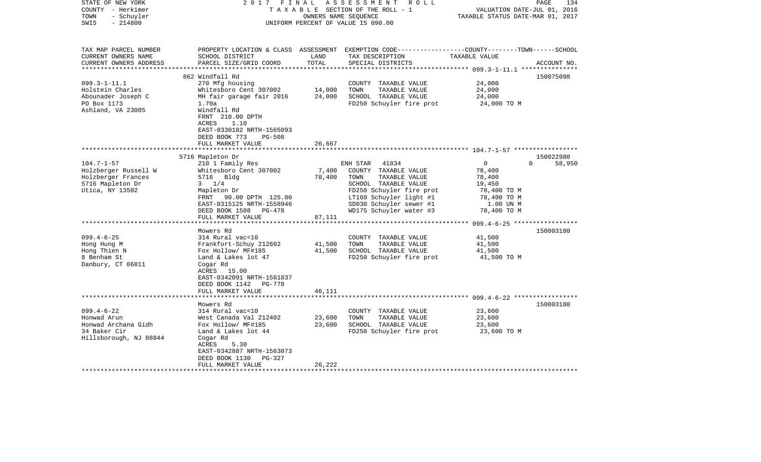STATE OF NEW YORK
COUNTY - Herkimer
TOWN - Schuyler
SWIS - 214800

2017 FINAL ASSESSMENT ROLL
TAXABLE SECTION OF THE ROLL - 1
OWNERS NAME SEQUENCE
UNIFORM PERCENT OF VALUE IS 090.00

VALUATION DATE-JUL 01, 2016
TAXABLE STATUS DATE-MAR 01, 2017

| TAX MAP PARCEL NUMBER / CURRENT OWNERS NAME / CURRENT OWNERS ADDRESS | PROPERTY LOCATION & CLASS / SCHOOL DISTRICT / PARCEL SIZE/GRID COORD | ASSESSMENT LAND / TOTAL | EXEMPTION CODE / TAX DESCRIPTION / SPECIAL DISTRICTS | COUNTY / TOWN / SCHOOL TAXABLE VALUE | ACCOUNT NO. |
|---|---|---|---|---|---|
| 099.3-1-11.1 | 862 Windfall Rd | | | | 150075098 |
| Holstein Charles | 270 Mfg housing | | COUNTY TAXABLE VALUE | 24,000 | |
| Abounader Joseph C | Whitesboro Cent 307002 | 14,000 | TOWN TAXABLE VALUE | 24,000 | |
| PO Box 1173 | MH fair garage fair 2016 | 24,000 | SCHOOL TAXABLE VALUE | 24,000 | |
| Ashland, VA 23005 | 1.70a | | FD250 Schuyler fire prot | 24,000 TO M | |
| | Windfall Rd | | | | |
| | FRNT 210.00 DPTH | | | | |
| | ACRES 1.10 | | | | |
| | EAST-0330182 NRTH-1565093 | | | | |
| | DEED BOOK 773 PG-508 | | | | |
| | FULL MARKET VALUE | 26,667 | | | |
| 104.7-1-57 | 5716 Mapleton Dr | | | | 150022980 |
| Holzberger Russell W | 210 1 Family Res | | ENH STAR 41834 | 0 / 0 / 58,950 | |
| Holzberger Frances | Whitesboro Cent 307002 | 7,400 | COUNTY TAXABLE VALUE | 78,400 | |
| 5716 Mapleton Dr | 5716 Bldg | 78,400 | TOWN TAXABLE VALUE | 78,400 | |
| Utica, NY 13502 | 3 1/4 | | SCHOOL TAXABLE VALUE | 19,450 | |
| | Mapleton Dr | | FD250 Schuyler fire prot | 78,400 TO M | |
| | FRNT 90.00 DPTH 125.00 | | LT160 Schuyler light #1 | 78,400 TO M | |
| | EAST-0315125 NRTH-1558946 | | SD030 Schuyler sewer #1 | 1.00 UN M | |
| | DEED BOOK 1508 PG-478 | | WD175 Schuyler water #3 | 78,400 TO M | |
| | FULL MARKET VALUE | 87,111 | | | |
| 099.4-6-25 | Mowers Rd | | | | 150003180 |
| Hong Hung M | 314 Rural vac<10 | | COUNTY TAXABLE VALUE | 41,500 | |
| Hong Thien N | Frankfort-Schuy 212602 | 41,500 | TOWN TAXABLE VALUE | 41,500 | |
| 8 Benham St | Fox Hollow/ MF#185 | 41,500 | SCHOOL TAXABLE VALUE | 41,500 | |
| Danbury, CT 06811 | Land & Lakes lot 47 | | FD250 Schuyler fire prot | 41,500 TO M | |
| | Cogar Rd | | | | |
| | ACRES 15.00 | | | | |
| | EAST-0342091 NRTH-1561837 | | | | |
| | DEED BOOK 1142 PG-778 | | | | |
| | FULL MARKET VALUE | 46,111 | | | |
| 099.4-6-22 | Mowers Rd | | | | 150003180 |
| Honwad Arun | 314 Rural vac<10 | | COUNTY TAXABLE VALUE | 23,600 | |
| Honwad Archana Gidh | West Canada Val 212402 | 23,600 | TOWN TAXABLE VALUE | 23,600 | |
| 34 Baker Cir | Fox Hollow/ MF#185 | 23,600 | SCHOOL TAXABLE VALUE | 23,600 | |
| Hillsborough, NJ 08844 | Land & Lakes lot 44 | | FD250 Schuyler fire prot | 23,600 TO M | |
| | Cogar Rd | | | | |
| | ACRES 5.30 | | | | |
| | EAST-0342887 NRTH-1563073 | | | | |
| | DEED BOOK 1130 PG-327 | | | | |
| | FULL MARKET VALUE | 26,222 | | | |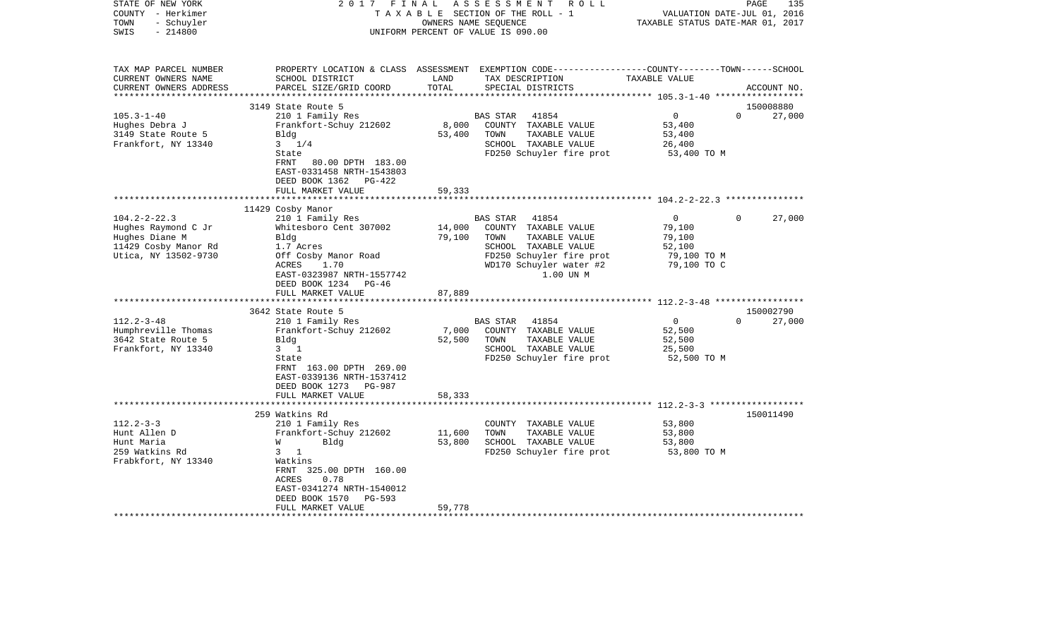STATE OF NEW YORK | 2017 FINAL ASSESSMENT ROLL | PAGE 135
COUNTY - Herkimer | TAXABLE SECTION OF THE ROLL - 1 | VALUATION DATE-JUL 01, 2016
TOWN - Schuyler | OWNERS NAME SEQUENCE | TAXABLE STATUS DATE-MAR 01, 2017
SWIS - 214800 | UNIFORM PERCENT OF VALUE IS 090.00

| TAX MAP PARCEL NUMBER / CURRENT OWNERS NAME / CURRENT OWNERS ADDRESS | PROPERTY LOCATION & CLASS / SCHOOL DISTRICT / PARCEL SIZE/GRID COORD | ASSESSMENT LAND / TOTAL | EXEMPTION CODE / TAX DESCRIPTION / SPECIAL DISTRICTS | COUNTY / TOWN / SCHOOL TAXABLE VALUE | ACCOUNT NO. |
|---|---|---|---|---|---|
| | 3149 State Route 5 | | | | 150008880 |
| 105.3-1-40 | 210 1 Family Res | | BAS STAR 41854 | 0 0 | 27,000 |
| Hughes Debra J | Frankfort-Schuy 212602 | 8,000 | COUNTY TAXABLE VALUE | 53,400 | |
| 3149 State Route 5 | Bldg | 53,400 | TOWN TAXABLE VALUE | 53,400 | |
| Frankfort, NY 13340 | 3 1/4 | | SCHOOL TAXABLE VALUE | 26,400 | |
| | State | | FD250 Schuyler fire prot | 53,400 TO M | |
| | FRNT 80.00 DPTH 183.00 | | | | |
| | EAST-0331458 NRTH-1543803 | | | | |
| | DEED BOOK 1362 PG-422 | | | | |
| | FULL MARKET VALUE | 59,333 | | | |
| | 11429 Cosby Manor | | | | |
| 104.2-2-22.3 | 210 1 Family Res | | BAS STAR 41854 | 0 0 | 27,000 |
| Hughes Raymond C Jr | Whitesboro Cent 307002 | 14,000 | COUNTY TAXABLE VALUE | 79,100 | |
| Hughes Diane M | Bldg | 79,100 | TOWN TAXABLE VALUE | 79,100 | |
| 11429 Cosby Manor Rd | 1.7 Acres | | SCHOOL TAXABLE VALUE | 52,100 | |
| Utica, NY 13502-9730 | Off Cosby Manor Road | | FD250 Schuyler fire prot | 79,100 TO M | |
| | ACRES 1.70 | | WD170 Schuyler water #2 | 79,100 TO C | |
| | EAST-0323987 NRTH-1557742 | | 1.00 UN M | | |
| | DEED BOOK 1234 PG-46 | | | | |
| | FULL MARKET VALUE | 87,889 | | | |
| | 3642 State Route 5 | | | | 150002790 |
| 112.2-3-48 | 210 1 Family Res | | BAS STAR 41854 | 0 0 | 27,000 |
| Humphreville Thomas | Frankfort-Schuy 212602 | 7,000 | COUNTY TAXABLE VALUE | 52,500 | |
| 3642 State Route 5 | Bldg | 52,500 | TOWN TAXABLE VALUE | 52,500 | |
| Frankfort, NY 13340 | 3 1 | | SCHOOL TAXABLE VALUE | 25,500 | |
| | State | | FD250 Schuyler fire prot | 52,500 TO M | |
| | FRNT 163.00 DPTH 269.00 | | | | |
| | EAST-0339136 NRTH-1537412 | | | | |
| | DEED BOOK 1273 PG-987 | | | | |
| | FULL MARKET VALUE | 58,333 | | | |
| | 259 Watkins Rd | | | | 150011490 |
| 112.2-3-3 | 210 1 Family Res | | COUNTY TAXABLE VALUE | 53,800 | |
| Hunt Allen D | Frankfort-Schuy 212602 | 11,600 | TOWN TAXABLE VALUE | 53,800 | |
| Hunt Maria | W Bldg | 53,800 | SCHOOL TAXABLE VALUE | 53,800 | |
| 259 Watkins Rd | 3 1 | | FD250 Schuyler fire prot | 53,800 TO M | |
| Frabkfort, NY 13340 | Watkins | | | | |
| | FRNT 325.00 DPTH 160.00 | | | | |
| | ACRES 0.78 | | | | |
| | EAST-0341274 NRTH-1540012 | | | | |
| | DEED BOOK 1570 PG-593 | | | | |
| | FULL MARKET VALUE | 59,778 | | | |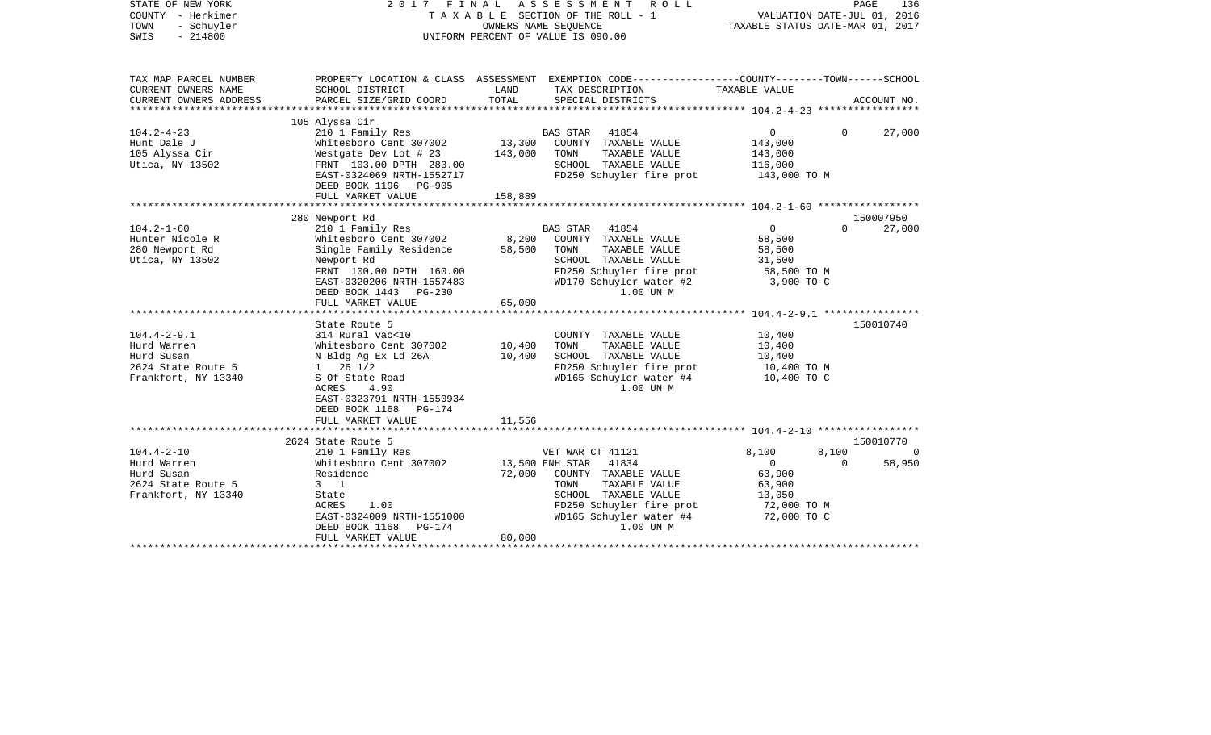STATE OF NEW YORK — COUNTY - Herkimer — TOWN - Schuyler — SWIS - 214800

2017 FINAL ASSESSMENT ROLL — TAXABLE SECTION OF THE ROLL - 1 — OWNERS NAME SEQUENCE — UNIFORM PERCENT OF VALUE IS 090.00

VALUATION DATE-JUL 01, 2016 — TAXABLE STATUS DATE-MAR 01, 2017

| TAX MAP PARCEL NUMBER / CURRENT OWNERS NAME / CURRENT OWNERS ADDRESS | PROPERTY LOCATION & CLASS / SCHOOL DISTRICT / PARCEL SIZE/GRID COORD | ASSESSMENT LAND | TOTAL | EXEMPTION CODE / TAX DESCRIPTION / SPECIAL DISTRICTS | COUNTY | TOWN | SCHOOL | ACCOUNT NO. |
|---|---|---|---|---|---|---|---|---|
| 104.2-4-23 | 105 Alyssa Cir | | | | | | | |
| | 210 1 Family Res | | | BAS STAR 41854 | 0 | 0 | 27,000 | |
| Hunt Dale J | Whitesboro Cent 307002 | 13,300 | | COUNTY TAXABLE VALUE | 143,000 | | | |
| 105 Alyssa Cir | Westgate Dev Lot # 23 | | 143,000 | TOWN TAXABLE VALUE | | 143,000 | | |
| Utica, NY 13502 | FRNT 103.00 DPTH 283.00 | | | SCHOOL TAXABLE VALUE | | | 116,000 | |
| | EAST-0324069 NRTH-1552717 | | | FD250 Schuyler fire prot | 143,000 TO M | | | |
| | DEED BOOK 1196 PG-905 | | | | | | | |
| | FULL MARKET VALUE | | 158,889 | | | | | |
| 104.2-1-60 | 280 Newport Rd | | | | | | | 150007950 |
| | 210 1 Family Res | | | BAS STAR 41854 | 0 | 0 | 27,000 | |
| Hunter Nicole R | Whitesboro Cent 307002 | 8,200 | | COUNTY TAXABLE VALUE | 58,500 | | | |
| 280 Newport Rd | Single Family Residence | | 58,500 | TOWN TAXABLE VALUE | | 58,500 | | |
| Utica, NY 13502 | Newport Rd | | | SCHOOL TAXABLE VALUE | | | 31,500 | |
| | FRNT 100.00 DPTH 160.00 | | | FD250 Schuyler fire prot | 58,500 TO M | | | |
| | EAST-0320206 NRTH-1557483 | | | WD170 Schuyler water #2 | 3,900 TO C | | | |
| | DEED BOOK 1443 PG-230 | | | 1.00 UN M | | | | |
| | FULL MARKET VALUE | | 65,000 | | | | | |
| 104.4-2-9.1 | State Route 5 | | | | | | | 150010740 |
| | 314 Rural vac<10 | | | COUNTY TAXABLE VALUE | 10,400 | | | |
| Hurd Warren | Whitesboro Cent 307002 | 10,400 | | TOWN TAXABLE VALUE | | 10,400 | | |
| Hurd Susan | N Bldg Ag Ex Ld 26A | | 10,400 | SCHOOL TAXABLE VALUE | | | 10,400 | |
| 2624 State Route 5 | 1 26 1/2 | | | FD250 Schuyler fire prot | 10,400 TO M | | | |
| Frankfort, NY 13340 | S Of State Road | | | WD165 Schuyler water #4 | 10,400 TO C | | | |
| | ACRES 4.90 | | | 1.00 UN M | | | | |
| | EAST-0323791 NRTH-1550934 | | | | | | | |
| | DEED BOOK 1168 PG-174 | | | | | | | |
| | FULL MARKET VALUE | | 11,556 | | | | | |
| 104.4-2-10 | 2624 State Route 5 | | | | | | | 150010770 |
| | 210 1 Family Res | | | VET WAR CT 41121 | 8,100 | 8,100 | 0 | |
| Hurd Warren | Whitesboro Cent 307002 | 13,500 | | ENH STAR 41834 | 0 | 0 | 58,950 | |
| Hurd Susan | Residence | | 72,000 | COUNTY TAXABLE VALUE | 63,900 | | | |
| 2624 State Route 5 | 3 1 | | | TOWN TAXABLE VALUE | | 63,900 | | |
| Frankfort, NY 13340 | State | | | SCHOOL TAXABLE VALUE | | | 13,050 | |
| | ACRES 1.00 | | | FD250 Schuyler fire prot | 72,000 TO M | | | |
| | EAST-0324009 NRTH-1551000 | | | WD165 Schuyler water #4 | 72,000 TO C | | | |
| | DEED BOOK 1168 PG-174 | | | 1.00 UN M | | | | |
| | FULL MARKET VALUE | | 80,000 | | | | | |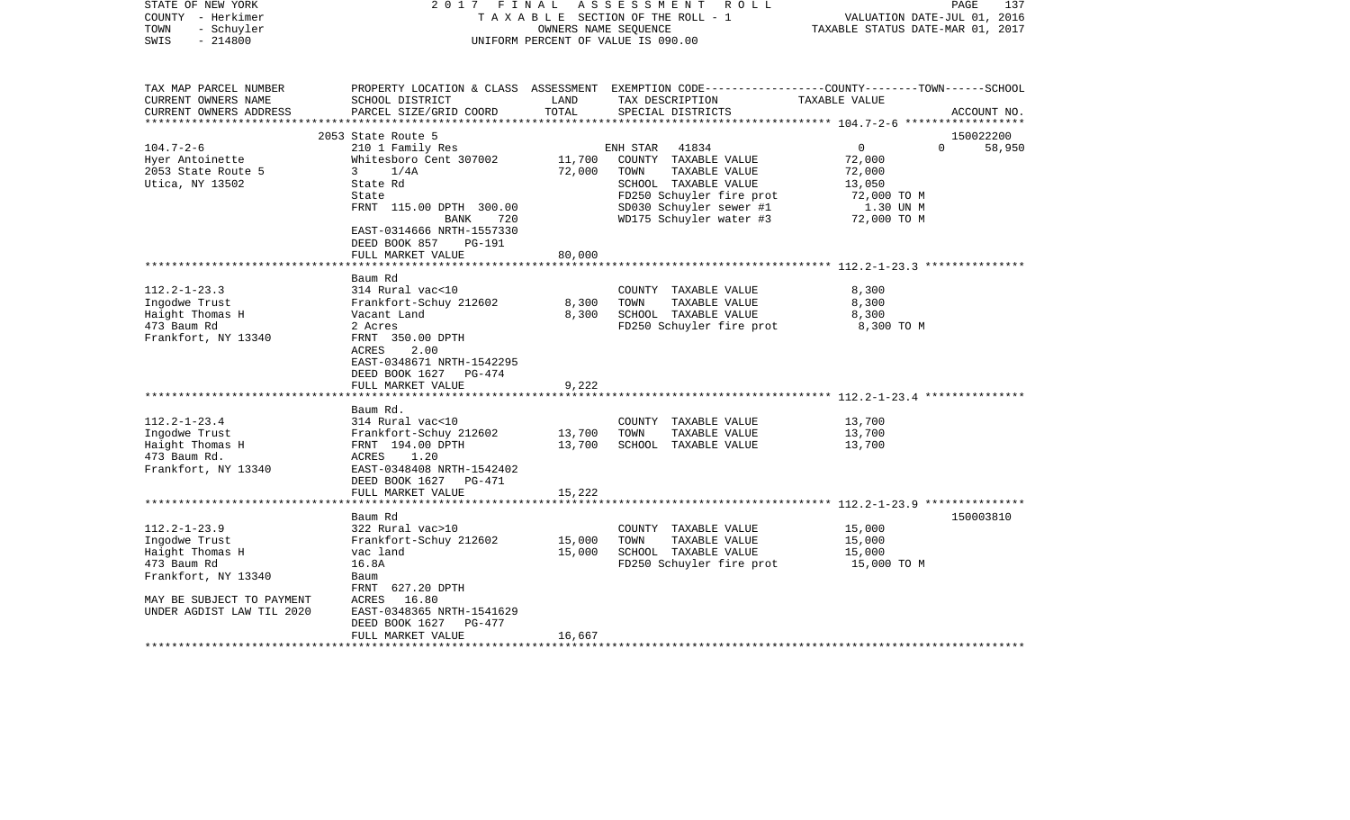STATE OF NEW YORK
COUNTY - Herkimer
TOWN - Schuyler
SWIS - 214800

2017 FINAL ASSESSMENT ROLL
TAXABLE SECTION OF THE ROLL - 1
OWNERS NAME SEQUENCE
UNIFORM PERCENT OF VALUE IS 090.00

VALUATION DATE-JUL 01, 2016
TAXABLE STATUS DATE-MAR 01, 2017

| TAX MAP PARCEL NUMBER / CURRENT OWNERS NAME / CURRENT OWNERS ADDRESS | PROPERTY LOCATION & CLASS / SCHOOL DISTRICT / PARCEL SIZE/GRID COORD | ASSESSMENT LAND | TOTAL | EXEMPTION CODE / TAX DESCRIPTION / SPECIAL DISTRICTS | COUNTY / TOWN / SCHOOL TAXABLE VALUE | ACCOUNT NO. |
|---|---|---|---|---|---|---|
| | 2053 State Route 5 | | | | | 150022200 |
| 104.7-2-6 | 210 1 Family Res | | | ENH STAR 41834 | 0 0 58,950 | |
| Hyer Antoinette | Whitesboro Cent 307002 | 11,700 | | COUNTY TAXABLE VALUE | 72,000 | |
| 2053 State Route 5 | 3 1/4A | | 72,000 | TOWN TAXABLE VALUE | 72,000 | |
| Utica, NY 13502 | State Rd | | | SCHOOL TAXABLE VALUE | 13,050 | |
| | State | | | FD250 Schuyler fire prot | 72,000 TO M | |
| | FRNT 115.00 DPTH 300.00 | | | SD030 Schuyler sewer #1 | 1.30 UN M | |
| | BANK 720 | | | WD175 Schuyler water #3 | 72,000 TO M | |
| | EAST-0314666 NRTH-1557330 | | | | | |
| | DEED BOOK 857 PG-191 | | | | | |
| | FULL MARKET VALUE | | 80,000 | | | |
| | Baum Rd | | | | | |
| 112.2-1-23.3 | 314 Rural vac<10 | | | COUNTY TAXABLE VALUE | 8,300 | |
| Ingodwe Trust | Frankfort-Schuy 212602 | 8,300 | | TOWN TAXABLE VALUE | 8,300 | |
| Haight Thomas H | Vacant Land | | 8,300 | SCHOOL TAXABLE VALUE | 8,300 | |
| 473 Baum Rd | 2 Acres | | | FD250 Schuyler fire prot | 8,300 TO M | |
| Frankfort, NY 13340 | FRNT 350.00 DPTH | | | | | |
| | ACRES 2.00 | | | | | |
| | EAST-0348671 NRTH-1542295 | | | | | |
| | DEED BOOK 1627 PG-474 | | | | | |
| | FULL MARKET VALUE | | 9,222 | | | |
| | Baum Rd. | | | | | |
| 112.2-1-23.4 | 314 Rural vac<10 | | | COUNTY TAXABLE VALUE | 13,700 | |
| Ingodwe Trust | Frankfort-Schuy 212602 | 13,700 | | TOWN TAXABLE VALUE | 13,700 | |
| Haight Thomas H | FRNT 194.00 DPTH | | 13,700 | SCHOOL TAXABLE VALUE | 13,700 | |
| 473 Baum Rd. | ACRES 1.20 | | | | | |
| Frankfort, NY 13340 | EAST-0348408 NRTH-1542402 | | | | | |
| | DEED BOOK 1627 PG-471 | | | | | |
| | FULL MARKET VALUE | | 15,222 | | | |
| | Baum Rd | | | | | 150003810 |
| 112.2-1-23.9 | 322 Rural vac>10 | | | COUNTY TAXABLE VALUE | 15,000 | |
| Ingodwe Trust | Frankfort-Schuy 212602 | 15,000 | | TOWN TAXABLE VALUE | 15,000 | |
| Haight Thomas H | vac land | | 15,000 | SCHOOL TAXABLE VALUE | 15,000 | |
| 473 Baum Rd | 16.8A | | | FD250 Schuyler fire prot | 15,000 TO M | |
| Frankfort, NY 13340 | Baum | | | | | |
| | FRNT 627.20 DPTH | | | | | |
| MAY BE SUBJECT TO PAYMENT | ACRES 16.80 | | | | | |
| UNDER AGDIST LAW TIL 2020 | EAST-0348365 NRTH-1541629 | | | | | |
| | DEED BOOK 1627 PG-477 | | | | | |
| | FULL MARKET VALUE | | 16,667 | | | |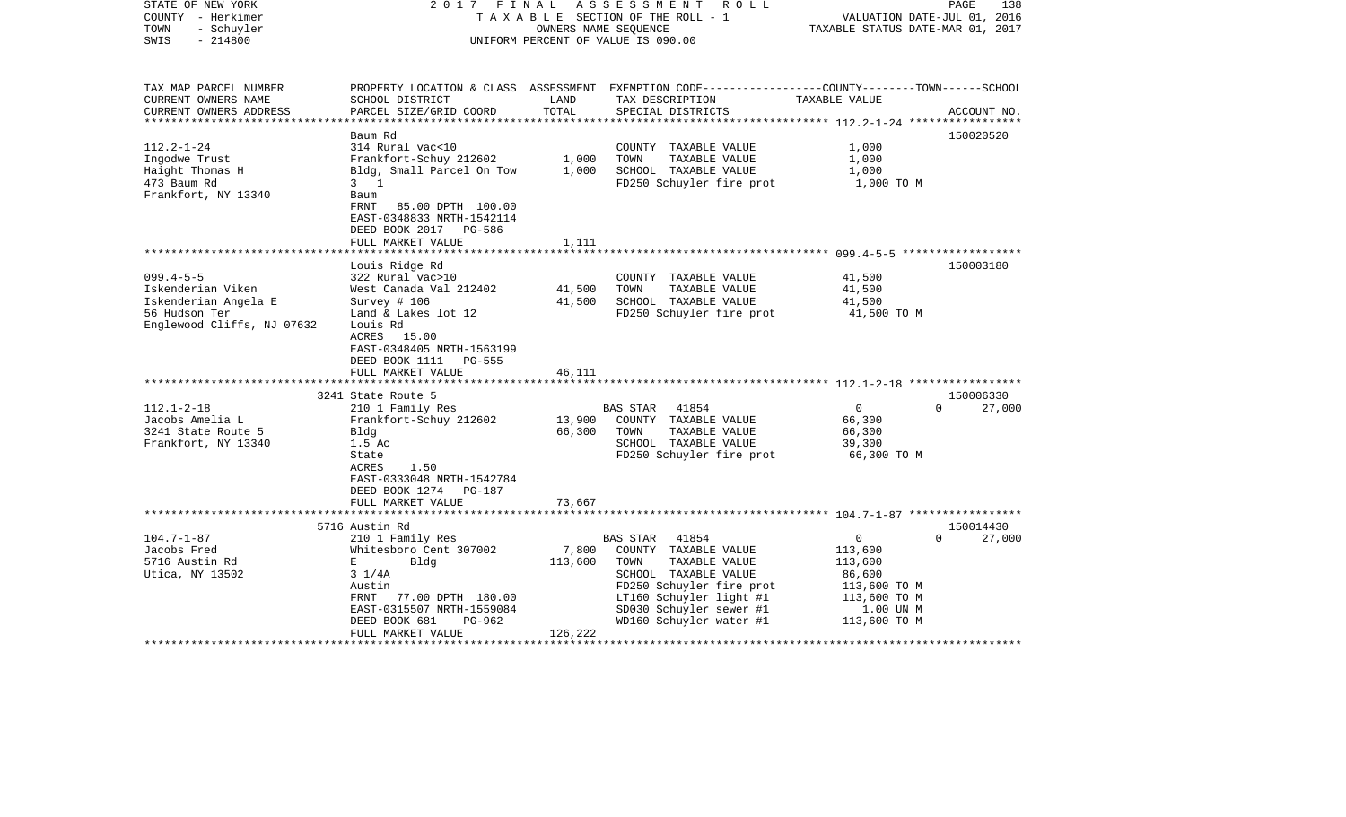STATE OF NEW YORK | 2017 FINAL ASSESSMENT ROLL | PAGE 138
COUNTY - Herkimer | TAXABLE SECTION OF THE ROLL - 1 | VALUATION DATE-JUL 01, 2016
TOWN - Schuyler | OWNERS NAME SEQUENCE | TAXABLE STATUS DATE-MAR 01, 2017
SWIS - 214800 | UNIFORM PERCENT OF VALUE IS 090.00

| TAX MAP PARCEL NUMBER / CURRENT OWNERS NAME / CURRENT OWNERS ADDRESS | PROPERTY LOCATION & CLASS / SCHOOL DISTRICT / PARCEL SIZE/GRID COORD | ASSESSMENT LAND | TOTAL | EXEMPTION CODE / TAX DESCRIPTION / SPECIAL DISTRICTS | COUNTY--------TOWN------SCHOOL TAXABLE VALUE | ACCOUNT NO. |
|---|---|---|---|---|---|---|
| **112.2-1-24** | Baum Rd | | | | | 150020520 |
| 112.2-1-24 | 314 Rural vac<10 | | | COUNTY TAXABLE VALUE | 1,000 | |
| Ingodwe Trust | Frankfort-Schuy 212602 | 1,000 | | TOWN TAXABLE VALUE | 1,000 | |
| Haight Thomas H | Bldg, Small Parcel On Tow | | 1,000 | SCHOOL TAXABLE VALUE | 1,000 | |
| 473 Baum Rd | 3 1 | | | FD250 Schuyler fire prot | 1,000 TO M | |
| Frankfort, NY 13340 | Baum | | | | | |
| | FRNT 85.00 DPTH 100.00 | | | | | |
| | EAST-0348833 NRTH-1542114 | | | | | |
| | DEED BOOK 2017 PG-586 | | | | | |
| | FULL MARKET VALUE | | 1,111 | | | |
| **099.4-5-5** | Louis Ridge Rd | | | | | 150003180 |
| 099.4-5-5 | 322 Rural vac>10 | | | COUNTY TAXABLE VALUE | 41,500 | |
| Iskenderian Viken | West Canada Val 212402 | 41,500 | | TOWN TAXABLE VALUE | 41,500 | |
| Iskenderian Angela E | Survey # 106 | | 41,500 | SCHOOL TAXABLE VALUE | 41,500 | |
| 56 Hudson Ter | Land & Lakes lot 12 | | | FD250 Schuyler fire prot | 41,500 TO M | |
| Englewood Cliffs, NJ 07632 | Louis Rd | | | | | |
| | ACRES 15.00 | | | | | |
| | EAST-0348405 NRTH-1563199 | | | | | |
| | DEED BOOK 1111 PG-555 | | | | | |
| | FULL MARKET VALUE | | 46,111 | | | |
| **112.1-2-18** | 3241 State Route 5 | | | | | 150006330 |
| 112.1-2-18 | 210 1 Family Res | | | BAS STAR 41854 | 0 0 27,000 | |
| Jacobs Amelia L | Frankfort-Schuy 212602 | 13,900 | | COUNTY TAXABLE VALUE | 66,300 | |
| 3241 State Route 5 | Bldg | | 66,300 | TOWN TAXABLE VALUE | 66,300 | |
| Frankfort, NY 13340 | 1.5 Ac | | | SCHOOL TAXABLE VALUE | 39,300 | |
| | State | | | FD250 Schuyler fire prot | 66,300 TO M | |
| | ACRES 1.50 | | | | | |
| | EAST-0333048 NRTH-1542784 | | | | | |
| | DEED BOOK 1274 PG-187 | | | | | |
| | FULL MARKET VALUE | | 73,667 | | | |
| **104.7-1-87** | 5716 Austin Rd | | | | | 150014430 |
| 104.7-1-87 | 210 1 Family Res | | | BAS STAR 41854 | 0 0 27,000 | |
| Jacobs Fred | Whitesboro Cent 307002 | 7,800 | | COUNTY TAXABLE VALUE | 113,600 | |
| 5716 Austin Rd | E Bldg | | 113,600 | TOWN TAXABLE VALUE | 113,600 | |
| Utica, NY 13502 | 3 1/4A | | | SCHOOL TAXABLE VALUE | 86,600 | |
| | Austin | | | FD250 Schuyler fire prot | 113,600 TO M | |
| | FRNT 77.00 DPTH 180.00 | | | LT160 Schuyler light #1 | 113,600 TO M | |
| | EAST-0315507 NRTH-1559084 | | | SD030 Schuyler sewer #1 | 1.00 UN M | |
| | DEED BOOK 681 PG-962 | | | WD160 Schuyler water #1 | 113,600 TO M | |
| | FULL MARKET VALUE | | 126,222 | | | |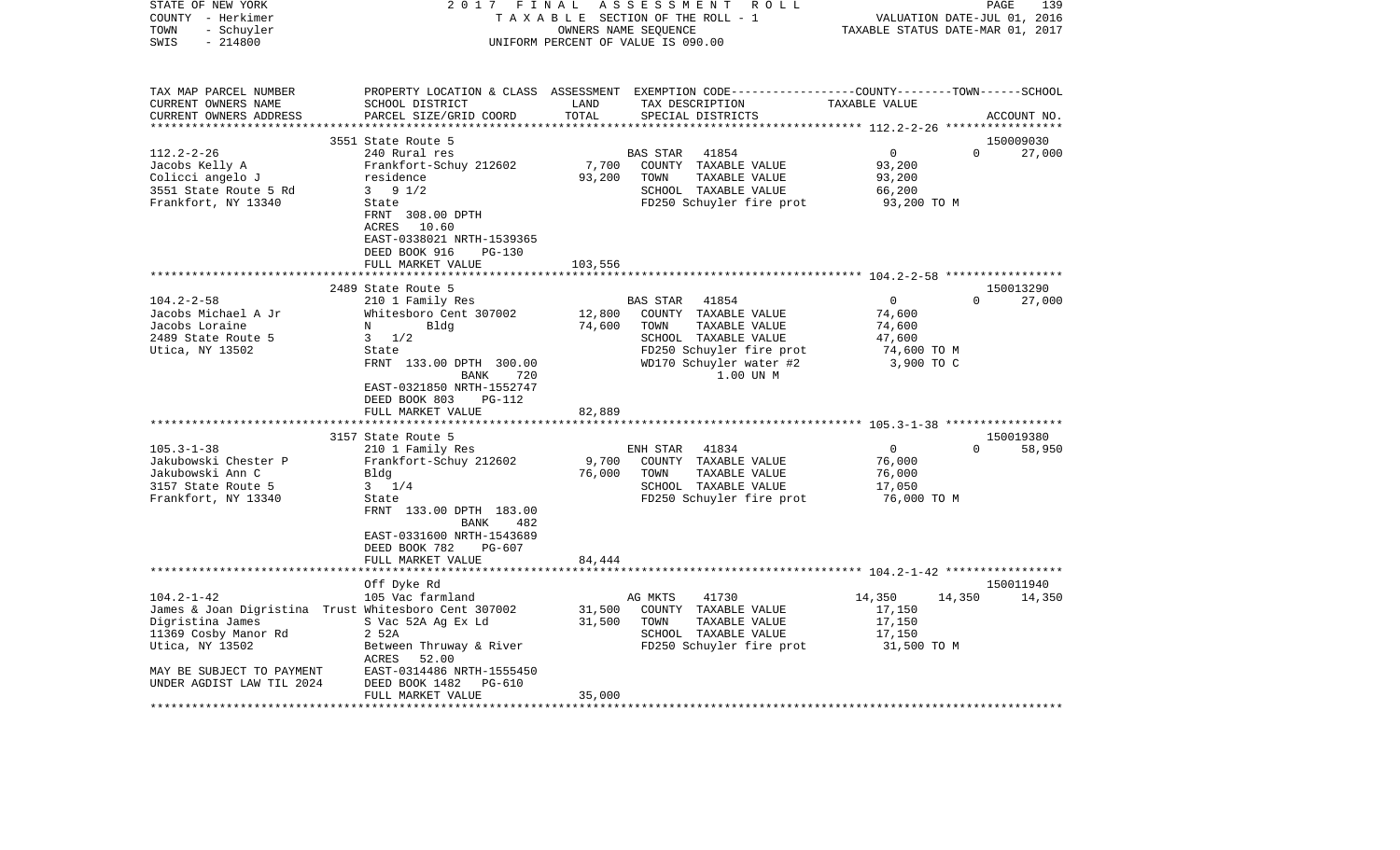STATE OF NEW YORK — 2017 FINAL ASSESSMENT ROLL — PAGE 139
COUNTY - Herkimer — TAXABLE SECTION OF THE ROLL - 1 — VALUATION DATE-JUL 01, 2016
TOWN - Schuyler — OWNERS NAME SEQUENCE — TAXABLE STATUS DATE-MAR 01, 2017
SWIS - 214800 — UNIFORM PERCENT OF VALUE IS 090.00

| TAX MAP PARCEL NUMBER / CURRENT OWNERS NAME / CURRENT OWNERS ADDRESS | PROPERTY LOCATION & CLASS / SCHOOL DISTRICT / PARCEL SIZE/GRID COORD | ASSESSMENT LAND / TOTAL | EXEMPTION CODE / TAX DESCRIPTION / SPECIAL DISTRICTS | COUNTY | TOWN | SCHOOL / ACCOUNT NO. |
|---|---|---|---|---|---|---|
| 112.2-2-26 | 3551 State Route 5 | | | | | 150009030 |
| 112.2-2-26 | 240 Rural res | | BAS STAR 41854 | 0 | 0 | 27,000 |
| Jacobs Kelly A | Frankfort-Schuy 212602 | 7,700 | COUNTY TAXABLE VALUE | 93,200 | | |
| Colicci angelo J | residence | 93,200 | TOWN TAXABLE VALUE | | 93,200 | |
| 3551 State Route 5 Rd | 3 9 1/2 | | SCHOOL TAXABLE VALUE | | | 66,200 |
| Frankfort, NY 13340 | State | | FD250 Schuyler fire prot | 93,200 TO M | | |
| | FRNT 308.00 DPTH | | | | | |
| | ACRES 10.60 | | | | | |
| | EAST-0338021 NRTH-1539365 | | | | | |
| | DEED BOOK 916 PG-130 | | | | | |
| | FULL MARKET VALUE | 103,556 | | | | |
| 104.2-2-58 | 2489 State Route 5 | | | | | 150013290 |
| 104.2-2-58 | 210 1 Family Res | | BAS STAR 41854 | 0 | 0 | 27,000 |
| Jacobs Michael A Jr | Whitesboro Cent 307002 | 12,800 | COUNTY TAXABLE VALUE | 74,600 | | |
| Jacobs Loraine | N Bldg | 74,600 | TOWN TAXABLE VALUE | | 74,600 | |
| 2489 State Route 5 | 3 1/2 | | SCHOOL TAXABLE VALUE | | | 47,600 |
| Utica, NY 13502 | State | | FD250 Schuyler fire prot | 74,600 TO M | | |
| | FRNT 133.00 DPTH 300.00 | | WD170 Schuyler water #2 | 3,900 TO C | | |
| | BANK 720 | | 1.00 UN M | | | |
| | EAST-0321850 NRTH-1552747 | | | | | |
| | DEED BOOK 803 PG-112 | | | | | |
| | FULL MARKET VALUE | 82,889 | | | | |
| 105.3-1-38 | 3157 State Route 5 | | | | | 150019380 |
| 105.3-1-38 | 210 1 Family Res | | ENH STAR 41834 | 0 | 0 | 58,950 |
| Jakubowski Chester P | Frankfort-Schuy 212602 | 9,700 | COUNTY TAXABLE VALUE | 76,000 | | |
| Jakubowski Ann C | Bldg | 76,000 | TOWN TAXABLE VALUE | | 76,000 | |
| 3157 State Route 5 | 3 1/4 | | SCHOOL TAXABLE VALUE | | | 17,050 |
| Frankfort, NY 13340 | State | | FD250 Schuyler fire prot | 76,000 TO M | | |
| | FRNT 133.00 DPTH 183.00 | | | | | |
| | BANK 482 | | | | | |
| | EAST-0331600 NRTH-1543689 | | | | | |
| | DEED BOOK 782 PG-607 | | | | | |
| | FULL MARKET VALUE | 84,444 | | | | |
| 104.2-1-42 | Off Dyke Rd | | | | | 150011940 |
| 104.2-1-42 | 105 Vac farmland | | AG MKTS 41730 | 14,350 | 14,350 | 14,350 |
| James & Joan Digristina Trust | Whitesboro Cent 307002 | 31,500 | COUNTY TAXABLE VALUE | 17,150 | | |
| Digristina James | S Vac 52A Ag Ex Ld | 31,500 | TOWN TAXABLE VALUE | | 17,150 | |
| 11369 Cosby Manor Rd | 2 52A | | SCHOOL TAXABLE VALUE | | | 17,150 |
| Utica, NY 13502 | Between Thruway & River | | FD250 Schuyler fire prot | 31,500 TO M | | |
| | ACRES 52.00 | | | | | |
| MAY BE SUBJECT TO PAYMENT | EAST-0314486 NRTH-1555450 | | | | | |
| UNDER AGDIST LAW TIL 2024 | DEED BOOK 1482 PG-610 | | | | | |
| | FULL MARKET VALUE | 35,000 | | | | |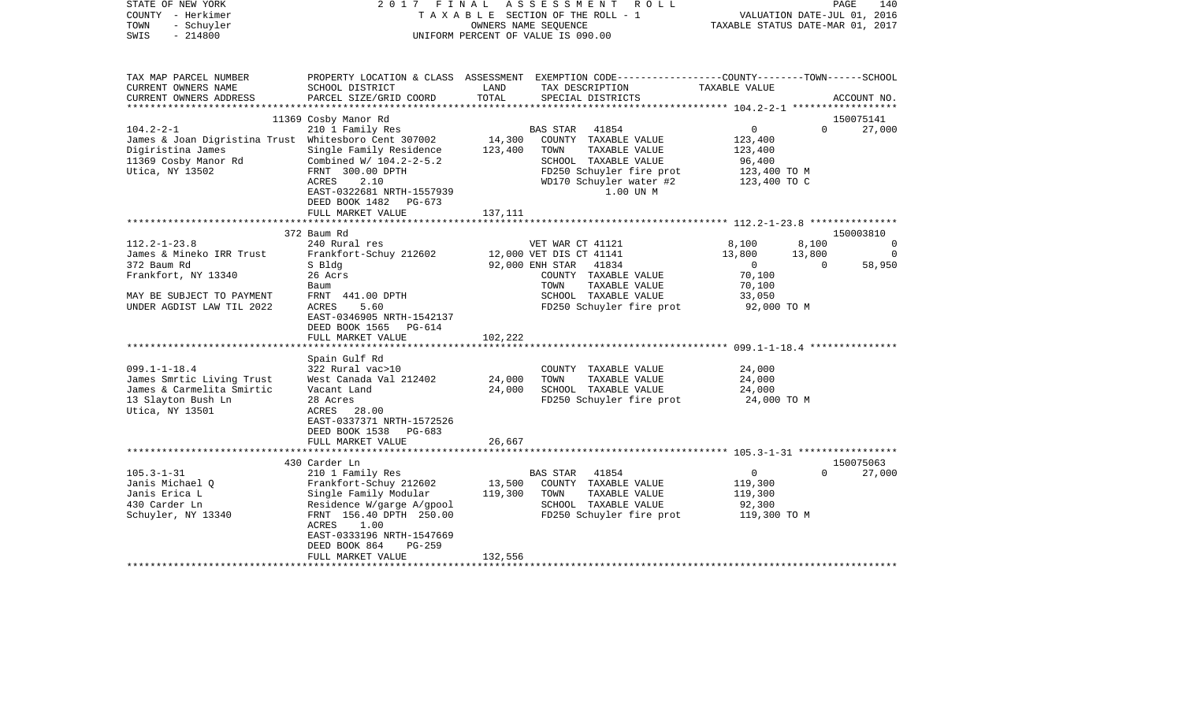STATE OF NEW YORK
COUNTY - Herkimer
TOWN - Schuyler
SWIS - 214800

2017 FINAL ASSESSMENT ROLL
TAXABLE SECTION OF THE ROLL - 1
OWNERS NAME SEQUENCE
UNIFORM PERCENT OF VALUE IS 090.00

VALUATION DATE-JUL 01, 2016
TAXABLE STATUS DATE-MAR 01, 2017

| TAX MAP PARCEL NUMBER / CURRENT OWNERS NAME / CURRENT OWNERS ADDRESS | PROPERTY LOCATION & CLASS / SCHOOL DISTRICT / PARCEL SIZE/GRID COORD | ASSESSMENT LAND / TOTAL | EXEMPTION CODE / TAX DESCRIPTION / SPECIAL DISTRICTS | COUNTY | TOWN | SCHOOL | ACCOUNT NO. |
|---|---|---|---|---|---|---|---|
| | 11369 Cosby Manor Rd | | | | | | 150075141 |
| 104.2-2-1 | 210 1 Family Res | | BAS STAR 41854 | 0 | 0 | 27,000 | |
| James & Joan Digristina Trust | Whitesboro Cent 307002 | 14,300 | COUNTY TAXABLE VALUE | 123,400 | | | |
| Digiristina James | Single Family Residence | 123,400 | TOWN TAXABLE VALUE | | 123,400 | | |
| 11369 Cosby Manor Rd | Combined W/ 104.2-2-5.2 | | SCHOOL TAXABLE VALUE | | | 96,400 | |
| Utica, NY 13502 | FRNT 300.00 DPTH | | FD250 Schuyler fire prot | 123,400 TO M | | | |
| | ACRES 2.10 | | WD170 Schuyler water #2 | 123,400 TO C | | | |
| | EAST-0322681 NRTH-1557939 | | 1.00 UN M | | | | |
| | DEED BOOK 1482 PG-673 | | | | | | |
| | FULL MARKET VALUE | 137,111 | | | | | |
| | 372 Baum Rd | | | | | | 150003810 |
| 112.2-1-23.8 | 240 Rural res | | VET WAR CT 41121 | 8,100 | 8,100 | 0 | |
| James & Mineko IRR Trust | Frankfort-Schuy 212602 | 12,000 | VET DIS CT 41141 | 13,800 | 13,800 | 0 | |
| 372 Baum Rd | S Bldg | 92,000 | ENH STAR 41834 | 0 | 0 | 58,950 | |
| Frankfort, NY 13340 | 26 Acrs | | COUNTY TAXABLE VALUE | 70,100 | | | |
| | Baum | | TOWN TAXABLE VALUE | | 70,100 | | |
| MAY BE SUBJECT TO PAYMENT | FRNT 441.00 DPTH | | SCHOOL TAXABLE VALUE | | | 33,050 | |
| UNDER AGDIST LAW TIL 2022 | ACRES 5.60 | | FD250 Schuyler fire prot | 92,000 TO M | | | |
| | EAST-0346905 NRTH-1542137 | | | | | | |
| | DEED BOOK 1565 PG-614 | | | | | | |
| | FULL MARKET VALUE | 102,222 | | | | | |
| | Spain Gulf Rd | | | | | | |
| 099.1-1-18.4 | 322 Rural vac>10 | | COUNTY TAXABLE VALUE | 24,000 | | | |
| James Smrtic Living Trust | West Canada Val 212402 | 24,000 | TOWN TAXABLE VALUE | | 24,000 | | |
| James & Carmelita Smirtic | Vacant Land | 24,000 | SCHOOL TAXABLE VALUE | | | 24,000 | |
| 13 Slayton Bush Ln | 28 Acres | | FD250 Schuyler fire prot | 24,000 TO M | | | |
| Utica, NY 13501 | ACRES 28.00 | | | | | | |
| | EAST-0337371 NRTH-1572526 | | | | | | |
| | DEED BOOK 1538 PG-683 | | | | | | |
| | FULL MARKET VALUE | 26,667 | | | | | |
| | 430 Carder Ln | | | | | | 150075063 |
| 105.3-1-31 | 210 1 Family Res | | BAS STAR 41854 | 0 | 0 | 27,000 | |
| Janis Michael Q | Frankfort-Schuy 212602 | 13,500 | COUNTY TAXABLE VALUE | 119,300 | | | |
| Janis Erica L | Single Family Modular | 119,300 | TOWN TAXABLE VALUE | | 119,300 | | |
| 430 Carder Ln | Residence W/garge A/gpool | | SCHOOL TAXABLE VALUE | | | 92,300 | |
| Schuyler, NY 13340 | FRNT 156.40 DPTH 250.00 | | FD250 Schuyler fire prot | 119,300 TO M | | | |
| | ACRES 1.00 | | | | | | |
| | EAST-0333196 NRTH-1547669 | | | | | | |
| | DEED BOOK 864 PG-259 | | | | | | |
| | FULL MARKET VALUE | 132,556 | | | | | |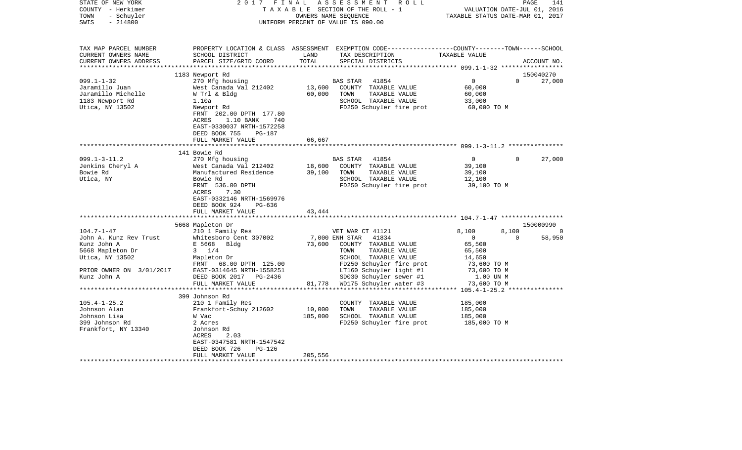STATE OF NEW YORK | 2017 FINAL ASSESSMENT ROLL
COUNTY - Herkimer | TAXABLE SECTION OF THE ROLL - 1 | VALUATION DATE-JUL 01, 2016
TOWN - Schuyler | OWNERS NAME SEQUENCE | TAXABLE STATUS DATE-MAR 01, 2017
SWIS - 214800 | UNIFORM PERCENT OF VALUE IS 090.00

| TAX MAP PARCEL NUMBER<br>CURRENT OWNERS NAME<br>CURRENT OWNERS ADDRESS | PROPERTY LOCATION & CLASS<br>SCHOOL DISTRICT<br>PARCEL SIZE/GRID COORD | ASSESSMENT<br>LAND<br>TOTAL | EXEMPTION CODE<br>TAX DESCRIPTION<br>SPECIAL DISTRICTS | COUNTY | TOWN | SCHOOL / ACCOUNT NO. |
|---|---|---|---|---|---|---|
| | 1183 Newport Rd | | | | | 150040270 |
| 099.1-1-32 | 270 Mfg housing | | BAS STAR 41854 | 0 | 0 | 27,000 |
| Jaramillo Juan | West Canada Val 212402 | 13,600 | COUNTY TAXABLE VALUE | 60,000 | | |
| Jaramillo Michelle | W Trl & Bldg | 60,000 | TOWN TAXABLE VALUE | 60,000 | | |
| 1183 Newport Rd | 1.10a | | SCHOOL TAXABLE VALUE | 33,000 | | |
| Utica, NY 13502 | Newport Rd | | FD250 Schuyler fire prot | 60,000 TO M | | |
| | FRNT 202.00 DPTH 177.80 | | | | | |
| | ACRES 1.10 BANK 740 | | | | | |
| | EAST-0330037 NRTH-1572258 | | | | | |
| | DEED BOOK 755 PG-187 | | | | | |
| | FULL MARKET VALUE | 66,667 | | | | |
| | 141 Bowie Rd | | | | | |
| 099.1-3-11.2 | 270 Mfg housing | | BAS STAR 41854 | 0 | 0 | 27,000 |
| Jenkins Cheryl A | West Canada Val 212402 | 18,600 | COUNTY TAXABLE VALUE | 39,100 | | |
| Bowie Rd | Manufactured Residence | 39,100 | TOWN TAXABLE VALUE | 39,100 | | |
| Utica, NY | Bowie Rd | | SCHOOL TAXABLE VALUE | 12,100 | | |
| | FRNT 536.00 DPTH | | FD250 Schuyler fire prot | 39,100 TO M | | |
| | ACRES 7.30 | | | | | |
| | EAST-0332146 NRTH-1569976 | | | | | |
| | DEED BOOK 924 PG-636 | | | | | |
| | FULL MARKET VALUE | 43,444 | | | | |
| | 5668 Mapleton Dr | | | | | 150000990 |
| 104.7-1-47 | 210 1 Family Res | | VET WAR CT 41121 | 8,100 | 8,100 | 0 |
| John A. Kunz Rev Trust | Whitesboro Cent 307002 | 7,000 | ENH STAR 41834 | 0 | 0 | 58,950 |
| Kunz John A | E 5668 Bldg | 73,600 | COUNTY TAXABLE VALUE | 65,500 | | |
| 5668 Mapleton Dr | 3 1/4 | | TOWN TAXABLE VALUE | 65,500 | | |
| Utica, NY 13502 | Mapleton Dr | | SCHOOL TAXABLE VALUE | 14,650 | | |
| | FRNT 68.00 DPTH 125.00 | | FD250 Schuyler fire prot | 73,600 TO M | | |
| PRIOR OWNER ON 3/01/2017 | EAST-0314645 NRTH-1558251 | | LT160 Schuyler light #1 | 73,600 TO M | | |
| Kunz John A | DEED BOOK 2017 PG-2436 | | SD030 Schuyler sewer #1 | 1.00 UN M | | |
| | FULL MARKET VALUE | 81,778 | WD175 Schuyler water #3 | 73,600 TO M | | |
| | 399 Johnson Rd | | | | | |
| 105.4-1-25.2 | 210 1 Family Res | | COUNTY TAXABLE VALUE | 185,000 | | |
| Johnson Alan | Frankfort-Schuy 212602 | 10,000 | TOWN TAXABLE VALUE | 185,000 | | |
| Johnson Lisa | W Vac | 185,000 | SCHOOL TAXABLE VALUE | 185,000 | | |
| 399 Johnson Rd | 2 Acres | | FD250 Schuyler fire prot | 185,000 TO M | | |
| Frankfort, NY 13340 | Johnson Rd | | | | | |
| | ACRES 2.03 | | | | | |
| | EAST-0347581 NRTH-1547542 | | | | | |
| | DEED BOOK 726 PG-126 | | | | | |
| | FULL MARKET VALUE | 205,556 | | | | |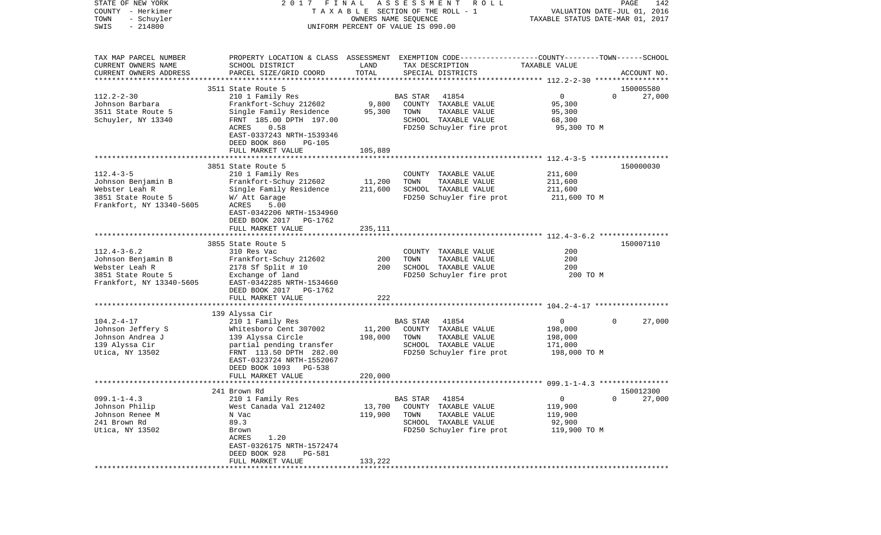STATE OF NEW YORK 2017 FINAL ASSESSMENT ROLL
COUNTY - Herkimer TAXABLE SECTION OF THE ROLL - 1 VALUATION DATE-JUL 01, 2016
TOWN - Schuyler OWNERS NAME SEQUENCE TAXABLE STATUS DATE-MAR 01, 2017
SWIS - 214800 UNIFORM PERCENT OF VALUE IS 090.00

| TAX MAP PARCEL NUMBER / CURRENT OWNERS NAME / CURRENT OWNERS ADDRESS | PROPERTY LOCATION & CLASS / SCHOOL DISTRICT / PARCEL SIZE/GRID COORD | ASSESSMENT LAND | TOTAL | EXEMPTION CODE / TAX DESCRIPTION / SPECIAL DISTRICTS | COUNTY / TOWN / SCHOOL TAXABLE VALUE | ACCOUNT NO. |
|---|---|---|---|---|---|---|
| 112.2-2-30 | 3511 State Route 5 | | | | | 150005580 |
| Johnson Barbara | 210 1 Family Res | | | BAS STAR 41854 | 0 0 27,000 | |
| 3511 State Route 5 | Frankfort-Schuy 212602 | 9,800 | | COUNTY TAXABLE VALUE | 95,300 | |
| Schuyler, NY 13340 | Single Family Residence | | 95,300 | TOWN TAXABLE VALUE | 95,300 | |
| | FRNT 185.00 DPTH 197.00 | | | SCHOOL TAXABLE VALUE | 68,300 | |
| | ACRES 0.58 | | | FD250 Schuyler fire prot | 95,300 TO M | |
| | EAST-0337243 NRTH-1539346 | | | | | |
| | DEED BOOK 860 PG-105 | | | | | |
| | FULL MARKET VALUE | | 105,889 | | | |
| 112.4-3-5 | 3851 State Route 5 | | | | | 150000030 |
| Johnson Benjamin B | 210 1 Family Res | | | COUNTY TAXABLE VALUE | 211,600 | |
| Webster Leah R | Frankfort-Schuy 212602 | 11,200 | | TOWN TAXABLE VALUE | 211,600 | |
| 3851 State Route 5 | Single Family Residence | | 211,600 | SCHOOL TAXABLE VALUE | 211,600 | |
| Frankfort, NY 13340-5605 | W/ Att Garage | | | FD250 Schuyler fire prot | 211,600 TO M | |
| | ACRES 5.00 | | | | | |
| | EAST-0342206 NRTH-1534960 | | | | | |
| | DEED BOOK 2017 PG-1762 | | | | | |
| | FULL MARKET VALUE | | 235,111 | | | |
| 112.4-3-6.2 | 3855 State Route 5 | | | | | 150007110 |
| Johnson Benjamin B | 310 Res Vac | | | COUNTY TAXABLE VALUE | 200 | |
| Webster Leah R | Frankfort-Schuy 212602 | 200 | | TOWN TAXABLE VALUE | 200 | |
| 3851 State Route 5 | 2178 Sf Split # 10 | | 200 | SCHOOL TAXABLE VALUE | 200 | |
| Frankfort, NY 13340-5605 | Exchange of land | | | FD250 Schuyler fire prot | 200 TO M | |
| | EAST-0342285 NRTH-1534660 | | | | | |
| | DEED BOOK 2017 PG-1762 | | | | | |
| | FULL MARKET VALUE | | 222 | | | |
| 104.2-4-17 | 139 Alyssa Cir | | | | | |
| Johnson Jeffery S | 210 1 Family Res | | | BAS STAR 41854 | 0 0 27,000 | |
| Johnson Andrea J | Whitesboro Cent 307002 | 11,200 | | COUNTY TAXABLE VALUE | 198,000 | |
| 139 Alyssa Cir | 139 Alyssa Circle | | 198,000 | TOWN TAXABLE VALUE | 198,000 | |
| Utica, NY 13502 | partial pending transfer | | | SCHOOL TAXABLE VALUE | 171,000 | |
| | FRNT 113.50 DPTH 282.00 | | | FD250 Schuyler fire prot | 198,000 TO M | |
| | EAST-0323724 NRTH-1552067 | | | | | |
| | DEED BOOK 1093 PG-538 | | | | | |
| | FULL MARKET VALUE | | 220,000 | | | |
| 099.1-1-4.3 | 241 Brown Rd | | | | | 150012300 |
| Johnson Philip | 210 1 Family Res | | | BAS STAR 41854 | 0 0 27,000 | |
| Johnson Renee M | West Canada Val 212402 | 13,700 | | COUNTY TAXABLE VALUE | 119,900 | |
| 241 Brown Rd | N Vac | | 119,900 | TOWN TAXABLE VALUE | 119,900 | |
| Utica, NY 13502 | 89.3 | | | SCHOOL TAXABLE VALUE | 92,900 | |
| | Brown | | | FD250 Schuyler fire prot | 119,900 TO M | |
| | ACRES 1.20 | | | | | |
| | EAST-0326175 NRTH-1572474 | | | | | |
| | DEED BOOK 928 PG-581 | | | | | |
| | FULL MARKET VALUE | | 133,222 | | | |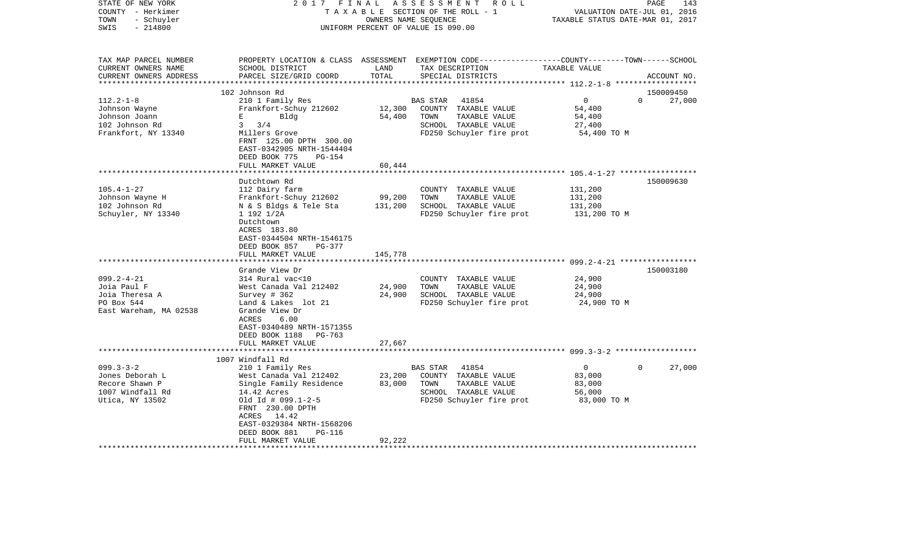STATE OF NEW YORK　　　　2 0 1 7　F I N A L　A S S E S S M E N T　R O L L
COUNTY - Herkimer　　　　T A X A B L E SECTION OF THE ROLL - 1　　　　VALUATION DATE-JUL 01, 2016
TOWN - Schuyler　　　　OWNERS NAME SEQUENCE　　　　TAXABLE STATUS DATE-MAR 01, 2017
SWIS - 214800　　　　UNIFORM PERCENT OF VALUE IS 090.00

| TAX MAP PARCEL NUMBER / CURRENT OWNERS NAME / CURRENT OWNERS ADDRESS | PROPERTY LOCATION & CLASS / SCHOOL DISTRICT / PARCEL SIZE/GRID COORD | ASSESSMENT LAND | TOTAL | EXEMPTION CODE / TAX DESCRIPTION / SPECIAL DISTRICTS | COUNTY | TOWN | SCHOOL / ACCOUNT NO. |
|---|---|---|---|---|---|---|---|
| 112.2-1-8 | 102 Johnson Rd | | | | | | 150009450 |
| Johnson Wayne | 210 1 Family Res | | | BAS STAR 41854 | 0 | 0 | 27,000 |
| Johnson Joann | Frankfort-Schuy 212602 | 12,300 | | COUNTY TAXABLE VALUE | 54,400 | | |
| 102 Johnson Rd | E Bldg | | 54,400 | TOWN TAXABLE VALUE | | 54,400 | |
| Frankfort, NY 13340 | 3 3/4 | | | SCHOOL TAXABLE VALUE | | | 27,400 |
| | Millers Grove | | | FD250 Schuyler fire prot | 54,400 TO M | | |
| | FRNT 125.00 DPTH 300.00 | | | | | | |
| | EAST-0342905 NRTH-1544404 | | | | | | |
| | DEED BOOK 775 PG-154 | | | | | | |
| | FULL MARKET VALUE | | 60,444 | | | | |
| 105.4-1-27 | Dutchtown Rd | | | | | | 150009630 |
| Johnson Wayne H | 112 Dairy farm | | | COUNTY TAXABLE VALUE | 131,200 | | |
| 102 Johnson Rd | Frankfort-Schuy 212602 | 99,200 | | TOWN TAXABLE VALUE | | 131,200 | |
| Schuyler, NY 13340 | N & S Bldgs & Tele Sta | | 131,200 | SCHOOL TAXABLE VALUE | | | 131,200 |
| | 1 192 1/2A | | | FD250 Schuyler fire prot | 131,200 TO M | | |
| | Dutchtown | | | | | | |
| | ACRES 183.80 | | | | | | |
| | EAST-0344504 NRTH-1546175 | | | | | | |
| | DEED BOOK 857 PG-377 | | | | | | |
| | FULL MARKET VALUE | | 145,778 | | | | |
| 099.2-4-21 | Grande View Dr | | | | | | 150003180 |
| Joia Paul F | 314 Rural vac<10 | | | COUNTY TAXABLE VALUE | 24,900 | | |
| Joia Theresa A | West Canada Val 212402 | 24,900 | | TOWN TAXABLE VALUE | | 24,900 | |
| PO Box 544 | Survey # 362 | | 24,900 | SCHOOL TAXABLE VALUE | | | 24,900 |
| East Wareham, MA 02538 | Land & Lakes lot 21 | | | FD250 Schuyler fire prot | 24,900 TO M | | |
| | Grande View Dr | | | | | | |
| | ACRES 6.00 | | | | | | |
| | EAST-0340489 NRTH-1571355 | | | | | | |
| | DEED BOOK 1188 PG-763 | | | | | | |
| | FULL MARKET VALUE | | 27,667 | | | | |
| 099.3-3-2 | 1007 Windfall Rd | | | | | | |
| Jones Deborah L | 210 1 Family Res | | | BAS STAR 41854 | 0 | 0 | 27,000 |
| Recore Shawn P | West Canada Val 212402 | 23,200 | | COUNTY TAXABLE VALUE | 83,000 | | |
| 1007 Windfall Rd | Single Family Residence | | 83,000 | TOWN TAXABLE VALUE | | 83,000 | |
| Utica, NY 13502 | 14.42 Acres | | | SCHOOL TAXABLE VALUE | | | 56,000 |
| | Old Id # 099.1-2-5 | | | FD250 Schuyler fire prot | 83,000 TO M | | |
| | FRNT 230.00 DPTH | | | | | | |
| | ACRES 14.42 | | | | | | |
| | EAST-0329384 NRTH-1568206 | | | | | | |
| | DEED BOOK 881 PG-116 | | | | | | |
| | FULL MARKET VALUE | | 92,222 | | | | |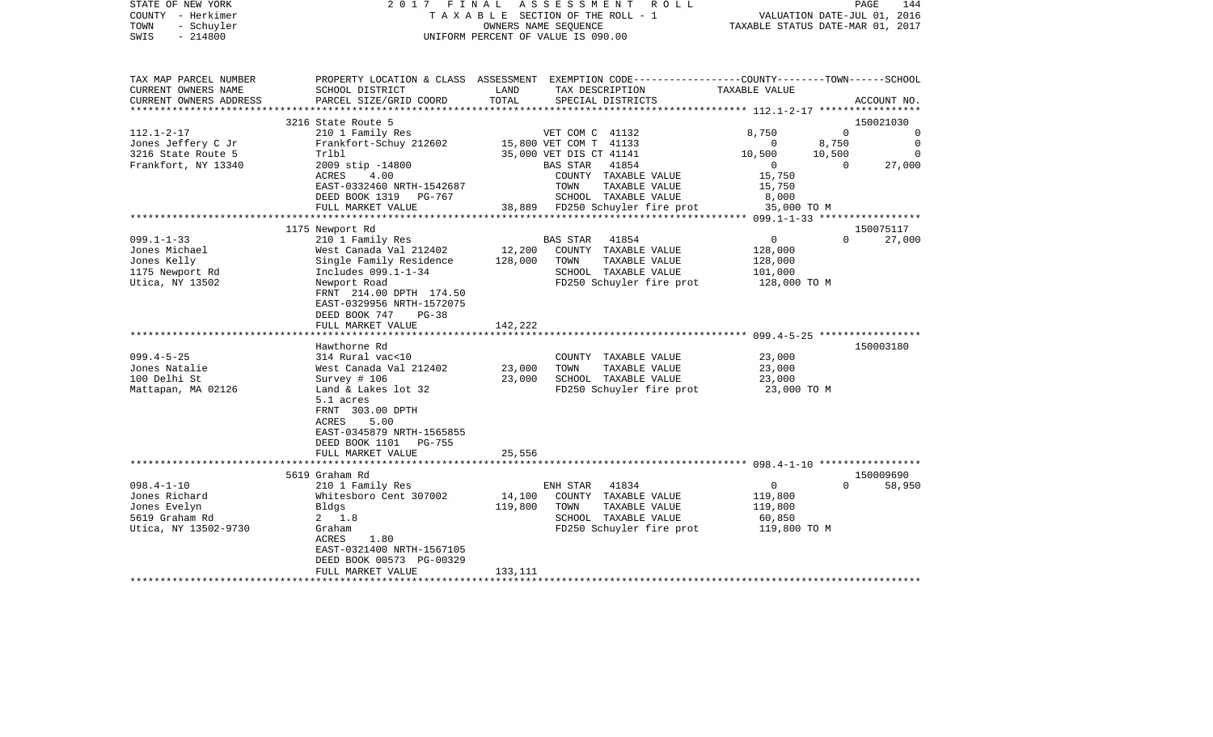STATE OF NEW YORK
COUNTY - Herkimer
TOWN - Schuyler
SWIS - 214800

2017 FINAL ASSESSMENT ROLL
TAXABLE SECTION OF THE ROLL - 1
OWNERS NAME SEQUENCE
UNIFORM PERCENT OF VALUE IS 090.00

VALUATION DATE-JUL 01, 2016
TAXABLE STATUS DATE-MAR 01, 2017

```
TAX MAP PARCEL NUMBER     PROPERTY LOCATION & CLASS  ASSESSMENT  EXEMPTION CODE-----------------COUNTY--------TOWN------SCHOOL
CURRENT OWNERS NAME       SCHOOL DISTRICT             LAND       TAX DESCRIPTION             TAXABLE VALUE
CURRENT OWNERS ADDRESS    PARCEL SIZE/GRID COORD      TOTAL      SPECIAL DISTRICTS                                      ACCOUNT NO.
******************************************************************************************************* 112.1-2-17 *****************
                          3216 State Route 5                                                                             150021030
112.1-2-17                210 1 Family Res                        VET COM C  41132                 8,750          0            0
Jones Jeffery C Jr        Frankfort-Schuy 212602       15,800 VET COM T  41133                     0      8,750            0
3216 State Route 5        Trlbl                        35,000 VET DIS CT 41141                10,500     10,500            0
Frankfort, NY 13340       2009 stip -14800                     BAS STAR   41854                     0          0       27,000
                          ACRES      4.00                         COUNTY  TAXABLE VALUE            15,750
                          EAST-0332460 NRTH-1542687               TOWN    TAXABLE VALUE            15,750
                          DEED BOOK 1319   PG-767                 SCHOOL  TAXABLE VALUE             8,000
                          FULL MARKET VALUE              38,889   FD250 Schuyler fire prot         35,000 TO M
******************************************************************************************************* 099.1-1-33 *****************
                          1175 Newport Rd                                                                                150075117
099.1-1-33                210 1 Family Res                        BAS STAR   41854                     0          0       27,000
Jones Michael             West Canada Val 212402       12,200     COUNTY  TAXABLE VALUE           128,000
Jones Kelly               Single Family Residence     128,000     TOWN    TAXABLE VALUE           128,000
1175 Newport Rd           Includes 099.1-1-34                     SCHOOL  TAXABLE VALUE           101,000
Utica, NY 13502           Newport Road                            FD250 Schuyler fire prot        128,000 TO M
                          FRNT 214.00 DPTH 174.50
                          EAST-0329956 NRTH-1572075
                          DEED BOOK 747    PG-38
                          FULL MARKET VALUE             142,222
******************************************************************************************************* 099.4-5-25 *****************
                          Hawthorne Rd                                                                                   150003180
099.4-5-25                314 Rural vac<10                        COUNTY  TAXABLE VALUE            23,000
Jones Natalie             West Canada Val 212402       23,000     TOWN    TAXABLE VALUE            23,000
100 Delhi St              Survey # 106                 23,000     SCHOOL  TAXABLE VALUE            23,000
Mattapan, MA 02126        Land & Lakes lot 32                     FD250 Schuyler fire prot         23,000 TO M
                          5.1 acres
                          FRNT 303.00 DPTH
                          ACRES      5.00
                          EAST-0345879 NRTH-1565855
                          DEED BOOK 1101   PG-755
                          FULL MARKET VALUE              25,556
******************************************************************************************************* 098.4-1-10 *****************
                          5619 Graham Rd                                                                                 150009690
098.4-1-10                210 1 Family Res                        ENH STAR   41834                     0          0       58,950
Jones Richard             Whitesboro Cent 307002       14,100     COUNTY  TAXABLE VALUE           119,800
Jones Evelyn              Bldgs                       119,800     TOWN    TAXABLE VALUE           119,800
5619 Graham Rd            2  1.8                                  SCHOOL  TAXABLE VALUE            60,850
Utica, NY 13502-9730      Graham                                  FD250 Schuyler fire prot        119,800 TO M
                          ACRES      1.80
                          EAST-0321400 NRTH-1567105
                          DEED BOOK 00573 PG-00329
                          FULL MARKET VALUE             133,111
************************************************************************************************************************************
```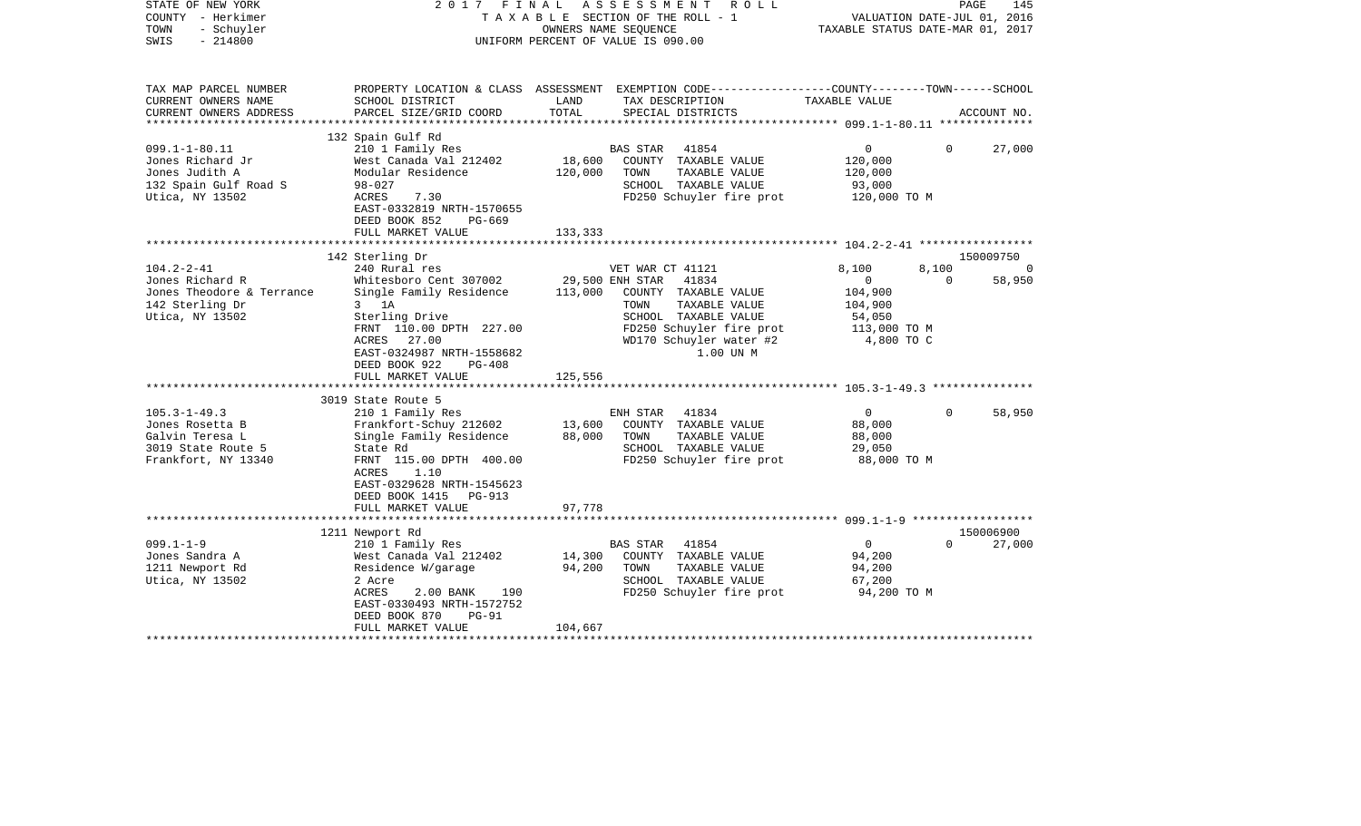STATE OF NEW YORK — 2017 FINAL ASSESSMENT ROLL — PAGE 145
COUNTY - Herkimer — TAXABLE SECTION OF THE ROLL - 1 — VALUATION DATE-JUL 01, 2016
TOWN - Schuyler — OWNERS NAME SEQUENCE — TAXABLE STATUS DATE-MAR 01, 2017
SWIS - 214800 — UNIFORM PERCENT OF VALUE IS 090.00

```
TAX MAP PARCEL NUMBER          PROPERTY LOCATION & CLASS  ASSESSMENT  EXEMPTION CODE-----------------COUNTY--------TOWN------SCHOOL
CURRENT OWNERS NAME            SCHOOL DISTRICT            LAND        TAX DESCRIPTION                   TAXABLE VALUE
CURRENT OWNERS ADDRESS         PARCEL SIZE/GRID COORD     TOTAL       SPECIAL DISTRICTS                                        ACCOUNT NO.
******************************************************************************************************* 099.1-1-80.11 **************
                               132 Spain Gulf Rd
099.1-1-80.11                  210 1 Family Res                    BAS STAR   41854                   0            0        27,000
Jones Richard Jr               West Canada Val 212402     18,600   COUNTY  TAXABLE VALUE          120,000
Jones Judith A                 Modular Residence         120,000   TOWN    TAXABLE VALUE          120,000
132 Spain Gulf Road S          98-027                              SCHOOL  TAXABLE VALUE           93,000
Utica, NY 13502                ACRES     7.30                      FD250 Schuyler fire prot        120,000 TO M
                               EAST-0332819 NRTH-1570655
                               DEED BOOK 852    PG-669
                               FULL MARKET VALUE         133,333
******************************************************************************************************* 104.2-2-41 *****************
                               142 Sterling Dr                                                                          150009750
104.2-2-41                     240 Rural res                       VET WAR CT 41121               8,100        8,100             0
Jones Richard R                Whitesboro Cent 307002     29,500 ENH STAR  41834                  0            0        58,950
Jones Theodore & Terrance      Single Family Residence   113,000   COUNTY  TAXABLE VALUE          104,900
142 Sterling Dr                3  1A                               TOWN    TAXABLE VALUE          104,900
Utica, NY 13502                Sterling Drive                      SCHOOL  TAXABLE VALUE           54,050
                               FRNT 110.00 DPTH 227.00             FD250 Schuyler fire prot        113,000 TO M
                               ACRES    27.00                      WD170 Schuyler water #2           4,800 TO C
                               EAST-0324987 NRTH-1558682                 1.00 UN M
                               DEED BOOK 922    PG-408
                               FULL MARKET VALUE         125,556
******************************************************************************************************* 105.3-1-49.3 ***************
                               3019 State Route 5
105.3-1-49.3                   210 1 Family Res                    ENH STAR   41834                   0            0        58,950
Jones Rosetta B                Frankfort-Schuy 212602     13,600   COUNTY  TAXABLE VALUE           88,000
Galvin Teresa L                Single Family Residence    88,000   TOWN    TAXABLE VALUE           88,000
3019 State Route 5             State Rd                            SCHOOL  TAXABLE VALUE           29,050
Frankfort, NY 13340            FRNT 115.00 DPTH 400.00             FD250 Schuyler fire prot         88,000 TO M
                               ACRES     1.10
                               EAST-0329628 NRTH-1545623
                               DEED BOOK 1415   PG-913
                               FULL MARKET VALUE          97,778
******************************************************************************************************* 099.1-1-9 ******************
                               1211 Newport Rd                                                                          150006900
099.1-1-9                      210 1 Family Res                    BAS STAR   41854                   0            0        27,000
Jones Sandra A                 West Canada Val 212402     14,300   COUNTY  TAXABLE VALUE           94,200
1211 Newport Rd                Residence W/garage         94,200   TOWN    TAXABLE VALUE           94,200
Utica, NY 13502                2 Acre                              SCHOOL  TAXABLE VALUE           67,200
                               ACRES     2.00 BANK     190         FD250 Schuyler fire prot         94,200 TO M
                               EAST-0330493 NRTH-1572752
                               DEED BOOK 870    PG-91
                               FULL MARKET VALUE         104,667
************************************************************************************************************************************
```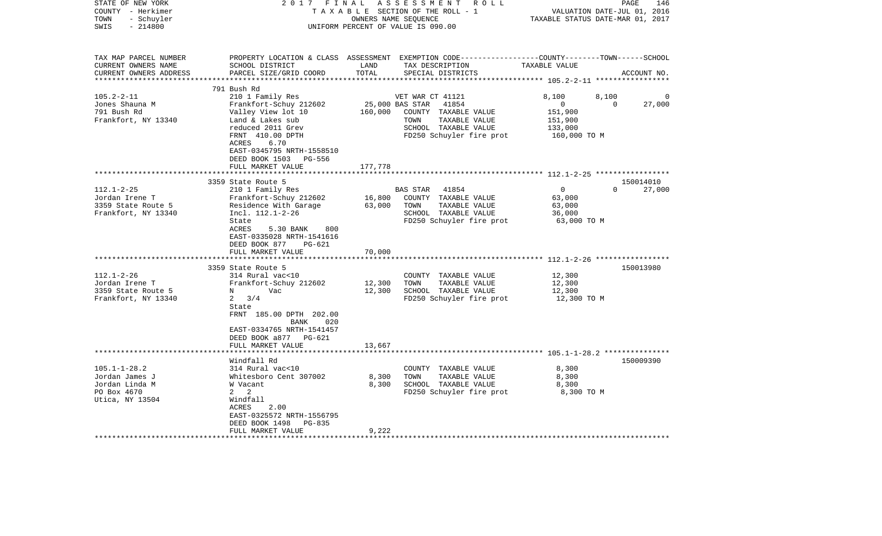STATE OF NEW YORK — 2017 FINAL ASSESSMENT ROLL
COUNTY - Herkimer — TAXABLE SECTION OF THE ROLL - 1 — VALUATION DATE-JUL 01, 2016
TOWN - Schuyler — OWNERS NAME SEQUENCE — TAXABLE STATUS DATE-MAR 01, 2017
SWIS - 214800 — UNIFORM PERCENT OF VALUE IS 090.00

| TAX MAP PARCEL NUMBER / CURRENT OWNERS NAME / CURRENT OWNERS ADDRESS | PROPERTY LOCATION & CLASS / SCHOOL DISTRICT / PARCEL SIZE/GRID COORD | ASSESSMENT LAND | TOTAL | EXEMPTION CODE / TAX DESCRIPTION / SPECIAL DISTRICTS | COUNTY TAXABLE VALUE | TOWN | SCHOOL | ACCOUNT NO. |
|---|---|---|---|---|---|---|---|---|
| 105.2-2-11 | 791 Bush Rd | | | | | | | |
| | 210 1 Family Res | | | VET WAR CT 41121 | 8,100 | 8,100 | 0 | |
| Jones Shauna M | Frankfort-Schuy 212602 | 25,000 | | BAS STAR 41854 | 0 | 0 | 27,000 | |
| 791 Bush Rd | Valley View lot 10 | | 160,000 | COUNTY TAXABLE VALUE | 151,900 | | | |
| Frankfort, NY 13340 | Land & Lakes sub | | | TOWN TAXABLE VALUE | 151,900 | | | |
| | reduced 2011 Grev | | | SCHOOL TAXABLE VALUE | 133,000 | | | |
| | FRNT 410.00 DPTH | | | FD250 Schuyler fire prot | 160,000 TO M | | | |
| | ACRES 6.70 | | | | | | | |
| | EAST-0345795 NRTH-1558510 | | | | | | | |
| | DEED BOOK 1503 PG-556 | | | | | | | |
| | FULL MARKET VALUE | | 177,778 | | | | | |
| 112.1-2-25 | 3359 State Route 5 | | | | | | | 150014010 |
| | 210 1 Family Res | | | BAS STAR 41854 | 0 | 0 | 27,000 | |
| Jordan Irene T | Frankfort-Schuy 212602 | 16,800 | | COUNTY TAXABLE VALUE | 63,000 | | | |
| 3359 State Route 5 | Residence With Garage | | 63,000 | TOWN TAXABLE VALUE | 63,000 | | | |
| Frankfort, NY 13340 | Incl. 112.1-2-26 | | | SCHOOL TAXABLE VALUE | 36,000 | | | |
| | State | | | FD250 Schuyler fire prot | 63,000 TO M | | | |
| | ACRES 5.30 BANK 800 | | | | | | | |
| | EAST-0335028 NRTH-1541616 | | | | | | | |
| | DEED BOOK 877 PG-621 | | | | | | | |
| | FULL MARKET VALUE | | 70,000 | | | | | |
| 112.1-2-26 | 3359 State Route 5 | | | | | | | 150013980 |
| | 314 Rural vac<10 | | | COUNTY TAXABLE VALUE | 12,300 | | | |
| Jordan Irene T | Frankfort-Schuy 212602 | 12,300 | | TOWN TAXABLE VALUE | 12,300 | | | |
| 3359 State Route 5 | N Vac | | 12,300 | SCHOOL TAXABLE VALUE | 12,300 | | | |
| Frankfort, NY 13340 | 2 3/4 | | | FD250 Schuyler fire prot | 12,300 TO M | | | |
| | State | | | | | | | |
| | FRNT 185.00 DPTH 202.00 | | | | | | | |
| | BANK 020 | | | | | | | |
| | EAST-0334765 NRTH-1541457 | | | | | | | |
| | DEED BOOK a877 PG-621 | | | | | | | |
| | FULL MARKET VALUE | | 13,667 | | | | | |
| 105.1-1-28.2 | Windfall Rd | | | | | | | 150009390 |
| | 314 Rural vac<10 | | | COUNTY TAXABLE VALUE | 8,300 | | | |
| Jordan James J | Whitesboro Cent 307002 | 8,300 | | TOWN TAXABLE VALUE | 8,300 | | | |
| Jordan Linda M | W Vacant | | 8,300 | SCHOOL TAXABLE VALUE | 8,300 | | | |
| PO Box 4670 | 2 2 | | | FD250 Schuyler fire prot | 8,300 TO M | | | |
| Utica, NY 13504 | Windfall | | | | | | | |
| | ACRES 2.00 | | | | | | | |
| | EAST-0325572 NRTH-1556795 | | | | | | | |
| | DEED BOOK 1498 PG-835 | | | | | | | |
| | FULL MARKET VALUE | | 9,222 | | | | | |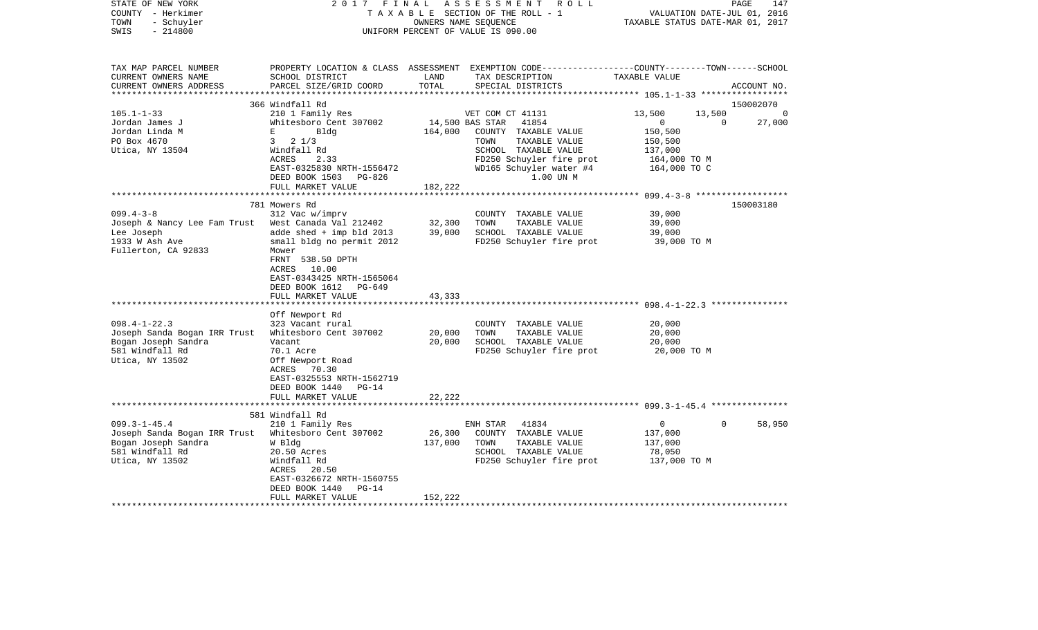STATE OF NEW YORK 2017 FINAL ASSESSMENT ROLL
COUNTY - Herkimer TAXABLE SECTION OF THE ROLL - 1 VALUATION DATE-JUL 01, 2016
TOWN - Schuyler OWNERS NAME SEQUENCE TAXABLE STATUS DATE-MAR 01, 2017
SWIS - 214800 UNIFORM PERCENT OF VALUE IS 090.00

| TAX MAP PARCEL NUMBER<br>CURRENT OWNERS NAME<br>CURRENT OWNERS ADDRESS | PROPERTY LOCATION & CLASS<br>SCHOOL DISTRICT<br>PARCEL SIZE/GRID COORD | ASSESSMENT<br>LAND<br>TOTAL | EXEMPTION CODE<br>TAX DESCRIPTION<br>SPECIAL DISTRICTS | COUNTY | TOWN | SCHOOL<br>TAXABLE VALUE<br>ACCOUNT NO. |
|---|---|---|---|---|---|---|
| **105.1-1-33** | 366 Windfall Rd | | | | | 150002070 |
| 105.1-1-33 | 210 1 Family Res | | VET COM CT 41131 | 13,500 | 13,500 | 0 |
| Jordan James J | Whitesboro Cent 307002 | 14,500 | BAS STAR 41854 | 0 | 0 | 27,000 |
| Jordan Linda M | E Bldg | 164,000 | COUNTY TAXABLE VALUE | 150,500 | | |
| PO Box 4670 | 3 2 1/3 | | TOWN TAXABLE VALUE | | 150,500 | |
| Utica, NY 13504 | Windfall Rd | | SCHOOL TAXABLE VALUE | | | 137,000 |
| | ACRES 2.33 | | FD250 Schuyler fire prot | 164,000 TO M | | |
| | EAST-0325830 NRTH-1556472 | | WD165 Schuyler water #4 | 164,000 TO C | | |
| | DEED BOOK 1503 PG-826 | | 1.00 UN M | | | |
| | FULL MARKET VALUE | 182,222 | | | | |
| **099.4-3-8** | 781 Mowers Rd | | | | | 150003180 |
| 099.4-3-8 | 312 Vac w/imprv | | COUNTY TAXABLE VALUE | 39,000 | | |
| Joseph & Nancy Lee Fam Trust | West Canada Val 212402 | 32,300 | TOWN TAXABLE VALUE | | 39,000 | |
| Lee Joseph | adde shed + imp bld 2013 | 39,000 | SCHOOL TAXABLE VALUE | | | 39,000 |
| 1933 W Ash Ave | small bldg no permit 2012 | | FD250 Schuyler fire prot | 39,000 TO M | | |
| Fullerton, CA 92833 | Mower | | | | | |
| | FRNT 538.50 DPTH | | | | | |
| | ACRES 10.00 | | | | | |
| | EAST-0343425 NRTH-1565064 | | | | | |
| | DEED BOOK 1612 PG-649 | | | | | |
| | FULL MARKET VALUE | 43,333 | | | | |
| **098.4-1-22.3** | Off Newport Rd | | | | | |
| 098.4-1-22.3 | 323 Vacant rural | | COUNTY TAXABLE VALUE | 20,000 | | |
| Joseph Sanda Bogan IRR Trust | Whitesboro Cent 307002 | 20,000 | TOWN TAXABLE VALUE | | 20,000 | |
| Bogan Joseph Sandra | Vacant | 20,000 | SCHOOL TAXABLE VALUE | | | 20,000 |
| 581 Windfall Rd | 70.1 Acre | | FD250 Schuyler fire prot | 20,000 TO M | | |
| Utica, NY 13502 | Off Newport Road | | | | | |
| | ACRES 70.30 | | | | | |
| | EAST-0325553 NRTH-1562719 | | | | | |
| | DEED BOOK 1440 PG-14 | | | | | |
| | FULL MARKET VALUE | 22,222 | | | | |
| **099.3-1-45.4** | 581 Windfall Rd | | | | | |
| 099.3-1-45.4 | 210 1 Family Res | | ENH STAR 41834 | 0 | 0 | 58,950 |
| Joseph Sanda Bogan IRR Trust | Whitesboro Cent 307002 | 26,300 | COUNTY TAXABLE VALUE | 137,000 | | |
| Bogan Joseph Sandra | W Bldg | 137,000 | TOWN TAXABLE VALUE | | 137,000 | |
| 581 Windfall Rd | 20.50 Acres | | SCHOOL TAXABLE VALUE | | | 78,050 |
| Utica, NY 13502 | Windfall Rd | | FD250 Schuyler fire prot | 137,000 TO M | | |
| | ACRES 20.50 | | | | | |
| | EAST-0326672 NRTH-1560755 | | | | | |
| | DEED BOOK 1440 PG-14 | | | | | |
| | FULL MARKET VALUE | 152,222 | | | | |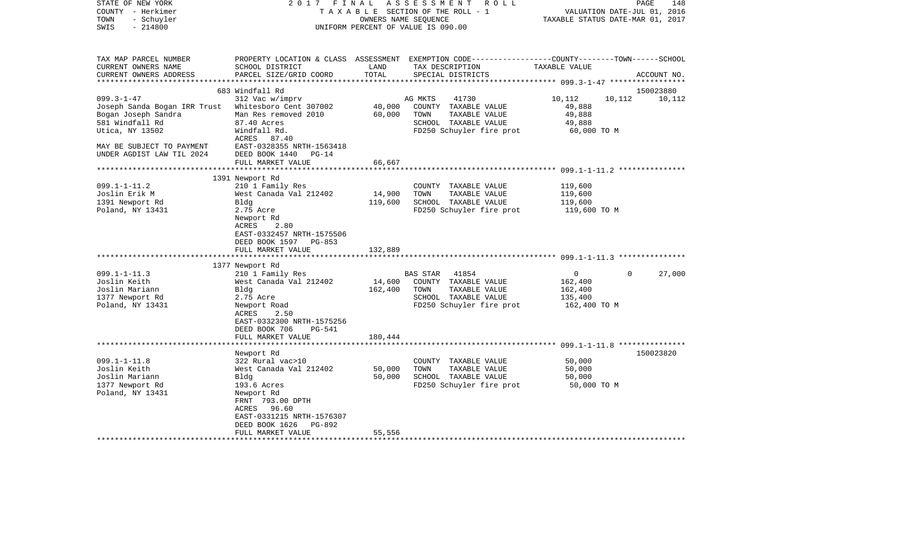STATE OF NEW YORK — 2017 FINAL ASSESSMENT ROLL — PAGE 148
COUNTY - Herkimer — TAXABLE SECTION OF THE ROLL - 1 — VALUATION DATE-JUL 01, 2016
TOWN - Schuyler — OWNERS NAME SEQUENCE — TAXABLE STATUS DATE-MAR 01, 2017
SWIS - 214800 — UNIFORM PERCENT OF VALUE IS 090.00

| TAX MAP PARCEL NUMBER / CURRENT OWNERS NAME / CURRENT OWNERS ADDRESS | PROPERTY LOCATION & CLASS / SCHOOL DISTRICT / PARCEL SIZE/GRID COORD | ASSESSMENT LAND / TOTAL | EXEMPTION CODE / TAX DESCRIPTION / SPECIAL DISTRICTS | COUNTY | TOWN | SCHOOL / ACCOUNT NO. |
|---|---|---|---|---|---|---|
| | 683 Windfall Rd | | | | | 150023880 |
| 099.3-1-47 | 312 Vac w/imprv | | AG MKTS 41730 | 10,112 | 10,112 | 10,112 |
| Joseph Sanda Bogan IRR Trust | Whitesboro Cent 307002 | 40,000 | COUNTY TAXABLE VALUE | 49,888 | | |
| Bogan Joseph Sandra | Man Res removed 2010 | 60,000 | TOWN TAXABLE VALUE | 49,888 | | |
| 581 Windfall Rd | 87.40 Acres | | SCHOOL TAXABLE VALUE | 49,888 | | |
| Utica, NY 13502 | Windfall Rd. | | FD250 Schuyler fire prot | 60,000 TO M | | |
| | ACRES 87.40 | | | | | |
| MAY BE SUBJECT TO PAYMENT | EAST-0328355 NRTH-1563418 | | | | | |
| UNDER AGDIST LAW TIL 2024 | DEED BOOK 1440 PG-14 | | | | | |
| | FULL MARKET VALUE | 66,667 | | | | |
| | 1391 Newport Rd | | | | | |
| 099.1-1-11.2 | 210 1 Family Res | | COUNTY TAXABLE VALUE | 119,600 | | |
| Joslin Erik M | West Canada Val 212402 | 14,900 | TOWN TAXABLE VALUE | 119,600 | | |
| 1391 Newport Rd | Bldg | 119,600 | SCHOOL TAXABLE VALUE | 119,600 | | |
| Poland, NY 13431 | 2.75 Acre | | FD250 Schuyler fire prot | 119,600 TO M | | |
| | Newport Rd | | | | | |
| | ACRES 2.80 | | | | | |
| | EAST-0332457 NRTH-1575506 | | | | | |
| | DEED BOOK 1597 PG-853 | | | | | |
| | FULL MARKET VALUE | 132,889 | | | | |
| | 1377 Newport Rd | | | | | |
| 099.1-1-11.3 | 210 1 Family Res | | BAS STAR 41854 | 0 | 0 | 27,000 |
| Joslin Keith | West Canada Val 212402 | 14,600 | COUNTY TAXABLE VALUE | 162,400 | | |
| Joslin Mariann | Bldg | 162,400 | TOWN TAXABLE VALUE | 162,400 | | |
| 1377 Newport Rd | 2.75 Acre | | SCHOOL TAXABLE VALUE | 135,400 | | |
| Poland, NY 13431 | Newport Road | | FD250 Schuyler fire prot | 162,400 TO M | | |
| | ACRES 2.50 | | | | | |
| | EAST-0332300 NRTH-1575256 | | | | | |
| | DEED BOOK 706 PG-541 | | | | | |
| | FULL MARKET VALUE | 180,444 | | | | |
| | Newport Rd | | | | | 150023820 |
| 099.1-1-11.8 | 322 Rural vac>10 | | COUNTY TAXABLE VALUE | 50,000 | | |
| Joslin Keith | West Canada Val 212402 | 50,000 | TOWN TAXABLE VALUE | 50,000 | | |
| Joslin Mariann | Bldg | 50,000 | SCHOOL TAXABLE VALUE | 50,000 | | |
| 1377 Newport Rd | 193.6 Acres | | FD250 Schuyler fire prot | 50,000 TO M | | |
| Poland, NY 13431 | Newport Rd | | | | | |
| | FRNT 793.00 DPTH | | | | | |
| | ACRES 96.60 | | | | | |
| | EAST-0331215 NRTH-1576307 | | | | | |
| | DEED BOOK 1626 PG-892 | | | | | |
| | FULL MARKET VALUE | 55,556 | | | | |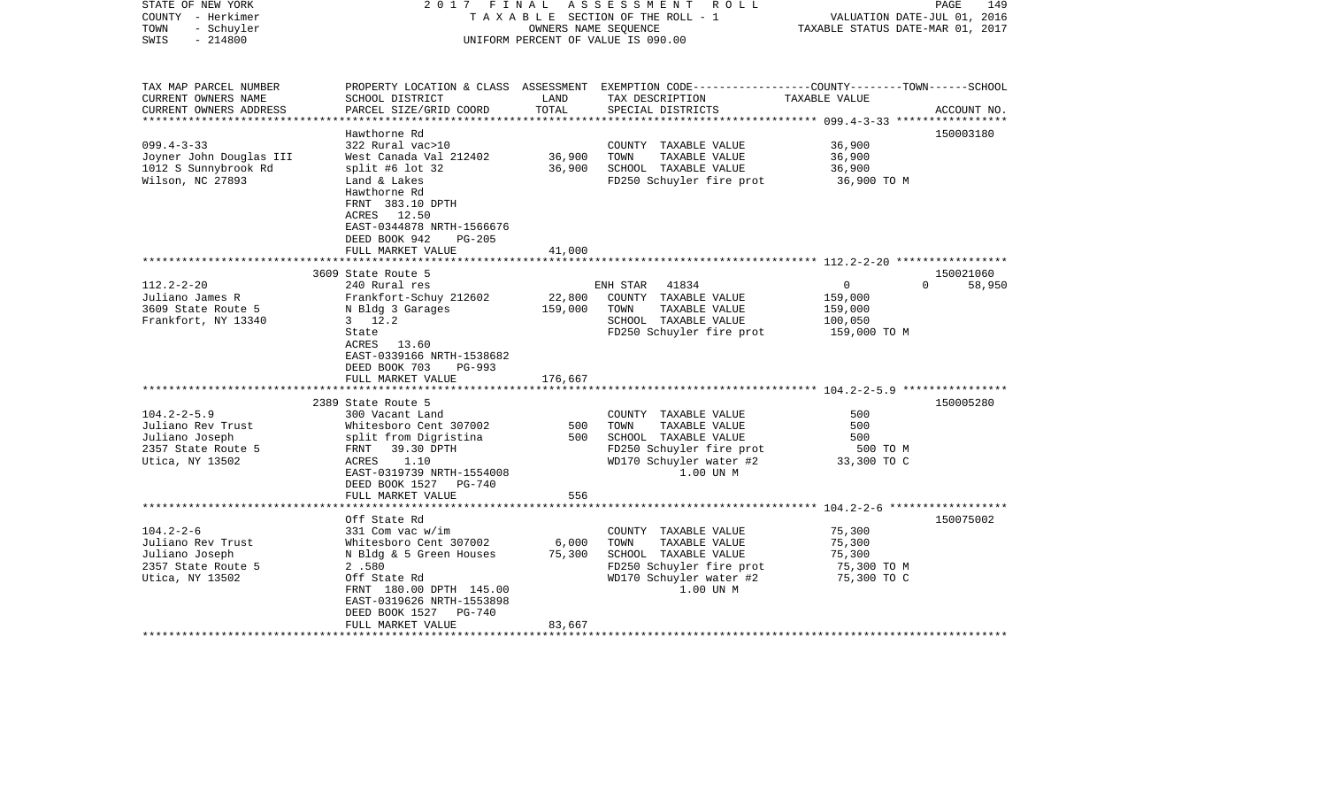STATE OF NEW YORK | 2017 FINAL ASSESSMENT ROLL | VALUATION DATE-JUL 01, 2016
COUNTY - Herkimer | TAXABLE SECTION OF THE ROLL - 1 | TAXABLE STATUS DATE-MAR 01, 2017
TOWN - Schuyler | OWNERS NAME SEQUENCE
SWIS - 214800 | UNIFORM PERCENT OF VALUE IS 090.00

| TAX MAP PARCEL NUMBER / CURRENT OWNERS NAME / CURRENT OWNERS ADDRESS | PROPERTY LOCATION & CLASS / SCHOOL DISTRICT / PARCEL SIZE/GRID COORD | ASSESSMENT LAND / TOTAL | EXEMPTION CODE / TAX DESCRIPTION / SPECIAL DISTRICTS | COUNTY / TOWN / SCHOOL TAXABLE VALUE | ACCOUNT NO. |
|---|---|---|---|---|---|
| **099.4-3-33** | Hawthorne Rd | | | | 150003180 |
| 099.4-3-33 | 322 Rural vac>10 | | COUNTY TAXABLE VALUE | 36,900 | |
| Joyner John Douglas III | West Canada Val 212402 | 36,900 | TOWN TAXABLE VALUE | 36,900 | |
| 1012 S Sunnybrook Rd | split #6 lot 32 | 36,900 | SCHOOL TAXABLE VALUE | 36,900 | |
| Wilson, NC 27893 | Land & Lakes | | FD250 Schuyler fire prot | 36,900 TO M | |
| | Hawthorne Rd | | | | |
| | FRNT 383.10 DPTH | | | | |
| | ACRES 12.50 | | | | |
| | EAST-0344878 NRTH-1566676 | | | | |
| | DEED BOOK 942 PG-205 | | | | |
| | FULL MARKET VALUE | 41,000 | | | |
| **112.2-2-20** | 3609 State Route 5 | | | | 150021060 |
| 112.2-2-20 | 240 Rural res | | ENH STAR 41834 | 0 / 0 / 58,950 | |
| Juliano James R | Frankfort-Schuy 212602 | 22,800 | COUNTY TAXABLE VALUE | 159,000 | |
| 3609 State Route 5 | N Bldg 3 Garages | 159,000 | TOWN TAXABLE VALUE | 159,000 | |
| Frankfort, NY 13340 | 3 12.2 | | SCHOOL TAXABLE VALUE | 100,050 | |
| | State | | FD250 Schuyler fire prot | 159,000 TO M | |
| | ACRES 13.60 | | | | |
| | EAST-0339166 NRTH-1538682 | | | | |
| | DEED BOOK 703 PG-993 | | | | |
| | FULL MARKET VALUE | 176,667 | | | |
| **104.2-2-5.9** | 2389 State Route 5 | | | | 150005280 |
| 104.2-2-5.9 | 300 Vacant Land | | COUNTY TAXABLE VALUE | 500 | |
| Juliano Rev Trust | Whitesboro Cent 307002 | 500 | TOWN TAXABLE VALUE | 500 | |
| Juliano Joseph | split from Digristina | 500 | SCHOOL TAXABLE VALUE | 500 | |
| 2357 State Route 5 | FRNT 39.30 DPTH | | FD250 Schuyler fire prot | 500 TO M | |
| Utica, NY 13502 | ACRES 1.10 | | WD170 Schuyler water #2 | 33,300 TO C | |
| | EAST-0319739 NRTH-1554008 | | 1.00 UN M | | |
| | DEED BOOK 1527 PG-740 | | | | |
| | FULL MARKET VALUE | 556 | | | |
| **104.2-2-6** | Off State Rd | | | | 150075002 |
| 104.2-2-6 | 331 Com vac w/im | | COUNTY TAXABLE VALUE | 75,300 | |
| Juliano Rev Trust | Whitesboro Cent 307002 | 6,000 | TOWN TAXABLE VALUE | 75,300 | |
| Juliano Joseph | N Bldg & 5 Green Houses | 75,300 | SCHOOL TAXABLE VALUE | 75,300 | |
| 2357 State Route 5 | 2 .580 | | FD250 Schuyler fire prot | 75,300 TO M | |
| Utica, NY 13502 | Off State Rd | | WD170 Schuyler water #2 | 75,300 TO C | |
| | FRNT 180.00 DPTH 145.00 | | 1.00 UN M | | |
| | EAST-0319626 NRTH-1553898 | | | | |
| | DEED BOOK 1527 PG-740 | | | | |
| | FULL MARKET VALUE | 83,667 | | | |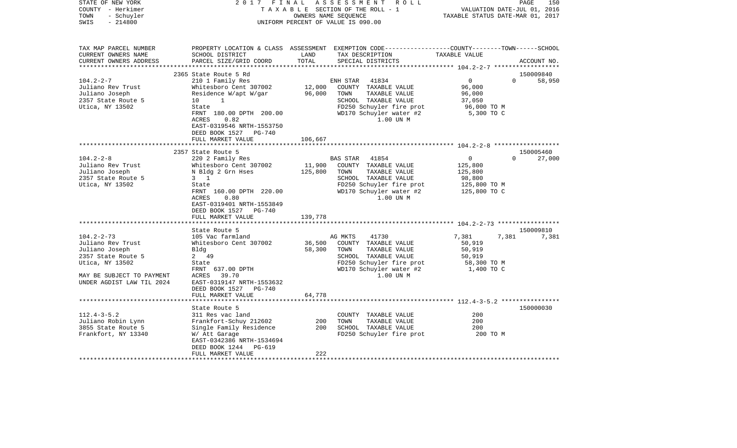STATE OF NEW YORK 2017 FINAL ASSESSMENT ROLL
COUNTY - Herkimer TAXABLE SECTION OF THE ROLL - 1 VALUATION DATE-JUL 01, 2016
TOWN - Schuyler OWNERS NAME SEQUENCE TAXABLE STATUS DATE-MAR 01, 2017
SWIS - 214800 UNIFORM PERCENT OF VALUE IS 090.00

| TAX MAP PARCEL NUMBER<br>CURRENT OWNERS NAME<br>CURRENT OWNERS ADDRESS | PROPERTY LOCATION & CLASS<br>SCHOOL DISTRICT<br>PARCEL SIZE/GRID COORD | ASSESSMENT<br>LAND<br>TOTAL | EXEMPTION CODE<br>TAX DESCRIPTION<br>SPECIAL DISTRICTS | COUNTY<br>TAXABLE VALUE | TOWN | SCHOOL<br>ACCOUNT NO. |
|---|---|---|---|---|---|---|
| | 2365 State Route 5 Rd | | | | | 150009840 |
| 104.2-2-7 | 210 1 Family Res | | ENH STAR 41834 | 0 | 0 | 58,950 |
| Juliano Rev Trust | Whitesboro Cent 307002 | 12,000 | COUNTY TAXABLE VALUE | 96,000 | | |
| Juliano Joseph | Residence W/apt W/gar | 96,000 | TOWN TAXABLE VALUE | 96,000 | | |
| 2357 State Route 5 | 10 1 | | SCHOOL TAXABLE VALUE | 37,050 | | |
| Utica, NY 13502 | State | | FD250 Schuyler fire prot | 96,000 TO M | | |
| | FRNT 180.00 DPTH 200.00 | | WD170 Schuyler water #2 | 5,300 TO C | | |
| | ACRES 0.82 | | 1.00 UN M | | | |
| | EAST-0319546 NRTH-1553750 | | | | | |
| | DEED BOOK 1527 PG-740 | | | | | |
| | FULL MARKET VALUE | 106,667 | | | | |
| | 2357 State Route 5 | | | | | 150005460 |
| 104.2-2-8 | 220 2 Family Res | | BAS STAR 41854 | 0 | 0 | 27,000 |
| Juliano Rev Trust | Whitesboro Cent 307002 | 11,900 | COUNTY TAXABLE VALUE | 125,800 | | |
| Juliano Joseph | N Bldg 2 Grn Hses | 125,800 | TOWN TAXABLE VALUE | 125,800 | | |
| 2357 State Route 5 | 3 1 | | SCHOOL TAXABLE VALUE | 98,800 | | |
| Utica, NY 13502 | State | | FD250 Schuyler fire prot | 125,800 TO M | | |
| | FRNT 160.00 DPTH 220.00 | | WD170 Schuyler water #2 | 125,800 TO C | | |
| | ACRES 0.80 | | 1.00 UN M | | | |
| | EAST-0319401 NRTH-1553849 | | | | | |
| | DEED BOOK 1527 PG-740 | | | | | |
| | FULL MARKET VALUE | 139,778 | | | | |
| | State Route 5 | | | | | 150009810 |
| 104.2-2-73 | 105 Vac farmland | | AG MKTS 41730 | 7,381 | 7,381 | 7,381 |
| Juliano Rev Trust | Whitesboro Cent 307002 | 36,500 | COUNTY TAXABLE VALUE | 50,919 | | |
| Juliano Joseph | Bldg | 58,300 | TOWN TAXABLE VALUE | 50,919 | | |
| 2357 State Route 5 | 2 49 | | SCHOOL TAXABLE VALUE | 50,919 | | |
| Utica, NY 13502 | State | | FD250 Schuyler fire prot | 58,300 TO M | | |
| | FRNT 637.00 DPTH | | WD170 Schuyler water #2 | 1,400 TO C | | |
| MAY BE SUBJECT TO PAYMENT | ACRES 39.70 | | 1.00 UN M | | | |
| UNDER AGDIST LAW TIL 2024 | EAST-0319147 NRTH-1553632 | | | | | |
| | DEED BOOK 1527 PG-740 | | | | | |
| | FULL MARKET VALUE | 64,778 | | | | |
| | State Route 5 | | | | | 150000030 |
| 112.4-3-5.2 | 311 Res vac land | | COUNTY TAXABLE VALUE | 200 | | |
| Juliano Robin Lynn | Frankfort-Schuy 212602 | 200 | TOWN TAXABLE VALUE | 200 | | |
| 3855 State Route 5 | Single Family Residence | 200 | SCHOOL TAXABLE VALUE | 200 | | |
| Frankfort, NY 13340 | W/ Att Garage | | FD250 Schuyler fire prot | 200 TO M | | |
| | EAST-0342386 NRTH-1534694 | | | | | |
| | DEED BOOK 1244 PG-619 | | | | | |
| | FULL MARKET VALUE | 222 | | | | |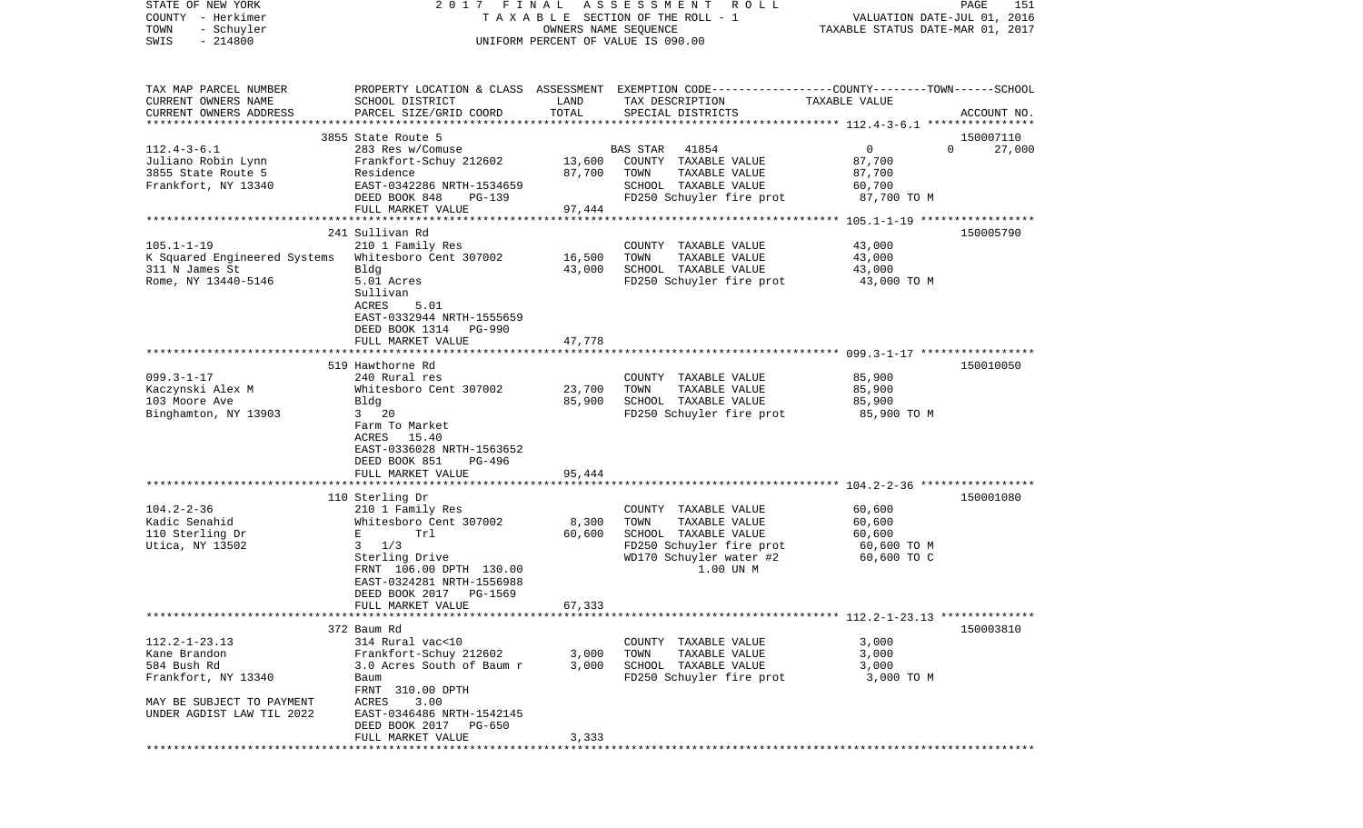STATE OF NEW YORK — 2017 FINAL ASSESSMENT ROLL
COUNTY - Herkimer — TAXABLE SECTION OF THE ROLL - 1 — VALUATION DATE-JUL 01, 2016
TOWN - Schuyler — OWNERS NAME SEQUENCE — TAXABLE STATUS DATE-MAR 01, 2017
SWIS - 214800 — UNIFORM PERCENT OF VALUE IS 090.00

| TAX MAP PARCEL NUMBER / CURRENT OWNERS NAME / CURRENT OWNERS ADDRESS | PROPERTY LOCATION & CLASS / SCHOOL DISTRICT / PARCEL SIZE/GRID COORD | ASSESSMENT LAND | TOTAL | EXEMPTION CODE / TAX DESCRIPTION / SPECIAL DISTRICTS | COUNTY--------TOWN------SCHOOL TAXABLE VALUE | ACCOUNT NO. |
|---|---|---|---|---|---|---|
| **112.4-3-6.1** | 3855 State Route 5 | | | | | 150007110 |
| 112.4-3-6.1 | 283 Res w/Comuse | | | BAS STAR 41854 | 0 0 | 27,000 |
| Juliano Robin Lynn | Frankfort-Schuy 212602 | 13,600 | | COUNTY TAXABLE VALUE | 87,700 | |
| 3855 State Route 5 | Residence | | 87,700 | TOWN TAXABLE VALUE | 87,700 | |
| Frankfort, NY 13340 | EAST-0342286 NRTH-1534659 | | | SCHOOL TAXABLE VALUE | 60,700 | |
| | DEED BOOK 848 PG-139 | | | FD250 Schuyler fire prot | 87,700 TO M | |
| | FULL MARKET VALUE | | 97,444 | | | |
| **105.1-1-19** | 241 Sullivan Rd | | | | | 150005790 |
| 105.1-1-19 | 210 1 Family Res | | | COUNTY TAXABLE VALUE | 43,000 | |
| K Squared Engineered Systems | Whitesboro Cent 307002 | 16,500 | | TOWN TAXABLE VALUE | 43,000 | |
| 311 N James St | Bldg | | 43,000 | SCHOOL TAXABLE VALUE | 43,000 | |
| Rome, NY 13440-5146 | 5.01 Acres | | | FD250 Schuyler fire prot | 43,000 TO M | |
| | Sullivan | | | | | |
| | ACRES 5.01 | | | | | |
| | EAST-0332944 NRTH-1555659 | | | | | |
| | DEED BOOK 1314 PG-990 | | | | | |
| | FULL MARKET VALUE | | 47,778 | | | |
| **099.3-1-17** | 519 Hawthorne Rd | | | | | 150010050 |
| 099.3-1-17 | 240 Rural res | | | COUNTY TAXABLE VALUE | 85,900 | |
| Kaczynski Alex M | Whitesboro Cent 307002 | 23,700 | | TOWN TAXABLE VALUE | 85,900 | |
| 103 Moore Ave | Bldg | | 85,900 | SCHOOL TAXABLE VALUE | 85,900 | |
| Binghamton, NY 13903 | 3 20 | | | FD250 Schuyler fire prot | 85,900 TO M | |
| | Farm To Market | | | | | |
| | ACRES 15.40 | | | | | |
| | EAST-0336028 NRTH-1563652 | | | | | |
| | DEED BOOK 851 PG-496 | | | | | |
| | FULL MARKET VALUE | | 95,444 | | | |
| **104.2-2-36** | 110 Sterling Dr | | | | | 150001080 |
| 104.2-2-36 | 210 1 Family Res | | | COUNTY TAXABLE VALUE | 60,600 | |
| Kadic Senahid | Whitesboro Cent 307002 | 8,300 | | TOWN TAXABLE VALUE | 60,600 | |
| 110 Sterling Dr | E Trl | | 60,600 | SCHOOL TAXABLE VALUE | 60,600 | |
| Utica, NY 13502 | 3 1/3 | | | FD250 Schuyler fire prot | 60,600 TO M | |
| | Sterling Drive | | | WD170 Schuyler water #2 | 60,600 TO C | |
| | FRNT 106.00 DPTH 130.00 | | | 1.00 UN M | | |
| | EAST-0324281 NRTH-1556988 | | | | | |
| | DEED BOOK 2017 PG-1569 | | | | | |
| | FULL MARKET VALUE | | 67,333 | | | |
| **112.2-1-23.13** | 372 Baum Rd | | | | | 150003810 |
| 112.2-1-23.13 | 314 Rural vac<10 | | | COUNTY TAXABLE VALUE | 3,000 | |
| Kane Brandon | Frankfort-Schuy 212602 | 3,000 | | TOWN TAXABLE VALUE | 3,000 | |
| 584 Bush Rd | 3.0 Acres South of Baum r | | 3,000 | SCHOOL TAXABLE VALUE | 3,000 | |
| Frankfort, NY 13340 | Baum | | | FD250 Schuyler fire prot | 3,000 TO M | |
| | FRNT 310.00 DPTH | | | | | |
| MAY BE SUBJECT TO PAYMENT | ACRES 3.00 | | | | | |
| UNDER AGDIST LAW TIL 2022 | EAST-0346486 NRTH-1542145 | | | | | |
| | DEED BOOK 2017 PG-650 | | | | | |
| | FULL MARKET VALUE | | 3,333 | | | |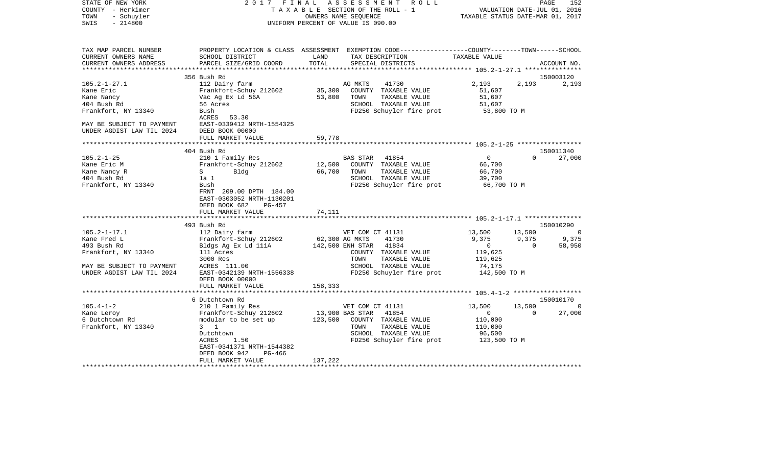STATE OF NEW YORK — 2017 FINAL ASSESSMENT ROLL
COUNTY - Herkimer — TAXABLE SECTION OF THE ROLL - 1 — VALUATION DATE-JUL 01, 2016
TOWN - Schuyler — OWNERS NAME SEQUENCE — TAXABLE STATUS DATE-MAR 01, 2017
SWIS - 214800 — UNIFORM PERCENT OF VALUE IS 090.00

| TAX MAP PARCEL NUMBER / CURRENT OWNERS NAME / CURRENT OWNERS ADDRESS | PROPERTY LOCATION & CLASS / SCHOOL DISTRICT / PARCEL SIZE/GRID COORD | ASSESSMENT LAND / TOTAL | EXEMPTION CODE / TAX DESCRIPTION / SPECIAL DISTRICTS | COUNTY | TOWN | SCHOOL / ACCOUNT NO. |
|---|---|---|---|---|---|---|
| | 356 Bush Rd | | | | | 150003120 |
| 105.2-1-27.1 | 112 Dairy farm | | AG MKTS 41730 | 2,193 | 2,193 | 2,193 |
| Kane Eric | Frankfort-Schuy 212602 | 35,300 | COUNTY TAXABLE VALUE | 51,607 | | |
| Kane Nancy | Vac Ag Ex Ld 56A | 53,800 | TOWN TAXABLE VALUE | 51,607 | | |
| 404 Bush Rd | 56 Acres | | SCHOOL TAXABLE VALUE | 51,607 | | |
| Frankfort, NY 13340 | Bush | | FD250 Schuyler fire prot | 53,800 TO M | | |
| | ACRES 53.30 | | | | | |
| MAY BE SUBJECT TO PAYMENT | EAST-0339412 NRTH-1554325 | | | | | |
| UNDER AGDIST LAW TIL 2024 | DEED BOOK 00000 | | | | | |
| | FULL MARKET VALUE | 59,778 | | | | |
| | 404 Bush Rd | | | | | 150011340 |
| 105.2-1-25 | 210 1 Family Res | | BAS STAR 41854 | 0 | 0 | 27,000 |
| Kane Eric M | Frankfort-Schuy 212602 | 12,500 | COUNTY TAXABLE VALUE | 66,700 | | |
| Kane Nancy R | S Bldg | 66,700 | TOWN TAXABLE VALUE | 66,700 | | |
| 404 Bush Rd | 1a 1 | | SCHOOL TAXABLE VALUE | 39,700 | | |
| Frankfort, NY 13340 | Bush | | FD250 Schuyler fire prot | 66,700 TO M | | |
| | FRNT 209.00 DPTH 184.00 | | | | | |
| | EAST-0303052 NRTH-1130201 | | | | | |
| | DEED BOOK 682 PG-457 | | | | | |
| | FULL MARKET VALUE | 74,111 | | | | |
| | 493 Bush Rd | | | | | 150010290 |
| 105.2-1-17.1 | 112 Dairy farm | | VET COM CT 41131 | 13,500 | 13,500 | 0 |
| Kane Fred L | Frankfort-Schuy 212602 | 62,300 | AG MKTS 41730 | 9,375 | 9,375 | 9,375 |
| 493 Bush Rd | Bldgs Ag Ex Ld 111A | 142,500 | ENH STAR 41834 | 0 | 0 | 58,950 |
| Frankfort, NY 13340 | 111 Acres | | COUNTY TAXABLE VALUE | 119,625 | | |
| | 3000 Res | | TOWN TAXABLE VALUE | 119,625 | | |
| MAY BE SUBJECT TO PAYMENT | ACRES 111.00 | | SCHOOL TAXABLE VALUE | 74,175 | | |
| UNDER AGDIST LAW TIL 2024 | EAST-0342139 NRTH-1556338 | | FD250 Schuyler fire prot | 142,500 TO M | | |
| | DEED BOOK 00000 | | | | | |
| | FULL MARKET VALUE | 158,333 | | | | |
| | 6 Dutchtown Rd | | | | | 150010170 |
| 105.4-1-2 | 210 1 Family Res | | VET COM CT 41131 | 13,500 | 13,500 | 0 |
| Kane Leroy | Frankfort-Schuy 212602 | 13,900 | BAS STAR 41854 | 0 | 0 | 27,000 |
| 6 Dutchtown Rd | modular to be set up | 123,500 | COUNTY TAXABLE VALUE | 110,000 | | |
| Frankfort, NY 13340 | 3 1 | | TOWN TAXABLE VALUE | 110,000 | | |
| | Dutchtown | | SCHOOL TAXABLE VALUE | 96,500 | | |
| | ACRES 1.50 | | FD250 Schuyler fire prot | 123,500 TO M | | |
| | EAST-0341371 NRTH-1544382 | | | | | |
| | DEED BOOK 942 PG-466 | | | | | |
| | FULL MARKET VALUE | 137,222 | | | | |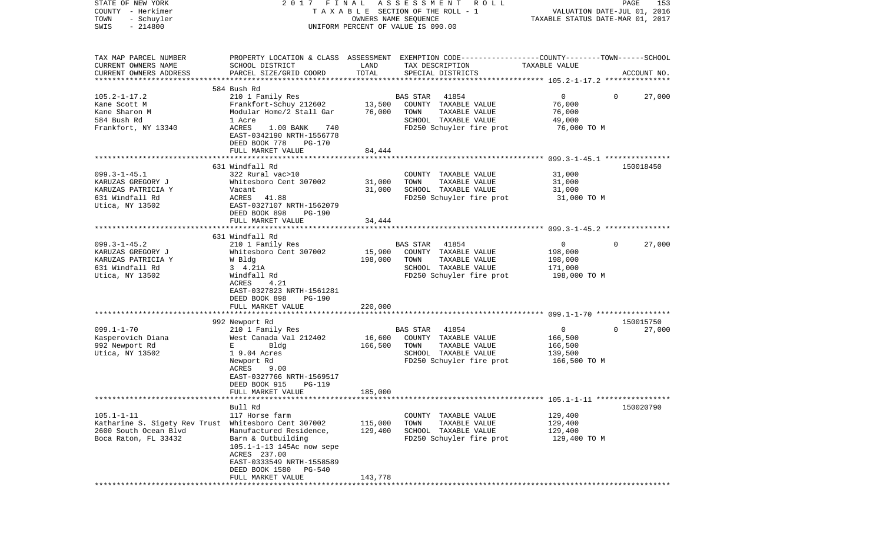STATE OF NEW YORK
COUNTY - Herkimer
TOWN - Schuyler
SWIS - 214800

2017 FINAL ASSESSMENT ROLL
TAXABLE SECTION OF THE ROLL - 1
OWNERS NAME SEQUENCE
UNIFORM PERCENT OF VALUE IS 090.00

VALUATION DATE-JUL 01, 2016
TAXABLE STATUS DATE-MAR 01, 2017

| TAX MAP PARCEL NUMBER<br>CURRENT OWNERS NAME<br>CURRENT OWNERS ADDRESS | PROPERTY LOCATION & CLASS<br>SCHOOL DISTRICT<br>PARCEL SIZE/GRID COORD | ASSESSMENT<br>LAND<br>TOTAL | EXEMPTION CODE-----COUNTY-----TOWN------SCHOOL<br>TAX DESCRIPTION<br>SPECIAL DISTRICTS | TAXABLE VALUE | ACCOUNT NO. |
|---|---|---|---|---|---|
| 105.2-1-17.2 | 584 Bush Rd | | | | |
| 105.2-1-17.2 | 210 1 Family Res | | BAS STAR 41854 | 0 0 | 27,000 |
| Kane Scott M | Frankfort-Schuy 212602 | 13,500 | COUNTY TAXABLE VALUE | 76,000 | |
| Kane Sharon M | Modular Home/2 Stall Gar | 76,000 | TOWN TAXABLE VALUE | 76,000 | |
| 584 Bush Rd | 1 Acre | | SCHOOL TAXABLE VALUE | 49,000 | |
| Frankfort, NY 13340 | ACRES 1.00 BANK 740 | | FD250 Schuyler fire prot | 76,000 TO M | |
| | EAST-0342190 NRTH-1556778 | | | | |
| | DEED BOOK 778 PG-170 | | | | |
| | FULL MARKET VALUE | 84,444 | | | |
| 099.3-1-45.1 | 631 Windfall Rd | | | | 150018450 |
| 099.3-1-45.1 | 322 Rural vac>10 | | COUNTY TAXABLE VALUE | 31,000 | |
| KARUZAS GREGORY J | Whitesboro Cent 307002 | 31,000 | TOWN TAXABLE VALUE | 31,000 | |
| KARUZAS PATRICIA Y | Vacant | 31,000 | SCHOOL TAXABLE VALUE | 31,000 | |
| 631 Windfall Rd | ACRES 41.88 | | FD250 Schuyler fire prot | 31,000 TO M | |
| Utica, NY 13502 | EAST-0327107 NRTH-1562079 | | | | |
| | DEED BOOK 898 PG-190 | | | | |
| | FULL MARKET VALUE | 34,444 | | | |
| 099.3-1-45.2 | 631 Windfall Rd | | | | |
| 099.3-1-45.2 | 210 1 Family Res | | BAS STAR 41854 | 0 0 | 27,000 |
| KARUZAS GREGORY J | Whitesboro Cent 307002 | 15,900 | COUNTY TAXABLE VALUE | 198,000 | |
| KARUZAS PATRICIA Y | W Bldg | 198,000 | TOWN TAXABLE VALUE | 198,000 | |
| 631 Windfall Rd | 3 4.21A | | SCHOOL TAXABLE VALUE | 171,000 | |
| Utica, NY 13502 | Windfall Rd | | FD250 Schuyler fire prot | 198,000 TO M | |
| | ACRES 4.21 | | | | |
| | EAST-0327823 NRTH-1561281 | | | | |
| | DEED BOOK 898 PG-190 | | | | |
| | FULL MARKET VALUE | 220,000 | | | |
| 099.1-1-70 | 992 Newport Rd | | | | 150015750 |
| 099.1-1-70 | 210 1 Family Res | | BAS STAR 41854 | 0 0 | 27,000 |
| Kasperovich Diana | West Canada Val 212402 | 16,600 | COUNTY TAXABLE VALUE | 166,500 | |
| 992 Newport Rd | E Bldg | 166,500 | TOWN TAXABLE VALUE | 166,500 | |
| Utica, NY 13502 | 1 9.04 Acres | | SCHOOL TAXABLE VALUE | 139,500 | |
| | Newport Rd | | FD250 Schuyler fire prot | 166,500 TO M | |
| | ACRES 9.00 | | | | |
| | EAST-0327766 NRTH-1569517 | | | | |
| | DEED BOOK 915 PG-119 | | | | |
| | FULL MARKET VALUE | 185,000 | | | |
| 105.1-1-11 | Bull Rd | | | | 150020790 |
| 105.1-1-11 | 117 Horse farm | | COUNTY TAXABLE VALUE | 129,400 | |
| Katharine S. Sigety Rev Trust | Whitesboro Cent 307002 | 115,000 | TOWN TAXABLE VALUE | 129,400 | |
| 2600 South Ocean Blvd | Manufactured Residence, | 129,400 | SCHOOL TAXABLE VALUE | 129,400 | |
| Boca Raton, FL 33432 | Barn & Outbuilding | | FD250 Schuyler fire prot | 129,400 TO M | |
| | 105.1-1-13 145Ac now sepe | | | | |
| | ACRES 237.00 | | | | |
| | EAST-0333549 NRTH-1558589 | | | | |
| | DEED BOOK 1580 PG-540 | | | | |
| | FULL MARKET VALUE | 143,778 | | | |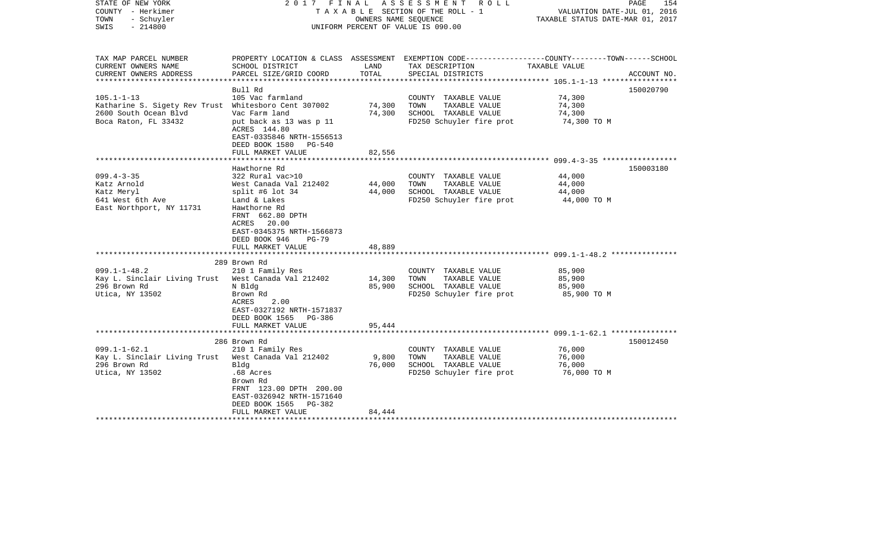STATE OF NEW YORK — 2017 FINAL ASSESSMENT ROLL
COUNTY - Herkimer — TAXABLE SECTION OF THE ROLL - 1 — VALUATION DATE-JUL 01, 2016
TOWN - Schuyler — OWNERS NAME SEQUENCE — TAXABLE STATUS DATE-MAR 01, 2017
SWIS - 214800 — UNIFORM PERCENT OF VALUE IS 090.00

| TAX MAP PARCEL NUMBER / CURRENT OWNERS NAME / CURRENT OWNERS ADDRESS | PROPERTY LOCATION & CLASS / SCHOOL DISTRICT / PARCEL SIZE/GRID COORD | ASSESSMENT LAND / TOTAL | EXEMPTION CODE / TAX DESCRIPTION / SPECIAL DISTRICTS | TAXABLE VALUE (COUNTY--------TOWN------SCHOOL) | ACCOUNT NO. |
|---|---|---|---|---|---|
| **105.1-1-13** | Bull Rd | | | | 150020790 |
| 105.1-1-13 | 105 Vac farmland | | COUNTY TAXABLE VALUE | 74,300 | |
| Katharine S. Sigety Rev Trust | Whitesboro Cent 307002 | 74,300 | TOWN TAXABLE VALUE | 74,300 | |
| 2600 South Ocean Blvd | Vac Farm land | 74,300 | SCHOOL TAXABLE VALUE | 74,300 | |
| Boca Raton, FL 33432 | put back as 13 was p 11 | | FD250 Schuyler fire prot | 74,300 TO M | |
| | ACRES 144.80 | | | | |
| | EAST-0335846 NRTH-1556513 | | | | |
| | DEED BOOK 1580 PG-540 | | | | |
| | FULL MARKET VALUE | 82,556 | | | |
| **099.4-3-35** | Hawthorne Rd | | | | 150003180 |
| 099.4-3-35 | 322 Rural vac>10 | | COUNTY TAXABLE VALUE | 44,000 | |
| Katz Arnold | West Canada Val 212402 | 44,000 | TOWN TAXABLE VALUE | 44,000 | |
| Katz Meryl | split #6 lot 34 | 44,000 | SCHOOL TAXABLE VALUE | 44,000 | |
| 641 West 6th Ave | Land & Lakes | | FD250 Schuyler fire prot | 44,000 TO M | |
| East Northport, NY 11731 | Hawthorne Rd | | | | |
| | FRNT 662.80 DPTH | | | | |
| | ACRES 20.00 | | | | |
| | EAST-0345375 NRTH-1566873 | | | | |
| | DEED BOOK 946 PG-79 | | | | |
| | FULL MARKET VALUE | 48,889 | | | |
| **099.1-1-48.2** | 289 Brown Rd | | | | |
| 099.1-1-48.2 | 210 1 Family Res | | COUNTY TAXABLE VALUE | 85,900 | |
| Kay L. Sinclair Living Trust | West Canada Val 212402 | 14,300 | TOWN TAXABLE VALUE | 85,900 | |
| 296 Brown Rd | N Bldg | 85,900 | SCHOOL TAXABLE VALUE | 85,900 | |
| Utica, NY 13502 | Brown Rd | | FD250 Schuyler fire prot | 85,900 TO M | |
| | ACRES 2.00 | | | | |
| | EAST-0327192 NRTH-1571837 | | | | |
| | DEED BOOK 1565 PG-386 | | | | |
| | FULL MARKET VALUE | 95,444 | | | |
| **099.1-1-62.1** | 286 Brown Rd | | | | 150012450 |
| 099.1-1-62.1 | 210 1 Family Res | | COUNTY TAXABLE VALUE | 76,000 | |
| Kay L. Sinclair Living Trust | West Canada Val 212402 | 9,800 | TOWN TAXABLE VALUE | 76,000 | |
| 296 Brown Rd | Bldg | 76,000 | SCHOOL TAXABLE VALUE | 76,000 | |
| Utica, NY 13502 | .68 Acres | | FD250 Schuyler fire prot | 76,000 TO M | |
| | Brown Rd | | | | |
| | FRNT 123.00 DPTH 200.00 | | | | |
| | EAST-0326942 NRTH-1571640 | | | | |
| | DEED BOOK 1565 PG-382 | | | | |
| | FULL MARKET VALUE | 84,444 | | | |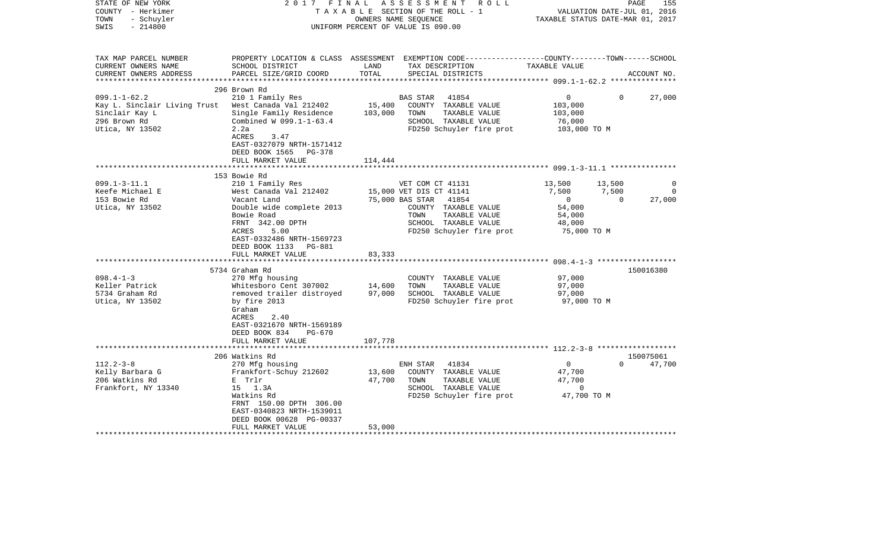STATE OF NEW YORK — 2017 FINAL ASSESSMENT ROLL
COUNTY - Herkimer — TAXABLE SECTION OF THE ROLL - 1 — VALUATION DATE-JUL 01, 2016
TOWN - Schuyler — OWNERS NAME SEQUENCE — TAXABLE STATUS DATE-MAR 01, 2017
SWIS - 214800 — UNIFORM PERCENT OF VALUE IS 090.00

| TAX MAP PARCEL NUMBER / CURRENT OWNERS NAME / CURRENT OWNERS ADDRESS | PROPERTY LOCATION & CLASS / SCHOOL DISTRICT / PARCEL SIZE/GRID COORD | ASSESSMENT LAND | TOTAL | EXEMPTION CODE / TAX DESCRIPTION / SPECIAL DISTRICTS | COUNTY TAXABLE VALUE | TOWN | SCHOOL / ACCOUNT NO. |
|---|---|---|---|---|---|---|---|
| **099.1-1-62.2** | 296 Brown Rd | | | | | | |
| 099.1-1-62.2 | 210 1 Family Res | | | BAS STAR 41854 | 0 | 0 | 27,000 |
| Kay L. Sinclair Living Trust | West Canada Val 212402 | 15,400 | | COUNTY TAXABLE VALUE | 103,000 | | |
| Sinclair Kay L | Single Family Residence | | 103,000 | TOWN TAXABLE VALUE | 103,000 | | |
| 296 Brown Rd | Combined W 099.1-1-63.4 | | | SCHOOL TAXABLE VALUE | 76,000 | | |
| Utica, NY 13502 | 2.2a | | | FD250 Schuyler fire prot | 103,000 TO M | | |
| | ACRES 3.47 | | | | | | |
| | EAST-0327079 NRTH-1571412 | | | | | | |
| | DEED BOOK 1565 PG-378 | | | | | | |
| | FULL MARKET VALUE | | 114,444 | | | | |
| **099.1-3-11.1** | 153 Bowie Rd | | | | | | |
| 099.1-3-11.1 | 210 1 Family Res | | | VET COM CT 41131 | 13,500 | 13,500 | 0 |
| Keefe Michael E | West Canada Val 212402 | 15,000 | | VET DIS CT 41141 | 7,500 | 7,500 | 0 |
| 153 Bowie Rd | Vacant Land | | 75,000 | BAS STAR 41854 | 0 | 0 | 27,000 |
| Utica, NY 13502 | Double wide complete 2013 | | | COUNTY TAXABLE VALUE | 54,000 | | |
| | Bowie Road | | | TOWN TAXABLE VALUE | 54,000 | | |
| | FRNT 342.00 DPTH | | | SCHOOL TAXABLE VALUE | 48,000 | | |
| | ACRES 5.00 | | | FD250 Schuyler fire prot | 75,000 TO M | | |
| | EAST-0332486 NRTH-1569723 | | | | | | |
| | DEED BOOK 1133 PG-881 | | | | | | |
| | FULL MARKET VALUE | | 83,333 | | | | |
| **098.4-1-3** | 5734 Graham Rd | | | | | | 150016380 |
| 098.4-1-3 | 270 Mfg housing | | | COUNTY TAXABLE VALUE | 97,000 | | |
| Keller Patrick | Whitesboro Cent 307002 | 14,600 | | TOWN TAXABLE VALUE | 97,000 | | |
| 5734 Graham Rd | removed trailer distroyed | | 97,000 | SCHOOL TAXABLE VALUE | 97,000 | | |
| Utica, NY 13502 | by fire 2013 | | | FD250 Schuyler fire prot | 97,000 TO M | | |
| | Graham | | | | | | |
| | ACRES 2.40 | | | | | | |
| | EAST-0321670 NRTH-1569189 | | | | | | |
| | DEED BOOK 834 PG-670 | | | | | | |
| | FULL MARKET VALUE | | 107,778 | | | | |
| **112.2-3-8** | 206 Watkins Rd | | | | | | 150075061 |
| 112.2-3-8 | 270 Mfg housing | | | ENH STAR 41834 | 0 | 0 | 47,700 |
| Kelly Barbara G | Frankfort-Schuy 212602 | 13,600 | | COUNTY TAXABLE VALUE | 47,700 | | |
| 206 Watkins Rd | E Trlr | | 47,700 | TOWN TAXABLE VALUE | 47,700 | | |
| Frankfort, NY 13340 | 15 1.3A | | | SCHOOL TAXABLE VALUE | 0 | | |
| | Watkins Rd | | | FD250 Schuyler fire prot | 47,700 TO M | | |
| | FRNT 150.00 DPTH 306.00 | | | | | | |
| | EAST-0340823 NRTH-1539011 | | | | | | |
| | DEED BOOK 00628 PG-00337 | | | | | | |
| | FULL MARKET VALUE | | 53,000 | | | | |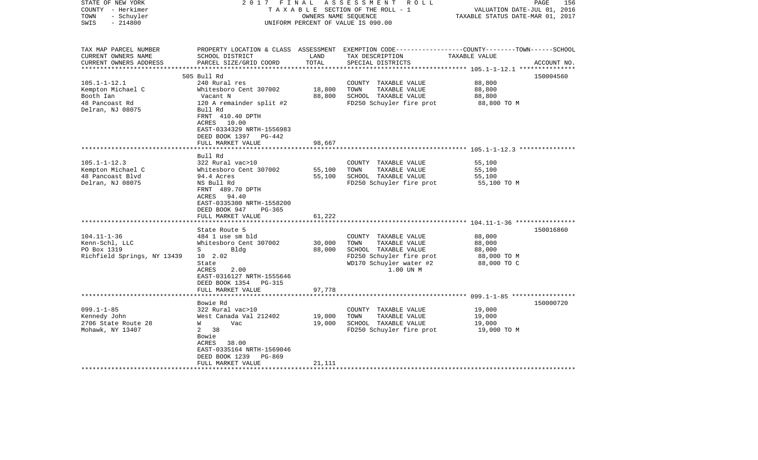STATE OF NEW YORK | COUNTY - Herkimer | TOWN - Schuyler | SWIS - 214800

2017 FINAL ASSESSMENT ROLL
TAXABLE SECTION OF THE ROLL - 1
OWNERS NAME SEQUENCE
UNIFORM PERCENT OF VALUE IS 090.00

VALUATION DATE-JUL 01, 2016
TAXABLE STATUS DATE-MAR 01, 2017

| TAX MAP PARCEL NUMBER / CURRENT OWNERS NAME / CURRENT OWNERS ADDRESS | PROPERTY LOCATION & CLASS / SCHOOL DISTRICT / PARCEL SIZE/GRID COORD | ASSESSMENT LAND | TOTAL | EXEMPTION CODE / TAX DESCRIPTION / SPECIAL DISTRICTS | TAXABLE VALUE (COUNTY / TOWN / SCHOOL) | ACCOUNT NO. |
|---|---|---|---|---|---|---|
| 105.1-1-12.1 | 505 Bull Rd | | | | | 150004560 |
| Kempton Michael C | 240 Rural res | | | COUNTY TAXABLE VALUE | 88,800 | |
| Booth Ian | Whitesboro Cent 307002 | 18,800 | | TOWN TAXABLE VALUE | 88,800 | |
| 48 Pancoast Rd | Vacant N | | 88,800 | SCHOOL TAXABLE VALUE | 88,800 | |
| Delran, NJ 08075 | 120 A remainder split #2 | | | FD250 Schuyler fire prot | 88,800 TO M | |
| | Bull Rd | | | | | |
| | FRNT 410.40 DPTH | | | | | |
| | ACRES 10.00 | | | | | |
| | EAST-0334329 NRTH-1556983 | | | | | |
| | DEED BOOK 1397 PG-442 | | | | | |
| | FULL MARKET VALUE | | 98,667 | | | |
| 105.1-1-12.3 | Bull Rd | | | | | |
| Kempton Michael C | 322 Rural vac>10 | | | COUNTY TAXABLE VALUE | 55,100 | |
| 48 Pancoast Blvd | Whitesboro Cent 307002 | 55,100 | | TOWN TAXABLE VALUE | 55,100 | |
| Delran, NJ 08075 | 94.4 Acres | | 55,100 | SCHOOL TAXABLE VALUE | 55,100 | |
| | NS Bull Rd | | | FD250 Schuyler fire prot | 55,100 TO M | |
| | FRNT 489.70 DPTH | | | | | |
| | ACRES 94.40 | | | | | |
| | EAST-0335300 NRTH-1558200 | | | | | |
| | DEED BOOK 947 PG-365 | | | | | |
| | FULL MARKET VALUE | | 61,222 | | | |
| 104.11-1-36 | State Route 5 | | | | | 150016860 |
| Kenn-Schl, LLC | 484 1 use sm bld | | | COUNTY TAXABLE VALUE | 88,000 | |
| PO Box 1319 | Whitesboro Cent 307002 | 30,000 | | TOWN TAXABLE VALUE | 88,000 | |
| Richfield Springs, NY 13439 | S Bldg | | 88,000 | SCHOOL TAXABLE VALUE | 88,000 | |
| | 10 2.02 | | | FD250 Schuyler fire prot | 88,000 TO M | |
| | State | | | WD170 Schuyler water #2 | 88,000 TO C | |
| | ACRES 2.00 | | | 1.00 UN M | | |
| | EAST-0316127 NRTH-1555646 | | | | | |
| | DEED BOOK 1354 PG-315 | | | | | |
| | FULL MARKET VALUE | | 97,778 | | | |
| 099.1-1-85 | Bowie Rd | | | | | 150000720 |
| Kennedy John | 322 Rural vac>10 | | | COUNTY TAXABLE VALUE | 19,000 | |
| 2706 State Route 28 | West Canada Val 212402 | 19,000 | | TOWN TAXABLE VALUE | 19,000 | |
| Mohawk, NY 13407 | W Vac | | 19,000 | SCHOOL TAXABLE VALUE | 19,000 | |
| | 2 38 | | | FD250 Schuyler fire prot | 19,000 TO M | |
| | Bowie | | | | | |
| | ACRES 38.00 | | | | | |
| | EAST-0335164 NRTH-1569046 | | | | | |
| | DEED BOOK 1239 PG-869 | | | | | |
| | FULL MARKET VALUE | | 21,111 | | | |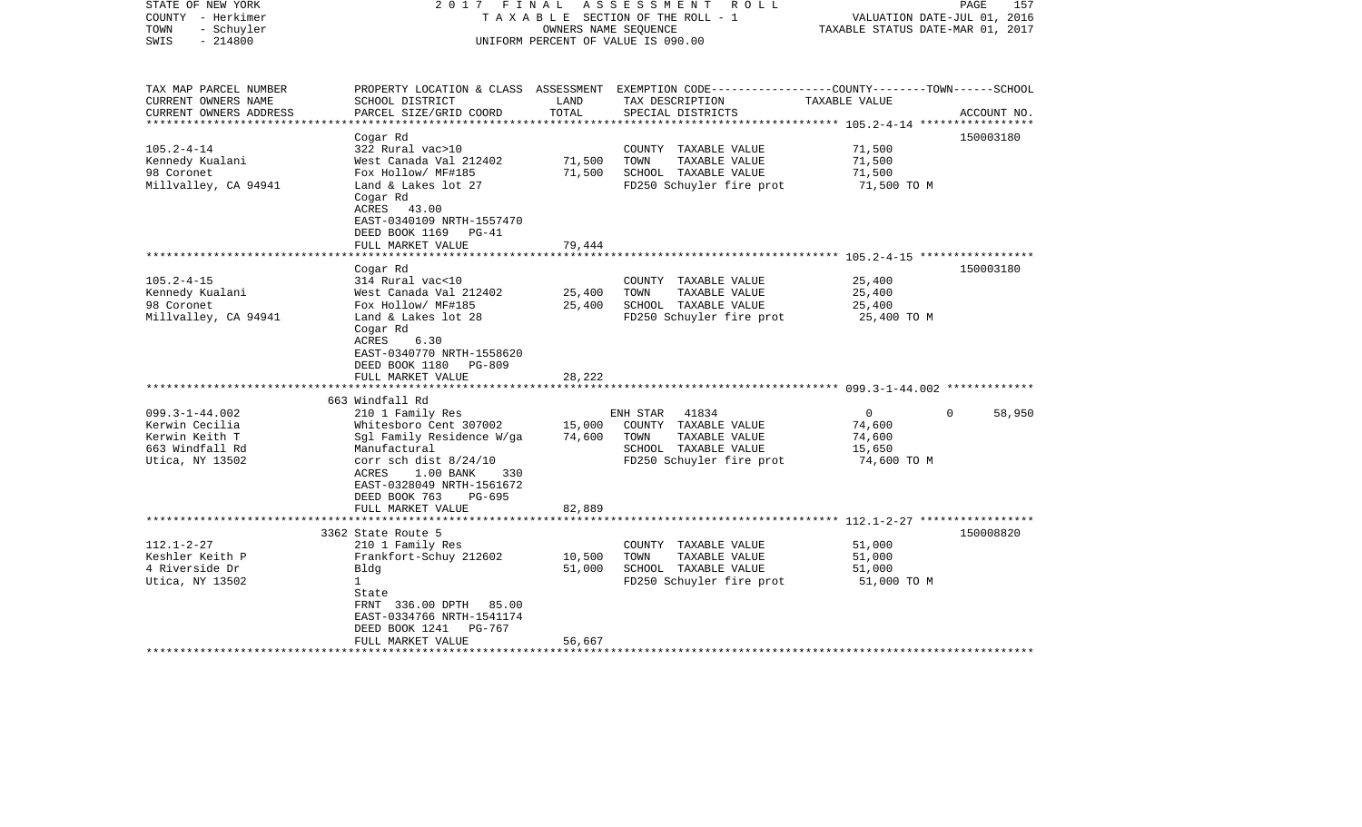STATE OF NEW YORK
COUNTY - Herkimer
TOWN - Schuyler
SWIS - 214800

2017 FINAL ASSESSMENT ROLL
TAXABLE SECTION OF THE ROLL - 1
OWNERS NAME SEQUENCE
UNIFORM PERCENT OF VALUE IS 090.00

VALUATION DATE-JUL 01, 2016
TAXABLE STATUS DATE-MAR 01, 2017

| TAX MAP PARCEL NUMBER / CURRENT OWNERS NAME / CURRENT OWNERS ADDRESS | PROPERTY LOCATION & CLASS / SCHOOL DISTRICT / PARCEL SIZE/GRID COORD | ASSESSMENT LAND | TOTAL | EXEMPTION CODE / TAX DESCRIPTION / SPECIAL DISTRICTS | COUNTY | TOWN | SCHOOL TAXABLE VALUE | ACCOUNT NO. |
|---|---|---|---|---|---|---|---|---|
| 105.2-4-14 | Cogar Rd | | | | | | | 150003180 |
| | 322 Rural vac>10 | | | COUNTY TAXABLE VALUE | 71,500 | | | |
| Kennedy Kualani | West Canada Val 212402 | 71,500 | | TOWN TAXABLE VALUE | | 71,500 | | |
| 98 Coronet | Fox Hollow/ MF#185 | | 71,500 | SCHOOL TAXABLE VALUE | | | 71,500 | |
| Millvalley, CA 94941 | Land & Lakes lot 27 | | | FD250 Schuyler fire prot | 71,500 TO M | | | |
| | Cogar Rd | | | | | | | |
| | ACRES 43.00 | | | | | | | |
| | EAST-0340109 NRTH-1557470 | | | | | | | |
| | DEED BOOK 1169 PG-41 | | | | | | | |
| | FULL MARKET VALUE | | 79,444 | | | | | |
| 105.2-4-15 | Cogar Rd | | | | | | | 150003180 |
| | 314 Rural vac<10 | | | COUNTY TAXABLE VALUE | 25,400 | | | |
| Kennedy Kualani | West Canada Val 212402 | 25,400 | | TOWN TAXABLE VALUE | | 25,400 | | |
| 98 Coronet | Fox Hollow/ MF#185 | | 25,400 | SCHOOL TAXABLE VALUE | | | 25,400 | |
| Millvalley, CA 94941 | Land & Lakes lot 28 | | | FD250 Schuyler fire prot | 25,400 TO M | | | |
| | Cogar Rd | | | | | | | |
| | ACRES 6.30 | | | | | | | |
| | EAST-0340770 NRTH-1558620 | | | | | | | |
| | DEED BOOK 1180 PG-809 | | | | | | | |
| | FULL MARKET VALUE | | 28,222 | | | | | |
| 099.3-1-44.002 | 663 Windfall Rd | | | | | | | |
| | 210 1 Family Res | | | ENH STAR 41834 | 0 | 0 | 58,950 | |
| Kerwin Cecilia | Whitesboro Cent 307002 | 15,000 | | COUNTY TAXABLE VALUE | 74,600 | | | |
| Kerwin Keith T | Sgl Family Residence W/ga | | 74,600 | TOWN TAXABLE VALUE | | 74,600 | | |
| 663 Windfall Rd | Manufactural | | | SCHOOL TAXABLE VALUE | | | 15,650 | |
| Utica, NY 13502 | corr sch dist 8/24/10 | | | FD250 Schuyler fire prot | 74,600 TO M | | | |
| | ACRES 1.00 BANK 330 | | | | | | | |
| | EAST-0328049 NRTH-1561672 | | | | | | | |
| | DEED BOOK 763 PG-695 | | | | | | | |
| | FULL MARKET VALUE | | 82,889 | | | | | |
| 112.1-2-27 | 3362 State Route 5 | | | | | | | 150008820 |
| | 210 1 Family Res | | | COUNTY TAXABLE VALUE | 51,000 | | | |
| Keshler Keith P | Frankfort-Schuy 212602 | 10,500 | | TOWN TAXABLE VALUE | | 51,000 | | |
| 4 Riverside Dr | Bldg | | 51,000 | SCHOOL TAXABLE VALUE | | | 51,000 | |
| Utica, NY 13502 | 1 | | | FD250 Schuyler fire prot | 51,000 TO M | | | |
| | State | | | | | | | |
| | FRNT 336.00 DPTH 85.00 | | | | | | | |
| | EAST-0334766 NRTH-1541174 | | | | | | | |
| | DEED BOOK 1241 PG-767 | | | | | | | |
| | FULL MARKET VALUE | | 56,667 | | | | | |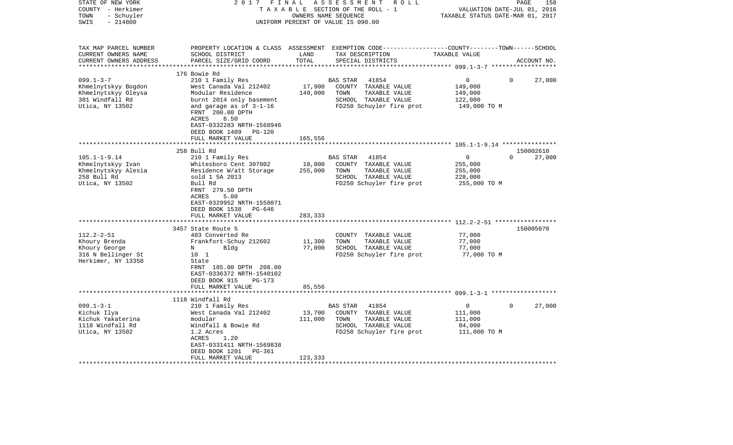STATE OF NEW YORK
COUNTY - Herkimer
TOWN - Schuyler
SWIS - 214800

2 0 1 7 F I N A L A S S E S S M E N T R O L L
T A X A B L E SECTION OF THE ROLL - 1
OWNERS NAME SEQUENCE
UNIFORM PERCENT OF VALUE IS 090.00

VALUATION DATE-JUL 01, 2016
TAXABLE STATUS DATE-MAR 01, 2017

| TAX MAP PARCEL NUMBER / CURRENT OWNERS NAME / CURRENT OWNERS ADDRESS | PROPERTY LOCATION & CLASS / SCHOOL DISTRICT / PARCEL SIZE/GRID COORD | ASSESSMENT LAND / TOTAL | EXEMPTION CODE / TAX DESCRIPTION / SPECIAL DISTRICTS | COUNTY | TOWN | SCHOOL | ACCOUNT NO. |
|---|---|---|---|---|---|---|---|
| 099.1-3-7 | 176 Bowie Rd | | | | | | |
| Khmelnytskyy Bogdon | 210 1 Family Res | | BAS STAR 41854 | 0 | 0 | 27,000 | |
| Khmelnytskyy Oleysa | West Canada Val 212402 | 17,900 | COUNTY TAXABLE VALUE | 149,000 | | | |
| 301 Windfall Rd | Modular Residence | 149,000 | TOWN TAXABLE VALUE | | 149,000 | | |
| Utica, NY 13502 | burnt 2014 only basement | | SCHOOL TAXABLE VALUE | | | 122,000 | |
| | and garage as of 3-1-16 | | FD250 Schuyler fire prot | 149,000 TO M | | | |
| | FRNT 200.00 DPTH | | | | | | |
| | ACRES 6.50 | | | | | | |
| | EAST-0332283 NRTH-1568946 | | | | | | |
| | DEED BOOK 1409 PG-120 | | | | | | |
| | FULL MARKET VALUE | 165,556 | | | | | |
| 105.1-1-9.14 | 258 Bull Rd | | | | | | 150002610 |
| Khmelnytskyy Ivan | 210 1 Family Res | | BAS STAR 41854 | 0 | 0 | 27,000 | |
| Khmelnytskyy Alesia | Whitesboro Cent 307002 | 10,000 | COUNTY TAXABLE VALUE | 255,000 | | | |
| 258 Bull Rd | Residence W/att Storage | 255,000 | TOWN TAXABLE VALUE | | 255,000 | | |
| Utica, NY 13502 | sold 1 5A 2013 | | SCHOOL TAXABLE VALUE | | | 228,000 | |
| | Bull Rd | | FD250 Schuyler fire prot | 255,000 TO M | | | |
| | FRNT 279.50 DPTH | | | | | | |
| | ACRES 5.00 | | | | | | |
| | EAST-0329952 NRTH-1558071 | | | | | | |
| | DEED BOOK 1538 PG-646 | | | | | | |
| | FULL MARKET VALUE | 283,333 | | | | | |
| 112.2-2-51 | 3457 State Route 5 | | | | | | 150005070 |
| Khoury Brenda | 483 Converted Re | | COUNTY TAXABLE VALUE | 77,000 | | | |
| Khoury George | Frankfort-Schuy 212602 | 11,300 | TOWN TAXABLE VALUE | | 77,000 | | |
| 316 N Bellinger St | N Bldg | 77,000 | SCHOOL TAXABLE VALUE | | | 77,000 | |
| Herkimer, NY 13350 | 10 1 | | FD250 Schuyler fire prot | 77,000 TO M | | | |
| | State | | | | | | |
| | FRNT 185.00 DPTH 208.00 | | | | | | |
| | EAST-0336372 NRTH-1540102 | | | | | | |
| | DEED BOOK 915 PG-173 | | | | | | |
| | FULL MARKET VALUE | 85,556 | | | | | |
| 099.1-3-1 | 1118 Windfall Rd | | | | | | |
| Kichuk Ilya | 210 1 Family Res | | BAS STAR 41854 | 0 | 0 | 27,000 | |
| Kichuk Yakaterina | West Canada Val 212402 | 13,700 | COUNTY TAXABLE VALUE | 111,000 | | | |
| 1118 Windfall Rd | modular | 111,000 | TOWN TAXABLE VALUE | | 111,000 | | |
| Utica, NY 13502 | Windfall & Bowie Rd | | SCHOOL TAXABLE VALUE | | | 84,000 | |
| | 1.2 Acres | | FD250 Schuyler fire prot | 111,000 TO M | | | |
| | ACRES 1.20 | | | | | | |
| | EAST-0331411 NRTH-1569838 | | | | | | |
| | DEED BOOK 1201 PG-361 | | | | | | |
| | FULL MARKET VALUE | 123,333 | | | | | |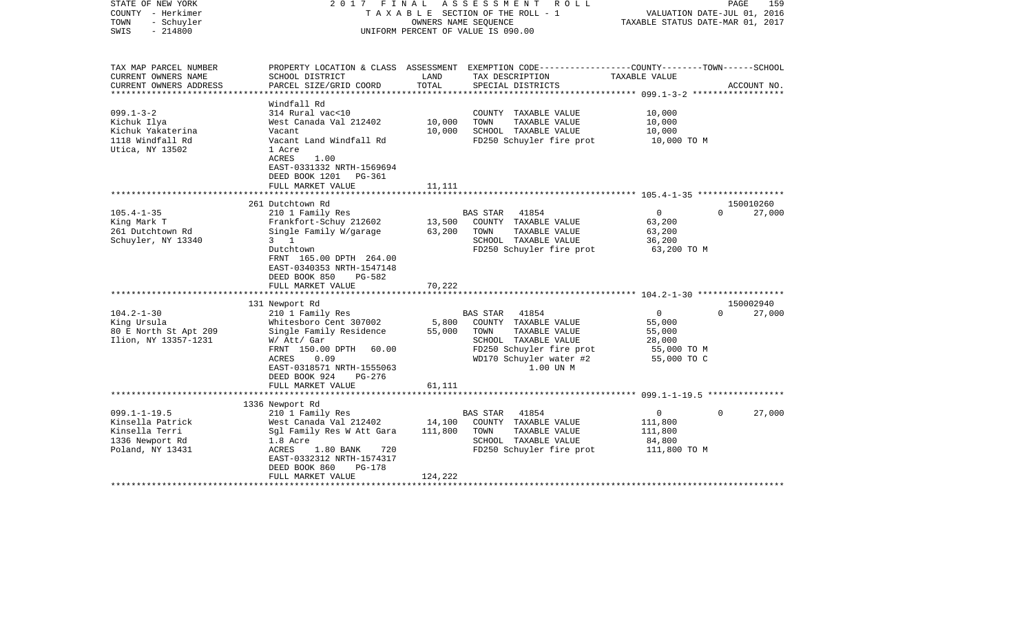STATE OF NEW YORK
COUNTY - Herkimer
TOWN - Schuyler
SWIS - 214800

2 0 1 7 F I N A L A S S E S S M E N T R O L L
T A X A B L E SECTION OF THE ROLL - 1
OWNERS NAME SEQUENCE
UNIFORM PERCENT OF VALUE IS 090.00

VALUATION DATE-JUL 01, 2016
TAXABLE STATUS DATE-MAR 01, 2017

| TAX MAP PARCEL NUMBER / CURRENT OWNERS NAME / CURRENT OWNERS ADDRESS | PROPERTY LOCATION & CLASS / SCHOOL DISTRICT / PARCEL SIZE/GRID COORD | ASSESSMENT LAND / TOTAL | EXEMPTION CODE / TAX DESCRIPTION / SPECIAL DISTRICTS | COUNTY / TOWN / SCHOOL TAXABLE VALUE | ACCOUNT NO. |
|---|---|---|---|---|---|
| 099.1-3-2 | Windfall Rd | | | | |
| | 314 Rural vac<10 | | COUNTY TAXABLE VALUE | 10,000 | |
| Kichuk Ilya | West Canada Val 212402 | 10,000 | TOWN TAXABLE VALUE | 10,000 | |
| Kichuk Yakaterina | Vacant | 10,000 | SCHOOL TAXABLE VALUE | 10,000 | |
| 1118 Windfall Rd | Vacant Land Windfall Rd | | FD250 Schuyler fire prot | 10,000 TO M | |
| Utica, NY 13502 | 1 Acre | | | | |
| | ACRES 1.00 | | | | |
| | EAST-0331332 NRTH-1569694 | | | | |
| | DEED BOOK 1201 PG-361 | | | | |
| | FULL MARKET VALUE | 11,111 | | | |
| 105.4-1-35 | 261 Dutchtown Rd | | | | 150010260 |
| | 210 1 Family Res | | BAS STAR 41854 | 0 / 0 / 27,000 | |
| King Mark T | Frankfort-Schuy 212602 | 13,500 | COUNTY TAXABLE VALUE | 63,200 | |
| 261 Dutchtown Rd | Single Family W/garage | 63,200 | TOWN TAXABLE VALUE | 63,200 | |
| Schuyler, NY 13340 | 3 1 | | SCHOOL TAXABLE VALUE | 36,200 | |
| | Dutchtown | | FD250 Schuyler fire prot | 63,200 TO M | |
| | FRNT 165.00 DPTH 264.00 | | | | |
| | EAST-0340353 NRTH-1547148 | | | | |
| | DEED BOOK 850 PG-582 | | | | |
| | FULL MARKET VALUE | 70,222 | | | |
| 104.2-1-30 | 131 Newport Rd | | | | 150002940 |
| | 210 1 Family Res | | BAS STAR 41854 | 0 / 0 / 27,000 | |
| King Ursula | Whitesboro Cent 307002 | 5,800 | COUNTY TAXABLE VALUE | 55,000 | |
| 80 E North St Apt 209 | Single Family Residence | 55,000 | TOWN TAXABLE VALUE | 55,000 | |
| Ilion, NY 13357-1231 | W/ Att/ Gar | | SCHOOL TAXABLE VALUE | 28,000 | |
| | FRNT 150.00 DPTH 60.00 | | FD250 Schuyler fire prot | 55,000 TO M | |
| | ACRES 0.09 | | WD170 Schuyler water #2 | 55,000 TO C | |
| | EAST-0318571 NRTH-1555063 | | 1.00 UN M | | |
| | DEED BOOK 924 PG-276 | | | | |
| | FULL MARKET VALUE | 61,111 | | | |
| 099.1-1-19.5 | 1336 Newport Rd | | | | |
| | 210 1 Family Res | | BAS STAR 41854 | 0 / 0 / 27,000 | |
| Kinsella Patrick | West Canada Val 212402 | 14,100 | COUNTY TAXABLE VALUE | 111,800 | |
| Kinsella Terri | Sgl Family Res W Att Gara | 111,800 | TOWN TAXABLE VALUE | 111,800 | |
| 1336 Newport Rd | 1.8 Acre | | SCHOOL TAXABLE VALUE | 84,800 | |
| Poland, NY 13431 | ACRES 1.80 BANK 720 | | FD250 Schuyler fire prot | 111,800 TO M | |
| | EAST-0332312 NRTH-1574317 | | | | |
| | DEED BOOK 860 PG-178 | | | | |
| | FULL MARKET VALUE | 124,222 | | | |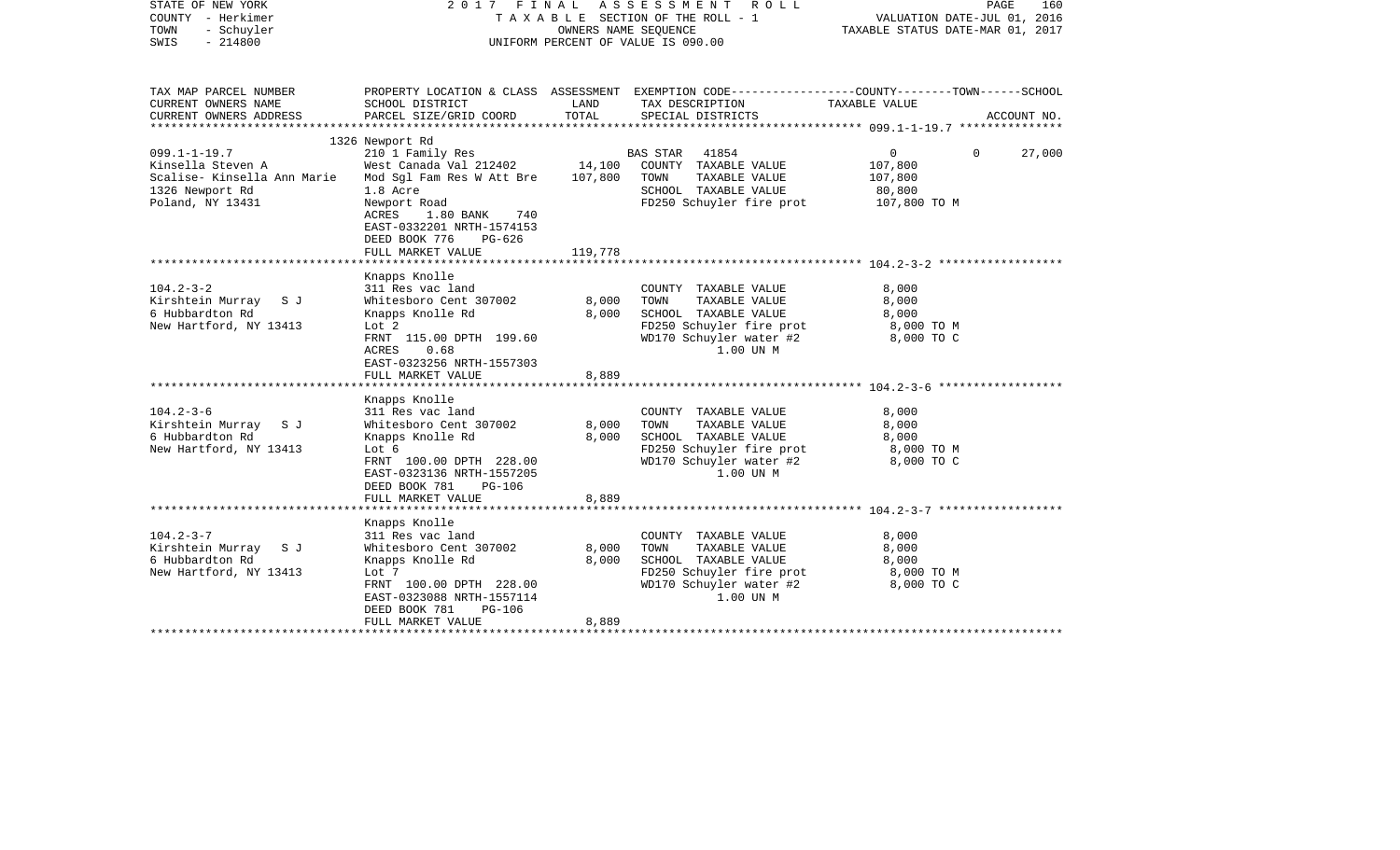STATE OF NEW YORK
COUNTY - Herkimer
TOWN - Schuyler
SWIS - 214800

2017 FINAL ASSESSMENT ROLL
TAXABLE SECTION OF THE ROLL - 1
OWNERS NAME SEQUENCE
UNIFORM PERCENT OF VALUE IS 090.00

VALUATION DATE-JUL 01, 2016
TAXABLE STATUS DATE-MAR 01, 2017

| TAX MAP PARCEL NUMBER / CURRENT OWNERS NAME / CURRENT OWNERS ADDRESS | PROPERTY LOCATION & CLASS / SCHOOL DISTRICT / PARCEL SIZE/GRID COORD | ASSESSMENT LAND | TOTAL | EXEMPTION CODE / TAX DESCRIPTION / SPECIAL DISTRICTS | COUNTY | TOWN | SCHOOL / ACCOUNT NO. |
|---|---|---|---|---|---|---|---|
| **099.1-1-19.7** | 1326 Newport Rd | | | | | | |
| 099.1-1-19.7 | 210 1 Family Res | | | BAS STAR 41854 | 0 | 0 | 27,000 |
| Kinsella Steven A | West Canada Val 212402 | 14,100 | | COUNTY TAXABLE VALUE | 107,800 | | |
| Scalise- Kinsella Ann Marie | Mod Sgl Fam Res W Att Bre | | 107,800 | TOWN TAXABLE VALUE | | 107,800 | |
| 1326 Newport Rd | 1.8 Acre | | | SCHOOL TAXABLE VALUE | | | 80,800 |
| Poland, NY 13431 | Newport Road | | | FD250 Schuyler fire prot | 107,800 TO M | | |
| | ACRES 1.80 BANK 740 | | | | | | |
| | EAST-0332201 NRTH-1574153 | | | | | | |
| | DEED BOOK 776 PG-626 | | | | | | |
| | FULL MARKET VALUE | | 119,778 | | | | |
| **104.2-3-2** | Knapps Knolle | | | | | | |
| 104.2-3-2 | 311 Res vac land | | | COUNTY TAXABLE VALUE | 8,000 | | |
| Kirshtein Murray S J | Whitesboro Cent 307002 | 8,000 | | TOWN TAXABLE VALUE | | 8,000 | |
| 6 Hubbardton Rd | Knapps Knolle Rd | | 8,000 | SCHOOL TAXABLE VALUE | | | 8,000 |
| New Hartford, NY 13413 | Lot 2 | | | FD250 Schuyler fire prot | 8,000 TO M | | |
| | FRNT 115.00 DPTH 199.60 | | | WD170 Schuyler water #2 | 8,000 TO C | | |
| | ACRES 0.68 | | | 1.00 UN M | | | |
| | EAST-0323256 NRTH-1557303 | | | | | | |
| | FULL MARKET VALUE | | 8,889 | | | | |
| **104.2-3-6** | Knapps Knolle | | | | | | |
| 104.2-3-6 | 311 Res vac land | | | COUNTY TAXABLE VALUE | 8,000 | | |
| Kirshtein Murray S J | Whitesboro Cent 307002 | 8,000 | | TOWN TAXABLE VALUE | | 8,000 | |
| 6 Hubbardton Rd | Knapps Knolle Rd | | 8,000 | SCHOOL TAXABLE VALUE | | | 8,000 |
| New Hartford, NY 13413 | Lot 6 | | | FD250 Schuyler fire prot | 8,000 TO M | | |
| | FRNT 100.00 DPTH 228.00 | | | WD170 Schuyler water #2 | 8,000 TO C | | |
| | EAST-0323136 NRTH-1557205 | | | 1.00 UN M | | | |
| | DEED BOOK 781 PG-106 | | | | | | |
| | FULL MARKET VALUE | | 8,889 | | | | |
| **104.2-3-7** | Knapps Knolle | | | | | | |
| 104.2-3-7 | 311 Res vac land | | | COUNTY TAXABLE VALUE | 8,000 | | |
| Kirshtein Murray S J | Whitesboro Cent 307002 | 8,000 | | TOWN TAXABLE VALUE | | 8,000 | |
| 6 Hubbardton Rd | Knapps Knolle Rd | | 8,000 | SCHOOL TAXABLE VALUE | | | 8,000 |
| New Hartford, NY 13413 | Lot 7 | | | FD250 Schuyler fire prot | 8,000 TO M | | |
| | FRNT 100.00 DPTH 228.00 | | | WD170 Schuyler water #2 | 8,000 TO C | | |
| | EAST-0323088 NRTH-1557114 | | | 1.00 UN M | | | |
| | DEED BOOK 781 PG-106 | | | | | | |
| | FULL MARKET VALUE | | 8,889 | | | | |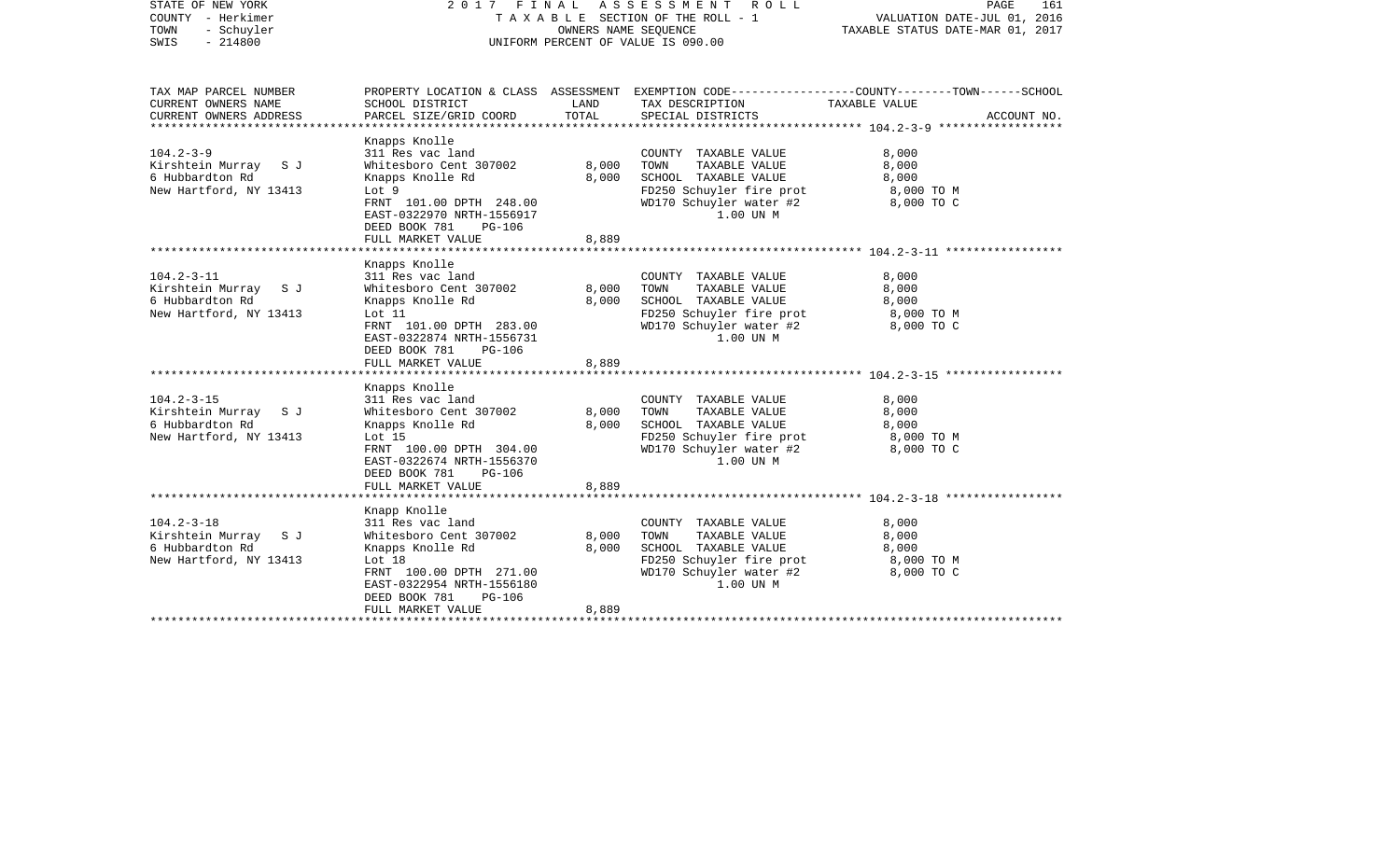STATE OF NEW YORK
COUNTY - Herkimer
TOWN - Schuyler
SWIS - 214800

2 0 1 7 F I N A L A S S E S S M E N T R O L L
T A X A B L E SECTION OF THE ROLL - 1
OWNERS NAME SEQUENCE
UNIFORM PERCENT OF VALUE IS 090.00

VALUATION DATE-JUL 01, 2016
TAXABLE STATUS DATE-MAR 01, 2017

| TAX MAP PARCEL NUMBER<br>CURRENT OWNERS NAME<br>CURRENT OWNERS ADDRESS | PROPERTY LOCATION & CLASS<br>SCHOOL DISTRICT<br>PARCEL SIZE/GRID COORD | ASSESSMENT<br>LAND<br>TOTAL | EXEMPTION CODE-----COUNTY--------TOWN------SCHOOL<br>TAX DESCRIPTION<br>SPECIAL DISTRICTS | TAXABLE VALUE | ACCOUNT NO. |
|---|---|---|---|---|---|
| **104.2-3-9** | Knapps Knolle | | | | |
| 104.2-3-9 | 311 Res vac land | | COUNTY TAXABLE VALUE | 8,000 | |
| Kirshtein Murray S J | Whitesboro Cent 307002 | 8,000 | TOWN TAXABLE VALUE | 8,000 | |
| 6 Hubbardton Rd | Knapps Knolle Rd | 8,000 | SCHOOL TAXABLE VALUE | 8,000 | |
| New Hartford, NY 13413 | Lot 9 | | FD250 Schuyler fire prot | 8,000 TO M | |
| | FRNT 101.00 DPTH 248.00 | | WD170 Schuyler water #2 | 8,000 TO C | |
| | EAST-0322970 NRTH-1556917 | | 1.00 UN M | | |
| | DEED BOOK 781 PG-106 | | | | |
| | FULL MARKET VALUE | 8,889 | | | |
| **104.2-3-11** | Knapps Knolle | | | | |
| 104.2-3-11 | 311 Res vac land | | COUNTY TAXABLE VALUE | 8,000 | |
| Kirshtein Murray S J | Whitesboro Cent 307002 | 8,000 | TOWN TAXABLE VALUE | 8,000 | |
| 6 Hubbardton Rd | Knapps Knolle Rd | 8,000 | SCHOOL TAXABLE VALUE | 8,000 | |
| New Hartford, NY 13413 | Lot 11 | | FD250 Schuyler fire prot | 8,000 TO M | |
| | FRNT 101.00 DPTH 283.00 | | WD170 Schuyler water #2 | 8,000 TO C | |
| | EAST-0322874 NRTH-1556731 | | 1.00 UN M | | |
| | DEED BOOK 781 PG-106 | | | | |
| | FULL MARKET VALUE | 8,889 | | | |
| **104.2-3-15** | Knapps Knolle | | | | |
| 104.2-3-15 | 311 Res vac land | | COUNTY TAXABLE VALUE | 8,000 | |
| Kirshtein Murray S J | Whitesboro Cent 307002 | 8,000 | TOWN TAXABLE VALUE | 8,000 | |
| 6 Hubbardton Rd | Knapps Knolle Rd | 8,000 | SCHOOL TAXABLE VALUE | 8,000 | |
| New Hartford, NY 13413 | Lot 15 | | FD250 Schuyler fire prot | 8,000 TO M | |
| | FRNT 100.00 DPTH 304.00 | | WD170 Schuyler water #2 | 8,000 TO C | |
| | EAST-0322674 NRTH-1556370 | | 1.00 UN M | | |
| | DEED BOOK 781 PG-106 | | | | |
| | FULL MARKET VALUE | 8,889 | | | |
| **104.2-3-18** | Knapp Knolle | | | | |
| 104.2-3-18 | 311 Res vac land | | COUNTY TAXABLE VALUE | 8,000 | |
| Kirshtein Murray S J | Whitesboro Cent 307002 | 8,000 | TOWN TAXABLE VALUE | 8,000 | |
| 6 Hubbardton Rd | Knapps Knolle Rd | 8,000 | SCHOOL TAXABLE VALUE | 8,000 | |
| New Hartford, NY 13413 | Lot 18 | | FD250 Schuyler fire prot | 8,000 TO M | |
| | FRNT 100.00 DPTH 271.00 | | WD170 Schuyler water #2 | 8,000 TO C | |
| | EAST-0322954 NRTH-1556180 | | 1.00 UN M | | |
| | DEED BOOK 781 PG-106 | | | | |
| | FULL MARKET VALUE | 8,889 | | | |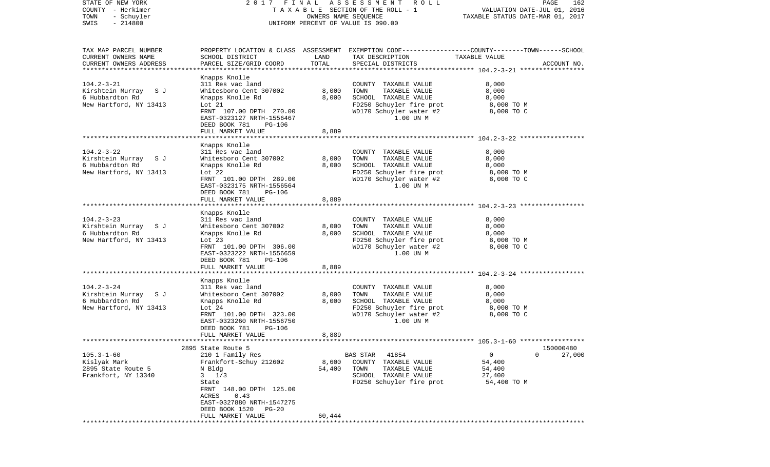STATE OF NEW YORK 2017 FINAL ASSESSMENT ROLL
COUNTY - Herkimer TAXABLE SECTION OF THE ROLL - 1 VALUATION DATE-JUL 01, 2016
TOWN - Schuyler OWNERS NAME SEQUENCE TAXABLE STATUS DATE-MAR 01, 2017
SWIS - 214800 UNIFORM PERCENT OF VALUE IS 090.00

| TAX MAP PARCEL NUMBER<br>CURRENT OWNERS NAME<br>CURRENT OWNERS ADDRESS | PROPERTY LOCATION & CLASS<br>SCHOOL DISTRICT<br>PARCEL SIZE/GRID COORD | ASSESSMENT<br>LAND<br>TOTAL | EXEMPTION CODE<br>TAX DESCRIPTION<br>SPECIAL DISTRICTS | COUNTY--------TOWN------SCHOOL<br>TAXABLE VALUE<br>ACCOUNT NO. |
|---|---|---|---|---|
| **104.2-3-21** | Knapps Knolle | | | |
| 104.2-3-21 | 311 Res vac land | | COUNTY TAXABLE VALUE | 8,000 |
| Kirshtein Murray S J | Whitesboro Cent 307002 | 8,000 | TOWN TAXABLE VALUE | 8,000 |
| 6 Hubbardton Rd | Knapps Knolle Rd | 8,000 | SCHOOL TAXABLE VALUE | 8,000 |
| New Hartford, NY 13413 | Lot 21 | | FD250 Schuyler fire prot | 8,000 TO M |
| | FRNT 107.00 DPTH 270.00 | | WD170 Schuyler water #2 | 8,000 TO C |
| | EAST-0323127 NRTH-1556467 | | 1.00 UN M | |
| | DEED BOOK 781 PG-106 | | | |
| | FULL MARKET VALUE | 8,889 | | |
| **104.2-3-22** | Knapps Knolle | | | |
| 104.2-3-22 | 311 Res vac land | | COUNTY TAXABLE VALUE | 8,000 |
| Kirshtein Murray S J | Whitesboro Cent 307002 | 8,000 | TOWN TAXABLE VALUE | 8,000 |
| 6 Hubbardton Rd | Knapps Knolle Rd | 8,000 | SCHOOL TAXABLE VALUE | 8,000 |
| New Hartford, NY 13413 | Lot 22 | | FD250 Schuyler fire prot | 8,000 TO M |
| | FRNT 101.00 DPTH 289.00 | | WD170 Schuyler water #2 | 8,000 TO C |
| | EAST-0323175 NRTH-1556564 | | 1.00 UN M | |
| | DEED BOOK 781 PG-106 | | | |
| | FULL MARKET VALUE | 8,889 | | |
| **104.2-3-23** | Knapps Knolle | | | |
| 104.2-3-23 | 311 Res vac land | | COUNTY TAXABLE VALUE | 8,000 |
| Kirshtein Murray S J | Whitesboro Cent 307002 | 8,000 | TOWN TAXABLE VALUE | 8,000 |
| 6 Hubbardton Rd | Knapps Knolle Rd | 8,000 | SCHOOL TAXABLE VALUE | 8,000 |
| New Hartford, NY 13413 | Lot 23 | | FD250 Schuyler fire prot | 8,000 TO M |
| | FRNT 101.00 DPTH 306.00 | | WD170 Schuyler water #2 | 8,000 TO C |
| | EAST-0323222 NRTH-1556659 | | 1.00 UN M | |
| | DEED BOOK 781 PG-106 | | | |
| | FULL MARKET VALUE | 8,889 | | |
| **104.2-3-24** | Knapps Knolle | | | |
| 104.2-3-24 | 311 Res vac land | | COUNTY TAXABLE VALUE | 8,000 |
| Kirshtein Murray S J | Whitesboro Cent 307002 | 8,000 | TOWN TAXABLE VALUE | 8,000 |
| 6 Hubbardton Rd | Knapps Knolle Rd | 8,000 | SCHOOL TAXABLE VALUE | 8,000 |
| New Hartford, NY 13413 | Lot 24 | | FD250 Schuyler fire prot | 8,000 TO M |
| | FRNT 101.00 DPTH 323.00 | | WD170 Schuyler water #2 | 8,000 TO C |
| | EAST-0323260 NRTH-1556750 | | 1.00 UN M | |
| | DEED BOOK 781 PG-106 | | | |
| | FULL MARKET VALUE | 8,889 | | |
| **105.3-1-60** | 2895 State Route 5 | | | 150000480 |
| 105.3-1-60 | 210 1 Family Res | | BAS STAR 41854 | 0 0 27,000 |
| Kislyak Mark | Frankfort-Schuy 212602 | 8,600 | COUNTY TAXABLE VALUE | 54,400 |
| 2895 State Route 5 | N Bldg | 54,400 | TOWN TAXABLE VALUE | 54,400 |
| Frankfort, NY 13340 | 3 1/3 | | SCHOOL TAXABLE VALUE | 27,400 |
| | State | | FD250 Schuyler fire prot | 54,400 TO M |
| | FRNT 148.00 DPTH 125.00 | | | |
| | ACRES 0.43 | | | |
| | EAST-0327880 NRTH-1547275 | | | |
| | DEED BOOK 1520 PG-20 | | | |
| | FULL MARKET VALUE | 60,444 | | |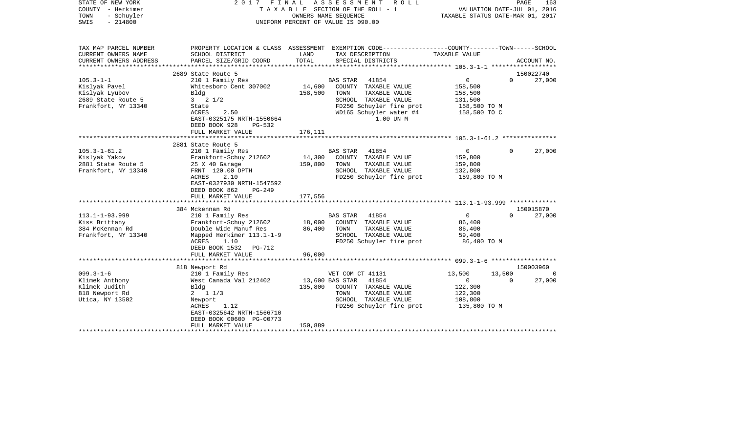STATE OF NEW YORK | COUNTY - Herkimer | TOWN - Schuyler | SWIS - 214800

2017 FINAL ASSESSMENT ROLL
TAXABLE SECTION OF THE ROLL - 1
OWNERS NAME SEQUENCE
UNIFORM PERCENT OF VALUE IS 090.00

VALUATION DATE-JUL 01, 2016
TAXABLE STATUS DATE-MAR 01, 2017

| TAX MAP PARCEL NUMBER / CURRENT OWNERS NAME / CURRENT OWNERS ADDRESS | PROPERTY LOCATION & CLASS / SCHOOL DISTRICT / PARCEL SIZE/GRID COORD | ASSESSMENT LAND | TOTAL | EXEMPTION CODE / TAX DESCRIPTION / SPECIAL DISTRICTS | COUNTY | TOWN | SCHOOL / ACCOUNT NO. |
|---|---|---|---|---|---|---|---|
| | 2689 State Route 5 | | | | | | 150022740 |
| 105.3-1-1 | 210 1 Family Res | | | BAS STAR 41854 | 0 | 0 | 27,000 |
| Kislyak Pavel | Whitesboro Cent 307002 | 14,600 | | COUNTY TAXABLE VALUE | 158,500 | | |
| Kislyak Lyubov | Bldg | | 158,500 | TOWN TAXABLE VALUE | | 158,500 | |
| 2689 State Route 5 | 3 2 1/2 | | | SCHOOL TAXABLE VALUE | | | 131,500 |
| Frankfort, NY 13340 | State | | | FD250 Schuyler fire prot | 158,500 TO M | | |
| | ACRES 2.50 | | | WD165 Schuyler water #4 | 158,500 TO C | | |
| | EAST-0325175 NRTH-1550664 | | | 1.00 UN M | | | |
| | DEED BOOK 928 PG-532 | | | | | | |
| | FULL MARKET VALUE | | 176,111 | | | | |
| | 2881 State Route 5 | | | | | | |
| 105.3-1-61.2 | 210 1 Family Res | | | BAS STAR 41854 | 0 | 0 | 27,000 |
| Kislyak Yakov | Frankfort-Schuy 212602 | 14,300 | | COUNTY TAXABLE VALUE | 159,800 | | |
| 2881 State Route 5 | 25 X 40 Garage | | 159,800 | TOWN TAXABLE VALUE | | 159,800 | |
| Frankfort, NY 13340 | FRNT 120.00 DPTH | | | SCHOOL TAXABLE VALUE | | | 132,800 |
| | ACRES 2.10 | | | FD250 Schuyler fire prot | 159,800 TO M | | |
| | EAST-0327930 NRTH-1547592 | | | | | | |
| | DEED BOOK 862 PG-249 | | | | | | |
| | FULL MARKET VALUE | | 177,556 | | | | |
| | 384 Mckennan Rd | | | | | | 150015870 |
| 113.1-1-93.999 | 210 1 Family Res | | | BAS STAR 41854 | 0 | 0 | 27,000 |
| Kiss Brittany | Frankfort-Schuy 212602 | 18,000 | | COUNTY TAXABLE VALUE | 86,400 | | |
| 384 McKennan Rd | Double Wide Manuf Res | | 86,400 | TOWN TAXABLE VALUE | | 86,400 | |
| Frankfort, NY 13340 | Mapped Herkimer 113.1-1-9 | | | SCHOOL TAXABLE VALUE | | | 59,400 |
| | ACRES 1.10 | | | FD250 Schuyler fire prot | 86,400 TO M | | |
| | DEED BOOK 1532 PG-712 | | | | | | |
| | FULL MARKET VALUE | | 96,000 | | | | |
| | 818 Newport Rd | | | | | | 150003960 |
| 099.3-1-6 | 210 1 Family Res | | | VET COM CT 41131 | 13,500 | 13,500 | 0 |
| Klimek Anthony | West Canada Val 212402 | 13,600 | | BAS STAR 41854 | 0 | 0 | 27,000 |
| Klimek Judith | Bldg | | 135,800 | COUNTY TAXABLE VALUE | 122,300 | | |
| 818 Newport Rd | 2 1 1/3 | | | TOWN TAXABLE VALUE | | 122,300 | |
| Utica, NY 13502 | Newport | | | SCHOOL TAXABLE VALUE | | | 108,800 |
| | ACRES 1.12 | | | FD250 Schuyler fire prot | 135,800 TO M | | |
| | EAST-0325642 NRTH-1566710 | | | | | | |
| | DEED BOOK 00600 PG-00773 | | | | | | |
| | FULL MARKET VALUE | | 150,889 | | | | |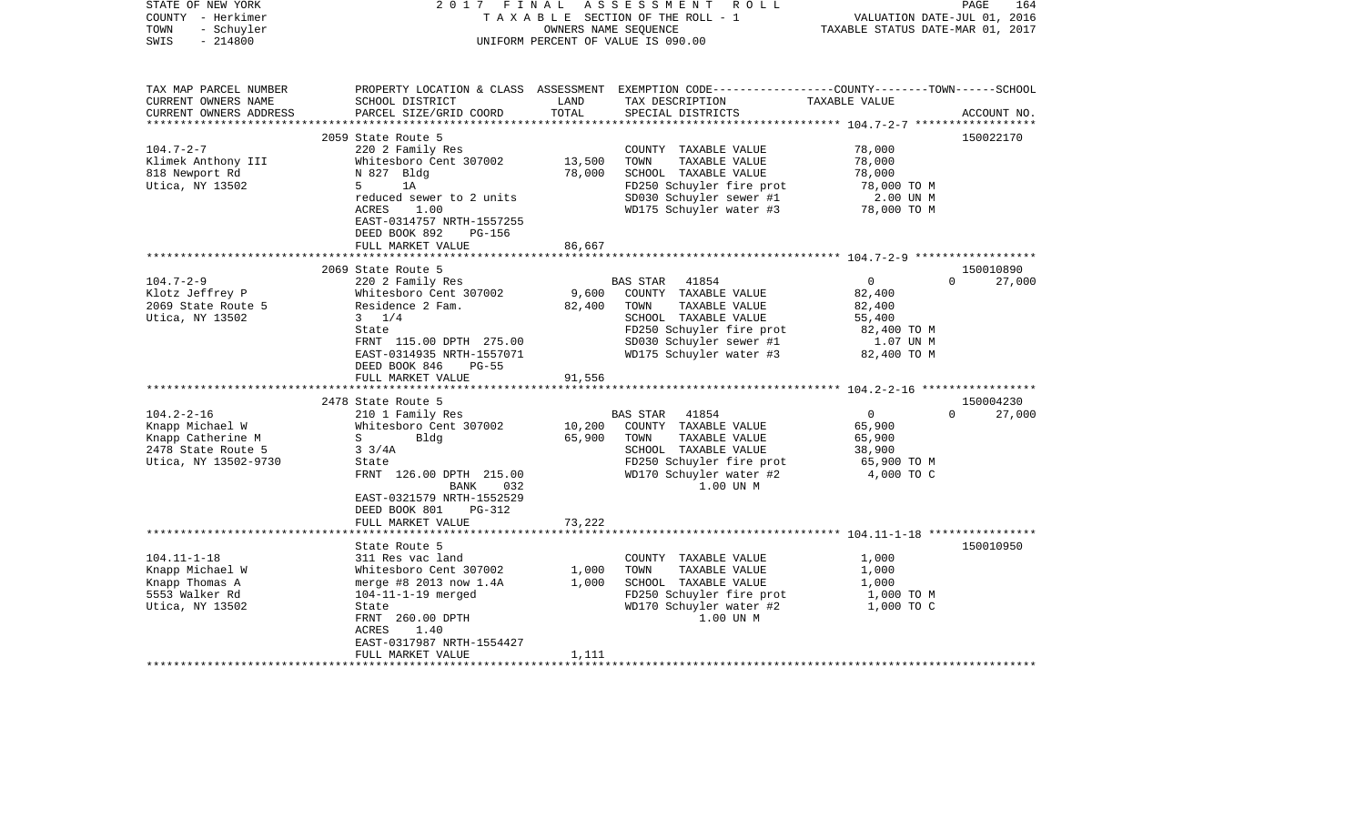STATE OF NEW YORK — COUNTY - Herkimer — TOWN - Schuyler — SWIS - 214800

2017 FINAL ASSESSMENT ROLL
TAXABLE SECTION OF THE ROLL - 1
OWNERS NAME SEQUENCE
UNIFORM PERCENT OF VALUE IS 090.00

VALUATION DATE-JUL 01, 2016
TAXABLE STATUS DATE-MAR 01, 2017

| TAX MAP PARCEL NUMBER / CURRENT OWNERS NAME / CURRENT OWNERS ADDRESS | PROPERTY LOCATION & CLASS / SCHOOL DISTRICT / PARCEL SIZE/GRID COORD | ASSESSMENT LAND | TOTAL | EXEMPTION CODE / TAX DESCRIPTION / SPECIAL DISTRICTS | COUNTY / TOWN / SCHOOL TAXABLE VALUE | ACCOUNT NO. |
|---|---|---|---|---|---|---|
| | 2059 State Route 5 | | | | | 150022170 |
| 104.7-2-7 | 220 2 Family Res | | | COUNTY TAXABLE VALUE | 78,000 | |
| Klimek Anthony III | Whitesboro Cent 307002 | 13,500 | | TOWN TAXABLE VALUE | 78,000 | |
| 818 Newport Rd | N 827 Bldg | | 78,000 | SCHOOL TAXABLE VALUE | 78,000 | |
| Utica, NY 13502 | 5 1A | | | FD250 Schuyler fire prot | 78,000 TO M | |
| | reduced sewer to 2 units | | | SD030 Schuyler sewer #1 | 2.00 UN M | |
| | ACRES 1.00 | | | WD175 Schuyler water #3 | 78,000 TO M | |
| | EAST-0314757 NRTH-1557255 | | | | | |
| | DEED BOOK 892 PG-156 | | | | | |
| | FULL MARKET VALUE | | 86,667 | | | |
| | 2069 State Route 5 | | | | | 150010890 |
| 104.7-2-9 | 220 2 Family Res | | | BAS STAR 41854 | 0 / 0 / 27,000 | |
| Klotz Jeffrey P | Whitesboro Cent 307002 | 9,600 | | COUNTY TAXABLE VALUE | 82,400 | |
| 2069 State Route 5 | Residence 2 Fam. | | 82,400 | TOWN TAXABLE VALUE | 82,400 | |
| Utica, NY 13502 | 3 1/4 | | | SCHOOL TAXABLE VALUE | 55,400 | |
| | State | | | FD250 Schuyler fire prot | 82,400 TO M | |
| | FRNT 115.00 DPTH 275.00 | | | SD030 Schuyler sewer #1 | 1.07 UN M | |
| | EAST-0314935 NRTH-1557071 | | | WD175 Schuyler water #3 | 82,400 TO M | |
| | DEED BOOK 846 PG-55 | | | | | |
| | FULL MARKET VALUE | | 91,556 | | | |
| | 2478 State Route 5 | | | | | 150004230 |
| 104.2-2-16 | 210 1 Family Res | | | BAS STAR 41854 | 0 / 0 / 27,000 | |
| Knapp Michael W | Whitesboro Cent 307002 | 10,200 | | COUNTY TAXABLE VALUE | 65,900 | |
| Knapp Catherine M | S Bldg | | 65,900 | TOWN TAXABLE VALUE | 65,900 | |
| 2478 State Route 5 | 3 3/4A | | | SCHOOL TAXABLE VALUE | 38,900 | |
| Utica, NY 13502-9730 | State | | | FD250 Schuyler fire prot | 65,900 TO M | |
| | FRNT 126.00 DPTH 215.00 | | | WD170 Schuyler water #2 | 4,000 TO C | |
| | BANK 032 | | | 1.00 UN M | | |
| | EAST-0321579 NRTH-1552529 | | | | | |
| | DEED BOOK 801 PG-312 | | | | | |
| | FULL MARKET VALUE | | 73,222 | | | |
| | State Route 5 | | | | | 150010950 |
| 104.11-1-18 | 311 Res vac land | | | COUNTY TAXABLE VALUE | 1,000 | |
| Knapp Michael W | Whitesboro Cent 307002 | 1,000 | | TOWN TAXABLE VALUE | 1,000 | |
| Knapp Thomas A | merge #8 2013 now 1.4A | | 1,000 | SCHOOL TAXABLE VALUE | 1,000 | |
| 5553 Walker Rd | 104-11-1-19 merged | | | FD250 Schuyler fire prot | 1,000 TO M | |
| Utica, NY 13502 | State | | | WD170 Schuyler water #2 | 1,000 TO C | |
| | FRNT 260.00 DPTH | | | 1.00 UN M | | |
| | ACRES 1.40 | | | | | |
| | EAST-0317987 NRTH-1554427 | | | | | |
| | FULL MARKET VALUE | | 1,111 | | | |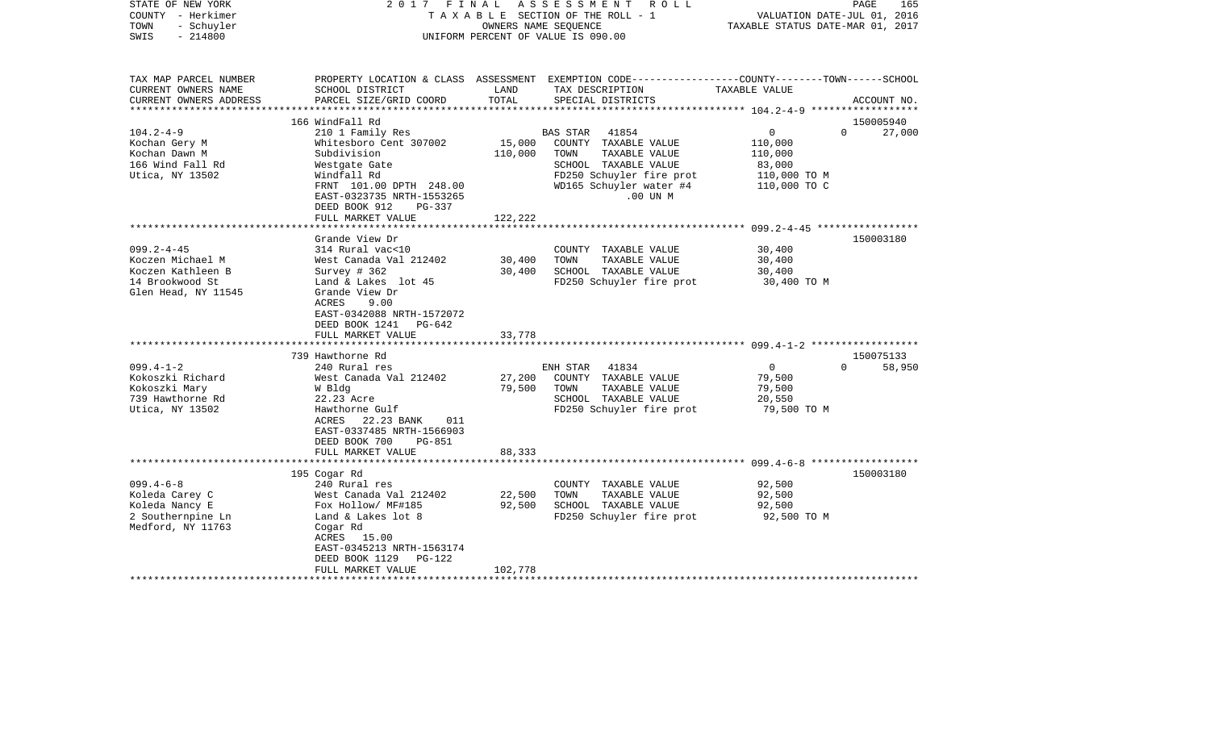STATE OF NEW YORK
COUNTY - Herkimer
TOWN - Schuyler
SWIS - 214800

2017 FINAL ASSESSMENT ROLL
TAXABLE SECTION OF THE ROLL - 1
OWNERS NAME SEQUENCE
UNIFORM PERCENT OF VALUE IS 090.00

VALUATION DATE-JUL 01, 2016
TAXABLE STATUS DATE-MAR 01, 2017

| TAX MAP PARCEL NUMBER / CURRENT OWNERS NAME / CURRENT OWNERS ADDRESS | PROPERTY LOCATION & CLASS / SCHOOL DISTRICT / PARCEL SIZE/GRID COORD | ASSESSMENT LAND | TOTAL | EXEMPTION CODE / TAX DESCRIPTION / SPECIAL DISTRICTS | COUNTY | TOWN | SCHOOL | ACCOUNT NO. |
|---|---|---|---|---|---|---|---|---|
| **104.2-4-9** | 166 WindFall Rd | | | | | | | 150005940 |
| Kochan Gery M | 210 1 Family Res | | | BAS STAR 41854 | 0 | 0 | 27,000 | |
| Kochan Dawn M | Whitesboro Cent 307002 | 15,000 | | COUNTY TAXABLE VALUE | 110,000 | | | |
| 166 Wind Fall Rd | Subdivision | | 110,000 | TOWN TAXABLE VALUE | | 110,000 | | |
| Utica, NY 13502 | Westgate Gate | | | SCHOOL TAXABLE VALUE | | | 83,000 | |
| | Windfall Rd | | | FD250 Schuyler fire prot | 110,000 TO M | | | |
| | FRNT 101.00 DPTH 248.00 | | | WD165 Schuyler water #4 | 110,000 TO C | | | |
| | EAST-0323735 NRTH-1553265 | | | .00 UN M | | | | |
| | DEED BOOK 912 PG-337 | | | | | | | |
| | FULL MARKET VALUE | | 122,222 | | | | | |
| **099.2-4-45** | Grande View Dr | | | | | | | 150003180 |
| Koczen Michael M | 314 Rural vac<10 | | | COUNTY TAXABLE VALUE | 30,400 | | | |
| Koczen Kathleen B | West Canada Val 212402 | 30,400 | | TOWN TAXABLE VALUE | | 30,400 | | |
| 14 Brookwood St | Survey # 362 | | 30,400 | SCHOOL TAXABLE VALUE | | | 30,400 | |
| Glen Head, NY 11545 | Land & Lakes lot 45 | | | FD250 Schuyler fire prot | 30,400 TO M | | | |
| | Grande View Dr | | | | | | | |
| | ACRES 9.00 | | | | | | | |
| | EAST-0342088 NRTH-1572072 | | | | | | | |
| | DEED BOOK 1241 PG-642 | | | | | | | |
| | FULL MARKET VALUE | | 33,778 | | | | | |
| **099.4-1-2** | 739 Hawthorne Rd | | | | | | | 150075133 |
| Kokoszki Richard | 240 Rural res | | | ENH STAR 41834 | 0 | 0 | 58,950 | |
| Kokoszki Mary | West Canada Val 212402 | 27,200 | | COUNTY TAXABLE VALUE | 79,500 | | | |
| 739 Hawthorne Rd | W Bldg | | 79,500 | TOWN TAXABLE VALUE | | 79,500 | | |
| Utica, NY 13502 | 22.23 Acre | | | SCHOOL TAXABLE VALUE | | | 20,550 | |
| | Hawthorne Gulf | | | FD250 Schuyler fire prot | 79,500 TO M | | | |
| | ACRES 22.23 BANK 011 | | | | | | | |
| | EAST-0337485 NRTH-1566903 | | | | | | | |
| | DEED BOOK 700 PG-851 | | | | | | | |
| | FULL MARKET VALUE | | 88,333 | | | | | |
| **099.4-6-8** | 195 Cogar Rd | | | | | | | 150003180 |
| Koleda Carey C | 240 Rural res | | | COUNTY TAXABLE VALUE | 92,500 | | | |
| Koleda Nancy E | West Canada Val 212402 | 22,500 | | TOWN TAXABLE VALUE | | 92,500 | | |
| 2 Southernpine Ln | Fox Hollow/ MF#185 | | 92,500 | SCHOOL TAXABLE VALUE | | | 92,500 | |
| Medford, NY 11763 | Land & Lakes lot 8 | | | FD250 Schuyler fire prot | 92,500 TO M | | | |
| | Cogar Rd | | | | | | | |
| | ACRES 15.00 | | | | | | | |
| | EAST-0345213 NRTH-1563174 | | | | | | | |
| | DEED BOOK 1129 PG-122 | | | | | | | |
| | FULL MARKET VALUE | | 102,778 | | | | | |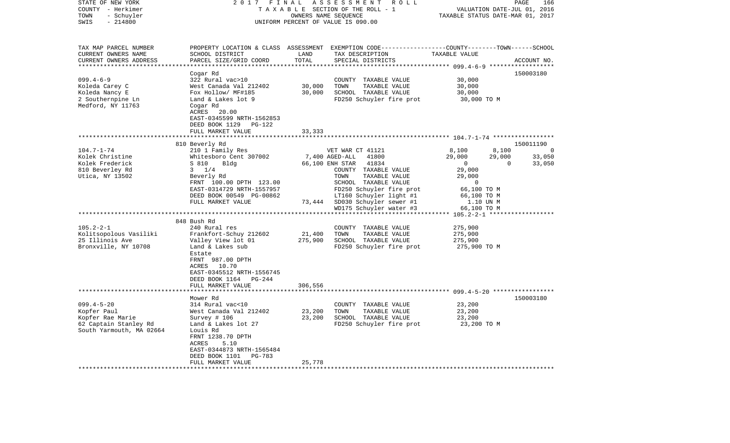STATE OF NEW YORK — 2017 FINAL ASSESSMENT ROLL
COUNTY - Herkimer — TAXABLE SECTION OF THE ROLL - 1 — VALUATION DATE-JUL 01, 2016
TOWN - Schuyler — OWNERS NAME SEQUENCE — TAXABLE STATUS DATE-MAR 01, 2017
SWIS - 214800 — UNIFORM PERCENT OF VALUE IS 090.00

| TAX MAP PARCEL NUMBER / CURRENT OWNERS NAME / CURRENT OWNERS ADDRESS | PROPERTY LOCATION & CLASS / SCHOOL DISTRICT / PARCEL SIZE/GRID COORD | ASSESSMENT LAND | ASSESSMENT TOTAL | EXEMPTION CODE / TAX DESCRIPTION / SPECIAL DISTRICTS | COUNTY TAXABLE VALUE | TOWN | SCHOOL | ACCOUNT NO. |
|---|---|---|---|---|---|---|---|---|
| **099.4-6-9** | Cogar Rd | | | | | | | 150003180 |
| | 322 Rural vac>10 | | | COUNTY TAXABLE VALUE | 30,000 | | | |
| Koleda Carey C | West Canada Val 212402 | 30,000 | | TOWN TAXABLE VALUE | 30,000 | | | |
| Koleda Nancy E | Fox Hollow/ MF#185 | | 30,000 | SCHOOL TAXABLE VALUE | 30,000 | | | |
| 2 Southernpine Ln | Land & Lakes lot 9 | | | FD250 Schuyler fire prot | 30,000 TO M | | | |
| Medford, NY 11763 | Cogar Rd | | | | | | | |
| | ACRES 20.00 | | | | | | | |
| | EAST-0345599 NRTH-1562853 | | | | | | | |
| | DEED BOOK 1129 PG-122 | | | | | | | |
| | FULL MARKET VALUE | | 33,333 | | | | | |
| **104.7-1-74** | 810 Beverly Rd | | | | | | | 150011190 |
| | 210 1 Family Res | | | VET WAR CT 41121 | 8,100 | 8,100 | 0 | |
| Kolek Christine | Whitesboro Cent 307002 | 7,400 | | AGED-ALL 41800 | 29,000 | 29,000 | 33,050 | |
| Kolek Frederick | S 810 Bldg | | 66,100 | ENH STAR 41834 | 0 | 0 | 33,050 | |
| 810 Beverley Rd | 3 1/4 | | | COUNTY TAXABLE VALUE | 29,000 | | | |
| Utica, NY 13502 | Beverly Rd | | | TOWN TAXABLE VALUE | 29,000 | | | |
| | FRNT 100.00 DPTH 123.00 | | | SCHOOL TAXABLE VALUE | 0 | | | |
| | EAST-0314729 NRTH-1557957 | | | FD250 Schuyler fire prot | 66,100 TO M | | | |
| | DEED BOOK 00549 PG-00862 | | | LT160 Schuyler light #1 | 66,100 TO M | | | |
| | FULL MARKET VALUE | | 73,444 | SD030 Schuyler sewer #1 | 1.10 UN M | | | |
| | | | | WD175 Schuyler water #3 | 66,100 TO M | | | |
| **105.2-2-1** | 848 Bush Rd | | | | | | | |
| | 240 Rural res | | | COUNTY TAXABLE VALUE | 275,900 | | | |
| Kolitsopolous Vasiliki | Frankfort-Schuy 212602 | 21,400 | | TOWN TAXABLE VALUE | 275,900 | | | |
| 25 Illinois Ave | Valley View lot 01 | | 275,900 | SCHOOL TAXABLE VALUE | 275,900 | | | |
| Bronxville, NY 10708 | Land & Lakes sub | | | FD250 Schuyler fire prot | 275,900 TO M | | | |
| | Estate | | | | | | | |
| | FRNT 987.00 DPTH | | | | | | | |
| | ACRES 10.70 | | | | | | | |
| | EAST-0345512 NRTH-1556745 | | | | | | | |
| | DEED BOOK 1164 PG-244 | | | | | | | |
| | FULL MARKET VALUE | | 306,556 | | | | | |
| **099.4-5-20** | Mower Rd | | | | | | | 150003180 |
| | 314 Rural vac<10 | | | COUNTY TAXABLE VALUE | 23,200 | | | |
| Kopfer Paul | West Canada Val 212402 | 23,200 | | TOWN TAXABLE VALUE | 23,200 | | | |
| Kopfer Rae Marie | Survey # 106 | | 23,200 | SCHOOL TAXABLE VALUE | 23,200 | | | |
| 62 Captain Stanley Rd | Land & Lakes lot 27 | | | FD250 Schuyler fire prot | 23,200 TO M | | | |
| South Yarmouth, MA 02664 | Louis Rd | | | | | | | |
| | FRNT 1238.70 DPTH | | | | | | | |
| | ACRES 5.10 | | | | | | | |
| | EAST-0344873 NRTH-1565484 | | | | | | | |
| | DEED BOOK 1101 PG-783 | | | | | | | |
| | FULL MARKET VALUE | | 25,778 | | | | | |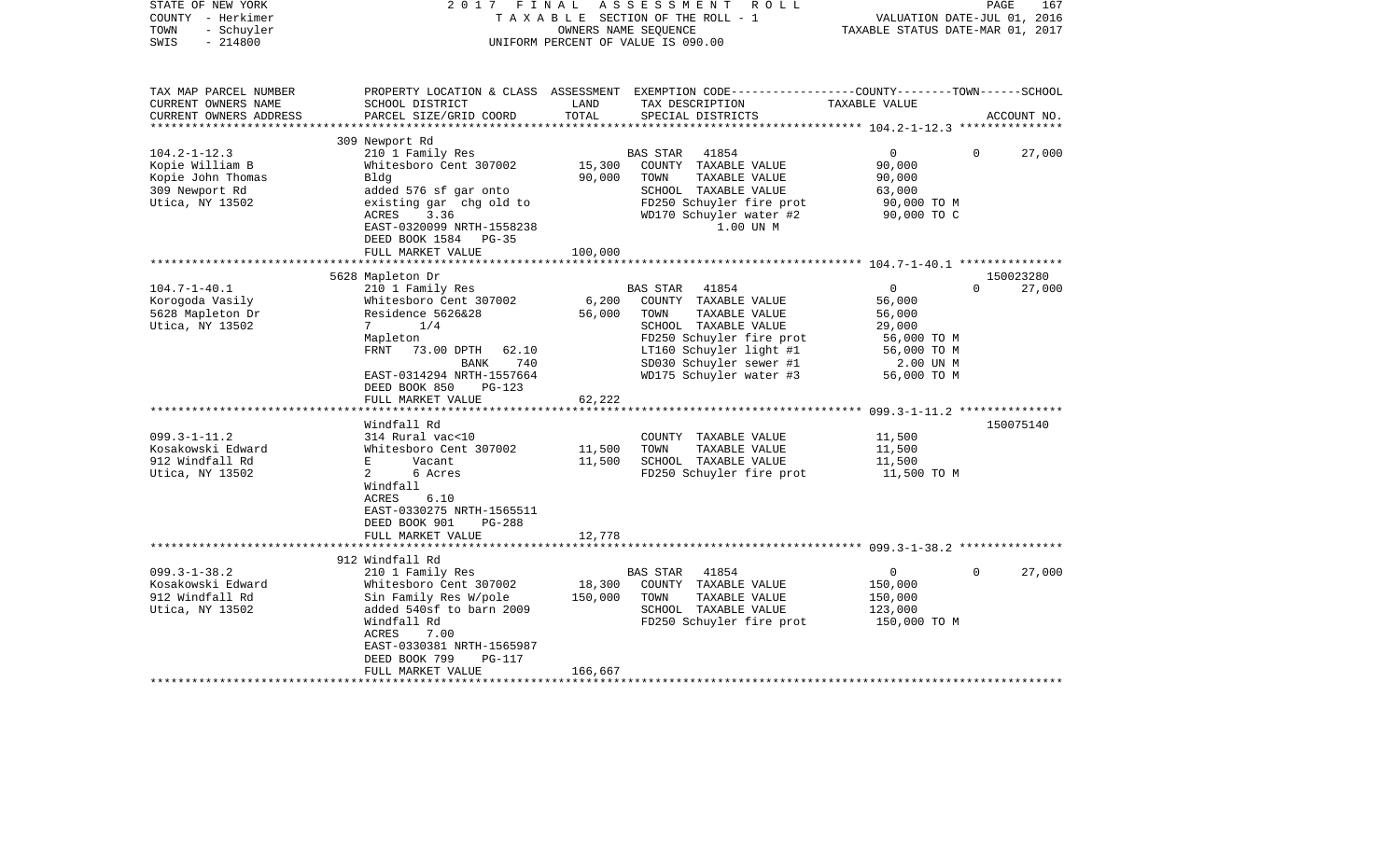STATE OF NEW YORK | 2017 FINAL ASSESSMENT ROLL | PAGE 167
COUNTY - Herkimer | TAXABLE SECTION OF THE ROLL - 1 | VALUATION DATE-JUL 01, 2016
TOWN - Schuyler | OWNERS NAME SEQUENCE | TAXABLE STATUS DATE-MAR 01, 2017
SWIS - 214800 | UNIFORM PERCENT OF VALUE IS 090.00

| TAX MAP PARCEL NUMBER / CURRENT OWNERS NAME / CURRENT OWNERS ADDRESS | PROPERTY LOCATION & CLASS / SCHOOL DISTRICT / PARCEL SIZE/GRID COORD | ASSESSMENT LAND / TOTAL | EXEMPTION CODE / TAX DESCRIPTION / SPECIAL DISTRICTS | COUNTY / TOWN / SCHOOL TAXABLE VALUE | ACCOUNT NO. |
|---|---|---|---|---|---|
| **104.2-1-12.3** | 309 Newport Rd | | | | |
| 104.2-1-12.3 | 210 1 Family Res | | BAS STAR 41854 | 0 0 27,000 | |
| Kopie William B | Whitesboro Cent 307002 | 15,300 | COUNTY TAXABLE VALUE | 90,000 | |
| Kopie John Thomas | Bldg | 90,000 | TOWN TAXABLE VALUE | 90,000 | |
| 309 Newport Rd | added 576 sf gar onto | | SCHOOL TAXABLE VALUE | 63,000 | |
| Utica, NY 13502 | existing gar chg old to | | FD250 Schuyler fire prot | 90,000 TO M | |
| | ACRES 3.36 | | WD170 Schuyler water #2 | 90,000 TO C | |
| | EAST-0320099 NRTH-1558238 | | 1.00 UN M | | |
| | DEED BOOK 1584 PG-35 | | | | |
| | FULL MARKET VALUE | 100,000 | | | |
| **104.7-1-40.1** | 5628 Mapleton Dr | | | | 150023280 |
| 104.7-1-40.1 | 210 1 Family Res | | BAS STAR 41854 | 0 0 27,000 | |
| Korogoda Vasily | Whitesboro Cent 307002 | 6,200 | COUNTY TAXABLE VALUE | 56,000 | |
| 5628 Mapleton Dr | Residence 5626&28 | 56,000 | TOWN TAXABLE VALUE | 56,000 | |
| Utica, NY 13502 | 7 1/4 | | SCHOOL TAXABLE VALUE | 29,000 | |
| | Mapleton | | FD250 Schuyler fire prot | 56,000 TO M | |
| | FRNT 73.00 DPTH 62.10 | | LT160 Schuyler light #1 | 56,000 TO M | |
| | BANK 740 | | SD030 Schuyler sewer #1 | 2.00 UN M | |
| | EAST-0314294 NRTH-1557664 | | WD175 Schuyler water #3 | 56,000 TO M | |
| | DEED BOOK 850 PG-123 | | | | |
| | FULL MARKET VALUE | 62,222 | | | |
| **099.3-1-11.2** | Windfall Rd | | | | 150075140 |
| 099.3-1-11.2 | 314 Rural vac<10 | | COUNTY TAXABLE VALUE | 11,500 | |
| Kosakowski Edward | Whitesboro Cent 307002 | 11,500 | TOWN TAXABLE VALUE | 11,500 | |
| 912 Windfall Rd | E Vacant | 11,500 | SCHOOL TAXABLE VALUE | 11,500 | |
| Utica, NY 13502 | 2 6 Acres | | FD250 Schuyler fire prot | 11,500 TO M | |
| | Windfall | | | | |
| | ACRES 6.10 | | | | |
| | EAST-0330275 NRTH-1565511 | | | | |
| | DEED BOOK 901 PG-288 | | | | |
| | FULL MARKET VALUE | 12,778 | | | |
| **099.3-1-38.2** | 912 Windfall Rd | | | | |
| 099.3-1-38.2 | 210 1 Family Res | | BAS STAR 41854 | 0 0 27,000 | |
| Kosakowski Edward | Whitesboro Cent 307002 | 18,300 | COUNTY TAXABLE VALUE | 150,000 | |
| 912 Windfall Rd | Sin Family Res W/pole | 150,000 | TOWN TAXABLE VALUE | 150,000 | |
| Utica, NY 13502 | added 540sf to barn 2009 | | SCHOOL TAXABLE VALUE | 123,000 | |
| | Windfall Rd | | FD250 Schuyler fire prot | 150,000 TO M | |
| | ACRES 7.00 | | | | |
| | EAST-0330381 NRTH-1565987 | | | | |
| | DEED BOOK 799 PG-117 | | | | |
| | FULL MARKET VALUE | 166,667 | | | |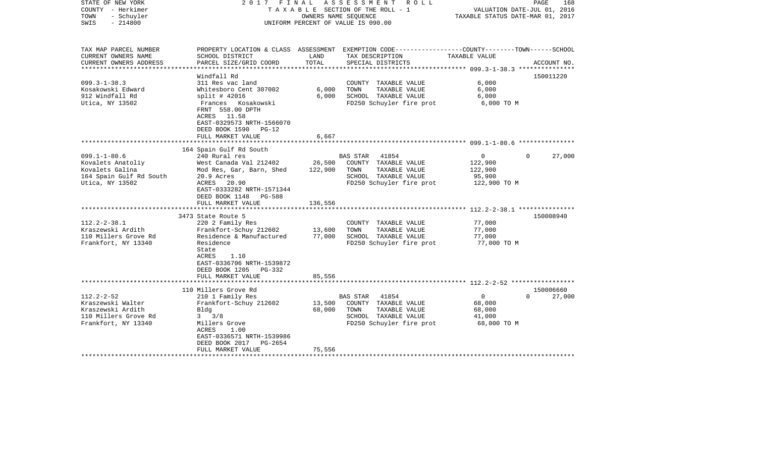STATE OF NEW YORK — 2017 FINAL ASSESSMENT ROLL
COUNTY - Herkimer — TAXABLE SECTION OF THE ROLL - 1 — VALUATION DATE-JUL 01, 2016
TOWN - Schuyler — OWNERS NAME SEQUENCE — TAXABLE STATUS DATE-MAR 01, 2017
SWIS - 214800 — UNIFORM PERCENT OF VALUE IS 090.00

| TAX MAP PARCEL NUMBER / CURRENT OWNERS NAME / CURRENT OWNERS ADDRESS | PROPERTY LOCATION & CLASS / SCHOOL DISTRICT / PARCEL SIZE/GRID COORD | ASSESSMENT LAND | TOTAL | EXEMPTION CODE / TAX DESCRIPTION / SPECIAL DISTRICTS | COUNTY TAXABLE VALUE | TOWN | SCHOOL | ACCOUNT NO. |
|---|---|---|---|---|---|---|---|---|
| **099.3-1-38.3** | Windfall Rd | | | | | | | 150011220 |
| 099.3-1-38.3 | 311 Res vac land | | | COUNTY TAXABLE VALUE | 6,000 | | | |
| Kosakowski Edward | Whitesboro Cent 307002 | 6,000 | | TOWN TAXABLE VALUE | 6,000 | | | |
| 912 Windfall Rd | split # 42016 | | 6,000 | SCHOOL TAXABLE VALUE | 6,000 | | | |
| Utica, NY 13502 | Frances Kosakowski | | | FD250 Schuyler fire prot | 6,000 TO M | | | |
| | FRNT 558.00 DPTH | | | | | | | |
| | ACRES 11.58 | | | | | | | |
| | EAST-0329573 NRTH-1566070 | | | | | | | |
| | DEED BOOK 1590 PG-12 | | | | | | | |
| | FULL MARKET VALUE | | 6,667 | | | | | |
| **099.1-1-80.6** | 164 Spain Gulf Rd South | | | | | | | |
| 099.1-1-80.6 | 240 Rural res | | | BAS STAR 41854 | 0 | 0 | 27,000 | |
| Kovalets Anatoliy | West Canada Val 212402 | 26,500 | | COUNTY TAXABLE VALUE | 122,900 | | | |
| Kovalets Galina | Mod Res, Gar, Barn, Shed | | 122,900 | TOWN TAXABLE VALUE | 122,900 | | | |
| 164 Spain Gulf Rd South | 20.9 Acres | | | SCHOOL TAXABLE VALUE | 95,900 | | | |
| Utica, NY 13502 | ACRES 20.90 | | | FD250 Schuyler fire prot | 122,900 TO M | | | |
| | EAST-0333282 NRTH-1571344 | | | | | | | |
| | DEED BOOK 1148 PG-588 | | | | | | | |
| | FULL MARKET VALUE | | 136,556 | | | | | |
| **112.2-2-38.1** | 3473 State Route 5 | | | | | | | 150008940 |
| 112.2-2-38.1 | 220 2 Family Res | | | COUNTY TAXABLE VALUE | 77,000 | | | |
| Kraszewski Ardith | Frankfort-Schuy 212602 | 13,600 | | TOWN TAXABLE VALUE | 77,000 | | | |
| 110 Millers Grove Rd | Residence & Manufactured | | 77,000 | SCHOOL TAXABLE VALUE | 77,000 | | | |
| Frankfort, NY 13340 | Residence | | | FD250 Schuyler fire prot | 77,000 TO M | | | |
| | State | | | | | | | |
| | ACRES 1.10 | | | | | | | |
| | EAST-0336706 NRTH-1539872 | | | | | | | |
| | DEED BOOK 1205 PG-332 | | | | | | | |
| | FULL MARKET VALUE | | 85,556 | | | | | |
| **112.2-2-52** | 110 Millers Grove Rd | | | | | | | 150006660 |
| 112.2-2-52 | 210 1 Family Res | | | BAS STAR 41854 | 0 | 0 | 27,000 | |
| Kraszewski Walter | Frankfort-Schuy 212602 | 13,500 | | COUNTY TAXABLE VALUE | 68,000 | | | |
| Kraszewski Ardith | Bldg | | 68,000 | TOWN TAXABLE VALUE | 68,000 | | | |
| 110 Millers Grove Rd | 3 3/8 | | | SCHOOL TAXABLE VALUE | 41,000 | | | |
| Frankfort, NY 13340 | Millers Grove | | | FD250 Schuyler fire prot | 68,000 TO M | | | |
| | ACRES 1.00 | | | | | | | |
| | EAST-0336571 NRTH-1539986 | | | | | | | |
| | DEED BOOK 2017 PG-2654 | | | | | | | |
| | FULL MARKET VALUE | | 75,556 | | | | | |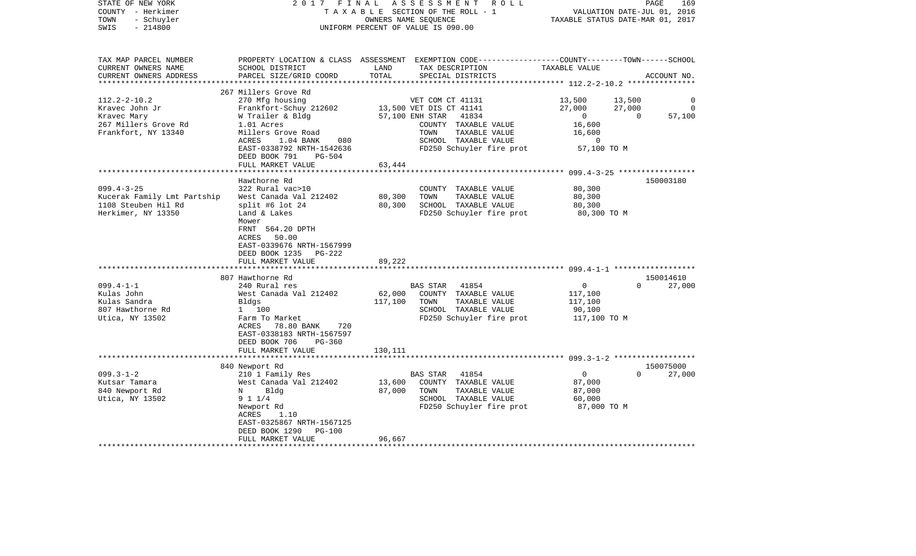STATE OF NEW YORK &nbsp;&nbsp;&nbsp;&nbsp; 2017 FINAL ASSESSMENT ROLL
COUNTY - Herkimer &nbsp;&nbsp;&nbsp;&nbsp; TAXABLE SECTION OF THE ROLL - 1 &nbsp;&nbsp;&nbsp;&nbsp; VALUATION DATE-JUL 01, 2016
TOWN - Schuyler &nbsp;&nbsp;&nbsp;&nbsp; OWNERS NAME SEQUENCE &nbsp;&nbsp;&nbsp;&nbsp; TAXABLE STATUS DATE-MAR 01, 2017
SWIS - 214800 &nbsp;&nbsp;&nbsp;&nbsp; UNIFORM PERCENT OF VALUE IS 090.00

| TAX MAP PARCEL NUMBER / CURRENT OWNERS NAME / CURRENT OWNERS ADDRESS | PROPERTY LOCATION & CLASS / SCHOOL DISTRICT / PARCEL SIZE/GRID COORD | ASSESSMENT LAND / TOTAL | EXEMPTION CODE / TAX DESCRIPTION / SPECIAL DISTRICTS | COUNTY TAXABLE VALUE | TOWN | SCHOOL / ACCOUNT NO. |
|---|---|---|---|---|---|---|
| 112.2-2-10.2 | 267 Millers Grove Rd | | | | | |
| | 270 Mfg housing | | VET COM CT 41131 | 13,500 | 13,500 | 0 |
| Kravec John Jr | Frankfort-Schuy 212602 | 13,500 | VET DIS CT 41141 | 27,000 | 27,000 | 0 |
| Kravec Mary | W Trailer & Bldg | 57,100 | ENH STAR 41834 | 0 | 0 | 57,100 |
| 267 Millers Grove Rd | 1.01 Acres | | COUNTY TAXABLE VALUE | 16,600 | | |
| Frankfort, NY 13340 | Millers Grove Road | | TOWN TAXABLE VALUE | 16,600 | | |
| | ACRES 1.04 BANK 080 | | SCHOOL TAXABLE VALUE | 0 | | |
| | EAST-0338792 NRTH-1542636 | | FD250 Schuyler fire prot | 57,100 TO M | | |
| | DEED BOOK 791 PG-504 | | | | | |
| | FULL MARKET VALUE | 63,444 | | | | |
| 099.4-3-25 | Hawthorne Rd | | | | | 150003180 |
| Kucerak Family Lmt Partship | 322 Rural vac>10 | | COUNTY TAXABLE VALUE | 80,300 | | |
| 1108 Steuben Hil Rd | West Canada Val 212402 | 80,300 | TOWN TAXABLE VALUE | 80,300 | | |
| Herkimer, NY 13350 | split #6 lot 24 | 80,300 | SCHOOL TAXABLE VALUE | 80,300 | | |
| | Land & Lakes | | FD250 Schuyler fire prot | 80,300 TO M | | |
| | Mower | | | | | |
| | FRNT 564.20 DPTH | | | | | |
| | ACRES 50.00 | | | | | |
| | EAST-0339676 NRTH-1567999 | | | | | |
| | DEED BOOK 1235 PG-222 | | | | | |
| | FULL MARKET VALUE | 89,222 | | | | |
| 099.4-1-1 | 807 Hawthorne Rd | | | | | 150014610 |
| Kulas John | 240 Rural res | | BAS STAR 41854 | 0 | 0 | 27,000 |
| Kulas Sandra | West Canada Val 212402 | 62,000 | COUNTY TAXABLE VALUE | 117,100 | | |
| 807 Hawthorne Rd | Bldgs | 117,100 | TOWN TAXABLE VALUE | 117,100 | | |
| Utica, NY 13502 | 1 100 | | SCHOOL TAXABLE VALUE | 90,100 | | |
| | Farm To Market | | FD250 Schuyler fire prot | 117,100 TO M | | |
| | ACRES 78.80 BANK 720 | | | | | |
| | EAST-0338183 NRTH-1567597 | | | | | |
| | DEED BOOK 706 PG-360 | | | | | |
| | FULL MARKET VALUE | 130,111 | | | | |
| 099.3-1-2 | 840 Newport Rd | | | | | 150075000 |
| Kutsar Tamara | 210 1 Family Res | | BAS STAR 41854 | 0 | 0 | 27,000 |
| 840 Newport Rd | West Canada Val 212402 | 13,600 | COUNTY TAXABLE VALUE | 87,000 | | |
| Utica, NY 13502 | N Bldg | 87,000 | TOWN TAXABLE VALUE | 87,000 | | |
| | 9 1 1/4 | | SCHOOL TAXABLE VALUE | 60,000 | | |
| | Newport Rd | | FD250 Schuyler fire prot | 87,000 TO M | | |
| | ACRES 1.10 | | | | | |
| | EAST-0325867 NRTH-1567125 | | | | | |
| | DEED BOOK 1290 PG-100 | | | | | |
| | FULL MARKET VALUE | 96,667 | | | | |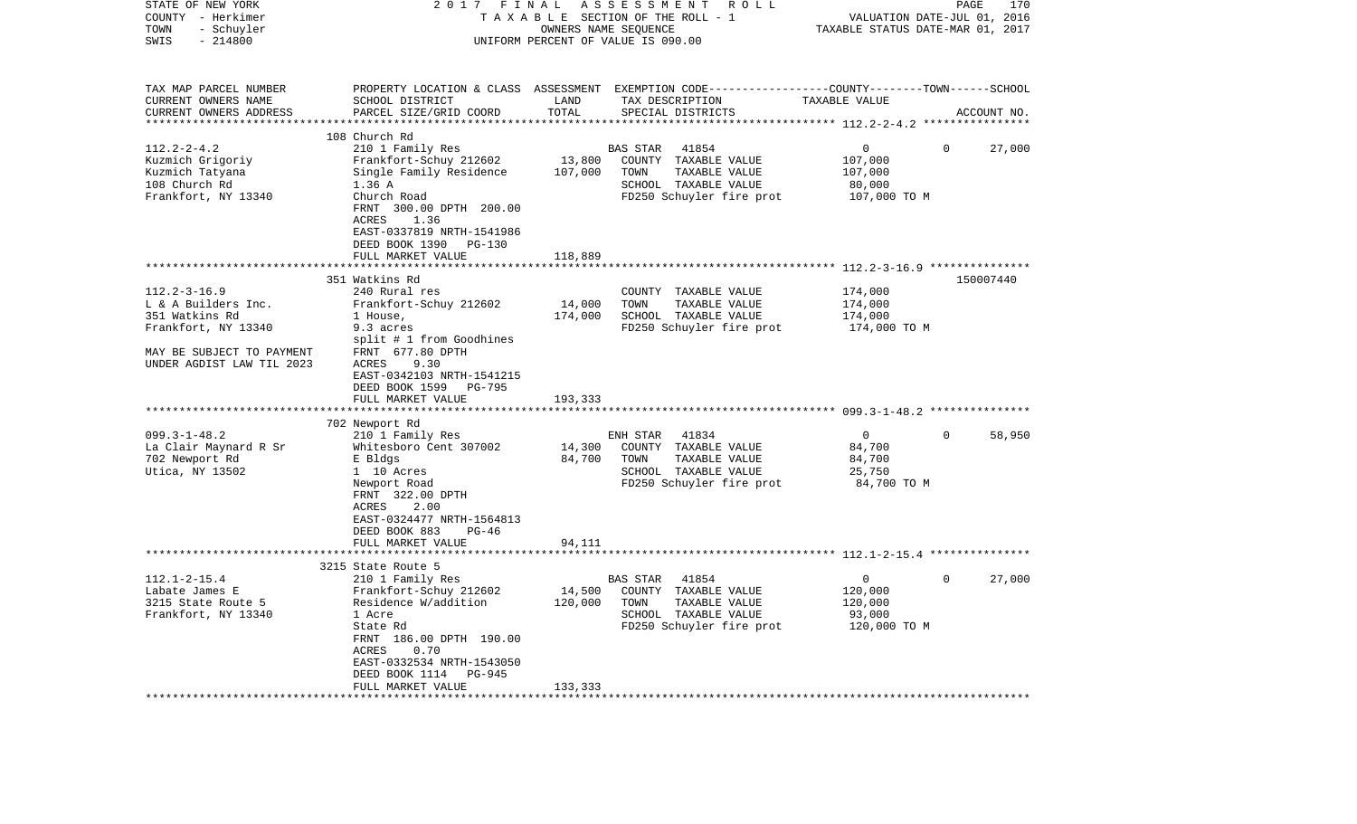STATE OF NEW YORK | 2017 FINAL ASSESSMENT ROLL | PAGE 170
COUNTY - Herkimer | TAXABLE SECTION OF THE ROLL - 1 | VALUATION DATE-JUL 01, 2016
TOWN - Schuyler | OWNERS NAME SEQUENCE | TAXABLE STATUS DATE-MAR 01, 2017
SWIS - 214800 | UNIFORM PERCENT OF VALUE IS 090.00

| TAX MAP PARCEL NUMBER<br>CURRENT OWNERS NAME<br>CURRENT OWNERS ADDRESS | PROPERTY LOCATION & CLASS<br>SCHOOL DISTRICT<br>PARCEL SIZE/GRID COORD | ASSESSMENT<br>LAND<br>TOTAL | EXEMPTION CODE-----COUNTY-----TOWN------SCHOOL<br>TAX DESCRIPTION<br>SPECIAL DISTRICTS | TAXABLE VALUE | ACCOUNT NO. |
|---|---|---|---|---|---|
| 112.2-2-4.2 | 108 Church Rd | | | | |
| Kuzmich Grigoriy | 210 1 Family Res | | BAS STAR 41854 | 0 0 | 27,000 |
| Kuzmich Tatyana | Frankfort-Schuy 212602 | 13,800 | COUNTY TAXABLE VALUE | 107,000 | |
| 108 Church Rd | Single Family Residence | 107,000 | TOWN TAXABLE VALUE | 107,000 | |
| Frankfort, NY 13340 | 1.36 A | | SCHOOL TAXABLE VALUE | 80,000 | |
| | Church Road | | FD250 Schuyler fire prot | 107,000 TO M | |
| | FRNT 300.00 DPTH 200.00 | | | | |
| | ACRES 1.36 | | | | |
| | EAST-0337819 NRTH-1541986 | | | | |
| | DEED BOOK 1390 PG-130 | | | | |
| | FULL MARKET VALUE | 118,889 | | | |
| 112.2-3-16.9 | 351 Watkins Rd | | | | 150007440 |
| L & A Builders Inc. | 240 Rural res | | COUNTY TAXABLE VALUE | 174,000 | |
| 351 Watkins Rd | Frankfort-Schuy 212602 | 14,000 | TOWN TAXABLE VALUE | 174,000 | |
| Frankfort, NY 13340 | 1 House, | 174,000 | SCHOOL TAXABLE VALUE | 174,000 | |
| | 9.3 acres | | FD250 Schuyler fire prot | 174,000 TO M | |
| MAY BE SUBJECT TO PAYMENT | split # 1 from Goodhines | | | | |
| UNDER AGDIST LAW TIL 2023 | FRNT 677.80 DPTH | | | | |
| | ACRES 9.30 | | | | |
| | EAST-0342103 NRTH-1541215 | | | | |
| | DEED BOOK 1599 PG-795 | | | | |
| | FULL MARKET VALUE | 193,333 | | | |
| 099.3-1-48.2 | 702 Newport Rd | | | | |
| La Clair Maynard R Sr | 210 1 Family Res | | ENH STAR 41834 | 0 0 | 58,950 |
| 702 Newport Rd | Whitesboro Cent 307002 | 14,300 | COUNTY TAXABLE VALUE | 84,700 | |
| Utica, NY 13502 | E Bldgs | 84,700 | TOWN TAXABLE VALUE | 84,700 | |
| | 1 10 Acres | | SCHOOL TAXABLE VALUE | 25,750 | |
| | Newport Road | | FD250 Schuyler fire prot | 84,700 TO M | |
| | FRNT 322.00 DPTH | | | | |
| | ACRES 2.00 | | | | |
| | EAST-0324477 NRTH-1564813 | | | | |
| | DEED BOOK 883 PG-46 | | | | |
| | FULL MARKET VALUE | 94,111 | | | |
| 112.1-2-15.4 | 3215 State Route 5 | | | | |
| Labate James E | 210 1 Family Res | | BAS STAR 41854 | 0 0 | 27,000 |
| 3215 State Route 5 | Frankfort-Schuy 212602 | 14,500 | COUNTY TAXABLE VALUE | 120,000 | |
| Frankfort, NY 13340 | Residence W/addition | 120,000 | TOWN TAXABLE VALUE | 120,000 | |
| | 1 Acre | | SCHOOL TAXABLE VALUE | 93,000 | |
| | State Rd | | FD250 Schuyler fire prot | 120,000 TO M | |
| | FRNT 186.00 DPTH 190.00 | | | | |
| | ACRES 0.70 | | | | |
| | EAST-0332534 NRTH-1543050 | | | | |
| | DEED BOOK 1114 PG-945 | | | | |
| | FULL MARKET VALUE | 133,333 | | | |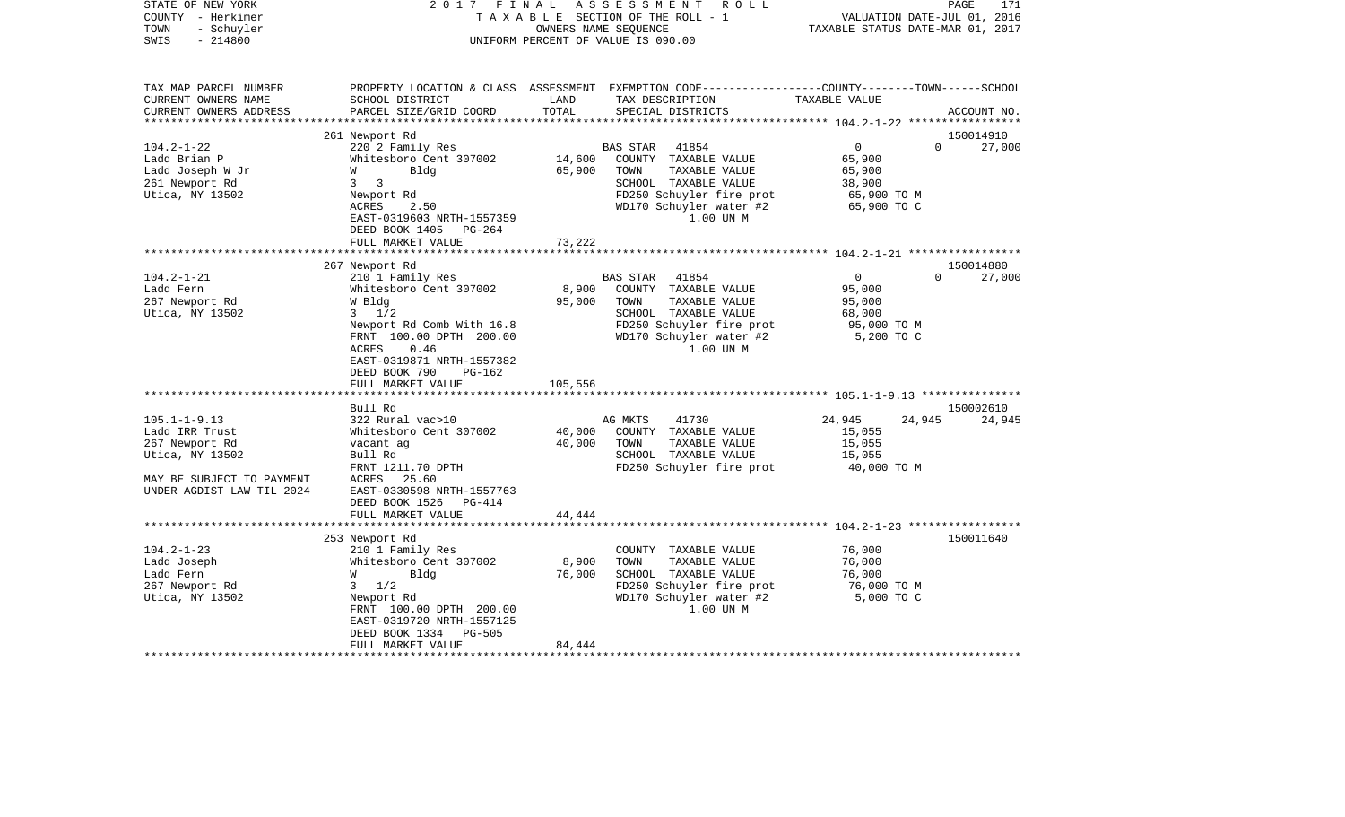STATE OF NEW YORK 2 0 1 7 F I N A L A S S E S S M E N T R O L L
COUNTY - Herkimer T A X A B L E SECTION OF THE ROLL - 1 VALUATION DATE-JUL 01, 2016
TOWN - Schuyler OWNERS NAME SEQUENCE TAXABLE STATUS DATE-MAR 01, 2017
SWIS - 214800 UNIFORM PERCENT OF VALUE IS 090.00

| TAX MAP PARCEL NUMBER<br>CURRENT OWNERS NAME<br>CURRENT OWNERS ADDRESS | PROPERTY LOCATION & CLASS<br>SCHOOL DISTRICT<br>PARCEL SIZE/GRID COORD | ASSESSMENT<br>LAND<br>TOTAL | EXEMPTION CODE<br>TAX DESCRIPTION<br>SPECIAL DISTRICTS | COUNTY<br>TAXABLE VALUE | TOWN | SCHOOL<br>ACCOUNT NO. |
|---|---|---|---|---|---|---|
| | 261 Newport Rd | | | | | 150014910 |
| 104.2-1-22 | 220 2 Family Res | | BAS STAR 41854 | 0 | 0 | 27,000 |
| Ladd Brian P | Whitesboro Cent 307002 | 14,600 | COUNTY TAXABLE VALUE | 65,900 | | |
| Ladd Joseph W Jr | W Bldg | 65,900 | TOWN TAXABLE VALUE | 65,900 | | |
| 261 Newport Rd | 3 3 | | SCHOOL TAXABLE VALUE | 38,900 | | |
| Utica, NY 13502 | Newport Rd | | FD250 Schuyler fire prot | 65,900 TO M | | |
| | ACRES 2.50 | | WD170 Schuyler water #2 | 65,900 TO C | | |
| | EAST-0319603 NRTH-1557359 | | 1.00 UN M | | | |
| | DEED BOOK 1405 PG-264 | | | | | |
| | FULL MARKET VALUE | 73,222 | | | | |
| | 267 Newport Rd | | | | | 150014880 |
| 104.2-1-21 | 210 1 Family Res | | BAS STAR 41854 | 0 | 0 | 27,000 |
| Ladd Fern | Whitesboro Cent 307002 | 8,900 | COUNTY TAXABLE VALUE | 95,000 | | |
| 267 Newport Rd | W Bldg | 95,000 | TOWN TAXABLE VALUE | 95,000 | | |
| Utica, NY 13502 | 3 1/2 | | SCHOOL TAXABLE VALUE | 68,000 | | |
| | Newport Rd Comb With 16.8 | | FD250 Schuyler fire prot | 95,000 TO M | | |
| | FRNT 100.00 DPTH 200.00 | | WD170 Schuyler water #2 | 5,200 TO C | | |
| | ACRES 0.46 | | 1.00 UN M | | | |
| | EAST-0319871 NRTH-1557382 | | | | | |
| | DEED BOOK 790 PG-162 | | | | | |
| | FULL MARKET VALUE | 105,556 | | | | |
| | Bull Rd | | | | | 150002610 |
| 105.1-1-9.13 | 322 Rural vac>10 | | AG MKTS 41730 | 24,945 | 24,945 | 24,945 |
| Ladd IRR Trust | Whitesboro Cent 307002 | 40,000 | COUNTY TAXABLE VALUE | 15,055 | | |
| 267 Newport Rd | vacant ag | 40,000 | TOWN TAXABLE VALUE | 15,055 | | |
| Utica, NY 13502 | Bull Rd | | SCHOOL TAXABLE VALUE | 15,055 | | |
| | FRNT 1211.70 DPTH | | FD250 Schuyler fire prot | 40,000 TO M | | |
| MAY BE SUBJECT TO PAYMENT | ACRES 25.60 | | | | | |
| UNDER AGDIST LAW TIL 2024 | EAST-0330598 NRTH-1557763 | | | | | |
| | DEED BOOK 1526 PG-414 | | | | | |
| | FULL MARKET VALUE | 44,444 | | | | |
| | 253 Newport Rd | | | | | 150011640 |
| 104.2-1-23 | 210 1 Family Res | | COUNTY TAXABLE VALUE | 76,000 | | |
| Ladd Joseph | Whitesboro Cent 307002 | 8,900 | TOWN TAXABLE VALUE | 76,000 | | |
| Ladd Fern | W Bldg | 76,000 | SCHOOL TAXABLE VALUE | 76,000 | | |
| 267 Newport Rd | 3 1/2 | | FD250 Schuyler fire prot | 76,000 TO M | | |
| Utica, NY 13502 | Newport Rd | | WD170 Schuyler water #2 | 5,000 TO C | | |
| | FRNT 100.00 DPTH 200.00 | | 1.00 UN M | | | |
| | EAST-0319720 NRTH-1557125 | | | | | |
| | DEED BOOK 1334 PG-505 | | | | | |
| | FULL MARKET VALUE | 84,444 | | | | |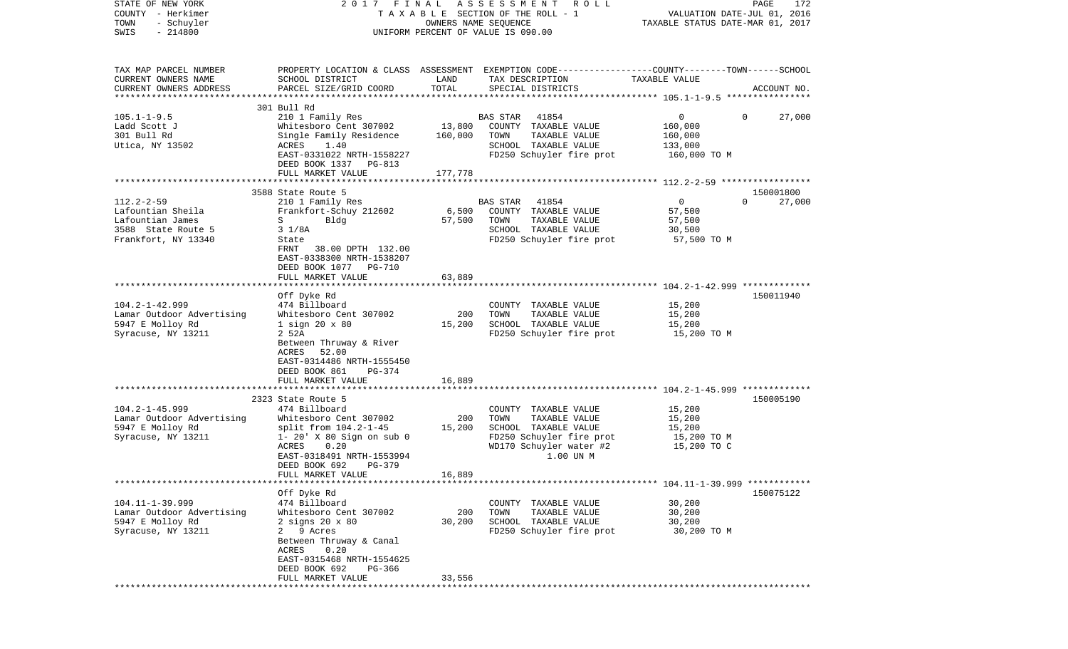STATE OF NEW YORK 2017 FINAL ASSESSMENT ROLL
COUNTY - Herkimer TAXABLE SECTION OF THE ROLL - 1 VALUATION DATE-JUL 01, 2016
TOWN - Schuyler OWNERS NAME SEQUENCE TAXABLE STATUS DATE-MAR 01, 2017
SWIS - 214800 UNIFORM PERCENT OF VALUE IS 090.00

| TAX MAP PARCEL NUMBER / CURRENT OWNERS NAME / CURRENT OWNERS ADDRESS | PROPERTY LOCATION & CLASS / SCHOOL DISTRICT / PARCEL SIZE/GRID COORD | ASSESSMENT LAND | TOTAL | EXEMPTION CODE / TAX DESCRIPTION / SPECIAL DISTRICTS | COUNTY / TOWN TAXABLE VALUE | SCHOOL | ACCOUNT NO. |
|---|---|---|---|---|---|---|---|
| | 301 Bull Rd | | | | | | |
| 105.1-1-9.5 | 210 1 Family Res | | | BAS STAR 41854 | 0 | 0 27,000 | |
| Ladd Scott J | Whitesboro Cent 307002 | 13,800 | | COUNTY TAXABLE VALUE | 160,000 | | |
| 301 Bull Rd | Single Family Residence | | 160,000 | TOWN TAXABLE VALUE | 160,000 | | |
| Utica, NY 13502 | ACRES 1.40 | | | SCHOOL TAXABLE VALUE | 133,000 | | |
| | EAST-0331022 NRTH-1558227 | | | FD250 Schuyler fire prot | 160,000 TO M | | |
| | DEED BOOK 1337 PG-813 | | | | | | |
| | FULL MARKET VALUE | | 177,778 | | | | |
| | 3588 State Route 5 | | | | | | 150001800 |
| 112.2-2-59 | 210 1 Family Res | | | BAS STAR 41854 | 0 | 0 27,000 | |
| Lafountian Sheila | Frankfort-Schuy 212602 | 6,500 | | COUNTY TAXABLE VALUE | 57,500 | | |
| Lafountian James | S Bldg | | 57,500 | TOWN TAXABLE VALUE | 57,500 | | |
| 3588 State Route 5 | 3 1/8A | | | SCHOOL TAXABLE VALUE | 30,500 | | |
| Frankfort, NY 13340 | State | | | FD250 Schuyler fire prot | 57,500 TO M | | |
| | FRNT 38.00 DPTH 132.00 | | | | | | |
| | EAST-0338300 NRTH-1538207 | | | | | | |
| | DEED BOOK 1077 PG-710 | | | | | | |
| | FULL MARKET VALUE | | 63,889 | | | | |
| | Off Dyke Rd | | | | | | 150011940 |
| 104.2-1-42.999 | 474 Billboard | | | COUNTY TAXABLE VALUE | 15,200 | | |
| Lamar Outdoor Advertising | Whitesboro Cent 307002 | 200 | | TOWN TAXABLE VALUE | 15,200 | | |
| 5947 E Molloy Rd | 1 sign 20 x 80 | | 15,200 | SCHOOL TAXABLE VALUE | 15,200 | | |
| Syracuse, NY 13211 | 2 52A | | | FD250 Schuyler fire prot | 15,200 TO M | | |
| | Between Thruway & River | | | | | | |
| | ACRES 52.00 | | | | | | |
| | EAST-0314486 NRTH-1555450 | | | | | | |
| | DEED BOOK 861 PG-374 | | | | | | |
| | FULL MARKET VALUE | | 16,889 | | | | |
| | 2323 State Route 5 | | | | | | 150005190 |
| 104.2-1-45.999 | 474 Billboard | | | COUNTY TAXABLE VALUE | 15,200 | | |
| Lamar Outdoor Advertising | Whitesboro Cent 307002 | 200 | | TOWN TAXABLE VALUE | 15,200 | | |
| 5947 E Molloy Rd | split from 104.2-1-45 | | 15,200 | SCHOOL TAXABLE VALUE | 15,200 | | |
| Syracuse, NY 13211 | 1- 20' X 80 Sign on sub 0 | | | FD250 Schuyler fire prot | 15,200 TO M | | |
| | ACRES 0.20 | | | WD170 Schuyler water #2 | 15,200 TO C | | |
| | EAST-0318491 NRTH-1553994 | | | 1.00 UN M | | | |
| | DEED BOOK 692 PG-379 | | | | | | |
| | FULL MARKET VALUE | | 16,889 | | | | |
| | Off Dyke Rd | | | | | | 150075122 |
| 104.11-1-39.999 | 474 Billboard | | | COUNTY TAXABLE VALUE | 30,200 | | |
| Lamar Outdoor Advertising | Whitesboro Cent 307002 | 200 | | TOWN TAXABLE VALUE | 30,200 | | |
| 5947 E Molloy Rd | 2 signs 20 x 80 | | 30,200 | SCHOOL TAXABLE VALUE | 30,200 | | |
| Syracuse, NY 13211 | 2 9 Acres | | | FD250 Schuyler fire prot | 30,200 TO M | | |
| | Between Thruway & Canal | | | | | | |
| | ACRES 0.20 | | | | | | |
| | EAST-0315468 NRTH-1554625 | | | | | | |
| | DEED BOOK 692 PG-366 | | | | | | |
| | FULL MARKET VALUE | | 33,556 | | | | |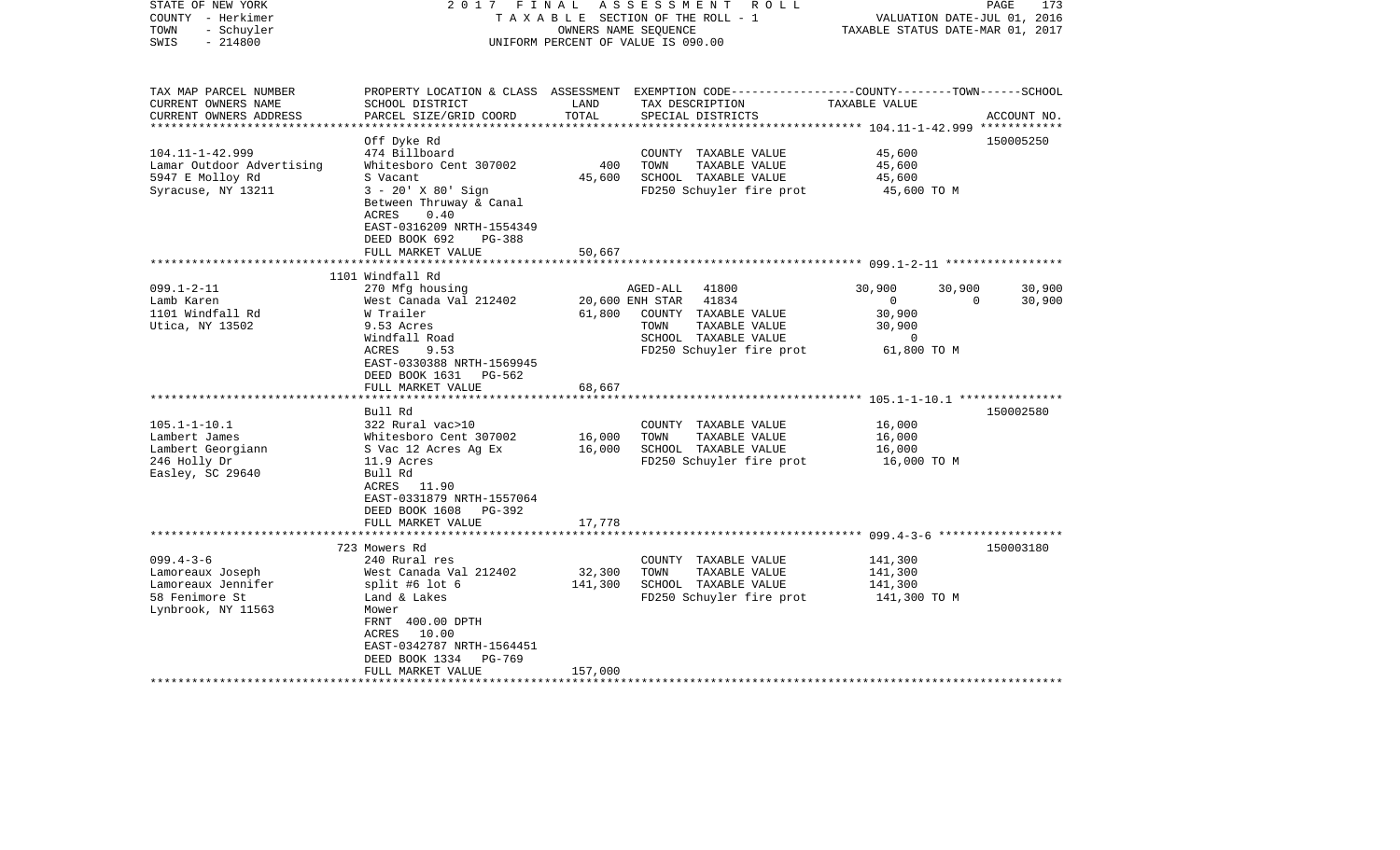STATE OF NEW YORK
COUNTY - Herkimer
TOWN - Schuyler
SWIS - 214800

2017 FINAL ASSESSMENT ROLL
TAXABLE SECTION OF THE ROLL - 1
OWNERS NAME SEQUENCE
UNIFORM PERCENT OF VALUE IS 090.00

VALUATION DATE-JUL 01, 2016
TAXABLE STATUS DATE-MAR 01, 2017

| TAX MAP PARCEL NUMBER / CURRENT OWNERS NAME / CURRENT OWNERS ADDRESS | PROPERTY LOCATION & CLASS / SCHOOL DISTRICT / PARCEL SIZE/GRID COORD | ASSESSMENT LAND / TOTAL | EXEMPTION CODE / TAX DESCRIPTION / SPECIAL DISTRICTS | COUNTY | TOWN | SCHOOL | ACCOUNT NO. |
|---|---|---|---|---|---|---|---|
| **104.11-1-42.999** | Off Dyke Rd | | | | | | 150005250 |
| Lamar Outdoor Advertising | 474 Billboard | | COUNTY TAXABLE VALUE | 45,600 | | | |
| 5947 E Molloy Rd | Whitesboro Cent 307002 | 400 | TOWN TAXABLE VALUE | | 45,600 | | |
| Syracuse, NY 13211 | S Vacant | 45,600 | SCHOOL TAXABLE VALUE | | | 45,600 | |
| | 3 - 20' X 80' Sign | | FD250 Schuyler fire prot | 45,600 TO M | | | |
| | Between Thruway & Canal | | | | | | |
| | ACRES 0.40 | | | | | | |
| | EAST-0316209 NRTH-1554349 | | | | | | |
| | DEED BOOK 692 PG-388 | | | | | | |
| | FULL MARKET VALUE | 50,667 | | | | | |
| **099.1-2-11** | 1101 Windfall Rd | | | | | | |
| Lamb Karen | 270 Mfg housing | | AGED-ALL 41800 | 30,900 | 30,900 | 30,900 | |
| 1101 Windfall Rd | West Canada Val 212402 | 20,600 | ENH STAR 41834 | 0 | 0 | 30,900 | |
| Utica, NY 13502 | W Trailer | 61,800 | COUNTY TAXABLE VALUE | 30,900 | | | |
| | 9.53 Acres | | TOWN TAXABLE VALUE | | 30,900 | | |
| | Windfall Road | | SCHOOL TAXABLE VALUE | | | 0 | |
| | ACRES 9.53 | | FD250 Schuyler fire prot | 61,800 TO M | | | |
| | EAST-0330388 NRTH-1569945 | | | | | | |
| | DEED BOOK 1631 PG-562 | | | | | | |
| | FULL MARKET VALUE | 68,667 | | | | | |
| **105.1-1-10.1** | Bull Rd | | | | | | 150002580 |
| Lambert James | 322 Rural vac>10 | | COUNTY TAXABLE VALUE | 16,000 | | | |
| Lambert Georgiann | Whitesboro Cent 307002 | 16,000 | TOWN TAXABLE VALUE | | 16,000 | | |
| 246 Holly Dr | S Vac 12 Acres Ag Ex | 16,000 | SCHOOL TAXABLE VALUE | | | 16,000 | |
| Easley, SC 29640 | 11.9 Acres | | FD250 Schuyler fire prot | 16,000 TO M | | | |
| | Bull Rd | | | | | | |
| | ACRES 11.90 | | | | | | |
| | EAST-0331879 NRTH-1557064 | | | | | | |
| | DEED BOOK 1608 PG-392 | | | | | | |
| | FULL MARKET VALUE | 17,778 | | | | | |
| **099.4-3-6** | 723 Mowers Rd | | | | | | 150003180 |
| Lamoreaux Joseph | 240 Rural res | | COUNTY TAXABLE VALUE | 141,300 | | | |
| Lamoreaux Jennifer | West Canada Val 212402 | 32,300 | TOWN TAXABLE VALUE | | 141,300 | | |
| 58 Fenimore St | split #6 lot 6 | 141,300 | SCHOOL TAXABLE VALUE | | | 141,300 | |
| Lynbrook, NY 11563 | Land & Lakes | | FD250 Schuyler fire prot | 141,300 TO M | | | |
| | Mower | | | | | | |
| | FRNT 400.00 DPTH | | | | | | |
| | ACRES 10.00 | | | | | | |
| | EAST-0342787 NRTH-1564451 | | | | | | |
| | DEED BOOK 1334 PG-769 | | | | | | |
| | FULL MARKET VALUE | 157,000 | | | | | |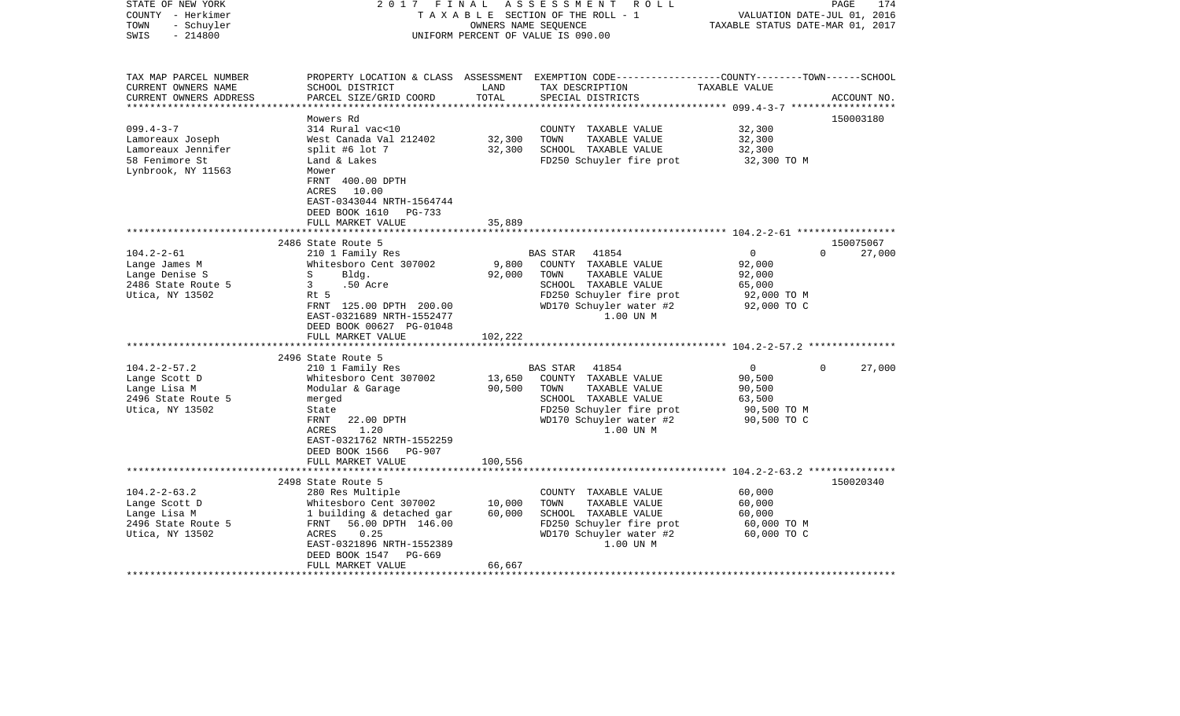STATE OF NEW YORK | COUNTY - Herkimer | TOWN - Schuyler | SWIS - 214800

**2017 FINAL ASSESSMENT ROLL**
TAXABLE SECTION OF THE ROLL - 1
OWNERS NAME SEQUENCE
UNIFORM PERCENT OF VALUE IS 090.00

VALUATION DATE-JUL 01, 2016
TAXABLE STATUS DATE-MAR 01, 2017

| TAX MAP PARCEL NUMBER / CURRENT OWNERS NAME / CURRENT OWNERS ADDRESS | PROPERTY LOCATION & CLASS / SCHOOL DISTRICT / PARCEL SIZE/GRID COORD | ASSESSMENT LAND | ASSESSMENT TOTAL | EXEMPTION CODE / TAX DESCRIPTION / SPECIAL DISTRICTS | COUNTY / TOWN / SCHOOL TAXABLE VALUE | ACCOUNT NO. |
|---|---|---|---|---|---|---|
| 099.4-3-7 | Mowers Rd | | | | | 150003180 |
| Lamoreaux Joseph | 314 Rural vac<10 | | | COUNTY TAXABLE VALUE | 32,300 | |
| Lamoreaux Jennifer | West Canada Val 212402 | 32,300 | | TOWN TAXABLE VALUE | 32,300 | |
| 58 Fenimore St | split #6 lot 7 | | 32,300 | SCHOOL TAXABLE VALUE | 32,300 | |
| Lynbrook, NY 11563 | Land & Lakes | | | FD250 Schuyler fire prot | 32,300 TO M | |
| | Mower | | | | | |
| | FRNT 400.00 DPTH | | | | | |
| | ACRES 10.00 | | | | | |
| | EAST-0343044 NRTH-1564744 | | | | | |
| | DEED BOOK 1610 PG-733 | | | | | |
| | FULL MARKET VALUE | | 35,889 | | | |
| 104.2-2-61 | 2486 State Route 5 | | | | | 150075067 |
| Lange James M | 210 1 Family Res | | | BAS STAR 41854 | 0 / 0 / 27,000 | |
| Lange Denise S | Whitesboro Cent 307002 | 9,800 | | COUNTY TAXABLE VALUE | 92,000 | |
| 2486 State Route 5 | S Bldg. | | 92,000 | TOWN TAXABLE VALUE | 92,000 | |
| Utica, NY 13502 | 3 .50 Acre | | | SCHOOL TAXABLE VALUE | 65,000 | |
| | Rt 5 | | | FD250 Schuyler fire prot | 92,000 TO M | |
| | FRNT 125.00 DPTH 200.00 | | | WD170 Schuyler water #2 | 92,000 TO C | |
| | EAST-0321689 NRTH-1552477 | | | 1.00 UN M | | |
| | DEED BOOK 00627 PG-01048 | | | | | |
| | FULL MARKET VALUE | | 102,222 | | | |
| 104.2-2-57.2 | 2496 State Route 5 | | | | | |
| Lange Scott D | 210 1 Family Res | | | BAS STAR 41854 | 0 / 0 / 27,000 | |
| Lange Lisa M | Whitesboro Cent 307002 | 13,650 | | COUNTY TAXABLE VALUE | 90,500 | |
| 2496 State Route 5 | Modular & Garage | | 90,500 | TOWN TAXABLE VALUE | 90,500 | |
| Utica, NY 13502 | merged | | | SCHOOL TAXABLE VALUE | 63,500 | |
| | State | | | FD250 Schuyler fire prot | 90,500 TO M | |
| | FRNT 22.00 DPTH | | | WD170 Schuyler water #2 | 90,500 TO C | |
| | ACRES 1.20 | | | 1.00 UN M | | |
| | EAST-0321762 NRTH-1552259 | | | | | |
| | DEED BOOK 1566 PG-907 | | | | | |
| | FULL MARKET VALUE | | 100,556 | | | |
| 104.2-2-63.2 | 2498 State Route 5 | | | | | 150020340 |
| Lange Scott D | 280 Res Multiple | | | COUNTY TAXABLE VALUE | 60,000 | |
| Lange Lisa M | Whitesboro Cent 307002 | 10,000 | | TOWN TAXABLE VALUE | 60,000 | |
| 2496 State Route 5 | 1 building & detached gar | | 60,000 | SCHOOL TAXABLE VALUE | 60,000 | |
| Utica, NY 13502 | FRNT 56.00 DPTH 146.00 | | | FD250 Schuyler fire prot | 60,000 TO M | |
| | ACRES 0.25 | | | WD170 Schuyler water #2 | 60,000 TO C | |
| | EAST-0321896 NRTH-1552389 | | | 1.00 UN M | | |
| | DEED BOOK 1547 PG-669 | | | | | |
| | FULL MARKET VALUE | | 66,667 | | | |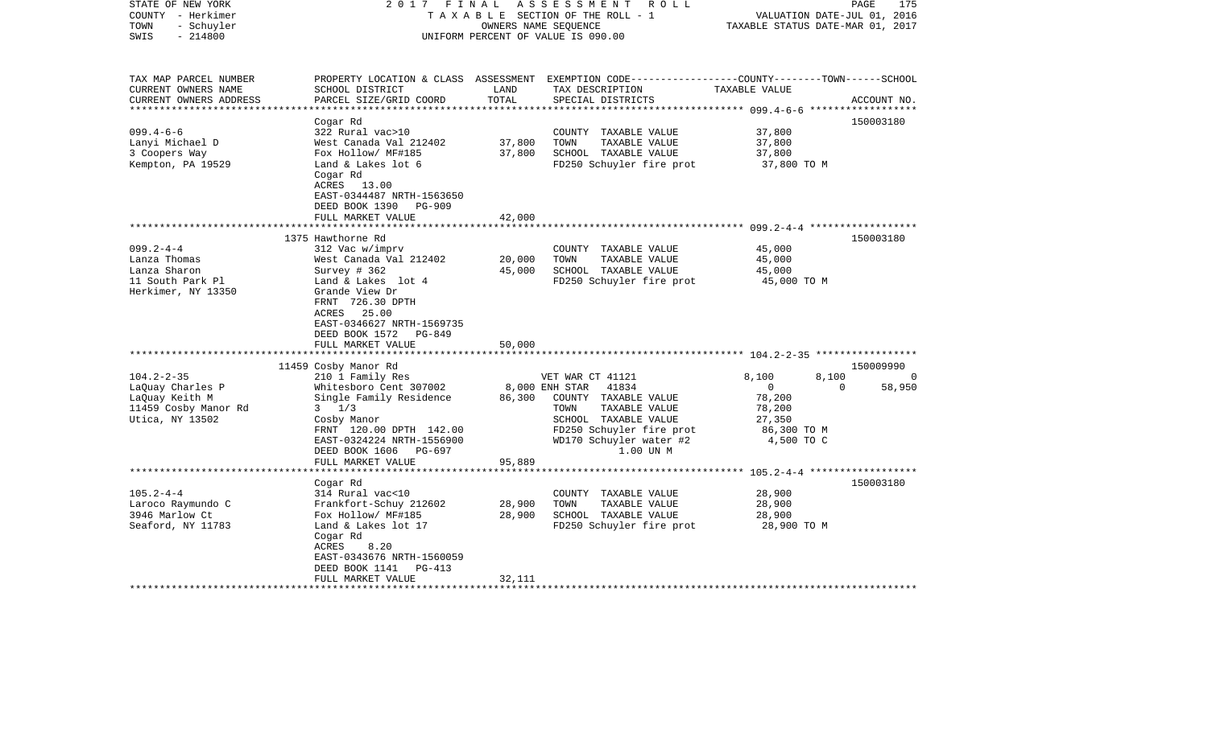STATE OF NEW YORK · COUNTY - Herkimer · TOWN - Schuyler · SWIS - 214800

**2017 FINAL ASSESSMENT ROLL**
TAXABLE SECTION OF THE ROLL - 1
OWNERS NAME SEQUENCE
UNIFORM PERCENT OF VALUE IS 090.00

VALUATION DATE-JUL 01, 2016
TAXABLE STATUS DATE-MAR 01, 2017

| TAX MAP PARCEL NUMBER / CURRENT OWNERS NAME / CURRENT OWNERS ADDRESS | PROPERTY LOCATION & CLASS / SCHOOL DISTRICT / PARCEL SIZE/GRID COORD | ASSESSMENT LAND / TOTAL | EXEMPTION CODE / TAX DESCRIPTION / SPECIAL DISTRICTS | COUNTY | TOWN | SCHOOL | ACCOUNT NO. |
|---|---|---|---|---|---|---|---|
| | Cogar Rd | | | | | | 150003180 |
| 099.4-6-6 | 322 Rural vac>10 | | COUNTY TAXABLE VALUE | 37,800 | | | |
| Lanyi Michael D | West Canada Val 212402 | 37,800 | TOWN TAXABLE VALUE | 37,800 | | | |
| 3 Coopers Way | Fox Hollow/ MF#185 | 37,800 | SCHOOL TAXABLE VALUE | 37,800 | | | |
| Kempton, PA 19529 | Land & Lakes lot 6 | | FD250 Schuyler fire prot | 37,800 TO M | | | |
| | Cogar Rd | | | | | | |
| | ACRES 13.00 | | | | | | |
| | EAST-0344487 NRTH-1563650 | | | | | | |
| | DEED BOOK 1390 PG-909 | | | | | | |
| | FULL MARKET VALUE | 42,000 | | | | | |
| | 1375 Hawthorne Rd | | | | | | 150003180 |
| 099.2-4-4 | 312 Vac w/imprv | | COUNTY TAXABLE VALUE | 45,000 | | | |
| Lanza Thomas | West Canada Val 212402 | 20,000 | TOWN TAXABLE VALUE | 45,000 | | | |
| Lanza Sharon | Survey # 362 | 45,000 | SCHOOL TAXABLE VALUE | 45,000 | | | |
| 11 South Park Pl | Land & Lakes lot 4 | | FD250 Schuyler fire prot | 45,000 TO M | | | |
| Herkimer, NY 13350 | Grande View Dr | | | | | | |
| | FRNT 726.30 DPTH | | | | | | |
| | ACRES 25.00 | | | | | | |
| | EAST-0346627 NRTH-1569735 | | | | | | |
| | DEED BOOK 1572 PG-849 | | | | | | |
| | FULL MARKET VALUE | 50,000 | | | | | |
| | 11459 Cosby Manor Rd | | | | | | 150009990 |
| 104.2-2-35 | 210 1 Family Res | | VET WAR CT 41121 | 8,100 | 8,100 | 0 | |
| LaQuay Charles P | Whitesboro Cent 307002 | 8,000 | ENH STAR 41834 | 0 | 0 | 58,950 | |
| LaQuay Keith M | Single Family Residence | 86,300 | COUNTY TAXABLE VALUE | 78,200 | | | |
| 11459 Cosby Manor Rd | 3 1/3 | | TOWN TAXABLE VALUE | 78,200 | | | |
| Utica, NY 13502 | Cosby Manor | | SCHOOL TAXABLE VALUE | 27,350 | | | |
| | FRNT 120.00 DPTH 142.00 | | FD250 Schuyler fire prot | 86,300 TO M | | | |
| | EAST-0324224 NRTH-1556900 | | WD170 Schuyler water #2 | 4,500 TO C | | | |
| | DEED BOOK 1606 PG-697 | | 1.00 UN M | | | | |
| | FULL MARKET VALUE | 95,889 | | | | | |
| | Cogar Rd | | | | | | 150003180 |
| 105.2-4-4 | 314 Rural vac<10 | | COUNTY TAXABLE VALUE | 28,900 | | | |
| Laroco Raymundo C | Frankfort-Schuy 212602 | 28,900 | TOWN TAXABLE VALUE | 28,900 | | | |
| 3946 Marlow Ct | Fox Hollow/ MF#185 | 28,900 | SCHOOL TAXABLE VALUE | 28,900 | | | |
| Seaford, NY 11783 | Land & Lakes lot 17 | | FD250 Schuyler fire prot | 28,900 TO M | | | |
| | Cogar Rd | | | | | | |
| | ACRES 8.20 | | | | | | |
| | EAST-0343676 NRTH-1560059 | | | | | | |
| | DEED BOOK 1141 PG-413 | | | | | | |
| | FULL MARKET VALUE | 32,111 | | | | | |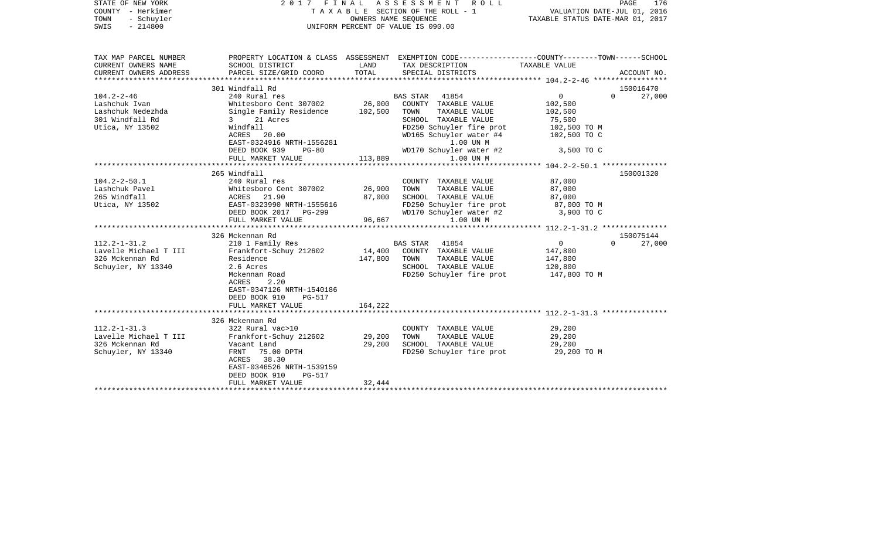STATE OF NEW YORK 2017 FINAL ASSESSMENT ROLL
COUNTY - Herkimer TAXABLE SECTION OF THE ROLL - 1 VALUATION DATE-JUL 01, 2016
TOWN - Schuyler OWNERS NAME SEQUENCE TAXABLE STATUS DATE-MAR 01, 2017
SWIS - 214800 UNIFORM PERCENT OF VALUE IS 090.00

```
TAX MAP PARCEL NUMBER     PROPERTY LOCATION & CLASS  ASSESSMENT  EXEMPTION CODE-----------------COUNTY--------TOWN------SCHOOL
CURRENT OWNERS NAME       SCHOOL DISTRICT               LAND      TAX DESCRIPTION              TAXABLE VALUE
CURRENT OWNERS ADDRESS    PARCEL SIZE/GRID COORD        TOTAL     SPECIAL DISTRICTS                                    ACCOUNT NO.
******************************************************************************************************* 104.2-2-46 *****************
                          301 Windfall Rd                                                                            150016470
104.2-2-46                240 Rural res                         BAS STAR   41854              0             0       27,000
Lashchuk Ivan             Whitesboro Cent 307002      26,000    COUNTY  TAXABLE VALUE        102,500
Lashchuk Nedezhda         Single Family Residence    102,500    TOWN    TAXABLE VALUE        102,500
301 Windfall Rd           3      21 Acres                       SCHOOL  TAXABLE VALUE         75,500
Utica, NY 13502           Windfall                              FD250 Schuyler fire prot      102,500 TO M
                          ACRES    20.00                        WD165 Schuyler water #4       102,500 TO C
                          EAST-0324916 NRTH-1556281                  1.00 UN M
                          DEED BOOK 939     PG-80               WD170 Schuyler water #2         3,500 TO C
                          FULL MARKET VALUE          113,889         1.00 UN M
******************************************************************************************************* 104.2-2-50.1 ***************
                          265 Windfall                                                                               150001320
104.2-2-50.1              240 Rural res                         COUNTY  TAXABLE VALUE         87,000
Lashchuk Pavel            Whitesboro Cent 307002      26,900    TOWN    TAXABLE VALUE         87,000
265 Windfall              ACRES    21.90              87,000    SCHOOL  TAXABLE VALUE         87,000
Utica, NY 13502           EAST-0323990 NRTH-1555616             FD250 Schuyler fire prot       87,000 TO M
                          DEED BOOK 2017   PG-299               WD170 Schuyler water #2         3,900 TO C
                          FULL MARKET VALUE           96,667         1.00 UN M
******************************************************************************************************* 112.2-1-31.2 ***************
                          326 Mckennan Rd                                                                            150075144
112.2-1-31.2              210 1 Family Res                      BAS STAR   41854              0             0       27,000
Lavelle Michael T III     Frankfort-Schuy 212602      14,400    COUNTY  TAXABLE VALUE        147,800
326 Mckennan Rd           Residence                  147,800    TOWN    TAXABLE VALUE        147,800
Schuyler, NY 13340        2.6 Acres                             SCHOOL  TAXABLE VALUE        120,800
                          Mckennan Road                         FD250 Schuyler fire prot      147,800 TO M
                          ACRES     2.20
                          EAST-0347126 NRTH-1540186
                          DEED BOOK 910     PG-517
                          FULL MARKET VALUE          164,222
******************************************************************************************************* 112.2-1-31.3 ***************
                          326 Mckennan Rd
112.2-1-31.3              322 Rural vac>10                      COUNTY  TAXABLE VALUE         29,200
Lavelle Michael T III     Frankfort-Schuy 212602      29,200    TOWN    TAXABLE VALUE         29,200
326 Mckennan Rd           Vacant Land                 29,200    SCHOOL  TAXABLE VALUE         29,200
Schuyler, NY 13340        FRNT    75.00 DPTH                    FD250 Schuyler fire prot       29,200 TO M
                          ACRES    38.30
                          EAST-0346526 NRTH-1539159
                          DEED BOOK 910     PG-517
                          FULL MARKET VALUE           32,444
************************************************************************************************************************************
```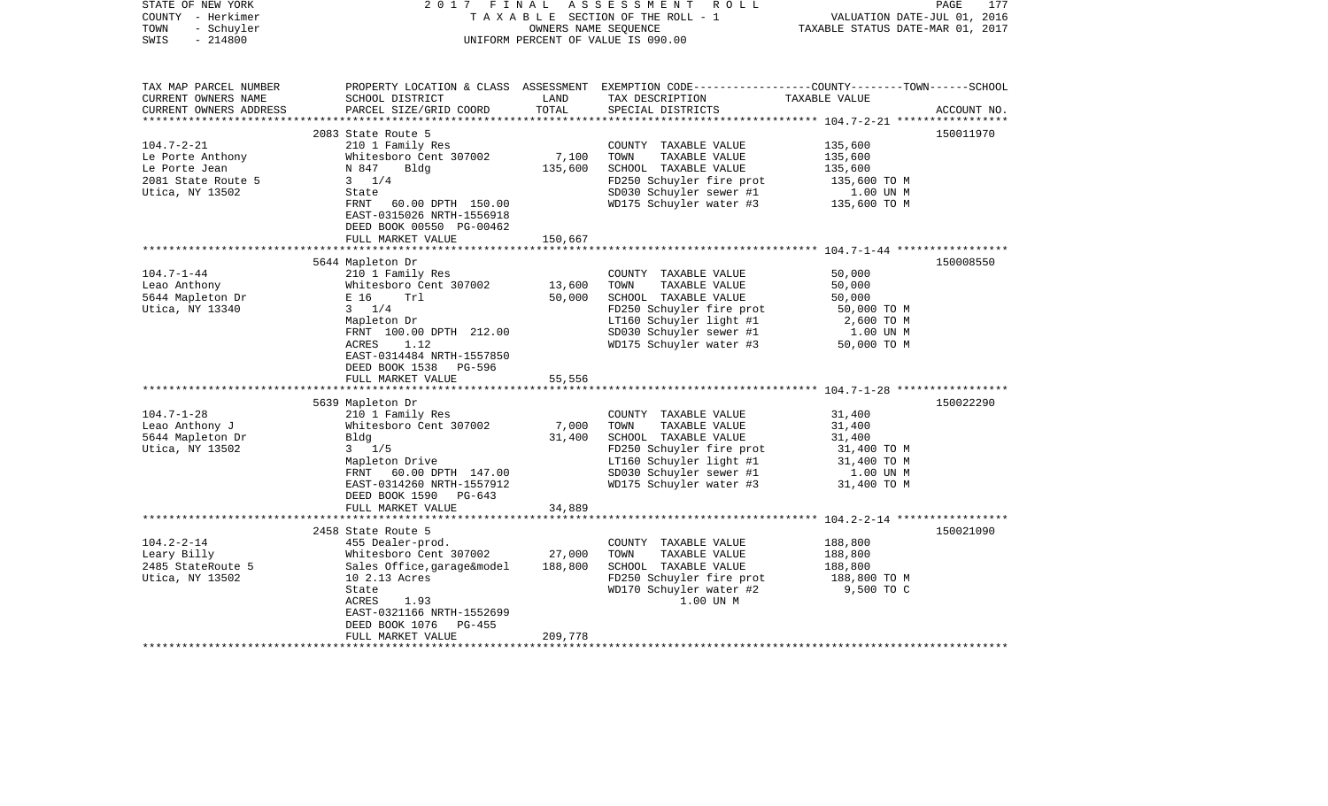STATE OF NEW YORK — 2017 FINAL ASSESSMENT ROLL
COUNTY - Herkimer — TAXABLE SECTION OF THE ROLL - 1 — VALUATION DATE-JUL 01, 2016
TOWN - Schuyler — OWNERS NAME SEQUENCE — TAXABLE STATUS DATE-MAR 01, 2017
SWIS - 214800 — UNIFORM PERCENT OF VALUE IS 090.00

| TAX MAP PARCEL NUMBER / CURRENT OWNERS NAME / CURRENT OWNERS ADDRESS | PROPERTY LOCATION & CLASS / SCHOOL DISTRICT / PARCEL SIZE/GRID COORD | ASSESSMENT LAND | TOTAL | EXEMPTION CODE / TAX DESCRIPTION / SPECIAL DISTRICTS | COUNTY--------TOWN------SCHOOL TAXABLE VALUE | ACCOUNT NO. |
|---|---|---|---|---|---|---|
| 104.7-2-21 | 2083 State Route 5 | | | | | 150011970 |
| | 210 1 Family Res | | | COUNTY TAXABLE VALUE | 135,600 | |
| Le Porte Anthony | Whitesboro Cent 307002 | 7,100 | | TOWN TAXABLE VALUE | 135,600 | |
| Le Porte Jean | N 847 Bldg | | 135,600 | SCHOOL TAXABLE VALUE | 135,600 | |
| 2081 State Route 5 | 3 1/4 | | | FD250 Schuyler fire prot | 135,600 TO M | |
| Utica, NY 13502 | State | | | SD030 Schuyler sewer #1 | 1.00 UN M | |
| | FRNT 60.00 DPTH 150.00 | | | WD175 Schuyler water #3 | 135,600 TO M | |
| | EAST-0315026 NRTH-1556918 | | | | | |
| | DEED BOOK 00550 PG-00462 | | | | | |
| | FULL MARKET VALUE | | 150,667 | | | |
| 104.7-1-44 | 5644 Mapleton Dr | | | | | 150008550 |
| | 210 1 Family Res | | | COUNTY TAXABLE VALUE | 50,000 | |
| Leao Anthony | Whitesboro Cent 307002 | 13,600 | | TOWN TAXABLE VALUE | 50,000 | |
| 5644 Mapleton Dr | E 16 Trl | | 50,000 | SCHOOL TAXABLE VALUE | 50,000 | |
| Utica, NY 13340 | 3 1/4 | | | FD250 Schuyler fire prot | 50,000 TO M | |
| | Mapleton Dr | | | LT160 Schuyler light #1 | 2,600 TO M | |
| | FRNT 100.00 DPTH 212.00 | | | SD030 Schuyler sewer #1 | 1.00 UN M | |
| | ACRES 1.12 | | | WD175 Schuyler water #3 | 50,000 TO M | |
| | EAST-0314484 NRTH-1557850 | | | | | |
| | DEED BOOK 1538 PG-596 | | | | | |
| | FULL MARKET VALUE | | 55,556 | | | |
| 104.7-1-28 | 5639 Mapleton Dr | | | | | 150022290 |
| | 210 1 Family Res | | | COUNTY TAXABLE VALUE | 31,400 | |
| Leao Anthony J | Whitesboro Cent 307002 | 7,000 | | TOWN TAXABLE VALUE | 31,400 | |
| 5644 Mapleton Dr | Bldg | | 31,400 | SCHOOL TAXABLE VALUE | 31,400 | |
| Utica, NY 13502 | 3 1/5 | | | FD250 Schuyler fire prot | 31,400 TO M | |
| | Mapleton Drive | | | LT160 Schuyler light #1 | 31,400 TO M | |
| | FRNT 60.00 DPTH 147.00 | | | SD030 Schuyler sewer #1 | 1.00 UN M | |
| | EAST-0314260 NRTH-1557912 | | | WD175 Schuyler water #3 | 31,400 TO M | |
| | DEED BOOK 1590 PG-643 | | | | | |
| | FULL MARKET VALUE | | 34,889 | | | |
| 104.2-2-14 | 2458 State Route 5 | | | | | 150021090 |
| | 455 Dealer-prod. | | | COUNTY TAXABLE VALUE | 188,800 | |
| Leary Billy | Whitesboro Cent 307002 | 27,000 | | TOWN TAXABLE VALUE | 188,800 | |
| 2485 StateRoute 5 | Sales Office,garage&model | | 188,800 | SCHOOL TAXABLE VALUE | 188,800 | |
| Utica, NY 13502 | 10 2.13 Acres | | | FD250 Schuyler fire prot | 188,800 TO M | |
| | State | | | WD170 Schuyler water #2 | 9,500 TO C | |
| | ACRES 1.93 | | | 1.00 UN M | | |
| | EAST-0321166 NRTH-1552699 | | | | | |
| | DEED BOOK 1076 PG-455 | | | | | |
| | FULL MARKET VALUE | | 209,778 | | | |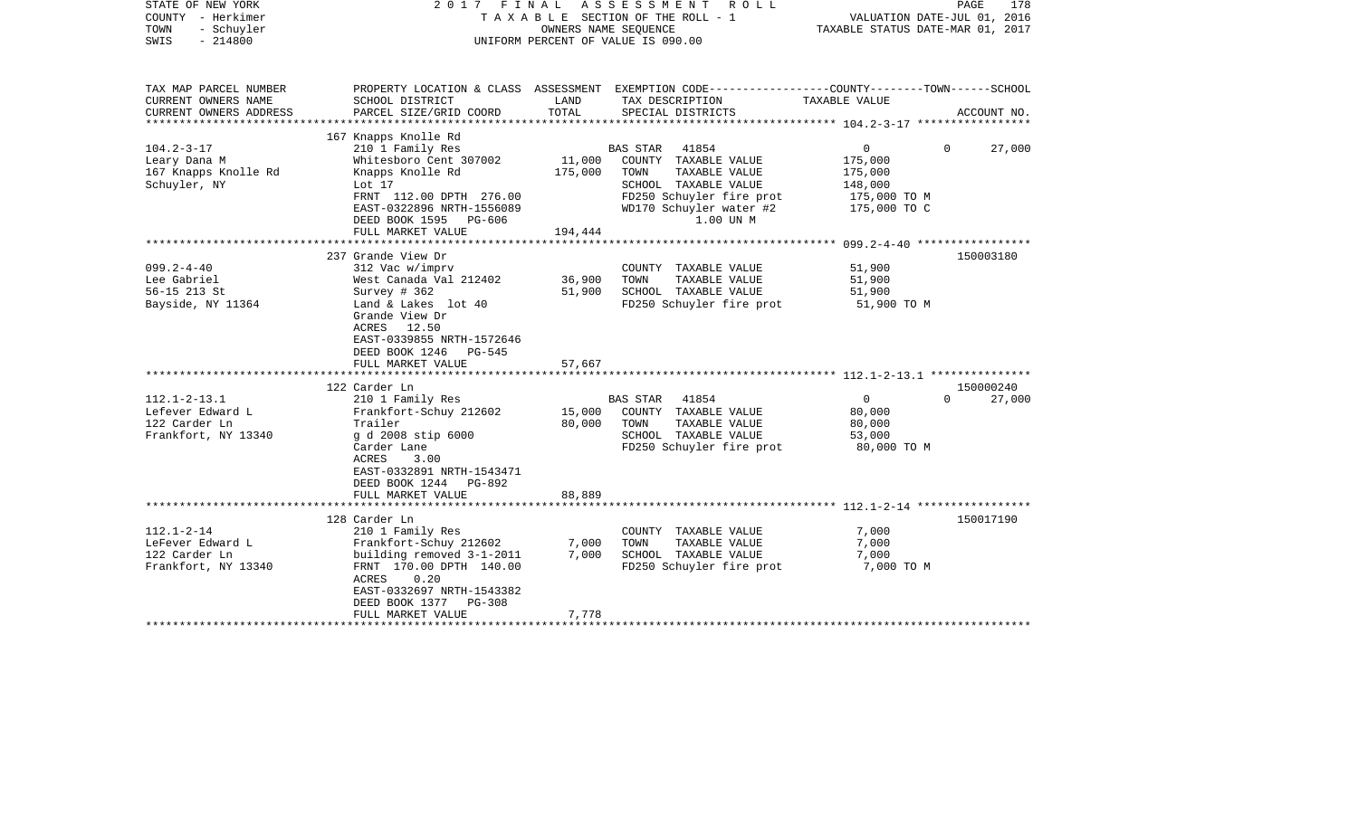STATE OF NEW YORK 2 0 1 7 F I N A L A S S E S S M E N T R O L L
COUNTY - Herkimer T A X A B L E SECTION OF THE ROLL - 1 VALUATION DATE-JUL 01, 2016
TOWN - Schuyler OWNERS NAME SEQUENCE TAXABLE STATUS DATE-MAR 01, 2017
SWIS - 214800 UNIFORM PERCENT OF VALUE IS 090.00

| TAX MAP PARCEL NUMBER<br>CURRENT OWNERS NAME<br>CURRENT OWNERS ADDRESS | PROPERTY LOCATION & CLASS<br>SCHOOL DISTRICT<br>PARCEL SIZE/GRID COORD | ASSESSMENT<br>LAND<br>TOTAL | EXEMPTION CODE<br>TAX DESCRIPTION<br>SPECIAL DISTRICTS | COUNTY--------TOWN------SCHOOL<br>TAXABLE VALUE | ACCOUNT NO. |
|---|---|---|---|---|---|
| | 167 Knapps Knolle Rd | | | | |
| 104.2-3-17 | 210 1 Family Res | | BAS STAR 41854 | 0 0 27,000 | |
| Leary Dana M | Whitesboro Cent 307002 | 11,000 | COUNTY TAXABLE VALUE | 175,000 | |
| 167 Knapps Knolle Rd | Knapps Knolle Rd | 175,000 | TOWN TAXABLE VALUE | 175,000 | |
| Schuyler, NY | Lot 17 | | SCHOOL TAXABLE VALUE | 148,000 | |
| | FRNT 112.00 DPTH 276.00 | | FD250 Schuyler fire prot | 175,000 TO M | |
| | EAST-0322896 NRTH-1556089 | | WD170 Schuyler water #2 | 175,000 TO C | |
| | DEED BOOK 1595 PG-606 | | 1.00 UN M | | |
| | FULL MARKET VALUE | 194,444 | | | |
| | 237 Grande View Dr | | | | 150003180 |
| 099.2-4-40 | 312 Vac w/imprv | | COUNTY TAXABLE VALUE | 51,900 | |
| Lee Gabriel | West Canada Val 212402 | 36,900 | TOWN TAXABLE VALUE | 51,900 | |
| 56-15 213 St | Survey # 362 | 51,900 | SCHOOL TAXABLE VALUE | 51,900 | |
| Bayside, NY 11364 | Land & Lakes lot 40 | | FD250 Schuyler fire prot | 51,900 TO M | |
| | Grande View Dr | | | | |
| | ACRES 12.50 | | | | |
| | EAST-0339855 NRTH-1572646 | | | | |
| | DEED BOOK 1246 PG-545 | | | | |
| | FULL MARKET VALUE | 57,667 | | | |
| | 122 Carder Ln | | | | 150000240 |
| 112.1-2-13.1 | 210 1 Family Res | | BAS STAR 41854 | 0 0 27,000 | |
| Lefever Edward L | Frankfort-Schuy 212602 | 15,000 | COUNTY TAXABLE VALUE | 80,000 | |
| 122 Carder Ln | Trailer | 80,000 | TOWN TAXABLE VALUE | 80,000 | |
| Frankfort, NY 13340 | g d 2008 stip 6000 | | SCHOOL TAXABLE VALUE | 53,000 | |
| | Carder Lane | | FD250 Schuyler fire prot | 80,000 TO M | |
| | ACRES 3.00 | | | | |
| | EAST-0332891 NRTH-1543471 | | | | |
| | DEED BOOK 1244 PG-892 | | | | |
| | FULL MARKET VALUE | 88,889 | | | |
| | 128 Carder Ln | | | | 150017190 |
| 112.1-2-14 | 210 1 Family Res | | COUNTY TAXABLE VALUE | 7,000 | |
| LeFever Edward L | Frankfort-Schuy 212602 | 7,000 | TOWN TAXABLE VALUE | 7,000 | |
| 122 Carder Ln | building removed 3-1-2011 | 7,000 | SCHOOL TAXABLE VALUE | 7,000 | |
| Frankfort, NY 13340 | FRNT 170.00 DPTH 140.00 | | FD250 Schuyler fire prot | 7,000 TO M | |
| | ACRES 0.20 | | | | |
| | EAST-0332697 NRTH-1543382 | | | | |
| | DEED BOOK 1377 PG-308 | | | | |
| | FULL MARKET VALUE | 7,778 | | | |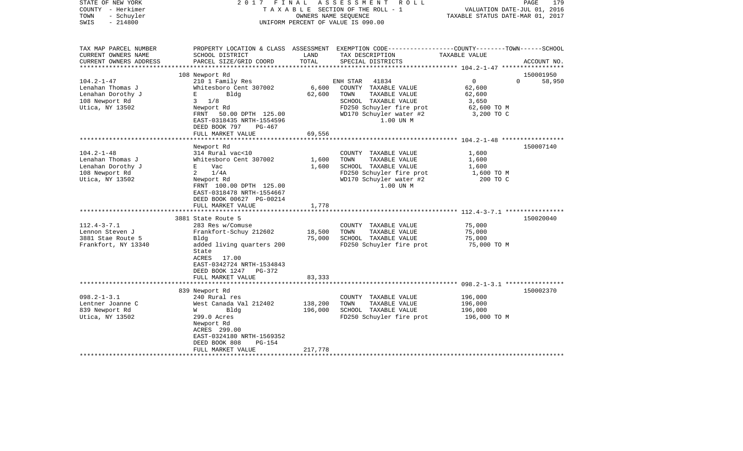STATE OF NEW YORK — 2017 FINAL ASSESSMENT ROLL
COUNTY - Herkimer — TAXABLE SECTION OF THE ROLL - 1 — VALUATION DATE-JUL 01, 2016
TOWN - Schuyler — OWNERS NAME SEQUENCE — TAXABLE STATUS DATE-MAR 01, 2017
SWIS - 214800 — UNIFORM PERCENT OF VALUE IS 090.00

| TAX MAP PARCEL NUMBER / CURRENT OWNERS NAME / CURRENT OWNERS ADDRESS | PROPERTY LOCATION & CLASS / SCHOOL DISTRICT / PARCEL SIZE/GRID COORD | ASSESSMENT LAND | TOTAL | EXEMPTION CODE / TAX DESCRIPTION / SPECIAL DISTRICTS | COUNTY | TOWN | SCHOOL / TAXABLE VALUE | ACCOUNT NO. |
|---|---|---|---|---|---|---|---|---|
| **104.2-1-47** | 108 Newport Rd | | | | | | | 150001950 |
| | 210 1 Family Res | | | ENH STAR 41834 | 0 | 0 | 58,950 | |
| Lenahan Thomas J | Whitesboro Cent 307002 | 6,600 | | COUNTY TAXABLE VALUE | 62,600 | | | |
| Lenahan Dorothy J | E Bldg | | 62,600 | TOWN TAXABLE VALUE | | 62,600 | | |
| 108 Newport Rd | 3 1/8 | | | SCHOOL TAXABLE VALUE | | | 3,650 | |
| Utica, NY 13502 | Newport Rd | | | FD250 Schuyler fire prot | 62,600 TO M | | | |
| | FRNT 50.00 DPTH 125.00 | | | WD170 Schuyler water #2 | 3,200 TO C | | | |
| | EAST-0318435 NRTH-1554596 | | | 1.00 UN M | | | | |
| | DEED BOOK 797 PG-467 | | | | | | | |
| | FULL MARKET VALUE | | 69,556 | | | | | |
| **104.2-1-48** | Newport Rd | | | | | | | 150007140 |
| | 314 Rural vac<10 | | | COUNTY TAXABLE VALUE | 1,600 | | | |
| Lenahan Thomas J | Whitesboro Cent 307002 | 1,600 | | TOWN TAXABLE VALUE | | 1,600 | | |
| Lenahan Dorothy J | E Vac | | 1,600 | SCHOOL TAXABLE VALUE | | | 1,600 | |
| 108 Newport Rd | 2 1/4A | | | FD250 Schuyler fire prot | 1,600 TO M | | | |
| Utica, NY 13502 | Newport Rd | | | WD170 Schuyler water #2 | 200 TO C | | | |
| | FRNT 100.00 DPTH 125.00 | | | 1.00 UN M | | | | |
| | EAST-0318478 NRTH-1554667 | | | | | | | |
| | DEED BOOK 00627 PG-00214 | | | | | | | |
| | FULL MARKET VALUE | | 1,778 | | | | | |
| **112.4-3-7.1** | 3881 State Route 5 | | | | | | | 150020040 |
| | 283 Res w/Comuse | | | COUNTY TAXABLE VALUE | 75,000 | | | |
| Lennon Steven J | Frankfort-Schuy 212602 | 18,500 | | TOWN TAXABLE VALUE | | 75,000 | | |
| 3881 Stae Route 5 | Bldg | | 75,000 | SCHOOL TAXABLE VALUE | | | 75,000 | |
| Frankfort, NY 13340 | added living quarters 200 | | | FD250 Schuyler fire prot | 75,000 TO M | | | |
| | State | | | | | | | |
| | ACRES 17.00 | | | | | | | |
| | EAST-0342724 NRTH-1534843 | | | | | | | |
| | DEED BOOK 1247 PG-372 | | | | | | | |
| | FULL MARKET VALUE | | 83,333 | | | | | |
| **098.2-1-3.1** | 839 Newport Rd | | | | | | | 150002370 |
| | 240 Rural res | | | COUNTY TAXABLE VALUE | 196,000 | | | |
| Lentner Joanne C | West Canada Val 212402 | 138,200 | | TOWN TAXABLE VALUE | | 196,000 | | |
| 839 Newport Rd | W Bldg | | 196,000 | SCHOOL TAXABLE VALUE | | | 196,000 | |
| Utica, NY 13502 | 299.0 Acres | | | FD250 Schuyler fire prot | 196,000 TO M | | | |
| | Newport Rd | | | | | | | |
| | ACRES 299.00 | | | | | | | |
| | EAST-0324180 NRTH-1569352 | | | | | | | |
| | DEED BOOK 808 PG-154 | | | | | | | |
| | FULL MARKET VALUE | | 217,778 | | | | | |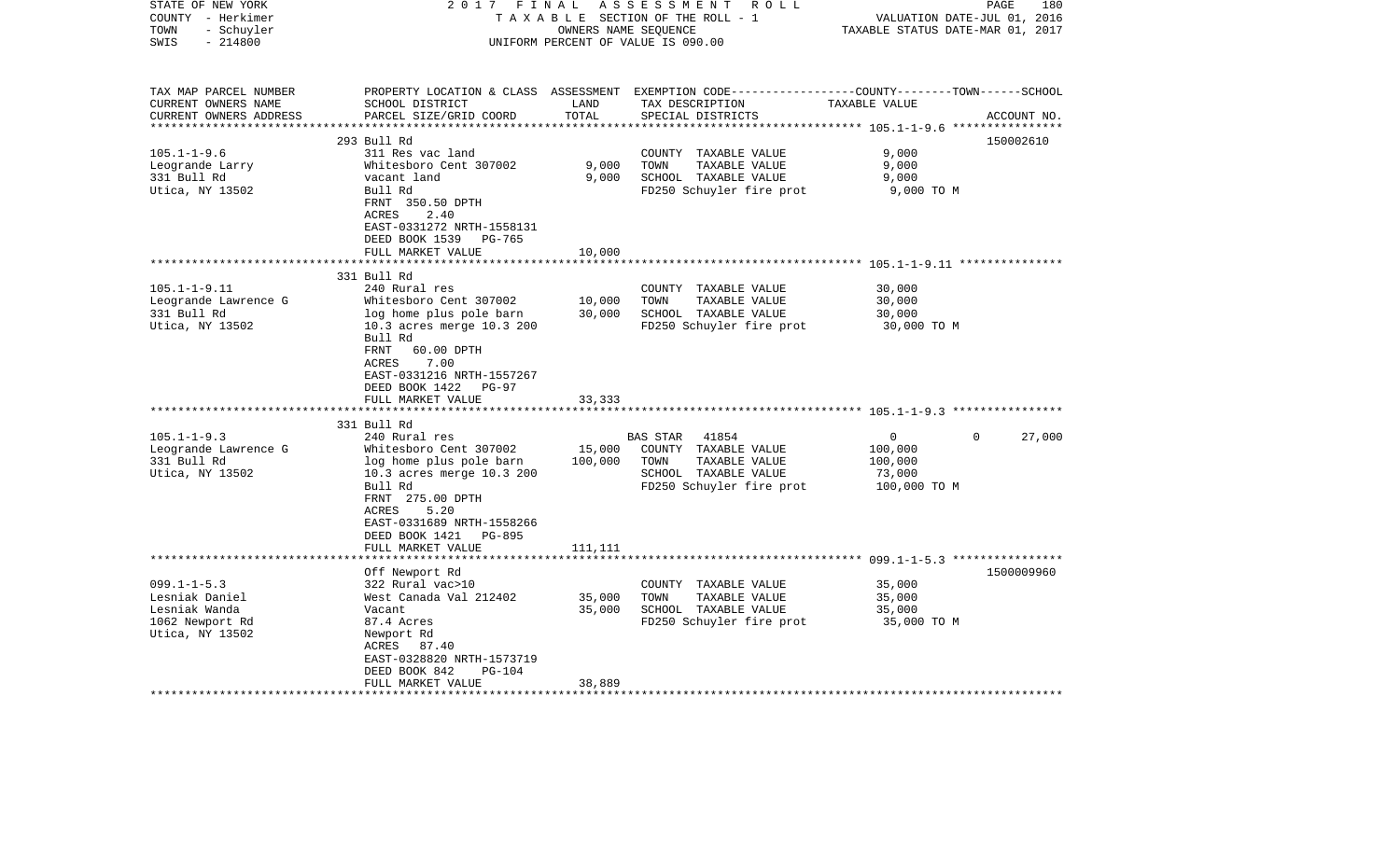STATE OF NEW YORK — 2017 FINAL ASSESSMENT ROLL
COUNTY - Herkimer — TAXABLE SECTION OF THE ROLL - 1 — VALUATION DATE-JUL 01, 2016
TOWN - Schuyler — OWNERS NAME SEQUENCE — TAXABLE STATUS DATE-MAR 01, 2017
SWIS - 214800 — UNIFORM PERCENT OF VALUE IS 090.00

| TAX MAP PARCEL NUMBER / CURRENT OWNERS NAME / CURRENT OWNERS ADDRESS | PROPERTY LOCATION & CLASS / SCHOOL DISTRICT / PARCEL SIZE/GRID COORD | ASSESSMENT LAND | TOTAL | EXEMPTION CODE / TAX DESCRIPTION / SPECIAL DISTRICTS | COUNTY | TOWN | SCHOOL | ACCOUNT NO. |
|---|---|---|---|---|---|---|---|---|
| 105.1-1-9.6 | 293 Bull Rd | | | | | | | 150002610 |
| Leogrande Larry | 311 Res vac land | | | COUNTY TAXABLE VALUE | 9,000 | | | |
| 331 Bull Rd | Whitesboro Cent 307002 | 9,000 | | TOWN TAXABLE VALUE | | 9,000 | | |
| Utica, NY 13502 | vacant land | | 9,000 | SCHOOL TAXABLE VALUE | | | 9,000 | |
| | Bull Rd | | | FD250 Schuyler fire prot | 9,000 TO M | | | |
| | FRNT 350.50 DPTH | | | | | | | |
| | ACRES 2.40 | | | | | | | |
| | EAST-0331272 NRTH-1558131 | | | | | | | |
| | DEED BOOK 1539 PG-765 | | | | | | | |
| | FULL MARKET VALUE | | 10,000 | | | | | |
| 105.1-1-9.11 | 331 Bull Rd | | | | | | | |
| Leogrande Lawrence G | 240 Rural res | | | COUNTY TAXABLE VALUE | 30,000 | | | |
| 331 Bull Rd | Whitesboro Cent 307002 | 10,000 | | TOWN TAXABLE VALUE | | 30,000 | | |
| Utica, NY 13502 | log home plus pole barn | | 30,000 | SCHOOL TAXABLE VALUE | | | 30,000 | |
| | 10.3 acres merge 10.3 200 | | | FD250 Schuyler fire prot | 30,000 TO M | | | |
| | Bull Rd | | | | | | | |
| | FRNT 60.00 DPTH | | | | | | | |
| | ACRES 7.00 | | | | | | | |
| | EAST-0331216 NRTH-1557267 | | | | | | | |
| | DEED BOOK 1422 PG-97 | | | | | | | |
| | FULL MARKET VALUE | | 33,333 | | | | | |
| 105.1-1-9.3 | 331 Bull Rd | | | | | | | |
| Leogrande Lawrence G | 240 Rural res | | | BAS STAR 41854 | 0 | 0 | 27,000 | |
| 331 Bull Rd | Whitesboro Cent 307002 | 15,000 | | COUNTY TAXABLE VALUE | 100,000 | | | |
| Utica, NY 13502 | log home plus pole barn | | 100,000 | TOWN TAXABLE VALUE | | 100,000 | | |
| | 10.3 acres merge 10.3 200 | | | SCHOOL TAXABLE VALUE | | | 73,000 | |
| | Bull Rd | | | FD250 Schuyler fire prot | 100,000 TO M | | | |
| | FRNT 275.00 DPTH | | | | | | | |
| | ACRES 5.20 | | | | | | | |
| | EAST-0331689 NRTH-1558266 | | | | | | | |
| | DEED BOOK 1421 PG-895 | | | | | | | |
| | FULL MARKET VALUE | | 111,111 | | | | | |
| 099.1-1-5.3 | Off Newport Rd | | | | | | | 1500009960 |
| Lesniak Daniel | 322 Rural vac>10 | | | COUNTY TAXABLE VALUE | 35,000 | | | |
| Lesniak Wanda | West Canada Val 212402 | 35,000 | | TOWN TAXABLE VALUE | | 35,000 | | |
| 1062 Newport Rd | Vacant | | 35,000 | SCHOOL TAXABLE VALUE | | | 35,000 | |
| Utica, NY 13502 | 87.4 Acres | | | FD250 Schuyler fire prot | 35,000 TO M | | | |
| | Newport Rd | | | | | | | |
| | ACRES 87.40 | | | | | | | |
| | EAST-0328820 NRTH-1573719 | | | | | | | |
| | DEED BOOK 842 PG-104 | | | | | | | |
| | FULL MARKET VALUE | | 38,889 | | | | | |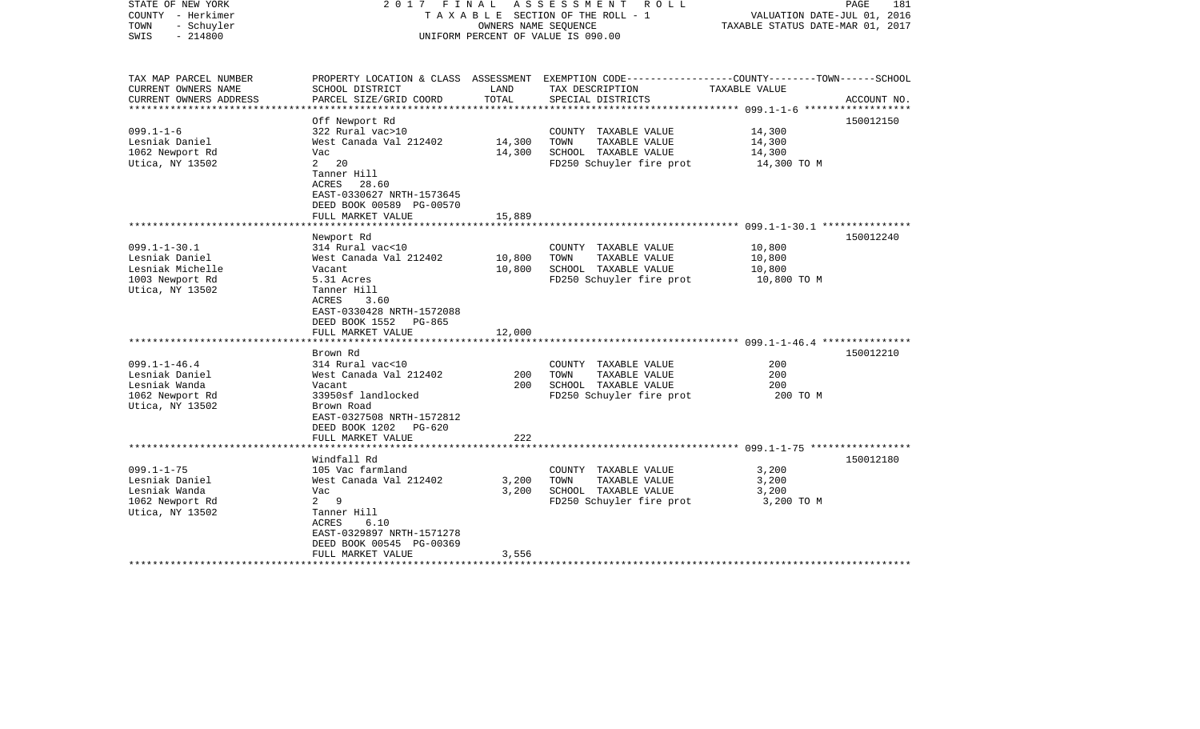STATE OF NEW YORK · COUNTY - Herkimer · TOWN - Schuyler · SWIS - 214800

2017 FINAL ASSESSMENT ROLL · TAXABLE SECTION OF THE ROLL - 1 · OWNERS NAME SEQUENCE · UNIFORM PERCENT OF VALUE IS 090.00

VALUATION DATE-JUL 01, 2016 · TAXABLE STATUS DATE-MAR 01, 2017

| TAX MAP PARCEL NUMBER / CURRENT OWNERS NAME / CURRENT OWNERS ADDRESS | PROPERTY LOCATION & CLASS / SCHOOL DISTRICT / PARCEL SIZE/GRID COORD | ASSESSMENT LAND | ASSESSMENT TOTAL | EXEMPTION CODE / TAX DESCRIPTION / SPECIAL DISTRICTS | TAXABLE VALUE (COUNTY/TOWN/SCHOOL) | ACCOUNT NO. |
|---|---|---|---|---|---|---|
| **099.1-1-6** | Off Newport Rd | | | | | 150012150 |
| Lesniak Daniel | 322 Rural vac>10 | | | COUNTY TAXABLE VALUE | 14,300 | |
| 1062 Newport Rd | West Canada Val 212402 | 14,300 | | TOWN TAXABLE VALUE | 14,300 | |
| Utica, NY 13502 | Vac | | 14,300 | SCHOOL TAXABLE VALUE | 14,300 | |
| | 2 20 | | | FD250 Schuyler fire prot | 14,300 TO M | |
| | Tanner Hill | | | | | |
| | ACRES 28.60 | | | | | |
| | EAST-0330627 NRTH-1573645 | | | | | |
| | DEED BOOK 00589 PG-00570 | | | | | |
| | FULL MARKET VALUE | | 15,889 | | | |
| **099.1-1-30.1** | Newport Rd | | | | | 150012240 |
| Lesniak Daniel | 314 Rural vac<10 | | | COUNTY TAXABLE VALUE | 10,800 | |
| Lesniak Michelle | West Canada Val 212402 | 10,800 | | TOWN TAXABLE VALUE | 10,800 | |
| 1003 Newport Rd | Vacant | | 10,800 | SCHOOL TAXABLE VALUE | 10,800 | |
| Utica, NY 13502 | 5.31 Acres | | | FD250 Schuyler fire prot | 10,800 TO M | |
| | Tanner Hill | | | | | |
| | ACRES 3.60 | | | | | |
| | EAST-0330428 NRTH-1572088 | | | | | |
| | DEED BOOK 1552 PG-865 | | | | | |
| | FULL MARKET VALUE | | 12,000 | | | |
| **099.1-1-46.4** | Brown Rd | | | | | 150012210 |
| Lesniak Daniel | 314 Rural vac<10 | | | COUNTY TAXABLE VALUE | 200 | |
| Lesniak Wanda | West Canada Val 212402 | 200 | | TOWN TAXABLE VALUE | 200 | |
| 1062 Newport Rd | Vacant | | 200 | SCHOOL TAXABLE VALUE | 200 | |
| Utica, NY 13502 | 33950sf landlocked | | | FD250 Schuyler fire prot | 200 TO M | |
| | Brown Road | | | | | |
| | EAST-0327508 NRTH-1572812 | | | | | |
| | DEED BOOK 1202 PG-620 | | | | | |
| | FULL MARKET VALUE | | 222 | | | |
| **099.1-1-75** | Windfall Rd | | | | | 150012180 |
| Lesniak Daniel | 105 Vac farmland | | | COUNTY TAXABLE VALUE | 3,200 | |
| Lesniak Wanda | West Canada Val 212402 | 3,200 | | TOWN TAXABLE VALUE | 3,200 | |
| 1062 Newport Rd | Vac | | 3,200 | SCHOOL TAXABLE VALUE | 3,200 | |
| Utica, NY 13502 | 2 9 | | | FD250 Schuyler fire prot | 3,200 TO M | |
| | Tanner Hill | | | | | |
| | ACRES 6.10 | | | | | |
| | EAST-0329897 NRTH-1571278 | | | | | |
| | DEED BOOK 00545 PG-00369 | | | | | |
| | FULL MARKET VALUE | | 3,556 | | | |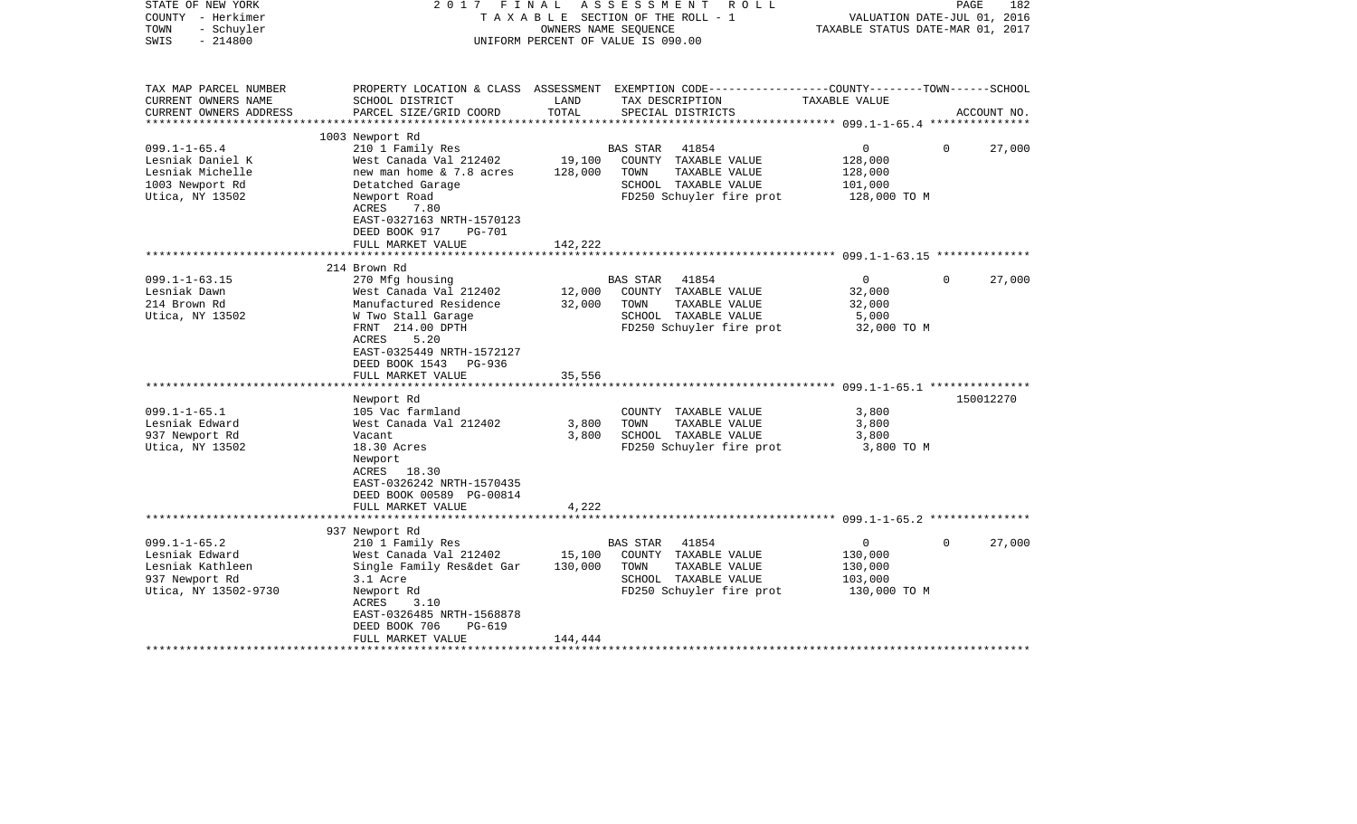STATE OF NEW YORK · COUNTY - Herkimer · TOWN - Schuyler · SWIS - 214800

2017 FINAL ASSESSMENT ROLL
TAXABLE SECTION OF THE ROLL - 1
OWNERS NAME SEQUENCE
UNIFORM PERCENT OF VALUE IS 090.00

VALUATION DATE-JUL 01, 2016
TAXABLE STATUS DATE-MAR 01, 2017

| TAX MAP PARCEL NUMBER / CURRENT OWNERS NAME / CURRENT OWNERS ADDRESS | PROPERTY LOCATION & CLASS / SCHOOL DISTRICT / PARCEL SIZE/GRID COORD | ASSESSMENT LAND | TOTAL | EXEMPTION CODE / TAX DESCRIPTION / SPECIAL DISTRICTS | COUNTY | TOWN | SCHOOL | ACCOUNT NO. |
|---|---|---|---|---|---|---|---|---|
| **099.1-1-65.4** | 1003 Newport Rd | | | | | | | |
| Lesniak Daniel K | 210 1 Family Res | | | BAS STAR 41854 | 0 | 0 | 27,000 | |
| Lesniak Michelle | West Canada Val 212402 | 19,100 | | COUNTY TAXABLE VALUE | 128,000 | | | |
| 1003 Newport Rd | new man home & 7.8 acres | | 128,000 | TOWN TAXABLE VALUE | | 128,000 | | |
| Utica, NY 13502 | Detatched Garage | | | SCHOOL TAXABLE VALUE | | | 101,000 | |
| | Newport Road | | | FD250 Schuyler fire prot | 128,000 TO M | | | |
| | ACRES 7.80 | | | | | | | |
| | EAST-0327163 NRTH-1570123 | | | | | | | |
| | DEED BOOK 917 PG-701 | | | | | | | |
| | FULL MARKET VALUE | | 142,222 | | | | | |
| **099.1-1-63.15** | 214 Brown Rd | | | | | | | |
| Lesniak Dawn | 270 Mfg housing | | | BAS STAR 41854 | 0 | 0 | 27,000 | |
| 214 Brown Rd | West Canada Val 212402 | 12,000 | | COUNTY TAXABLE VALUE | 32,000 | | | |
| Utica, NY 13502 | Manufactured Residence | | 32,000 | TOWN TAXABLE VALUE | | 32,000 | | |
| | W Two Stall Garage | | | SCHOOL TAXABLE VALUE | | | 5,000 | |
| | FRNT 214.00 DPTH | | | FD250 Schuyler fire prot | 32,000 TO M | | | |
| | ACRES 5.20 | | | | | | | |
| | EAST-0325449 NRTH-1572127 | | | | | | | |
| | DEED BOOK 1543 PG-936 | | | | | | | |
| | FULL MARKET VALUE | | 35,556 | | | | | |
| **099.1-1-65.1** | Newport Rd | | | | | | | 150012270 |
| Lesniak Edward | 105 Vac farmland | | | COUNTY TAXABLE VALUE | 3,800 | | | |
| 937 Newport Rd | West Canada Val 212402 | 3,800 | | TOWN TAXABLE VALUE | | 3,800 | | |
| Utica, NY 13502 | Vacant | | 3,800 | SCHOOL TAXABLE VALUE | | | 3,800 | |
| | 18.30 Acres | | | FD250 Schuyler fire prot | 3,800 TO M | | | |
| | Newport | | | | | | | |
| | ACRES 18.30 | | | | | | | |
| | EAST-0326242 NRTH-1570435 | | | | | | | |
| | DEED BOOK 00589 PG-00814 | | | | | | | |
| | FULL MARKET VALUE | | 4,222 | | | | | |
| **099.1-1-65.2** | 937 Newport Rd | | | | | | | |
| Lesniak Edward | 210 1 Family Res | | | BAS STAR 41854 | 0 | 0 | 27,000 | |
| Lesniak Kathleen | West Canada Val 212402 | 15,100 | | COUNTY TAXABLE VALUE | 130,000 | | | |
| 937 Newport Rd | Single Family Res&det Gar | | 130,000 | TOWN TAXABLE VALUE | | 130,000 | | |
| Utica, NY 13502-9730 | 3.1 Acre | | | SCHOOL TAXABLE VALUE | | | 103,000 | |
| | Newport Rd | | | FD250 Schuyler fire prot | 130,000 TO M | | | |
| | ACRES 3.10 | | | | | | | |
| | EAST-0326485 NRTH-1568878 | | | | | | | |
| | DEED BOOK 706 PG-619 | | | | | | | |
| | FULL MARKET VALUE | | 144,444 | | | | | |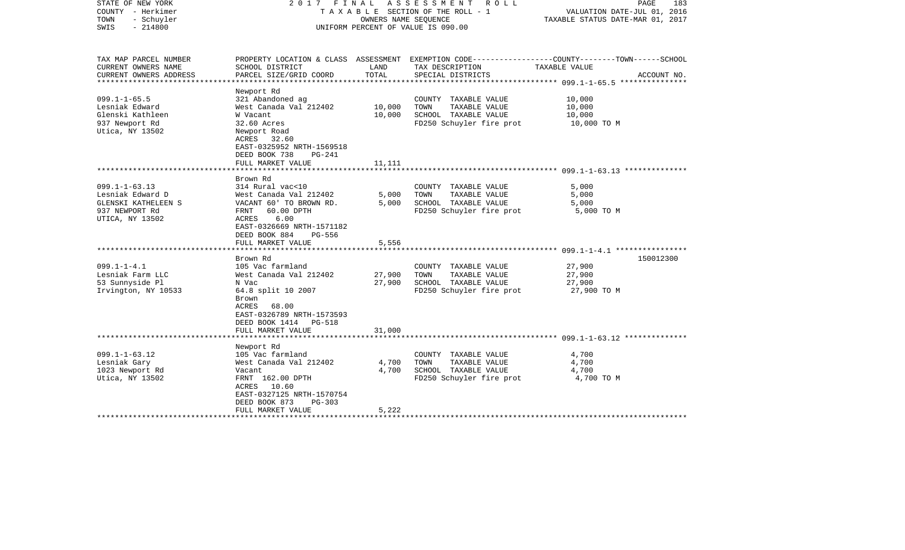STATE OF NEW YORK
COUNTY - Herkimer
TOWN - Schuyler
SWIS - 214800

2017 FINAL ASSESSMENT ROLL
TAXABLE SECTION OF THE ROLL - 1
OWNERS NAME SEQUENCE
UNIFORM PERCENT OF VALUE IS 090.00

VALUATION DATE-JUL 01, 2016
TAXABLE STATUS DATE-MAR 01, 2017

| TAX MAP PARCEL NUMBER / CURRENT OWNERS NAME / CURRENT OWNERS ADDRESS | PROPERTY LOCATION & CLASS / SCHOOL DISTRICT / PARCEL SIZE/GRID COORD | ASSESSMENT LAND | TOTAL | EXEMPTION CODE / TAX DESCRIPTION / SPECIAL DISTRICTS | COUNTY--------TOWN------SCHOOL TAXABLE VALUE | ACCOUNT NO. |
|---|---|---|---|---|---|---|
| 099.1-1-65.5 | Newport Rd | | | | | |
| | 321 Abandoned ag | | | COUNTY TAXABLE VALUE | 10,000 | |
| Lesniak Edward | West Canada Val 212402 | 10,000 | | TOWN TAXABLE VALUE | 10,000 | |
| Glenski Kathleen | W Vacant | | 10,000 | SCHOOL TAXABLE VALUE | 10,000 | |
| 937 Newport Rd | 32.60 Acres | | | FD250 Schuyler fire prot | 10,000 TO M | |
| Utica, NY 13502 | Newport Road | | | | | |
| | ACRES 32.60 | | | | | |
| | EAST-0325952 NRTH-1569518 | | | | | |
| | DEED BOOK 738 PG-241 | | | | | |
| | FULL MARKET VALUE | | 11,111 | | | |
| 099.1-1-63.13 | Brown Rd | | | | | |
| | 314 Rural vac<10 | | | COUNTY TAXABLE VALUE | 5,000 | |
| Lesniak Edward D | West Canada Val 212402 | 5,000 | | TOWN TAXABLE VALUE | 5,000 | |
| GLENSKI KATHELEEN S | VACANT 60' TO BROWN RD. | | 5,000 | SCHOOL TAXABLE VALUE | 5,000 | |
| 937 NEWPORT Rd | FRNT 60.00 DPTH | | | FD250 Schuyler fire prot | 5,000 TO M | |
| UTICA, NY 13502 | ACRES 6.00 | | | | | |
| | EAST-0326669 NRTH-1571182 | | | | | |
| | DEED BOOK 884 PG-556 | | | | | |
| | FULL MARKET VALUE | | 5,556 | | | |
| 099.1-1-4.1 | Brown Rd | | | | | 150012300 |
| | 105 Vac farmland | | | COUNTY TAXABLE VALUE | 27,900 | |
| Lesniak Farm LLC | West Canada Val 212402 | 27,900 | | TOWN TAXABLE VALUE | 27,900 | |
| 53 Sunnyside Pl | N Vac | | 27,900 | SCHOOL TAXABLE VALUE | 27,900 | |
| Irvington, NY 10533 | 64.8 split 10 2007 | | | FD250 Schuyler fire prot | 27,900 TO M | |
| | Brown | | | | | |
| | ACRES 68.00 | | | | | |
| | EAST-0326789 NRTH-1573593 | | | | | |
| | DEED BOOK 1414 PG-518 | | | | | |
| | FULL MARKET VALUE | | 31,000 | | | |
| 099.1-1-63.12 | Newport Rd | | | | | |
| | 105 Vac farmland | | | COUNTY TAXABLE VALUE | 4,700 | |
| Lesniak Gary | West Canada Val 212402 | 4,700 | | TOWN TAXABLE VALUE | 4,700 | |
| 1023 Newport Rd | Vacant | | 4,700 | SCHOOL TAXABLE VALUE | 4,700 | |
| Utica, NY 13502 | FRNT 162.00 DPTH | | | FD250 Schuyler fire prot | 4,700 TO M | |
| | ACRES 10.60 | | | | | |
| | EAST-0327125 NRTH-1570754 | | | | | |
| | DEED BOOK 873 PG-303 | | | | | |
| | FULL MARKET VALUE | | 5,222 | | | |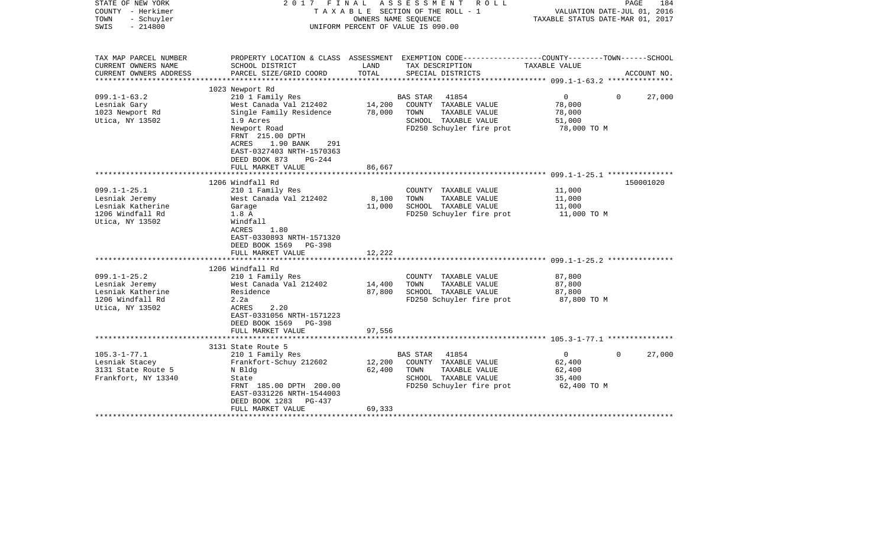STATE OF NEW YORK
COUNTY - Herkimer
TOWN - Schuyler
SWIS - 214800

2017 FINAL ASSESSMENT ROLL
TAXABLE SECTION OF THE ROLL - 1
OWNERS NAME SEQUENCE
UNIFORM PERCENT OF VALUE IS 090.00

VALUATION DATE-JUL 01, 2016
TAXABLE STATUS DATE-MAR 01, 2017

| TAX MAP PARCEL NUMBER / CURRENT OWNERS NAME / CURRENT OWNERS ADDRESS | PROPERTY LOCATION & CLASS / SCHOOL DISTRICT / PARCEL SIZE/GRID COORD | ASSESSMENT LAND | TOTAL | EXEMPTION CODE / TAX DESCRIPTION / SPECIAL DISTRICTS | COUNTY TAXABLE VALUE | TOWN | SCHOOL / ACCOUNT NO. |
|---|---|---|---|---|---|---|---|
| **099.1-1-63.2** | 1023 Newport Rd | | | | | | |
| 099.1-1-63.2 | 210 1 Family Res | | | BAS STAR 41854 | 0 | 0 | 27,000 |
| Lesniak Gary | West Canada Val 212402 | 14,200 | | COUNTY TAXABLE VALUE | 78,000 | | |
| 1023 Newport Rd | Single Family Residence | | 78,000 | TOWN TAXABLE VALUE | 78,000 | | |
| Utica, NY 13502 | 1.9 Acres | | | SCHOOL TAXABLE VALUE | 51,000 | | |
| | Newport Road | | | FD250 Schuyler fire prot | 78,000 TO M | | |
| | FRNT 215.00 DPTH | | | | | | |
| | ACRES 1.90 BANK 291 | | | | | | |
| | EAST-0327403 NRTH-1570363 | | | | | | |
| | DEED BOOK 873 PG-244 | | | | | | |
| | FULL MARKET VALUE | | 86,667 | | | | |
| **099.1-1-25.1** | 1206 Windfall Rd | | | | | | 150001020 |
| 099.1-1-25.1 | 210 1 Family Res | | | COUNTY TAXABLE VALUE | 11,000 | | |
| Lesniak Jeremy | West Canada Val 212402 | 8,100 | | TOWN TAXABLE VALUE | 11,000 | | |
| Lesniak Katherine | Garage | | 11,000 | SCHOOL TAXABLE VALUE | 11,000 | | |
| 1206 Windfall Rd | 1.8 A | | | FD250 Schuyler fire prot | 11,000 TO M | | |
| Utica, NY 13502 | Windfall | | | | | | |
| | ACRES 1.80 | | | | | | |
| | EAST-0330893 NRTH-1571320 | | | | | | |
| | DEED BOOK 1569 PG-398 | | | | | | |
| | FULL MARKET VALUE | | 12,222 | | | | |
| **099.1-1-25.2** | 1206 Windfall Rd | | | | | | |
| 099.1-1-25.2 | 210 1 Family Res | | | COUNTY TAXABLE VALUE | 87,800 | | |
| Lesniak Jeremy | West Canada Val 212402 | 14,400 | | TOWN TAXABLE VALUE | 87,800 | | |
| Lesniak Katherine | Residence | | 87,800 | SCHOOL TAXABLE VALUE | 87,800 | | |
| 1206 Windfall Rd | 2.2a | | | FD250 Schuyler fire prot | 87,800 TO M | | |
| Utica, NY 13502 | ACRES 2.20 | | | | | | |
| | EAST-0331056 NRTH-1571223 | | | | | | |
| | DEED BOOK 1569 PG-398 | | | | | | |
| | FULL MARKET VALUE | | 97,556 | | | | |
| **105.3-1-77.1** | 3131 State Route 5 | | | | | | |
| 105.3-1-77.1 | 210 1 Family Res | | | BAS STAR 41854 | 0 | 0 | 27,000 |
| Lesniak Stacey | Frankfort-Schuy 212602 | 12,200 | | COUNTY TAXABLE VALUE | 62,400 | | |
| 3131 State Route 5 | N Bldg | | 62,400 | TOWN TAXABLE VALUE | 62,400 | | |
| Frankfort, NY 13340 | State | | | SCHOOL TAXABLE VALUE | 35,400 | | |
| | FRNT 185.00 DPTH 200.00 | | | FD250 Schuyler fire prot | 62,400 TO M | | |
| | EAST-0331226 NRTH-1544003 | | | | | | |
| | DEED BOOK 1283 PG-437 | | | | | | |
| | FULL MARKET VALUE | | 69,333 | | | | |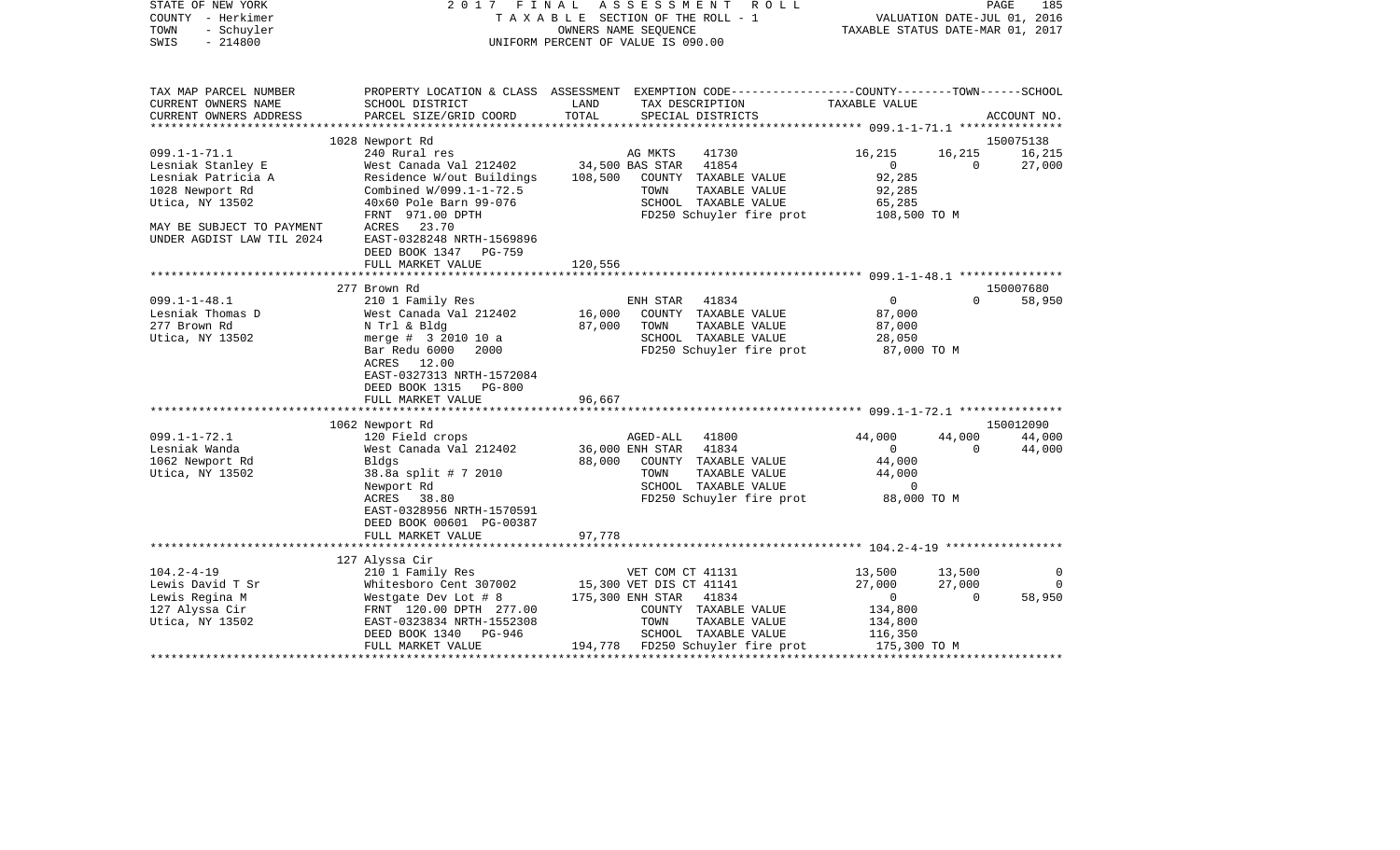STATE OF NEW YORK — 2017 FINAL ASSESSMENT ROLL
COUNTY - Herkimer — TAXABLE SECTION OF THE ROLL - 1 — VALUATION DATE-JUL 01, 2016
TOWN - Schuyler — OWNERS NAME SEQUENCE — TAXABLE STATUS DATE-MAR 01, 2017
SWIS - 214800 — UNIFORM PERCENT OF VALUE IS 090.00

| TAX MAP PARCEL NUMBER / CURRENT OWNERS NAME / CURRENT OWNERS ADDRESS | PROPERTY LOCATION & CLASS / SCHOOL DISTRICT / PARCEL SIZE/GRID COORD | ASSESSMENT LAND / TOTAL | EXEMPTION CODE / TAX DESCRIPTION / SPECIAL DISTRICTS | COUNTY TAXABLE VALUE | TOWN | SCHOOL / ACCOUNT NO. |
|---|---|---|---|---|---|---|
| | 1028 Newport Rd | | | | | 150075138 |
| 099.1-1-71.1 | 240 Rural res | | AG MKTS 41730 | 16,215 | 16,215 | 16,215 |
| Lesniak Stanley E | West Canada Val 212402 | 34,500 | BAS STAR 41854 | 0 | 0 | 27,000 |
| Lesniak Patricia A | Residence W/out Buildings | 108,500 | COUNTY TAXABLE VALUE | 92,285 | | |
| 1028 Newport Rd | Combined W/099.1-1-72.5 | | TOWN TAXABLE VALUE | 92,285 | | |
| Utica, NY 13502 | 40x60 Pole Barn 99-076 | | SCHOOL TAXABLE VALUE | 65,285 | | |
| | FRNT 971.00 DPTH | | FD250 Schuyler fire prot | 108,500 TO M | | |
| MAY BE SUBJECT TO PAYMENT | ACRES 23.70 | | | | | |
| UNDER AGDIST LAW TIL 2024 | EAST-0328248 NRTH-1569896 | | | | | |
| | DEED BOOK 1347 PG-759 | | | | | |
| | FULL MARKET VALUE | 120,556 | | | | |
| | 277 Brown Rd | | | | | 150007680 |
| 099.1-1-48.1 | 210 1 Family Res | | ENH STAR 41834 | 0 | 0 | 58,950 |
| Lesniak Thomas D | West Canada Val 212402 | 16,000 | COUNTY TAXABLE VALUE | 87,000 | | |
| 277 Brown Rd | N Trl & Bldg | 87,000 | TOWN TAXABLE VALUE | 87,000 | | |
| Utica, NY 13502 | merge # 3 2010 10 a | | SCHOOL TAXABLE VALUE | 28,050 | | |
| | Bar Redu 6000 2000 | | FD250 Schuyler fire prot | 87,000 TO M | | |
| | ACRES 12.00 | | | | | |
| | EAST-0327313 NRTH-1572084 | | | | | |
| | DEED BOOK 1315 PG-800 | | | | | |
| | FULL MARKET VALUE | 96,667 | | | | |
| | 1062 Newport Rd | | | | | 150012090 |
| 099.1-1-72.1 | 120 Field crops | | AGED-ALL 41800 | 44,000 | 44,000 | 44,000 |
| Lesniak Wanda | West Canada Val 212402 | 36,000 | ENH STAR 41834 | 0 | 0 | 44,000 |
| 1062 Newport Rd | Bldgs | 88,000 | COUNTY TAXABLE VALUE | 44,000 | | |
| Utica, NY 13502 | 38.8a split # 7 2010 | | TOWN TAXABLE VALUE | 44,000 | | |
| | Newport Rd | | SCHOOL TAXABLE VALUE | 0 | | |
| | ACRES 38.80 | | FD250 Schuyler fire prot | 88,000 TO M | | |
| | EAST-0328956 NRTH-1570591 | | | | | |
| | DEED BOOK 00601 PG-00387 | | | | | |
| | FULL MARKET VALUE | 97,778 | | | | |
| | 127 Alyssa Cir | | | | | |
| 104.2-4-19 | 210 1 Family Res | | VET COM CT 41131 | 13,500 | 13,500 | 0 |
| Lewis David T Sr | Whitesboro Cent 307002 | 15,300 | VET DIS CT 41141 | 27,000 | 27,000 | 0 |
| Lewis Regina M | Westgate Dev Lot # 8 | 175,300 | ENH STAR 41834 | 0 | 0 | 58,950 |
| 127 Alyssa Cir | FRNT 120.00 DPTH 277.00 | | COUNTY TAXABLE VALUE | 134,800 | | |
| Utica, NY 13502 | EAST-0323834 NRTH-1552308 | | TOWN TAXABLE VALUE | 134,800 | | |
| | DEED BOOK 1340 PG-946 | | SCHOOL TAXABLE VALUE | 116,350 | | |
| | FULL MARKET VALUE | 194,778 | FD250 Schuyler fire prot | 175,300 TO M | | |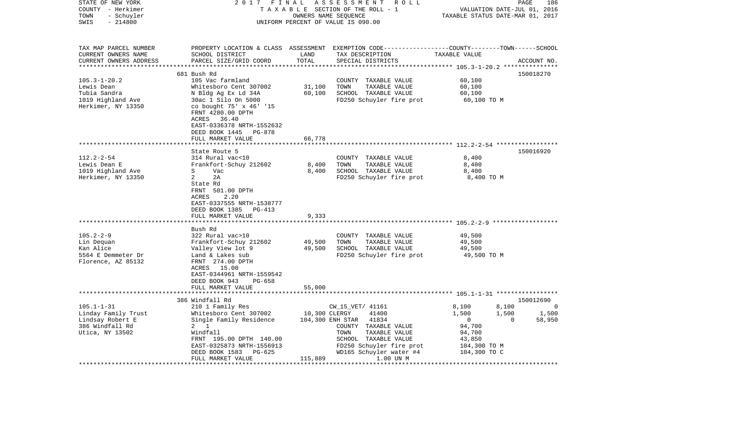STATE OF NEW YORK — 2017 FINAL ASSESSMENT ROLL — TAXABLE SECTION OF THE ROLL - 1 — VALUATION DATE-JUL 01, 2016
COUNTY - Herkimer — OWNERS NAME SEQUENCE — TAXABLE STATUS DATE-MAR 01, 2017
TOWN - Schuyler
SWIS - 214800 — UNIFORM PERCENT OF VALUE IS 090.00

| TAX MAP PARCEL NUMBER / CURRENT OWNERS NAME / CURRENT OWNERS ADDRESS | PROPERTY LOCATION & CLASS / SCHOOL DISTRICT / PARCEL SIZE/GRID COORD | ASSESSMENT LAND / TOTAL | EXEMPTION CODE / TAX DESCRIPTION / SPECIAL DISTRICTS | COUNTY | TOWN | SCHOOL | ACCOUNT NO. |
|---|---|---|---|---|---|---|---|
| | 681 Bush Rd | | | | | | 150018270 |
| 105.3-1-20.2 | 105 Vac farmland | | COUNTY TAXABLE VALUE | 60,100 | | | |
| Lewis Dean | Whitesboro Cent 307002 | 31,100 | TOWN TAXABLE VALUE | 60,100 | | | |
| Tubia Sandra | N Bldg Ag Ex Ld 34A | 60,100 | SCHOOL TAXABLE VALUE | 60,100 | | | |
| 1019 Highland Ave | 30ac 1 Silo On 5000 | | FD250 Schuyler fire prot | 60,100 TO M | | | |
| Herkimer, NY 13350 | co bought 75' x 46' '15 | | | | | | |
| | FRNT 4280.00 DPTH | | | | | | |
| | ACRES 36.40 | | | | | | |
| | EAST-0336378 NRTH-1552632 | | | | | | |
| | DEED BOOK 1445 PG-878 | | | | | | |
| | FULL MARKET VALUE | 66,778 | | | | | |
| | State Route 5 | | | | | | 150016920 |
| 112.2-2-54 | 314 Rural vac<10 | | COUNTY TAXABLE VALUE | 8,400 | | | |
| Lewis Dean E | Frankfort-Schuy 212602 | 8,400 | TOWN TAXABLE VALUE | 8,400 | | | |
| 1019 Highland Ave | S Vac | 8,400 | SCHOOL TAXABLE VALUE | 8,400 | | | |
| Herkimer, NY 13350 | 2 2A | | FD250 Schuyler fire prot | 8,400 TO M | | | |
| | State Rd | | | | | | |
| | FRNT 501.00 DPTH | | | | | | |
| | ACRES 2.20 | | | | | | |
| | EAST-0337555 NRTH-1538777 | | | | | | |
| | DEED BOOK 1385 PG-413 | | | | | | |
| | FULL MARKET VALUE | 9,333 | | | | | |
| | Bush Rd | | | | | | |
| 105.2-2-9 | 322 Rural vac>10 | | COUNTY TAXABLE VALUE | 49,500 | | | |
| Lin Dequan | Frankfort-Schuy 212602 | 49,500 | TOWN TAXABLE VALUE | 49,500 | | | |
| Kan Alice | Valley View lot 9 | 49,500 | SCHOOL TAXABLE VALUE | 49,500 | | | |
| 5564 E Demmeter Dr | Land & Lakes sub | | FD250 Schuyler fire prot | 49,500 TO M | | | |
| Florence, AZ 85132 | FRNT 274.00 DPTH | | | | | | |
| | ACRES 15.00 | | | | | | |
| | EAST-0344961 NRTH-1559542 | | | | | | |
| | DEED BOOK 943 PG-658 | | | | | | |
| | FULL MARKET VALUE | 55,000 | | | | | |
| | 386 Windfall Rd | | | | | | 150012690 |
| 105.1-1-31 | 210 1 Family Res | | CW_15_VET/ 41161 | 8,100 | 8,100 | 0 | |
| Linday Family Trust | Whitesboro Cent 307002 | 10,300 | CLERGY 41400 | 1,500 | 1,500 | 1,500 | |
| Lindsay Robert E | Single Family Residence | 104,300 | ENH STAR 41834 | 0 | 0 | 58,950 | |
| 386 Windfall Rd | 2 1 | | COUNTY TAXABLE VALUE | 94,700 | | | |
| Utica, NY 13502 | Windfall | | TOWN TAXABLE VALUE | 94,700 | | | |
| | FRNT 195.00 DPTH 140.00 | | SCHOOL TAXABLE VALUE | 43,850 | | | |
| | EAST-0325873 NRTH-1556913 | | FD250 Schuyler fire prot | 104,300 TO M | | | |
| | DEED BOOK 1583 PG-625 | | WD165 Schuyler water #4 | 104,300 TO C | | | |
| | FULL MARKET VALUE | 115,889 | 1.00 UN M | | | | |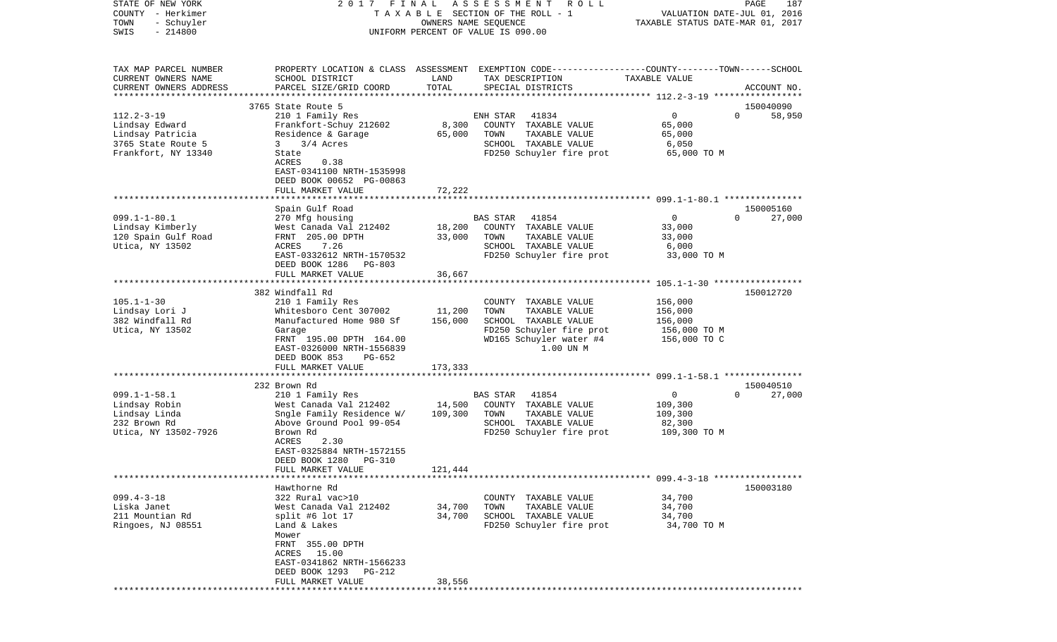STATE OF NEW YORK　　　2 0 1 7　F I N A L　A S S E S S M E N T　R O L L
COUNTY - Herkimer　　　T A X A B L E SECTION OF THE ROLL - 1　　　VALUATION DATE-JUL 01, 2016
TOWN - Schuyler　　　OWNERS NAME SEQUENCE　　　TAXABLE STATUS DATE-MAR 01, 2017
SWIS - 214800　　　UNIFORM PERCENT OF VALUE IS 090.00

| TAX MAP PARCEL NUMBER / CURRENT OWNERS NAME / CURRENT OWNERS ADDRESS | PROPERTY LOCATION & CLASS / SCHOOL DISTRICT / PARCEL SIZE/GRID COORD | ASSESSMENT LAND / TOTAL | EXEMPTION CODE / TAX DESCRIPTION / SPECIAL DISTRICTS | COUNTY / TOWN / SCHOOL TAXABLE VALUE | ACCOUNT NO. |
|---|---|---|---|---|---|
| 112.2-3-19 | 3765 State Route 5 | | | | 150040090 |
| Lindsay Edward | 210 1 Family Res | | ENH STAR 41834 | 0　0　58,950 | |
| Lindsay Patricia | Frankfort-Schuy 212602 | 8,300 | COUNTY TAXABLE VALUE | 65,000 | |
| 3765 State Route 5 | Residence & Garage | 65,000 | TOWN TAXABLE VALUE | 65,000 | |
| Frankfort, NY 13340 | 3 3/4 Acres | | SCHOOL TAXABLE VALUE | 6,050 | |
| | State | | FD250 Schuyler fire prot | 65,000 TO M | |
| | ACRES 0.38 | | | | |
| | EAST-0341100 NRTH-1535998 | | | | |
| | DEED BOOK 00652 PG-00863 | | | | |
| | FULL MARKET VALUE | 72,222 | | | |
| 099.1-1-80.1 | Spain Gulf Road | | | | 150005160 |
| Lindsay Kimberly | 270 Mfg housing | | BAS STAR 41854 | 0　0　27,000 | |
| 120 Spain Gulf Road | West Canada Val 212402 | 18,200 | COUNTY TAXABLE VALUE | 33,000 | |
| Utica, NY 13502 | FRNT 205.00 DPTH | 33,000 | TOWN TAXABLE VALUE | 33,000 | |
| | ACRES 7.26 | | SCHOOL TAXABLE VALUE | 6,000 | |
| | EAST-0332612 NRTH-1570532 | | FD250 Schuyler fire prot | 33,000 TO M | |
| | DEED BOOK 1286 PG-803 | | | | |
| | FULL MARKET VALUE | 36,667 | | | |
| 105.1-1-30 | 382 Windfall Rd | | | | 150012720 |
| Lindsay Lori J | 210 1 Family Res | | COUNTY TAXABLE VALUE | 156,000 | |
| 382 Windfall Rd | Whitesboro Cent 307002 | 11,200 | TOWN TAXABLE VALUE | 156,000 | |
| Utica, NY 13502 | Manufactured Home 980 Sf | 156,000 | SCHOOL TAXABLE VALUE | 156,000 | |
| | Garage | | FD250 Schuyler fire prot | 156,000 TO M | |
| | FRNT 195.00 DPTH 164.00 | | WD165 Schuyler water #4 | 156,000 TO C | |
| | EAST-0326000 NRTH-1556839 | | 1.00 UN M | | |
| | DEED BOOK 853 PG-652 | | | | |
| | FULL MARKET VALUE | 173,333 | | | |
| 099.1-1-58.1 | 232 Brown Rd | | | | 150040510 |
| Lindsay Robin | 210 1 Family Res | | BAS STAR 41854 | 0　0　27,000 | |
| Lindsay Linda | West Canada Val 212402 | 14,500 | COUNTY TAXABLE VALUE | 109,300 | |
| 232 Brown Rd | Sngle Family Residence W/ | 109,300 | TOWN TAXABLE VALUE | 109,300 | |
| Utica, NY 13502-7926 | Above Ground Pool 99-054 | | SCHOOL TAXABLE VALUE | 82,300 | |
| | Brown Rd | | FD250 Schuyler fire prot | 109,300 TO M | |
| | ACRES 2.30 | | | | |
| | EAST-0325884 NRTH-1572155 | | | | |
| | DEED BOOK 1280 PG-310 | | | | |
| | FULL MARKET VALUE | 121,444 | | | |
| 099.4-3-18 | Hawthorne Rd | | | | 150003180 |
| Liska Janet | 322 Rural vac>10 | | COUNTY TAXABLE VALUE | 34,700 | |
| 211 Mountian Rd | West Canada Val 212402 | 34,700 | TOWN TAXABLE VALUE | 34,700 | |
| Ringoes, NJ 08551 | split #6 lot 17 | 34,700 | SCHOOL TAXABLE VALUE | 34,700 | |
| | Land & Lakes | | FD250 Schuyler fire prot | 34,700 TO M | |
| | Mower | | | | |
| | FRNT 355.00 DPTH | | | | |
| | ACRES 15.00 | | | | |
| | EAST-0341862 NRTH-1566233 | | | | |
| | DEED BOOK 1293 PG-212 | | | | |
| | FULL MARKET VALUE | 38,556 | | | |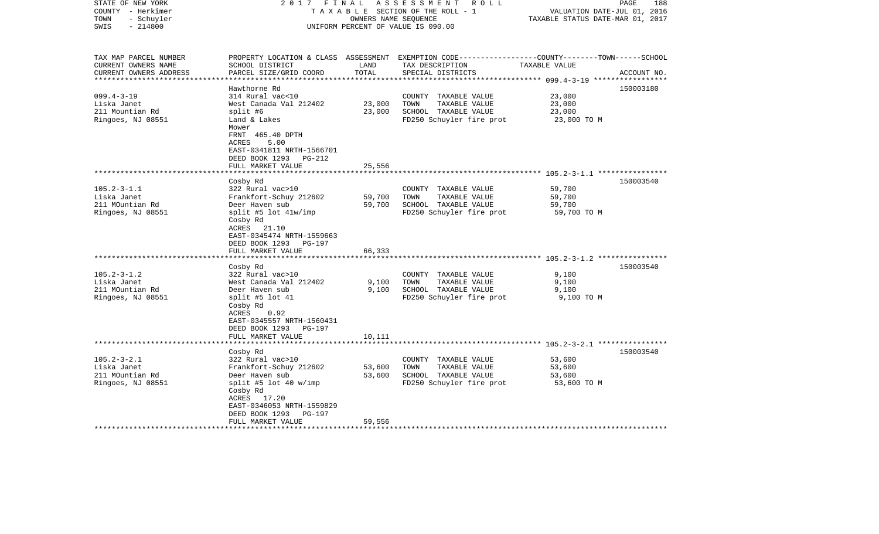STATE OF NEW YORK — 2017 FINAL ASSESSMENT ROLL
COUNTY - Herkimer — TAXABLE SECTION OF THE ROLL - 1 — VALUATION DATE-JUL 01, 2016
TOWN - Schuyler — OWNERS NAME SEQUENCE — TAXABLE STATUS DATE-MAR 01, 2017
SWIS - 214800 — UNIFORM PERCENT OF VALUE IS 090.00

| TAX MAP PARCEL NUMBER<br>CURRENT OWNERS NAME<br>CURRENT OWNERS ADDRESS | PROPERTY LOCATION & CLASS<br>SCHOOL DISTRICT<br>PARCEL SIZE/GRID COORD | ASSESSMENT<br>LAND<br>TOTAL | EXEMPTION CODE-----COUNTY-----TOWN-----SCHOOL<br>TAX DESCRIPTION<br>SPECIAL DISTRICTS | TAXABLE VALUE | ACCOUNT NO. |
|---|---|---|---|---|---|
| 099.4-3-19<br>Liska Janet<br>211 Mountian Rd<br>Ringoes, NJ 08551 | Hawthorne Rd<br>314 Rural vac<10<br>West Canada Val 212402<br>split #6<br>Land & Lakes<br>Mower<br>FRNT 465.40 DPTH<br>ACRES 5.00<br>EAST-0341811 NRTH-1566701<br>DEED BOOK 1293 PG-212<br>FULL MARKET VALUE | <br><br>23,000<br>23,000<br><br><br><br><br><br><br>25,556 | COUNTY TAXABLE VALUE<br>TOWN TAXABLE VALUE<br>SCHOOL TAXABLE VALUE<br>FD250 Schuyler fire prot | 23,000<br>23,000<br>23,000<br>23,000 TO M | 150003180 |
| 105.2-3-1.1<br>Liska Janet<br>211 MOuntian Rd<br>Ringoes, NJ 08551 | Cosby Rd<br>322 Rural vac>10<br>Frankfort-Schuy 212602<br>Deer Haven sub<br>split #5 lot 41w/imp<br>Cosby Rd<br>ACRES 21.10<br>EAST-0345474 NRTH-1559663<br>DEED BOOK 1293 PG-197<br>FULL MARKET VALUE | <br><br>59,700<br>59,700<br><br><br><br><br><br>66,333 | COUNTY TAXABLE VALUE<br>TOWN TAXABLE VALUE<br>SCHOOL TAXABLE VALUE<br>FD250 Schuyler fire prot | 59,700<br>59,700<br>59,700<br>59,700 TO M | 150003540 |
| 105.2-3-1.2<br>Liska Janet<br>211 MOuntian Rd<br>Ringoes, NJ 08551 | Cosby Rd<br>322 Rural vac>10<br>West Canada Val 212402<br>Deer Haven sub<br>split #5 lot 41<br>Cosby Rd<br>ACRES 0.92<br>EAST-0345557 NRTH-1560431<br>DEED BOOK 1293 PG-197<br>FULL MARKET VALUE | <br><br>9,100<br>9,100<br><br><br><br><br><br>10,111 | COUNTY TAXABLE VALUE<br>TOWN TAXABLE VALUE<br>SCHOOL TAXABLE VALUE<br>FD250 Schuyler fire prot | 9,100<br>9,100<br>9,100<br>9,100 TO M | 150003540 |
| 105.2-3-2.1<br>Liska Janet<br>211 MOuntian Rd<br>Ringoes, NJ 08551 | Cosby Rd<br>322 Rural vac>10<br>Frankfort-Schuy 212602<br>Deer Haven sub<br>split #5 lot 40 w/imp<br>Cosby Rd<br>ACRES 17.20<br>EAST-0346053 NRTH-1559829<br>DEED BOOK 1293 PG-197<br>FULL MARKET VALUE | <br><br>53,600<br>53,600<br><br><br><br><br><br>59,556 | COUNTY TAXABLE VALUE<br>TOWN TAXABLE VALUE<br>SCHOOL TAXABLE VALUE<br>FD250 Schuyler fire prot | 53,600<br>53,600<br>53,600<br>53,600 TO M | 150003540 |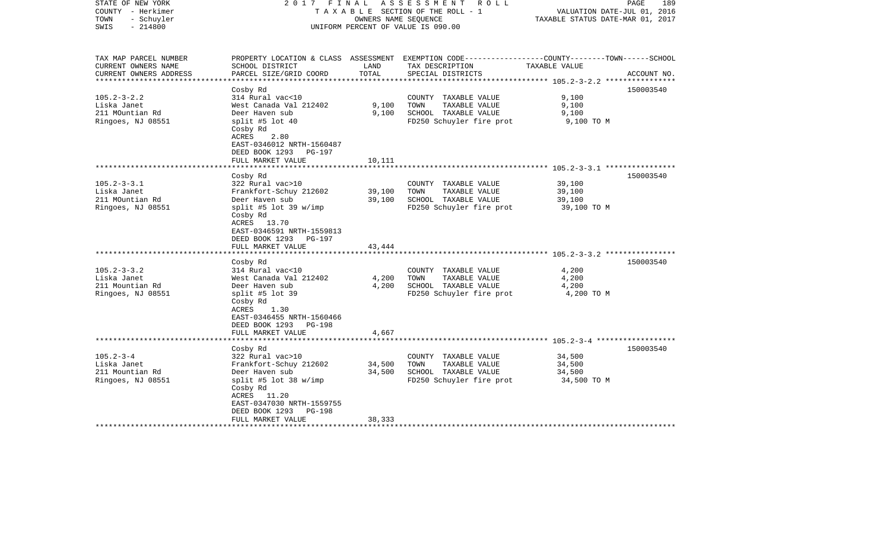STATE OF NEW YORK
COUNTY - Herkimer
TOWN - Schuyler
SWIS - 214800

2017 FINAL ASSESSMENT ROLL
TAXABLE SECTION OF THE ROLL - 1
OWNERS NAME SEQUENCE
UNIFORM PERCENT OF VALUE IS 090.00

VALUATION DATE-JUL 01, 2016
TAXABLE STATUS DATE-MAR 01, 2017

| TAX MAP PARCEL NUMBER<br>CURRENT OWNERS NAME<br>CURRENT OWNERS ADDRESS | PROPERTY LOCATION & CLASS<br>SCHOOL DISTRICT<br>PARCEL SIZE/GRID COORD | ASSESSMENT<br>LAND<br>TOTAL | EXEMPTION CODE---COUNTY----TOWN----SCHOOL<br>TAX DESCRIPTION<br>SPECIAL DISTRICTS | TAXABLE VALUE | ACCOUNT NO. |
|---|---|---|---|---|---|
| 105.2-3-2.2 | Cosby Rd | | | | 150003540 |
| 105.2-3-2.2<br>Liska Janet<br>211 MOuntian Rd<br>Ringoes, NJ 08551 | 314 Rural vac<10<br>West Canada Val 212402<br>Deer Haven sub<br>split #5 lot 40<br>Cosby Rd<br>ACRES 2.80<br>EAST-0346012 NRTH-1560487<br>DEED BOOK 1293 PG-197<br>FULL MARKET VALUE | <br>9,100<br>9,100<br><br><br><br><br><br>10,111 | COUNTY TAXABLE VALUE<br>TOWN TAXABLE VALUE<br>SCHOOL TAXABLE VALUE<br>FD250 Schuyler fire prot | 9,100<br>9,100<br>9,100<br>9,100 TO M | |
| 105.2-3-3.1 | Cosby Rd | | | | 150003540 |
| 105.2-3-3.1<br>Liska Janet<br>211 MOuntian Rd<br>Ringoes, NJ 08551 | 322 Rural vac>10<br>Frankfort-Schuy 212602<br>Deer Haven sub<br>split #5 lot 39 w/imp<br>Cosby Rd<br>ACRES 13.70<br>EAST-0346591 NRTH-1559813<br>DEED BOOK 1293 PG-197<br>FULL MARKET VALUE | <br>39,100<br>39,100<br><br><br><br><br><br>43,444 | COUNTY TAXABLE VALUE<br>TOWN TAXABLE VALUE<br>SCHOOL TAXABLE VALUE<br>FD250 Schuyler fire prot | 39,100<br>39,100<br>39,100<br>39,100 TO M | |
| 105.2-3-3.2 | Cosby Rd | | | | 150003540 |
| 105.2-3-3.2<br>Liska Janet<br>211 Mountian Rd<br>Ringoes, NJ 08551 | 314 Rural vac<10<br>West Canada Val 212402<br>Deer Haven sub<br>split #5 lot 39<br>Cosby Rd<br>ACRES 1.30<br>EAST-0346455 NRTH-1560466<br>DEED BOOK 1293 PG-198<br>FULL MARKET VALUE | <br>4,200<br>4,200<br><br><br><br><br><br>4,667 | COUNTY TAXABLE VALUE<br>TOWN TAXABLE VALUE<br>SCHOOL TAXABLE VALUE<br>FD250 Schuyler fire prot | 4,200<br>4,200<br>4,200<br>4,200 TO M | |
| 105.2-3-4 | Cosby Rd | | | | 150003540 |
| 105.2-3-4<br>Liska Janet<br>211 Mountian Rd<br>Ringoes, NJ 08551 | 322 Rural vac>10<br>Frankfort-Schuy 212602<br>Deer Haven sub<br>split #5 lot 38 w/imp<br>Cosby Rd<br>ACRES 11.20<br>EAST-0347030 NRTH-1559755<br>DEED BOOK 1293 PG-198<br>FULL MARKET VALUE | <br>34,500<br>34,500<br><br><br><br><br><br>38,333 | COUNTY TAXABLE VALUE<br>TOWN TAXABLE VALUE<br>SCHOOL TAXABLE VALUE<br>FD250 Schuyler fire prot | 34,500<br>34,500<br>34,500<br>34,500 TO M | |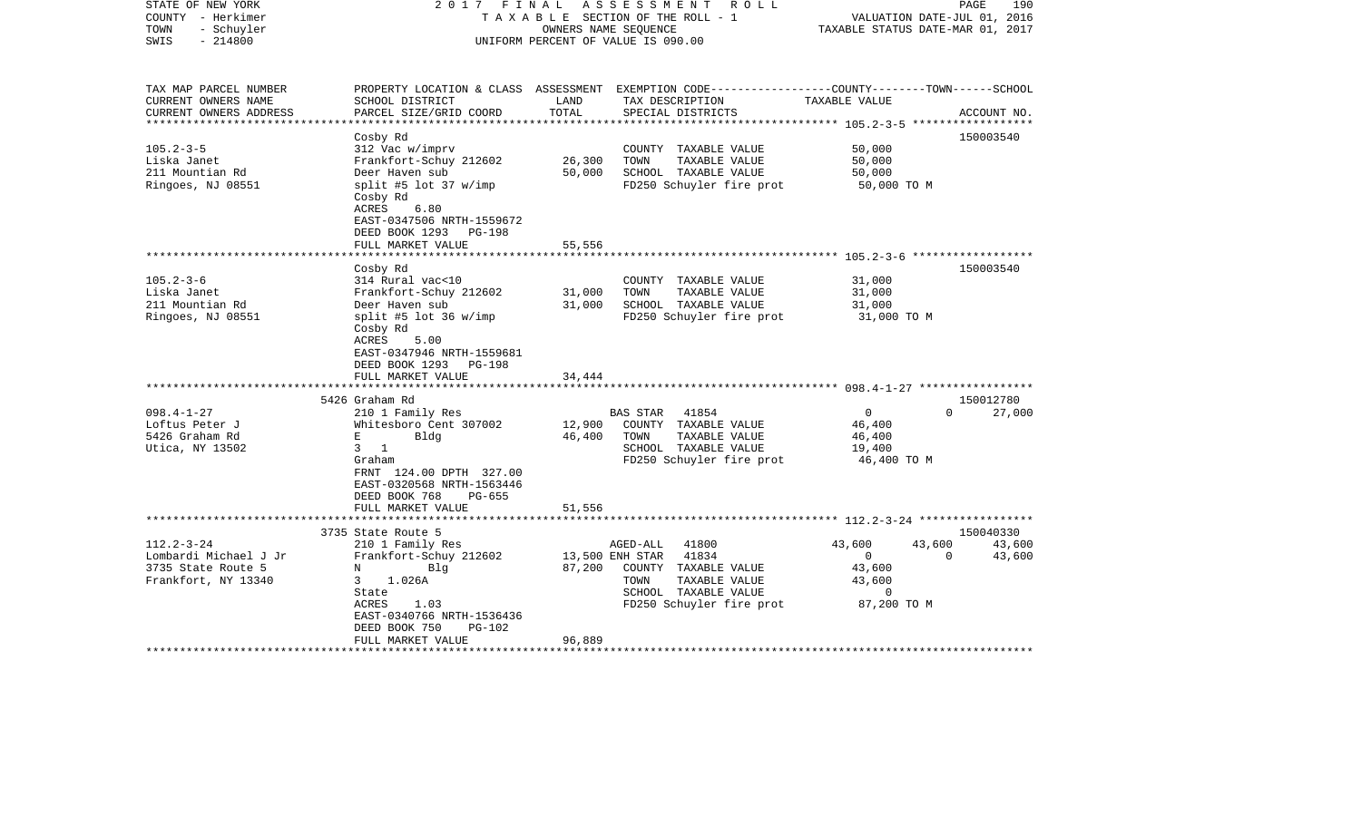STATE OF NEW YORK | COUNTY - Herkimer | TOWN - Schuyler | SWIS - 214800

2017 FINAL ASSESSMENT ROLL
TAXABLE SECTION OF THE ROLL - 1
OWNERS NAME SEQUENCE
UNIFORM PERCENT OF VALUE IS 090.00

VALUATION DATE-JUL 01, 2016
TAXABLE STATUS DATE-MAR 01, 2017

| TAX MAP PARCEL NUMBER / CURRENT OWNERS NAME / CURRENT OWNERS ADDRESS | PROPERTY LOCATION & CLASS / SCHOOL DISTRICT / PARCEL SIZE/GRID COORD | ASSESSMENT LAND / TOTAL | EXEMPTION CODE / TAX DESCRIPTION / SPECIAL DISTRICTS | COUNTY | TOWN | SCHOOL | ACCOUNT NO. |
|---|---|---|---|---|---|---|---|
| **105.2-3-5** | Cosby Rd | | | | | | 150003540 |
| Liska Janet | 312 Vac w/imprv | | COUNTY TAXABLE VALUE | 50,000 | | | |
| 211 Mountian Rd | Frankfort-Schuy 212602 | 26,300 | TOWN TAXABLE VALUE | | 50,000 | | |
| Ringoes, NJ 08551 | Deer Haven sub | 50,000 | SCHOOL TAXABLE VALUE | | | 50,000 | |
| | split #5 lot 37 w/imp | | FD250 Schuyler fire prot | 50,000 TO M | | | |
| | Cosby Rd | | | | | | |
| | ACRES 6.80 | | | | | | |
| | EAST-0347506 NRTH-1559672 | | | | | | |
| | DEED BOOK 1293 PG-198 | | | | | | |
| | FULL MARKET VALUE | 55,556 | | | | | |
| **105.2-3-6** | Cosby Rd | | | | | | 150003540 |
| Liska Janet | 314 Rural vac<10 | | COUNTY TAXABLE VALUE | 31,000 | | | |
| 211 Mountian Rd | Frankfort-Schuy 212602 | 31,000 | TOWN TAXABLE VALUE | | 31,000 | | |
| Ringoes, NJ 08551 | Deer Haven sub | 31,000 | SCHOOL TAXABLE VALUE | | | 31,000 | |
| | split #5 lot 36 w/imp | | FD250 Schuyler fire prot | 31,000 TO M | | | |
| | Cosby Rd | | | | | | |
| | ACRES 5.00 | | | | | | |
| | EAST-0347946 NRTH-1559681 | | | | | | |
| | DEED BOOK 1293 PG-198 | | | | | | |
| | FULL MARKET VALUE | 34,444 | | | | | |
| **098.4-1-27** | 5426 Graham Rd | | | | | | 150012780 |
| Loftus Peter J | 210 1 Family Res | | BAS STAR 41854 | 0 | 0 | 27,000 | |
| 5426 Graham Rd | Whitesboro Cent 307002 | 12,900 | COUNTY TAXABLE VALUE | 46,400 | | | |
| Utica, NY 13502 | E Bldg | 46,400 | TOWN TAXABLE VALUE | | 46,400 | | |
| | 3 1 | | SCHOOL TAXABLE VALUE | | | 19,400 | |
| | Graham | | FD250 Schuyler fire prot | 46,400 TO M | | | |
| | FRNT 124.00 DPTH 327.00 | | | | | | |
| | EAST-0320568 NRTH-1563446 | | | | | | |
| | DEED BOOK 768 PG-655 | | | | | | |
| | FULL MARKET VALUE | 51,556 | | | | | |
| **112.2-3-24** | 3735 State Route 5 | | | | | | 150040330 |
| Lombardi Michael J Jr | 210 1 Family Res | | AGED-ALL 41800 | 43,600 | 43,600 | 43,600 | |
| 3735 State Route 5 | Frankfort-Schuy 212602 | 13,500 | ENH STAR 41834 | 0 | 0 | 43,600 | |
| Frankfort, NY 13340 | N Blg | 87,200 | COUNTY TAXABLE VALUE | 43,600 | | | |
| | 3 1.026A | | TOWN TAXABLE VALUE | | 43,600 | | |
| | State | | SCHOOL TAXABLE VALUE | | | 0 | |
| | ACRES 1.03 | | FD250 Schuyler fire prot | 87,200 TO M | | | |
| | EAST-0340766 NRTH-1536436 | | | | | | |
| | DEED BOOK 750 PG-102 | | | | | | |
| | FULL MARKET VALUE | 96,889 | | | | | |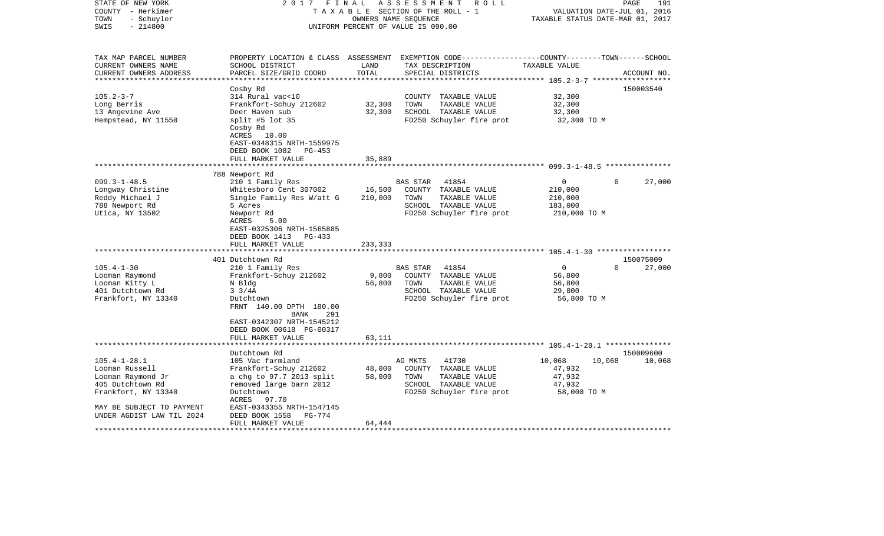STATE OF NEW YORK | 2017 FINAL ASSESSMENT ROLL | PAGE 191
COUNTY - Herkimer | TAXABLE SECTION OF THE ROLL - 1 | VALUATION DATE-JUL 01, 2016
TOWN - Schuyler | OWNERS NAME SEQUENCE | TAXABLE STATUS DATE-MAR 01, 2017
SWIS - 214800 | UNIFORM PERCENT OF VALUE IS 090.00

| TAX MAP PARCEL NUMBER / CURRENT OWNERS NAME / CURRENT OWNERS ADDRESS | PROPERTY LOCATION & CLASS / SCHOOL DISTRICT / PARCEL SIZE/GRID COORD | ASSESSMENT LAND / TOTAL | EXEMPTION CODE / TAX DESCRIPTION / SPECIAL DISTRICTS | COUNTY | TOWN | SCHOOL / ACCOUNT NO. |
|---|---|---|---|---|---|---|
| **105.2-3-7** | Cosby Rd | | | | | 150003540 |
| Long Berris | 314 Rural vac<10 | | COUNTY TAXABLE VALUE | 32,300 | | |
| 13 Angevine Ave | Frankfort-Schuy 212602 | 32,300 | TOWN TAXABLE VALUE | | 32,300 | |
| Hempstead, NY 11550 | Deer Haven sub | 32,300 | SCHOOL TAXABLE VALUE | | | 32,300 |
| | split #5 lot 35 | | FD250 Schuyler fire prot | 32,300 TO M | | |
| | Cosby Rd | | | | | |
| | ACRES 10.00 | | | | | |
| | EAST-0348315 NRTH-1559975 | | | | | |
| | DEED BOOK 1082 PG-453 | | | | | |
| | FULL MARKET VALUE | 35,889 | | | | |
| **099.3-1-48.5** | 788 Newport Rd | | | | | |
| Longway Christine | 210 1 Family Res | | BAS STAR 41854 | 0 | 0 | 27,000 |
| Reddy Michael J | Whitesboro Cent 307002 | 16,500 | COUNTY TAXABLE VALUE | 210,000 | | |
| 788 Newport Rd | Single Family Res W/att G | 210,000 | TOWN TAXABLE VALUE | | 210,000 | |
| Utica, NY 13502 | 5 Acres | | SCHOOL TAXABLE VALUE | | | 183,000 |
| | Newport Rd | | FD250 Schuyler fire prot | 210,000 TO M | | |
| | ACRES 5.00 | | | | | |
| | EAST-0325306 NRTH-1565885 | | | | | |
| | DEED BOOK 1413 PG-433 | | | | | |
| | FULL MARKET VALUE | 233,333 | | | | |
| **105.4-1-30** | 401 Dutchtown Rd | | | | | 150075009 |
| Looman Raymond | 210 1 Family Res | | BAS STAR 41854 | 0 | 0 | 27,000 |
| Looman Kitty L | Frankfort-Schuy 212602 | 9,800 | COUNTY TAXABLE VALUE | 56,800 | | |
| 401 Dutchtown Rd | N Bldg | 56,800 | TOWN TAXABLE VALUE | | 56,800 | |
| Frankfort, NY 13340 | 3 3/4A | | SCHOOL TAXABLE VALUE | | | 29,800 |
| | Dutchtown | | FD250 Schuyler fire prot | 56,800 TO M | | |
| | FRNT 140.00 DPTH 180.00 | | | | | |
| | BANK 291 | | | | | |
| | EAST-0342307 NRTH-1545212 | | | | | |
| | DEED BOOK 00618 PG-00317 | | | | | |
| | FULL MARKET VALUE | 63,111 | | | | |
| **105.4-1-28.1** | Dutchtown Rd | | | | | 150009600 |
| Looman Russell | 105 Vac farmland | | AG MKTS 41730 | 10,068 | 10,068 | 10,068 |
| Looman Raymond Jr | Frankfort-Schuy 212602 | 48,000 | COUNTY TAXABLE VALUE | 47,932 | | |
| 405 Dutchtown Rd | a chg to 97.7 2013 split | 58,000 | TOWN TAXABLE VALUE | | 47,932 | |
| Frankfort, NY 13340 | removed large barn 2012 | | SCHOOL TAXABLE VALUE | | | 47,932 |
| | Dutchtown | | FD250 Schuyler fire prot | 58,000 TO M | | |
| MAY BE SUBJECT TO PAYMENT | ACRES 97.70 | | | | | |
| UNDER AGDIST LAW TIL 2024 | EAST-0343355 NRTH-1547145 | | | | | |
| | DEED BOOK 1558 PG-774 | | | | | |
| | FULL MARKET VALUE | 64,444 | | | | |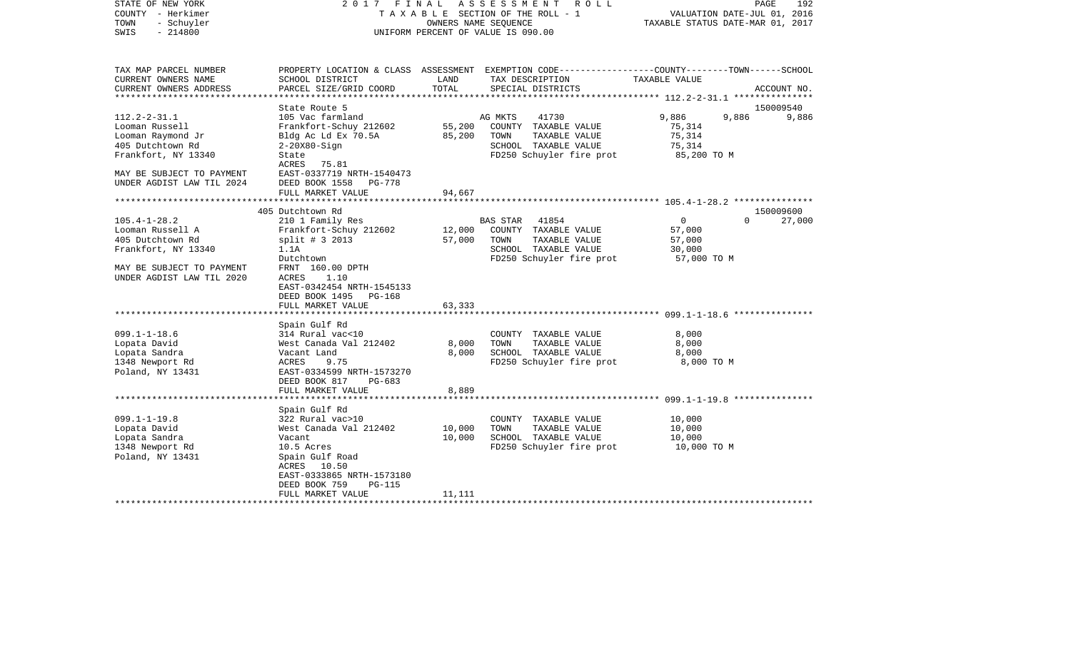STATE OF NEW YORK — 2017 FINAL ASSESSMENT ROLL
COUNTY - Herkimer — TAXABLE SECTION OF THE ROLL - 1 — VALUATION DATE-JUL 01, 2016
TOWN - Schuyler — OWNERS NAME SEQUENCE — TAXABLE STATUS DATE-MAR 01, 2017
SWIS - 214800 — UNIFORM PERCENT OF VALUE IS 090.00

| TAX MAP PARCEL NUMBER / CURRENT OWNERS NAME / CURRENT OWNERS ADDRESS | PROPERTY LOCATION & CLASS / SCHOOL DISTRICT / PARCEL SIZE/GRID COORD | ASSESSMENT LAND / TOTAL | EXEMPTION CODE / TAX DESCRIPTION / SPECIAL DISTRICTS | COUNTY | TOWN | SCHOOL / ACCOUNT NO. |
|---|---|---|---|---|---|---|
| | State Route 5 | | | | | 150009540 |
| 112.2-2-31.1 | 105 Vac farmland | | AG MKTS 41730 | 9,886 | 9,886 | 9,886 |
| Looman Russell | Frankfort-Schuy 212602 | 55,200 | COUNTY TAXABLE VALUE | 75,314 | | |
| Looman Raymond Jr | Bldg Ac Ld Ex 70.5A | 85,200 | TOWN TAXABLE VALUE | 75,314 | | |
| 405 Dutchtown Rd | 2-20X80-Sign | | SCHOOL TAXABLE VALUE | 75,314 | | |
| Frankfort, NY 13340 | State | | FD250 Schuyler fire prot | 85,200 TO M | | |
| | ACRES 75.81 | | | | | |
| MAY BE SUBJECT TO PAYMENT | EAST-0337719 NRTH-1540473 | | | | | |
| UNDER AGDIST LAW TIL 2024 | DEED BOOK 1558 PG-778 | | | | | |
| | FULL MARKET VALUE | 94,667 | | | | |
| | 405 Dutchtown Rd | | | | | 150009600 |
| 105.4-1-28.2 | 210 1 Family Res | | BAS STAR 41854 | 0 | 0 | 27,000 |
| Looman Russell A | Frankfort-Schuy 212602 | 12,000 | COUNTY TAXABLE VALUE | 57,000 | | |
| 405 Dutchtown Rd | split # 3 2013 | 57,000 | TOWN TAXABLE VALUE | 57,000 | | |
| Frankfort, NY 13340 | 1.1A | | SCHOOL TAXABLE VALUE | 30,000 | | |
| | Dutchtown | | FD250 Schuyler fire prot | 57,000 TO M | | |
| MAY BE SUBJECT TO PAYMENT | FRNT 160.00 DPTH | | | | | |
| UNDER AGDIST LAW TIL 2020 | ACRES 1.10 | | | | | |
| | EAST-0342454 NRTH-1545133 | | | | | |
| | DEED BOOK 1495 PG-168 | | | | | |
| | FULL MARKET VALUE | 63,333 | | | | |
| | Spain Gulf Rd | | | | | |
| 099.1-1-18.6 | 314 Rural vac<10 | | COUNTY TAXABLE VALUE | 8,000 | | |
| Lopata David | West Canada Val 212402 | 8,000 | TOWN TAXABLE VALUE | 8,000 | | |
| Lopata Sandra | Vacant Land | 8,000 | SCHOOL TAXABLE VALUE | 8,000 | | |
| 1348 Newport Rd | ACRES 9.75 | | FD250 Schuyler fire prot | 8,000 TO M | | |
| Poland, NY 13431 | EAST-0334599 NRTH-1573270 | | | | | |
| | DEED BOOK 817 PG-683 | | | | | |
| | FULL MARKET VALUE | 8,889 | | | | |
| | Spain Gulf Rd | | | | | |
| 099.1-1-19.8 | 322 Rural vac>10 | | COUNTY TAXABLE VALUE | 10,000 | | |
| Lopata David | West Canada Val 212402 | 10,000 | TOWN TAXABLE VALUE | 10,000 | | |
| Lopata Sandra | Vacant | 10,000 | SCHOOL TAXABLE VALUE | 10,000 | | |
| 1348 Newport Rd | 10.5 Acres | | FD250 Schuyler fire prot | 10,000 TO M | | |
| Poland, NY 13431 | Spain Gulf Road | | | | | |
| | ACRES 10.50 | | | | | |
| | EAST-0333865 NRTH-1573180 | | | | | |
| | DEED BOOK 759 PG-115 | | | | | |
| | FULL MARKET VALUE | 11,111 | | | | |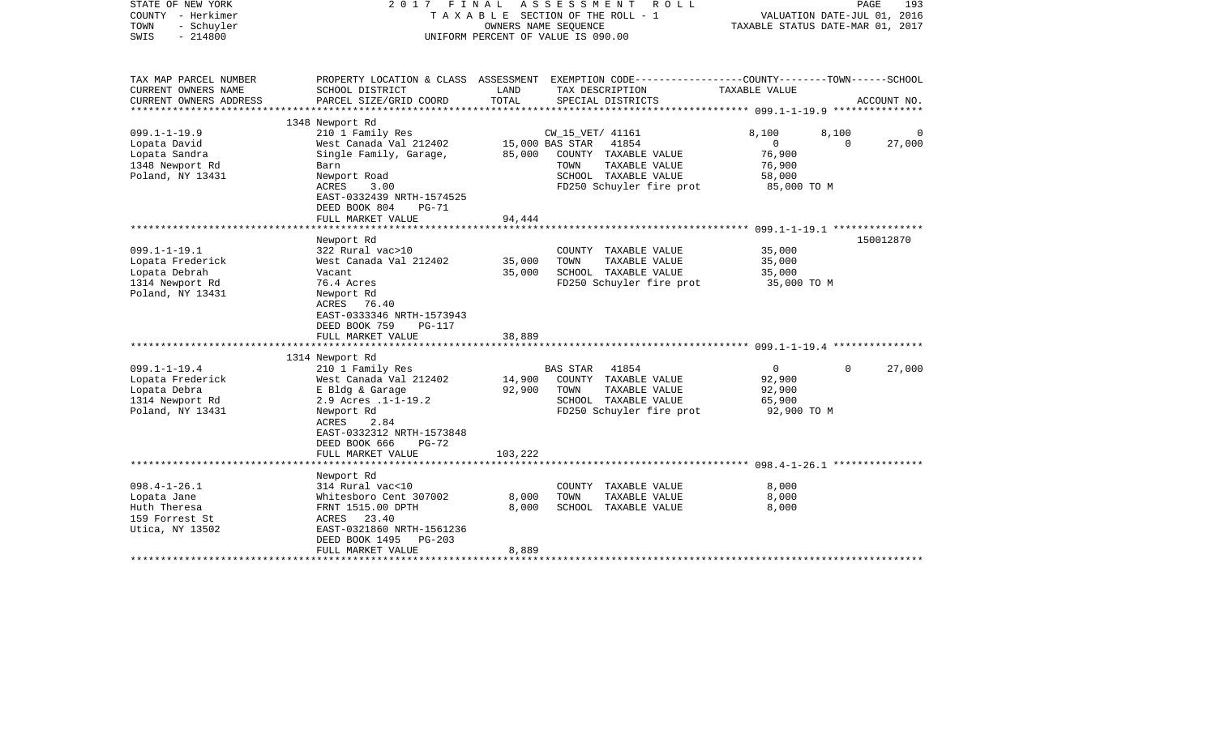STATE OF NEW YORK — COUNTY - Herkimer — TOWN - Schuyler — SWIS - 214800

**2017 FINAL ASSESSMENT ROLL**
TAXABLE SECTION OF THE ROLL - 1
OWNERS NAME SEQUENCE
UNIFORM PERCENT OF VALUE IS 090.00

VALUATION DATE-JUL 01, 2016
TAXABLE STATUS DATE-MAR 01, 2017

| TAX MAP PARCEL NUMBER / CURRENT OWNERS NAME / CURRENT OWNERS ADDRESS | PROPERTY LOCATION & CLASS / SCHOOL DISTRICT / PARCEL SIZE/GRID COORD | ASSESSMENT LAND | ASSESSMENT TOTAL | EXEMPTION CODE / TAX DESCRIPTION / SPECIAL DISTRICTS | COUNTY TAXABLE VALUE | TOWN | SCHOOL | ACCOUNT NO. |
|---|---|---|---|---|---|---|---|---|
| **099.1-1-19.9** | 1348 Newport Rd | | | | | | | |
| | 210 1 Family Res | | | CW_15_VET/ 41161 | 8,100 | 8,100 | 0 | |
| Lopata David | West Canada Val 212402 | 15,000 | | BAS STAR 41854 | 0 | 0 | 27,000 | |
| Lopata Sandra | Single Family, Garage, | | 85,000 | COUNTY TAXABLE VALUE | 76,900 | | | |
| 1348 Newport Rd | Barn | | | TOWN TAXABLE VALUE | 76,900 | | | |
| Poland, NY 13431 | Newport Road | | | SCHOOL TAXABLE VALUE | 58,000 | | | |
| | ACRES 3.00 | | | FD250 Schuyler fire prot | 85,000 TO M | | | |
| | EAST-0332439 NRTH-1574525 | | | | | | | |
| | DEED BOOK 804 PG-71 | | | | | | | |
| | FULL MARKET VALUE | | 94,444 | | | | | |
| **099.1-1-19.1** | Newport Rd | | | | | | | 150012870 |
| | 322 Rural vac>10 | | | COUNTY TAXABLE VALUE | 35,000 | | | |
| Lopata Frederick | West Canada Val 212402 | 35,000 | | TOWN TAXABLE VALUE | 35,000 | | | |
| Lopata Debrah | Vacant | | 35,000 | SCHOOL TAXABLE VALUE | 35,000 | | | |
| 1314 Newport Rd | 76.4 Acres | | | FD250 Schuyler fire prot | 35,000 TO M | | | |
| Poland, NY 13431 | Newport Rd | | | | | | | |
| | ACRES 76.40 | | | | | | | |
| | EAST-0333346 NRTH-1573943 | | | | | | | |
| | DEED BOOK 759 PG-117 | | | | | | | |
| | FULL MARKET VALUE | | 38,889 | | | | | |
| **099.1-1-19.4** | 1314 Newport Rd | | | | | | | |
| | 210 1 Family Res | | | BAS STAR 41854 | 0 | 0 | 27,000 | |
| Lopata Frederick | West Canada Val 212402 | 14,900 | | COUNTY TAXABLE VALUE | 92,900 | | | |
| Lopata Debra | E Bldg & Garage | | 92,900 | TOWN TAXABLE VALUE | 92,900 | | | |
| 1314 Newport Rd | 2.9 Acres .1-1-19.2 | | | SCHOOL TAXABLE VALUE | 65,900 | | | |
| Poland, NY 13431 | Newport Rd | | | FD250 Schuyler fire prot | 92,900 TO M | | | |
| | ACRES 2.84 | | | | | | | |
| | EAST-0332312 NRTH-1573848 | | | | | | | |
| | DEED BOOK 666 PG-72 | | | | | | | |
| | FULL MARKET VALUE | | 103,222 | | | | | |
| **098.4-1-26.1** | Newport Rd | | | | | | | |
| | 314 Rural vac<10 | | | COUNTY TAXABLE VALUE | 8,000 | | | |
| Lopata Jane | Whitesboro Cent 307002 | 8,000 | | TOWN TAXABLE VALUE | 8,000 | | | |
| Huth Theresa | FRNT 1515.00 DPTH | | 8,000 | SCHOOL TAXABLE VALUE | 8,000 | | | |
| 159 Forrest St | ACRES 23.40 | | | | | | | |
| Utica, NY 13502 | EAST-0321860 NRTH-1561236 | | | | | | | |
| | DEED BOOK 1495 PG-203 | | | | | | | |
| | FULL MARKET VALUE | | 8,889 | | | | | |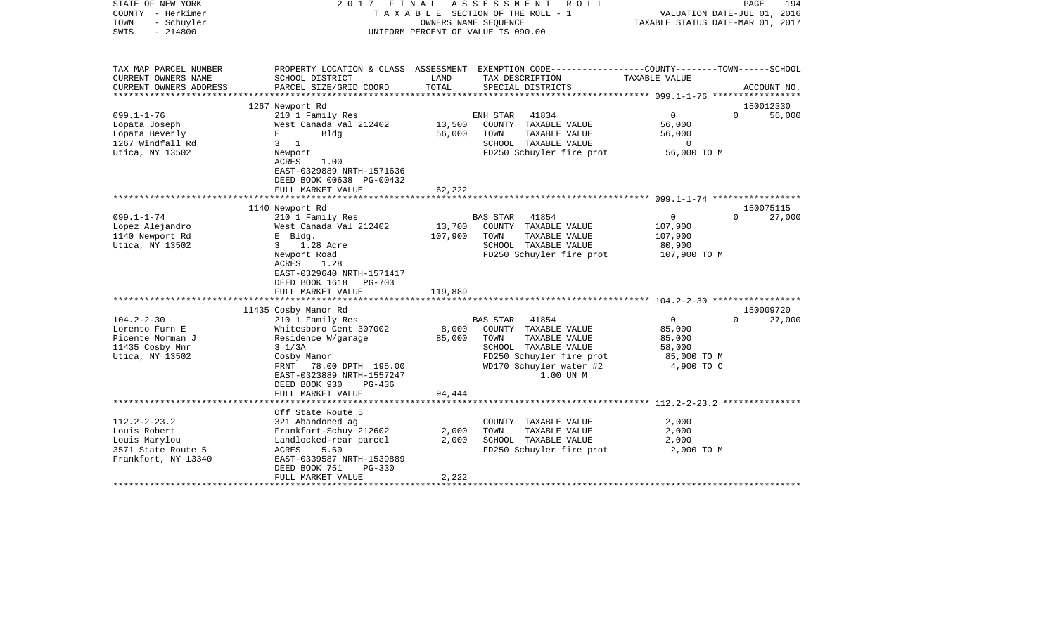STATE OF NEW YORK | COUNTY - Herkimer | TOWN - Schuyler | SWIS - 214800

2017 FINAL ASSESSMENT ROLL
TAXABLE SECTION OF THE ROLL - 1
OWNERS NAME SEQUENCE
UNIFORM PERCENT OF VALUE IS 090.00

VALUATION DATE-JUL 01, 2016
TAXABLE STATUS DATE-MAR 01, 2017

| TAX MAP PARCEL NUMBER / CURRENT OWNERS NAME / CURRENT OWNERS ADDRESS | PROPERTY LOCATION & CLASS / SCHOOL DISTRICT / PARCEL SIZE/GRID COORD | ASSESSMENT LAND / TOTAL | EXEMPTION CODE / TAX DESCRIPTION / SPECIAL DISTRICTS | COUNTY / TOWN / SCHOOL TAXABLE VALUE | ACCOUNT NO. |
|---|---|---|---|---|---|
| **099.1-1-76** | 1267 Newport Rd | | | | 150012330 |
| Lopata Joseph | 210 1 Family Res | | ENH STAR 41834 | 0 0 56,000 | |
| Lopata Beverly | West Canada Val 212402 | 13,500 | COUNTY TAXABLE VALUE | 56,000 | |
| 1267 Windfall Rd | E Bldg | 56,000 | TOWN TAXABLE VALUE | 56,000 | |
| Utica, NY 13502 | 3 1 | | SCHOOL TAXABLE VALUE | 0 | |
| | Newport | | FD250 Schuyler fire prot | 56,000 TO M | |
| | ACRES 1.00 | | | | |
| | EAST-0329889 NRTH-1571636 | | | | |
| | DEED BOOK 00638 PG-00432 | | | | |
| | FULL MARKET VALUE | 62,222 | | | |
| **099.1-1-74** | 1140 Newport Rd | | | | 150075115 |
| Lopez Alejandro | 210 1 Family Res | | BAS STAR 41854 | 0 0 27,000 | |
| 1140 Newport Rd | West Canada Val 212402 | 13,700 | COUNTY TAXABLE VALUE | 107,900 | |
| Utica, NY 13502 | E Bldg. | 107,900 | TOWN TAXABLE VALUE | 107,900 | |
| | 3 1.28 Acre | | SCHOOL TAXABLE VALUE | 80,900 | |
| | Newport Road | | FD250 Schuyler fire prot | 107,900 TO M | |
| | ACRES 1.28 | | | | |
| | EAST-0329640 NRTH-1571417 | | | | |
| | DEED BOOK 1618 PG-703 | | | | |
| | FULL MARKET VALUE | 119,889 | | | |
| **104.2-2-30** | 11435 Cosby Manor Rd | | | | 150009720 |
| Lorento Furn E | 210 1 Family Res | | BAS STAR 41854 | 0 0 27,000 | |
| Picente Norman J | Whitesboro Cent 307002 | 8,000 | COUNTY TAXABLE VALUE | 85,000 | |
| 11435 Cosby Mnr | Residence W/garage | 85,000 | TOWN TAXABLE VALUE | 85,000 | |
| Utica, NY 13502 | 3 1/3A | | SCHOOL TAXABLE VALUE | 58,000 | |
| | Cosby Manor | | FD250 Schuyler fire prot | 85,000 TO M | |
| | FRNT 78.00 DPTH 195.00 | | WD170 Schuyler water #2 | 4,900 TO C | |
| | EAST-0323889 NRTH-1557247 | | 1.00 UN M | | |
| | DEED BOOK 930 PG-436 | | | | |
| | FULL MARKET VALUE | 94,444 | | | |
| **112.2-2-23.2** | Off State Route 5 | | | | |
| Louis Robert | 321 Abandoned ag | | COUNTY TAXABLE VALUE | 2,000 | |
| Louis Marylou | Frankfort-Schuy 212602 | 2,000 | TOWN TAXABLE VALUE | 2,000 | |
| 3571 State Route 5 | Landlocked-rear parcel | 2,000 | SCHOOL TAXABLE VALUE | 2,000 | |
| Frankfort, NY 13340 | ACRES 5.60 | | FD250 Schuyler fire prot | 2,000 TO M | |
| | EAST-0339587 NRTH-1539889 | | | | |
| | DEED BOOK 751 PG-330 | | | | |
| | FULL MARKET VALUE | 2,222 | | | |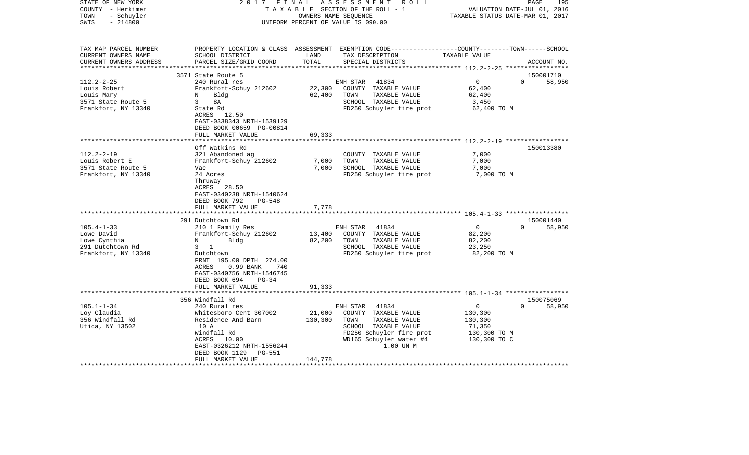STATE OF NEW YORK — 2017 FINAL ASSESSMENT ROLL
COUNTY - Herkimer — TAXABLE SECTION OF THE ROLL - 1 — VALUATION DATE-JUL 01, 2016
TOWN - Schuyler — OWNERS NAME SEQUENCE — TAXABLE STATUS DATE-MAR 01, 2017
SWIS - 214800 — UNIFORM PERCENT OF VALUE IS 090.00

| TAX MAP PARCEL NUMBER / CURRENT OWNERS NAME / CURRENT OWNERS ADDRESS | PROPERTY LOCATION & CLASS / SCHOOL DISTRICT / PARCEL SIZE/GRID COORD | ASSESSMENT LAND / TOTAL | EXEMPTION CODE / TAX DESCRIPTION / SPECIAL DISTRICTS | COUNTY / TOWN / SCHOOL TAXABLE VALUE | ACCOUNT NO. |
|---|---|---|---|---|---|
| **112.2-2-25** | 3571 State Route 5 | | | | 150001710 |
| Louis Robert | 240 Rural res | | ENH STAR 41834 | 0 / 0 | 58,950 |
| Louis Mary | Frankfort-Schuy 212602 | 22,300 | COUNTY TAXABLE VALUE | 62,400 | |
| 3571 State Route 5 | N Bldg | 62,400 | TOWN TAXABLE VALUE | 62,400 | |
| Frankfort, NY 13340 | 3 8A | | SCHOOL TAXABLE VALUE | 3,450 | |
| | State Rd | | FD250 Schuyler fire prot | 62,400 TO M | |
| | ACRES 12.50 | | | | |
| | EAST-0338343 NRTH-1539129 | | | | |
| | DEED BOOK 00659 PG-00814 | | | | |
| | FULL MARKET VALUE | 69,333 | | | |
| **112.2-2-19** | Off Watkins Rd | | | | 150013380 |
| Louis Robert E | 321 Abandoned ag | | COUNTY TAXABLE VALUE | 7,000 | |
| 3571 State Route 5 | Frankfort-Schuy 212602 | 7,000 | TOWN TAXABLE VALUE | 7,000 | |
| Frankfort, NY 13340 | Vac | 7,000 | SCHOOL TAXABLE VALUE | 7,000 | |
| | 24 Acres | | FD250 Schuyler fire prot | 7,000 TO M | |
| | Thruway | | | | |
| | ACRES 28.50 | | | | |
| | EAST-0340238 NRTH-1540624 | | | | |
| | DEED BOOK 792 PG-548 | | | | |
| | FULL MARKET VALUE | 7,778 | | | |
| **105.4-1-33** | 291 Dutchtown Rd | | | | 150001440 |
| Lowe David | 210 1 Family Res | | ENH STAR 41834 | 0 / 0 | 58,950 |
| Lowe Cynthia | Frankfort-Schuy 212602 | 13,400 | COUNTY TAXABLE VALUE | 82,200 | |
| 291 Dutchtown Rd | N Bldg | 82,200 | TOWN TAXABLE VALUE | 82,200 | |
| Frankfort, NY 13340 | 3 1 | | SCHOOL TAXABLE VALUE | 23,250 | |
| | Dutchtown | | FD250 Schuyler fire prot | 82,200 TO M | |
| | FRNT 195.00 DPTH 274.00 | | | | |
| | ACRES 0.99 BANK 740 | | | | |
| | EAST-0340756 NRTH-1546745 | | | | |
| | DEED BOOK 694 PG-34 | | | | |
| | FULL MARKET VALUE | 91,333 | | | |
| **105.1-1-34** | 356 Windfall Rd | | | | 150075069 |
| Loy Claudia | 240 Rural res | | ENH STAR 41834 | 0 / 0 | 58,950 |
| 356 Windfall Rd | Whitesboro Cent 307002 | 21,000 | COUNTY TAXABLE VALUE | 130,300 | |
| Utica, NY 13502 | Residence And Barn | 130,300 | TOWN TAXABLE VALUE | 130,300 | |
| | 10 A | | SCHOOL TAXABLE VALUE | 71,350 | |
| | Windfall Rd | | FD250 Schuyler fire prot | 130,300 TO M | |
| | ACRES 10.00 | | WD165 Schuyler water #4 | 130,300 TO C | |
| | EAST-0326212 NRTH-1556244 | | 1.00 UN M | | |
| | DEED BOOK 1129 PG-551 | | | | |
| | FULL MARKET VALUE | 144,778 | | | |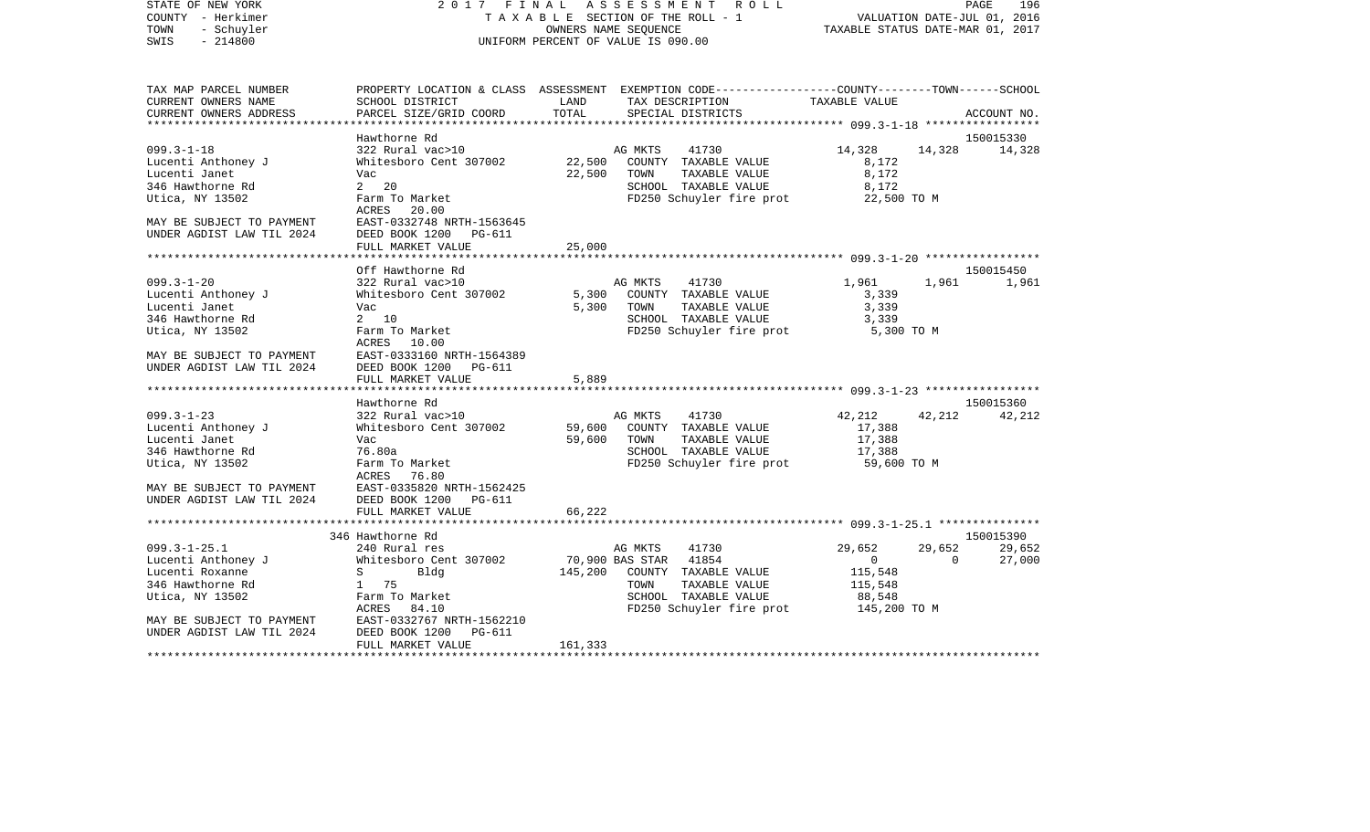STATE OF NEW YORK — 2017 FINAL ASSESSMENT ROLL
COUNTY - Herkimer — TAXABLE SECTION OF THE ROLL - 1 — VALUATION DATE-JUL 01, 2016
TOWN - Schuyler — OWNERS NAME SEQUENCE — TAXABLE STATUS DATE-MAR 01, 2017
SWIS - 214800 — UNIFORM PERCENT OF VALUE IS 090.00

| TAX MAP PARCEL NUMBER / CURRENT OWNERS NAME / CURRENT OWNERS ADDRESS | PROPERTY LOCATION & CLASS / SCHOOL DISTRICT / PARCEL SIZE/GRID COORD | ASSESSMENT LAND | TOTAL | EXEMPTION CODE / TAX DESCRIPTION / SPECIAL DISTRICTS | COUNTY TAXABLE VALUE | TOWN | SCHOOL / ACCOUNT NO. |
|---|---|---|---|---|---|---|---|
| **099.3-1-18** | Hawthorne Rd | | | | | | 150015330 |
| 099.3-1-18 | 322 Rural vac>10 | | | AG MKTS 41730 | 14,328 | 14,328 | 14,328 |
| Lucenti Anthoney J | Whitesboro Cent 307002 | 22,500 | | COUNTY TAXABLE VALUE | 8,172 | | |
| Lucenti Janet | Vac | | 22,500 | TOWN TAXABLE VALUE | 8,172 | | |
| 346 Hawthorne Rd | 2 20 | | | SCHOOL TAXABLE VALUE | 8,172 | | |
| Utica, NY 13502 | Farm To Market | | | FD250 Schuyler fire prot | 22,500 TO M | | |
| | ACRES 20.00 | | | | | | |
| MAY BE SUBJECT TO PAYMENT | EAST-0332748 NRTH-1563645 | | | | | | |
| UNDER AGDIST LAW TIL 2024 | DEED BOOK 1200 PG-611 | | | | | | |
| | FULL MARKET VALUE | | 25,000 | | | | |
| **099.3-1-20** | Off Hawthorne Rd | | | | | | 150015450 |
| 099.3-1-20 | 322 Rural vac>10 | | | AG MKTS 41730 | 1,961 | 1,961 | 1,961 |
| Lucenti Anthoney J | Whitesboro Cent 307002 | 5,300 | | COUNTY TAXABLE VALUE | 3,339 | | |
| Lucenti Janet | Vac | | 5,300 | TOWN TAXABLE VALUE | 3,339 | | |
| 346 Hawthorne Rd | 2 10 | | | SCHOOL TAXABLE VALUE | 3,339 | | |
| Utica, NY 13502 | Farm To Market | | | FD250 Schuyler fire prot | 5,300 TO M | | |
| | ACRES 10.00 | | | | | | |
| MAY BE SUBJECT TO PAYMENT | EAST-0333160 NRTH-1564389 | | | | | | |
| UNDER AGDIST LAW TIL 2024 | DEED BOOK 1200 PG-611 | | | | | | |
| | FULL MARKET VALUE | | 5,889 | | | | |
| **099.3-1-23** | Hawthorne Rd | | | | | | 150015360 |
| 099.3-1-23 | 322 Rural vac>10 | | | AG MKTS 41730 | 42,212 | 42,212 | 42,212 |
| Lucenti Anthoney J | Whitesboro Cent 307002 | 59,600 | | COUNTY TAXABLE VALUE | 17,388 | | |
| Lucenti Janet | Vac | | 59,600 | TOWN TAXABLE VALUE | 17,388 | | |
| 346 Hawthorne Rd | 76.80a | | | SCHOOL TAXABLE VALUE | 17,388 | | |
| Utica, NY 13502 | Farm To Market | | | FD250 Schuyler fire prot | 59,600 TO M | | |
| | ACRES 76.80 | | | | | | |
| MAY BE SUBJECT TO PAYMENT | EAST-0335820 NRTH-1562425 | | | | | | |
| UNDER AGDIST LAW TIL 2024 | DEED BOOK 1200 PG-611 | | | | | | |
| | FULL MARKET VALUE | | 66,222 | | | | |
| **099.3-1-25.1** | 346 Hawthorne Rd | | | | | | 150015390 |
| 099.3-1-25.1 | 240 Rural res | | | AG MKTS 41730 | 29,652 | 29,652 | 29,652 |
| Lucenti Anthoney J | Whitesboro Cent 307002 | 70,900 | | BAS STAR 41854 | 0 | 0 | 27,000 |
| Lucenti Roxanne | S Bldg | | 145,200 | COUNTY TAXABLE VALUE | 115,548 | | |
| 346 Hawthorne Rd | 1 75 | | | TOWN TAXABLE VALUE | 115,548 | | |
| Utica, NY 13502 | Farm To Market | | | SCHOOL TAXABLE VALUE | 88,548 | | |
| | ACRES 84.10 | | | FD250 Schuyler fire prot | 145,200 TO M | | |
| MAY BE SUBJECT TO PAYMENT | EAST-0332767 NRTH-1562210 | | | | | | |
| UNDER AGDIST LAW TIL 2024 | DEED BOOK 1200 PG-611 | | | | | | |
| | FULL MARKET VALUE | | 161,333 | | | | |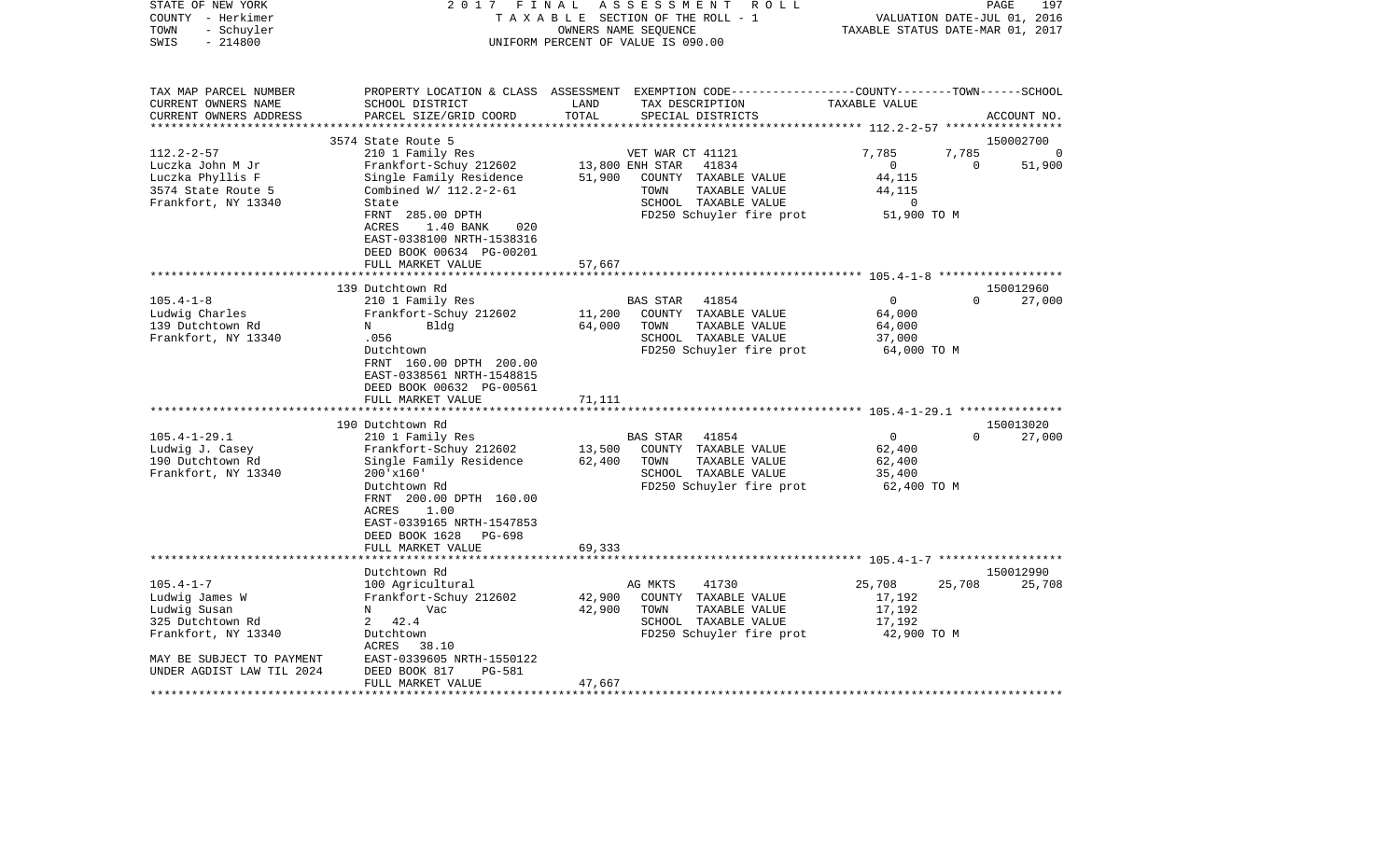STATE OF NEW YORK 2017 FINAL ASSESSMENT ROLL
COUNTY - Herkimer T A X A B L E SECTION OF THE ROLL - 1 VALUATION DATE-JUL 01, 2016
TOWN - Schuyler OWNERS NAME SEQUENCE TAXABLE STATUS DATE-MAR 01, 2017
SWIS - 214800 UNIFORM PERCENT OF VALUE IS 090.00

| TAX MAP PARCEL NUMBER<br>CURRENT OWNERS NAME<br>CURRENT OWNERS ADDRESS | PROPERTY LOCATION & CLASS<br>SCHOOL DISTRICT<br>PARCEL SIZE/GRID COORD | ASSESSMENT<br>LAND<br>TOTAL | EXEMPTION CODE<br>TAX DESCRIPTION<br>SPECIAL DISTRICTS | COUNTY | TOWN | SCHOOL<br>ACCOUNT NO. |
|---|---|---|---|---|---|---|
| **112.2-2-57** | 3574 State Route 5 | | | | | 150002700 |
| 112.2-2-57 | 210 1 Family Res | | VET WAR CT 41121 | 7,785 | 7,785 | 0 |
| Luczka John M Jr | Frankfort-Schuy 212602 | 13,800 | ENH STAR 41834 | 0 | 0 | 51,900 |
| Luczka Phyllis F | Single Family Residence | 51,900 | COUNTY TAXABLE VALUE | 44,115 | | |
| 3574 State Route 5 | Combined W/ 112.2-2-61 | | TOWN TAXABLE VALUE | 44,115 | | |
| Frankfort, NY 13340 | State | | SCHOOL TAXABLE VALUE | 0 | | |
| | FRNT 285.00 DPTH | | FD250 Schuyler fire prot | 51,900 TO M | | |
| | ACRES 1.40 BANK 020 | | | | | |
| | EAST-0338100 NRTH-1538316 | | | | | |
| | DEED BOOK 00634 PG-00201 | | | | | |
| | FULL MARKET VALUE | 57,667 | | | | |
| **105.4-1-8** | 139 Dutchtown Rd | | | | | 150012960 |
| 105.4-1-8 | 210 1 Family Res | | BAS STAR 41854 | 0 | 0 | 27,000 |
| Ludwig Charles | Frankfort-Schuy 212602 | 11,200 | COUNTY TAXABLE VALUE | 64,000 | | |
| 139 Dutchtown Rd | N Bldg | 64,000 | TOWN TAXABLE VALUE | 64,000 | | |
| Frankfort, NY 13340 | .056 | | SCHOOL TAXABLE VALUE | 37,000 | | |
| | Dutchtown | | FD250 Schuyler fire prot | 64,000 TO M | | |
| | FRNT 160.00 DPTH 200.00 | | | | | |
| | EAST-0338561 NRTH-1548815 | | | | | |
| | DEED BOOK 00632 PG-00561 | | | | | |
| | FULL MARKET VALUE | 71,111 | | | | |
| **105.4-1-29.1** | 190 Dutchtown Rd | | | | | 150013020 |
| 105.4-1-29.1 | 210 1 Family Res | | BAS STAR 41854 | 0 | 0 | 27,000 |
| Ludwig J. Casey | Frankfort-Schuy 212602 | 13,500 | COUNTY TAXABLE VALUE | 62,400 | | |
| 190 Dutchtown Rd | Single Family Residence | 62,400 | TOWN TAXABLE VALUE | 62,400 | | |
| Frankfort, NY 13340 | 200'x160' | | SCHOOL TAXABLE VALUE | 35,400 | | |
| | Dutchtown Rd | | FD250 Schuyler fire prot | 62,400 TO M | | |
| | FRNT 200.00 DPTH 160.00 | | | | | |
| | ACRES 1.00 | | | | | |
| | EAST-0339165 NRTH-1547853 | | | | | |
| | DEED BOOK 1628 PG-698 | | | | | |
| | FULL MARKET VALUE | 69,333 | | | | |
| **105.4-1-7** | Dutchtown Rd | | | | | 150012990 |
| 105.4-1-7 | 100 Agricultural | | AG MKTS 41730 | 25,708 | 25,708 | 25,708 |
| Ludwig James W | Frankfort-Schuy 212602 | 42,900 | COUNTY TAXABLE VALUE | 17,192 | | |
| Ludwig Susan | N Vac | 42,900 | TOWN TAXABLE VALUE | 17,192 | | |
| 325 Dutchtown Rd | 2 42.4 | | SCHOOL TAXABLE VALUE | 17,192 | | |
| Frankfort, NY 13340 | Dutchtown | | FD250 Schuyler fire prot | 42,900 TO M | | |
| | ACRES 38.10 | | | | | |
| MAY BE SUBJECT TO PAYMENT | EAST-0339605 NRTH-1550122 | | | | | |
| UNDER AGDIST LAW TIL 2024 | DEED BOOK 817 PG-581 | | | | | |
| | FULL MARKET VALUE | 47,667 | | | | |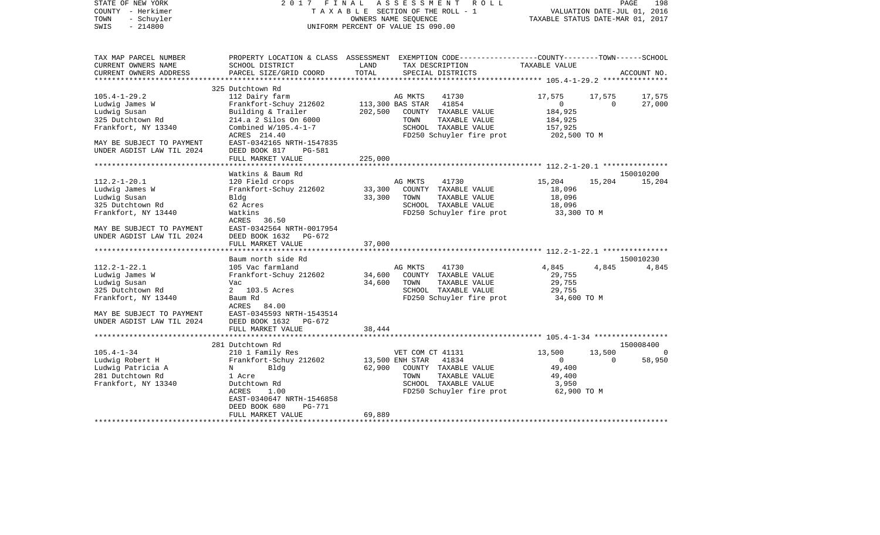STATE OF NEW YORK — 2 0 1 7 F I N A L A S S E S S M E N T R O L L
COUNTY - Herkimer — T A X A B L E SECTION OF THE ROLL - 1 — VALUATION DATE-JUL 01, 2016
TOWN - Schuyler — OWNERS NAME SEQUENCE — TAXABLE STATUS DATE-MAR 01, 2017
SWIS - 214800 — UNIFORM PERCENT OF VALUE IS 090.00

| TAX MAP PARCEL NUMBER / CURRENT OWNERS NAME / CURRENT OWNERS ADDRESS | PROPERTY LOCATION & CLASS / SCHOOL DISTRICT / PARCEL SIZE/GRID COORD | ASSESSMENT LAND / TOTAL | EXEMPTION CODE / TAX DESCRIPTION / SPECIAL DISTRICTS | COUNTY TAXABLE VALUE | TOWN | SCHOOL / ACCOUNT NO. |
|---|---|---|---|---|---|---|
| **105.4-1-29.2** | 325 Dutchtown Rd | | | | | |
| | 112 Dairy farm | | AG MKTS 41730 | 17,575 | 17,575 | 17,575 |
| Ludwig James W | Frankfort-Schuy 212602 | 113,300 | BAS STAR 41854 | 0 | 0 | 27,000 |
| Ludwig Susan | Building & Trailer | 202,500 | COUNTY TAXABLE VALUE | 184,925 | | |
| 325 Dutchtown Rd | 214.a 2 Silos On 6000 | | TOWN TAXABLE VALUE | 184,925 | | |
| Frankfort, NY 13340 | Combined W/105.4-1-7 | | SCHOOL TAXABLE VALUE | 157,925 | | |
| | ACRES 214.40 | | FD250 Schuyler fire prot | 202,500 TO M | | |
| MAY BE SUBJECT TO PAYMENT | EAST-0342165 NRTH-1547835 | | | | | |
| UNDER AGDIST LAW TIL 2024 | DEED BOOK 817 PG-581 | | | | | |
| | FULL MARKET VALUE | 225,000 | | | | |
| **112.2-1-20.1** | Watkins & Baum Rd | | | | | 150010200 |
| | 120 Field crops | | AG MKTS 41730 | 15,204 | 15,204 | 15,204 |
| Ludwig James W | Frankfort-Schuy 212602 | 33,300 | COUNTY TAXABLE VALUE | 18,096 | | |
| Ludwig Susan | Bldg | 33,300 | TOWN TAXABLE VALUE | 18,096 | | |
| 325 Dutchtown Rd | 62 Acres | | SCHOOL TAXABLE VALUE | 18,096 | | |
| Frankfort, NY 13440 | Watkins | | FD250 Schuyler fire prot | 33,300 TO M | | |
| | ACRES 36.50 | | | | | |
| MAY BE SUBJECT TO PAYMENT | EAST-0342564 NRTH-0017954 | | | | | |
| UNDER AGDIST LAW TIL 2024 | DEED BOOK 1632 PG-672 | | | | | |
| | FULL MARKET VALUE | 37,000 | | | | |
| **112.2-1-22.1** | Baum north side Rd | | | | | 150010230 |
| | 105 Vac farmland | | AG MKTS 41730 | 4,845 | 4,845 | 4,845 |
| Ludwig James W | Frankfort-Schuy 212602 | 34,600 | COUNTY TAXABLE VALUE | 29,755 | | |
| Ludwig Susan | Vac | 34,600 | TOWN TAXABLE VALUE | 29,755 | | |
| 325 Dutchtown Rd | 2 103.5 Acres | | SCHOOL TAXABLE VALUE | 29,755 | | |
| Frankfort, NY 13440 | Baum Rd | | FD250 Schuyler fire prot | 34,600 TO M | | |
| | ACRES 84.00 | | | | | |
| MAY BE SUBJECT TO PAYMENT | EAST-0345593 NRTH-1543514 | | | | | |
| UNDER AGDIST LAW TIL 2024 | DEED BOOK 1632 PG-672 | | | | | |
| | FULL MARKET VALUE | 38,444 | | | | |
| **105.4-1-34** | 281 Dutchtown Rd | | | | | 150008400 |
| | 210 1 Family Res | | VET COM CT 41131 | 13,500 | 13,500 | 0 |
| Ludwig Robert H | Frankfort-Schuy 212602 | 13,500 | ENH STAR 41834 | 0 | 0 | 58,950 |
| Ludwig Patricia A | N Bldg | 62,900 | COUNTY TAXABLE VALUE | 49,400 | | |
| 281 Dutchtown Rd | 1 Acre | | TOWN TAXABLE VALUE | 49,400 | | |
| Frankfort, NY 13340 | Dutchtown Rd | | SCHOOL TAXABLE VALUE | 3,950 | | |
| | ACRES 1.00 | | FD250 Schuyler fire prot | 62,900 TO M | | |
| | EAST-0340647 NRTH-1546858 | | | | | |
| | DEED BOOK 680 PG-771 | | | | | |
| | FULL MARKET VALUE | 69,889 | | | | |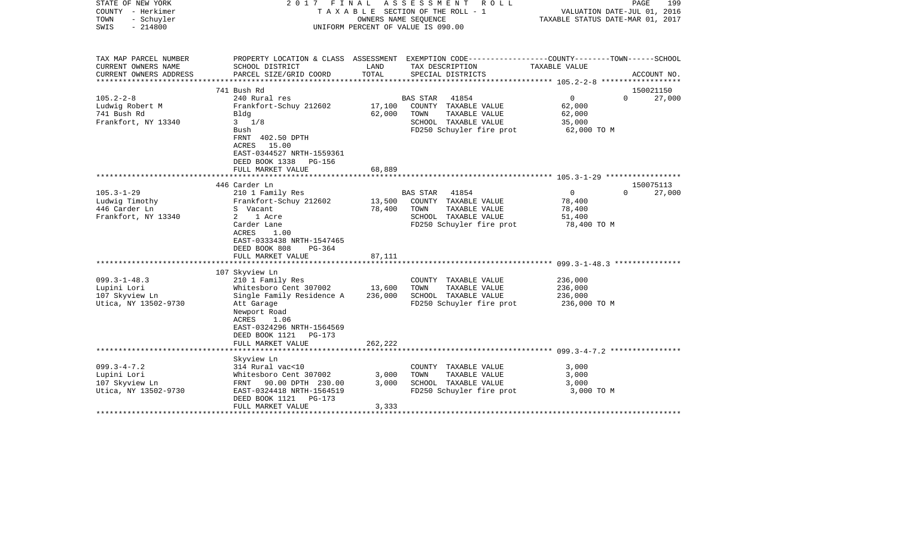STATE OF NEW YORK — 2017 FINAL ASSESSMENT ROLL
COUNTY - Herkimer — TAXABLE SECTION OF THE ROLL - 1 — VALUATION DATE-JUL 01, 2016
TOWN - Schuyler — OWNERS NAME SEQUENCE — TAXABLE STATUS DATE-MAR 01, 2017
SWIS - 214800 — UNIFORM PERCENT OF VALUE IS 090.00

| TAX MAP PARCEL NUMBER / CURRENT OWNERS NAME / CURRENT OWNERS ADDRESS | PROPERTY LOCATION & CLASS / SCHOOL DISTRICT / PARCEL SIZE/GRID COORD | ASSESSMENT LAND / TOTAL | EXEMPTION CODE / TAX DESCRIPTION / SPECIAL DISTRICTS | COUNTY / TAXABLE VALUE | TOWN | SCHOOL / ACCOUNT NO. |
|---|---|---|---|---|---|---|
| | 741 Bush Rd | | | | | 150021150 |
| 105.2-2-8 | 240 Rural res | | BAS STAR 41854 | 0 | 0 | 27,000 |
| Ludwig Robert M | Frankfort-Schuy 212602 | 17,100 | COUNTY TAXABLE VALUE | 62,000 | | |
| 741 Bush Rd | Bldg | 62,000 | TOWN TAXABLE VALUE | 62,000 | | |
| Frankfort, NY 13340 | 3 1/8 | | SCHOOL TAXABLE VALUE | 35,000 | | |
| | Bush | | FD250 Schuyler fire prot | 62,000 TO M | | |
| | FRNT 402.50 DPTH | | | | | |
| | ACRES 15.00 | | | | | |
| | EAST-0344527 NRTH-1559361 | | | | | |
| | DEED BOOK 1338 PG-156 | | | | | |
| | FULL MARKET VALUE | 68,889 | | | | |
| | 446 Carder Ln | | | | | 150075113 |
| 105.3-1-29 | 210 1 Family Res | | BAS STAR 41854 | 0 | 0 | 27,000 |
| Ludwig Timothy | Frankfort-Schuy 212602 | 13,500 | COUNTY TAXABLE VALUE | 78,400 | | |
| 446 Carder Ln | S Vacant | 78,400 | TOWN TAXABLE VALUE | 78,400 | | |
| Frankfort, NY 13340 | 2 1 Acre | | SCHOOL TAXABLE VALUE | 51,400 | | |
| | Carder Lane | | FD250 Schuyler fire prot | 78,400 TO M | | |
| | ACRES 1.00 | | | | | |
| | EAST-0333438 NRTH-1547465 | | | | | |
| | DEED BOOK 808 PG-364 | | | | | |
| | FULL MARKET VALUE | 87,111 | | | | |
| | 107 Skyview Ln | | | | | |
| 099.3-1-48.3 | 210 1 Family Res | | COUNTY TAXABLE VALUE | 236,000 | | |
| Lupini Lori | Whitesboro Cent 307002 | 13,600 | TOWN TAXABLE VALUE | 236,000 | | |
| 107 Skyview Ln | Single Family Residence A | 236,000 | SCHOOL TAXABLE VALUE | 236,000 | | |
| Utica, NY 13502-9730 | Att Garage | | FD250 Schuyler fire prot | 236,000 TO M | | |
| | Newport Road | | | | | |
| | ACRES 1.06 | | | | | |
| | EAST-0324296 NRTH-1564569 | | | | | |
| | DEED BOOK 1121 PG-173 | | | | | |
| | FULL MARKET VALUE | 262,222 | | | | |
| | Skyview Ln | | | | | |
| 099.3-4-7.2 | 314 Rural vac<10 | | COUNTY TAXABLE VALUE | 3,000 | | |
| Lupini Lori | Whitesboro Cent 307002 | 3,000 | TOWN TAXABLE VALUE | 3,000 | | |
| 107 Skyview Ln | FRNT 90.00 DPTH 230.00 | 3,000 | SCHOOL TAXABLE VALUE | 3,000 | | |
| Utica, NY 13502-9730 | EAST-0324418 NRTH-1564519 | | FD250 Schuyler fire prot | 3,000 TO M | | |
| | DEED BOOK 1121 PG-173 | | | | | |
| | FULL MARKET VALUE | 3,333 | | | | |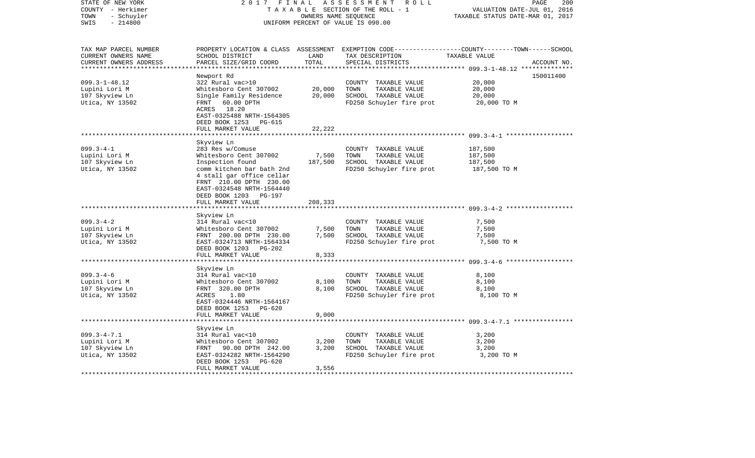STATE OF NEW YORK
COUNTY - Herkimer
TOWN - Schuyler
SWIS - 214800

2017 FINAL ASSESSMENT ROLL
TAXABLE SECTION OF THE ROLL - 1
OWNERS NAME SEQUENCE
UNIFORM PERCENT OF VALUE IS 090.00

VALUATION DATE-JUL 01, 2016
TAXABLE STATUS DATE-MAR 01, 2017

| TAX MAP PARCEL NUMBER<br>CURRENT OWNERS NAME<br>CURRENT OWNERS ADDRESS | PROPERTY LOCATION & CLASS<br>SCHOOL DISTRICT<br>PARCEL SIZE/GRID COORD | ASSESSMENT<br>LAND<br>TOTAL | EXEMPTION CODE-----COUNTY-----TOWN-----SCHOOL<br>TAX DESCRIPTION<br>SPECIAL DISTRICTS | TAXABLE VALUE | ACCOUNT NO. |
|---|---|---|---|---|---|
| 099.3-1-48.12 | Newport Rd | | | | 150011400 |
| Lupini Lori M | 322 Rural vac>10 | | COUNTY TAXABLE VALUE | 20,000 | |
| 107 Skyview Ln | Whitesboro Cent 307002 | 20,000 | TOWN TAXABLE VALUE | 20,000 | |
| Utica, NY 13502 | Single Family Residence | 20,000 | SCHOOL TAXABLE VALUE | 20,000 | |
| | FRNT 60.00 DPTH | | FD250 Schuyler fire prot | 20,000 TO M | |
| | ACRES 18.20 | | | | |
| | EAST-0325488 NRTH-1564305 | | | | |
| | DEED BOOK 1253 PG-615 | | | | |
| | FULL MARKET VALUE | 22,222 | | | |
| 099.3-4-1 | Skyview Ln | | | | |
| Lupini Lori M | 283 Res w/Comuse | | COUNTY TAXABLE VALUE | 187,500 | |
| 107 Skyview Ln | Whitesboro Cent 307002 | 7,500 | TOWN TAXABLE VALUE | 187,500 | |
| Utica, NY 13502 | Inspection found | 187,500 | SCHOOL TAXABLE VALUE | 187,500 | |
| | comm kitchen bar bath 2nd | | FD250 Schuyler fire prot | 187,500 TO M | |
| | 4 stall gar office cellar | | | | |
| | FRNT 210.00 DPTH 230.00 | | | | |
| | EAST-0324548 NRTH-1564440 | | | | |
| | DEED BOOK 1203 PG-197 | | | | |
| | FULL MARKET VALUE | 208,333 | | | |
| 099.3-4-2 | Skyview Ln | | | | |
| Lupini Lori M | 314 Rural vac<10 | | COUNTY TAXABLE VALUE | 7,500 | |
| 107 Skyview Ln | Whitesboro Cent 307002 | 7,500 | TOWN TAXABLE VALUE | 7,500 | |
| Utica, NY 13502 | FRNT 200.00 DPTH 230.00 | 7,500 | SCHOOL TAXABLE VALUE | 7,500 | |
| | EAST-0324713 NRTH-1564334 | | FD250 Schuyler fire prot | 7,500 TO M | |
| | DEED BOOK 1203 PG-202 | | | | |
| | FULL MARKET VALUE | 8,333 | | | |
| 099.3-4-6 | Skyview Ln | | | | |
| Lupini Lori M | 314 Rural vac<10 | | COUNTY TAXABLE VALUE | 8,100 | |
| 107 Skyview Ln | Whitesboro Cent 307002 | 8,100 | TOWN TAXABLE VALUE | 8,100 | |
| Utica, NY 13502 | FRNT 320.00 DPTH | 8,100 | SCHOOL TAXABLE VALUE | 8,100 | |
| | ACRES 1.80 | | FD250 Schuyler fire prot | 8,100 TO M | |
| | EAST-0324446 NRTH-1564167 | | | | |
| | DEED BOOK 1253 PG-620 | | | | |
| | FULL MARKET VALUE | 9,000 | | | |
| 099.3-4-7.1 | Skyview Ln | | | | |
| Lupini Lori M | 314 Rural vac<10 | | COUNTY TAXABLE VALUE | 3,200 | |
| 107 Skyview Ln | Whitesboro Cent 307002 | 3,200 | TOWN TAXABLE VALUE | 3,200 | |
| Utica, NY 13502 | FRNT 90.00 DPTH 242.00 | 3,200 | SCHOOL TAXABLE VALUE | 3,200 | |
| | EAST-0324282 NRTH-1564290 | | FD250 Schuyler fire prot | 3,200 TO M | |
| | DEED BOOK 1253 PG-620 | | | | |
| | FULL MARKET VALUE | 3,556 | | | |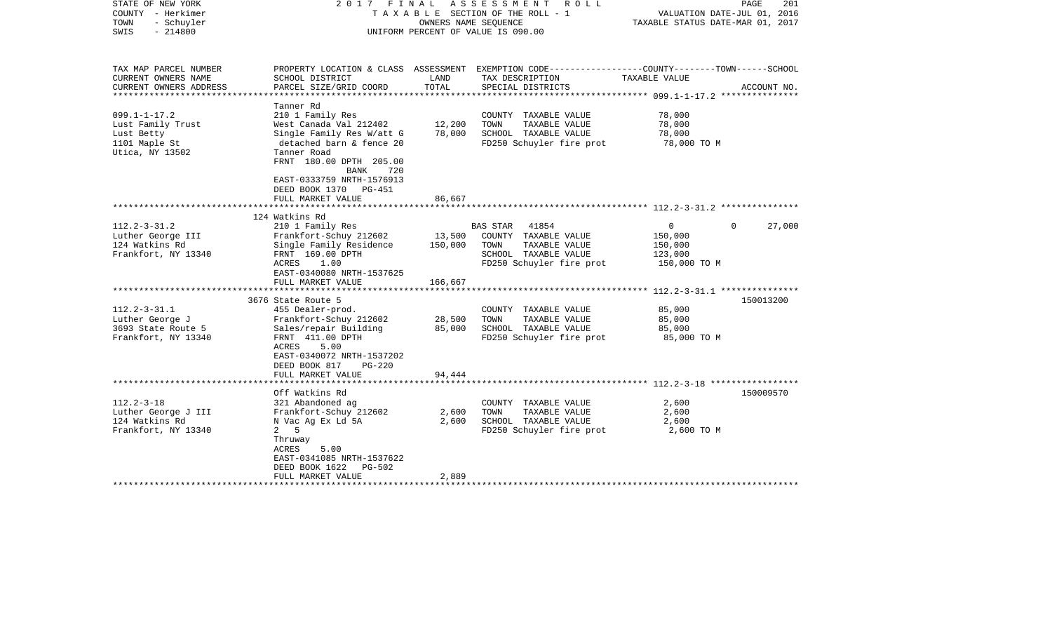STATE OF NEW YORK — 2017 FINAL ASSESSMENT ROLL
COUNTY - Herkimer — TAXABLE SECTION OF THE ROLL - 1 — VALUATION DATE-JUL 01, 2016
TOWN - Schuyler — OWNERS NAME SEQUENCE — TAXABLE STATUS DATE-MAR 01, 2017
SWIS - 214800 — UNIFORM PERCENT OF VALUE IS 090.00

| TAX MAP PARCEL NUMBER / CURRENT OWNERS NAME / CURRENT OWNERS ADDRESS | PROPERTY LOCATION & CLASS / SCHOOL DISTRICT / PARCEL SIZE/GRID COORD | ASSESSMENT LAND / TOTAL | EXEMPTION CODE / TAX DESCRIPTION / SPECIAL DISTRICTS | COUNTY | TOWN | SCHOOL | ACCOUNT NO. |
|---|---|---|---|---|---|---|---|
| 099.1-1-17.2 | Tanner Rd | | | | | | |
| | 210 1 Family Res | | COUNTY TAXABLE VALUE | 78,000 | | | |
| Lust Family Trust | West Canada Val 212402 | 12,200 | TOWN TAXABLE VALUE | 78,000 | | | |
| Lust Betty | Single Family Res W/att G | 78,000 | SCHOOL TAXABLE VALUE | 78,000 | | | |
| 1101 Maple St | detached barn & fence 20 | | FD250 Schuyler fire prot | 78,000 TO M | | | |
| Utica, NY 13502 | Tanner Road | | | | | | |
| | FRNT 180.00 DPTH 205.00 | | | | | | |
| | BANK 720 | | | | | | |
| | EAST-0333759 NRTH-1576913 | | | | | | |
| | DEED BOOK 1370 PG-451 | | | | | | |
| | FULL MARKET VALUE | 86,667 | | | | | |
| 112.2-3-31.2 | 124 Watkins Rd | | | | | | |
| | 210 1 Family Res | | BAS STAR 41854 | 0 | 0 | 27,000 | |
| Luther George III | Frankfort-Schuy 212602 | 13,500 | COUNTY TAXABLE VALUE | 150,000 | | | |
| 124 Watkins Rd | Single Family Residence | 150,000 | TOWN TAXABLE VALUE | 150,000 | | | |
| Frankfort, NY 13340 | FRNT 169.00 DPTH | | SCHOOL TAXABLE VALUE | 123,000 | | | |
| | ACRES 1.00 | | FD250 Schuyler fire prot | 150,000 TO M | | | |
| | EAST-0340080 NRTH-1537625 | | | | | | |
| | FULL MARKET VALUE | 166,667 | | | | | |
| 112.2-3-31.1 | 3676 State Route 5 | | | | | | 150013200 |
| | 455 Dealer-prod. | | COUNTY TAXABLE VALUE | 85,000 | | | |
| Luther George J | Frankfort-Schuy 212602 | 28,500 | TOWN TAXABLE VALUE | 85,000 | | | |
| 3693 State Route 5 | Sales/repair Building | 85,000 | SCHOOL TAXABLE VALUE | 85,000 | | | |
| Frankfort, NY 13340 | FRNT 411.00 DPTH | | FD250 Schuyler fire prot | 85,000 TO M | | | |
| | ACRES 5.00 | | | | | | |
| | EAST-0340072 NRTH-1537202 | | | | | | |
| | DEED BOOK 817 PG-220 | | | | | | |
| | FULL MARKET VALUE | 94,444 | | | | | |
| 112.2-3-18 | Off Watkins Rd | | | | | | 150009570 |
| | 321 Abandoned ag | | COUNTY TAXABLE VALUE | 2,600 | | | |
| Luther George J III | Frankfort-Schuy 212602 | 2,600 | TOWN TAXABLE VALUE | 2,600 | | | |
| 124 Watkins Rd | N Vac Ag Ex Ld 5A | 2,600 | SCHOOL TAXABLE VALUE | 2,600 | | | |
| Frankfort, NY 13340 | 2 5 | | FD250 Schuyler fire prot | 2,600 TO M | | | |
| | Thruway | | | | | | |
| | ACRES 5.00 | | | | | | |
| | EAST-0341085 NRTH-1537622 | | | | | | |
| | DEED BOOK 1622 PG-502 | | | | | | |
| | FULL MARKET VALUE | 2,889 | | | | | |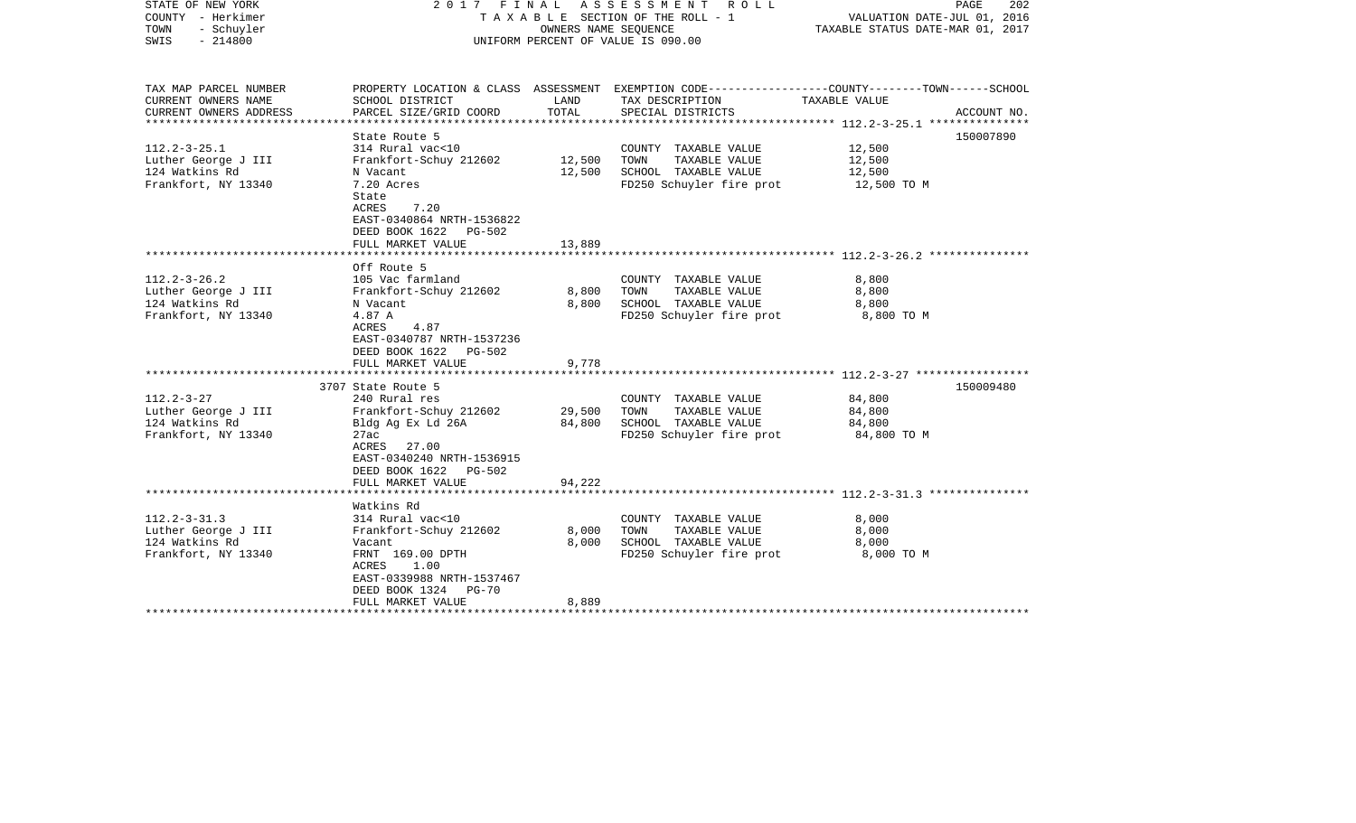STATE OF NEW YORK
COUNTY - Herkimer
TOWN - Schuyler
SWIS - 214800

2017 FINAL ASSESSMENT ROLL
TAXABLE SECTION OF THE ROLL - 1
OWNERS NAME SEQUENCE
UNIFORM PERCENT OF VALUE IS 090.00

VALUATION DATE-JUL 01, 2016
TAXABLE STATUS DATE-MAR 01, 2017

| TAX MAP PARCEL NUMBER / CURRENT OWNERS NAME / CURRENT OWNERS ADDRESS | PROPERTY LOCATION & CLASS / SCHOOL DISTRICT / PARCEL SIZE/GRID COORD | ASSESSMENT LAND | TOTAL | EXEMPTION CODE / TAX DESCRIPTION / SPECIAL DISTRICTS | TAXABLE VALUE (COUNTY / TOWN / SCHOOL) | ACCOUNT NO. |
|---|---|---|---|---|---|---|
| 112.2-3-25.1 | State Route 5 | | | | | 150007890 |
| Luther George J III | 314 Rural vac<10 | | | COUNTY TAXABLE VALUE | 12,500 | |
| 124 Watkins Rd | Frankfort-Schuy 212602 | 12,500 | | TOWN TAXABLE VALUE | 12,500 | |
| Frankfort, NY 13340 | N Vacant | | 12,500 | SCHOOL TAXABLE VALUE | 12,500 | |
| | 7.20 Acres | | | FD250 Schuyler fire prot | 12,500 TO M | |
| | State | | | | | |
| | ACRES 7.20 | | | | | |
| | EAST-0340864 NRTH-1536822 | | | | | |
| | DEED BOOK 1622 PG-502 | | | | | |
| | FULL MARKET VALUE | | 13,889 | | | |
| 112.2-3-26.2 | Off Route 5 | | | | | |
| Luther George J III | 105 Vac farmland | | | COUNTY TAXABLE VALUE | 8,800 | |
| 124 Watkins Rd | Frankfort-Schuy 212602 | 8,800 | | TOWN TAXABLE VALUE | 8,800 | |
| Frankfort, NY 13340 | N Vacant | | 8,800 | SCHOOL TAXABLE VALUE | 8,800 | |
| | 4.87 A | | | FD250 Schuyler fire prot | 8,800 TO M | |
| | ACRES 4.87 | | | | | |
| | EAST-0340787 NRTH-1537236 | | | | | |
| | DEED BOOK 1622 PG-502 | | | | | |
| | FULL MARKET VALUE | | 9,778 | | | |
| 112.2-3-27 | 3707 State Route 5 | | | | | 150009480 |
| Luther George J III | 240 Rural res | | | COUNTY TAXABLE VALUE | 84,800 | |
| 124 Watkins Rd | Frankfort-Schuy 212602 | 29,500 | | TOWN TAXABLE VALUE | 84,800 | |
| Frankfort, NY 13340 | Bldg Ag Ex Ld 26A | | 84,800 | SCHOOL TAXABLE VALUE | 84,800 | |
| | 27ac | | | FD250 Schuyler fire prot | 84,800 TO M | |
| | ACRES 27.00 | | | | | |
| | EAST-0340240 NRTH-1536915 | | | | | |
| | DEED BOOK 1622 PG-502 | | | | | |
| | FULL MARKET VALUE | | 94,222 | | | |
| 112.2-3-31.3 | Watkins Rd | | | | | |
| Luther George J III | 314 Rural vac<10 | | | COUNTY TAXABLE VALUE | 8,000 | |
| 124 Watkins Rd | Frankfort-Schuy 212602 | 8,000 | | TOWN TAXABLE VALUE | 8,000 | |
| Frankfort, NY 13340 | Vacant | | 8,000 | SCHOOL TAXABLE VALUE | 8,000 | |
| | FRNT 169.00 DPTH | | | FD250 Schuyler fire prot | 8,000 TO M | |
| | ACRES 1.00 | | | | | |
| | EAST-0339988 NRTH-1537467 | | | | | |
| | DEED BOOK 1324 PG-70 | | | | | |
| | FULL MARKET VALUE | | 8,889 | | | |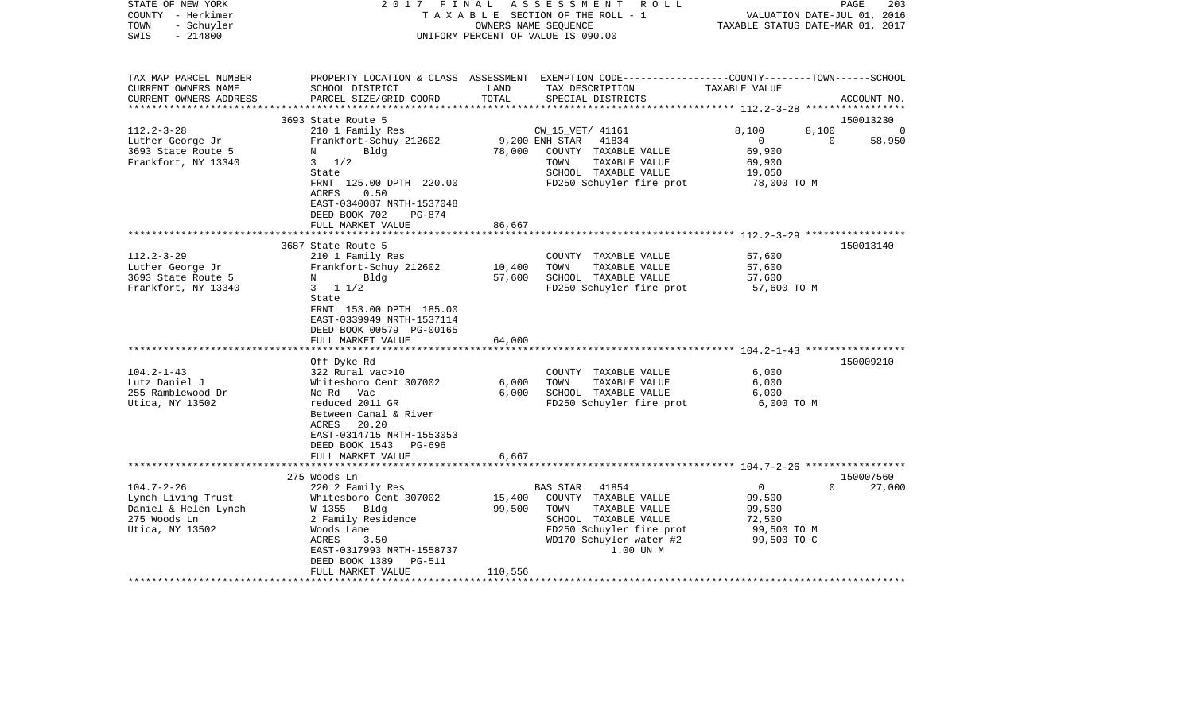STATE OF NEW YORK — 2017 FINAL ASSESSMENT ROLL — TAXABLE SECTION OF THE ROLL - 1
COUNTY - Herkimer — OWNERS NAME SEQUENCE — VALUATION DATE-JUL 01, 2016
TOWN - Schuyler — UNIFORM PERCENT OF VALUE IS 090.00 — TAXABLE STATUS DATE-MAR 01, 2017
SWIS - 214800

| TAX MAP PARCEL NUMBER / CURRENT OWNERS NAME / CURRENT OWNERS ADDRESS | PROPERTY LOCATION & CLASS / SCHOOL DISTRICT / PARCEL SIZE/GRID COORD | ASSESSMENT LAND | TOTAL | EXEMPTION CODE / TAX DESCRIPTION / SPECIAL DISTRICTS | COUNTY | TOWN | SCHOOL | ACCOUNT NO. |
|---|---|---|---|---|---|---|---|---|
| **112.2-3-28** | 3693 State Route 5 | | | | | | | 150013230 |
| Luther George Jr | 210 1 Family Res | | | CW_15_VET/ 41161 | 8,100 | 8,100 | 0 | |
| 3693 State Route 5 | Frankfort-Schuy 212602 | 9,200 | | ENH STAR 41834 | 0 | 0 | 58,950 | |
| Frankfort, NY 13340 | N Bldg | | 78,000 | COUNTY TAXABLE VALUE | 69,900 | | | |
| | 3 1/2 | | | TOWN TAXABLE VALUE | | 69,900 | | |
| | State | | | SCHOOL TAXABLE VALUE | | | 19,050 | |
| | FRNT 125.00 DPTH 220.00 | | | FD250 Schuyler fire prot | 78,000 TO M | | | |
| | ACRES 0.50 | | | | | | | |
| | EAST-0340087 NRTH-1537048 | | | | | | | |
| | DEED BOOK 702 PG-874 | | | | | | | |
| | FULL MARKET VALUE | | 86,667 | | | | | |
| **112.2-3-29** | 3687 State Route 5 | | | | | | | 150013140 |
| Luther George Jr | 210 1 Family Res | | | COUNTY TAXABLE VALUE | 57,600 | | | |
| 3693 State Route 5 | Frankfort-Schuy 212602 | 10,400 | | TOWN TAXABLE VALUE | | 57,600 | | |
| Frankfort, NY 13340 | N Bldg | | 57,600 | SCHOOL TAXABLE VALUE | | | 57,600 | |
| | 3 1 1/2 | | | FD250 Schuyler fire prot | 57,600 TO M | | | |
| | State | | | | | | | |
| | FRNT 153.00 DPTH 185.00 | | | | | | | |
| | EAST-0339949 NRTH-1537114 | | | | | | | |
| | DEED BOOK 00579 PG-00165 | | | | | | | |
| | FULL MARKET VALUE | | 64,000 | | | | | |
| **104.2-1-43** | Off Dyke Rd | | | | | | | 150009210 |
| Lutz Daniel J | 322 Rural vac>10 | | | COUNTY TAXABLE VALUE | 6,000 | | | |
| 255 Ramblewood Dr | Whitesboro Cent 307002 | 6,000 | | TOWN TAXABLE VALUE | | 6,000 | | |
| Utica, NY 13502 | No Rd Vac | | 6,000 | SCHOOL TAXABLE VALUE | | | 6,000 | |
| | reduced 2011 GR | | | FD250 Schuyler fire prot | 6,000 TO M | | | |
| | Between Canal & River | | | | | | | |
| | ACRES 20.20 | | | | | | | |
| | EAST-0314715 NRTH-1553053 | | | | | | | |
| | DEED BOOK 1543 PG-696 | | | | | | | |
| | FULL MARKET VALUE | | 6,667 | | | | | |
| **104.7-2-26** | 275 Woods Ln | | | | | | | 150007560 |
| Lynch Living Trust | 220 2 Family Res | | | BAS STAR 41854 | 0 | 0 | 27,000 | |
| Daniel & Helen Lynch | Whitesboro Cent 307002 | 15,400 | | COUNTY TAXABLE VALUE | 99,500 | | | |
| 275 Woods Ln | W 1355 Bldg | | 99,500 | TOWN TAXABLE VALUE | | 99,500 | | |
| Utica, NY 13502 | 2 Family Residence | | | SCHOOL TAXABLE VALUE | | | 72,500 | |
| | Woods Lane | | | FD250 Schuyler fire prot | 99,500 TO M | | | |
| | ACRES 3.50 | | | WD170 Schuyler water #2 | 99,500 TO C | | | |
| | EAST-0317993 NRTH-1558737 | | | 1.00 UN M | | | | |
| | DEED BOOK 1389 PG-511 | | | | | | | |
| | FULL MARKET VALUE | | 110,556 | | | | | |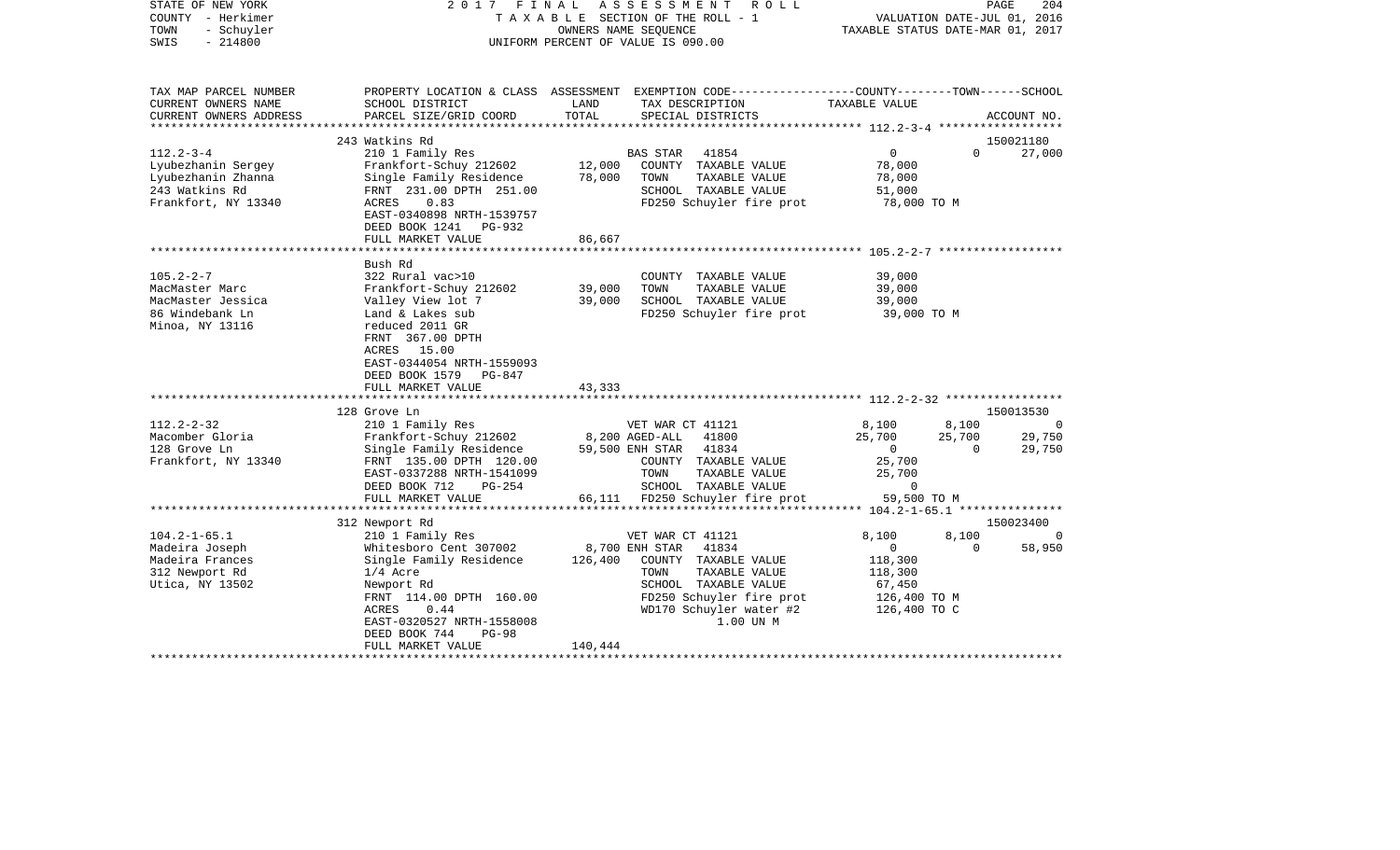STATE OF NEW YORK
COUNTY - Herkimer
TOWN - Schuyler
SWIS - 214800

2 0 1 7 F I N A L A S S E S S M E N T R O L L
T A X A B L E SECTION OF THE ROLL - 1
OWNERS NAME SEQUENCE
UNIFORM PERCENT OF VALUE IS 090.00

VALUATION DATE-JUL 01, 2016
TAXABLE STATUS DATE-MAR 01, 2017

| TAX MAP PARCEL NUMBER / CURRENT OWNERS NAME / CURRENT OWNERS ADDRESS | PROPERTY LOCATION & CLASS / SCHOOL DISTRICT / PARCEL SIZE/GRID COORD | ASSESSMENT LAND / TOTAL | EXEMPTION CODE / TAX DESCRIPTION / SPECIAL DISTRICTS | COUNTY | TOWN | SCHOOL / ACCOUNT NO. |
|---|---|---|---|---|---|---|
| 243 Watkins Rd | | | | | | 150021180 |
| 112.2-3-4 | 210 1 Family Res | | BAS STAR 41854 | 0 | 0 | 27,000 |
| Lyubezhanin Sergey | Frankfort-Schuy 212602 | 12,000 | COUNTY TAXABLE VALUE | 78,000 | | |
| Lyubezhanin Zhanna | Single Family Residence | 78,000 | TOWN TAXABLE VALUE | 78,000 | | |
| 243 Watkins Rd | FRNT 231.00 DPTH 251.00 | | SCHOOL TAXABLE VALUE | 51,000 | | |
| Frankfort, NY 13340 | ACRES 0.83 | | FD250 Schuyler fire prot | 78,000 TO M | | |
| | EAST-0340898 NRTH-1539757 | | | | | |
| | DEED BOOK 1241 PG-932 | | | | | |
| | FULL MARKET VALUE | 86,667 | | | | |
| Bush Rd | | | | | | |
| 105.2-2-7 | 322 Rural vac>10 | | COUNTY TAXABLE VALUE | 39,000 | | |
| MacMaster Marc | Frankfort-Schuy 212602 | 39,000 | TOWN TAXABLE VALUE | 39,000 | | |
| MacMaster Jessica | Valley View lot 7 | 39,000 | SCHOOL TAXABLE VALUE | 39,000 | | |
| 86 Windebank Ln | Land & Lakes sub | | FD250 Schuyler fire prot | 39,000 TO M | | |
| Minoa, NY 13116 | reduced 2011 GR | | | | | |
| | FRNT 367.00 DPTH | | | | | |
| | ACRES 15.00 | | | | | |
| | EAST-0344054 NRTH-1559093 | | | | | |
| | DEED BOOK 1579 PG-847 | | | | | |
| | FULL MARKET VALUE | 43,333 | | | | |
| 128 Grove Ln | | | | | | 150013530 |
| 112.2-2-32 | 210 1 Family Res | | VET WAR CT 41121 | 8,100 | 8,100 | 0 |
| Macomber Gloria | Frankfort-Schuy 212602 | 8,200 | AGED-ALL 41800 | 25,700 | 25,700 | 29,750 |
| 128 Grove Ln | Single Family Residence | 59,500 | ENH STAR 41834 | 0 | 0 | 29,750 |
| Frankfort, NY 13340 | FRNT 135.00 DPTH 120.00 | | COUNTY TAXABLE VALUE | 25,700 | | |
| | EAST-0337288 NRTH-1541099 | | TOWN TAXABLE VALUE | 25,700 | | |
| | DEED BOOK 712 PG-254 | | SCHOOL TAXABLE VALUE | 0 | | |
| | FULL MARKET VALUE | 66,111 | FD250 Schuyler fire prot | 59,500 TO M | | |
| 312 Newport Rd | | | | | | 150023400 |
| 104.2-1-65.1 | 210 1 Family Res | | VET WAR CT 41121 | 8,100 | 8,100 | 0 |
| Madeira Joseph | Whitesboro Cent 307002 | 8,700 | ENH STAR 41834 | 0 | 0 | 58,950 |
| Madeira Frances | Single Family Residence | 126,400 | COUNTY TAXABLE VALUE | 118,300 | | |
| 312 Newport Rd | 1/4 Acre | | TOWN TAXABLE VALUE | 118,300 | | |
| Utica, NY 13502 | Newport Rd | | SCHOOL TAXABLE VALUE | 67,450 | | |
| | FRNT 114.00 DPTH 160.00 | | FD250 Schuyler fire prot | 126,400 TO M | | |
| | ACRES 0.44 | | WD170 Schuyler water #2 | 126,400 TO C | | |
| | EAST-0320527 NRTH-1558008 | | 1.00 UN M | | | |
| | DEED BOOK 744 PG-98 | | | | | |
| | FULL MARKET VALUE | 140,444 | | | | |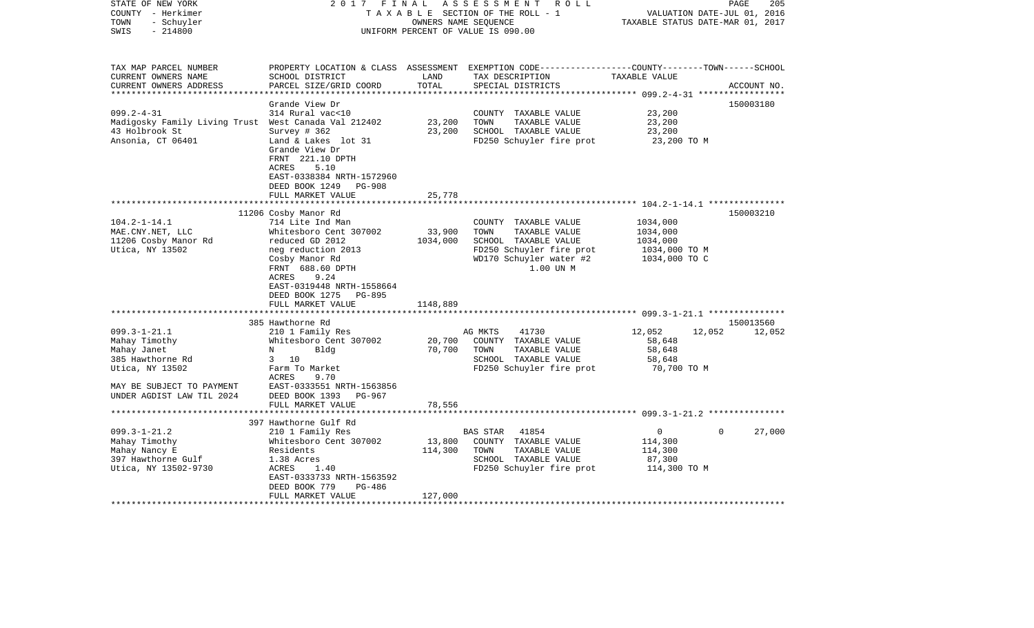STATE OF NEW YORK — 2017 FINAL ASSESSMENT ROLL
COUNTY - Herkimer — TAXABLE SECTION OF THE ROLL - 1 — VALUATION DATE-JUL 01, 2016
TOWN - Schuyler — OWNERS NAME SEQUENCE — TAXABLE STATUS DATE-MAR 01, 2017
SWIS - 214800 — UNIFORM PERCENT OF VALUE IS 090.00

| TAX MAP PARCEL NUMBER / CURRENT OWNERS NAME / CURRENT OWNERS ADDRESS | PROPERTY LOCATION & CLASS / SCHOOL DISTRICT / PARCEL SIZE/GRID COORD | ASSESSMENT LAND / TOTAL | EXEMPTION CODE / TAX DESCRIPTION / SPECIAL DISTRICTS | COUNTY | TOWN | SCHOOL / TAXABLE VALUE / ACCOUNT NO. |
|---|---|---|---|---|---|---|
| **099.2-4-31** | Grande View Dr | | | | | 150003180 |
| 099.2-4-31 | 314 Rural vac<10 | | COUNTY TAXABLE VALUE | 23,200 | | |
| Madigosky Family Living Trust | West Canada Val 212402 | 23,200 | TOWN TAXABLE VALUE | 23,200 | | |
| 43 Holbrook St | Survey # 362 | 23,200 | SCHOOL TAXABLE VALUE | 23,200 | | |
| Ansonia, CT 06401 | Land & Lakes lot 31 | | FD250 Schuyler fire prot | 23,200 TO M | | |
| | Grande View Dr | | | | | |
| | FRNT 221.10 DPTH | | | | | |
| | ACRES 5.10 | | | | | |
| | EAST-0338384 NRTH-1572960 | | | | | |
| | DEED BOOK 1249 PG-908 | | | | | |
| | FULL MARKET VALUE | 25,778 | | | | |
| **104.2-1-14.1** | 11206 Cosby Manor Rd | | | | | 150003210 |
| 104.2-1-14.1 | 714 Lite Ind Man | | COUNTY TAXABLE VALUE | 1034,000 | | |
| MAE.CNY.NET, LLC | Whitesboro Cent 307002 | 33,900 | TOWN TAXABLE VALUE | 1034,000 | | |
| 11206 Cosby Manor Rd | reduced GD 2012 | 1034,000 | SCHOOL TAXABLE VALUE | 1034,000 | | |
| Utica, NY 13502 | neg reduction 2013 | | FD250 Schuyler fire prot | 1034,000 TO M | | |
| | Cosby Manor Rd | | WD170 Schuyler water #2 | 1034,000 TO C | | |
| | FRNT 688.60 DPTH | | 1.00 UN M | | | |
| | ACRES 9.24 | | | | | |
| | EAST-0319448 NRTH-1558664 | | | | | |
| | DEED BOOK 1275 PG-895 | | | | | |
| | FULL MARKET VALUE | 1148,889 | | | | |
| **099.3-1-21.1** | 385 Hawthorne Rd | | | | | 150013560 |
| 099.3-1-21.1 | 210 1 Family Res | | AG MKTS 41730 | 12,052 | 12,052 | 12,052 |
| Mahay Timothy | Whitesboro Cent 307002 | 20,700 | COUNTY TAXABLE VALUE | 58,648 | | |
| Mahay Janet | N Bldg | 70,700 | TOWN TAXABLE VALUE | 58,648 | | |
| 385 Hawthorne Rd | 3 10 | | SCHOOL TAXABLE VALUE | 58,648 | | |
| Utica, NY 13502 | Farm To Market | | FD250 Schuyler fire prot | 70,700 TO M | | |
| | ACRES 9.70 | | | | | |
| MAY BE SUBJECT TO PAYMENT | EAST-0333551 NRTH-1563856 | | | | | |
| UNDER AGDIST LAW TIL 2024 | DEED BOOK 1393 PG-967 | | | | | |
| | FULL MARKET VALUE | 78,556 | | | | |
| **099.3-1-21.2** | 397 Hawthorne Gulf Rd | | | | | |
| 099.3-1-21.2 | 210 1 Family Res | | BAS STAR 41854 | 0 | 0 | 27,000 |
| Mahay Timothy | Whitesboro Cent 307002 | 13,800 | COUNTY TAXABLE VALUE | 114,300 | | |
| Mahay Nancy E | Residents | 114,300 | TOWN TAXABLE VALUE | 114,300 | | |
| 397 Hawthorne Gulf | 1.38 Acres | | SCHOOL TAXABLE VALUE | 87,300 | | |
| Utica, NY 13502-9730 | ACRES 1.40 | | FD250 Schuyler fire prot | 114,300 TO M | | |
| | EAST-0333733 NRTH-1563592 | | | | | |
| | DEED BOOK 779 PG-486 | | | | | |
| | FULL MARKET VALUE | 127,000 | | | | |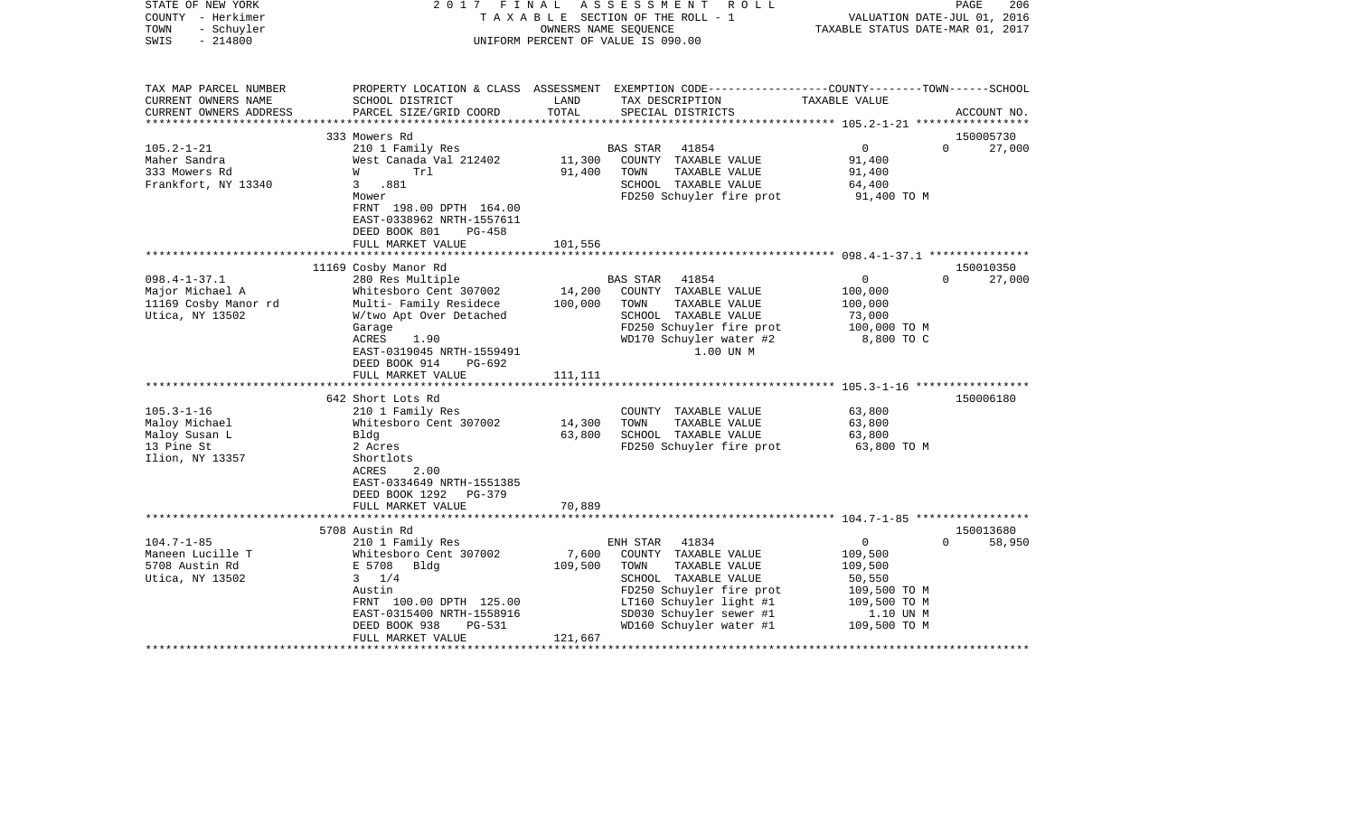STATE OF NEW YORK | COUNTY - Herkimer | TOWN - Schuyler | SWIS - 214800

**2017 FINAL ASSESSMENT ROLL**
TAXABLE SECTION OF THE ROLL - 1
OWNERS NAME SEQUENCE
UNIFORM PERCENT OF VALUE IS 090.00

VALUATION DATE-JUL 01, 2016
TAXABLE STATUS DATE-MAR 01, 2017

| TAX MAP PARCEL NUMBER / CURRENT OWNERS NAME / CURRENT OWNERS ADDRESS | PROPERTY LOCATION & CLASS / SCHOOL DISTRICT / PARCEL SIZE/GRID COORD | ASSESSMENT LAND | TOTAL | EXEMPTION CODE / TAX DESCRIPTION / SPECIAL DISTRICTS | COUNTY / TOWN TAXABLE VALUE | SCHOOL / ACCOUNT NO. |
|---|---|---|---|---|---|---|
| | 333 Mowers Rd | | | | | 150005730 |
| 105.2-1-21 | 210 1 Family Res | | | BAS STAR 41854 | 0 0 | 27,000 |
| Maher Sandra | West Canada Val 212402 | 11,300 | | COUNTY TAXABLE VALUE | 91,400 | |
| 333 Mowers Rd | W Trl | | 91,400 | TOWN TAXABLE VALUE | 91,400 | |
| Frankfort, NY 13340 | 3 .881 | | | SCHOOL TAXABLE VALUE | 64,400 | |
| | Mower | | | FD250 Schuyler fire prot | 91,400 TO M | |
| | FRNT 198.00 DPTH 164.00 | | | | | |
| | EAST-0338962 NRTH-1557611 | | | | | |
| | DEED BOOK 801 PG-458 | | | | | |
| | FULL MARKET VALUE | | 101,556 | | | |
| | 11169 Cosby Manor Rd | | | | | 150010350 |
| 098.4-1-37.1 | 280 Res Multiple | | | BAS STAR 41854 | 0 0 | 27,000 |
| Major Michael A | Whitesboro Cent 307002 | 14,200 | | COUNTY TAXABLE VALUE | 100,000 | |
| 11169 Cosby Manor rd | Multi- Family Residece | | 100,000 | TOWN TAXABLE VALUE | 100,000 | |
| Utica, NY 13502 | W/two Apt Over Detached | | | SCHOOL TAXABLE VALUE | 73,000 | |
| | Garage | | | FD250 Schuyler fire prot | 100,000 TO M | |
| | ACRES 1.90 | | | WD170 Schuyler water #2 | 8,800 TO C | |
| | EAST-0319045 NRTH-1559491 | | | 1.00 UN M | | |
| | DEED BOOK 914 PG-692 | | | | | |
| | FULL MARKET VALUE | | 111,111 | | | |
| | 642 Short Lots Rd | | | | | 150006180 |
| 105.3-1-16 | 210 1 Family Res | | | COUNTY TAXABLE VALUE | 63,800 | |
| Maloy Michael | Whitesboro Cent 307002 | 14,300 | | TOWN TAXABLE VALUE | 63,800 | |
| Maloy Susan L | Bldg | | 63,800 | SCHOOL TAXABLE VALUE | 63,800 | |
| 13 Pine St | 2 Acres | | | FD250 Schuyler fire prot | 63,800 TO M | |
| Ilion, NY 13357 | Shortlots | | | | | |
| | ACRES 2.00 | | | | | |
| | EAST-0334649 NRTH-1551385 | | | | | |
| | DEED BOOK 1292 PG-379 | | | | | |
| | FULL MARKET VALUE | | 70,889 | | | |
| | 5708 Austin Rd | | | | | 150013680 |
| 104.7-1-85 | 210 1 Family Res | | | ENH STAR 41834 | 0 0 | 58,950 |
| Maneen Lucille T | Whitesboro Cent 307002 | 7,600 | | COUNTY TAXABLE VALUE | 109,500 | |
| 5708 Austin Rd | E 5708 Bldg | | 109,500 | TOWN TAXABLE VALUE | 109,500 | |
| Utica, NY 13502 | 3 1/4 | | | SCHOOL TAXABLE VALUE | 50,550 | |
| | Austin | | | FD250 Schuyler fire prot | 109,500 TO M | |
| | FRNT 100.00 DPTH 125.00 | | | LT160 Schuyler light #1 | 109,500 TO M | |
| | EAST-0315400 NRTH-1558916 | | | SD030 Schuyler sewer #1 | 1.10 UN M | |
| | DEED BOOK 938 PG-531 | | | WD160 Schuyler water #1 | 109,500 TO M | |
| | FULL MARKET VALUE | | 121,667 | | | |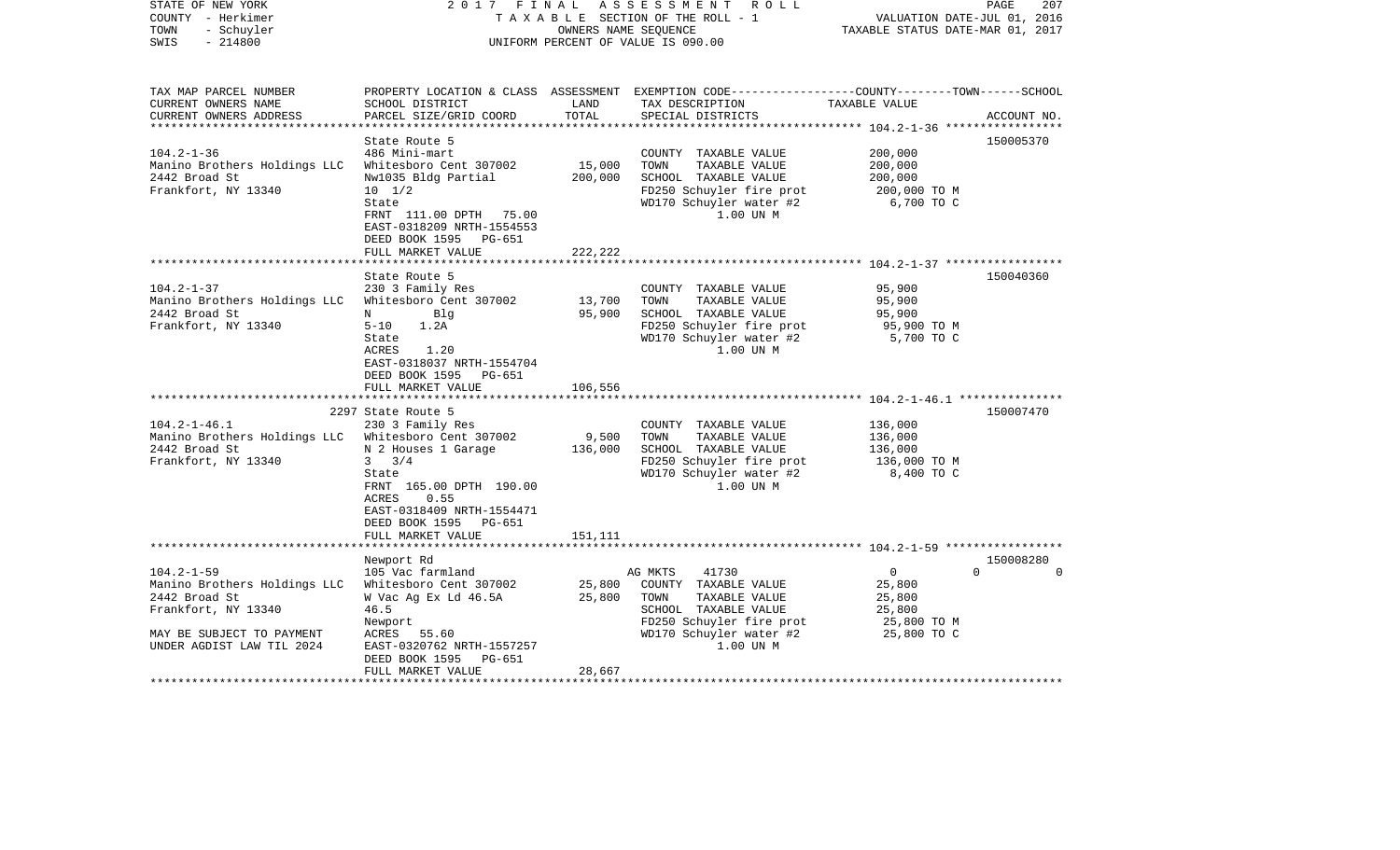STATE OF NEW YORK — 2017 FINAL ASSESSMENT ROLL
COUNTY - Herkimer — TAXABLE SECTION OF THE ROLL - 1 — VALUATION DATE-JUL 01, 2016
TOWN - Schuyler — OWNERS NAME SEQUENCE — TAXABLE STATUS DATE-MAR 01, 2017
SWIS - 214800 — UNIFORM PERCENT OF VALUE IS 090.00

| TAX MAP PARCEL NUMBER / CURRENT OWNERS NAME / CURRENT OWNERS ADDRESS | PROPERTY LOCATION & CLASS / SCHOOL DISTRICT / PARCEL SIZE/GRID COORD | ASSESSMENT LAND / TOTAL | EXEMPTION CODE / TAX DESCRIPTION / SPECIAL DISTRICTS | COUNTY TAXABLE VALUE | TOWN | SCHOOL | ACCOUNT NO. |
|---|---|---|---|---|---|---|---|
| **104.2-1-36** | State Route 5 | | | | | | 150005370 |
| 104.2-1-36 | 486 Mini-mart | | COUNTY TAXABLE VALUE | 200,000 | | | |
| Manino Brothers Holdings LLC | Whitesboro Cent 307002 | 15,000 | TOWN TAXABLE VALUE | 200,000 | | | |
| 2442 Broad St | Nw1035 Bldg Partial | 200,000 | SCHOOL TAXABLE VALUE | 200,000 | | | |
| Frankfort, NY 13340 | 10 1/2 | | FD250 Schuyler fire prot | 200,000 TO M | | | |
| | State | | WD170 Schuyler water #2 | 6,700 TO C | | | |
| | FRNT 111.00 DPTH 75.00 | | 1.00 UN M | | | | |
| | EAST-0318209 NRTH-1554553 | | | | | | |
| | DEED BOOK 1595 PG-651 | | | | | | |
| | FULL MARKET VALUE | 222,222 | | | | | |
| **104.2-1-37** | State Route 5 | | | | | | 150040360 |
| 104.2-1-37 | 230 3 Family Res | | COUNTY TAXABLE VALUE | 95,900 | | | |
| Manino Brothers Holdings LLC | Whitesboro Cent 307002 | 13,700 | TOWN TAXABLE VALUE | 95,900 | | | |
| 2442 Broad St | N Blg | 95,900 | SCHOOL TAXABLE VALUE | 95,900 | | | |
| Frankfort, NY 13340 | 5-10 1.2A | | FD250 Schuyler fire prot | 95,900 TO M | | | |
| | State | | WD170 Schuyler water #2 | 5,700 TO C | | | |
| | ACRES 1.20 | | 1.00 UN M | | | | |
| | EAST-0318037 NRTH-1554704 | | | | | | |
| | DEED BOOK 1595 PG-651 | | | | | | |
| | FULL MARKET VALUE | 106,556 | | | | | |
| **104.2-1-46.1** | 2297 State Route 5 | | | | | | 150007470 |
| 104.2-1-46.1 | 230 3 Family Res | | COUNTY TAXABLE VALUE | 136,000 | | | |
| Manino Brothers Holdings LLC | Whitesboro Cent 307002 | 9,500 | TOWN TAXABLE VALUE | 136,000 | | | |
| 2442 Broad St | N 2 Houses 1 Garage | 136,000 | SCHOOL TAXABLE VALUE | 136,000 | | | |
| Frankfort, NY 13340 | 3 3/4 | | FD250 Schuyler fire prot | 136,000 TO M | | | |
| | State | | WD170 Schuyler water #2 | 8,400 TO C | | | |
| | FRNT 165.00 DPTH 190.00 | | 1.00 UN M | | | | |
| | ACRES 0.55 | | | | | | |
| | EAST-0318409 NRTH-1554471 | | | | | | |
| | DEED BOOK 1595 PG-651 | | | | | | |
| | FULL MARKET VALUE | 151,111 | | | | | |
| **104.2-1-59** | Newport Rd | | | | | | 150008280 |
| 104.2-1-59 | 105 Vac farmland | | AG MKTS 41730 | 0 | 0 | 0 | |
| Manino Brothers Holdings LLC | Whitesboro Cent 307002 | 25,800 | COUNTY TAXABLE VALUE | 25,800 | | | |
| 2442 Broad St | W Vac Ag Ex Ld 46.5A | 25,800 | TOWN TAXABLE VALUE | 25,800 | | | |
| Frankfort, NY 13340 | 46.5 | | SCHOOL TAXABLE VALUE | 25,800 | | | |
| | Newport | | FD250 Schuyler fire prot | 25,800 TO M | | | |
| MAY BE SUBJECT TO PAYMENT | ACRES 55.60 | | WD170 Schuyler water #2 | 25,800 TO C | | | |
| UNDER AGDIST LAW TIL 2024 | EAST-0320762 NRTH-1557257 | | 1.00 UN M | | | | |
| | DEED BOOK 1595 PG-651 | | | | | | |
| | FULL MARKET VALUE | 28,667 | | | | | |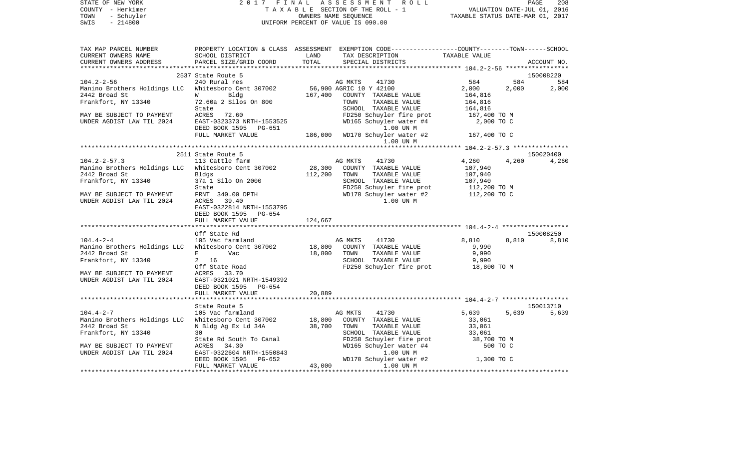STATE OF NEW YORK 2017 FINAL ASSESSMENT ROLL
COUNTY - Herkimer T A X A B L E SECTION OF THE ROLL - 1 VALUATION DATE-JUL 01, 2016
TOWN - Schuyler OWNERS NAME SEQUENCE TAXABLE STATUS DATE-MAR 01, 2017
SWIS - 214800 UNIFORM PERCENT OF VALUE IS 090.00

```
TAX MAP PARCEL NUMBER          PROPERTY LOCATION & CLASS  ASSESSMENT  EXEMPTION CODE-----------------COUNTY--------TOWN------SCHOOL
CURRENT OWNERS NAME            SCHOOL DISTRICT              LAND      TAX DESCRIPTION             TAXABLE VALUE
CURRENT OWNERS ADDRESS         PARCEL SIZE/GRID COORD       TOTAL     SPECIAL DISTRICTS                                       ACCOUNT NO.
******************************************************************************************************* 104.2-2-56 *****************
                               2537 State Route 5                                                                             150008220
104.2-2-56                     240 Rural res                         AG MKTS      41730                  584        584        584
Manino Brothers Holdings LLC   Whitesboro Cent 307002        56,900 AGRIC 10 Y 42100                  2,000      2,000      2,000
2442 Broad St                  W        Bldg                167,400    COUNTY  TAXABLE VALUE            164,816
Frankfort, NY 13340            72.60a 2 Silos On 800                   TOWN    TAXABLE VALUE            164,816
                               State                                   SCHOOL  TAXABLE VALUE            164,816
MAY BE SUBJECT TO PAYMENT      ACRES    72.60                          FD250 Schuyler fire prot         167,400 TO M
UNDER AGDIST LAW TIL 2024      EAST-0323373 NRTH-1553525               WD165 Schuyler water #4            2,000 TO C
                               DEED BOOK 1595   PG-651                       1.00 UN M
                               FULL MARKET VALUE            186,000    WD170 Schuyler water #2          167,400 TO C
                                                                             1.00 UN M
******************************************************************************************************* 104.2-2-57.3 ***************
                               2511 State Route 5                                                                             150020400
104.2-2-57.3                   113 Cattle farm                       AG MKTS      41730                4,260      4,260      4,260
Manino Brothers Holdings LLC   Whitesboro Cent 307002        28,300    COUNTY  TAXABLE VALUE            107,940
2442 Broad St                  Bldgs                        112,200    TOWN    TAXABLE VALUE            107,940
Frankfort, NY 13340            37a 1 Silo On 2000                      SCHOOL  TAXABLE VALUE            107,940
                               State                                   FD250 Schuyler fire prot         112,200 TO M
MAY BE SUBJECT TO PAYMENT      FRNT  340.00 DPTH                       WD170 Schuyler water #2          112,200 TO C
UNDER AGDIST LAW TIL 2024      ACRES    39.40                                1.00 UN M
                               EAST-0322814 NRTH-1553795
                               DEED BOOK 1595   PG-654
                               FULL MARKET VALUE            124,667
******************************************************************************************************* 104.4-2-4 ******************
                               Off State Rd                                                                                   150008250
104.4-2-4                      105 Vac farmland                      AG MKTS      41730                8,810      8,810      8,810
Manino Brothers Holdings LLC   Whitesboro Cent 307002        18,800    COUNTY  TAXABLE VALUE              9,990
2442 Broad St                  E        Vac                  18,800    TOWN    TAXABLE VALUE              9,990
Frankfort, NY 13340            2   16                                  SCHOOL  TAXABLE VALUE              9,990
                               Off State Road                          FD250 Schuyler fire prot          18,800 TO M
MAY BE SUBJECT TO PAYMENT      ACRES    33.70
UNDER AGDIST LAW TIL 2024      EAST-0321021 NRTH-1549392
                               DEED BOOK 1595   PG-654
                               FULL MARKET VALUE             20,889
******************************************************************************************************* 104.4-2-7 ******************
                               State Route 5                                                                                  150013710
104.4-2-7                      105 Vac farmland                      AG MKTS      41730                5,639      5,639      5,639
Manino Brothers Holdings LLC   Whitesboro Cent 307002        18,800    COUNTY  TAXABLE VALUE             33,061
2442 Broad St                  N Bldg Ag Ex Ld 34A           38,700    TOWN    TAXABLE VALUE             33,061
Frankfort, NY 13340            30                                      SCHOOL  TAXABLE VALUE             33,061
                               State Rd South To Canal                 FD250 Schuyler fire prot          38,700 TO M
MAY BE SUBJECT TO PAYMENT      ACRES    34.30                          WD165 Schuyler water #4              500 TO C
UNDER AGDIST LAW TIL 2024      EAST-0322604 NRTH-1550843                     1.00 UN M
                               DEED BOOK 1595   PG-652                 WD170 Schuyler water #2            1,300 TO C
                               FULL MARKET VALUE             43,000          1.00 UN M
************************************************************************************************************************************
```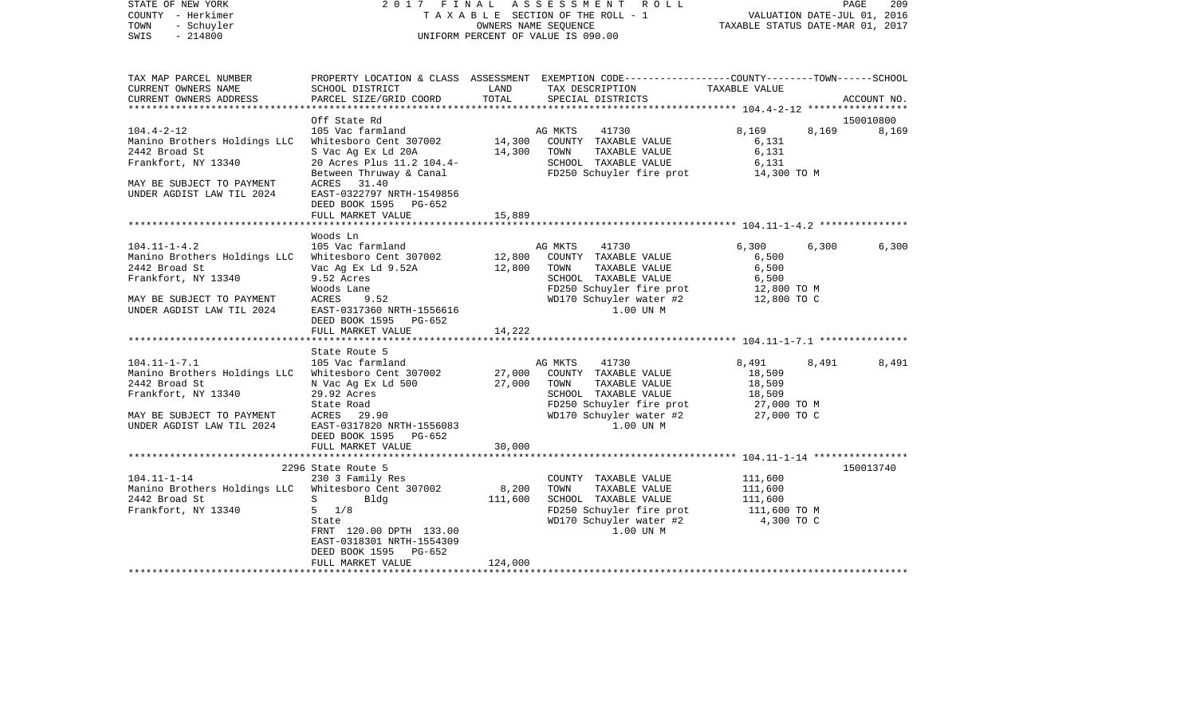STATE OF NEW YORK
COUNTY - Herkimer
TOWN - Schuyler
SWIS - 214800

2017 FINAL ASSESSMENT ROLL
TAXABLE SECTION OF THE ROLL - 1
OWNERS NAME SEQUENCE
UNIFORM PERCENT OF VALUE IS 090.00

VALUATION DATE-JUL 01, 2016
TAXABLE STATUS DATE-MAR 01, 2017

| TAX MAP PARCEL NUMBER / CURRENT OWNERS NAME / CURRENT OWNERS ADDRESS | PROPERTY LOCATION & CLASS / SCHOOL DISTRICT / PARCEL SIZE/GRID COORD | ASSESSMENT LAND | TOTAL | EXEMPTION CODE / TAX DESCRIPTION / SPECIAL DISTRICTS | COUNTY | TOWN | SCHOOL / ACCOUNT NO. |
|---|---|---|---|---|---|---|---|
| **104.4-2-12** | Off State Rd | | | | | | 150010800 |
| 104.4-2-12 | 105 Vac farmland | | | AG MKTS 41730 | 8,169 | 8,169 | 8,169 |
| Manino Brothers Holdings LLC | Whitesboro Cent 307002 | 14,300 | | COUNTY TAXABLE VALUE | 6,131 | | |
| 2442 Broad St | S Vac Ag Ex Ld 20A | | 14,300 | TOWN TAXABLE VALUE | 6,131 | | |
| Frankfort, NY 13340 | 20 Acres Plus 11.2 104.4- | | | SCHOOL TAXABLE VALUE | 6,131 | | |
| | Between Thruway & Canal | | | FD250 Schuyler fire prot | 14,300 TO M | | |
| MAY BE SUBJECT TO PAYMENT | ACRES 31.40 | | | | | | |
| UNDER AGDIST LAW TIL 2024 | EAST-0322797 NRTH-1549856 | | | | | | |
| | DEED BOOK 1595 PG-652 | | | | | | |
| | FULL MARKET VALUE | | 15,889 | | | | |
| **104.11-1-4.2** | Woods Ln | | | | | | |
| 104.11-1-4.2 | 105 Vac farmland | | | AG MKTS 41730 | 6,300 | 6,300 | 6,300 |
| Manino Brothers Holdings LLC | Whitesboro Cent 307002 | 12,800 | | COUNTY TAXABLE VALUE | 6,500 | | |
| 2442 Broad St | Vac Ag Ex Ld 9.52A | | 12,800 | TOWN TAXABLE VALUE | 6,500 | | |
| Frankfort, NY 13340 | 9.52 Acres | | | SCHOOL TAXABLE VALUE | 6,500 | | |
| | Woods Lane | | | FD250 Schuyler fire prot | 12,800 TO M | | |
| MAY BE SUBJECT TO PAYMENT | ACRES 9.52 | | | WD170 Schuyler water #2 | 12,800 TO C | | |
| UNDER AGDIST LAW TIL 2024 | EAST-0317360 NRTH-1556616 | | | 1.00 UN M | | | |
| | DEED BOOK 1595 PG-652 | | | | | | |
| | FULL MARKET VALUE | | 14,222 | | | | |
| **104.11-1-7.1** | State Route 5 | | | | | | |
| 104.11-1-7.1 | 105 Vac farmland | | | AG MKTS 41730 | 8,491 | 8,491 | 8,491 |
| Manino Brothers Holdings LLC | Whitesboro Cent 307002 | 27,000 | | COUNTY TAXABLE VALUE | 18,509 | | |
| 2442 Broad St | N Vac Ag Ex Ld 500 | | 27,000 | TOWN TAXABLE VALUE | 18,509 | | |
| Frankfort, NY 13340 | 29.92 Acres | | | SCHOOL TAXABLE VALUE | 18,509 | | |
| | State Road | | | FD250 Schuyler fire prot | 27,000 TO M | | |
| MAY BE SUBJECT TO PAYMENT | ACRES 29.90 | | | WD170 Schuyler water #2 | 27,000 TO C | | |
| UNDER AGDIST LAW TIL 2024 | EAST-0317820 NRTH-1556083 | | | 1.00 UN M | | | |
| | DEED BOOK 1595 PG-652 | | | | | | |
| | FULL MARKET VALUE | | 30,000 | | | | |
| **104.11-1-14** | 2296 State Route 5 | | | | | | 150013740 |
| 104.11-1-14 | 230 3 Family Res | | | COUNTY TAXABLE VALUE | 111,600 | | |
| Manino Brothers Holdings LLC | Whitesboro Cent 307002 | 8,200 | | TOWN TAXABLE VALUE | 111,600 | | |
| 2442 Broad St | S Bldg | | 111,600 | SCHOOL TAXABLE VALUE | 111,600 | | |
| Frankfort, NY 13340 | 5 1/8 | | | FD250 Schuyler fire prot | 111,600 TO M | | |
| | State | | | WD170 Schuyler water #2 | 4,300 TO C | | |
| | FRNT 120.00 DPTH 133.00 | | | 1.00 UN M | | | |
| | EAST-0318301 NRTH-1554309 | | | | | | |
| | DEED BOOK 1595 PG-652 | | | | | | |
| | FULL MARKET VALUE | | 124,000 | | | | |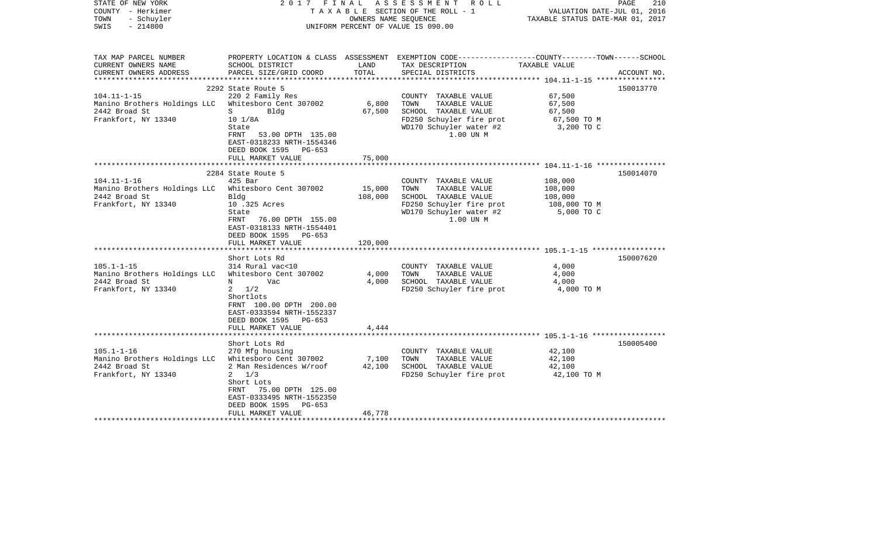STATE OF NEW YORK  
COUNTY - Herkimer  
TOWN - Schuyler  
SWIS - 214800

2017 FINAL ASSESSMENT ROLL  
TAXABLE SECTION OF THE ROLL - 1  
OWNERS NAME SEQUENCE  
UNIFORM PERCENT OF VALUE IS 090.00

VALUATION DATE-JUL 01, 2016  
TAXABLE STATUS DATE-MAR 01, 2017

| TAX MAP PARCEL NUMBER / CURRENT OWNERS NAME / CURRENT OWNERS ADDRESS | PROPERTY LOCATION & CLASS / SCHOOL DISTRICT / PARCEL SIZE/GRID COORD | ASSESSMENT LAND / TOTAL | EXEMPTION CODE / TAX DESCRIPTION / SPECIAL DISTRICTS | COUNTY / TOWN / SCHOOL TAXABLE VALUE | ACCOUNT NO. |
|---|---|---|---|---|---|
| 104.11-1-15 | 2292 State Route 5 | | | | 150013770 |
| | 220 2 Family Res | | COUNTY TAXABLE VALUE | 67,500 | |
| Manino Brothers Holdings LLC | Whitesboro Cent 307002 | 6,800 | TOWN TAXABLE VALUE | 67,500 | |
| 2442 Broad St | S Bldg | 67,500 | SCHOOL TAXABLE VALUE | 67,500 | |
| Frankfort, NY 13340 | 10 1/8A | | FD250 Schuyler fire prot | 67,500 TO M | |
| | State | | WD170 Schuyler water #2 | 3,200 TO C | |
| | FRNT 53.00 DPTH 135.00 | | 1.00 UN M | | |
| | EAST-0318233 NRTH-1554346 | | | | |
| | DEED BOOK 1595 PG-653 | | | | |
| | FULL MARKET VALUE | 75,000 | | | |
| 104.11-1-16 | 2284 State Route 5 | | | | 150014070 |
| | 425 Bar | | COUNTY TAXABLE VALUE | 108,000 | |
| Manino Brothers Holdings LLC | Whitesboro Cent 307002 | 15,000 | TOWN TAXABLE VALUE | 108,000 | |
| 2442 Broad St | Bldg | 108,000 | SCHOOL TAXABLE VALUE | 108,000 | |
| Frankfort, NY 13340 | 10 .325 Acres | | FD250 Schuyler fire prot | 108,000 TO M | |
| | State | | WD170 Schuyler water #2 | 5,000 TO C | |
| | FRNT 76.00 DPTH 155.00 | | 1.00 UN M | | |
| | EAST-0318133 NRTH-1554401 | | | | |
| | DEED BOOK 1595 PG-653 | | | | |
| | FULL MARKET VALUE | 120,000 | | | |
| 105.1-1-15 | Short Lots Rd | | | | 150007620 |
| | 314 Rural vac<10 | | COUNTY TAXABLE VALUE | 4,000 | |
| Manino Brothers Holdings LLC | Whitesboro Cent 307002 | 4,000 | TOWN TAXABLE VALUE | 4,000 | |
| 2442 Broad St | N Vac | 4,000 | SCHOOL TAXABLE VALUE | 4,000 | |
| Frankfort, NY 13340 | 2 1/2 | | FD250 Schuyler fire prot | 4,000 TO M | |
| | Shortlots | | | | |
| | FRNT 100.00 DPTH 200.00 | | | | |
| | EAST-0333594 NRTH-1552337 | | | | |
| | DEED BOOK 1595 PG-653 | | | | |
| | FULL MARKET VALUE | 4,444 | | | |
| 105.1-1-16 | Short Lots Rd | | | | 150005400 |
| | 270 Mfg housing | | COUNTY TAXABLE VALUE | 42,100 | |
| Manino Brothers Holdings LLC | Whitesboro Cent 307002 | 7,100 | TOWN TAXABLE VALUE | 42,100 | |
| 2442 Broad St | 2 Man Residences W/roof | 42,100 | SCHOOL TAXABLE VALUE | 42,100 | |
| Frankfort, NY 13340 | 2 1/3 | | FD250 Schuyler fire prot | 42,100 TO M | |
| | Short Lots | | | | |
| | FRNT 75.00 DPTH 125.00 | | | | |
| | EAST-0333495 NRTH-1552350 | | | | |
| | DEED BOOK 1595 PG-653 | | | | |
| | FULL MARKET VALUE | 46,778 | | | |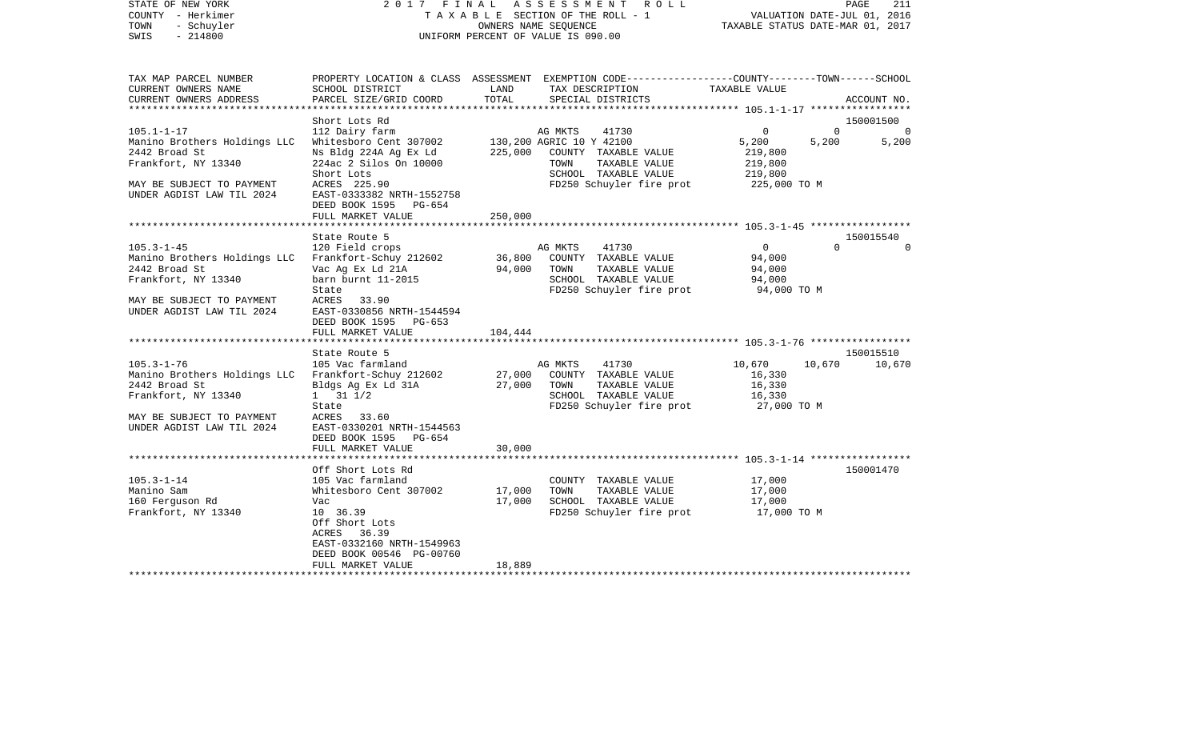STATE OF NEW YORK 2 0 1 7 F I N A L A S S E S S M E N T R O L L

COUNTY - Herkimer T A X A B L E SECTION OF THE ROLL - 1 VALUATION DATE-JUL 01, 2016

TOWN - Schuyler OWNERS NAME SEQUENCE TAXABLE STATUS DATE-MAR 01, 2017

SWIS - 214800 UNIFORM PERCENT OF VALUE IS 090.00

| TAX MAP PARCEL NUMBER<br>CURRENT OWNERS NAME<br>CURRENT OWNERS ADDRESS | PROPERTY LOCATION & CLASS<br>SCHOOL DISTRICT<br>PARCEL SIZE/GRID COORD | ASSESSMENT<br>LAND<br>TOTAL | EXEMPTION CODE<br>TAX DESCRIPTION<br>SPECIAL DISTRICTS | COUNTY<br>TAXABLE VALUE | TOWN | SCHOOL<br>ACCOUNT NO. |
|---|---|---|---|---|---|---|
| **105.1-1-17** | Short Lots Rd | | | | | 150001500 |
| 105.1-1-17 | 112 Dairy farm | | AG MKTS 41730 | 0 | 0 | 0 |
| Manino Brothers Holdings LLC | Whitesboro Cent 307002 | 130,200 | AGRIC 10 Y 42100 | 5,200 | 5,200 | 5,200 |
| 2442 Broad St | Ns Bldg 224A Ag Ex Ld | 225,000 | COUNTY TAXABLE VALUE | 219,800 | | |
| Frankfort, NY 13340 | 224ac 2 Silos On 10000 | | TOWN TAXABLE VALUE | 219,800 | | |
| | Short Lots | | SCHOOL TAXABLE VALUE | 219,800 | | |
| MAY BE SUBJECT TO PAYMENT | ACRES 225.90 | | FD250 Schuyler fire prot | 225,000 TO M | | |
| UNDER AGDIST LAW TIL 2024 | EAST-0333382 NRTH-1552758 | | | | | |
| | DEED BOOK 1595 PG-654 | | | | | |
| | FULL MARKET VALUE | 250,000 | | | | |
| **105.3-1-45** | State Route 5 | | | | | 150015540 |
| 105.3-1-45 | 120 Field crops | | AG MKTS 41730 | 0 | 0 | 0 |
| Manino Brothers Holdings LLC | Frankfort-Schuy 212602 | 36,800 | COUNTY TAXABLE VALUE | 94,000 | | |
| 2442 Broad St | Vac Ag Ex Ld 21A | 94,000 | TOWN TAXABLE VALUE | 94,000 | | |
| Frankfort, NY 13340 | barn burnt 11-2015 | | SCHOOL TAXABLE VALUE | 94,000 | | |
| | State | | FD250 Schuyler fire prot | 94,000 TO M | | |
| MAY BE SUBJECT TO PAYMENT | ACRES 33.90 | | | | | |
| UNDER AGDIST LAW TIL 2024 | EAST-0330856 NRTH-1544594 | | | | | |
| | DEED BOOK 1595 PG-653 | | | | | |
| | FULL MARKET VALUE | 104,444 | | | | |
| **105.3-1-76** | State Route 5 | | | | | 150015510 |
| 105.3-1-76 | 105 Vac farmland | | AG MKTS 41730 | 10,670 | 10,670 | 10,670 |
| Manino Brothers Holdings LLC | Frankfort-Schuy 212602 | 27,000 | COUNTY TAXABLE VALUE | 16,330 | | |
| 2442 Broad St | Bldgs Ag Ex Ld 31A | 27,000 | TOWN TAXABLE VALUE | 16,330 | | |
| Frankfort, NY 13340 | 1 31 1/2 | | SCHOOL TAXABLE VALUE | 16,330 | | |
| | State | | FD250 Schuyler fire prot | 27,000 TO M | | |
| MAY BE SUBJECT TO PAYMENT | ACRES 33.60 | | | | | |
| UNDER AGDIST LAW TIL 2024 | EAST-0330201 NRTH-1544563 | | | | | |
| | DEED BOOK 1595 PG-654 | | | | | |
| | FULL MARKET VALUE | 30,000 | | | | |
| **105.3-1-14** | Off Short Lots Rd | | | | | 150001470 |
| 105.3-1-14 | 105 Vac farmland | | COUNTY TAXABLE VALUE | 17,000 | | |
| Manino Sam | Whitesboro Cent 307002 | 17,000 | TOWN TAXABLE VALUE | 17,000 | | |
| 160 Ferguson Rd | Vac | 17,000 | SCHOOL TAXABLE VALUE | 17,000 | | |
| Frankfort, NY 13340 | 10 36.39 | | FD250 Schuyler fire prot | 17,000 TO M | | |
| | Off Short Lots | | | | | |
| | ACRES 36.39 | | | | | |
| | EAST-0332160 NRTH-1549963 | | | | | |
| | DEED BOOK 00546 PG-00760 | | | | | |
| | FULL MARKET VALUE | 18,889 | | | | |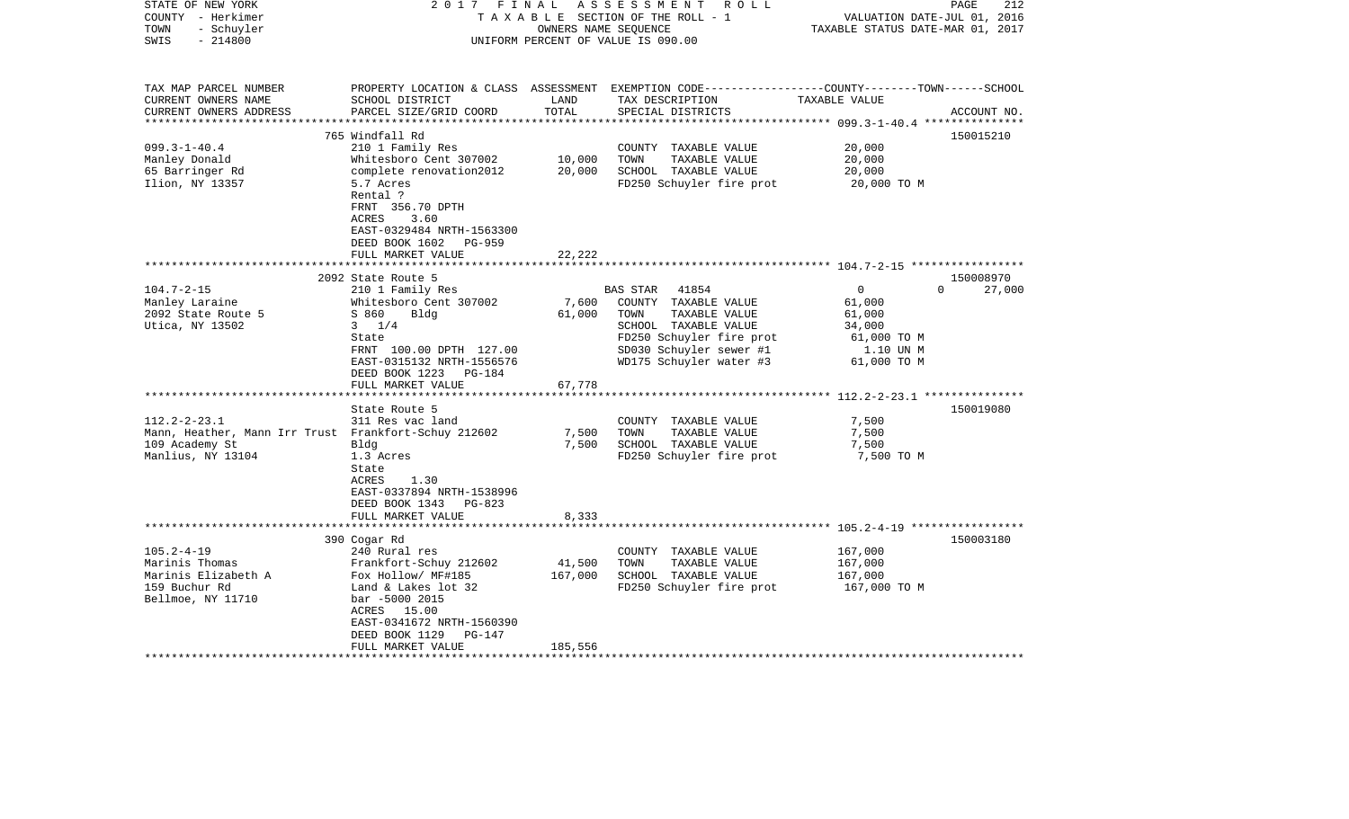STATE OF NEW YORK
COUNTY - Herkimer
TOWN - Schuyler
SWIS - 214800

2 0 1 7 F I N A L A S S E S S M E N T R O L L
T A X A B L E SECTION OF THE ROLL - 1
OWNERS NAME SEQUENCE
UNIFORM PERCENT OF VALUE IS 090.00

VALUATION DATE-JUL 01, 2016
TAXABLE STATUS DATE-MAR 01, 2017

```
TAX MAP PARCEL NUMBER         PROPERTY LOCATION & CLASS  ASSESSMENT  EXEMPTION CODE-----------------COUNTY--------TOWN------SCHOOL
CURRENT OWNERS NAME           SCHOOL DISTRICT               LAND      TAX DESCRIPTION              TAXABLE VALUE
CURRENT OWNERS ADDRESS        PARCEL SIZE/GRID COORD        TOTAL     SPECIAL DISTRICTS                                   ACCOUNT NO.
******************************************************************************************************* 099.3-1-40.4 ***************
                              765 Windfall Rd                                                                          150015210
099.3-1-40.4                  210 1 Family Res                      COUNTY  TAXABLE VALUE              20,000
Manley Donald                 Whitesboro Cent 307002      10,000    TOWN    TAXABLE VALUE              20,000
65 Barringer Rd               complete renovation2012     20,000    SCHOOL  TAXABLE VALUE              20,000
Ilion, NY 13357               5.7 Acres                             FD250 Schuyler fire prot            20,000 TO M
                              Rental ?
                              FRNT 356.70 DPTH
                              ACRES    3.60
                              EAST-0329484 NRTH-1563300
                              DEED BOOK 1602   PG-959
                              FULL MARKET VALUE           22,222
******************************************************************************************************* 104.7-2-15 *****************
                              2092 State Route 5                                                                       150008970
104.7-2-15                    210 1 Family Res                      BAS STAR   41854                    0             0     27,000
Manley Laraine                Whitesboro Cent 307002       7,600    COUNTY  TAXABLE VALUE              61,000
2092 State Route 5            S 860    Bldg               61,000    TOWN    TAXABLE VALUE              61,000
Utica, NY 13502               3  1/4                                SCHOOL  TAXABLE VALUE              34,000
                              State                                 FD250 Schuyler fire prot            61,000 TO M
                              FRNT 100.00 DPTH 127.00               SD030 Schuyler sewer #1               1.10 UN M
                              EAST-0315132 NRTH-1556576             WD175 Schuyler water #3             61,000 TO M
                              DEED BOOK 1223   PG-184
                              FULL MARKET VALUE           67,778
******************************************************************************************************* 112.2-2-23.1 ***************
                              State Route 5                                                                            150019080
112.2-2-23.1                  311 Res vac land                      COUNTY  TAXABLE VALUE               7,500
Mann, Heather, Mann Irr Trust Frankfort-Schuy 212602       7,500    TOWN    TAXABLE VALUE               7,500
109 Academy St                Bldg                         7,500    SCHOOL  TAXABLE VALUE               7,500
Manlius, NY 13104             1.3 Acres                             FD250 Schuyler fire prot             7,500 TO M
                              State
                              ACRES    1.30
                              EAST-0337894 NRTH-1538996
                              DEED BOOK 1343   PG-823
                              FULL MARKET VALUE            8,333
******************************************************************************************************* 105.2-4-19 *****************
                              390 Cogar Rd                                                                             150003180
105.2-4-19                    240 Rural res                         COUNTY  TAXABLE VALUE             167,000
Marinis Thomas                Frankfort-Schuy 212602      41,500    TOWN    TAXABLE VALUE             167,000
Marinis Elizabeth A           Fox Hollow/ MF#185         167,000    SCHOOL  TAXABLE VALUE             167,000
159 Buchur Rd                 Land & Lakes lot 32                   FD250 Schuyler fire prot           167,000 TO M
Bellmoe, NY 11710             bar -5000 2015
                              ACRES   15.00
                              EAST-0341672 NRTH-1560390
                              DEED BOOK 1129   PG-147
                              FULL MARKET VALUE          185,556
************************************************************************************************************************************
```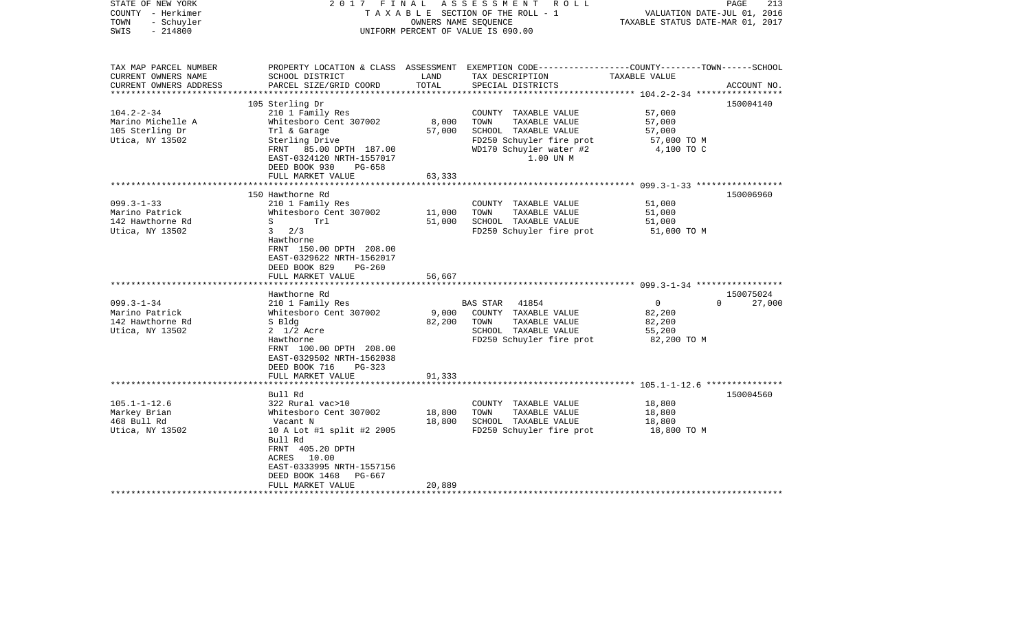STATE OF NEW YORK | 2017 FINAL ASSESSMENT ROLL | PAGE 213
COUNTY - Herkimer | TAXABLE SECTION OF THE ROLL - 1 | VALUATION DATE-JUL 01, 2016
TOWN - Schuyler | OWNERS NAME SEQUENCE | TAXABLE STATUS DATE-MAR 01, 2017
SWIS - 214800 | UNIFORM PERCENT OF VALUE IS 090.00

```
TAX MAP PARCEL NUMBER     PROPERTY LOCATION & CLASS  ASSESSMENT  EXEMPTION CODE-----------------COUNTY--------TOWN------SCHOOL
CURRENT OWNERS NAME       SCHOOL DISTRICT               LAND      TAX DESCRIPTION                TAXABLE VALUE
CURRENT OWNERS ADDRESS    PARCEL SIZE/GRID COORD        TOTAL     SPECIAL DISTRICTS                                    ACCOUNT NO.
******************************************************************************************************* 104.2-2-34 *****************
                          105 Sterling Dr                                                                                150004140
104.2-2-34                210 1 Family Res                        COUNTY  TAXABLE VALUE            57,000
Marino Michelle A         Whitesboro Cent 307002        8,000     TOWN    TAXABLE VALUE            57,000
105 Sterling Dr           Trl & Garage                 57,000     SCHOOL  TAXABLE VALUE            57,000
Utica, NY 13502           Sterling Drive                          FD250 Schuyler fire prot          57,000 TO M
                          FRNT   85.00 DPTH 187.00                WD170 Schuyler water #2            4,100 TO C
                          EAST-0324120 NRTH-1557017                     1.00 UN M
                          DEED BOOK 930    PG-658
                          FULL MARKET VALUE            63,333
******************************************************************************************************* 099.3-1-33 *****************
                          150 Hawthorne Rd                                                                               150006960
099.3-1-33                210 1 Family Res                        COUNTY  TAXABLE VALUE            51,000
Marino Patrick            Whitesboro Cent 307002       11,000     TOWN    TAXABLE VALUE            51,000
142 Hawthorne Rd          S        Trl                 51,000     SCHOOL  TAXABLE VALUE            51,000
Utica, NY 13502           3   2/3                                 FD250 Schuyler fire prot          51,000 TO M
                          Hawthorne
                          FRNT 150.00 DPTH 208.00
                          EAST-0329622 NRTH-1562017
                          DEED BOOK 829    PG-260
                          FULL MARKET VALUE            56,667
******************************************************************************************************* 099.3-1-34 *****************
                          Hawthorne Rd                                                                                   150075024
099.3-1-34                210 1 Family Res                        BAS STAR  41854                  0              0       27,000
Marino Patrick            Whitesboro Cent 307002        9,000     COUNTY  TAXABLE VALUE            82,200
142 Hawthorne Rd          S Bldg                       82,200     TOWN    TAXABLE VALUE            82,200
Utica, NY 13502           2  1/2 Acre                             SCHOOL  TAXABLE VALUE            55,200
                          Hawthorne                               FD250 Schuyler fire prot          82,200 TO M
                          FRNT 100.00 DPTH 208.00
                          EAST-0329502 NRTH-1562038
                          DEED BOOK 716    PG-323
                          FULL MARKET VALUE            91,333
******************************************************************************************************* 105.1-1-12.6 ***************
                          Bull Rd                                                                                        150004560
105.1-1-12.6              322 Rural vac>10                        COUNTY  TAXABLE VALUE            18,800
Markey Brian              Whitesboro Cent 307002       18,800     TOWN    TAXABLE VALUE            18,800
468 Bull Rd                Vacant N                    18,800     SCHOOL  TAXABLE VALUE            18,800
Utica, NY 13502           10 A Lot #1 split #2 2005               FD250 Schuyler fire prot          18,800 TO M
                          Bull Rd
                          FRNT 405.20 DPTH
                          ACRES  10.00
                          EAST-0333995 NRTH-1557156
                          DEED BOOK 1468   PG-667
                          FULL MARKET VALUE            20,889
************************************************************************************************************************************
```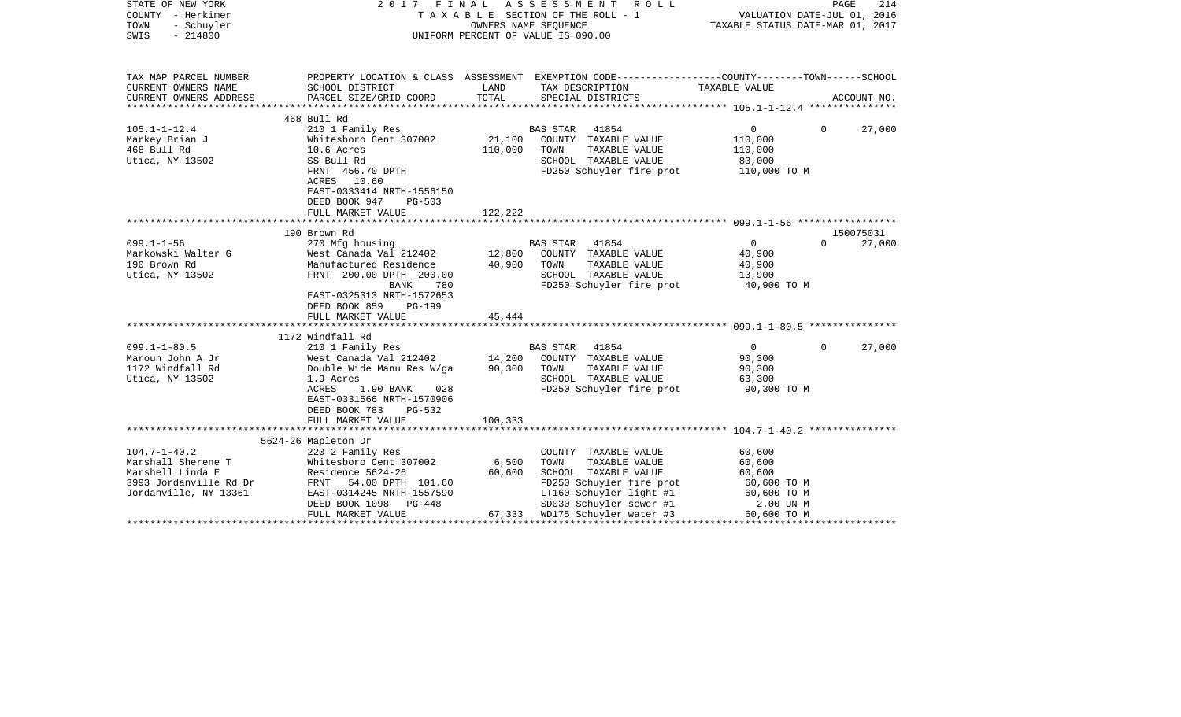STATE OF NEW YORK
COUNTY - Herkimer
TOWN - Schuyler
SWIS - 214800

2017 FINAL ASSESSMENT ROLL
TAXABLE SECTION OF THE ROLL - 1
OWNERS NAME SEQUENCE
UNIFORM PERCENT OF VALUE IS 090.00

VALUATION DATE-JUL 01, 2016
TAXABLE STATUS DATE-MAR 01, 2017

| TAX MAP PARCEL NUMBER<br>CURRENT OWNERS NAME<br>CURRENT OWNERS ADDRESS | PROPERTY LOCATION & CLASS<br>SCHOOL DISTRICT<br>PARCEL SIZE/GRID COORD | ASSESSMENT<br>LAND<br>TOTAL | EXEMPTION CODE<br>TAX DESCRIPTION<br>SPECIAL DISTRICTS | COUNTY--------TOWN------SCHOOL<br>TAXABLE VALUE<br>ACCOUNT NO. |
|---|---|---|---|---|
| 105.1-1-12.4 | 468 Bull Rd | | | |
| 105.1-1-12.4<br>Markey Brian J<br>468 Bull Rd<br>Utica, NY 13502 | 210 1 Family Res<br>Whitesboro Cent 307002<br>10.6 Acres<br>SS Bull Rd<br>FRNT 456.70 DPTH<br>ACRES 10.60<br>EAST-0333414 NRTH-1556150<br>DEED BOOK 947 PG-503<br>FULL MARKET VALUE | <br>21,100<br>110,000<br><br><br><br><br><br>122,222 | BAS STAR 41854<br>COUNTY TAXABLE VALUE<br>TOWN TAXABLE VALUE<br>SCHOOL TAXABLE VALUE<br>FD250 Schuyler fire prot | 0 0 27,000<br>110,000<br>110,000<br>83,000<br>110,000 TO M |
| 099.1-1-56 | 190 Brown Rd | | | 150075031 |
| 099.1-1-56<br>Markowski Walter G<br>190 Brown Rd<br>Utica, NY 13502 | 270 Mfg housing<br>West Canada Val 212402<br>Manufactured Residence<br>FRNT 200.00 DPTH 200.00<br>BANK 780<br>EAST-0325313 NRTH-1572653<br>DEED BOOK 859 PG-199<br>FULL MARKET VALUE | <br>12,800<br>40,900<br><br><br><br><br>45,444 | BAS STAR 41854<br>COUNTY TAXABLE VALUE<br>TOWN TAXABLE VALUE<br>SCHOOL TAXABLE VALUE<br>FD250 Schuyler fire prot | 0 0 27,000<br>40,900<br>40,900<br>13,900<br>40,900 TO M |
| 099.1-1-80.5 | 1172 Windfall Rd | | | |
| 099.1-1-80.5<br>Maroun John A Jr<br>1172 Windfall Rd<br>Utica, NY 13502 | 210 1 Family Res<br>West Canada Val 212402<br>Double Wide Manu Res W/ga<br>1.9 Acres<br>ACRES 1.90 BANK 028<br>EAST-0331566 NRTH-1570906<br>DEED BOOK 783 PG-532<br>FULL MARKET VALUE | <br>14,200<br>90,300<br><br><br><br><br>100,333 | BAS STAR 41854<br>COUNTY TAXABLE VALUE<br>TOWN TAXABLE VALUE<br>SCHOOL TAXABLE VALUE<br>FD250 Schuyler fire prot | 0 0 27,000<br>90,300<br>90,300<br>63,300<br>90,300 TO M |
| 104.7-1-40.2 | 5624-26 Mapleton Dr | | | |
| 104.7-1-40.2<br>Marshall Sherene T<br>Marshell Linda E<br>3993 Jordanville Rd Dr<br>Jordanville, NY 13361 | 220 2 Family Res<br>Whitesboro Cent 307002<br>Residence 5624-26<br>FRNT 54.00 DPTH 101.60<br>EAST-0314245 NRTH-1557590<br>DEED BOOK 1098 PG-448<br>FULL MARKET VALUE | <br>6,500<br>60,600<br><br><br><br>67,333 | COUNTY TAXABLE VALUE<br>TOWN TAXABLE VALUE<br>SCHOOL TAXABLE VALUE<br>FD250 Schuyler fire prot<br>LT160 Schuyler light #1<br>SD030 Schuyler sewer #1<br>WD175 Schuyler water #3 | 60,600<br>60,600<br>60,600<br>60,600 TO M<br>60,600 TO M<br>2.00 UN M<br>60,600 TO M |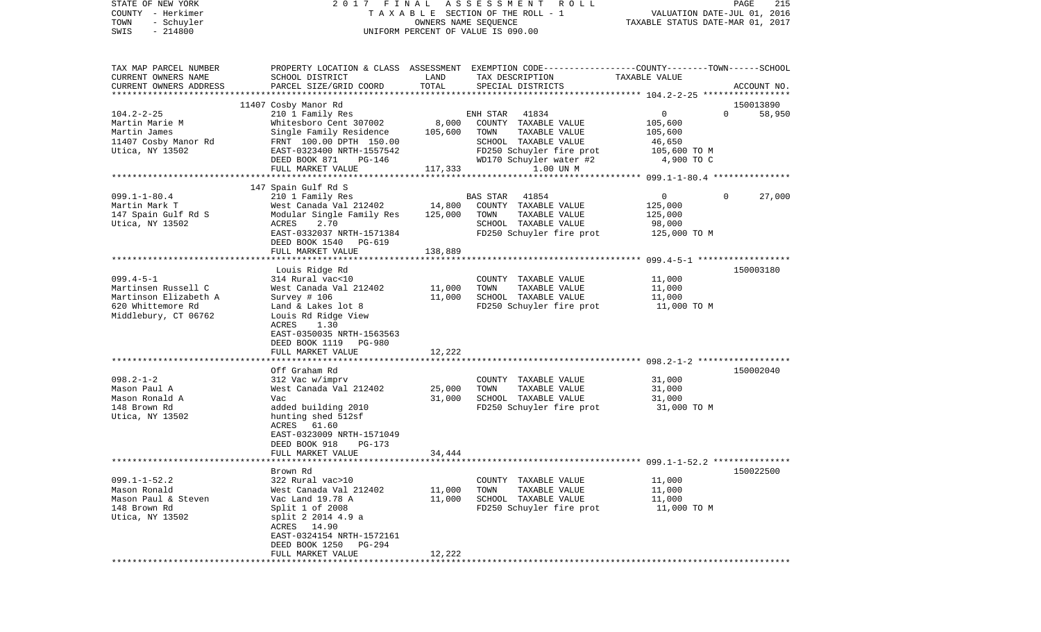STATE OF NEW YORK 2017 FINAL ASSESSMENT ROLL
COUNTY - Herkimer TAXABLE SECTION OF THE ROLL - 1 VALUATION DATE-JUL 01, 2016
TOWN - Schuyler OWNERS NAME SEQUENCE TAXABLE STATUS DATE-MAR 01, 2017
SWIS - 214800 UNIFORM PERCENT OF VALUE IS 090.00

| TAX MAP PARCEL NUMBER / CURRENT OWNERS NAME / CURRENT OWNERS ADDRESS | PROPERTY LOCATION & CLASS / SCHOOL DISTRICT / PARCEL SIZE/GRID COORD | ASSESSMENT LAND | TOTAL | EXEMPTION CODE / TAX DESCRIPTION / SPECIAL DISTRICTS | COUNTY / TOWN / SCHOOL TAXABLE VALUE | ACCOUNT NO. |
|---|---|---|---|---|---|---|
| | 11407 Cosby Manor Rd | | | | | 150013890 |
| 104.2-2-25 | 210 1 Family Res | | | ENH STAR 41834 | 0 0 | 58,950 |
| Martin Marie M | Whitesboro Cent 307002 | 8,000 | | COUNTY TAXABLE VALUE | 105,600 | |
| Martin James | Single Family Residence | | 105,600 | TOWN TAXABLE VALUE | 105,600 | |
| 11407 Cosby Manor Rd | FRNT 100.00 DPTH 150.00 | | | SCHOOL TAXABLE VALUE | 46,650 | |
| Utica, NY 13502 | EAST-0323400 NRTH-1557542 | | | FD250 Schuyler fire prot | 105,600 TO M | |
| | DEED BOOK 871 PG-146 | | | WD170 Schuyler water #2 | 4,900 TO C | |
| | FULL MARKET VALUE | | 117,333 | 1.00 UN M | | |
| | 147 Spain Gulf Rd S | | | | | |
| 099.1-1-80.4 | 210 1 Family Res | | | BAS STAR 41854 | 0 0 | 27,000 |
| Martin Mark T | West Canada Val 212402 | 14,800 | | COUNTY TAXABLE VALUE | 125,000 | |
| 147 Spain Gulf Rd S | Modular Single Family Res | | 125,000 | TOWN TAXABLE VALUE | 125,000 | |
| Utica, NY 13502 | ACRES 2.70 | | | SCHOOL TAXABLE VALUE | 98,000 | |
| | EAST-0332037 NRTH-1571384 | | | FD250 Schuyler fire prot | 125,000 TO M | |
| | DEED BOOK 1540 PG-619 | | | | | |
| | FULL MARKET VALUE | | 138,889 | | | |
| | Louis Ridge Rd | | | | | 150003180 |
| 099.4-5-1 | 314 Rural vac<10 | | | COUNTY TAXABLE VALUE | 11,000 | |
| Martinsen Russell C | West Canada Val 212402 | 11,000 | | TOWN TAXABLE VALUE | 11,000 | |
| Martinson Elizabeth A | Survey # 106 | | 11,000 | SCHOOL TAXABLE VALUE | 11,000 | |
| 620 Whittemore Rd | Land & Lakes lot 8 | | | FD250 Schuyler fire prot | 11,000 TO M | |
| Middlebury, CT 06762 | Louis Rd Ridge View | | | | | |
| | ACRES 1.30 | | | | | |
| | EAST-0350035 NRTH-1563563 | | | | | |
| | DEED BOOK 1119 PG-980 | | | | | |
| | FULL MARKET VALUE | | 12,222 | | | |
| | Off Graham Rd | | | | | 150002040 |
| 098.2-1-2 | 312 Vac w/imprv | | | COUNTY TAXABLE VALUE | 31,000 | |
| Mason Paul A | West Canada Val 212402 | 25,000 | | TOWN TAXABLE VALUE | 31,000 | |
| Mason Ronald A | Vac | | 31,000 | SCHOOL TAXABLE VALUE | 31,000 | |
| 148 Brown Rd | added building 2010 | | | FD250 Schuyler fire prot | 31,000 TO M | |
| Utica, NY 13502 | hunting shed 512sf | | | | | |
| | ACRES 61.60 | | | | | |
| | EAST-0323009 NRTH-1571049 | | | | | |
| | DEED BOOK 918 PG-173 | | | | | |
| | FULL MARKET VALUE | | 34,444 | | | |
| | Brown Rd | | | | | 150022500 |
| 099.1-1-52.2 | 322 Rural vac>10 | | | COUNTY TAXABLE VALUE | 11,000 | |
| Mason Ronald | West Canada Val 212402 | 11,000 | | TOWN TAXABLE VALUE | 11,000 | |
| Mason Paul & Steven | Vac Land 19.78 A | | 11,000 | SCHOOL TAXABLE VALUE | 11,000 | |
| 148 Brown Rd | Split 1 of 2008 | | | FD250 Schuyler fire prot | 11,000 TO M | |
| Utica, NY 13502 | split 2 2014 4.9 a | | | | | |
| | ACRES 14.90 | | | | | |
| | EAST-0324154 NRTH-1572161 | | | | | |
| | DEED BOOK 1250 PG-294 | | | | | |
| | FULL MARKET VALUE | | 12,222 | | | |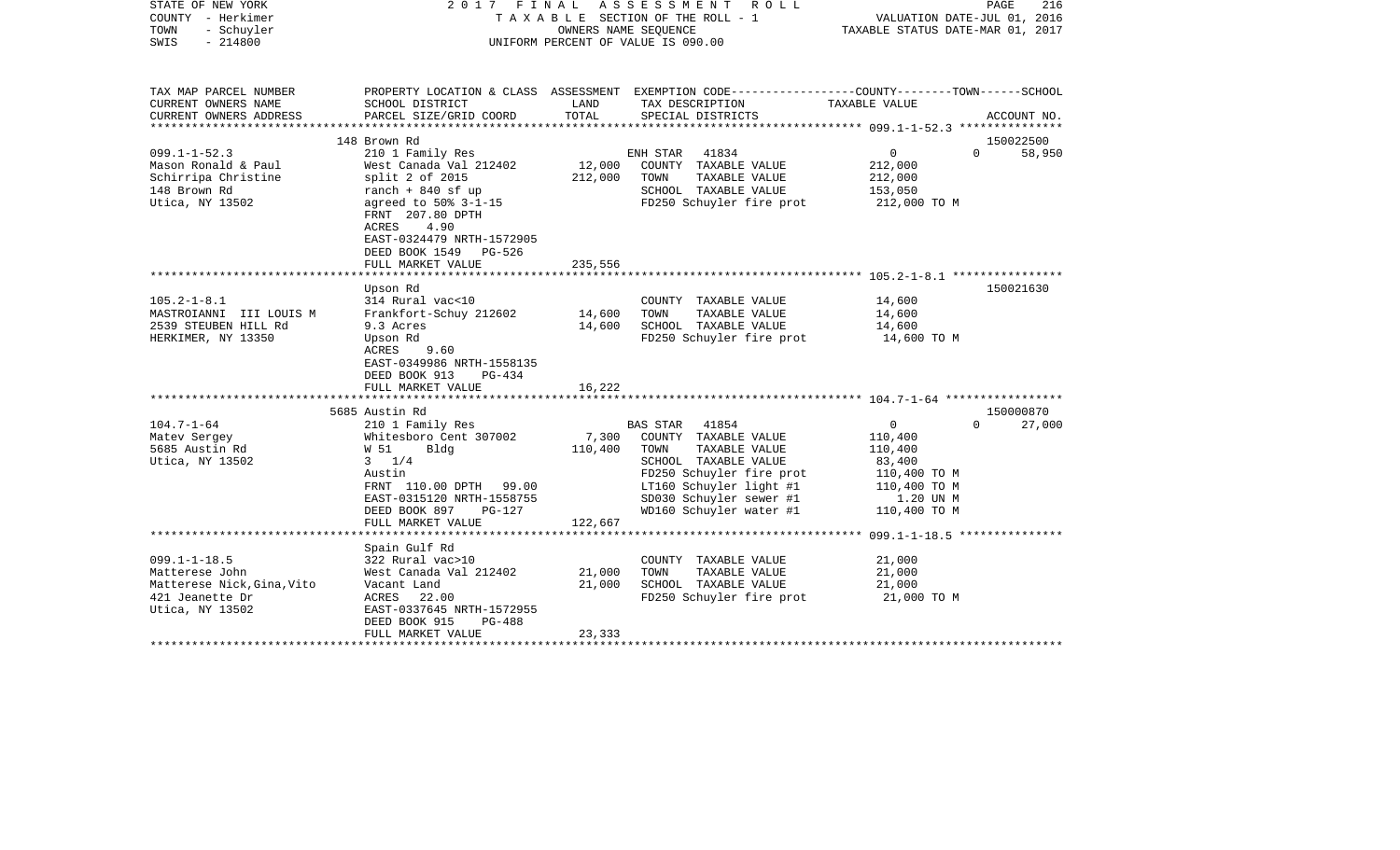| TAX MAP PARCEL NUMBER<br>CURRENT OWNERS NAME<br>CURRENT OWNERS ADDRESS | PROPERTY LOCATION & CLASS<br>SCHOOL DISTRICT<br>PARCEL SIZE/GRID COORD | ASSESSMENT<br>LAND<br>TOTAL | EXEMPTION CODE-----COUNTY--------TOWN------SCHOOL<br>TAX DESCRIPTION<br>SPECIAL DISTRICTS | TAXABLE VALUE | ACCOUNT NO. |
|---|---|---|---|---|---|
| **099.1-1-52.3** | 148 Brown Rd | | | | 150022500 |
| 099.1-1-52.3 | 210 1 Family Res | | ENH STAR 41834 | 0 0 | 58,950 |
| Mason Ronald & Paul | West Canada Val 212402 | 12,000 | COUNTY TAXABLE VALUE | 212,000 | |
| Schirripa Christine | split 2 of 2015 | 212,000 | TOWN TAXABLE VALUE | 212,000 | |
| 148 Brown Rd | ranch + 840 sf up | | SCHOOL TAXABLE VALUE | 153,050 | |
| Utica, NY 13502 | agreed to 50% 3-1-15 | | FD250 Schuyler fire prot | 212,000 TO M | |
| | FRNT 207.80 DPTH | | | | |
| | ACRES 4.90 | | | | |
| | EAST-0324479 NRTH-1572905 | | | | |
| | DEED BOOK 1549 PG-526 | | | | |
| | FULL MARKET VALUE | 235,556 | | | |
| **105.2-1-8.1** | Upson Rd | | | | 150021630 |
| 105.2-1-8.1 | 314 Rural vac<10 | | COUNTY TAXABLE VALUE | 14,600 | |
| MASTROIANNI III LOUIS M | Frankfort-Schuy 212602 | 14,600 | TOWN TAXABLE VALUE | 14,600 | |
| 2539 STEUBEN HILL Rd | 9.3 Acres | 14,600 | SCHOOL TAXABLE VALUE | 14,600 | |
| HERKIMER, NY 13350 | Upson Rd | | FD250 Schuyler fire prot | 14,600 TO M | |
| | ACRES 9.60 | | | | |
| | EAST-0349986 NRTH-1558135 | | | | |
| | DEED BOOK 913 PG-434 | | | | |
| | FULL MARKET VALUE | 16,222 | | | |
| **104.7-1-64** | 5685 Austin Rd | | | | 150000870 |
| 104.7-1-64 | 210 1 Family Res | | BAS STAR 41854 | 0 0 | 27,000 |
| Matev Sergey | Whitesboro Cent 307002 | 7,300 | COUNTY TAXABLE VALUE | 110,400 | |
| 5685 Austin Rd | W 51 Bldg | 110,400 | TOWN TAXABLE VALUE | 110,400 | |
| Utica, NY 13502 | 3 1/4 | | SCHOOL TAXABLE VALUE | 83,400 | |
| | Austin | | FD250 Schuyler fire prot | 110,400 TO M | |
| | FRNT 110.00 DPTH 99.00 | | LT160 Schuyler light #1 | 110,400 TO M | |
| | EAST-0315120 NRTH-1558755 | | SD030 Schuyler sewer #1 | 1.20 UN M | |
| | DEED BOOK 897 PG-127 | | WD160 Schuyler water #1 | 110,400 TO M | |
| | FULL MARKET VALUE | 122,667 | | | |
| **099.1-1-18.5** | Spain Gulf Rd | | | | |
| 099.1-1-18.5 | 322 Rural vac>10 | | COUNTY TAXABLE VALUE | 21,000 | |
| Matterese John | West Canada Val 212402 | 21,000 | TOWN TAXABLE VALUE | 21,000 | |
| Matterese Nick,Gina,Vito | Vacant Land | 21,000 | SCHOOL TAXABLE VALUE | 21,000 | |
| 421 Jeanette Dr | ACRES 22.00 | | FD250 Schuyler fire prot | 21,000 TO M | |
| Utica, NY 13502 | EAST-0337645 NRTH-1572955 | | | | |
| | DEED BOOK 915 PG-488 | | | | |
| | FULL MARKET VALUE | 23,333 | | | |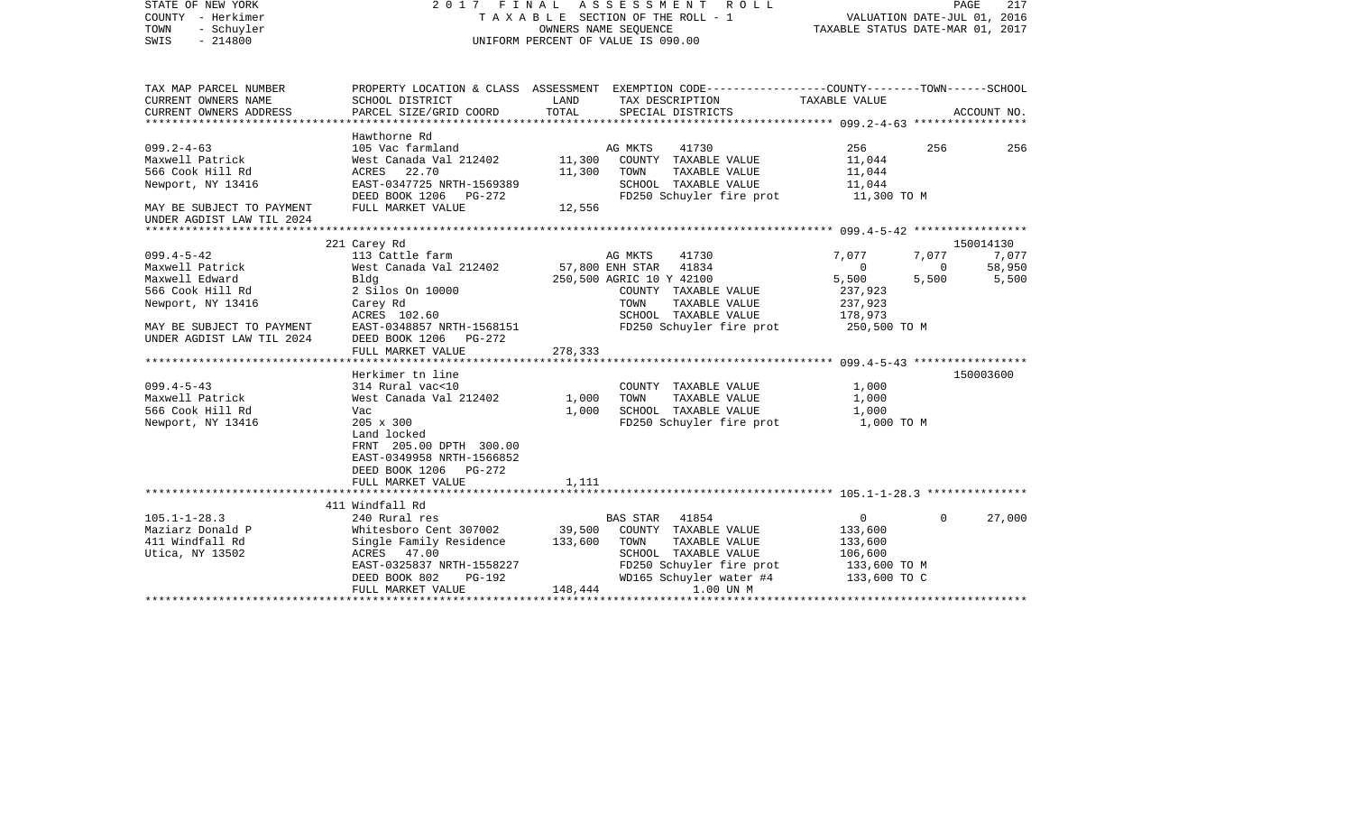STATE OF NEW YORK 2017 FINAL ASSESSMENT ROLL
COUNTY - Herkimer T A X A B L E SECTION OF THE ROLL - 1 VALUATION DATE-JUL 01, 2016
TOWN - Schuyler OWNERS NAME SEQUENCE TAXABLE STATUS DATE-MAR 01, 2017
SWIS - 214800 UNIFORM PERCENT OF VALUE IS 090.00

```
TAX MAP PARCEL NUMBER          PROPERTY LOCATION & CLASS  ASSESSMENT  EXEMPTION CODE-----------------COUNTY--------TOWN------SCHOOL
CURRENT OWNERS NAME            SCHOOL DISTRICT              LAND      TAX DESCRIPTION              TAXABLE VALUE
CURRENT OWNERS ADDRESS         PARCEL SIZE/GRID COORD       TOTAL     SPECIAL DISTRICTS                                    ACCOUNT NO.
******************************************************************************************************* 099.2-4-63 *****************
                               Hawthorne Rd
099.2-4-63                     105 Vac farmland                       AG MKTS     41730                256          256          256
Maxwell Patrick                West Canada Val 212402      11,300     COUNTY  TAXABLE VALUE         11,044
566 Cook Hill Rd               ACRES   22.70               11,300     TOWN    TAXABLE VALUE         11,044
Newport, NY 13416              EAST-0347725 NRTH-1569389              SCHOOL  TAXABLE VALUE         11,044
                               DEED BOOK 1206   PG-272                FD250 Schuyler fire prot      11,300 TO M
MAY BE SUBJECT TO PAYMENT      FULL MARKET VALUE           12,556
UNDER AGDIST LAW TIL 2024
******************************************************************************************************* 099.4-5-42 *****************
                               221 Carey Rd                                                                              150014130
099.4-5-42                     113 Cattle farm                        AG MKTS     41730              7,077        7,077        7,077
Maxwell Patrick                West Canada Val 212402      57,800 ENH STAR    41834                  0            0       58,950
Maxwell Edward                 Bldg                       250,500 AGRIC 10 Y 42100               5,500        5,500        5,500
566 Cook Hill Rd               2 Silos On 10000                       COUNTY  TAXABLE VALUE        237,923
Newport, NY 13416              Carey Rd                               TOWN    TAXABLE VALUE        237,923
                               ACRES  102.60                          SCHOOL  TAXABLE VALUE        178,973
MAY BE SUBJECT TO PAYMENT      EAST-0348857 NRTH-1568151              FD250 Schuyler fire prot     250,500 TO M
UNDER AGDIST LAW TIL 2024      DEED BOOK 1206   PG-272
                               FULL MARKET VALUE          278,333
******************************************************************************************************* 099.4-5-43 *****************
                               Herkimer tn line                                                                          150003600
099.4-5-43                     314 Rural vac<10                       COUNTY  TAXABLE VALUE          1,000
Maxwell Patrick                West Canada Val 212402       1,000     TOWN    TAXABLE VALUE          1,000
566 Cook Hill Rd               Vac                          1,000     SCHOOL  TAXABLE VALUE          1,000
Newport, NY 13416              205 x 300                              FD250 Schuyler fire prot       1,000 TO M
                               Land locked
                               FRNT 205.00 DPTH 300.00
                               EAST-0349958 NRTH-1566852
                               DEED BOOK 1206   PG-272
                               FULL MARKET VALUE            1,111
******************************************************************************************************* 105.1-1-28.3 ***************
                               411 Windfall Rd
105.1-1-28.3                   240 Rural res                          BAS STAR    41854                  0            0       27,000
Maziarz Donald P               Whitesboro Cent 307002      39,500     COUNTY  TAXABLE VALUE        133,600
411 Windfall Rd                Single Family Residence    133,600     TOWN    TAXABLE VALUE        133,600
Utica, NY 13502                ACRES   47.00                          SCHOOL  TAXABLE VALUE        106,600
                               EAST-0325837 NRTH-1558227              FD250 Schuyler fire prot     133,600 TO M
                               DEED BOOK 802    PG-192                WD165 Schuyler water #4      133,600 TO C
                               FULL MARKET VALUE          148,444          1.00 UN M
************************************************************************************************************************************
```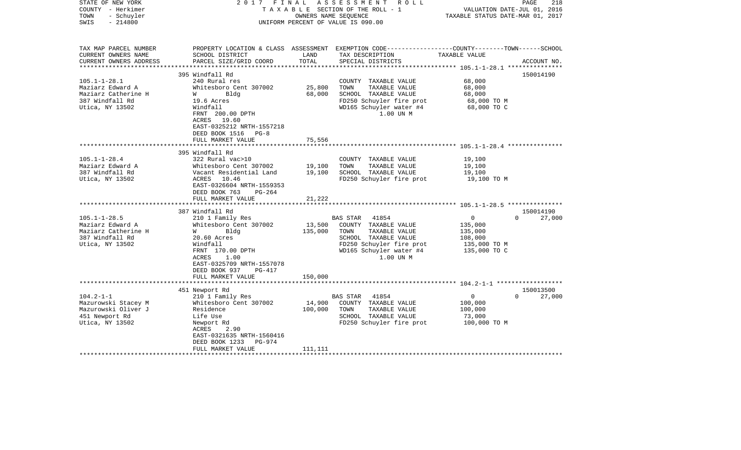STATE OF NEW YORK — COUNTY - Herkimer — TOWN - Schuyler — SWIS - 214800

2017 FINAL ASSESSMENT ROLL
TAXABLE SECTION OF THE ROLL - 1
OWNERS NAME SEQUENCE
UNIFORM PERCENT OF VALUE IS 090.00

VALUATION DATE-JUL 01, 2016
TAXABLE STATUS DATE-MAR 01, 2017

| TAX MAP PARCEL NUMBER / CURRENT OWNERS NAME / CURRENT OWNERS ADDRESS | PROPERTY LOCATION & CLASS / SCHOOL DISTRICT / PARCEL SIZE/GRID COORD | ASSESSMENT LAND | TOTAL | EXEMPTION CODE / TAX DESCRIPTION / SPECIAL DISTRICTS | COUNTY--------TOWN------SCHOOL TAXABLE VALUE | ACCOUNT NO. |
|---|---|---|---|---|---|---|
| **105.1-1-28.1** | 395 Windfall Rd | | | | | 150014190 |
| Maziarz Edward A | 240 Rural res | | | COUNTY TAXABLE VALUE | 68,000 | |
| Maziarz Catherine H | Whitesboro Cent 307002 | 25,800 | | TOWN TAXABLE VALUE | 68,000 | |
| 387 Windfall Rd | W Bldg | | 68,000 | SCHOOL TAXABLE VALUE | 68,000 | |
| Utica, NY 13502 | 19.6 Acres | | | FD250 Schuyler fire prot | 68,000 TO M | |
| | Windfall | | | WD165 Schuyler water #4 | 68,000 TO C | |
| | FRNT 200.00 DPTH | | | 1.00 UN M | | |
| | ACRES 19.60 | | | | | |
| | EAST-0325212 NRTH-1557218 | | | | | |
| | DEED BOOK 1516 PG-8 | | | | | |
| | FULL MARKET VALUE | | 75,556 | | | |
| **105.1-1-28.4** | 395 Windfall Rd | | | | | |
| Maziarz Edward A | 322 Rural vac>10 | | | COUNTY TAXABLE VALUE | 19,100 | |
| 387 Windfall Rd | Whitesboro Cent 307002 | 19,100 | | TOWN TAXABLE VALUE | 19,100 | |
| Utica, NY 13502 | Vacant Residential Land | | 19,100 | SCHOOL TAXABLE VALUE | 19,100 | |
| | ACRES 10.46 | | | FD250 Schuyler fire prot | 19,100 TO M | |
| | EAST-0326604 NRTH-1559353 | | | | | |
| | DEED BOOK 763 PG-264 | | | | | |
| | FULL MARKET VALUE | | 21,222 | | | |
| **105.1-1-28.5** | 387 Windfall Rd | | | | | 150014190 |
| Maziarz Edward A | 210 1 Family Res | | | BAS STAR 41854 | 0 0 27,000 | |
| Maziarz Catherine H | Whitesboro Cent 307002 | 13,500 | | COUNTY TAXABLE VALUE | 135,000 | |
| 387 Windfall Rd | W Bldg | | 135,000 | TOWN TAXABLE VALUE | 135,000 | |
| Utica, NY 13502 | 20.60 Acres | | | SCHOOL TAXABLE VALUE | 108,000 | |
| | Windfall | | | FD250 Schuyler fire prot | 135,000 TO M | |
| | FRNT 170.00 DPTH | | | WD165 Schuyler water #4 | 135,000 TO C | |
| | ACRES 1.00 | | | 1.00 UN M | | |
| | EAST-0325709 NRTH-1557078 | | | | | |
| | DEED BOOK 937 PG-417 | | | | | |
| | FULL MARKET VALUE | | 150,000 | | | |
| **104.2-1-1** | 451 Newport Rd | | | | | 150013500 |
| Mazurowski Stacey M | 210 1 Family Res | | | BAS STAR 41854 | 0 0 27,000 | |
| Mazurowski Oliver J | Whitesboro Cent 307002 | 14,900 | | COUNTY TAXABLE VALUE | 100,000 | |
| 451 Newport Rd | Residence | | 100,000 | TOWN TAXABLE VALUE | 100,000 | |
| Utica, NY 13502 | Life Use | | | SCHOOL TAXABLE VALUE | 73,000 | |
| | Newport Rd | | | FD250 Schuyler fire prot | 100,000 TO M | |
| | ACRES 2.90 | | | | | |
| | EAST-0321635 NRTH-1560416 | | | | | |
| | DEED BOOK 1233 PG-974 | | | | | |
| | FULL MARKET VALUE | | 111,111 | | | |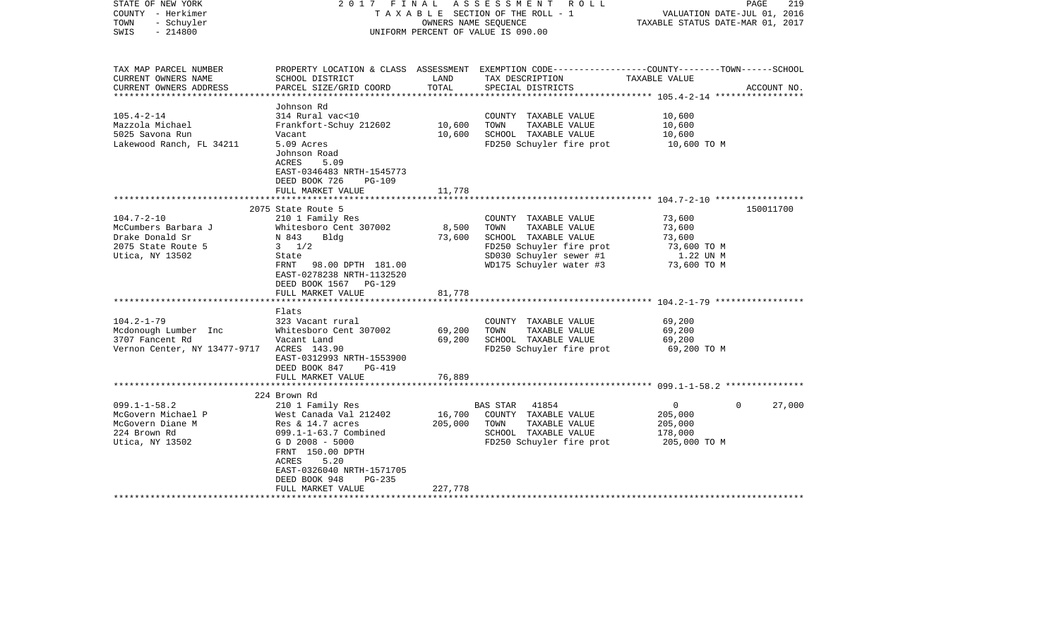STATE OF NEW YORK  2 0 1 7  F I N A L  A S S E S S M E N T  R O L L
COUNTY - Herkimer  T A X A B L E SECTION OF THE ROLL - 1  VALUATION DATE-JUL 01, 2016
TOWN - Schuyler  OWNERS NAME SEQUENCE  TAXABLE STATUS DATE-MAR 01, 2017
SWIS - 214800  UNIFORM PERCENT OF VALUE IS 090.00

| TAX MAP PARCEL NUMBER / CURRENT OWNERS NAME / CURRENT OWNERS ADDRESS | PROPERTY LOCATION & CLASS / SCHOOL DISTRICT / PARCEL SIZE/GRID COORD | ASSESSMENT LAND / TOTAL | EXEMPTION CODE / TAX DESCRIPTION / SPECIAL DISTRICTS | COUNTY / TOWN / SCHOOL TAXABLE VALUE | ACCOUNT NO. |
|---|---|---|---|---|---|
| **105.4-2-14** | Johnson Rd | | | | |
| 105.4-2-14 | 314 Rural vac<10 | | COUNTY TAXABLE VALUE | 10,600 | |
| Mazzola Michael | Frankfort-Schuy 212602 | 10,600 | TOWN TAXABLE VALUE | 10,600 | |
| 5025 Savona Run | Vacant | 10,600 | SCHOOL TAXABLE VALUE | 10,600 | |
| Lakewood Ranch, FL 34211 | 5.09 Acres | | FD250 Schuyler fire prot | 10,600 TO M | |
| | Johnson Road | | | | |
| | ACRES 5.09 | | | | |
| | EAST-0346483 NRTH-1545773 | | | | |
| | DEED BOOK 726 PG-109 | | | | |
| | FULL MARKET VALUE | 11,778 | | | |
| **104.7-2-10** | 2075 State Route 5 | | | | 150011700 |
| 104.7-2-10 | 210 1 Family Res | | COUNTY TAXABLE VALUE | 73,600 | |
| McCumbers Barbara J | Whitesboro Cent 307002 | 8,500 | TOWN TAXABLE VALUE | 73,600 | |
| Drake Donald Sr | N 843 Bldg | 73,600 | SCHOOL TAXABLE VALUE | 73,600 | |
| 2075 State Route 5 | 3 1/2 | | FD250 Schuyler fire prot | 73,600 TO M | |
| Utica, NY 13502 | State | | SD030 Schuyler sewer #1 | 1.22 UN M | |
| | FRNT 98.00 DPTH 181.00 | | WD175 Schuyler water #3 | 73,600 TO M | |
| | EAST-0278238 NRTH-1132520 | | | | |
| | DEED BOOK 1567 PG-129 | | | | |
| | FULL MARKET VALUE | 81,778 | | | |
| **104.2-1-79** | Flats | | | | |
| 104.2-1-79 | 323 Vacant rural | | COUNTY TAXABLE VALUE | 69,200 | |
| Mcdonough Lumber Inc | Whitesboro Cent 307002 | 69,200 | TOWN TAXABLE VALUE | 69,200 | |
| 3707 Fancent Rd | Vacant Land | 69,200 | SCHOOL TAXABLE VALUE | 69,200 | |
| Vernon Center, NY 13477-9717 | ACRES 143.90 | | FD250 Schuyler fire prot | 69,200 TO M | |
| | EAST-0312993 NRTH-1553900 | | | | |
| | DEED BOOK 847 PG-419 | | | | |
| | FULL MARKET VALUE | 76,889 | | | |
| **099.1-1-58.2** | 224 Brown Rd | | | | |
| 099.1-1-58.2 | 210 1 Family Res | | BAS STAR 41854 | 0 / 0 / 27,000 | |
| McGovern Michael P | West Canada Val 212402 | 16,700 | COUNTY TAXABLE VALUE | 205,000 | |
| McGovern Diane M | Res & 14.7 acres | 205,000 | TOWN TAXABLE VALUE | 205,000 | |
| 224 Brown Rd | 099.1-1-63.7 Combined | | SCHOOL TAXABLE VALUE | 178,000 | |
| Utica, NY 13502 | G D 2008 - 5000 | | FD250 Schuyler fire prot | 205,000 TO M | |
| | FRNT 150.00 DPTH | | | | |
| | ACRES 5.20 | | | | |
| | EAST-0326040 NRTH-1571705 | | | | |
| | DEED BOOK 948 PG-235 | | | | |
| | FULL MARKET VALUE | 227,778 | | | |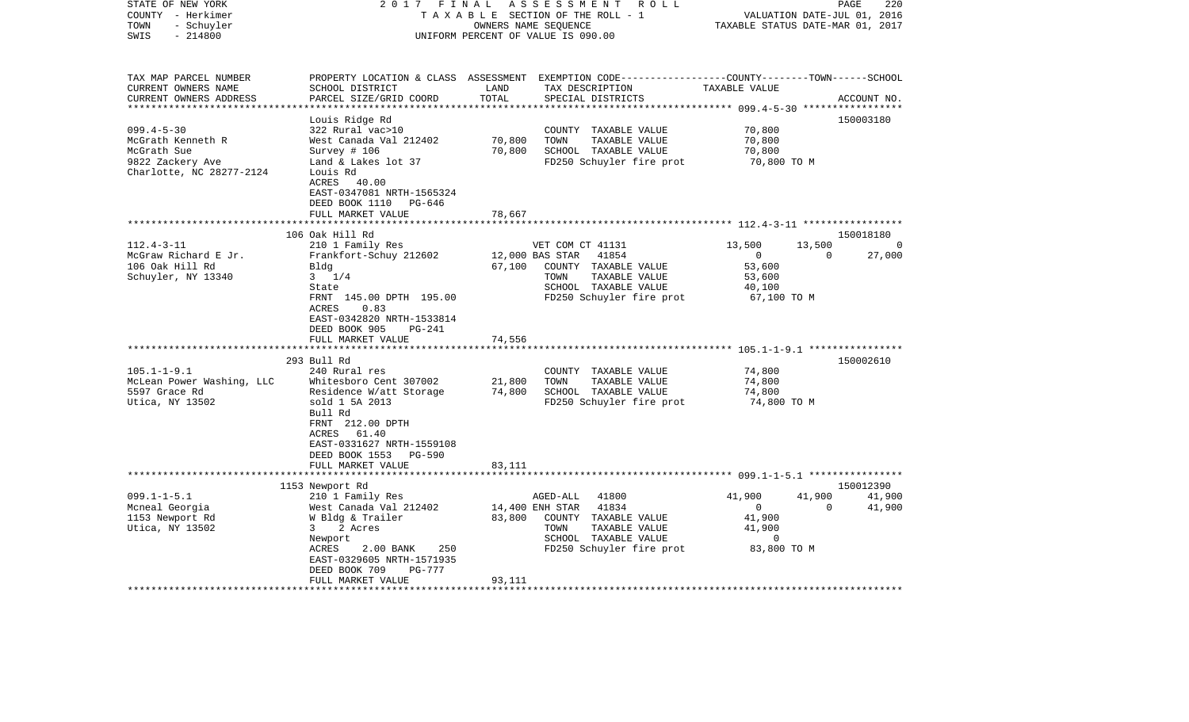STATE OF NEW YORK — 2017 FINAL ASSESSMENT ROLL
COUNTY - Herkimer — TAXABLE SECTION OF THE ROLL - 1 — VALUATION DATE-JUL 01, 2016
TOWN - Schuyler — OWNERS NAME SEQUENCE — TAXABLE STATUS DATE-MAR 01, 2017
SWIS - 214800 — UNIFORM PERCENT OF VALUE IS 090.00

| TAX MAP PARCEL NUMBER / CURRENT OWNERS NAME / CURRENT OWNERS ADDRESS | PROPERTY LOCATION & CLASS / SCHOOL DISTRICT / PARCEL SIZE/GRID COORD | ASSESSMENT LAND / TOTAL | EXEMPTION CODE / TAX DESCRIPTION / SPECIAL DISTRICTS | COUNTY | TOWN | SCHOOL / ACCOUNT NO. |
|---|---|---|---|---|---|---|
| **099.4-5-30** | Louis Ridge Rd | | | | | 150003180 |
| McGrath Kenneth R | 322 Rural vac>10 | | COUNTY TAXABLE VALUE | 70,800 | | |
| McGrath Sue | West Canada Val 212402 | 70,800 | TOWN TAXABLE VALUE | | 70,800 | |
| 9822 Zackery Ave | Survey # 106 | 70,800 | SCHOOL TAXABLE VALUE | | | 70,800 |
| Charlotte, NC 28277-2124 | Land & Lakes lot 37 | | FD250 Schuyler fire prot | 70,800 TO M | | |
| | Louis Rd | | | | | |
| | ACRES 40.00 | | | | | |
| | EAST-0347081 NRTH-1565324 | | | | | |
| | DEED BOOK 1110 PG-646 | | | | | |
| | FULL MARKET VALUE | 78,667 | | | | |
| **112.4-3-11** | 106 Oak Hill Rd | | | | | 150018180 |
| McGraw Richard E Jr. | 210 1 Family Res | | VET COM CT 41131 | 13,500 | 13,500 | 0 |
| 106 Oak Hill Rd | Frankfort-Schuy 212602 | 12,000 | BAS STAR 41854 | 0 | 0 | 27,000 |
| Schuyler, NY 13340 | Bldg | 67,100 | COUNTY TAXABLE VALUE | 53,600 | | |
| | 3 1/4 | | TOWN TAXABLE VALUE | | 53,600 | |
| | State | | SCHOOL TAXABLE VALUE | | | 40,100 |
| | FRNT 145.00 DPTH 195.00 | | FD250 Schuyler fire prot | 67,100 TO M | | |
| | ACRES 0.83 | | | | | |
| | EAST-0342820 NRTH-1533814 | | | | | |
| | DEED BOOK 905 PG-241 | | | | | |
| | FULL MARKET VALUE | 74,556 | | | | |
| **105.1-1-9.1** | 293 Bull Rd | | | | | 150002610 |
| McLean Power Washing, LLC | 240 Rural res | | COUNTY TAXABLE VALUE | 74,800 | | |
| 5597 Grace Rd | Whitesboro Cent 307002 | 21,800 | TOWN TAXABLE VALUE | | 74,800 | |
| Utica, NY 13502 | Residence W/att Storage | 74,800 | SCHOOL TAXABLE VALUE | | | 74,800 |
| | sold 1 5A 2013 | | FD250 Schuyler fire prot | 74,800 TO M | | |
| | Bull Rd | | | | | |
| | FRNT 212.00 DPTH | | | | | |
| | ACRES 61.40 | | | | | |
| | EAST-0331627 NRTH-1559108 | | | | | |
| | DEED BOOK 1553 PG-590 | | | | | |
| | FULL MARKET VALUE | 83,111 | | | | |
| **099.1-1-5.1** | 1153 Newport Rd | | | | | 150012390 |
| Mcneal Georgia | 210 1 Family Res | | AGED-ALL 41800 | 41,900 | 41,900 | 41,900 |
| 1153 Newport Rd | West Canada Val 212402 | 14,400 | ENH STAR 41834 | 0 | 0 | 41,900 |
| Utica, NY 13502 | W Bldg & Trailer | 83,800 | COUNTY TAXABLE VALUE | 41,900 | | |
| | 3 2 Acres | | TOWN TAXABLE VALUE | | 41,900 | |
| | Newport | | SCHOOL TAXABLE VALUE | | | 0 |
| | ACRES 2.00 BANK 250 | | FD250 Schuyler fire prot | 83,800 TO M | | |
| | EAST-0329605 NRTH-1571935 | | | | | |
| | DEED BOOK 709 PG-777 | | | | | |
| | FULL MARKET VALUE | 93,111 | | | | |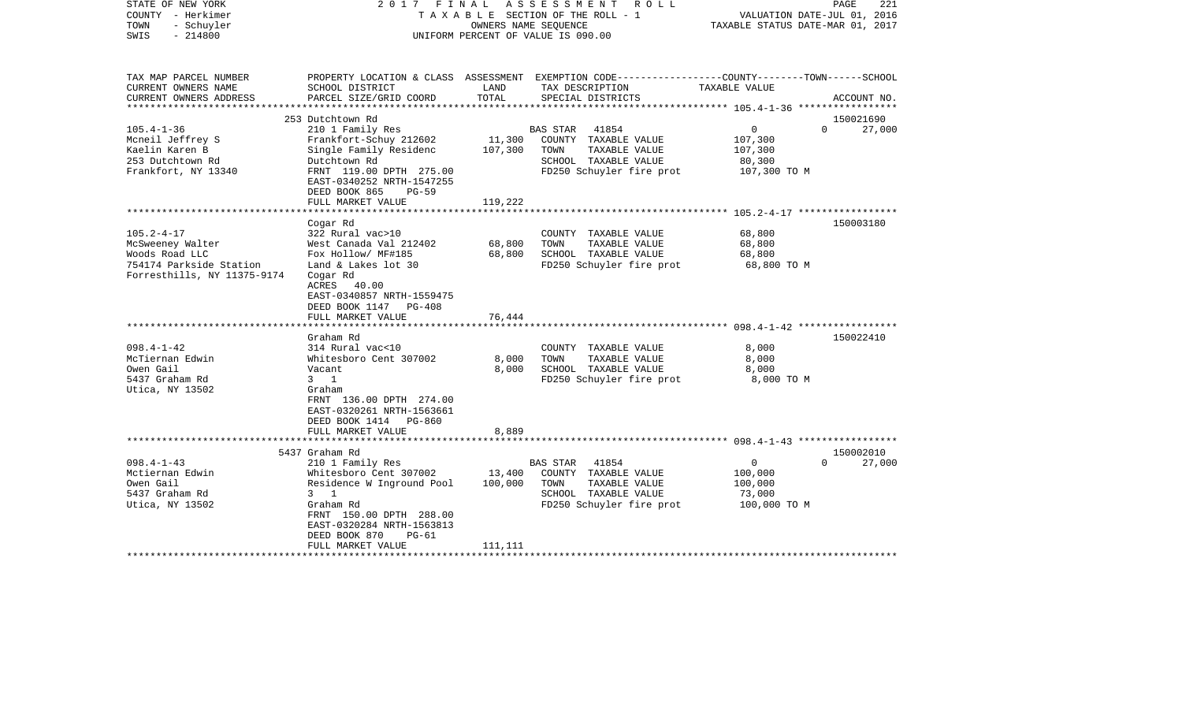STATE OF NEW YORK 2 0 1 7 F I N A L A S S E S S M E N T R O L L
COUNTY - Herkimer T A X A B L E SECTION OF THE ROLL - 1 VALUATION DATE-JUL 01, 2016
TOWN - Schuyler OWNERS NAME SEQUENCE TAXABLE STATUS DATE-MAR 01, 2017
SWIS - 214800 UNIFORM PERCENT OF VALUE IS 090.00

| TAX MAP PARCEL NUMBER<br>CURRENT OWNERS NAME<br>CURRENT OWNERS ADDRESS | PROPERTY LOCATION & CLASS<br>SCHOOL DISTRICT<br>PARCEL SIZE/GRID COORD | ASSESSMENT<br>LAND<br>TOTAL | EXEMPTION CODE<br>TAX DESCRIPTION<br>SPECIAL DISTRICTS | COUNTY--------TOWN------SCHOOL<br>TAXABLE VALUE | ACCOUNT NO. |
|---|---|---|---|---|---|
| | 253 Dutchtown Rd | | | | 150021690 |
| 105.4-1-36 | 210 1 Family Res | | BAS STAR 41854 | 0 0 | 27,000 |
| Mcneil Jeffrey S | Frankfort-Schuy 212602 | 11,300 | COUNTY TAXABLE VALUE | 107,300 | |
| Kaelin Karen B | Single Family Residenc | 107,300 | TOWN TAXABLE VALUE | 107,300 | |
| 253 Dutchtown Rd | Dutchtown Rd | | SCHOOL TAXABLE VALUE | 80,300 | |
| Frankfort, NY 13340 | FRNT 119.00 DPTH 275.00 | | FD250 Schuyler fire prot | 107,300 TO M | |
| | EAST-0340252 NRTH-1547255 | | | | |
| | DEED BOOK 865 PG-59 | | | | |
| | FULL MARKET VALUE | 119,222 | | | |
| | Cogar Rd | | | | 150003180 |
| 105.2-4-17 | 322 Rural vac>10 | | COUNTY TAXABLE VALUE | 68,800 | |
| McSweeney Walter | West Canada Val 212402 | 68,800 | TOWN TAXABLE VALUE | 68,800 | |
| Woods Road LLC | Fox Hollow/ MF#185 | 68,800 | SCHOOL TAXABLE VALUE | 68,800 | |
| 754174 Parkside Station | Land & Lakes lot 30 | | FD250 Schuyler fire prot | 68,800 TO M | |
| Forresthills, NY 11375-9174 | Cogar Rd | | | | |
| | ACRES 40.00 | | | | |
| | EAST-0340857 NRTH-1559475 | | | | |
| | DEED BOOK 1147 PG-408 | | | | |
| | FULL MARKET VALUE | 76,444 | | | |
| | Graham Rd | | | | 150022410 |
| 098.4-1-42 | 314 Rural vac<10 | | COUNTY TAXABLE VALUE | 8,000 | |
| McTiernan Edwin | Whitesboro Cent 307002 | 8,000 | TOWN TAXABLE VALUE | 8,000 | |
| Owen Gail | Vacant | 8,000 | SCHOOL TAXABLE VALUE | 8,000 | |
| 5437 Graham Rd | 3 1 | | FD250 Schuyler fire prot | 8,000 TO M | |
| Utica, NY 13502 | Graham | | | | |
| | FRNT 136.00 DPTH 274.00 | | | | |
| | EAST-0320261 NRTH-1563661 | | | | |
| | DEED BOOK 1414 PG-860 | | | | |
| | FULL MARKET VALUE | 8,889 | | | |
| | 5437 Graham Rd | | | | 150002010 |
| 098.4-1-43 | 210 1 Family Res | | BAS STAR 41854 | 0 0 | 27,000 |
| Mctiernan Edwin | Whitesboro Cent 307002 | 13,400 | COUNTY TAXABLE VALUE | 100,000 | |
| Owen Gail | Residence W Inground Pool | 100,000 | TOWN TAXABLE VALUE | 100,000 | |
| 5437 Graham Rd | 3 1 | | SCHOOL TAXABLE VALUE | 73,000 | |
| Utica, NY 13502 | Graham Rd | | FD250 Schuyler fire prot | 100,000 TO M | |
| | FRNT 150.00 DPTH 288.00 | | | | |
| | EAST-0320284 NRTH-1563813 | | | | |
| | DEED BOOK 870 PG-61 | | | | |
| | FULL MARKET VALUE | 111,111 | | | |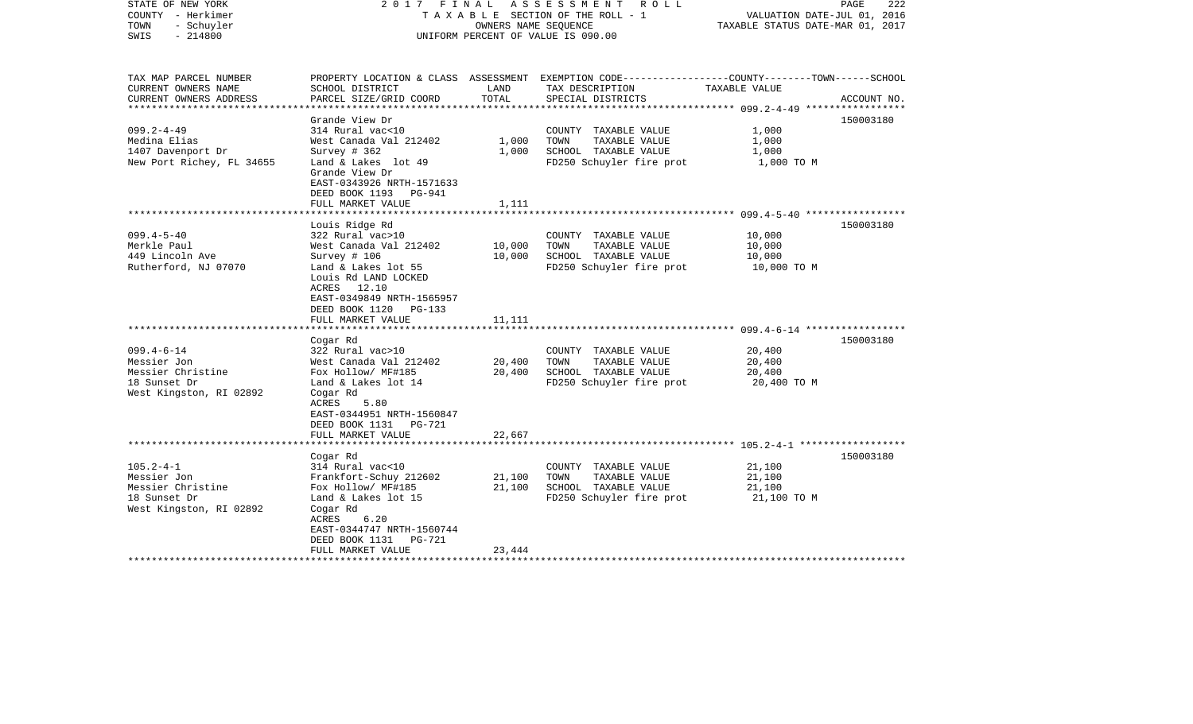STATE OF NEW YORK
COUNTY - Herkimer
TOWN - Schuyler
SWIS - 214800

2017 FINAL ASSESSMENT ROLL
TAXABLE SECTION OF THE ROLL - 1
OWNERS NAME SEQUENCE
UNIFORM PERCENT OF VALUE IS 090.00

VALUATION DATE-JUL 01, 2016
TAXABLE STATUS DATE-MAR 01, 2017

| TAX MAP PARCEL NUMBER<br>CURRENT OWNERS NAME<br>CURRENT OWNERS ADDRESS | PROPERTY LOCATION & CLASS<br>SCHOOL DISTRICT<br>PARCEL SIZE/GRID COORD | ASSESSMENT<br>LAND<br>TOTAL | EXEMPTION CODE<br>TAX DESCRIPTION<br>SPECIAL DISTRICTS | COUNTY--------TOWN------SCHOOL<br>TAXABLE VALUE | ACCOUNT NO. |
|---|---|---|---|---|---|
| 099.2-4-49<br>Medina Elias<br>1407 Davenport Dr<br>New Port Richey, FL 34655 | Grande View Dr<br>314 Rural vac<10<br>West Canada Val 212402<br>Survey # 362<br>Land & Lakes lot 49<br>Grande View Dr<br>EAST-0343926 NRTH-1571633<br>DEED BOOK 1193 PG-941<br>FULL MARKET VALUE | <br><br>1,000<br>1,000<br><br><br><br><br>1,111 | <br>COUNTY TAXABLE VALUE<br>TOWN TAXABLE VALUE<br>SCHOOL TAXABLE VALUE<br>FD250 Schuyler fire prot | <br>1,000<br>1,000<br>1,000<br>1,000 TO M | 150003180 |
| 099.4-5-40<br>Merkle Paul<br>449 Lincoln Ave<br>Rutherford, NJ 07070 | Louis Ridge Rd<br>322 Rural vac>10<br>West Canada Val 212402<br>Survey # 106<br>Land & Lakes lot 55<br>Louis Rd LAND LOCKED<br>ACRES 12.10<br>EAST-0349849 NRTH-1565957<br>DEED BOOK 1120 PG-133<br>FULL MARKET VALUE | <br><br>10,000<br>10,000<br><br><br><br><br><br>11,111 | <br>COUNTY TAXABLE VALUE<br>TOWN TAXABLE VALUE<br>SCHOOL TAXABLE VALUE<br>FD250 Schuyler fire prot | <br>10,000<br>10,000<br>10,000<br>10,000 TO M | 150003180 |
| 099.4-6-14<br>Messier Jon<br>Messier Christine<br>18 Sunset Dr<br>West Kingston, RI 02892 | Cogar Rd<br>322 Rural vac>10<br>West Canada Val 212402<br>Fox Hollow/ MF#185<br>Land & Lakes lot 14<br>Cogar Rd<br>ACRES 5.80<br>EAST-0344951 NRTH-1560847<br>DEED BOOK 1131 PG-721<br>FULL MARKET VALUE | <br><br>20,400<br>20,400<br><br><br><br><br><br>22,667 | <br>COUNTY TAXABLE VALUE<br>TOWN TAXABLE VALUE<br>SCHOOL TAXABLE VALUE<br>FD250 Schuyler fire prot | <br>20,400<br>20,400<br>20,400<br>20,400 TO M | 150003180 |
| 105.2-4-1<br>Messier Jon<br>Messier Christine<br>18 Sunset Dr<br>West Kingston, RI 02892 | Cogar Rd<br>314 Rural vac<10<br>Frankfort-Schuy 212602<br>Fox Hollow/ MF#185<br>Land & Lakes lot 15<br>Cogar Rd<br>ACRES 6.20<br>EAST-0344747 NRTH-1560744<br>DEED BOOK 1131 PG-721<br>FULL MARKET VALUE | <br><br>21,100<br>21,100<br><br><br><br><br><br>23,444 | <br>COUNTY TAXABLE VALUE<br>TOWN TAXABLE VALUE<br>SCHOOL TAXABLE VALUE<br>FD250 Schuyler fire prot | <br>21,100<br>21,100<br>21,100<br>21,100 TO M | 150003180 |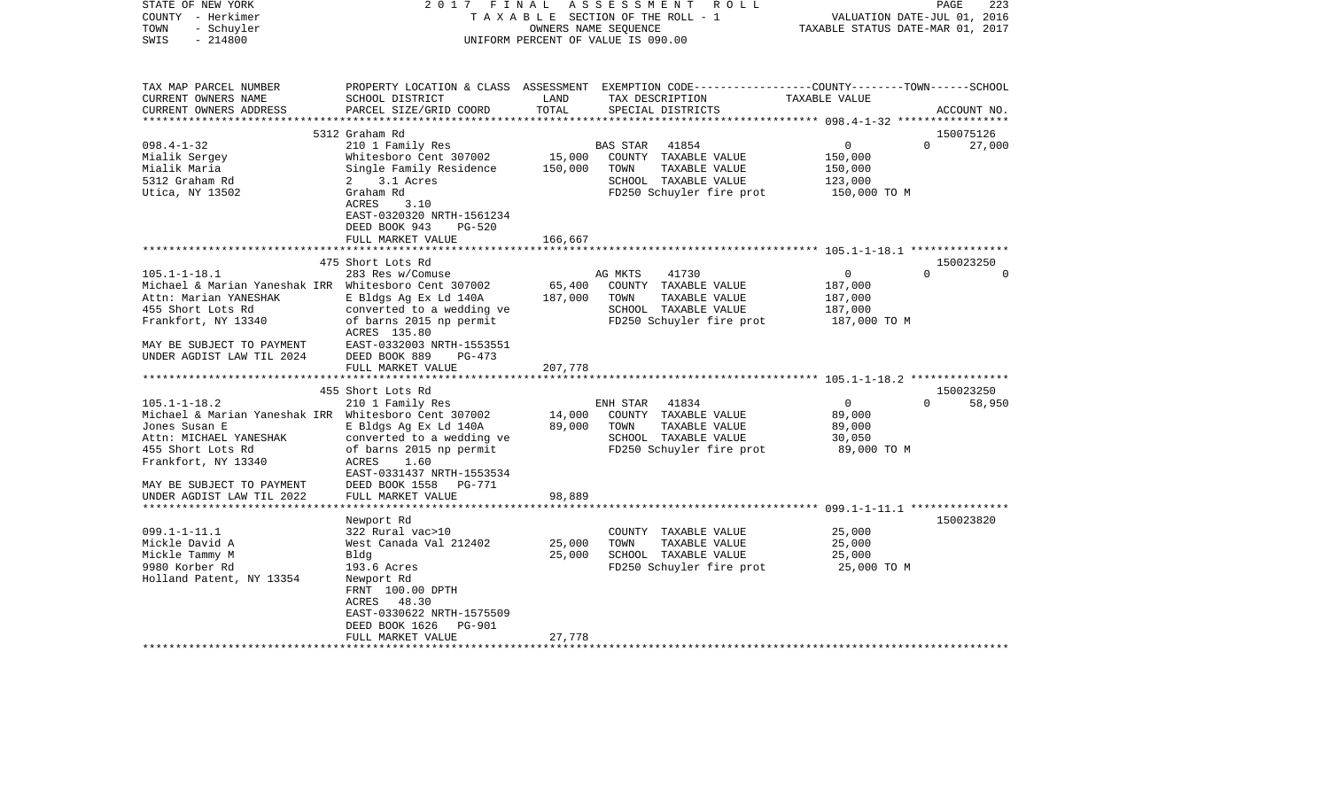STATE OF NEW YORK — 2017 FINAL ASSESSMENT ROLL — COUNTY - Herkimer — TAXABLE SECTION OF THE ROLL - 1 — VALUATION DATE-JUL 01, 2016 — TOWN - Schuyler — OWNERS NAME SEQUENCE — TAXABLE STATUS DATE-MAR 01, 2017 — SWIS - 214800 — UNIFORM PERCENT OF VALUE IS 090.00

| TAX MAP PARCEL NUMBER / CURRENT OWNERS NAME / CURRENT OWNERS ADDRESS | PROPERTY LOCATION & CLASS / SCHOOL DISTRICT / PARCEL SIZE/GRID COORD | ASSESSMENT LAND / TOTAL | EXEMPTION CODE / TAX DESCRIPTION / SPECIAL DISTRICTS | COUNTY TAXABLE VALUE | TOWN | SCHOOL / ACCOUNT NO. |
|---|---|---|---|---|---|---|
| | 5312 Graham Rd | | | | | 150075126 |
| 098.4-1-32 | 210 1 Family Res | | BAS STAR 41854 | 0 | 0 | 27,000 |
| Mialik Sergey | Whitesboro Cent 307002 | 15,000 | COUNTY TAXABLE VALUE | 150,000 | | |
| Mialik Maria | Single Family Residence | 150,000 | TOWN TAXABLE VALUE | 150,000 | | |
| 5312 Graham Rd | 2 3.1 Acres | | SCHOOL TAXABLE VALUE | 123,000 | | |
| Utica, NY 13502 | Graham Rd | | FD250 Schuyler fire prot | 150,000 TO M | | |
| | ACRES 3.10 | | | | | |
| | EAST-0320320 NRTH-1561234 | | | | | |
| | DEED BOOK 943 PG-520 | | | | | |
| | FULL MARKET VALUE | 166,667 | | | | |
| | 475 Short Lots Rd | | | | | 150023250 |
| 105.1-1-18.1 | 283 Res w/Comuse | | AG MKTS 41730 | 0 | 0 | 0 |
| Michael & Marian Yaneshak IRR | Whitesboro Cent 307002 | 65,400 | COUNTY TAXABLE VALUE | 187,000 | | |
| Attn: Marian YANESHAK | E Bldgs Ag Ex Ld 140A | 187,000 | TOWN TAXABLE VALUE | 187,000 | | |
| 455 Short Lots Rd | converted to a wedding ve | | SCHOOL TAXABLE VALUE | 187,000 | | |
| Frankfort, NY 13340 | of barns 2015 np permit | | FD250 Schuyler fire prot | 187,000 TO M | | |
| | ACRES 135.80 | | | | | |
| MAY BE SUBJECT TO PAYMENT | EAST-0332003 NRTH-1553551 | | | | | |
| UNDER AGDIST LAW TIL 2024 | DEED BOOK 889 PG-473 | | | | | |
| | FULL MARKET VALUE | 207,778 | | | | |
| | 455 Short Lots Rd | | | | | 150023250 |
| 105.1-1-18.2 | 210 1 Family Res | | ENH STAR 41834 | 0 | 0 | 58,950 |
| Michael & Marian Yaneshak IRR | Whitesboro Cent 307002 | 14,000 | COUNTY TAXABLE VALUE | 89,000 | | |
| Jones Susan E | E Bldgs Ag Ex Ld 140A | 89,000 | TOWN TAXABLE VALUE | 89,000 | | |
| Attn: MICHAEL YANESHAK | converted to a wedding ve | | SCHOOL TAXABLE VALUE | 30,050 | | |
| 455 Short Lots Rd | of barns 2015 np permit | | FD250 Schuyler fire prot | 89,000 TO M | | |
| Frankfort, NY 13340 | ACRES 1.60 | | | | | |
| | EAST-0331437 NRTH-1553534 | | | | | |
| MAY BE SUBJECT TO PAYMENT | DEED BOOK 1558 PG-771 | | | | | |
| UNDER AGDIST LAW TIL 2022 | FULL MARKET VALUE | 98,889 | | | | |
| | Newport Rd | | | | | 150023820 |
| 099.1-1-11.1 | 322 Rural vac>10 | | COUNTY TAXABLE VALUE | 25,000 | | |
| Mickle David A | West Canada Val 212402 | 25,000 | TOWN TAXABLE VALUE | 25,000 | | |
| Mickle Tammy M | Bldg | 25,000 | SCHOOL TAXABLE VALUE | 25,000 | | |
| 9980 Korber Rd | 193.6 Acres | | FD250 Schuyler fire prot | 25,000 TO M | | |
| Holland Patent, NY 13354 | Newport Rd | | | | | |
| | FRNT 100.00 DPTH | | | | | |
| | ACRES 48.30 | | | | | |
| | EAST-0330622 NRTH-1575509 | | | | | |
| | DEED BOOK 1626 PG-901 | | | | | |
| | FULL MARKET VALUE | 27,778 | | | | |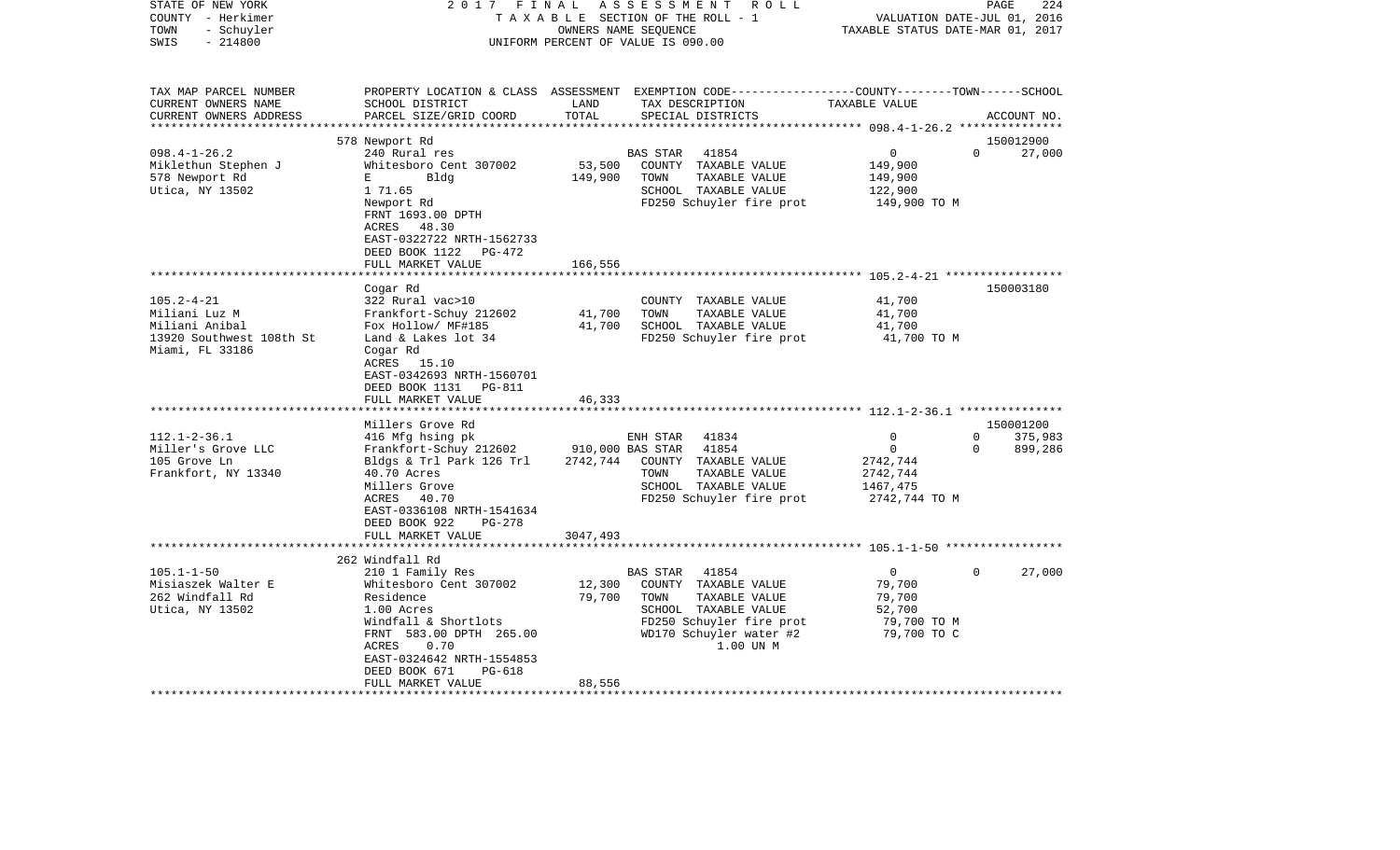STATE OF NEW YORK — COUNTY - Herkimer — TOWN - Schuyler — SWIS - 214800

2017 FINAL ASSESSMENT ROLL
TAXABLE SECTION OF THE ROLL - 1
OWNERS NAME SEQUENCE
UNIFORM PERCENT OF VALUE IS 090.00

VALUATION DATE-JUL 01, 2016
TAXABLE STATUS DATE-MAR 01, 2017

| TAX MAP PARCEL NUMBER / CURRENT OWNERS NAME / CURRENT OWNERS ADDRESS | PROPERTY LOCATION & CLASS / SCHOOL DISTRICT / PARCEL SIZE/GRID COORD | ASSESSMENT LAND | TOTAL | EXEMPTION CODE / TAX DESCRIPTION / SPECIAL DISTRICTS | COUNTY TAXABLE VALUE | TOWN | SCHOOL | ACCOUNT NO. |
|---|---|---|---|---|---|---|---|---|
| 098.4-1-26.2 | 578 Newport Rd | | | | | | | 150012900 |
| Miklethun Stephen J | 240 Rural res | | | BAS STAR 41854 | 0 | 0 | 27,000 | |
| 578 Newport Rd | Whitesboro Cent 307002 | 53,500 | | COUNTY TAXABLE VALUE | 149,900 | | | |
| Utica, NY 13502 | E Bldg | | 149,900 | TOWN TAXABLE VALUE | 149,900 | | | |
| | 1 71.65 | | | SCHOOL TAXABLE VALUE | 122,900 | | | |
| | Newport Rd | | | FD250 Schuyler fire prot | 149,900 TO M | | | |
| | FRNT 1693.00 DPTH | | | | | | | |
| | ACRES 48.30 | | | | | | | |
| | EAST-0322722 NRTH-1562733 | | | | | | | |
| | DEED BOOK 1122 PG-472 | | | | | | | |
| | FULL MARKET VALUE | | 166,556 | | | | | |
| 105.2-4-21 | Cogar Rd | | | | | | | 150003180 |
| Miliani Luz M | 322 Rural vac>10 | | | COUNTY TAXABLE VALUE | 41,700 | | | |
| Miliani Anibal | Frankfort-Schuy 212602 | 41,700 | | TOWN TAXABLE VALUE | 41,700 | | | |
| 13920 Southwest 108th St | Fox Hollow/ MF#185 | | 41,700 | SCHOOL TAXABLE VALUE | 41,700 | | | |
| Miami, FL 33186 | Land & Lakes lot 34 | | | FD250 Schuyler fire prot | 41,700 TO M | | | |
| | Cogar Rd | | | | | | | |
| | ACRES 15.10 | | | | | | | |
| | EAST-0342693 NRTH-1560701 | | | | | | | |
| | DEED BOOK 1131 PG-811 | | | | | | | |
| | FULL MARKET VALUE | | 46,333 | | | | | |
| 112.1-2-36.1 | Millers Grove Rd | | | | | | | 150001200 |
| Miller's Grove LLC | 416 Mfg hsing pk | | | ENH STAR 41834 | 0 | 0 | 375,983 | |
| 105 Grove Ln | Frankfort-Schuy 212602 | 910,000 | | BAS STAR 41854 | 0 | 0 | 899,286 | |
| Frankfort, NY 13340 | Bldgs & Trl Park 126 Trl | | 2742,744 | COUNTY TAXABLE VALUE | 2742,744 | | | |
| | 40.70 Acres | | | TOWN TAXABLE VALUE | 2742,744 | | | |
| | Millers Grove | | | SCHOOL TAXABLE VALUE | 1467,475 | | | |
| | ACRES 40.70 | | | FD250 Schuyler fire prot | 2742,744 TO M | | | |
| | EAST-0336108 NRTH-1541634 | | | | | | | |
| | DEED BOOK 922 PG-278 | | | | | | | |
| | FULL MARKET VALUE | | 3047,493 | | | | | |
| 105.1-1-50 | 262 Windfall Rd | | | | | | | |
| Misiaszek Walter E | 210 1 Family Res | | | BAS STAR 41854 | 0 | 0 | 27,000 | |
| 262 Windfall Rd | Whitesboro Cent 307002 | 12,300 | | COUNTY TAXABLE VALUE | 79,700 | | | |
| Utica, NY 13502 | Residence | | 79,700 | TOWN TAXABLE VALUE | 79,700 | | | |
| | 1.00 Acres | | | SCHOOL TAXABLE VALUE | 52,700 | | | |
| | Windfall & Shortlots | | | FD250 Schuyler fire prot | 79,700 TO M | | | |
| | FRNT 583.00 DPTH 265.00 | | | WD170 Schuyler water #2 | 79,700 TO C | | | |
| | ACRES 0.70 | | | 1.00 UN M | | | | |
| | EAST-0324642 NRTH-1554853 | | | | | | | |
| | DEED BOOK 671 PG-618 | | | | | | | |
| | FULL MARKET VALUE | | 88,556 | | | | | |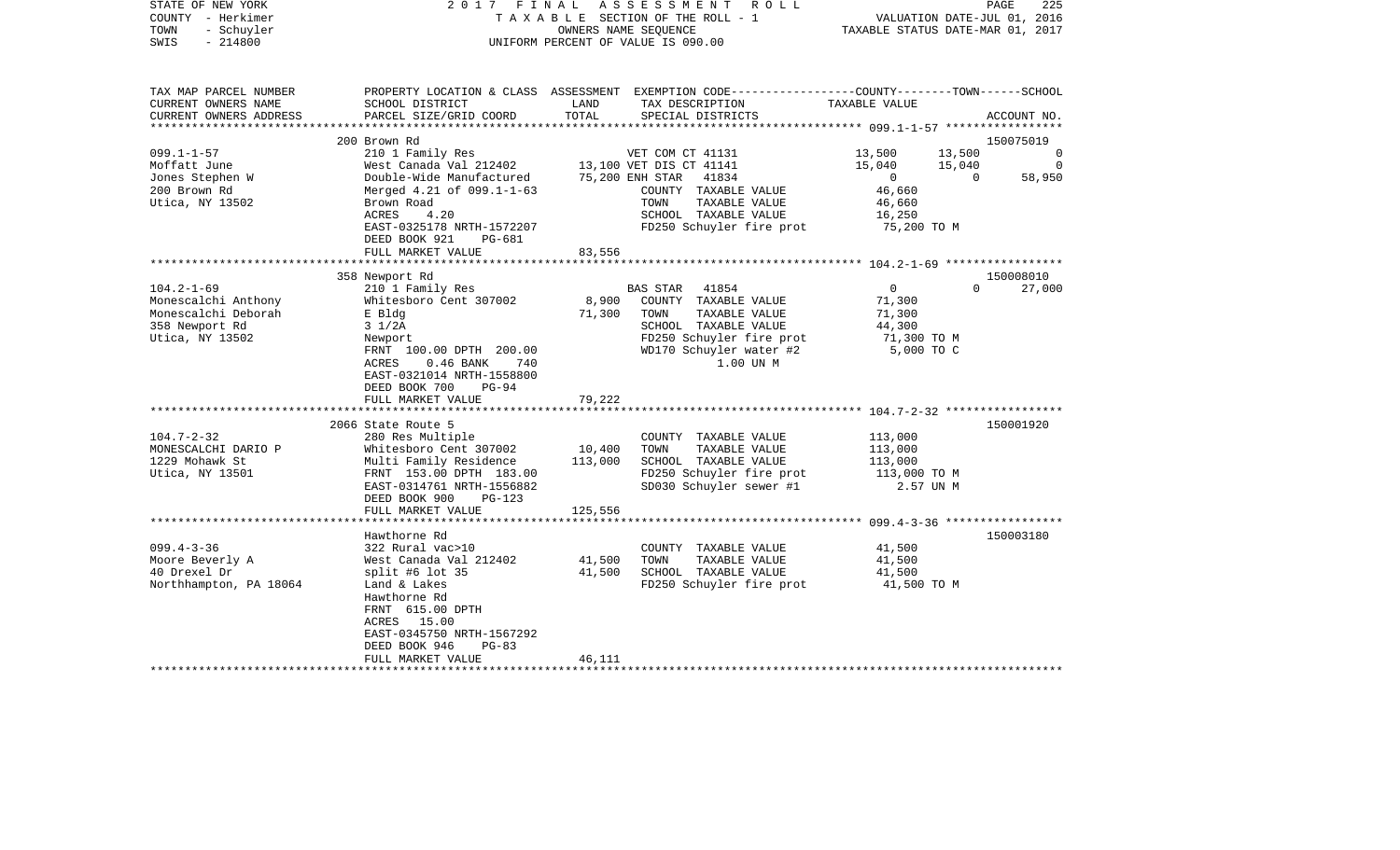STATE OF NEW YORK
COUNTY - Herkimer
TOWN - Schuyler
SWIS - 214800

2017 FINAL ASSESSMENT ROLL
TAXABLE SECTION OF THE ROLL - 1
OWNERS NAME SEQUENCE
UNIFORM PERCENT OF VALUE IS 090.00

VALUATION DATE-JUL 01, 2016
TAXABLE STATUS DATE-MAR 01, 2017

| TAX MAP PARCEL NUMBER / CURRENT OWNERS NAME / CURRENT OWNERS ADDRESS | PROPERTY LOCATION & CLASS / SCHOOL DISTRICT / PARCEL SIZE/GRID COORD | ASSESSMENT LAND | TOTAL | EXEMPTION CODE / TAX DESCRIPTION / SPECIAL DISTRICTS | COUNTY | TOWN | SCHOOL | ACCOUNT NO. |
|---|---|---|---|---|---|---|---|---|
| 099.1-1-57 | 200 Brown Rd | | | | | | | 150075019 |
| Moffatt June | 210 1 Family Res | | | VET COM CT 41131 | 13,500 | 13,500 | 0 | |
| Jones Stephen W | West Canada Val 212402 | 13,100 | | VET DIS CT 41141 | 15,040 | 15,040 | 0 | |
| 200 Brown Rd | Double-Wide Manufactured | | 75,200 | ENH STAR 41834 | 0 | 0 | 58,950 | |
| Utica, NY 13502 | Merged 4.21 of 099.1-1-63 | | | COUNTY TAXABLE VALUE | 46,660 | | | |
| | Brown Road | | | TOWN TAXABLE VALUE | | 46,660 | | |
| | ACRES 4.20 | | | SCHOOL TAXABLE VALUE | | | 16,250 | |
| | EAST-0325178 NRTH-1572207 | | | FD250 Schuyler fire prot | 75,200 TO M | | | |
| | DEED BOOK 921 PG-681 | | | | | | | |
| | FULL MARKET VALUE | | 83,556 | | | | | |
| 104.2-1-69 | 358 Newport Rd | | | | | | | 150008010 |
| Monescalchi Anthony | 210 1 Family Res | | | BAS STAR 41854 | 0 | 0 | 27,000 | |
| Monescalchi Deborah | Whitesboro Cent 307002 | 8,900 | | COUNTY TAXABLE VALUE | 71,300 | | | |
| 358 Newport Rd | E Bldg | | 71,300 | TOWN TAXABLE VALUE | | 71,300 | | |
| Utica, NY 13502 | 3 1/2A | | | SCHOOL TAXABLE VALUE | | | 44,300 | |
| | Newport | | | FD250 Schuyler fire prot | 71,300 TO M | | | |
| | FRNT 100.00 DPTH 200.00 | | | WD170 Schuyler water #2 | 5,000 TO C | | | |
| | ACRES 0.46 BANK 740 | | | 1.00 UN M | | | | |
| | EAST-0321014 NRTH-1558800 | | | | | | | |
| | DEED BOOK 700 PG-94 | | | | | | | |
| | FULL MARKET VALUE | | 79,222 | | | | | |
| 104.7-2-32 | 2066 State Route 5 | | | | | | | 150001920 |
| MONESCALCHI DARIO P | 280 Res Multiple | | | COUNTY TAXABLE VALUE | 113,000 | | | |
| 1229 Mohawk St | Whitesboro Cent 307002 | 10,400 | | TOWN TAXABLE VALUE | | 113,000 | | |
| Utica, NY 13501 | Multi Family Residence | | 113,000 | SCHOOL TAXABLE VALUE | | | 113,000 | |
| | FRNT 153.00 DPTH 183.00 | | | FD250 Schuyler fire prot | 113,000 TO M | | | |
| | EAST-0314761 NRTH-1556882 | | | SD030 Schuyler sewer #1 | 2.57 UN M | | | |
| | DEED BOOK 900 PG-123 | | | | | | | |
| | FULL MARKET VALUE | | 125,556 | | | | | |
| 099.4-3-36 | Hawthorne Rd | | | | | | | 150003180 |
| Moore Beverly A | 322 Rural vac>10 | | | COUNTY TAXABLE VALUE | 41,500 | | | |
| 40 Drexel Dr | West Canada Val 212402 | 41,500 | | TOWN TAXABLE VALUE | | 41,500 | | |
| Northhampton, PA 18064 | split #6 lot 35 | | 41,500 | SCHOOL TAXABLE VALUE | | | 41,500 | |
| | Land & Lakes | | | FD250 Schuyler fire prot | 41,500 TO M | | | |
| | Hawthorne Rd | | | | | | | |
| | FRNT 615.00 DPTH | | | | | | | |
| | ACRES 15.00 | | | | | | | |
| | EAST-0345750 NRTH-1567292 | | | | | | | |
| | DEED BOOK 946 PG-83 | | | | | | | |
| | FULL MARKET VALUE | | 46,111 | | | | | |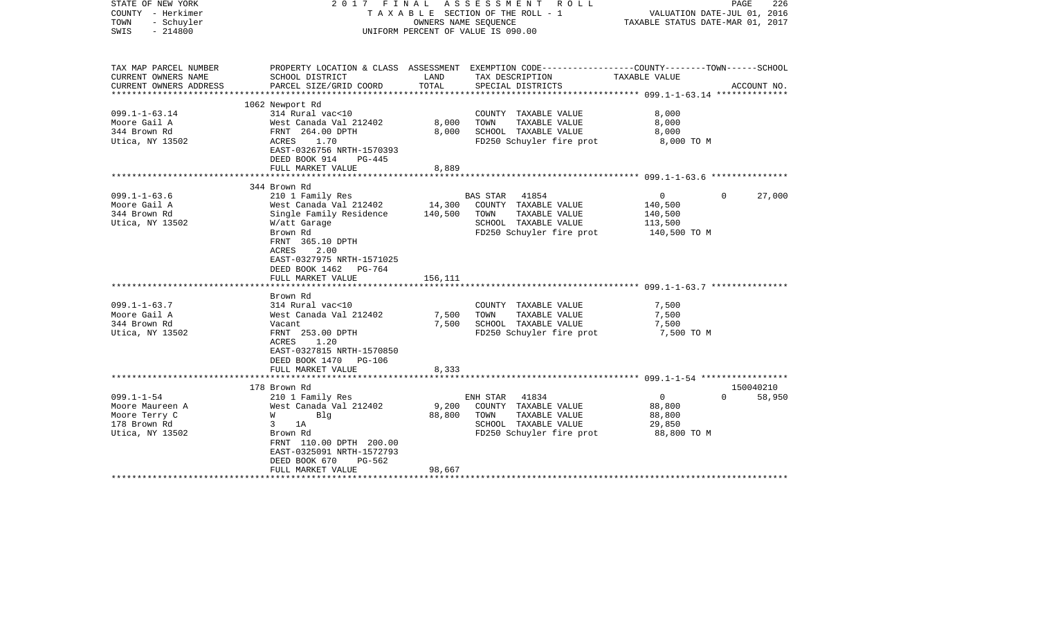STATE OF NEW YORK — COUNTY - Herkimer — TOWN - Schuyler — SWIS - 214800

2017 FINAL ASSESSMENT ROLL
TAXABLE SECTION OF THE ROLL - 1
OWNERS NAME SEQUENCE
UNIFORM PERCENT OF VALUE IS 090.00

VALUATION DATE-JUL 01, 2016
TAXABLE STATUS DATE-MAR 01, 2017

| TAX MAP PARCEL NUMBER / CURRENT OWNERS NAME / CURRENT OWNERS ADDRESS | PROPERTY LOCATION & CLASS / SCHOOL DISTRICT / PARCEL SIZE/GRID COORD | LAND | ASSESSMENT TOTAL | EXEMPTION CODE / TAX DESCRIPTION / SPECIAL DISTRICTS | COUNTY TAXABLE VALUE | TOWN | SCHOOL | ACCOUNT NO. |
|---|---|---|---|---|---|---|---|---|
| **099.1-1-63.14** | 1062 Newport Rd | | | | | | | |
| Moore Gail A | 314 Rural vac<10 | | | COUNTY TAXABLE VALUE | 8,000 | | | |
| 344 Brown Rd | West Canada Val 212402 | 8,000 | | TOWN TAXABLE VALUE | 8,000 | | | |
| Utica, NY 13502 | FRNT 264.00 DPTH | | 8,000 | SCHOOL TAXABLE VALUE | 8,000 | | | |
| | ACRES 1.70 | | | FD250 Schuyler fire prot | 8,000 TO M | | | |
| | EAST-0326756 NRTH-1570393 | | | | | | | |
| | DEED BOOK 914 PG-445 | | | | | | | |
| | FULL MARKET VALUE | | 8,889 | | | | | |
| **099.1-1-63.6** | 344 Brown Rd | | | | | | | |
| Moore Gail A | 210 1 Family Res | | | BAS STAR 41854 | 0 | 0 | 27,000 | |
| 344 Brown Rd | West Canada Val 212402 | 14,300 | | COUNTY TAXABLE VALUE | 140,500 | | | |
| Utica, NY 13502 | Single Family Residence | | 140,500 | TOWN TAXABLE VALUE | 140,500 | | | |
| | W/att Garage | | | SCHOOL TAXABLE VALUE | 113,500 | | | |
| | Brown Rd | | | FD250 Schuyler fire prot | 140,500 TO M | | | |
| | FRNT 365.10 DPTH | | | | | | | |
| | ACRES 2.00 | | | | | | | |
| | EAST-0327975 NRTH-1571025 | | | | | | | |
| | DEED BOOK 1462 PG-764 | | | | | | | |
| | FULL MARKET VALUE | | 156,111 | | | | | |
| **099.1-1-63.7** | Brown Rd | | | | | | | |
| Moore Gail A | 314 Rural vac<10 | | | COUNTY TAXABLE VALUE | 7,500 | | | |
| 344 Brown Rd | West Canada Val 212402 | 7,500 | | TOWN TAXABLE VALUE | 7,500 | | | |
| Utica, NY 13502 | Vacant | | 7,500 | SCHOOL TAXABLE VALUE | 7,500 | | | |
| | FRNT 253.00 DPTH | | | FD250 Schuyler fire prot | 7,500 TO M | | | |
| | ACRES 1.20 | | | | | | | |
| | EAST-0327815 NRTH-1570850 | | | | | | | |
| | DEED BOOK 1470 PG-106 | | | | | | | |
| | FULL MARKET VALUE | | 8,333 | | | | | |
| **099.1-1-54** | 178 Brown Rd | | | | | | | 150040210 |
| Moore Maureen A | 210 1 Family Res | | | ENH STAR 41834 | 0 | 0 | 58,950 | |
| Moore Terry C | West Canada Val 212402 | 9,200 | | COUNTY TAXABLE VALUE | 88,800 | | | |
| 178 Brown Rd | W Blg | | 88,800 | TOWN TAXABLE VALUE | 88,800 | | | |
| Utica, NY 13502 | 3 1A | | | SCHOOL TAXABLE VALUE | 29,850 | | | |
| | Brown Rd | | | FD250 Schuyler fire prot | 88,800 TO M | | | |
| | FRNT 110.00 DPTH 200.00 | | | | | | | |
| | EAST-0325091 NRTH-1572793 | | | | | | | |
| | DEED BOOK 670 PG-562 | | | | | | | |
| | FULL MARKET VALUE | | 98,667 | | | | | |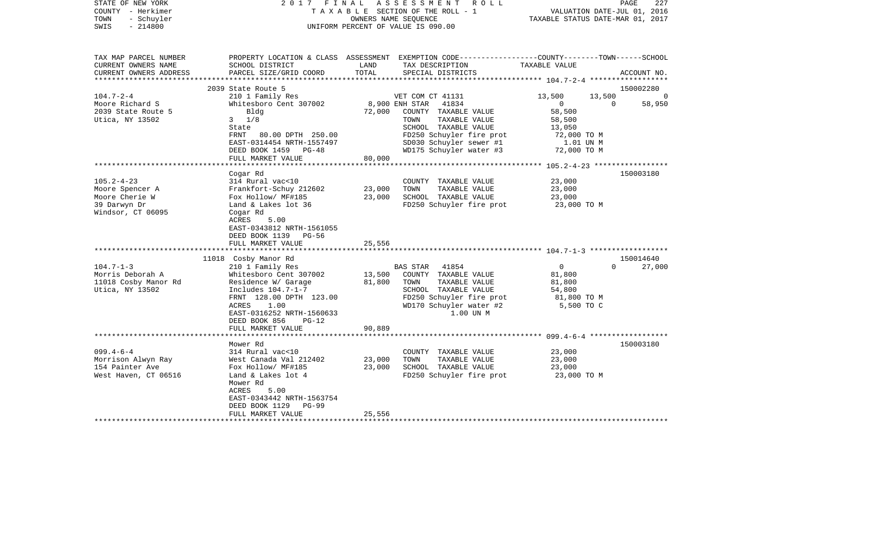STATE OF NEW YORK | 2017 FINAL ASSESSMENT ROLL | VALUATION DATE-JUL 01, 2016
COUNTY - Herkimer | TAXABLE SECTION OF THE ROLL - 1 | TAXABLE STATUS DATE-MAR 01, 2017
TOWN - Schuyler | OWNERS NAME SEQUENCE
SWIS - 214800 | UNIFORM PERCENT OF VALUE IS 090.00

| TAX MAP PARCEL NUMBER<br>CURRENT OWNERS NAME<br>CURRENT OWNERS ADDRESS | PROPERTY LOCATION & CLASS<br>SCHOOL DISTRICT<br>PARCEL SIZE/GRID COORD | ASSESSMENT<br>LAND<br>TOTAL | EXEMPTION CODE<br>TAX DESCRIPTION<br>SPECIAL DISTRICTS | COUNTY | TOWN | SCHOOL<br>ACCOUNT NO. |
|---|---|---|---|---|---|---|
| | 2039 State Route 5 | | | | | 150002280 |
| 104.7-2-4 | 210 1 Family Res | | VET COM CT 41131 | 13,500 | 13,500 | 0 |
| Moore Richard S | Whitesboro Cent 307002 | 8,900 | ENH STAR 41834 | 0 | 0 | 58,950 |
| 2039 State Route 5 | Bldg | 72,000 | COUNTY TAXABLE VALUE | 58,500 | | |
| Utica, NY 13502 | 3 1/8 | | TOWN TAXABLE VALUE | 58,500 | | |
| | State | | SCHOOL TAXABLE VALUE | 13,050 | | |
| | FRNT 80.00 DPTH 250.00 | | FD250 Schuyler fire prot | 72,000 TO M | | |
| | EAST-0314454 NRTH-1557497 | | SD030 Schuyler sewer #1 | 1.01 UN M | | |
| | DEED BOOK 1459 PG-48 | | WD175 Schuyler water #3 | 72,000 TO M | | |
| | FULL MARKET VALUE | 80,000 | | | | |
| | Cogar Rd | | | | | 150003180 |
| 105.2-4-23 | 314 Rural vac<10 | | COUNTY TAXABLE VALUE | 23,000 | | |
| Moore Spencer A | Frankfort-Schuy 212602 | 23,000 | TOWN TAXABLE VALUE | 23,000 | | |
| Moore Cherie W | Fox Hollow/ MF#185 | 23,000 | SCHOOL TAXABLE VALUE | 23,000 | | |
| 39 Darwyn Dr | Land & Lakes lot 36 | | FD250 Schuyler fire prot | 23,000 TO M | | |
| Windsor, CT 06095 | Cogar Rd | | | | | |
| | ACRES 5.00 | | | | | |
| | EAST-0343812 NRTH-1561055 | | | | | |
| | DEED BOOK 1139 PG-56 | | | | | |
| | FULL MARKET VALUE | 25,556 | | | | |
| | 11018 Cosby Manor Rd | | | | | 150014640 |
| 104.7-1-3 | 210 1 Family Res | | BAS STAR 41854 | 0 | 0 | 27,000 |
| Morris Deborah A | Whitesboro Cent 307002 | 13,500 | COUNTY TAXABLE VALUE | 81,800 | | |
| 11018 Cosby Manor Rd | Residence W/ Garage | 81,800 | TOWN TAXABLE VALUE | 81,800 | | |
| Utica, NY 13502 | Includes 104.7-1-7 | | SCHOOL TAXABLE VALUE | 54,800 | | |
| | FRNT 128.00 DPTH 123.00 | | FD250 Schuyler fire prot | 81,800 TO M | | |
| | ACRES 1.00 | | WD170 Schuyler water #2 | 5,500 TO C | | |
| | EAST-0316252 NRTH-1560633 | | 1.00 UN M | | | |
| | DEED BOOK 856 PG-12 | | | | | |
| | FULL MARKET VALUE | 90,889 | | | | |
| | Mower Rd | | | | | 150003180 |
| 099.4-6-4 | 314 Rural vac<10 | | COUNTY TAXABLE VALUE | 23,000 | | |
| Morrison Alwyn Ray | West Canada Val 212402 | 23,000 | TOWN TAXABLE VALUE | 23,000 | | |
| 154 Painter Ave | Fox Hollow/ MF#185 | 23,000 | SCHOOL TAXABLE VALUE | 23,000 | | |
| West Haven, CT 06516 | Land & Lakes lot 4 | | FD250 Schuyler fire prot | 23,000 TO M | | |
| | Mower Rd | | | | | |
| | ACRES 5.00 | | | | | |
| | EAST-0343442 NRTH-1563754 | | | | | |
| | DEED BOOK 1129 PG-99 | | | | | |
| | FULL MARKET VALUE | 25,556 | | | | |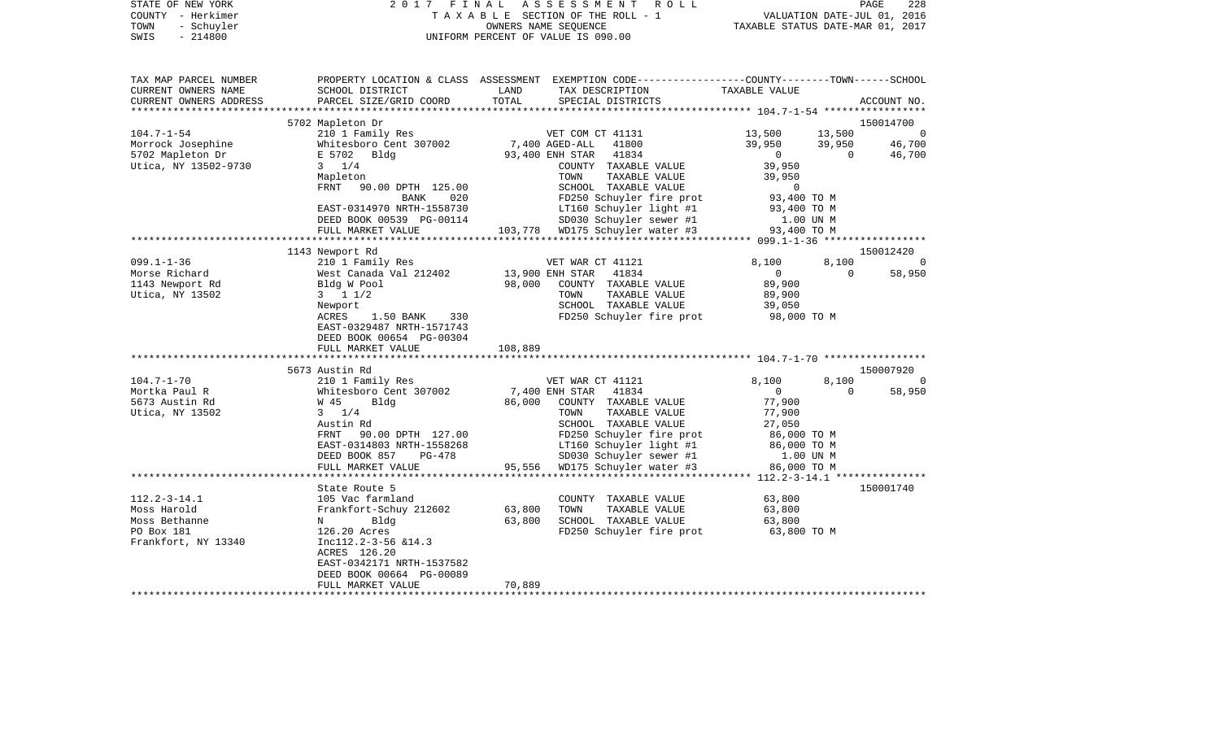STATE OF NEW YORK
COUNTY - Herkimer
TOWN - Schuyler
SWIS - 214800

2017 FINAL ASSESSMENT ROLL
TAXABLE SECTION OF THE ROLL - 1
OWNERS NAME SEQUENCE
UNIFORM PERCENT OF VALUE IS 090.00

VALUATION DATE-JUL 01, 2016
TAXABLE STATUS DATE-MAR 01, 2017

```
TAX MAP PARCEL NUMBER     PROPERTY LOCATION & CLASS  ASSESSMENT  EXEMPTION CODE-----------------COUNTY--------TOWN------SCHOOL
CURRENT OWNERS NAME       SCHOOL DISTRICT              LAND      TAX DESCRIPTION               TAXABLE VALUE
CURRENT OWNERS ADDRESS    PARCEL SIZE/GRID COORD       TOTAL     SPECIAL DISTRICTS                                      ACCOUNT NO.
******************************************************************************************************* 104.7-1-54 *****************
                          5702 Mapleton Dr                                                                              150014700
104.7-1-54                210 1 Family Res                       VET COM CT 41131           13,500      13,500           0
Morrock Josephine         Whitesboro Cent 307002      7,400 AGED-ALL   41800                39,950      39,950      46,700
5702 Mapleton Dr          E 5702  Bldg               93,400 ENH STAR   41834                     0           0      46,700
Utica, NY 13502-9730      3  1/4                               COUNTY  TAXABLE VALUE           39,950
                          Mapleton                             TOWN    TAXABLE VALUE           39,950
                          FRNT   90.00 DPTH 125.00             SCHOOL  TAXABLE VALUE                0
                                    BANK     020               FD250 Schuyler fire prot        93,400 TO M
                          EAST-0314970 NRTH-1558730            LT160 Schuyler light #1         93,400 TO M
                          DEED BOOK 00539 PG-00114             SD030 Schuyler sewer #1           1.00 UN M
                          FULL MARKET VALUE         103,778    WD175 Schuyler water #3         93,400 TO M
******************************************************************************************************* 099.1-1-36 *****************
                          1143 Newport Rd                                                                               150012420
099.1-1-36                210 1 Family Res                       VET WAR CT 41121            8,100       8,100           0
Morse Richard             West Canada Val 212402     13,900 ENH STAR   41834                     0           0      58,950
1143 Newport Rd           Bldg W Pool                98,000    COUNTY  TAXABLE VALUE           89,900
Utica, NY 13502           3  1 1/2                             TOWN    TAXABLE VALUE           89,900
                          Newport                              SCHOOL  TAXABLE VALUE           39,050
                          ACRES     1.50 BANK     330          FD250 Schuyler fire prot        98,000 TO M
                          EAST-0329487 NRTH-1571743
                          DEED BOOK 00654 PG-00304
                          FULL MARKET VALUE         108,889
******************************************************************************************************* 104.7-1-70 *****************
                          5673 Austin Rd                                                                                150007920
104.7-1-70                210 1 Family Res                       VET WAR CT 41121            8,100       8,100           0
Mortka Paul R             Whitesboro Cent 307002      7,400 ENH STAR   41834                     0           0      58,950
5673 Austin Rd            W 45     Bldg              86,000    COUNTY  TAXABLE VALUE           77,900
Utica, NY 13502           3  1/4                               TOWN    TAXABLE VALUE           77,900
                          Austin Rd                            SCHOOL  TAXABLE VALUE           27,050
                          FRNT   90.00 DPTH 127.00             FD250 Schuyler fire prot        86,000 TO M
                          EAST-0314803 NRTH-1558268            LT160 Schuyler light #1         86,000 TO M
                          DEED BOOK 857      PG-478            SD030 Schuyler sewer #1           1.00 UN M
                          FULL MARKET VALUE          95,556    WD175 Schuyler water #3         86,000 TO M
******************************************************************************************************* 112.2-3-14.1 ***************
                          State Route 5                                                                                 150001740
112.2-3-14.1              105 Vac farmland                     COUNTY  TAXABLE VALUE           63,800
Moss Harold               Frankfort-Schuy 212602     63,800    TOWN    TAXABLE VALUE           63,800
Moss Bethanne             N        Bldg              63,800    SCHOOL  TAXABLE VALUE           63,800
PO Box 181                126.20 Acres                         FD250 Schuyler fire prot        63,800 TO M
Frankfort, NY 13340       Inc112.2-3-56 &14.3
                          ACRES  126.20
                          EAST-0342171 NRTH-1537582
                          DEED BOOK 00664 PG-00089
                          FULL MARKET VALUE          70,889
************************************************************************************************************************************
```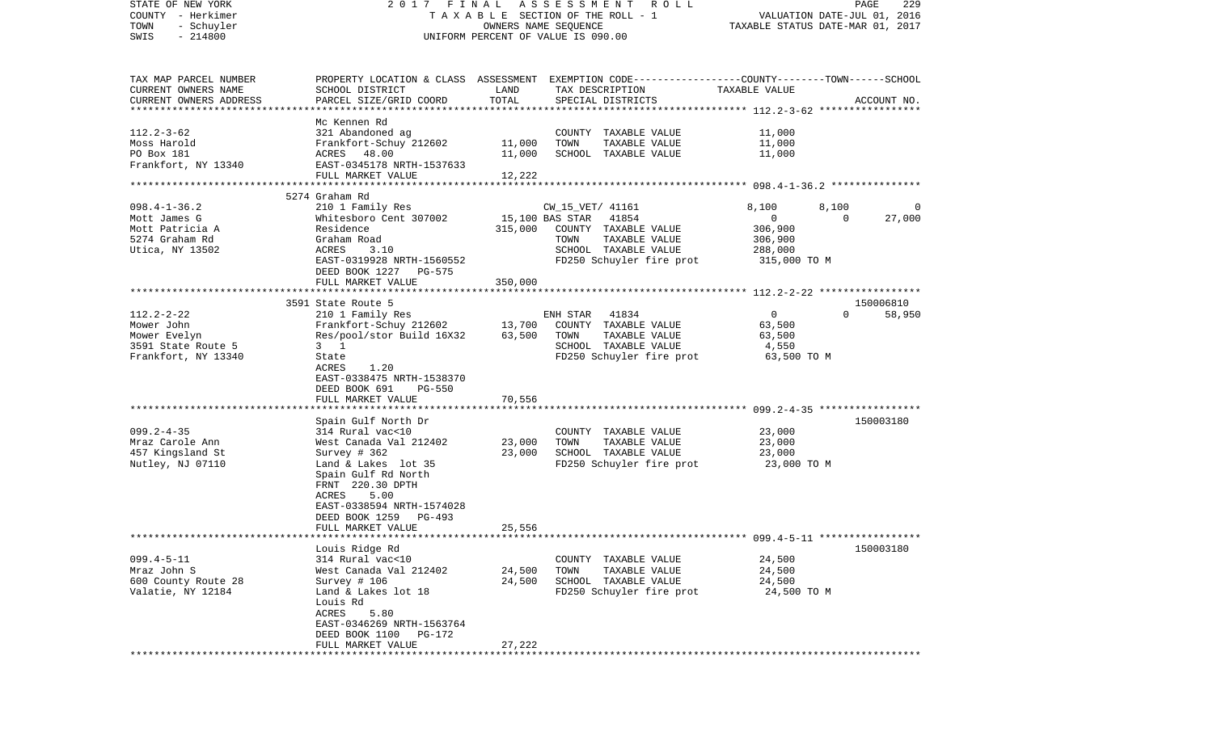STATE OF NEW YORK
COUNTY - Herkimer
TOWN - Schuyler
SWIS - 214800

2017 FINAL ASSESSMENT ROLL
TAXABLE SECTION OF THE ROLL - 1
OWNERS NAME SEQUENCE
UNIFORM PERCENT OF VALUE IS 090.00

VALUATION DATE-JUL 01, 2016
TAXABLE STATUS DATE-MAR 01, 2017

```
TAX MAP PARCEL NUMBER     PROPERTY LOCATION & CLASS  ASSESSMENT  EXEMPTION CODE------------------COUNTY--------TOWN------SCHOOL
CURRENT OWNERS NAME       SCHOOL DISTRICT               LAND      TAX DESCRIPTION                  TAXABLE VALUE
CURRENT OWNERS ADDRESS    PARCEL SIZE/GRID COORD        TOTAL     SPECIAL DISTRICTS                                      ACCOUNT NO.
*********************************************************************************************** 112.2-3-62 *****************
                          Mc Kennen Rd
112.2-3-62                321 Abandoned ag                         COUNTY  TAXABLE VALUE             11,000
Moss Harold               Frankfort-Schuy 212602        11,000    TOWN    TAXABLE VALUE             11,000
PO Box 181                ACRES   48.00                 11,000    SCHOOL  TAXABLE VALUE             11,000
Frankfort, NY 13340       EAST-0345178 NRTH-1537633
                          FULL MARKET VALUE             12,222
*********************************************************************************************** 098.4-1-36.2 ***************
                          5274 Graham Rd
098.4-1-36.2              210 1 Family Res                         CW_15_VET/ 41161                8,100      8,100           0
Mott James G              Whitesboro Cent 307002        15,100 BAS STAR   41854                        0          0      27,000
Mott Patricia A           Residence                    315,000    COUNTY  TAXABLE VALUE            306,900
5274 Graham Rd            Graham Road                              TOWN    TAXABLE VALUE            306,900
Utica, NY 13502           ACRES    3.10                            SCHOOL  TAXABLE VALUE            288,000
                          EAST-0319928 NRTH-1560552                FD250 Schuyler fire prot         315,000 TO M
                          DEED BOOK 1227   PG-575
                          FULL MARKET VALUE            350,000
*********************************************************************************************** 112.2-2-22 *****************
                          3591 State Route 5                                                                        150006810
112.2-2-22                210 1 Family Res                         ENH STAR   41834                        0          0      58,950
Mower John                Frankfort-Schuy 212602        13,700    COUNTY  TAXABLE VALUE             63,500
Mower Evelyn              Res/pool/stor Build 16X32     63,500    TOWN    TAXABLE VALUE             63,500
3591 State Route 5        3  1                                     SCHOOL  TAXABLE VALUE              4,550
Frankfort, NY 13340       State                                    FD250 Schuyler fire prot          63,500 TO M
                          ACRES    1.20
                          EAST-0338475 NRTH-1538370
                          DEED BOOK 691    PG-550
                          FULL MARKET VALUE             70,556
*********************************************************************************************** 099.2-4-35 *****************
                          Spain Gulf North Dr                                                                       150003180
099.2-4-35                314 Rural vac<10                         COUNTY  TAXABLE VALUE             23,000
Mraz Carole Ann           West Canada Val 212402        23,000    TOWN    TAXABLE VALUE             23,000
457 Kingsland St          Survey # 362                  23,000    SCHOOL  TAXABLE VALUE             23,000
Nutley, NJ 07110          Land & Lakes  lot 35                     FD250 Schuyler fire prot          23,000 TO M
                          Spain Gulf Rd North
                          FRNT 220.30 DPTH
                          ACRES    5.00
                          EAST-0338594 NRTH-1574028
                          DEED BOOK 1259   PG-493
                          FULL MARKET VALUE             25,556
*********************************************************************************************** 099.4-5-11 *****************
                          Louis Ridge Rd                                                                            150003180
099.4-5-11                314 Rural vac<10                         COUNTY  TAXABLE VALUE             24,500
Mraz John S               West Canada Val 212402        24,500    TOWN    TAXABLE VALUE             24,500
600 County Route 28       Survey # 106                  24,500    SCHOOL  TAXABLE VALUE             24,500
Valatie, NY 12184         Land & Lakes lot 18                      FD250 Schuyler fire prot          24,500 TO M
                          Louis Rd
                          ACRES    5.80
                          EAST-0346269 NRTH-1563764
                          DEED BOOK 1100   PG-172
                          FULL MARKET VALUE             27,222
****************************************************************************************************************************
```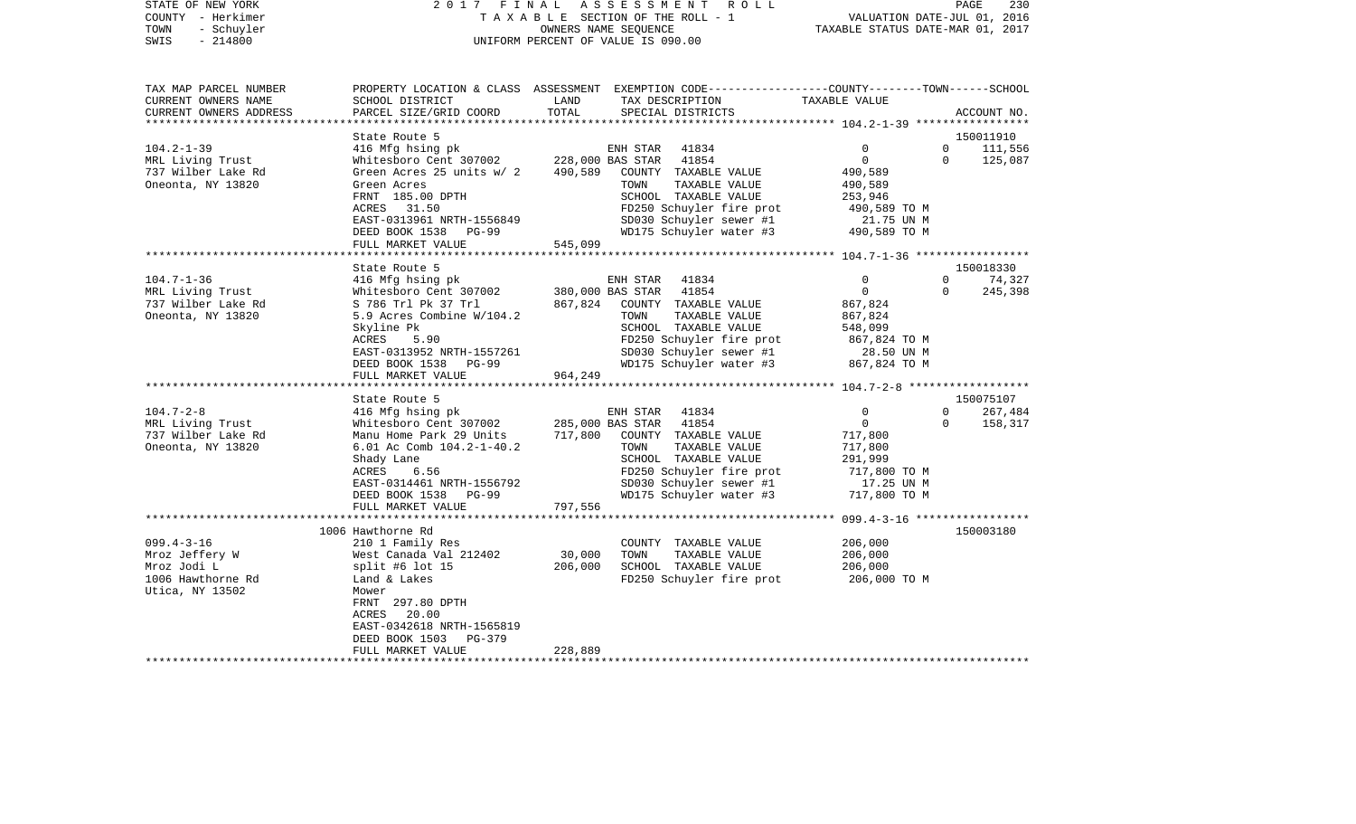STATE OF NEW YORK — 2017 FINAL ASSESSMENT ROLL
COUNTY - Herkimer — TAXABLE SECTION OF THE ROLL - 1 — VALUATION DATE-JUL 01, 2016
TOWN - Schuyler — OWNERS NAME SEQUENCE — TAXABLE STATUS DATE-MAR 01, 2017
SWIS - 214800 — UNIFORM PERCENT OF VALUE IS 090.00

| TAX MAP PARCEL NUMBER<br>CURRENT OWNERS NAME<br>CURRENT OWNERS ADDRESS | PROPERTY LOCATION & CLASS<br>SCHOOL DISTRICT<br>PARCEL SIZE/GRID COORD | ASSESSMENT<br>LAND<br>TOTAL | EXEMPTION CODE-----COUNTY-----TOWN-----SCHOOL<br>TAX DESCRIPTION<br>SPECIAL DISTRICTS | TAXABLE VALUE | ACCOUNT NO. |
|---|---|---|---|---|---|
| 104.2-1-39 | State Route 5 | | | | 150011910 |
| | 416 Mfg hsing pk | | ENH STAR 41834 | 0 | 0 111,556 |
| MRL Living Trust | Whitesboro Cent 307002 | 228,000 | BAS STAR 41854 | 0 | 0 125,087 |
| 737 Wilber Lake Rd | Green Acres 25 units w/ 2 | 490,589 | COUNTY TAXABLE VALUE | 490,589 | |
| Oneonta, NY 13820 | Green Acres | | TOWN TAXABLE VALUE | 490,589 | |
| | FRNT 185.00 DPTH | | SCHOOL TAXABLE VALUE | 253,946 | |
| | ACRES 31.50 | | FD250 Schuyler fire prot | 490,589 TO M | |
| | EAST-0313961 NRTH-1556849 | | SD030 Schuyler sewer #1 | 21.75 UN M | |
| | DEED BOOK 1538 PG-99 | | WD175 Schuyler water #3 | 490,589 TO M | |
| | FULL MARKET VALUE | 545,099 | | | |
| 104.7-1-36 | State Route 5 | | | | 150018330 |
| | 416 Mfg hsing pk | | ENH STAR 41834 | 0 | 0 74,327 |
| MRL Living Trust | Whitesboro Cent 307002 | 380,000 | BAS STAR 41854 | 0 | 0 245,398 |
| 737 Wilber Lake Rd | S 786 Trl Pk 37 Trl | 867,824 | COUNTY TAXABLE VALUE | 867,824 | |
| Oneonta, NY 13820 | 5.9 Acres Combine W/104.2 | | TOWN TAXABLE VALUE | 867,824 | |
| | Skyline Pk | | SCHOOL TAXABLE VALUE | 548,099 | |
| | ACRES 5.90 | | FD250 Schuyler fire prot | 867,824 TO M | |
| | EAST-0313952 NRTH-1557261 | | SD030 Schuyler sewer #1 | 28.50 UN M | |
| | DEED BOOK 1538 PG-99 | | WD175 Schuyler water #3 | 867,824 TO M | |
| | FULL MARKET VALUE | 964,249 | | | |
| 104.7-2-8 | State Route 5 | | | | 150075107 |
| | 416 Mfg hsing pk | | ENH STAR 41834 | 0 | 0 267,484 |
| MRL Living Trust | Whitesboro Cent 307002 | 285,000 | BAS STAR 41854 | 0 | 0 158,317 |
| 737 Wilber Lake Rd | Manu Home Park 29 Units | 717,800 | COUNTY TAXABLE VALUE | 717,800 | |
| Oneonta, NY 13820 | 6.01 Ac Comb 104.2-1-40.2 | | TOWN TAXABLE VALUE | 717,800 | |
| | Shady Lane | | SCHOOL TAXABLE VALUE | 291,999 | |
| | ACRES 6.56 | | FD250 Schuyler fire prot | 717,800 TO M | |
| | EAST-0314461 NRTH-1556792 | | SD030 Schuyler sewer #1 | 17.25 UN M | |
| | DEED BOOK 1538 PG-99 | | WD175 Schuyler water #3 | 717,800 TO M | |
| | FULL MARKET VALUE | 797,556 | | | |
| 099.4-3-16 | 1006 Hawthorne Rd | | | | 150003180 |
| | 210 1 Family Res | | COUNTY TAXABLE VALUE | 206,000 | |
| Mroz Jeffery W | West Canada Val 212402 | 30,000 | TOWN TAXABLE VALUE | 206,000 | |
| Mroz Jodi L | split #6 lot 15 | 206,000 | SCHOOL TAXABLE VALUE | 206,000 | |
| 1006 Hawthorne Rd | Land & Lakes | | FD250 Schuyler fire prot | 206,000 TO M | |
| Utica, NY 13502 | Mower | | | | |
| | FRNT 297.80 DPTH | | | | |
| | ACRES 20.00 | | | | |
| | EAST-0342618 NRTH-1565819 | | | | |
| | DEED BOOK 1503 PG-379 | | | | |
| | FULL MARKET VALUE | 228,889 | | | |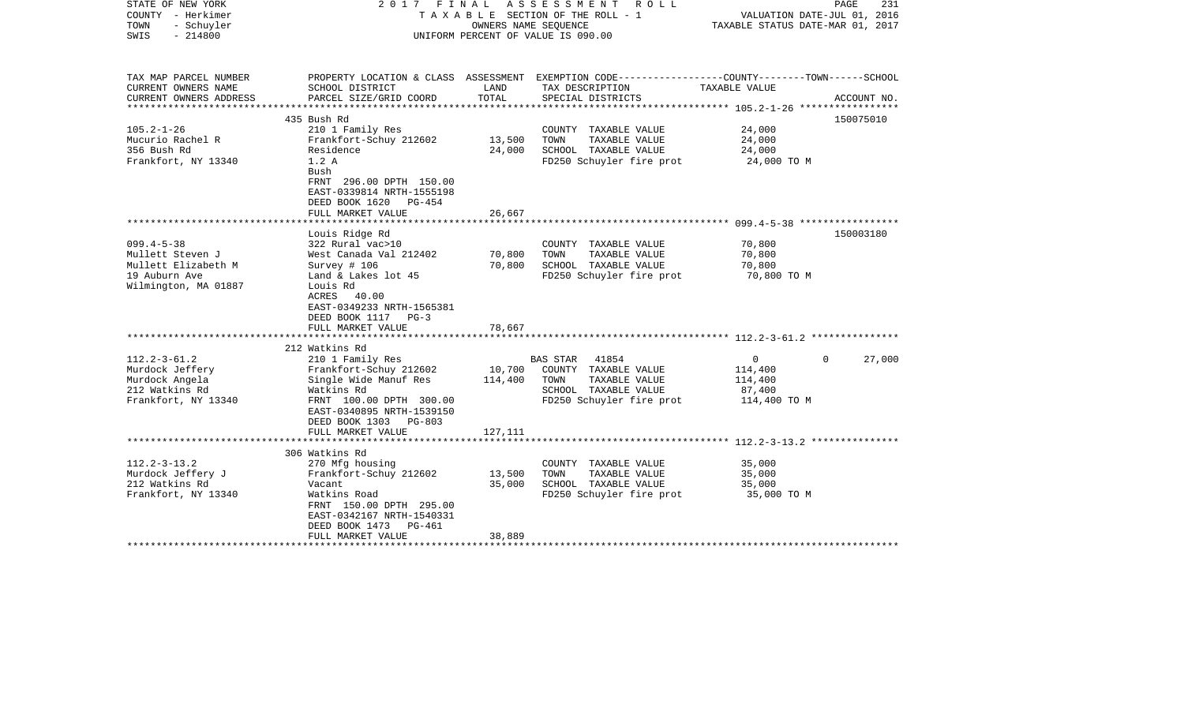STATE OF NEW YORK　　　2 0 1 7　F I N A L　A S S E S S M E N T　R O L L　　　PAGE 231
COUNTY - Herkimer　　　T A X A B L E SECTION OF THE ROLL - 1　　　VALUATION DATE-JUL 01, 2016
TOWN - Schuyler　　　OWNERS NAME SEQUENCE　　　TAXABLE STATUS DATE-MAR 01, 2017
SWIS - 214800　　　UNIFORM PERCENT OF VALUE IS 090.00

| TAX MAP PARCEL NUMBER<br>CURRENT OWNERS NAME<br>CURRENT OWNERS ADDRESS | PROPERTY LOCATION & CLASS<br>SCHOOL DISTRICT<br>PARCEL SIZE/GRID COORD | ASSESSMENT<br>LAND<br>TOTAL | EXEMPTION CODE<br>TAX DESCRIPTION<br>SPECIAL DISTRICTS | COUNTY--------TOWN------SCHOOL<br>TAXABLE VALUE | ACCOUNT NO. |
|---|---|---|---|---|---|
| | 435 Bush Rd | | | | 150075010 |
| 105.2-1-26 | 210 1 Family Res | | COUNTY TAXABLE VALUE | 24,000 | |
| Mucurio Rachel R | Frankfort-Schuy 212602 | 13,500 | TOWN TAXABLE VALUE | 24,000 | |
| 356 Bush Rd | Residence | 24,000 | SCHOOL TAXABLE VALUE | 24,000 | |
| Frankfort, NY 13340 | 1.2 A | | FD250 Schuyler fire prot | 24,000 TO M | |
| | Bush | | | | |
| | FRNT 296.00 DPTH 150.00 | | | | |
| | EAST-0339814 NRTH-1555198 | | | | |
| | DEED BOOK 1620 PG-454 | | | | |
| | FULL MARKET VALUE | 26,667 | | | |
| | Louis Ridge Rd | | | | 150003180 |
| 099.4-5-38 | 322 Rural vac>10 | | COUNTY TAXABLE VALUE | 70,800 | |
| Mullett Steven J | West Canada Val 212402 | 70,800 | TOWN TAXABLE VALUE | 70,800 | |
| Mullett Elizabeth M | Survey # 106 | 70,800 | SCHOOL TAXABLE VALUE | 70,800 | |
| 19 Auburn Ave | Land & Lakes lot 45 | | FD250 Schuyler fire prot | 70,800 TO M | |
| Wilmington, MA 01887 | Louis Rd | | | | |
| | ACRES 40.00 | | | | |
| | EAST-0349233 NRTH-1565381 | | | | |
| | DEED BOOK 1117 PG-3 | | | | |
| | FULL MARKET VALUE | 78,667 | | | |
| | 212 Watkins Rd | | | | |
| 112.2-3-61.2 | 210 1 Family Res | | BAS STAR 41854 | 0 0 | 27,000 |
| Murdock Jeffery | Frankfort-Schuy 212602 | 10,700 | COUNTY TAXABLE VALUE | 114,400 | |
| Murdock Angela | Single Wide Manuf Res | 114,400 | TOWN TAXABLE VALUE | 114,400 | |
| 212 Watkins Rd | Watkins Rd | | SCHOOL TAXABLE VALUE | 87,400 | |
| Frankfort, NY 13340 | FRNT 100.00 DPTH 300.00 | | FD250 Schuyler fire prot | 114,400 TO M | |
| | EAST-0340895 NRTH-1539150 | | | | |
| | DEED BOOK 1303 PG-803 | | | | |
| | FULL MARKET VALUE | 127,111 | | | |
| | 306 Watkins Rd | | | | |
| 112.2-3-13.2 | 270 Mfg housing | | COUNTY TAXABLE VALUE | 35,000 | |
| Murdock Jeffery J | Frankfort-Schuy 212602 | 13,500 | TOWN TAXABLE VALUE | 35,000 | |
| 212 Watkins Rd | Vacant | 35,000 | SCHOOL TAXABLE VALUE | 35,000 | |
| Frankfort, NY 13340 | Watkins Road | | FD250 Schuyler fire prot | 35,000 TO M | |
| | FRNT 150.00 DPTH 295.00 | | | | |
| | EAST-0342167 NRTH-1540331 | | | | |
| | DEED BOOK 1473 PG-461 | | | | |
| | FULL MARKET VALUE | 38,889 | | | |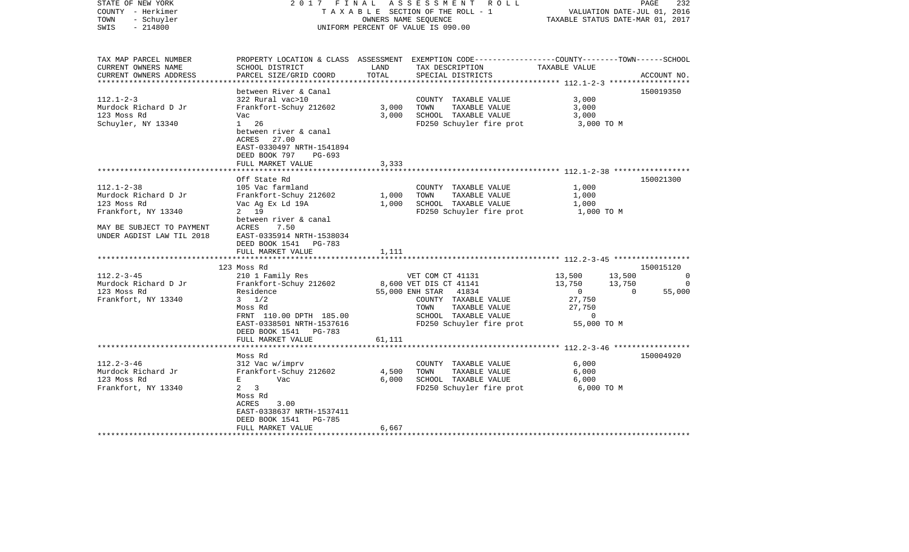STATE OF NEW YORK | 2017 FINAL ASSESSMENT ROLL
COUNTY - Herkimer | TAXABLE SECTION OF THE ROLL - 1 | VALUATION DATE-JUL 01, 2016
TOWN - Schuyler | OWNERS NAME SEQUENCE | TAXABLE STATUS DATE-MAR 01, 2017
SWIS - 214800 | UNIFORM PERCENT OF VALUE IS 090.00

| TAX MAP PARCEL NUMBER / CURRENT OWNERS NAME / CURRENT OWNERS ADDRESS | PROPERTY LOCATION & CLASS / SCHOOL DISTRICT / PARCEL SIZE/GRID COORD | ASSESSMENT LAND / TOTAL | EXEMPTION CODE / TAX DESCRIPTION / SPECIAL DISTRICTS | COUNTY | TOWN | SCHOOL / ACCOUNT NO. |
|---|---|---|---|---|---|---|
| **112.1-2-3** | between River & Canal | | | | | 150019350 |
| 112.1-2-3 | 322 Rural vac>10 | | COUNTY TAXABLE VALUE | 3,000 | | |
| Murdock Richard D Jr | Frankfort-Schuy 212602 | 3,000 | TOWN TAXABLE VALUE | | 3,000 | |
| 123 Moss Rd | Vac | 3,000 | SCHOOL TAXABLE VALUE | | | 3,000 |
| Schuyler, NY 13340 | 1 26 | | FD250 Schuyler fire prot | 3,000 TO M | | |
| | between river & canal | | | | | |
| | ACRES 27.00 | | | | | |
| | EAST-0330497 NRTH-1541894 | | | | | |
| | DEED BOOK 797 PG-693 | | | | | |
| | FULL MARKET VALUE | 3,333 | | | | |
| **112.1-2-38** | Off State Rd | | | | | 150021300 |
| 112.1-2-38 | 105 Vac farmland | | COUNTY TAXABLE VALUE | 1,000 | | |
| Murdock Richard D Jr | Frankfort-Schuy 212602 | 1,000 | TOWN TAXABLE VALUE | | 1,000 | |
| 123 Moss Rd | Vac Ag Ex Ld 19A | 1,000 | SCHOOL TAXABLE VALUE | | | 1,000 |
| Frankfort, NY 13340 | 2 19 | | FD250 Schuyler fire prot | 1,000 TO M | | |
| | between river & canal | | | | | |
| MAY BE SUBJECT TO PAYMENT | ACRES 7.50 | | | | | |
| UNDER AGDIST LAW TIL 2018 | EAST-0335914 NRTH-1538034 | | | | | |
| | DEED BOOK 1541 PG-783 | | | | | |
| | FULL MARKET VALUE | 1,111 | | | | |
| **112.2-3-45** | 123 Moss Rd | | | | | 150015120 |
| 112.2-3-45 | 210 1 Family Res | | VET COM CT 41131 | 13,500 | 13,500 | 0 |
| Murdock Richard D Jr | Frankfort-Schuy 212602 | 8,600 | VET DIS CT 41141 | 13,750 | 13,750 | 0 |
| 123 Moss Rd | Residence | 55,000 | ENH STAR 41834 | 0 | 0 | 55,000 |
| Frankfort, NY 13340 | 3 1/2 | | COUNTY TAXABLE VALUE | 27,750 | | |
| | Moss Rd | | TOWN TAXABLE VALUE | | 27,750 | |
| | FRNT 110.00 DPTH 185.00 | | SCHOOL TAXABLE VALUE | | | 0 |
| | EAST-0338501 NRTH-1537616 | | FD250 Schuyler fire prot | 55,000 TO M | | |
| | DEED BOOK 1541 PG-783 | | | | | |
| | FULL MARKET VALUE | 61,111 | | | | |
| **112.2-3-46** | Moss Rd | | | | | 150004920 |
| 112.2-3-46 | 312 Vac w/imprv | | COUNTY TAXABLE VALUE | 6,000 | | |
| Murdock Richard Jr | Frankfort-Schuy 212602 | 4,500 | TOWN TAXABLE VALUE | | 6,000 | |
| 123 Moss Rd | E Vac | 6,000 | SCHOOL TAXABLE VALUE | | | 6,000 |
| Frankfort, NY 13340 | 2 3 | | FD250 Schuyler fire prot | 6,000 TO M | | |
| | Moss Rd | | | | | |
| | ACRES 3.00 | | | | | |
| | EAST-0338637 NRTH-1537411 | | | | | |
| | DEED BOOK 1541 PG-785 | | | | | |
| | FULL MARKET VALUE | 6,667 | | | | |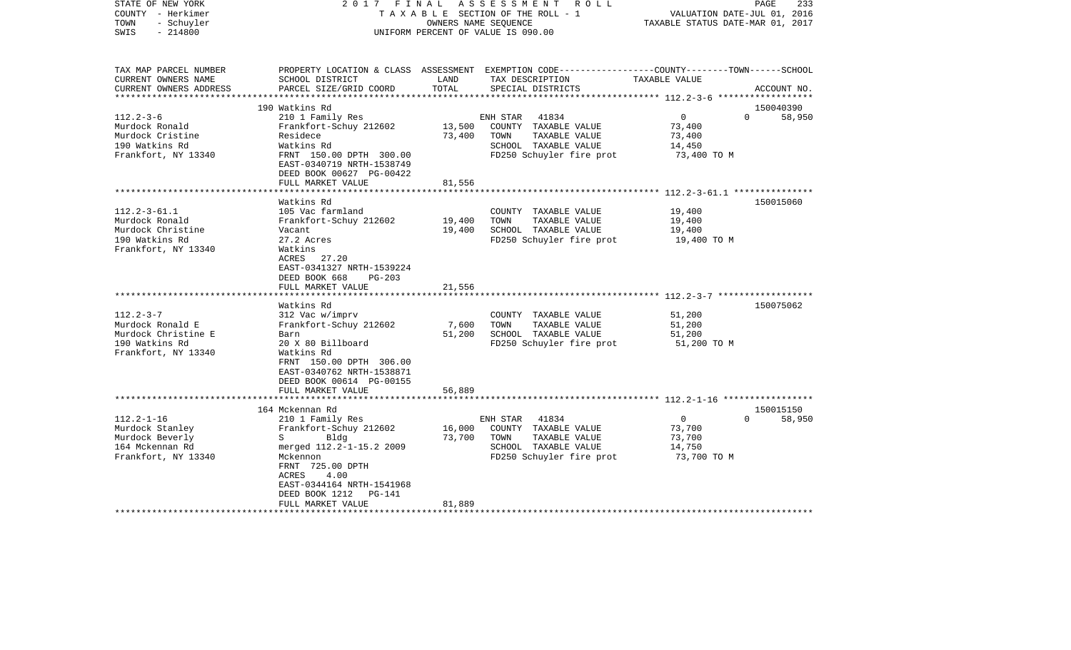STATE OF NEW YORK
COUNTY - Herkimer
TOWN - Schuyler
SWIS - 214800

2017 FINAL ASSESSMENT ROLL
TAXABLE SECTION OF THE ROLL - 1
OWNERS NAME SEQUENCE
UNIFORM PERCENT OF VALUE IS 090.00

VALUATION DATE-JUL 01, 2016
TAXABLE STATUS DATE-MAR 01, 2017

| TAX MAP PARCEL NUMBER / CURRENT OWNERS NAME / CURRENT OWNERS ADDRESS | PROPERTY LOCATION & CLASS / SCHOOL DISTRICT / PARCEL SIZE/GRID COORD | ASSESSMENT LAND | TOTAL | EXEMPTION CODE / TAX DESCRIPTION / SPECIAL DISTRICTS | COUNTY | TOWN | SCHOOL / ACCOUNT NO. |
|---|---|---|---|---|---|---|---|
| 112.2-3-6 | 190 Watkins Rd | | | | | | 150040390 |
| Murdock Ronald | 210 1 Family Res | | | ENH STAR 41834 | 0 | 0 | 58,950 |
| Murdock Cristine | Frankfort-Schuy 212602 | 13,500 | | COUNTY TAXABLE VALUE | 73,400 | | |
| 190 Watkins Rd | Residece | | 73,400 | TOWN TAXABLE VALUE | | 73,400 | |
| Frankfort, NY 13340 | Watkins Rd | | | SCHOOL TAXABLE VALUE | | | 14,450 |
| | FRNT 150.00 DPTH 300.00 | | | FD250 Schuyler fire prot | 73,400 TO M | | |
| | EAST-0340719 NRTH-1538749 | | | | | | |
| | DEED BOOK 00627 PG-00422 | | | | | | |
| | FULL MARKET VALUE | | 81,556 | | | | |
| 112.2-3-61.1 | Watkins Rd | | | | | | 150015060 |
| Murdock Ronald | 105 Vac farmland | | | COUNTY TAXABLE VALUE | 19,400 | | |
| Murdock Christine | Frankfort-Schuy 212602 | 19,400 | | TOWN TAXABLE VALUE | | 19,400 | |
| 190 Watkins Rd | Vacant | | 19,400 | SCHOOL TAXABLE VALUE | | | 19,400 |
| Frankfort, NY 13340 | 27.2 Acres | | | FD250 Schuyler fire prot | 19,400 TO M | | |
| | Watkins | | | | | | |
| | ACRES 27.20 | | | | | | |
| | EAST-0341327 NRTH-1539224 | | | | | | |
| | DEED BOOK 668 PG-203 | | | | | | |
| | FULL MARKET VALUE | | 21,556 | | | | |
| 112.2-3-7 | Watkins Rd | | | | | | 150075062 |
| Murdock Ronald E | 312 Vac w/imprv | | | COUNTY TAXABLE VALUE | 51,200 | | |
| Murdock Christine E | Frankfort-Schuy 212602 | 7,600 | | TOWN TAXABLE VALUE | | 51,200 | |
| 190 Watkins Rd | Barn | | 51,200 | SCHOOL TAXABLE VALUE | | | 51,200 |
| Frankfort, NY 13340 | 20 X 80 Billboard | | | FD250 Schuyler fire prot | 51,200 TO M | | |
| | Watkins Rd | | | | | | |
| | FRNT 150.00 DPTH 306.00 | | | | | | |
| | EAST-0340762 NRTH-1538871 | | | | | | |
| | DEED BOOK 00614 PG-00155 | | | | | | |
| | FULL MARKET VALUE | | 56,889 | | | | |
| 112.2-1-16 | 164 Mckennan Rd | | | | | | 150015150 |
| Murdock Stanley | 210 1 Family Res | | | ENH STAR 41834 | 0 | 0 | 58,950 |
| Murdock Beverly | Frankfort-Schuy 212602 | 16,000 | | COUNTY TAXABLE VALUE | 73,700 | | |
| 164 Mckennan Rd | S Bldg | | 73,700 | TOWN TAXABLE VALUE | | 73,700 | |
| Frankfort, NY 13340 | merged 112.2-1-15.2 2009 | | | SCHOOL TAXABLE VALUE | | | 14,750 |
| | Mckennon | | | FD250 Schuyler fire prot | 73,700 TO M | | |
| | FRNT 725.00 DPTH | | | | | | |
| | ACRES 4.00 | | | | | | |
| | EAST-0344164 NRTH-1541968 | | | | | | |
| | DEED BOOK 1212 PG-141 | | | | | | |
| | FULL MARKET VALUE | | 81,889 | | | | |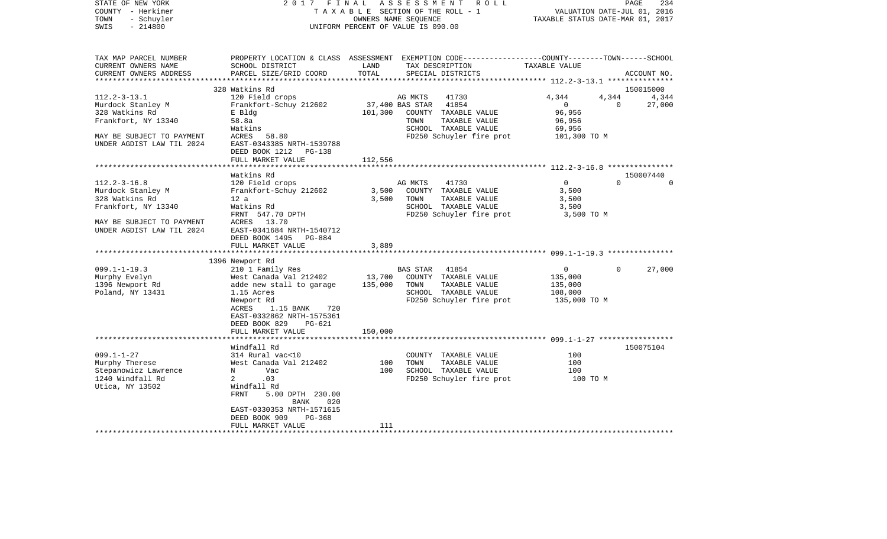STATE OF NEW YORK — 2017 FINAL ASSESSMENT ROLL
COUNTY - Herkimer — TAXABLE SECTION OF THE ROLL - 1 — VALUATION DATE-JUL 01, 2016
TOWN - Schuyler — OWNERS NAME SEQUENCE — TAXABLE STATUS DATE-MAR 01, 2017
SWIS - 214800 — UNIFORM PERCENT OF VALUE IS 090.00

| TAX MAP PARCEL NUMBER / CURRENT OWNERS NAME / CURRENT OWNERS ADDRESS | PROPERTY LOCATION & CLASS / SCHOOL DISTRICT / PARCEL SIZE/GRID COORD | ASSESSMENT LAND | TOTAL | EXEMPTION CODE / TAX DESCRIPTION / SPECIAL DISTRICTS | COUNTY TAXABLE VALUE | TOWN | SCHOOL / ACCOUNT NO. |
|---|---|---|---|---|---|---|---|
| **112.2-3-13.1** | 328 Watkins Rd | | | | | | 150015000 |
| 112.2-3-13.1 | 120 Field crops | | | AG MKTS 41730 | 4,344 | 4,344 | 4,344 |
| Murdock Stanley M | Frankfort-Schuy 212602 | 37,400 | | BAS STAR 41854 | 0 | 0 | 27,000 |
| 328 Watkins Rd | E Bldg | | 101,300 | COUNTY TAXABLE VALUE | 96,956 | | |
| Frankfort, NY 13340 | 58.8a | | | TOWN TAXABLE VALUE | 96,956 | | |
| | Watkins | | | SCHOOL TAXABLE VALUE | 69,956 | | |
| MAY BE SUBJECT TO PAYMENT | ACRES 58.80 | | | FD250 Schuyler fire prot | 101,300 TO M | | |
| UNDER AGDIST LAW TIL 2024 | EAST-0343385 NRTH-1539788 | | | | | | |
| | DEED BOOK 1212 PG-138 | | | | | | |
| | FULL MARKET VALUE | | 112,556 | | | | |
| **112.2-3-16.8** | Watkins Rd | | | | | | 150007440 |
| 112.2-3-16.8 | 120 Field crops | | | AG MKTS 41730 | 0 | 0 | 0 |
| Murdock Stanley M | Frankfort-Schuy 212602 | 3,500 | | COUNTY TAXABLE VALUE | 3,500 | | |
| 328 Watkins Rd | 12 a | | 3,500 | TOWN TAXABLE VALUE | 3,500 | | |
| Frankfort, NY 13340 | Watkins Rd | | | SCHOOL TAXABLE VALUE | 3,500 | | |
| | FRNT 547.70 DPTH | | | FD250 Schuyler fire prot | 3,500 TO M | | |
| MAY BE SUBJECT TO PAYMENT | ACRES 13.70 | | | | | | |
| UNDER AGDIST LAW TIL 2024 | EAST-0341684 NRTH-1540712 | | | | | | |
| | DEED BOOK 1495 PG-884 | | | | | | |
| | FULL MARKET VALUE | | 3,889 | | | | |
| **099.1-1-19.3** | 1396 Newport Rd | | | | | | |
| 099.1-1-19.3 | 210 1 Family Res | | | BAS STAR 41854 | 0 | 0 | 27,000 |
| Murphy Evelyn | West Canada Val 212402 | 13,700 | | COUNTY TAXABLE VALUE | 135,000 | | |
| 1396 Newport Rd | adde new stall to garage | | 135,000 | TOWN TAXABLE VALUE | 135,000 | | |
| Poland, NY 13431 | 1.15 Acres | | | SCHOOL TAXABLE VALUE | 108,000 | | |
| | Newport Rd | | | FD250 Schuyler fire prot | 135,000 TO M | | |
| | ACRES 1.15 BANK 720 | | | | | | |
| | EAST-0332862 NRTH-1575361 | | | | | | |
| | DEED BOOK 829 PG-621 | | | | | | |
| | FULL MARKET VALUE | | 150,000 | | | | |
| **099.1-1-27** | Windfall Rd | | | | | | 150075104 |
| 099.1-1-27 | 314 Rural vac<10 | | | COUNTY TAXABLE VALUE | 100 | | |
| Murphy Therese | West Canada Val 212402 | 100 | | TOWN TAXABLE VALUE | 100 | | |
| Stepanowicz Lawrence | N Vac | | 100 | SCHOOL TAXABLE VALUE | 100 | | |
| 1240 Windfall Rd | 2 .03 | | | FD250 Schuyler fire prot | 100 TO M | | |
| Utica, NY 13502 | Windfall Rd | | | | | | |
| | FRNT 5.00 DPTH 230.00 | | | | | | |
| | BANK 020 | | | | | | |
| | EAST-0330353 NRTH-1571615 | | | | | | |
| | DEED BOOK 909 PG-368 | | | | | | |
| | FULL MARKET VALUE | | 111 | | | | |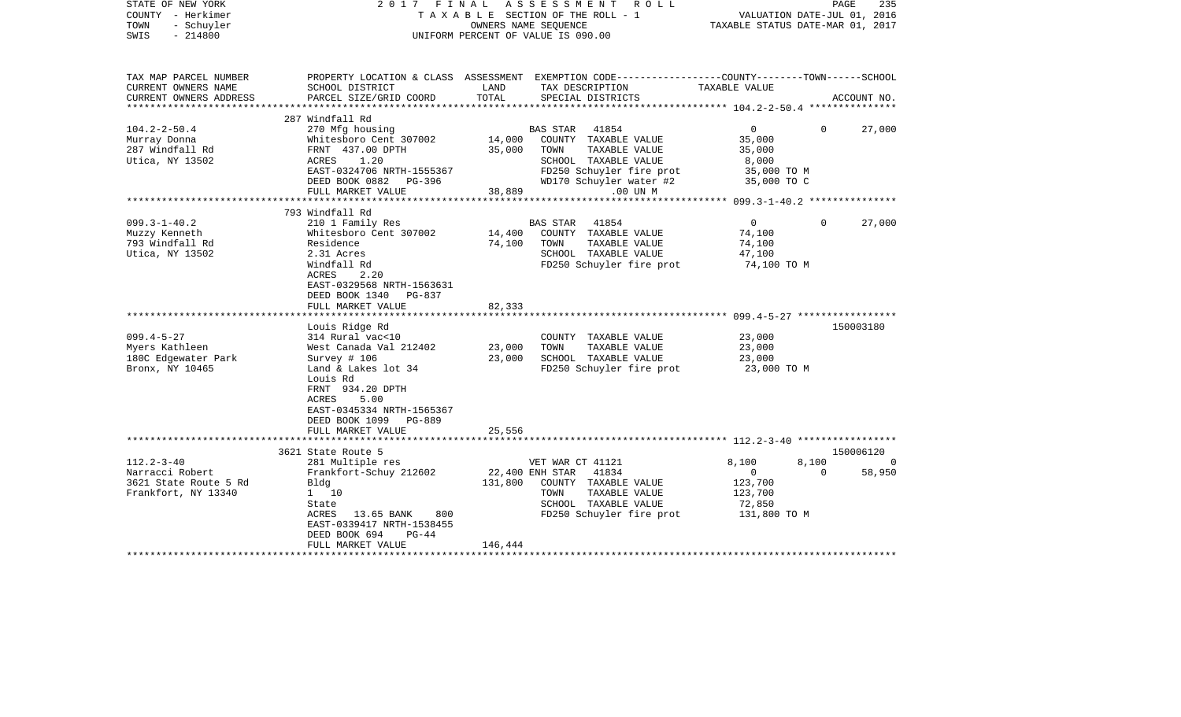STATE OF NEW YORK — 2017 FINAL ASSESSMENT ROLL
COUNTY - Herkimer — TAXABLE SECTION OF THE ROLL - 1 — VALUATION DATE-JUL 01, 2016
TOWN - Schuyler — OWNERS NAME SEQUENCE — TAXABLE STATUS DATE-MAR 01, 2017
SWIS - 214800 — UNIFORM PERCENT OF VALUE IS 090.00

| TAX MAP PARCEL NUMBER / CURRENT OWNERS NAME / CURRENT OWNERS ADDRESS | PROPERTY LOCATION & CLASS / SCHOOL DISTRICT / PARCEL SIZE/GRID COORD | ASSESSMENT LAND | TOTAL | EXEMPTION CODE / TAX DESCRIPTION / SPECIAL DISTRICTS | COUNTY | TOWN | SCHOOL / ACCOUNT NO. |
|---|---|---|---|---|---|---|---|
| **104.2-2-50.4** | 287 Windfall Rd | | | | | | |
| 104.2-2-50.4 | 270 Mfg housing | | | BAS STAR 41854 | 0 | 0 | 27,000 |
| Murray Donna | Whitesboro Cent 307002 | 14,000 | | COUNTY TAXABLE VALUE | 35,000 | | |
| 287 Windfall Rd | FRNT 437.00 DPTH | | 35,000 | TOWN TAXABLE VALUE | | 35,000 | |
| Utica, NY 13502 | ACRES 1.20 | | | SCHOOL TAXABLE VALUE | | | 8,000 |
| | EAST-0324706 NRTH-1555367 | | | FD250 Schuyler fire prot | 35,000 TO M | | |
| | DEED BOOK 0882 PG-396 | | | WD170 Schuyler water #2 | 35,000 TO C | | |
| | FULL MARKET VALUE | | 38,889 | .00 UN M | | | |
| **099.3-1-40.2** | 793 Windfall Rd | | | | | | |
| 099.3-1-40.2 | 210 1 Family Res | | | BAS STAR 41854 | 0 | 0 | 27,000 |
| Muzzy Kenneth | Whitesboro Cent 307002 | 14,400 | | COUNTY TAXABLE VALUE | 74,100 | | |
| 793 Windfall Rd | Residence | | 74,100 | TOWN TAXABLE VALUE | | 74,100 | |
| Utica, NY 13502 | 2.31 Acres | | | SCHOOL TAXABLE VALUE | | | 47,100 |
| | Windfall Rd | | | FD250 Schuyler fire prot | 74,100 TO M | | |
| | ACRES 2.20 | | | | | | |
| | EAST-0329568 NRTH-1563631 | | | | | | |
| | DEED BOOK 1340 PG-837 | | | | | | |
| | FULL MARKET VALUE | | 82,333 | | | | |
| **099.4-5-27** | Louis Ridge Rd | | | | | | 150003180 |
| 099.4-5-27 | 314 Rural vac<10 | | | COUNTY TAXABLE VALUE | 23,000 | | |
| Myers Kathleen | West Canada Val 212402 | 23,000 | | TOWN TAXABLE VALUE | | 23,000 | |
| 180C Edgewater Park | Survey # 106 | | 23,000 | SCHOOL TAXABLE VALUE | | | 23,000 |
| Bronx, NY 10465 | Land & Lakes lot 34 | | | FD250 Schuyler fire prot | 23,000 TO M | | |
| | Louis Rd | | | | | | |
| | FRNT 934.20 DPTH | | | | | | |
| | ACRES 5.00 | | | | | | |
| | EAST-0345334 NRTH-1565367 | | | | | | |
| | DEED BOOK 1099 PG-889 | | | | | | |
| | FULL MARKET VALUE | | 25,556 | | | | |
| **112.2-3-40** | 3621 State Route 5 | | | | | | 150006120 |
| 112.2-3-40 | 281 Multiple res | | | VET WAR CT 41121 | 8,100 | 8,100 | 0 |
| Narracci Robert | Frankfort-Schuy 212602 | 22,400 | | ENH STAR 41834 | 0 | 0 | 58,950 |
| 3621 State Route 5 Rd | Bldg | | 131,800 | COUNTY TAXABLE VALUE | 123,700 | | |
| Frankfort, NY 13340 | 1 10 | | | TOWN TAXABLE VALUE | | 123,700 | |
| | State | | | SCHOOL TAXABLE VALUE | | | 72,850 |
| | ACRES 13.65 BANK 800 | | | FD250 Schuyler fire prot | 131,800 TO M | | |
| | EAST-0339417 NRTH-1538455 | | | | | | |
| | DEED BOOK 694 PG-44 | | | | | | |
| | FULL MARKET VALUE | | 146,444 | | | | |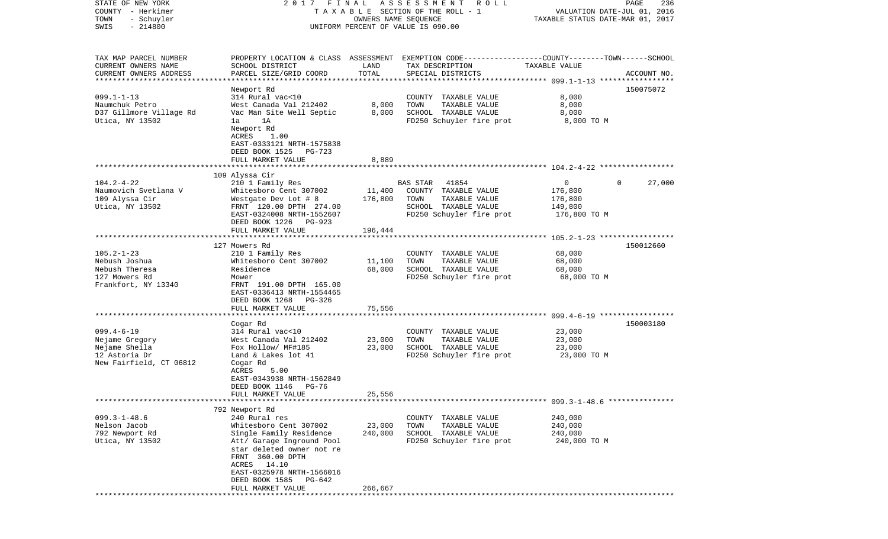STATE OF NEW YORK — 2017 FINAL ASSESSMENT ROLL
COUNTY - Herkimer — TAXABLE SECTION OF THE ROLL - 1 — VALUATION DATE-JUL 01, 2016
TOWN - Schuyler — OWNERS NAME SEQUENCE — TAXABLE STATUS DATE-MAR 01, 2017
SWIS - 214800 — UNIFORM PERCENT OF VALUE IS 090.00

| TAX MAP PARCEL NUMBER / CURRENT OWNERS NAME / CURRENT OWNERS ADDRESS | PROPERTY LOCATION & CLASS / SCHOOL DISTRICT / PARCEL SIZE/GRID COORD | ASSESSMENT LAND | TOTAL | EXEMPTION CODE / TAX DESCRIPTION / SPECIAL DISTRICTS | COUNTY / TOWN TAXABLE VALUE | SCHOOL / ACCOUNT NO. |
|---|---|---|---|---|---|---|
| 099.1-1-13 | Newport Rd | | | | | 150075072 |
| Naumchuk Petro | 314 Rural vac<10 | | | COUNTY TAXABLE VALUE | 8,000 | |
| D37 Gillmore Village Rd | West Canada Val 212402 | 8,000 | | TOWN TAXABLE VALUE | 8,000 | |
| Utica, NY 13502 | Vac Man Site Well Septic | | 8,000 | SCHOOL TAXABLE VALUE | 8,000 | |
| | 1a 1A | | | FD250 Schuyler fire prot | 8,000 TO M | |
| | Newport Rd | | | | | |
| | ACRES 1.00 | | | | | |
| | EAST-0333121 NRTH-1575838 | | | | | |
| | DEED BOOK 1525 PG-723 | | | | | |
| | FULL MARKET VALUE | | 8,889 | | | |
| 104.2-4-22 | 109 Alyssa Cir | | | | | |
| Naumovich Svetlana V | 210 1 Family Res | | | BAS STAR 41854 | 0 0 | 27,000 |
| 109 Alyssa Cir | Whitesboro Cent 307002 | 11,400 | | COUNTY TAXABLE VALUE | 176,800 | |
| Utica, NY 13502 | Westgate Dev Lot # 8 | | 176,800 | TOWN TAXABLE VALUE | 176,800 | |
| | FRNT 120.00 DPTH 274.00 | | | SCHOOL TAXABLE VALUE | 149,800 | |
| | EAST-0324008 NRTH-1552607 | | | FD250 Schuyler fire prot | 176,800 TO M | |
| | DEED BOOK 1226 PG-923 | | | | | |
| | FULL MARKET VALUE | | 196,444 | | | |
| 105.2-1-23 | 127 Mowers Rd | | | | | 150012660 |
| Nebush Joshua | 210 1 Family Res | | | COUNTY TAXABLE VALUE | 68,000 | |
| Nebush Theresa | Whitesboro Cent 307002 | 11,100 | | TOWN TAXABLE VALUE | 68,000 | |
| 127 Mowers Rd | Residence | | 68,000 | SCHOOL TAXABLE VALUE | 68,000 | |
| Frankfort, NY 13340 | Mower | | | FD250 Schuyler fire prot | 68,000 TO M | |
| | FRNT 191.00 DPTH 165.00 | | | | | |
| | EAST-0336413 NRTH-1554465 | | | | | |
| | DEED BOOK 1268 PG-326 | | | | | |
| | FULL MARKET VALUE | | 75,556 | | | |
| 099.4-6-19 | Cogar Rd | | | | | 150003180 |
| Nejame Gregory | 314 Rural vac<10 | | | COUNTY TAXABLE VALUE | 23,000 | |
| Nejame Sheila | West Canada Val 212402 | 23,000 | | TOWN TAXABLE VALUE | 23,000 | |
| 12 Astoria Dr | Fox Hollow/ MF#185 | | 23,000 | SCHOOL TAXABLE VALUE | 23,000 | |
| New Fairfield, CT 06812 | Land & Lakes lot 41 | | | FD250 Schuyler fire prot | 23,000 TO M | |
| | Cogar Rd | | | | | |
| | ACRES 5.00 | | | | | |
| | EAST-0343938 NRTH-1562849 | | | | | |
| | DEED BOOK 1146 PG-76 | | | | | |
| | FULL MARKET VALUE | | 25,556 | | | |
| 099.3-1-48.6 | 792 Newport Rd | | | | | |
| Nelson Jacob | 240 Rural res | | | COUNTY TAXABLE VALUE | 240,000 | |
| 792 Newport Rd | Whitesboro Cent 307002 | 23,000 | | TOWN TAXABLE VALUE | 240,000 | |
| Utica, NY 13502 | Single Family Residence | | 240,000 | SCHOOL TAXABLE VALUE | 240,000 | |
| | Att/ Garage Inground Pool | | | FD250 Schuyler fire prot | 240,000 TO M | |
| | star deleted owner not re | | | | | |
| | FRNT 360.00 DPTH | | | | | |
| | ACRES 14.10 | | | | | |
| | EAST-0325978 NRTH-1566016 | | | | | |
| | DEED BOOK 1585 PG-642 | | | | | |
| | FULL MARKET VALUE | | 266,667 | | | |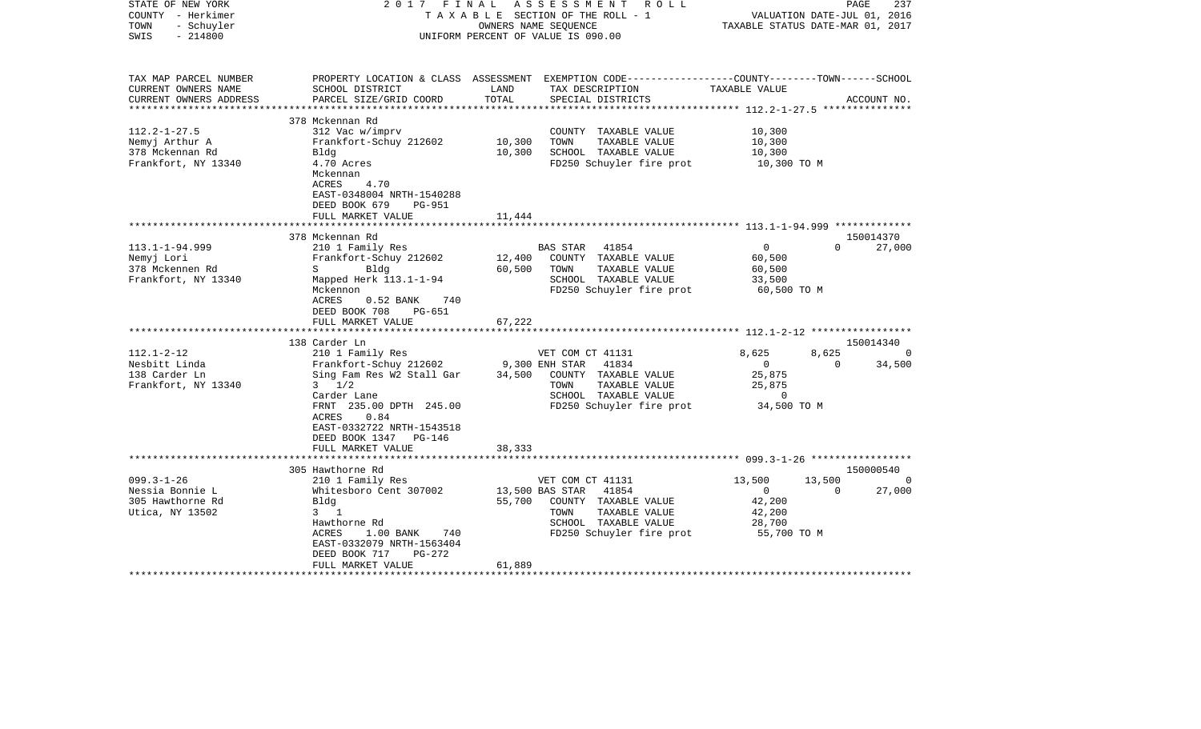STATE OF NEW YORK 2 0 1 7 F I N A L A S S E S S M E N T R O L L
COUNTY - Herkimer T A X A B L E SECTION OF THE ROLL - 1 VALUATION DATE-JUL 01, 2016
TOWN - Schuyler OWNERS NAME SEQUENCE TAXABLE STATUS DATE-MAR 01, 2017
SWIS - 214800 UNIFORM PERCENT OF VALUE IS 090.00

| TAX MAP PARCEL NUMBER<br>CURRENT OWNERS NAME<br>CURRENT OWNERS ADDRESS | PROPERTY LOCATION & CLASS<br>SCHOOL DISTRICT<br>PARCEL SIZE/GRID COORD | ASSESSMENT<br>LAND<br>TOTAL | EXEMPTION CODE<br>TAX DESCRIPTION<br>SPECIAL DISTRICTS | COUNTY<br>TAXABLE VALUE | TOWN | SCHOOL<br>ACCOUNT NO. |
|---|---|---|---|---|---|---|
| | 378 Mckennan Rd | | | | | |
| 112.2-1-27.5 | 312 Vac w/imprv | | COUNTY TAXABLE VALUE | 10,300 | | |
| Nemyj Arthur A | Frankfort-Schuy 212602 | 10,300 | TOWN TAXABLE VALUE | 10,300 | | |
| 378 Mckennan Rd | Bldg | 10,300 | SCHOOL TAXABLE VALUE | 10,300 | | |
| Frankfort, NY 13340 | 4.70 Acres | | FD250 Schuyler fire prot | 10,300 TO M | | |
| | Mckennan | | | | | |
| | ACRES 4.70 | | | | | |
| | EAST-0348004 NRTH-1540288 | | | | | |
| | DEED BOOK 679 PG-951 | | | | | |
| | FULL MARKET VALUE | 11,444 | | | | |
| | 378 Mckennan Rd | | | | | 150014370 |
| 113.1-1-94.999 | 210 1 Family Res | | BAS STAR 41854 | 0 | 0 | 27,000 |
| Nemyj Lori | Frankfort-Schuy 212602 | 12,400 | COUNTY TAXABLE VALUE | 60,500 | | |
| 378 Mckennen Rd | S Bldg | 60,500 | TOWN TAXABLE VALUE | 60,500 | | |
| Frankfort, NY 13340 | Mapped Herk 113.1-1-94 | | SCHOOL TAXABLE VALUE | 33,500 | | |
| | Mckennon | | FD250 Schuyler fire prot | 60,500 TO M | | |
| | ACRES 0.52 BANK 740 | | | | | |
| | DEED BOOK 708 PG-651 | | | | | |
| | FULL MARKET VALUE | 67,222 | | | | |
| | 138 Carder Ln | | | | | 150014340 |
| 112.1-2-12 | 210 1 Family Res | | VET COM CT 41131 | 8,625 | 8,625 | 0 |
| Nesbitt Linda | Frankfort-Schuy 212602 | 9,300 | ENH STAR 41834 | 0 | 0 | 34,500 |
| 138 Carder Ln | Sing Fam Res W2 Stall Gar | 34,500 | COUNTY TAXABLE VALUE | 25,875 | | |
| Frankfort, NY 13340 | 3 1/2 | | TOWN TAXABLE VALUE | 25,875 | | |
| | Carder Lane | | SCHOOL TAXABLE VALUE | 0 | | |
| | FRNT 235.00 DPTH 245.00 | | FD250 Schuyler fire prot | 34,500 TO M | | |
| | ACRES 0.84 | | | | | |
| | EAST-0332722 NRTH-1543518 | | | | | |
| | DEED BOOK 1347 PG-146 | | | | | |
| | FULL MARKET VALUE | 38,333 | | | | |
| | 305 Hawthorne Rd | | | | | 150000540 |
| 099.3-1-26 | 210 1 Family Res | | VET COM CT 41131 | 13,500 | 13,500 | 0 |
| Nessia Bonnie L | Whitesboro Cent 307002 | 13,500 | BAS STAR 41854 | 0 | 0 | 27,000 |
| 305 Hawthorne Rd | Bldg | 55,700 | COUNTY TAXABLE VALUE | 42,200 | | |
| Utica, NY 13502 | 3 1 | | TOWN TAXABLE VALUE | 42,200 | | |
| | Hawthorne Rd | | SCHOOL TAXABLE VALUE | 28,700 | | |
| | ACRES 1.00 BANK 740 | | FD250 Schuyler fire prot | 55,700 TO M | | |
| | EAST-0332079 NRTH-1563404 | | | | | |
| | DEED BOOK 717 PG-272 | | | | | |
| | FULL MARKET VALUE | 61,889 | | | | |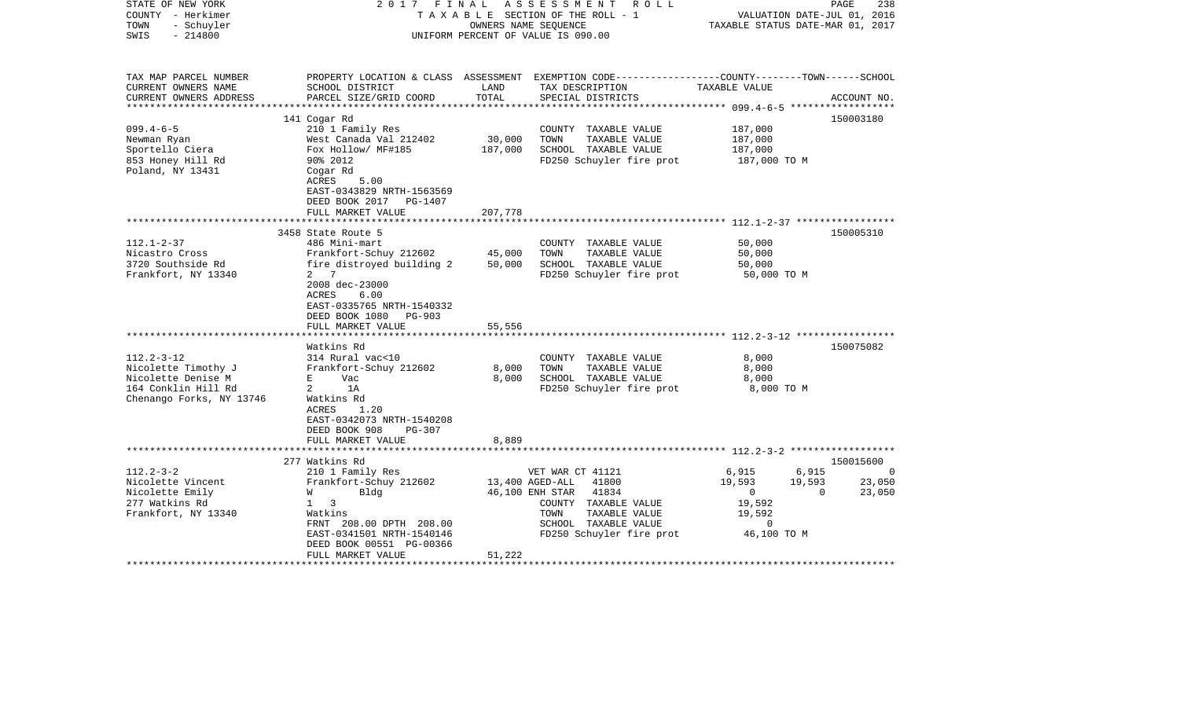STATE OF NEW YORK 2017 FINAL ASSESSMENT ROLL
COUNTY - Herkimer TAXABLE SECTION OF THE ROLL - 1 VALUATION DATE-JUL 01, 2016
TOWN - Schuyler OWNERS NAME SEQUENCE TAXABLE STATUS DATE-MAR 01, 2017
SWIS - 214800 UNIFORM PERCENT OF VALUE IS 090.00

```
TAX MAP PARCEL NUMBER     PROPERTY LOCATION & CLASS  ASSESSMENT  EXEMPTION CODE-----------------COUNTY--------TOWN------SCHOOL
CURRENT OWNERS NAME       SCHOOL DISTRICT              LAND      TAX DESCRIPTION              TAXABLE VALUE
CURRENT OWNERS ADDRESS    PARCEL SIZE/GRID COORD       TOTAL     SPECIAL DISTRICTS                                     ACCOUNT NO.
******************************************************************************************************* 099.4-6-5 ******************
                          141 Cogar Rd                                                                                 150003180
099.4-6-5                 210 1 Family Res                        COUNTY  TAXABLE VALUE          187,000
Newman Ryan               West Canada Val 212402       30,000     TOWN    TAXABLE VALUE          187,000
Sportello Ciera           Fox Hollow/ MF#185          187,000     SCHOOL  TAXABLE VALUE          187,000
853 Honey Hill Rd         90% 2012                                FD250 Schuyler fire prot        187,000 TO M
Poland, NY 13431          Cogar Rd
                          ACRES     5.00
                          EAST-0343829 NRTH-1563569
                          DEED BOOK 2017   PG-1407
                          FULL MARKET VALUE           207,778
******************************************************************************************************* 112.1-2-37 *****************
                          3458 State Route 5                                                                           150005310
112.1-2-37                486 Mini-mart                           COUNTY  TAXABLE VALUE           50,000
Nicastro Cross            Frankfort-Schuy 212602       45,000     TOWN    TAXABLE VALUE           50,000
3720 Southside Rd         fire distroyed building 2    50,000     SCHOOL  TAXABLE VALUE           50,000
Frankfort, NY 13340       2  7                                    FD250 Schuyler fire prot         50,000 TO M
                          2008 dec-23000
                          ACRES     6.00
                          EAST-0335765 NRTH-1540332
                          DEED BOOK 1080   PG-903
                          FULL MARKET VALUE            55,556
******************************************************************************************************* 112.2-3-12 *****************
                          Watkins Rd                                                                                   150075082
112.2-3-12                314 Rural vac<10                        COUNTY  TAXABLE VALUE            8,000
Nicolette Timothy J       Frankfort-Schuy 212602        8,000     TOWN    TAXABLE VALUE            8,000
Nicolette Denise M        E      Vac                    8,000     SCHOOL  TAXABLE VALUE            8,000
164 Conklin Hill Rd       2      1A                               FD250 Schuyler fire prot          8,000 TO M
Chenango Forks, NY 13746  Watkins Rd
                          ACRES     1.20
                          EAST-0342073 NRTH-1540208
                          DEED BOOK 908    PG-307
                          FULL MARKET VALUE             8,889
******************************************************************************************************* 112.2-3-2 ******************
                          277 Watkins Rd                                                                               150015600
112.2-3-2                 210 1 Family Res                  VET WAR CT 41121               6,915      6,915            0
Nicolette Vincent         Frankfort-Schuy 212602       13,400 AGED-ALL   41800            19,593     19,593       23,050
Nicolette Emily           W      Bldg                  46,100 ENH STAR   41834                 0          0       23,050
277 Watkins Rd            1   3                                   COUNTY  TAXABLE VALUE           19,592
Frankfort, NY 13340       Watkins                                 TOWN    TAXABLE VALUE           19,592
                          FRNT  208.00 DPTH  208.00               SCHOOL  TAXABLE VALUE                0
                          EAST-0341501 NRTH-1540146               FD250 Schuyler fire prot         46,100 TO M
                          DEED BOOK 00551 PG-00366
                          FULL MARKET VALUE            51,222
************************************************************************************************************************************
```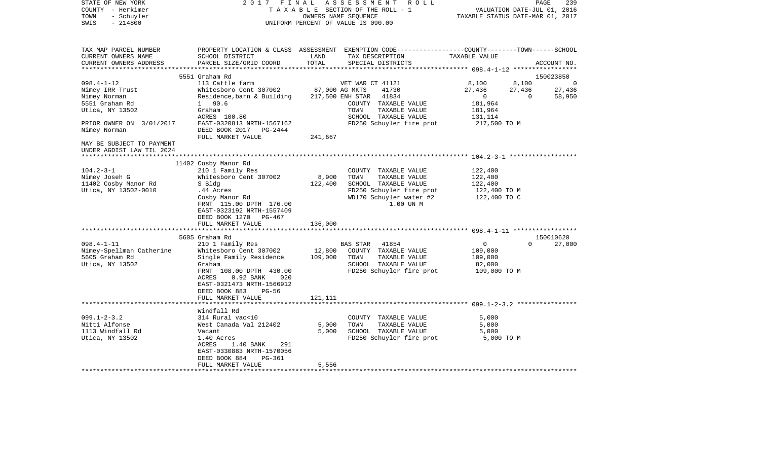STATE OF NEW YORK
COUNTY - Herkimer
TOWN - Schuyler
SWIS - 214800

2017 FINAL ASSESSMENT ROLL
TAXABLE SECTION OF THE ROLL - 1
OWNERS NAME SEQUENCE
UNIFORM PERCENT OF VALUE IS 090.00

VALUATION DATE-JUL 01, 2016
TAXABLE STATUS DATE-MAR 01, 2017

| TAX MAP PARCEL NUMBER<br>CURRENT OWNERS NAME<br>CURRENT OWNERS ADDRESS | PROPERTY LOCATION & CLASS<br>SCHOOL DISTRICT<br>PARCEL SIZE/GRID COORD | ASSESSMENT<br>LAND<br>TOTAL | EXEMPTION CODE<br>TAX DESCRIPTION<br>SPECIAL DISTRICTS | COUNTY | TOWN | SCHOOL<br>TAXABLE VALUE<br>ACCOUNT NO. |
|---|---|---|---|---|---|---|
| | 5551 Graham Rd | | | | | 150023850 |
| 098.4-1-12 | 113 Cattle farm | | VET WAR CT 41121 | 8,100 | 8,100 | 0 |
| Nimey IRR Trust | Whitesboro Cent 307002 | 87,000 | AG MKTS 41730 | 27,436 | 27,436 | 27,436 |
| Nimey Norman | Residence,barn & Building | 217,500 | ENH STAR 41834 | 0 | 0 | 58,950 |
| 5551 Graham Rd | 1 90.6 | | COUNTY TAXABLE VALUE | 181,964 | | |
| Utica, NY 13502 | Graham | | TOWN TAXABLE VALUE | 181,964 | | |
| | ACRES 100.80 | | SCHOOL TAXABLE VALUE | 131,114 | | |
| PRIOR OWNER ON 3/01/2017 | EAST-0320813 NRTH-1567162 | | FD250 Schuyler fire prot | 217,500 TO M | | |
| Nimey Norman | DEED BOOK 2017 PG-2444 | | | | | |
| | FULL MARKET VALUE | 241,667 | | | | |
| MAY BE SUBJECT TO PAYMENT<br>UNDER AGDIST LAW TIL 2024 | | | | | | |
| | 11402 Cosby Manor Rd | | | | | |
| 104.2-3-1 | 210 1 Family Res | | COUNTY TAXABLE VALUE | 122,400 | | |
| Nimey Joseph G | Whitesboro Cent 307002 | 8,900 | TOWN TAXABLE VALUE | 122,400 | | |
| 11402 Cosby Manor Rd | S Bldg | 122,400 | SCHOOL TAXABLE VALUE | 122,400 | | |
| Utica, NY 13502-0010 | .44 Acres | | FD250 Schuyler fire prot | 122,400 TO M | | |
| | Cosby Manor Rd | | WD170 Schuyler water #2 | 122,400 TO C | | |
| | FRNT 115.00 DPTH 176.00 | | 1.00 UN M | | | |
| | EAST-0323192 NRTH-1557409 | | | | | |
| | DEED BOOK 1270 PG-467 | | | | | |
| | FULL MARKET VALUE | 136,000 | | | | |
| | 5605 Graham Rd | | | | | 150010620 |
| 098.4-1-11 | 210 1 Family Res | | BAS STAR 41854 | 0 | 0 | 27,000 |
| Nimey-Spellman Catherine | Whitesboro Cent 307002 | 12,800 | COUNTY TAXABLE VALUE | 109,000 | | |
| 5605 Graham Rd | Single Family Residence | 109,000 | TOWN TAXABLE VALUE | 109,000 | | |
| Utica, NY 13502 | Graham | | SCHOOL TAXABLE VALUE | 82,000 | | |
| | FRNT 108.00 DPTH 430.00 | | FD250 Schuyler fire prot | 109,000 TO M | | |
| | ACRES 0.92 BANK 020 | | | | | |
| | EAST-0321473 NRTH-1566912 | | | | | |
| | DEED BOOK 883 PG-56 | | | | | |
| | FULL MARKET VALUE | 121,111 | | | | |
| | Windfall Rd | | | | | |
| 099.1-2-3.2 | 314 Rural vac<10 | | COUNTY TAXABLE VALUE | 5,000 | | |
| Nitti Alfonse | West Canada Val 212402 | 5,000 | TOWN TAXABLE VALUE | 5,000 | | |
| 1113 Windfall Rd | Vacant | 5,000 | SCHOOL TAXABLE VALUE | 5,000 | | |
| Utica, NY 13502 | 1.40 Acres | | FD250 Schuyler fire prot | 5,000 TO M | | |
| | ACRES 1.40 BANK 291 | | | | | |
| | EAST-0330883 NRTH-1570056 | | | | | |
| | DEED BOOK 884 PG-361 | | | | | |
| | FULL MARKET VALUE | 5,556 | | | | |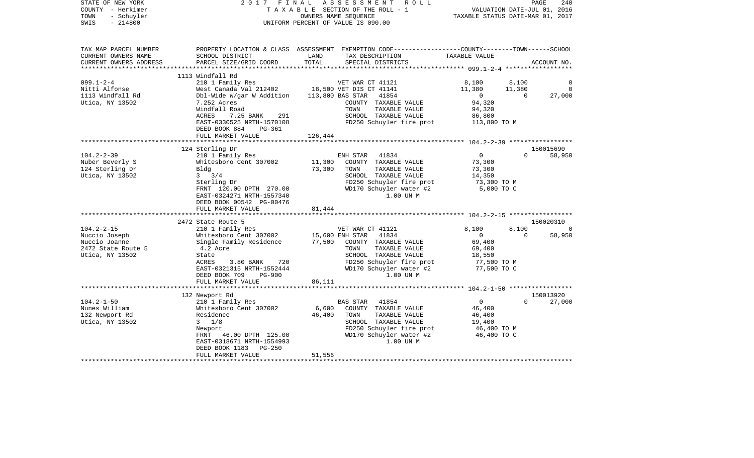STATE OF NEW YORK
COUNTY - Herkimer
TOWN - Schuyler
SWIS - 214800

2017 FINAL ASSESSMENT ROLL
TAXABLE SECTION OF THE ROLL - 1
OWNERS NAME SEQUENCE
UNIFORM PERCENT OF VALUE IS 090.00

VALUATION DATE-JUL 01, 2016
TAXABLE STATUS DATE-MAR 01, 2017

| TAX MAP PARCEL NUMBER / CURRENT OWNERS NAME / CURRENT OWNERS ADDRESS | PROPERTY LOCATION & CLASS / SCHOOL DISTRICT / PARCEL SIZE/GRID COORD | LAND / TOTAL | EXEMPTION CODE / TAX DESCRIPTION / SPECIAL DISTRICTS | COUNTY | TOWN | SCHOOL / ACCOUNT NO. |
|---|---|---|---|---|---|---|
| **099.1-2-4** | 1113 Windfall Rd | | | | | |
| | 210 1 Family Res | | VET WAR CT 41121 | 8,100 | 8,100 | 0 |
| Nitti Alfonse | West Canada Val 212402 | 18,500 | VET DIS CT 41141 | 11,380 | 11,380 | 0 |
| 1113 Windfall Rd | Dbl-Wide W/gar W Addition | 113,800 | BAS STAR 41854 | 0 | 0 | 27,000 |
| Utica, NY 13502 | 7.252 Acres | | COUNTY TAXABLE VALUE | 94,320 | | |
| | Windfall Road | | TOWN TAXABLE VALUE | | 94,320 | |
| | ACRES 7.25 BANK 291 | | SCHOOL TAXABLE VALUE | | | 86,800 |
| | EAST-0330525 NRTH-1570108 | | FD250 Schuyler fire prot | 113,800 TO M | | |
| | DEED BOOK 884 PG-361 | | | | | |
| | FULL MARKET VALUE | 126,444 | | | | |
| **104.2-2-39** | 124 Sterling Dr | | | | | 150015690 |
| | 210 1 Family Res | | ENH STAR 41834 | 0 | 0 | 58,950 |
| Nuber Beverly S | Whitesboro Cent 307002 | 11,300 | COUNTY TAXABLE VALUE | 73,300 | | |
| 124 Sterling Dr | Bldg | 73,300 | TOWN TAXABLE VALUE | | 73,300 | |
| Utica, NY 13502 | 3 3/4 | | SCHOOL TAXABLE VALUE | | | 14,350 |
| | Sterling Dr | | FD250 Schuyler fire prot | 73,300 TO M | | |
| | FRNT 120.00 DPTH 270.00 | | WD170 Schuyler water #2 | 5,000 TO C | | |
| | EAST-0324271 NRTH-1557340 | | 1.00 UN M | | | |
| | DEED BOOK 00542 PG-00476 | | | | | |
| | FULL MARKET VALUE | 81,444 | | | | |
| **104.2-2-15** | 2472 State Route 5 | | | | | 150020310 |
| | 210 1 Family Res | | VET WAR CT 41121 | 8,100 | 8,100 | 0 |
| Nuccio Joseph | Whitesboro Cent 307002 | 15,600 | ENH STAR 41834 | 0 | 0 | 58,950 |
| Nuccio Joanne | Single Family Residence | 77,500 | COUNTY TAXABLE VALUE | 69,400 | | |
| 2472 State Route 5 | 4.2 Acre | | TOWN TAXABLE VALUE | | 69,400 | |
| Utica, NY 13502 | State | | SCHOOL TAXABLE VALUE | | | 18,550 |
| | ACRES 3.80 BANK 720 | | FD250 Schuyler fire prot | 77,500 TO M | | |
| | EAST-0321315 NRTH-1552444 | | WD170 Schuyler water #2 | 77,500 TO C | | |
| | DEED BOOK 709 PG-900 | | 1.00 UN M | | | |
| | FULL MARKET VALUE | 86,111 | | | | |
| **104.2-1-50** | 132 Newport Rd | | | | | 150013920 |
| | 210 1 Family Res | | BAS STAR 41854 | 0 | 0 | 27,000 |
| Nunes William | Whitesboro Cent 307002 | 6,600 | COUNTY TAXABLE VALUE | 46,400 | | |
| 132 Newport Rd | Residence | 46,400 | TOWN TAXABLE VALUE | | 46,400 | |
| Utica, NY 13502 | 3 1/8 | | SCHOOL TAXABLE VALUE | | | 19,400 |
| | Newport | | FD250 Schuyler fire prot | 46,400 TO M | | |
| | FRNT 46.00 DPTH 125.00 | | WD170 Schuyler water #2 | 46,400 TO C | | |
| | EAST-0318671 NRTH-1554993 | | 1.00 UN M | | | |
| | DEED BOOK 1183 PG-250 | | | | | |
| | FULL MARKET VALUE | 51,556 | | | | |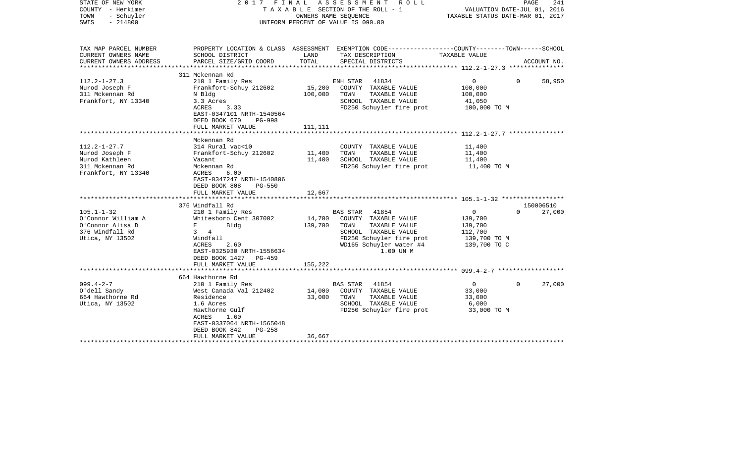STATE OF NEW YORK — 2017 FINAL ASSESSMENT ROLL
COUNTY - Herkimer — TAXABLE SECTION OF THE ROLL - 1 — VALUATION DATE-JUL 01, 2016
TOWN - Schuyler — OWNERS NAME SEQUENCE — TAXABLE STATUS DATE-MAR 01, 2017
SWIS - 214800 — UNIFORM PERCENT OF VALUE IS 090.00

| TAX MAP PARCEL NUMBER<br>CURRENT OWNERS NAME<br>CURRENT OWNERS ADDRESS | PROPERTY LOCATION & CLASS<br>SCHOOL DISTRICT<br>PARCEL SIZE/GRID COORD | ASSESSMENT<br>LAND<br>TOTAL | EXEMPTION CODE<br>TAX DESCRIPTION<br>SPECIAL DISTRICTS | COUNTY/TOWN<br>TAXABLE VALUE | SCHOOL<br><br>ACCOUNT NO. |
|---|---|---|---|---|---|
| 112.2-1-27.3<br>Nurod Joseph F<br>311 Mckennan Rd<br>Frankfort, NY 13340 | 311 Mckennan Rd<br>210 1 Family Res<br>Frankfort-Schuy 212602<br>N Bldg<br>3.3 Acres<br>ACRES 3.33<br>EAST-0347101 NRTH-1540564<br>DEED BOOK 670 PG-998<br>FULL MARKET VALUE | <br><br>15,200<br>100,000<br><br><br><br><br>111,111 | ENH STAR 41834<br>COUNTY TAXABLE VALUE<br>TOWN TAXABLE VALUE<br>SCHOOL TAXABLE VALUE<br>FD250 Schuyler fire prot | 0 0<br>100,000<br>100,000<br>41,050<br>100,000 TO M | 58,950 |
| 112.2-1-27.7<br>Nurod Joseph F<br>Nurod Kathleen<br>311 Mckennan Rd<br>Frankfort, NY 13340 | Mckennan Rd<br>314 Rural vac<10<br>Frankfort-Schuy 212602<br>Vacant<br>Mckennan Rd<br>ACRES 6.00<br>EAST-0347247 NRTH-1540806<br>DEED BOOK 808 PG-550<br>FULL MARKET VALUE | <br><br>11,400<br>11,400<br><br><br><br><br>12,667 | COUNTY TAXABLE VALUE<br>TOWN TAXABLE VALUE<br>SCHOOL TAXABLE VALUE<br>FD250 Schuyler fire prot | 11,400<br>11,400<br>11,400<br>11,400 TO M | |
| 105.1-1-32<br>O'Connor William A<br>O'Connor Alisa D<br>376 Windfall Rd<br>Utica, NY 13502 | 376 Windfall Rd<br>210 1 Family Res<br>Whitesboro Cent 307002<br>E Bldg<br>3 4<br>Windfall<br>ACRES 2.60<br>EAST-0325930 NRTH-1556634<br>DEED BOOK 1427 PG-459<br>FULL MARKET VALUE | <br><br>14,700<br>139,700<br><br><br><br><br><br>155,222 | BAS STAR 41854<br>COUNTY TAXABLE VALUE<br>TOWN TAXABLE VALUE<br>SCHOOL TAXABLE VALUE<br>FD250 Schuyler fire prot<br>WD165 Schuyler water #4<br>1.00 UN M | 0 0<br>139,700<br>139,700<br>112,700<br>139,700 TO M<br>139,700 TO C | 150006510<br>27,000 |
| 099.4-2-7<br>O'dell Sandy<br>664 Hawthorne Rd<br>Utica, NY 13502 | 664 Hawthorne Rd<br>210 1 Family Res<br>West Canada Val 212402<br>Residence<br>1.6 Acres<br>Hawthorne Gulf<br>ACRES 1.60<br>EAST-0337064 NRTH-1565048<br>DEED BOOK 842 PG-258<br>FULL MARKET VALUE | <br><br>14,000<br>33,000<br><br><br><br><br><br>36,667 | BAS STAR 41854<br>COUNTY TAXABLE VALUE<br>TOWN TAXABLE VALUE<br>SCHOOL TAXABLE VALUE<br>FD250 Schuyler fire prot | 0 0<br>33,000<br>33,000<br>6,000<br>33,000 TO M | 27,000 |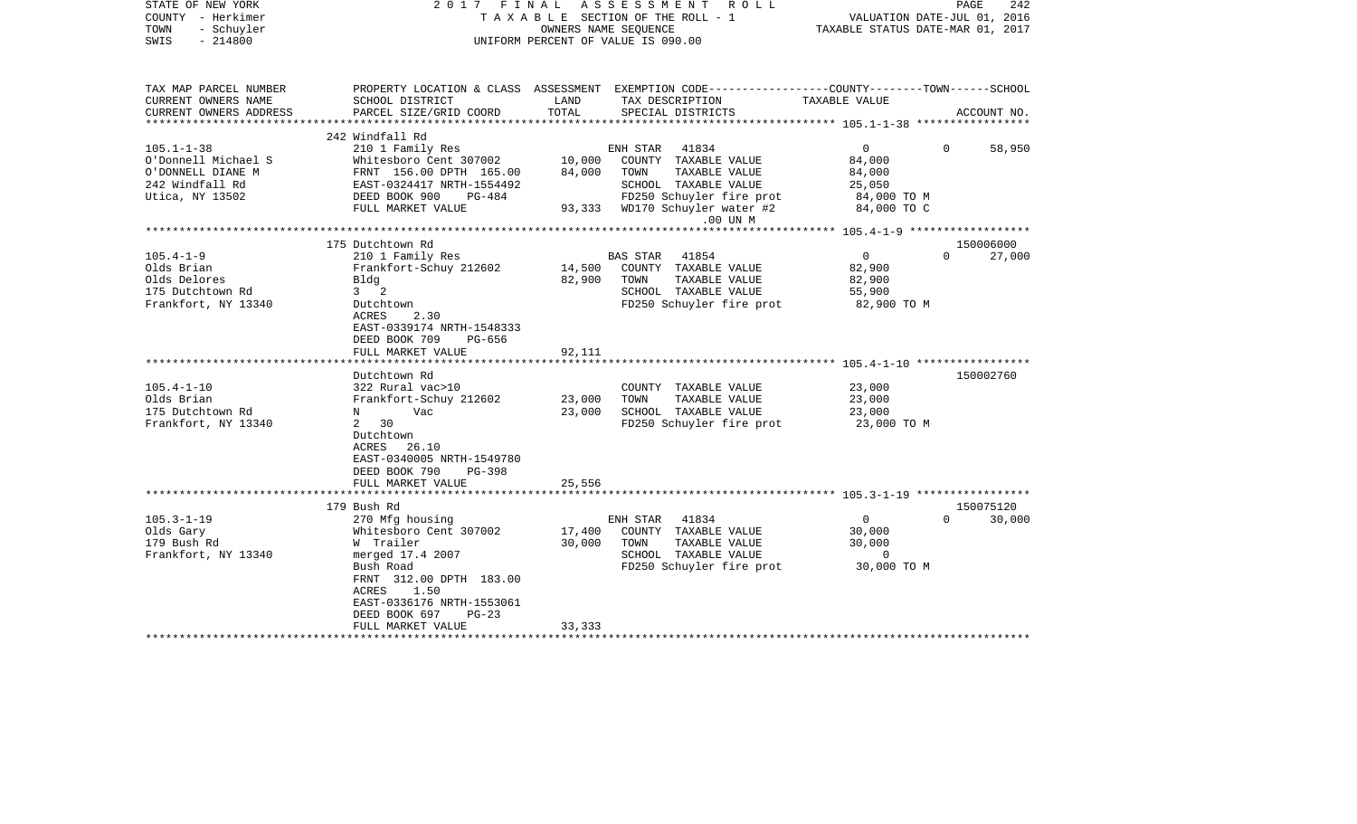STATE OF NEW YORK 2017 FINAL ASSESSMENT ROLL
COUNTY - Herkimer TAXABLE SECTION OF THE ROLL - 1 VALUATION DATE-JUL 01, 2016
TOWN - Schuyler OWNERS NAME SEQUENCE TAXABLE STATUS DATE-MAR 01, 2017
SWIS - 214800 UNIFORM PERCENT OF VALUE IS 090.00

| TAX MAP PARCEL NUMBER / CURRENT OWNERS NAME / CURRENT OWNERS ADDRESS | PROPERTY LOCATION & CLASS / SCHOOL DISTRICT / PARCEL SIZE/GRID COORD | ASSESSMENT LAND / TOTAL | EXEMPTION CODE / TAX DESCRIPTION / SPECIAL DISTRICTS | COUNTY--------TOWN------SCHOOL TAXABLE VALUE | ACCOUNT NO. |
|---|---|---|---|---|---|
| 105.1-1-38 | 242 Windfall Rd | | | | |
| | 210 1 Family Res | | ENH STAR 41834 | 0 0 58,950 | |
| O'Donnell Michael S | Whitesboro Cent 307002 | 10,000 | COUNTY TAXABLE VALUE | 84,000 | |
| O'DONNELL DIANE M | FRNT 156.00 DPTH 165.00 | 84,000 | TOWN TAXABLE VALUE | 84,000 | |
| 242 Windfall Rd | EAST-0324417 NRTH-1554492 | | SCHOOL TAXABLE VALUE | 25,050 | |
| Utica, NY 13502 | DEED BOOK 900 PG-484 | | FD250 Schuyler fire prot | 84,000 TO M | |
| | FULL MARKET VALUE | 93,333 | WD170 Schuyler water #2 | 84,000 TO C | |
| | | | .00 UN M | | |
| 105.4-1-9 | 175 Dutchtown Rd | | | | 150006000 |
| | 210 1 Family Res | | BAS STAR 41854 | 0 0 27,000 | |
| Olds Brian | Frankfort-Schuy 212602 | 14,500 | COUNTY TAXABLE VALUE | 82,900 | |
| Olds Delores | Bldg | 82,900 | TOWN TAXABLE VALUE | 82,900 | |
| 175 Dutchtown Rd | 3 2 | | SCHOOL TAXABLE VALUE | 55,900 | |
| Frankfort, NY 13340 | Dutchtown | | FD250 Schuyler fire prot | 82,900 TO M | |
| | ACRES 2.30 | | | | |
| | EAST-0339174 NRTH-1548333 | | | | |
| | DEED BOOK 709 PG-656 | | | | |
| | FULL MARKET VALUE | 92,111 | | | |
| 105.4-1-10 | Dutchtown Rd | | | | 150002760 |
| | 322 Rural vac>10 | | COUNTY TAXABLE VALUE | 23,000 | |
| Olds Brian | Frankfort-Schuy 212602 | 23,000 | TOWN TAXABLE VALUE | 23,000 | |
| 175 Dutchtown Rd | N Vac | 23,000 | SCHOOL TAXABLE VALUE | 23,000 | |
| Frankfort, NY 13340 | 2 30 | | FD250 Schuyler fire prot | 23,000 TO M | |
| | Dutchtown | | | | |
| | ACRES 26.10 | | | | |
| | EAST-0340005 NRTH-1549780 | | | | |
| | DEED BOOK 790 PG-398 | | | | |
| | FULL MARKET VALUE | 25,556 | | | |
| 105.3-1-19 | 179 Bush Rd | | | | 150075120 |
| | 270 Mfg housing | | ENH STAR 41834 | 0 0 30,000 | |
| Olds Gary | Whitesboro Cent 307002 | 17,400 | COUNTY TAXABLE VALUE | 30,000 | |
| 179 Bush Rd | W Trailer | 30,000 | TOWN TAXABLE VALUE | 30,000 | |
| Frankfort, NY 13340 | merged 17.4 2007 | | SCHOOL TAXABLE VALUE | 0 | |
| | Bush Road | | FD250 Schuyler fire prot | 30,000 TO M | |
| | FRNT 312.00 DPTH 183.00 | | | | |
| | ACRES 1.50 | | | | |
| | EAST-0336176 NRTH-1553061 | | | | |
| | DEED BOOK 697 PG-23 | | | | |
| | FULL MARKET VALUE | 33,333 | | | |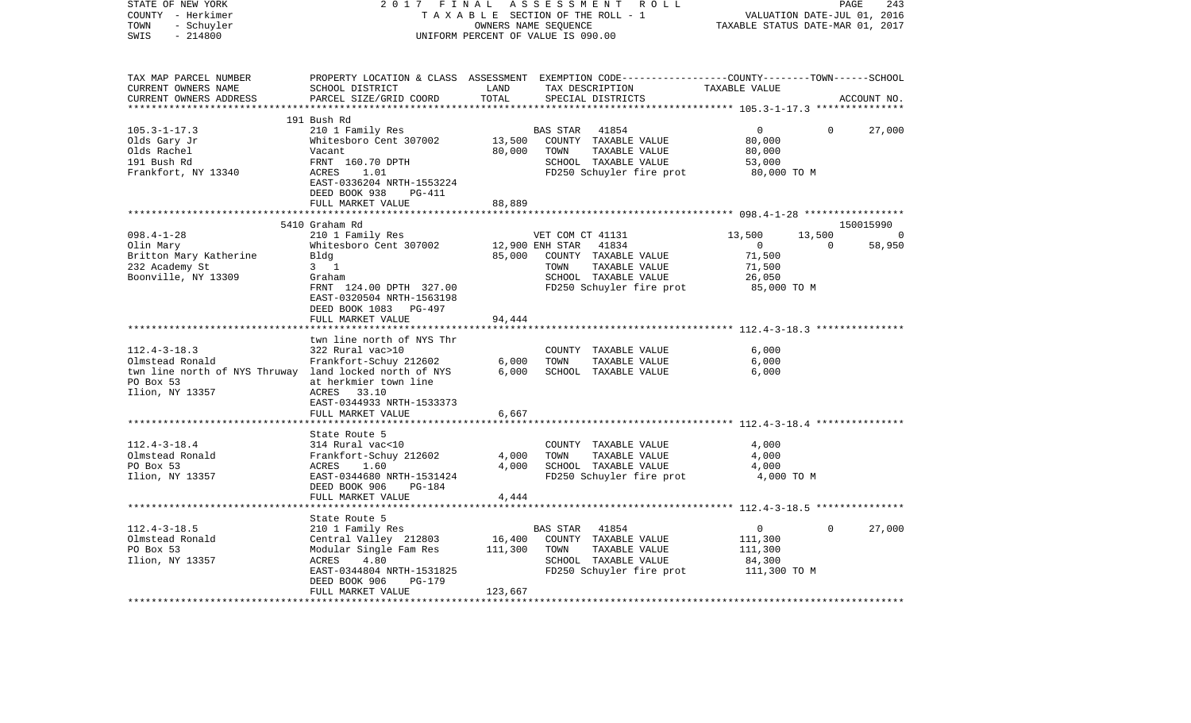STATE OF NEW YORK — 2017 FINAL ASSESSMENT ROLL
COUNTY - Herkimer — TAXABLE SECTION OF THE ROLL - 1 — VALUATION DATE-JUL 01, 2016
TOWN - Schuyler — OWNERS NAME SEQUENCE — TAXABLE STATUS DATE-MAR 01, 2017
SWIS - 214800 — UNIFORM PERCENT OF VALUE IS 090.00

| TAX MAP PARCEL NUMBER / CURRENT OWNERS NAME / CURRENT OWNERS ADDRESS | PROPERTY LOCATION & CLASS / SCHOOL DISTRICT / PARCEL SIZE/GRID COORD | ASSESSMENT LAND / TOTAL | EXEMPTION CODE / TAX DESCRIPTION / SPECIAL DISTRICTS | COUNTY | TOWN | SCHOOL / TAXABLE VALUE | ACCOUNT NO. |
|---|---|---|---|---|---|---|---|
| **105.3-1-17.3** | 191 Bush Rd | | | | | | |
| 105.3-1-17.3 | 210 1 Family Res | | BAS STAR 41854 | 0 | 0 | 27,000 | |
| Olds Gary Jr | Whitesboro Cent 307002 | 13,500 | COUNTY TAXABLE VALUE | 80,000 | | | |
| Olds Rachel | Vacant | 80,000 | TOWN TAXABLE VALUE | | 80,000 | | |
| 191 Bush Rd | FRNT 160.70 DPTH | | SCHOOL TAXABLE VALUE | | | 53,000 | |
| Frankfort, NY 13340 | ACRES 1.01 | | FD250 Schuyler fire prot | 80,000 TO M | | | |
| | EAST-0336204 NRTH-1553224 | | | | | | |
| | DEED BOOK 938 PG-411 | | | | | | |
| | FULL MARKET VALUE | 88,889 | | | | | |
| **098.4-1-28** | 5410 Graham Rd | | | | | | 150015990 |
| 098.4-1-28 | 210 1 Family Res | | VET COM CT 41131 | 13,500 | 13,500 | 0 | |
| Olin Mary | Whitesboro Cent 307002 | 12,900 | ENH STAR 41834 | 0 | 0 | 58,950 | |
| Britton Mary Katherine | Bldg | 85,000 | COUNTY TAXABLE VALUE | 71,500 | | | |
| 232 Academy St | 3 1 | | TOWN TAXABLE VALUE | | 71,500 | | |
| Boonville, NY 13309 | Graham | | SCHOOL TAXABLE VALUE | | | 26,050 | |
| | FRNT 124.00 DPTH 327.00 | | FD250 Schuyler fire prot | 85,000 TO M | | | |
| | EAST-0320504 NRTH-1563198 | | | | | | |
| | DEED BOOK 1083 PG-497 | | | | | | |
| | FULL MARKET VALUE | 94,444 | | | | | |
| **112.4-3-18.3** | twn line north of NYS Thr | | | | | | |
| 112.4-3-18.3 | 322 Rural vac>10 | | COUNTY TAXABLE VALUE | 6,000 | | | |
| Olmstead Ronald | Frankfort-Schuy 212602 | 6,000 | TOWN TAXABLE VALUE | | 6,000 | | |
| twn line north of NYS Thruway | land locked north of NYS | 6,000 | SCHOOL TAXABLE VALUE | | | 6,000 | |
| PO Box 53 | at herkmier town line | | | | | | |
| Ilion, NY 13357 | ACRES 33.10 | | | | | | |
| | EAST-0344933 NRTH-1533373 | | | | | | |
| | FULL MARKET VALUE | 6,667 | | | | | |
| **112.4-3-18.4** | State Route 5 | | | | | | |
| 112.4-3-18.4 | 314 Rural vac<10 | | COUNTY TAXABLE VALUE | 4,000 | | | |
| Olmstead Ronald | Frankfort-Schuy 212602 | 4,000 | TOWN TAXABLE VALUE | | 4,000 | | |
| PO Box 53 | ACRES 1.60 | 4,000 | SCHOOL TAXABLE VALUE | | | 4,000 | |
| Ilion, NY 13357 | EAST-0344680 NRTH-1531424 | | FD250 Schuyler fire prot | 4,000 TO M | | | |
| | DEED BOOK 906 PG-184 | | | | | | |
| | FULL MARKET VALUE | 4,444 | | | | | |
| **112.4-3-18.5** | State Route 5 | | | | | | |
| 112.4-3-18.5 | 210 1 Family Res | | BAS STAR 41854 | 0 | 0 | 27,000 | |
| Olmstead Ronald | Central Valley 212803 | 16,400 | COUNTY TAXABLE VALUE | 111,300 | | | |
| PO Box 53 | Modular Single Fam Res | 111,300 | TOWN TAXABLE VALUE | | 111,300 | | |
| Ilion, NY 13357 | ACRES 4.80 | | SCHOOL TAXABLE VALUE | | | 84,300 | |
| | EAST-0344804 NRTH-1531825 | | FD250 Schuyler fire prot | 111,300 TO M | | | |
| | DEED BOOK 906 PG-179 | | | | | | |
| | FULL MARKET VALUE | 123,667 | | | | | |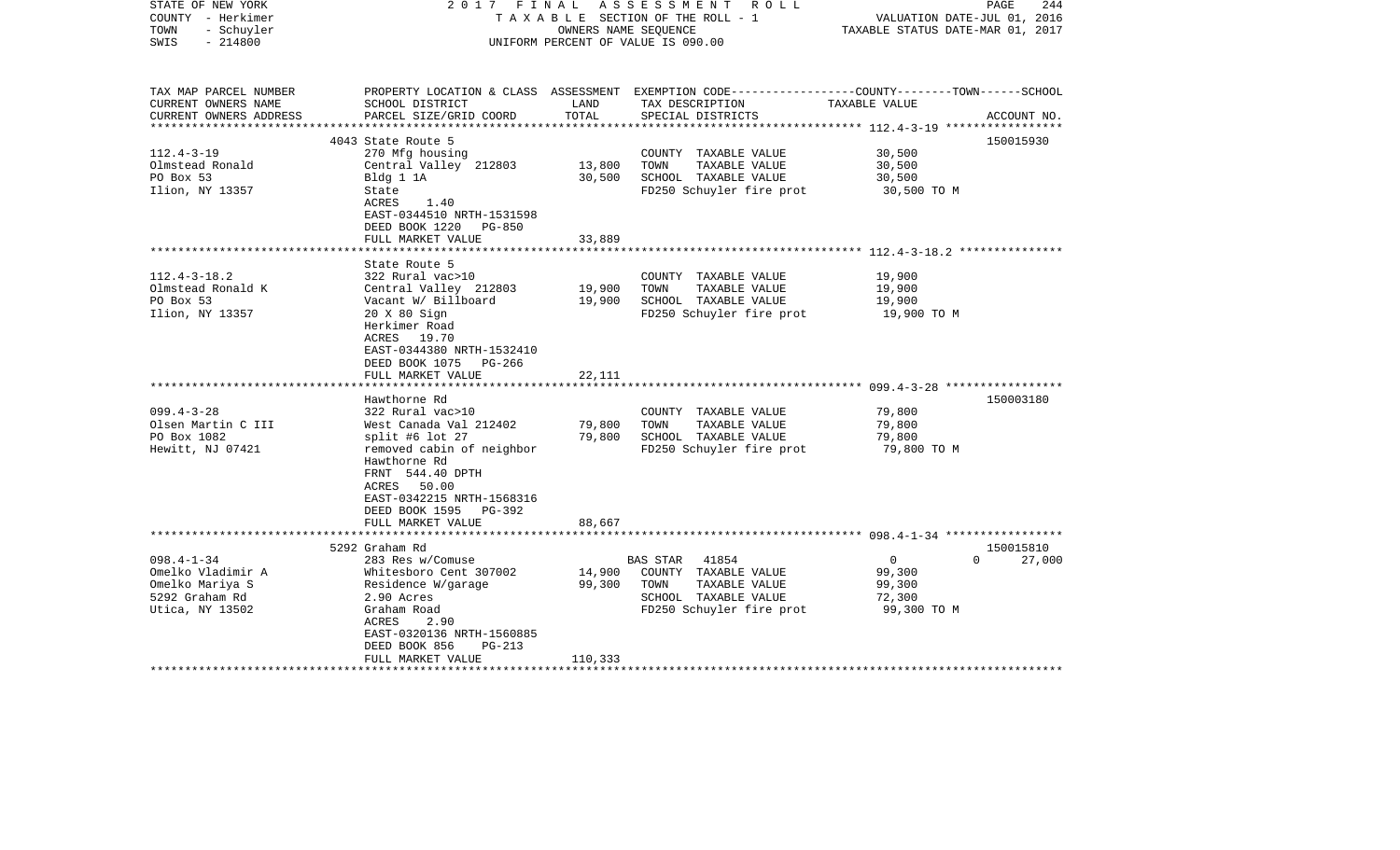STATE OF NEW YORK — 2017 FINAL ASSESSMENT ROLL
COUNTY - Herkimer — TAXABLE SECTION OF THE ROLL - 1 — VALUATION DATE-JUL 01, 2016
TOWN - Schuyler — OWNERS NAME SEQUENCE — TAXABLE STATUS DATE-MAR 01, 2017
SWIS - 214800 — UNIFORM PERCENT OF VALUE IS 090.00

| TAX MAP PARCEL NUMBER / CURRENT OWNERS NAME / CURRENT OWNERS ADDRESS | PROPERTY LOCATION & CLASS / SCHOOL DISTRICT / PARCEL SIZE/GRID COORD | ASSESSMENT LAND / TOTAL | EXEMPTION CODE / TAX DESCRIPTION / SPECIAL DISTRICTS | COUNTY / TOWN / SCHOOL TAXABLE VALUE | ACCOUNT NO. |
|---|---|---|---|---|---|
| **112.4-3-19** | 4043 State Route 5 | | | | 150015930 |
| 112.4-3-19 | 270 Mfg housing | | COUNTY TAXABLE VALUE | 30,500 | |
| Olmstead Ronald | Central Valley 212803 | 13,800 | TOWN TAXABLE VALUE | 30,500 | |
| PO Box 53 | Bldg 1 1A | 30,500 | SCHOOL TAXABLE VALUE | 30,500 | |
| Ilion, NY 13357 | State | | FD250 Schuyler fire prot | 30,500 TO M | |
| | ACRES 1.40 | | | | |
| | EAST-0344510 NRTH-1531598 | | | | |
| | DEED BOOK 1220 PG-850 | | | | |
| | FULL MARKET VALUE | 33,889 | | | |
| **112.4-3-18.2** | State Route 5 | | | | |
| 112.4-3-18.2 | 322 Rural vac>10 | | COUNTY TAXABLE VALUE | 19,900 | |
| Olmstead Ronald K | Central Valley 212803 | 19,900 | TOWN TAXABLE VALUE | 19,900 | |
| PO Box 53 | Vacant W/ Billboard | 19,900 | SCHOOL TAXABLE VALUE | 19,900 | |
| Ilion, NY 13357 | 20 X 80 Sign | | FD250 Schuyler fire prot | 19,900 TO M | |
| | Herkimer Road | | | | |
| | ACRES 19.70 | | | | |
| | EAST-0344380 NRTH-1532410 | | | | |
| | DEED BOOK 1075 PG-266 | | | | |
| | FULL MARKET VALUE | 22,111 | | | |
| **099.4-3-28** | Hawthorne Rd | | | | 150003180 |
| 099.4-3-28 | 322 Rural vac>10 | | COUNTY TAXABLE VALUE | 79,800 | |
| Olsen Martin C III | West Canada Val 212402 | 79,800 | TOWN TAXABLE VALUE | 79,800 | |
| PO Box 1082 | split #6 lot 27 | 79,800 | SCHOOL TAXABLE VALUE | 79,800 | |
| Hewitt, NJ 07421 | removed cabin of neighbor | | FD250 Schuyler fire prot | 79,800 TO M | |
| | Hawthorne Rd | | | | |
| | FRNT 544.40 DPTH | | | | |
| | ACRES 50.00 | | | | |
| | EAST-0342215 NRTH-1568316 | | | | |
| | DEED BOOK 1595 PG-392 | | | | |
| | FULL MARKET VALUE | 88,667 | | | |
| **098.4-1-34** | 5292 Graham Rd | | | | 150015810 |
| 098.4-1-34 | 283 Res w/Comuse | | BAS STAR 41854 | 0 / 0 / 27,000 | |
| Omelko Vladimir A | Whitesboro Cent 307002 | 14,900 | COUNTY TAXABLE VALUE | 99,300 | |
| Omelko Mariya S | Residence W/garage | 99,300 | TOWN TAXABLE VALUE | 99,300 | |
| 5292 Graham Rd | 2.90 Acres | | SCHOOL TAXABLE VALUE | 72,300 | |
| Utica, NY 13502 | Graham Road | | FD250 Schuyler fire prot | 99,300 TO M | |
| | ACRES 2.90 | | | | |
| | EAST-0320136 NRTH-1560885 | | | | |
| | DEED BOOK 856 PG-213 | | | | |
| | FULL MARKET VALUE | 110,333 | | | |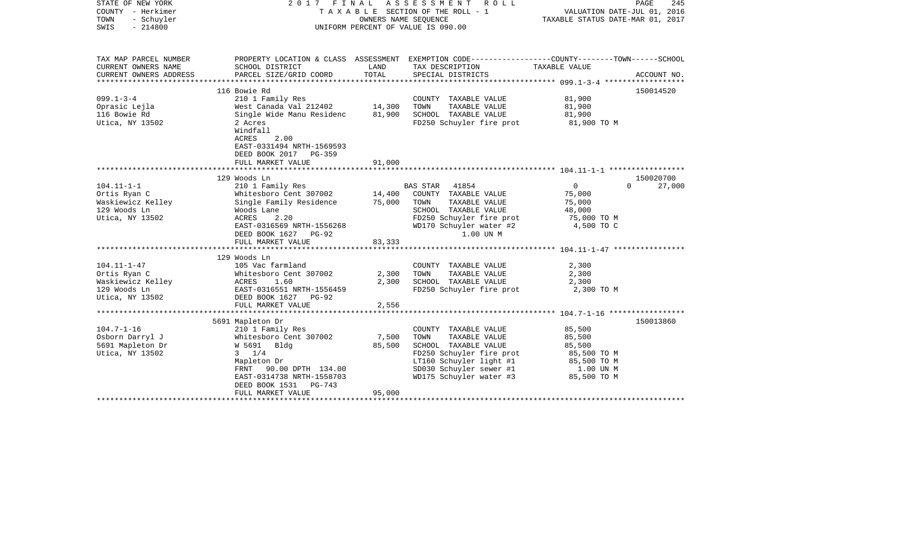STATE OF NEW YORK · COUNTY - Herkimer · TOWN - Schuyler · SWIS - 214800

**2017 FINAL ASSESSMENT ROLL**
TAXABLE SECTION OF THE ROLL - 1
OWNERS NAME SEQUENCE
UNIFORM PERCENT OF VALUE IS 090.00

VALUATION DATE-JUL 01, 2016
TAXABLE STATUS DATE-MAR 01, 2017

| TAX MAP PARCEL NUMBER / CURRENT OWNERS NAME / CURRENT OWNERS ADDRESS | PROPERTY LOCATION & CLASS / SCHOOL DISTRICT / PARCEL SIZE/GRID COORD | ASSESSMENT LAND | ASSESSMENT TOTAL | EXEMPTION CODE / TAX DESCRIPTION / SPECIAL DISTRICTS | COUNTY TAXABLE VALUE | TOWN | SCHOOL | ACCOUNT NO. |
|---|---|---|---|---|---|---|---|---|
| **099.1-3-4** | 116 Bowie Rd | | | | | | | 150014520 |
| Oprasic Lejla | 210 1 Family Res | | | COUNTY TAXABLE VALUE | 81,900 | | | |
| 116 Bowie Rd | West Canada Val 212402 | 14,300 | | TOWN TAXABLE VALUE | 81,900 | | | |
| Utica, NY 13502 | Single Wide Manu Residenc | | 81,900 | SCHOOL TAXABLE VALUE | 81,900 | | | |
| | 2 Acres | | | FD250 Schuyler fire prot | 81,900 TO M | | | |
| | Windfall | | | | | | | |
| | ACRES 2.00 | | | | | | | |
| | EAST-0331494 NRTH-1569593 | | | | | | | |
| | DEED BOOK 2017 PG-359 | | | | | | | |
| | FULL MARKET VALUE | | 91,000 | | | | | |
| **104.11-1-1** | 129 Woods Ln | | | | | | | 150020700 |
| Ortis Ryan C | 210 1 Family Res | | | BAS STAR 41854 | 0 | 0 | 27,000 | |
| Waskiewicz Kelley | Whitesboro Cent 307002 | 14,400 | | COUNTY TAXABLE VALUE | 75,000 | | | |
| 129 Woods Ln | Single Family Residence | | 75,000 | TOWN TAXABLE VALUE | 75,000 | | | |
| Utica, NY 13502 | Woods Lane | | | SCHOOL TAXABLE VALUE | 48,000 | | | |
| | ACRES 2.20 | | | FD250 Schuyler fire prot | 75,000 TO M | | | |
| | EAST-0316569 NRTH-1556268 | | | WD170 Schuyler water #2 | 4,500 TO C | | | |
| | DEED BOOK 1627 PG-92 | | | 1.00 UN M | | | | |
| | FULL MARKET VALUE | | 83,333 | | | | | |
| **104.11-1-47** | 129 Woods Ln | | | | | | | |
| Ortis Ryan C | 105 Vac farmland | | | COUNTY TAXABLE VALUE | 2,300 | | | |
| Waskiewicz Kelley | Whitesboro Cent 307002 | 2,300 | | TOWN TAXABLE VALUE | 2,300 | | | |
| 129 Woods Ln | ACRES 1.60 | | 2,300 | SCHOOL TAXABLE VALUE | 2,300 | | | |
| Utica, NY 13502 | EAST-0316551 NRTH-1556459 | | | FD250 Schuyler fire prot | 2,300 TO M | | | |
| | DEED BOOK 1627 PG-92 | | | | | | | |
| | FULL MARKET VALUE | | 2,556 | | | | | |
| **104.7-1-16** | 5691 Mapleton Dr | | | | | | | 150013860 |
| Osborn Darryl J | 210 1 Family Res | | | COUNTY TAXABLE VALUE | 85,500 | | | |
| 5691 Mapleton Dr | Whitesboro Cent 307002 | 7,500 | | TOWN TAXABLE VALUE | 85,500 | | | |
| Utica, NY 13502 | W 5691 Bldg | | 85,500 | SCHOOL TAXABLE VALUE | 85,500 | | | |
| | 3 1/4 | | | FD250 Schuyler fire prot | 85,500 TO M | | | |
| | Mapleton Dr | | | LT160 Schuyler light #1 | 85,500 TO M | | | |
| | FRNT 90.00 DPTH 134.00 | | | SD030 Schuyler sewer #1 | 1.00 UN M | | | |
| | EAST-0314738 NRTH-1558703 | | | WD175 Schuyler water #3 | 85,500 TO M | | | |
| | DEED BOOK 1531 PG-743 | | | | | | | |
| | FULL MARKET VALUE | | 95,000 | | | | | |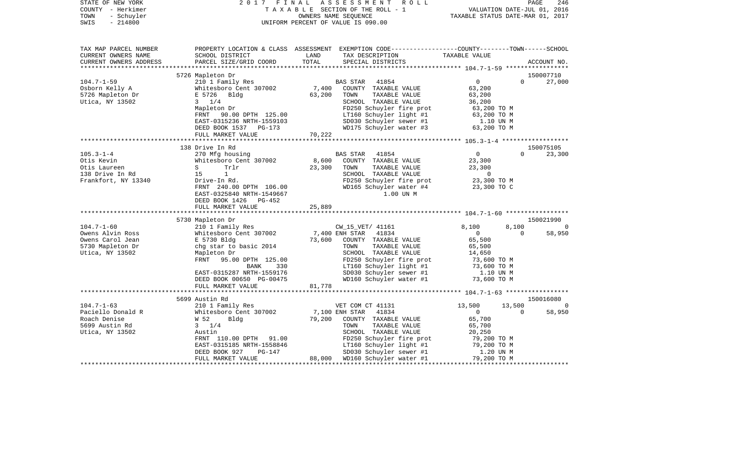STATE OF NEW YORK — COUNTY - Herkimer — TOWN - Schuyler — SWIS - 214800

2017 FINAL ASSESSMENT ROLL
TAXABLE SECTION OF THE ROLL - 1
OWNERS NAME SEQUENCE
UNIFORM PERCENT OF VALUE IS 090.00

VALUATION DATE-JUL 01, 2016
TAXABLE STATUS DATE-MAR 01, 2017

| TAX MAP PARCEL NUMBER / CURRENT OWNERS NAME / CURRENT OWNERS ADDRESS | PROPERTY LOCATION & CLASS / SCHOOL DISTRICT / PARCEL SIZE/GRID COORD | ASSESSMENT LAND / TOTAL | EXEMPTION CODE / TAX DESCRIPTION / SPECIAL DISTRICTS | COUNTY | TOWN | SCHOOL | ACCOUNT NO. |
|---|---|---|---|---|---|---|---|
| **104.7-1-59** | 5726 Mapleton Dr | | | | | | 150007710 |
| | 210 1 Family Res | | BAS STAR 41854 | 0 | 0 | 27,000 | |
| Osborn Kelly A | Whitesboro Cent 307002 | 7,400 | COUNTY TAXABLE VALUE | 63,200 | | | |
| 5726 Mapleton Dr | E 5726 Bldg | 63,200 | TOWN TAXABLE VALUE | | 63,200 | | |
| Utica, NY 13502 | 3 1/4 | | SCHOOL TAXABLE VALUE | | | 36,200 | |
| | Mapleton Dr | | FD250 Schuyler fire prot | 63,200 TO M | | | |
| | FRNT 90.00 DPTH 125.00 | | LT160 Schuyler light #1 | 63,200 TO M | | | |
| | EAST-0315236 NRTH-1559103 | | SD030 Schuyler sewer #1 | 1.10 UN M | | | |
| | DEED BOOK 1537 PG-173 | | WD175 Schuyler water #3 | 63,200 TO M | | | |
| | FULL MARKET VALUE | 70,222 | | | | | |
| **105.3-1-4** | 138 Drive In Rd | | | | | | 150075105 |
| | 270 Mfg housing | | BAS STAR 41854 | 0 | 0 | 23,300 | |
| Otis Kevin | Whitesboro Cent 307002 | 8,600 | COUNTY TAXABLE VALUE | 23,300 | | | |
| Otis Laureen | S Trlr | 23,300 | TOWN TAXABLE VALUE | | 23,300 | | |
| 138 Drive In Rd | 15 1 | | SCHOOL TAXABLE VALUE | | | 0 | |
| Frankfort, NY 13340 | Drive-In Rd. | | FD250 Schuyler fire prot | 23,300 TO M | | | |
| | FRNT 240.00 DPTH 106.00 | | WD165 Schuyler water #4 | 23,300 TO C | | | |
| | EAST-0325840 NRTH-1549667 | | 1.00 UN M | | | | |
| | DEED BOOK 1426 PG-452 | | | | | | |
| | FULL MARKET VALUE | 25,889 | | | | | |
| **104.7-1-60** | 5730 Mapleton Dr | | | | | | 150021990 |
| | 210 1 Family Res | | CW_15_VET/ 41161 | 8,100 | 8,100 | 0 | |
| Owens Alvin Ross | Whitesboro Cent 307002 | 7,400 | ENH STAR 41834 | 0 | 0 | 58,950 | |
| Owens Carol Jean | E 5730 Bldg | 73,600 | COUNTY TAXABLE VALUE | 65,500 | | | |
| 5730 Mapleton Dr | chg star to basic 2014 | | TOWN TAXABLE VALUE | | 65,500 | | |
| Utica, NY 13502 | Mapleton Dr | | SCHOOL TAXABLE VALUE | | | 14,650 | |
| | FRNT 95.00 DPTH 125.00 | | FD250 Schuyler fire prot | 73,600 TO M | | | |
| | BANK 330 | | LT160 Schuyler light #1 | 73,600 TO M | | | |
| | EAST-0315287 NRTH-1559176 | | SD030 Schuyler sewer #1 | 1.10 UN M | | | |
| | DEED BOOK 00650 PG-00475 | | WD160 Schuyler water #1 | 73,600 TO M | | | |
| | FULL MARKET VALUE | 81,778 | | | | | |
| **104.7-1-63** | 5699 Austin Rd | | | | | | 150016080 |
| | 210 1 Family Res | | VET COM CT 41131 | 13,500 | 13,500 | 0 | |
| Paciello Donald R | Whitesboro Cent 307002 | 7,100 | ENH STAR 41834 | 0 | 0 | 58,950 | |
| Roach Denise | W 52 Bldg | 79,200 | COUNTY TAXABLE VALUE | 65,700 | | | |
| 5699 Austin Rd | 3 1/4 | | TOWN TAXABLE VALUE | | 65,700 | | |
| Utica, NY 13502 | Austin | | SCHOOL TAXABLE VALUE | | | 20,250 | |
| | FRNT 110.00 DPTH 91.00 | | FD250 Schuyler fire prot | 79,200 TO M | | | |
| | EAST-0315185 NRTH-1558846 | | LT160 Schuyler light #1 | 79,200 TO M | | | |
| | DEED BOOK 927 PG-147 | | SD030 Schuyler sewer #1 | 1.20 UN M | | | |
| | FULL MARKET VALUE | 88,000 | WD160 Schuyler water #1 | 79,200 TO M | | | |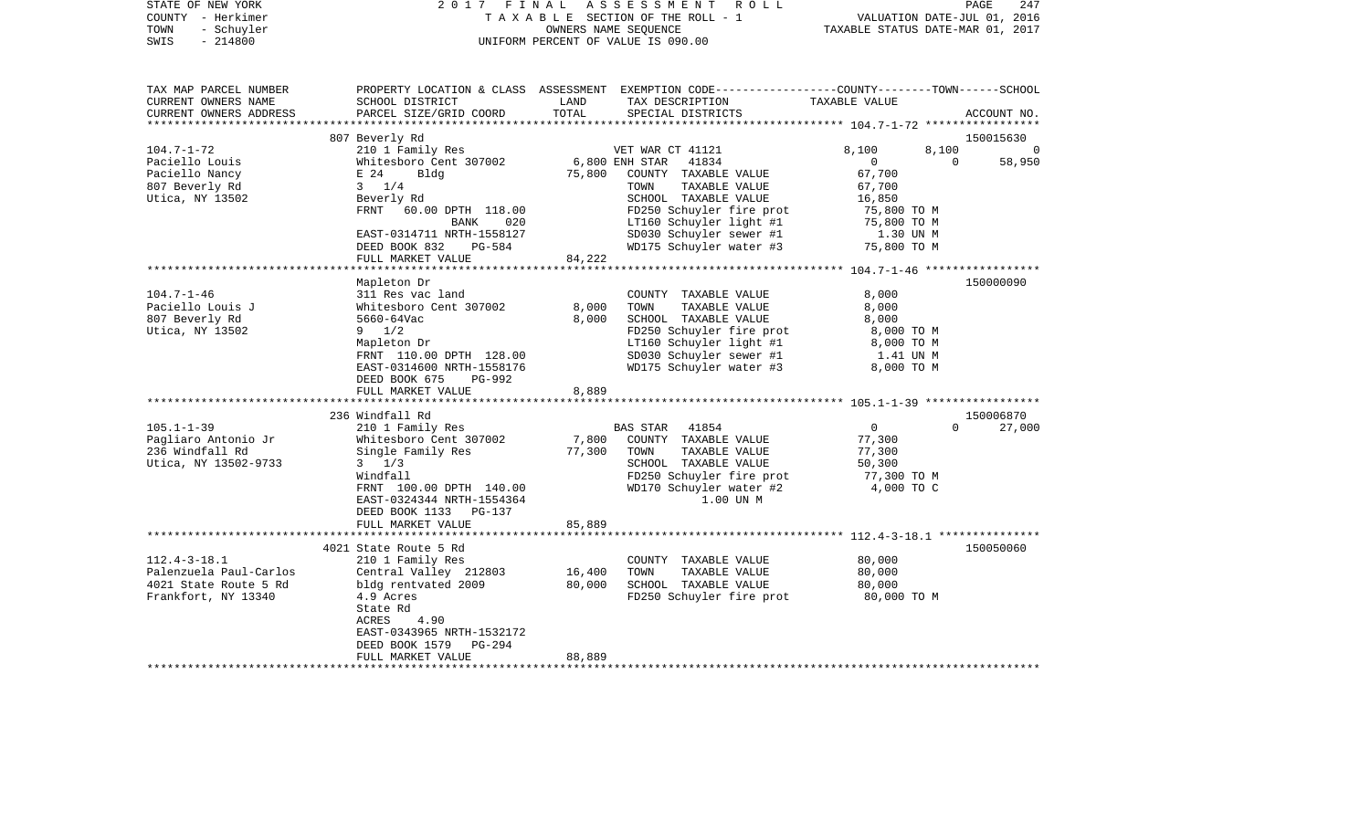STATE OF NEW YORK
COUNTY - Herkimer
TOWN - Schuyler
SWIS - 214800

2017 FINAL ASSESSMENT ROLL
TAXABLE SECTION OF THE ROLL - 1
OWNERS NAME SEQUENCE
UNIFORM PERCENT OF VALUE IS 090.00

VALUATION DATE-JUL 01, 2016
TAXABLE STATUS DATE-MAR 01, 2017

| TAX MAP PARCEL NUMBER / CURRENT OWNERS NAME / CURRENT OWNERS ADDRESS | PROPERTY LOCATION & CLASS / SCHOOL DISTRICT / PARCEL SIZE/GRID COORD | ASSESSMENT LAND / TOTAL | EXEMPTION CODE / TAX DESCRIPTION / SPECIAL DISTRICTS | COUNTY | TOWN | SCHOOL / ACCOUNT NO. |
|---|---|---|---|---|---|---|
| | 807 Beverly Rd | | | | | 150015630 |
| 104.7-1-72 | 210 1 Family Res | | VET WAR CT 41121 | 8,100 | 8,100 | 0 |
| Paciello Louis | Whitesboro Cent 307002 | 6,800 | ENH STAR 41834 | 0 | 0 | 58,950 |
| Paciello Nancy | E 24 Bldg | 75,800 | COUNTY TAXABLE VALUE | 67,700 | | |
| 807 Beverly Rd | 3 1/4 | | TOWN TAXABLE VALUE | 67,700 | | |
| Utica, NY 13502 | Beverly Rd | | SCHOOL TAXABLE VALUE | 16,850 | | |
| | FRNT 60.00 DPTH 118.00 | | FD250 Schuyler fire prot | 75,800 TO M | | |
| | BANK 020 | | LT160 Schuyler light #1 | 75,800 TO M | | |
| | EAST-0314711 NRTH-1558127 | | SD030 Schuyler sewer #1 | 1.30 UN M | | |
| | DEED BOOK 832 PG-584 | | WD175 Schuyler water #3 | 75,800 TO M | | |
| | FULL MARKET VALUE | 84,222 | | | | |
| | Mapleton Dr | | | | | 150000090 |
| 104.7-1-46 | 311 Res vac land | | COUNTY TAXABLE VALUE | 8,000 | | |
| Paciello Louis J | Whitesboro Cent 307002 | 8,000 | TOWN TAXABLE VALUE | 8,000 | | |
| 807 Beverly Rd | 5660-64Vac | 8,000 | SCHOOL TAXABLE VALUE | 8,000 | | |
| Utica, NY 13502 | 9 1/2 | | FD250 Schuyler fire prot | 8,000 TO M | | |
| | Mapleton Dr | | LT160 Schuyler light #1 | 8,000 TO M | | |
| | FRNT 110.00 DPTH 128.00 | | SD030 Schuyler sewer #1 | 1.41 UN M | | |
| | EAST-0314600 NRTH-1558176 | | WD175 Schuyler water #3 | 8,000 TO M | | |
| | DEED BOOK 675 PG-992 | | | | | |
| | FULL MARKET VALUE | 8,889 | | | | |
| | 236 Windfall Rd | | | | | 150006870 |
| 105.1-1-39 | 210 1 Family Res | | BAS STAR 41854 | 0 | 0 | 27,000 |
| Pagliaro Antonio Jr | Whitesboro Cent 307002 | 7,800 | COUNTY TAXABLE VALUE | 77,300 | | |
| 236 Windfall Rd | Single Family Res | 77,300 | TOWN TAXABLE VALUE | 77,300 | | |
| Utica, NY 13502-9733 | 3 1/3 | | SCHOOL TAXABLE VALUE | 50,300 | | |
| | Windfall | | FD250 Schuyler fire prot | 77,300 TO M | | |
| | FRNT 100.00 DPTH 140.00 | | WD170 Schuyler water #2 | 4,000 TO C | | |
| | EAST-0324344 NRTH-1554364 | | 1.00 UN M | | | |
| | DEED BOOK 1133 PG-137 | | | | | |
| | FULL MARKET VALUE | 85,889 | | | | |
| | 4021 State Route 5 Rd | | | | | 150050060 |
| 112.4-3-18.1 | 210 1 Family Res | | COUNTY TAXABLE VALUE | 80,000 | | |
| Palenzuela Paul-Carlos | Central Valley 212803 | 16,400 | TOWN TAXABLE VALUE | 80,000 | | |
| 4021 State Route 5 Rd | bldg rentvated 2009 | 80,000 | SCHOOL TAXABLE VALUE | 80,000 | | |
| Frankfort, NY 13340 | 4.9 Acres | | FD250 Schuyler fire prot | 80,000 TO M | | |
| | State Rd | | | | | |
| | ACRES 4.90 | | | | | |
| | EAST-0343965 NRTH-1532172 | | | | | |
| | DEED BOOK 1579 PG-294 | | | | | |
| | FULL MARKET VALUE | 88,889 | | | | |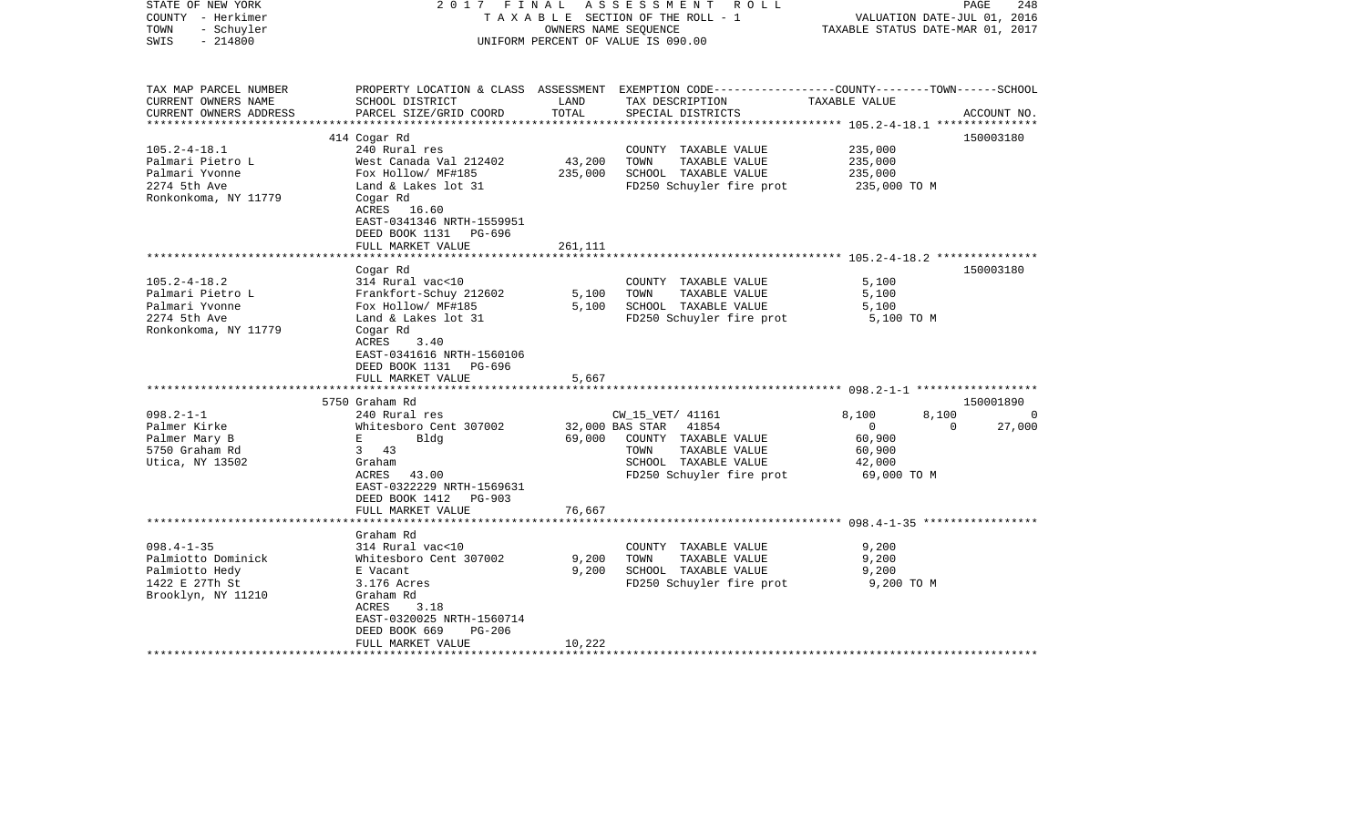STATE OF NEW YORK — 2017 FINAL ASSESSMENT ROLL
COUNTY - Herkimer — TAXABLE SECTION OF THE ROLL - 1 — VALUATION DATE-JUL 01, 2016
TOWN - Schuyler — OWNERS NAME SEQUENCE — TAXABLE STATUS DATE-MAR 01, 2017
SWIS - 214800 — UNIFORM PERCENT OF VALUE IS 090.00

| TAX MAP PARCEL NUMBER / CURRENT OWNERS NAME / CURRENT OWNERS ADDRESS | PROPERTY LOCATION & CLASS / SCHOOL DISTRICT / PARCEL SIZE/GRID COORD | ASSESSMENT LAND / TOTAL | EXEMPTION CODE / TAX DESCRIPTION / SPECIAL DISTRICTS | COUNTY | TOWN | SCHOOL | TAXABLE VALUE / ACCOUNT NO. |
|---|---|---|---|---|---|---|---|
| **105.2-4-18.1** | 414 Cogar Rd | | | | | | 150003180 |
| Palmari Pietro L | 240 Rural res | | COUNTY TAXABLE VALUE | | | | 235,000 |
| Palmari Yvonne | West Canada Val 212402 | 43,200 | TOWN TAXABLE VALUE | | | | 235,000 |
| 2274 5th Ave | Fox Hollow/ MF#185 | 235,000 | SCHOOL TAXABLE VALUE | | | | 235,000 |
| Ronkonkoma, NY 11779 | Land & Lakes lot 31 | | FD250 Schuyler fire prot | | | | 235,000 TO M |
| | Cogar Rd | | | | | | |
| | ACRES 16.60 | | | | | | |
| | EAST-0341346 NRTH-1559951 | | | | | | |
| | DEED BOOK 1131 PG-696 | | | | | | |
| | FULL MARKET VALUE | 261,111 | | | | | |
| **105.2-4-18.2** | Cogar Rd | | | | | | 150003180 |
| Palmari Pietro L | 314 Rural vac<10 | | COUNTY TAXABLE VALUE | | | | 5,100 |
| Palmari Yvonne | Frankfort-Schuy 212602 | 5,100 | TOWN TAXABLE VALUE | | | | 5,100 |
| 2274 5th Ave | Fox Hollow/ MF#185 | 5,100 | SCHOOL TAXABLE VALUE | | | | 5,100 |
| Ronkonkoma, NY 11779 | Land & Lakes lot 31 | | FD250 Schuyler fire prot | | | | 5,100 TO M |
| | Cogar Rd | | | | | | |
| | ACRES 3.40 | | | | | | |
| | EAST-0341616 NRTH-1560106 | | | | | | |
| | DEED BOOK 1131 PG-696 | | | | | | |
| | FULL MARKET VALUE | 5,667 | | | | | |
| **098.2-1-1** | 5750 Graham Rd | | | | | | 150001890 |
| Palmer Kirke | 240 Rural res | | CW_15_VET/ 41161 | 8,100 | 8,100 | 0 | |
| Palmer Mary B | Whitesboro Cent 307002 | 32,000 | BAS STAR 41854 | 0 | 0 | 27,000 | |
| 5750 Graham Rd | E Bldg | 69,000 | COUNTY TAXABLE VALUE | | | | 60,900 |
| Utica, NY 13502 | 3 43 | | TOWN TAXABLE VALUE | | | | 60,900 |
| | Graham | | SCHOOL TAXABLE VALUE | | | | 42,000 |
| | ACRES 43.00 | | FD250 Schuyler fire prot | | | | 69,000 TO M |
| | EAST-0322229 NRTH-1569631 | | | | | | |
| | DEED BOOK 1412 PG-903 | | | | | | |
| | FULL MARKET VALUE | 76,667 | | | | | |
| **098.4-1-35** | Graham Rd | | | | | | |
| Palmiotto Dominick | 314 Rural vac<10 | | COUNTY TAXABLE VALUE | | | | 9,200 |
| Palmiotto Hedy | Whitesboro Cent 307002 | 9,200 | TOWN TAXABLE VALUE | | | | 9,200 |
| 1422 E 27Th St | E Vacant | 9,200 | SCHOOL TAXABLE VALUE | | | | 9,200 |
| Brooklyn, NY 11210 | 3.176 Acres | | FD250 Schuyler fire prot | | | | 9,200 TO M |
| | Graham Rd | | | | | | |
| | ACRES 3.18 | | | | | | |
| | EAST-0320025 NRTH-1560714 | | | | | | |
| | DEED BOOK 669 PG-206 | | | | | | |
| | FULL MARKET VALUE | 10,222 | | | | | |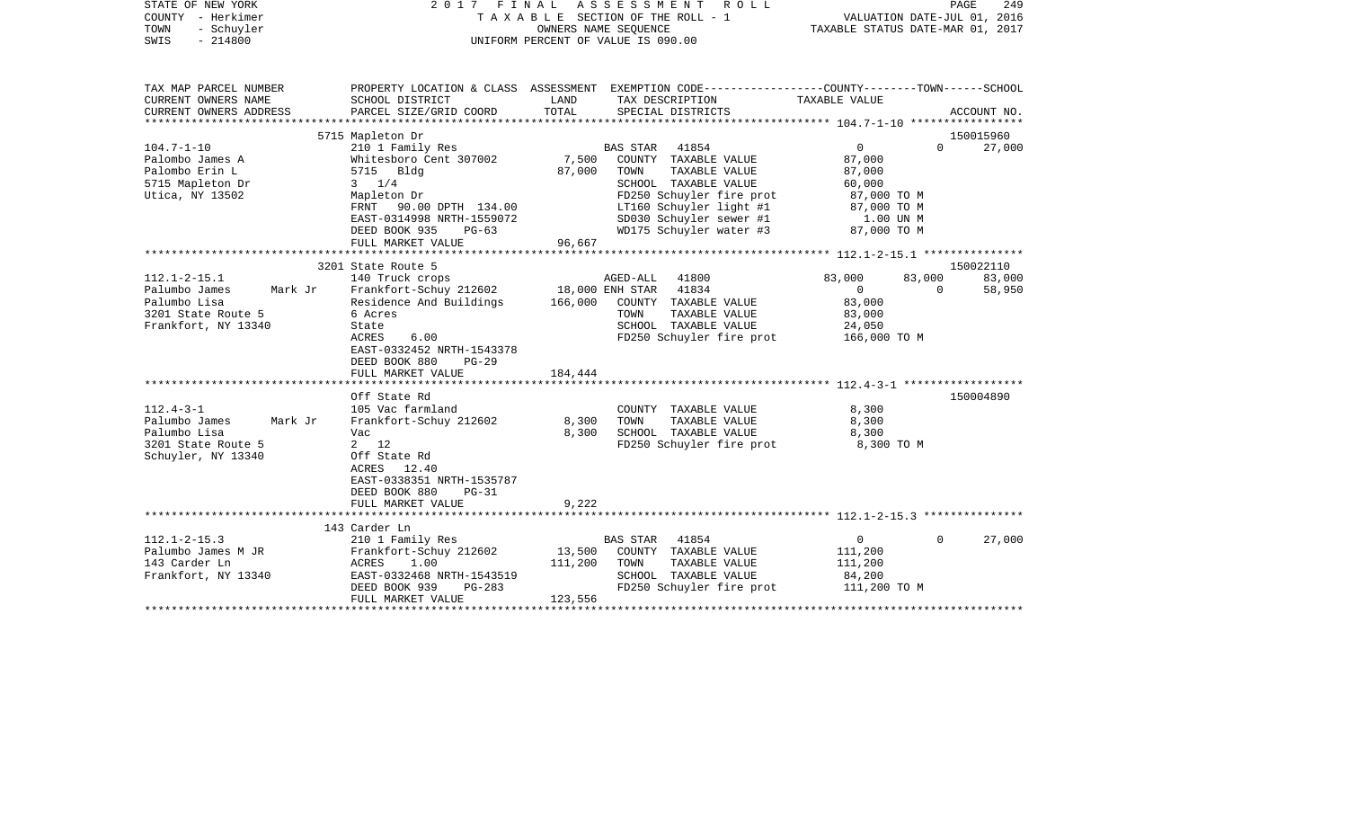STATE OF NEW YORK — 2017 FINAL ASSESSMENT ROLL
COUNTY - Herkimer — TAXABLE SECTION OF THE ROLL - 1 — VALUATION DATE-JUL 01, 2016
TOWN - Schuyler — OWNERS NAME SEQUENCE — TAXABLE STATUS DATE-MAR 01, 2017
SWIS - 214800 — UNIFORM PERCENT OF VALUE IS 090.00

| TAX MAP PARCEL NUMBER / CURRENT OWNERS NAME / CURRENT OWNERS ADDRESS | PROPERTY LOCATION & CLASS / SCHOOL DISTRICT / PARCEL SIZE/GRID COORD | ASSESSMENT LAND | ASSESSMENT TOTAL | EXEMPTION CODE / TAX DESCRIPTION / SPECIAL DISTRICTS | COUNTY TAXABLE VALUE | TOWN | SCHOOL | ACCOUNT NO. |
|---|---|---|---|---|---|---|---|---|
| 104.7-1-10 | 5715 Mapleton Dr | | | | | | | 150015960 |
| 104.7-1-10 | 210 1 Family Res | | | BAS STAR 41854 | 0 | 0 | 27,000 | |
| Palombo James A | Whitesboro Cent 307002 | 7,500 | | COUNTY TAXABLE VALUE | 87,000 | | | |
| Palombo Erin L | 5715 Bldg | | 87,000 | TOWN TAXABLE VALUE | 87,000 | | | |
| 5715 Mapleton Dr | 3 1/4 | | | SCHOOL TAXABLE VALUE | 60,000 | | | |
| Utica, NY 13502 | Mapleton Dr | | | FD250 Schuyler fire prot | 87,000 TO M | | | |
| | FRNT 90.00 DPTH 134.00 | | | LT160 Schuyler light #1 | 87,000 TO M | | | |
| | EAST-0314998 NRTH-1559072 | | | SD030 Schuyler sewer #1 | 1.00 UN M | | | |
| | DEED BOOK 935 PG-63 | | | WD175 Schuyler water #3 | 87,000 TO M | | | |
| | FULL MARKET VALUE | | 96,667 | | | | | |
| 112.1-2-15.1 | 3201 State Route 5 | | | | | | | 150022110 |
| 112.1-2-15.1 | 140 Truck crops | | | AGED-ALL 41800 | 83,000 | 83,000 | 83,000 | |
| Palumbo James Mark Jr | Frankfort-Schuy 212602 | 18,000 | | ENH STAR 41834 | 0 | 0 | 58,950 | |
| Palumbo Lisa | Residence And Buildings | | 166,000 | COUNTY TAXABLE VALUE | 83,000 | | | |
| 3201 State Route 5 | 6 Acres | | | TOWN TAXABLE VALUE | 83,000 | | | |
| Frankfort, NY 13340 | State | | | SCHOOL TAXABLE VALUE | 24,050 | | | |
| | ACRES 6.00 | | | FD250 Schuyler fire prot | 166,000 TO M | | | |
| | EAST-0332452 NRTH-1543378 | | | | | | | |
| | DEED BOOK 880 PG-29 | | | | | | | |
| | FULL MARKET VALUE | | 184,444 | | | | | |
| 112.4-3-1 | Off State Rd | | | | | | | 150004890 |
| 112.4-3-1 | 105 Vac farmland | | | COUNTY TAXABLE VALUE | 8,300 | | | |
| Palumbo James Mark Jr | Frankfort-Schuy 212602 | 8,300 | | TOWN TAXABLE VALUE | 8,300 | | | |
| Palumbo Lisa | Vac | | 8,300 | SCHOOL TAXABLE VALUE | 8,300 | | | |
| 3201 State Route 5 | 2 12 | | | FD250 Schuyler fire prot | 8,300 TO M | | | |
| Schuyler, NY 13340 | Off State Rd | | | | | | | |
| | ACRES 12.40 | | | | | | | |
| | EAST-0338351 NRTH-1535787 | | | | | | | |
| | DEED BOOK 880 PG-31 | | | | | | | |
| | FULL MARKET VALUE | | 9,222 | | | | | |
| 112.1-2-15.3 | 143 Carder Ln | | | | | | | |
| 112.1-2-15.3 | 210 1 Family Res | | | BAS STAR 41854 | 0 | 0 | 27,000 | |
| Palumbo James M JR | Frankfort-Schuy 212602 | 13,500 | | COUNTY TAXABLE VALUE | 111,200 | | | |
| 143 Carder Ln | ACRES 1.00 | | 111,200 | TOWN TAXABLE VALUE | 111,200 | | | |
| Frankfort, NY 13340 | EAST-0332468 NRTH-1543519 | | | SCHOOL TAXABLE VALUE | 84,200 | | | |
| | DEED BOOK 939 PG-283 | | | FD250 Schuyler fire prot | 111,200 TO M | | | |
| | FULL MARKET VALUE | | 123,556 | | | | | |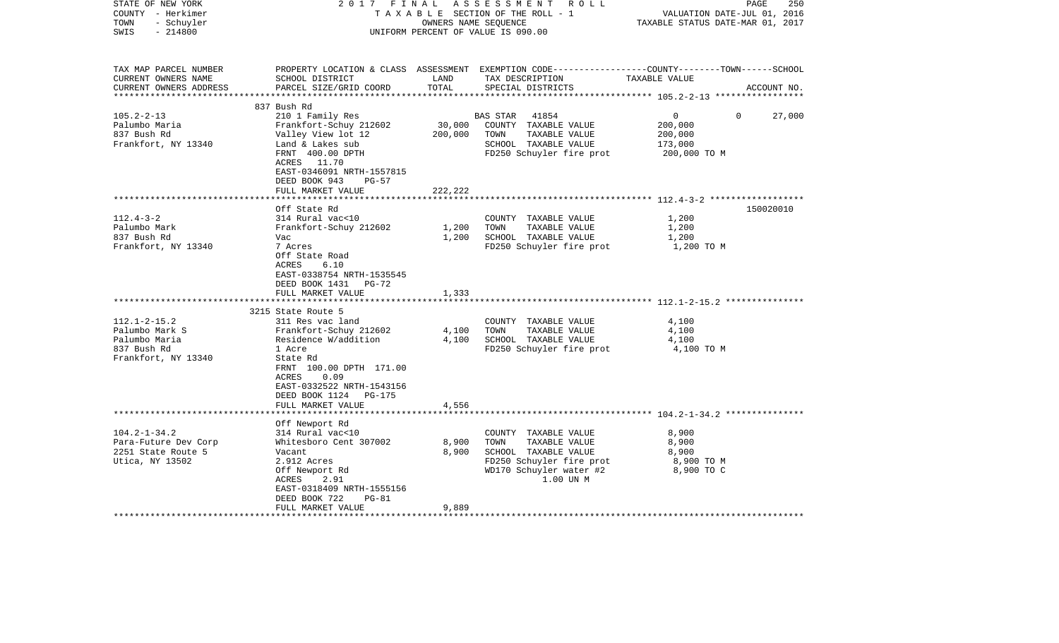STATE OF NEW YORK | COUNTY - Herkimer | TOWN - Schuyler | SWIS - 214800

2017 FINAL ASSESSMENT ROLL
TAXABLE SECTION OF THE ROLL - 1
OWNERS NAME SEQUENCE
UNIFORM PERCENT OF VALUE IS 090.00

VALUATION DATE-JUL 01, 2016
TAXABLE STATUS DATE-MAR 01, 2017

| TAX MAP PARCEL NUMBER / CURRENT OWNERS NAME / CURRENT OWNERS ADDRESS | PROPERTY LOCATION & CLASS / SCHOOL DISTRICT / PARCEL SIZE/GRID COORD | ASSESSMENT LAND | TOTAL | EXEMPTION CODE / TAX DESCRIPTION / SPECIAL DISTRICTS | COUNTY | TOWN | SCHOOL / ACCOUNT NO. |
|---|---|---|---|---|---|---|---|
| 105.2-2-13 | 837 Bush Rd | | | | | | |
| | 210 1 Family Res | | | BAS STAR 41854 | 0 | 0 | 27,000 |
| Palumbo Maria | Frankfort-Schuy 212602 | 30,000 | | COUNTY TAXABLE VALUE | 200,000 | | |
| 837 Bush Rd | Valley View lot 12 | | 200,000 | TOWN TAXABLE VALUE | | 200,000 | |
| Frankfort, NY 13340 | Land & Lakes sub | | | SCHOOL TAXABLE VALUE | | | 173,000 |
| | FRNT 400.00 DPTH | | | FD250 Schuyler fire prot | 200,000 TO M | | |
| | ACRES 11.70 | | | | | | |
| | EAST-0346091 NRTH-1557815 | | | | | | |
| | DEED BOOK 943 PG-57 | | | | | | |
| | FULL MARKET VALUE | | 222,222 | | | | |
| 112.4-3-2 | Off State Rd | | | | | | 150020010 |
| | 314 Rural vac<10 | | | COUNTY TAXABLE VALUE | 1,200 | | |
| Palumbo Mark | Frankfort-Schuy 212602 | 1,200 | | TOWN TAXABLE VALUE | | 1,200 | |
| 837 Bush Rd | Vac | | 1,200 | SCHOOL TAXABLE VALUE | | | 1,200 |
| Frankfort, NY 13340 | 7 Acres | | | FD250 Schuyler fire prot | 1,200 TO M | | |
| | Off State Road | | | | | | |
| | ACRES 6.10 | | | | | | |
| | EAST-0338754 NRTH-1535545 | | | | | | |
| | DEED BOOK 1431 PG-72 | | | | | | |
| | FULL MARKET VALUE | | 1,333 | | | | |
| 112.1-2-15.2 | 3215 State Route 5 | | | | | | |
| Palumbo Mark S | 311 Res vac land | | | COUNTY TAXABLE VALUE | 4,100 | | |
| Palumbo Maria | Frankfort-Schuy 212602 | 4,100 | | TOWN TAXABLE VALUE | | 4,100 | |
| 837 Bush Rd | Residence W/addition | | 4,100 | SCHOOL TAXABLE VALUE | | | 4,100 |
| Frankfort, NY 13340 | 1 Acre | | | FD250 Schuyler fire prot | 4,100 TO M | | |
| | State Rd | | | | | | |
| | FRNT 100.00 DPTH 171.00 | | | | | | |
| | ACRES 0.09 | | | | | | |
| | EAST-0332522 NRTH-1543156 | | | | | | |
| | DEED BOOK 1124 PG-175 | | | | | | |
| | FULL MARKET VALUE | | 4,556 | | | | |
| 104.2-1-34.2 | Off Newport Rd | | | | | | |
| | 314 Rural vac<10 | | | COUNTY TAXABLE VALUE | 8,900 | | |
| Para-Future Dev Corp | Whitesboro Cent 307002 | 8,900 | | TOWN TAXABLE VALUE | | 8,900 | |
| 2251 State Route 5 | Vacant | | 8,900 | SCHOOL TAXABLE VALUE | | | 8,900 |
| Utica, NY 13502 | 2.912 Acres | | | FD250 Schuyler fire prot | 8,900 TO M | | |
| | Off Newport Rd | | | WD170 Schuyler water #2 | 8,900 TO C | | |
| | ACRES 2.91 | | | 1.00 UN M | | | |
| | EAST-0318409 NRTH-1555156 | | | | | | |
| | DEED BOOK 722 PG-81 | | | | | | |
| | FULL MARKET VALUE | | 9,889 | | | | |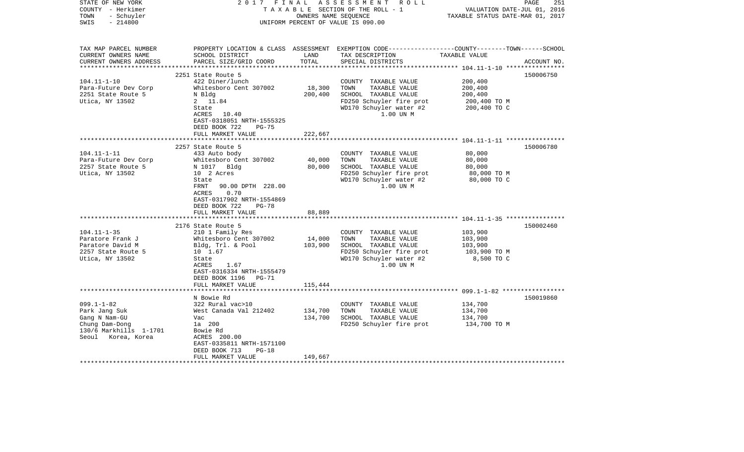STATE OF NEW YORK | COUNTY - Herkimer | TOWN - Schuyler | SWIS - 214800

2017 FINAL ASSESSMENT ROLL
TAXABLE SECTION OF THE ROLL - 1
OWNERS NAME SEQUENCE
UNIFORM PERCENT OF VALUE IS 090.00

VALUATION DATE-JUL 01, 2016
TAXABLE STATUS DATE-MAR 01, 2017

| TAX MAP PARCEL NUMBER / CURRENT OWNERS NAME / CURRENT OWNERS ADDRESS | PROPERTY LOCATION & CLASS / SCHOOL DISTRICT / PARCEL SIZE/GRID COORD | ASSESSMENT LAND / TOTAL | EXEMPTION CODE / TAX DESCRIPTION / SPECIAL DISTRICTS | TAXABLE VALUE (COUNTY--TOWN--SCHOOL) | ACCOUNT NO. |
|---|---|---|---|---|---|
| 104.11-1-10 | 2251 State Route 5 | | | | 150006750 |
| Para-Future Dev Corp | 422 Diner/lunch | | COUNTY TAXABLE VALUE | 200,400 | |
| 2251 State Route 5 | Whitesboro Cent 307002 | 18,300 | TOWN TAXABLE VALUE | 200,400 | |
| Utica, NY 13502 | N Bldg | 200,400 | SCHOOL TAXABLE VALUE | 200,400 | |
| | 2 11.84 | | FD250 Schuyler fire prot | 200,400 TO M | |
| | State | | WD170 Schuyler water #2 | 200,400 TO C | |
| | ACRES 10.40 | | 1.00 UN M | | |
| | EAST-0318051 NRTH-1555325 | | | | |
| | DEED BOOK 722 PG-75 | | | | |
| | FULL MARKET VALUE | 222,667 | | | |
| 104.11-1-11 | 2257 State Route 5 | | | | 150006780 |
| Para-Future Dev Corp | 433 Auto body | | COUNTY TAXABLE VALUE | 80,000 | |
| 2257 State Route 5 | Whitesboro Cent 307002 | 40,000 | TOWN TAXABLE VALUE | 80,000 | |
| Utica, NY 13502 | N 1017 Bldg | 80,000 | SCHOOL TAXABLE VALUE | 80,000 | |
| | 10 2 Acres | | FD250 Schuyler fire prot | 80,000 TO M | |
| | State | | WD170 Schuyler water #2 | 80,000 TO C | |
| | FRNT 90.00 DPTH 228.00 | | 1.00 UN M | | |
| | ACRES 0.70 | | | | |
| | EAST-0317902 NRTH-1554869 | | | | |
| | DEED BOOK 722 PG-78 | | | | |
| | FULL MARKET VALUE | 88,889 | | | |
| 104.11-1-35 | 2176 State Route 5 | | | | 150002460 |
| Paratore Frank J | 210 1 Family Res | | COUNTY TAXABLE VALUE | 103,900 | |
| Paratore David M | Whitesboro Cent 307002 | 14,000 | TOWN TAXABLE VALUE | 103,900 | |
| 2257 State Route 5 | Bldg, Trl. & Pool | 103,900 | SCHOOL TAXABLE VALUE | 103,900 | |
| Utica, NY 13502 | 10 1.67 | | FD250 Schuyler fire prot | 103,900 TO M | |
| | State | | WD170 Schuyler water #2 | 8,500 TO C | |
| | ACRES 1.67 | | 1.00 UN M | | |
| | EAST-0316334 NRTH-1555479 | | | | |
| | DEED BOOK 1196 PG-71 | | | | |
| | FULL MARKET VALUE | 115,444 | | | |
| 099.1-1-82 | N Bowie Rd | | | | 150019860 |
| Park Jang Suk | 322 Rural vac>10 | | COUNTY TAXABLE VALUE | 134,700 | |
| Gang N Nam-GU | West Canada Val 212402 | 134,700 | TOWN TAXABLE VALUE | 134,700 | |
| Chung Dam-Dong | Vac | 134,700 | SCHOOL TAXABLE VALUE | 134,700 | |
| 130/6 Markhills 1-1701 | 1a 200 | | FD250 Schuyler fire prot | 134,700 TO M | |
| Seoul Korea, Korea | Bowie Rd | | | | |
| | ACRES 200.00 | | | | |
| | EAST-0335811 NRTH-1571100 | | | | |
| | DEED BOOK 713 PG-18 | | | | |
| | FULL MARKET VALUE | 149,667 | | | |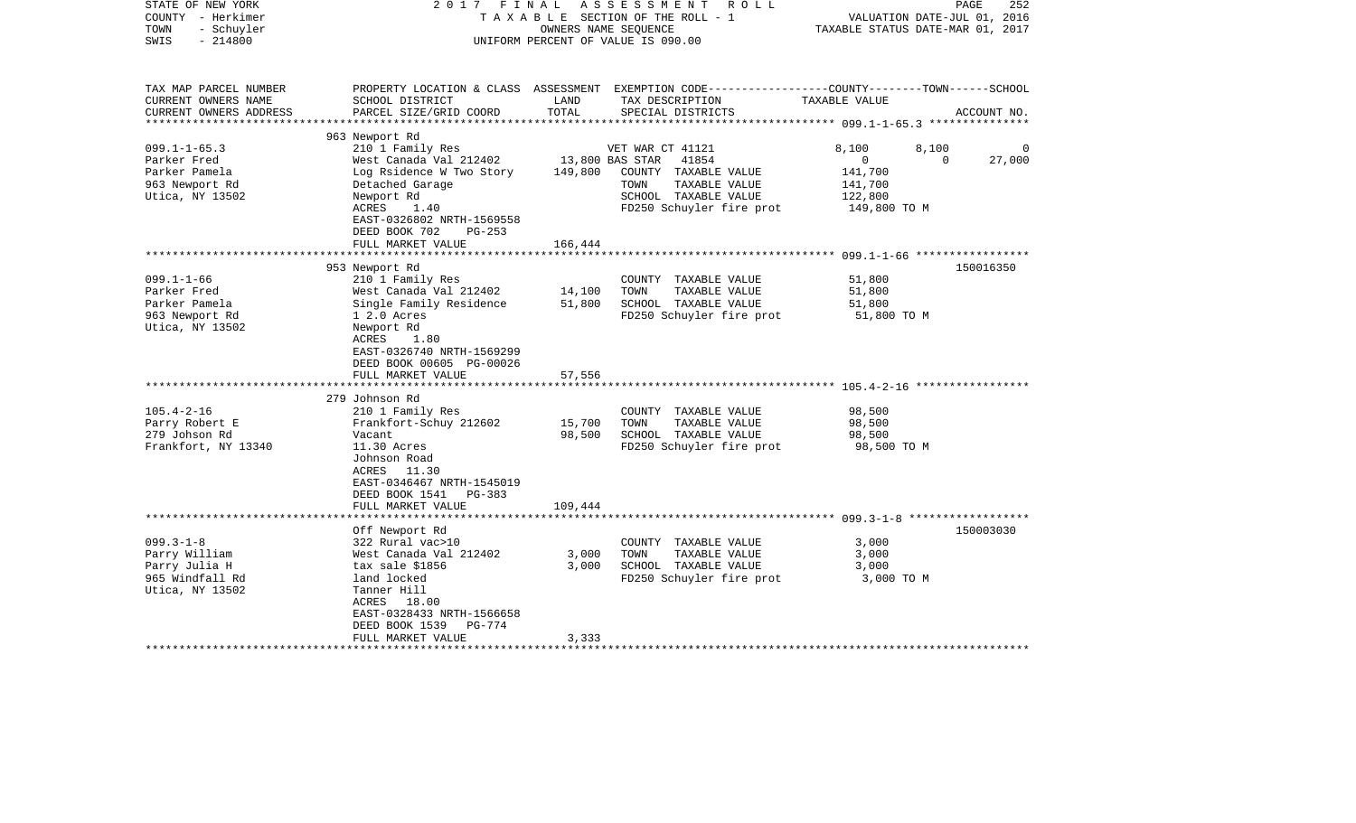STATE OF NEW YORK | COUNTY - Herkimer | TOWN - Schuyler | SWIS - 214800

2017 FINAL ASSESSMENT ROLL
TAXABLE SECTION OF THE ROLL - 1
OWNERS NAME SEQUENCE
UNIFORM PERCENT OF VALUE IS 090.00

VALUATION DATE-JUL 01, 2016
TAXABLE STATUS DATE-MAR 01, 2017

| TAX MAP PARCEL NUMBER / CURRENT OWNERS NAME / CURRENT OWNERS ADDRESS | PROPERTY LOCATION & CLASS / SCHOOL DISTRICT / PARCEL SIZE/GRID COORD | ASSESSMENT LAND | TOTAL | EXEMPTION CODE / TAX DESCRIPTION / SPECIAL DISTRICTS | COUNTY TAXABLE VALUE | TOWN | SCHOOL | ACCOUNT NO. |
|---|---|---|---|---|---|---|---|---|
| | 963 Newport Rd | | | | | | | |
| 099.1-1-65.3 | 210 1 Family Res | | | VET WAR CT 41121 | 8,100 | 8,100 | 0 | |
| Parker Fred | West Canada Val 212402 | 13,800 | | BAS STAR 41854 | 0 | 0 | 27,000 | |
| Parker Pamela | Log Rsidence W Two Story | | 149,800 | COUNTY TAXABLE VALUE | 141,700 | | | |
| 963 Newport Rd | Detached Garage | | | TOWN TAXABLE VALUE | 141,700 | | | |
| Utica, NY 13502 | Newport Rd | | | SCHOOL TAXABLE VALUE | 122,800 | | | |
| | ACRES 1.40 | | | FD250 Schuyler fire prot | 149,800 TO M | | | |
| | EAST-0326802 NRTH-1569558 | | | | | | | |
| | DEED BOOK 702 PG-253 | | | | | | | |
| | FULL MARKET VALUE | | 166,444 | | | | | |
| | 953 Newport Rd | | | | | | | 150016350 |
| 099.1-1-66 | 210 1 Family Res | | | COUNTY TAXABLE VALUE | 51,800 | | | |
| Parker Fred | West Canada Val 212402 | 14,100 | | TOWN TAXABLE VALUE | 51,800 | | | |
| Parker Pamela | Single Family Residence | | 51,800 | SCHOOL TAXABLE VALUE | 51,800 | | | |
| 963 Newport Rd | 1 2.0 Acres | | | FD250 Schuyler fire prot | 51,800 TO M | | | |
| Utica, NY 13502 | Newport Rd | | | | | | | |
| | ACRES 1.80 | | | | | | | |
| | EAST-0326740 NRTH-1569299 | | | | | | | |
| | DEED BOOK 00605 PG-00026 | | | | | | | |
| | FULL MARKET VALUE | | 57,556 | | | | | |
| | 279 Johnson Rd | | | | | | | |
| 105.4-2-16 | 210 1 Family Res | | | COUNTY TAXABLE VALUE | 98,500 | | | |
| Parry Robert E | Frankfort-Schuy 212602 | 15,700 | | TOWN TAXABLE VALUE | 98,500 | | | |
| 279 Johson Rd | Vacant | | 98,500 | SCHOOL TAXABLE VALUE | 98,500 | | | |
| Frankfort, NY 13340 | 11.30 Acres | | | FD250 Schuyler fire prot | 98,500 TO M | | | |
| | Johnson Road | | | | | | | |
| | ACRES 11.30 | | | | | | | |
| | EAST-0346467 NRTH-1545019 | | | | | | | |
| | DEED BOOK 1541 PG-383 | | | | | | | |
| | FULL MARKET VALUE | | 109,444 | | | | | |
| | Off Newport Rd | | | | | | | 150003030 |
| 099.3-1-8 | 322 Rural vac>10 | | | COUNTY TAXABLE VALUE | 3,000 | | | |
| Parry William | West Canada Val 212402 | 3,000 | | TOWN TAXABLE VALUE | 3,000 | | | |
| Parry Julia H | tax sale $1856 | | 3,000 | SCHOOL TAXABLE VALUE | 3,000 | | | |
| 965 Windfall Rd | land locked | | | FD250 Schuyler fire prot | 3,000 TO M | | | |
| Utica, NY 13502 | Tanner Hill | | | | | | | |
| | ACRES 18.00 | | | | | | | |
| | EAST-0328433 NRTH-1566658 | | | | | | | |
| | DEED BOOK 1539 PG-774 | | | | | | | |
| | FULL MARKET VALUE | | 3,333 | | | | | |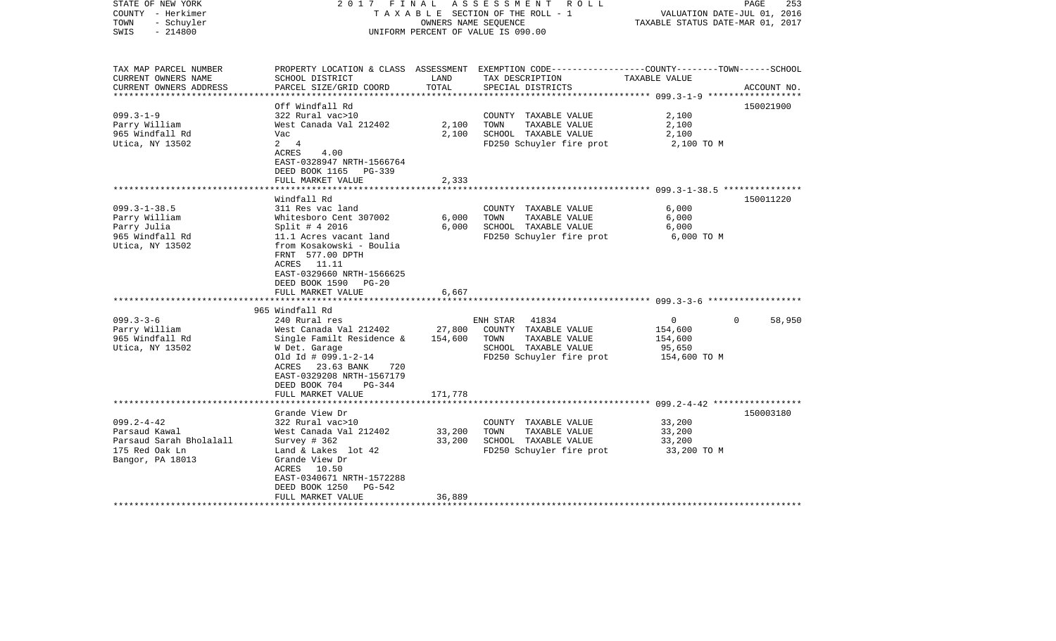STATE OF NEW YORK
COUNTY - Herkimer
TOWN - Schuyler
SWIS - 214800

2017 FINAL ASSESSMENT ROLL
TAXABLE SECTION OF THE ROLL - 1
OWNERS NAME SEQUENCE
UNIFORM PERCENT OF VALUE IS 090.00

VALUATION DATE-JUL 01, 2016
TAXABLE STATUS DATE-MAR 01, 2017

| TAX MAP PARCEL NUMBER / CURRENT OWNERS NAME / CURRENT OWNERS ADDRESS | PROPERTY LOCATION & CLASS / SCHOOL DISTRICT / PARCEL SIZE/GRID COORD | ASSESSMENT LAND / TOTAL | EXEMPTION CODE / TAX DESCRIPTION / SPECIAL DISTRICTS | COUNTY / TOWN / SCHOOL TAXABLE VALUE | ACCOUNT NO. |
|---|---|---|---|---|---|
| **099.3-1-9** | Off Windfall Rd | | | | 150021900 |
| | 322 Rural vac>10 | | COUNTY TAXABLE VALUE | 2,100 | |
| Parry William | West Canada Val 212402 | 2,100 | TOWN TAXABLE VALUE | 2,100 | |
| 965 Windfall Rd | Vac | 2,100 | SCHOOL TAXABLE VALUE | 2,100 | |
| Utica, NY 13502 | 2 4 | | FD250 Schuyler fire prot | 2,100 TO M | |
| | ACRES 4.00 | | | | |
| | EAST-0328947 NRTH-1566764 | | | | |
| | DEED BOOK 1165 PG-339 | | | | |
| | FULL MARKET VALUE | 2,333 | | | |
| **099.3-1-38.5** | Windfall Rd | | | | 150011220 |
| | 311 Res vac land | | COUNTY TAXABLE VALUE | 6,000 | |
| Parry William | Whitesboro Cent 307002 | 6,000 | TOWN TAXABLE VALUE | 6,000 | |
| Parry Julia | Split # 4 2016 | 6,000 | SCHOOL TAXABLE VALUE | 6,000 | |
| 965 Windfall Rd | 11.1 Acres vacant land | | FD250 Schuyler fire prot | 6,000 TO M | |
| Utica, NY 13502 | from Kosakowski - Boulia | | | | |
| | FRNT 577.00 DPTH | | | | |
| | ACRES 11.11 | | | | |
| | EAST-0329660 NRTH-1566625 | | | | |
| | DEED BOOK 1590 PG-20 | | | | |
| | FULL MARKET VALUE | 6,667 | | | |
| **099.3-3-6** | 965 Windfall Rd | | | | |
| | 240 Rural res | | ENH STAR 41834 | 0 / 0 / 58,950 | |
| Parry William | West Canada Val 212402 | 27,800 | COUNTY TAXABLE VALUE | 154,600 | |
| 965 Windfall Rd | Single Familt Residence & | 154,600 | TOWN TAXABLE VALUE | 154,600 | |
| Utica, NY 13502 | W Det. Garage | | SCHOOL TAXABLE VALUE | 95,650 | |
| | Old Id # 099.1-2-14 | | FD250 Schuyler fire prot | 154,600 TO M | |
| | ACRES 23.63 BANK 720 | | | | |
| | EAST-0329208 NRTH-1567179 | | | | |
| | DEED BOOK 704 PG-344 | | | | |
| | FULL MARKET VALUE | 171,778 | | | |
| **099.2-4-42** | Grande View Dr | | | | 150003180 |
| | 322 Rural vac>10 | | COUNTY TAXABLE VALUE | 33,200 | |
| Parsaud Kawal | West Canada Val 212402 | 33,200 | TOWN TAXABLE VALUE | 33,200 | |
| Parsaud Sarah Bholalall | Survey # 362 | 33,200 | SCHOOL TAXABLE VALUE | 33,200 | |
| 175 Red Oak Ln | Land & Lakes lot 42 | | FD250 Schuyler fire prot | 33,200 TO M | |
| Bangor, PA 18013 | Grande View Dr | | | | |
| | ACRES 10.50 | | | | |
| | EAST-0340671 NRTH-1572288 | | | | |
| | DEED BOOK 1250 PG-542 | | | | |
| | FULL MARKET VALUE | 36,889 | | | |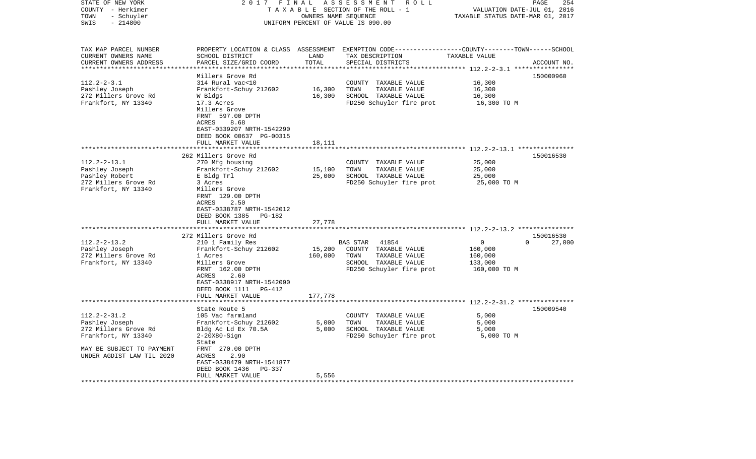STATE OF NEW YORK — 2017 FINAL ASSESSMENT ROLL
COUNTY - Herkimer — TAXABLE SECTION OF THE ROLL - 1 — VALUATION DATE-JUL 01, 2016
TOWN - Schuyler — OWNERS NAME SEQUENCE — TAXABLE STATUS DATE-MAR 01, 2017
SWIS - 214800 — UNIFORM PERCENT OF VALUE IS 090.00

| TAX MAP PARCEL NUMBER / CURRENT OWNERS NAME / CURRENT OWNERS ADDRESS | PROPERTY LOCATION & CLASS / SCHOOL DISTRICT / PARCEL SIZE/GRID COORD | ASSESSMENT LAND | TOTAL | EXEMPTION CODE / TAX DESCRIPTION / SPECIAL DISTRICTS | TAXABLE VALUE (COUNTY--TOWN--SCHOOL) | ACCOUNT NO. |
|---|---|---|---|---|---|---|
| **112.2-2-3.1** | Millers Grove Rd | | | | | 150000960 |
| Pashley Joseph | 314 Rural vac<10 | | | COUNTY TAXABLE VALUE | 16,300 | |
| 272 Millers Grove Rd | Frankfort-Schuy 212602 | 16,300 | | TOWN TAXABLE VALUE | 16,300 | |
| Frankfort, NY 13340 | W Bldgs | | 16,300 | SCHOOL TAXABLE VALUE | 16,300 | |
| | 17.3 Acres | | | FD250 Schuyler fire prot | 16,300 TO M | |
| | Millers Grove | | | | | |
| | FRNT 597.00 DPTH | | | | | |
| | ACRES 8.68 | | | | | |
| | EAST-0339207 NRTH-1542290 | | | | | |
| | DEED BOOK 00637 PG-00315 | | | | | |
| | FULL MARKET VALUE | | 18,111 | | | |
| **112.2-2-13.1** | 262 Millers Grove Rd | | | | | 150016530 |
| Pashley Joseph | 270 Mfg housing | | | COUNTY TAXABLE VALUE | 25,000 | |
| Pashley Robert | Frankfort-Schuy 212602 | 15,100 | | TOWN TAXABLE VALUE | 25,000 | |
| 272 Millers Grove Rd | E Bldg Trl | | 25,000 | SCHOOL TAXABLE VALUE | 25,000 | |
| Frankfort, NY 13340 | 3 Acres | | | FD250 Schuyler fire prot | 25,000 TO M | |
| | Millers Grove | | | | | |
| | FRNT 129.00 DPTH | | | | | |
| | ACRES 2.50 | | | | | |
| | EAST-0338787 NRTH-1542012 | | | | | |
| | DEED BOOK 1385 PG-182 | | | | | |
| | FULL MARKET VALUE | | 27,778 | | | |
| **112.2-2-13.2** | 272 Millers Grove Rd | | | | | 150016530 |
| Pashley Joseph | 210 1 Family Res | | | BAS STAR 41854 | 0 0 27,000 | |
| 272 Millers Grove Rd | Frankfort-Schuy 212602 | 15,200 | | COUNTY TAXABLE VALUE | 160,000 | |
| Frankfort, NY 13340 | 1 Acres | | 160,000 | TOWN TAXABLE VALUE | 160,000 | |
| | Millers Grove | | | SCHOOL TAXABLE VALUE | 133,000 | |
| | FRNT 162.00 DPTH | | | FD250 Schuyler fire prot | 160,000 TO M | |
| | ACRES 2.60 | | | | | |
| | EAST-0338917 NRTH-1542090 | | | | | |
| | DEED BOOK 1111 PG-412 | | | | | |
| | FULL MARKET VALUE | | 177,778 | | | |
| **112.2-2-31.2** | State Route 5 | | | | | 150009540 |
| Pashley Joseph | 105 Vac farmland | | | COUNTY TAXABLE VALUE | 5,000 | |
| 272 Millers Grove Rd | Frankfort-Schuy 212602 | 5,000 | | TOWN TAXABLE VALUE | 5,000 | |
| Frankfort, NY 13340 | Bldg Ac Ld Ex 70.5A | | 5,000 | SCHOOL TAXABLE VALUE | 5,000 | |
| | 2-20X80-Sign | | | FD250 Schuyler fire prot | 5,000 TO M | |
| | State | | | | | |
| MAY BE SUBJECT TO PAYMENT | FRNT 270.00 DPTH | | | | | |
| UNDER AGDIST LAW TIL 2020 | ACRES 2.90 | | | | | |
| | EAST-0338479 NRTH-1541877 | | | | | |
| | DEED BOOK 1436 PG-337 | | | | | |
| | FULL MARKET VALUE | | 5,556 | | | |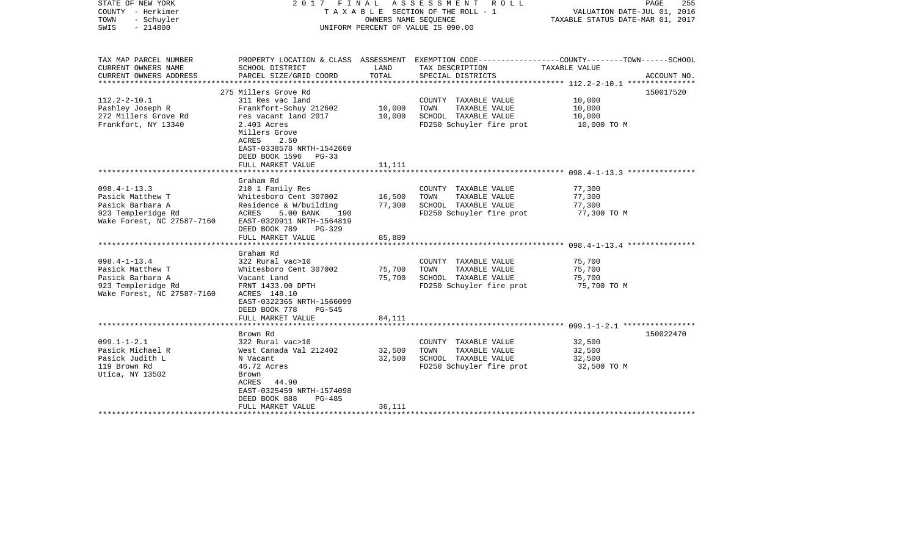STATE OF NEW YORK | 2017 FINAL ASSESSMENT ROLL | 
COUNTY - Herkimer | TAXABLE SECTION OF THE ROLL - 1 | VALUATION DATE-JUL 01, 2016
TOWN - Schuyler | OWNERS NAME SEQUENCE | TAXABLE STATUS DATE-MAR 01, 2017
SWIS - 214800 | UNIFORM PERCENT OF VALUE IS 090.00

| TAX MAP PARCEL NUMBER<br>CURRENT OWNERS NAME<br>CURRENT OWNERS ADDRESS | PROPERTY LOCATION & CLASS<br>SCHOOL DISTRICT<br>PARCEL SIZE/GRID COORD | ASSESSMENT<br>LAND<br>TOTAL | EXEMPTION CODE-----COUNTY--------TOWN------SCHOOL<br>TAX DESCRIPTION<br>SPECIAL DISTRICTS | TAXABLE VALUE | ACCOUNT NO. |
|---|---|---|---|---|---|
| **112.2-2-10.1** | 275 Millers Grove Rd | | | | 150017520 |
| 112.2-2-10.1 | 311 Res vac land | | COUNTY TAXABLE VALUE | 10,000 | |
| Pashley Joseph R | Frankfort-Schuy 212602 | 10,000 | TOWN TAXABLE VALUE | 10,000 | |
| 272 Millers Grove Rd | res vacant land 2017 | 10,000 | SCHOOL TAXABLE VALUE | 10,000 | |
| Frankfort, NY 13340 | 2.403 Acres | | FD250 Schuyler fire prot | 10,000 TO M | |
| | Millers Grove | | | | |
| | ACRES 2.50 | | | | |
| | EAST-0338578 NRTH-1542669 | | | | |
| | DEED BOOK 1596 PG-33 | | | | |
| | FULL MARKET VALUE | 11,111 | | | |
| **098.4-1-13.3** | Graham Rd | | | | |
| 098.4-1-13.3 | 210 1 Family Res | | COUNTY TAXABLE VALUE | 77,300 | |
| Pasick Matthew T | Whitesboro Cent 307002 | 16,500 | TOWN TAXABLE VALUE | 77,300 | |
| Pasick Barbara A | Residence & W/building | 77,300 | SCHOOL TAXABLE VALUE | 77,300 | |
| 923 Templeridge Rd | ACRES 5.00 BANK 190 | | FD250 Schuyler fire prot | 77,300 TO M | |
| Wake Forest, NC 27587-7160 | EAST-0320911 NRTH-1564819 | | | | |
| | DEED BOOK 789 PG-329 | | | | |
| | FULL MARKET VALUE | 85,889 | | | |
| **098.4-1-13.4** | Graham Rd | | | | |
| 098.4-1-13.4 | 322 Rural vac>10 | | COUNTY TAXABLE VALUE | 75,700 | |
| Pasick Matthew T | Whitesboro Cent 307002 | 75,700 | TOWN TAXABLE VALUE | 75,700 | |
| Pasick Barbara A | Vacant Land | 75,700 | SCHOOL TAXABLE VALUE | 75,700 | |
| 923 Templeridge Rd | FRNT 1433.00 DPTH | | FD250 Schuyler fire prot | 75,700 TO M | |
| Wake Forest, NC 27587-7160 | ACRES 148.10 | | | | |
| | EAST-0322365 NRTH-1566099 | | | | |
| | DEED BOOK 778 PG-545 | | | | |
| | FULL MARKET VALUE | 84,111 | | | |
| **099.1-1-2.1** | Brown Rd | | | | 150022470 |
| 099.1-1-2.1 | 322 Rural vac>10 | | COUNTY TAXABLE VALUE | 32,500 | |
| Pasick Michael R | West Canada Val 212402 | 32,500 | TOWN TAXABLE VALUE | 32,500 | |
| Pasick Judith L | N Vacant | 32,500 | SCHOOL TAXABLE VALUE | 32,500 | |
| 119 Brown Rd | 46.72 Acres | | FD250 Schuyler fire prot | 32,500 TO M | |
| Utica, NY 13502 | Brown | | | | |
| | ACRES 44.90 | | | | |
| | EAST-0325459 NRTH-1574098 | | | | |
| | DEED BOOK 888 PG-485 | | | | |
| | FULL MARKET VALUE | 36,111 | | | |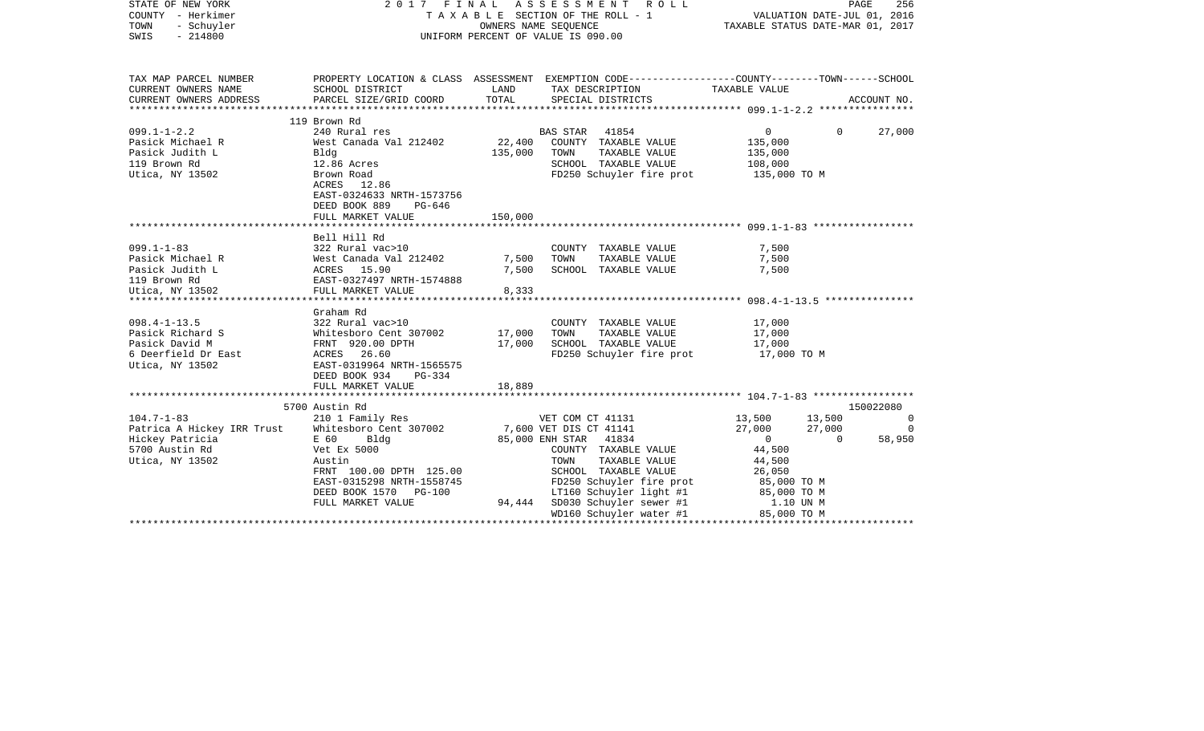STATE OF NEW YORK — 2017 FINAL ASSESSMENT ROLL
COUNTY - Herkimer — TAXABLE SECTION OF THE ROLL - 1 — VALUATION DATE-JUL 01, 2016
TOWN - Schuyler — OWNERS NAME SEQUENCE — TAXABLE STATUS DATE-MAR 01, 2017
SWIS - 214800 — UNIFORM PERCENT OF VALUE IS 090.00

| TAX MAP PARCEL NUMBER / CURRENT OWNERS NAME / CURRENT OWNERS ADDRESS | PROPERTY LOCATION & CLASS / SCHOOL DISTRICT / PARCEL SIZE/GRID COORD | ASSESSMENT LAND / TOTAL | EXEMPTION CODE / TAX DESCRIPTION / SPECIAL DISTRICTS | COUNTY | TOWN | SCHOOL | ACCOUNT NO. |
|---|---|---|---|---|---|---|---|
| **099.1-1-2.2** | 119 Brown Rd | | | | | | |
| 099.1-1-2.2 | 240 Rural res | | BAS STAR 41854 | 0 | 0 | 27,000 | |
| Pasick Michael R | West Canada Val 212402 | 22,400 | COUNTY TAXABLE VALUE | 135,000 | | | |
| Pasick Judith L | Bldg | 135,000 | TOWN TAXABLE VALUE | 135,000 | | | |
| 119 Brown Rd | 12.86 Acres | | SCHOOL TAXABLE VALUE | 108,000 | | | |
| Utica, NY 13502 | Brown Road | | FD250 Schuyler fire prot | 135,000 TO M | | | |
| | ACRES 12.86 | | | | | | |
| | EAST-0324633 NRTH-1573756 | | | | | | |
| | DEED BOOK 889 PG-646 | | | | | | |
| | FULL MARKET VALUE | 150,000 | | | | | |
| **099.1-1-83** | Bell Hill Rd | | | | | | |
| 099.1-1-83 | 322 Rural vac>10 | | COUNTY TAXABLE VALUE | 7,500 | | | |
| Pasick Michael R | West Canada Val 212402 | 7,500 | TOWN TAXABLE VALUE | 7,500 | | | |
| Pasick Judith L | ACRES 15.90 | 7,500 | SCHOOL TAXABLE VALUE | 7,500 | | | |
| 119 Brown Rd | EAST-0327497 NRTH-1574888 | | | | | | |
| Utica, NY 13502 | FULL MARKET VALUE | 8,333 | | | | | |
| **098.4-1-13.5** | Graham Rd | | | | | | |
| 098.4-1-13.5 | 322 Rural vac>10 | | COUNTY TAXABLE VALUE | 17,000 | | | |
| Pasick Richard S | Whitesboro Cent 307002 | 17,000 | TOWN TAXABLE VALUE | 17,000 | | | |
| Pasick David M | FRNT 920.00 DPTH | 17,000 | SCHOOL TAXABLE VALUE | 17,000 | | | |
| 6 Deerfield Dr East | ACRES 26.60 | | FD250 Schuyler fire prot | 17,000 TO M | | | |
| Utica, NY 13502 | EAST-0319964 NRTH-1565575 | | | | | | |
| | DEED BOOK 934 PG-334 | | | | | | |
| | FULL MARKET VALUE | 18,889 | | | | | |
| **104.7-1-83** | 5700 Austin Rd | | | | | | 150022080 |
| 104.7-1-83 | 210 1 Family Res | | VET COM CT 41131 | 13,500 | 13,500 | 0 | |
| Patrica A Hickey IRR Trust | Whitesboro Cent 307002 | 7,600 | VET DIS CT 41141 | 27,000 | 27,000 | 0 | |
| Hickey Patricia | E 60 Bldg | 85,000 | ENH STAR 41834 | 0 | 0 | 58,950 | |
| 5700 Austin Rd | Vet Ex 5000 | | COUNTY TAXABLE VALUE | 44,500 | | | |
| Utica, NY 13502 | Austin | | TOWN TAXABLE VALUE | 44,500 | | | |
| | FRNT 100.00 DPTH 125.00 | | SCHOOL TAXABLE VALUE | 26,050 | | | |
| | EAST-0315298 NRTH-1558745 | | FD250 Schuyler fire prot | 85,000 TO M | | | |
| | DEED BOOK 1570 PG-100 | | LT160 Schuyler light #1 | 85,000 TO M | | | |
| | FULL MARKET VALUE | 94,444 | SD030 Schuyler sewer #1 | 1.10 UN M | | | |
| | | | WD160 Schuyler water #1 | 85,000 TO M | | | |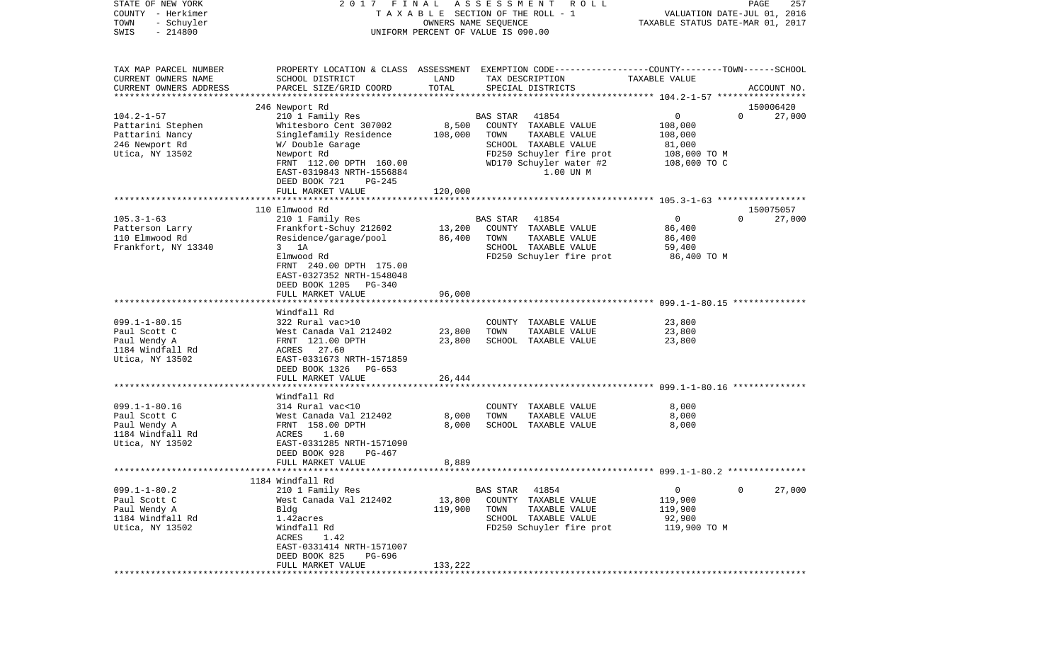STATE OF NEW YORK — 2017 FINAL ASSESSMENT ROLL — TAXABLE SECTION OF THE ROLL - 1 — VALUATION DATE-JUL 01, 2016
COUNTY - Herkimer — OWNERS NAME SEQUENCE — TAXABLE STATUS DATE-MAR 01, 2017
TOWN - Schuyler — UNIFORM PERCENT OF VALUE IS 090.00
SWIS - 214800

| TAX MAP PARCEL NUMBER / CURRENT OWNERS NAME / CURRENT OWNERS ADDRESS | PROPERTY LOCATION & CLASS / SCHOOL DISTRICT / PARCEL SIZE/GRID COORD | ASSESSMENT LAND / TOTAL | EXEMPTION CODE / TAX DESCRIPTION / SPECIAL DISTRICTS | COUNTY / TOWN / SCHOOL TAXABLE VALUE | ACCOUNT NO. |
|---|---|---|---|---|---|
| 104.2-1-57 | 246 Newport Rd | | | | 150006420 |
| Pattarini Stephen | 210 1 Family Res | | BAS STAR 41854 | 0 0 | 27,000 |
| Pattarini Nancy | Whitesboro Cent 307002 | 8,500 | COUNTY TAXABLE VALUE | 108,000 | |
| 246 Newport Rd | Singlefamily Residence | 108,000 | TOWN TAXABLE VALUE | 108,000 | |
| Utica, NY 13502 | W/ Double Garage | | SCHOOL TAXABLE VALUE | 81,000 | |
| | Newport Rd | | FD250 Schuyler fire prot | 108,000 TO M | |
| | FRNT 112.00 DPTH 160.00 | | WD170 Schuyler water #2 | 108,000 TO C | |
| | EAST-0319843 NRTH-1556884 | | 1.00 UN M | | |
| | DEED BOOK 721 PG-245 | | | | |
| | FULL MARKET VALUE | 120,000 | | | |
| 105.3-1-63 | 110 Elmwood Rd | | | | 150075057 |
| Patterson Larry | 210 1 Family Res | | BAS STAR 41854 | 0 0 | 27,000 |
| 110 Elmwood Rd | Frankfort-Schuy 212602 | 13,200 | COUNTY TAXABLE VALUE | 86,400 | |
| Frankfort, NY 13340 | Residence/garage/pool | 86,400 | TOWN TAXABLE VALUE | 86,400 | |
| | 3 1A | | SCHOOL TAXABLE VALUE | 59,400 | |
| | Elmwood Rd | | FD250 Schuyler fire prot | 86,400 TO M | |
| | FRNT 240.00 DPTH 175.00 | | | | |
| | EAST-0327352 NRTH-1548048 | | | | |
| | DEED BOOK 1205 PG-340 | | | | |
| | FULL MARKET VALUE | 96,000 | | | |
| 099.1-1-80.15 | Windfall Rd | | | | |
| Paul Scott C | 322 Rural vac>10 | | COUNTY TAXABLE VALUE | 23,800 | |
| Paul Wendy A | West Canada Val 212402 | 23,800 | TOWN TAXABLE VALUE | 23,800 | |
| 1184 Windfall Rd | FRNT 121.00 DPTH | 23,800 | SCHOOL TAXABLE VALUE | 23,800 | |
| Utica, NY 13502 | ACRES 27.60 | | | | |
| | EAST-0331673 NRTH-1571859 | | | | |
| | DEED BOOK 1326 PG-653 | | | | |
| | FULL MARKET VALUE | 26,444 | | | |
| 099.1-1-80.16 | Windfall Rd | | | | |
| Paul Scott C | 314 Rural vac<10 | | COUNTY TAXABLE VALUE | 8,000 | |
| Paul Wendy A | West Canada Val 212402 | 8,000 | TOWN TAXABLE VALUE | 8,000 | |
| 1184 Windfall Rd | FRNT 158.00 DPTH | 8,000 | SCHOOL TAXABLE VALUE | 8,000 | |
| Utica, NY 13502 | ACRES 1.60 | | | | |
| | EAST-0331285 NRTH-1571090 | | | | |
| | DEED BOOK 928 PG-467 | | | | |
| | FULL MARKET VALUE | 8,889 | | | |
| 099.1-1-80.2 | 1184 Windfall Rd | | | | |
| Paul Scott C | 210 1 Family Res | | BAS STAR 41854 | 0 0 | 27,000 |
| Paul Wendy A | West Canada Val 212402 | 13,800 | COUNTY TAXABLE VALUE | 119,900 | |
| 1184 Windfall Rd | Bldg | 119,900 | TOWN TAXABLE VALUE | 119,900 | |
| Utica, NY 13502 | 1.42acres | | SCHOOL TAXABLE VALUE | 92,900 | |
| | Windfall Rd | | FD250 Schuyler fire prot | 119,900 TO M | |
| | ACRES 1.42 | | | | |
| | EAST-0331414 NRTH-1571007 | | | | |
| | DEED BOOK 825 PG-696 | | | | |
| | FULL MARKET VALUE | 133,222 | | | |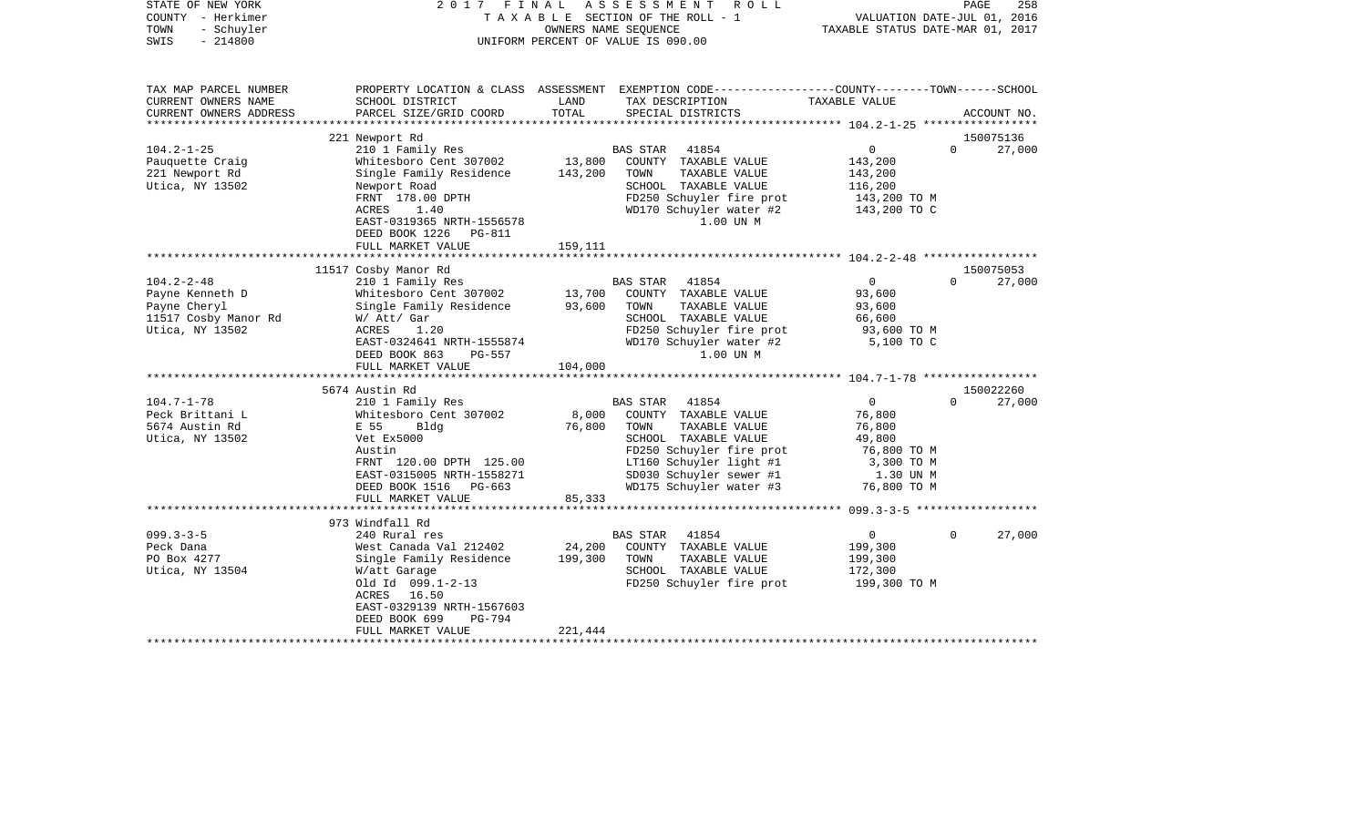STATE OF NEW YORK    COUNTY - Herkimer    TOWN - Schuyler    SWIS - 214800

2017 FINAL ASSESSMENT ROLL
TAXABLE SECTION OF THE ROLL - 1
OWNERS NAME SEQUENCE
UNIFORM PERCENT OF VALUE IS 090.00

VALUATION DATE-JUL 01, 2016
TAXABLE STATUS DATE-MAR 01, 2017

| TAX MAP PARCEL NUMBER / CURRENT OWNERS NAME / CURRENT OWNERS ADDRESS | PROPERTY LOCATION & CLASS / SCHOOL DISTRICT / PARCEL SIZE/GRID COORD | ASSESSMENT LAND | TOTAL | EXEMPTION CODE / TAX DESCRIPTION / SPECIAL DISTRICTS | COUNTY / TOWN / SCHOOL TAXABLE VALUE | ACCOUNT NO. |
|---|---|---|---|---|---|---|
| | 221 Newport Rd | | | | | 150075136 |
| 104.2-1-25 | 210 1 Family Res | | | BAS STAR 41854 | 0 0 | 27,000 |
| Pauquette Craig | Whitesboro Cent 307002 | 13,800 | | COUNTY TAXABLE VALUE | 143,200 | |
| 221 Newport Rd | Single Family Residence | | 143,200 | TOWN TAXABLE VALUE | 143,200 | |
| Utica, NY 13502 | Newport Road | | | SCHOOL TAXABLE VALUE | 116,200 | |
| | FRNT 178.00 DPTH | | | FD250 Schuyler fire prot | 143,200 TO M | |
| | ACRES 1.40 | | | WD170 Schuyler water #2 | 143,200 TO C | |
| | EAST-0319365 NRTH-1556578 | | | 1.00 UN M | | |
| | DEED BOOK 1226 PG-811 | | | | | |
| | FULL MARKET VALUE | | 159,111 | | | |
| | 11517 Cosby Manor Rd | | | | | 150075053 |
| 104.2-2-48 | 210 1 Family Res | | | BAS STAR 41854 | 0 0 | 27,000 |
| Payne Kenneth D | Whitesboro Cent 307002 | 13,700 | | COUNTY TAXABLE VALUE | 93,600 | |
| Payne Cheryl | Single Family Residence | | 93,600 | TOWN TAXABLE VALUE | 93,600 | |
| 11517 Cosby Manor Rd | W/ Att/ Gar | | | SCHOOL TAXABLE VALUE | 66,600 | |
| Utica, NY 13502 | ACRES 1.20 | | | FD250 Schuyler fire prot | 93,600 TO M | |
| | EAST-0324641 NRTH-1555874 | | | WD170 Schuyler water #2 | 5,100 TO C | |
| | DEED BOOK 863 PG-557 | | | 1.00 UN M | | |
| | FULL MARKET VALUE | | 104,000 | | | |
| | 5674 Austin Rd | | | | | 150022260 |
| 104.7-1-78 | 210 1 Family Res | | | BAS STAR 41854 | 0 0 | 27,000 |
| Peck Brittani L | Whitesboro Cent 307002 | 8,000 | | COUNTY TAXABLE VALUE | 76,800 | |
| 5674 Austin Rd | E 55 Bldg | | 76,800 | TOWN TAXABLE VALUE | 76,800 | |
| Utica, NY 13502 | Vet Ex5000 | | | SCHOOL TAXABLE VALUE | 49,800 | |
| | Austin | | | FD250 Schuyler fire prot | 76,800 TO M | |
| | FRNT 120.00 DPTH 125.00 | | | LT160 Schuyler light #1 | 3,300 TO M | |
| | EAST-0315005 NRTH-1558271 | | | SD030 Schuyler sewer #1 | 1.30 UN M | |
| | DEED BOOK 1516 PG-663 | | | WD175 Schuyler water #3 | 76,800 TO M | |
| | FULL MARKET VALUE | | 85,333 | | | |
| | 973 Windfall Rd | | | | | |
| 099.3-3-5 | 240 Rural res | | | BAS STAR 41854 | 0 0 | 27,000 |
| Peck Dana | West Canada Val 212402 | 24,200 | | COUNTY TAXABLE VALUE | 199,300 | |
| PO Box 4277 | Single Family Residence | | 199,300 | TOWN TAXABLE VALUE | 199,300 | |
| Utica, NY 13504 | W/att Garage | | | SCHOOL TAXABLE VALUE | 172,300 | |
| | Old Id 099.1-2-13 | | | FD250 Schuyler fire prot | 199,300 TO M | |
| | ACRES 16.50 | | | | | |
| | EAST-0329139 NRTH-1567603 | | | | | |
| | DEED BOOK 699 PG-794 | | | | | |
| | FULL MARKET VALUE | | 221,444 | | | |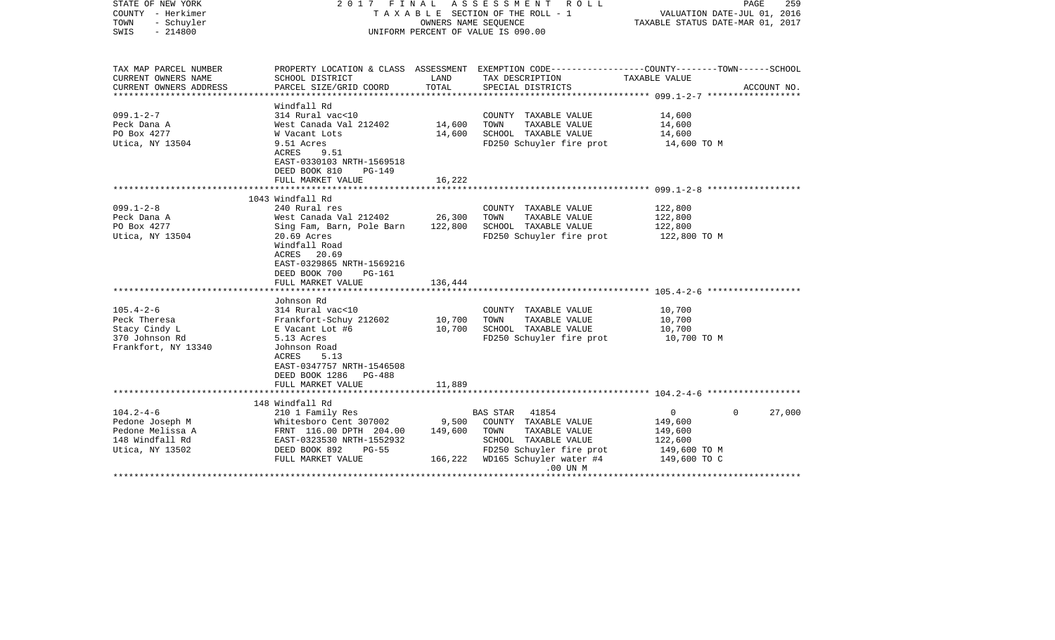STATE OF NEW YORK
COUNTY - Herkimer
TOWN - Schuyler
SWIS - 214800

2017 FINAL ASSESSMENT ROLL
TAXABLE SECTION OF THE ROLL - 1
OWNERS NAME SEQUENCE
UNIFORM PERCENT OF VALUE IS 090.00

VALUATION DATE-JUL 01, 2016
TAXABLE STATUS DATE-MAR 01, 2017

| TAX MAP PARCEL NUMBER / CURRENT OWNERS NAME / CURRENT OWNERS ADDRESS | PROPERTY LOCATION & CLASS / SCHOOL DISTRICT / PARCEL SIZE/GRID COORD | ASSESSMENT LAND | TOTAL | EXEMPTION CODE / TAX DESCRIPTION / SPECIAL DISTRICTS | COUNTY / TOWN / TAXABLE VALUE | SCHOOL | ACCOUNT NO. |
|---|---|---|---|---|---|---|---|
| **099.1-2-7** | Windfall Rd | | | | | | |
| 099.1-2-7 | 314 Rural vac<10 | | | COUNTY TAXABLE VALUE | 14,600 | | |
| Peck Dana A | West Canada Val 212402 | 14,600 | | TOWN TAXABLE VALUE | 14,600 | | |
| PO Box 4277 | W Vacant Lots | | 14,600 | SCHOOL TAXABLE VALUE | 14,600 | | |
| Utica, NY 13504 | 9.51 Acres | | | FD250 Schuyler fire prot | 14,600 TO M | | |
| | ACRES 9.51 | | | | | | |
| | EAST-0330103 NRTH-1569518 | | | | | | |
| | DEED BOOK 810 PG-149 | | | | | | |
| | FULL MARKET VALUE | | 16,222 | | | | |
| **099.1-2-8** | 1043 Windfall Rd | | | | | | |
| 099.1-2-8 | 240 Rural res | | | COUNTY TAXABLE VALUE | 122,800 | | |
| Peck Dana A | West Canada Val 212402 | 26,300 | | TOWN TAXABLE VALUE | 122,800 | | |
| PO Box 4277 | Sing Fam, Barn, Pole Barn | | 122,800 | SCHOOL TAXABLE VALUE | 122,800 | | |
| Utica, NY 13504 | 20.69 Acres | | | FD250 Schuyler fire prot | 122,800 TO M | | |
| | Windfall Road | | | | | | |
| | ACRES 20.69 | | | | | | |
| | EAST-0329865 NRTH-1569216 | | | | | | |
| | DEED BOOK 700 PG-161 | | | | | | |
| | FULL MARKET VALUE | | 136,444 | | | | |
| **105.4-2-6** | Johnson Rd | | | | | | |
| 105.4-2-6 | 314 Rural vac<10 | | | COUNTY TAXABLE VALUE | 10,700 | | |
| Peck Theresa | Frankfort-Schuy 212602 | 10,700 | | TOWN TAXABLE VALUE | 10,700 | | |
| Stacy Cindy L | E Vacant Lot #6 | | 10,700 | SCHOOL TAXABLE VALUE | 10,700 | | |
| 370 Johnson Rd | 5.13 Acres | | | FD250 Schuyler fire prot | 10,700 TO M | | |
| Frankfort, NY 13340 | Johnson Road | | | | | | |
| | ACRES 5.13 | | | | | | |
| | EAST-0347757 NRTH-1546508 | | | | | | |
| | DEED BOOK 1286 PG-488 | | | | | | |
| | FULL MARKET VALUE | | 11,889 | | | | |
| **104.2-4-6** | 148 Windfall Rd | | | | | | |
| 104.2-4-6 | 210 1 Family Res | | | BAS STAR 41854 | 0 | 0 | 27,000 |
| Pedone Joseph M | Whitesboro Cent 307002 | 9,500 | | COUNTY TAXABLE VALUE | 149,600 | | |
| Pedone Melissa A | FRNT 116.00 DPTH 204.00 | | 149,600 | TOWN TAXABLE VALUE | 149,600 | | |
| 148 Windfall Rd | EAST-0323530 NRTH-1552932 | | | SCHOOL TAXABLE VALUE | 122,600 | | |
| Utica, NY 13502 | DEED BOOK 892 PG-55 | | | FD250 Schuyler fire prot | 149,600 TO M | | |
| | FULL MARKET VALUE | | 166,222 | WD165 Schuyler water #4 | 149,600 TO C | | |
| | | | | .00 UN M | | | |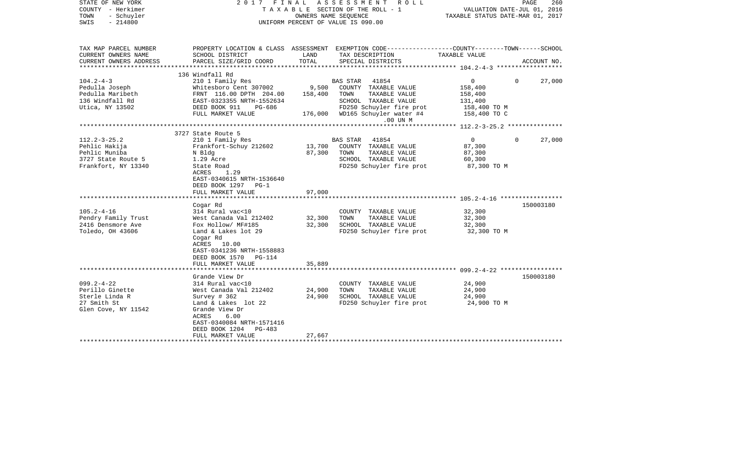STATE OF NEW YORK
COUNTY - Herkimer
TOWN - Schuyler
SWIS - 214800

2017 FINAL ASSESSMENT ROLL
TAXABLE SECTION OF THE ROLL - 1
OWNERS NAME SEQUENCE
UNIFORM PERCENT OF VALUE IS 090.00

VALUATION DATE-JUL 01, 2016
TAXABLE STATUS DATE-MAR 01, 2017

| TAX MAP PARCEL NUMBER / CURRENT OWNERS NAME / CURRENT OWNERS ADDRESS | PROPERTY LOCATION & CLASS / SCHOOL DISTRICT / PARCEL SIZE/GRID COORD | ASSESSMENT LAND | ASSESSMENT TOTAL | EXEMPTION CODE / TAX DESCRIPTION / SPECIAL DISTRICTS | COUNTY | TOWN | SCHOOL | ACCOUNT NO. |
|---|---|---|---|---|---|---|---|---|
| **104.2-4-3** | 136 Windfall Rd | | | | | | | |
| | 210 1 Family Res | | | BAS STAR 41854 | 0 | 0 | 27,000 | |
| Pedulla Joseph | Whitesboro Cent 307002 | 9,500 | | COUNTY TAXABLE VALUE | 158,400 | | | |
| Pedulla Maribeth | FRNT 116.00 DPTH 204.00 | | 158,400 | TOWN TAXABLE VALUE | | 158,400 | | |
| 136 Windfall Rd | EAST-0323355 NRTH-1552634 | | | SCHOOL TAXABLE VALUE | | | 131,400 | |
| Utica, NY 13502 | DEED BOOK 911 PG-686 | | | FD250 Schuyler fire prot | 158,400 TO M | | | |
| | FULL MARKET VALUE | | 176,000 | WD165 Schuyler water #4 | 158,400 TO C | | | |
| | | | | .00 UN M | | | | |
| **112.2-3-25.2** | 3727 State Route 5 | | | | | | | |
| | 210 1 Family Res | | | BAS STAR 41854 | 0 | 0 | 27,000 | |
| Pehlic Hakija | Frankfort-Schuy 212602 | 13,700 | | COUNTY TAXABLE VALUE | 87,300 | | | |
| Pehlic Muniba | N Bldg | | 87,300 | TOWN TAXABLE VALUE | | 87,300 | | |
| 3727 State Route 5 | 1.29 Acre | | | SCHOOL TAXABLE VALUE | | | 60,300 | |
| Frankfort, NY 13340 | State Road | | | FD250 Schuyler fire prot | 87,300 TO M | | | |
| | ACRES 1.29 | | | | | | | |
| | EAST-0340615 NRTH-1536640 | | | | | | | |
| | DEED BOOK 1297 PG-1 | | | | | | | |
| | FULL MARKET VALUE | | 97,000 | | | | | |
| **105.2-4-16** | Cogar Rd | | | | | | | 150003180 |
| | 314 Rural vac<10 | | | COUNTY TAXABLE VALUE | 32,300 | | | |
| Pendry Family Trust | West Canada Val 212402 | 32,300 | | TOWN TAXABLE VALUE | | 32,300 | | |
| 2416 Densmore Ave | Fox Hollow/ MF#185 | | 32,300 | SCHOOL TAXABLE VALUE | | | 32,300 | |
| Toledo, OH 43606 | Land & Lakes lot 29 | | | FD250 Schuyler fire prot | 32,300 TO M | | | |
| | Cogar Rd | | | | | | | |
| | ACRES 10.00 | | | | | | | |
| | EAST-0341236 NRTH-1558883 | | | | | | | |
| | DEED BOOK 1570 PG-114 | | | | | | | |
| | FULL MARKET VALUE | | 35,889 | | | | | |
| **099.2-4-22** | Grande View Dr | | | | | | | 150003180 |
| | 314 Rural vac<10 | | | COUNTY TAXABLE VALUE | 24,900 | | | |
| Perillo Ginette | West Canada Val 212402 | 24,900 | | TOWN TAXABLE VALUE | | 24,900 | | |
| Sterle Linda R | Survey # 362 | | 24,900 | SCHOOL TAXABLE VALUE | | | 24,900 | |
| 27 Smith St | Land & Lakes lot 22 | | | FD250 Schuyler fire prot | 24,900 TO M | | | |
| Glen Cove, NY 11542 | Grande View Dr | | | | | | | |
| | ACRES 6.00 | | | | | | | |
| | EAST-0340084 NRTH-1571416 | | | | | | | |
| | DEED BOOK 1204 PG-483 | | | | | | | |
| | FULL MARKET VALUE | | 27,667 | | | | | |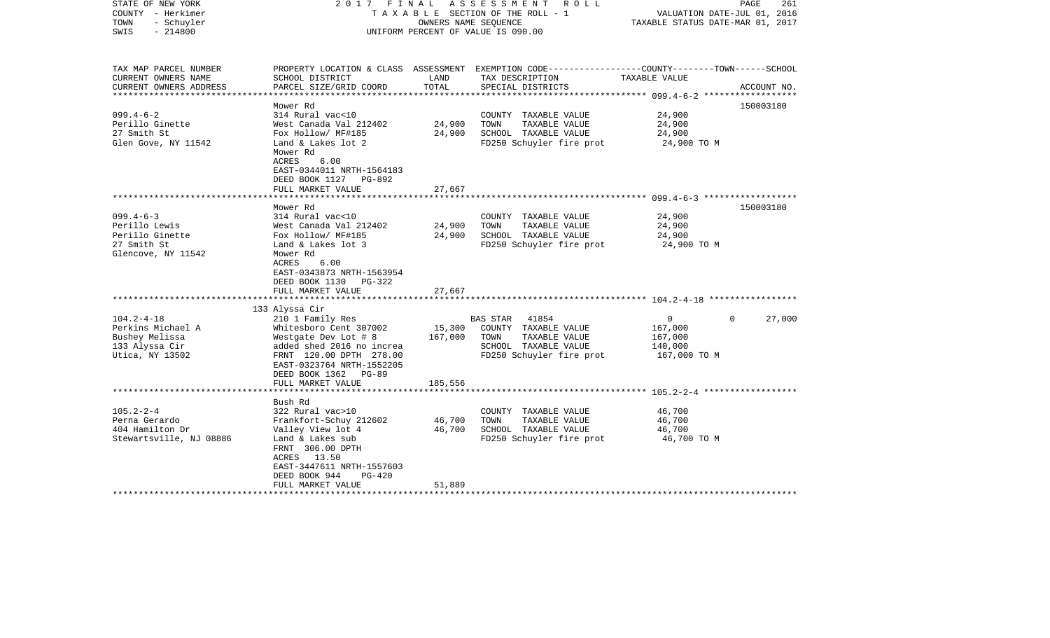STATE OF NEW YORK
COUNTY - Herkimer
TOWN - Schuyler
SWIS - 214800

2017 FINAL ASSESSMENT ROLL
TAXABLE SECTION OF THE ROLL - 1
OWNERS NAME SEQUENCE
UNIFORM PERCENT OF VALUE IS 090.00

VALUATION DATE-JUL 01, 2016
TAXABLE STATUS DATE-MAR 01, 2017

| TAX MAP PARCEL NUMBER<br>CURRENT OWNERS NAME<br>CURRENT OWNERS ADDRESS | PROPERTY LOCATION & CLASS<br>SCHOOL DISTRICT<br>PARCEL SIZE/GRID COORD | ASSESSMENT<br>LAND<br>TOTAL | EXEMPTION CODE<br>TAX DESCRIPTION<br>SPECIAL DISTRICTS | COUNTY--------TOWN------SCHOOL<br>TAXABLE VALUE | ACCOUNT NO. |
|---|---|---|---|---|---|
| **099.4-6-2** | Mower Rd | | | | 150003180 |
| 099.4-6-2 | 314 Rural vac<10 | | COUNTY TAXABLE VALUE | 24,900 | |
| Perillo Ginette | West Canada Val 212402 | 24,900 | TOWN TAXABLE VALUE | 24,900 | |
| 27 Smith St | Fox Hollow/ MF#185 | 24,900 | SCHOOL TAXABLE VALUE | 24,900 | |
| Glen Gove, NY 11542 | Land & Lakes lot 2 | | FD250 Schuyler fire prot | 24,900 TO M | |
| | Mower Rd | | | | |
| | ACRES 6.00 | | | | |
| | EAST-0344011 NRTH-1564183 | | | | |
| | DEED BOOK 1127 PG-892 | | | | |
| | FULL MARKET VALUE | 27,667 | | | |
| **099.4-6-3** | Mower Rd | | | | 150003180 |
| 099.4-6-3 | 314 Rural vac<10 | | COUNTY TAXABLE VALUE | 24,900 | |
| Perillo Lewis | West Canada Val 212402 | 24,900 | TOWN TAXABLE VALUE | 24,900 | |
| Perillo Ginette | Fox Hollow/ MF#185 | 24,900 | SCHOOL TAXABLE VALUE | 24,900 | |
| 27 Smith St | Land & Lakes lot 3 | | FD250 Schuyler fire prot | 24,900 TO M | |
| Glencove, NY 11542 | Mower Rd | | | | |
| | ACRES 6.00 | | | | |
| | EAST-0343873 NRTH-1563954 | | | | |
| | DEED BOOK 1130 PG-322 | | | | |
| | FULL MARKET VALUE | 27,667 | | | |
| **104.2-4-18** | 133 Alyssa Cir | | | | |
| 104.2-4-18 | 210 1 Family Res | | BAS STAR 41854 | 0 0 | 27,000 |
| Perkins Michael A | Whitesboro Cent 307002 | 15,300 | COUNTY TAXABLE VALUE | 167,000 | |
| Bushey Melissa | Westgate Dev Lot # 8 | 167,000 | TOWN TAXABLE VALUE | 167,000 | |
| 133 Alyssa Cir | added shed 2016 no increa | | SCHOOL TAXABLE VALUE | 140,000 | |
| Utica, NY 13502 | FRNT 120.00 DPTH 278.00 | | FD250 Schuyler fire prot | 167,000 TO M | |
| | EAST-0323764 NRTH-1552205 | | | | |
| | DEED BOOK 1362 PG-89 | | | | |
| | FULL MARKET VALUE | 185,556 | | | |
| **105.2-2-4** | Bush Rd | | | | |
| 105.2-2-4 | 322 Rural vac>10 | | COUNTY TAXABLE VALUE | 46,700 | |
| Perna Gerardo | Frankfort-Schuy 212602 | 46,700 | TOWN TAXABLE VALUE | 46,700 | |
| 404 Hamilton Dr | Valley View lot 4 | 46,700 | SCHOOL TAXABLE VALUE | 46,700 | |
| Stewartsville, NJ 08886 | Land & Lakes sub | | FD250 Schuyler fire prot | 46,700 TO M | |
| | FRNT 306.00 DPTH | | | | |
| | ACRES 13.50 | | | | |
| | EAST-3447611 NRTH-1557603 | | | | |
| | DEED BOOK 944 PG-420 | | | | |
| | FULL MARKET VALUE | 51,889 | | | |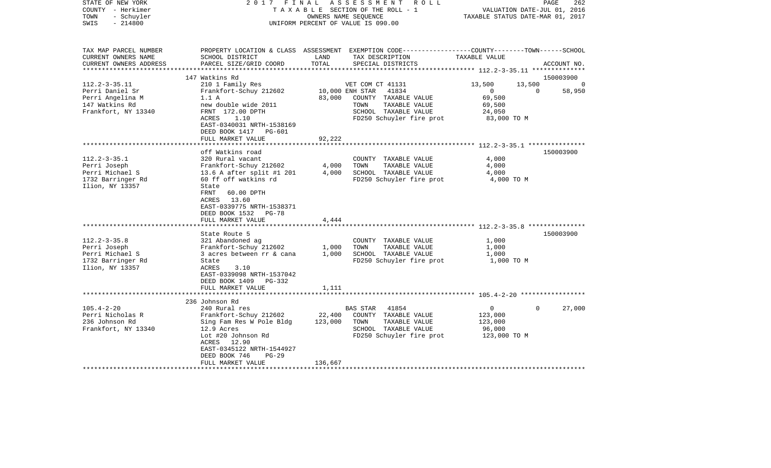STATE OF NEW YORK — 2017 FINAL ASSESSMENT ROLL
COUNTY - Herkimer — TAXABLE SECTION OF THE ROLL - 1 — VALUATION DATE-JUL 01, 2016
TOWN - Schuyler — OWNERS NAME SEQUENCE — TAXABLE STATUS DATE-MAR 01, 2017
SWIS - 214800 — UNIFORM PERCENT OF VALUE IS 090.00

| TAX MAP PARCEL NUMBER<br>CURRENT OWNERS NAME<br>CURRENT OWNERS ADDRESS | PROPERTY LOCATION & CLASS<br>SCHOOL DISTRICT<br>PARCEL SIZE/GRID COORD | ASSESSMENT<br>LAND<br>TOTAL | EXEMPTION CODE<br>TAX DESCRIPTION<br>SPECIAL DISTRICTS | COUNTY<br>TAXABLE VALUE | TOWN | SCHOOL<br>ACCOUNT NO. |
|---|---|---|---|---|---|---|
| **112.2-3-35.11** | 147 Watkins Rd | | | | | 150003900 |
| 112.2-3-35.11 | 210 1 Family Res | | VET COM CT 41131 | 13,500 | 13,500 | 0 |
| Perri Daniel Sr | Frankfort-Schuy 212602 | 10,000 | ENH STAR 41834 | 0 | 0 | 58,950 |
| Perri Angelina M | 1.1 A | 83,000 | COUNTY TAXABLE VALUE | 69,500 | | |
| 147 Watkins Rd | new double wide 2011 | | TOWN TAXABLE VALUE | 69,500 | | |
| Frankfort, NY 13340 | FRNT 172.00 DPTH | | SCHOOL TAXABLE VALUE | 24,050 | | |
| | ACRES 1.10 | | FD250 Schuyler fire prot | 83,000 TO M | | |
| | EAST-0340031 NRTH-1538169 | | | | | |
| | DEED BOOK 1417 PG-601 | | | | | |
| | FULL MARKET VALUE | 92,222 | | | | |
| **112.2-3-35.1** | off Watkins road | | | | | 150003900 |
| 112.2-3-35.1 | 320 Rural vacant | | COUNTY TAXABLE VALUE | 4,000 | | |
| Perri Joseph | Frankfort-Schuy 212602 | 4,000 | TOWN TAXABLE VALUE | 4,000 | | |
| Perri Michael S | 13.6 A after split #1 201 | 4,000 | SCHOOL TAXABLE VALUE | 4,000 | | |
| 1732 Barringer Rd | 60 ff off watkins rd | | FD250 Schuyler fire prot | 4,000 TO M | | |
| Ilion, NY 13357 | State | | | | | |
| | FRNT 60.00 DPTH | | | | | |
| | ACRES 13.60 | | | | | |
| | EAST-0339775 NRTH-1538371 | | | | | |
| | DEED BOOK 1532 PG-78 | | | | | |
| | FULL MARKET VALUE | 4,444 | | | | |
| **112.2-3-35.8** | State Route 5 | | | | | 150003900 |
| 112.2-3-35.8 | 321 Abandoned ag | | COUNTY TAXABLE VALUE | 1,000 | | |
| Perri Joseph | Frankfort-Schuy 212602 | 1,000 | TOWN TAXABLE VALUE | 1,000 | | |
| Perri Michael S | 3 acres between rr & cana | 1,000 | SCHOOL TAXABLE VALUE | 1,000 | | |
| 1732 Barringer Rd | State | | FD250 Schuyler fire prot | 1,000 TO M | | |
| Ilion, NY 13357 | ACRES 3.10 | | | | | |
| | EAST-0339098 NRTH-1537042 | | | | | |
| | DEED BOOK 1409 PG-332 | | | | | |
| | FULL MARKET VALUE | 1,111 | | | | |
| **105.4-2-20** | 236 Johnson Rd | | | | | |
| 105.4-2-20 | 240 Rural res | | BAS STAR 41854 | 0 | 0 | 27,000 |
| Perri Nicholas R | Frankfort-Schuy 212602 | 22,400 | COUNTY TAXABLE VALUE | 123,000 | | |
| 236 Johnson Rd | Sing Fam Res W Pole Bldg | 123,000 | TOWN TAXABLE VALUE | 123,000 | | |
| Frankfort, NY 13340 | 12.9 Acres | | SCHOOL TAXABLE VALUE | 96,000 | | |
| | Lot #20 Johnson Rd | | FD250 Schuyler fire prot | 123,000 TO M | | |
| | ACRES 12.90 | | | | | |
| | EAST-0345122 NRTH-1544927 | | | | | |
| | DEED BOOK 746 PG-29 | | | | | |
| | FULL MARKET VALUE | 136,667 | | | | |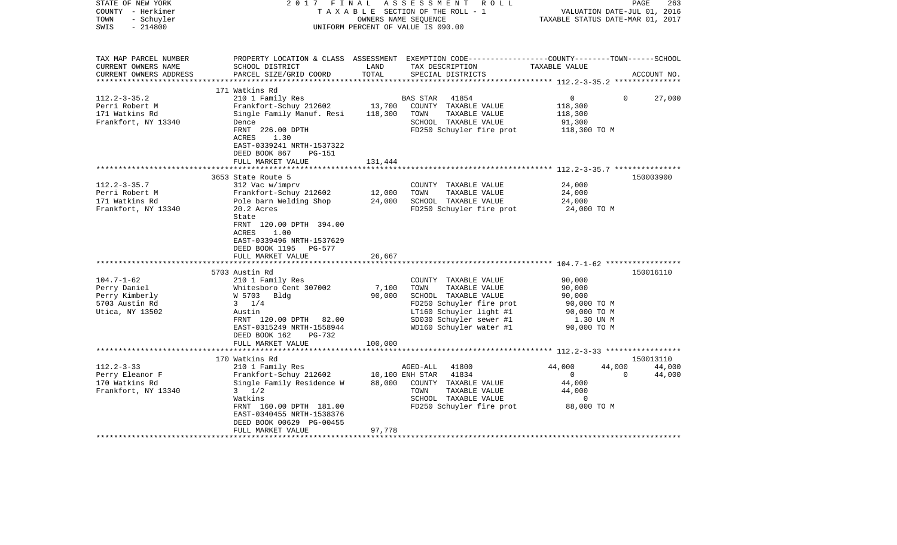STATE OF NEW YORK | 2017 FINAL ASSESSMENT ROLL
COUNTY - Herkimer | TAXABLE SECTION OF THE ROLL - 1 | VALUATION DATE-JUL 01, 2016
TOWN - Schuyler | OWNERS NAME SEQUENCE | TAXABLE STATUS DATE-MAR 01, 2017
SWIS - 214800 | UNIFORM PERCENT OF VALUE IS 090.00

| TAX MAP PARCEL NUMBER / CURRENT OWNERS NAME / CURRENT OWNERS ADDRESS | PROPERTY LOCATION & CLASS / SCHOOL DISTRICT / PARCEL SIZE/GRID COORD | ASSESSMENT LAND / TOTAL | EXEMPTION CODE / TAX DESCRIPTION / SPECIAL DISTRICTS | COUNTY | TOWN | SCHOOL / TAXABLE VALUE | ACCOUNT NO. |
|---|---|---|---|---|---|---|---|
| | 171 Watkins Rd | | | | | | |
| 112.2-3-35.2 | 210 1 Family Res | | BAS STAR 41854 | 0 | 0 | 27,000 | |
| Perri Robert M | Frankfort-Schuy 212602 | 13,700 | COUNTY TAXABLE VALUE | 118,300 | | | |
| 171 Watkins Rd | Single Family Manuf. Resi | 118,300 | TOWN TAXABLE VALUE | | 118,300 | | |
| Frankfort, NY 13340 | Dence | | SCHOOL TAXABLE VALUE | | | 91,300 | |
| | FRNT 226.00 DPTH | | FD250 Schuyler fire prot | 118,300 TO M | | | |
| | ACRES 1.30 | | | | | | |
| | EAST-0339241 NRTH-1537322 | | | | | | |
| | DEED BOOK 867 PG-151 | | | | | | |
| | FULL MARKET VALUE | 131,444 | | | | | |
| | 3653 State Route 5 | | | | | | 150003900 |
| 112.2-3-35.7 | 312 Vac w/imprv | | COUNTY TAXABLE VALUE | 24,000 | | | |
| Perri Robert M | Frankfort-Schuy 212602 | 12,000 | TOWN TAXABLE VALUE | | 24,000 | | |
| 171 Watkins Rd | Pole barn Welding Shop | 24,000 | SCHOOL TAXABLE VALUE | | | 24,000 | |
| Frankfort, NY 13340 | 20.2 Acres | | FD250 Schuyler fire prot | 24,000 TO M | | | |
| | State | | | | | | |
| | FRNT 120.00 DPTH 394.00 | | | | | | |
| | ACRES 1.00 | | | | | | |
| | EAST-0339496 NRTH-1537629 | | | | | | |
| | DEED BOOK 1195 PG-577 | | | | | | |
| | FULL MARKET VALUE | 26,667 | | | | | |
| | 5703 Austin Rd | | | | | | 150016110 |
| 104.7-1-62 | 210 1 Family Res | | COUNTY TAXABLE VALUE | 90,000 | | | |
| Perry Daniel | Whitesboro Cent 307002 | 7,100 | TOWN TAXABLE VALUE | | 90,000 | | |
| Perry Kimberly | W 5703 Bldg | 90,000 | SCHOOL TAXABLE VALUE | | | 90,000 | |
| 5703 Austin Rd | 3 1/4 | | FD250 Schuyler fire prot | 90,000 TO M | | | |
| Utica, NY 13502 | Austin | | LT160 Schuyler light #1 | 90,000 TO M | | | |
| | FRNT 120.00 DPTH 82.00 | | SD030 Schuyler sewer #1 | 1.30 UN M | | | |
| | EAST-0315249 NRTH-1558944 | | WD160 Schuyler water #1 | 90,000 TO M | | | |
| | DEED BOOK 162 PG-732 | | | | | | |
| | FULL MARKET VALUE | 100,000 | | | | | |
| | 170 Watkins Rd | | | | | | 150013110 |
| 112.2-3-33 | 210 1 Family Res | | AGED-ALL 41800 | 44,000 | 44,000 | 44,000 | |
| Perry Eleanor F | Frankfort-Schuy 212602 | 10,100 | ENH STAR 41834 | 0 | 0 | 44,000 | |
| 170 Watkins Rd | Single Family Residence W | 88,000 | COUNTY TAXABLE VALUE | 44,000 | | | |
| Frankfort, NY 13340 | 3 1/2 | | TOWN TAXABLE VALUE | | 44,000 | | |
| | Watkins | | SCHOOL TAXABLE VALUE | | | 0 | |
| | FRNT 160.00 DPTH 181.00 | | FD250 Schuyler fire prot | 88,000 TO M | | | |
| | EAST-0340455 NRTH-1538376 | | | | | | |
| | DEED BOOK 00629 PG-00455 | | | | | | |
| | FULL MARKET VALUE | 97,778 | | | | | |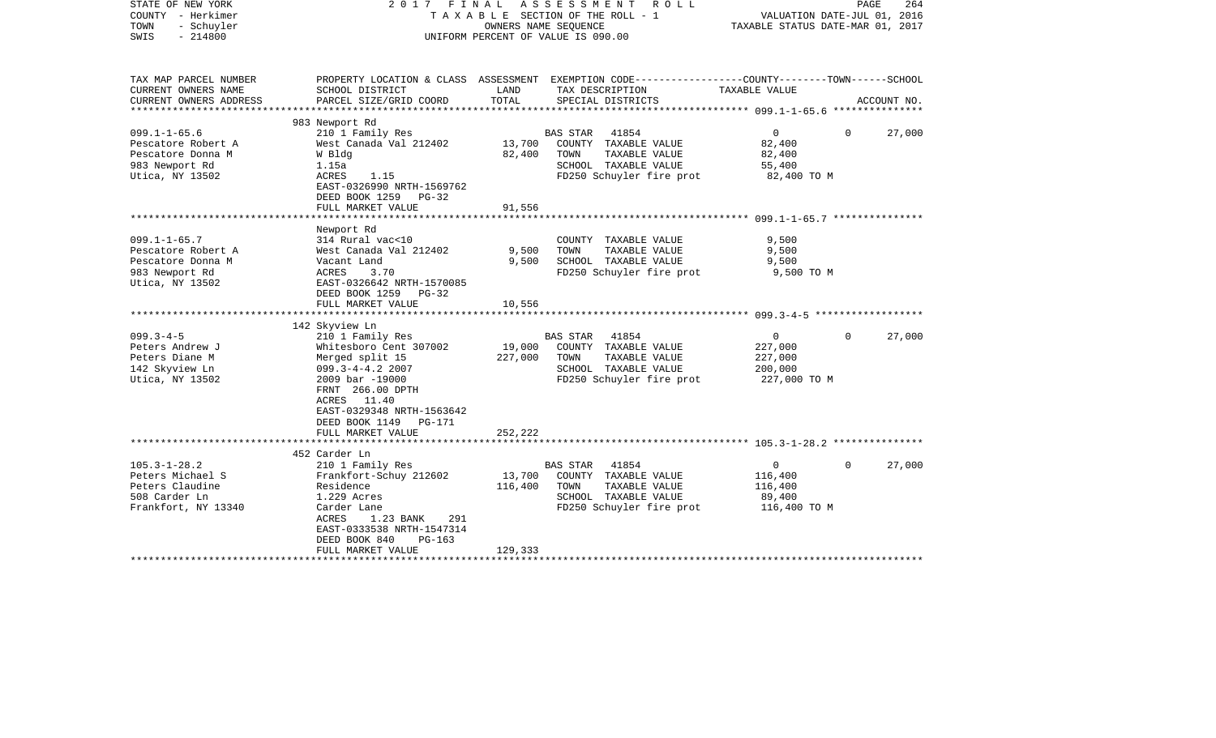STATE OF NEW YORK — 2017 FINAL ASSESSMENT ROLL
COUNTY - Herkimer — TAXABLE SECTION OF THE ROLL - 1 — VALUATION DATE-JUL 01, 2016
TOWN - Schuyler — OWNERS NAME SEQUENCE — TAXABLE STATUS DATE-MAR 01, 2017
SWIS - 214800 — UNIFORM PERCENT OF VALUE IS 090.00

| TAX MAP PARCEL NUMBER / CURRENT OWNERS NAME / CURRENT OWNERS ADDRESS | PROPERTY LOCATION & CLASS / SCHOOL DISTRICT / PARCEL SIZE/GRID COORD | ASSESSMENT LAND | ASSESSMENT TOTAL | EXEMPTION CODE / TAX DESCRIPTION / SPECIAL DISTRICTS | COUNTY TAXABLE VALUE | TOWN | SCHOOL / ACCOUNT NO. |
|---|---|---|---|---|---|---|---|
| 099.1-1-65.6 | 983 Newport Rd | | | | | | |
| | 210 1 Family Res | | | BAS STAR 41854 | 0 | 0 | 27,000 |
| Pescatore Robert A | West Canada Val 212402 | 13,700 | | COUNTY TAXABLE VALUE | 82,400 | | |
| Pescatore Donna M | W Bldg | | 82,400 | TOWN TAXABLE VALUE | 82,400 | | |
| 983 Newport Rd | 1.15a | | | SCHOOL TAXABLE VALUE | 55,400 | | |
| Utica, NY 13502 | ACRES 1.15 | | | FD250 Schuyler fire prot | 82,400 TO M | | |
| | EAST-0326990 NRTH-1569762 | | | | | | |
| | DEED BOOK 1259 PG-32 | | | | | | |
| | FULL MARKET VALUE | | 91,556 | | | | |
| 099.1-1-65.7 | Newport Rd | | | | | | |
| | 314 Rural vac<10 | | | COUNTY TAXABLE VALUE | 9,500 | | |
| Pescatore Robert A | West Canada Val 212402 | 9,500 | | TOWN TAXABLE VALUE | 9,500 | | |
| Pescatore Donna M | Vacant Land | | 9,500 | SCHOOL TAXABLE VALUE | 9,500 | | |
| 983 Newport Rd | ACRES 3.70 | | | FD250 Schuyler fire prot | 9,500 TO M | | |
| Utica, NY 13502 | EAST-0326642 NRTH-1570085 | | | | | | |
| | DEED BOOK 1259 PG-32 | | | | | | |
| | FULL MARKET VALUE | | 10,556 | | | | |
| 099.3-4-5 | 142 Skyview Ln | | | | | | |
| | 210 1 Family Res | | | BAS STAR 41854 | 0 | 0 | 27,000 |
| Peters Andrew J | Whitesboro Cent 307002 | 19,000 | | COUNTY TAXABLE VALUE | 227,000 | | |
| Peters Diane M | Merged split 15 | | 227,000 | TOWN TAXABLE VALUE | 227,000 | | |
| 142 Skyview Ln | 099.3-4-4.2 2007 | | | SCHOOL TAXABLE VALUE | 200,000 | | |
| Utica, NY 13502 | 2009 bar -19000 | | | FD250 Schuyler fire prot | 227,000 TO M | | |
| | FRNT 266.00 DPTH | | | | | | |
| | ACRES 11.40 | | | | | | |
| | EAST-0329348 NRTH-1563642 | | | | | | |
| | DEED BOOK 1149 PG-171 | | | | | | |
| | FULL MARKET VALUE | | 252,222 | | | | |
| 105.3-1-28.2 | 452 Carder Ln | | | | | | |
| | 210 1 Family Res | | | BAS STAR 41854 | 0 | 0 | 27,000 |
| Peters Michael S | Frankfort-Schuy 212602 | 13,700 | | COUNTY TAXABLE VALUE | 116,400 | | |
| Peters Claudine | Residence | | 116,400 | TOWN TAXABLE VALUE | 116,400 | | |
| 508 Carder Ln | 1.229 Acres | | | SCHOOL TAXABLE VALUE | 89,400 | | |
| Frankfort, NY 13340 | Carder Lane | | | FD250 Schuyler fire prot | 116,400 TO M | | |
| | ACRES 1.23 BANK 291 | | | | | | |
| | EAST-0333538 NRTH-1547314 | | | | | | |
| | DEED BOOK 840 PG-163 | | | | | | |
| | FULL MARKET VALUE | | 129,333 | | | | |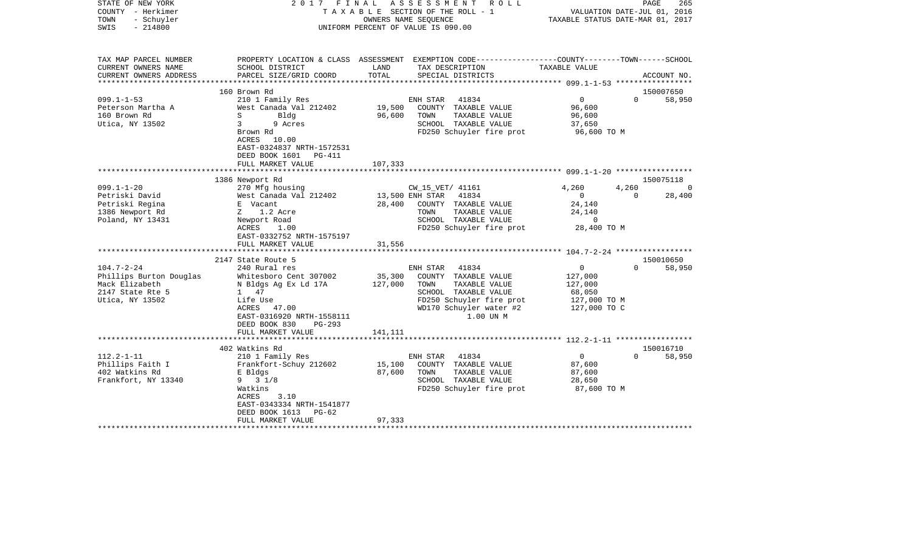STATE OF NEW YORK — 2017 FINAL ASSESSMENT ROLL
COUNTY - Herkimer — TAXABLE SECTION OF THE ROLL - 1 — VALUATION DATE-JUL 01, 2016
TOWN - Schuyler — OWNERS NAME SEQUENCE — TAXABLE STATUS DATE-MAR 01, 2017
SWIS - 214800 — UNIFORM PERCENT OF VALUE IS 090.00

| TAX MAP PARCEL NUMBER / CURRENT OWNERS NAME / CURRENT OWNERS ADDRESS | PROPERTY LOCATION & CLASS / SCHOOL DISTRICT / PARCEL SIZE/GRID COORD | ASSESSMENT LAND / TOTAL | EXEMPTION CODE / TAX DESCRIPTION / SPECIAL DISTRICTS | COUNTY | TOWN | SCHOOL / TAXABLE VALUE | ACCOUNT NO. |
|---|---|---|---|---|---|---|---|
| **099.1-1-53** | 160 Brown Rd | | | | | | 150007650 |
| Peterson Martha A | 210 1 Family Res | | ENH STAR 41834 | 0 | 0 | 58,950 | |
| 160 Brown Rd | West Canada Val 212402 | 19,500 | COUNTY TAXABLE VALUE | 96,600 | | | |
| Utica, NY 13502 | S Bldg | 96,600 | TOWN TAXABLE VALUE | 96,600 | | | |
| | 3 9 Acres | | SCHOOL TAXABLE VALUE | 37,650 | | | |
| | Brown Rd | | FD250 Schuyler fire prot | 96,600 TO M | | | |
| | ACRES 10.00 | | | | | | |
| | EAST-0324837 NRTH-1572531 | | | | | | |
| | DEED BOOK 1601 PG-411 | | | | | | |
| | FULL MARKET VALUE | 107,333 | | | | | |
| **099.1-1-20** | 1386 Newport Rd | | | | | | 150075118 |
| Petriski David | 270 Mfg housing | | CW_15_VET/ 41161 | 4,260 | 4,260 | 0 | |
| Petriski Regina | West Canada Val 212402 | 13,500 | ENH STAR 41834 | 0 | 0 | 28,400 | |
| 1386 Newport Rd | E Vacant | 28,400 | COUNTY TAXABLE VALUE | 24,140 | | | |
| Poland, NY 13431 | Z 1.2 Acre | | TOWN TAXABLE VALUE | 24,140 | | | |
| | Newport Road | | SCHOOL TAXABLE VALUE | 0 | | | |
| | ACRES 1.00 | | FD250 Schuyler fire prot | 28,400 TO M | | | |
| | EAST-0332752 NRTH-1575197 | | | | | | |
| | FULL MARKET VALUE | 31,556 | | | | | |
| **104.7-2-24** | 2147 State Route 5 | | | | | | 150010650 |
| Phillips Burton Douglas | 240 Rural res | | ENH STAR 41834 | 0 | 0 | 58,950 | |
| Mack Elizabeth | Whitesboro Cent 307002 | 35,300 | COUNTY TAXABLE VALUE | 127,000 | | | |
| 2147 State Rte 5 | N Bldgs Ag Ex Ld 17A | 127,000 | TOWN TAXABLE VALUE | 127,000 | | | |
| Utica, NY 13502 | 1 47 | | SCHOOL TAXABLE VALUE | 68,050 | | | |
| | Life Use | | FD250 Schuyler fire prot | 127,000 TO M | | | |
| | ACRES 47.00 | | WD170 Schuyler water #2 | 127,000 TO C | | | |
| | EAST-0316920 NRTH-1558111 | | 1.00 UN M | | | | |
| | DEED BOOK 830 PG-293 | | | | | | |
| | FULL MARKET VALUE | 141,111 | | | | | |
| **112.2-1-11** | 402 Watkins Rd | | | | | | 150016710 |
| Phillips Faith I | 210 1 Family Res | | ENH STAR 41834 | 0 | 0 | 58,950 | |
| 402 Watkins Rd | Frankfort-Schuy 212602 | 15,100 | COUNTY TAXABLE VALUE | 87,600 | | | |
| Frankfort, NY 13340 | E Bldgs | 87,600 | TOWN TAXABLE VALUE | 87,600 | | | |
| | 9 3 1/8 | | SCHOOL TAXABLE VALUE | 28,650 | | | |
| | Watkins | | FD250 Schuyler fire prot | 87,600 TO M | | | |
| | ACRES 3.10 | | | | | | |
| | EAST-0343334 NRTH-1541877 | | | | | | |
| | DEED BOOK 1613 PG-62 | | | | | | |
| | FULL MARKET VALUE | 97,333 | | | | | |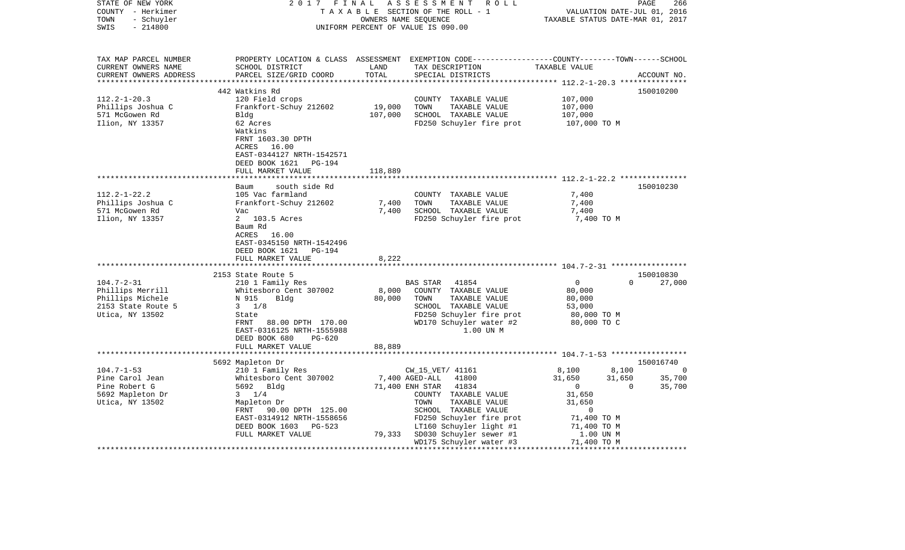STATE OF NEW YORK — 2017 FINAL ASSESSMENT ROLL
COUNTY - Herkimer — TAXABLE SECTION OF THE ROLL - 1 — VALUATION DATE-JUL 01, 2016
TOWN - Schuyler — OWNERS NAME SEQUENCE — TAXABLE STATUS DATE-MAR 01, 2017
SWIS - 214800 — UNIFORM PERCENT OF VALUE IS 090.00

| TAX MAP PARCEL NUMBER / CURRENT OWNERS NAME / CURRENT OWNERS ADDRESS | PROPERTY LOCATION & CLASS / SCHOOL DISTRICT / PARCEL SIZE/GRID COORD | ASSESSMENT LAND / TOTAL | EXEMPTION CODE / TAX DESCRIPTION / SPECIAL DISTRICTS | COUNTY | TOWN | SCHOOL / ACCOUNT NO. |
|---|---|---|---|---|---|---|
| | 442 Watkins Rd | | | | | 150010200 |
| 112.2-1-20.3 | 120 Field crops | | COUNTY TAXABLE VALUE | 107,000 | | |
| Phillips Joshua C | Frankfort-Schuy 212602 | 19,000 | TOWN TAXABLE VALUE | 107,000 | | |
| 571 McGowen Rd | Bldg | 107,000 | SCHOOL TAXABLE VALUE | 107,000 | | |
| Ilion, NY 13357 | 62 Acres | | FD250 Schuyler fire prot | 107,000 TO M | | |
| | Watkins | | | | | |
| | FRNT 1603.30 DPTH | | | | | |
| | ACRES 16.00 | | | | | |
| | EAST-0344127 NRTH-1542571 | | | | | |
| | DEED BOOK 1621 PG-194 | | | | | |
| | FULL MARKET VALUE | 118,889 | | | | |
| | Baum south side Rd | | | | | 150010230 |
| 112.2-1-22.2 | 105 Vac farmland | | COUNTY TAXABLE VALUE | 7,400 | | |
| Phillips Joshua C | Frankfort-Schuy 212602 | 7,400 | TOWN TAXABLE VALUE | 7,400 | | |
| 571 McGowen Rd | Vac | 7,400 | SCHOOL TAXABLE VALUE | 7,400 | | |
| Ilion, NY 13357 | 2 103.5 Acres | | FD250 Schuyler fire prot | 7,400 TO M | | |
| | Baum Rd | | | | | |
| | ACRES 16.00 | | | | | |
| | EAST-0345150 NRTH-1542496 | | | | | |
| | DEED BOOK 1621 PG-194 | | | | | |
| | FULL MARKET VALUE | 8,222 | | | | |
| | 2153 State Route 5 | | | | | 150010830 |
| 104.7-2-31 | 210 1 Family Res | | BAS STAR 41854 | 0 | 0 | 27,000 |
| Phillips Merrill | Whitesboro Cent 307002 | 8,000 | COUNTY TAXABLE VALUE | 80,000 | | |
| Phillips Michele | N 915 Bldg | 80,000 | TOWN TAXABLE VALUE | 80,000 | | |
| 2153 State Route 5 | 3 1/8 | | SCHOOL TAXABLE VALUE | 53,000 | | |
| Utica, NY 13502 | State | | FD250 Schuyler fire prot | 80,000 TO M | | |
| | FRNT 88.00 DPTH 170.00 | | WD170 Schuyler water #2 | 80,000 TO C | | |
| | EAST-0316125 NRTH-1555988 | | 1.00 UN M | | | |
| | DEED BOOK 680 PG-620 | | | | | |
| | FULL MARKET VALUE | 88,889 | | | | |
| | 5692 Mapleton Dr | | | | | 150016740 |
| 104.7-1-53 | 210 1 Family Res | | CW_15_VET/ 41161 | 8,100 | 8,100 | 0 |
| Pine Carol Jean | Whitesboro Cent 307002 | 7,400 | AGED-ALL 41800 | 31,650 | 31,650 | 35,700 |
| Pine Robert G | 5692 Bldg | 71,400 | ENH STAR 41834 | 0 | 0 | 35,700 |
| 5692 Mapleton Dr | 3 1/4 | | COUNTY TAXABLE VALUE | 31,650 | | |
| Utica, NY 13502 | Mapleton Dr | | TOWN TAXABLE VALUE | 31,650 | | |
| | FRNT 90.00 DPTH 125.00 | | SCHOOL TAXABLE VALUE | 0 | | |
| | EAST-0314912 NRTH-1558656 | | FD250 Schuyler fire prot | 71,400 TO M | | |
| | DEED BOOK 1603 PG-523 | | LT160 Schuyler light #1 | 71,400 TO M | | |
| | FULL MARKET VALUE | 79,333 | SD030 Schuyler sewer #1 | 1.00 UN M | | |
| | | | WD175 Schuyler water #3 | 71,400 TO M | | |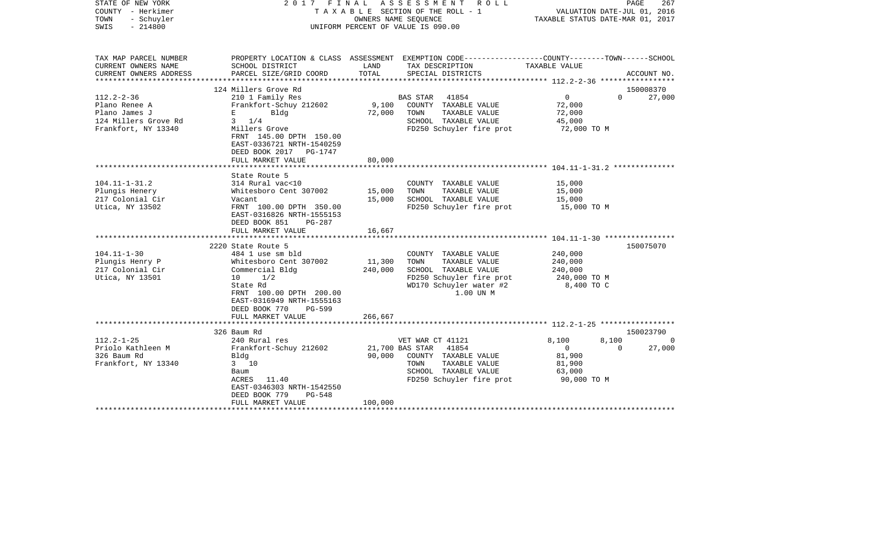STATE OF NEW YORK — 2017 FINAL ASSESSMENT ROLL
COUNTY - Herkimer — TAXABLE SECTION OF THE ROLL - 1 — VALUATION DATE-JUL 01, 2016
TOWN - Schuyler — OWNERS NAME SEQUENCE — TAXABLE STATUS DATE-MAR 01, 2017
SWIS - 214800 — UNIFORM PERCENT OF VALUE IS 090.00

| TAX MAP PARCEL NUMBER<br>CURRENT OWNERS NAME<br>CURRENT OWNERS ADDRESS | PROPERTY LOCATION & CLASS<br>SCHOOL DISTRICT<br>PARCEL SIZE/GRID COORD | ASSESSMENT<br>LAND<br>TOTAL | EXEMPTION CODE / TAX DESCRIPTION / SPECIAL DISTRICTS | COUNTY | TOWN | SCHOOL / TAXABLE VALUE | ACCOUNT NO. |
|---|---|---|---|---|---|---|---|
| **112.2-2-36** | 124 Millers Grove Rd | | | | | | 150008370 |
| | 210 1 Family Res | | BAS STAR 41854 | 0 | 0 | 27,000 | |
| Plano Renee A | Frankfort-Schuy 212602 | 9,100 | COUNTY TAXABLE VALUE | 72,000 | | | |
| Plano James J | E Bldg | 72,000 | TOWN TAXABLE VALUE | | 72,000 | | |
| 124 Millers Grove Rd | 3 1/4 | | SCHOOL TAXABLE VALUE | | | 45,000 | |
| Frankfort, NY 13340 | Millers Grove | | FD250 Schuyler fire prot | 72,000 TO M | | | |
| | FRNT 145.00 DPTH 150.00 | | | | | | |
| | EAST-0336721 NRTH-1540259 | | | | | | |
| | DEED BOOK 2017 PG-1747 | | | | | | |
| | FULL MARKET VALUE | 80,000 | | | | | |
| **104.11-1-31.2** | State Route 5 | | | | | | |
| | 314 Rural vac<10 | | COUNTY TAXABLE VALUE | 15,000 | | | |
| Plungis Henery | Whitesboro Cent 307002 | 15,000 | TOWN TAXABLE VALUE | | 15,000 | | |
| 217 Colonial Cir | Vacant | 15,000 | SCHOOL TAXABLE VALUE | | | 15,000 | |
| Utica, NY 13502 | FRNT 100.00 DPTH 350.00 | | FD250 Schuyler fire prot | 15,000 TO M | | | |
| | EAST-0316826 NRTH-1555153 | | | | | | |
| | DEED BOOK 851 PG-287 | | | | | | |
| | FULL MARKET VALUE | 16,667 | | | | | |
| **104.11-1-30** | 2220 State Route 5 | | | | | | 150075070 |
| | 484 1 use sm bld | | COUNTY TAXABLE VALUE | 240,000 | | | |
| Plungis Henry P | Whitesboro Cent 307002 | 11,300 | TOWN TAXABLE VALUE | | 240,000 | | |
| 217 Colonial Cir | Commercial Bldg | 240,000 | SCHOOL TAXABLE VALUE | | | 240,000 | |
| Utica, NY 13501 | 10 1/2 | | FD250 Schuyler fire prot | 240,000 TO M | | | |
| | State Rd | | WD170 Schuyler water #2 | 8,400 TO C | | | |
| | FRNT 100.00 DPTH 200.00 | | 1.00 UN M | | | | |
| | EAST-0316949 NRTH-1555163 | | | | | | |
| | DEED BOOK 770 PG-599 | | | | | | |
| | FULL MARKET VALUE | 266,667 | | | | | |
| **112.2-1-25** | 326 Baum Rd | | | | | | 150023790 |
| | 240 Rural res | | VET WAR CT 41121 | 8,100 | 8,100 | 0 | |
| Priolo Kathleen M | Frankfort-Schuy 212602 | 21,700 | BAS STAR 41854 | 0 | 0 | 27,000 | |
| 326 Baum Rd | Bldg | 90,000 | COUNTY TAXABLE VALUE | 81,900 | | | |
| Frankfort, NY 13340 | 3 10 | | TOWN TAXABLE VALUE | | 81,900 | | |
| | Baum | | SCHOOL TAXABLE VALUE | | | 63,000 | |
| | ACRES 11.40 | | FD250 Schuyler fire prot | 90,000 TO M | | | |
| | EAST-0346303 NRTH-1542550 | | | | | | |
| | DEED BOOK 779 PG-548 | | | | | | |
| | FULL MARKET VALUE | 100,000 | | | | | |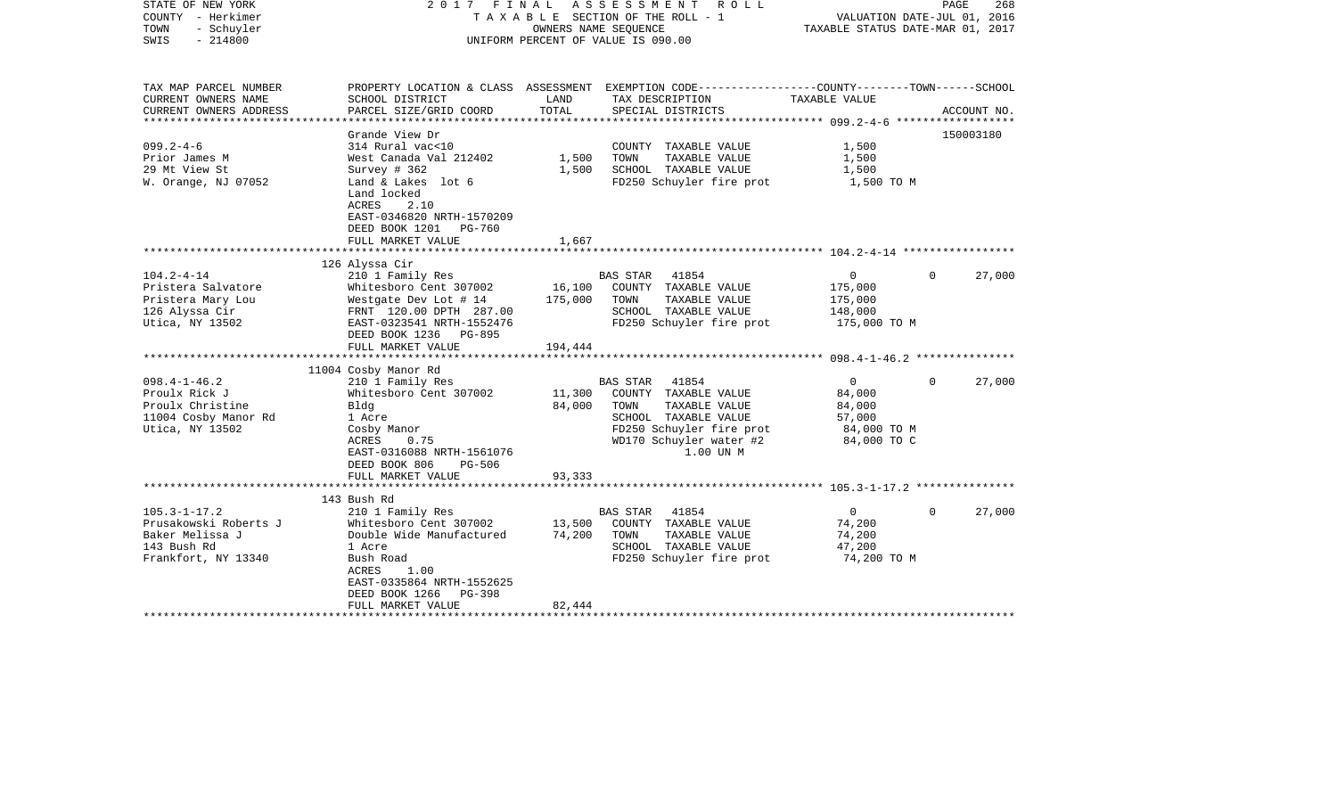STATE OF NEW YORK | 2 0 1 7 F I N A L A S S E S S M E N T R O L L | PAGE 268
COUNTY - Herkimer | T A X A B L E SECTION OF THE ROLL - 1 | VALUATION DATE-JUL 01, 2016
TOWN - Schuyler | OWNERS NAME SEQUENCE | TAXABLE STATUS DATE-MAR 01, 2017
SWIS - 214800 | UNIFORM PERCENT OF VALUE IS 090.00

| TAX MAP PARCEL NUMBER<br>CURRENT OWNERS NAME<br>CURRENT OWNERS ADDRESS | PROPERTY LOCATION & CLASS<br>SCHOOL DISTRICT<br>PARCEL SIZE/GRID COORD | ASSESSMENT<br>LAND<br>TOTAL | EXEMPTION CODE<br>TAX DESCRIPTION<br>SPECIAL DISTRICTS | COUNTY TAXABLE VALUE | TOWN | SCHOOL<br>ACCOUNT NO. |
|---|---|---|---|---|---|---|
| 099.2-4-6 | Grande View Dr | | | | | 150003180 |
| Prior James M | 314 Rural vac<10 | | COUNTY TAXABLE VALUE | 1,500 | | |
| 29 Mt View St | West Canada Val 212402 | 1,500 | TOWN TAXABLE VALUE | 1,500 | | |
| W. Orange, NJ 07052 | Survey # 362 | 1,500 | SCHOOL TAXABLE VALUE | 1,500 | | |
| | Land & Lakes lot 6 | | FD250 Schuyler fire prot | 1,500 TO M | | |
| | Land locked | | | | | |
| | ACRES 2.10 | | | | | |
| | EAST-0346820 NRTH-1570209 | | | | | |
| | DEED BOOK 1201 PG-760 | | | | | |
| | FULL MARKET VALUE | 1,667 | | | | |
| 104.2-4-14 | 126 Alyssa Cir | | | | | |
| Pristera Salvatore | 210 1 Family Res | | BAS STAR 41854 | 0 | 0 | 27,000 |
| Pristera Mary Lou | Whitesboro Cent 307002 | 16,100 | COUNTY TAXABLE VALUE | 175,000 | | |
| 126 Alyssa Cir | Westgate Dev Lot # 14 | 175,000 | TOWN TAXABLE VALUE | 175,000 | | |
| Utica, NY 13502 | FRNT 120.00 DPTH 287.00 | | SCHOOL TAXABLE VALUE | 148,000 | | |
| | EAST-0323541 NRTH-1552476 | | FD250 Schuyler fire prot | 175,000 TO M | | |
| | DEED BOOK 1236 PG-895 | | | | | |
| | FULL MARKET VALUE | 194,444 | | | | |
| 098.4-1-46.2 | 11004 Cosby Manor Rd | | | | | |
| Proulx Rick J | 210 1 Family Res | | BAS STAR 41854 | 0 | 0 | 27,000 |
| Proulx Christine | Whitesboro Cent 307002 | 11,300 | COUNTY TAXABLE VALUE | 84,000 | | |
| 11004 Cosby Manor Rd | Bldg | 84,000 | TOWN TAXABLE VALUE | 84,000 | | |
| Utica, NY 13502 | 1 Acre | | SCHOOL TAXABLE VALUE | 57,000 | | |
| | Cosby Manor | | FD250 Schuyler fire prot | 84,000 TO M | | |
| | ACRES 0.75 | | WD170 Schuyler water #2 | 84,000 TO C | | |
| | EAST-0316088 NRTH-1561076 | | 1.00 UN M | | | |
| | DEED BOOK 806 PG-506 | | | | | |
| | FULL MARKET VALUE | 93,333 | | | | |
| 105.3-1-17.2 | 143 Bush Rd | | | | | |
| Prusakowski Roberts J | 210 1 Family Res | | BAS STAR 41854 | 0 | 0 | 27,000 |
| Baker Melissa J | Whitesboro Cent 307002 | 13,500 | COUNTY TAXABLE VALUE | 74,200 | | |
| 143 Bush Rd | Double Wide Manufactured | 74,200 | TOWN TAXABLE VALUE | 74,200 | | |
| Frankfort, NY 13340 | 1 Acre | | SCHOOL TAXABLE VALUE | 47,200 | | |
| | Bush Road | | FD250 Schuyler fire prot | 74,200 TO M | | |
| | ACRES 1.00 | | | | | |
| | EAST-0335864 NRTH-1552625 | | | | | |
| | DEED BOOK 1266 PG-398 | | | | | |
| | FULL MARKET VALUE | 82,444 | | | | |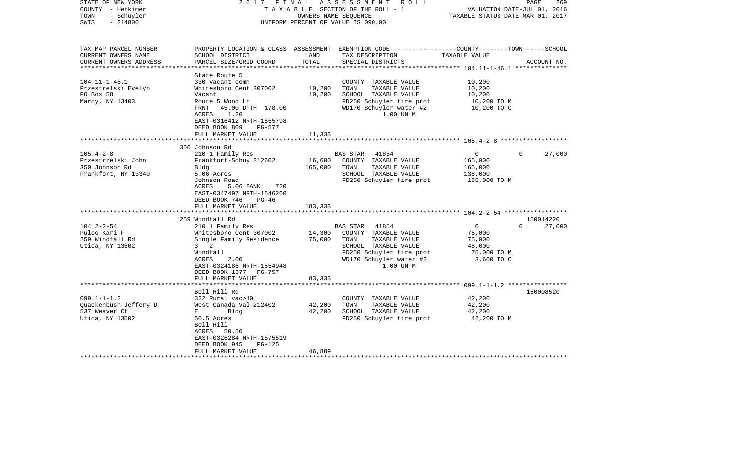STATE OF NEW YORK
COUNTY - Herkimer
TOWN - Schuyler
SWIS - 214800

2017 FINAL ASSESSMENT ROLL
TAXABLE SECTION OF THE ROLL - 1
OWNERS NAME SEQUENCE
UNIFORM PERCENT OF VALUE IS 090.00

VALUATION DATE-JUL 01, 2016
TAXABLE STATUS DATE-MAR 01, 2017

| TAX MAP PARCEL NUMBER / CURRENT OWNERS NAME / CURRENT OWNERS ADDRESS | PROPERTY LOCATION & CLASS / SCHOOL DISTRICT / PARCEL SIZE/GRID COORD | ASSESSMENT LAND | TOTAL | EXEMPTION CODE / TAX DESCRIPTION / SPECIAL DISTRICTS | COUNTY / TOWN / SCHOOL TAXABLE VALUE | ACCOUNT NO. |
|---|---|---|---|---|---|---|
| **104.11-1-46.1** | State Route 5 | | | | | |
| 104.11-1-46.1 | 330 Vacant comm | | | COUNTY TAXABLE VALUE | 10,200 | |
| Przestrelski Evelyn | Whitesboro Cent 307002 | 10,200 | | TOWN TAXABLE VALUE | 10,200 | |
| PO Box 58 | Vacant | | 10,200 | SCHOOL TAXABLE VALUE | 10,200 | |
| Marcy, NY 13403 | Route 5 Wood Ln | | | FD250 Schuyler fire prot | 10,200 TO M | |
| | FRNT 45.00 DPTH 178.00 | | | WD170 Schuyler water #2 | 10,200 TO C | |
| | ACRES 1.20 | | | 1.00 UN M | | |
| | EAST-0316412 NRTH-1555798 | | | | | |
| | DEED BOOK 809 PG-577 | | | | | |
| | FULL MARKET VALUE | | 11,333 | | | |
| **105.4-2-8** | 350 Johnson Rd | | | | | |
| 105.4-2-8 | 210 1 Family Res | | | BAS STAR 41854 | 0 0 27,000 | |
| Przestrzelski John | Frankfort-Schuy 212602 | 16,600 | | COUNTY TAXABLE VALUE | 165,000 | |
| 350 Johnson Rd | Bldg | | 165,000 | TOWN TAXABLE VALUE | 165,000 | |
| Frankfort, NY 13340 | 5.06 Acres | | | SCHOOL TAXABLE VALUE | 138,000 | |
| | Johnson Road | | | FD250 Schuyler fire prot | 165,000 TO M | |
| | ACRES 5.06 BANK 720 | | | | | |
| | EAST-0347497 NRTH-1546260 | | | | | |
| | DEED BOOK 746 PG-46 | | | | | |
| | FULL MARKET VALUE | | 183,333 | | | |
| **104.2-2-54** | 259 Windfall Rd | | | | | 150014220 |
| 104.2-2-54 | 210 1 Family Res | | | BAS STAR 41854 | 0 0 27,000 | |
| Puleo Kari F | Whitesboro Cent 307002 | 14,300 | | COUNTY TAXABLE VALUE | 75,000 | |
| 259 Windfall Rd | Single Family Residence | | 75,000 | TOWN TAXABLE VALUE | 75,000 | |
| Utica, NY 13502 | 3 2 | | | SCHOOL TAXABLE VALUE | 48,000 | |
| | Windfall | | | FD250 Schuyler fire prot | 75,000 TO M | |
| | ACRES 2.00 | | | WD170 Schuyler water #2 | 3,600 TO C | |
| | EAST-0324186 NRTH-1554948 | | | 1.00 UN M | | |
| | DEED BOOK 1377 PG-757 | | | | | |
| | FULL MARKET VALUE | | 83,333 | | | |
| **099.1-1-1.2** | Bell Hill Rd | | | | | 150008520 |
| 099.1-1-1.2 | 322 Rural vac>10 | | | COUNTY TAXABLE VALUE | 42,200 | |
| Quackenbush Jeffery D | West Canada Val 212402 | 42,200 | | TOWN TAXABLE VALUE | 42,200 | |
| 537 Weaver Ct | E Bldg | | 42,200 | SCHOOL TAXABLE VALUE | 42,200 | |
| Utica, NY 13502 | 50.5 Acres | | | FD250 Schuyler fire prot | 42,200 TO M | |
| | Bell Hill | | | | | |
| | ACRES 50.50 | | | | | |
| | EAST-0326284 NRTH-1575519 | | | | | |
| | DEED BOOK 945 PG-125 | | | | | |
| | FULL MARKET VALUE | | 46,889 | | | |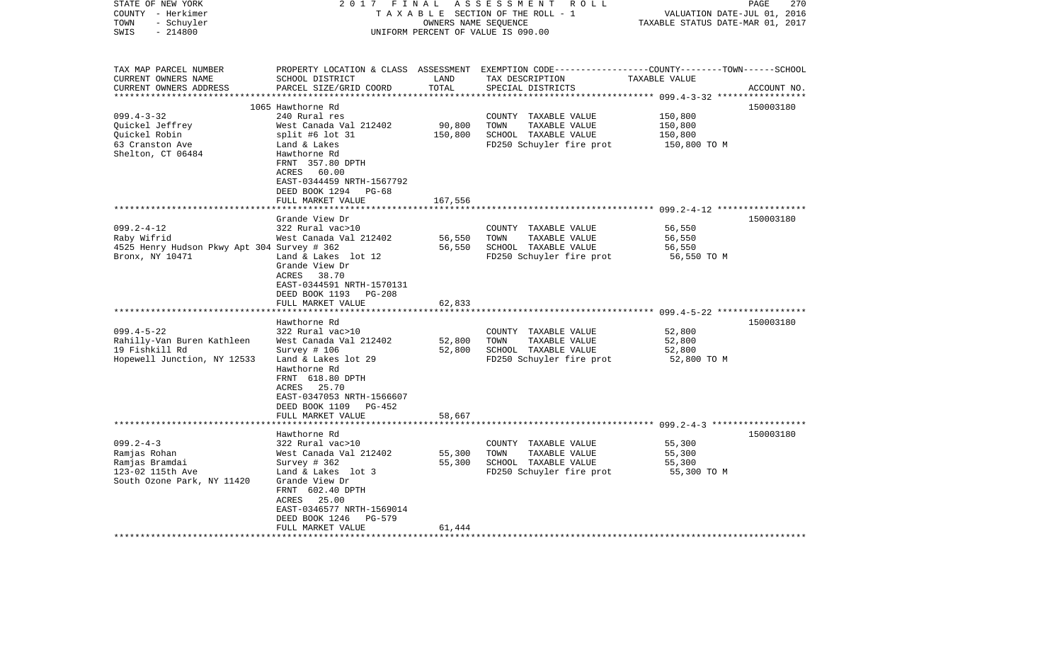STATE OF NEW YORK
COUNTY - Herkimer
TOWN - Schuyler
SWIS - 214800

2 0 1 7 F I N A L A S S E S S M E N T R O L L
T A X A B L E SECTION OF THE ROLL - 1
OWNERS NAME SEQUENCE
UNIFORM PERCENT OF VALUE IS 090.00

VALUATION DATE-JUL 01, 2016
TAXABLE STATUS DATE-MAR 01, 2017

| TAX MAP PARCEL NUMBER / CURRENT OWNERS NAME / CURRENT OWNERS ADDRESS | PROPERTY LOCATION & CLASS / SCHOOL DISTRICT / PARCEL SIZE/GRID COORD | ASSESSMENT LAND | TOTAL | EXEMPTION CODE / TAX DESCRIPTION / SPECIAL DISTRICTS | COUNTY--------TOWN------SCHOOL TAXABLE VALUE | ACCOUNT NO. |
|---|---|---|---|---|---|---|
| 099.4-3-32 | 1065 Hawthorne Rd | | | | | 150003180 |
| Quickel Jeffrey | 240 Rural res | | | COUNTY TAXABLE VALUE | 150,800 | |
| Quickel Robin | West Canada Val 212402 | 90,800 | | TOWN TAXABLE VALUE | 150,800 | |
| 63 Cranston Ave | split #6 lot 31 | | 150,800 | SCHOOL TAXABLE VALUE | 150,800 | |
| Shelton, CT 06484 | Land & Lakes | | | FD250 Schuyler fire prot | 150,800 TO M | |
| | Hawthorne Rd | | | | | |
| | FRNT 357.80 DPTH | | | | | |
| | ACRES 60.00 | | | | | |
| | EAST-0344459 NRTH-1567792 | | | | | |
| | DEED BOOK 1294 PG-68 | | | | | |
| | FULL MARKET VALUE | | 167,556 | | | |
| 099.2-4-12 | Grande View Dr | | | | | 150003180 |
| Raby Wifrid | 322 Rural vac>10 | | | COUNTY TAXABLE VALUE | 56,550 | |
| 4525 Henry Hudson Pkwy Apt 304 | West Canada Val 212402 | 56,550 | | TOWN TAXABLE VALUE | 56,550 | |
| Bronx, NY 10471 | Survey # 362 | | 56,550 | SCHOOL TAXABLE VALUE | 56,550 | |
| | Land & Lakes lot 12 | | | FD250 Schuyler fire prot | 56,550 TO M | |
| | Grande View Dr | | | | | |
| | ACRES 38.70 | | | | | |
| | EAST-0344591 NRTH-1570131 | | | | | |
| | DEED BOOK 1193 PG-208 | | | | | |
| | FULL MARKET VALUE | | 62,833 | | | |
| 099.4-5-22 | Hawthorne Rd | | | | | 150003180 |
| Rahilly-Van Buren Kathleen | 322 Rural vac>10 | | | COUNTY TAXABLE VALUE | 52,800 | |
| 19 Fishkill Rd | West Canada Val 212402 | 52,800 | | TOWN TAXABLE VALUE | 52,800 | |
| Hopewell Junction, NY 12533 | Survey # 106 | | 52,800 | SCHOOL TAXABLE VALUE | 52,800 | |
| | Land & Lakes lot 29 | | | FD250 Schuyler fire prot | 52,800 TO M | |
| | Hawthorne Rd | | | | | |
| | FRNT 618.80 DPTH | | | | | |
| | ACRES 25.70 | | | | | |
| | EAST-0347053 NRTH-1566607 | | | | | |
| | DEED BOOK 1109 PG-452 | | | | | |
| | FULL MARKET VALUE | | 58,667 | | | |
| 099.2-4-3 | Hawthorne Rd | | | | | 150003180 |
| Ramjas Rohan | 322 Rural vac>10 | | | COUNTY TAXABLE VALUE | 55,300 | |
| Ramjas Bramdai | West Canada Val 212402 | 55,300 | | TOWN TAXABLE VALUE | 55,300 | |
| 123-02 115th Ave | Survey # 362 | | 55,300 | SCHOOL TAXABLE VALUE | 55,300 | |
| South Ozone Park, NY 11420 | Land & Lakes lot 3 | | | FD250 Schuyler fire prot | 55,300 TO M | |
| | Grande View Dr | | | | | |
| | FRNT 602.40 DPTH | | | | | |
| | ACRES 25.00 | | | | | |
| | EAST-0346577 NRTH-1569014 | | | | | |
| | DEED BOOK 1246 PG-579 | | | | | |
| | FULL MARKET VALUE | | 61,444 | | | |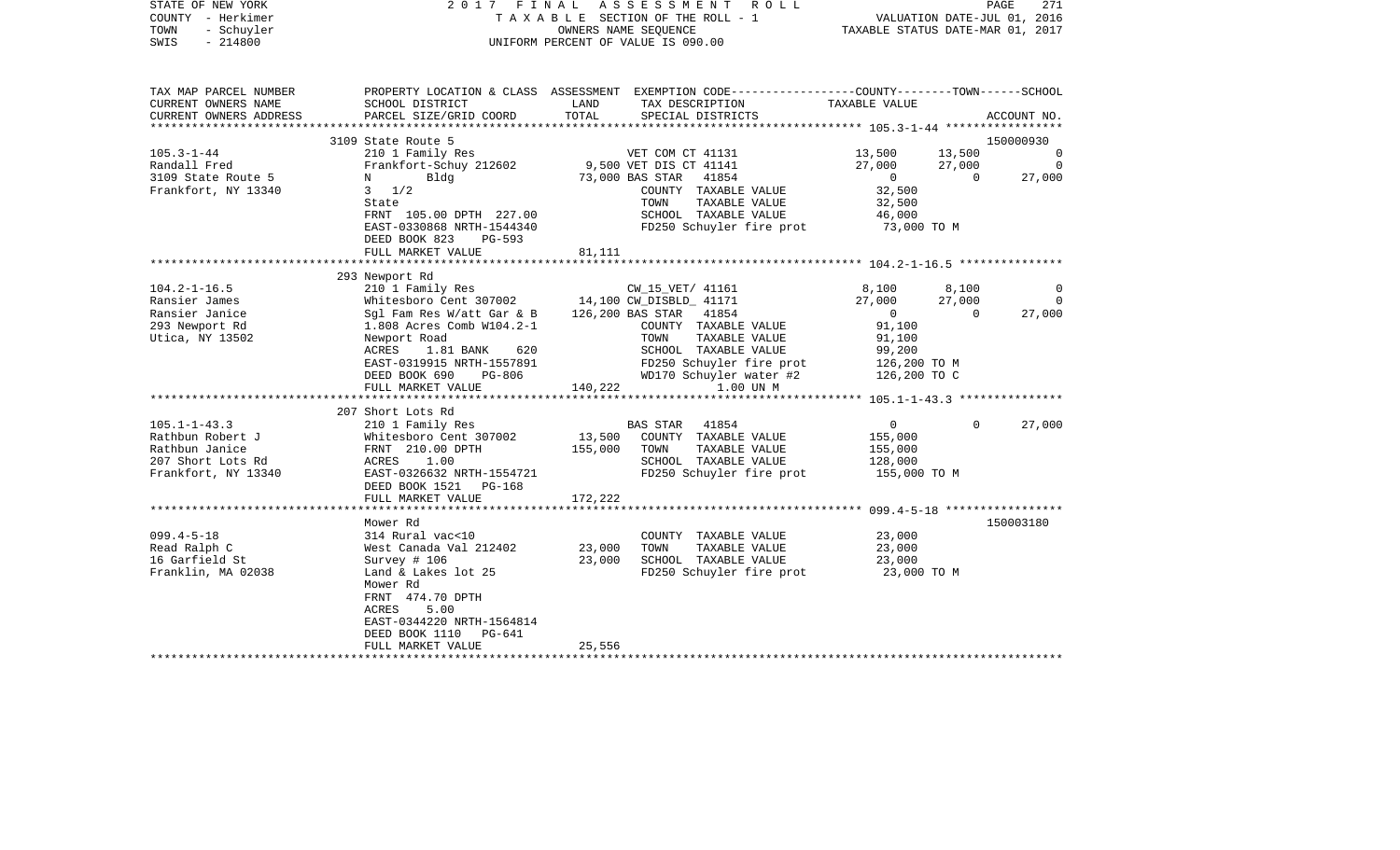STATE OF NEW YORK | 2017 FINAL ASSESSMENT ROLL
COUNTY - Herkimer | TAXABLE SECTION OF THE ROLL - 1 | VALUATION DATE-JUL 01, 2016
TOWN - Schuyler | OWNERS NAME SEQUENCE | TAXABLE STATUS DATE-MAR 01, 2017
SWIS - 214800 | UNIFORM PERCENT OF VALUE IS 090.00

| TAX MAP PARCEL NUMBER / CURRENT OWNERS NAME / CURRENT OWNERS ADDRESS | PROPERTY LOCATION & CLASS / SCHOOL DISTRICT / PARCEL SIZE/GRID COORD | ASSESSMENT LAND | TOTAL | EXEMPTION CODE / TAX DESCRIPTION / SPECIAL DISTRICTS | COUNTY TAXABLE VALUE | TOWN | SCHOOL / ACCOUNT NO. |
|---|---|---|---|---|---|---|---|
| | 3109 State Route 5 | | | | | | 150000930 |
| 105.3-1-44 | 210 1 Family Res | | | VET COM CT 41131 | 13,500 | 13,500 | 0 |
| Randall Fred | Frankfort-Schuy 212602 | 9,500 | | VET DIS CT 41141 | 27,000 | 27,000 | 0 |
| 3109 State Route 5 | N Bldg | | 73,000 | BAS STAR 41854 | 0 | 0 | 27,000 |
| Frankfort, NY 13340 | 3 1/2 | | | COUNTY TAXABLE VALUE | 32,500 | | |
| | State | | | TOWN TAXABLE VALUE | 32,500 | | |
| | FRNT 105.00 DPTH 227.00 | | | SCHOOL TAXABLE VALUE | 46,000 | | |
| | EAST-0330868 NRTH-1544340 | | | FD250 Schuyler fire prot | 73,000 TO M | | |
| | DEED BOOK 823 PG-593 | | | | | | |
| | FULL MARKET VALUE | | 81,111 | | | | |
| | 293 Newport Rd | | | | | | |
| 104.2-1-16.5 | 210 1 Family Res | | | CW_15_VET/ 41161 | 8,100 | 8,100 | 0 |
| Ransier James | Whitesboro Cent 307002 | 14,100 | | CW_DISBLD_ 41171 | 27,000 | 27,000 | 0 |
| Ransier Janice | Sgl Fam Res W/att Gar & B | | 126,200 | BAS STAR 41854 | 0 | 0 | 27,000 |
| 293 Newport Rd | 1.808 Acres Comb W104.2-1 | | | COUNTY TAXABLE VALUE | 91,100 | | |
| Utica, NY 13502 | Newport Road | | | TOWN TAXABLE VALUE | 91,100 | | |
| | ACRES 1.81 BANK 620 | | | SCHOOL TAXABLE VALUE | 99,200 | | |
| | EAST-0319915 NRTH-1557891 | | | FD250 Schuyler fire prot | 126,200 TO M | | |
| | DEED BOOK 690 PG-806 | | | WD170 Schuyler water #2 | 126,200 TO C | | |
| | FULL MARKET VALUE | | 140,222 | 1.00 UN M | | | |
| | 207 Short Lots Rd | | | | | | |
| 105.1-1-43.3 | 210 1 Family Res | | | BAS STAR 41854 | 0 | 0 | 27,000 |
| Rathbun Robert J | Whitesboro Cent 307002 | 13,500 | | COUNTY TAXABLE VALUE | 155,000 | | |
| Rathbun Janice | FRNT 210.00 DPTH | | 155,000 | TOWN TAXABLE VALUE | 155,000 | | |
| 207 Short Lots Rd | ACRES 1.00 | | | SCHOOL TAXABLE VALUE | 128,000 | | |
| Frankfort, NY 13340 | EAST-0326632 NRTH-1554721 | | | FD250 Schuyler fire prot | 155,000 TO M | | |
| | DEED BOOK 1521 PG-168 | | | | | | |
| | FULL MARKET VALUE | | 172,222 | | | | |
| | Mower Rd | | | | | | 150003180 |
| 099.4-5-18 | 314 Rural vac<10 | | | COUNTY TAXABLE VALUE | 23,000 | | |
| Read Ralph C | West Canada Val 212402 | 23,000 | | TOWN TAXABLE VALUE | 23,000 | | |
| 16 Garfield St | Survey # 106 | | 23,000 | SCHOOL TAXABLE VALUE | 23,000 | | |
| Franklin, MA 02038 | Land & Lakes lot 25 | | | FD250 Schuyler fire prot | 23,000 TO M | | |
| | Mower Rd | | | | | | |
| | FRNT 474.70 DPTH | | | | | | |
| | ACRES 5.00 | | | | | | |
| | EAST-0344220 NRTH-1564814 | | | | | | |
| | DEED BOOK 1110 PG-641 | | | | | | |
| | FULL MARKET VALUE | | 25,556 | | | | |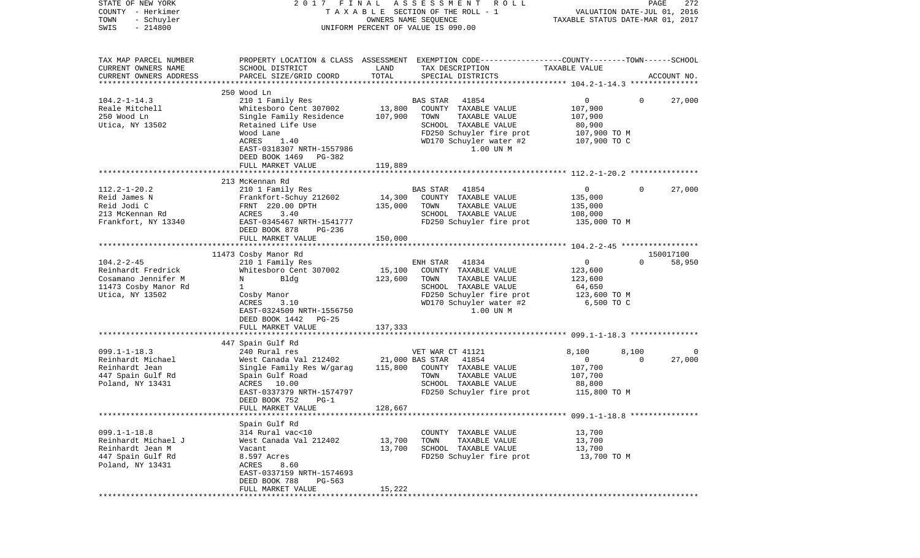STATE OF NEW YORK — 2017 FINAL ASSESSMENT ROLL — PAGE 272
COUNTY - Herkimer — TAXABLE SECTION OF THE ROLL - 1 — VALUATION DATE-JUL 01, 2016
TOWN - Schuyler — OWNERS NAME SEQUENCE — TAXABLE STATUS DATE-MAR 01, 2017
SWIS - 214800 — UNIFORM PERCENT OF VALUE IS 090.00

| TAX MAP PARCEL NUMBER / CURRENT OWNERS NAME / CURRENT OWNERS ADDRESS | PROPERTY LOCATION & CLASS / SCHOOL DISTRICT / PARCEL SIZE/GRID COORD | ASSESSMENT LAND | TOTAL | EXEMPTION CODE / TAX DESCRIPTION / SPECIAL DISTRICTS | COUNTY | TOWN | SCHOOL | ACCOUNT NO. |
|---|---|---|---|---|---|---|---|---|
| **104.2-1-14.3** | 250 Wood Ln | | | | | | | |
| 104.2-1-14.3 | 210 1 Family Res | | | BAS STAR 41854 | 0 | 0 | 27,000 | |
| Reale Mitchell | Whitesboro Cent 307002 | 13,800 | | COUNTY TAXABLE VALUE | 107,900 | | | |
| 250 Wood Ln | Single Family Residence | | 107,900 | TOWN TAXABLE VALUE | | 107,900 | | |
| Utica, NY 13502 | Retained Life Use | | | SCHOOL TAXABLE VALUE | | | 80,900 | |
| | Wood Lane | | | FD250 Schuyler fire prot | 107,900 TO M | | | |
| | ACRES 1.40 | | | WD170 Schuyler water #2 | 107,900 TO C | | | |
| | EAST-0318307 NRTH-1557986 | | | 1.00 UN M | | | | |
| | DEED BOOK 1469 PG-382 | | | | | | | |
| | FULL MARKET VALUE | | 119,889 | | | | | |
| **112.2-1-20.2** | 213 McKennan Rd | | | | | | | |
| 112.2-1-20.2 | 210 1 Family Res | | | BAS STAR 41854 | 0 | 0 | 27,000 | |
| Reid James N | Frankfort-Schuy 212602 | 14,300 | | COUNTY TAXABLE VALUE | 135,000 | | | |
| Reid Jodi C | FRNT 220.00 DPTH | | 135,000 | TOWN TAXABLE VALUE | | 135,000 | | |
| 213 McKennan Rd | ACRES 3.40 | | | SCHOOL TAXABLE VALUE | | | 108,000 | |
| Frankfort, NY 13340 | EAST-0345467 NRTH-1541777 | | | FD250 Schuyler fire prot | 135,000 TO M | | | |
| | DEED BOOK 878 PG-236 | | | | | | | |
| | FULL MARKET VALUE | | 150,000 | | | | | |
| **104.2-2-45** | 11473 Cosby Manor Rd | | | | | | | 150017100 |
| 104.2-2-45 | 210 1 Family Res | | | ENH STAR 41834 | 0 | 0 | 58,950 | |
| Reinhardt Fredrick | Whitesboro Cent 307002 | 15,100 | | COUNTY TAXABLE VALUE | 123,600 | | | |
| Cosamano Jennifer M | N Bldg | | 123,600 | TOWN TAXABLE VALUE | | 123,600 | | |
| 11473 Cosby Manor Rd | 1 | | | SCHOOL TAXABLE VALUE | | | 64,650 | |
| Utica, NY 13502 | Cosby Manor | | | FD250 Schuyler fire prot | 123,600 TO M | | | |
| | ACRES 3.10 | | | WD170 Schuyler water #2 | 6,500 TO C | | | |
| | EAST-0324509 NRTH-1556750 | | | 1.00 UN M | | | | |
| | DEED BOOK 1442 PG-25 | | | | | | | |
| | FULL MARKET VALUE | | 137,333 | | | | | |
| **099.1-1-18.3** | 447 Spain Gulf Rd | | | | | | | |
| 099.1-1-18.3 | 240 Rural res | | | VET WAR CT 41121 | 8,100 | 8,100 | 0 | |
| Reinhardt Michael | West Canada Val 212402 | 21,000 | | BAS STAR 41854 | 0 | 0 | 27,000 | |
| Reinhardt Jean | Single Family Res W/garag | | 115,800 | COUNTY TAXABLE VALUE | 107,700 | | | |
| 447 Spain Gulf Rd | Spain Gulf Road | | | TOWN TAXABLE VALUE | | 107,700 | | |
| Poland, NY 13431 | ACRES 10.00 | | | SCHOOL TAXABLE VALUE | | | 88,800 | |
| | EAST-0337379 NRTH-1574797 | | | FD250 Schuyler fire prot | 115,800 TO M | | | |
| | DEED BOOK 752 PG-1 | | | | | | | |
| | FULL MARKET VALUE | | 128,667 | | | | | |
| **099.1-1-18.8** | Spain Gulf Rd | | | | | | | |
| 099.1-1-18.8 | 314 Rural vac<10 | | | COUNTY TAXABLE VALUE | 13,700 | | | |
| Reinhardt Michael J | West Canada Val 212402 | 13,700 | | TOWN TAXABLE VALUE | | 13,700 | | |
| Reinhardt Jean M | Vacant | | 13,700 | SCHOOL TAXABLE VALUE | | | 13,700 | |
| 447 Spain Gulf Rd | 8.597 Acres | | | FD250 Schuyler fire prot | 13,700 TO M | | | |
| Poland, NY 13431 | ACRES 8.60 | | | | | | | |
| | EAST-0337159 NRTH-1574693 | | | | | | | |
| | DEED BOOK 788 PG-563 | | | | | | | |
| | FULL MARKET VALUE | | 15,222 | | | | | |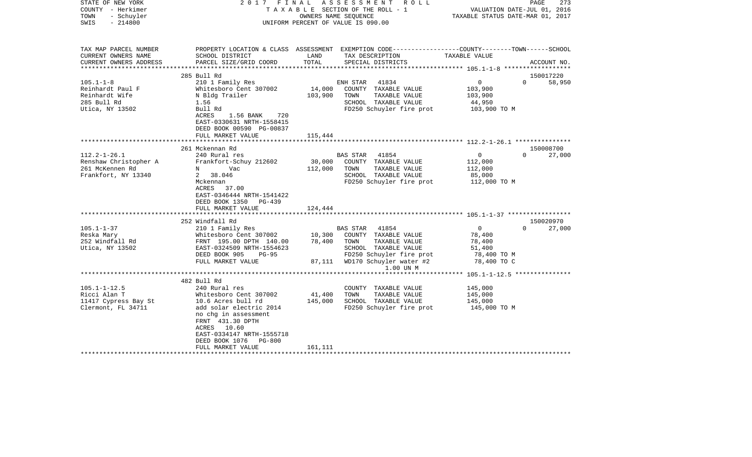STATE OF NEW YORK | 2017 FINAL ASSESSMENT ROLL | PAGE 273
COUNTY - Herkimer | TAXABLE SECTION OF THE ROLL - 1 | VALUATION DATE-JUL 01, 2016
TOWN - Schuyler | OWNERS NAME SEQUENCE | TAXABLE STATUS DATE-MAR 01, 2017
SWIS - 214800 | UNIFORM PERCENT OF VALUE IS 090.00

| TAX MAP PARCEL NUMBER<br>CURRENT OWNERS NAME<br>CURRENT OWNERS ADDRESS | PROPERTY LOCATION & CLASS<br>SCHOOL DISTRICT<br>PARCEL SIZE/GRID COORD | ASSESSMENT<br>LAND<br>TOTAL | EXEMPTION CODE<br>TAX DESCRIPTION<br>SPECIAL DISTRICTS | COUNTY--------TOWN------SCHOOL<br>TAXABLE VALUE | ACCOUNT NO. |
|---|---|---|---|---|---|
| | 285 Bull Rd | | | | 150017220 |
| 105.1-1-8 | 210 1 Family Res | | ENH STAR 41834 | 0 0 | 58,950 |
| Reinhardt Paul F | Whitesboro Cent 307002 | 14,000 | COUNTY TAXABLE VALUE | 103,900 | |
| Reinhardt Wife | N Bldg Trailer | 103,900 | TOWN TAXABLE VALUE | 103,900 | |
| 285 Bull Rd | 1.56 | | SCHOOL TAXABLE VALUE | 44,950 | |
| Utica, NY 13502 | Bull Rd | | FD250 Schuyler fire prot | 103,900 TO M | |
| | ACRES 1.56 BANK 720 | | | | |
| | EAST-0330631 NRTH-1558415 | | | | |
| | DEED BOOK 00590 PG-00837 | | | | |
| | FULL MARKET VALUE | 115,444 | | | |
| | 261 Mckennan Rd | | | | 150008700 |
| 112.2-1-26.1 | 240 Rural res | | BAS STAR 41854 | 0 0 | 27,000 |
| Renshaw Christopher A | Frankfort-Schuy 212602 | 30,000 | COUNTY TAXABLE VALUE | 112,000 | |
| 261 McKennen Rd | N Vac | 112,000 | TOWN TAXABLE VALUE | 112,000 | |
| Frankfort, NY 13340 | 2 38.046 | | SCHOOL TAXABLE VALUE | 85,000 | |
| | Mckennan | | FD250 Schuyler fire prot | 112,000 TO M | |
| | ACRES 37.00 | | | | |
| | EAST-0346444 NRTH-1541422 | | | | |
| | DEED BOOK 1350 PG-439 | | | | |
| | FULL MARKET VALUE | 124,444 | | | |
| | 252 Windfall Rd | | | | 150020970 |
| 105.1-1-37 | 210 1 Family Res | | BAS STAR 41854 | 0 0 | 27,000 |
| Reska Mary | Whitesboro Cent 307002 | 10,300 | COUNTY TAXABLE VALUE | 78,400 | |
| 252 Windfall Rd | FRNT 195.00 DPTH 140.00 | 78,400 | TOWN TAXABLE VALUE | 78,400 | |
| Utica, NY 13502 | EAST-0324509 NRTH-1554623 | | SCHOOL TAXABLE VALUE | 51,400 | |
| | DEED BOOK 905 PG-95 | | FD250 Schuyler fire prot | 78,400 TO M | |
| | FULL MARKET VALUE | 87,111 | WD170 Schuyler water #2 | 78,400 TO C | |
| | | | 1.00 UN M | | |
| | 482 Bull Rd | | | | |
| 105.1-1-12.5 | 240 Rural res | | COUNTY TAXABLE VALUE | 145,000 | |
| Ricci Alan T | Whitesboro Cent 307002 | 41,400 | TOWN TAXABLE VALUE | 145,000 | |
| 11417 Cypress Bay St | 10.6 Acres bull rd | 145,000 | SCHOOL TAXABLE VALUE | 145,000 | |
| Clermont, FL 34711 | add solar electric 2014 | | FD250 Schuyler fire prot | 145,000 TO M | |
| | no chg in assessment | | | | |
| | FRNT 431.30 DPTH | | | | |
| | ACRES 10.60 | | | | |
| | EAST-0334147 NRTH-1555718 | | | | |
| | DEED BOOK 1076 PG-800 | | | | |
| | FULL MARKET VALUE | 161,111 | | | |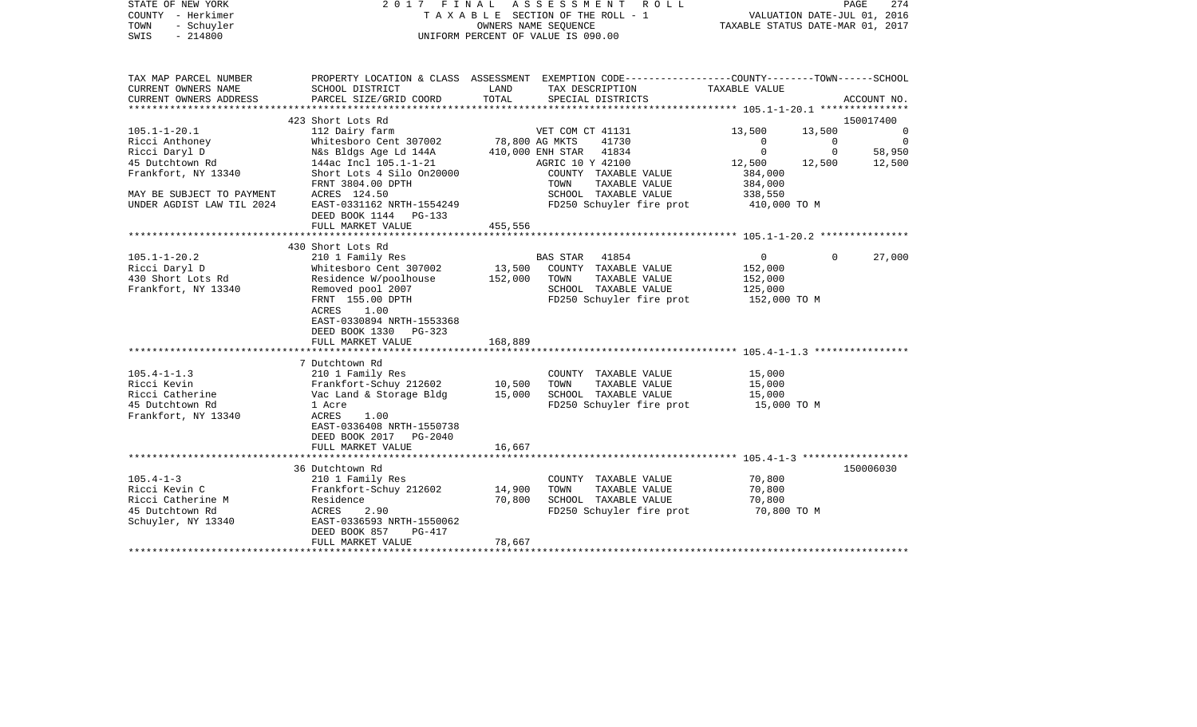STATE OF NEW YORK
COUNTY - Herkimer
TOWN - Schuyler
SWIS - 214800

2 0 1 7 F I N A L A S S E S S M E N T R O L L
T A X A B L E SECTION OF THE ROLL - 1
OWNERS NAME SEQUENCE
UNIFORM PERCENT OF VALUE IS 090.00

VALUATION DATE-JUL 01, 2016
TAXABLE STATUS DATE-MAR 01, 2017

| TAX MAP PARCEL NUMBER<br>CURRENT OWNERS NAME<br>CURRENT OWNERS ADDRESS | PROPERTY LOCATION & CLASS<br>SCHOOL DISTRICT<br>PARCEL SIZE/GRID COORD | ASSESSMENT<br>LAND<br>TOTAL | EXEMPTION CODE<br>TAX DESCRIPTION<br>SPECIAL DISTRICTS | COUNTY<br>TAXABLE VALUE | TOWN | SCHOOL<br>ACCOUNT NO. |
|---|---|---|---|---|---|---|
| | 423 Short Lots Rd | | | | | 150017400 |
| 105.1-1-20.1 | 112 Dairy farm | | VET COM CT 41131 | 13,500 | 13,500 | 0 |
| Ricci Anthoney | Whitesboro Cent 307002 | 78,800 | AG MKTS 41730 | 0 | 0 | 0 |
| Ricci Daryl D | N&s Bldgs Age Ld 144A | 410,000 | ENH STAR 41834 | 0 | 0 | 58,950 |
| 45 Dutchtown Rd | 144ac Incl 105.1-1-21 | | AGRIC 10 Y 42100 | 12,500 | 12,500 | 12,500 |
| Frankfort, NY 13340 | Short Lots 4 Silo On20000 | | COUNTY TAXABLE VALUE | 384,000 | | |
| | FRNT 3804.00 DPTH | | TOWN TAXABLE VALUE | 384,000 | | |
| MAY BE SUBJECT TO PAYMENT | ACRES 124.50 | | SCHOOL TAXABLE VALUE | 338,550 | | |
| UNDER AGDIST LAW TIL 2024 | EAST-0331162 NRTH-1554249 | | FD250 Schuyler fire prot | 410,000 TO M | | |
| | DEED BOOK 1144 PG-133 | | | | | |
| | FULL MARKET VALUE | 455,556 | | | | |
| | 430 Short Lots Rd | | | | | |
| 105.1-1-20.2 | 210 1 Family Res | | BAS STAR 41854 | 0 | 0 | 27,000 |
| Ricci Daryl D | Whitesboro Cent 307002 | 13,500 | COUNTY TAXABLE VALUE | 152,000 | | |
| 430 Short Lots Rd | Residence W/poolhouse | 152,000 | TOWN TAXABLE VALUE | 152,000 | | |
| Frankfort, NY 13340 | Removed pool 2007 | | SCHOOL TAXABLE VALUE | 125,000 | | |
| | FRNT 155.00 DPTH | | FD250 Schuyler fire prot | 152,000 TO M | | |
| | ACRES 1.00 | | | | | |
| | EAST-0330894 NRTH-1553368 | | | | | |
| | DEED BOOK 1330 PG-323 | | | | | |
| | FULL MARKET VALUE | 168,889 | | | | |
| | 7 Dutchtown Rd | | | | | |
| 105.4-1-1.3 | 210 1 Family Res | | COUNTY TAXABLE VALUE | 15,000 | | |
| Ricci Kevin | Frankfort-Schuy 212602 | 10,500 | TOWN TAXABLE VALUE | 15,000 | | |
| Ricci Catherine | Vac Land & Storage Bldg | 15,000 | SCHOOL TAXABLE VALUE | 15,000 | | |
| 45 Dutchtown Rd | 1 Acre | | FD250 Schuyler fire prot | 15,000 TO M | | |
| Frankfort, NY 13340 | ACRES 1.00 | | | | | |
| | EAST-0336408 NRTH-1550738 | | | | | |
| | DEED BOOK 2017 PG-2040 | | | | | |
| | FULL MARKET VALUE | 16,667 | | | | |
| | 36 Dutchtown Rd | | | | | 150006030 |
| 105.4-1-3 | 210 1 Family Res | | COUNTY TAXABLE VALUE | 70,800 | | |
| Ricci Kevin C | Frankfort-Schuy 212602 | 14,900 | TOWN TAXABLE VALUE | 70,800 | | |
| Ricci Catherine M | Residence | 70,800 | SCHOOL TAXABLE VALUE | 70,800 | | |
| 45 Dutchtown Rd | ACRES 2.90 | | FD250 Schuyler fire prot | 70,800 TO M | | |
| Schuyler, NY 13340 | EAST-0336593 NRTH-1550062 | | | | | |
| | DEED BOOK 857 PG-417 | | | | | |
| | FULL MARKET VALUE | 78,667 | | | | |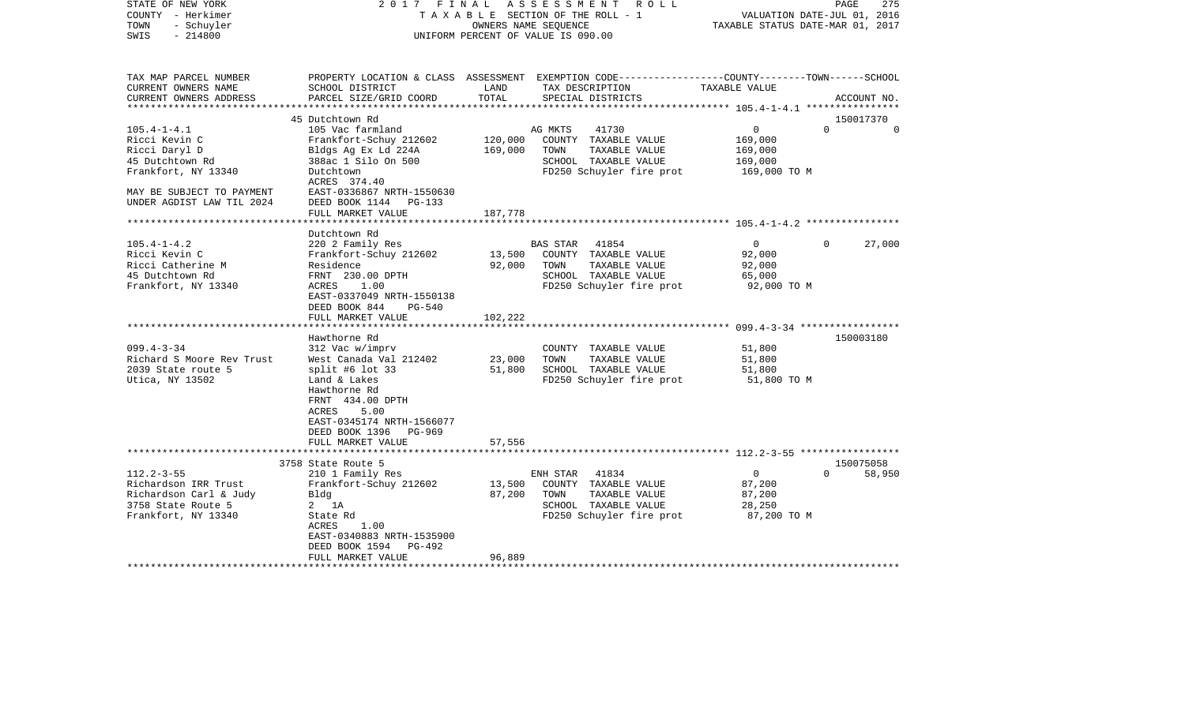STATE OF NEW YORK　　　　2 0 1 7　F I N A L　A S S E S S M E N T　R O L L
COUNTY - Herkimer　　　　T A X A B L E SECTION OF THE ROLL - 1　　　　VALUATION DATE-JUL 01, 2016
TOWN - Schuyler　　　　OWNERS NAME SEQUENCE　　　　TAXABLE STATUS DATE-MAR 01, 2017
SWIS - 214800　　　　UNIFORM PERCENT OF VALUE IS 090.00

| TAX MAP PARCEL NUMBER / CURRENT OWNERS NAME / CURRENT OWNERS ADDRESS | PROPERTY LOCATION & CLASS / SCHOOL DISTRICT / PARCEL SIZE/GRID COORD | ASSESSMENT LAND / TOTAL | EXEMPTION CODE / TAX DESCRIPTION / SPECIAL DISTRICTS | COUNTY / TAXABLE VALUE | TOWN | SCHOOL / ACCOUNT NO. |
|---|---|---|---|---|---|---|
| | 45 Dutchtown Rd | | | | | 150017370 |
| 105.4-1-4.1 | 105 Vac farmland | | AG MKTS 41730 | 0 | 0 | 0 |
| Ricci Kevin C | Frankfort-Schuy 212602 | 120,000 | COUNTY TAXABLE VALUE | 169,000 | | |
| Ricci Daryl D | Bldgs Ag Ex Ld 224A | 169,000 | TOWN TAXABLE VALUE | 169,000 | | |
| 45 Dutchtown Rd | 388ac 1 Silo On 500 | | SCHOOL TAXABLE VALUE | 169,000 | | |
| Frankfort, NY 13340 | Dutchtown | | FD250 Schuyler fire prot | 169,000 TO M | | |
| | ACRES 374.40 | | | | | |
| MAY BE SUBJECT TO PAYMENT | EAST-0336867 NRTH-1550630 | | | | | |
| UNDER AGDIST LAW TIL 2024 | DEED BOOK 1144 PG-133 | | | | | |
| | FULL MARKET VALUE | 187,778 | | | | |
| | Dutchtown Rd | | | | | |
| 105.4-1-4.2 | 220 2 Family Res | | BAS STAR 41854 | 0 | 0 | 27,000 |
| Ricci Kevin C | Frankfort-Schuy 212602 | 13,500 | COUNTY TAXABLE VALUE | 92,000 | | |
| Ricci Catherine M | Residence | 92,000 | TOWN TAXABLE VALUE | 92,000 | | |
| 45 Dutchtown Rd | FRNT 230.00 DPTH | | SCHOOL TAXABLE VALUE | 65,000 | | |
| Frankfort, NY 13340 | ACRES 1.00 | | FD250 Schuyler fire prot | 92,000 TO M | | |
| | EAST-0337049 NRTH-1550138 | | | | | |
| | DEED BOOK 844 PG-540 | | | | | |
| | FULL MARKET VALUE | 102,222 | | | | |
| | Hawthorne Rd | | | | | 150003180 |
| 099.4-3-34 | 312 Vac w/imprv | | COUNTY TAXABLE VALUE | 51,800 | | |
| Richard S Moore Rev Trust | West Canada Val 212402 | 23,000 | TOWN TAXABLE VALUE | 51,800 | | |
| 2039 State route 5 | split #6 lot 33 | 51,800 | SCHOOL TAXABLE VALUE | 51,800 | | |
| Utica, NY 13502 | Land & Lakes | | FD250 Schuyler fire prot | 51,800 TO M | | |
| | Hawthorne Rd | | | | | |
| | FRNT 434.00 DPTH | | | | | |
| | ACRES 5.00 | | | | | |
| | EAST-0345174 NRTH-1566077 | | | | | |
| | DEED BOOK 1396 PG-969 | | | | | |
| | FULL MARKET VALUE | 57,556 | | | | |
| | 3758 State Route 5 | | | | | 150075058 |
| 112.2-3-55 | 210 1 Family Res | | ENH STAR 41834 | 0 | 0 | 58,950 |
| Richardson IRR Trust | Frankfort-Schuy 212602 | 13,500 | COUNTY TAXABLE VALUE | 87,200 | | |
| Richardson Carl & Judy | Bldg | 87,200 | TOWN TAXABLE VALUE | 87,200 | | |
| 3758 State Route 5 | 2 1A | | SCHOOL TAXABLE VALUE | 28,250 | | |
| Frankfort, NY 13340 | State Rd | | FD250 Schuyler fire prot | 87,200 TO M | | |
| | ACRES 1.00 | | | | | |
| | EAST-0340883 NRTH-1535900 | | | | | |
| | DEED BOOK 1594 PG-492 | | | | | |
| | FULL MARKET VALUE | 96,889 | | | | |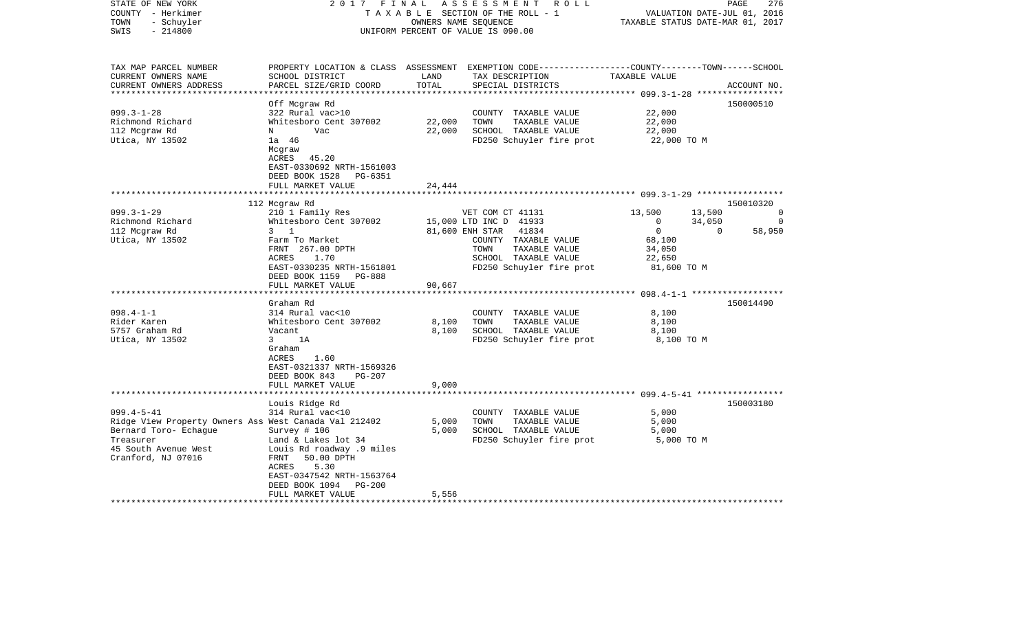STATE OF NEW YORK — 2017 FINAL ASSESSMENT ROLL — COUNTY - Herkimer — TAXABLE SECTION OF THE ROLL - 1 — VALUATION DATE-JUL 01, 2016 — TOWN - Schuyler — OWNERS NAME SEQUENCE — TAXABLE STATUS DATE-MAR 01, 2017 — SWIS - 214800 — UNIFORM PERCENT OF VALUE IS 090.00

```
TAX MAP PARCEL NUMBER     PROPERTY LOCATION & CLASS  ASSESSMENT  EXEMPTION CODE-----------------COUNTY--------TOWN------SCHOOL
CURRENT OWNERS NAME       SCHOOL DISTRICT             LAND      TAX DESCRIPTION                TAXABLE VALUE
CURRENT OWNERS ADDRESS    PARCEL SIZE/GRID COORD      TOTAL     SPECIAL DISTRICTS                                        ACCOUNT NO.
*********************************************************************************************** 099.3-1-28 *****************
                          Off Mcgraw Rd                                                                             150000510
099.3-1-28                322 Rural vac>10                       COUNTY  TAXABLE VALUE            22,000
Richmond Richard          Whitesboro Cent 307002      22,000     TOWN    TAXABLE VALUE            22,000
112 Mcgraw Rd             N        Vac                22,000     SCHOOL  TAXABLE VALUE            22,000
Utica, NY 13502           1a  46                                 FD250 Schuyler fire prot          22,000 TO M
                          Mcgraw
                          ACRES   45.20
                          EAST-0330692 NRTH-1561003
                          DEED BOOK 1528   PG-6351
                          FULL MARKET VALUE           24,444
*********************************************************************************************** 099.3-1-29 *****************
                          112 Mcgraw Rd                                                                             150010320
099.3-1-29                210 1 Family Res                 VET COM CT 41131              13,500      13,500              0
Richmond Richard          Whitesboro Cent 307002      15,000 LTD INC D  41933                 0      34,050              0
112 Mcgraw Rd             3  1                        81,600 ENH STAR   41834                 0           0         58,950
Utica, NY 13502           Farm To Market                   COUNTY  TAXABLE VALUE            68,100
                          FRNT 267.00 DPTH                 TOWN    TAXABLE VALUE            34,050
                          ACRES    1.70                    SCHOOL  TAXABLE VALUE            22,650
                          EAST-0330235 NRTH-1561801        FD250 Schuyler fire prot          81,600 TO M
                          DEED BOOK 1159   PG-888
                          FULL MARKET VALUE           90,667
*********************************************************************************************** 098.4-1-1 ******************
                          Graham Rd                                                                                 150014490
098.4-1-1                 314 Rural vac<10                       COUNTY  TAXABLE VALUE             8,100
Rider Karen               Whitesboro Cent 307002       8,100     TOWN    TAXABLE VALUE             8,100
5757 Graham Rd            Vacant                       8,100     SCHOOL  TAXABLE VALUE             8,100
Utica, NY 13502           3    1A                                FD250 Schuyler fire prot           8,100 TO M
                          Graham
                          ACRES    1.60
                          EAST-0321337 NRTH-1569326
                          DEED BOOK 843    PG-207
                          FULL MARKET VALUE            9,000
*********************************************************************************************** 099.4-5-41 *****************
                          Louis Ridge Rd                                                                            150003180
099.4-5-41                314 Rural vac<10                       COUNTY  TAXABLE VALUE             5,000
Ridge View Property Owners Ass West Canada Val 212402  5,000     TOWN    TAXABLE VALUE             5,000
Bernard Toro- Echague     Survey # 106                 5,000     SCHOOL  TAXABLE VALUE             5,000
Treasurer                 Land & Lakes lot 34                    FD250 Schuyler fire prot           5,000 TO M
45 South Avenue West      Louis Rd roadway .9 miles
Cranford, NJ 07016        FRNT  50.00 DPTH
                          ACRES    5.30
                          EAST-0347542 NRTH-1563764
                          DEED BOOK 1094   PG-200
                          FULL MARKET VALUE            5,556
****************************************************************************************************************************
```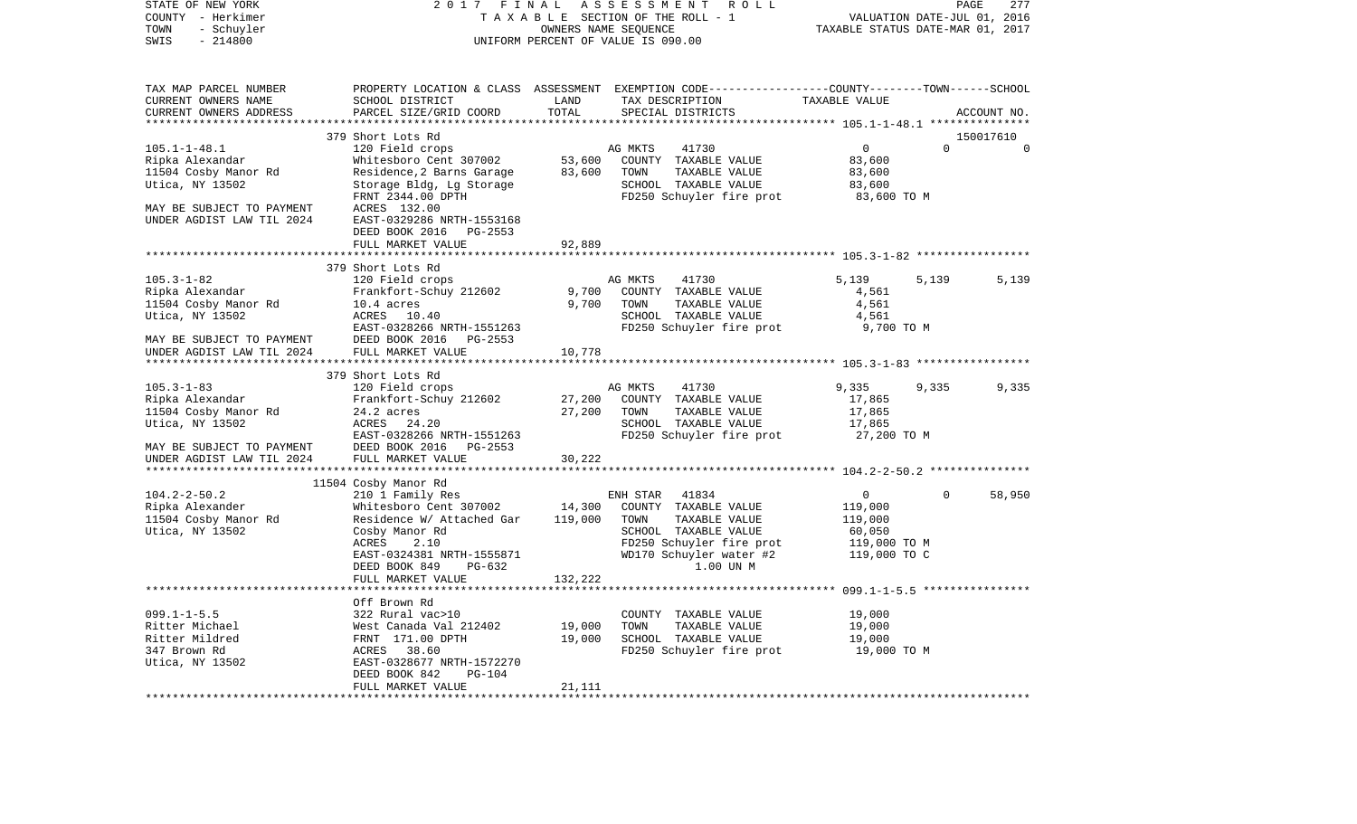STATE OF NEW YORK | COUNTY - Herkimer | TOWN - Schuyler | SWIS - 214800

2017 FINAL ASSESSMENT ROLL
TAXABLE SECTION OF THE ROLL - 1
OWNERS NAME SEQUENCE
UNIFORM PERCENT OF VALUE IS 090.00

VALUATION DATE-JUL 01, 2016
TAXABLE STATUS DATE-MAR 01, 2017

| TAX MAP PARCEL NUMBER / CURRENT OWNERS NAME / CURRENT OWNERS ADDRESS | PROPERTY LOCATION & CLASS / SCHOOL DISTRICT / PARCEL SIZE/GRID COORD | ASSESSMENT LAND / TOTAL | EXEMPTION CODE / TAX DESCRIPTION / SPECIAL DISTRICTS | COUNTY | TOWN | SCHOOL | ACCOUNT NO. |
|---|---|---|---|---|---|---|---|
| 105.1-1-48.1 | 379 Short Lots Rd | | | | | | 150017610 |
| Ripka Alexandar | 120 Field crops | | AG MKTS 41730 | 0 | 0 | 0 | |
| 11504 Cosby Manor Rd | Whitesboro Cent 307002 | 53,600 | COUNTY TAXABLE VALUE | 83,600 | | | |
| Utica, NY 13502 | Residence,2 Barns Garage | 83,600 | TOWN TAXABLE VALUE | | 83,600 | | |
| | Storage Bldg, Lg Storage | | SCHOOL TAXABLE VALUE | | | 83,600 | |
| | FRNT 2344.00 DPTH | | FD250 Schuyler fire prot | 83,600 TO M | | | |
| MAY BE SUBJECT TO PAYMENT | ACRES 132.00 | | | | | | |
| UNDER AGDIST LAW TIL 2024 | EAST-0329286 NRTH-1553168 | | | | | | |
| | DEED BOOK 2016 PG-2553 | | | | | | |
| | FULL MARKET VALUE | 92,889 | | | | | |
| 105.3-1-82 | 379 Short Lots Rd | | | | | | |
| Ripka Alexandar | 120 Field crops | | AG MKTS 41730 | 5,139 | 5,139 | 5,139 | |
| 11504 Cosby Manor Rd | Frankfort-Schuy 212602 | 9,700 | COUNTY TAXABLE VALUE | 4,561 | | | |
| Utica, NY 13502 | 10.4 acres | 9,700 | TOWN TAXABLE VALUE | | 4,561 | | |
| | ACRES 10.40 | | SCHOOL TAXABLE VALUE | | | 4,561 | |
| | EAST-0328266 NRTH-1551263 | | FD250 Schuyler fire prot | 9,700 TO M | | | |
| MAY BE SUBJECT TO PAYMENT | DEED BOOK 2016 PG-2553 | | | | | | |
| UNDER AGDIST LAW TIL 2024 | FULL MARKET VALUE | 10,778 | | | | | |
| 105.3-1-83 | 379 Short Lots Rd | | | | | | |
| Ripka Alexandar | 120 Field crops | | AG MKTS 41730 | 9,335 | 9,335 | 9,335 | |
| 11504 Cosby Manor Rd | Frankfort-Schuy 212602 | 27,200 | COUNTY TAXABLE VALUE | 17,865 | | | |
| Utica, NY 13502 | 24.2 acres | 27,200 | TOWN TAXABLE VALUE | | 17,865 | | |
| | ACRES 24.20 | | SCHOOL TAXABLE VALUE | | | 17,865 | |
| | EAST-0328266 NRTH-1551263 | | FD250 Schuyler fire prot | 27,200 TO M | | | |
| MAY BE SUBJECT TO PAYMENT | DEED BOOK 2016 PG-2553 | | | | | | |
| UNDER AGDIST LAW TIL 2024 | FULL MARKET VALUE | 30,222 | | | | | |
| 104.2-2-50.2 | 11504 Cosby Manor Rd | | | | | | |
| Ripka Alexander | 210 1 Family Res | | ENH STAR 41834 | 0 | 0 | 58,950 | |
| 11504 Cosby Manor Rd | Whitesboro Cent 307002 | 14,300 | COUNTY TAXABLE VALUE | 119,000 | | | |
| Utica, NY 13502 | Residence W/ Attached Gar | 119,000 | TOWN TAXABLE VALUE | | 119,000 | | |
| | Cosby Manor Rd | | SCHOOL TAXABLE VALUE | | | 60,050 | |
| | ACRES 2.10 | | FD250 Schuyler fire prot | 119,000 TO M | | | |
| | EAST-0324381 NRTH-1555871 | | WD170 Schuyler water #2 | 119,000 TO C | | | |
| | DEED BOOK 849 PG-632 | | 1.00 UN M | | | | |
| | FULL MARKET VALUE | 132,222 | | | | | |
| 099.1-1-5.5 | Off Brown Rd | | | | | | |
| Ritter Michael | 322 Rural vac>10 | | COUNTY TAXABLE VALUE | 19,000 | | | |
| Ritter Mildred | West Canada Val 212402 | 19,000 | TOWN TAXABLE VALUE | | 19,000 | | |
| 347 Brown Rd | FRNT 171.00 DPTH | 19,000 | SCHOOL TAXABLE VALUE | | | 19,000 | |
| Utica, NY 13502 | ACRES 38.60 | | FD250 Schuyler fire prot | 19,000 TO M | | | |
| | EAST-0328677 NRTH-1572270 | | | | | | |
| | DEED BOOK 842 PG-104 | | | | | | |
| | FULL MARKET VALUE | 21,111 | | | | | |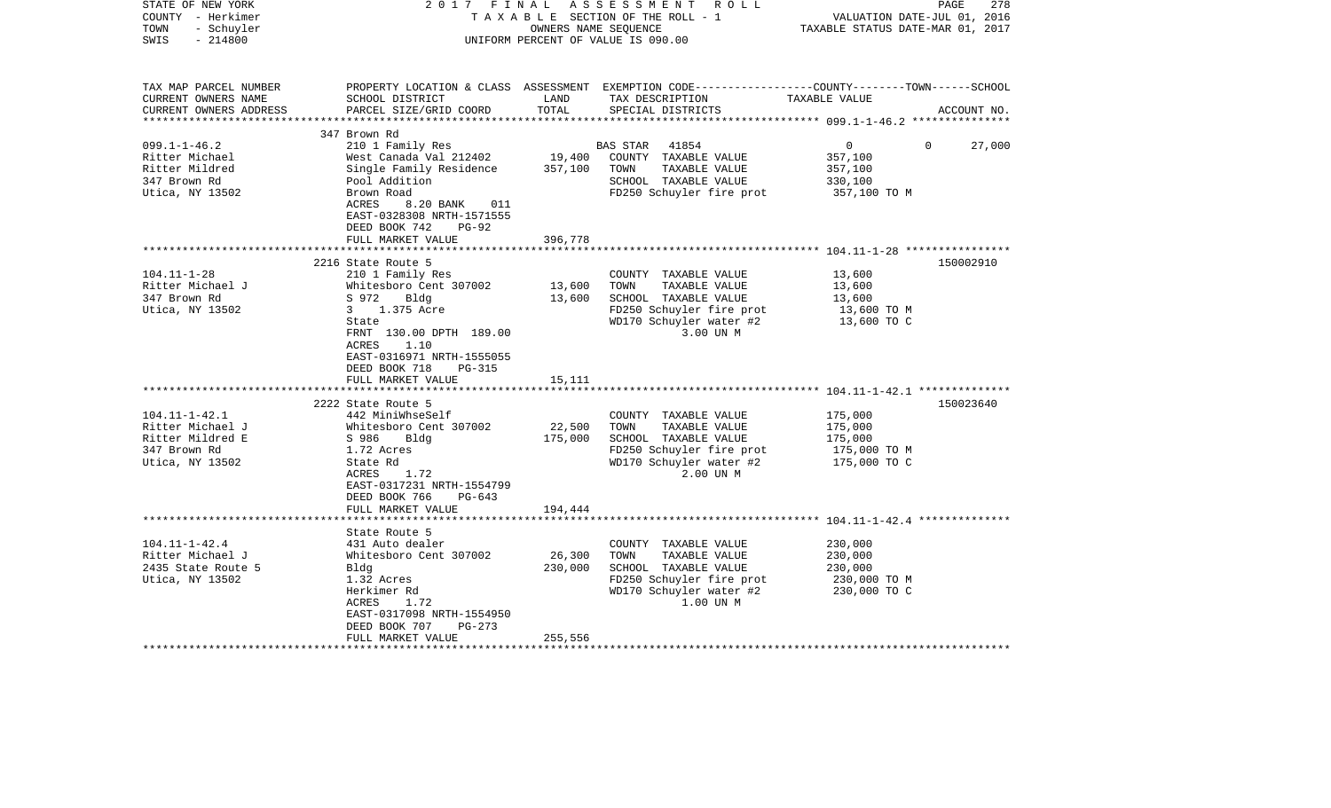STATE OF NEW YORK — 2017 FINAL ASSESSMENT ROLL
COUNTY - Herkimer — TAXABLE SECTION OF THE ROLL - 1 — VALUATION DATE-JUL 01, 2016
TOWN - Schuyler — OWNERS NAME SEQUENCE — TAXABLE STATUS DATE-MAR 01, 2017
SWIS - 214800 — UNIFORM PERCENT OF VALUE IS 090.00

| TAX MAP PARCEL NUMBER / CURRENT OWNERS NAME / CURRENT OWNERS ADDRESS | PROPERTY LOCATION & CLASS / SCHOOL DISTRICT / PARCEL SIZE/GRID COORD | ASSESSMENT LAND | TOTAL | EXEMPTION CODE / TAX DESCRIPTION / SPECIAL DISTRICTS | COUNTY | TOWN | SCHOOL / ACCOUNT NO. |
|---|---|---|---|---|---|---|---|
| **099.1-1-46.2** | 347 Brown Rd | | | | | | |
| 099.1-1-46.2 | 210 1 Family Res | | | BAS STAR 41854 | 0 | 0 | 27,000 |
| Ritter Michael | West Canada Val 212402 | 19,400 | | COUNTY TAXABLE VALUE | 357,100 | | |
| Ritter Mildred | Single Family Residence | | 357,100 | TOWN TAXABLE VALUE | | 357,100 | |
| 347 Brown Rd | Pool Addition | | | SCHOOL TAXABLE VALUE | | | 330,100 |
| Utica, NY 13502 | Brown Road | | | FD250 Schuyler fire prot | 357,100 TO M | | |
| | ACRES 8.20 BANK 011 | | | | | | |
| | EAST-0328308 NRTH-1571555 | | | | | | |
| | DEED BOOK 742 PG-92 | | | | | | |
| | FULL MARKET VALUE | | 396,778 | | | | |
| **104.11-1-28** | 2216 State Route 5 | | | | | | 150002910 |
| 104.11-1-28 | 210 1 Family Res | | | COUNTY TAXABLE VALUE | 13,600 | | |
| Ritter Michael J | Whitesboro Cent 307002 | 13,600 | | TOWN TAXABLE VALUE | | 13,600 | |
| 347 Brown Rd | S 972 Bldg | | 13,600 | SCHOOL TAXABLE VALUE | | | 13,600 |
| Utica, NY 13502 | 3 1.375 Acre | | | FD250 Schuyler fire prot | 13,600 TO M | | |
| | State | | | WD170 Schuyler water #2 | 13,600 TO C | | |
| | FRNT 130.00 DPTH 189.00 | | | 3.00 UN M | | | |
| | ACRES 1.10 | | | | | | |
| | EAST-0316971 NRTH-1555055 | | | | | | |
| | DEED BOOK 718 PG-315 | | | | | | |
| | FULL MARKET VALUE | | 15,111 | | | | |
| **104.11-1-42.1** | 2222 State Route 5 | | | | | | 150023640 |
| 104.11-1-42.1 | 442 MiniWhseSelf | | | COUNTY TAXABLE VALUE | 175,000 | | |
| Ritter Michael J | Whitesboro Cent 307002 | 22,500 | | TOWN TAXABLE VALUE | | 175,000 | |
| Ritter Mildred E | S 986 Bldg | | 175,000 | SCHOOL TAXABLE VALUE | | | 175,000 |
| 347 Brown Rd | 1.72 Acres | | | FD250 Schuyler fire prot | 175,000 TO M | | |
| Utica, NY 13502 | State Rd | | | WD170 Schuyler water #2 | 175,000 TO C | | |
| | ACRES 1.72 | | | 2.00 UN M | | | |
| | EAST-0317231 NRTH-1554799 | | | | | | |
| | DEED BOOK 766 PG-643 | | | | | | |
| | FULL MARKET VALUE | | 194,444 | | | | |
| **104.11-1-42.4** | State Route 5 | | | | | | |
| 104.11-1-42.4 | 431 Auto dealer | | | COUNTY TAXABLE VALUE | 230,000 | | |
| Ritter Michael J | Whitesboro Cent 307002 | 26,300 | | TOWN TAXABLE VALUE | | 230,000 | |
| 2435 State Route 5 | Bldg | | 230,000 | SCHOOL TAXABLE VALUE | | | 230,000 |
| Utica, NY 13502 | 1.32 Acres | | | FD250 Schuyler fire prot | 230,000 TO M | | |
| | Herkimer Rd | | | WD170 Schuyler water #2 | 230,000 TO C | | |
| | ACRES 1.72 | | | 1.00 UN M | | | |
| | EAST-0317098 NRTH-1554950 | | | | | | |
| | DEED BOOK 707 PG-273 | | | | | | |
| | FULL MARKET VALUE | | 255,556 | | | | |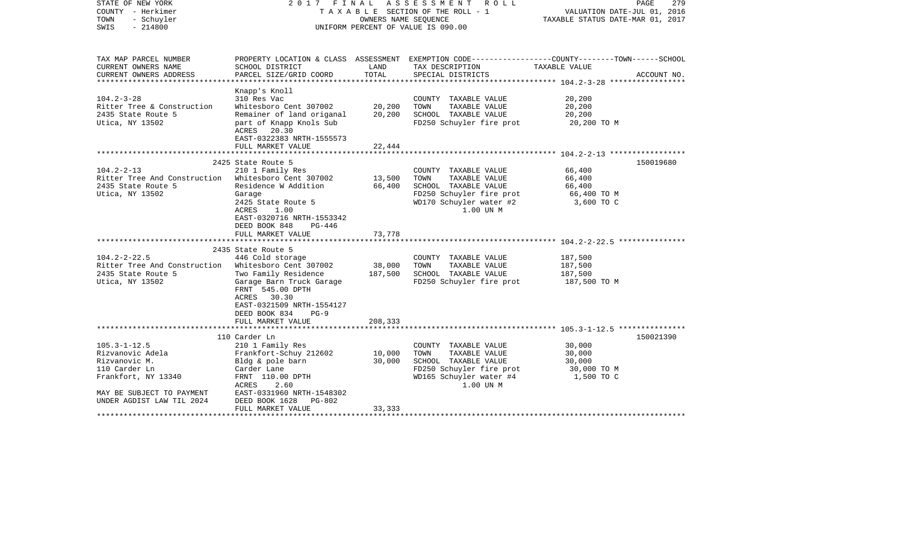STATE OF NEW YORK
COUNTY - Herkimer
TOWN - Schuyler
SWIS - 214800

2017 FINAL ASSESSMENT ROLL
TAXABLE SECTION OF THE ROLL - 1
OWNERS NAME SEQUENCE
UNIFORM PERCENT OF VALUE IS 090.00

VALUATION DATE-JUL 01, 2016
TAXABLE STATUS DATE-MAR 01, 2017

| TAX MAP PARCEL NUMBER<br>CURRENT OWNERS NAME<br>CURRENT OWNERS ADDRESS | PROPERTY LOCATION & CLASS<br>SCHOOL DISTRICT<br>PARCEL SIZE/GRID COORD | ASSESSMENT<br>LAND<br>TOTAL | EXEMPTION CODE-----COUNTY-----TOWN-----SCHOOL<br>TAX DESCRIPTION<br>SPECIAL DISTRICTS | TAXABLE VALUE | ACCOUNT NO. |
|---|---|---|---|---|---|
| **104.2-3-28** | Knapp's Knoll | | | | |
| 104.2-3-28 | 310 Res Vac | | COUNTY TAXABLE VALUE | 20,200 | |
| Ritter Tree & Construction | Whitesboro Cent 307002 | 20,200 | TOWN TAXABLE VALUE | 20,200 | |
| 2435 State Route 5 | Remainer of land origanal | 20,200 | SCHOOL TAXABLE VALUE | 20,200 | |
| Utica, NY 13502 | part of Knapp Knols Sub | | FD250 Schuyler fire prot | 20,200 TO M | |
| | ACRES 20.30 | | | | |
| | EAST-0322383 NRTH-1555573 | | | | |
| | FULL MARKET VALUE | 22,444 | | | |
| **104.2-2-13** | 2425 State Route 5 | | | | 150019680 |
| 104.2-2-13 | 210 1 Family Res | | COUNTY TAXABLE VALUE | 66,400 | |
| Ritter Tree And Construction | Whitesboro Cent 307002 | 13,500 | TOWN TAXABLE VALUE | 66,400 | |
| 2435 State Route 5 | Residence W Addition | 66,400 | SCHOOL TAXABLE VALUE | 66,400 | |
| Utica, NY 13502 | Garage | | FD250 Schuyler fire prot | 66,400 TO M | |
| | 2425 State Route 5 | | WD170 Schuyler water #2 | 3,600 TO C | |
| | ACRES 1.00 | | 1.00 UN M | | |
| | EAST-0320716 NRTH-1553342 | | | | |
| | DEED BOOK 848 PG-446 | | | | |
| | FULL MARKET VALUE | 73,778 | | | |
| **104.2-2-22.5** | 2435 State Route 5 | | | | |
| 104.2-2-22.5 | 446 Cold storage | | COUNTY TAXABLE VALUE | 187,500 | |
| Ritter Tree And Construction | Whitesboro Cent 307002 | 38,000 | TOWN TAXABLE VALUE | 187,500 | |
| 2435 State Route 5 | Two Family Residence | 187,500 | SCHOOL TAXABLE VALUE | 187,500 | |
| Utica, NY 13502 | Garage Barn Truck Garage | | FD250 Schuyler fire prot | 187,500 TO M | |
| | FRNT 545.00 DPTH | | | | |
| | ACRES 30.30 | | | | |
| | EAST-0321509 NRTH-1554127 | | | | |
| | DEED BOOK 834 PG-9 | | | | |
| | FULL MARKET VALUE | 208,333 | | | |
| **105.3-1-12.5** | 110 Carder Ln | | | | 150021390 |
| 105.3-1-12.5 | 210 1 Family Res | | COUNTY TAXABLE VALUE | 30,000 | |
| Rizvanovic Adela | Frankfort-Schuy 212602 | 10,000 | TOWN TAXABLE VALUE | 30,000 | |
| Rizvanovic M. | Bldg & pole barn | 30,000 | SCHOOL TAXABLE VALUE | 30,000 | |
| 110 Carder Ln | Carder Lane | | FD250 Schuyler fire prot | 30,000 TO M | |
| Frankfort, NY 13340 | FRNT 110.00 DPTH | | WD165 Schuyler water #4 | 1,500 TO C | |
| | ACRES 2.60 | | 1.00 UN M | | |
| MAY BE SUBJECT TO PAYMENT | EAST-0331960 NRTH-1548302 | | | | |
| UNDER AGDIST LAW TIL 2024 | DEED BOOK 1628 PG-802 | | | | |
| | FULL MARKET VALUE | 33,333 | | | |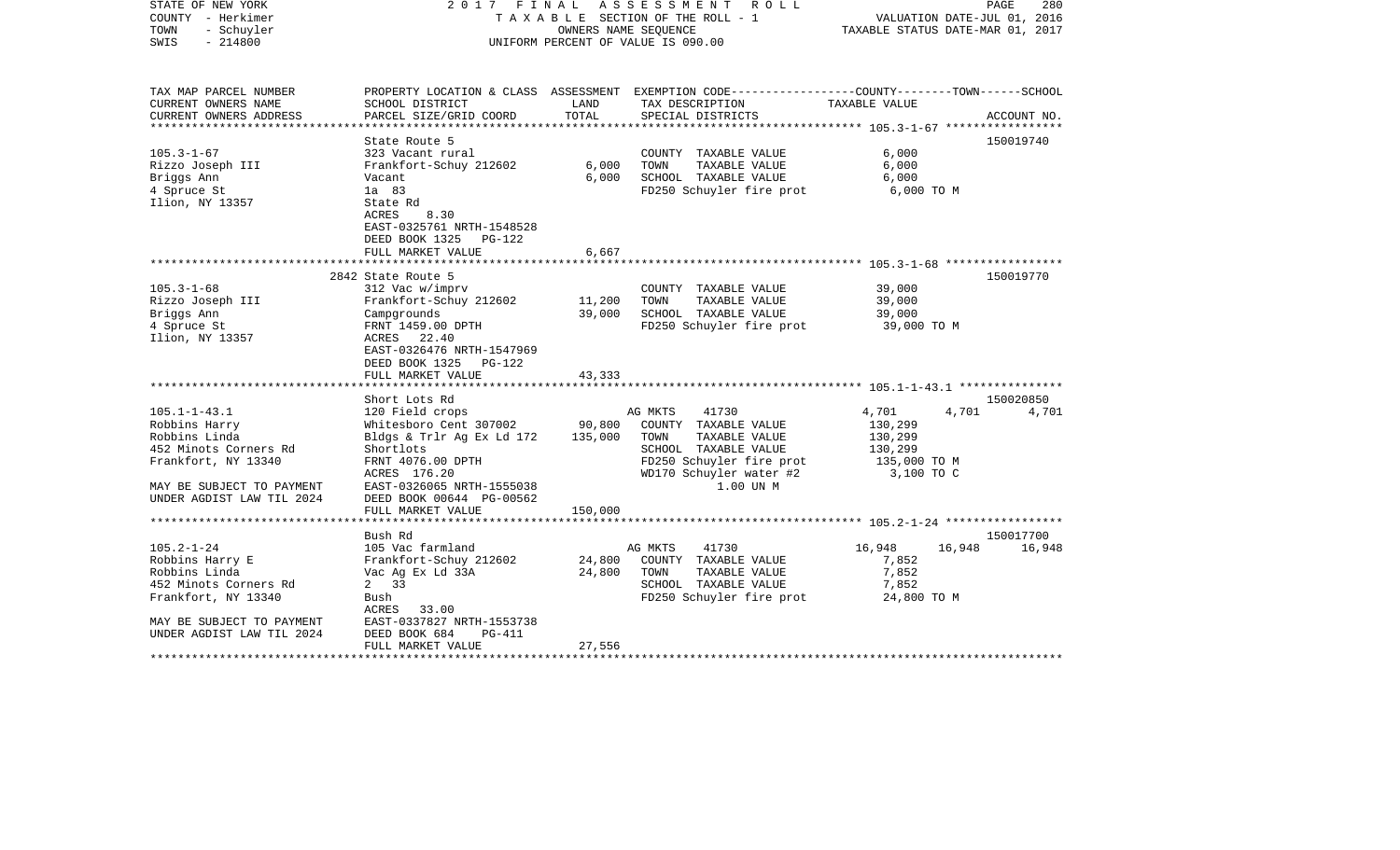STATE OF NEW YORK | 2017 FINAL ASSESSMENT ROLL | PAGE 280
COUNTY - Herkimer | TAXABLE SECTION OF THE ROLL - 1 | VALUATION DATE-JUL 01, 2016
TOWN - Schuyler | OWNERS NAME SEQUENCE | TAXABLE STATUS DATE-MAR 01, 2017
SWIS - 214800 | UNIFORM PERCENT OF VALUE IS 090.00

| TAX MAP PARCEL NUMBER<br>CURRENT OWNERS NAME<br>CURRENT OWNERS ADDRESS | PROPERTY LOCATION & CLASS<br>SCHOOL DISTRICT<br>PARCEL SIZE/GRID COORD | ASSESSMENT<br>LAND<br>TOTAL | EXEMPTION CODE<br>TAX DESCRIPTION<br>SPECIAL DISTRICTS | COUNTY<br>TAXABLE VALUE | TOWN | SCHOOL<br>ACCOUNT NO. |
|---|---|---|---|---|---|---|
| **105.3-1-67** | State Route 5 | | | | | 150019740 |
| 105.3-1-67 | 323 Vacant rural | | COUNTY TAXABLE VALUE | 6,000 | | |
| Rizzo Joseph III | Frankfort-Schuy 212602 | 6,000 | TOWN TAXABLE VALUE | 6,000 | | |
| Briggs Ann | Vacant | 6,000 | SCHOOL TAXABLE VALUE | 6,000 | | |
| 4 Spruce St | 1a 83 | | FD250 Schuyler fire prot | 6,000 TO M | | |
| Ilion, NY 13357 | State Rd | | | | | |
| | ACRES 8.30 | | | | | |
| | EAST-0325761 NRTH-1548528 | | | | | |
| | DEED BOOK 1325 PG-122 | | | | | |
| | FULL MARKET VALUE | 6,667 | | | | |
| **105.3-1-68** | 2842 State Route 5 | | | | | 150019770 |
| 105.3-1-68 | 312 Vac w/imprv | | COUNTY TAXABLE VALUE | 39,000 | | |
| Rizzo Joseph III | Frankfort-Schuy 212602 | 11,200 | TOWN TAXABLE VALUE | 39,000 | | |
| Briggs Ann | Campgrounds | 39,000 | SCHOOL TAXABLE VALUE | 39,000 | | |
| 4 Spruce St | FRNT 1459.00 DPTH | | FD250 Schuyler fire prot | 39,000 TO M | | |
| Ilion, NY 13357 | ACRES 22.40 | | | | | |
| | EAST-0326476 NRTH-1547969 | | | | | |
| | DEED BOOK 1325 PG-122 | | | | | |
| | FULL MARKET VALUE | 43,333 | | | | |
| **105.1-1-43.1** | Short Lots Rd | | | | | 150020850 |
| 105.1-1-43.1 | 120 Field crops | | AG MKTS 41730 | 4,701 | 4,701 | 4,701 |
| Robbins Harry | Whitesboro Cent 307002 | 90,800 | COUNTY TAXABLE VALUE | 130,299 | | |
| Robbins Linda | Bldgs & Trlr Ag Ex Ld 172 | 135,000 | TOWN TAXABLE VALUE | 130,299 | | |
| 452 Minots Corners Rd | Shortlots | | SCHOOL TAXABLE VALUE | 130,299 | | |
| Frankfort, NY 13340 | FRNT 4076.00 DPTH | | FD250 Schuyler fire prot | 135,000 TO M | | |
| | ACRES 176.20 | | WD170 Schuyler water #2 | 3,100 TO C | | |
| MAY BE SUBJECT TO PAYMENT | EAST-0326065 NRTH-1555038 | | 1.00 UN M | | | |
| UNDER AGDIST LAW TIL 2024 | DEED BOOK 00644 PG-00562 | | | | | |
| | FULL MARKET VALUE | 150,000 | | | | |
| **105.2-1-24** | Bush Rd | | | | | 150017700 |
| 105.2-1-24 | 105 Vac farmland | | AG MKTS 41730 | 16,948 | 16,948 | 16,948 |
| Robbins Harry E | Frankfort-Schuy 212602 | 24,800 | COUNTY TAXABLE VALUE | 7,852 | | |
| Robbins Linda | Vac Ag Ex Ld 33A | 24,800 | TOWN TAXABLE VALUE | 7,852 | | |
| 452 Minots Corners Rd | 2 33 | | SCHOOL TAXABLE VALUE | 7,852 | | |
| Frankfort, NY 13340 | Bush | | FD250 Schuyler fire prot | 24,800 TO M | | |
| | ACRES 33.00 | | | | | |
| MAY BE SUBJECT TO PAYMENT | EAST-0337827 NRTH-1553738 | | | | | |
| UNDER AGDIST LAW TIL 2024 | DEED BOOK 684 PG-411 | | | | | |
| | FULL MARKET VALUE | 27,556 | | | | |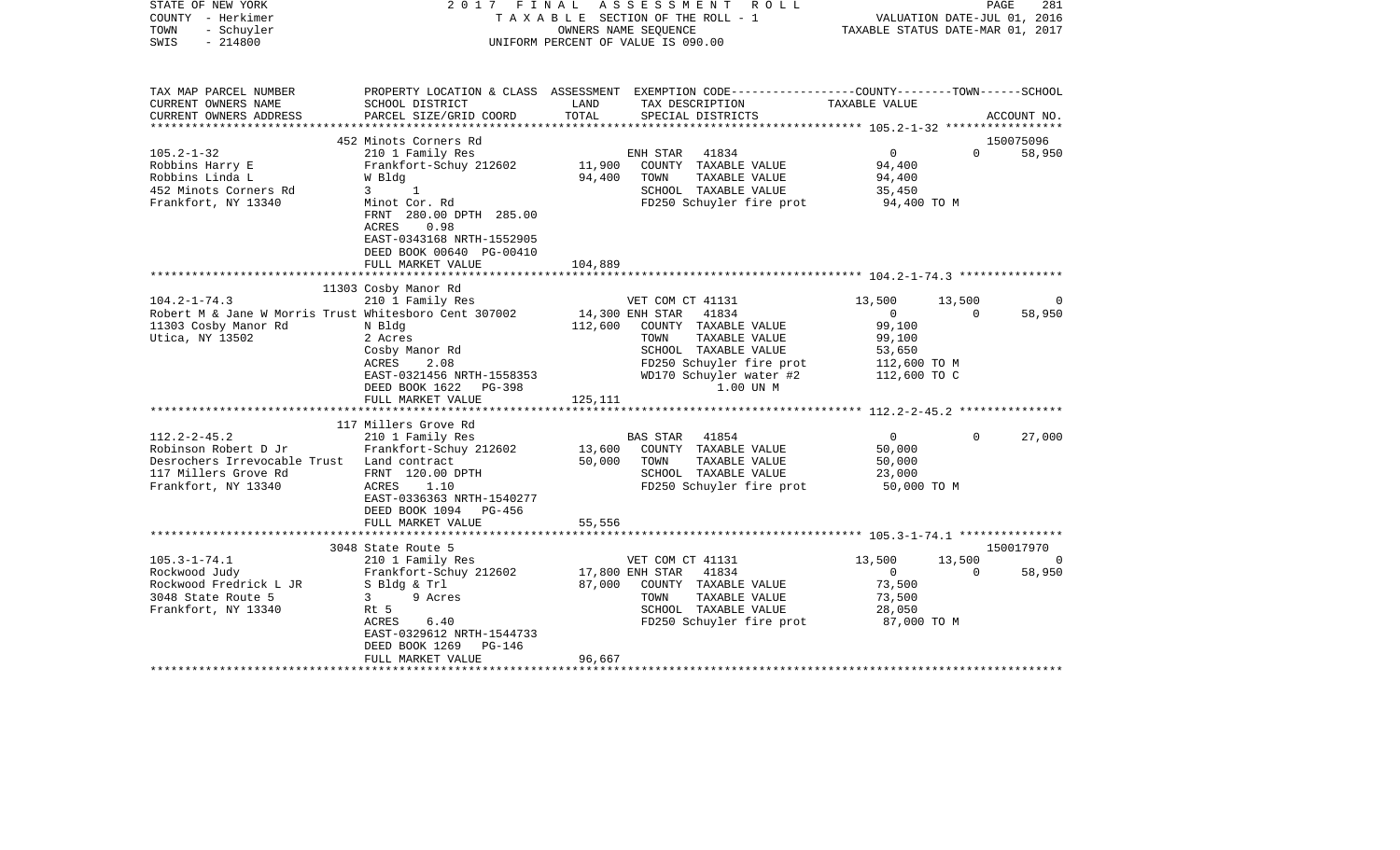STATE OF NEW YORK | COUNTY - Herkimer | TOWN - Schuyler | SWIS - 214800

2017 FINAL ASSESSMENT ROLL
TAXABLE SECTION OF THE ROLL - 1
OWNERS NAME SEQUENCE
UNIFORM PERCENT OF VALUE IS 090.00

VALUATION DATE-JUL 01, 2016
TAXABLE STATUS DATE-MAR 01, 2017

| TAX MAP PARCEL NUMBER / CURRENT OWNERS NAME / CURRENT OWNERS ADDRESS | PROPERTY LOCATION & CLASS / SCHOOL DISTRICT / PARCEL SIZE/GRID COORD | ASSESSMENT LAND / TOTAL | EXEMPTION CODE / TAX DESCRIPTION / SPECIAL DISTRICTS | COUNTY | TOWN | SCHOOL / TAXABLE VALUE | ACCOUNT NO. |
|---|---|---|---|---|---|---|---|
| **105.2-1-32** | 452 Minots Corners Rd | | | | | | 150075096 |
| | 210 1 Family Res | | ENH STAR 41834 | 0 | 0 | 58,950 | |
| Robbins Harry E | Frankfort-Schuy 212602 | 11,900 | COUNTY TAXABLE VALUE | 94,400 | | | |
| Robbins Linda L | W Bldg | 94,400 | TOWN TAXABLE VALUE | | 94,400 | | |
| 452 Minots Corners Rd | 3 1 | | SCHOOL TAXABLE VALUE | | | 35,450 | |
| Frankfort, NY 13340 | Minot Cor. Rd | | FD250 Schuyler fire prot | 94,400 TO M | | | |
| | FRNT 280.00 DPTH 285.00 | | | | | | |
| | ACRES 0.98 | | | | | | |
| | EAST-0343168 NRTH-1552905 | | | | | | |
| | DEED BOOK 00640 PG-00410 | | | | | | |
| | FULL MARKET VALUE | 104,889 | | | | | |
| **104.2-1-74.3** | 11303 Cosby Manor Rd | | | | | | |
| | 210 1 Family Res | | VET COM CT 41131 | 13,500 | 13,500 | 0 | |
| Robert M & Jane W Morris Trust | Whitesboro Cent 307002 | 14,300 | ENH STAR 41834 | 0 | 0 | 58,950 | |
| 11303 Cosby Manor Rd | N Bldg | 112,600 | COUNTY TAXABLE VALUE | 99,100 | | | |
| Utica, NY 13502 | 2 Acres | | TOWN TAXABLE VALUE | | 99,100 | | |
| | Cosby Manor Rd | | SCHOOL TAXABLE VALUE | | | 53,650 | |
| | ACRES 2.08 | | FD250 Schuyler fire prot | 112,600 TO M | | | |
| | EAST-0321456 NRTH-1558353 | | WD170 Schuyler water #2 | 112,600 TO C | | | |
| | DEED BOOK 1622 PG-398 | | 1.00 UN M | | | | |
| | FULL MARKET VALUE | 125,111 | | | | | |
| **112.2-2-45.2** | 117 Millers Grove Rd | | | | | | |
| | 210 1 Family Res | | BAS STAR 41854 | 0 | 0 | 27,000 | |
| Robinson Robert D Jr | Frankfort-Schuy 212602 | 13,600 | COUNTY TAXABLE VALUE | 50,000 | | | |
| Desrochers Irrevocable Trust | Land contract | 50,000 | TOWN TAXABLE VALUE | | 50,000 | | |
| 117 Millers Grove Rd | FRNT 120.00 DPTH | | SCHOOL TAXABLE VALUE | | | 23,000 | |
| Frankfort, NY 13340 | ACRES 1.10 | | FD250 Schuyler fire prot | 50,000 TO M | | | |
| | EAST-0336363 NRTH-1540277 | | | | | | |
| | DEED BOOK 1094 PG-456 | | | | | | |
| | FULL MARKET VALUE | 55,556 | | | | | |
| **105.3-1-74.1** | 3048 State Route 5 | | | | | | 150017970 |
| | 210 1 Family Res | | VET COM CT 41131 | 13,500 | 13,500 | 0 | |
| Rockwood Judy | Frankfort-Schuy 212602 | 17,800 | ENH STAR 41834 | 0 | 0 | 58,950 | |
| Rockwood Fredrick L JR | S Bldg & Trl | 87,000 | COUNTY TAXABLE VALUE | 73,500 | | | |
| 3048 State Route 5 | 3 9 Acres | | TOWN TAXABLE VALUE | | 73,500 | | |
| Frankfort, NY 13340 | Rt 5 | | SCHOOL TAXABLE VALUE | | | 28,050 | |
| | ACRES 6.40 | | FD250 Schuyler fire prot | 87,000 TO M | | | |
| | EAST-0329612 NRTH-1544733 | | | | | | |
| | DEED BOOK 1269 PG-146 | | | | | | |
| | FULL MARKET VALUE | 96,667 | | | | | |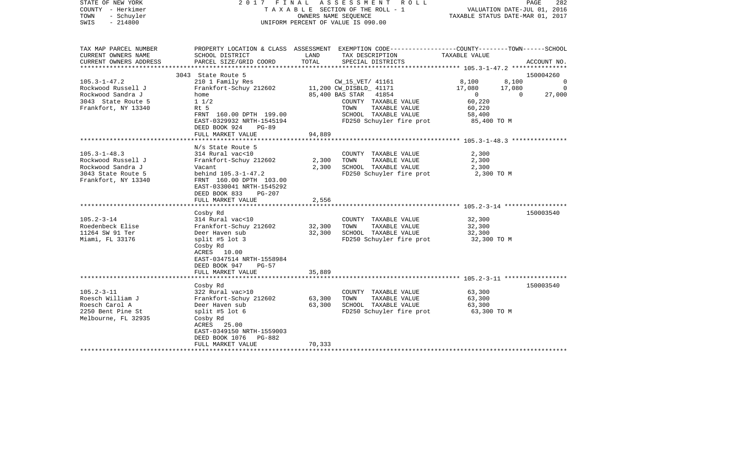STATE OF NEW YORK — 2017 FINAL ASSESSMENT ROLL
COUNTY - Herkimer — TAXABLE SECTION OF THE ROLL - 1 — VALUATION DATE-JUL 01, 2016
TOWN - Schuyler — OWNERS NAME SEQUENCE — TAXABLE STATUS DATE-MAR 01, 2017
SWIS - 214800 — UNIFORM PERCENT OF VALUE IS 090.00

| TAX MAP PARCEL NUMBER / CURRENT OWNERS NAME / CURRENT OWNERS ADDRESS | PROPERTY LOCATION & CLASS / SCHOOL DISTRICT / PARCEL SIZE/GRID COORD | ASSESSMENT LAND | TOTAL | EXEMPTION CODE / TAX DESCRIPTION / SPECIAL DISTRICTS | COUNTY TAXABLE VALUE | TOWN | SCHOOL | ACCOUNT NO. |
|---|---|---|---|---|---|---|---|---|
| | 3043 State Route 5 | | | | | | | 150004260 |
| 105.3-1-47.2 | 210 1 Family Res | | | CW_15_VET/ 41161 | 8,100 | 8,100 | 0 | |
| Rockwood Russell J | Frankfort-Schuy 212602 | 11,200 | | CW_DISBLD_ 41171 | 17,080 | 17,080 | 0 | |
| Rockwood Sandra J | home | | 85,400 | BAS STAR 41854 | 0 | 0 | 27,000 | |
| 3043 State Route 5 | 1 1/2 | | | COUNTY TAXABLE VALUE | 60,220 | | | |
| Frankfort, NY 13340 | Rt 5 | | | TOWN TAXABLE VALUE | 60,220 | | | |
| | FRNT 160.00 DPTH 199.00 | | | SCHOOL TAXABLE VALUE | 58,400 | | | |
| | EAST-0329932 NRTH-1545194 | | | FD250 Schuyler fire prot | 85,400 TO M | | | |
| | DEED BOOK 924 PG-89 | | | | | | | |
| | FULL MARKET VALUE | | 94,889 | | | | | |
| | N/s State Route 5 | | | | | | | |
| 105.3-1-48.3 | 314 Rural vac<10 | | | COUNTY TAXABLE VALUE | 2,300 | | | |
| Rockwood Russell J | Frankfort-Schuy 212602 | 2,300 | | TOWN TAXABLE VALUE | 2,300 | | | |
| Rockwood Sandra J | Vacant | | 2,300 | SCHOOL TAXABLE VALUE | 2,300 | | | |
| 3043 State Route 5 | behind 105.3-1-47.2 | | | FD250 Schuyler fire prot | 2,300 TO M | | | |
| Frankfort, NY 13340 | FRNT 160.00 DPTH 103.00 | | | | | | | |
| | EAST-0330041 NRTH-1545292 | | | | | | | |
| | DEED BOOK 833 PG-207 | | | | | | | |
| | FULL MARKET VALUE | | 2,556 | | | | | |
| | Cosby Rd | | | | | | | 150003540 |
| 105.2-3-14 | 314 Rural vac<10 | | | COUNTY TAXABLE VALUE | 32,300 | | | |
| Roedenbeck Elise | Frankfort-Schuy 212602 | 32,300 | | TOWN TAXABLE VALUE | 32,300 | | | |
| 11264 SW 91 Ter | Deer Haven sub | | 32,300 | SCHOOL TAXABLE VALUE | 32,300 | | | |
| Miami, FL 33176 | split #5 lot 3 | | | FD250 Schuyler fire prot | 32,300 TO M | | | |
| | Cosby Rd | | | | | | | |
| | ACRES 10.00 | | | | | | | |
| | EAST-0347514 NRTH-1558984 | | | | | | | |
| | DEED BOOK 947 PG-57 | | | | | | | |
| | FULL MARKET VALUE | | 35,889 | | | | | |
| | Cosby Rd | | | | | | | 150003540 |
| 105.2-3-11 | 322 Rural vac>10 | | | COUNTY TAXABLE VALUE | 63,300 | | | |
| Roesch William J | Frankfort-Schuy 212602 | 63,300 | | TOWN TAXABLE VALUE | 63,300 | | | |
| Roesch Carol A | Deer Haven sub | | 63,300 | SCHOOL TAXABLE VALUE | 63,300 | | | |
| 2250 Bent Pine St | split #5 lot 6 | | | FD250 Schuyler fire prot | 63,300 TO M | | | |
| Melbourne, FL 32935 | Cosby Rd | | | | | | | |
| | ACRES 25.00 | | | | | | | |
| | EAST-0349150 NRTH-1559003 | | | | | | | |
| | DEED BOOK 1076 PG-882 | | | | | | | |
| | FULL MARKET VALUE | | 70,333 | | | | | |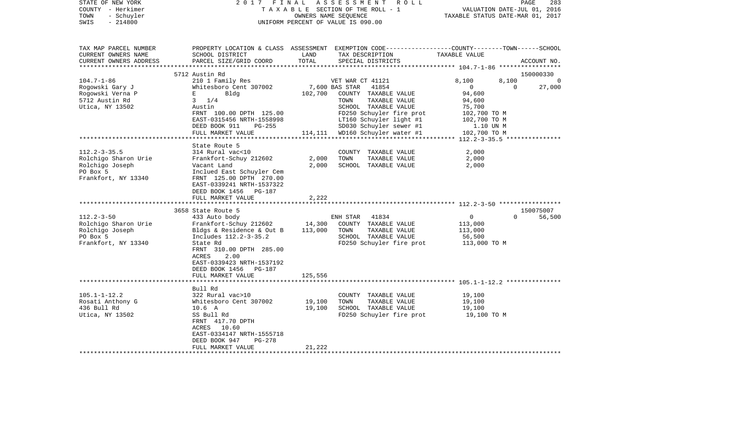STATE OF NEW YORK | 2017 FINAL ASSESSMENT ROLL | VALUATION DATE-JUL 01, 2016
COUNTY - Herkimer | TAXABLE SECTION OF THE ROLL - 1 | TAXABLE STATUS DATE-MAR 01, 2017
TOWN - Schuyler | OWNERS NAME SEQUENCE
SWIS - 214800 | UNIFORM PERCENT OF VALUE IS 090.00

| TAX MAP PARCEL NUMBER / CURRENT OWNERS NAME / CURRENT OWNERS ADDRESS | PROPERTY LOCATION & CLASS / SCHOOL DISTRICT / PARCEL SIZE/GRID COORD | ASSESSMENT LAND | TOTAL | EXEMPTION CODE / TAX DESCRIPTION / SPECIAL DISTRICTS | COUNTY TAXABLE VALUE | TOWN | SCHOOL / ACCOUNT NO. |
|---|---|---|---|---|---|---|---|
| **104.7-1-86** | 5712 Austin Rd | | | | | | 150000330 |
| 104.7-1-86 | 210 1 Family Res | | | VET WAR CT 41121 | 8,100 | 8,100 | 0 |
| Rogowski Gary J | Whitesboro Cent 307002 | 7,600 | | BAS STAR 41854 | 0 | 0 | 27,000 |
| Rogowski Verna P | E Bldg | | 102,700 | COUNTY TAXABLE VALUE | 94,600 | | |
| 5712 Austin Rd | 3 1/4 | | | TOWN TAXABLE VALUE | 94,600 | | |
| Utica, NY 13502 | Austin | | | SCHOOL TAXABLE VALUE | 75,700 | | |
| | FRNT 100.00 DPTH 125.00 | | | FD250 Schuyler fire prot | 102,700 TO M | | |
| | EAST-0315456 NRTH-1558998 | | | LT160 Schuyler light #1 | 102,700 TO M | | |
| | DEED BOOK 911 PG-255 | | | SD030 Schuyler sewer #1 | 1.10 UN M | | |
| | FULL MARKET VALUE | | 114,111 | WD160 Schuyler water #1 | 102,700 TO M | | |
| **112.2-3-35.5** | State Route 5 | | | | | | |
| 112.2-3-35.5 | 314 Rural vac<10 | | | COUNTY TAXABLE VALUE | 2,000 | | |
| Rolchigo Sharon Urie | Frankfort-Schuy 212602 | 2,000 | | TOWN TAXABLE VALUE | 2,000 | | |
| Rolchigo Joseph | Vacant Land | | 2,000 | SCHOOL TAXABLE VALUE | 2,000 | | |
| PO Box 5 | Inclued East Schuyler Cem | | | | | | |
| Frankfort, NY 13340 | FRNT 125.00 DPTH 270.00 | | | | | | |
| | EAST-0339241 NRTH-1537322 | | | | | | |
| | DEED BOOK 1456 PG-187 | | | | | | |
| | FULL MARKET VALUE | | 2,222 | | | | |
| **112.2-3-50** | 3658 State Route 5 | | | | | | 150075007 |
| 112.2-3-50 | 433 Auto body | | | ENH STAR 41834 | 0 | 0 | 56,500 |
| Rolchigo Sharon Urie | Frankfort-Schuy 212602 | 14,300 | | COUNTY TAXABLE VALUE | 113,000 | | |
| Rolchigo Joseph | Bldgs & Residence & Out B | | 113,000 | TOWN TAXABLE VALUE | 113,000 | | |
| PO Box 5 | Includes 112.2-3-35.2 | | | SCHOOL TAXABLE VALUE | 56,500 | | |
| Frankfort, NY 13340 | State Rd | | | FD250 Schuyler fire prot | 113,000 TO M | | |
| | FRNT 310.00 DPTH 285.00 | | | | | | |
| | ACRES 2.00 | | | | | | |
| | EAST-0339423 NRTH-1537192 | | | | | | |
| | DEED BOOK 1456 PG-187 | | | | | | |
| | FULL MARKET VALUE | | 125,556 | | | | |
| **105.1-1-12.2** | Bull Rd | | | | | | |
| 105.1-1-12.2 | 322 Rural vac>10 | | | COUNTY TAXABLE VALUE | 19,100 | | |
| Rosati Anthony G | Whitesboro Cent 307002 | 19,100 | | TOWN TAXABLE VALUE | 19,100 | | |
| 436 Bull Rd | 10.6 A | | 19,100 | SCHOOL TAXABLE VALUE | 19,100 | | |
| Utica, NY 13502 | SS Bull Rd | | | FD250 Schuyler fire prot | 19,100 TO M | | |
| | FRNT 417.70 DPTH | | | | | | |
| | ACRES 10.60 | | | | | | |
| | EAST-0334147 NRTH-1555718 | | | | | | |
| | DEED BOOK 947 PG-278 | | | | | | |
| | FULL MARKET VALUE | | 21,222 | | | | |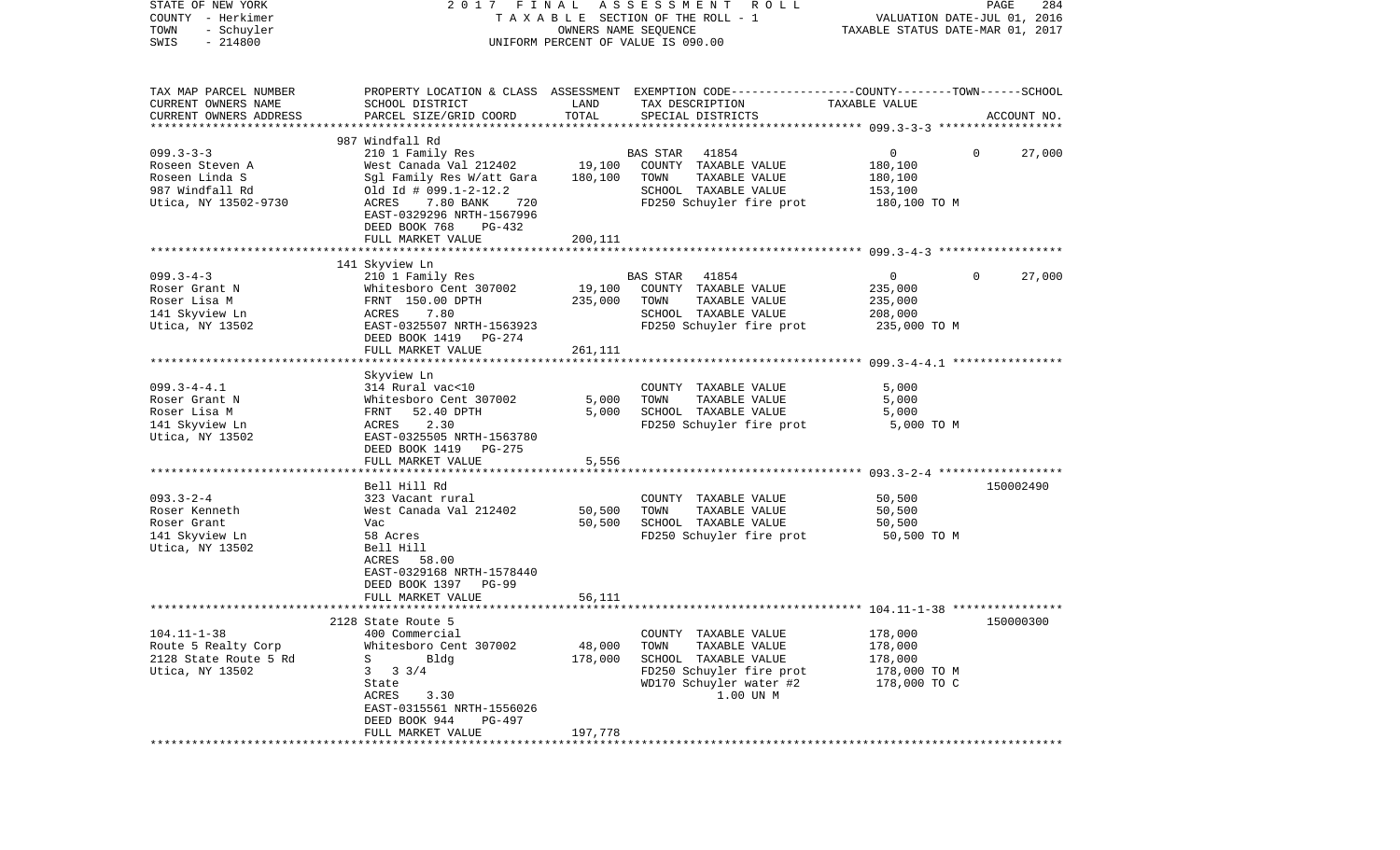STATE OF NEW YORK | 2017 FINAL ASSESSMENT ROLL
COUNTY - Herkimer | TAXABLE SECTION OF THE ROLL - 1 | VALUATION DATE-JUL 01, 2016
TOWN - Schuyler | OWNERS NAME SEQUENCE | TAXABLE STATUS DATE-MAR 01, 2017
SWIS - 214800 | UNIFORM PERCENT OF VALUE IS 090.00

| TAX MAP PARCEL NUMBER / CURRENT OWNERS NAME / CURRENT OWNERS ADDRESS | PROPERTY LOCATION & CLASS / SCHOOL DISTRICT / PARCEL SIZE/GRID COORD | ASSESSMENT LAND / TOTAL | EXEMPTION CODE / TAX DESCRIPTION / SPECIAL DISTRICTS | COUNTY / TOWN / SCHOOL TAXABLE VALUE | ACCOUNT NO. |
|---|---|---|---|---|---|
| **099.3-3-3** | 987 Windfall Rd | | | | |
| 099.3-3-3 | 210 1 Family Res | | BAS STAR 41854 | 0 0 27,000 | |
| Roseen Steven A | West Canada Val 212402 | 19,100 | COUNTY TAXABLE VALUE | 180,100 | |
| Roseen Linda S | Sgl Family Res W/att Gara | 180,100 | TOWN TAXABLE VALUE | 180,100 | |
| 987 Windfall Rd | Old Id # 099.1-2-12.2 | | SCHOOL TAXABLE VALUE | 153,100 | |
| Utica, NY 13502-9730 | ACRES 7.80 BANK 720 | | FD250 Schuyler fire prot | 180,100 TO M | |
| | EAST-0329296 NRTH-1567996 | | | | |
| | DEED BOOK 768 PG-432 | | | | |
| | FULL MARKET VALUE | 200,111 | | | |
| **099.3-4-3** | 141 Skyview Ln | | | | |
| 099.3-4-3 | 210 1 Family Res | | BAS STAR 41854 | 0 0 27,000 | |
| Roser Grant N | Whitesboro Cent 307002 | 19,100 | COUNTY TAXABLE VALUE | 235,000 | |
| Roser Lisa M | FRNT 150.00 DPTH | 235,000 | TOWN TAXABLE VALUE | 235,000 | |
| 141 Skyview Ln | ACRES 7.80 | | SCHOOL TAXABLE VALUE | 208,000 | |
| Utica, NY 13502 | EAST-0325507 NRTH-1563923 | | FD250 Schuyler fire prot | 235,000 TO M | |
| | DEED BOOK 1419 PG-274 | | | | |
| | FULL MARKET VALUE | 261,111 | | | |
| **099.3-4-4.1** | Skyview Ln | | | | |
| 099.3-4-4.1 | 314 Rural vac<10 | | COUNTY TAXABLE VALUE | 5,000 | |
| Roser Grant N | Whitesboro Cent 307002 | 5,000 | TOWN TAXABLE VALUE | 5,000 | |
| Roser Lisa M | FRNT 52.40 DPTH | 5,000 | SCHOOL TAXABLE VALUE | 5,000 | |
| 141 Skyview Ln | ACRES 2.30 | | FD250 Schuyler fire prot | 5,000 TO M | |
| Utica, NY 13502 | EAST-0325505 NRTH-1563780 | | | | |
| | DEED BOOK 1419 PG-275 | | | | |
| | FULL MARKET VALUE | 5,556 | | | |
| **093.3-2-4** | Bell Hill Rd | | | | 150002490 |
| 093.3-2-4 | 323 Vacant rural | | COUNTY TAXABLE VALUE | 50,500 | |
| Roser Kenneth | West Canada Val 212402 | 50,500 | TOWN TAXABLE VALUE | 50,500 | |
| Roser Grant | Vac | 50,500 | SCHOOL TAXABLE VALUE | 50,500 | |
| 141 Skyview Ln | 58 Acres | | FD250 Schuyler fire prot | 50,500 TO M | |
| Utica, NY 13502 | Bell Hill | | | | |
| | ACRES 58.00 | | | | |
| | EAST-0329168 NRTH-1578440 | | | | |
| | DEED BOOK 1397 PG-99 | | | | |
| | FULL MARKET VALUE | 56,111 | | | |
| **104.11-1-38** | 2128 State Route 5 | | | | 150000300 |
| 104.11-1-38 | 400 Commercial | | COUNTY TAXABLE VALUE | 178,000 | |
| Route 5 Realty Corp | Whitesboro Cent 307002 | 48,000 | TOWN TAXABLE VALUE | 178,000 | |
| 2128 State Route 5 Rd | S Bldg | 178,000 | SCHOOL TAXABLE VALUE | 178,000 | |
| Utica, NY 13502 | 3 3 3/4 | | FD250 Schuyler fire prot | 178,000 TO M | |
| | State | | WD170 Schuyler water #2 | 178,000 TO C | |
| | ACRES 3.30 | | 1.00 UN M | | |
| | EAST-0315561 NRTH-1556026 | | | | |
| | DEED BOOK 944 PG-497 | | | | |
| | FULL MARKET VALUE | 197,778 | | | |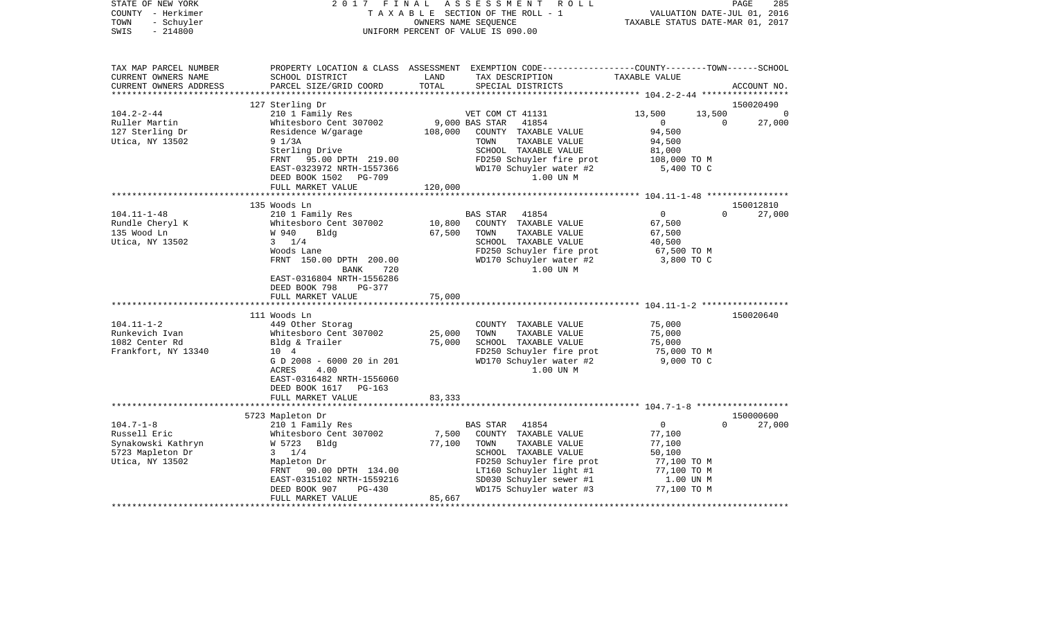STATE OF NEW YORK　　　　2 0 1 7　F I N A L　A S S E S S M E N T　R O L L
COUNTY - Herkimer　　　　T A X A B L E SECTION OF THE ROLL - 1　　　　VALUATION DATE-JUL 01, 2016
TOWN - Schuyler　　　　OWNERS NAME SEQUENCE　　　　TAXABLE STATUS DATE-MAR 01, 2017
SWIS - 214800　　　　UNIFORM PERCENT OF VALUE IS 090.00

| TAX MAP PARCEL NUMBER<br>CURRENT OWNERS NAME<br>CURRENT OWNERS ADDRESS | PROPERTY LOCATION & CLASS<br>SCHOOL DISTRICT<br>PARCEL SIZE/GRID COORD | ASSESSMENT<br>LAND<br>TOTAL | EXEMPTION CODE<br>TAX DESCRIPTION<br>SPECIAL DISTRICTS | COUNTY | TOWN | SCHOOL<br>TAXABLE VALUE<br>ACCOUNT NO. |
|---|---|---|---|---|---|---|
| | 127 Sterling Dr | | | | | 150020490 |
| 104.2-2-44 | 210 1 Family Res | | VET COM CT 41131 | 13,500 | 13,500 | 0 |
| Ruller Martin | Whitesboro Cent 307002 | 9,000 | BAS STAR 41854 | 0 | 0 | 27,000 |
| 127 Sterling Dr | Residence W/garage | 108,000 | COUNTY TAXABLE VALUE | 94,500 | | |
| Utica, NY 13502 | 9 1/3A | | TOWN TAXABLE VALUE | 94,500 | | |
| | Sterling Drive | | SCHOOL TAXABLE VALUE | 81,000 | | |
| | FRNT 95.00 DPTH 219.00 | | FD250 Schuyler fire prot | 108,000 TO M | | |
| | EAST-0323972 NRTH-1557366 | | WD170 Schuyler water #2 | 5,400 TO C | | |
| | DEED BOOK 1502 PG-709 | | 1.00 UN M | | | |
| | FULL MARKET VALUE | 120,000 | | | | |
| | 135 Woods Ln | | | | | 150012810 |
| 104.11-1-48 | 210 1 Family Res | | BAS STAR 41854 | 0 | 0 | 27,000 |
| Rundle Cheryl K | Whitesboro Cent 307002 | 10,800 | COUNTY TAXABLE VALUE | 67,500 | | |
| 135 Wood Ln | W 940 Bldg | 67,500 | TOWN TAXABLE VALUE | 67,500 | | |
| Utica, NY 13502 | 3 1/4 | | SCHOOL TAXABLE VALUE | 40,500 | | |
| | Woods Lane | | FD250 Schuyler fire prot | 67,500 TO M | | |
| | FRNT 150.00 DPTH 200.00 | | WD170 Schuyler water #2 | 3,800 TO C | | |
| | BANK 720 | | 1.00 UN M | | | |
| | EAST-0316804 NRTH-1556286 | | | | | |
| | DEED BOOK 798 PG-377 | | | | | |
| | FULL MARKET VALUE | 75,000 | | | | |
| | 111 Woods Ln | | | | | 150020640 |
| 104.11-1-2 | 449 Other Storag | | COUNTY TAXABLE VALUE | 75,000 | | |
| Runkevich Ivan | Whitesboro Cent 307002 | 25,000 | TOWN TAXABLE VALUE | 75,000 | | |
| 1082 Center Rd | Bldg & Trailer | 75,000 | SCHOOL TAXABLE VALUE | 75,000 | | |
| Frankfort, NY 13340 | 10 4 | | FD250 Schuyler fire prot | 75,000 TO M | | |
| | G D 2008 - 6000 20 in 201 | | WD170 Schuyler water #2 | 9,000 TO C | | |
| | ACRES 4.00 | | 1.00 UN M | | | |
| | EAST-0316482 NRTH-1556060 | | | | | |
| | DEED BOOK 1617 PG-163 | | | | | |
| | FULL MARKET VALUE | 83,333 | | | | |
| | 5723 Mapleton Dr | | | | | 150000600 |
| 104.7-1-8 | 210 1 Family Res | | BAS STAR 41854 | 0 | 0 | 27,000 |
| Russell Eric | Whitesboro Cent 307002 | 7,500 | COUNTY TAXABLE VALUE | 77,100 | | |
| Synakowski Kathryn | W 5723 Bldg | 77,100 | TOWN TAXABLE VALUE | 77,100 | | |
| 5723 Mapleton Dr | 3 1/4 | | SCHOOL TAXABLE VALUE | 50,100 | | |
| Utica, NY 13502 | Mapleton Dr | | FD250 Schuyler fire prot | 77,100 TO M | | |
| | FRNT 90.00 DPTH 134.00 | | LT160 Schuyler light #1 | 77,100 TO M | | |
| | EAST-0315102 NRTH-1559216 | | SD030 Schuyler sewer #1 | 1.00 UN M | | |
| | DEED BOOK 907 PG-430 | | WD175 Schuyler water #3 | 77,100 TO M | | |
| | FULL MARKET VALUE | 85,667 | | | | |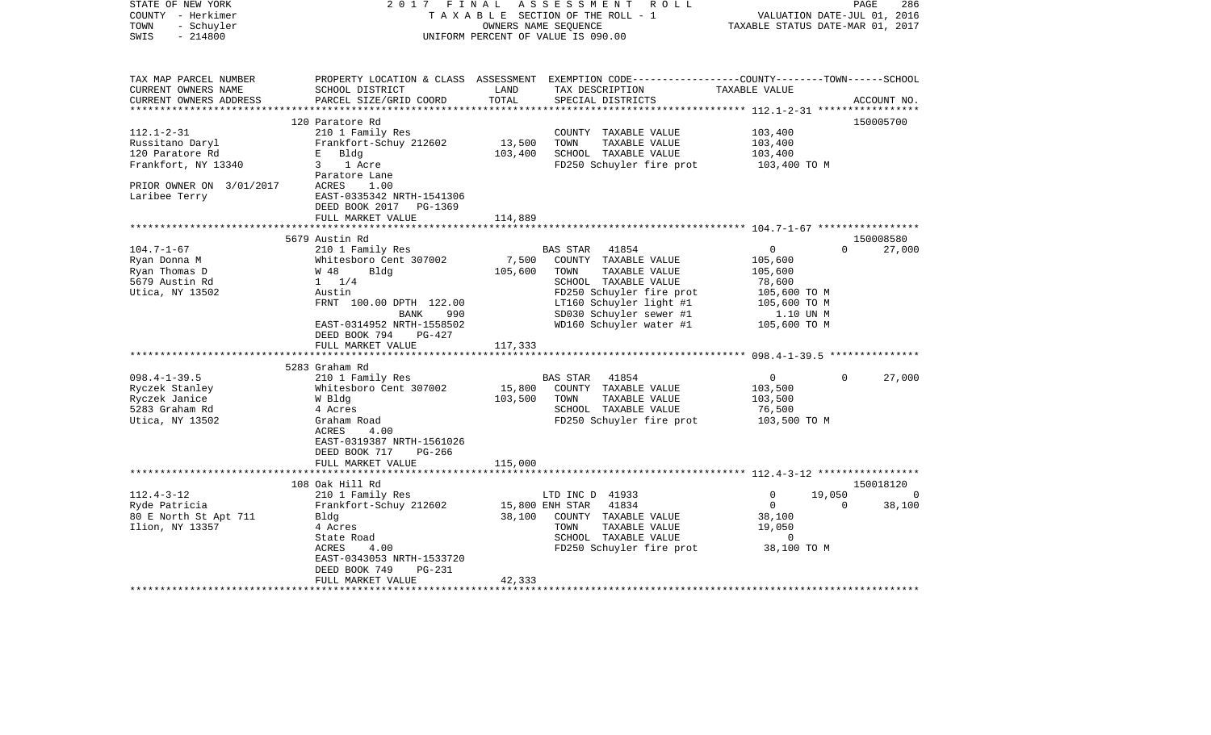STATE OF NEW YORK — COUNTY - Herkimer — TOWN - Schuyler — SWIS - 214800

2017 FINAL ASSESSMENT ROLL
TAXABLE SECTION OF THE ROLL - 1
OWNERS NAME SEQUENCE
UNIFORM PERCENT OF VALUE IS 090.00

VALUATION DATE-JUL 01, 2016
TAXABLE STATUS DATE-MAR 01, 2017

| TAX MAP PARCEL NUMBER / CURRENT OWNERS NAME / CURRENT OWNERS ADDRESS | PROPERTY LOCATION & CLASS / SCHOOL DISTRICT / PARCEL SIZE/GRID COORD | ASSESSMENT LAND / TOTAL | EXEMPTION CODE / TAX DESCRIPTION / SPECIAL DISTRICTS | COUNTY | TOWN | SCHOOL | ACCOUNT NO. |
|---|---|---|---|---|---|---|---|
| | 120 Paratore Rd | | | | | | 150005700 |
| 112.1-2-31 | 210 1 Family Res | | COUNTY TAXABLE VALUE | 103,400 | | | |
| Russitano Daryl | Frankfort-Schuy 212602 | 13,500 | TOWN TAXABLE VALUE | | 103,400 | | |
| 120 Paratore Rd | E Bldg | 103,400 | SCHOOL TAXABLE VALUE | | | 103,400 | |
| Frankfort, NY 13340 | 3 1 Acre | | FD250 Schuyler fire prot | 103,400 TO M | | | |
| | Paratore Lane | | | | | | |
| PRIOR OWNER ON 3/01/2017 | ACRES 1.00 | | | | | | |
| Laribee Terry | EAST-0335342 NRTH-1541306 | | | | | | |
| | DEED BOOK 2017 PG-1369 | | | | | | |
| | FULL MARKET VALUE | 114,889 | | | | | |
| | 5679 Austin Rd | | | | | | 150008580 |
| 104.7-1-67 | 210 1 Family Res | | BAS STAR 41854 | 0 | 0 | 27,000 | |
| Ryan Donna M | Whitesboro Cent 307002 | 7,500 | COUNTY TAXABLE VALUE | 105,600 | | | |
| Ryan Thomas D | W 48 Bldg | 105,600 | TOWN TAXABLE VALUE | | 105,600 | | |
| 5679 Austin Rd | 1 1/4 | | SCHOOL TAXABLE VALUE | | | 78,600 | |
| Utica, NY 13502 | Austin | | FD250 Schuyler fire prot | 105,600 TO M | | | |
| | FRNT 100.00 DPTH 122.00 | | LT160 Schuyler light #1 | 105,600 TO M | | | |
| | BANK 990 | | SD030 Schuyler sewer #1 | 1.10 UN M | | | |
| | EAST-0314952 NRTH-1558502 | | WD160 Schuyler water #1 | 105,600 TO M | | | |
| | DEED BOOK 794 PG-427 | | | | | | |
| | FULL MARKET VALUE | 117,333 | | | | | |
| | 5283 Graham Rd | | | | | | |
| 098.4-1-39.5 | 210 1 Family Res | | BAS STAR 41854 | 0 | 0 | 27,000 | |
| Ryczek Stanley | Whitesboro Cent 307002 | 15,800 | COUNTY TAXABLE VALUE | 103,500 | | | |
| Ryczek Janice | W Bldg | 103,500 | TOWN TAXABLE VALUE | | 103,500 | | |
| 5283 Graham Rd | 4 Acres | | SCHOOL TAXABLE VALUE | | | 76,500 | |
| Utica, NY 13502 | Graham Road | | FD250 Schuyler fire prot | 103,500 TO M | | | |
| | ACRES 4.00 | | | | | | |
| | EAST-0319387 NRTH-1561026 | | | | | | |
| | DEED BOOK 717 PG-266 | | | | | | |
| | FULL MARKET VALUE | 115,000 | | | | | |
| | 108 Oak Hill Rd | | | | | | 150018120 |
| 112.4-3-12 | 210 1 Family Res | | LTD INC D 41933 | 0 | 19,050 | 0 | |
| Ryde Patricia | Frankfort-Schuy 212602 | 15,800 | ENH STAR 41834 | 0 | 0 | 38,100 | |
| 80 E North St Apt 711 | Bldg | 38,100 | COUNTY TAXABLE VALUE | 38,100 | | | |
| Ilion, NY 13357 | 4 Acres | | TOWN TAXABLE VALUE | | 19,050 | | |
| | State Road | | SCHOOL TAXABLE VALUE | | | 0 | |
| | ACRES 4.00 | | FD250 Schuyler fire prot | 38,100 TO M | | | |
| | EAST-0343053 NRTH-1533720 | | | | | | |
| | DEED BOOK 749 PG-231 | | | | | | |
| | FULL MARKET VALUE | 42,333 | | | | | |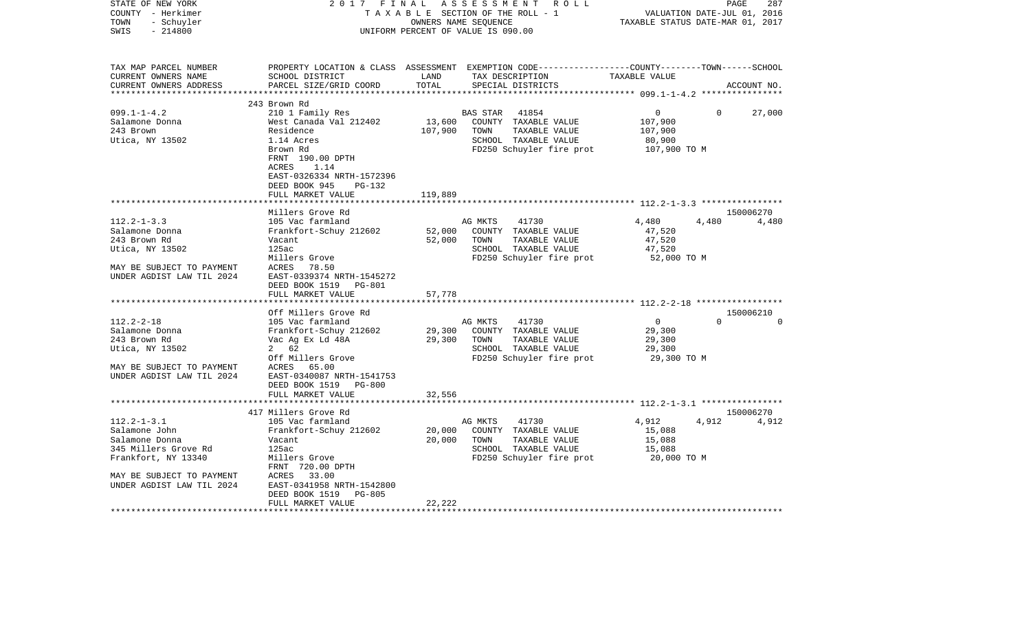STATE OF NEW YORK | 2017 FINAL ASSESSMENT ROLL | VALUATION DATE-JUL 01, 2016
COUNTY - Herkimer | TAXABLE SECTION OF THE ROLL - 1 | TAXABLE STATUS DATE-MAR 01, 2017
TOWN - Schuyler | OWNERS NAME SEQUENCE
SWIS - 214800 | UNIFORM PERCENT OF VALUE IS 090.00

| TAX MAP PARCEL NUMBER<br>CURRENT OWNERS NAME<br>CURRENT OWNERS ADDRESS | PROPERTY LOCATION & CLASS<br>SCHOOL DISTRICT<br>PARCEL SIZE/GRID COORD | ASSESSMENT<br>LAND<br>TOTAL | EXEMPTION CODE<br>TAX DESCRIPTION<br>SPECIAL DISTRICTS | COUNTY<br>TAXABLE VALUE | TOWN | SCHOOL<br>ACCOUNT NO. |
|---|---|---|---|---|---|---|
| **099.1-1-4.2** | 243 Brown Rd | | | | | |
| 099.1-1-4.2 | 210 1 Family Res | | BAS STAR 41854 | 0 | 0 | 27,000 |
| Salamone Donna | West Canada Val 212402 | 13,600 | COUNTY TAXABLE VALUE | 107,900 | | |
| 243 Brown | Residence | 107,900 | TOWN TAXABLE VALUE | 107,900 | | |
| Utica, NY 13502 | 1.14 Acres | | SCHOOL TAXABLE VALUE | 80,900 | | |
| | Brown Rd | | FD250 Schuyler fire prot | 107,900 TO M | | |
| | FRNT 190.00 DPTH | | | | | |
| | ACRES 1.14 | | | | | |
| | EAST-0326334 NRTH-1572396 | | | | | |
| | DEED BOOK 945 PG-132 | | | | | |
| | FULL MARKET VALUE | 119,889 | | | | |
| **112.2-1-3.3** | Millers Grove Rd | | | | | 150006270 |
| 112.2-1-3.3 | 105 Vac farmland | | AG MKTS 41730 | 4,480 | 4,480 | 4,480 |
| Salamone Donna | Frankfort-Schuy 212602 | 52,000 | COUNTY TAXABLE VALUE | 47,520 | | |
| 243 Brown Rd | Vacant | 52,000 | TOWN TAXABLE VALUE | 47,520 | | |
| Utica, NY 13502 | 125ac | | SCHOOL TAXABLE VALUE | 47,520 | | |
| | Millers Grove | | FD250 Schuyler fire prot | 52,000 TO M | | |
| MAY BE SUBJECT TO PAYMENT | ACRES 78.50 | | | | | |
| UNDER AGDIST LAW TIL 2024 | EAST-0339374 NRTH-1545272 | | | | | |
| | DEED BOOK 1519 PG-801 | | | | | |
| | FULL MARKET VALUE | 57,778 | | | | |
| **112.2-2-18** | Off Millers Grove Rd | | | | | 150006210 |
| 112.2-2-18 | 105 Vac farmland | | AG MKTS 41730 | 0 | 0 | 0 |
| Salamone Donna | Frankfort-Schuy 212602 | 29,300 | COUNTY TAXABLE VALUE | 29,300 | | |
| 243 Brown Rd | Vac Ag Ex Ld 48A | 29,300 | TOWN TAXABLE VALUE | 29,300 | | |
| Utica, NY 13502 | 2 62 | | SCHOOL TAXABLE VALUE | 29,300 | | |
| | Off Millers Grove | | FD250 Schuyler fire prot | 29,300 TO M | | |
| MAY BE SUBJECT TO PAYMENT | ACRES 65.00 | | | | | |
| UNDER AGDIST LAW TIL 2024 | EAST-0340087 NRTH-1541753 | | | | | |
| | DEED BOOK 1519 PG-800 | | | | | |
| | FULL MARKET VALUE | 32,556 | | | | |
| **112.2-1-3.1** | 417 Millers Grove Rd | | | | | 150006270 |
| 112.2-1-3.1 | 105 Vac farmland | | AG MKTS 41730 | 4,912 | 4,912 | 4,912 |
| Salamone John | Frankfort-Schuy 212602 | 20,000 | COUNTY TAXABLE VALUE | 15,088 | | |
| Salamone Donna | Vacant | 20,000 | TOWN TAXABLE VALUE | 15,088 | | |
| 345 Millers Grove Rd | 125ac | | SCHOOL TAXABLE VALUE | 15,088 | | |
| Frankfort, NY 13340 | Millers Grove | | FD250 Schuyler fire prot | 20,000 TO M | | |
| | FRNT 720.00 DPTH | | | | | |
| MAY BE SUBJECT TO PAYMENT | ACRES 33.00 | | | | | |
| UNDER AGDIST LAW TIL 2024 | EAST-0341958 NRTH-1542800 | | | | | |
| | DEED BOOK 1519 PG-805 | | | | | |
| | FULL MARKET VALUE | 22,222 | | | | |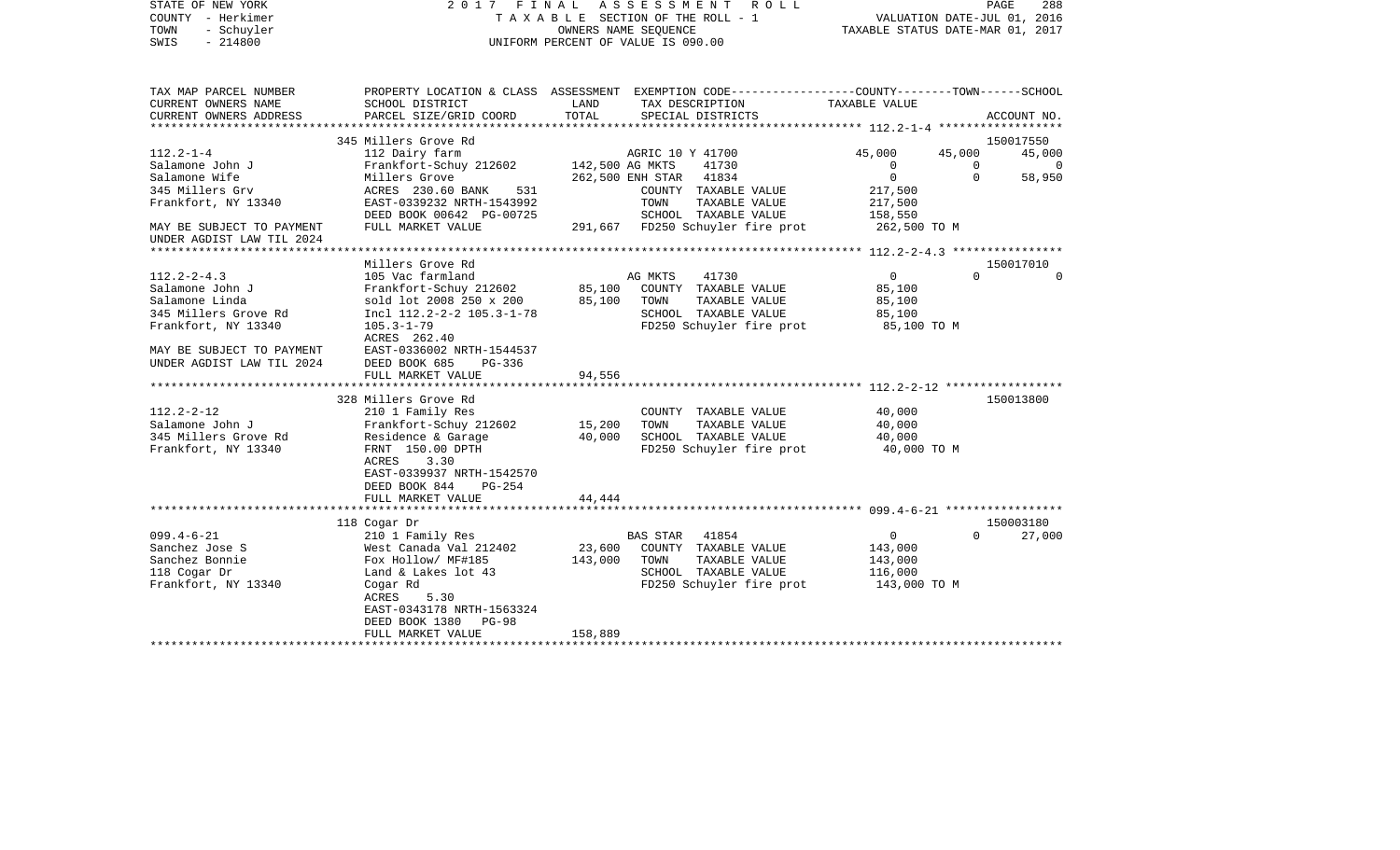STATE OF NEW YORK
COUNTY - Herkimer
TOWN - Schuyler
SWIS - 214800

2 0 1 7 F I N A L A S S E S S M E N T R O L L
T A X A B L E SECTION OF THE ROLL - 1
OWNERS NAME SEQUENCE
UNIFORM PERCENT OF VALUE IS 090.00

VALUATION DATE-JUL 01, 2016
TAXABLE STATUS DATE-MAR 01, 2017

```
TAX MAP PARCEL NUMBER      PROPERTY LOCATION & CLASS  ASSESSMENT  EXEMPTION CODE-----------------COUNTY--------TOWN------SCHOOL
CURRENT OWNERS NAME        SCHOOL DISTRICT               LAND      TAX DESCRIPTION            TAXABLE VALUE
CURRENT OWNERS ADDRESS     PARCEL SIZE/GRID COORD        TOTAL     SPECIAL DISTRICTS                                       ACCOUNT NO.
*********************************************************************************************** 112.2-1-4 ******************
                           345 Millers Grove Rd                                                                           150017550
112.2-1-4                  112 Dairy farm                          AGRIC 10 Y 41700            45,000      45,000      45,000
Salamone John J            Frankfort-Schuy 212602     142,500 AG MKTS     41730                     0           0           0
Salamone Wife              Millers Grove              262,500 ENH STAR    41834                     0           0      58,950
345 Millers Grv            ACRES 230.60 BANK    531            COUNTY  TAXABLE VALUE          217,500
Frankfort, NY 13340        EAST-0339232 NRTH-1543992           TOWN    TAXABLE VALUE          217,500
                           DEED BOOK 00642 PG-00725            SCHOOL  TAXABLE VALUE          158,550
MAY BE SUBJECT TO PAYMENT  FULL MARKET VALUE          291,667  FD250 Schuyler fire prot         262,500 TO M
UNDER AGDIST LAW TIL 2024
*********************************************************************************************** 112.2-2-4.3 ****************
                           Millers Grove Rd                                                                               150017010
112.2-2-4.3                105 Vac farmland                    AG MKTS     41730                     0           0           0
Salamone John J            Frankfort-Schuy 212602      85,100  COUNTY  TAXABLE VALUE           85,100
Salamone Linda             sold lot 2008 250 x 200     85,100  TOWN    TAXABLE VALUE           85,100
345 Millers Grove Rd       Incl 112.2-2-2 105.3-1-78           SCHOOL  TAXABLE VALUE           85,100
Frankfort, NY 13340        105.3-1-79                          FD250 Schuyler fire prot          85,100 TO M
                           ACRES 262.40
MAY BE SUBJECT TO PAYMENT  EAST-0336002 NRTH-1544537
UNDER AGDIST LAW TIL 2024  DEED BOOK 685    PG-336
                           FULL MARKET VALUE           94,556
*********************************************************************************************** 112.2-2-12 *****************
                           328 Millers Grove Rd                                                                           150013800
112.2-2-12                 210 1 Family Res                    COUNTY  TAXABLE VALUE           40,000
Salamone John J            Frankfort-Schuy 212602      15,200  TOWN    TAXABLE VALUE           40,000
345 Millers Grove Rd       Residence & Garage          40,000  SCHOOL  TAXABLE VALUE           40,000
Frankfort, NY 13340        FRNT 150.00 DPTH                    FD250 Schuyler fire prot          40,000 TO M
                           ACRES    3.30
                           EAST-0339937 NRTH-1542570
                           DEED BOOK 844    PG-254
                           FULL MARKET VALUE           44,444
*********************************************************************************************** 099.4-6-21 *****************
                           118 Cogar Dr                                                                                   150003180
099.4-6-21                 210 1 Family Res                    BAS STAR    41854                     0           0      27,000
Sanchez Jose S             West Canada Val 212402      23,600  COUNTY  TAXABLE VALUE          143,000
Sanchez Bonnie             Fox Hollow/ MF#185         143,000  TOWN    TAXABLE VALUE          143,000
118 Cogar Dr               Land & Lakes lot 43                 SCHOOL  TAXABLE VALUE          116,000
Frankfort, NY 13340        Cogar Rd                            FD250 Schuyler fire prot         143,000 TO M
                           ACRES    5.30
                           EAST-0343178 NRTH-1563324
                           DEED BOOK 1380   PG-98
                           FULL MARKET VALUE          158,889
******************************************************************************************************************************
```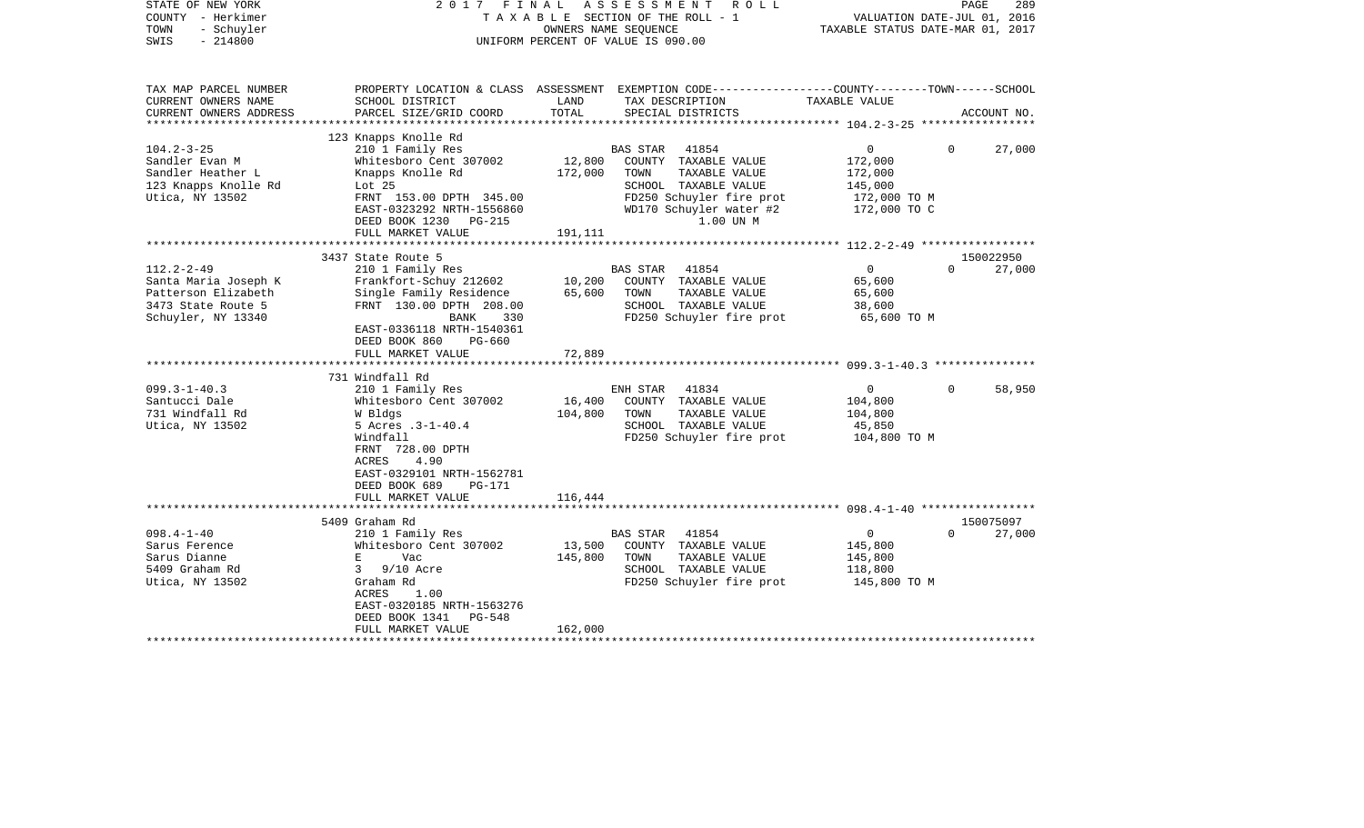STATE OF NEW YORK — 2017 FINAL ASSESSMENT ROLL
COUNTY - Herkimer — TAXABLE SECTION OF THE ROLL - 1 — VALUATION DATE-JUL 01, 2016
TOWN - Schuyler — OWNERS NAME SEQUENCE — TAXABLE STATUS DATE-MAR 01, 2017
SWIS - 214800 — UNIFORM PERCENT OF VALUE IS 090.00

| TAX MAP PARCEL NUMBER / CURRENT OWNERS NAME / CURRENT OWNERS ADDRESS | PROPERTY LOCATION & CLASS / SCHOOL DISTRICT / PARCEL SIZE/GRID COORD | ASSESSMENT LAND / TOTAL | EXEMPTION CODE / TAX DESCRIPTION / SPECIAL DISTRICTS | COUNTY / TOWN / SCHOOL TAXABLE VALUE | ACCOUNT NO. |
|---|---|---|---|---|---|
| 104.2-3-25 | 123 Knapps Knolle Rd | | | | |
| 104.2-3-25 | 210 1 Family Res | | BAS STAR 41854 | 0 0 27,000 | |
| Sandler Evan M | Whitesboro Cent 307002 | 12,800 | COUNTY TAXABLE VALUE | 172,000 | |
| Sandler Heather L | Knapps Knolle Rd | 172,000 | TOWN TAXABLE VALUE | 172,000 | |
| 123 Knapps Knolle Rd | Lot 25 | | SCHOOL TAXABLE VALUE | 145,000 | |
| Utica, NY 13502 | FRNT 153.00 DPTH 345.00 | | FD250 Schuyler fire prot | 172,000 TO M | |
| | EAST-0323292 NRTH-1556860 | | WD170 Schuyler water #2 | 172,000 TO C | |
| | DEED BOOK 1230 PG-215 | | 1.00 UN M | | |
| | FULL MARKET VALUE | 191,111 | | | |
| 112.2-2-49 | 3437 State Route 5 | | | | 150022950 |
| 112.2-2-49 | 210 1 Family Res | | BAS STAR 41854 | 0 0 27,000 | |
| Santa Maria Joseph K | Frankfort-Schuy 212602 | 10,200 | COUNTY TAXABLE VALUE | 65,600 | |
| Patterson Elizabeth | Single Family Residence | 65,600 | TOWN TAXABLE VALUE | 65,600 | |
| 3473 State Route 5 | FRNT 130.00 DPTH 208.00 | | SCHOOL TAXABLE VALUE | 38,600 | |
| Schuyler, NY 13340 | BANK 330 | | FD250 Schuyler fire prot | 65,600 TO M | |
| | EAST-0336118 NRTH-1540361 | | | | |
| | DEED BOOK 860 PG-660 | | | | |
| | FULL MARKET VALUE | 72,889 | | | |
| 099.3-1-40.3 | 731 Windfall Rd | | | | |
| 099.3-1-40.3 | 210 1 Family Res | | ENH STAR 41834 | 0 0 58,950 | |
| Santucci Dale | Whitesboro Cent 307002 | 16,400 | COUNTY TAXABLE VALUE | 104,800 | |
| 731 Windfall Rd | W Bldgs | 104,800 | TOWN TAXABLE VALUE | 104,800 | |
| Utica, NY 13502 | 5 Acres .3-1-40.4 | | SCHOOL TAXABLE VALUE | 45,850 | |
| | Windfall | | FD250 Schuyler fire prot | 104,800 TO M | |
| | FRNT 728.00 DPTH | | | | |
| | ACRES 4.90 | | | | |
| | EAST-0329101 NRTH-1562781 | | | | |
| | DEED BOOK 689 PG-171 | | | | |
| | FULL MARKET VALUE | 116,444 | | | |
| 098.4-1-40 | 5409 Graham Rd | | | | 150075097 |
| 098.4-1-40 | 210 1 Family Res | | BAS STAR 41854 | 0 0 27,000 | |
| Sarus Ference | Whitesboro Cent 307002 | 13,500 | COUNTY TAXABLE VALUE | 145,800 | |
| Sarus Dianne | E Vac | 145,800 | TOWN TAXABLE VALUE | 145,800 | |
| 5409 Graham Rd | 3 9/10 Acre | | SCHOOL TAXABLE VALUE | 118,800 | |
| Utica, NY 13502 | Graham Rd | | FD250 Schuyler fire prot | 145,800 TO M | |
| | ACRES 1.00 | | | | |
| | EAST-0320185 NRTH-1563276 | | | | |
| | DEED BOOK 1341 PG-548 | | | | |
| | FULL MARKET VALUE | 162,000 | | | |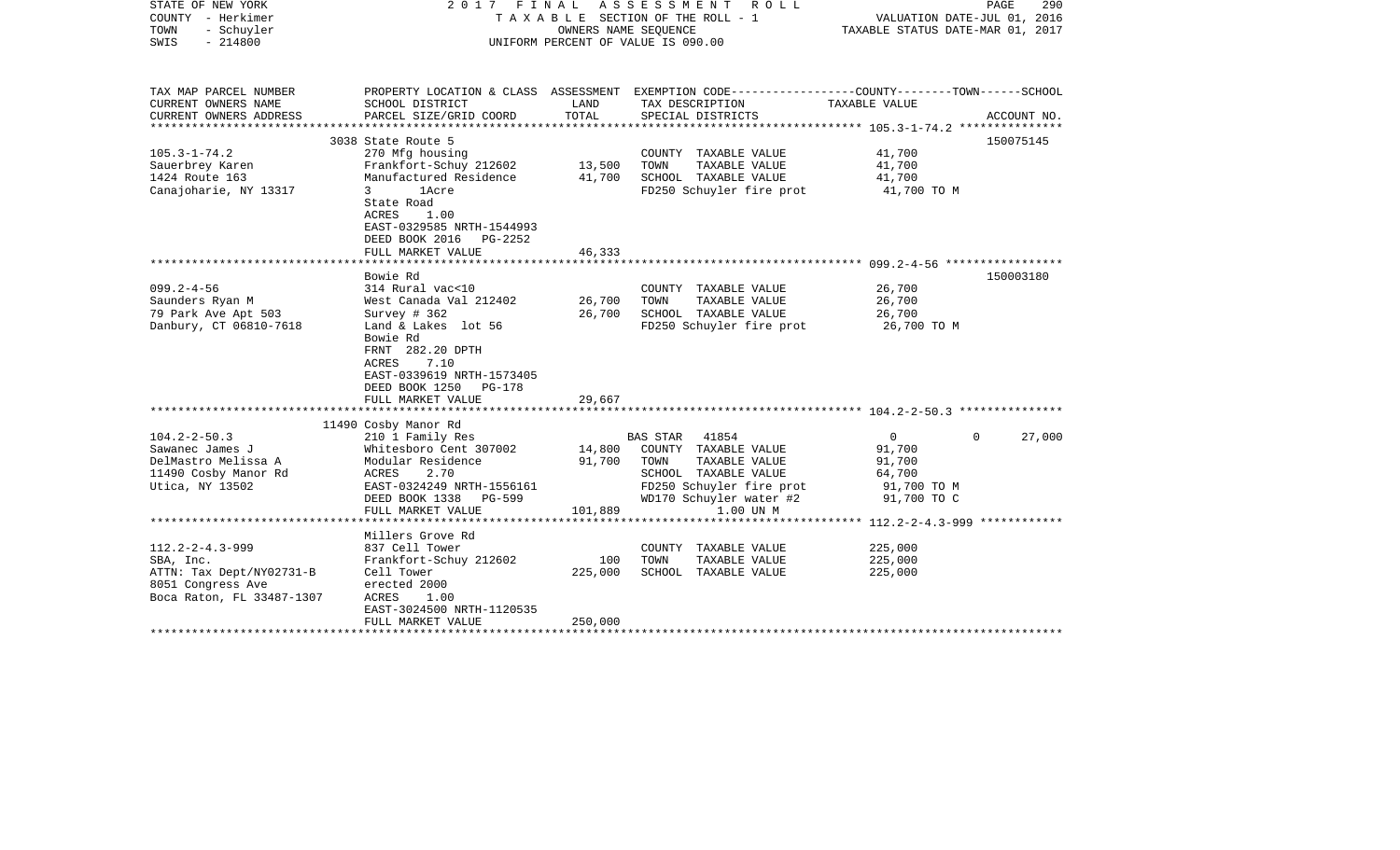STATE OF NEW YORK | 2017 FINAL ASSESSMENT ROLL | PAGE 290
COUNTY - Herkimer | TAXABLE SECTION OF THE ROLL - 1 | VALUATION DATE-JUL 01, 2016
TOWN - Schuyler | OWNERS NAME SEQUENCE | TAXABLE STATUS DATE-MAR 01, 2017
SWIS - 214800 | UNIFORM PERCENT OF VALUE IS 090.00

| TAX MAP PARCEL NUMBER / CURRENT OWNERS NAME / CURRENT OWNERS ADDRESS | PROPERTY LOCATION & CLASS / SCHOOL DISTRICT / PARCEL SIZE/GRID COORD | ASSESSMENT LAND | ASSESSMENT TOTAL | EXEMPTION CODE / TAX DESCRIPTION / SPECIAL DISTRICTS | COUNTY TAXABLE VALUE | TOWN | SCHOOL | ACCOUNT NO. |
|---|---|---|---|---|---|---|---|---|
| 105.3-1-74.2 | 3038 State Route 5 | | | | | | | 150075145 |
| | 270 Mfg housing | | | COUNTY TAXABLE VALUE | 41,700 | | | |
| Sauerbrey Karen | Frankfort-Schuy 212602 | 13,500 | | TOWN TAXABLE VALUE | 41,700 | | | |
| 1424 Route 163 | Manufactured Residence | | 41,700 | SCHOOL TAXABLE VALUE | 41,700 | | | |
| Canajoharie, NY 13317 | 3 1Acre | | | FD250 Schuyler fire prot | 41,700 TO M | | | |
| | State Road | | | | | | | |
| | ACRES 1.00 | | | | | | | |
| | EAST-0329585 NRTH-1544993 | | | | | | | |
| | DEED BOOK 2016 PG-2252 | | | | | | | |
| | FULL MARKET VALUE | | 46,333 | | | | | |
| 099.2-4-56 | Bowie Rd | | | | | | | 150003180 |
| | 314 Rural vac<10 | | | COUNTY TAXABLE VALUE | 26,700 | | | |
| Saunders Ryan M | West Canada Val 212402 | 26,700 | | TOWN TAXABLE VALUE | 26,700 | | | |
| 79 Park Ave Apt 503 | Survey # 362 | | 26,700 | SCHOOL TAXABLE VALUE | 26,700 | | | |
| Danbury, CT 06810-7618 | Land & Lakes lot 56 | | | FD250 Schuyler fire prot | 26,700 TO M | | | |
| | Bowie Rd | | | | | | | |
| | FRNT 282.20 DPTH | | | | | | | |
| | ACRES 7.10 | | | | | | | |
| | EAST-0339619 NRTH-1573405 | | | | | | | |
| | DEED BOOK 1250 PG-178 | | | | | | | |
| | FULL MARKET VALUE | | 29,667 | | | | | |
| 104.2-2-50.3 | 11490 Cosby Manor Rd | | | | | | | |
| | 210 1 Family Res | | | BAS STAR 41854 | 0 | 0 | 27,000 | |
| Sawanec James J | Whitesboro Cent 307002 | 14,800 | | COUNTY TAXABLE VALUE | 91,700 | | | |
| DelMastro Melissa A | Modular Residence | | 91,700 | TOWN TAXABLE VALUE | 91,700 | | | |
| 11490 Cosby Manor Rd | ACRES 2.70 | | | SCHOOL TAXABLE VALUE | 64,700 | | | |
| Utica, NY 13502 | EAST-0324249 NRTH-1556161 | | | FD250 Schuyler fire prot | 91,700 TO M | | | |
| | DEED BOOK 1338 PG-599 | | | WD170 Schuyler water #2 | 91,700 TO C | | | |
| | FULL MARKET VALUE | | 101,889 | 1.00 UN M | | | | |
| 112.2-2-4.3-999 | Millers Grove Rd | | | | | | | |
| | 837 Cell Tower | | | COUNTY TAXABLE VALUE | 225,000 | | | |
| SBA, Inc. | Frankfort-Schuy 212602 | 100 | | TOWN TAXABLE VALUE | 225,000 | | | |
| ATTN: Tax Dept/NY02731-B | Cell Tower | | 225,000 | SCHOOL TAXABLE VALUE | 225,000 | | | |
| 8051 Congress Ave | erected 2000 | | | | | | | |
| Boca Raton, FL 33487-1307 | ACRES 1.00 | | | | | | | |
| | EAST-3024500 NRTH-1120535 | | | | | | | |
| | FULL MARKET VALUE | | 250,000 | | | | | |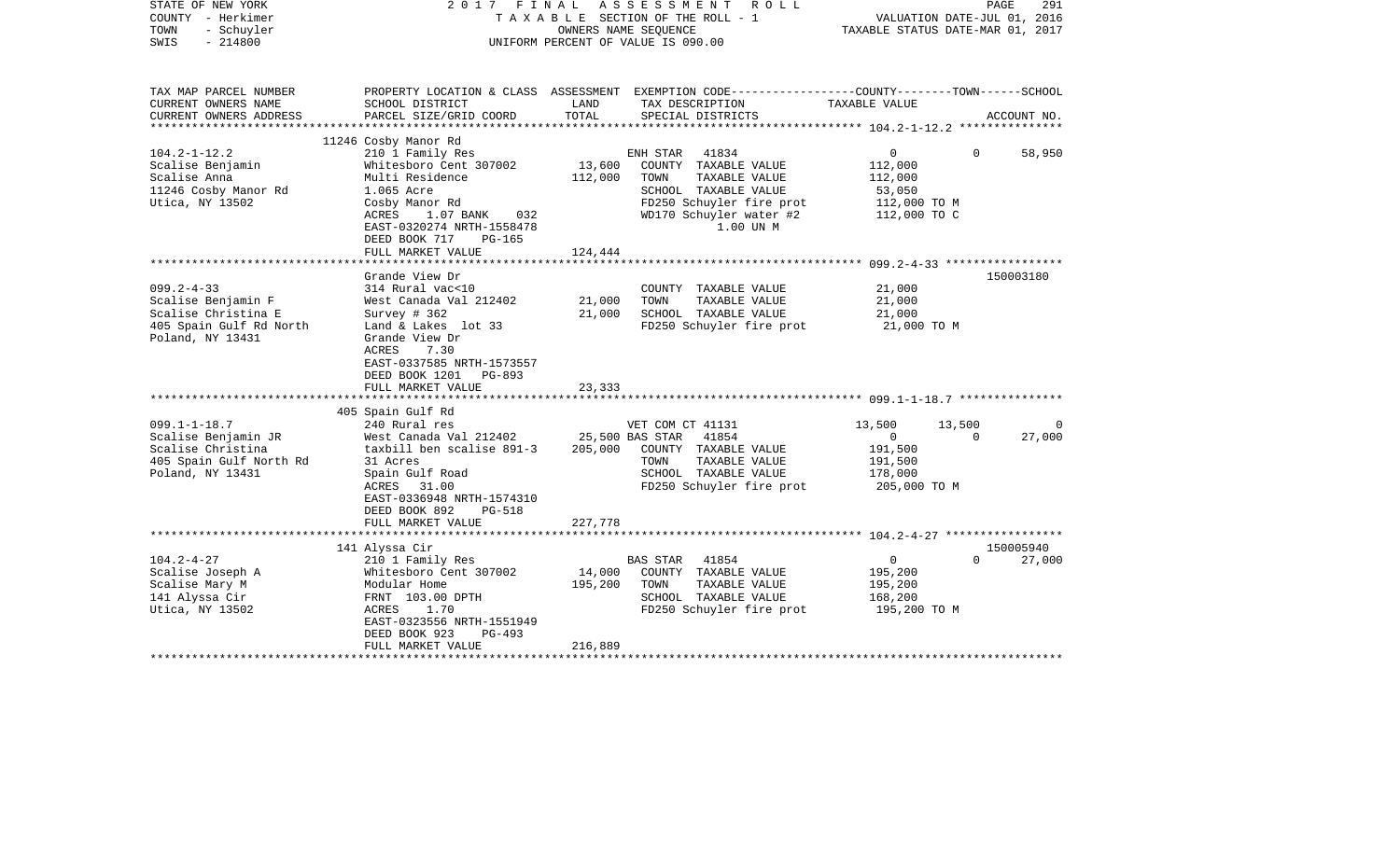STATE OF NEW YORK | 2017 FINAL ASSESSMENT ROLL | PAGE 291
COUNTY - Herkimer | TAXABLE SECTION OF THE ROLL - 1 | VALUATION DATE-JUL 01, 2016
TOWN - Schuyler | OWNERS NAME SEQUENCE | TAXABLE STATUS DATE-MAR 01, 2017
SWIS - 214800 | UNIFORM PERCENT OF VALUE IS 090.00

| TAX MAP PARCEL NUMBER<br>CURRENT OWNERS NAME<br>CURRENT OWNERS ADDRESS | PROPERTY LOCATION & CLASS<br>SCHOOL DISTRICT<br>PARCEL SIZE/GRID COORD | ASSESSMENT<br>LAND<br>TOTAL | EXEMPTION CODE<br>TAX DESCRIPTION<br>SPECIAL DISTRICTS | COUNTY | TOWN | SCHOOL<br>TAXABLE VALUE<br>ACCOUNT NO. |
|---|---|---|---|---|---|---|
| **104.2-1-12.2** | 11246 Cosby Manor Rd | | | | | |
| 104.2-1-12.2 | 210 1 Family Res | | ENH STAR 41834 | 0 | 0 | 58,950 |
| Scalise Benjamin | Whitesboro Cent 307002 | 13,600 | COUNTY TAXABLE VALUE | 112,000 | | |
| Scalise Anna | Multi Residence | 112,000 | TOWN TAXABLE VALUE | 112,000 | | |
| 11246 Cosby Manor Rd | 1.065 Acre | | SCHOOL TAXABLE VALUE | 53,050 | | |
| Utica, NY 13502 | Cosby Manor Rd | | FD250 Schuyler fire prot | 112,000 TO M | | |
| | ACRES 1.07 BANK 032 | | WD170 Schuyler water #2 | 112,000 TO C | | |
| | EAST-0320274 NRTH-1558478 | | 1.00 UN M | | | |
| | DEED BOOK 717 PG-165 | | | | | |
| | FULL MARKET VALUE | 124,444 | | | | |
| **099.2-4-33** | Grande View Dr | | | | | 150003180 |
| 099.2-4-33 | 314 Rural vac<10 | | COUNTY TAXABLE VALUE | 21,000 | | |
| Scalise Benjamin F | West Canada Val 212402 | 21,000 | TOWN TAXABLE VALUE | 21,000 | | |
| Scalise Christina E | Survey # 362 | 21,000 | SCHOOL TAXABLE VALUE | 21,000 | | |
| 405 Spain Gulf Rd North | Land & Lakes lot 33 | | FD250 Schuyler fire prot | 21,000 TO M | | |
| Poland, NY 13431 | Grande View Dr | | | | | |
| | ACRES 7.30 | | | | | |
| | EAST-0337585 NRTH-1573557 | | | | | |
| | DEED BOOK 1201 PG-893 | | | | | |
| | FULL MARKET VALUE | 23,333 | | | | |
| **099.1-1-18.7** | 405 Spain Gulf Rd | | | | | |
| 099.1-1-18.7 | 240 Rural res | | VET COM CT 41131 | 13,500 | 13,500 | 0 |
| Scalise Benjamin JR | West Canada Val 212402 | 25,500 | BAS STAR 41854 | 0 | 0 | 27,000 |
| Scalise Christina | taxbill ben scalise 891-3 | 205,000 | COUNTY TAXABLE VALUE | 191,500 | | |
| 405 Spain Gulf North Rd | 31 Acres | | TOWN TAXABLE VALUE | 191,500 | | |
| Poland, NY 13431 | Spain Gulf Road | | SCHOOL TAXABLE VALUE | 178,000 | | |
| | ACRES 31.00 | | FD250 Schuyler fire prot | 205,000 TO M | | |
| | EAST-0336948 NRTH-1574310 | | | | | |
| | DEED BOOK 892 PG-518 | | | | | |
| | FULL MARKET VALUE | 227,778 | | | | |
| **104.2-4-27** | 141 Alyssa Cir | | | | | 150005940 |
| 104.2-4-27 | 210 1 Family Res | | BAS STAR 41854 | 0 | 0 | 27,000 |
| Scalise Joseph A | Whitesboro Cent 307002 | 14,000 | COUNTY TAXABLE VALUE | 195,200 | | |
| Scalise Mary M | Modular Home | 195,200 | TOWN TAXABLE VALUE | 195,200 | | |
| 141 Alyssa Cir | FRNT 103.00 DPTH | | SCHOOL TAXABLE VALUE | 168,200 | | |
| Utica, NY 13502 | ACRES 1.70 | | FD250 Schuyler fire prot | 195,200 TO M | | |
| | EAST-0323556 NRTH-1551949 | | | | | |
| | DEED BOOK 923 PG-493 | | | | | |
| | FULL MARKET VALUE | 216,889 | | | | |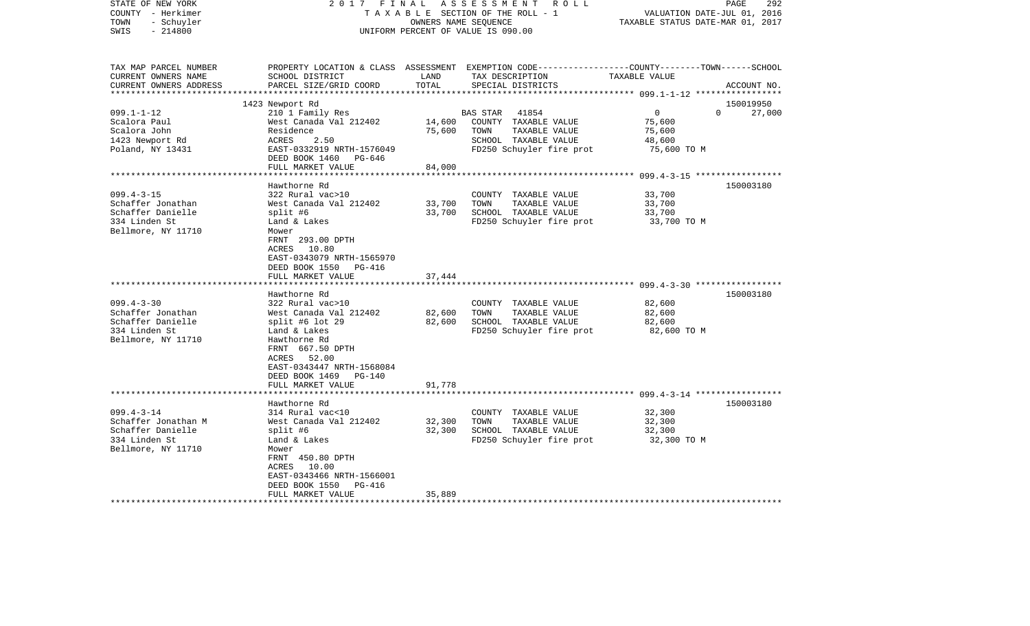STATE OF NEW YORK — 2017 FINAL ASSESSMENT ROLL
COUNTY - Herkimer — TAXABLE SECTION OF THE ROLL - 1 — VALUATION DATE-JUL 01, 2016
TOWN - Schuyler — OWNERS NAME SEQUENCE — TAXABLE STATUS DATE-MAR 01, 2017
SWIS - 214800 — UNIFORM PERCENT OF VALUE IS 090.00

| TAX MAP PARCEL NUMBER / CURRENT OWNERS NAME / CURRENT OWNERS ADDRESS | PROPERTY LOCATION & CLASS / SCHOOL DISTRICT / PARCEL SIZE/GRID COORD | ASSESSMENT LAND | TOTAL | EXEMPTION CODE / TAX DESCRIPTION / SPECIAL DISTRICTS | COUNTY TAXABLE VALUE | TOWN | SCHOOL / ACCOUNT NO. |
|---|---|---|---|---|---|---|---|
| 099.1-1-12 | 1423 Newport Rd | | | | | | 150019950 |
| | 210 1 Family Res | | | BAS STAR 41854 | 0 | 0 | 27,000 |
| Scalora Paul | West Canada Val 212402 | 14,600 | | COUNTY TAXABLE VALUE | 75,600 | | |
| Scalora John | Residence | | 75,600 | TOWN TAXABLE VALUE | 75,600 | | |
| 1423 Newport Rd | ACRES 2.50 | | | SCHOOL TAXABLE VALUE | 48,600 | | |
| Poland, NY 13431 | EAST-0332919 NRTH-1576049 | | | FD250 Schuyler fire prot | 75,600 TO M | | |
| | DEED BOOK 1460 PG-646 | | | | | | |
| | FULL MARKET VALUE | | 84,000 | | | | |
| 099.4-3-15 | Hawthorne Rd | | | | | | 150003180 |
| | 322 Rural vac>10 | | | COUNTY TAXABLE VALUE | 33,700 | | |
| Schaffer Jonathan | West Canada Val 212402 | 33,700 | | TOWN TAXABLE VALUE | 33,700 | | |
| Schaffer Danielle | split #6 | | 33,700 | SCHOOL TAXABLE VALUE | 33,700 | | |
| 334 Linden St | Land & Lakes | | | FD250 Schuyler fire prot | 33,700 TO M | | |
| Bellmore, NY 11710 | Mower | | | | | | |
| | FRNT 293.00 DPTH | | | | | | |
| | ACRES 10.80 | | | | | | |
| | EAST-0343079 NRTH-1565970 | | | | | | |
| | DEED BOOK 1550 PG-416 | | | | | | |
| | FULL MARKET VALUE | | 37,444 | | | | |
| 099.4-3-30 | Hawthorne Rd | | | | | | 150003180 |
| | 322 Rural vac>10 | | | COUNTY TAXABLE VALUE | 82,600 | | |
| Schaffer Jonathan | West Canada Val 212402 | 82,600 | | TOWN TAXABLE VALUE | 82,600 | | |
| Schaffer Danielle | split #6 lot 29 | | 82,600 | SCHOOL TAXABLE VALUE | 82,600 | | |
| 334 Linden St | Land & Lakes | | | FD250 Schuyler fire prot | 82,600 TO M | | |
| Bellmore, NY 11710 | Hawthorne Rd | | | | | | |
| | FRNT 667.50 DPTH | | | | | | |
| | ACRES 52.00 | | | | | | |
| | EAST-0343447 NRTH-1568084 | | | | | | |
| | DEED BOOK 1469 PG-140 | | | | | | |
| | FULL MARKET VALUE | | 91,778 | | | | |
| 099.4-3-14 | Hawthorne Rd | | | | | | 150003180 |
| | 314 Rural vac<10 | | | COUNTY TAXABLE VALUE | 32,300 | | |
| Schaffer Jonathan M | West Canada Val 212402 | 32,300 | | TOWN TAXABLE VALUE | 32,300 | | |
| Schaffer Danielle | split #6 | | 32,300 | SCHOOL TAXABLE VALUE | 32,300 | | |
| 334 Linden St | Land & Lakes | | | FD250 Schuyler fire prot | 32,300 TO M | | |
| Bellmore, NY 11710 | Mower | | | | | | |
| | FRNT 450.80 DPTH | | | | | | |
| | ACRES 10.00 | | | | | | |
| | EAST-0343466 NRTH-1566001 | | | | | | |
| | DEED BOOK 1550 PG-416 | | | | | | |
| | FULL MARKET VALUE | | 35,889 | | | | |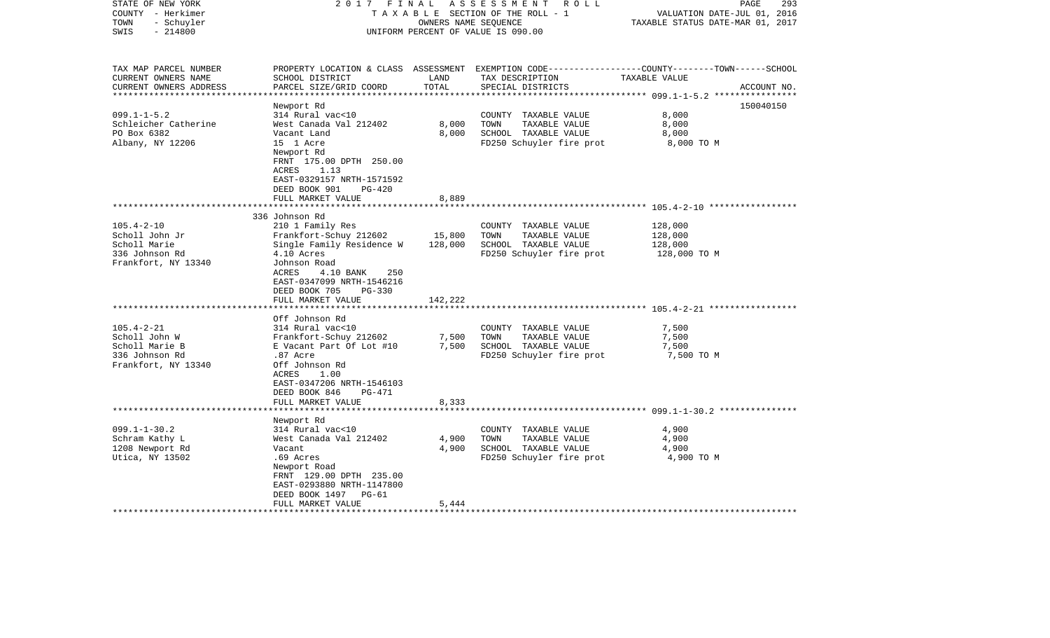STATE OF NEW YORK — 2017 FINAL ASSESSMENT ROLL
COUNTY - Herkimer — TAXABLE SECTION OF THE ROLL - 1 — VALUATION DATE-JUL 01, 2016
TOWN - Schuyler — OWNERS NAME SEQUENCE — TAXABLE STATUS DATE-MAR 01, 2017
SWIS - 214800 — UNIFORM PERCENT OF VALUE IS 090.00

| TAX MAP PARCEL NUMBER<br>CURRENT OWNERS NAME<br>CURRENT OWNERS ADDRESS | PROPERTY LOCATION & CLASS<br>SCHOOL DISTRICT<br>PARCEL SIZE/GRID COORD | ASSESSMENT<br>LAND<br>TOTAL | EXEMPTION CODE-----COUNTY-----TOWN-----SCHOOL<br>TAX DESCRIPTION<br>SPECIAL DISTRICTS | TAXABLE VALUE | ACCOUNT NO. |
|---|---|---|---|---|---|
| **099.1-1-5.2** | Newport Rd | | | | 150040150 |
| 099.1-1-5.2 | 314 Rural vac<10 | | COUNTY TAXABLE VALUE | 8,000 | |
| Schleicher Catherine | West Canada Val 212402 | 8,000 | TOWN TAXABLE VALUE | 8,000 | |
| PO Box 6382 | Vacant Land | 8,000 | SCHOOL TAXABLE VALUE | 8,000 | |
| Albany, NY 12206 | 15 1 Acre | | FD250 Schuyler fire prot | 8,000 TO M | |
| | Newport Rd | | | | |
| | FRNT 175.00 DPTH 250.00 | | | | |
| | ACRES 1.13 | | | | |
| | EAST-0329157 NRTH-1571592 | | | | |
| | DEED BOOK 901 PG-420 | | | | |
| | FULL MARKET VALUE | 8,889 | | | |
| **105.4-2-10** | 336 Johnson Rd | | | | |
| 105.4-2-10 | 210 1 Family Res | | COUNTY TAXABLE VALUE | 128,000 | |
| Scholl John Jr | Frankfort-Schuy 212602 | 15,800 | TOWN TAXABLE VALUE | 128,000 | |
| Scholl Marie | Single Family Residence W | 128,000 | SCHOOL TAXABLE VALUE | 128,000 | |
| 336 Johnson Rd | 4.10 Acres | | FD250 Schuyler fire prot | 128,000 TO M | |
| Frankfort, NY 13340 | Johnson Road | | | | |
| | ACRES 4.10 BANK 250 | | | | |
| | EAST-0347099 NRTH-1546216 | | | | |
| | DEED BOOK 705 PG-330 | | | | |
| | FULL MARKET VALUE | 142,222 | | | |
| **105.4-2-21** | Off Johnson Rd | | | | |
| 105.4-2-21 | 314 Rural vac<10 | | COUNTY TAXABLE VALUE | 7,500 | |
| Scholl John W | Frankfort-Schuy 212602 | 7,500 | TOWN TAXABLE VALUE | 7,500 | |
| Scholl Marie B | E Vacant Part Of Lot #10 | 7,500 | SCHOOL TAXABLE VALUE | 7,500 | |
| 336 Johnson Rd | .87 Acre | | FD250 Schuyler fire prot | 7,500 TO M | |
| Frankfort, NY 13340 | Off Johnson Rd | | | | |
| | ACRES 1.00 | | | | |
| | EAST-0347206 NRTH-1546103 | | | | |
| | DEED BOOK 846 PG-471 | | | | |
| | FULL MARKET VALUE | 8,333 | | | |
| **099.1-1-30.2** | Newport Rd | | | | |
| 099.1-1-30.2 | 314 Rural vac<10 | | COUNTY TAXABLE VALUE | 4,900 | |
| Schram Kathy L | West Canada Val 212402 | 4,900 | TOWN TAXABLE VALUE | 4,900 | |
| 1208 Newport Rd | Vacant | 4,900 | SCHOOL TAXABLE VALUE | 4,900 | |
| Utica, NY 13502 | .69 Acres | | FD250 Schuyler fire prot | 4,900 TO M | |
| | Newport Road | | | | |
| | FRNT 129.00 DPTH 235.00 | | | | |
| | EAST-0293880 NRTH-1147800 | | | | |
| | DEED BOOK 1497 PG-61 | | | | |
| | FULL MARKET VALUE | 5,444 | | | |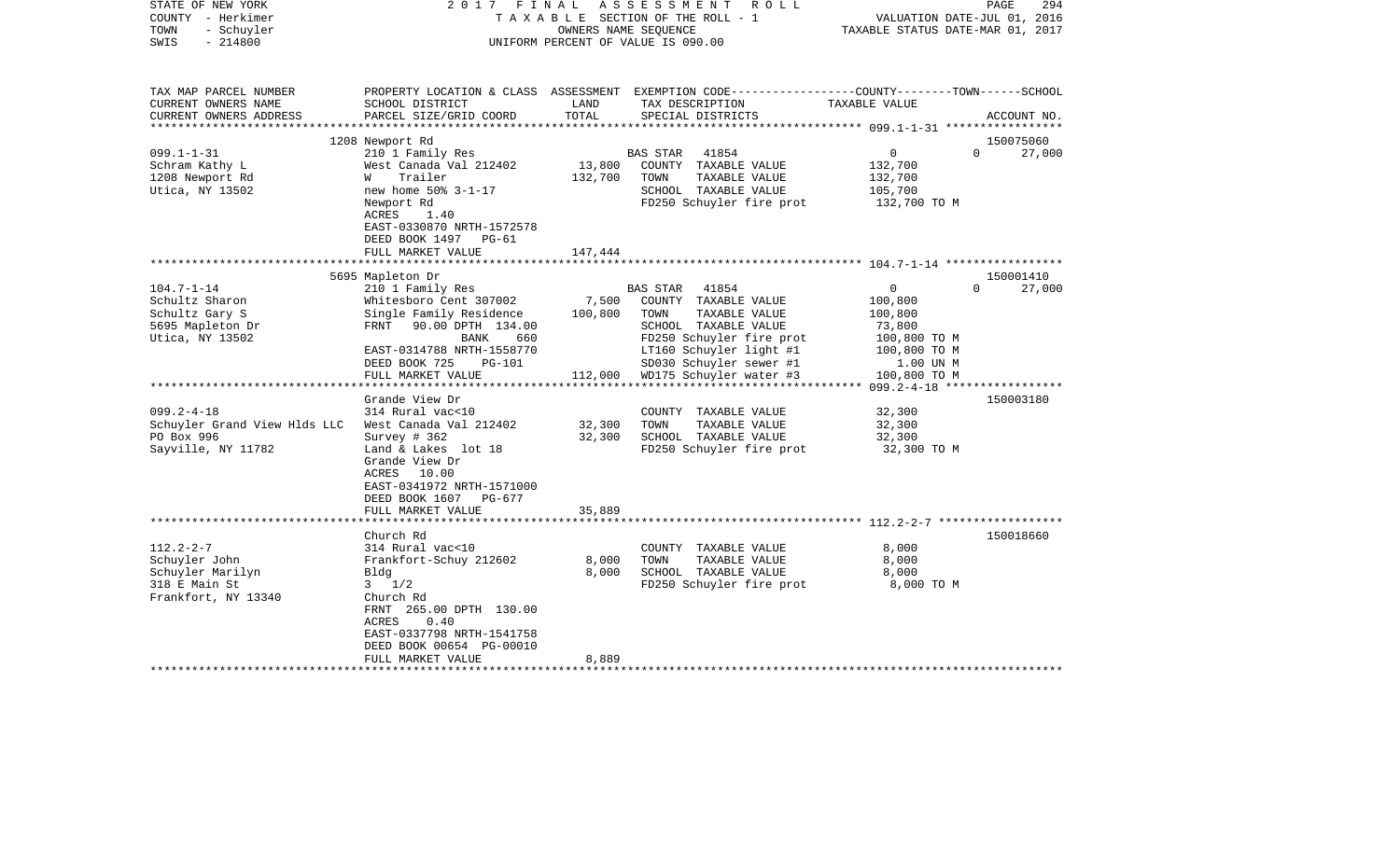STATE OF NEW YORK — 2017 FINAL ASSESSMENT ROLL
COUNTY - Herkimer — TAXABLE SECTION OF THE ROLL - 1 — VALUATION DATE-JUL 01, 2016
TOWN - Schuyler — OWNERS NAME SEQUENCE — TAXABLE STATUS DATE-MAR 01, 2017
SWIS - 214800 — UNIFORM PERCENT OF VALUE IS 090.00

| TAX MAP PARCEL NUMBER / CURRENT OWNERS NAME / CURRENT OWNERS ADDRESS | PROPERTY LOCATION & CLASS / SCHOOL DISTRICT / PARCEL SIZE/GRID COORD | ASSESSMENT LAND / TOTAL | EXEMPTION CODE / TAX DESCRIPTION / SPECIAL DISTRICTS | COUNTY | TOWN | SCHOOL / ACCOUNT NO. |
|---|---|---|---|---|---|---|
| | 1208 Newport Rd | | | | | 150075060 |
| 099.1-1-31 | 210 1 Family Res | | BAS STAR 41854 | 0 | 0 | 27,000 |
| Schram Kathy L | West Canada Val 212402 | 13,800 | COUNTY TAXABLE VALUE | 132,700 | | |
| 1208 Newport Rd | W Trailer | 132,700 | TOWN TAXABLE VALUE | | 132,700 | |
| Utica, NY 13502 | new home 50% 3-1-17 | | SCHOOL TAXABLE VALUE | | | 105,700 |
| | Newport Rd | | FD250 Schuyler fire prot | 132,700 TO M | | |
| | ACRES 1.40 | | | | | |
| | EAST-0330870 NRTH-1572578 | | | | | |
| | DEED BOOK 1497 PG-61 | | | | | |
| | FULL MARKET VALUE | 147,444 | | | | |
| | 5695 Mapleton Dr | | | | | 150001410 |
| 104.7-1-14 | 210 1 Family Res | | BAS STAR 41854 | 0 | 0 | 27,000 |
| Schultz Sharon | Whitesboro Cent 307002 | 7,500 | COUNTY TAXABLE VALUE | 100,800 | | |
| Schultz Gary S | Single Family Residence | 100,800 | TOWN TAXABLE VALUE | | 100,800 | |
| 5695 Mapleton Dr | FRNT 90.00 DPTH 134.00 | | SCHOOL TAXABLE VALUE | | | 73,800 |
| Utica, NY 13502 | BANK 660 | | FD250 Schuyler fire prot | 100,800 TO M | | |
| | EAST-0314788 NRTH-1558770 | | LT160 Schuyler light #1 | 100,800 TO M | | |
| | DEED BOOK 725 PG-101 | | SD030 Schuyler sewer #1 | 1.00 UN M | | |
| | FULL MARKET VALUE | 112,000 | WD175 Schuyler water #3 | 100,800 TO M | | |
| | Grande View Dr | | | | | 150003180 |
| 099.2-4-18 | 314 Rural vac<10 | | COUNTY TAXABLE VALUE | 32,300 | | |
| Schuyler Grand View Hlds LLC | West Canada Val 212402 | 32,300 | TOWN TAXABLE VALUE | | 32,300 | |
| PO Box 996 | Survey # 362 | 32,300 | SCHOOL TAXABLE VALUE | | | 32,300 |
| Sayville, NY 11782 | Land & Lakes lot 18 | | FD250 Schuyler fire prot | 32,300 TO M | | |
| | Grande View Dr | | | | | |
| | ACRES 10.00 | | | | | |
| | EAST-0341972 NRTH-1571000 | | | | | |
| | DEED BOOK 1607 PG-677 | | | | | |
| | FULL MARKET VALUE | 35,889 | | | | |
| | Church Rd | | | | | 150018660 |
| 112.2-2-7 | 314 Rural vac<10 | | COUNTY TAXABLE VALUE | 8,000 | | |
| Schuyler John | Frankfort-Schuy 212602 | 8,000 | TOWN TAXABLE VALUE | | 8,000 | |
| Schuyler Marilyn | Bldg | 8,000 | SCHOOL TAXABLE VALUE | | | 8,000 |
| 318 E Main St | 3 1/2 | | FD250 Schuyler fire prot | 8,000 TO M | | |
| Frankfort, NY 13340 | Church Rd | | | | | |
| | FRNT 265.00 DPTH 130.00 | | | | | |
| | ACRES 0.40 | | | | | |
| | EAST-0337798 NRTH-1541758 | | | | | |
| | DEED BOOK 00654 PG-00010 | | | | | |
| | FULL MARKET VALUE | 8,889 | | | | |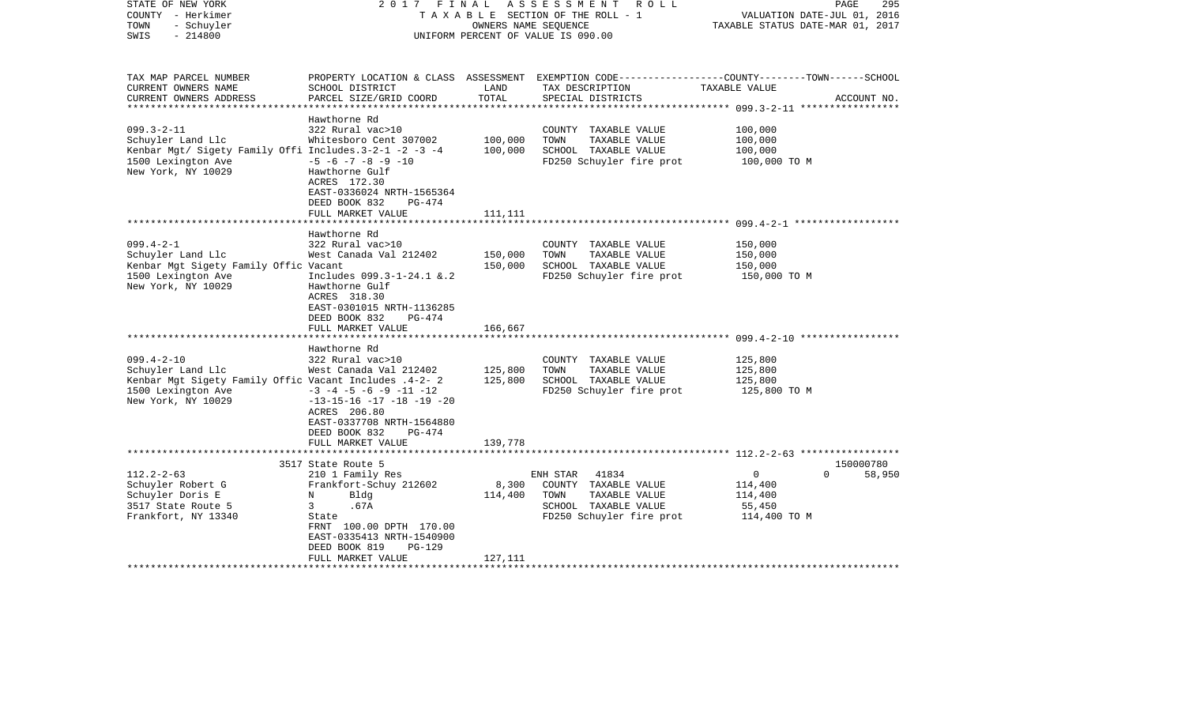STATE OF NEW YORK | COUNTY - Herkimer | TOWN - Schuyler | SWIS - 214800

**2017 FINAL ASSESSMENT ROLL**
TAXABLE SECTION OF THE ROLL - 1
OWNERS NAME SEQUENCE
UNIFORM PERCENT OF VALUE IS 090.00

VALUATION DATE-JUL 01, 2016
TAXABLE STATUS DATE-MAR 01, 2017

| TAX MAP PARCEL NUMBER / CURRENT OWNERS NAME / CURRENT OWNERS ADDRESS | PROPERTY LOCATION & CLASS / SCHOOL DISTRICT / PARCEL SIZE/GRID COORD | ASSESSMENT LAND | TOTAL | EXEMPTION CODE / TAX DESCRIPTION / SPECIAL DISTRICTS | TAXABLE VALUE (COUNTY / TOWN / SCHOOL) | ACCOUNT NO. |
|---|---|---|---|---|---|---|
| **099.3-2-11** | Hawthorne Rd | | | | | |
| 099.3-2-11 | 322 Rural vac>10 | | | COUNTY TAXABLE VALUE | 100,000 | |
| Schuyler Land Llc | Whitesboro Cent 307002 | 100,000 | | TOWN TAXABLE VALUE | 100,000 | |
| Kenbar Mgt/ Sigety Family Offi | Includes.3-2-1 -2 -3 -4 | | 100,000 | SCHOOL TAXABLE VALUE | 100,000 | |
| 1500 Lexington Ave | -5 -6 -7 -8 -9 -10 | | | FD250 Schuyler fire prot | 100,000 TO M | |
| New York, NY 10029 | Hawthorne Gulf | | | | | |
| | ACRES 172.30 | | | | | |
| | EAST-0336024 NRTH-1565364 | | | | | |
| | DEED BOOK 832 PG-474 | | | | | |
| | FULL MARKET VALUE | | 111,111 | | | |
| **099.4-2-1** | Hawthorne Rd | | | | | |
| 099.4-2-1 | 322 Rural vac>10 | | | COUNTY TAXABLE VALUE | 150,000 | |
| Schuyler Land Llc | West Canada Val 212402 | 150,000 | | TOWN TAXABLE VALUE | 150,000 | |
| Kenbar Mgt Sigety Family Offic | Vacant | | 150,000 | SCHOOL TAXABLE VALUE | 150,000 | |
| 1500 Lexington Ave | Includes 099.3-1-24.1 &.2 | | | FD250 Schuyler fire prot | 150,000 TO M | |
| New York, NY 10029 | Hawthorne Gulf | | | | | |
| | ACRES 318.30 | | | | | |
| | EAST-0301015 NRTH-1136285 | | | | | |
| | DEED BOOK 832 PG-474 | | | | | |
| | FULL MARKET VALUE | | 166,667 | | | |
| **099.4-2-10** | Hawthorne Rd | | | | | |
| 099.4-2-10 | 322 Rural vac>10 | | | COUNTY TAXABLE VALUE | 125,800 | |
| Schuyler Land Llc | West Canada Val 212402 | 125,800 | | TOWN TAXABLE VALUE | 125,800 | |
| Kenbar Mgt Sigety Family Offic | Vacant Includes .4-2- 2 | | 125,800 | SCHOOL TAXABLE VALUE | 125,800 | |
| 1500 Lexington Ave | -3 -4 -5 -6 -9 -11 -12 | | | FD250 Schuyler fire prot | 125,800 TO M | |
| New York, NY 10029 | -13-15-16 -17 -18 -19 -20 | | | | | |
| | ACRES 206.80 | | | | | |
| | EAST-0337708 NRTH-1564880 | | | | | |
| | DEED BOOK 832 PG-474 | | | | | |
| | FULL MARKET VALUE | | 139,778 | | | |
| **112.2-2-63** | 3517 State Route 5 | | | | | 150000780 |
| 112.2-2-63 | 210 1 Family Res | | | ENH STAR 41834 | 0 / 0 / 58,950 | |
| Schuyler Robert G | Frankfort-Schuy 212602 | 8,300 | | COUNTY TAXABLE VALUE | 114,400 | |
| Schuyler Doris E | N Bldg | | 114,400 | TOWN TAXABLE VALUE | 114,400 | |
| 3517 State Route 5 | 3 .67A | | | SCHOOL TAXABLE VALUE | 55,450 | |
| Frankfort, NY 13340 | State | | | FD250 Schuyler fire prot | 114,400 TO M | |
| | FRNT 100.00 DPTH 170.00 | | | | | |
| | EAST-0335413 NRTH-1540900 | | | | | |
| | DEED BOOK 819 PG-129 | | | | | |
| | FULL MARKET VALUE | | 127,111 | | | |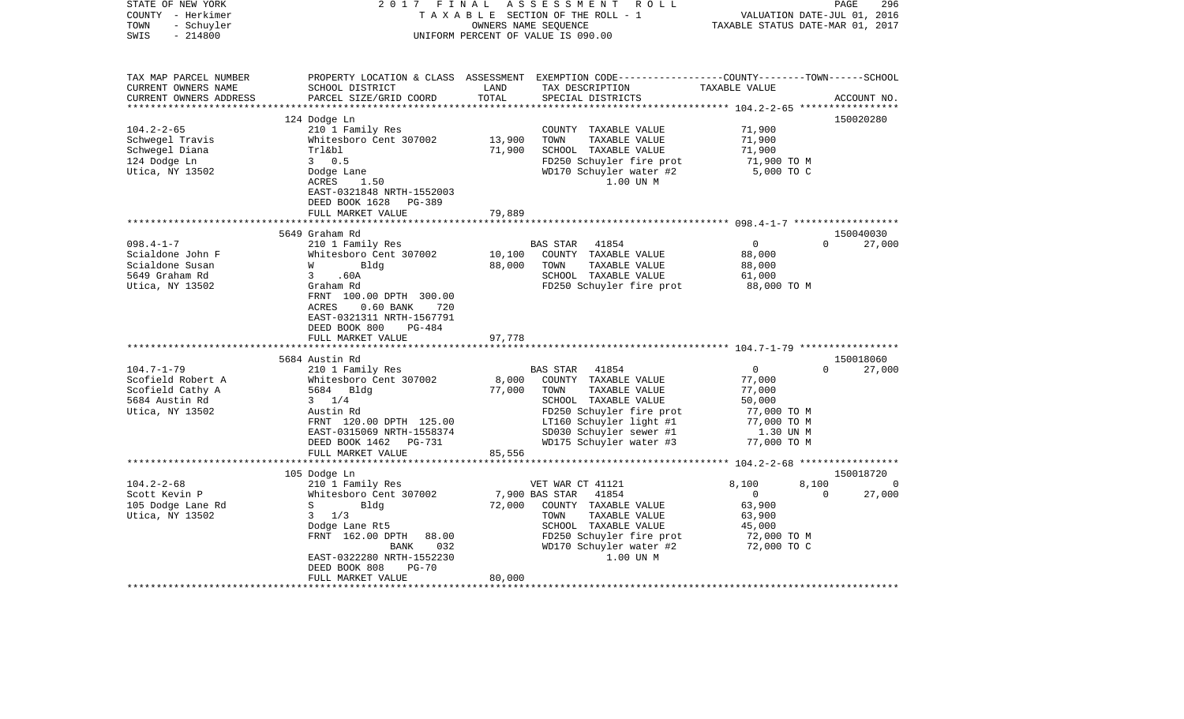STATE OF NEW YORK | COUNTY - Herkimer | TOWN - Schuyler | SWIS - 214800

2017 FINAL ASSESSMENT ROLL
TAXABLE SECTION OF THE ROLL - 1
OWNERS NAME SEQUENCE
UNIFORM PERCENT OF VALUE IS 090.00

VALUATION DATE-JUL 01, 2016
TAXABLE STATUS DATE-MAR 01, 2017

| TAX MAP PARCEL NUMBER / CURRENT OWNERS NAME / CURRENT OWNERS ADDRESS | PROPERTY LOCATION & CLASS / SCHOOL DISTRICT / PARCEL SIZE/GRID COORD | ASSESSMENT LAND | TOTAL | EXEMPTION CODE / TAX DESCRIPTION / SPECIAL DISTRICTS | COUNTY | TOWN | SCHOOL | ACCOUNT NO. |
|---|---|---|---|---|---|---|---|---|
| 104.2-2-65 | 124 Dodge Ln | | | | | | | 150020280 |
| Schwegel Travis | 210 1 Family Res | | | COUNTY TAXABLE VALUE | 71,900 | | | |
| Schwegel Diana | Whitesboro Cent 307002 | 13,900 | | TOWN TAXABLE VALUE | | 71,900 | | |
| 124 Dodge Ln | Trl&bl | | 71,900 | SCHOOL TAXABLE VALUE | | | 71,900 | |
| Utica, NY 13502 | 3 0.5 | | | FD250 Schuyler fire prot | 71,900 TO M | | | |
| | Dodge Lane | | | WD170 Schuyler water #2 | 5,000 TO C | | | |
| | ACRES 1.50 | | | 1.00 UN M | | | | |
| | EAST-0321848 NRTH-1552003 | | | | | | | |
| | DEED BOOK 1628 PG-389 | | | | | | | |
| | FULL MARKET VALUE | | 79,889 | | | | | |
| 098.4-1-7 | 5649 Graham Rd | | | | | | | 150040030 |
| Scialdone John F | 210 1 Family Res | | | BAS STAR 41854 | 0 | 0 | 27,000 | |
| Scialdone Susan | Whitesboro Cent 307002 | 10,100 | | COUNTY TAXABLE VALUE | 88,000 | | | |
| 5649 Graham Rd | W Bldg | | 88,000 | TOWN TAXABLE VALUE | | 88,000 | | |
| Utica, NY 13502 | 3 .60A | | | SCHOOL TAXABLE VALUE | | | 61,000 | |
| | Graham Rd | | | FD250 Schuyler fire prot | 88,000 TO M | | | |
| | FRNT 100.00 DPTH 300.00 | | | | | | | |
| | ACRES 0.60 BANK 720 | | | | | | | |
| | EAST-0321311 NRTH-1567791 | | | | | | | |
| | DEED BOOK 800 PG-484 | | | | | | | |
| | FULL MARKET VALUE | | 97,778 | | | | | |
| 104.7-1-79 | 5684 Austin Rd | | | | | | | 150018060 |
| Scofield Robert A | 210 1 Family Res | | | BAS STAR 41854 | 0 | 0 | 27,000 | |
| Scofield Cathy A | Whitesboro Cent 307002 | 8,000 | | COUNTY TAXABLE VALUE | 77,000 | | | |
| 5684 Austin Rd | 5684 Bldg | | 77,000 | TOWN TAXABLE VALUE | | 77,000 | | |
| Utica, NY 13502 | 3 1/4 | | | SCHOOL TAXABLE VALUE | | | 50,000 | |
| | Austin Rd | | | FD250 Schuyler fire prot | 77,000 TO M | | | |
| | FRNT 120.00 DPTH 125.00 | | | LT160 Schuyler light #1 | 77,000 TO M | | | |
| | EAST-0315069 NRTH-1558374 | | | SD030 Schuyler sewer #1 | 1.30 UN M | | | |
| | DEED BOOK 1462 PG-731 | | | WD175 Schuyler water #3 | 77,000 TO M | | | |
| | FULL MARKET VALUE | | 85,556 | | | | | |
| 104.2-2-68 | 105 Dodge Ln | | | | | | | 150018720 |
| Scott Kevin P | 210 1 Family Res | | | VET WAR CT 41121 | 8,100 | 8,100 | 0 | |
| 105 Dodge Lane Rd | Whitesboro Cent 307002 | 7,900 | | BAS STAR 41854 | 0 | 0 | 27,000 | |
| Utica, NY 13502 | S Bldg | | 72,000 | COUNTY TAXABLE VALUE | 63,900 | | | |
| | 3 1/3 | | | TOWN TAXABLE VALUE | | 63,900 | | |
| | Dodge Lane Rt5 | | | SCHOOL TAXABLE VALUE | | | 45,000 | |
| | FRNT 162.00 DPTH 88.00 | | | FD250 Schuyler fire prot | 72,000 TO M | | | |
| | BANK 032 | | | WD170 Schuyler water #2 | 72,000 TO C | | | |
| | EAST-0322280 NRTH-1552230 | | | 1.00 UN M | | | | |
| | DEED BOOK 808 PG-70 | | | | | | | |
| | FULL MARKET VALUE | | 80,000 | | | | | |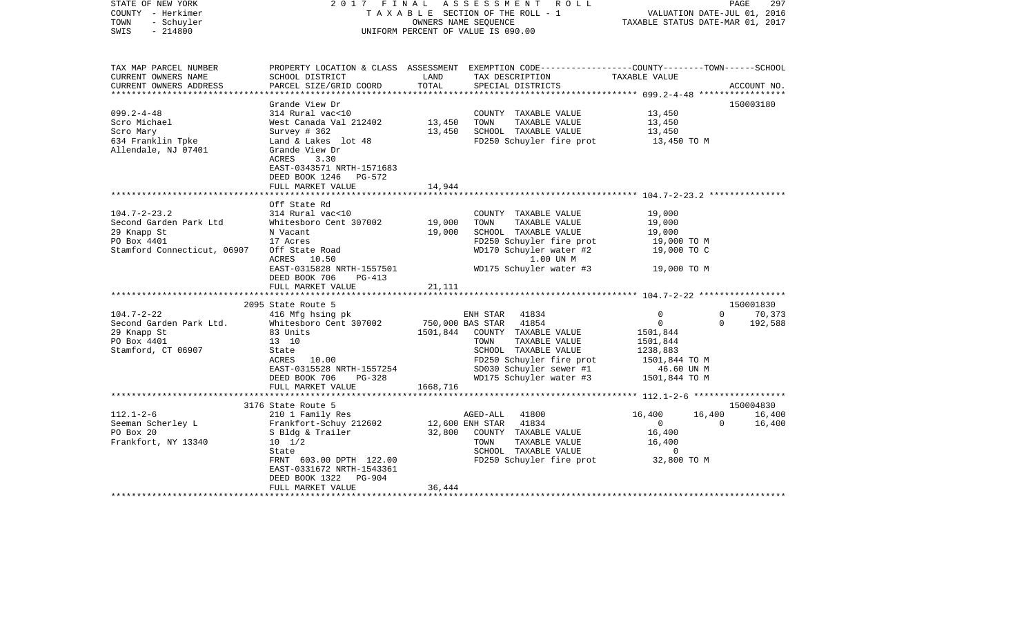STATE OF NEW YORK
COUNTY - Herkimer
TOWN - Schuyler
SWIS - 214800

2017 FINAL ASSESSMENT ROLL
TAXABLE SECTION OF THE ROLL - 1
OWNERS NAME SEQUENCE
UNIFORM PERCENT OF VALUE IS 090.00

VALUATION DATE-JUL 01, 2016
TAXABLE STATUS DATE-MAR 01, 2017

```
TAX MAP PARCEL NUMBER          PROPERTY LOCATION & CLASS  ASSESSMENT  EXEMPTION CODE------------------COUNTY--------TOWN------SCHOOL
CURRENT OWNERS NAME            SCHOOL DISTRICT             LAND        TAX DESCRIPTION                  TAXABLE VALUE
CURRENT OWNERS ADDRESS         PARCEL SIZE/GRID COORD      TOTAL       SPECIAL DISTRICTS                                         ACCOUNT NO.
******************************************************************************************************* 099.2-4-48 *****************
                               Grande View Dr                                                                                150003180
099.2-4-48                     314 Rural vac<10                         COUNTY  TAXABLE VALUE             13,450
Scro Michael                   West Canada Val 212402       13,450      TOWN    TAXABLE VALUE             13,450
Scro Mary                      Survey # 362                 13,450      SCHOOL  TAXABLE VALUE             13,450
634 Franklin Tpke              Land & Lakes  lot 48                     FD250 Schuyler fire prot           13,450 TO M
Allendale, NJ 07401            Grande View Dr
                               ACRES     3.30
                               EAST-0343571 NRTH-1571683
                               DEED BOOK 1246   PG-572
                               FULL MARKET VALUE            14,944
******************************************************************************************************* 104.7-2-23.2 ***************
                               Off State Rd
104.7-2-23.2                   314 Rural vac<10                         COUNTY  TAXABLE VALUE             19,000
Second Garden Park Ltd         Whitesboro Cent 307002       19,000      TOWN    TAXABLE VALUE             19,000
29 Knapp St                    N Vacant                     19,000      SCHOOL  TAXABLE VALUE             19,000
PO Box 4401                    17 Acres                                 FD250 Schuyler fire prot           19,000 TO M
Stamford Connecticut, 06907    Off State Road                           WD170 Schuyler water #2            19,000 TO C
                               ACRES    10.50                                  1.00 UN M
                               EAST-0315828 NRTH-1557501                WD175 Schuyler water #3            19,000 TO M
                               DEED BOOK 706    PG-413
                               FULL MARKET VALUE            21,111
******************************************************************************************************* 104.7-2-22 *****************
                               2095 State Route 5                                                                            150001830
104.7-2-22                     416 Mfg hsing pk                         ENH STAR   41834                  0           0       70,373
Second Garden Park Ltd.        Whitesboro Cent 307002      750,000 BAS STAR   41854                  0           0      192,588
29 Knapp St                    83 Units                   1501,844      COUNTY  TAXABLE VALUE          1501,844
PO Box 4401                    13  10                                   TOWN    TAXABLE VALUE          1501,844
Stamford, CT 06907             State                                    SCHOOL  TAXABLE VALUE          1238,883
                               ACRES    10.00                           FD250 Schuyler fire prot         1501,844 TO M
                               EAST-0315528 NRTH-1557254                SD030 Schuyler sewer #1             46.60 UN M
                               DEED BOOK 706    PG-328                  WD175 Schuyler water #3          1501,844 TO M
                               FULL MARKET VALUE          1668,716
******************************************************************************************************* 112.1-2-6 ******************
                               3176 State Route 5                                                                            150004830
112.1-2-6                      210 1 Family Res                         AGED-ALL   41800              16,400      16,400      16,400
Seeman Scherley L              Frankfort-Schuy 212602       12,600 ENH STAR   41834                  0           0       16,400
PO Box 20                      S Bldg & Trailer             32,800      COUNTY  TAXABLE VALUE             16,400
Frankfort, NY 13340            10  1/2                                  TOWN    TAXABLE VALUE             16,400
                               State                                    SCHOOL  TAXABLE VALUE                  0
                               FRNT  603.00 DPTH  122.00                FD250 Schuyler fire prot           32,800 TO M
                               EAST-0331672 NRTH-1543361
                               DEED BOOK 1322   PG-904
                               FULL MARKET VALUE            36,444
************************************************************************************************************************************
```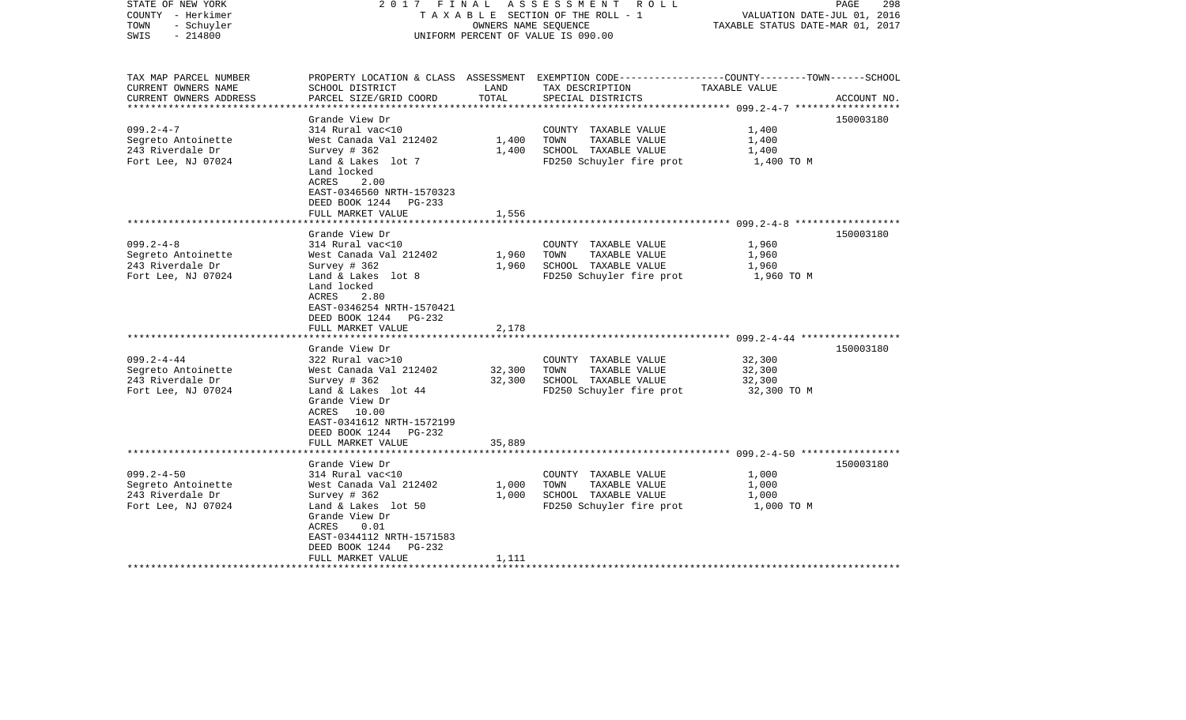STATE OF NEW YORK
COUNTY - Herkimer
TOWN - Schuyler
SWIS - 214800

2 0 1 7 F I N A L A S S E S S M E N T R O L L
T A X A B L E SECTION OF THE ROLL - 1
OWNERS NAME SEQUENCE
UNIFORM PERCENT OF VALUE IS 090.00

VALUATION DATE-JUL 01, 2016
TAXABLE STATUS DATE-MAR 01, 2017

| TAX MAP PARCEL NUMBER / CURRENT OWNERS NAME / CURRENT OWNERS ADDRESS | PROPERTY LOCATION & CLASS / SCHOOL DISTRICT / PARCEL SIZE/GRID COORD | ASSESSMENT LAND | TOTAL | EXEMPTION CODE / TAX DESCRIPTION / SPECIAL DISTRICTS | TAXABLE VALUE (COUNTY--------TOWN------SCHOOL) | ACCOUNT NO. |
|---|---|---|---|---|---|---|
| **099.2-4-7** | Grande View Dr | | | | | 150003180 |
| 099.2-4-7 | 314 Rural vac<10 | | | COUNTY TAXABLE VALUE | 1,400 | |
| Segreto Antoinette | West Canada Val 212402 | 1,400 | | TOWN TAXABLE VALUE | 1,400 | |
| 243 Riverdale Dr | Survey # 362 | | 1,400 | SCHOOL TAXABLE VALUE | 1,400 | |
| Fort Lee, NJ 07024 | Land & Lakes lot 7 | | | FD250 Schuyler fire prot | 1,400 TO M | |
| | Land locked | | | | | |
| | ACRES 2.00 | | | | | |
| | EAST-0346560 NRTH-1570323 | | | | | |
| | DEED BOOK 1244 PG-233 | | | | | |
| | FULL MARKET VALUE | | 1,556 | | | |
| **099.2-4-8** | Grande View Dr | | | | | 150003180 |
| 099.2-4-8 | 314 Rural vac<10 | | | COUNTY TAXABLE VALUE | 1,960 | |
| Segreto Antoinette | West Canada Val 212402 | 1,960 | | TOWN TAXABLE VALUE | 1,960 | |
| 243 Riverdale Dr | Survey # 362 | | 1,960 | SCHOOL TAXABLE VALUE | 1,960 | |
| Fort Lee, NJ 07024 | Land & Lakes lot 8 | | | FD250 Schuyler fire prot | 1,960 TO M | |
| | Land locked | | | | | |
| | ACRES 2.80 | | | | | |
| | EAST-0346254 NRTH-1570421 | | | | | |
| | DEED BOOK 1244 PG-232 | | | | | |
| | FULL MARKET VALUE | | 2,178 | | | |
| **099.2-4-44** | Grande View Dr | | | | | 150003180 |
| 099.2-4-44 | 322 Rural vac>10 | | | COUNTY TAXABLE VALUE | 32,300 | |
| Segreto Antoinette | West Canada Val 212402 | 32,300 | | TOWN TAXABLE VALUE | 32,300 | |
| 243 Riverdale Dr | Survey # 362 | | 32,300 | SCHOOL TAXABLE VALUE | 32,300 | |
| Fort Lee, NJ 07024 | Land & Lakes lot 44 | | | FD250 Schuyler fire prot | 32,300 TO M | |
| | Grande View Dr | | | | | |
| | ACRES 10.00 | | | | | |
| | EAST-0341612 NRTH-1572199 | | | | | |
| | DEED BOOK 1244 PG-232 | | | | | |
| | FULL MARKET VALUE | | 35,889 | | | |
| **099.2-4-50** | Grande View Dr | | | | | 150003180 |
| 099.2-4-50 | 314 Rural vac<10 | | | COUNTY TAXABLE VALUE | 1,000 | |
| Segreto Antoinette | West Canada Val 212402 | 1,000 | | TOWN TAXABLE VALUE | 1,000 | |
| 243 Riverdale Dr | Survey # 362 | | 1,000 | SCHOOL TAXABLE VALUE | 1,000 | |
| Fort Lee, NJ 07024 | Land & Lakes lot 50 | | | FD250 Schuyler fire prot | 1,000 TO M | |
| | Grande View Dr | | | | | |
| | ACRES 0.01 | | | | | |
| | EAST-0344112 NRTH-1571583 | | | | | |
| | DEED BOOK 1244 PG-232 | | | | | |
| | FULL MARKET VALUE | | 1,111 | | | |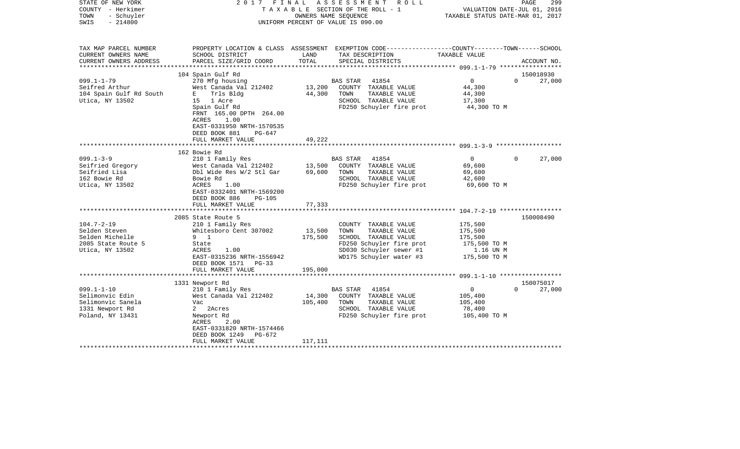STATE OF NEW YORK | 2017 FINAL ASSESSMENT ROLL | VALUATION DATE-JUL 01, 2016
COUNTY - Herkimer | TAXABLE SECTION OF THE ROLL - 1 | TAXABLE STATUS DATE-MAR 01, 2017
TOWN - Schuyler | OWNERS NAME SEQUENCE
SWIS - 214800 | UNIFORM PERCENT OF VALUE IS 090.00

| TAX MAP PARCEL NUMBER<br>CURRENT OWNERS NAME<br>CURRENT OWNERS ADDRESS | PROPERTY LOCATION & CLASS<br>SCHOOL DISTRICT<br>PARCEL SIZE/GRID COORD | ASSESSMENT LAND | TOTAL | EXEMPTION CODE<br>TAX DESCRIPTION<br>SPECIAL DISTRICTS | COUNTY | TOWN | SCHOOL<br>TAXABLE VALUE<br>ACCOUNT NO. |
|---|---|---|---|---|---|---|---|
| | 104 Spain Gulf Rd | | | | | | 150018930 |
| 099.1-1-79 | 270 Mfg housing | | | BAS STAR 41854 | 0 | 0 | 27,000 |
| Seifred Arthur | West Canada Val 212402 | 13,200 | | COUNTY TAXABLE VALUE | 44,300 | | |
| 104 Spain Gulf Rd South | E Trls Bldg | | 44,300 | TOWN TAXABLE VALUE | 44,300 | | |
| Utica, NY 13502 | 15 1 Acre | | | SCHOOL TAXABLE VALUE | 17,300 | | |
| | Spain Gulf Rd | | | FD250 Schuyler fire prot | 44,300 TO M | | |
| | FRNT 165.00 DPTH 264.00 | | | | | | |
| | ACRES 1.00 | | | | | | |
| | EAST-0331950 NRTH-1570535 | | | | | | |
| | DEED BOOK 881 PG-647 | | | | | | |
| | FULL MARKET VALUE | | 49,222 | | | | |
| | 162 Bowie Rd | | | | | | |
| 099.1-3-9 | 210 1 Family Res | | | BAS STAR 41854 | 0 | 0 | 27,000 |
| Seifried Gregory | West Canada Val 212402 | 13,500 | | COUNTY TAXABLE VALUE | 69,600 | | |
| Seifried Lisa | Dbl Wide Res W/2 Stl Gar | | 69,600 | TOWN TAXABLE VALUE | 69,600 | | |
| 162 Bowie Rd | Bowie Rd | | | SCHOOL TAXABLE VALUE | 42,600 | | |
| Utica, NY 13502 | ACRES 1.00 | | | FD250 Schuyler fire prot | 69,600 TO M | | |
| | EAST-0332401 NRTH-1569200 | | | | | | |
| | DEED BOOK 886 PG-105 | | | | | | |
| | FULL MARKET VALUE | | 77,333 | | | | |
| | 2085 State Route 5 | | | | | | 150008490 |
| 104.7-2-19 | 210 1 Family Res | | | COUNTY TAXABLE VALUE | 175,500 | | |
| Selden Steven | Whitesboro Cent 307002 | 13,500 | | TOWN TAXABLE VALUE | 175,500 | | |
| Selden Michelle | 9 1 | | 175,500 | SCHOOL TAXABLE VALUE | 175,500 | | |
| 2085 State Route 5 | State | | | FD250 Schuyler fire prot | 175,500 TO M | | |
| Utica, NY 13502 | ACRES 1.00 | | | SD030 Schuyler sewer #1 | 1.16 UN M | | |
| | EAST-0315236 NRTH-1556942 | | | WD175 Schuyler water #3 | 175,500 TO M | | |
| | DEED BOOK 1571 PG-33 | | | | | | |
| | FULL MARKET VALUE | | 195,000 | | | | |
| | 1331 Newport Rd | | | | | | 150075017 |
| 099.1-1-10 | 210 1 Family Res | | | BAS STAR 41854 | 0 | 0 | 27,000 |
| Selimonvic Edin | West Canada Val 212402 | 14,300 | | COUNTY TAXABLE VALUE | 105,400 | | |
| Selimonvic Sanela | Vac | | 105,400 | TOWN TAXABLE VALUE | 105,400 | | |
| 1331 Newport Rd | 2 2Acres | | | SCHOOL TAXABLE VALUE | 78,400 | | |
| Poland, NY 13431 | Newport Rd | | | FD250 Schuyler fire prot | 105,400 TO M | | |
| | ACRES 2.00 | | | | | | |
| | EAST-0331820 NRTH-1574466 | | | | | | |
| | DEED BOOK 1249 PG-672 | | | | | | |
| | FULL MARKET VALUE | | 117,111 | | | | |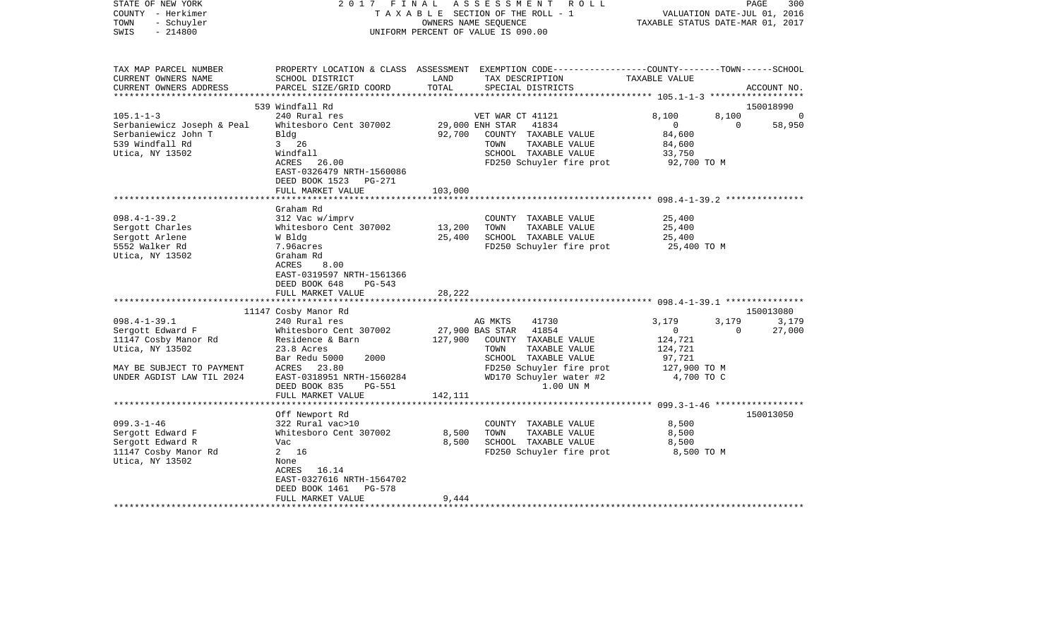STATE OF NEW YORK　　　　2 0 1 7　F I N A L　A S S E S S M E N T　R O L L
COUNTY - Herkimer　　　　T A X A B L E SECTION OF THE ROLL - 1　　　　VALUATION DATE-JUL 01, 2016
TOWN - Schuyler　　　　OWNERS NAME SEQUENCE　　　　TAXABLE STATUS DATE-MAR 01, 2017
SWIS - 214800　　　　UNIFORM PERCENT OF VALUE IS 090.00

| TAX MAP PARCEL NUMBER / CURRENT OWNERS NAME / CURRENT OWNERS ADDRESS | PROPERTY LOCATION & CLASS / SCHOOL DISTRICT / PARCEL SIZE/GRID COORD | ASSESSMENT LAND / TOTAL | EXEMPTION CODE / TAX DESCRIPTION / SPECIAL DISTRICTS | COUNTY TAXABLE VALUE | TOWN | SCHOOL / ACCOUNT NO. |
|---|---|---|---|---|---|---|
| | 539 Windfall Rd | | | | | 150018990 |
| 105.1-1-3 | 240 Rural res | | VET WAR CT 41121 | 8,100 | 8,100 | 0 |
| Serbaniewicz Joseph & Peal | Whitesboro Cent 307002 | 29,000 | ENH STAR 41834 | 0 | 0 | 58,950 |
| Serbaniewicz John T | Bldg | 92,700 | COUNTY TAXABLE VALUE | 84,600 | | |
| 539 Windfall Rd | 3 26 | | TOWN TAXABLE VALUE | 84,600 | | |
| Utica, NY 13502 | Windfall | | SCHOOL TAXABLE VALUE | 33,750 | | |
| | ACRES 26.00 | | FD250 Schuyler fire prot | 92,700 TO M | | |
| | EAST-0326479 NRTH-1560086 | | | | | |
| | DEED BOOK 1523 PG-271 | | | | | |
| | FULL MARKET VALUE | 103,000 | | | | |
| | Graham Rd | | | | | |
| 098.4-1-39.2 | 312 Vac w/imprv | | COUNTY TAXABLE VALUE | 25,400 | | |
| Sergott Charles | Whitesboro Cent 307002 | 13,200 | TOWN TAXABLE VALUE | 25,400 | | |
| Sergott Arlene | W Bldg | 25,400 | SCHOOL TAXABLE VALUE | 25,400 | | |
| 5552 Walker Rd | 7.96acres | | FD250 Schuyler fire prot | 25,400 TO M | | |
| Utica, NY 13502 | Graham Rd | | | | | |
| | ACRES 8.00 | | | | | |
| | EAST-0319597 NRTH-1561366 | | | | | |
| | DEED BOOK 648 PG-543 | | | | | |
| | FULL MARKET VALUE | 28,222 | | | | |
| | 11147 Cosby Manor Rd | | | | | 150013080 |
| 098.4-1-39.1 | 240 Rural res | | AG MKTS 41730 | 3,179 | 3,179 | 3,179 |
| Sergott Edward F | Whitesboro Cent 307002 | 27,900 | BAS STAR 41854 | 0 | 0 | 27,000 |
| 11147 Cosby Manor Rd | Residence & Barn | 127,900 | COUNTY TAXABLE VALUE | 124,721 | | |
| Utica, NY 13502 | 23.8 Acres | | TOWN TAXABLE VALUE | 124,721 | | |
| | Bar Redu 5000 2000 | | SCHOOL TAXABLE VALUE | 97,721 | | |
| MAY BE SUBJECT TO PAYMENT | ACRES 23.80 | | FD250 Schuyler fire prot | 127,900 TO M | | |
| UNDER AGDIST LAW TIL 2024 | EAST-0318951 NRTH-1560284 | | WD170 Schuyler water #2 | 4,700 TO C | | |
| | DEED BOOK 835 PG-551 | | 1.00 UN M | | | |
| | FULL MARKET VALUE | 142,111 | | | | |
| | Off Newport Rd | | | | | 150013050 |
| 099.3-1-46 | 322 Rural vac>10 | | COUNTY TAXABLE VALUE | 8,500 | | |
| Sergott Edward F | Whitesboro Cent 307002 | 8,500 | TOWN TAXABLE VALUE | 8,500 | | |
| Sergott Edward R | Vac | 8,500 | SCHOOL TAXABLE VALUE | 8,500 | | |
| 11147 Cosby Manor Rd | 2 16 | | FD250 Schuyler fire prot | 8,500 TO M | | |
| Utica, NY 13502 | None | | | | | |
| | ACRES 16.14 | | | | | |
| | EAST-0327616 NRTH-1564702 | | | | | |
| | DEED BOOK 1461 PG-578 | | | | | |
| | FULL MARKET VALUE | 9,444 | | | | |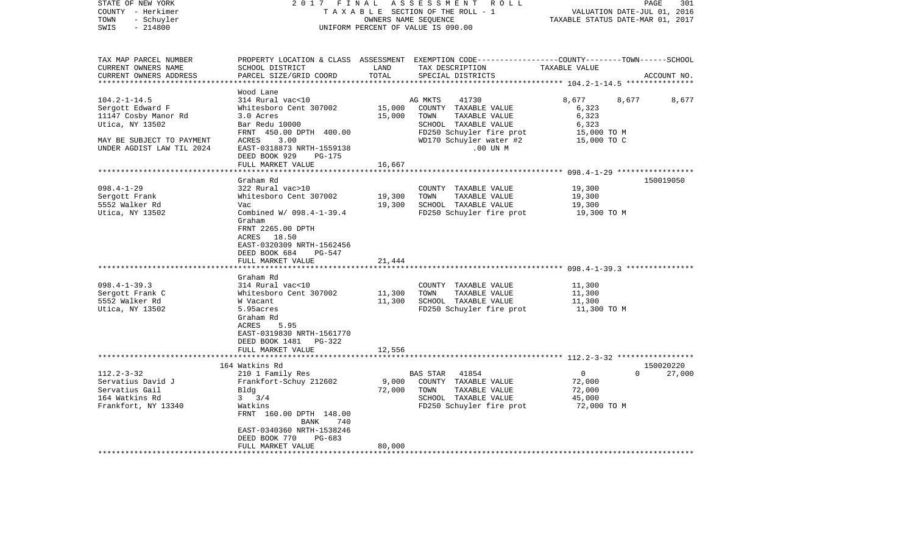STATE OF NEW YORK — 2017 FINAL ASSESSMENT ROLL
COUNTY - Herkimer — TAXABLE SECTION OF THE ROLL - 1 — VALUATION DATE-JUL 01, 2016
TOWN - Schuyler — OWNERS NAME SEQUENCE — TAXABLE STATUS DATE-MAR 01, 2017
SWIS - 214800 — UNIFORM PERCENT OF VALUE IS 090.00

| TAX MAP PARCEL NUMBER / CURRENT OWNERS NAME / CURRENT OWNERS ADDRESS | PROPERTY LOCATION & CLASS / SCHOOL DISTRICT / PARCEL SIZE/GRID COORD | ASSESSMENT LAND / TOTAL | EXEMPTION CODE / TAX DESCRIPTION / SPECIAL DISTRICTS | COUNTY | TOWN | SCHOOL / ACCOUNT NO. |
|---|---|---|---|---|---|---|
| 104.2-1-14.5 | Wood Lane | | | | | |
| | 314 Rural vac<10 | | AG MKTS 41730 | 8,677 | 8,677 | 8,677 |
| Sergott Edward F | Whitesboro Cent 307002 | 15,000 | COUNTY TAXABLE VALUE | 6,323 | | |
| 11147 Cosby Manor Rd | 3.0 Acres | 15,000 | TOWN TAXABLE VALUE | 6,323 | | |
| Utica, NY 13502 | Bar Redu 10000 | | SCHOOL TAXABLE VALUE | 6,323 | | |
| | FRNT 450.00 DPTH 400.00 | | FD250 Schuyler fire prot | 15,000 TO M | | |
| MAY BE SUBJECT TO PAYMENT | ACRES 3.00 | | WD170 Schuyler water #2 | 15,000 TO C | | |
| UNDER AGDIST LAW TIL 2024 | EAST-0318873 NRTH-1559138 | | .00 UN M | | | |
| | DEED BOOK 929 PG-175 | | | | | |
| | FULL MARKET VALUE | 16,667 | | | | |
| 098.4-1-29 | Graham Rd | | | | | 150019050 |
| | 322 Rural vac>10 | | COUNTY TAXABLE VALUE | 19,300 | | |
| Sergott Frank | Whitesboro Cent 307002 | 19,300 | TOWN TAXABLE VALUE | 19,300 | | |
| 5552 Walker Rd | Vac | 19,300 | SCHOOL TAXABLE VALUE | 19,300 | | |
| Utica, NY 13502 | Combined W/ 098.4-1-39.4 | | FD250 Schuyler fire prot | 19,300 TO M | | |
| | Graham | | | | | |
| | FRNT 2265.00 DPTH | | | | | |
| | ACRES 18.50 | | | | | |
| | EAST-0320309 NRTH-1562456 | | | | | |
| | DEED BOOK 684 PG-547 | | | | | |
| | FULL MARKET VALUE | 21,444 | | | | |
| 098.4-1-39.3 | Graham Rd | | | | | |
| | 314 Rural vac<10 | | COUNTY TAXABLE VALUE | 11,300 | | |
| Sergott Frank C | Whitesboro Cent 307002 | 11,300 | TOWN TAXABLE VALUE | 11,300 | | |
| 5552 Walker Rd | W Vacant | 11,300 | SCHOOL TAXABLE VALUE | 11,300 | | |
| Utica, NY 13502 | 5.95acres | | FD250 Schuyler fire prot | 11,300 TO M | | |
| | Graham Rd | | | | | |
| | ACRES 5.95 | | | | | |
| | EAST-0319830 NRTH-1561770 | | | | | |
| | DEED BOOK 1481 PG-322 | | | | | |
| | FULL MARKET VALUE | 12,556 | | | | |
| 112.2-3-32 | 164 Watkins Rd | | | | | 150020220 |
| | 210 1 Family Res | | BAS STAR 41854 | 0 | 0 | 27,000 |
| Servatius David J | Frankfort-Schuy 212602 | 9,000 | COUNTY TAXABLE VALUE | 72,000 | | |
| Servatius Gail | Bldg | 72,000 | TOWN TAXABLE VALUE | 72,000 | | |
| 164 Watkins Rd | 3 3/4 | | SCHOOL TAXABLE VALUE | 45,000 | | |
| Frankfort, NY 13340 | Watkins | | FD250 Schuyler fire prot | 72,000 TO M | | |
| | FRNT 160.00 DPTH 148.00 | | | | | |
| | BANK 740 | | | | | |
| | EAST-0340360 NRTH-1538246 | | | | | |
| | DEED BOOK 770 PG-683 | | | | | |
| | FULL MARKET VALUE | 80,000 | | | | |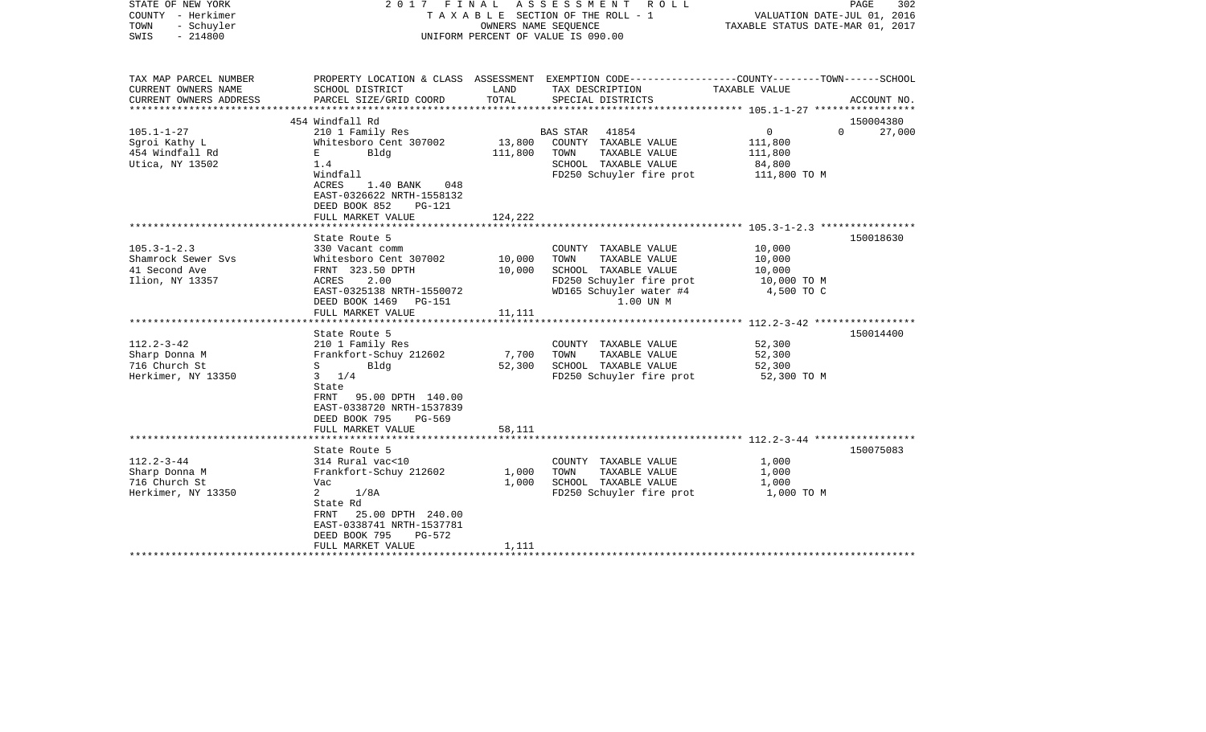STATE OF NEW YORK 2017 FINAL ASSESSMENT ROLL
COUNTY - Herkimer T A X A B L E SECTION OF THE ROLL - 1 VALUATION DATE-JUL 01, 2016
TOWN - Schuyler OWNERS NAME SEQUENCE TAXABLE STATUS DATE-MAR 01, 2017
SWIS - 214800 UNIFORM PERCENT OF VALUE IS 090.00

| TAX MAP PARCEL NUMBER / CURRENT OWNERS NAME / CURRENT OWNERS ADDRESS | PROPERTY LOCATION & CLASS / SCHOOL DISTRICT / PARCEL SIZE/GRID COORD | ASSESSMENT LAND / TOTAL | EXEMPTION CODE / TAX DESCRIPTION / SPECIAL DISTRICTS | COUNTY / TOWN / SCHOOL TAXABLE VALUE | ACCOUNT NO. |
|---|---|---|---|---|---|
| **105.1-1-27** | 454 Windfall Rd | | | | 150004380 |
| Sgroi Kathy L | 210 1 Family Res | | BAS STAR 41854 | 0 0 27,000 | |
| 454 Windfall Rd | Whitesboro Cent 307002 | 13,800 | COUNTY TAXABLE VALUE | 111,800 | |
| Utica, NY 13502 | E Bldg | 111,800 | TOWN TAXABLE VALUE | 111,800 | |
| | 1.4 | | SCHOOL TAXABLE VALUE | 84,800 | |
| | Windfall | | FD250 Schuyler fire prot | 111,800 TO M | |
| | ACRES 1.40 BANK 048 | | | | |
| | EAST-0326622 NRTH-1558132 | | | | |
| | DEED BOOK 852 PG-121 | | | | |
| | FULL MARKET VALUE | 124,222 | | | |
| **105.3-1-2.3** | State Route 5 | | | | 150018630 |
| Shamrock Sewer Svs | 330 Vacant comm | | COUNTY TAXABLE VALUE | 10,000 | |
| 41 Second Ave | Whitesboro Cent 307002 | 10,000 | TOWN TAXABLE VALUE | 10,000 | |
| Ilion, NY 13357 | FRNT 323.50 DPTH | 10,000 | SCHOOL TAXABLE VALUE | 10,000 | |
| | ACRES 2.00 | | FD250 Schuyler fire prot | 10,000 TO M | |
| | EAST-0325138 NRTH-1550072 | | WD165 Schuyler water #4 | 4,500 TO C | |
| | DEED BOOK 1469 PG-151 | | 1.00 UN M | | |
| | FULL MARKET VALUE | 11,111 | | | |
| **112.2-3-42** | State Route 5 | | | | 150014400 |
| Sharp Donna M | 210 1 Family Res | | COUNTY TAXABLE VALUE | 52,300 | |
| 716 Church St | Frankfort-Schuy 212602 | 7,700 | TOWN TAXABLE VALUE | 52,300 | |
| Herkimer, NY 13350 | S Bldg | 52,300 | SCHOOL TAXABLE VALUE | 52,300 | |
| | 3 1/4 | | FD250 Schuyler fire prot | 52,300 TO M | |
| | State | | | | |
| | FRNT 95.00 DPTH 140.00 | | | | |
| | EAST-0338720 NRTH-1537839 | | | | |
| | DEED BOOK 795 PG-569 | | | | |
| | FULL MARKET VALUE | 58,111 | | | |
| **112.2-3-44** | State Route 5 | | | | 150075083 |
| Sharp Donna M | 314 Rural vac<10 | | COUNTY TAXABLE VALUE | 1,000 | |
| 716 Church St | Frankfort-Schuy 212602 | 1,000 | TOWN TAXABLE VALUE | 1,000 | |
| Herkimer, NY 13350 | Vac | 1,000 | SCHOOL TAXABLE VALUE | 1,000 | |
| | 2 1/8A | | FD250 Schuyler fire prot | 1,000 TO M | |
| | State Rd | | | | |
| | FRNT 25.00 DPTH 240.00 | | | | |
| | EAST-0338741 NRTH-1537781 | | | | |
| | DEED BOOK 795 PG-572 | | | | |
| | FULL MARKET VALUE | 1,111 | | | |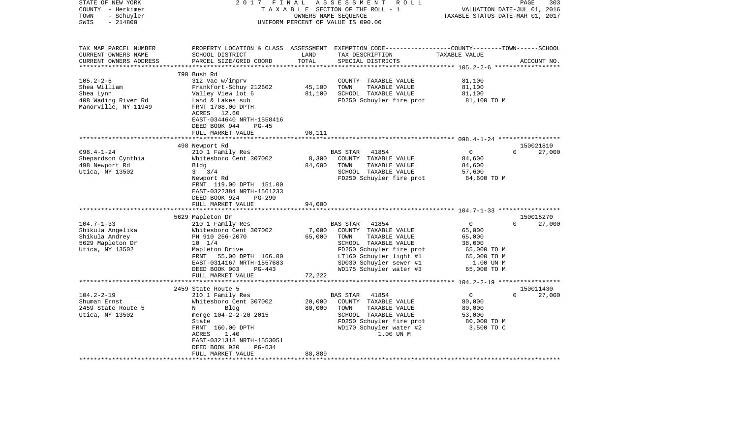STATE OF NEW YORK | COUNTY - Herkimer | TOWN - Schuyler | SWIS - 214800

2017 FINAL ASSESSMENT ROLL
TAXABLE SECTION OF THE ROLL - 1
OWNERS NAME SEQUENCE
UNIFORM PERCENT OF VALUE IS 090.00

VALUATION DATE-JUL 01, 2016
TAXABLE STATUS DATE-MAR 01, 2017

| TAX MAP PARCEL NUMBER / CURRENT OWNERS NAME / CURRENT OWNERS ADDRESS | PROPERTY LOCATION & CLASS / SCHOOL DISTRICT / PARCEL SIZE/GRID COORD | ASSESSMENT LAND / TOTAL | EXEMPTION CODE / TAX DESCRIPTION / SPECIAL DISTRICTS | COUNTY--------TOWN------SCHOOL TAXABLE VALUE | ACCOUNT NO. |
|---|---|---|---|---|---|
| 105.2-2-6 | 790 Bush Rd | | | | |
| | 312 Vac w/imprv | | COUNTY TAXABLE VALUE | 81,100 | |
| Shea William | Frankfort-Schuy 212602 | 45,100 | TOWN TAXABLE VALUE | 81,100 | |
| Shea Lynn | Valley View lot 6 | 81,100 | SCHOOL TAXABLE VALUE | 81,100 | |
| 408 Wading River Rd | Land & Lakes sub | | FD250 Schuyler fire prot | 81,100 TO M | |
| Manorville, NY 11949 | FRNT 1708.00 DPTH | | | | |
| | ACRES 12.60 | | | | |
| | EAST-0344640 NRTH-1558416 | | | | |
| | DEED BOOK 944 PG-45 | | | | |
| | FULL MARKET VALUE | 90,111 | | | |
| 098.4-1-24 | 498 Newport Rd | | | | 150021810 |
| | 210 1 Family Res | | BAS STAR 41854 | 0 0 27,000 | |
| Shepardson Cynthia | Whitesboro Cent 307002 | 8,300 | COUNTY TAXABLE VALUE | 84,600 | |
| 498 Newport Rd | Bldg | 84,600 | TOWN TAXABLE VALUE | 84,600 | |
| Utica, NY 13502 | 3 3/4 | | SCHOOL TAXABLE VALUE | 57,600 | |
| | Newport Rd | | FD250 Schuyler fire prot | 84,600 TO M | |
| | FRNT 119.00 DPTH 151.00 | | | | |
| | EAST-0322384 NRTH-1561233 | | | | |
| | DEED BOOK 924 PG-290 | | | | |
| | FULL MARKET VALUE | 94,000 | | | |
| 104.7-1-33 | 5629 Mapleton Dr | | | | 150015270 |
| | 210 1 Family Res | | BAS STAR 41854 | 0 0 27,000 | |
| Shikula Angelika | Whitesboro Cent 307002 | 7,000 | COUNTY TAXABLE VALUE | 65,000 | |
| Shikula Andrey | PH 910 256-2070 | 65,000 | TOWN TAXABLE VALUE | 65,000 | |
| 5629 Mapleton Dr | 10 1/4 | | SCHOOL TAXABLE VALUE | 38,000 | |
| Utica, NY 13502 | Mapleton Drive | | FD250 Schuyler fire prot | 65,000 TO M | |
| | FRNT 55.00 DPTH 166.00 | | LT160 Schuyler light #1 | 65,000 TO M | |
| | EAST-0314167 NRTH-1557683 | | SD030 Schuyler sewer #1 | 1.00 UN M | |
| | DEED BOOK 903 PG-443 | | WD175 Schuyler water #3 | 65,000 TO M | |
| | FULL MARKET VALUE | 72,222 | | | |
| 104.2-2-19 | 2459 State Route 5 | | | | 150011430 |
| | 210 1 Family Res | | BAS STAR 41854 | 0 0 27,000 | |
| Shuman Ernst | Whitesboro Cent 307002 | 20,000 | COUNTY TAXABLE VALUE | 80,000 | |
| 2459 State Route 5 | N Bldg | 80,000 | TOWN TAXABLE VALUE | 80,000 | |
| Utica, NY 13502 | merge 104-2-2-20 2015 | | SCHOOL TAXABLE VALUE | 53,000 | |
| | State | | FD250 Schuyler fire prot | 80,000 TO M | |
| | FRNT 160.00 DPTH | | WD170 Schuyler water #2 | 3,500 TO C | |
| | ACRES 1.40 | | 1.00 UN M | | |
| | EAST-0321318 NRTH-1553051 | | | | |
| | DEED BOOK 920 PG-634 | | | | |
| | FULL MARKET VALUE | 88,889 | | | |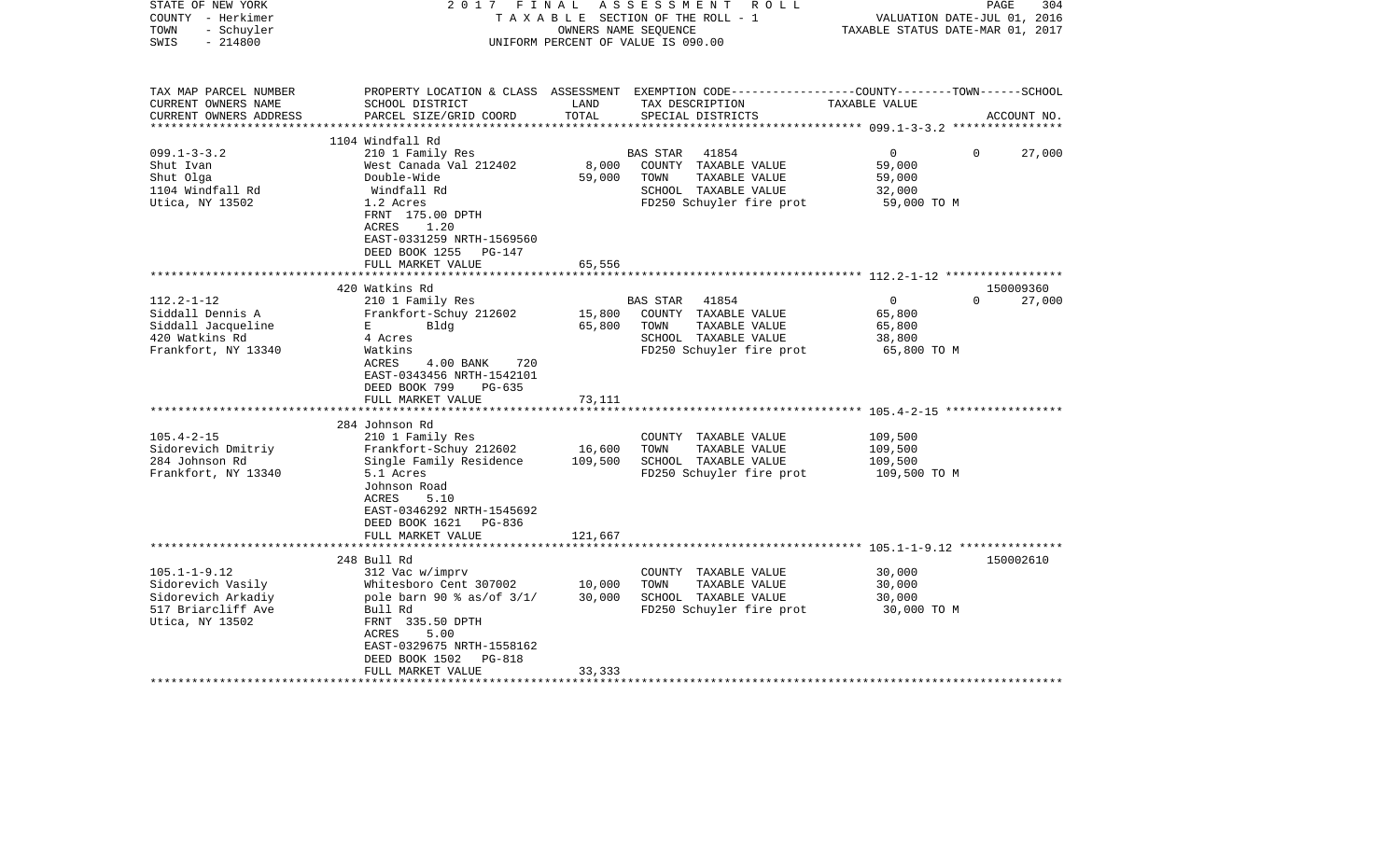STATE OF NEW YORK — 2017 FINAL ASSESSMENT ROLL
COUNTY - Herkimer — TAXABLE SECTION OF THE ROLL - 1 — VALUATION DATE-JUL 01, 2016
TOWN - Schuyler — OWNERS NAME SEQUENCE — TAXABLE STATUS DATE-MAR 01, 2017
SWIS - 214800 — UNIFORM PERCENT OF VALUE IS 090.00

| TAX MAP PARCEL NUMBER / CURRENT OWNERS NAME / CURRENT OWNERS ADDRESS | PROPERTY LOCATION & CLASS / SCHOOL DISTRICT / PARCEL SIZE/GRID COORD | ASSESSMENT LAND / TOTAL | EXEMPTION CODE / TAX DESCRIPTION / SPECIAL DISTRICTS | COUNTY / TAXABLE VALUE | TOWN | SCHOOL / ACCOUNT NO. |
|---|---|---|---|---|---|---|
| | 1104 Windfall Rd | | | | | |
| 099.1-3-3.2 | 210 1 Family Res | | BAS STAR 41854 | 0 | 0 | 27,000 |
| Shut Ivan | West Canada Val 212402 | 8,000 | COUNTY TAXABLE VALUE | 59,000 | | |
| Shut Olga | Double-Wide | 59,000 | TOWN TAXABLE VALUE | 59,000 | | |
| 1104 Windfall Rd | Windfall Rd | | SCHOOL TAXABLE VALUE | 32,000 | | |
| Utica, NY 13502 | 1.2 Acres | | FD250 Schuyler fire prot | 59,000 TO M | | |
| | FRNT 175.00 DPTH | | | | | |
| | ACRES 1.20 | | | | | |
| | EAST-0331259 NRTH-1569560 | | | | | |
| | DEED BOOK 1255 PG-147 | | | | | |
| | FULL MARKET VALUE | 65,556 | | | | |
| | 420 Watkins Rd | | | | | 150009360 |
| 112.2-1-12 | 210 1 Family Res | | BAS STAR 41854 | 0 | 0 | 27,000 |
| Siddall Dennis A | Frankfort-Schuy 212602 | 15,800 | COUNTY TAXABLE VALUE | 65,800 | | |
| Siddall Jacqueline | E Bldg | 65,800 | TOWN TAXABLE VALUE | 65,800 | | |
| 420 Watkins Rd | 4 Acres | | SCHOOL TAXABLE VALUE | 38,800 | | |
| Frankfort, NY 13340 | Watkins | | FD250 Schuyler fire prot | 65,800 TO M | | |
| | ACRES 4.00 BANK 720 | | | | | |
| | EAST-0343456 NRTH-1542101 | | | | | |
| | DEED BOOK 799 PG-635 | | | | | |
| | FULL MARKET VALUE | 73,111 | | | | |
| | 284 Johnson Rd | | | | | |
| 105.4-2-15 | 210 1 Family Res | | COUNTY TAXABLE VALUE | 109,500 | | |
| Sidorevich Dmitriy | Frankfort-Schuy 212602 | 16,600 | TOWN TAXABLE VALUE | 109,500 | | |
| 284 Johnson Rd | Single Family Residence | 109,500 | SCHOOL TAXABLE VALUE | 109,500 | | |
| Frankfort, NY 13340 | 5.1 Acres | | FD250 Schuyler fire prot | 109,500 TO M | | |
| | Johnson Road | | | | | |
| | ACRES 5.10 | | | | | |
| | EAST-0346292 NRTH-1545692 | | | | | |
| | DEED BOOK 1621 PG-836 | | | | | |
| | FULL MARKET VALUE | 121,667 | | | | |
| | 248 Bull Rd | | | | | 150002610 |
| 105.1-1-9.12 | 312 Vac w/imprv | | COUNTY TAXABLE VALUE | 30,000 | | |
| Sidorevich Vasily | Whitesboro Cent 307002 | 10,000 | TOWN TAXABLE VALUE | 30,000 | | |
| Sidorevich Arkadiy | pole barn 90 % as/of 3/1/ | 30,000 | SCHOOL TAXABLE VALUE | 30,000 | | |
| 517 Briarcliff Ave | Bull Rd | | FD250 Schuyler fire prot | 30,000 TO M | | |
| Utica, NY 13502 | FRNT 335.50 DPTH | | | | | |
| | ACRES 5.00 | | | | | |
| | EAST-0329675 NRTH-1558162 | | | | | |
| | DEED BOOK 1502 PG-818 | | | | | |
| | FULL MARKET VALUE | 33,333 | | | | |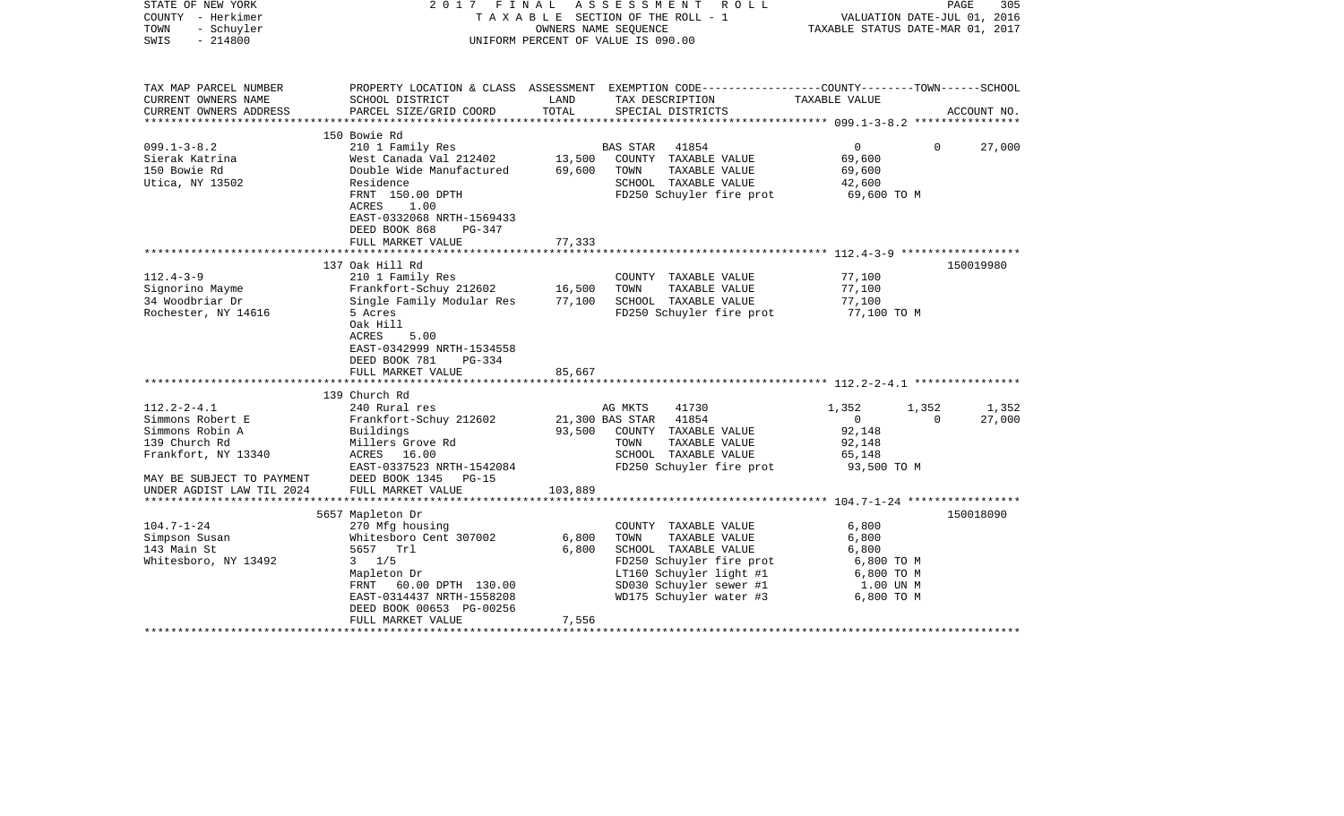STATE OF NEW YORK — 2017 FINAL ASSESSMENT ROLL
COUNTY - Herkimer — TAXABLE SECTION OF THE ROLL - 1 — VALUATION DATE-JUL 01, 2016
TOWN - Schuyler — OWNERS NAME SEQUENCE — TAXABLE STATUS DATE-MAR 01, 2017
SWIS - 214800 — UNIFORM PERCENT OF VALUE IS 090.00

| TAX MAP PARCEL NUMBER / CURRENT OWNERS NAME / CURRENT OWNERS ADDRESS | PROPERTY LOCATION & CLASS / SCHOOL DISTRICT / PARCEL SIZE/GRID COORD | ASSESSMENT LAND | TOTAL | EXEMPTION CODE / TAX DESCRIPTION / SPECIAL DISTRICTS | COUNTY TAXABLE VALUE | TOWN | SCHOOL / ACCOUNT NO. |
|---|---|---|---|---|---|---|---|
| **099.1-3-8.2** | 150 Bowie Rd | | | | | | |
| 099.1-3-8.2 | 210 1 Family Res | | | BAS STAR 41854 | 0 | 0 | 27,000 |
| Sierak Katrina | West Canada Val 212402 | 13,500 | | COUNTY TAXABLE VALUE | 69,600 | | |
| 150 Bowie Rd | Double Wide Manufactured | | 69,600 | TOWN TAXABLE VALUE | 69,600 | | |
| Utica, NY 13502 | Residence | | | SCHOOL TAXABLE VALUE | 42,600 | | |
| | FRNT 150.00 DPTH | | | FD250 Schuyler fire prot | 69,600 TO M | | |
| | ACRES 1.00 | | | | | | |
| | EAST-0332068 NRTH-1569433 | | | | | | |
| | DEED BOOK 868 PG-347 | | | | | | |
| | FULL MARKET VALUE | | 77,333 | | | | |
| **112.4-3-9** | 137 Oak Hill Rd | | | | | | 150019980 |
| 112.4-3-9 | 210 1 Family Res | | | COUNTY TAXABLE VALUE | 77,100 | | |
| Signorino Mayme | Frankfort-Schuy 212602 | 16,500 | | TOWN TAXABLE VALUE | 77,100 | | |
| 34 Woodbriar Dr | Single Family Modular Res | | 77,100 | SCHOOL TAXABLE VALUE | 77,100 | | |
| Rochester, NY 14616 | 5 Acres | | | FD250 Schuyler fire prot | 77,100 TO M | | |
| | Oak Hill | | | | | | |
| | ACRES 5.00 | | | | | | |
| | EAST-0342999 NRTH-1534558 | | | | | | |
| | DEED BOOK 781 PG-334 | | | | | | |
| | FULL MARKET VALUE | | 85,667 | | | | |
| **112.2-2-4.1** | 139 Church Rd | | | | | | |
| 112.2-2-4.1 | 240 Rural res | | | AG MKTS 41730 | 1,352 | 1,352 | 1,352 |
| Simmons Robert E | Frankfort-Schuy 212602 | 21,300 | | BAS STAR 41854 | 0 | 0 | 27,000 |
| Simmons Robin A | Buildings | | 93,500 | COUNTY TAXABLE VALUE | 92,148 | | |
| 139 Church Rd | Millers Grove Rd | | | TOWN TAXABLE VALUE | 92,148 | | |
| Frankfort, NY 13340 | ACRES 16.00 | | | SCHOOL TAXABLE VALUE | 65,148 | | |
| | EAST-0337523 NRTH-1542084 | | | FD250 Schuyler fire prot | 93,500 TO M | | |
| MAY BE SUBJECT TO PAYMENT | DEED BOOK 1345 PG-15 | | | | | | |
| UNDER AGDIST LAW TIL 2024 | FULL MARKET VALUE | | 103,889 | | | | |
| **104.7-1-24** | 5657 Mapleton Dr | | | | | | 150018090 |
| 104.7-1-24 | 270 Mfg housing | | | COUNTY TAXABLE VALUE | 6,800 | | |
| Simpson Susan | Whitesboro Cent 307002 | 6,800 | | TOWN TAXABLE VALUE | 6,800 | | |
| 143 Main St | 5657 Trl | | 6,800 | SCHOOL TAXABLE VALUE | 6,800 | | |
| Whitesboro, NY 13492 | 3 1/5 | | | FD250 Schuyler fire prot | 6,800 TO M | | |
| | Mapleton Dr | | | LT160 Schuyler light #1 | 6,800 TO M | | |
| | FRNT 60.00 DPTH 130.00 | | | SD030 Schuyler sewer #1 | 1.00 UN M | | |
| | EAST-0314437 NRTH-1558208 | | | WD175 Schuyler water #3 | 6,800 TO M | | |
| | DEED BOOK 00653 PG-00256 | | | | | | |
| | FULL MARKET VALUE | | 7,556 | | | | |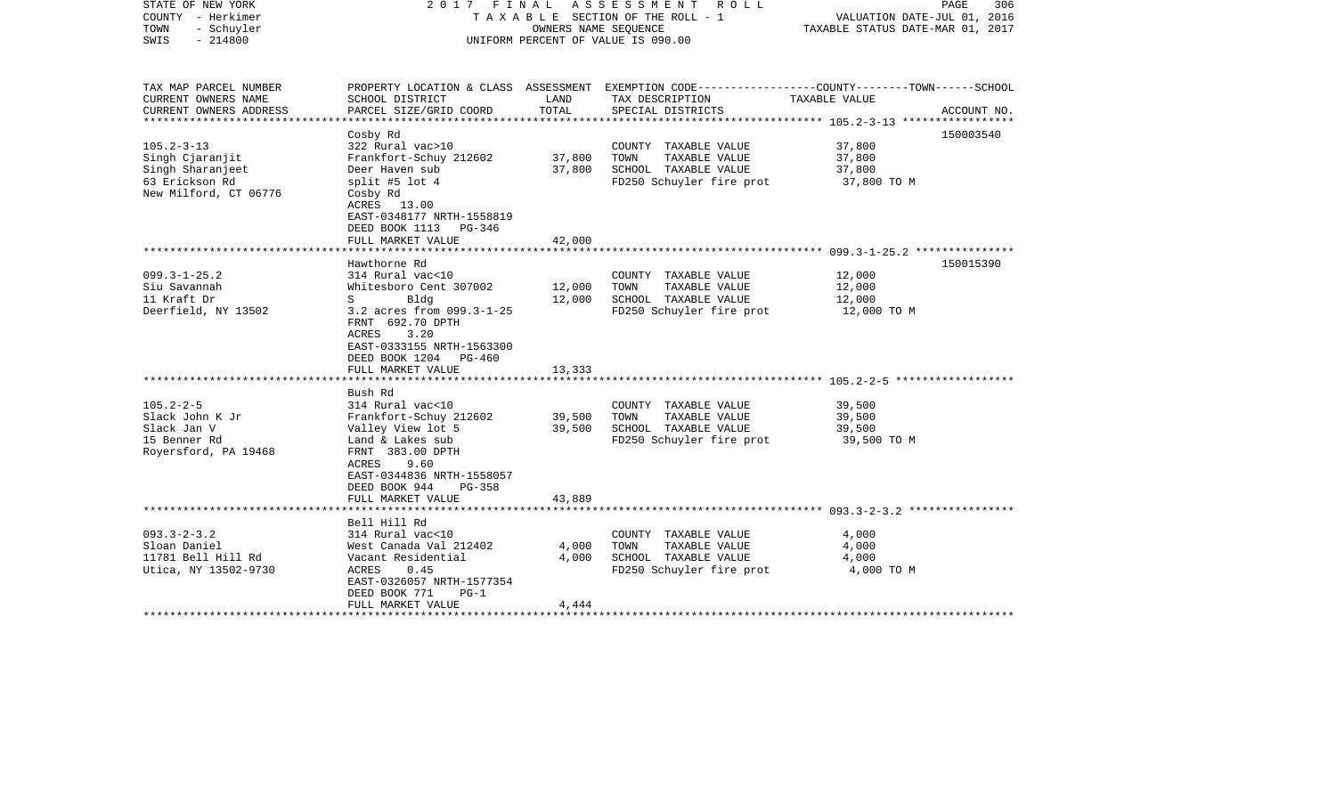STATE OF NEW YORK
COUNTY - Herkimer
TOWN - Schuyler
SWIS - 214800

2017 FINAL ASSESSMENT ROLL
TAXABLE SECTION OF THE ROLL - 1
OWNERS NAME SEQUENCE
UNIFORM PERCENT OF VALUE IS 090.00

VALUATION DATE-JUL 01, 2016
TAXABLE STATUS DATE-MAR 01, 2017

| TAX MAP PARCEL NUMBER / CURRENT OWNERS NAME / CURRENT OWNERS ADDRESS | PROPERTY LOCATION & CLASS / SCHOOL DISTRICT / PARCEL SIZE/GRID COORD | ASSESSMENT LAND / TOTAL | EXEMPTION CODE / TAX DESCRIPTION / SPECIAL DISTRICTS | COUNTY--------TOWN------SCHOOL TAXABLE VALUE | ACCOUNT NO. |
|---|---|---|---|---|---|
| **105.2-3-13** | Cosby Rd | | | | 150003540 |
| 105.2-3-13 | 322 Rural vac>10 | | COUNTY TAXABLE VALUE | 37,800 | |
| Singh Cjaranjit | Frankfort-Schuy 212602 | 37,800 | TOWN TAXABLE VALUE | 37,800 | |
| Singh Sharanjeet | Deer Haven sub | 37,800 | SCHOOL TAXABLE VALUE | 37,800 | |
| 63 Erickson Rd | split #5 lot 4 | | FD250 Schuyler fire prot | 37,800 TO M | |
| New Milford, CT 06776 | Cosby Rd | | | | |
| | ACRES 13.00 | | | | |
| | EAST-0348177 NRTH-1558819 | | | | |
| | DEED BOOK 1113 PG-346 | | | | |
| | FULL MARKET VALUE | 42,000 | | | |
| **099.3-1-25.2** | Hawthorne Rd | | | | 150015390 |
| 099.3-1-25.2 | 314 Rural vac<10 | | COUNTY TAXABLE VALUE | 12,000 | |
| Siu Savannah | Whitesboro Cent 307002 | 12,000 | TOWN TAXABLE VALUE | 12,000 | |
| 11 Kraft Dr | S Bldg | 12,000 | SCHOOL TAXABLE VALUE | 12,000 | |
| Deerfield, NY 13502 | 3.2 acres from 099.3-1-25 | | FD250 Schuyler fire prot | 12,000 TO M | |
| | FRNT 692.70 DPTH | | | | |
| | ACRES 3.20 | | | | |
| | EAST-0333155 NRTH-1563300 | | | | |
| | DEED BOOK 1204 PG-460 | | | | |
| | FULL MARKET VALUE | 13,333 | | | |
| **105.2-2-5** | Bush Rd | | | | |
| 105.2-2-5 | 314 Rural vac<10 | | COUNTY TAXABLE VALUE | 39,500 | |
| Slack John K Jr | Frankfort-Schuy 212602 | 39,500 | TOWN TAXABLE VALUE | 39,500 | |
| Slack Jan V | Valley View lot 5 | 39,500 | SCHOOL TAXABLE VALUE | 39,500 | |
| 15 Benner Rd | Land & Lakes sub | | FD250 Schuyler fire prot | 39,500 TO M | |
| Royersford, PA 19468 | FRNT 383.00 DPTH | | | | |
| | ACRES 9.60 | | | | |
| | EAST-0344836 NRTH-1558057 | | | | |
| | DEED BOOK 944 PG-358 | | | | |
| | FULL MARKET VALUE | 43,889 | | | |
| **093.3-2-3.2** | Bell Hill Rd | | | | |
| 093.3-2-3.2 | 314 Rural vac<10 | | COUNTY TAXABLE VALUE | 4,000 | |
| Sloan Daniel | West Canada Val 212402 | 4,000 | TOWN TAXABLE VALUE | 4,000 | |
| 11781 Bell Hill Rd | Vacant Residential | 4,000 | SCHOOL TAXABLE VALUE | 4,000 | |
| Utica, NY 13502-9730 | ACRES 0.45 | | FD250 Schuyler fire prot | 4,000 TO M | |
| | EAST-0326057 NRTH-1577354 | | | | |
| | DEED BOOK 771 PG-1 | | | | |
| | FULL MARKET VALUE | 4,444 | | | |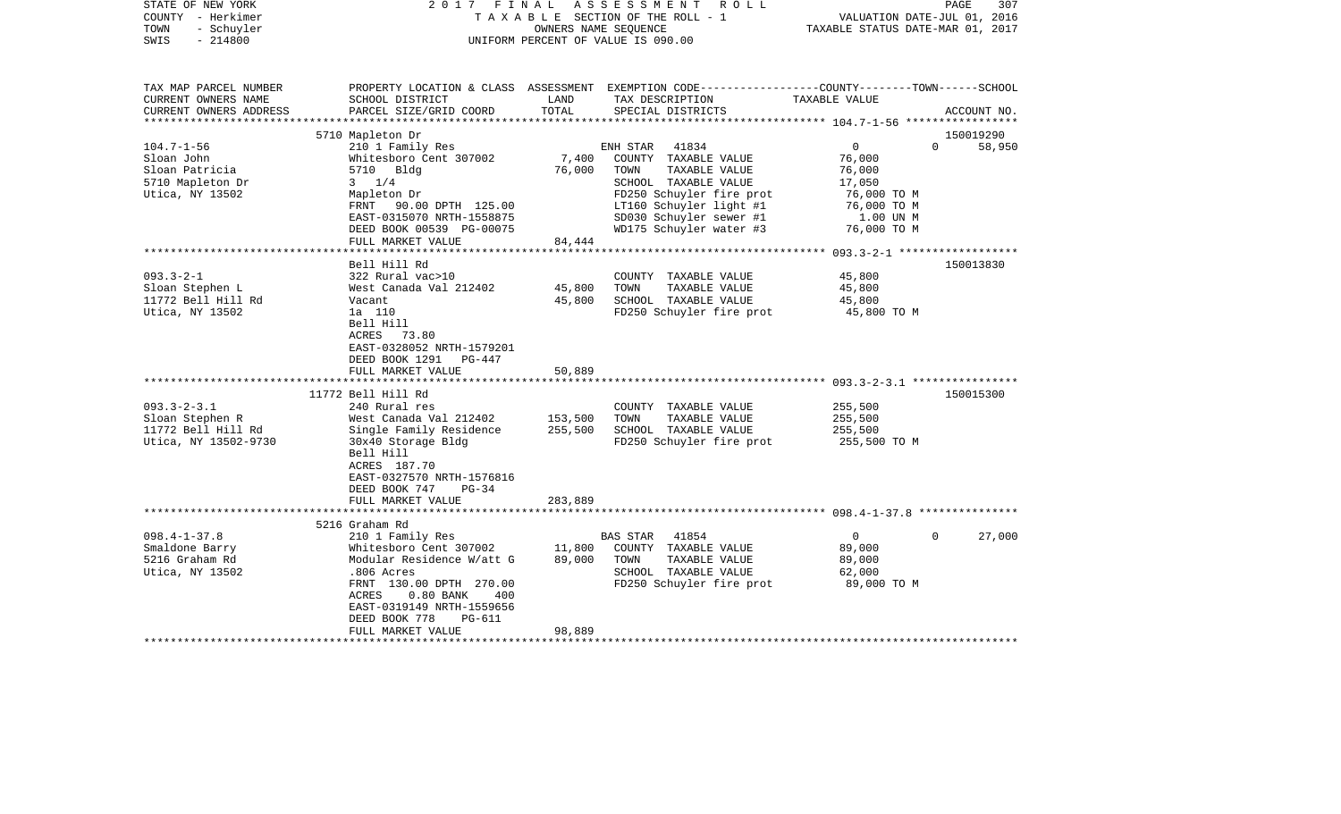STATE OF NEW YORK — 2017 FINAL ASSESSMENT ROLL
COUNTY - Herkimer — TAXABLE SECTION OF THE ROLL - 1 — VALUATION DATE-JUL 01, 2016
TOWN - Schuyler — OWNERS NAME SEQUENCE — TAXABLE STATUS DATE-MAR 01, 2017
SWIS - 214800 — UNIFORM PERCENT OF VALUE IS 090.00

| TAX MAP PARCEL NUMBER / CURRENT OWNERS NAME / CURRENT OWNERS ADDRESS | PROPERTY LOCATION & CLASS / SCHOOL DISTRICT / PARCEL SIZE/GRID COORD | ASSESSMENT LAND | ASSESSMENT TOTAL | EXEMPTION CODE / TAX DESCRIPTION / SPECIAL DISTRICTS | COUNTY TAXABLE VALUE | TOWN | SCHOOL | ACCOUNT NO. |
|---|---|---|---|---|---|---|---|---|
| | 5710 Mapleton Dr | | | | | | | 150019290 |
| 104.7-1-56 | 210 1 Family Res | | | ENH STAR 41834 | 0 | 0 | 58,950 | |
| Sloan John | Whitesboro Cent 307002 | 7,400 | | COUNTY TAXABLE VALUE | 76,000 | | | |
| Sloan Patricia | 5710 Bldg | | 76,000 | TOWN TAXABLE VALUE | 76,000 | | | |
| 5710 Mapleton Dr | 3 1/4 | | | SCHOOL TAXABLE VALUE | 17,050 | | | |
| Utica, NY 13502 | Mapleton Dr | | | FD250 Schuyler fire prot | 76,000 TO M | | | |
| | FRNT 90.00 DPTH 125.00 | | | LT160 Schuyler light #1 | 76,000 TO M | | | |
| | EAST-0315070 NRTH-1558875 | | | SD030 Schuyler sewer #1 | 1.00 UN M | | | |
| | DEED BOOK 00539 PG-00075 | | | WD175 Schuyler water #3 | 76,000 TO M | | | |
| | FULL MARKET VALUE | | 84,444 | | | | | |
| | Bell Hill Rd | | | | | | | 150013830 |
| 093.3-2-1 | 322 Rural vac>10 | | | COUNTY TAXABLE VALUE | 45,800 | | | |
| Sloan Stephen L | West Canada Val 212402 | 45,800 | | TOWN TAXABLE VALUE | 45,800 | | | |
| 11772 Bell Hill Rd | Vacant | | 45,800 | SCHOOL TAXABLE VALUE | 45,800 | | | |
| Utica, NY 13502 | 1a 110 | | | FD250 Schuyler fire prot | 45,800 TO M | | | |
| | Bell Hill | | | | | | | |
| | ACRES 73.80 | | | | | | | |
| | EAST-0328052 NRTH-1579201 | | | | | | | |
| | DEED BOOK 1291 PG-447 | | | | | | | |
| | FULL MARKET VALUE | | 50,889 | | | | | |
| | 11772 Bell Hill Rd | | | | | | | 150015300 |
| 093.3-2-3.1 | 240 Rural res | | | COUNTY TAXABLE VALUE | 255,500 | | | |
| Sloan Stephen R | West Canada Val 212402 | 153,500 | | TOWN TAXABLE VALUE | 255,500 | | | |
| 11772 Bell Hill Rd | Single Family Residence | | 255,500 | SCHOOL TAXABLE VALUE | 255,500 | | | |
| Utica, NY 13502-9730 | 30x40 Storage Bldg | | | FD250 Schuyler fire prot | 255,500 TO M | | | |
| | Bell Hill | | | | | | | |
| | ACRES 187.70 | | | | | | | |
| | EAST-0327570 NRTH-1576816 | | | | | | | |
| | DEED BOOK 747 PG-34 | | | | | | | |
| | FULL MARKET VALUE | | 283,889 | | | | | |
| | 5216 Graham Rd | | | | | | | |
| 098.4-1-37.8 | 210 1 Family Res | | | BAS STAR 41854 | 0 | 0 | 27,000 | |
| Smaldone Barry | Whitesboro Cent 307002 | 11,800 | | COUNTY TAXABLE VALUE | 89,000 | | | |
| 5216 Graham Rd | Modular Residence W/att G | | 89,000 | TOWN TAXABLE VALUE | 89,000 | | | |
| Utica, NY 13502 | .806 Acres | | | SCHOOL TAXABLE VALUE | 62,000 | | | |
| | FRNT 130.00 DPTH 270.00 | | | FD250 Schuyler fire prot | 89,000 TO M | | | |
| | ACRES 0.80 BANK 400 | | | | | | | |
| | EAST-0319149 NRTH-1559656 | | | | | | | |
| | DEED BOOK 778 PG-611 | | | | | | | |
| | FULL MARKET VALUE | | 98,889 | | | | | |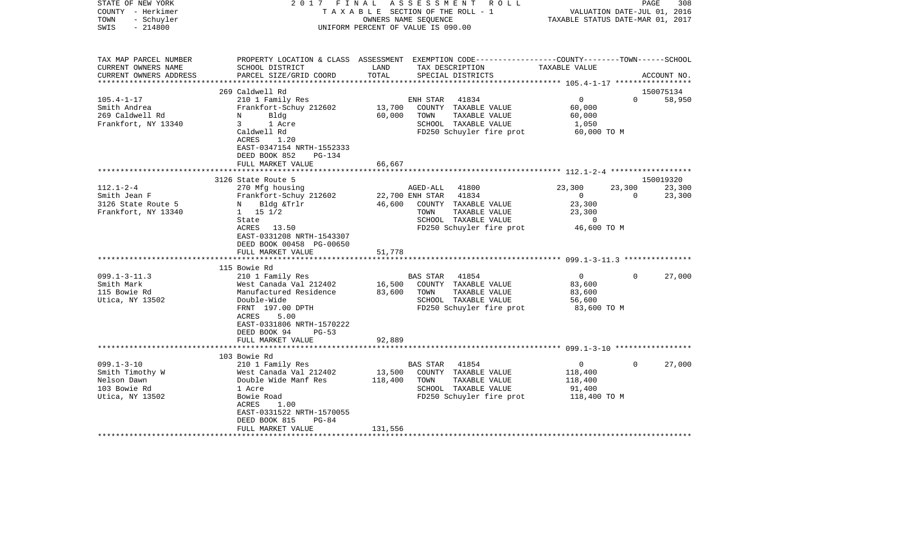STATE OF NEW YORK
COUNTY - Herkimer
TOWN - Schuyler
SWIS - 214800

2017 FINAL ASSESSMENT ROLL
TAXABLE SECTION OF THE ROLL - 1
OWNERS NAME SEQUENCE
UNIFORM PERCENT OF VALUE IS 090.00

VALUATION DATE-JUL 01, 2016
TAXABLE STATUS DATE-MAR 01, 2017

| TAX MAP PARCEL NUMBER / CURRENT OWNERS NAME / CURRENT OWNERS ADDRESS | PROPERTY LOCATION & CLASS / SCHOOL DISTRICT / PARCEL SIZE/GRID COORD | ASSESSMENT LAND | TOTAL | EXEMPTION CODE / TAX DESCRIPTION / SPECIAL DISTRICTS | COUNTY | TOWN | SCHOOL / ACCOUNT NO. |
|---|---|---|---|---|---|---|---|
| | 269 Caldwell Rd | | | | | | 150075134 |
| 105.4-1-17 | 210 1 Family Res | | | ENH STAR 41834 | 0 | 0 | 58,950 |
| Smith Andrea | Frankfort-Schuy 212602 | 13,700 | | COUNTY TAXABLE VALUE | 60,000 | | |
| 269 Caldwell Rd | N Bldg | | 60,000 | TOWN TAXABLE VALUE | 60,000 | | |
| Frankfort, NY 13340 | 3 1 Acre | | | SCHOOL TAXABLE VALUE | 1,050 | | |
| | Caldwell Rd | | | FD250 Schuyler fire prot | 60,000 TO M | | |
| | ACRES 1.20 | | | | | | |
| | EAST-0347154 NRTH-1552333 | | | | | | |
| | DEED BOOK 852 PG-134 | | | | | | |
| | FULL MARKET VALUE | | 66,667 | | | | |
| | 3126 State Route 5 | | | | | | 150019320 |
| 112.1-2-4 | 270 Mfg housing | | | AGED-ALL 41800 | 23,300 | 23,300 | 23,300 |
| Smith Jean F | Frankfort-Schuy 212602 | 22,700 | | ENH STAR 41834 | 0 | 0 | 23,300 |
| 3126 State Route 5 | N Bldg &Trlr | | 46,600 | COUNTY TAXABLE VALUE | 23,300 | | |
| Frankfort, NY 13340 | 1 15 1/2 | | | TOWN TAXABLE VALUE | 23,300 | | |
| | State | | | SCHOOL TAXABLE VALUE | 0 | | |
| | ACRES 13.50 | | | FD250 Schuyler fire prot | 46,600 TO M | | |
| | EAST-0331208 NRTH-1543307 | | | | | | |
| | DEED BOOK 00458 PG-00650 | | | | | | |
| | FULL MARKET VALUE | | 51,778 | | | | |
| | 115 Bowie Rd | | | | | | |
| 099.1-3-11.3 | 210 1 Family Res | | | BAS STAR 41854 | 0 | 0 | 27,000 |
| Smith Mark | West Canada Val 212402 | 16,500 | | COUNTY TAXABLE VALUE | 83,600 | | |
| 115 Bowie Rd | Manufactured Residence | | 83,600 | TOWN TAXABLE VALUE | 83,600 | | |
| Utica, NY 13502 | Double-Wide | | | SCHOOL TAXABLE VALUE | 56,600 | | |
| | FRNT 197.00 DPTH | | | FD250 Schuyler fire prot | 83,600 TO M | | |
| | ACRES 5.00 | | | | | | |
| | EAST-0331806 NRTH-1570222 | | | | | | |
| | DEED BOOK 94 PG-53 | | | | | | |
| | FULL MARKET VALUE | | 92,889 | | | | |
| | 103 Bowie Rd | | | | | | |
| 099.1-3-10 | 210 1 Family Res | | | BAS STAR 41854 | 0 | 0 | 27,000 |
| Smith Timothy W | West Canada Val 212402 | 13,500 | | COUNTY TAXABLE VALUE | 118,400 | | |
| Nelson Dawn | Double Wide Manf Res | | 118,400 | TOWN TAXABLE VALUE | 118,400 | | |
| 103 Bowie Rd | 1 Acre | | | SCHOOL TAXABLE VALUE | 91,400 | | |
| Utica, NY 13502 | Bowie Road | | | FD250 Schuyler fire prot | 118,400 TO M | | |
| | ACRES 1.00 | | | | | | |
| | EAST-0331522 NRTH-1570055 | | | | | | |
| | DEED BOOK 815 PG-84 | | | | | | |
| | FULL MARKET VALUE | | 131,556 | | | | |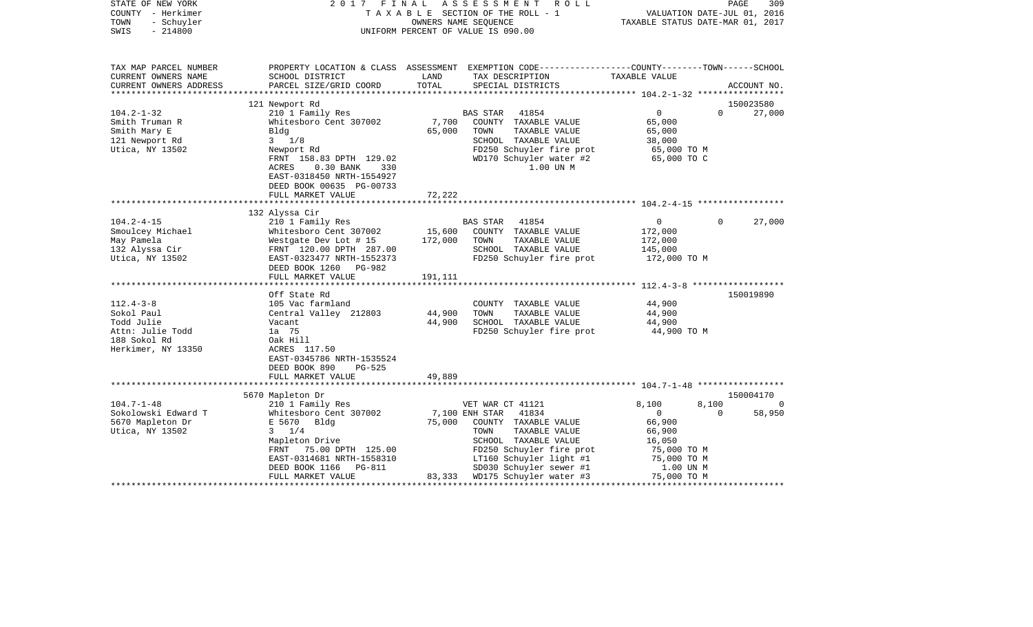STATE OF NEW YORK
COUNTY - Herkimer
TOWN - Schuyler
SWIS - 214800

2 0 1 7 F I N A L A S S E S S M E N T R O L L
T A X A B L E SECTION OF THE ROLL - 1
OWNERS NAME SEQUENCE
UNIFORM PERCENT OF VALUE IS 090.00

VALUATION DATE-JUL 01, 2016
TAXABLE STATUS DATE-MAR 01, 2017

```
TAX MAP PARCEL NUMBER     PROPERTY LOCATION & CLASS  ASSESSMENT  EXEMPTION CODE-----------------COUNTY--------TOWN------SCHOOL
CURRENT OWNERS NAME       SCHOOL DISTRICT               LAND      TAX DESCRIPTION                TAXABLE VALUE
CURRENT OWNERS ADDRESS    PARCEL SIZE/GRID COORD        TOTAL     SPECIAL DISTRICTS                                    ACCOUNT NO.
******************************************************************************************************* 104.2-1-32 *****************
                          121 Newport Rd                                                                              150023580
104.2-1-32                210 1 Family Res                    BAS STAR   41854                  0              0        27,000
Smith Truman R            Whitesboro Cent 307002      7,700   COUNTY  TAXABLE VALUE             65,000
Smith Mary E              Bldg                       65,000   TOWN    TAXABLE VALUE             65,000
121 Newport Rd            3  1/8                              SCHOOL  TAXABLE VALUE             38,000
Utica, NY 13502           Newport Rd                          FD250 Schuyler fire prot          65,000 TO M
                          FRNT 158.83 DPTH 129.02             WD170 Schuyler water #2           65,000 TO C
                          ACRES    0.30 BANK    330                    1.00 UN M
                          EAST-0318450 NRTH-1554927
                          DEED BOOK 00635 PG-00733
                          FULL MARKET VALUE          72,222
******************************************************************************************************* 104.2-4-15 *****************
                          132 Alyssa Cir
104.2-4-15                210 1 Family Res                    BAS STAR   41854                  0              0        27,000
Smoulcey Michael          Whitesboro Cent 307002     15,600   COUNTY  TAXABLE VALUE            172,000
May Pamela                Westgate Dev Lot # 15     172,000   TOWN    TAXABLE VALUE            172,000
132 Alyssa Cir            FRNT 120.00 DPTH 287.00             SCHOOL  TAXABLE VALUE            145,000
Utica, NY 13502           EAST-0323477 NRTH-1552373           FD250 Schuyler fire prot         172,000 TO M
                          DEED BOOK 1260   PG-982
                          FULL MARKET VALUE         191,111
******************************************************************************************************* 112.4-3-8 ******************
                          Off State Rd                                                                                150019890
112.4-3-8                 105 Vac farmland                    COUNTY  TAXABLE VALUE             44,900
Sokol Paul                Central Valley 212803      44,900   TOWN    TAXABLE VALUE             44,900
Todd Julie                Vacant                     44,900   SCHOOL  TAXABLE VALUE             44,900
Attn: Julie Todd          1a  75                              FD250 Schuyler fire prot          44,900 TO M
188 Sokol Rd              Oak Hill
Herkimer, NY 13350        ACRES  117.50
                          EAST-0345786 NRTH-1535524
                          DEED BOOK 890     PG-525
                          FULL MARKET VALUE          49,889
******************************************************************************************************* 104.7-1-48 *****************
                          5670 Mapleton Dr                                                                            150004170
104.7-1-48                210 1 Family Res                    VET WAR CT 41121               8,100          8,100            0
Sokolowski Edward T       Whitesboro Cent 307002      7,100 ENH STAR   41834                  0              0        58,950
5670 Mapleton Dr          E 5670   Bldg              75,000   COUNTY  TAXABLE VALUE             66,900
Utica, NY 13502           3  1/4                              TOWN    TAXABLE VALUE             66,900
                          Mapleton Drive                      SCHOOL  TAXABLE VALUE             16,050
                          FRNT   75.00 DPTH 125.00            FD250 Schuyler fire prot          75,000 TO M
                          EAST-0314681 NRTH-1558310           LT160 Schuyler light #1           75,000 TO M
                          DEED BOOK 1166   PG-811             SD030 Schuyler sewer #1            1.00 UN M
                          FULL MARKET VALUE          83,333   WD175 Schuyler water #3           75,000 TO M
************************************************************************************************************************************
```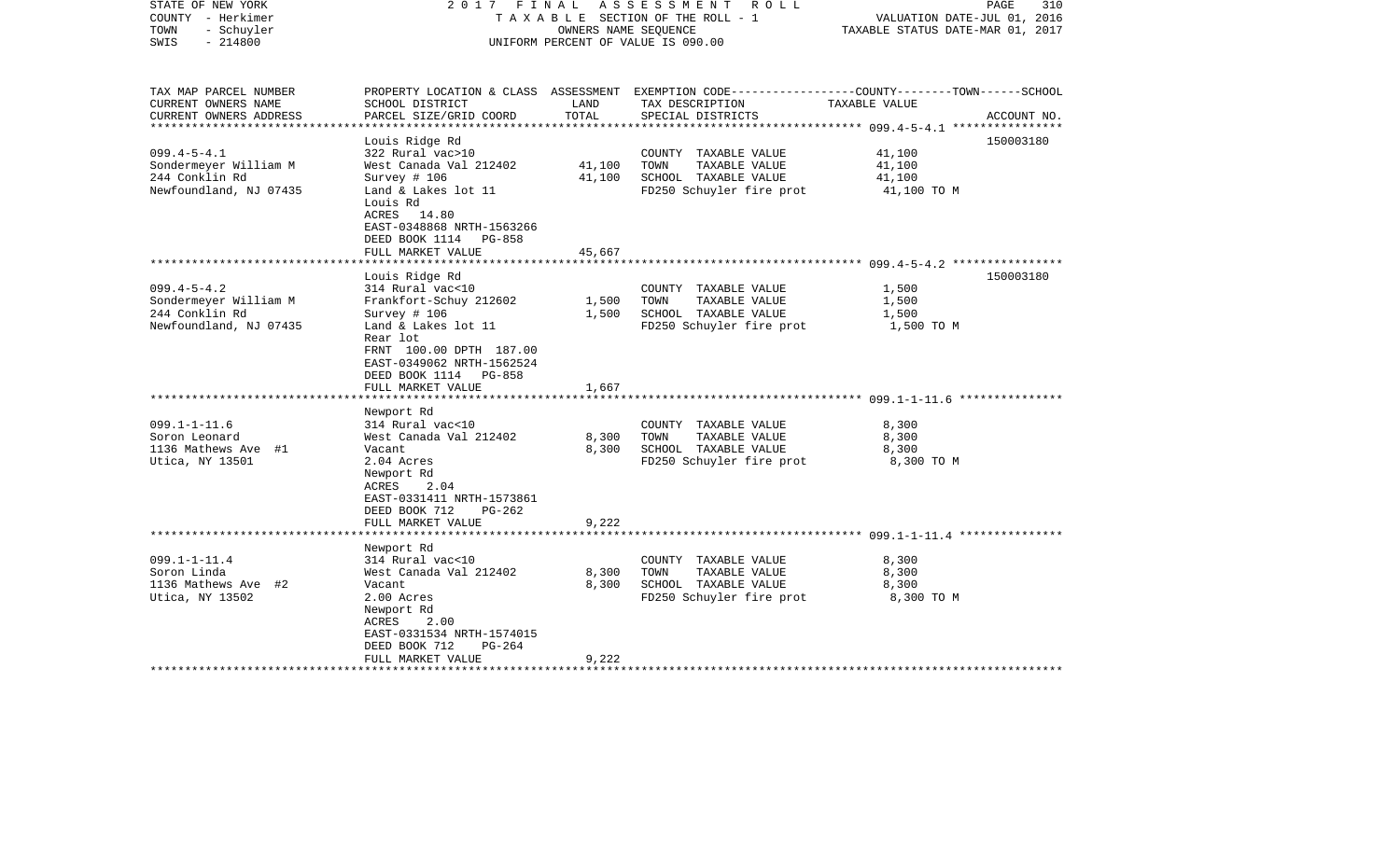STATE OF NEW YORK | COUNTY - Herkimer | TOWN - Schuyler | SWIS - 214800

2017 FINAL ASSESSMENT ROLL
TAXABLE SECTION OF THE ROLL - 1
OWNERS NAME SEQUENCE
UNIFORM PERCENT OF VALUE IS 090.00

VALUATION DATE-JUL 01, 2016
TAXABLE STATUS DATE-MAR 01, 2017

| TAX MAP PARCEL NUMBER / CURRENT OWNERS NAME / CURRENT OWNERS ADDRESS | PROPERTY LOCATION & CLASS / SCHOOL DISTRICT / PARCEL SIZE/GRID COORD | ASSESSMENT LAND | TOTAL | EXEMPTION CODE / TAX DESCRIPTION / SPECIAL DISTRICTS | TAXABLE VALUE (COUNTY--TOWN--SCHOOL) | ACCOUNT NO. |
|---|---|---|---|---|---|---|
| 099.4-5-4.1 | Louis Ridge Rd | | | | | 150003180 |
| Sondermeyer William M | 322 Rural vac>10 | | | COUNTY TAXABLE VALUE | 41,100 | |
| 244 Conklin Rd | West Canada Val 212402 | 41,100 | | TOWN TAXABLE VALUE | 41,100 | |
| Newfoundland, NJ 07435 | Survey # 106 | | 41,100 | SCHOOL TAXABLE VALUE | 41,100 | |
| | Land & Lakes lot 11 | | | FD250 Schuyler fire prot | 41,100 TO M | |
| | Louis Rd | | | | | |
| | ACRES 14.80 | | | | | |
| | EAST-0348868 NRTH-1563266 | | | | | |
| | DEED BOOK 1114 PG-858 | | | | | |
| | FULL MARKET VALUE | | 45,667 | | | |
| 099.4-5-4.2 | Louis Ridge Rd | | | | | 150003180 |
| Sondermeyer William M | 314 Rural vac<10 | | | COUNTY TAXABLE VALUE | 1,500 | |
| 244 Conklin Rd | Frankfort-Schuy 212602 | 1,500 | | TOWN TAXABLE VALUE | 1,500 | |
| Newfoundland, NJ 07435 | Survey # 106 | | 1,500 | SCHOOL TAXABLE VALUE | 1,500 | |
| | Land & Lakes lot 11 | | | FD250 Schuyler fire prot | 1,500 TO M | |
| | Rear lot | | | | | |
| | FRNT 100.00 DPTH 187.00 | | | | | |
| | EAST-0349062 NRTH-1562524 | | | | | |
| | DEED BOOK 1114 PG-858 | | | | | |
| | FULL MARKET VALUE | | 1,667 | | | |
| 099.1-1-11.6 | Newport Rd | | | | | |
| Soron Leonard | 314 Rural vac<10 | | | COUNTY TAXABLE VALUE | 8,300 | |
| 1136 Mathews Ave #1 | West Canada Val 212402 | 8,300 | | TOWN TAXABLE VALUE | 8,300 | |
| Utica, NY 13501 | Vacant | | 8,300 | SCHOOL TAXABLE VALUE | 8,300 | |
| | 2.04 Acres | | | FD250 Schuyler fire prot | 8,300 TO M | |
| | Newport Rd | | | | | |
| | ACRES 2.04 | | | | | |
| | EAST-0331411 NRTH-1573861 | | | | | |
| | DEED BOOK 712 PG-262 | | | | | |
| | FULL MARKET VALUE | | 9,222 | | | |
| 099.1-1-11.4 | Newport Rd | | | | | |
| Soron Linda | 314 Rural vac<10 | | | COUNTY TAXABLE VALUE | 8,300 | |
| 1136 Mathews Ave #2 | West Canada Val 212402 | 8,300 | | TOWN TAXABLE VALUE | 8,300 | |
| Utica, NY 13502 | Vacant | | 8,300 | SCHOOL TAXABLE VALUE | 8,300 | |
| | 2.00 Acres | | | FD250 Schuyler fire prot | 8,300 TO M | |
| | Newport Rd | | | | | |
| | ACRES 2.00 | | | | | |
| | EAST-0331534 NRTH-1574015 | | | | | |
| | DEED BOOK 712 PG-264 | | | | | |
| | FULL MARKET VALUE | | 9,222 | | | |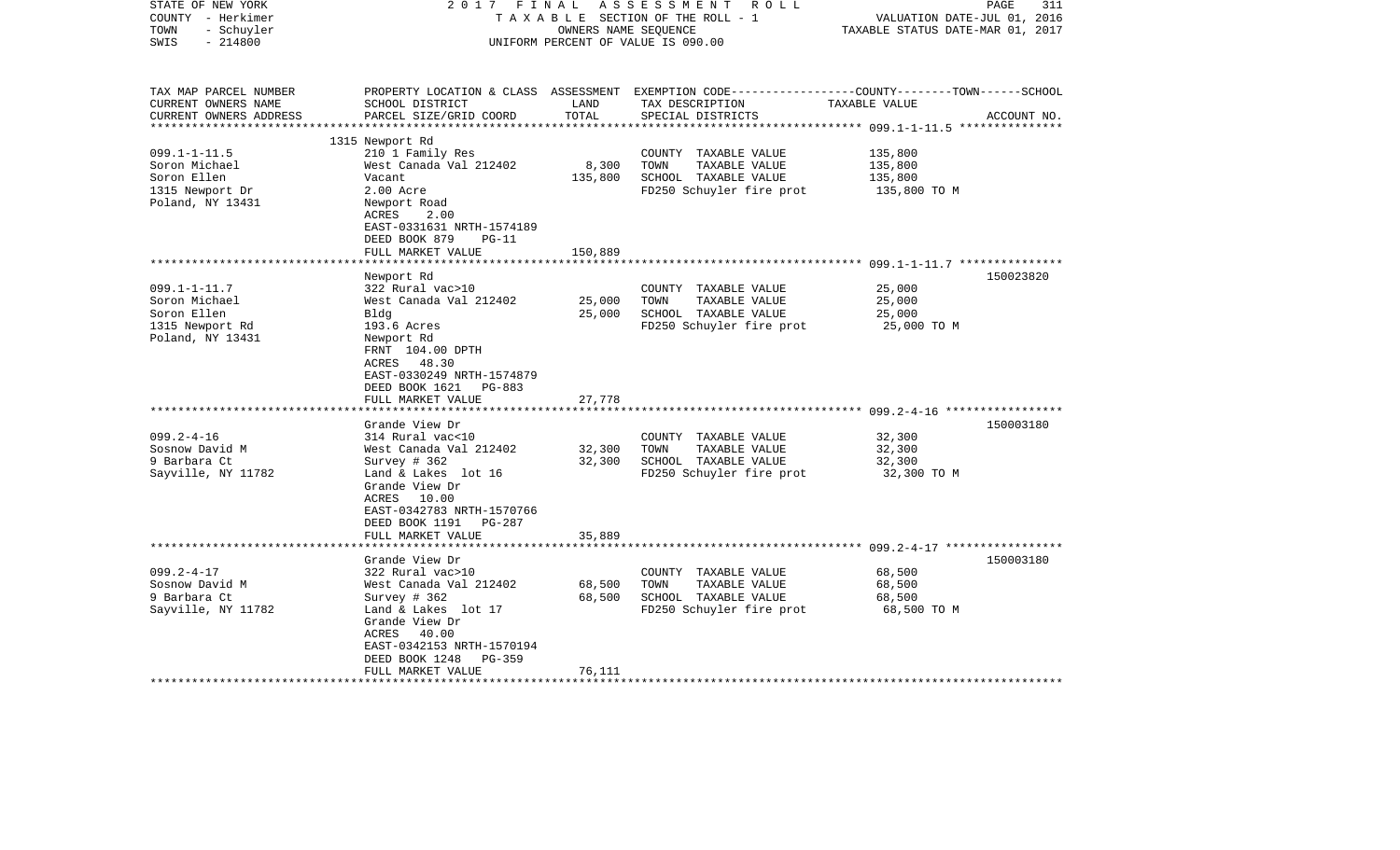STATE OF NEW YORK | COUNTY - Herkimer | TOWN - Schuyler | SWIS - 214800

2017 FINAL ASSESSMENT ROLL
TAXABLE SECTION OF THE ROLL - 1
OWNERS NAME SEQUENCE
UNIFORM PERCENT OF VALUE IS 090.00

VALUATION DATE-JUL 01, 2016
TAXABLE STATUS DATE-MAR 01, 2017

| TAX MAP PARCEL NUMBER / CURRENT OWNERS NAME / CURRENT OWNERS ADDRESS | PROPERTY LOCATION & CLASS / SCHOOL DISTRICT / PARCEL SIZE/GRID COORD | ASSESSMENT LAND | TOTAL | EXEMPTION CODE / TAX DESCRIPTION / SPECIAL DISTRICTS | TAXABLE VALUE (COUNTY / TOWN / SCHOOL) | ACCOUNT NO. |
|---|---|---|---|---|---|---|
| 099.1-1-11.5 | 1315 Newport Rd | | | | | |
| Soron Michael | 210 1 Family Res | | | COUNTY TAXABLE VALUE | 135,800 | |
| Soron Ellen | West Canada Val 212402 | 8,300 | | TOWN TAXABLE VALUE | 135,800 | |
| 1315 Newport Dr | Vacant | | 135,800 | SCHOOL TAXABLE VALUE | 135,800 | |
| Poland, NY 13431 | 2.00 Acre | | | FD250 Schuyler fire prot | 135,800 TO M | |
| | Newport Road | | | | | |
| | ACRES 2.00 | | | | | |
| | EAST-0331631 NRTH-1574189 | | | | | |
| | DEED BOOK 879 PG-11 | | | | | |
| | FULL MARKET VALUE | | 150,889 | | | |
| 099.1-1-11.7 | Newport Rd | | | | | 150023820 |
| Soron Michael | 322 Rural vac>10 | | | COUNTY TAXABLE VALUE | 25,000 | |
| Soron Ellen | West Canada Val 212402 | 25,000 | | TOWN TAXABLE VALUE | 25,000 | |
| 1315 Newport Rd | Bldg | | 25,000 | SCHOOL TAXABLE VALUE | 25,000 | |
| Poland, NY 13431 | 193.6 Acres | | | FD250 Schuyler fire prot | 25,000 TO M | |
| | Newport Rd | | | | | |
| | FRNT 104.00 DPTH | | | | | |
| | ACRES 48.30 | | | | | |
| | EAST-0330249 NRTH-1574879 | | | | | |
| | DEED BOOK 1621 PG-883 | | | | | |
| | FULL MARKET VALUE | | 27,778 | | | |
| 099.2-4-16 | Grande View Dr | | | | | 150003180 |
| Sosnow David M | 314 Rural vac<10 | | | COUNTY TAXABLE VALUE | 32,300 | |
| 9 Barbara Ct | West Canada Val 212402 | 32,300 | | TOWN TAXABLE VALUE | 32,300 | |
| Sayville, NY 11782 | Survey # 362 | | 32,300 | SCHOOL TAXABLE VALUE | 32,300 | |
| | Land & Lakes lot 16 | | | FD250 Schuyler fire prot | 32,300 TO M | |
| | Grande View Dr | | | | | |
| | ACRES 10.00 | | | | | |
| | EAST-0342783 NRTH-1570766 | | | | | |
| | DEED BOOK 1191 PG-287 | | | | | |
| | FULL MARKET VALUE | | 35,889 | | | |
| 099.2-4-17 | Grande View Dr | | | | | 150003180 |
| Sosnow David M | 322 Rural vac>10 | | | COUNTY TAXABLE VALUE | 68,500 | |
| 9 Barbara Ct | West Canada Val 212402 | 68,500 | | TOWN TAXABLE VALUE | 68,500 | |
| Sayville, NY 11782 | Survey # 362 | | 68,500 | SCHOOL TAXABLE VALUE | 68,500 | |
| | Land & Lakes lot 17 | | | FD250 Schuyler fire prot | 68,500 TO M | |
| | Grande View Dr | | | | | |
| | ACRES 40.00 | | | | | |
| | EAST-0342153 NRTH-1570194 | | | | | |
| | DEED BOOK 1248 PG-359 | | | | | |
| | FULL MARKET VALUE | | 76,111 | | | |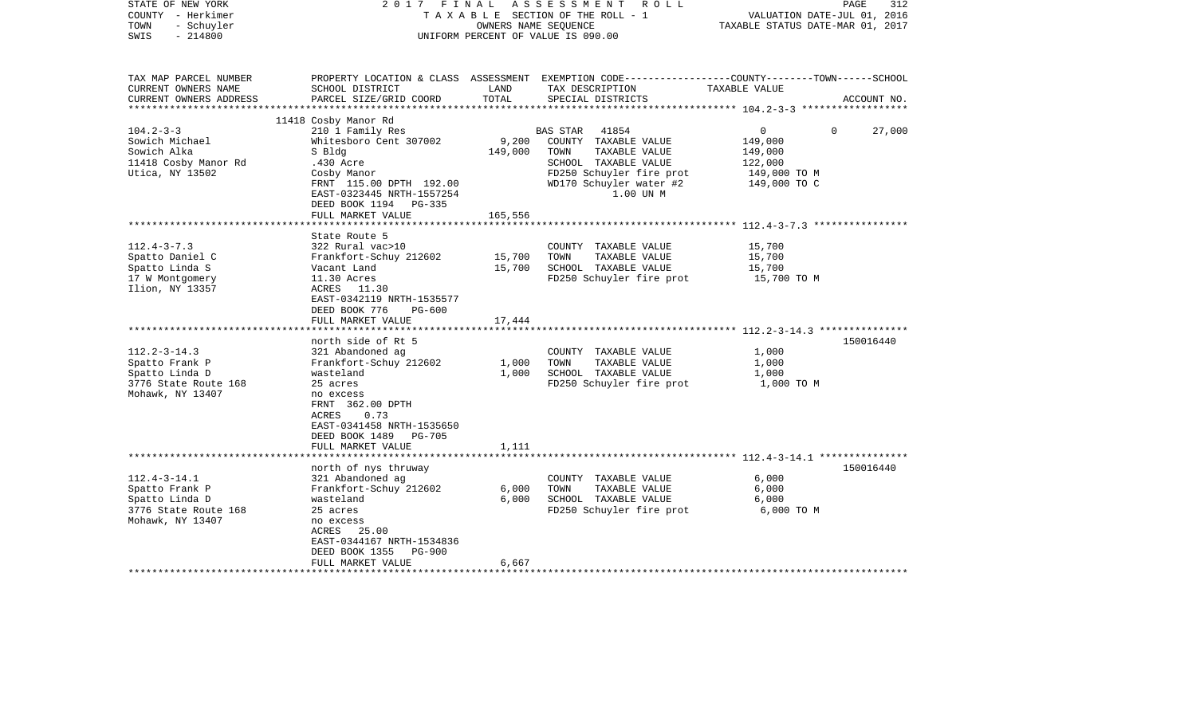STATE OF NEW YORK
COUNTY - Herkimer
TOWN - Schuyler
SWIS - 214800

2017 FINAL ASSESSMENT ROLL
TAXABLE SECTION OF THE ROLL - 1
OWNERS NAME SEQUENCE
UNIFORM PERCENT OF VALUE IS 090.00

VALUATION DATE-JUL 01, 2016
TAXABLE STATUS DATE-MAR 01, 2017

| TAX MAP PARCEL NUMBER / CURRENT OWNERS NAME / CURRENT OWNERS ADDRESS | PROPERTY LOCATION & CLASS / SCHOOL DISTRICT / PARCEL SIZE/GRID COORD | ASSESSMENT LAND / TOTAL | EXEMPTION CODE / TAX DESCRIPTION / SPECIAL DISTRICTS | COUNTY / TOWN / SCHOOL TAXABLE VALUE | ACCOUNT NO. |
|---|---|---|---|---|---|
| 104.2-3-3 | 11418 Cosby Manor Rd | | | | |
| | 210 1 Family Res | | BAS STAR 41854 | 0 0 27,000 | |
| Sowich Michael | Whitesboro Cent 307002 | 9,200 | COUNTY TAXABLE VALUE | 149,000 | |
| Sowich Alka | S Bldg | 149,000 | TOWN TAXABLE VALUE | 149,000 | |
| 11418 Cosby Manor Rd | .430 Acre | | SCHOOL TAXABLE VALUE | 122,000 | |
| Utica, NY 13502 | Cosby Manor | | FD250 Schuyler fire prot | 149,000 TO M | |
| | FRNT 115.00 DPTH 192.00 | | WD170 Schuyler water #2 | 149,000 TO C | |
| | EAST-0323445 NRTH-1557254 | | 1.00 UN M | | |
| | DEED BOOK 1194 PG-335 | | | | |
| | FULL MARKET VALUE | 165,556 | | | |
| 112.4-3-7.3 | State Route 5 | | | | |
| | 322 Rural vac>10 | | COUNTY TAXABLE VALUE | 15,700 | |
| Spatto Daniel C | Frankfort-Schuy 212602 | 15,700 | TOWN TAXABLE VALUE | 15,700 | |
| Spatto Linda S | Vacant Land | 15,700 | SCHOOL TAXABLE VALUE | 15,700 | |
| 17 W Montgomery | 11.30 Acres | | FD250 Schuyler fire prot | 15,700 TO M | |
| Ilion, NY 13357 | ACRES 11.30 | | | | |
| | EAST-0342119 NRTH-1535577 | | | | |
| | DEED BOOK 776 PG-600 | | | | |
| | FULL MARKET VALUE | 17,444 | | | |
| 112.2-3-14.3 | north side of Rt 5 | | | | 150016440 |
| | 321 Abandoned ag | | COUNTY TAXABLE VALUE | 1,000 | |
| Spatto Frank P | Frankfort-Schuy 212602 | 1,000 | TOWN TAXABLE VALUE | 1,000 | |
| Spatto Linda D | wasteland | 1,000 | SCHOOL TAXABLE VALUE | 1,000 | |
| 3776 State Route 168 | 25 acres | | FD250 Schuyler fire prot | 1,000 TO M | |
| Mohawk, NY 13407 | no excess | | | | |
| | FRNT 362.00 DPTH | | | | |
| | ACRES 0.73 | | | | |
| | EAST-0341458 NRTH-1535650 | | | | |
| | DEED BOOK 1489 PG-705 | | | | |
| | FULL MARKET VALUE | 1,111 | | | |
| 112.4-3-14.1 | north of nys thruway | | | | 150016440 |
| | 321 Abandoned ag | | COUNTY TAXABLE VALUE | 6,000 | |
| Spatto Frank P | Frankfort-Schuy 212602 | 6,000 | TOWN TAXABLE VALUE | 6,000 | |
| Spatto Linda D | wasteland | 6,000 | SCHOOL TAXABLE VALUE | 6,000 | |
| 3776 State Route 168 | 25 acres | | FD250 Schuyler fire prot | 6,000 TO M | |
| Mohawk, NY 13407 | no excess | | | | |
| | ACRES 25.00 | | | | |
| | EAST-0344167 NRTH-1534836 | | | | |
| | DEED BOOK 1355 PG-900 | | | | |
| | FULL MARKET VALUE | 6,667 | | | |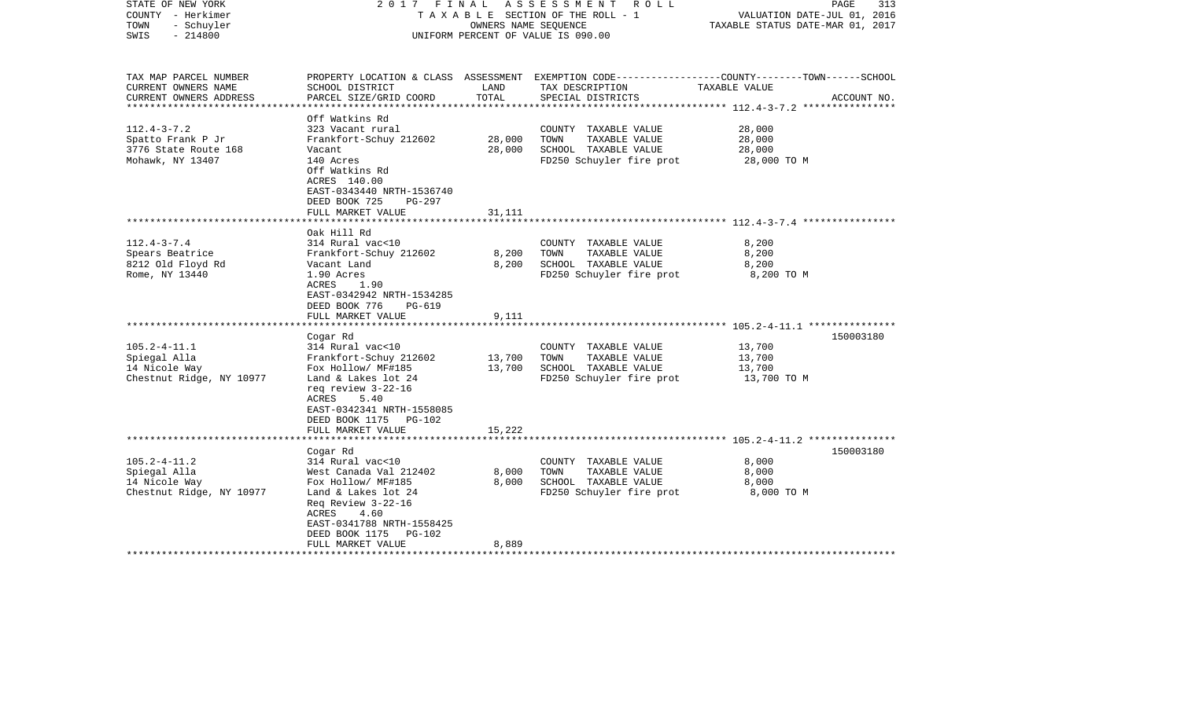STATE OF NEW YORK | 2017 FINAL ASSESSMENT ROLL
COUNTY - Herkimer | TAXABLE SECTION OF THE ROLL - 1 | VALUATION DATE-JUL 01, 2016
TOWN - Schuyler | OWNERS NAME SEQUENCE | TAXABLE STATUS DATE-MAR 01, 2017
SWIS - 214800 | UNIFORM PERCENT OF VALUE IS 090.00

| TAX MAP PARCEL NUMBER<br>CURRENT OWNERS NAME<br>CURRENT OWNERS ADDRESS | PROPERTY LOCATION & CLASS<br>SCHOOL DISTRICT<br>PARCEL SIZE/GRID COORD | ASSESSMENT<br>LAND<br>TOTAL | EXEMPTION CODE<br>TAX DESCRIPTION<br>SPECIAL DISTRICTS | COUNTY--------TOWN------SCHOOL<br>TAXABLE VALUE | ACCOUNT NO. |
|---|---|---|---|---|---|
| 112.4-3-7.2 | Off Watkins Rd | | | | |
| 112.4-3-7.2 | 323 Vacant rural | | COUNTY TAXABLE VALUE | 28,000 | |
| Spatto Frank P Jr | Frankfort-Schuy 212602 | 28,000 | TOWN TAXABLE VALUE | 28,000 | |
| 3776 State Route 168 | Vacant | 28,000 | SCHOOL TAXABLE VALUE | 28,000 | |
| Mohawk, NY 13407 | 140 Acres | | FD250 Schuyler fire prot | 28,000 TO M | |
| | Off Watkins Rd | | | | |
| | ACRES 140.00 | | | | |
| | EAST-0343440 NRTH-1536740 | | | | |
| | DEED BOOK 725 PG-297 | | | | |
| | FULL MARKET VALUE | 31,111 | | | |
| 112.4-3-7.4 | Oak Hill Rd | | | | |
| 112.4-3-7.4 | 314 Rural vac<10 | | COUNTY TAXABLE VALUE | 8,200 | |
| Spears Beatrice | Frankfort-Schuy 212602 | 8,200 | TOWN TAXABLE VALUE | 8,200 | |
| 8212 Old Floyd Rd | Vacant Land | 8,200 | SCHOOL TAXABLE VALUE | 8,200 | |
| Rome, NY 13440 | 1.90 Acres | | FD250 Schuyler fire prot | 8,200 TO M | |
| | ACRES 1.90 | | | | |
| | EAST-0342942 NRTH-1534285 | | | | |
| | DEED BOOK 776 PG-619 | | | | |
| | FULL MARKET VALUE | 9,111 | | | |
| 105.2-4-11.1 | Cogar Rd | | | | 150003180 |
| 105.2-4-11.1 | 314 Rural vac<10 | | COUNTY TAXABLE VALUE | 13,700 | |
| Spiegal Alla | Frankfort-Schuy 212602 | 13,700 | TOWN TAXABLE VALUE | 13,700 | |
| 14 Nicole Way | Fox Hollow/ MF#185 | 13,700 | SCHOOL TAXABLE VALUE | 13,700 | |
| Chestnut Ridge, NY 10977 | Land & Lakes lot 24 | | FD250 Schuyler fire prot | 13,700 TO M | |
| | req review 3-22-16 | | | | |
| | ACRES 5.40 | | | | |
| | EAST-0342341 NRTH-1558085 | | | | |
| | DEED BOOK 1175 PG-102 | | | | |
| | FULL MARKET VALUE | 15,222 | | | |
| 105.2-4-11.2 | Cogar Rd | | | | 150003180 |
| 105.2-4-11.2 | 314 Rural vac<10 | | COUNTY TAXABLE VALUE | 8,000 | |
| Spiegal Alla | West Canada Val 212402 | 8,000 | TOWN TAXABLE VALUE | 8,000 | |
| 14 Nicole Way | Fox Hollow/ MF#185 | 8,000 | SCHOOL TAXABLE VALUE | 8,000 | |
| Chestnut Ridge, NY 10977 | Land & Lakes lot 24 | | FD250 Schuyler fire prot | 8,000 TO M | |
| | Req Review 3-22-16 | | | | |
| | ACRES 4.60 | | | | |
| | EAST-0341788 NRTH-1558425 | | | | |
| | DEED BOOK 1175 PG-102 | | | | |
| | FULL MARKET VALUE | 8,889 | | | |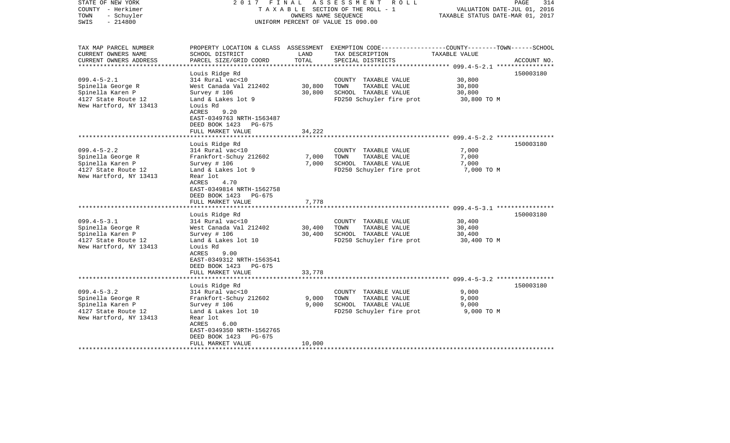STATE OF NEW YORK | 2 0 1 7 F I N A L A S S E S S M E N T R O L L
COUNTY - Herkimer | T A X A B L E SECTION OF THE ROLL - 1 | VALUATION DATE-JUL 01, 2016
TOWN - Schuyler | OWNERS NAME SEQUENCE | TAXABLE STATUS DATE-MAR 01, 2017
SWIS - 214800 | UNIFORM PERCENT OF VALUE IS 090.00

| TAX MAP PARCEL NUMBER<br>CURRENT OWNERS NAME<br>CURRENT OWNERS ADDRESS | PROPERTY LOCATION & CLASS<br>SCHOOL DISTRICT<br>PARCEL SIZE/GRID COORD | ASSESSMENT<br>LAND<br>TOTAL | EXEMPTION CODE<br>TAX DESCRIPTION<br>SPECIAL DISTRICTS | COUNTY--------TOWN------SCHOOL<br>TAXABLE VALUE | ACCOUNT NO. |
|---|---|---|---|---|---|
| 099.4-5-2.1 | Louis Ridge Rd | | | | 150003180 |
| 099.4-5-2.1 | 314 Rural vac<10 | | COUNTY TAXABLE VALUE | 30,800 | |
| Spinella George R | West Canada Val 212402 | 30,800 | TOWN TAXABLE VALUE | 30,800 | |
| Spinella Karen P | Survey # 106 | 30,800 | SCHOOL TAXABLE VALUE | 30,800 | |
| 4127 State Route 12 | Land & Lakes lot 9 | | FD250 Schuyler fire prot | 30,800 TO M | |
| New Hartford, NY 13413 | Louis Rd | | | | |
| | ACRES 9.20 | | | | |
| | EAST-0349763 NRTH-1563487 | | | | |
| | DEED BOOK 1423 PG-675 | | | | |
| | FULL MARKET VALUE | 34,222 | | | |
| 099.4-5-2.2 | Louis Ridge Rd | | | | 150003180 |
| 099.4-5-2.2 | 314 Rural vac<10 | | COUNTY TAXABLE VALUE | 7,000 | |
| Spinella George R | Frankfort-Schuy 212602 | 7,000 | TOWN TAXABLE VALUE | 7,000 | |
| Spinella Karen P | Survey # 106 | 7,000 | SCHOOL TAXABLE VALUE | 7,000 | |
| 4127 State Route 12 | Land & Lakes lot 9 | | FD250 Schuyler fire prot | 7,000 TO M | |
| New Hartford, NY 13413 | Rear lot | | | | |
| | ACRES 4.70 | | | | |
| | EAST-0349814 NRTH-1562758 | | | | |
| | DEED BOOK 1423 PG-675 | | | | |
| | FULL MARKET VALUE | 7,778 | | | |
| 099.4-5-3.1 | Louis Ridge Rd | | | | 150003180 |
| 099.4-5-3.1 | 314 Rural vac<10 | | COUNTY TAXABLE VALUE | 30,400 | |
| Spinella George R | West Canada Val 212402 | 30,400 | TOWN TAXABLE VALUE | 30,400 | |
| Spinella Karen P | Survey # 106 | 30,400 | SCHOOL TAXABLE VALUE | 30,400 | |
| 4127 State Route 12 | Land & Lakes lot 10 | | FD250 Schuyler fire prot | 30,400 TO M | |
| New Hartford, NY 13413 | Louis Rd | | | | |
| | ACRES 9.00 | | | | |
| | EAST-0349312 NRTH-1563541 | | | | |
| | DEED BOOK 1423 PG-675 | | | | |
| | FULL MARKET VALUE | 33,778 | | | |
| 099.4-5-3.2 | Louis Ridge Rd | | | | 150003180 |
| 099.4-5-3.2 | 314 Rural vac<10 | | COUNTY TAXABLE VALUE | 9,000 | |
| Spinella George R | Frankfort-Schuy 212602 | 9,000 | TOWN TAXABLE VALUE | 9,000 | |
| Spinella Karen P | Survey # 106 | 9,000 | SCHOOL TAXABLE VALUE | 9,000 | |
| 4127 State Route 12 | Land & Lakes lot 10 | | FD250 Schuyler fire prot | 9,000 TO M | |
| New Hartford, NY 13413 | Rear lot | | | | |
| | ACRES 6.00 | | | | |
| | EAST-0349350 NRTH-1562765 | | | | |
| | DEED BOOK 1423 PG-675 | | | | |
| | FULL MARKET VALUE | 10,000 | | | |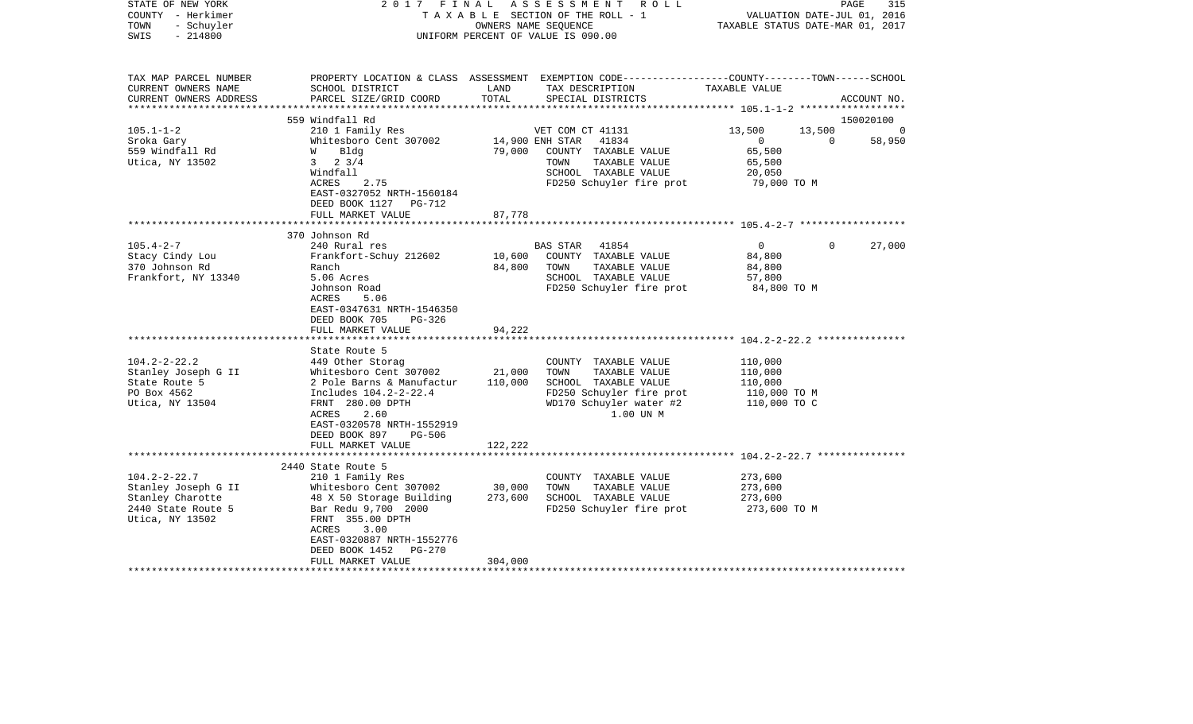STATE OF NEW YORK 2017 FINAL ASSESSMENT ROLL
COUNTY - Herkimer TAXABLE SECTION OF THE ROLL - 1 VALUATION DATE-JUL 01, 2016
TOWN - Schuyler OWNERS NAME SEQUENCE TAXABLE STATUS DATE-MAR 01, 2017
SWIS - 214800 UNIFORM PERCENT OF VALUE IS 090.00

```
TAX MAP PARCEL NUMBER     PROPERTY LOCATION & CLASS  ASSESSMENT  EXEMPTION CODE-----------------COUNTY--------TOWN------SCHOOL
CURRENT OWNERS NAME       SCHOOL DISTRICT              LAND      TAX DESCRIPTION               TAXABLE VALUE
CURRENT OWNERS ADDRESS    PARCEL SIZE/GRID COORD       TOTAL     SPECIAL DISTRICTS                                    ACCOUNT NO.
******************************************************************************************** 105.1-1-2 ******************
                          559 Windfall Rd                                                                              150020100
105.1-1-2                 210 1 Family Res                   VET COM CT 41131              13,500      13,500            0
Sroka Gary                Whitesboro Cent 307002      14,900 ENH STAR    41834                   0           0       58,950
559 Windfall Rd           W    Bldg                   79,000    COUNTY  TAXABLE VALUE        65,500
Utica, NY 13502           3   2 3/4                             TOWN    TAXABLE VALUE        65,500
                          Windfall                              SCHOOL  TAXABLE VALUE        20,050
                          ACRES     2.75                        FD250 Schuyler fire prot       79,000 TO M
                          EAST-0327052 NRTH-1560184
                          DEED BOOK 1127   PG-712
                          FULL MARKET VALUE            87,778
******************************************************************************************** 105.4-2-7 ******************
                          370 Johnson Rd
105.4-2-7                 240 Rural res                      BAS STAR    41854                   0           0       27,000
Stacy Cindy Lou           Frankfort-Schuy 212602      10,600    COUNTY  TAXABLE VALUE        84,800
370 Johnson Rd            Ranch                       84,800    TOWN    TAXABLE VALUE        84,800
Frankfort, NY 13340       5.06 Acres                            SCHOOL  TAXABLE VALUE        57,800
                          Johnson Road                          FD250 Schuyler fire prot       84,800 TO M
                          ACRES     5.06
                          EAST-0347631 NRTH-1546350
                          DEED BOOK 705    PG-326
                          FULL MARKET VALUE            94,222
******************************************************************************************** 104.2-2-22.2 ***************
                          State Route 5
104.2-2-22.2              449 Other Storag                      COUNTY  TAXABLE VALUE       110,000
Stanley Joseph G II       Whitesboro Cent 307002      21,000    TOWN    TAXABLE VALUE       110,000
State Route 5             2 Pole Barns & Manufactur  110,000    SCHOOL  TAXABLE VALUE       110,000
PO Box 4562               Includes 104.2-2-22.4                 FD250 Schuyler fire prot      110,000 TO M
Utica, NY 13504           FRNT  280.00 DPTH                     WD170 Schuyler water #2       110,000 TO C
                          ACRES     2.60                              1.00 UN M
                          EAST-0320578 NRTH-1552919
                          DEED BOOK 897    PG-506
                          FULL MARKET VALUE           122,222
******************************************************************************************** 104.2-2-22.7 ***************
                          2440 State Route 5
104.2-2-22.7              210 1 Family Res                      COUNTY  TAXABLE VALUE       273,600
Stanley Joseph G II       Whitesboro Cent 307002      30,000    TOWN    TAXABLE VALUE       273,600
Stanley Charotte          48 X 50 Storage Building   273,600    SCHOOL  TAXABLE VALUE       273,600
2440 State Route 5        Bar Redu 9,700  2000                  FD250 Schuyler fire prot      273,600 TO M
Utica, NY 13502           FRNT  355.00 DPTH
                          ACRES     3.00
                          EAST-0320887 NRTH-1552776
                          DEED BOOK 1452   PG-270
                          FULL MARKET VALUE           304,000
************************************************************************************************************************
```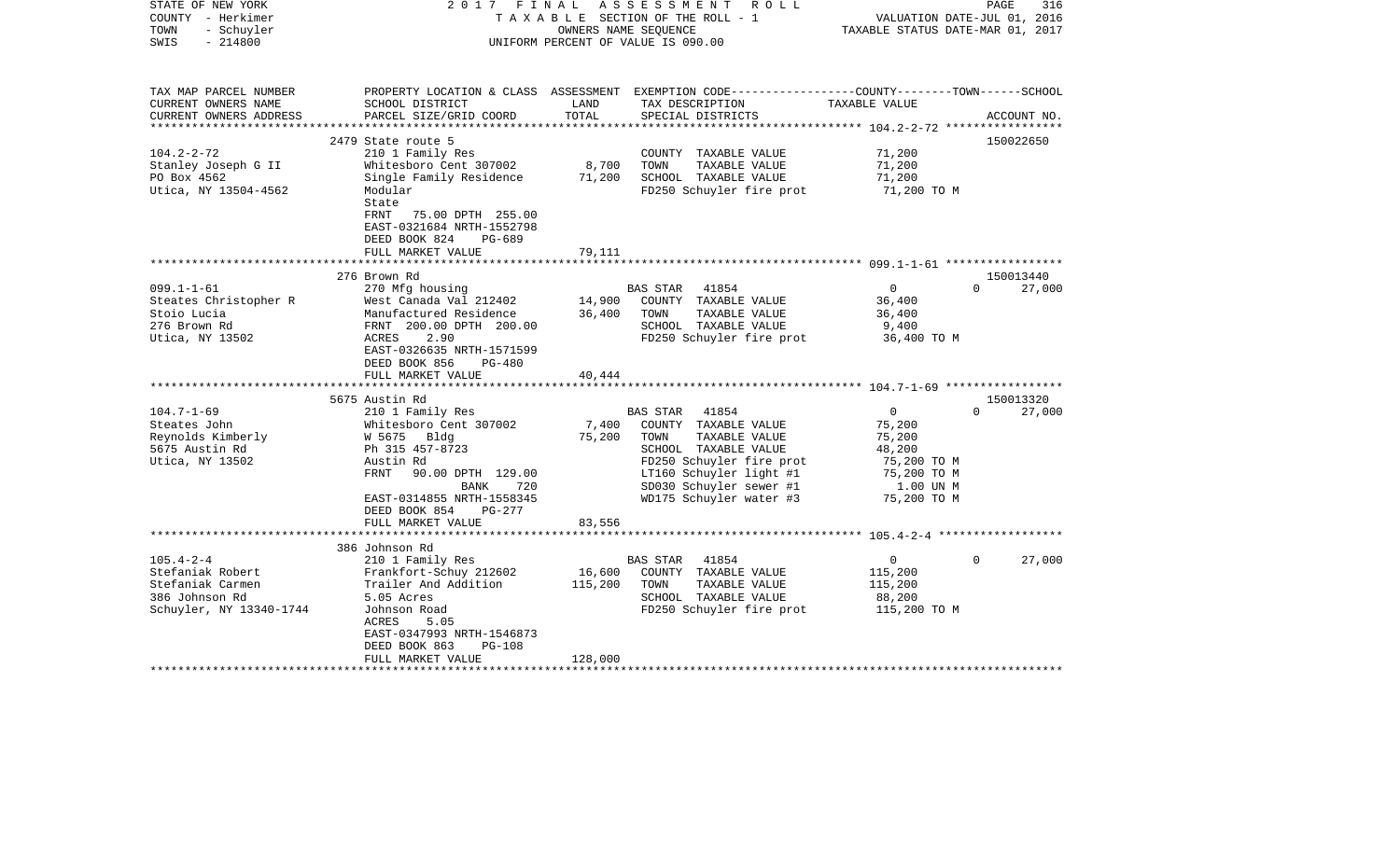STATE OF NEW YORK — 2017 FINAL ASSESSMENT ROLL
COUNTY - Herkimer — TAXABLE SECTION OF THE ROLL - 1 — VALUATION DATE-JUL 01, 2016
TOWN - Schuyler — OWNERS NAME SEQUENCE — TAXABLE STATUS DATE-MAR 01, 2017
SWIS - 214800 — UNIFORM PERCENT OF VALUE IS 090.00

| TAX MAP PARCEL NUMBER / CURRENT OWNERS NAME / CURRENT OWNERS ADDRESS | PROPERTY LOCATION & CLASS / SCHOOL DISTRICT / PARCEL SIZE/GRID COORD | ASSESSMENT LAND | TOTAL | EXEMPTION CODE / TAX DESCRIPTION / SPECIAL DISTRICTS | COUNTY | TOWN | SCHOOL / ACCOUNT NO. |
|---|---|---|---|---|---|---|---|
| **104.2-2-72** | 2479 State route 5 | | | | | | 150022650 |
| 104.2-2-72 | 210 1 Family Res | | | COUNTY TAXABLE VALUE | 71,200 | | |
| Stanley Joseph G II | Whitesboro Cent 307002 | 8,700 | | TOWN TAXABLE VALUE | | 71,200 | |
| PO Box 4562 | Single Family Residence | | 71,200 | SCHOOL TAXABLE VALUE | | | 71,200 |
| Utica, NY 13504-4562 | Modular | | | FD250 Schuyler fire prot | 71,200 TO M | | |
| | State | | | | | | |
| | FRNT 75.00 DPTH 255.00 | | | | | | |
| | EAST-0321684 NRTH-1552798 | | | | | | |
| | DEED BOOK 824 PG-689 | | | | | | |
| | FULL MARKET VALUE | | 79,111 | | | | |
| **099.1-1-61** | 276 Brown Rd | | | | | | 150013440 |
| 099.1-1-61 | 270 Mfg housing | | | BAS STAR 41854 | 0 | 0 | 27,000 |
| Steates Christopher R | West Canada Val 212402 | 14,900 | | COUNTY TAXABLE VALUE | 36,400 | | |
| Stoio Lucia | Manufactured Residence | | 36,400 | TOWN TAXABLE VALUE | | 36,400 | |
| 276 Brown Rd | FRNT 200.00 DPTH 200.00 | | | SCHOOL TAXABLE VALUE | | | 9,400 |
| Utica, NY 13502 | ACRES 2.90 | | | FD250 Schuyler fire prot | 36,400 TO M | | |
| | EAST-0326635 NRTH-1571599 | | | | | | |
| | DEED BOOK 856 PG-480 | | | | | | |
| | FULL MARKET VALUE | | 40,444 | | | | |
| **104.7-1-69** | 5675 Austin Rd | | | | | | 150013320 |
| 104.7-1-69 | 210 1 Family Res | | | BAS STAR 41854 | 0 | 0 | 27,000 |
| Steates John | Whitesboro Cent 307002 | 7,400 | | COUNTY TAXABLE VALUE | 75,200 | | |
| Reynolds Kimberly | W 5675 Bldg | | 75,200 | TOWN TAXABLE VALUE | | 75,200 | |
| 5675 Austin Rd | Ph 315 457-8723 | | | SCHOOL TAXABLE VALUE | | | 48,200 |
| Utica, NY 13502 | Austin Rd | | | FD250 Schuyler fire prot | 75,200 TO M | | |
| | FRNT 90.00 DPTH 129.00 | | | LT160 Schuyler light #1 | 75,200 TO M | | |
| | BANK 720 | | | SD030 Schuyler sewer #1 | 1.00 UN M | | |
| | EAST-0314855 NRTH-1558345 | | | WD175 Schuyler water #3 | 75,200 TO M | | |
| | DEED BOOK 854 PG-277 | | | | | | |
| | FULL MARKET VALUE | | 83,556 | | | | |
| **105.4-2-4** | 386 Johnson Rd | | | | | | |
| 105.4-2-4 | 210 1 Family Res | | | BAS STAR 41854 | 0 | 0 | 27,000 |
| Stefaniak Robert | Frankfort-Schuy 212602 | 16,600 | | COUNTY TAXABLE VALUE | 115,200 | | |
| Stefaniak Carmen | Trailer And Addition | | 115,200 | TOWN TAXABLE VALUE | | 115,200 | |
| 386 Johnson Rd | 5.05 Acres | | | SCHOOL TAXABLE VALUE | | | 88,200 |
| Schuyler, NY 13340-1744 | Johnson Road | | | FD250 Schuyler fire prot | 115,200 TO M | | |
| | ACRES 5.05 | | | | | | |
| | EAST-0347993 NRTH-1546873 | | | | | | |
| | DEED BOOK 863 PG-108 | | | | | | |
| | FULL MARKET VALUE | | 128,000 | | | | |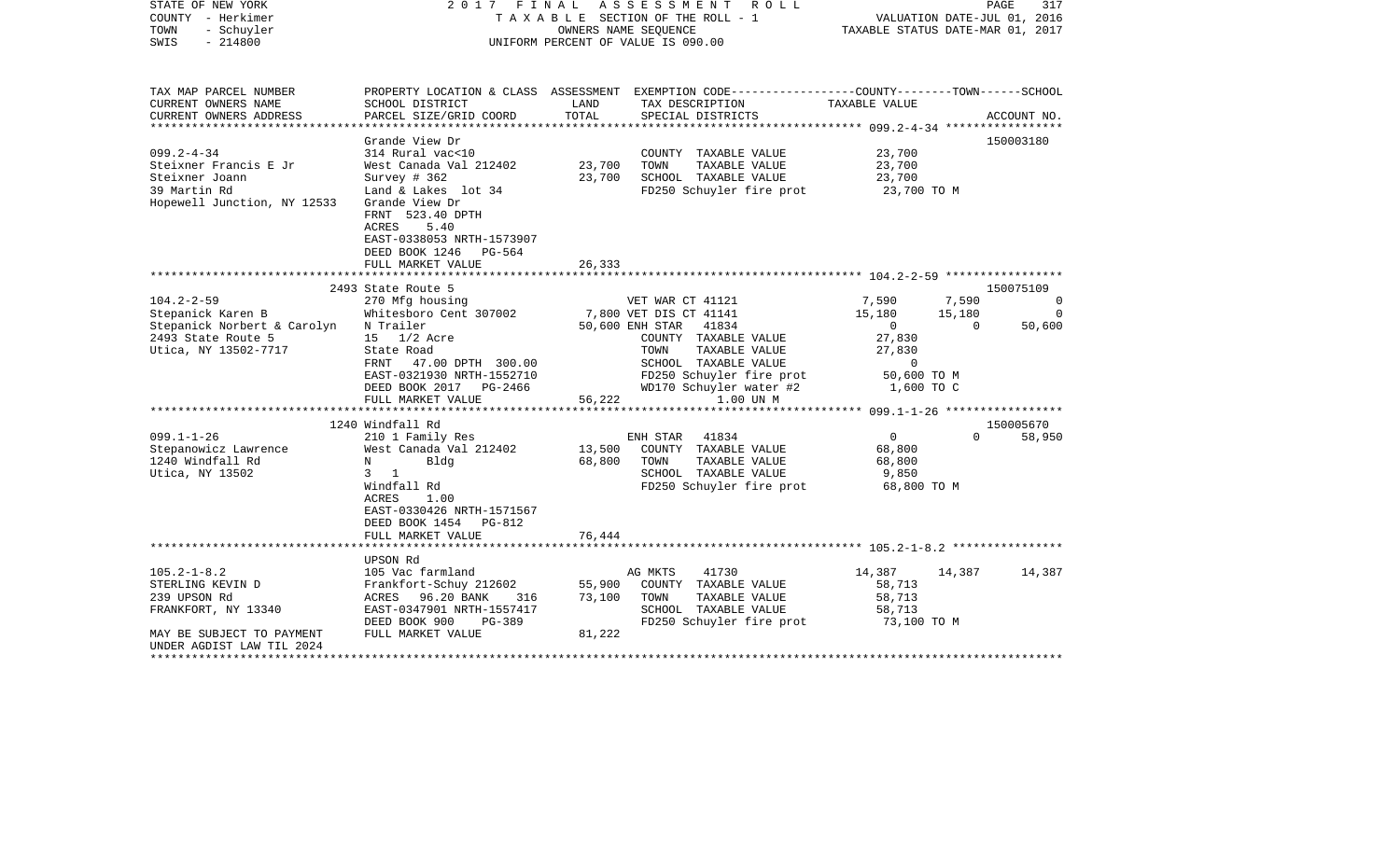STATE OF NEW YORK | COUNTY - Herkimer | TOWN - Schuyler | SWIS - 214800

2017 FINAL ASSESSMENT ROLL
TAXABLE SECTION OF THE ROLL - 1
OWNERS NAME SEQUENCE
UNIFORM PERCENT OF VALUE IS 090.00

VALUATION DATE-JUL 01, 2016
TAXABLE STATUS DATE-MAR 01, 2017

| TAX MAP PARCEL NUMBER / CURRENT OWNERS NAME / CURRENT OWNERS ADDRESS | PROPERTY LOCATION & CLASS / SCHOOL DISTRICT / PARCEL SIZE/GRID COORD | ASSESSMENT LAND / TOTAL | EXEMPTION CODE / TAX DESCRIPTION / SPECIAL DISTRICTS | COUNTY TAXABLE VALUE | TOWN | SCHOOL | ACCOUNT NO. |
|---|---|---|---|---|---|---|---|
| 099.2-4-34 | Grande View Dr | | | | | | 150003180 |
| Steixner Francis E Jr | 314 Rural vac<10 | | COUNTY TAXABLE VALUE | 23,700 | | | |
| Steixner Joann | West Canada Val 212402 | 23,700 | TOWN TAXABLE VALUE | 23,700 | | | |
| 39 Martin Rd | Survey # 362 | 23,700 | SCHOOL TAXABLE VALUE | 23,700 | | | |
| Hopewell Junction, NY 12533 | Land & Lakes lot 34 | | FD250 Schuyler fire prot | 23,700 TO M | | | |
| | Grande View Dr | | | | | | |
| | FRNT 523.40 DPTH | | | | | | |
| | ACRES 5.40 | | | | | | |
| | EAST-0338053 NRTH-1573907 | | | | | | |
| | DEED BOOK 1246 PG-564 | | | | | | |
| | FULL MARKET VALUE | 26,333 | | | | | |
| 104.2-2-59 | 2493 State Route 5 | | | | | | 150075109 |
| Stepanick Karen B | 270 Mfg housing | | VET WAR CT 41121 | 7,590 | 7,590 | 0 | |
| Stepanick Norbert & Carolyn | Whitesboro Cent 307002 | 7,800 | VET DIS CT 41141 | 15,180 | 15,180 | 0 | |
| 2493 State Route 5 | N Trailer | 50,600 | ENH STAR 41834 | 0 | 0 | 50,600 | |
| Utica, NY 13502-7717 | 15 1/2 Acre | | COUNTY TAXABLE VALUE | 27,830 | | | |
| | State Road | | TOWN TAXABLE VALUE | 27,830 | | | |
| | FRNT 47.00 DPTH 300.00 | | SCHOOL TAXABLE VALUE | 0 | | | |
| | EAST-0321930 NRTH-1552710 | | FD250 Schuyler fire prot | 50,600 TO M | | | |
| | DEED BOOK 2017 PG-2466 | | WD170 Schuyler water #2 | 1,600 TO C | | | |
| | FULL MARKET VALUE | 56,222 | 1.00 UN M | | | | |
| 099.1-1-26 | 1240 Windfall Rd | | | | | | 150005670 |
| Stepanowicz Lawrence | 210 1 Family Res | | ENH STAR 41834 | 0 | 0 | 58,950 | |
| 1240 Windfall Rd | West Canada Val 212402 | 13,500 | COUNTY TAXABLE VALUE | 68,800 | | | |
| Utica, NY 13502 | N Bldg | 68,800 | TOWN TAXABLE VALUE | 68,800 | | | |
| | 3 1 | | SCHOOL TAXABLE VALUE | 9,850 | | | |
| | Windfall Rd | | FD250 Schuyler fire prot | 68,800 TO M | | | |
| | ACRES 1.00 | | | | | | |
| | EAST-0330426 NRTH-1571567 | | | | | | |
| | DEED BOOK 1454 PG-812 | | | | | | |
| | FULL MARKET VALUE | 76,444 | | | | | |
| 105.2-1-8.2 | UPSON Rd | | | | | | |
| STERLING KEVIN D | 105 Vac farmland | | AG MKTS 41730 | 14,387 | 14,387 | 14,387 | |
| 239 UPSON Rd | Frankfort-Schuy 212602 | 55,900 | COUNTY TAXABLE VALUE | 58,713 | | | |
| FRANKFORT, NY 13340 | ACRES 96.20 BANK 316 | 73,100 | TOWN TAXABLE VALUE | 58,713 | | | |
| | EAST-0347901 NRTH-1557417 | | SCHOOL TAXABLE VALUE | 58,713 | | | |
| | DEED BOOK 900 PG-389 | | FD250 Schuyler fire prot | 73,100 TO M | | | |
| MAY BE SUBJECT TO PAYMENT | FULL MARKET VALUE | 81,222 | | | | | |
| UNDER AGDIST LAW TIL 2024 | | | | | | | |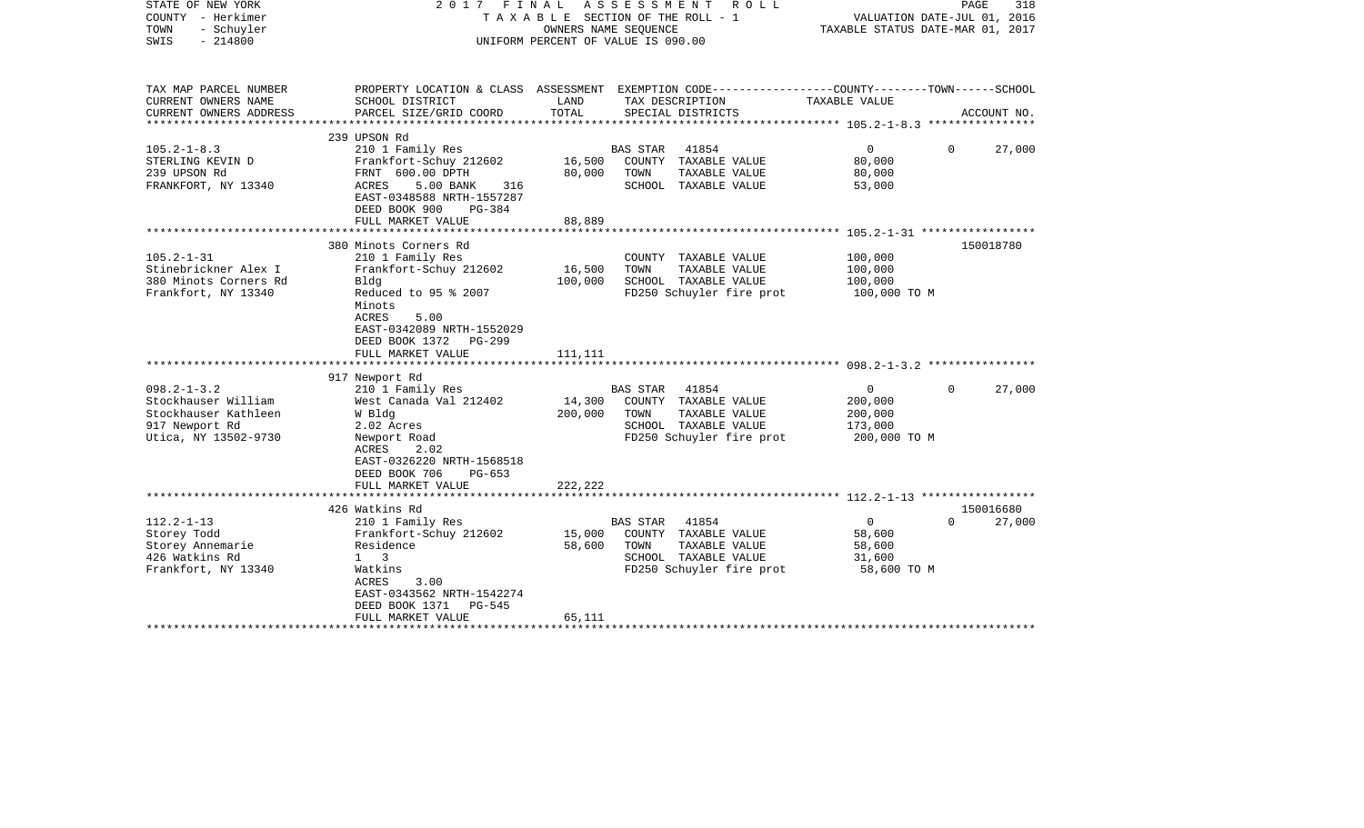STATE OF NEW YORK — COUNTY - Herkimer — TOWN - Schuyler — SWIS - 214800

2017 FINAL ASSESSMENT ROLL
TAXABLE SECTION OF THE ROLL - 1
OWNERS NAME SEQUENCE
UNIFORM PERCENT OF VALUE IS 090.00

VALUATION DATE-JUL 01, 2016
TAXABLE STATUS DATE-MAR 01, 2017

| TAX MAP PARCEL NUMBER / CURRENT OWNERS NAME / CURRENT OWNERS ADDRESS | PROPERTY LOCATION & CLASS / SCHOOL DISTRICT / PARCEL SIZE/GRID COORD | ASSESSMENT LAND | TOTAL | EXEMPTION CODE / TAX DESCRIPTION / SPECIAL DISTRICTS | COUNTY | TOWN | SCHOOL / TAXABLE VALUE | ACCOUNT NO. |
|---|---|---|---|---|---|---|---|---|
| **105.2-1-8.3** | 239 UPSON Rd | | | | | | | |
| 105.2-1-8.3 | 210 1 Family Res | | | BAS STAR 41854 | 0 | 0 | 27,000 | |
| STERLING KEVIN D | Frankfort-Schuy 212602 | 16,500 | | COUNTY TAXABLE VALUE | 80,000 | | | |
| 239 UPSON Rd | FRNT 600.00 DPTH | | 80,000 | TOWN TAXABLE VALUE | 80,000 | | | |
| FRANKFORT, NY 13340 | ACRES 5.00 BANK 316 | | | SCHOOL TAXABLE VALUE | 53,000 | | | |
| | EAST-0348588 NRTH-1557287 | | | | | | | |
| | DEED BOOK 900 PG-384 | | | | | | | |
| | FULL MARKET VALUE | | 88,889 | | | | | |
| **105.2-1-31** | 380 Minots Corners Rd | | | | | | | 150018780 |
| 105.2-1-31 | 210 1 Family Res | | | COUNTY TAXABLE VALUE | 100,000 | | | |
| Stinebrickner Alex I | Frankfort-Schuy 212602 | 16,500 | | TOWN TAXABLE VALUE | 100,000 | | | |
| 380 Minots Corners Rd | Bldg | | 100,000 | SCHOOL TAXABLE VALUE | 100,000 | | | |
| Frankfort, NY 13340 | Reduced to 95 % 2007 | | | FD250 Schuyler fire prot | 100,000 TO M | | | |
| | Minots | | | | | | | |
| | ACRES 5.00 | | | | | | | |
| | EAST-0342089 NRTH-1552029 | | | | | | | |
| | DEED BOOK 1372 PG-299 | | | | | | | |
| | FULL MARKET VALUE | | 111,111 | | | | | |
| **098.2-1-3.2** | 917 Newport Rd | | | | | | | |
| 098.2-1-3.2 | 210 1 Family Res | | | BAS STAR 41854 | 0 | 0 | 27,000 | |
| Stockhauser William | West Canada Val 212402 | 14,300 | | COUNTY TAXABLE VALUE | 200,000 | | | |
| Stockhauser Kathleen | W Bldg | | 200,000 | TOWN TAXABLE VALUE | 200,000 | | | |
| 917 Newport Rd | 2.02 Acres | | | SCHOOL TAXABLE VALUE | 173,000 | | | |
| Utica, NY 13502-9730 | Newport Road | | | FD250 Schuyler fire prot | 200,000 TO M | | | |
| | ACRES 2.02 | | | | | | | |
| | EAST-0326220 NRTH-1568518 | | | | | | | |
| | DEED BOOK 706 PG-653 | | | | | | | |
| | FULL MARKET VALUE | | 222,222 | | | | | |
| **112.2-1-13** | 426 Watkins Rd | | | | | | | 150016680 |
| 112.2-1-13 | 210 1 Family Res | | | BAS STAR 41854 | 0 | 0 | 27,000 | |
| Storey Todd | Frankfort-Schuy 212602 | 15,000 | | COUNTY TAXABLE VALUE | 58,600 | | | |
| Storey Annemarie | Residence | | 58,600 | TOWN TAXABLE VALUE | 58,600 | | | |
| 426 Watkins Rd | 1 3 | | | SCHOOL TAXABLE VALUE | 31,600 | | | |
| Frankfort, NY 13340 | Watkins | | | FD250 Schuyler fire prot | 58,600 TO M | | | |
| | ACRES 3.00 | | | | | | | |
| | EAST-0343562 NRTH-1542274 | | | | | | | |
| | DEED BOOK 1371 PG-545 | | | | | | | |
| | FULL MARKET VALUE | | 65,111 | | | | | |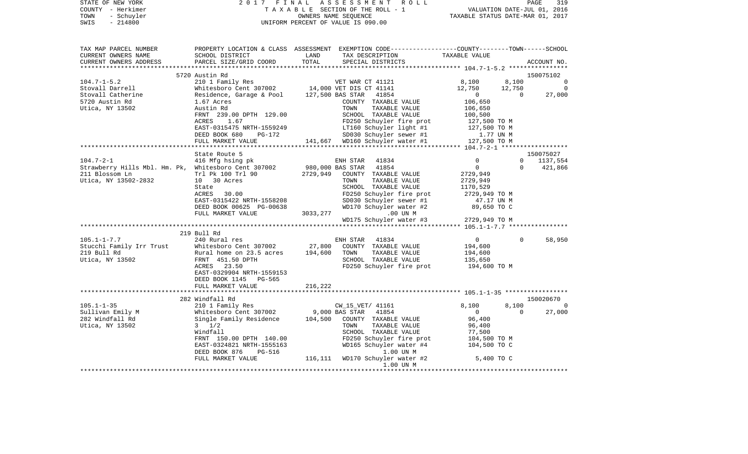```
STATE OF NEW YORK              2 0 1 7   F I N A L   A S S E S S M E N T   R O L L                              PAGE    319
COUNTY  - Herkimer                         T A X A B L E  SECTION OF THE ROLL - 1                    VALUATION DATE-JUL 01, 2016
TOWN    - Schuyler                               OWNERS NAME SEQUENCE                               TAXABLE STATUS DATE-MAR 01, 2017
SWIS    - 214800                           UNIFORM PERCENT OF VALUE IS 090.00

TAX MAP PARCEL NUMBER          PROPERTY LOCATION & CLASS  ASSESSMENT  EXEMPTION CODE-----------------COUNTY--------TOWN------SCHOOL
CURRENT OWNERS NAME            SCHOOL DISTRICT             LAND       TAX DESCRIPTION             TAXABLE VALUE
CURRENT OWNERS ADDRESS         PARCEL SIZE/GRID COORD      TOTAL      SPECIAL DISTRICTS                                    ACCOUNT NO.
******************************************************************************************************* 104.7-1-5.2 ****************
                               5720 Austin Rd                                                                            150075102
104.7-1-5.2                    210 1 Family Res                       VET WAR CT 41121              8,100        8,100           0
Stovall Darrell                Whitesboro Cent 307002       14,000 VET DIS CT 41141                 12,750       12,750           0
Stovall Catherine              Residence, Garage & Pool    127,500 BAS STAR   41854                  0            0         27,000
5720 Austin Rd                 1.67 Acres                             COUNTY  TAXABLE VALUE         106,650
Utica, NY 13502                Austin Rd                              TOWN    TAXABLE VALUE         106,650
                               FRNT  239.00 DPTH  129.00              SCHOOL  TAXABLE VALUE         100,500
                               ACRES    1.67                          FD250 Schuyler fire prot       127,500 TO M
                               EAST-0315475 NRTH-1559249              LT160 Schuyler light #1        127,500 TO M
                               DEED BOOK 680     PG-172               SD030 Schuyler sewer #1           1.77 UN M
                               FULL MARKET VALUE           141,667   WD160 Schuyler water #1        127,500 TO M
******************************************************************************************************* 104.7-2-1 ******************
                               State Route 5                                                                             150075027
104.7-2-1                      416 Mfg hsing pk                       ENH STAR   41834                  0            0      1137,554
Strawberry Hills Mbl. Hm. Pk,  Whitesboro Cent 307002      980,000 BAS STAR   41854                  0            0       421,866
211 Blossom Ln                 Trl Pk 100 Trl 90          2729,949   COUNTY  TAXABLE VALUE        2729,949
Utica, NY 13502-2832           10   30 Acres                          TOWN    TAXABLE VALUE        2729,949
                               State                                  SCHOOL  TAXABLE VALUE        1170,529
                               ACRES   30.00                          FD250 Schuyler fire prot      2729,949 TO M
                               EAST-0315422 NRTH-1558208              SD030 Schuyler sewer #1          47.17 UN M
                               DEED BOOK 00625 PG-00638               WD170 Schuyler water #2         89,650 TO C
                               FULL MARKET VALUE          3033,277                  .00 UN M
                                                                      WD175 Schuyler water #3       2729,949 TO M
******************************************************************************************************* 105.1-1-7.7 ****************
                               219 Bull Rd
105.1-1-7.7                    240 Rural res                          ENH STAR   41834                  0            0        58,950
Stucchi Family Irr Trust       Whitesboro Cent 307002       27,800   COUNTY  TAXABLE VALUE         194,600
219 Bull Rd                    Rural home on 23.5 acres    194,600   TOWN    TAXABLE VALUE         194,600
Utica, NY 13502                FRNT  451.50 DPTH                      SCHOOL  TAXABLE VALUE         135,650
                               ACRES   23.50                          FD250 Schuyler fire prot       194,600 TO M
                               EAST-0329904 NRTH-1559153
                               DEED BOOK 1145    PG-565
                               FULL MARKET VALUE           216,222
******************************************************************************************************* 105.1-1-35 *****************
                               282 Windfall Rd                                                                           150020670
105.1-1-35                     210 1 Family Res                       CW_15_VET/ 41161               8,100        8,100           0
Sullivan Emily M               Whitesboro Cent 307002        9,000 BAS STAR   41854                  0            0        27,000
282 Windfall Rd                Single Family Residence     104,500   COUNTY  TAXABLE VALUE          96,400
Utica, NY 13502                3   1/2                                TOWN    TAXABLE VALUE          96,400
                               Windfall                               SCHOOL  TAXABLE VALUE          77,500
                               FRNT  150.00 DPTH  140.00              FD250 Schuyler fire prot       104,500 TO M
                               EAST-0324821 NRTH-1555163              WD165 Schuyler water #4        104,500 TO C
                               DEED BOOK 876     PG-516                                1.00 UN M
                               FULL MARKET VALUE           116,111   WD170 Schuyler water #2          5,400 TO C
                                                                                       1.00 UN M
************************************************************************************************************************************
```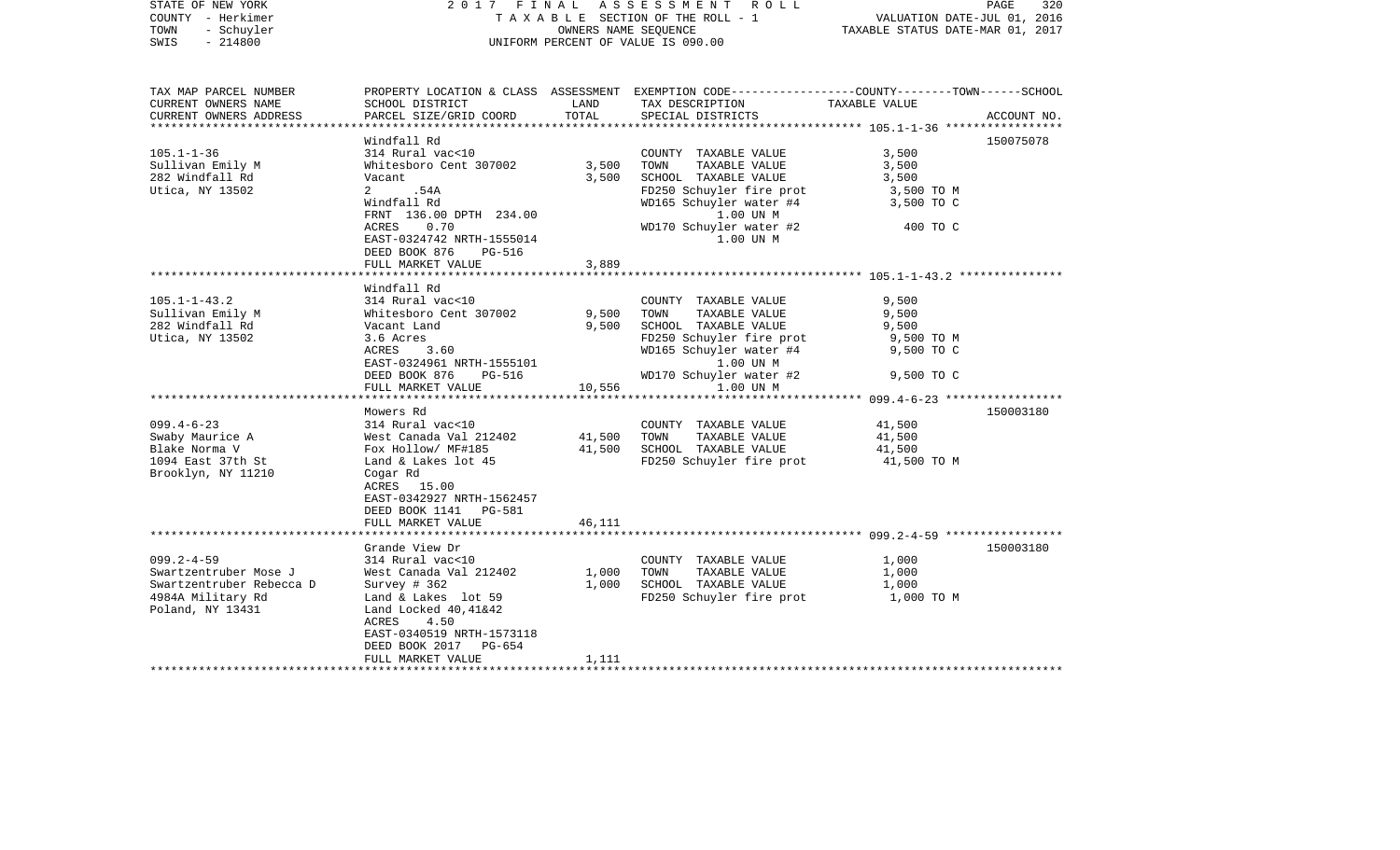| TAX MAP PARCEL NUMBER<br>CURRENT OWNERS NAME<br>CURRENT OWNERS ADDRESS | PROPERTY LOCATION & CLASS<br>SCHOOL DISTRICT<br>PARCEL SIZE/GRID COORD | ASSESSMENT<br>LAND<br>TOTAL | EXEMPTION CODE-----------------COUNTY--------TOWN------SCHOOL<br>TAX DESCRIPTION<br>SPECIAL DISTRICTS | TAXABLE VALUE | ACCOUNT NO. |
|---|---|---|---|---|---|
| **105.1-1-36** | Windfall Rd | | | | 150075078 |
| 105.1-1-36 | 314 Rural vac<10 | | COUNTY TAXABLE VALUE | 3,500 | |
| Sullivan Emily M | Whitesboro Cent 307002 | 3,500 | TOWN TAXABLE VALUE | 3,500 | |
| 282 Windfall Rd | Vacant | 3,500 | SCHOOL TAXABLE VALUE | 3,500 | |
| Utica, NY 13502 | 2 .54A | | FD250 Schuyler fire prot | 3,500 TO M | |
| | Windfall Rd | | WD165 Schuyler water #4 | 3,500 TO C | |
| | FRNT 136.00 DPTH 234.00 | | 1.00 UN M | | |
| | ACRES 0.70 | | WD170 Schuyler water #2 | 400 TO C | |
| | EAST-0324742 NRTH-1555014 | | 1.00 UN M | | |
| | DEED BOOK 876 PG-516 | | | | |
| | FULL MARKET VALUE | 3,889 | | | |
| **105.1-1-43.2** | Windfall Rd | | | | |
| 105.1-1-43.2 | 314 Rural vac<10 | | COUNTY TAXABLE VALUE | 9,500 | |
| Sullivan Emily M | Whitesboro Cent 307002 | 9,500 | TOWN TAXABLE VALUE | 9,500 | |
| 282 Windfall Rd | Vacant Land | 9,500 | SCHOOL TAXABLE VALUE | 9,500 | |
| Utica, NY 13502 | 3.6 Acres | | FD250 Schuyler fire prot | 9,500 TO M | |
| | ACRES 3.60 | | WD165 Schuyler water #4 | 9,500 TO C | |
| | EAST-0324961 NRTH-1555101 | | 1.00 UN M | | |
| | DEED BOOK 876 PG-516 | | WD170 Schuyler water #2 | 9,500 TO C | |
| | FULL MARKET VALUE | 10,556 | 1.00 UN M | | |
| **099.4-6-23** | Mowers Rd | | | | 150003180 |
| 099.4-6-23 | 314 Rural vac<10 | | COUNTY TAXABLE VALUE | 41,500 | |
| Swaby Maurice A | West Canada Val 212402 | 41,500 | TOWN TAXABLE VALUE | 41,500 | |
| Blake Norma V | Fox Hollow/ MF#185 | 41,500 | SCHOOL TAXABLE VALUE | 41,500 | |
| 1094 East 37th St | Land & Lakes lot 45 | | FD250 Schuyler fire prot | 41,500 TO M | |
| Brooklyn, NY 11210 | Cogar Rd | | | | |
| | ACRES 15.00 | | | | |
| | EAST-0342927 NRTH-1562457 | | | | |
| | DEED BOOK 1141 PG-581 | | | | |
| | FULL MARKET VALUE | 46,111 | | | |
| **099.2-4-59** | Grande View Dr | | | | 150003180 |
| 099.2-4-59 | 314 Rural vac<10 | | COUNTY TAXABLE VALUE | 1,000 | |
| Swartzentruber Mose J | West Canada Val 212402 | 1,000 | TOWN TAXABLE VALUE | 1,000 | |
| Swartzentruber Rebecca D | Survey # 362 | 1,000 | SCHOOL TAXABLE VALUE | 1,000 | |
| 4984A Military Rd | Land & Lakes lot 59 | | FD250 Schuyler fire prot | 1,000 TO M | |
| Poland, NY 13431 | Land Locked 40,41&42 | | | | |
| | ACRES 4.50 | | | | |
| | EAST-0340519 NRTH-1573118 | | | | |
| | DEED BOOK 2017 PG-654 | | | | |
| | FULL MARKET VALUE | 1,111 | | | |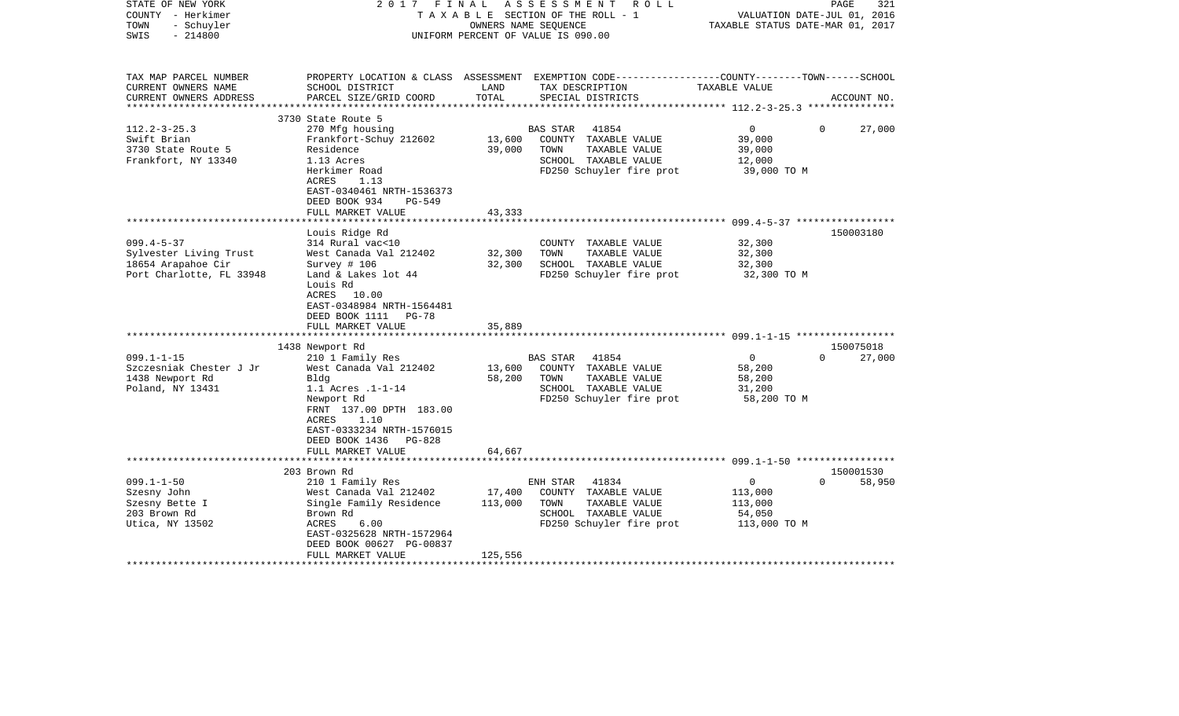STATE OF NEW YORK
COUNTY - Herkimer
TOWN - Schuyler
SWIS - 214800

2 0 1 7 F I N A L A S S E S S M E N T R O L L
T A X A B L E SECTION OF THE ROLL - 1
OWNERS NAME SEQUENCE
UNIFORM PERCENT OF VALUE IS 090.00

VALUATION DATE-JUL 01, 2016
TAXABLE STATUS DATE-MAR 01, 2017

| TAX MAP PARCEL NUMBER / CURRENT OWNERS NAME / CURRENT OWNERS ADDRESS | PROPERTY LOCATION & CLASS / SCHOOL DISTRICT / PARCEL SIZE/GRID COORD | ASSESSMENT LAND / TOTAL | EXEMPTION CODE / TAX DESCRIPTION / SPECIAL DISTRICTS | COUNTY / TOWN / SCHOOL TAXABLE VALUE | ACCOUNT NO. |
|---|---|---|---|---|---|
| 112.2-3-25.3 | 3730 State Route 5 | | | | |
| | 270 Mfg housing | | BAS STAR 41854 | 0 0 | 27,000 |
| Swift Brian | Frankfort-Schuy 212602 | 13,600 | COUNTY TAXABLE VALUE | 39,000 | |
| 3730 State Route 5 | Residence | 39,000 | TOWN TAXABLE VALUE | 39,000 | |
| Frankfort, NY 13340 | 1.13 Acres | | SCHOOL TAXABLE VALUE | 12,000 | |
| | Herkimer Road | | FD250 Schuyler fire prot | 39,000 TO M | |
| | ACRES 1.13 | | | | |
| | EAST-0340461 NRTH-1536373 | | | | |
| | DEED BOOK 934 PG-549 | | | | |
| | FULL MARKET VALUE | 43,333 | | | |
| 099.4-5-37 | Louis Ridge Rd | | | | 150003180 |
| | 314 Rural vac<10 | | COUNTY TAXABLE VALUE | 32,300 | |
| Sylvester Living Trust | West Canada Val 212402 | 32,300 | TOWN TAXABLE VALUE | 32,300 | |
| 18654 Arapahoe Cir | Survey # 106 | 32,300 | SCHOOL TAXABLE VALUE | 32,300 | |
| Port Charlotte, FL 33948 | Land & Lakes lot 44 | | FD250 Schuyler fire prot | 32,300 TO M | |
| | Louis Rd | | | | |
| | ACRES 10.00 | | | | |
| | EAST-0348984 NRTH-1564481 | | | | |
| | DEED BOOK 1111 PG-78 | | | | |
| | FULL MARKET VALUE | 35,889 | | | |
| 099.1-1-15 | 1438 Newport Rd | | | | 150075018 |
| | 210 1 Family Res | | BAS STAR 41854 | 0 0 | 27,000 |
| Szczesniak Chester J Jr | West Canada Val 212402 | 13,600 | COUNTY TAXABLE VALUE | 58,200 | |
| 1438 Newport Rd | Bldg | 58,200 | TOWN TAXABLE VALUE | 58,200 | |
| Poland, NY 13431 | 1.1 Acres .1-1-14 | | SCHOOL TAXABLE VALUE | 31,200 | |
| | Newport Rd | | FD250 Schuyler fire prot | 58,200 TO M | |
| | FRNT 137.00 DPTH 183.00 | | | | |
| | ACRES 1.10 | | | | |
| | EAST-0333234 NRTH-1576015 | | | | |
| | DEED BOOK 1436 PG-828 | | | | |
| | FULL MARKET VALUE | 64,667 | | | |
| 099.1-1-50 | 203 Brown Rd | | | | 150001530 |
| | 210 1 Family Res | | ENH STAR 41834 | 0 0 | 58,950 |
| Szesny John | West Canada Val 212402 | 17,400 | COUNTY TAXABLE VALUE | 113,000 | |
| Szesny Bette I | Single Family Residence | 113,000 | TOWN TAXABLE VALUE | 113,000 | |
| 203 Brown Rd | Brown Rd | | SCHOOL TAXABLE VALUE | 54,050 | |
| Utica, NY 13502 | ACRES 6.00 | | FD250 Schuyler fire prot | 113,000 TO M | |
| | EAST-0325628 NRTH-1572964 | | | | |
| | DEED BOOK 00627 PG-00837 | | | | |
| | FULL MARKET VALUE | 125,556 | | | |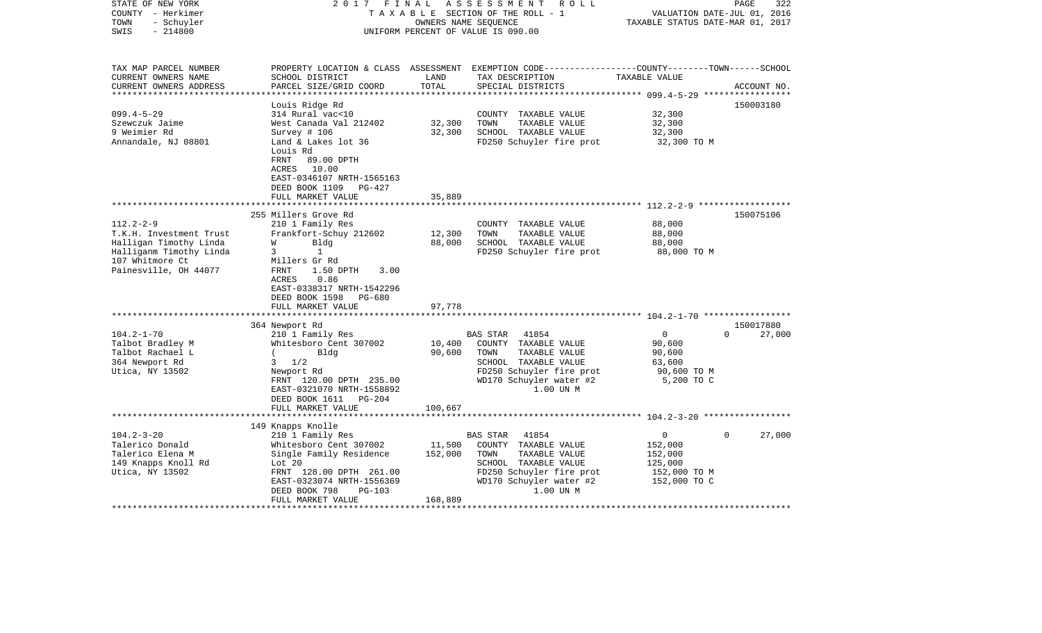STATE OF NEW YORK 2017 FINAL ASSESSMENT ROLL
COUNTY - Herkimer TAXABLE SECTION OF THE ROLL - 1 VALUATION DATE-JUL 01, 2016
TOWN - Schuyler OWNERS NAME SEQUENCE TAXABLE STATUS DATE-MAR 01, 2017
SWIS - 214800 UNIFORM PERCENT OF VALUE IS 090.00

| TAX MAP PARCEL NUMBER<br>CURRENT OWNERS NAME<br>CURRENT OWNERS ADDRESS | PROPERTY LOCATION & CLASS<br>SCHOOL DISTRICT<br>PARCEL SIZE/GRID COORD | ASSESSMENT<br>LAND<br>TOTAL | EXEMPTION CODE<br>TAX DESCRIPTION<br>SPECIAL DISTRICTS | COUNTY--------TOWN------SCHOOL<br>TAXABLE VALUE | ACCOUNT NO. |
|---|---|---|---|---|---|
| 099.4-5-29<br>Szewczuk Jaime<br>9 Weimier Rd<br>Annandale, NJ 08801 | Louis Ridge Rd<br>314 Rural vac<10<br>West Canada Val 212402<br>Survey # 106<br>Land & Lakes lot 36<br>Louis Rd<br>FRNT 89.00 DPTH<br>ACRES 10.00<br>EAST-0346107 NRTH-1565163<br>DEED BOOK 1109 PG-427<br>FULL MARKET VALUE | <br><br>32,300<br>32,300<br><br><br><br><br><br><br>35,889 | <br><br>COUNTY TAXABLE VALUE<br>TOWN TAXABLE VALUE<br>SCHOOL TAXABLE VALUE<br>FD250 Schuyler fire prot | <br><br>32,300<br>32,300<br>32,300<br>32,300 TO M | 150003180 |
| 112.2-2-9<br>T.K.H. Investment Trust<br>Halligan Timothy Linda<br>Halliganm Timothy Linda<br>107 Whitmore Ct<br>Painesville, OH 44077 | 255 Millers Grove Rd<br>210 1 Family Res<br>Frankfort-Schuy 212602<br>W Bldg<br>3 1<br>Millers Gr Rd<br>FRNT 1.50 DPTH 3.00<br>ACRES 0.86<br>EAST-0338317 NRTH-1542296<br>DEED BOOK 1598 PG-680<br>FULL MARKET VALUE | <br><br>12,300<br>88,000<br><br><br><br><br><br><br>97,778 | <br><br>COUNTY TAXABLE VALUE<br>TOWN TAXABLE VALUE<br>SCHOOL TAXABLE VALUE<br>FD250 Schuyler fire prot | <br><br>88,000<br>88,000<br>88,000<br>88,000 TO M | 150075106 |
| 104.2-1-70<br>Talbot Bradley M<br>Talbot Rachael L<br>364 Newport Rd<br>Utica, NY 13502 | 364 Newport Rd<br>210 1 Family Res<br>Whitesboro Cent 307002<br>( Bldg<br>3 1/2<br>Newport Rd<br>FRNT 120.00 DPTH 235.00<br>EAST-0321070 NRTH-1558892<br>DEED BOOK 1611 PG-204<br>FULL MARKET VALUE | <br><br>10,400<br>90,600<br><br><br><br><br><br>100,667 | <br>BAS STAR 41854<br>COUNTY TAXABLE VALUE<br>TOWN TAXABLE VALUE<br>SCHOOL TAXABLE VALUE<br>FD250 Schuyler fire prot<br>WD170 Schuyler water #2<br>1.00 UN M | <br>0 0 27,000<br>90,600<br>90,600<br>63,600<br>90,600 TO M<br>5,200 TO C | 150017880 |
| 104.2-3-20<br>Talerico Donald<br>Talerico Elena M<br>149 Knapps Knoll Rd<br>Utica, NY 13502 | 149 Knapps Knolle<br>210 1 Family Res<br>Whitesboro Cent 307002<br>Single Family Residence<br>Lot 20<br>FRNT 128.00 DPTH 261.00<br>EAST-0323074 NRTH-1556369<br>DEED BOOK 798 PG-103<br>FULL MARKET VALUE | <br><br>11,500<br>152,000<br><br><br><br><br>168,889 | <br>BAS STAR 41854<br>COUNTY TAXABLE VALUE<br>TOWN TAXABLE VALUE<br>SCHOOL TAXABLE VALUE<br>FD250 Schuyler fire prot<br>WD170 Schuyler water #2<br>1.00 UN M | <br>0 0 27,000<br>152,000<br>152,000<br>125,000<br>152,000 TO M<br>152,000 TO C | |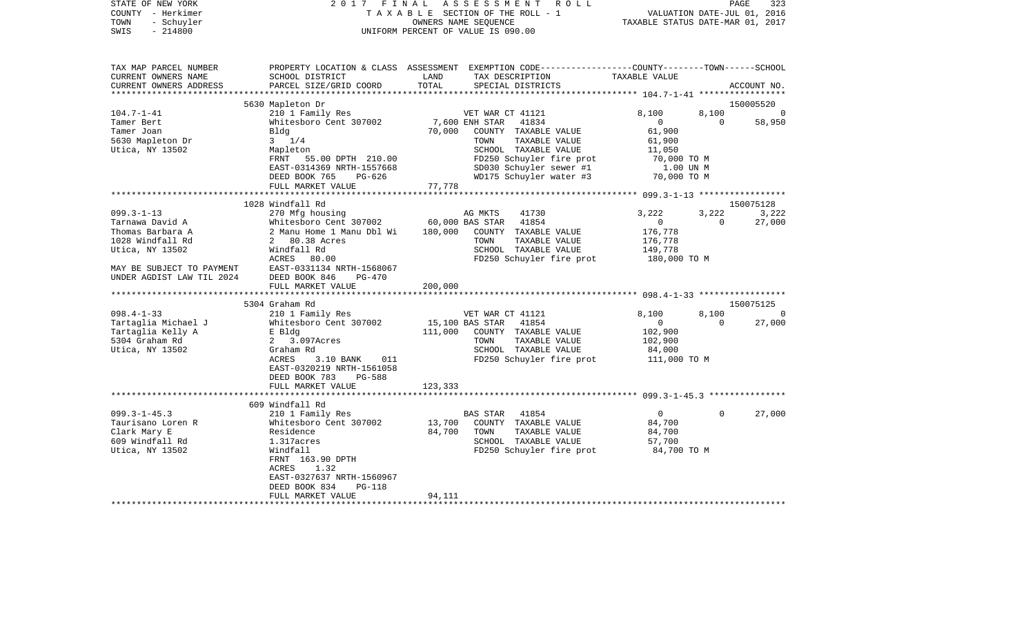STATE OF NEW YORK                    2 0 1 7   F I N A L   A S S E S S M E N T   R O L L
COUNTY - Herkimer                    T A X A B L E  SECTION OF THE ROLL - 1                    VALUATION DATE-JUL 01, 2016
TOWN - Schuyler                      OWNERS NAME SEQUENCE                                      TAXABLE STATUS DATE-MAR 01, 2017
SWIS - 214800                        UNIFORM PERCENT OF VALUE IS 090.00

| TAX MAP PARCEL NUMBER / CURRENT OWNERS NAME / CURRENT OWNERS ADDRESS | PROPERTY LOCATION & CLASS / SCHOOL DISTRICT / PARCEL SIZE/GRID COORD | ASSESSMENT LAND / TOTAL | EXEMPTION CODE / TAX DESCRIPTION / SPECIAL DISTRICTS | COUNTY TAXABLE VALUE | TOWN | SCHOOL / ACCOUNT NO. |
|---|---|---|---|---|---|---|
| | 5630 Mapleton Dr | | | | | 150005520 |
| 104.7-1-41 | 210 1 Family Res | | VET WAR CT 41121 | 8,100 | 8,100 | 0 |
| Tamer Bert | Whitesboro Cent 307002 | 7,600 | ENH STAR 41834 | 0 | 0 | 58,950 |
| Tamer Joan | Bldg | 70,000 | COUNTY TAXABLE VALUE | 61,900 | | |
| 5630 Mapleton Dr | 3 1/4 | | TOWN TAXABLE VALUE | 61,900 | | |
| Utica, NY 13502 | Mapleton | | SCHOOL TAXABLE VALUE | 11,050 | | |
| | FRNT 55.00 DPTH 210.00 | | FD250 Schuyler fire prot | 70,000 TO M | | |
| | EAST-0314369 NRTH-1557668 | | SD030 Schuyler sewer #1 | 1.00 UN M | | |
| | DEED BOOK 765 PG-626 | | WD175 Schuyler water #3 | 70,000 TO M | | |
| | FULL MARKET VALUE | 77,778 | | | | |
| | 1028 Windfall Rd | | | | | 150075128 |
| 099.3-1-13 | 270 Mfg housing | | AG MKTS 41730 | 3,222 | 3,222 | 3,222 |
| Tarnawa David A | Whitesboro Cent 307002 | 60,000 | BAS STAR 41854 | 0 | 0 | 27,000 |
| Thomas Barbara A | 2 Manu Home 1 Manu Dbl Wi | 180,000 | COUNTY TAXABLE VALUE | 176,778 | | |
| 1028 Windfall Rd | 2 80.38 Acres | | TOWN TAXABLE VALUE | 176,778 | | |
| Utica, NY 13502 | Windfall Rd | | SCHOOL TAXABLE VALUE | 149,778 | | |
| | ACRES 80.00 | | FD250 Schuyler fire prot | 180,000 TO M | | |
| MAY BE SUBJECT TO PAYMENT | EAST-0331134 NRTH-1568067 | | | | | |
| UNDER AGDIST LAW TIL 2024 | DEED BOOK 846 PG-470 | | | | | |
| | FULL MARKET VALUE | 200,000 | | | | |
| | 5304 Graham Rd | | | | | 150075125 |
| 098.4-1-33 | 210 1 Family Res | | VET WAR CT 41121 | 8,100 | 8,100 | 0 |
| Tartaglia Michael J | Whitesboro Cent 307002 | 15,100 | BAS STAR 41854 | 0 | 0 | 27,000 |
| Tartaglia Kelly A | E Bldg | 111,000 | COUNTY TAXABLE VALUE | 102,900 | | |
| 5304 Graham Rd | 2 3.097Acres | | TOWN TAXABLE VALUE | 102,900 | | |
| Utica, NY 13502 | Graham Rd | | SCHOOL TAXABLE VALUE | 84,000 | | |
| | ACRES 3.10 BANK 011 | | FD250 Schuyler fire prot | 111,000 TO M | | |
| | EAST-0320219 NRTH-1561058 | | | | | |
| | DEED BOOK 783 PG-588 | | | | | |
| | FULL MARKET VALUE | 123,333 | | | | |
| | 609 Windfall Rd | | | | | |
| 099.3-1-45.3 | 210 1 Family Res | | BAS STAR 41854 | 0 | 0 | 27,000 |
| Taurisano Loren R | Whitesboro Cent 307002 | 13,700 | COUNTY TAXABLE VALUE | 84,700 | | |
| Clark Mary E | Residence | 84,700 | TOWN TAXABLE VALUE | 84,700 | | |
| 609 Windfall Rd | 1.317acres | | SCHOOL TAXABLE VALUE | 57,700 | | |
| Utica, NY 13502 | Windfall | | FD250 Schuyler fire prot | 84,700 TO M | | |
| | FRNT 163.90 DPTH | | | | | |
| | ACRES 1.32 | | | | | |
| | EAST-0327637 NRTH-1560967 | | | | | |
| | DEED BOOK 834 PG-118 | | | | | |
| | FULL MARKET VALUE | 94,111 | | | | |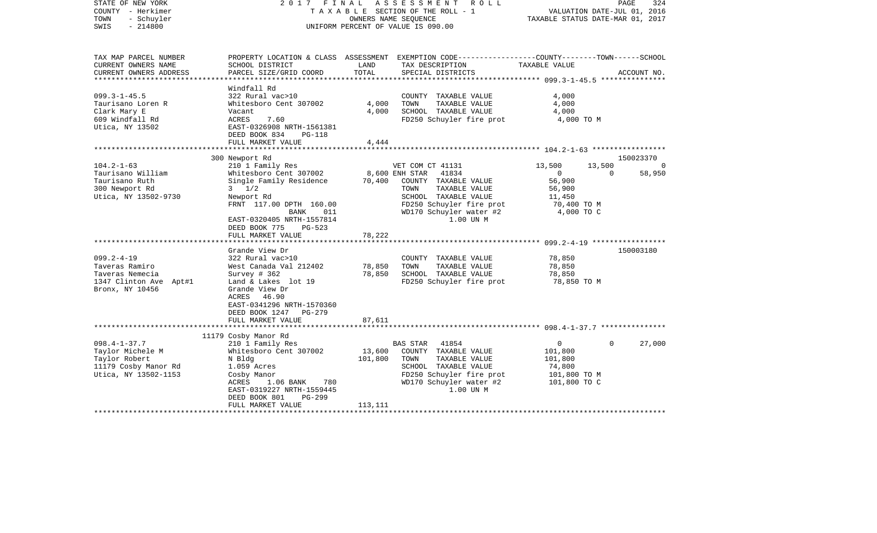STATE OF NEW YORK — 2017 FINAL ASSESSMENT ROLL — TAXABLE SECTION OF THE ROLL - 1 — VALUATION DATE-JUL 01, 2016
COUNTY - Herkimer — OWNERS NAME SEQUENCE — TAXABLE STATUS DATE-MAR 01, 2017
TOWN - Schuyler
SWIS - 214800 — UNIFORM PERCENT OF VALUE IS 090.00

| TAX MAP PARCEL NUMBER / CURRENT OWNERS NAME / CURRENT OWNERS ADDRESS | PROPERTY LOCATION & CLASS / SCHOOL DISTRICT / PARCEL SIZE/GRID COORD | ASSESSMENT LAND | TOTAL | EXEMPTION CODE / TAX DESCRIPTION / SPECIAL DISTRICTS | COUNTY | TOWN | SCHOOL | ACCOUNT NO. |
|---|---|---|---|---|---|---|---|---|
| **099.3-1-45.5** | Windfall Rd | | | | | | | |
| Taurisano Loren R | 322 Rural vac>10 | | | COUNTY TAXABLE VALUE | 4,000 | | | |
| Clark Mary E | Whitesboro Cent 307002 | 4,000 | | TOWN TAXABLE VALUE | | 4,000 | | |
| 609 Windfall Rd | Vacant | | 4,000 | SCHOOL TAXABLE VALUE | | | 4,000 | |
| Utica, NY 13502 | ACRES 7.60 | | | FD250 Schuyler fire prot | 4,000 TO M | | | |
| | EAST-0326908 NRTH-1561381 | | | | | | | |
| | DEED BOOK 834 PG-118 | | | | | | | |
| | FULL MARKET VALUE | | 4,444 | | | | | |
| **104.2-1-63** | 300 Newport Rd | | | | | | | 150023370 |
| Taurisano William | 210 1 Family Res | | | VET COM CT 41131 | 13,500 | 13,500 | 0 | |
| Taurisano Ruth | Whitesboro Cent 307002 | 8,600 | | ENH STAR 41834 | 0 | 0 | 58,950 | |
| 300 Newport Rd | Single Family Residence | | 70,400 | COUNTY TAXABLE VALUE | 56,900 | | | |
| Utica, NY 13502-9730 | 3 1/2 | | | TOWN TAXABLE VALUE | | 56,900 | | |
| | Newport Rd | | | SCHOOL TAXABLE VALUE | | | 11,450 | |
| | FRNT 117.00 DPTH 160.00 | | | FD250 Schuyler fire prot | 70,400 TO M | | | |
| | BANK 011 | | | WD170 Schuyler water #2 | 4,000 TO C | | | |
| | EAST-0320405 NRTH-1557814 | | | 1.00 UN M | | | | |
| | DEED BOOK 775 PG-523 | | | | | | | |
| | FULL MARKET VALUE | | 78,222 | | | | | |
| **099.2-4-19** | Grande View Dr | | | | | | | 150003180 |
| Taveras Ramiro | 322 Rural vac>10 | | | COUNTY TAXABLE VALUE | 78,850 | | | |
| Taveras Nemecia | West Canada Val 212402 | 78,850 | | TOWN TAXABLE VALUE | | 78,850 | | |
| 1347 Clinton Ave Apt#1 | Survey # 362 | | 78,850 | SCHOOL TAXABLE VALUE | | | 78,850 | |
| Bronx, NY 10456 | Land & Lakes lot 19 | | | FD250 Schuyler fire prot | 78,850 TO M | | | |
| | Grande View Dr | | | | | | | |
| | ACRES 46.90 | | | | | | | |
| | EAST-0341296 NRTH-1570360 | | | | | | | |
| | DEED BOOK 1247 PG-279 | | | | | | | |
| | FULL MARKET VALUE | | 87,611 | | | | | |
| **098.4-1-37.7** | 11179 Cosby Manor Rd | | | | | | | |
| Taylor Michele M | 210 1 Family Res | | | BAS STAR 41854 | 0 | 0 | 27,000 | |
| Taylor Robert | Whitesboro Cent 307002 | 13,600 | | COUNTY TAXABLE VALUE | 101,800 | | | |
| 11179 Cosby Manor Rd | N Bldg | | 101,800 | TOWN TAXABLE VALUE | | 101,800 | | |
| Utica, NY 13502-1153 | 1.059 Acres | | | SCHOOL TAXABLE VALUE | | | 74,800 | |
| | Cosby Manor | | | FD250 Schuyler fire prot | 101,800 TO M | | | |
| | ACRES 1.06 BANK 780 | | | WD170 Schuyler water #2 | 101,800 TO C | | | |
| | EAST-0319227 NRTH-1559445 | | | 1.00 UN M | | | | |
| | DEED BOOK 801 PG-299 | | | | | | | |
| | FULL MARKET VALUE | | 113,111 | | | | | |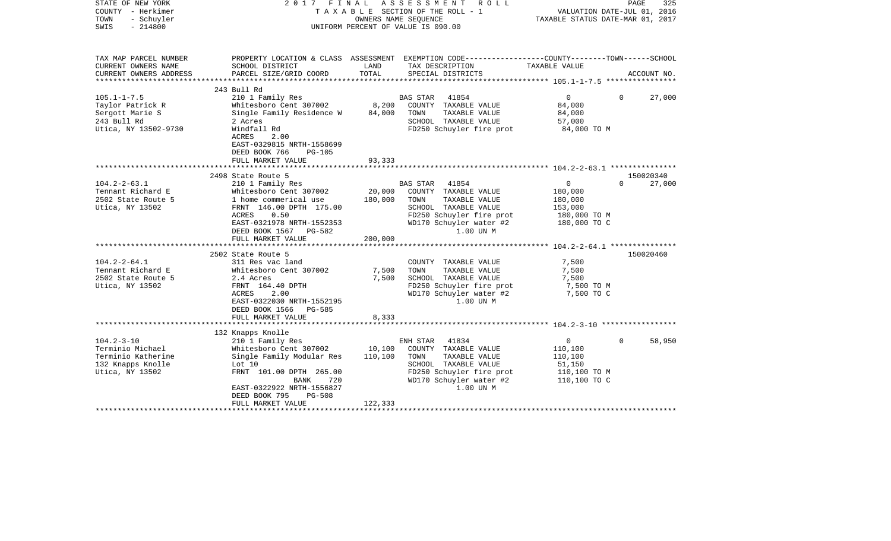STATE OF NEW YORK | COUNTY - Herkimer | TOWN - Schuyler | SWIS - 214800

2017 FINAL ASSESSMENT ROLL
TAXABLE SECTION OF THE ROLL - 1
OWNERS NAME SEQUENCE
UNIFORM PERCENT OF VALUE IS 090.00

VALUATION DATE-JUL 01, 2016
TAXABLE STATUS DATE-MAR 01, 2017

| TAX MAP PARCEL NUMBER / CURRENT OWNERS NAME / CURRENT OWNERS ADDRESS | PROPERTY LOCATION & CLASS / SCHOOL DISTRICT / PARCEL SIZE/GRID COORD | ASSESSMENT LAND / TOTAL | EXEMPTION CODE / TAX DESCRIPTION / SPECIAL DISTRICTS | COUNTY / TOWN / SCHOOL TAXABLE VALUE | ACCOUNT NO. |
|---|---|---|---|---|---|
| **105.1-1-7.5** | 243 Bull Rd | | | | |
| 105.1-1-7.5 | 210 1 Family Res | | BAS STAR 41854 | 0 0 27,000 | |
| Taylor Patrick R | Whitesboro Cent 307002 | 8,200 | COUNTY TAXABLE VALUE | 84,000 | |
| Sergott Marie S | Single Family Residence W | 84,000 | TOWN TAXABLE VALUE | 84,000 | |
| 243 Bull Rd | 2 Acres | | SCHOOL TAXABLE VALUE | 57,000 | |
| Utica, NY 13502-9730 | Windfall Rd | | FD250 Schuyler fire prot | 84,000 TO M | |
| | ACRES 2.00 | | | | |
| | EAST-0329815 NRTH-1558699 | | | | |
| | DEED BOOK 766 PG-105 | | | | |
| | FULL MARKET VALUE | 93,333 | | | |
| **104.2-2-63.1** | 2498 State Route 5 | | | | 150020340 |
| 104.2-2-63.1 | 210 1 Family Res | | BAS STAR 41854 | 0 0 27,000 | |
| Tennant Richard E | Whitesboro Cent 307002 | 20,000 | COUNTY TAXABLE VALUE | 180,000 | |
| 2502 State Route 5 | 1 home commerical use | 180,000 | TOWN TAXABLE VALUE | 180,000 | |
| Utica, NY 13502 | FRNT 146.00 DPTH 175.00 | | SCHOOL TAXABLE VALUE | 153,000 | |
| | ACRES 0.50 | | FD250 Schuyler fire prot | 180,000 TO M | |
| | EAST-0321978 NRTH-1552353 | | WD170 Schuyler water #2 | 180,000 TO C | |
| | DEED BOOK 1567 PG-582 | | 1.00 UN M | | |
| | FULL MARKET VALUE | 200,000 | | | |
| **104.2-2-64.1** | 2502 State Route 5 | | | | 150020460 |
| 104.2-2-64.1 | 311 Res vac land | | COUNTY TAXABLE VALUE | 7,500 | |
| Tennant Richard E | Whitesboro Cent 307002 | 7,500 | TOWN TAXABLE VALUE | 7,500 | |
| 2502 State Route 5 | 2.4 Acres | 7,500 | SCHOOL TAXABLE VALUE | 7,500 | |
| Utica, NY 13502 | FRNT 164.40 DPTH | | FD250 Schuyler fire prot | 7,500 TO M | |
| | ACRES 2.00 | | WD170 Schuyler water #2 | 7,500 TO C | |
| | EAST-0322030 NRTH-1552195 | | 1.00 UN M | | |
| | DEED BOOK 1566 PG-585 | | | | |
| | FULL MARKET VALUE | 8,333 | | | |
| **104.2-3-10** | 132 Knapps Knolle | | | | |
| 104.2-3-10 | 210 1 Family Res | | ENH STAR 41834 | 0 0 58,950 | |
| Terminio Michael | Whitesboro Cent 307002 | 10,100 | COUNTY TAXABLE VALUE | 110,100 | |
| Terminio Katherine | Single Family Modular Res | 110,100 | TOWN TAXABLE VALUE | 110,100 | |
| 132 Knapps Knolle | Lot 10 | | SCHOOL TAXABLE VALUE | 51,150 | |
| Utica, NY 13502 | FRNT 101.00 DPTH 265.00 | | FD250 Schuyler fire prot | 110,100 TO M | |
| | BANK 720 | | WD170 Schuyler water #2 | 110,100 TO C | |
| | EAST-0322922 NRTH-1556827 | | 1.00 UN M | | |
| | DEED BOOK 795 PG-508 | | | | |
| | FULL MARKET VALUE | 122,333 | | | |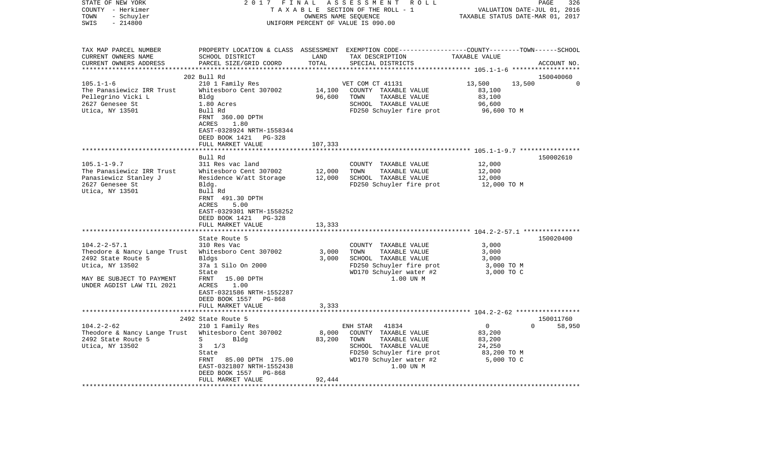STATE OF NEW YORK — 2017 FINAL ASSESSMENT ROLL
COUNTY - Herkimer — TAXABLE SECTION OF THE ROLL - 1 — VALUATION DATE-JUL 01, 2016
TOWN - Schuyler — OWNERS NAME SEQUENCE — TAXABLE STATUS DATE-MAR 01, 2017
SWIS - 214800 — UNIFORM PERCENT OF VALUE IS 090.00

| TAX MAP PARCEL NUMBER / CURRENT OWNERS NAME / CURRENT OWNERS ADDRESS | PROPERTY LOCATION & CLASS / SCHOOL DISTRICT / PARCEL SIZE/GRID COORD | ASSESSMENT LAND | TOTAL | EXEMPTION CODE / TAX DESCRIPTION / SPECIAL DISTRICTS | COUNTY | TOWN | SCHOOL | ACCOUNT NO. |
|---|---|---|---|---|---|---|---|---|
| **105.1-1-6** | 202 Bull Rd | | | | | | | 150040060 |
| The Panasiewicz IRR Trust | 210 1 Family Res | | | VET COM CT 41131 | 13,500 | 13,500 | 0 | |
| Pellegrino Vicki L | Whitesboro Cent 307002 | 14,100 | | COUNTY TAXABLE VALUE | 83,100 | | | |
| 2627 Genesee St | Bldg | | 96,600 | TOWN TAXABLE VALUE | | 83,100 | | |
| Utica, NY 13501 | 1.80 Acres | | | SCHOOL TAXABLE VALUE | | | 96,600 | |
| | Bull Rd | | | FD250 Schuyler fire prot | 96,600 TO M | | | |
| | FRNT 360.00 DPTH | | | | | | | |
| | ACRES 1.80 | | | | | | | |
| | EAST-0328924 NRTH-1558344 | | | | | | | |
| | DEED BOOK 1421 PG-328 | | | | | | | |
| | FULL MARKET VALUE | | 107,333 | | | | | |
| **105.1-1-9.7** | Bull Rd | | | | | | | 150002610 |
| The Panasiewicz IRR Trust | 311 Res vac land | | | COUNTY TAXABLE VALUE | 12,000 | | | |
| Panasiewicz Stanley J | Whitesboro Cent 307002 | 12,000 | | TOWN TAXABLE VALUE | | 12,000 | | |
| 2627 Genesee St | Residence W/att Storage | | 12,000 | SCHOOL TAXABLE VALUE | | | 12,000 | |
| Utica, NY 13501 | Bldg. | | | FD250 Schuyler fire prot | 12,000 TO M | | | |
| | Bull Rd | | | | | | | |
| | FRNT 491.30 DPTH | | | | | | | |
| | ACRES 5.00 | | | | | | | |
| | EAST-0329301 NRTH-1558252 | | | | | | | |
| | DEED BOOK 1421 PG-328 | | | | | | | |
| | FULL MARKET VALUE | | 13,333 | | | | | |
| **104.2-2-57.1** | State Route 5 | | | | | | | 150020400 |
| Theodore & Nancy Lange Trust | 310 Res Vac | | | COUNTY TAXABLE VALUE | 3,000 | | | |
| 2492 State Route 5 | Whitesboro Cent 307002 | 3,000 | | TOWN TAXABLE VALUE | | 3,000 | | |
| Utica, NY 13502 | Bldgs | | 3,000 | SCHOOL TAXABLE VALUE | | | 3,000 | |
| | 37a 1 Silo On 2000 | | | FD250 Schuyler fire prot | 3,000 TO M | | | |
| | State | | | WD170 Schuyler water #2 | 3,000 TO C | | | |
| MAY BE SUBJECT TO PAYMENT | FRNT 15.00 DPTH | | | 1.00 UN M | | | | |
| UNDER AGDIST LAW TIL 2021 | ACRES 1.00 | | | | | | | |
| | EAST-0321586 NRTH-1552287 | | | | | | | |
| | DEED BOOK 1557 PG-868 | | | | | | | |
| | FULL MARKET VALUE | | 3,333 | | | | | |
| **104.2-2-62** | 2492 State Route 5 | | | | | | | 150011760 |
| Theodore & Nancy Lange Trust | 210 1 Family Res | | | ENH STAR 41834 | 0 | 0 | 58,950 | |
| 2492 State Route 5 | Whitesboro Cent 307002 | 8,000 | | COUNTY TAXABLE VALUE | 83,200 | | | |
| Utica, NY 13502 | S Bldg | | 83,200 | TOWN TAXABLE VALUE | | 83,200 | | |
| | 3 1/3 | | | SCHOOL TAXABLE VALUE | | | 24,250 | |
| | State | | | FD250 Schuyler fire prot | 83,200 TO M | | | |
| | FRNT 85.00 DPTH 175.00 | | | WD170 Schuyler water #2 | 5,000 TO C | | | |
| | EAST-0321807 NRTH-1552438 | | | 1.00 UN M | | | | |
| | DEED BOOK 1557 PG-868 | | | | | | | |
| | FULL MARKET VALUE | | 92,444 | | | | | |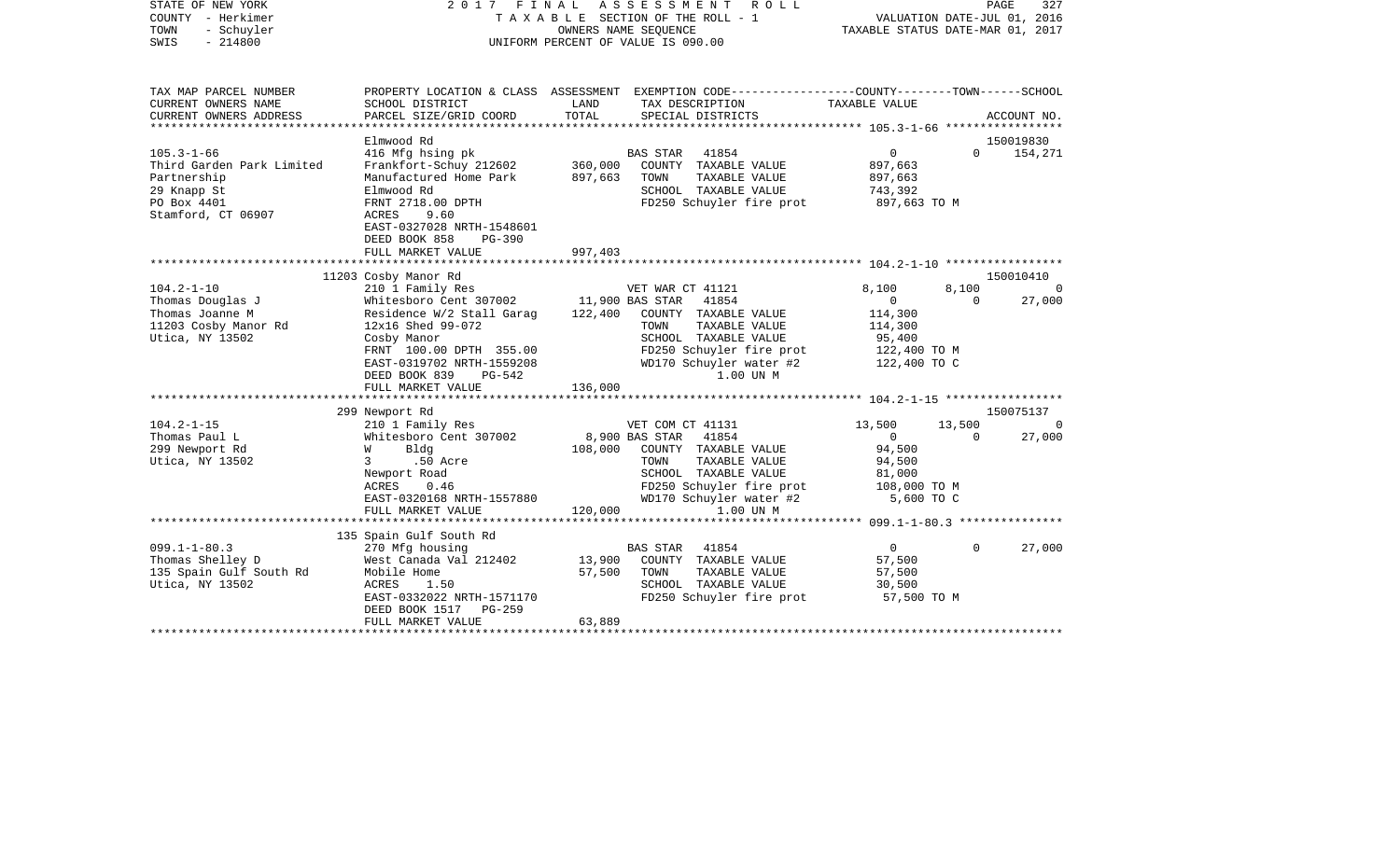STATE OF NEW YORK — 2017 FINAL ASSESSMENT ROLL
COUNTY - Herkimer — TAXABLE SECTION OF THE ROLL - 1 — VALUATION DATE-JUL 01, 2016
TOWN - Schuyler — OWNERS NAME SEQUENCE — TAXABLE STATUS DATE-MAR 01, 2017
SWIS - 214800 — UNIFORM PERCENT OF VALUE IS 090.00

| TAX MAP PARCEL NUMBER / CURRENT OWNERS NAME / CURRENT OWNERS ADDRESS | PROPERTY LOCATION & CLASS / SCHOOL DISTRICT / PARCEL SIZE/GRID COORD | ASSESSMENT LAND / TOTAL | EXEMPTION CODE / TAX DESCRIPTION / SPECIAL DISTRICTS | COUNTY TAXABLE VALUE | TOWN | SCHOOL / ACCOUNT NO. |
|---|---|---|---|---|---|---|
| | Elmwood Rd | | | | | 150019830 |
| 105.3-1-66 | 416 Mfg hsing pk | | BAS STAR 41854 | 0 | 0 | 154,271 |
| Third Garden Park Limited | Frankfort-Schuy 212602 | 360,000 | COUNTY TAXABLE VALUE | 897,663 | | |
| Partnership | Manufactured Home Park | 897,663 | TOWN TAXABLE VALUE | 897,663 | | |
| 29 Knapp St | Elmwood Rd | | SCHOOL TAXABLE VALUE | 743,392 | | |
| PO Box 4401 | FRNT 2718.00 DPTH | | FD250 Schuyler fire prot | 897,663 TO M | | |
| Stamford, CT 06907 | ACRES 9.60 | | | | | |
| | EAST-0327028 NRTH-1548601 | | | | | |
| | DEED BOOK 858 PG-390 | | | | | |
| | FULL MARKET VALUE | 997,403 | | | | |
| | 11203 Cosby Manor Rd | | | | | 150010410 |
| 104.2-1-10 | 210 1 Family Res | | VET WAR CT 41121 | 8,100 | 8,100 | 0 |
| Thomas Douglas J | Whitesboro Cent 307002 | 11,900 | BAS STAR 41854 | 0 | 0 | 27,000 |
| Thomas Joanne M | Residence W/2 Stall Garag | 122,400 | COUNTY TAXABLE VALUE | 114,300 | | |
| 11203 Cosby Manor Rd | 12x16 Shed 99-072 | | TOWN TAXABLE VALUE | 114,300 | | |
| Utica, NY 13502 | Cosby Manor | | SCHOOL TAXABLE VALUE | 95,400 | | |
| | FRNT 100.00 DPTH 355.00 | | FD250 Schuyler fire prot | 122,400 TO M | | |
| | EAST-0319702 NRTH-1559208 | | WD170 Schuyler water #2 | 122,400 TO C | | |
| | DEED BOOK 839 PG-542 | | 1.00 UN M | | | |
| | FULL MARKET VALUE | 136,000 | | | | |
| | 299 Newport Rd | | | | | 150075137 |
| 104.2-1-15 | 210 1 Family Res | | VET COM CT 41131 | 13,500 | 13,500 | 0 |
| Thomas Paul L | Whitesboro Cent 307002 | 8,900 | BAS STAR 41854 | 0 | 0 | 27,000 |
| 299 Newport Rd | W Bldg | 108,000 | COUNTY TAXABLE VALUE | 94,500 | | |
| Utica, NY 13502 | 3 .50 Acre | | TOWN TAXABLE VALUE | 94,500 | | |
| | Newport Road | | SCHOOL TAXABLE VALUE | 81,000 | | |
| | ACRES 0.46 | | FD250 Schuyler fire prot | 108,000 TO M | | |
| | EAST-0320168 NRTH-1557880 | | WD170 Schuyler water #2 | 5,600 TO C | | |
| | FULL MARKET VALUE | 120,000 | 1.00 UN M | | | |
| | 135 Spain Gulf South Rd | | | | | |
| 099.1-1-80.3 | 270 Mfg housing | | BAS STAR 41854 | 0 | 0 | 27,000 |
| Thomas Shelley D | West Canada Val 212402 | 13,900 | COUNTY TAXABLE VALUE | 57,500 | | |
| 135 Spain Gulf South Rd | Mobile Home | 57,500 | TOWN TAXABLE VALUE | 57,500 | | |
| Utica, NY 13502 | ACRES 1.50 | | SCHOOL TAXABLE VALUE | 30,500 | | |
| | EAST-0332022 NRTH-1571170 | | FD250 Schuyler fire prot | 57,500 TO M | | |
| | DEED BOOK 1517 PG-259 | | | | | |
| | FULL MARKET VALUE | 63,889 | | | | |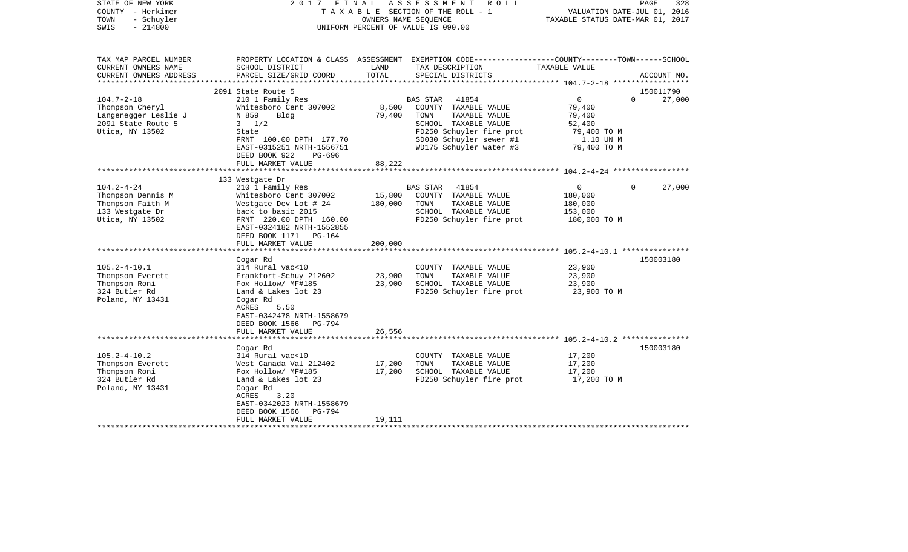STATE OF NEW YORK | 2017 FINAL ASSESSMENT ROLL | PAGE 328
COUNTY - Herkimer | TAXABLE SECTION OF THE ROLL - 1 | VALUATION DATE-JUL 01, 2016
TOWN - Schuyler | OWNERS NAME SEQUENCE | TAXABLE STATUS DATE-MAR 01, 2017
SWIS - 214800 | UNIFORM PERCENT OF VALUE IS 090.00

| TAX MAP PARCEL NUMBER / CURRENT OWNERS NAME / CURRENT OWNERS ADDRESS | PROPERTY LOCATION & CLASS / SCHOOL DISTRICT / PARCEL SIZE/GRID COORD | ASSESSMENT LAND | TOTAL | EXEMPTION CODE / TAX DESCRIPTION / SPECIAL DISTRICTS | COUNTY / TOWN / TAXABLE VALUE | SCHOOL / ACCOUNT NO. |
|---|---|---|---|---|---|---|
| | 2091 State Route 5 | | | | | 150011790 |
| 104.7-2-18 | 210 1 Family Res | | | BAS STAR 41854 | 0 0 | 27,000 |
| Thompson Cheryl | Whitesboro Cent 307002 | 8,500 | | COUNTY TAXABLE VALUE | 79,400 | |
| Langenegger Leslie J | N 859 Bldg | | 79,400 | TOWN TAXABLE VALUE | 79,400 | |
| 2091 State Route 5 | 3 1/2 | | | SCHOOL TAXABLE VALUE | 52,400 | |
| Utica, NY 13502 | State | | | FD250 Schuyler fire prot | 79,400 TO M | |
| | FRNT 100.00 DPTH 177.70 | | | SD030 Schuyler sewer #1 | 1.10 UN M | |
| | EAST-0315251 NRTH-1556751 | | | WD175 Schuyler water #3 | 79,400 TO M | |
| | DEED BOOK 922 PG-696 | | | | | |
| | FULL MARKET VALUE | | 88,222 | | | |
| | 133 Westgate Dr | | | | | |
| 104.2-4-24 | 210 1 Family Res | | | BAS STAR 41854 | 0 0 | 27,000 |
| Thompson Dennis M | Whitesboro Cent 307002 | 15,800 | | COUNTY TAXABLE VALUE | 180,000 | |
| Thompson Faith M | Westgate Dev Lot # 24 | | 180,000 | TOWN TAXABLE VALUE | 180,000 | |
| 133 Westgate Dr | back to basic 2015 | | | SCHOOL TAXABLE VALUE | 153,000 | |
| Utica, NY 13502 | FRNT 220.00 DPTH 160.00 | | | FD250 Schuyler fire prot | 180,000 TO M | |
| | EAST-0324182 NRTH-1552855 | | | | | |
| | DEED BOOK 1171 PG-164 | | | | | |
| | FULL MARKET VALUE | | 200,000 | | | |
| | Cogar Rd | | | | | 150003180 |
| 105.2-4-10.1 | 314 Rural vac<10 | | | COUNTY TAXABLE VALUE | 23,900 | |
| Thompson Everett | Frankfort-Schuy 212602 | 23,900 | | TOWN TAXABLE VALUE | 23,900 | |
| Thompson Roni | Fox Hollow/ MF#185 | | 23,900 | SCHOOL TAXABLE VALUE | 23,900 | |
| 324 Butler Rd | Land & Lakes lot 23 | | | FD250 Schuyler fire prot | 23,900 TO M | |
| Poland, NY 13431 | Cogar Rd | | | | | |
| | ACRES 5.50 | | | | | |
| | EAST-0342478 NRTH-1558679 | | | | | |
| | DEED BOOK 1566 PG-794 | | | | | |
| | FULL MARKET VALUE | | 26,556 | | | |
| | Cogar Rd | | | | | 150003180 |
| 105.2-4-10.2 | 314 Rural vac<10 | | | COUNTY TAXABLE VALUE | 17,200 | |
| Thompson Everett | West Canada Val 212402 | 17,200 | | TOWN TAXABLE VALUE | 17,200 | |
| Thompson Roni | Fox Hollow/ MF#185 | | 17,200 | SCHOOL TAXABLE VALUE | 17,200 | |
| 324 Butler Rd | Land & Lakes lot 23 | | | FD250 Schuyler fire prot | 17,200 TO M | |
| Poland, NY 13431 | Cogar Rd | | | | | |
| | ACRES 3.20 | | | | | |
| | EAST-0342023 NRTH-1558679 | | | | | |
| | DEED BOOK 1566 PG-794 | | | | | |
| | FULL MARKET VALUE | | 19,111 | | | |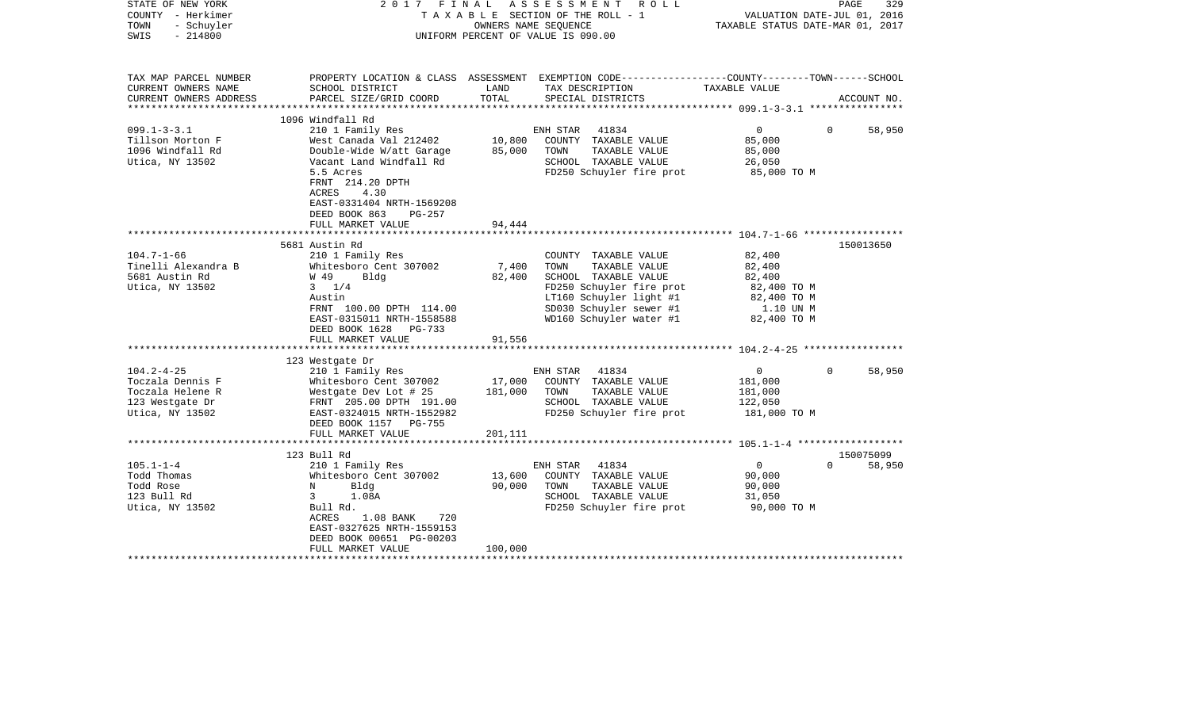STATE OF NEW YORK — 2017 FINAL ASSESSMENT ROLL
COUNTY - Herkimer — TAXABLE SECTION OF THE ROLL - 1 — VALUATION DATE-JUL 01, 2016
TOWN - Schuyler — OWNERS NAME SEQUENCE — TAXABLE STATUS DATE-MAR 01, 2017
SWIS - 214800 — UNIFORM PERCENT OF VALUE IS 090.00

| TAX MAP PARCEL NUMBER<br>CURRENT OWNERS NAME<br>CURRENT OWNERS ADDRESS | PROPERTY LOCATION & CLASS<br>SCHOOL DISTRICT<br>PARCEL SIZE/GRID COORD | ASSESSMENT<br>LAND<br>TOTAL | EXEMPTION CODE<br>TAX DESCRIPTION<br>SPECIAL DISTRICTS | COUNTY--------TOWN------SCHOOL<br>TAXABLE VALUE | ACCOUNT NO. |
|---|---|---|---|---|---|
| 099.1-3-3.1 | 1096 Windfall Rd | | | | |
| 099.1-3-3.1 | 210 1 Family Res | | ENH STAR 41834 | 0 0 58,950 | |
| Tillson Morton F | West Canada Val 212402 | 10,800 | COUNTY TAXABLE VALUE | 85,000 | |
| 1096 Windfall Rd | Double-Wide W/att Garage | 85,000 | TOWN TAXABLE VALUE | 85,000 | |
| Utica, NY 13502 | Vacant Land Windfall Rd | | SCHOOL TAXABLE VALUE | 26,050 | |
| | 5.5 Acres | | FD250 Schuyler fire prot | 85,000 TO M | |
| | FRNT 214.20 DPTH | | | | |
| | ACRES 4.30 | | | | |
| | EAST-0331404 NRTH-1569208 | | | | |
| | DEED BOOK 863 PG-257 | | | | |
| | FULL MARKET VALUE | 94,444 | | | |
| 104.7-1-66 | 5681 Austin Rd | | | | 150013650 |
| 104.7-1-66 | 210 1 Family Res | | COUNTY TAXABLE VALUE | 82,400 | |
| Tinelli Alexandra B | Whitesboro Cent 307002 | 7,400 | TOWN TAXABLE VALUE | 82,400 | |
| 5681 Austin Rd | W 49 Bldg | 82,400 | SCHOOL TAXABLE VALUE | 82,400 | |
| Utica, NY 13502 | 3 1/4 | | FD250 Schuyler fire prot | 82,400 TO M | |
| | Austin | | LT160 Schuyler light #1 | 82,400 TO M | |
| | FRNT 100.00 DPTH 114.00 | | SD030 Schuyler sewer #1 | 1.10 UN M | |
| | EAST-0315011 NRTH-1558588 | | WD160 Schuyler water #1 | 82,400 TO M | |
| | DEED BOOK 1628 PG-733 | | | | |
| | FULL MARKET VALUE | 91,556 | | | |
| 104.2-4-25 | 123 Westgate Dr | | | | |
| 104.2-4-25 | 210 1 Family Res | | ENH STAR 41834 | 0 0 58,950 | |
| Toczala Dennis F | Whitesboro Cent 307002 | 17,000 | COUNTY TAXABLE VALUE | 181,000 | |
| Toczala Helene R | Westgate Dev Lot # 25 | 181,000 | TOWN TAXABLE VALUE | 181,000 | |
| 123 Westgate Dr | FRNT 205.00 DPTH 191.00 | | SCHOOL TAXABLE VALUE | 122,050 | |
| Utica, NY 13502 | EAST-0324015 NRTH-1552982 | | FD250 Schuyler fire prot | 181,000 TO M | |
| | DEED BOOK 1157 PG-755 | | | | |
| | FULL MARKET VALUE | 201,111 | | | |
| 105.1-1-4 | 123 Bull Rd | | | | 150075099 |
| 105.1-1-4 | 210 1 Family Res | | ENH STAR 41834 | 0 0 58,950 | |
| Todd Thomas | Whitesboro Cent 307002 | 13,600 | COUNTY TAXABLE VALUE | 90,000 | |
| Todd Rose | N Bldg | 90,000 | TOWN TAXABLE VALUE | 90,000 | |
| 123 Bull Rd | 3 1.08A | | SCHOOL TAXABLE VALUE | 31,050 | |
| Utica, NY 13502 | Bull Rd. | | FD250 Schuyler fire prot | 90,000 TO M | |
| | ACRES 1.08 BANK 720 | | | | |
| | EAST-0327625 NRTH-1559153 | | | | |
| | DEED BOOK 00651 PG-00203 | | | | |
| | FULL MARKET VALUE | 100,000 | | | |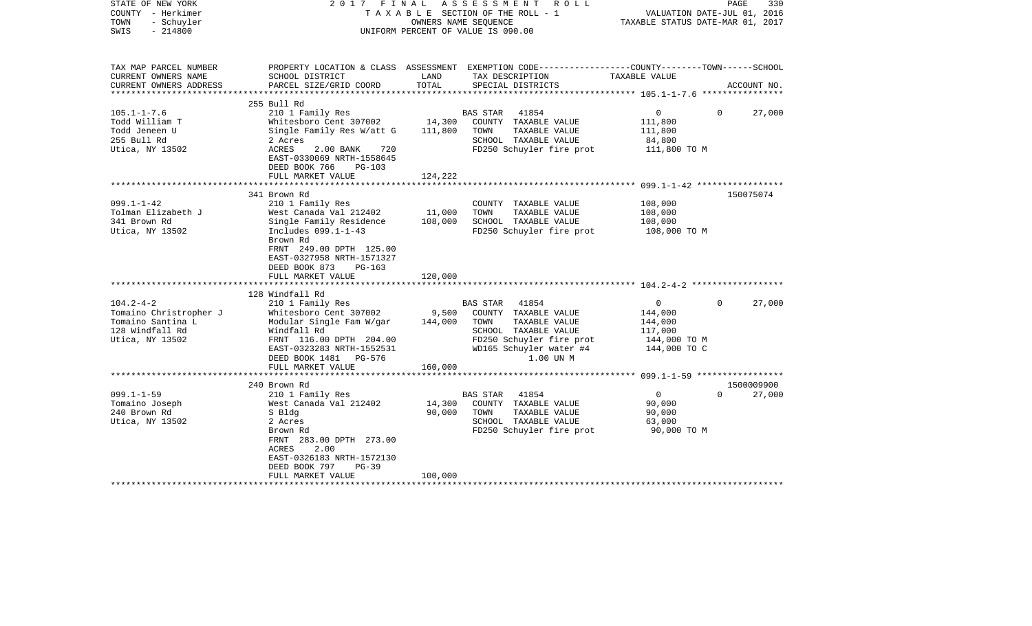STATE OF NEW YORK | 2 0 1 7 F I N A L A S S E S S M E N T R O L L
COUNTY - Herkimer | T A X A B L E SECTION OF THE ROLL - 1 | VALUATION DATE-JUL 01, 2016
TOWN - Schuyler | OWNERS NAME SEQUENCE | TAXABLE STATUS DATE-MAR 01, 2017
SWIS - 214800 | UNIFORM PERCENT OF VALUE IS 090.00

| TAX MAP PARCEL NUMBER<br>CURRENT OWNERS NAME<br>CURRENT OWNERS ADDRESS | PROPERTY LOCATION & CLASS<br>SCHOOL DISTRICT<br>PARCEL SIZE/GRID COORD | ASSESSMENT<br>LAND<br>TOTAL | EXEMPTION CODE<br>TAX DESCRIPTION<br>SPECIAL DISTRICTS | COUNTY / TOWN<br>TAXABLE VALUE | SCHOOL<br>ACCOUNT NO. |
|---|---|---|---|---|---|
| **105.1-1-7.6** | 255 Bull Rd | | | | |
| 105.1-1-7.6 | 210 1 Family Res | | BAS STAR 41854 | 0 0 | 27,000 |
| Todd William T | Whitesboro Cent 307002 | 14,300 | COUNTY TAXABLE VALUE | 111,800 | |
| Todd Jeneen U | Single Family Res W/att G | 111,800 | TOWN TAXABLE VALUE | 111,800 | |
| 255 Bull Rd | 2 Acres | | SCHOOL TAXABLE VALUE | 84,800 | |
| Utica, NY 13502 | ACRES 2.00 BANK 720 | | FD250 Schuyler fire prot | 111,800 TO M | |
| | EAST-0330069 NRTH-1558645 | | | | |
| | DEED BOOK 766 PG-103 | | | | |
| | FULL MARKET VALUE | 124,222 | | | |
| **099.1-1-42** | 341 Brown Rd | | | | 150075074 |
| 099.1-1-42 | 210 1 Family Res | | COUNTY TAXABLE VALUE | 108,000 | |
| Tolman Elizabeth J | West Canada Val 212402 | 11,000 | TOWN TAXABLE VALUE | 108,000 | |
| 341 Brown Rd | Single Family Residence | 108,000 | SCHOOL TAXABLE VALUE | 108,000 | |
| Utica, NY 13502 | Includes 099.1-1-43 | | FD250 Schuyler fire prot | 108,000 TO M | |
| | Brown Rd | | | | |
| | FRNT 249.00 DPTH 125.00 | | | | |
| | EAST-0327958 NRTH-1571327 | | | | |
| | DEED BOOK 873 PG-163 | | | | |
| | FULL MARKET VALUE | 120,000 | | | |
| **104.2-4-2** | 128 Windfall Rd | | | | |
| 104.2-4-2 | 210 1 Family Res | | BAS STAR 41854 | 0 0 | 27,000 |
| Tomaino Christropher J | Whitesboro Cent 307002 | 9,500 | COUNTY TAXABLE VALUE | 144,000 | |
| Tomaino Santina L | Modular Single Fam W/gar | 144,000 | TOWN TAXABLE VALUE | 144,000 | |
| 128 Windfall Rd | Windfall Rd | | SCHOOL TAXABLE VALUE | 117,000 | |
| Utica, NY 13502 | FRNT 116.00 DPTH 204.00 | | FD250 Schuyler fire prot | 144,000 TO M | |
| | EAST-0323283 NRTH-1552531 | | WD165 Schuyler water #4 | 144,000 TO C | |
| | DEED BOOK 1481 PG-576 | | 1.00 UN M | | |
| | FULL MARKET VALUE | 160,000 | | | |
| **099.1-1-59** | 240 Brown Rd | | | | 1500009900 |
| 099.1-1-59 | 210 1 Family Res | | BAS STAR 41854 | 0 0 | 27,000 |
| Tomaino Joseph | West Canada Val 212402 | 14,300 | COUNTY TAXABLE VALUE | 90,000 | |
| 240 Brown Rd | S Bldg | 90,000 | TOWN TAXABLE VALUE | 90,000 | |
| Utica, NY 13502 | 2 Acres | | SCHOOL TAXABLE VALUE | 63,000 | |
| | Brown Rd | | FD250 Schuyler fire prot | 90,000 TO M | |
| | FRNT 283.00 DPTH 273.00 | | | | |
| | ACRES 2.00 | | | | |
| | EAST-0326183 NRTH-1572130 | | | | |
| | DEED BOOK 797 PG-39 | | | | |
| | FULL MARKET VALUE | 100,000 | | | |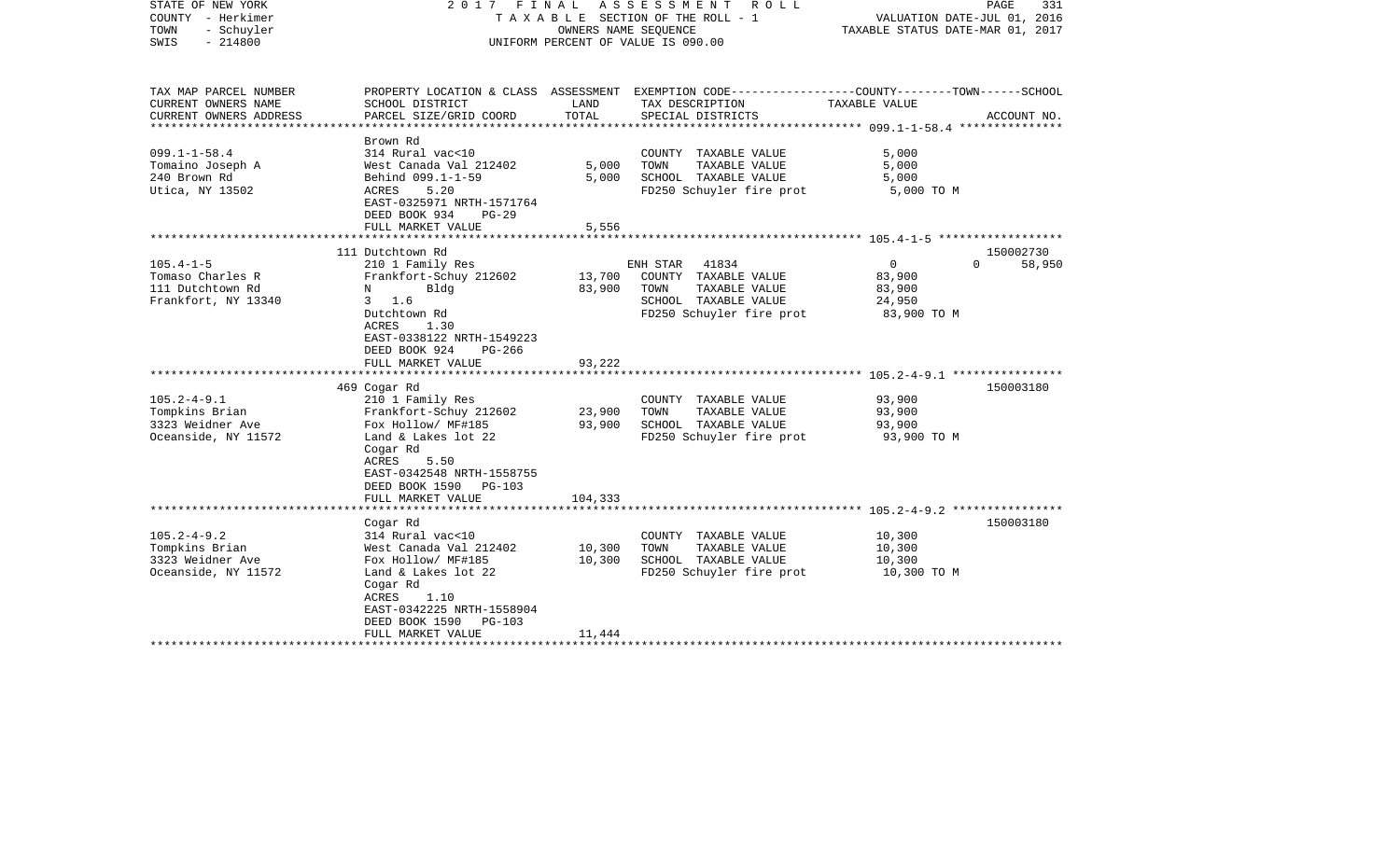STATE OF NEW YORK | 2017 FINAL ASSESSMENT ROLL | PAGE 331
COUNTY - Herkimer | TAXABLE SECTION OF THE ROLL - 1 | VALUATION DATE-JUL 01, 2016
TOWN - Schuyler | OWNERS NAME SEQUENCE | TAXABLE STATUS DATE-MAR 01, 2017
SWIS - 214800 | UNIFORM PERCENT OF VALUE IS 090.00

```
TAX MAP PARCEL NUMBER     PROPERTY LOCATION & CLASS  ASSESSMENT  EXEMPTION CODE-----------------COUNTY--------TOWN------SCHOOL
CURRENT OWNERS NAME       SCHOOL DISTRICT               LAND      TAX DESCRIPTION              TAXABLE VALUE
CURRENT OWNERS ADDRESS    PARCEL SIZE/GRID COORD        TOTAL     SPECIAL DISTRICTS                                   ACCOUNT NO.
******************************************************************************************************* 099.1-1-58.4 ***************
                          Brown Rd
099.1-1-58.4              314 Rural vac<10                         COUNTY  TAXABLE VALUE             5,000
Tomaino Joseph A          West Canada Val 212402        5,000     TOWN    TAXABLE VALUE             5,000
240 Brown Rd              Behind 099.1-1-59             5,000     SCHOOL  TAXABLE VALUE             5,000
Utica, NY 13502           ACRES    5.20                            FD250 Schuyler fire prot           5,000 TO M
                          EAST-0325971 NRTH-1571764
                          DEED BOOK 934     PG-29
                          FULL MARKET VALUE             5,556
******************************************************************************************************* 105.4-1-5 ******************
                          111 Dutchtown Rd                                                                            150002730
105.4-1-5                 210 1 Family Res                        ENH STAR   41834                  0            0       58,950
Tomaso Charles R          Frankfort-Schuy 212602       13,700     COUNTY  TAXABLE VALUE            83,900
111 Dutchtown Rd          N        Bldg                83,900     TOWN    TAXABLE VALUE            83,900
Frankfort, NY 13340       3   1.6                                  SCHOOL  TAXABLE VALUE            24,950
                          Dutchtown Rd                             FD250 Schuyler fire prot          83,900 TO M
                          ACRES    1.30
                          EAST-0338122 NRTH-1549223
                          DEED BOOK 924     PG-266
                          FULL MARKET VALUE            93,222
******************************************************************************************************* 105.2-4-9.1 ****************
                          469 Cogar Rd                                                                                150003180
105.2-4-9.1               210 1 Family Res                         COUNTY  TAXABLE VALUE            93,900
Tompkins Brian            Frankfort-Schuy 212602       23,900     TOWN    TAXABLE VALUE            93,900
3323 Weidner Ave          Fox Hollow/ MF#185           93,900     SCHOOL  TAXABLE VALUE            93,900
Oceanside, NY 11572       Land & Lakes lot 22                      FD250 Schuyler fire prot          93,900 TO M
                          Cogar Rd
                          ACRES    5.50
                          EAST-0342548 NRTH-1558755
                          DEED BOOK 1590    PG-103
                          FULL MARKET VALUE           104,333
******************************************************************************************************* 105.2-4-9.2 ****************
                          Cogar Rd                                                                                    150003180
105.2-4-9.2               314 Rural vac<10                         COUNTY  TAXABLE VALUE            10,300
Tompkins Brian            West Canada Val 212402       10,300     TOWN    TAXABLE VALUE            10,300
3323 Weidner Ave          Fox Hollow/ MF#185           10,300     SCHOOL  TAXABLE VALUE            10,300
Oceanside, NY 11572       Land & Lakes lot 22                      FD250 Schuyler fire prot          10,300 TO M
                          Cogar Rd
                          ACRES    1.10
                          EAST-0342225 NRTH-1558904
                          DEED BOOK 1590    PG-103
                          FULL MARKET VALUE            11,444
************************************************************************************************************************************
```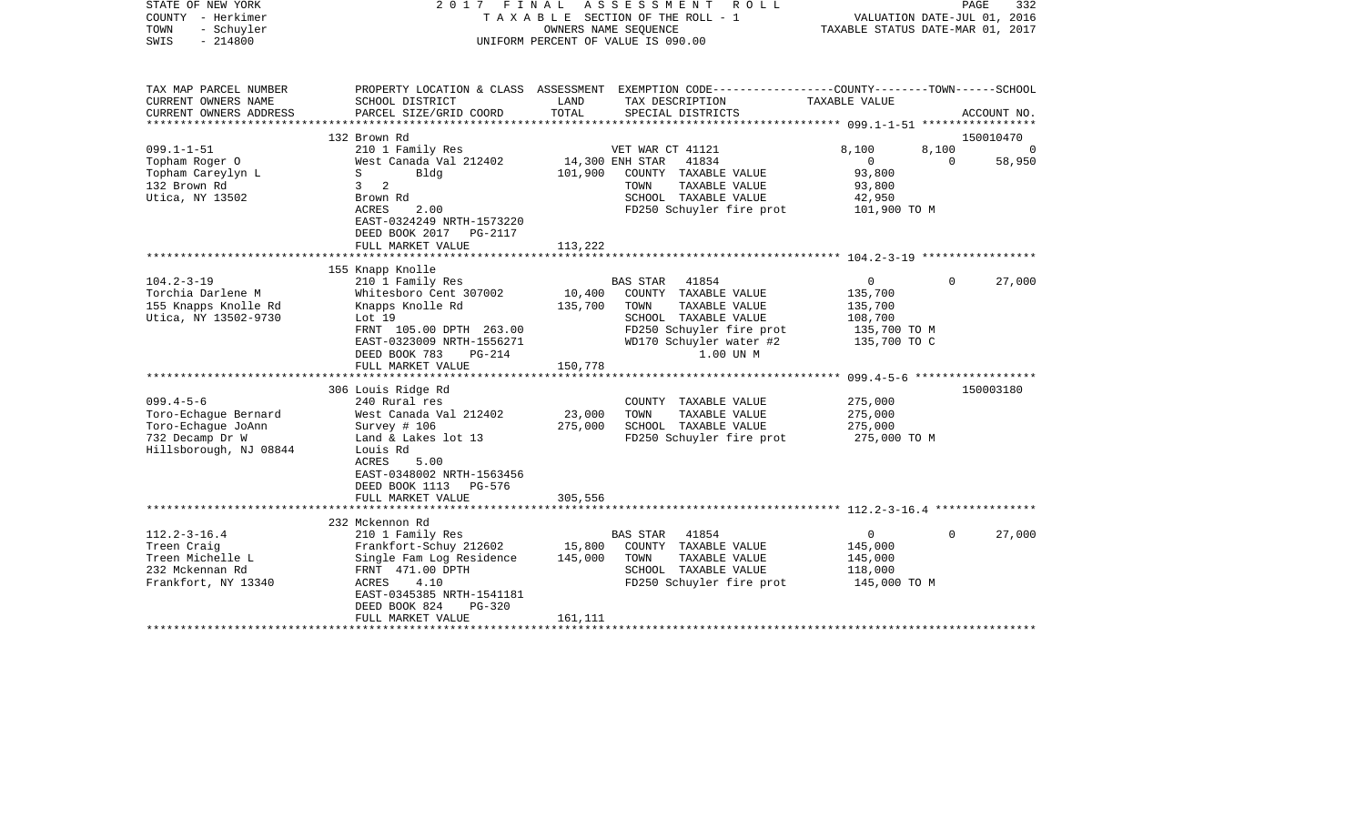STATE OF NEW YORK — 2017 FINAL ASSESSMENT ROLL
COUNTY - Herkimer — TAXABLE SECTION OF THE ROLL - 1 — VALUATION DATE-JUL 01, 2016
TOWN - Schuyler — OWNERS NAME SEQUENCE — TAXABLE STATUS DATE-MAR 01, 2017
SWIS - 214800 — UNIFORM PERCENT OF VALUE IS 090.00

| TAX MAP PARCEL NUMBER<br>CURRENT OWNERS NAME<br>CURRENT OWNERS ADDRESS | PROPERTY LOCATION & CLASS<br>SCHOOL DISTRICT<br>PARCEL SIZE/GRID COORD | ASSESSMENT<br>LAND<br>TOTAL | EXEMPTION CODE<br>TAX DESCRIPTION<br>SPECIAL DISTRICTS | COUNTY | TOWN | SCHOOL<br>TAXABLE VALUE<br>ACCOUNT NO. |
|---|---|---|---|---|---|---|
| | 132 Brown Rd | | | | | 150010470 |
| 099.1-1-51 | 210 1 Family Res | | VET WAR CT 41121 | 8,100 | 8,100 | 0 |
| Topham Roger O | West Canada Val 212402 | 14,300 | ENH STAR 41834 | 0 | 0 | 58,950 |
| Topham Careylyn L | S Bldg | 101,900 | COUNTY TAXABLE VALUE | 93,800 | | |
| 132 Brown Rd | 3 2 | | TOWN TAXABLE VALUE | 93,800 | | |
| Utica, NY 13502 | Brown Rd | | SCHOOL TAXABLE VALUE | 42,950 | | |
| | ACRES 2.00 | | FD250 Schuyler fire prot | 101,900 TO M | | |
| | EAST-0324249 NRTH-1573220 | | | | | |
| | DEED BOOK 2017 PG-2117 | | | | | |
| | FULL MARKET VALUE | 113,222 | | | | |
| | 155 Knapp Knolle | | | | | |
| 104.2-3-19 | 210 1 Family Res | | BAS STAR 41854 | 0 | 0 | 27,000 |
| Torchia Darlene M | Whitesboro Cent 307002 | 10,400 | COUNTY TAXABLE VALUE | 135,700 | | |
| 155 Knapps Knolle Rd | Knapps Knolle Rd | 135,700 | TOWN TAXABLE VALUE | 135,700 | | |
| Utica, NY 13502-9730 | Lot 19 | | SCHOOL TAXABLE VALUE | 108,700 | | |
| | FRNT 105.00 DPTH 263.00 | | FD250 Schuyler fire prot | 135,700 TO M | | |
| | EAST-0323009 NRTH-1556271 | | WD170 Schuyler water #2 | 135,700 TO C | | |
| | DEED BOOK 783 PG-214 | | 1.00 UN M | | | |
| | FULL MARKET VALUE | 150,778 | | | | |
| | 306 Louis Ridge Rd | | | | | 150003180 |
| 099.4-5-6 | 240 Rural res | | COUNTY TAXABLE VALUE | 275,000 | | |
| Toro-Echague Bernard | West Canada Val 212402 | 23,000 | TOWN TAXABLE VALUE | 275,000 | | |
| Toro-Echague JoAnn | Survey # 106 | 275,000 | SCHOOL TAXABLE VALUE | 275,000 | | |
| 732 Decamp Dr W | Land & Lakes lot 13 | | FD250 Schuyler fire prot | 275,000 TO M | | |
| Hillsborough, NJ 08844 | Louis Rd | | | | | |
| | ACRES 5.00 | | | | | |
| | EAST-0348002 NRTH-1563456 | | | | | |
| | DEED BOOK 1113 PG-576 | | | | | |
| | FULL MARKET VALUE | 305,556 | | | | |
| | 232 Mckennon Rd | | | | | |
| 112.2-3-16.4 | 210 1 Family Res | | BAS STAR 41854 | 0 | 0 | 27,000 |
| Treen Craig | Frankfort-Schuy 212602 | 15,800 | COUNTY TAXABLE VALUE | 145,000 | | |
| Treen Michelle L | Single Fam Log Residence | 145,000 | TOWN TAXABLE VALUE | 145,000 | | |
| 232 Mckennan Rd | FRNT 471.00 DPTH | | SCHOOL TAXABLE VALUE | 118,000 | | |
| Frankfort, NY 13340 | ACRES 4.10 | | FD250 Schuyler fire prot | 145,000 TO M | | |
| | EAST-0345385 NRTH-1541181 | | | | | |
| | DEED BOOK 824 PG-320 | | | | | |
| | FULL MARKET VALUE | 161,111 | | | | |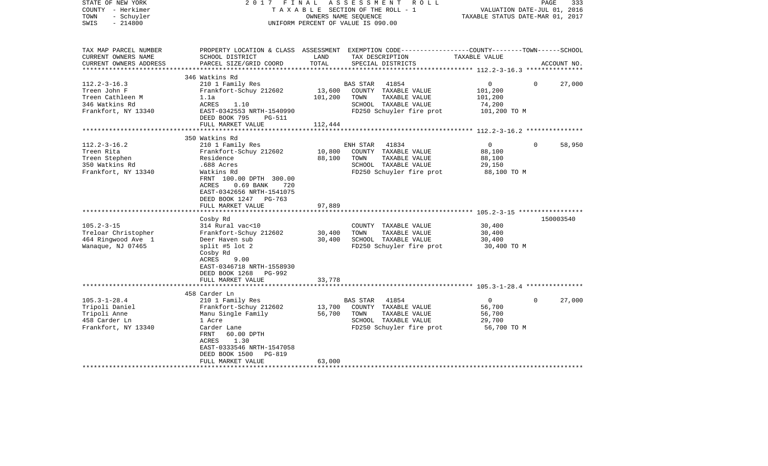STATE OF NEW YORK
COUNTY - Herkimer
TOWN - Schuyler
SWIS - 214800

2017 FINAL ASSESSMENT ROLL
TAXABLE SECTION OF THE ROLL - 1
OWNERS NAME SEQUENCE
UNIFORM PERCENT OF VALUE IS 090.00

VALUATION DATE-JUL 01, 2016
TAXABLE STATUS DATE-MAR 01, 2017

| TAX MAP PARCEL NUMBER / CURRENT OWNERS NAME / CURRENT OWNERS ADDRESS | PROPERTY LOCATION & CLASS / SCHOOL DISTRICT / PARCEL SIZE/GRID COORD | ASSESSMENT LAND / TOTAL | EXEMPTION CODE / TAX DESCRIPTION / SPECIAL DISTRICTS | COUNTY / TOWN / SCHOOL TAXABLE VALUE | ACCOUNT NO. |
|---|---|---|---|---|---|
| **112.2-3-16.3** | 346 Watkins Rd | | | | |
| | 210 1 Family Res | | BAS STAR 41854 | 0 0 27,000 | |
| Treen John F | Frankfort-Schuy 212602 | 13,600 | COUNTY TAXABLE VALUE | 101,200 | |
| Treen Cathleen M | 1.1a | 101,200 | TOWN TAXABLE VALUE | 101,200 | |
| 346 Watkins Rd | ACRES 1.10 | | SCHOOL TAXABLE VALUE | 74,200 | |
| Frankfort, NY 13340 | EAST-0342553 NRTH-1540990 | | FD250 Schuyler fire prot | 101,200 TO M | |
| | DEED BOOK 795 PG-511 | | | | |
| | FULL MARKET VALUE | 112,444 | | | |
| **112.2-3-16.2** | 350 Watkins Rd | | | | |
| | 210 1 Family Res | | ENH STAR 41834 | 0 0 58,950 | |
| Treen Rita | Frankfort-Schuy 212602 | 10,800 | COUNTY TAXABLE VALUE | 88,100 | |
| Treen Stephen | Residence | 88,100 | TOWN TAXABLE VALUE | 88,100 | |
| 350 Watkins Rd | .688 Acres | | SCHOOL TAXABLE VALUE | 29,150 | |
| Frankfort, NY 13340 | Watkins Rd | | FD250 Schuyler fire prot | 88,100 TO M | |
| | FRNT 100.00 DPTH 300.00 | | | | |
| | ACRES 0.69 BANK 720 | | | | |
| | EAST-0342656 NRTH-1541075 | | | | |
| | DEED BOOK 1247 PG-763 | | | | |
| | FULL MARKET VALUE | 97,889 | | | |
| **105.2-3-15** | Cosby Rd | | | | 150003540 |
| | 314 Rural vac<10 | | COUNTY TAXABLE VALUE | 30,400 | |
| Treloar Christopher | Frankfort-Schuy 212602 | 30,400 | TOWN TAXABLE VALUE | 30,400 | |
| 464 Ringwood Ave 1 | Deer Haven sub | 30,400 | SCHOOL TAXABLE VALUE | 30,400 | |
| Wanaque, NJ 07465 | split #5 lot 2 | | FD250 Schuyler fire prot | 30,400 TO M | |
| | Cosby Rd | | | | |
| | ACRES 9.00 | | | | |
| | EAST-0346718 NRTH-1558930 | | | | |
| | DEED BOOK 1268 PG-992 | | | | |
| | FULL MARKET VALUE | 33,778 | | | |
| **105.3-1-28.4** | 458 Carder Ln | | | | |
| | 210 1 Family Res | | BAS STAR 41854 | 0 0 27,000 | |
| Tripoli Daniel | Frankfort-Schuy 212602 | 13,700 | COUNTY TAXABLE VALUE | 56,700 | |
| Tripoli Anne | Manu Single Family | 56,700 | TOWN TAXABLE VALUE | 56,700 | |
| 458 Carder Ln | 1 Acre | | SCHOOL TAXABLE VALUE | 29,700 | |
| Frankfort, NY 13340 | Carder Lane | | FD250 Schuyler fire prot | 56,700 TO M | |
| | FRNT 60.00 DPTH | | | | |
| | ACRES 1.30 | | | | |
| | EAST-0333546 NRTH-1547058 | | | | |
| | DEED BOOK 1500 PG-819 | | | | |
| | FULL MARKET VALUE | 63,000 | | | |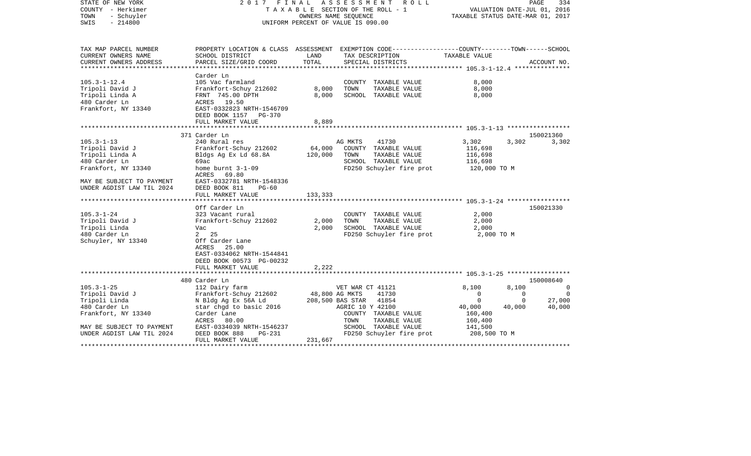STATE OF NEW YORK — COUNTY - Herkimer — TOWN - Schuyler — SWIS - 214800

2017 FINAL ASSESSMENT ROLL
TAXABLE SECTION OF THE ROLL - 1
OWNERS NAME SEQUENCE
UNIFORM PERCENT OF VALUE IS 090.00

VALUATION DATE-JUL 01, 2016
TAXABLE STATUS DATE-MAR 01, 2017

| TAX MAP PARCEL NUMBER / CURRENT OWNERS NAME / CURRENT OWNERS ADDRESS | PROPERTY LOCATION & CLASS / SCHOOL DISTRICT / PARCEL SIZE/GRID COORD | ASSESSMENT LAND | TOTAL | EXEMPTION CODE / TAX DESCRIPTION / SPECIAL DISTRICTS | COUNTY TAXABLE VALUE | TOWN | SCHOOL | ACCOUNT NO. |
|---|---|---|---|---|---|---|---|---|
| **105.3-1-12.4** | Carder Ln | | | | | | | |
| Tripoli David J | 105 Vac farmland | | | COUNTY TAXABLE VALUE | 8,000 | | | |
| Tripoli Linda A | Frankfort-Schuy 212602 | 8,000 | | TOWN TAXABLE VALUE | 8,000 | | | |
| 480 Carder Ln | FRNT 745.00 DPTH | | 8,000 | SCHOOL TAXABLE VALUE | 8,000 | | | |
| Frankfort, NY 13340 | ACRES 19.50 | | | | | | | |
| | EAST-0332823 NRTH-1546709 | | | | | | | |
| | DEED BOOK 1157 PG-370 | | | | | | | |
| | FULL MARKET VALUE | | 8,889 | | | | | |
| **105.3-1-13** | 371 Carder Ln | | | | | | | 150021360 |
| Tripoli David J | 240 Rural res | | | AG MKTS 41730 | 3,302 | 3,302 | 3,302 | |
| Tripoli Linda A | Frankfort-Schuy 212602 | 64,000 | | COUNTY TAXABLE VALUE | 116,698 | | | |
| 480 Carder Ln | Bldgs Ag Ex Ld 68.8A | | 120,000 | TOWN TAXABLE VALUE | 116,698 | | | |
| Frankfort, NY 13340 | 69ac | | | SCHOOL TAXABLE VALUE | 116,698 | | | |
| | home burnt 3-1-09 | | | FD250 Schuyler fire prot | 120,000 TO M | | | |
| MAY BE SUBJECT TO PAYMENT | ACRES 69.80 | | | | | | | |
| UNDER AGDIST LAW TIL 2024 | EAST-0332781 NRTH-1548336 | | | | | | | |
| | DEED BOOK 811 PG-60 | | | | | | | |
| | FULL MARKET VALUE | | 133,333 | | | | | |
| **105.3-1-24** | Off Carder Ln | | | | | | | 150021330 |
| Tripoli David J | 323 Vacant rural | | | COUNTY TAXABLE VALUE | 2,000 | | | |
| Tripoli Linda | Frankfort-Schuy 212602 | 2,000 | | TOWN TAXABLE VALUE | 2,000 | | | |
| 480 Carder Ln | Vac | | 2,000 | SCHOOL TAXABLE VALUE | 2,000 | | | |
| Schuyler, NY 13340 | 2 25 | | | FD250 Schuyler fire prot | 2,000 TO M | | | |
| | Off Carder Lane | | | | | | | |
| | ACRES 25.00 | | | | | | | |
| | EAST-0334062 NRTH-1544841 | | | | | | | |
| | DEED BOOK 00573 PG-00232 | | | | | | | |
| | FULL MARKET VALUE | | 2,222 | | | | | |
| **105.3-1-25** | 480 Carder Ln | | | | | | | 150008640 |
| Tripoli David J | 112 Dairy farm | | | VET WAR CT 41121 | 8,100 | 8,100 | 0 | |
| Tripoli Linda | Frankfort-Schuy 212602 | 48,800 | | AG MKTS 41730 | 0 | 0 | 0 | |
| 480 Carder Ln | N Bldg Ag Ex 56A Ld | | 208,500 | BAS STAR 41854 | 0 | 0 | 27,000 | |
| Frankfort, NY 13340 | star chgd to basic 2016 | | | AGRIC 10 Y 42100 | 40,000 | 40,000 | 40,000 | |
| | Carder Lane | | | COUNTY TAXABLE VALUE | 160,400 | | | |
| | ACRES 80.00 | | | TOWN TAXABLE VALUE | 160,400 | | | |
| MAY BE SUBJECT TO PAYMENT | EAST-0334039 NRTH-1546237 | | | SCHOOL TAXABLE VALUE | 141,500 | | | |
| UNDER AGDIST LAW TIL 2024 | DEED BOOK 888 PG-231 | | | FD250 Schuyler fire prot | 208,500 TO M | | | |
| | FULL MARKET VALUE | | 231,667 | | | | | |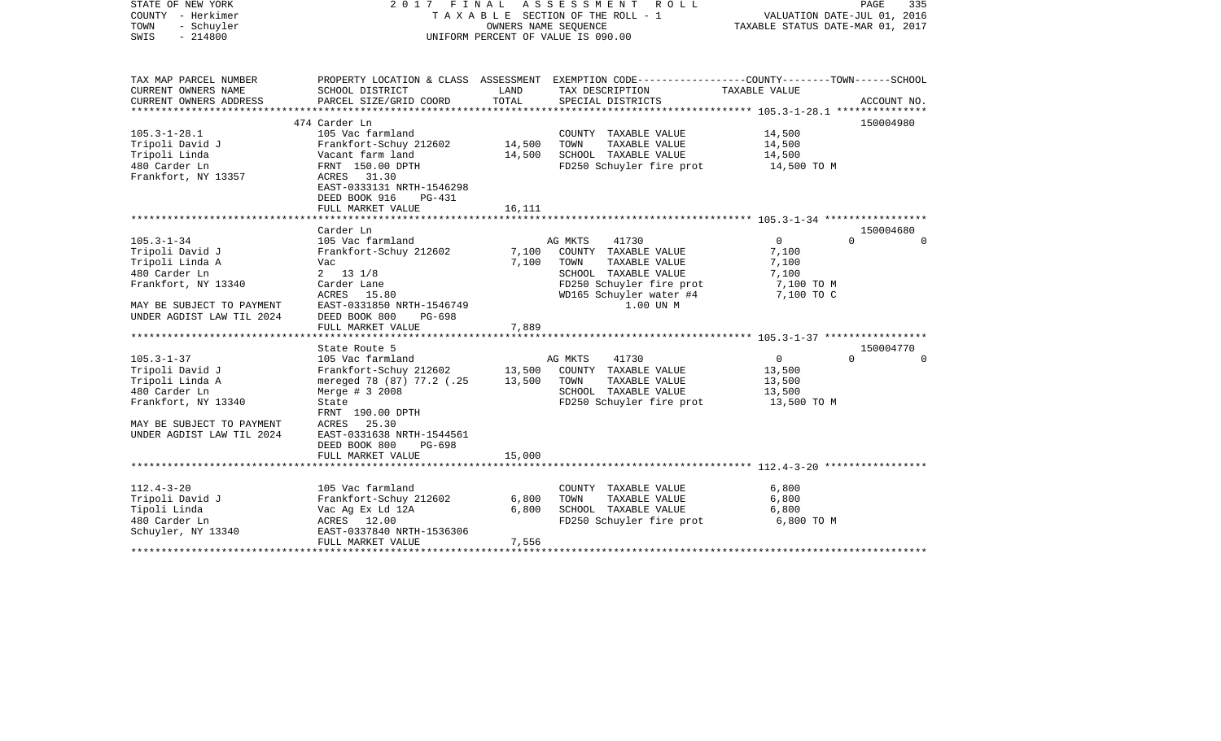STATE OF NEW YORK | 2017 FINAL ASSESSMENT ROLL
COUNTY - Herkimer | TAXABLE SECTION OF THE ROLL - 1 | VALUATION DATE-JUL 01, 2016
TOWN - Schuyler | OWNERS NAME SEQUENCE | TAXABLE STATUS DATE-MAR 01, 2017
SWIS - 214800 | UNIFORM PERCENT OF VALUE IS 090.00

| TAX MAP PARCEL NUMBER<br>CURRENT OWNERS NAME<br>CURRENT OWNERS ADDRESS | PROPERTY LOCATION & CLASS<br>SCHOOL DISTRICT<br>PARCEL SIZE/GRID COORD | ASSESSMENT<br>LAND<br>TOTAL | EXEMPTION CODE----COUNTY----TOWN----SCHOOL<br>TAX DESCRIPTION<br>SPECIAL DISTRICTS | TAXABLE VALUE | ACCOUNT NO. |
|---|---|---|---|---|---|
| **105.3-1-28.1** | 474 Carder Ln | | | | 150004980 |
| 105.3-1-28.1 | 105 Vac farmland | | COUNTY TAXABLE VALUE | 14,500 | |
| Tripoli David J | Frankfort-Schuy 212602 | 14,500 | TOWN TAXABLE VALUE | 14,500 | |
| Tripoli Linda | Vacant farm land | 14,500 | SCHOOL TAXABLE VALUE | 14,500 | |
| 480 Carder Ln | FRNT 150.00 DPTH | | FD250 Schuyler fire prot | 14,500 TO M | |
| Frankfort, NY 13357 | ACRES 31.30 | | | | |
| | EAST-0333131 NRTH-1546298 | | | | |
| | DEED BOOK 916 PG-431 | | | | |
| | FULL MARKET VALUE | 16,111 | | | |
| **105.3-1-34** | Carder Ln | | | | 150004680 |
| 105.3-1-34 | 105 Vac farmland | | AG MKTS 41730 | 0 0 0 | |
| Tripoli David J | Frankfort-Schuy 212602 | 7,100 | COUNTY TAXABLE VALUE | 7,100 | |
| Tripoli Linda A | Vac | 7,100 | TOWN TAXABLE VALUE | 7,100 | |
| 480 Carder Ln | 2 13 1/8 | | SCHOOL TAXABLE VALUE | 7,100 | |
| Frankfort, NY 13340 | Carder Lane | | FD250 Schuyler fire prot | 7,100 TO M | |
| | ACRES 15.80 | | WD165 Schuyler water #4 | 7,100 TO C | |
| MAY BE SUBJECT TO PAYMENT | EAST-0331850 NRTH-1546749 | | 1.00 UN M | | |
| UNDER AGDIST LAW TIL 2024 | DEED BOOK 800 PG-698 | | | | |
| | FULL MARKET VALUE | 7,889 | | | |
| **105.3-1-37** | State Route 5 | | | | 150004770 |
| 105.3-1-37 | 105 Vac farmland | | AG MKTS 41730 | 0 0 0 | |
| Tripoli David J | Frankfort-Schuy 212602 | 13,500 | COUNTY TAXABLE VALUE | 13,500 | |
| Tripoli Linda A | mereged 78 (87) 77.2 (.25 | 13,500 | TOWN TAXABLE VALUE | 13,500 | |
| 480 Carder Ln | Merge # 3 2008 | | SCHOOL TAXABLE VALUE | 13,500 | |
| Frankfort, NY 13340 | State | | FD250 Schuyler fire prot | 13,500 TO M | |
| | FRNT 190.00 DPTH | | | | |
| MAY BE SUBJECT TO PAYMENT | ACRES 25.30 | | | | |
| UNDER AGDIST LAW TIL 2024 | EAST-0331638 NRTH-1544561 | | | | |
| | DEED BOOK 800 PG-698 | | | | |
| | FULL MARKET VALUE | 15,000 | | | |
| **112.4-3-20** | | | | | |
| 112.4-3-20 | 105 Vac farmland | | COUNTY TAXABLE VALUE | 6,800 | |
| Tripoli David J | Frankfort-Schuy 212602 | 6,800 | TOWN TAXABLE VALUE | 6,800 | |
| Tipoli Linda | Vac Ag Ex Ld 12A | 6,800 | SCHOOL TAXABLE VALUE | 6,800 | |
| 480 Carder Ln | ACRES 12.00 | | FD250 Schuyler fire prot | 6,800 TO M | |
| Schuyler, NY 13340 | EAST-0337840 NRTH-1536306 | | | | |
| | FULL MARKET VALUE | 7,556 | | | |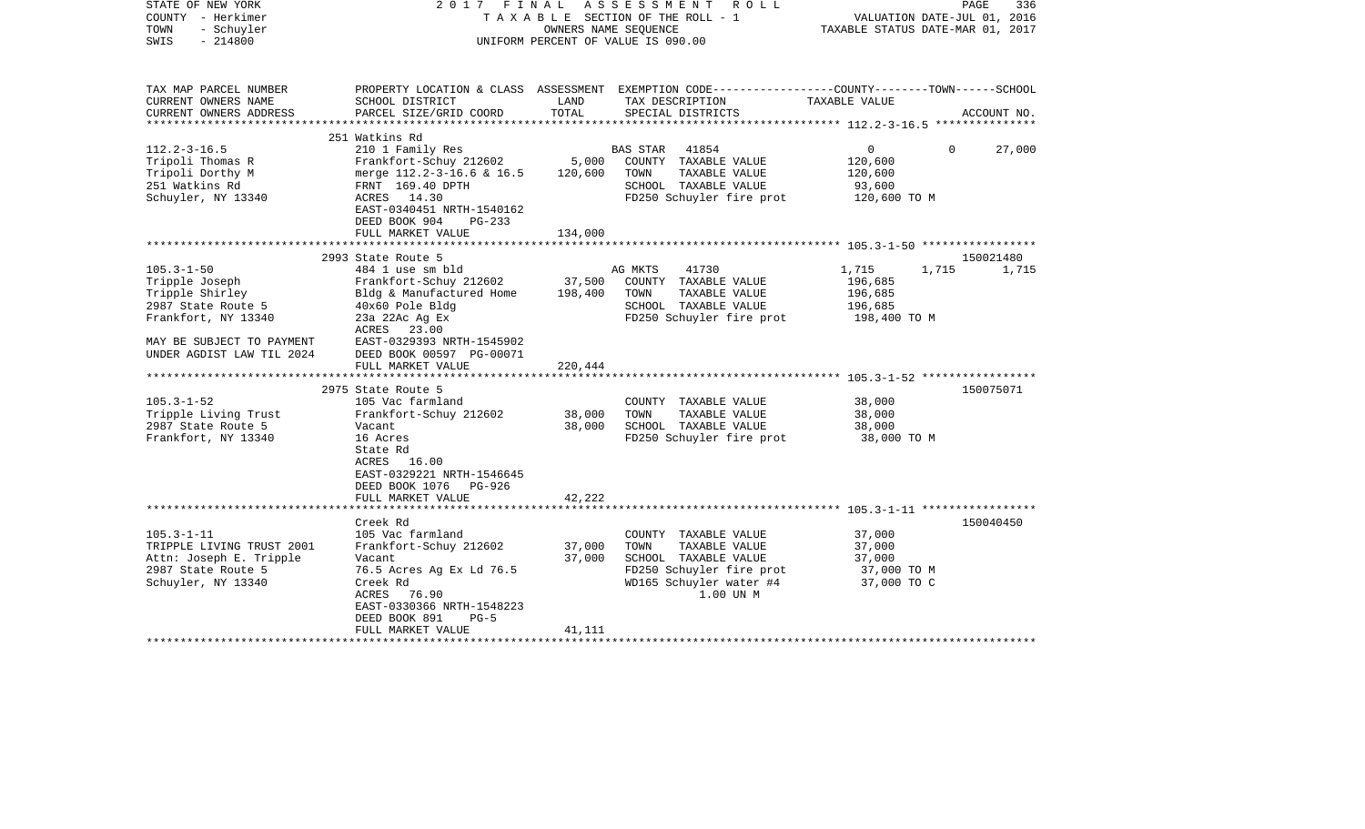STATE OF NEW YORK 2017 FINAL ASSESSMENT ROLL
COUNTY - Herkimer TAXABLE SECTION OF THE ROLL - 1 VALUATION DATE-JUL 01, 2016
TOWN - Schuyler OWNERS NAME SEQUENCE TAXABLE STATUS DATE-MAR 01, 2017
SWIS - 214800 UNIFORM PERCENT OF VALUE IS 090.00

| TAX MAP PARCEL NUMBER / CURRENT OWNERS NAME / CURRENT OWNERS ADDRESS | PROPERTY LOCATION & CLASS / SCHOOL DISTRICT / PARCEL SIZE/GRID COORD | ASSESSMENT LAND / TOTAL | EXEMPTION CODE / TAX DESCRIPTION / SPECIAL DISTRICTS | COUNTY | TOWN | SCHOOL / ACCOUNT NO. |
|---|---|---|---|---|---|---|
| **112.2-3-16.5** | 251 Watkins Rd | | | | | |
| 112.2-3-16.5 | 210 1 Family Res | | BAS STAR 41854 | 0 | 0 | 27,000 |
| Tripoli Thomas R | Frankfort-Schuy 212602 | 5,000 | COUNTY TAXABLE VALUE | 120,600 | | |
| Tripoli Dorthy M | merge 112.2-3-16.6 & 16.5 | 120,600 | TOWN TAXABLE VALUE | | 120,600 | |
| 251 Watkins Rd | FRNT 169.40 DPTH | | SCHOOL TAXABLE VALUE | | | 93,600 |
| Schuyler, NY 13340 | ACRES 14.30 | | FD250 Schuyler fire prot | 120,600 TO M | | |
| | EAST-0340451 NRTH-1540162 | | | | | |
| | DEED BOOK 904 PG-233 | | | | | |
| | FULL MARKET VALUE | 134,000 | | | | |
| **105.3-1-50** | 2993 State Route 5 | | | | | 150021480 |
| 105.3-1-50 | 484 1 use sm bld | | AG MKTS 41730 | 1,715 | 1,715 | 1,715 |
| Tripple Joseph | Frankfort-Schuy 212602 | 37,500 | COUNTY TAXABLE VALUE | 196,685 | | |
| Tripple Shirley | Bldg & Manufactured Home | 198,400 | TOWN TAXABLE VALUE | | 196,685 | |
| 2987 State Route 5 | 40x60 Pole Bldg | | SCHOOL TAXABLE VALUE | | | 196,685 |
| Frankfort, NY 13340 | 23a 22Ac Ag Ex | | FD250 Schuyler fire prot | 198,400 TO M | | |
| | ACRES 23.00 | | | | | |
| MAY BE SUBJECT TO PAYMENT | EAST-0329393 NRTH-1545902 | | | | | |
| UNDER AGDIST LAW TIL 2024 | DEED BOOK 00597 PG-00071 | | | | | |
| | FULL MARKET VALUE | 220,444 | | | | |
| **105.3-1-52** | 2975 State Route 5 | | | | | 150075071 |
| 105.3-1-52 | 105 Vac farmland | | COUNTY TAXABLE VALUE | 38,000 | | |
| Tripple Living Trust | Frankfort-Schuy 212602 | 38,000 | TOWN TAXABLE VALUE | | 38,000 | |
| 2987 State Route 5 | Vacant | 38,000 | SCHOOL TAXABLE VALUE | | | 38,000 |
| Frankfort, NY 13340 | 16 Acres | | FD250 Schuyler fire prot | 38,000 TO M | | |
| | State Rd | | | | | |
| | ACRES 16.00 | | | | | |
| | EAST-0329221 NRTH-1546645 | | | | | |
| | DEED BOOK 1076 PG-926 | | | | | |
| | FULL MARKET VALUE | 42,222 | | | | |
| **105.3-1-11** | Creek Rd | | | | | 150040450 |
| 105.3-1-11 | 105 Vac farmland | | COUNTY TAXABLE VALUE | 37,000 | | |
| TRIPPLE LIVING TRUST 2001 | Frankfort-Schuy 212602 | 37,000 | TOWN TAXABLE VALUE | | 37,000 | |
| Attn: Joseph E. Tripple | Vacant | 37,000 | SCHOOL TAXABLE VALUE | | | 37,000 |
| 2987 State Route 5 | 76.5 Acres Ag Ex Ld 76.5 | | FD250 Schuyler fire prot | 37,000 TO M | | |
| Schuyler, NY 13340 | Creek Rd | | WD165 Schuyler water #4 | 37,000 TO C | | |
| | ACRES 76.90 | | 1.00 UN M | | | |
| | EAST-0330366 NRTH-1548223 | | | | | |
| | DEED BOOK 891 PG-5 | | | | | |
| | FULL MARKET VALUE | 41,111 | | | | |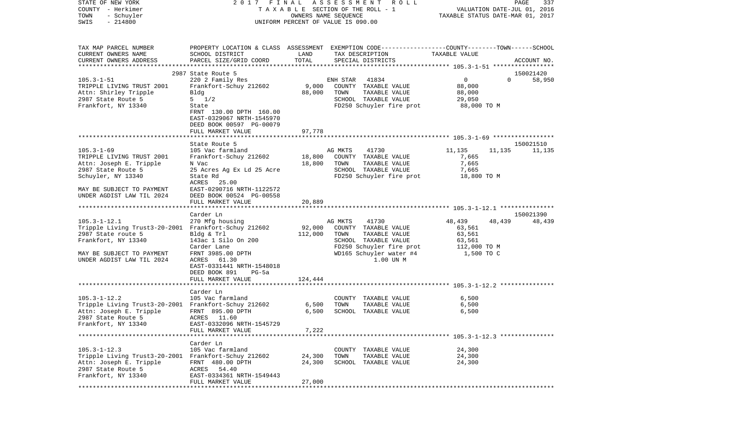STATE OF NEW YORK 2 0 1 7 F I N A L A S S E S S M E N T R O L L
COUNTY - Herkimer T A X A B L E SECTION OF THE ROLL - 1 VALUATION DATE-JUL 01, 2016
TOWN - Schuyler OWNERS NAME SEQUENCE TAXABLE STATUS DATE-MAR 01, 2017
SWIS - 214800 UNIFORM PERCENT OF VALUE IS 090.00

| TAX MAP PARCEL NUMBER<br>CURRENT OWNERS NAME<br>CURRENT OWNERS ADDRESS | PROPERTY LOCATION & CLASS<br>SCHOOL DISTRICT<br>PARCEL SIZE/GRID COORD | ASSESSMENT<br>LAND<br>TOTAL | EXEMPTION CODE<br>TAX DESCRIPTION<br>SPECIAL DISTRICTS | COUNTY | TOWN | SCHOOL<br>TAXABLE VALUE<br>ACCOUNT NO. |
|---|---|---|---|---|---|---|
| **105.3-1-51** | 2987 State Route 5 | | | | | 150021420 |
| 105.3-1-51 | 220 2 Family Res | | ENH STAR 41834 | 0 | 0 | 58,950 |
| TRIPPLE LIVING TRUST 2001 | Frankfort-Schuy 212602 | 9,000 | COUNTY TAXABLE VALUE | 88,000 | | |
| Attn: Shirley Tripple | Bldg | 88,000 | TOWN TAXABLE VALUE | 88,000 | | |
| 2987 State Route 5 | 5 1/2 | | SCHOOL TAXABLE VALUE | 29,050 | | |
| Frankfort, NY 13340 | State | | FD250 Schuyler fire prot | 88,000 TO M | | |
| | FRNT 130.00 DPTH 160.00 | | | | | |
| | EAST-0329067 NRTH-1545970 | | | | | |
| | DEED BOOK 00597 PG-00079 | | | | | |
| | FULL MARKET VALUE | 97,778 | | | | |
| **105.3-1-69** | State Route 5 | | | | | 150021510 |
| 105.3-1-69 | 105 Vac farmland | | AG MKTS 41730 | 11,135 | 11,135 | 11,135 |
| TRIPPLE LIVING TRUST 2001 | Frankfort-Schuy 212602 | 18,800 | COUNTY TAXABLE VALUE | 7,665 | | |
| Attn: Joseph E. Tripple | N Vac | 18,800 | TOWN TAXABLE VALUE | 7,665 | | |
| 2987 State Route 5 | 25 Acres Ag Ex Ld 25 Acre | | SCHOOL TAXABLE VALUE | 7,665 | | |
| Schuyler, NY 13340 | State Rd | | FD250 Schuyler fire prot | 18,800 TO M | | |
| | ACRES 25.00 | | | | | |
| MAY BE SUBJECT TO PAYMENT | EAST-0290716 NRTH-1122572 | | | | | |
| UNDER AGDIST LAW TIL 2024 | DEED BOOK 00524 PG-00558 | | | | | |
| | FULL MARKET VALUE | 20,889 | | | | |
| **105.3-1-12.1** | Carder Ln | | | | | 150021390 |
| 105.3-1-12.1 | 270 Mfg housing | | AG MKTS 41730 | 48,439 | 48,439 | 48,439 |
| Tripple Living Trust3-20-2001 | Frankfort-Schuy 212602 | 92,000 | COUNTY TAXABLE VALUE | 63,561 | | |
| 2987 State route 5 | Bldg & Trl | 112,000 | TOWN TAXABLE VALUE | 63,561 | | |
| Frankfort, NY 13340 | 143ac 1 Silo On 200 | | SCHOOL TAXABLE VALUE | 63,561 | | |
| | Carder Lane | | FD250 Schuyler fire prot | 112,000 TO M | | |
| MAY BE SUBJECT TO PAYMENT | FRNT 3985.00 DPTH | | WD165 Schuyler water #4 | 1,500 TO C | | |
| UNDER AGDIST LAW TIL 2024 | ACRES 61.30 | | 1.00 UN M | | | |
| | EAST-0331441 NRTH-1548018 | | | | | |
| | DEED BOOK 891 PG-5a | | | | | |
| | FULL MARKET VALUE | 124,444 | | | | |
| **105.3-1-12.2** | Carder Ln | | | | | |
| 105.3-1-12.2 | 105 Vac farmland | | COUNTY TAXABLE VALUE | 6,500 | | |
| Tripple Living Trust3-20-2001 | Frankfort-Schuy 212602 | 6,500 | TOWN TAXABLE VALUE | 6,500 | | |
| Attn: Joseph E. Tripple | FRNT 895.00 DPTH | 6,500 | SCHOOL TAXABLE VALUE | 6,500 | | |
| 2987 State Route 5 | ACRES 11.60 | | | | | |
| Frankfort, NY 13340 | EAST-0332096 NRTH-1545729 | | | | | |
| | FULL MARKET VALUE | 7,222 | | | | |
| **105.3-1-12.3** | Carder Ln | | | | | |
| 105.3-1-12.3 | 105 Vac farmland | | COUNTY TAXABLE VALUE | 24,300 | | |
| Tripple Living Trust3-20-2001 | Frankfort-Schuy 212602 | 24,300 | TOWN TAXABLE VALUE | 24,300 | | |
| Attn: Joseph E. Tripple | FRNT 480.00 DPTH | 24,300 | SCHOOL TAXABLE VALUE | 24,300 | | |
| 2987 State Route 5 | ACRES 54.40 | | | | | |
| Frankfort, NY 13340 | EAST-0334361 NRTH-1549443 | | | | | |
| | FULL MARKET VALUE | 27,000 | | | | |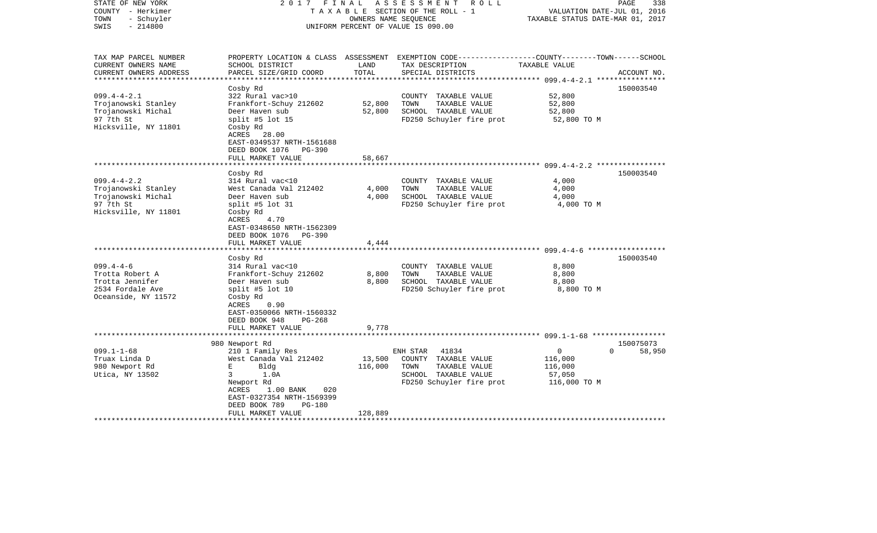STATE OF NEW YORK
COUNTY - Herkimer
TOWN - Schuyler
SWIS - 214800

2017 FINAL ASSESSMENT ROLL
TAXABLE SECTION OF THE ROLL - 1
OWNERS NAME SEQUENCE
UNIFORM PERCENT OF VALUE IS 090.00

VALUATION DATE-JUL 01, 2016
TAXABLE STATUS DATE-MAR 01, 2017

| TAX MAP PARCEL NUMBER / CURRENT OWNERS NAME / CURRENT OWNERS ADDRESS | PROPERTY LOCATION & CLASS / SCHOOL DISTRICT / PARCEL SIZE/GRID COORD | ASSESSMENT LAND | TOTAL | EXEMPTION CODE / TAX DESCRIPTION / SPECIAL DISTRICTS | COUNTY / TOWN / SCHOOL TAXABLE VALUE | ACCOUNT NO. |
|---|---|---|---|---|---|---|
| 099.4-4-2.1 | Cosby Rd | | | | | 150003540 |
| Trojanowski Stanley | 322 Rural vac>10 | | | COUNTY TAXABLE VALUE | 52,800 | |
| Trojanowski Michal | Frankfort-Schuy 212602 | 52,800 | | TOWN TAXABLE VALUE | 52,800 | |
| 97 7th St | Deer Haven sub | | 52,800 | SCHOOL TAXABLE VALUE | 52,800 | |
| Hicksville, NY 11801 | split #5 lot 15 | | | FD250 Schuyler fire prot | 52,800 TO M | |
| | Cosby Rd | | | | | |
| | ACRES 28.00 | | | | | |
| | EAST-0349537 NRTH-1561688 | | | | | |
| | DEED BOOK 1076 PG-390 | | | | | |
| | FULL MARKET VALUE | | 58,667 | | | |
| 099.4-4-2.2 | Cosby Rd | | | | | 150003540 |
| Trojanowski Stanley | 314 Rural vac<10 | | | COUNTY TAXABLE VALUE | 4,000 | |
| Trojanowski Michal | West Canada Val 212402 | 4,000 | | TOWN TAXABLE VALUE | 4,000 | |
| 97 7th St | Deer Haven sub | | 4,000 | SCHOOL TAXABLE VALUE | 4,000 | |
| Hicksville, NY 11801 | split #5 lot 31 | | | FD250 Schuyler fire prot | 4,000 TO M | |
| | Cosby Rd | | | | | |
| | ACRES 4.70 | | | | | |
| | EAST-0348650 NRTH-1562309 | | | | | |
| | DEED BOOK 1076 PG-390 | | | | | |
| | FULL MARKET VALUE | | 4,444 | | | |
| 099.4-4-6 | Cosby Rd | | | | | 150003540 |
| Trotta Robert A | 314 Rural vac<10 | | | COUNTY TAXABLE VALUE | 8,800 | |
| Trotta Jennifer | Frankfort-Schuy 212602 | 8,800 | | TOWN TAXABLE VALUE | 8,800 | |
| 2534 Fordale Ave | Deer Haven sub | | 8,800 | SCHOOL TAXABLE VALUE | 8,800 | |
| Oceanside, NY 11572 | split #5 lot 10 | | | FD250 Schuyler fire prot | 8,800 TO M | |
| | Cosby Rd | | | | | |
| | ACRES 0.90 | | | | | |
| | EAST-0350066 NRTH-1560332 | | | | | |
| | DEED BOOK 948 PG-268 | | | | | |
| | FULL MARKET VALUE | | 9,778 | | | |
| 099.1-1-68 | 980 Newport Rd | | | | | 150075073 |
| Truax Linda D | 210 1 Family Res | | | ENH STAR 41834 | 0 0 58,950 | |
| 980 Newport Rd | West Canada Val 212402 | 13,500 | | COUNTY TAXABLE VALUE | 116,000 | |
| Utica, NY 13502 | E Bldg | | 116,000 | TOWN TAXABLE VALUE | 116,000 | |
| | 3 1.0A | | | SCHOOL TAXABLE VALUE | 57,050 | |
| | Newport Rd | | | FD250 Schuyler fire prot | 116,000 TO M | |
| | ACRES 1.00 BANK 020 | | | | | |
| | EAST-0327354 NRTH-1569399 | | | | | |
| | DEED BOOK 789 PG-180 | | | | | |
| | FULL MARKET VALUE | | 128,889 | | | |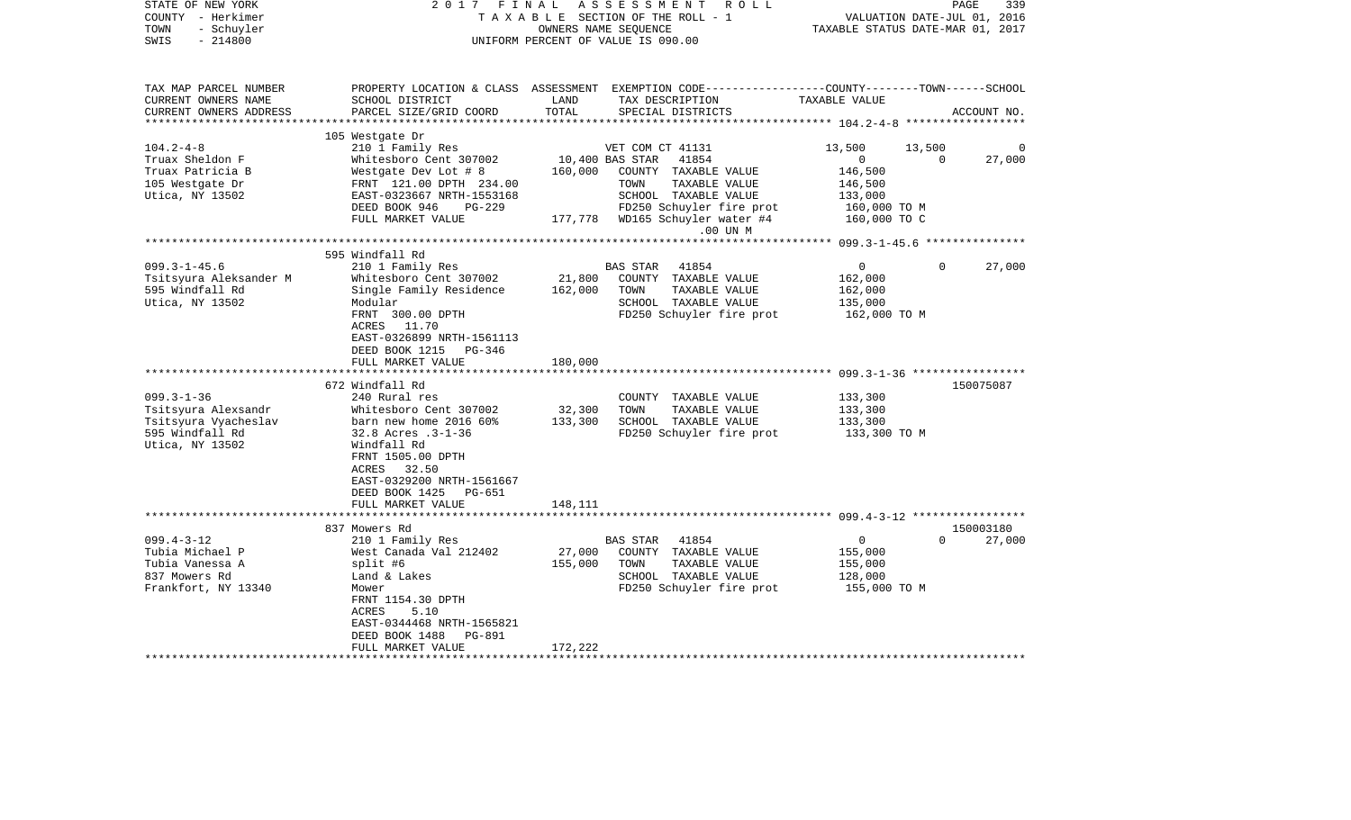STATE OF NEW YORK | 2017 FINAL ASSESSMENT ROLL
COUNTY - Herkimer | TAXABLE SECTION OF THE ROLL - 1 | VALUATION DATE-JUL 01, 2016
TOWN - Schuyler | OWNERS NAME SEQUENCE | TAXABLE STATUS DATE-MAR 01, 2017
SWIS - 214800 | UNIFORM PERCENT OF VALUE IS 090.00

| TAX MAP PARCEL NUMBER / CURRENT OWNERS NAME / CURRENT OWNERS ADDRESS | PROPERTY LOCATION & CLASS / SCHOOL DISTRICT / PARCEL SIZE/GRID COORD | ASSESSMENT LAND / TOTAL | EXEMPTION CODE / TAX DESCRIPTION / SPECIAL DISTRICTS | COUNTY | TOWN | SCHOOL | ACCOUNT NO. |
|---|---|---|---|---|---|---|---|
| | 105 Westgate Dr | | | | | | |
| 104.2-4-8 | 210 1 Family Res | | VET COM CT 41131 | 13,500 | 13,500 | 0 | |
| Truax Sheldon F | Whitesboro Cent 307002 | 10,400 | BAS STAR 41854 | 0 | 0 | 27,000 | |
| Truax Patricia B | Westgate Dev Lot # 8 | 160,000 | COUNTY TAXABLE VALUE | 146,500 | | | |
| 105 Westgate Dr | FRNT 121.00 DPTH 234.00 | | TOWN TAXABLE VALUE | | 146,500 | | |
| Utica, NY 13502 | EAST-0323667 NRTH-1553168 | | SCHOOL TAXABLE VALUE | | | 133,000 | |
| | DEED BOOK 946 PG-229 | | FD250 Schuyler fire prot | 160,000 TO M | | | |
| | FULL MARKET VALUE | 177,778 | WD165 Schuyler water #4 | 160,000 TO C | | | |
| | | | .00 UN M | | | | |
| | 595 Windfall Rd | | | | | | |
| 099.3-1-45.6 | 210 1 Family Res | | BAS STAR 41854 | 0 | 0 | 27,000 | |
| Tsitsyura Aleksander M | Whitesboro Cent 307002 | 21,800 | COUNTY TAXABLE VALUE | 162,000 | | | |
| 595 Windfall Rd | Single Family Residence | 162,000 | TOWN TAXABLE VALUE | | 162,000 | | |
| Utica, NY 13502 | Modular | | SCHOOL TAXABLE VALUE | | | 135,000 | |
| | FRNT 300.00 DPTH | | FD250 Schuyler fire prot | 162,000 TO M | | | |
| | ACRES 11.70 | | | | | | |
| | EAST-0326899 NRTH-1561113 | | | | | | |
| | DEED BOOK 1215 PG-346 | | | | | | |
| | FULL MARKET VALUE | 180,000 | | | | | |
| | 672 Windfall Rd | | | | | | 150075087 |
| 099.3-1-36 | 240 Rural res | | COUNTY TAXABLE VALUE | 133,300 | | | |
| Tsitsyura Alexsandr | Whitesboro Cent 307002 | 32,300 | TOWN TAXABLE VALUE | | 133,300 | | |
| Tsitsyura Vyacheslav | barn new home 2016 60% | 133,300 | SCHOOL TAXABLE VALUE | | | 133,300 | |
| 595 Windfall Rd | 32.8 Acres .3-1-36 | | FD250 Schuyler fire prot | 133,300 TO M | | | |
| Utica, NY 13502 | Windfall Rd | | | | | | |
| | FRNT 1505.00 DPTH | | | | | | |
| | ACRES 32.50 | | | | | | |
| | EAST-0329200 NRTH-1561667 | | | | | | |
| | DEED BOOK 1425 PG-651 | | | | | | |
| | FULL MARKET VALUE | 148,111 | | | | | |
| | 837 Mowers Rd | | | | | | 150003180 |
| 099.4-3-12 | 210 1 Family Res | | BAS STAR 41854 | 0 | 0 | 27,000 | |
| Tubia Michael P | West Canada Val 212402 | 27,000 | COUNTY TAXABLE VALUE | 155,000 | | | |
| Tubia Vanessa A | split #6 | 155,000 | TOWN TAXABLE VALUE | | 155,000 | | |
| 837 Mowers Rd | Land & Lakes | | SCHOOL TAXABLE VALUE | | | 128,000 | |
| Frankfort, NY 13340 | Mower | | FD250 Schuyler fire prot | 155,000 TO M | | | |
| | FRNT 1154.30 DPTH | | | | | | |
| | ACRES 5.10 | | | | | | |
| | EAST-0344468 NRTH-1565821 | | | | | | |
| | DEED BOOK 1488 PG-891 | | | | | | |
| | FULL MARKET VALUE | 172,222 | | | | | |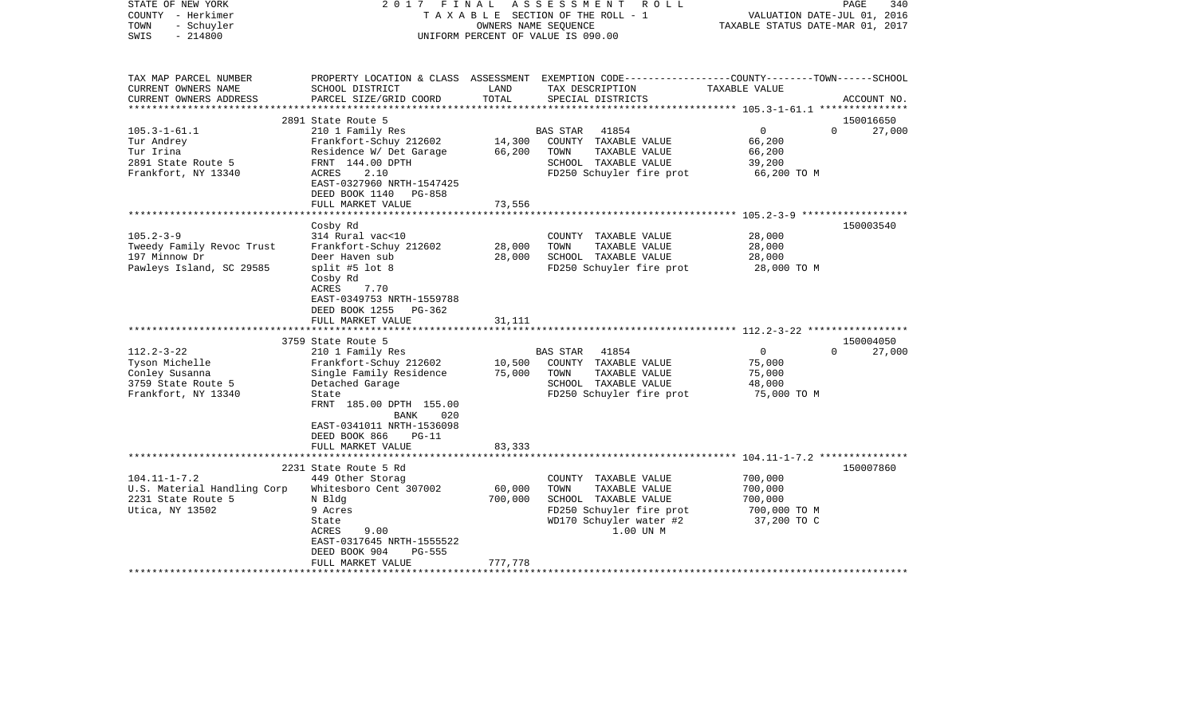STATE OF NEW YORK — 2017 FINAL ASSESSMENT ROLL
COUNTY - Herkimer — TAXABLE SECTION OF THE ROLL - 1 — VALUATION DATE-JUL 01, 2016
TOWN - Schuyler — OWNERS NAME SEQUENCE — TAXABLE STATUS DATE-MAR 01, 2017
SWIS - 214800 — UNIFORM PERCENT OF VALUE IS 090.00

| TAX MAP PARCEL NUMBER / CURRENT OWNERS NAME / CURRENT OWNERS ADDRESS | PROPERTY LOCATION & CLASS / SCHOOL DISTRICT / PARCEL SIZE/GRID COORD | ASSESSMENT LAND | TOTAL | EXEMPTION CODE / TAX DESCRIPTION / SPECIAL DISTRICTS | COUNTY / TOWN / SCHOOL TAXABLE VALUE | ACCOUNT NO. |
|---|---|---|---|---|---|---|
| 105.3-1-61.1 | 2891 State Route 5 | | | | | 150016650 |
| | 210 1 Family Res | | | BAS STAR 41854 | 0 0 | 27,000 |
| Tur Andrey | Frankfort-Schuy 212602 | 14,300 | | COUNTY TAXABLE VALUE | 66,200 | |
| Tur Irina | Residence W/ Det Garage | | 66,200 | TOWN TAXABLE VALUE | 66,200 | |
| 2891 State Route 5 | FRNT 144.00 DPTH | | | SCHOOL TAXABLE VALUE | 39,200 | |
| Frankfort, NY 13340 | ACRES 2.10 | | | FD250 Schuyler fire prot | 66,200 TO M | |
| | EAST-0327960 NRTH-1547425 | | | | | |
| | DEED BOOK 1140 PG-858 | | | | | |
| | FULL MARKET VALUE | | 73,556 | | | |
| 105.2-3-9 | Cosby Rd | | | | | 150003540 |
| | 314 Rural vac<10 | | | COUNTY TAXABLE VALUE | 28,000 | |
| Tweedy Family Revoc Trust | Frankfort-Schuy 212602 | 28,000 | | TOWN TAXABLE VALUE | 28,000 | |
| 197 Minnow Dr | Deer Haven sub | | 28,000 | SCHOOL TAXABLE VALUE | 28,000 | |
| Pawleys Island, SC 29585 | split #5 lot 8 | | | FD250 Schuyler fire prot | 28,000 TO M | |
| | Cosby Rd | | | | | |
| | ACRES 7.70 | | | | | |
| | EAST-0349753 NRTH-1559788 | | | | | |
| | DEED BOOK 1255 PG-362 | | | | | |
| | FULL MARKET VALUE | | 31,111 | | | |
| 112.2-3-22 | 3759 State Route 5 | | | | | 150004050 |
| | 210 1 Family Res | | | BAS STAR 41854 | 0 0 | 27,000 |
| Tyson Michelle | Frankfort-Schuy 212602 | 10,500 | | COUNTY TAXABLE VALUE | 75,000 | |
| Conley Susanna | Single Family Residence | | 75,000 | TOWN TAXABLE VALUE | 75,000 | |
| 3759 State Route 5 | Detached Garage | | | SCHOOL TAXABLE VALUE | 48,000 | |
| Frankfort, NY 13340 | State | | | FD250 Schuyler fire prot | 75,000 TO M | |
| | FRNT 185.00 DPTH 155.00 | | | | | |
| | BANK 020 | | | | | |
| | EAST-0341011 NRTH-1536098 | | | | | |
| | DEED BOOK 866 PG-11 | | | | | |
| | FULL MARKET VALUE | | 83,333 | | | |
| 104.11-1-7.2 | 2231 State Route 5 Rd | | | | | 150007860 |
| | 449 Other Storag | | | COUNTY TAXABLE VALUE | 700,000 | |
| U.S. Material Handling Corp | Whitesboro Cent 307002 | 60,000 | | TOWN TAXABLE VALUE | 700,000 | |
| 2231 State Route 5 | N Bldg | | 700,000 | SCHOOL TAXABLE VALUE | 700,000 | |
| Utica, NY 13502 | 9 Acres | | | FD250 Schuyler fire prot | 700,000 TO M | |
| | State | | | WD170 Schuyler water #2 | 37,200 TO C | |
| | ACRES 9.00 | | | 1.00 UN M | | |
| | EAST-0317645 NRTH-1555522 | | | | | |
| | DEED BOOK 904 PG-555 | | | | | |
| | FULL MARKET VALUE | | 777,778 | | | |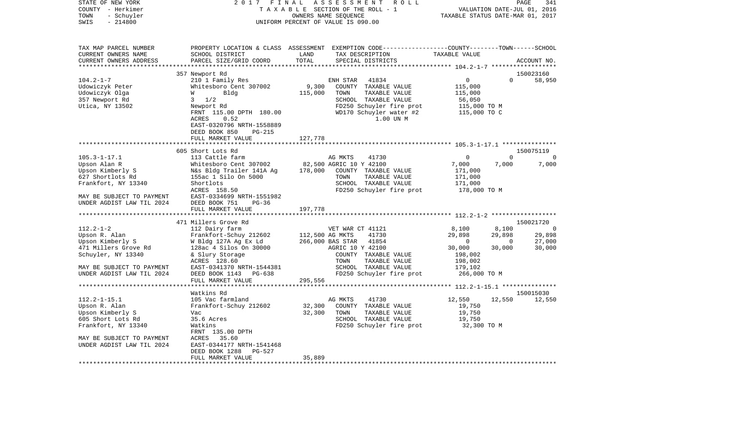STATE OF NEW YORK 2017 FINAL ASSESSMENT ROLL
COUNTY - Herkimer TAXABLE SECTION OF THE ROLL - 1 VALUATION DATE-JUL 01, 2016
TOWN - Schuyler OWNERS NAME SEQUENCE TAXABLE STATUS DATE-MAR 01, 2017
SWIS - 214800 UNIFORM PERCENT OF VALUE IS 090.00

```
TAX MAP PARCEL NUMBER       PROPERTY LOCATION & CLASS  ASSESSMENT  EXEMPTION CODE-----------------COUNTY--------TOWN------SCHOOL
CURRENT OWNERS NAME         SCHOOL DISTRICT             LAND       TAX DESCRIPTION              TAXABLE VALUE
CURRENT OWNERS ADDRESS      PARCEL SIZE/GRID COORD      TOTAL      SPECIAL DISTRICTS                                     ACCOUNT NO.
*********************************************************************************************** 104.2-1-7 ******************
                            357 Newport Rd                                                                             150023160
104.2-1-7                   210 1 Family Res                       ENH STAR   41834                 0          0         58,950
Udowiczyk Peter             Whitesboro Cent 307002       9,300     COUNTY  TAXABLE VALUE          115,000
Udowiczyk Olga              W        Bldg              115,000     TOWN    TAXABLE VALUE          115,000
357 Newport Rd              3   1/2                                SCHOOL  TAXABLE VALUE           56,050
Utica, NY 13502             Newport Rd                             FD250 Schuyler fire prot       115,000 TO M
                            FRNT 115.00 DPTH 180.00                WD170 Schuyler water #2        115,000 TO C
                            ACRES     0.52                                    1.00 UN M
                            EAST-0320796 NRTH-1558889
                            DEED BOOK 850     PG-215
                            FULL MARKET VALUE          127,778
*********************************************************************************************** 105.3-1-17.1 ***************
                            605 Short Lots Rd                                                                          150075119
105.3-1-17.1                113 Cattle farm                        AG MKTS    41730                 0          0              0
Upson Alan R                Whitesboro Cent 307002      82,500 AGRIC 10 Y 42100                 7,000      7,000          7,000
Upson Kimberly S            N&s Bldg Trailer 141A Ag   178,000     COUNTY  TAXABLE VALUE          171,000
627 Shortlots Rd            155ac 1 Silo On 5000                   TOWN    TAXABLE VALUE          171,000
Frankfort, NY 13340         Shortlots                              SCHOOL  TAXABLE VALUE          171,000
                            ACRES  158.50                          FD250 Schuyler fire prot       178,000 TO M
MAY BE SUBJECT TO PAYMENT   EAST-0334699 NRTH-1551982
UNDER AGDIST LAW TIL 2024   DEED BOOK 751     PG-36
                            FULL MARKET VALUE          197,778
*********************************************************************************************** 112.2-1-2 ******************
                            471 Millers Grove Rd                                                                       150021720
112.2-1-2                   112 Dairy farm                         VET WAR CT 41121                 8,100      8,100              0
Upson R. Alan               Frankfort-Schuy 212602     112,500 AG MKTS    41730                29,898     29,898         29,898
Upson Kimberly S            W Bldg 127A Ag Ex Ld       266,000 BAS STAR   41854                     0          0         27,000
471 Millers Grove Rd        128ac 4 Silos On 30000                 AGRIC 10 Y 42100                30,000     30,000         30,000
Schuyler, NY 13340          & Slury Storage                        COUNTY  TAXABLE VALUE          198,002
                            ACRES  128.60                          TOWN    TAXABLE VALUE          198,002
MAY BE SUBJECT TO PAYMENT   EAST-0341370 NRTH-1544381              SCHOOL  TAXABLE VALUE          179,102
UNDER AGDIST LAW TIL 2024   DEED BOOK 1143    PG-638               FD250 Schuyler fire prot       266,000 TO M
                            FULL MARKET VALUE          295,556
*********************************************************************************************** 112.2-1-15.1 ***************
                            Watkins Rd                                                                                 150015030
112.2-1-15.1                105 Vac farmland                       AG MKTS    41730                12,550     12,550         12,550
Upson R. Alan               Frankfort-Schuy 212602      32,300     COUNTY  TAXABLE VALUE           19,750
Upson Kimberly S            Vac                         32,300     TOWN    TAXABLE VALUE           19,750
605 Short Lots Rd           35.6 Acres                             SCHOOL  TAXABLE VALUE           19,750
Frankfort, NY 13340         Watkins                                FD250 Schuyler fire prot        32,300 TO M
                            FRNT 135.00 DPTH
MAY BE SUBJECT TO PAYMENT   ACRES    35.60
UNDER AGDIST LAW TIL 2024   EAST-0344177 NRTH-1541468
                            DEED BOOK 1288    PG-527
                            FULL MARKET VALUE           35,889
****************************************************************************************************************************
```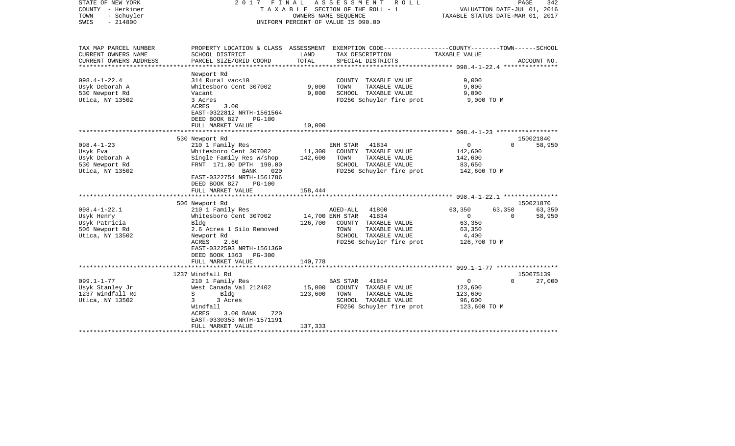STATE OF NEW YORK — 2017 FINAL ASSESSMENT ROLL
COUNTY - Herkimer — TAXABLE SECTION OF THE ROLL - 1 — VALUATION DATE-JUL 01, 2016
TOWN - Schuyler — OWNERS NAME SEQUENCE — TAXABLE STATUS DATE-MAR 01, 2017
SWIS - 214800 — UNIFORM PERCENT OF VALUE IS 090.00

| TAX MAP PARCEL NUMBER / CURRENT OWNERS NAME / CURRENT OWNERS ADDRESS | PROPERTY LOCATION & CLASS / SCHOOL DISTRICT / PARCEL SIZE/GRID COORD | ASSESSMENT LAND | TOTAL | EXEMPTION CODE / TAX DESCRIPTION / SPECIAL DISTRICTS | COUNTY | TOWN | SCHOOL | ACCOUNT NO. |
|---|---|---|---|---|---|---|---|---|
| **098.4-1-22.4** | Newport Rd | | | | | | | |
| 098.4-1-22.4 | 314 Rural vac<10 | | | COUNTY TAXABLE VALUE | 9,000 | | | |
| Usyk Deborah A | Whitesboro Cent 307002 | 9,000 | | TOWN TAXABLE VALUE | | 9,000 | | |
| 530 Newport Rd | Vacant | | 9,000 | SCHOOL TAXABLE VALUE | | | 9,000 | |
| Utica, NY 13502 | 3 Acres | | | FD250 Schuyler fire prot | 9,000 TO M | | | |
| | ACRES 3.00 | | | | | | | |
| | EAST-0322812 NRTH-1561564 | | | | | | | |
| | DEED BOOK 827 PG-100 | | | | | | | |
| | FULL MARKET VALUE | | 10,000 | | | | | |
| **098.4-1-23** | 530 Newport Rd | | | | | | | 150021840 |
| 098.4-1-23 | 210 1 Family Res | | | ENH STAR 41834 | 0 | 0 | 58,950 | |
| Usyk Eva | Whitesboro Cent 307002 | 11,300 | | COUNTY TAXABLE VALUE | 142,600 | | | |
| Usyk Deborah A | Single Family Res W/shop | | 142,600 | TOWN TAXABLE VALUE | | 142,600 | | |
| 530 Newport Rd | FRNT 171.00 DPTH 190.00 | | | SCHOOL TAXABLE VALUE | | | 83,650 | |
| Utica, NY 13502 | BANK 020 | | | FD250 Schuyler fire prot | 142,600 TO M | | | |
| | EAST-0322754 NRTH-1561786 | | | | | | | |
| | DEED BOOK 827 PG-100 | | | | | | | |
| | FULL MARKET VALUE | | 158,444 | | | | | |
| **098.4-1-22.1** | 506 Newport Rd | | | | | | | 150021870 |
| 098.4-1-22.1 | 210 1 Family Res | | | AGED-ALL 41800 | 63,350 | 63,350 | 63,350 | |
| Usyk Henry | Whitesboro Cent 307002 | 14,700 | | ENH STAR 41834 | 0 | 0 | 58,950 | |
| Usyk Patricia | Bldg | | 126,700 | COUNTY TAXABLE VALUE | 63,350 | | | |
| 506 Newport Rd | 2.6 Acres 1 Silo Removed | | | TOWN TAXABLE VALUE | | 63,350 | | |
| Utica, NY 13502 | Newport Rd | | | SCHOOL TAXABLE VALUE | | | 4,400 | |
| | ACRES 2.60 | | | FD250 Schuyler fire prot | 126,700 TO M | | | |
| | EAST-0322593 NRTH-1561369 | | | | | | | |
| | DEED BOOK 1363 PG-300 | | | | | | | |
| | FULL MARKET VALUE | | 140,778 | | | | | |
| **099.1-1-77** | 1237 Windfall Rd | | | | | | | 150075139 |
| 099.1-1-77 | 210 1 Family Res | | | BAS STAR 41854 | 0 | 0 | 27,000 | |
| Usyk Stanley Jr | West Canada Val 212402 | 15,000 | | COUNTY TAXABLE VALUE | 123,600 | | | |
| 1237 Windfall Rd | S Bldg | | 123,600 | TOWN TAXABLE VALUE | | 123,600 | | |
| Utica, NY 13502 | 3 3 Acres | | | SCHOOL TAXABLE VALUE | | | 96,600 | |
| | Windfall | | | FD250 Schuyler fire prot | 123,600 TO M | | | |
| | ACRES 3.00 BANK 720 | | | | | | | |
| | EAST-0330353 NRTH-1571191 | | | | | | | |
| | FULL MARKET VALUE | | 137,333 | | | | | |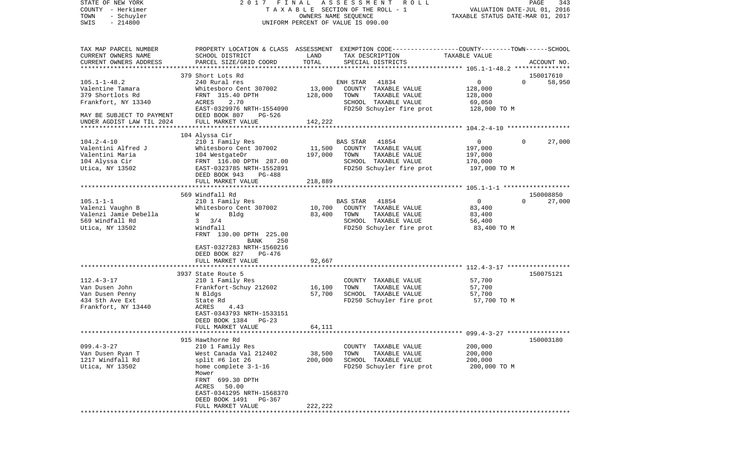STATE OF NEW YORK — 2017 FINAL ASSESSMENT ROLL
COUNTY - Herkimer — TAXABLE SECTION OF THE ROLL - 1 — VALUATION DATE-JUL 01, 2016
TOWN - Schuyler — OWNERS NAME SEQUENCE — TAXABLE STATUS DATE-MAR 01, 2017
SWIS - 214800 — UNIFORM PERCENT OF VALUE IS 090.00

| TAX MAP PARCEL NUMBER / CURRENT OWNERS NAME / CURRENT OWNERS ADDRESS | PROPERTY LOCATION & CLASS / SCHOOL DISTRICT / PARCEL SIZE/GRID COORD | ASSESSMENT LAND / TOTAL | EXEMPTION CODE / TAX DESCRIPTION / SPECIAL DISTRICTS | COUNTY--------TOWN------SCHOOL TAXABLE VALUE | ACCOUNT NO. |
|---|---|---|---|---|---|
| | 379 Short Lots Rd | | | | 150017610 |
| 105.1-1-48.2 | 240 Rural res | | ENH STAR 41834 | 0 0 | 58,950 |
| Valentine Tamara | Whitesboro Cent 307002 | 13,000 | COUNTY TAXABLE VALUE | 128,000 | |
| 379 Shortlots Rd | FRNT 315.40 DPTH | 128,000 | TOWN TAXABLE VALUE | 128,000 | |
| Frankfort, NY 13340 | ACRES 2.70 | | SCHOOL TAXABLE VALUE | 69,050 | |
| | EAST-0329976 NRTH-1554090 | | FD250 Schuyler fire prot | 128,000 TO M | |
| MAY BE SUBJECT TO PAYMENT | DEED BOOK 807 PG-526 | | | | |
| UNDER AGDIST LAW TIL 2024 | FULL MARKET VALUE | 142,222 | | | |
| | 104 Alyssa Cir | | | | |
| 104.2-4-10 | 210 1 Family Res | | BAS STAR 41854 | 0 0 | 27,000 |
| Valentini Alfred J | Whitesboro Cent 307002 | 11,500 | COUNTY TAXABLE VALUE | 197,000 | |
| Valentini Maria | 104 WestgateDr | 197,000 | TOWN TAXABLE VALUE | 197,000 | |
| 104 Alyssa Cir | FRNT 116.00 DPTH 287.00 | | SCHOOL TAXABLE VALUE | 170,000 | |
| Utica, NY 13502 | EAST-0323785 NRTH-1552891 | | FD250 Schuyler fire prot | 197,000 TO M | |
| | DEED BOOK 943 PG-488 | | | | |
| | FULL MARKET VALUE | 218,889 | | | |
| | 569 Windfall Rd | | | | 150008850 |
| 105.1-1-1 | 210 1 Family Res | | BAS STAR 41854 | 0 0 | 27,000 |
| Valenzi Vaughn B | Whitesboro Cent 307002 | 10,700 | COUNTY TAXABLE VALUE | 83,400 | |
| Valenzi Jamie Debella | W Bldg | 83,400 | TOWN TAXABLE VALUE | 83,400 | |
| 569 Windfall Rd | 3 3/4 | | SCHOOL TAXABLE VALUE | 56,400 | |
| Utica, NY 13502 | Windfall | | FD250 Schuyler fire prot | 83,400 TO M | |
| | FRNT 130.00 DPTH 225.00 | | | | |
| | BANK 250 | | | | |
| | EAST-0327283 NRTH-1560216 | | | | |
| | DEED BOOK 827 PG-476 | | | | |
| | FULL MARKET VALUE | 92,667 | | | |
| | 3937 State Route 5 | | | | 150075121 |
| 112.4-3-17 | 210 1 Family Res | | COUNTY TAXABLE VALUE | 57,700 | |
| Van Dusen John | Frankfort-Schuy 212602 | 16,100 | TOWN TAXABLE VALUE | 57,700 | |
| Van Dusen Penny | N Bldgs | 57,700 | SCHOOL TAXABLE VALUE | 57,700 | |
| 434 5th Ave Ext | State Rd | | FD250 Schuyler fire prot | 57,700 TO M | |
| Frankfort, NY 13440 | ACRES 4.43 | | | | |
| | EAST-0343793 NRTH-1533151 | | | | |
| | DEED BOOK 1384 PG-23 | | | | |
| | FULL MARKET VALUE | 64,111 | | | |
| | 915 Hawthorne Rd | | | | 150003180 |
| 099.4-3-27 | 210 1 Family Res | | COUNTY TAXABLE VALUE | 200,000 | |
| Van Dusen Ryan T | West Canada Val 212402 | 38,500 | TOWN TAXABLE VALUE | 200,000 | |
| 1217 Windfall Rd | split #6 lot 26 | 200,000 | SCHOOL TAXABLE VALUE | 200,000 | |
| Utica, NY 13502 | home complete 3-1-16 | | FD250 Schuyler fire prot | 200,000 TO M | |
| | Mower | | | | |
| | FRNT 699.30 DPTH | | | | |
| | ACRES 50.00 | | | | |
| | EAST-0341295 NRTH-1568370 | | | | |
| | DEED BOOK 1491 PG-367 | | | | |
| | FULL MARKET VALUE | 222,222 | | | |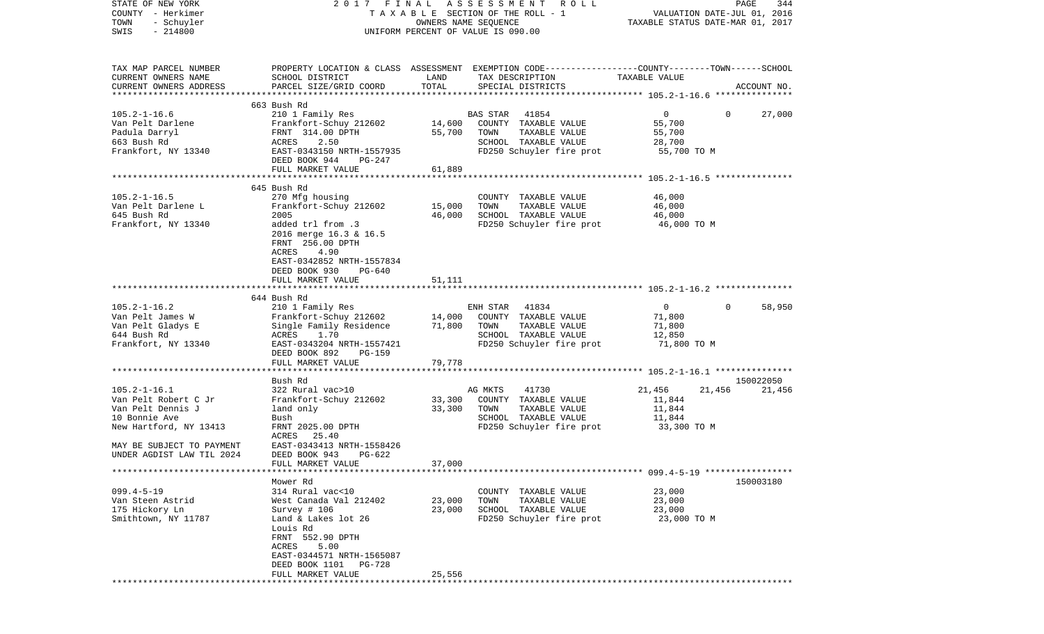STATE OF NEW YORK — 2017 FINAL ASSESSMENT ROLL — PAGE 344
COUNTY - Herkimer — TAXABLE SECTION OF THE ROLL - 1 — VALUATION DATE-JUL 01, 2016
TOWN - Schuyler — OWNERS NAME SEQUENCE — TAXABLE STATUS DATE-MAR 01, 2017
SWIS - 214800 — UNIFORM PERCENT OF VALUE IS 090.00

| TAX MAP PARCEL NUMBER / CURRENT OWNERS NAME / CURRENT OWNERS ADDRESS | PROPERTY LOCATION & CLASS / SCHOOL DISTRICT / PARCEL SIZE/GRID COORD | ASSESSMENT LAND | TOTAL | EXEMPTION CODE / TAX DESCRIPTION / SPECIAL DISTRICTS | COUNTY | TOWN | SCHOOL / ACCOUNT NO. |
|---|---|---|---|---|---|---|---|
| **105.2-1-16.6** | 663 Bush Rd | | | | | | |
| 105.2-1-16.6 | 210 1 Family Res | | | BAS STAR 41854 | 0 | 0 | 27,000 |
| Van Pelt Darlene | Frankfort-Schuy 212602 | 14,600 | | COUNTY TAXABLE VALUE | 55,700 | | |
| Padula Darryl | FRNT 314.00 DPTH | | 55,700 | TOWN TAXABLE VALUE | 55,700 | | |
| 663 Bush Rd | ACRES 2.50 | | | SCHOOL TAXABLE VALUE | 28,700 | | |
| Frankfort, NY 13340 | EAST-0343150 NRTH-1557935 | | | FD250 Schuyler fire prot | 55,700 TO M | | |
| | DEED BOOK 944 PG-247 | | | | | | |
| | FULL MARKET VALUE | | 61,889 | | | | |
| **105.2-1-16.5** | 645 Bush Rd | | | | | | |
| 105.2-1-16.5 | 270 Mfg housing | | | COUNTY TAXABLE VALUE | 46,000 | | |
| Van Pelt Darlene L | Frankfort-Schuy 212602 | 15,000 | | TOWN TAXABLE VALUE | 46,000 | | |
| 645 Bush Rd | 2005 | | 46,000 | SCHOOL TAXABLE VALUE | 46,000 | | |
| Frankfort, NY 13340 | added trl from .3 | | | FD250 Schuyler fire prot | 46,000 TO M | | |
| | 2016 merge 16.3 & 16.5 | | | | | | |
| | FRNT 256.00 DPTH | | | | | | |
| | ACRES 4.90 | | | | | | |
| | EAST-0342852 NRTH-1557834 | | | | | | |
| | DEED BOOK 930 PG-640 | | | | | | |
| | FULL MARKET VALUE | | 51,111 | | | | |
| **105.2-1-16.2** | 644 Bush Rd | | | | | | |
| 105.2-1-16.2 | 210 1 Family Res | | | ENH STAR 41834 | 0 | 0 | 58,950 |
| Van Pelt James W | Frankfort-Schuy 212602 | 14,000 | | COUNTY TAXABLE VALUE | 71,800 | | |
| Van Pelt Gladys E | Single Family Residence | | 71,800 | TOWN TAXABLE VALUE | 71,800 | | |
| 644 Bush Rd | ACRES 1.70 | | | SCHOOL TAXABLE VALUE | 12,850 | | |
| Frankfort, NY 13340 | EAST-0343204 NRTH-1557421 | | | FD250 Schuyler fire prot | 71,800 TO M | | |
| | DEED BOOK 892 PG-159 | | | | | | |
| | FULL MARKET VALUE | | 79,778 | | | | |
| **105.2-1-16.1** | Bush Rd | | | | | | 150022050 |
| 105.2-1-16.1 | 322 Rural vac>10 | | | AG MKTS 41730 | 21,456 | 21,456 | 21,456 |
| Van Pelt Robert C Jr | Frankfort-Schuy 212602 | 33,300 | | COUNTY TAXABLE VALUE | 11,844 | | |
| Van Pelt Dennis J | land only | | 33,300 | TOWN TAXABLE VALUE | 11,844 | | |
| 10 Bonnie Ave | Bush | | | SCHOOL TAXABLE VALUE | 11,844 | | |
| New Hartford, NY 13413 | FRNT 2025.00 DPTH | | | FD250 Schuyler fire prot | 33,300 TO M | | |
| | ACRES 25.40 | | | | | | |
| MAY BE SUBJECT TO PAYMENT | EAST-0343413 NRTH-1558426 | | | | | | |
| UNDER AGDIST LAW TIL 2024 | DEED BOOK 943 PG-622 | | | | | | |
| | FULL MARKET VALUE | | 37,000 | | | | |
| **099.4-5-19** | Mower Rd | | | | | | 150003180 |
| 099.4-5-19 | 314 Rural vac<10 | | | COUNTY TAXABLE VALUE | 23,000 | | |
| Van Steen Astrid | West Canada Val 212402 | 23,000 | | TOWN TAXABLE VALUE | 23,000 | | |
| 175 Hickory Ln | Survey # 106 | | 23,000 | SCHOOL TAXABLE VALUE | 23,000 | | |
| Smithtown, NY 11787 | Land & Lakes lot 26 | | | FD250 Schuyler fire prot | 23,000 TO M | | |
| | Louis Rd | | | | | | |
| | FRNT 552.90 DPTH | | | | | | |
| | ACRES 5.00 | | | | | | |
| | EAST-0344571 NRTH-1565087 | | | | | | |
| | DEED BOOK 1101 PG-728 | | | | | | |
| | FULL MARKET VALUE | | 25,556 | | | | |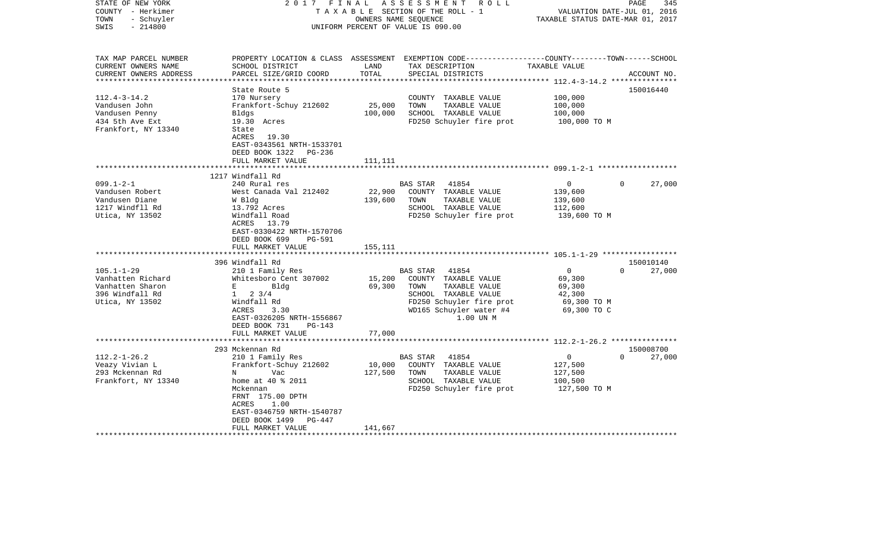STATE OF NEW YORK  
COUNTY - Herkimer  
TOWN - Schuyler  
SWIS - 214800

2017 FINAL ASSESSMENT ROLL  
TAXABLE SECTION OF THE ROLL - 1  
OWNERS NAME SEQUENCE  
UNIFORM PERCENT OF VALUE IS 090.00

VALUATION DATE-JUL 01, 2016  
TAXABLE STATUS DATE-MAR 01, 2017

```
TAX MAP PARCEL NUMBER     PROPERTY LOCATION & CLASS  ASSESSMENT  EXEMPTION CODE-----------------COUNTY--------TOWN------SCHOOL
CURRENT OWNERS NAME       SCHOOL DISTRICT               LAND      TAX DESCRIPTION                  TAXABLE VALUE
CURRENT OWNERS ADDRESS    PARCEL SIZE/GRID COORD        TOTAL     SPECIAL DISTRICTS                                         ACCOUNT NO.
******************************************************************************************************* 112.4-3-14.2 ***************
                          State Route 5                                                                                  150016440
112.4-3-14.2              170 Nursery                             COUNTY  TAXABLE VALUE              100,000
Vandusen John             Frankfort-Schuy 212602       25,000     TOWN    TAXABLE VALUE              100,000
Vandusen Penny            Bldgs                       100,000     SCHOOL  TAXABLE VALUE              100,000
434 5th Ave Ext           19.30  Acres                            FD250 Schuyler fire prot           100,000 TO M
Frankfort, NY 13340       State
                          ACRES   19.30
                          EAST-0343561 NRTH-1533701
                          DEED BOOK 1322   PG-236
                          FULL MARKET VALUE           111,111
******************************************************************************************************* 099.1-2-1 ******************
                          1217 Windfall Rd
099.1-2-1                 240 Rural res                           BAS STAR   41854                    0            0       27,000
Vandusen Robert           West Canada Val 212402       22,900     COUNTY  TAXABLE VALUE              139,600
Vandusen Diane            W Bldg                      139,600     TOWN    TAXABLE VALUE              139,600
1217 Windfll Rd           13.792 Acres                            SCHOOL  TAXABLE VALUE              112,600
Utica, NY 13502           Windfall Road                           FD250 Schuyler fire prot           139,600 TO M
                          ACRES   13.79
                          EAST-0330422 NRTH-1570706
                          DEED BOOK 699    PG-591
                          FULL MARKET VALUE           155,111
******************************************************************************************************* 105.1-1-29 *****************
                          396 Windfall Rd                                                                                150010140
105.1-1-29                210 1 Family Res                        BAS STAR   41854                    0            0       27,000
Vanhatten Richard         Whitesboro Cent 307002       15,200     COUNTY  TAXABLE VALUE               69,300
Vanhatten Sharon          E        Bldg                69,300     TOWN    TAXABLE VALUE               69,300
396 Windfall Rd           1   2 3/4                               SCHOOL  TAXABLE VALUE               42,300
Utica, NY 13502           Windfall Rd                             FD250 Schuyler fire prot            69,300 TO M
                          ACRES    3.30                           WD165 Schuyler water #4             69,300 TO C
                          EAST-0326205 NRTH-1556867                        1.00 UN M
                          DEED BOOK 731    PG-143
                          FULL MARKET VALUE            77,000
******************************************************************************************************* 112.2-1-26.2 ***************
                          293 Mckennan Rd                                                                                150008700
112.2-1-26.2              210 1 Family Res                        BAS STAR   41854                    0            0       27,000
Veazy Vivian L            Frankfort-Schuy 212602       10,000     COUNTY  TAXABLE VALUE              127,500
293 Mckennan Rd           N        Vac                127,500     TOWN    TAXABLE VALUE              127,500
Frankfort, NY 13340       home at 40 % 2011                       SCHOOL  TAXABLE VALUE              100,500
                          Mckennan                                FD250 Schuyler fire prot           127,500 TO M
                          FRNT 175.00 DPTH
                          ACRES    1.00
                          EAST-0346759 NRTH-1540787
                          DEED BOOK 1499   PG-447
                          FULL MARKET VALUE           141,667
************************************************************************************************************************************
```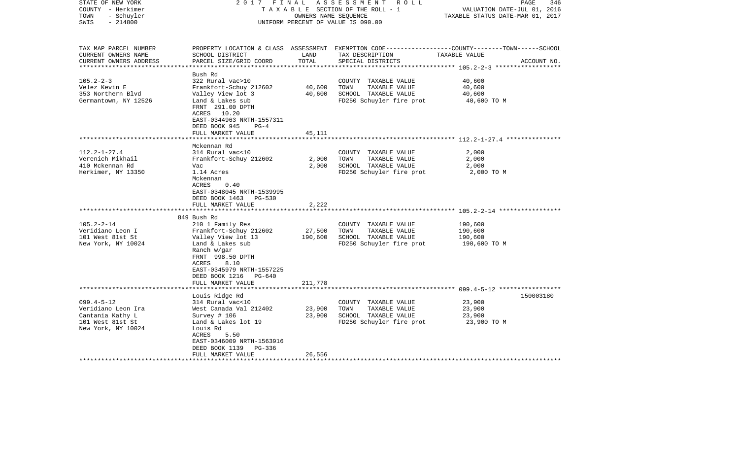STATE OF NEW YORK | 2017 FINAL ASSESSMENT ROLL
COUNTY - Herkimer | TAXABLE SECTION OF THE ROLL - 1 | VALUATION DATE-JUL 01, 2016
TOWN - Schuyler | OWNERS NAME SEQUENCE | TAXABLE STATUS DATE-MAR 01, 2017
SWIS - 214800 | UNIFORM PERCENT OF VALUE IS 090.00

| TAX MAP PARCEL NUMBER / CURRENT OWNERS NAME / CURRENT OWNERS ADDRESS | PROPERTY LOCATION & CLASS / SCHOOL DISTRICT / PARCEL SIZE/GRID COORD | ASSESSMENT LAND / TOTAL | EXEMPTION CODE / TAX DESCRIPTION / SPECIAL DISTRICTS | TAXABLE VALUE (COUNTY--TOWN--SCHOOL) | ACCOUNT NO. |
|---|---|---|---|---|---|
| **105.2-2-3** | Bush Rd | | | | |
| 105.2-2-3 | 322 Rural vac>10 | | COUNTY TAXABLE VALUE | 40,600 | |
| Velez Kevin E | Frankfort-Schuy 212602 | 40,600 | TOWN TAXABLE VALUE | 40,600 | |
| 353 Northern Blvd | Valley View lot 3 | 40,600 | SCHOOL TAXABLE VALUE | 40,600 | |
| Germantown, NY 12526 | Land & Lakes sub | | FD250 Schuyler fire prot | 40,600 TO M | |
| | FRNT 291.00 DPTH | | | | |
| | ACRES 10.20 | | | | |
| | EAST-0344963 NRTH-1557311 | | | | |
| | DEED BOOK 945 PG-4 | | | | |
| | FULL MARKET VALUE | 45,111 | | | |
| **112.2-1-27.4** | Mckennan Rd | | | | |
| 112.2-1-27.4 | 314 Rural vac<10 | | COUNTY TAXABLE VALUE | 2,000 | |
| Verenich Mikhail | Frankfort-Schuy 212602 | 2,000 | TOWN TAXABLE VALUE | 2,000 | |
| 410 Mckennan Rd | Vac | 2,000 | SCHOOL TAXABLE VALUE | 2,000 | |
| Herkimer, NY 13350 | 1.14 Acres | | FD250 Schuyler fire prot | 2,000 TO M | |
| | Mckennan | | | | |
| | ACRES 0.40 | | | | |
| | EAST-0348045 NRTH-1539995 | | | | |
| | DEED BOOK 1463 PG-530 | | | | |
| | FULL MARKET VALUE | 2,222 | | | |
| **105.2-2-14** | 849 Bush Rd | | | | |
| 105.2-2-14 | 210 1 Family Res | | COUNTY TAXABLE VALUE | 190,600 | |
| Veridiano Leon I | Frankfort-Schuy 212602 | 27,500 | TOWN TAXABLE VALUE | 190,600 | |
| 101 West 81st St | Valley View lot 13 | 190,600 | SCHOOL TAXABLE VALUE | 190,600 | |
| New York, NY 10024 | Land & Lakes sub | | FD250 Schuyler fire prot | 190,600 TO M | |
| | Ranch w/gar | | | | |
| | FRNT 998.50 DPTH | | | | |
| | ACRES 8.10 | | | | |
| | EAST-0345979 NRTH-1557225 | | | | |
| | DEED BOOK 1216 PG-640 | | | | |
| | FULL MARKET VALUE | 211,778 | | | |
| **099.4-5-12** | Louis Ridge Rd | | | | 150003180 |
| 099.4-5-12 | 314 Rural vac<10 | | COUNTY TAXABLE VALUE | 23,900 | |
| Veridiano Leon Ira | West Canada Val 212402 | 23,900 | TOWN TAXABLE VALUE | 23,900 | |
| Cantania Kathy L | Survey # 106 | 23,900 | SCHOOL TAXABLE VALUE | 23,900 | |
| 101 West 81st St | Land & Lakes lot 19 | | FD250 Schuyler fire prot | 23,900 TO M | |
| New York, NY 10024 | Louis Rd | | | | |
| | ACRES 5.50 | | | | |
| | EAST-0346009 NRTH-1563916 | | | | |
| | DEED BOOK 1139 PG-336 | | | | |
| | FULL MARKET VALUE | 26,556 | | | |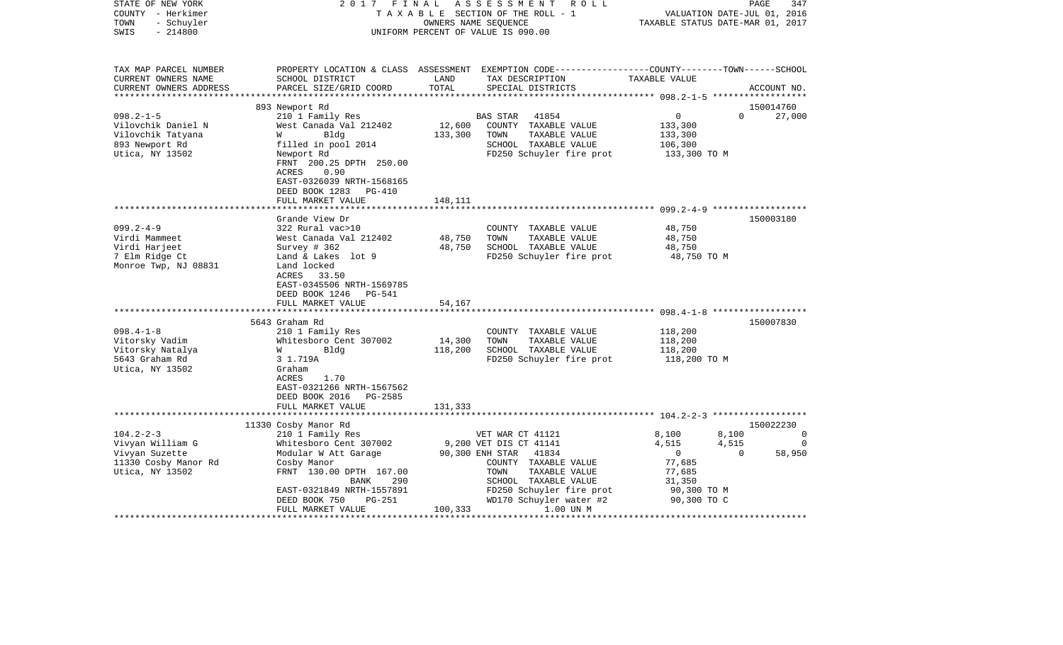STATE OF NEW YORK 2017 FINAL ASSESSMENT ROLL
COUNTY - Herkimer TAXABLE SECTION OF THE ROLL - 1 VALUATION DATE-JUL 01, 2016
TOWN - Schuyler OWNERS NAME SEQUENCE TAXABLE STATUS DATE-MAR 01, 2017
SWIS - 214800 UNIFORM PERCENT OF VALUE IS 090.00

| TAX MAP PARCEL NUMBER<br>CURRENT OWNERS NAME<br>CURRENT OWNERS ADDRESS | PROPERTY LOCATION & CLASS<br>SCHOOL DISTRICT<br>PARCEL SIZE/GRID COORD | ASSESSMENT<br>LAND<br>TOTAL | EXEMPTION CODE<br>TAX DESCRIPTION<br>SPECIAL DISTRICTS | COUNTY | TOWN | SCHOOL<br>TAXABLE VALUE<br>ACCOUNT NO. |
|---|---|---|---|---|---|---|
| | 893 Newport Rd | | | | | 150014760 |
| 098.2-1-5 | 210 1 Family Res | | BAS STAR 41854 | 0 | 0 | 27,000 |
| Vilovchik Daniel N | West Canada Val 212402 | 12,600 | COUNTY TAXABLE VALUE | 133,300 | | |
| Vilovchik Tatyana | W Bldg | 133,300 | TOWN TAXABLE VALUE | | 133,300 | |
| 893 Newport Rd | filled in pool 2014 | | SCHOOL TAXABLE VALUE | | | 106,300 |
| Utica, NY 13502 | Newport Rd | | FD250 Schuyler fire prot | 133,300 TO M | | |
| | FRNT 200.25 DPTH 250.00 | | | | | |
| | ACRES 0.90 | | | | | |
| | EAST-0326039 NRTH-1568165 | | | | | |
| | DEED BOOK 1283 PG-410 | | | | | |
| | FULL MARKET VALUE | 148,111 | | | | |
| | Grande View Dr | | | | | 150003180 |
| 099.2-4-9 | 322 Rural vac>10 | | COUNTY TAXABLE VALUE | 48,750 | | |
| Virdi Mammeet | West Canada Val 212402 | 48,750 | TOWN TAXABLE VALUE | | 48,750 | |
| Virdi Harjeet | Survey # 362 | 48,750 | SCHOOL TAXABLE VALUE | | | 48,750 |
| 7 Elm Ridge Ct | Land & Lakes lot 9 | | FD250 Schuyler fire prot | 48,750 TO M | | |
| Monroe Twp, NJ 08831 | Land locked | | | | | |
| | ACRES 33.50 | | | | | |
| | EAST-0345506 NRTH-1569785 | | | | | |
| | DEED BOOK 1246 PG-541 | | | | | |
| | FULL MARKET VALUE | 54,167 | | | | |
| | 5643 Graham Rd | | | | | 150007830 |
| 098.4-1-8 | 210 1 Family Res | | COUNTY TAXABLE VALUE | 118,200 | | |
| Vitorsky Vadim | Whitesboro Cent 307002 | 14,300 | TOWN TAXABLE VALUE | | 118,200 | |
| Vitorsky Natalya | W Bldg | 118,200 | SCHOOL TAXABLE VALUE | | | 118,200 |
| 5643 Graham Rd | 3 1.719A | | FD250 Schuyler fire prot | 118,200 TO M | | |
| Utica, NY 13502 | Graham | | | | | |
| | ACRES 1.70 | | | | | |
| | EAST-0321266 NRTH-1567562 | | | | | |
| | DEED BOOK 2016 PG-2585 | | | | | |
| | FULL MARKET VALUE | 131,333 | | | | |
| | 11330 Cosby Manor Rd | | | | | 150022230 |
| 104.2-2-3 | 210 1 Family Res | | VET WAR CT 41121 | 8,100 | 8,100 | 0 |
| Vivyan William G | Whitesboro Cent 307002 | 9,200 | VET DIS CT 41141 | 4,515 | 4,515 | 0 |
| Vivyan Suzette | Modular W Att Garage | 90,300 | ENH STAR 41834 | 0 | 0 | 58,950 |
| 11330 Cosby Manor Rd | Cosby Manor | | COUNTY TAXABLE VALUE | 77,685 | | |
| Utica, NY 13502 | FRNT 130.00 DPTH 167.00 | | TOWN TAXABLE VALUE | | 77,685 | |
| | BANK 290 | | SCHOOL TAXABLE VALUE | | | 31,350 |
| | EAST-0321849 NRTH-1557891 | | FD250 Schuyler fire prot | 90,300 TO M | | |
| | DEED BOOK 750 PG-251 | | WD170 Schuyler water #2 | 90,300 TO C | | |
| | FULL MARKET VALUE | 100,333 | 1.00 UN M | | | |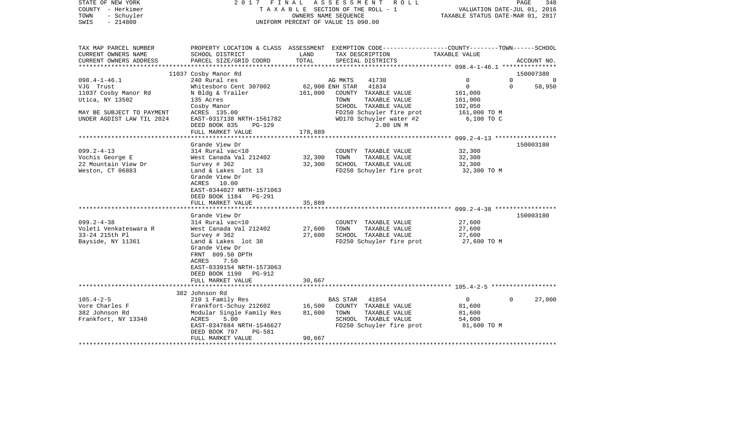STATE OF NEW YORK 2 0 1 7 F I N A L A S S E S S M E N T R O L L
COUNTY - Herkimer T A X A B L E SECTION OF THE ROLL - 1 VALUATION DATE-JUL 01, 2016
TOWN - Schuyler OWNERS NAME SEQUENCE TAXABLE STATUS DATE-MAR 01, 2017
SWIS - 214800 UNIFORM PERCENT OF VALUE IS 090.00

| TAX MAP PARCEL NUMBER<br>CURRENT OWNERS NAME<br>CURRENT OWNERS ADDRESS | PROPERTY LOCATION & CLASS<br>SCHOOL DISTRICT<br>PARCEL SIZE/GRID COORD | ASSESSMENT<br>LAND<br>TOTAL | EXEMPTION CODE<br>TAX DESCRIPTION<br>SPECIAL DISTRICTS | COUNTY | TOWN | SCHOOL<br>TAXABLE VALUE<br>ACCOUNT NO. |
|---|---|---|---|---|---|---|
| | 11037 Cosby Manor Rd | | | | | 150007380 |
| 098.4-1-46.1 | 240 Rural res | | AG MKTS 41730 | 0 | 0 | 0 |
| VJG Trust | Whitesboro Cent 307002 | 62,900 | ENH STAR 41834 | 0 | 0 | 58,950 |
| 11037 Cosby Manor Rd | N Bldg & Trailer | 161,000 | COUNTY TAXABLE VALUE | 161,000 | | |
| Utica, NY 13502 | 135 Acres | | TOWN TAXABLE VALUE | 161,000 | | |
| | Cosby Manor | | SCHOOL TAXABLE VALUE | 102,050 | | |
| MAY BE SUBJECT TO PAYMENT | ACRES 135.00 | | FD250 Schuyler fire prot | 161,000 TO M | | |
| UNDER AGDIST LAW TIL 2024 | EAST-0317138 NRTH-1561782 | | WD170 Schuyler water #2 | 6,100 TO C | | |
| | DEED BOOK 835 PG-129 | | 2.00 UN M | | | |
| | FULL MARKET VALUE | 178,889 | | | | |
| | Grande View Dr | | | | | 150003180 |
| 099.2-4-13 | 314 Rural vac<10 | | COUNTY TAXABLE VALUE | 32,300 | | |
| Vochis George E | West Canada Val 212402 | 32,300 | TOWN TAXABLE VALUE | 32,300 | | |
| 22 Mountain View Dr | Survey # 362 | 32,300 | SCHOOL TAXABLE VALUE | 32,300 | | |
| Weston, CT 06883 | Land & Lakes lot 13 | | FD250 Schuyler fire prot | 32,300 TO M | | |
| | Grande View Dr | | | | | |
| | ACRES 10.00 | | | | | |
| | EAST-0344027 NRTH-1571063 | | | | | |
| | DEED BOOK 1184 PG-291 | | | | | |
| | FULL MARKET VALUE | 35,889 | | | | |
| | Grande View Dr | | | | | 150003180 |
| 099.2-4-38 | 314 Rural vac<10 | | COUNTY TAXABLE VALUE | 27,600 | | |
| Voleti Venkateswara R | West Canada Val 212402 | 27,600 | TOWN TAXABLE VALUE | 27,600 | | |
| 33-24 215th Pl | Survey # 362 | 27,600 | SCHOOL TAXABLE VALUE | 27,600 | | |
| Bayside, NY 11361 | Land & Lakes lot 38 | | FD250 Schuyler fire prot | 27,600 TO M | | |
| | Grande View Dr | | | | | |
| | FRNT 809.50 DPTH | | | | | |
| | ACRES 7.50 | | | | | |
| | EAST-0339154 NRTH-1573063 | | | | | |
| | DEED BOOK 1190 PG-912 | | | | | |
| | FULL MARKET VALUE | 30,667 | | | | |
| | 382 Johnson Rd | | | | | |
| 105.4-2-5 | 210 1 Family Res | | BAS STAR 41854 | 0 | 0 | 27,000 |
| Vore Charles F | Frankfort-Schuy 212602 | 16,500 | COUNTY TAXABLE VALUE | 81,600 | | |
| 382 Johnson Rd | Modular Single Family Res | 81,600 | TOWN TAXABLE VALUE | 81,600 | | |
| Frankfort, NY 13340 | ACRES 5.00 | | SCHOOL TAXABLE VALUE | 54,600 | | |
| | EAST-0347884 NRTH-1546627 | | FD250 Schuyler fire prot | 81,600 TO M | | |
| | DEED BOOK 797 PG-581 | | | | | |
| | FULL MARKET VALUE | 90,667 | | | | |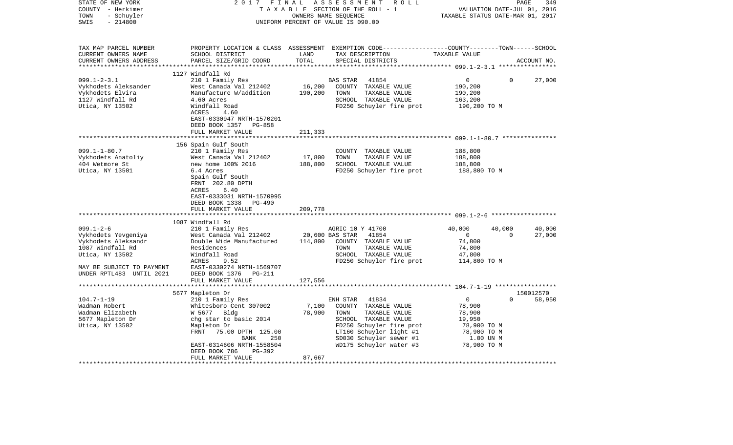STATE OF NEW YORK — 2017 FINAL ASSESSMENT ROLL — PAGE 349
COUNTY - Herkimer — TAXABLE SECTION OF THE ROLL - 1 — VALUATION DATE-JUL 01, 2016
TOWN - Schuyler — OWNERS NAME SEQUENCE — TAXABLE STATUS DATE-MAR 01, 2017
SWIS - 214800 — UNIFORM PERCENT OF VALUE IS 090.00

| TAX MAP PARCEL NUMBER / CURRENT OWNERS NAME / CURRENT OWNERS ADDRESS | PROPERTY LOCATION & CLASS / SCHOOL DISTRICT / PARCEL SIZE/GRID COORD | ASSESSMENT LAND | TOTAL | EXEMPTION CODE / TAX DESCRIPTION / SPECIAL DISTRICTS | COUNTY | TOWN | SCHOOL / TAXABLE VALUE | ACCOUNT NO. |
|---|---|---|---|---|---|---|---|---|
| | 1127 Windfall Rd | | | | | | | |
| 099.1-2-3.1 | 210 1 Family Res | | | BAS STAR 41854 | 0 | 0 | 27,000 | |
| Vykhodets Aleksander | West Canada Val 212402 | 16,200 | | COUNTY TAXABLE VALUE | 190,200 | | | |
| Vykhodets Elvira | Manufacture W/addition | | 190,200 | TOWN TAXABLE VALUE | | 190,200 | | |
| 1127 Windfall Rd | 4.60 Acres | | | SCHOOL TAXABLE VALUE | | | 163,200 | |
| Utica, NY 13502 | Windfall Road | | | FD250 Schuyler fire prot | 190,200 TO M | | | |
| | ACRES 4.60 | | | | | | | |
| | EAST-0330947 NRTH-1570201 | | | | | | | |
| | DEED BOOK 1357 PG-858 | | | | | | | |
| | FULL MARKET VALUE | | 211,333 | | | | | |
| | 156 Spain Gulf South | | | | | | | |
| 099.1-1-80.7 | 210 1 Family Res | | | COUNTY TAXABLE VALUE | 188,800 | | | |
| Vykhodets Anatoliy | West Canada Val 212402 | 17,800 | | TOWN TAXABLE VALUE | | 188,800 | | |
| 404 Wetmore St | new home 100% 2016 | | 188,800 | SCHOOL TAXABLE VALUE | | | 188,800 | |
| Utica, NY 13501 | 6.4 Acres | | | FD250 Schuyler fire prot | 188,800 TO M | | | |
| | Spain Gulf South | | | | | | | |
| | FRNT 202.80 DPTH | | | | | | | |
| | ACRES 6.40 | | | | | | | |
| | EAST-0333031 NRTH-1570995 | | | | | | | |
| | DEED BOOK 1338 PG-490 | | | | | | | |
| | FULL MARKET VALUE | | 209,778 | | | | | |
| | 1087 Windfall Rd | | | | | | | |
| 099.1-2-6 | 210 1 Family Res | | | AGRIC 10 Y 41700 | 40,000 | 40,000 | 40,000 | |
| Vykhodets Yevgeniya | West Canada Val 212402 | 20,600 | | BAS STAR 41854 | 0 | 0 | 27,000 | |
| Vykhodets Aleksandr | Double Wide Manufactured | | 114,800 | COUNTY TAXABLE VALUE | 74,800 | | | |
| 1087 Windfall Rd | Residences | | | TOWN TAXABLE VALUE | | 74,800 | | |
| Utica, NY 13502 | Windfall Road | | | SCHOOL TAXABLE VALUE | | | 47,800 | |
| | ACRES 9.52 | | | FD250 Schuyler fire prot | 114,800 TO M | | | |
| MAY BE SUBJECT TO PAYMENT | EAST-0330274 NRTH-1569707 | | | | | | | |
| UNDER RPTL483 UNTIL 2021 | DEED BOOK 1376 PG-211 | | | | | | | |
| | FULL MARKET VALUE | | 127,556 | | | | | |
| | 5677 Mapleton Dr | | | | | | | 150012570 |
| 104.7-1-19 | 210 1 Family Res | | | ENH STAR 41834 | 0 | 0 | 58,950 | |
| Wadman Robert | Whitesboro Cent 307002 | 7,100 | | COUNTY TAXABLE VALUE | 78,900 | | | |
| Wadman Elizabeth | W 5677 Bldg | | 78,900 | TOWN TAXABLE VALUE | | 78,900 | | |
| 5677 Mapleton Dr | chg star to basic 2014 | | | SCHOOL TAXABLE VALUE | | | 19,950 | |
| Utica, NY 13502 | Mapleton Dr | | | FD250 Schuyler fire prot | 78,900 TO M | | | |
| | FRNT 75.00 DPTH 125.00 | | | LT160 Schuyler light #1 | 78,900 TO M | | | |
| | BANK 250 | | | SD030 Schuyler sewer #1 | 1.00 UN M | | | |
| | EAST-0314606 NRTH-1558504 | | | WD175 Schuyler water #3 | 78,900 TO M | | | |
| | DEED BOOK 786 PG-392 | | | | | | | |
| | FULL MARKET VALUE | | 87,667 | | | | | |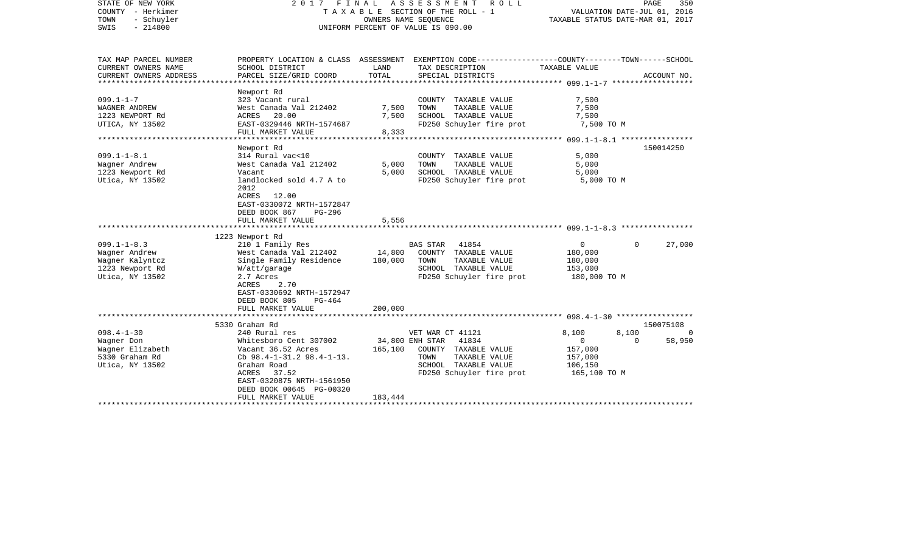STATE OF NEW YORK — 2017 FINAL ASSESSMENT ROLL
COUNTY - Herkimer — TAXABLE SECTION OF THE ROLL - 1 — VALUATION DATE-JUL 01, 2016
TOWN - Schuyler — OWNERS NAME SEQUENCE — TAXABLE STATUS DATE-MAR 01, 2017
SWIS - 214800 — UNIFORM PERCENT OF VALUE IS 090.00

| TAX MAP PARCEL NUMBER / CURRENT OWNERS NAME / CURRENT OWNERS ADDRESS | PROPERTY LOCATION & CLASS / SCHOOL DISTRICT / PARCEL SIZE/GRID COORD | ASSESSMENT LAND | ASSESSMENT TOTAL | EXEMPTION CODE / TAX DESCRIPTION / SPECIAL DISTRICTS | COUNTY TAXABLE VALUE | TOWN | SCHOOL | ACCOUNT NO. |
|---|---|---|---|---|---|---|---|---|
| **099.1-1-7** | Newport Rd | | | | | | | |
| WAGNER ANDREW | 323 Vacant rural | | | COUNTY TAXABLE VALUE | 7,500 | | | |
| 1223 NEWPORT Rd | West Canada Val 212402 | 7,500 | | TOWN TAXABLE VALUE | 7,500 | | | |
| UTICA, NY 13502 | ACRES 20.00 | | 7,500 | SCHOOL TAXABLE VALUE | 7,500 | | | |
| | EAST-0329446 NRTH-1574687 | | | FD250 Schuyler fire prot | 7,500 TO M | | | |
| | FULL MARKET VALUE | | 8,333 | | | | | |
| **099.1-1-8.1** | Newport Rd | | | | | | | 150014250 |
| Wagner Andrew | 314 Rural vac<10 | | | COUNTY TAXABLE VALUE | 5,000 | | | |
| 1223 Newport Rd | West Canada Val 212402 | 5,000 | | TOWN TAXABLE VALUE | 5,000 | | | |
| Utica, NY 13502 | Vacant | | 5,000 | SCHOOL TAXABLE VALUE | 5,000 | | | |
| | landlocked sold 4.7 A to 2012 | | | FD250 Schuyler fire prot | 5,000 TO M | | | |
| | ACRES 12.00 | | | | | | | |
| | EAST-0330072 NRTH-1572847 | | | | | | | |
| | DEED BOOK 867 PG-296 | | | | | | | |
| | FULL MARKET VALUE | | 5,556 | | | | | |
| **099.1-1-8.3** | 1223 Newport Rd | | | | | | | |
| Wagner Andrew | 210 1 Family Res | | | BAS STAR 41854 | 0 | 0 | 27,000 | |
| Wagner Kalyntcz | West Canada Val 212402 | 14,800 | | COUNTY TAXABLE VALUE | 180,000 | | | |
| 1223 Newport Rd | Single Family Residence | | 180,000 | TOWN TAXABLE VALUE | 180,000 | | | |
| Utica, NY 13502 | W/att/garage | | | SCHOOL TAXABLE VALUE | 153,000 | | | |
| | 2.7 Acres | | | FD250 Schuyler fire prot | 180,000 TO M | | | |
| | ACRES 2.70 | | | | | | | |
| | EAST-0330692 NRTH-1572947 | | | | | | | |
| | DEED BOOK 805 PG-464 | | | | | | | |
| | FULL MARKET VALUE | | 200,000 | | | | | |
| **098.4-1-30** | 5330 Graham Rd | | | | | | | 150075108 |
| Wagner Don | 240 Rural res | | | VET WAR CT 41121 | 8,100 | 8,100 | 0 | |
| Wagner Elizabeth | Whitesboro Cent 307002 | 34,800 | | ENH STAR 41834 | 0 | 0 | 58,950 | |
| 5330 Graham Rd | Vacant 36.52 Acres | | 165,100 | COUNTY TAXABLE VALUE | 157,000 | | | |
| Utica, NY 13502 | Cb 98.4-1-31.2 98.4-1-13. | | | TOWN TAXABLE VALUE | 157,000 | | | |
| | Graham Road | | | SCHOOL TAXABLE VALUE | 106,150 | | | |
| | ACRES 37.52 | | | FD250 Schuyler fire prot | 165,100 TO M | | | |
| | EAST-0320875 NRTH-1561950 | | | | | | | |
| | DEED BOOK 00645 PG-00320 | | | | | | | |
| | FULL MARKET VALUE | | 183,444 | | | | | |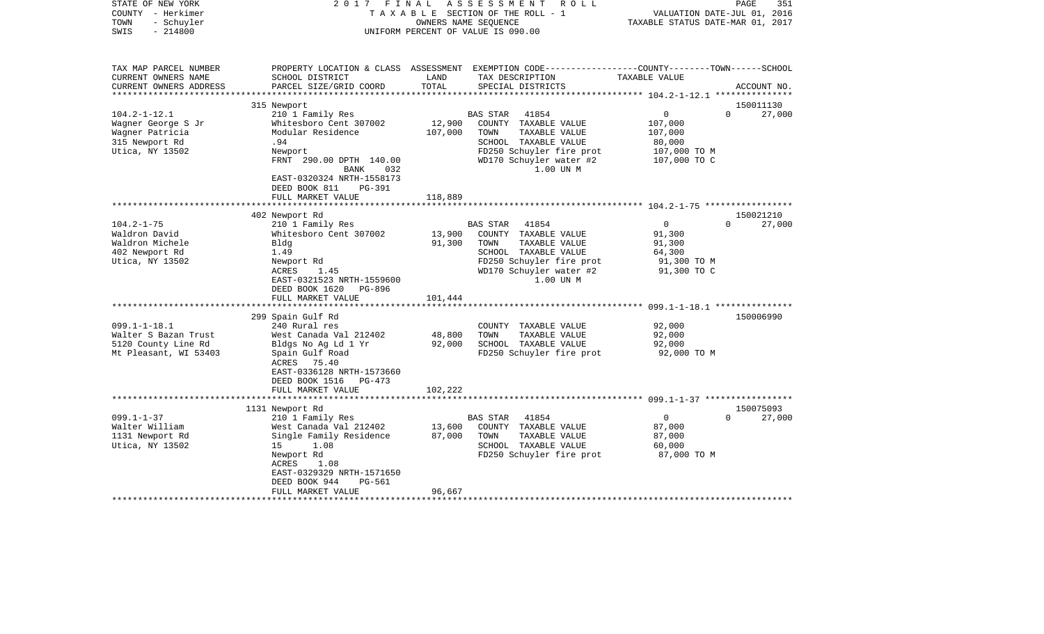STATE OF NEW YORK | 2017 FINAL ASSESSMENT ROLL
COUNTY - Herkimer | TAXABLE SECTION OF THE ROLL - 1 | VALUATION DATE-JUL 01, 2016
TOWN - Schuyler | OWNERS NAME SEQUENCE | TAXABLE STATUS DATE-MAR 01, 2017
SWIS - 214800 | UNIFORM PERCENT OF VALUE IS 090.00

| TAX MAP PARCEL NUMBER / CURRENT OWNERS NAME / CURRENT OWNERS ADDRESS | PROPERTY LOCATION & CLASS / SCHOOL DISTRICT / PARCEL SIZE/GRID COORD | ASSESSMENT LAND / TOTAL | EXEMPTION CODE / TAX DESCRIPTION / SPECIAL DISTRICTS | COUNTY / TOWN / SCHOOL TAXABLE VALUE | ACCOUNT NO. |
|---|---|---|---|---|---|
| | 315 Newport | | | | 150011130 |
| 104.2-1-12.1 | 210 1 Family Res | | BAS STAR 41854 | 0 / 0 / 27,000 | |
| Wagner George S Jr | Whitesboro Cent 307002 | 12,900 | COUNTY TAXABLE VALUE | 107,000 | |
| Wagner Patricia | Modular Residence | 107,000 | TOWN TAXABLE VALUE | 107,000 | |
| 315 Newport Rd | .94 | | SCHOOL TAXABLE VALUE | 80,000 | |
| Utica, NY 13502 | Newport | | FD250 Schuyler fire prot | 107,000 TO M | |
| | FRNT 290.00 DPTH 140.00 | | WD170 Schuyler water #2 | 107,000 TO C | |
| | BANK 032 | | 1.00 UN M | | |
| | EAST-0320324 NRTH-1558173 | | | | |
| | DEED BOOK 811 PG-391 | | | | |
| | FULL MARKET VALUE | 118,889 | | | |
| | 402 Newport Rd | | | | 150021210 |
| 104.2-1-75 | 210 1 Family Res | | BAS STAR 41854 | 0 / 0 / 27,000 | |
| Waldron David | Whitesboro Cent 307002 | 13,900 | COUNTY TAXABLE VALUE | 91,300 | |
| Waldron Michele | Bldg | 91,300 | TOWN TAXABLE VALUE | 91,300 | |
| 402 Newport Rd | 1.49 | | SCHOOL TAXABLE VALUE | 64,300 | |
| Utica, NY 13502 | Newport Rd | | FD250 Schuyler fire prot | 91,300 TO M | |
| | ACRES 1.45 | | WD170 Schuyler water #2 | 91,300 TO C | |
| | EAST-0321523 NRTH-1559600 | | 1.00 UN M | | |
| | DEED BOOK 1620 PG-896 | | | | |
| | FULL MARKET VALUE | 101,444 | | | |
| | 299 Spain Gulf Rd | | | | 150006990 |
| 099.1-1-18.1 | 240 Rural res | | COUNTY TAXABLE VALUE | 92,000 | |
| Walter S Bazan Trust | West Canada Val 212402 | 48,800 | TOWN TAXABLE VALUE | 92,000 | |
| 5120 County Line Rd | Bldgs No Ag Ld 1 Yr | 92,000 | SCHOOL TAXABLE VALUE | 92,000 | |
| Mt Pleasant, WI 53403 | Spain Gulf Road | | FD250 Schuyler fire prot | 92,000 TO M | |
| | ACRES 75.40 | | | | |
| | EAST-0336128 NRTH-1573660 | | | | |
| | DEED BOOK 1516 PG-473 | | | | |
| | FULL MARKET VALUE | 102,222 | | | |
| | 1131 Newport Rd | | | | 150075093 |
| 099.1-1-37 | 210 1 Family Res | | BAS STAR 41854 | 0 / 0 / 27,000 | |
| Walter William | West Canada Val 212402 | 13,600 | COUNTY TAXABLE VALUE | 87,000 | |
| 1131 Newport Rd | Single Family Residence | 87,000 | TOWN TAXABLE VALUE | 87,000 | |
| Utica, NY 13502 | 15 1.08 | | SCHOOL TAXABLE VALUE | 60,000 | |
| | Newport Rd | | FD250 Schuyler fire prot | 87,000 TO M | |
| | ACRES 1.08 | | | | |
| | EAST-0329329 NRTH-1571650 | | | | |
| | DEED BOOK 944 PG-561 | | | | |
| | FULL MARKET VALUE | 96,667 | | | |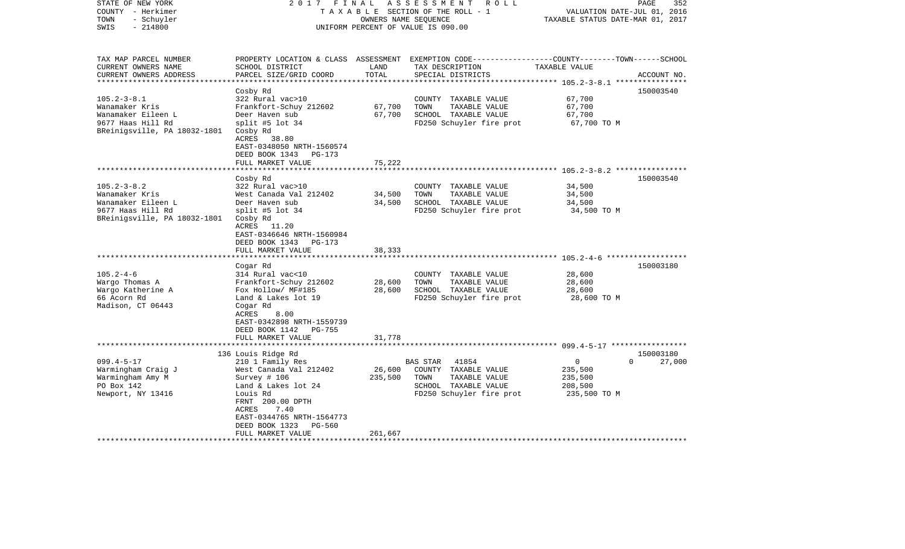STATE OF NEW YORK | COUNTY - Herkimer | TOWN - Schuyler | SWIS - 214800

2017 FINAL ASSESSMENT ROLL
TAXABLE SECTION OF THE ROLL - 1
OWNERS NAME SEQUENCE
UNIFORM PERCENT OF VALUE IS 090.00

VALUATION DATE-JUL 01, 2016
TAXABLE STATUS DATE-MAR 01, 2017

| TAX MAP PARCEL NUMBER / CURRENT OWNERS NAME / CURRENT OWNERS ADDRESS | PROPERTY LOCATION & CLASS / SCHOOL DISTRICT / PARCEL SIZE/GRID COORD | ASSESSMENT LAND | TOTAL | EXEMPTION CODE / TAX DESCRIPTION / SPECIAL DISTRICTS | TAXABLE VALUE | ACCOUNT NO. |
|---|---|---|---|---|---|---|
| **105.2-3-8.1** | Cosby Rd | | | | | 150003540 |
| | 322 Rural vac>10 | | | COUNTY TAXABLE VALUE | 67,700 | |
| Wanamaker Kris | Frankfort-Schuy 212602 | 67,700 | | TOWN TAXABLE VALUE | 67,700 | |
| Wanamaker Eileen L | Deer Haven sub | | 67,700 | SCHOOL TAXABLE VALUE | 67,700 | |
| 9677 Haas Hill Rd | split #5 lot 34 | | | FD250 Schuyler fire prot | 67,700 TO M | |
| BReinigsville, PA 18032-1801 | Cosby Rd | | | | | |
| | ACRES 38.80 | | | | | |
| | EAST-0348050 NRTH-1560574 | | | | | |
| | DEED BOOK 1343 PG-173 | | | | | |
| | FULL MARKET VALUE | | 75,222 | | | |
| **105.2-3-8.2** | Cosby Rd | | | | | 150003540 |
| | 322 Rural vac>10 | | | COUNTY TAXABLE VALUE | 34,500 | |
| Wanamaker Kris | West Canada Val 212402 | 34,500 | | TOWN TAXABLE VALUE | 34,500 | |
| Wanamaker Eileen L | Deer Haven sub | | 34,500 | SCHOOL TAXABLE VALUE | 34,500 | |
| 9677 Haas Hill Rd | split #5 lot 34 | | | FD250 Schuyler fire prot | 34,500 TO M | |
| BReinigsville, PA 18032-1801 | Cosby Rd | | | | | |
| | ACRES 11.20 | | | | | |
| | EAST-0346646 NRTH-1560984 | | | | | |
| | DEED BOOK 1343 PG-173 | | | | | |
| | FULL MARKET VALUE | | 38,333 | | | |
| **105.2-4-6** | Cogar Rd | | | | | 150003180 |
| | 314 Rural vac<10 | | | COUNTY TAXABLE VALUE | 28,600 | |
| Wargo Thomas A | Frankfort-Schuy 212602 | 28,600 | | TOWN TAXABLE VALUE | 28,600 | |
| Wargo Katherine A | Fox Hollow/ MF#185 | | 28,600 | SCHOOL TAXABLE VALUE | 28,600 | |
| 66 Acorn Rd | Land & Lakes lot 19 | | | FD250 Schuyler fire prot | 28,600 TO M | |
| Madison, CT 06443 | Cogar Rd | | | | | |
| | ACRES 8.00 | | | | | |
| | EAST-0342898 NRTH-1559739 | | | | | |
| | DEED BOOK 1142 PG-755 | | | | | |
| | FULL MARKET VALUE | | 31,778 | | | |
| **099.4-5-17** | 136 Louis Ridge Rd | | | | | 150003180 |
| | 210 1 Family Res | | | BAS STAR 41854 | 0 0 | 27,000 |
| Warmingham Craig J | West Canada Val 212402 | 26,600 | | COUNTY TAXABLE VALUE | 235,500 | |
| Warmingham Amy M | Survey # 106 | | 235,500 | TOWN TAXABLE VALUE | 235,500 | |
| PO Box 142 | Land & Lakes lot 24 | | | SCHOOL TAXABLE VALUE | 208,500 | |
| Newport, NY 13416 | Louis Rd | | | FD250 Schuyler fire prot | 235,500 TO M | |
| | FRNT 200.00 DPTH | | | | | |
| | ACRES 7.40 | | | | | |
| | EAST-0344765 NRTH-1564773 | | | | | |
| | DEED BOOK 1323 PG-560 | | | | | |
| | FULL MARKET VALUE | | 261,667 | | | |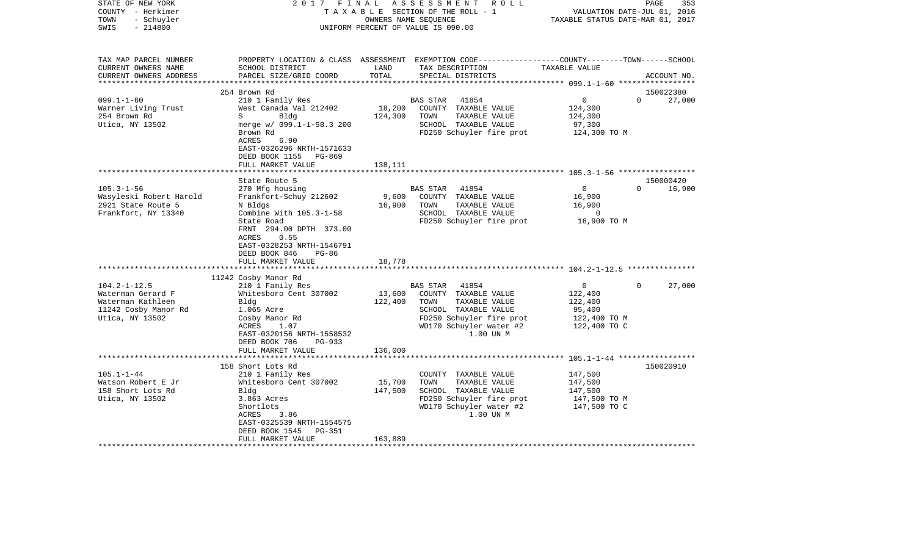STATE OF NEW YORK — 2017 FINAL ASSESSMENT ROLL
COUNTY - Herkimer — TAXABLE SECTION OF THE ROLL - 1 — VALUATION DATE-JUL 01, 2016
TOWN - Schuyler — OWNERS NAME SEQUENCE — TAXABLE STATUS DATE-MAR 01, 2017
SWIS - 214800 — UNIFORM PERCENT OF VALUE IS 090.00

| TAX MAP PARCEL NUMBER / CURRENT OWNERS NAME / CURRENT OWNERS ADDRESS | PROPERTY LOCATION & CLASS / SCHOOL DISTRICT / PARCEL SIZE/GRID COORD | ASSESSMENT LAND / TOTAL | EXEMPTION CODE / TAX DESCRIPTION / SPECIAL DISTRICTS | COUNTY | TOWN | SCHOOL / TAXABLE VALUE / ACCOUNT NO. |
|---|---|---|---|---|---|---|
| 099.1-1-60 | 254 Brown Rd | | | | | 150022380 |
| 099.1-1-60 | 210 1 Family Res | | BAS STAR 41854 | 0 | 0 | 27,000 |
| Warner Living Trust | West Canada Val 212402 | 18,200 | COUNTY TAXABLE VALUE | 124,300 | | |
| 254 Brown Rd | S Bldg | 124,300 | TOWN TAXABLE VALUE | | 124,300 | |
| Utica, NY 13502 | merge w/ 099.1-1-58.3 200 | | SCHOOL TAXABLE VALUE | | | 97,300 |
| | Brown Rd | | FD250 Schuyler fire prot | 124,300 TO M | | |
| | ACRES 6.90 | | | | | |
| | EAST-0326296 NRTH-1571633 | | | | | |
| | DEED BOOK 1155 PG-869 | | | | | |
| | FULL MARKET VALUE | 138,111 | | | | |
| 105.3-1-56 | State Route 5 | | | | | 150000420 |
| 105.3-1-56 | 270 Mfg housing | | BAS STAR 41854 | 0 | 0 | 16,900 |
| Wasyleski Robert Harold | Frankfort-Schuy 212602 | 9,600 | COUNTY TAXABLE VALUE | 16,900 | | |
| 2921 State Route 5 | N Bldgs | 16,900 | TOWN TAXABLE VALUE | | 16,900 | |
| Frankfort, NY 13340 | Combine With 105.3-1-58 | | SCHOOL TAXABLE VALUE | | | 0 |
| | State Road | | FD250 Schuyler fire prot | 16,900 TO M | | |
| | FRNT 294.00 DPTH 373.00 | | | | | |
| | ACRES 0.55 | | | | | |
| | EAST-0328253 NRTH-1546791 | | | | | |
| | DEED BOOK 846 PG-86 | | | | | |
| | FULL MARKET VALUE | 18,778 | | | | |
| 104.2-1-12.5 | 11242 Cosby Manor Rd | | | | | |
| 104.2-1-12.5 | 210 1 Family Res | | BAS STAR 41854 | 0 | 0 | 27,000 |
| Waterman Gerard F | Whitesboro Cent 307002 | 13,600 | COUNTY TAXABLE VALUE | 122,400 | | |
| Waterman Kathleen | Bldg | 122,400 | TOWN TAXABLE VALUE | | 122,400 | |
| 11242 Cosby Manor Rd | 1.065 Acre | | SCHOOL TAXABLE VALUE | | | 95,400 |
| Utica, NY 13502 | Cosby Manor Rd | | FD250 Schuyler fire prot | 122,400 TO M | | |
| | ACRES 1.07 | | WD170 Schuyler water #2 | 122,400 TO C | | |
| | EAST-0320156 NRTH-1558532 | | 1.00 UN M | | | |
| | DEED BOOK 706 PG-933 | | | | | |
| | FULL MARKET VALUE | 136,000 | | | | |
| 105.1-1-44 | 158 Short Lots Rd | | | | | 150020910 |
| 105.1-1-44 | 210 1 Family Res | | COUNTY TAXABLE VALUE | 147,500 | | |
| Watson Robert E Jr | Whitesboro Cent 307002 | 15,700 | TOWN TAXABLE VALUE | | 147,500 | |
| 158 Short Lots Rd | Bldg | 147,500 | SCHOOL TAXABLE VALUE | | | 147,500 |
| Utica, NY 13502 | 3.863 Acres | | FD250 Schuyler fire prot | 147,500 TO M | | |
| | Shortlots | | WD170 Schuyler water #2 | 147,500 TO C | | |
| | ACRES 3.86 | | 1.00 UN M | | | |
| | EAST-0325539 NRTH-1554575 | | | | | |
| | DEED BOOK 1545 PG-351 | | | | | |
| | FULL MARKET VALUE | 163,889 | | | | |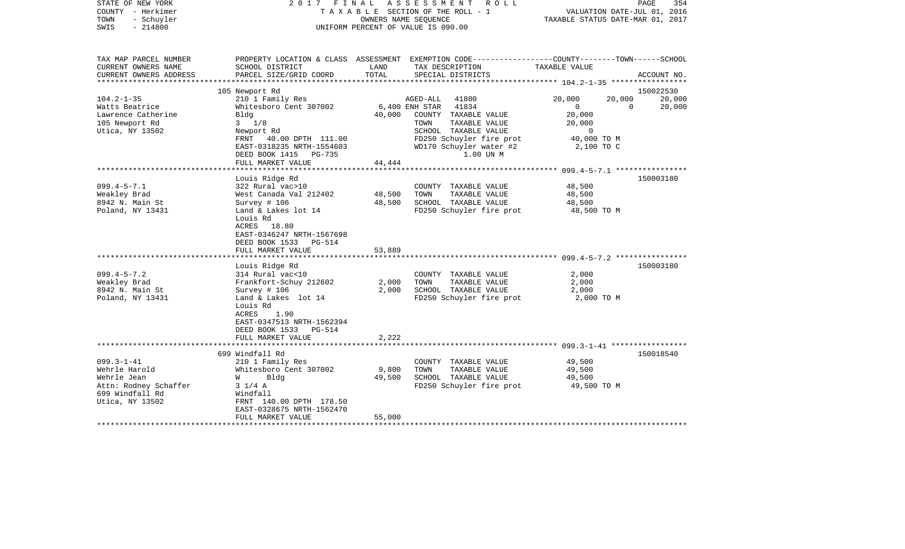STATE OF NEW YORK — 2017 FINAL ASSESSMENT ROLL
COUNTY - Herkimer — TAXABLE SECTION OF THE ROLL - 1 — VALUATION DATE-JUL 01, 2016
TOWN - Schuyler — OWNERS NAME SEQUENCE — TAXABLE STATUS DATE-MAR 01, 2017
SWIS - 214800 — UNIFORM PERCENT OF VALUE IS 090.00

| TAX MAP PARCEL NUMBER<br>CURRENT OWNERS NAME<br>CURRENT OWNERS ADDRESS | PROPERTY LOCATION & CLASS<br>SCHOOL DISTRICT<br>PARCEL SIZE/GRID COORD | ASSESSMENT<br>LAND<br>TOTAL | EXEMPTION CODE / TAX DESCRIPTION / SPECIAL DISTRICTS | COUNTY | TOWN | SCHOOL | ACCOUNT NO. |
|---|---|---|---|---|---|---|---|
| **104.2-1-35** | 105 Newport Rd | | | | | | 150022530 |
| Watts Beatrice | 210 1 Family Res | | AGED-ALL 41800 | 20,000 | 20,000 | 20,000 | |
| Lawrence Catherine | Whitesboro Cent 307002 | 6,400 | ENH STAR 41834 | 0 | 0 | 20,000 | |
| 105 Newport Rd | Bldg | 40,000 | COUNTY TAXABLE VALUE | 20,000 | | | |
| Utica, NY 13502 | 3 1/8 | | TOWN TAXABLE VALUE | | 20,000 | | |
| | Newport Rd | | SCHOOL TAXABLE VALUE | | | 0 | |
| | FRNT 40.00 DPTH 111.00 | | FD250 Schuyler fire prot | 40,000 TO M | | | |
| | EAST-0318235 NRTH-1554603 | | WD170 Schuyler water #2 | 2,100 TO C | | | |
| | DEED BOOK 1415 PG-735 | | 1.00 UN M | | | | |
| | FULL MARKET VALUE | 44,444 | | | | | |
| **099.4-5-7.1** | Louis Ridge Rd | | | | | | 150003180 |
| Weakley Brad | 322 Rural vac>10 | | COUNTY TAXABLE VALUE | 48,500 | | | |
| 8942 N. Main St | West Canada Val 212402 | 48,500 | TOWN TAXABLE VALUE | | 48,500 | | |
| Poland, NY 13431 | Survey # 106 | 48,500 | SCHOOL TAXABLE VALUE | | | 48,500 | |
| | Land & Lakes lot 14 | | FD250 Schuyler fire prot | 48,500 TO M | | | |
| | Louis Rd | | | | | | |
| | ACRES 18.80 | | | | | | |
| | EAST-0346247 NRTH-1567698 | | | | | | |
| | DEED BOOK 1533 PG-514 | | | | | | |
| | FULL MARKET VALUE | 53,889 | | | | | |
| **099.4-5-7.2** | Louis Ridge Rd | | | | | | 150003180 |
| Weakley Brad | 314 Rural vac<10 | | COUNTY TAXABLE VALUE | 2,000 | | | |
| 8942 N. Main St | Frankfort-Schuy 212602 | 2,000 | TOWN TAXABLE VALUE | | 2,000 | | |
| Poland, NY 13431 | Survey # 106 | 2,000 | SCHOOL TAXABLE VALUE | | | 2,000 | |
| | Land & Lakes lot 14 | | FD250 Schuyler fire prot | 2,000 TO M | | | |
| | Louis Rd | | | | | | |
| | ACRES 1.90 | | | | | | |
| | EAST-0347513 NRTH-1562394 | | | | | | |
| | DEED BOOK 1533 PG-514 | | | | | | |
| | FULL MARKET VALUE | 2,222 | | | | | |
| **099.3-1-41** | 699 Windfall Rd | | | | | | 150018540 |
| Wehrle Harold | 210 1 Family Res | | COUNTY TAXABLE VALUE | 49,500 | | | |
| Wehrle Jean | Whitesboro Cent 307002 | 9,800 | TOWN TAXABLE VALUE | | 49,500 | | |
| Attn: Rodney Schaffer | W Bldg | 49,500 | SCHOOL TAXABLE VALUE | | | 49,500 | |
| 699 Windfall Rd | 3 1/4 A | | FD250 Schuyler fire prot | 49,500 TO M | | | |
| Utica, NY 13502 | Windfall | | | | | | |
| | FRNT 140.00 DPTH 178.50 | | | | | | |
| | EAST-0328675 NRTH-1562470 | | | | | | |
| | FULL MARKET VALUE | 55,000 | | | | | |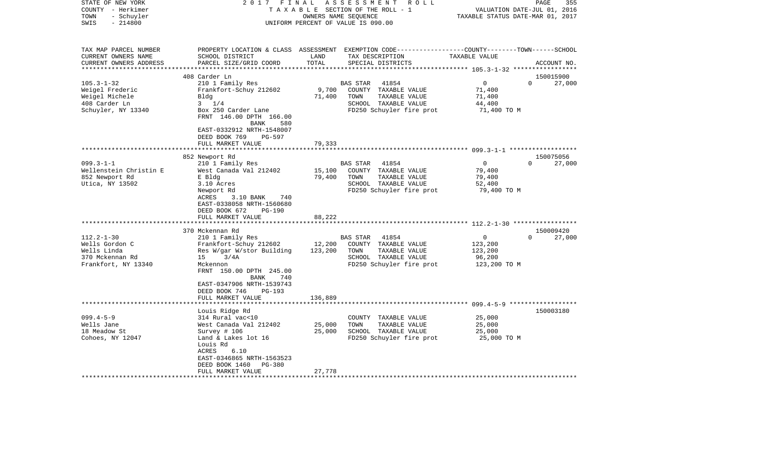```
STATE OF NEW YORK              2 0 1 7   F I N A L   A S S E S S M E N T   R O L L                  PAGE   355
COUNTY  - Herkimer                        T A X A B L E  SECTION OF THE ROLL - 1               VALUATION DATE-JUL 01, 2016
TOWN    - Schuyler                              OWNERS NAME SEQUENCE                          TAXABLE STATUS DATE-MAR 01, 2017
SWIS    - 214800                          UNIFORM PERCENT OF VALUE IS 090.00

TAX MAP PARCEL NUMBER     PROPERTY LOCATION & CLASS  ASSESSMENT  EXEMPTION CODE------------------COUNTY--------TOWN------SCHOOL
CURRENT OWNERS NAME       SCHOOL DISTRICT             LAND       TAX DESCRIPTION              TAXABLE VALUE
CURRENT OWNERS ADDRESS    PARCEL SIZE/GRID COORD      TOTAL      SPECIAL DISTRICTS                                  ACCOUNT NO.
******************************************************************************************************* 105.3-1-32 *****************
                          408 Carder Ln                                                                              150015900
105.3-1-32                210 1 Family Res                    BAS STAR   41854                  0             0        27,000
Weigel Frederic           Frankfort-Schuy 212602      9,700   COUNTY  TAXABLE VALUE           71,400
Weigel Michele            Bldg                       71,400   TOWN    TAXABLE VALUE           71,400
408 Carder Ln             3   1/4                             SCHOOL  TAXABLE VALUE           44,400
Schuyler, NY 13340        Box 250 Carder Lane                 FD250 Schuyler fire prot         71,400 TO M
                          FRNT  146.00 DPTH  166.00
                                    BANK     580
                          EAST-0332912 NRTH-1548007
                          DEED BOOK 769     PG-597
                          FULL MARKET VALUE          79,333
******************************************************************************************************* 099.3-1-1 ******************
                          852 Newport Rd                                                                             150075056
099.3-1-1                 210 1 Family Res                    BAS STAR   41854                  0             0        27,000
Wellenstein Christin E    West Canada Val 212402     15,100   COUNTY  TAXABLE VALUE           79,400
852 Newport Rd            E Bldg                     79,400   TOWN    TAXABLE VALUE           79,400
Utica, NY 13502           3.10 Acres                          SCHOOL  TAXABLE VALUE           52,400
                          Newport Rd                          FD250 Schuyler fire prot         79,400 TO M
                          ACRES     3.10 BANK     740
                          EAST-0338058 NRTH-1560680
                          DEED BOOK 672     PG-190
                          FULL MARKET VALUE          88,222
******************************************************************************************************* 112.2-1-30 *****************
                          370 Mckennan Rd                                                                            150009420
112.2-1-30                210 1 Family Res                    BAS STAR   41854                  0             0        27,000
Wells Gordon C            Frankfort-Schuy 212602     12,200   COUNTY  TAXABLE VALUE          123,200
Wells Linda               Res W/gar W/stor Building  123,200  TOWN    TAXABLE VALUE          123,200
370 Mckennan Rd           15     3/4A                         SCHOOL  TAXABLE VALUE           96,200
Frankfort, NY 13340       Mckennon                            FD250 Schuyler fire prot        123,200 TO M
                          FRNT  150.00 DPTH  245.00
                                    BANK     740
                          EAST-0347906 NRTH-1539743
                          DEED BOOK 746     PG-193
                          FULL MARKET VALUE         136,889
******************************************************************************************************* 099.4-5-9 ******************
                          Louis Ridge Rd                                                                             150003180
099.4-5-9                 314 Rural vac<10                    COUNTY  TAXABLE VALUE           25,000
Wells Jane                West Canada Val 212402     25,000   TOWN    TAXABLE VALUE           25,000
18 Meadow St              Survey # 106               25,000   SCHOOL  TAXABLE VALUE           25,000
Cohoes, NY 12047          Land & Lakes lot 16                 FD250 Schuyler fire prot         25,000 TO M
                          Louis Rd
                          ACRES     6.10
                          EAST-0346865 NRTH-1563523
                          DEED BOOK 1460    PG-380
                          FULL MARKET VALUE          27,778
************************************************************************************************************************************
```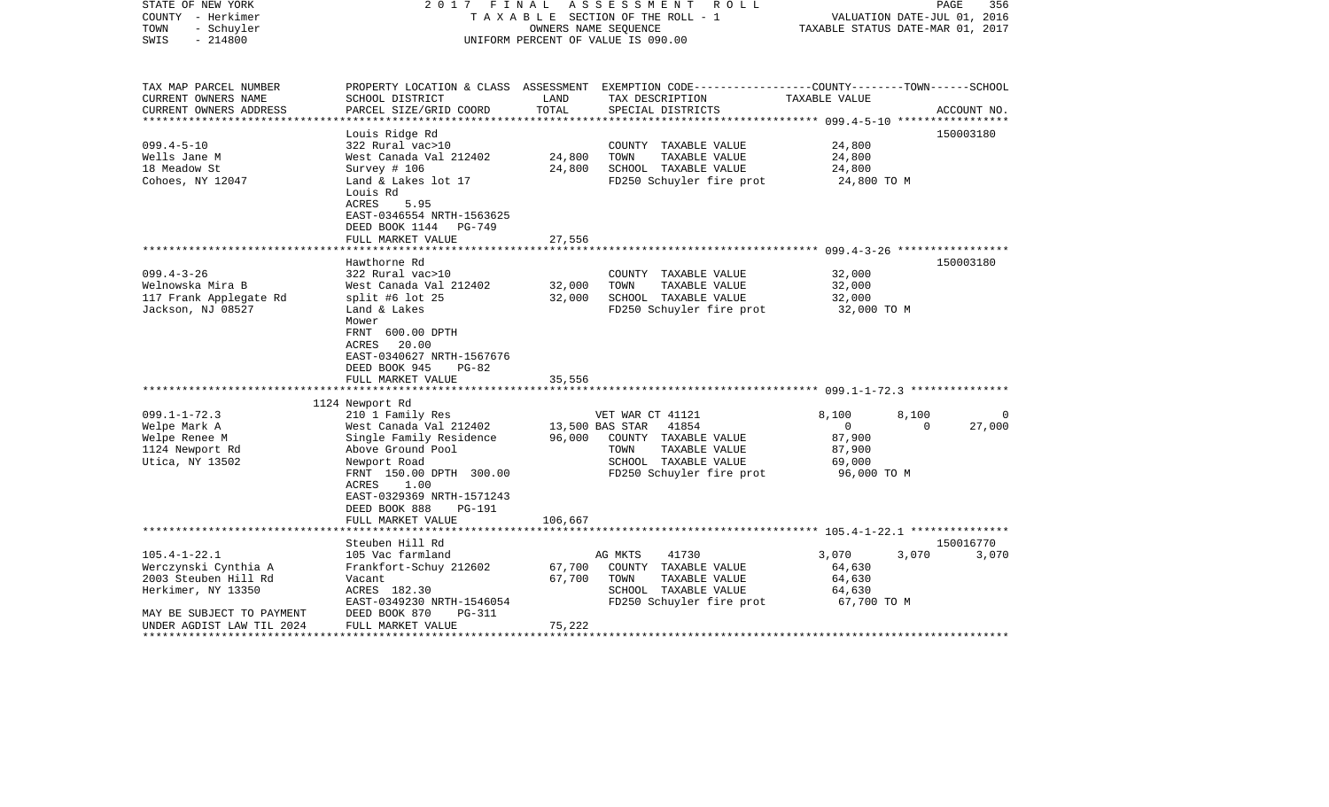STATE OF NEW YORK
COUNTY - Herkimer
TOWN - Schuyler
SWIS - 214800

2017 FINAL ASSESSMENT ROLL
TAXABLE SECTION OF THE ROLL - 1
OWNERS NAME SEQUENCE
UNIFORM PERCENT OF VALUE IS 090.00

VALUATION DATE-JUL 01, 2016
TAXABLE STATUS DATE-MAR 01, 2017

| TAX MAP PARCEL NUMBER / CURRENT OWNERS NAME / CURRENT OWNERS ADDRESS | PROPERTY LOCATION & CLASS / SCHOOL DISTRICT / PARCEL SIZE/GRID COORD | ASSESSMENT LAND | TOTAL | EXEMPTION CODE / TAX DESCRIPTION / SPECIAL DISTRICTS | COUNTY TAXABLE VALUE | TOWN | SCHOOL | ACCOUNT NO. |
|---|---|---|---|---|---|---|---|---|
| **099.4-5-10** | Louis Ridge Rd | | | | | | | 150003180 |
| 099.4-5-10 | 322 Rural vac>10 | | | COUNTY TAXABLE VALUE | 24,800 | | | |
| Wells Jane M | West Canada Val 212402 | 24,800 | | TOWN TAXABLE VALUE | 24,800 | | | |
| 18 Meadow St | Survey # 106 | | 24,800 | SCHOOL TAXABLE VALUE | 24,800 | | | |
| Cohoes, NY 12047 | Land & Lakes lot 17 | | | FD250 Schuyler fire prot | 24,800 TO M | | | |
| | Louis Rd | | | | | | | |
| | ACRES 5.95 | | | | | | | |
| | EAST-0346554 NRTH-1563625 | | | | | | | |
| | DEED BOOK 1144 PG-749 | | | | | | | |
| | FULL MARKET VALUE | | 27,556 | | | | | |
| **099.4-3-26** | Hawthorne Rd | | | | | | | 150003180 |
| 099.4-3-26 | 322 Rural vac>10 | | | COUNTY TAXABLE VALUE | 32,000 | | | |
| Welnowska Mira B | West Canada Val 212402 | 32,000 | | TOWN TAXABLE VALUE | 32,000 | | | |
| 117 Frank Applegate Rd | split #6 lot 25 | | 32,000 | SCHOOL TAXABLE VALUE | 32,000 | | | |
| Jackson, NJ 08527 | Land & Lakes | | | FD250 Schuyler fire prot | 32,000 TO M | | | |
| | Mower | | | | | | | |
| | FRNT 600.00 DPTH | | | | | | | |
| | ACRES 20.00 | | | | | | | |
| | EAST-0340627 NRTH-1567676 | | | | | | | |
| | DEED BOOK 945 PG-82 | | | | | | | |
| | FULL MARKET VALUE | | 35,556 | | | | | |
| **099.1-1-72.3** | 1124 Newport Rd | | | | | | | |
| 099.1-1-72.3 | 210 1 Family Res | | | VET WAR CT 41121 | 8,100 | 8,100 | 0 | |
| Welpe Mark A | West Canada Val 212402 | 13,500 | | BAS STAR 41854 | 0 | 0 | 27,000 | |
| Welpe Renee M | Single Family Residence | | 96,000 | COUNTY TAXABLE VALUE | 87,900 | | | |
| 1124 Newport Rd | Above Ground Pool | | | TOWN TAXABLE VALUE | 87,900 | | | |
| Utica, NY 13502 | Newport Road | | | SCHOOL TAXABLE VALUE | 69,000 | | | |
| | FRNT 150.00 DPTH 300.00 | | | FD250 Schuyler fire prot | 96,000 TO M | | | |
| | ACRES 1.00 | | | | | | | |
| | EAST-0329369 NRTH-1571243 | | | | | | | |
| | DEED BOOK 888 PG-191 | | | | | | | |
| | FULL MARKET VALUE | | 106,667 | | | | | |
| **105.4-1-22.1** | Steuben Hill Rd | | | | | | | 150016770 |
| 105.4-1-22.1 | 105 Vac farmland | | | AG MKTS 41730 | 3,070 | 3,070 | 3,070 | |
| Werczynski Cynthia A | Frankfort-Schuy 212602 | 67,700 | | COUNTY TAXABLE VALUE | 64,630 | | | |
| 2003 Steuben Hill Rd | Vacant | | 67,700 | TOWN TAXABLE VALUE | 64,630 | | | |
| Herkimer, NY 13350 | ACRES 182.30 | | | SCHOOL TAXABLE VALUE | 64,630 | | | |
| | EAST-0349230 NRTH-1546054 | | | FD250 Schuyler fire prot | 67,700 TO M | | | |
| MAY BE SUBJECT TO PAYMENT | DEED BOOK 870 PG-311 | | | | | | | |
| UNDER AGDIST LAW TIL 2024 | FULL MARKET VALUE | | 75,222 | | | | | |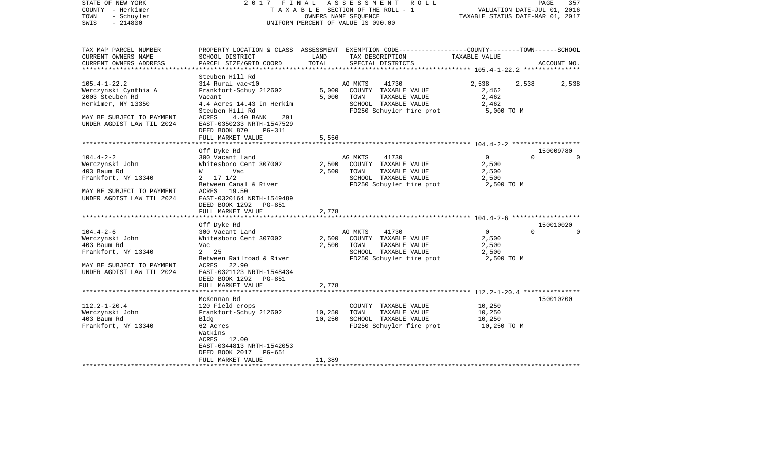STATE OF NEW YORK · COUNTY - Herkimer · TOWN - Schuyler · SWIS - 214800

2017 FINAL ASSESSMENT ROLL
TAXABLE SECTION OF THE ROLL - 1
OWNERS NAME SEQUENCE
UNIFORM PERCENT OF VALUE IS 090.00

VALUATION DATE-JUL 01, 2016
TAXABLE STATUS DATE-MAR 01, 2017

| TAX MAP PARCEL NUMBER / CURRENT OWNERS NAME / CURRENT OWNERS ADDRESS | PROPERTY LOCATION & CLASS / SCHOOL DISTRICT / PARCEL SIZE/GRID COORD | ASSESSMENT LAND | ASSESSMENT TOTAL | EXEMPTION CODE / TAX DESCRIPTION / SPECIAL DISTRICTS | COUNTY TAXABLE VALUE | TOWN | SCHOOL | ACCOUNT NO. |
|---|---|---|---|---|---|---|---|---|
| **105.4-1-22.2** | Steuben Hill Rd | | | | | | | |
| 105.4-1-22.2 | 314 Rural vac<10 | | | AG MKTS 41730 | 2,538 | 2,538 | 2,538 | |
| Werczynski Cynthia A | Frankfort-Schuy 212602 | 5,000 | | COUNTY TAXABLE VALUE | 2,462 | | | |
| 2003 Steuben Rd | Vacant | | 5,000 | TOWN TAXABLE VALUE | 2,462 | | | |
| Herkimer, NY 13350 | 4.4 Acres 14.43 In Herkim | | | SCHOOL TAXABLE VALUE | 2,462 | | | |
| | Steuben Hill Rd | | | FD250 Schuyler fire prot | 5,000 TO M | | | |
| MAY BE SUBJECT TO PAYMENT | ACRES 4.40 BANK 291 | | | | | | | |
| UNDER AGDIST LAW TIL 2024 | EAST-0350233 NRTH-1547529 | | | | | | | |
| | DEED BOOK 870 PG-311 | | | | | | | |
| | FULL MARKET VALUE | 5,556 | | | | | | |
| **104.4-2-2** | Off Dyke Rd | | | | | | | 150009780 |
| 104.4-2-2 | 300 Vacant Land | | | AG MKTS 41730 | 0 | 0 | 0 | |
| Werczynski John | Whitesboro Cent 307002 | 2,500 | | COUNTY TAXABLE VALUE | 2,500 | | | |
| 403 Baum Rd | W Vac | | 2,500 | TOWN TAXABLE VALUE | 2,500 | | | |
| Frankfort, NY 13340 | 2 17 1/2 | | | SCHOOL TAXABLE VALUE | 2,500 | | | |
| | Between Canal & River | | | FD250 Schuyler fire prot | 2,500 TO M | | | |
| MAY BE SUBJECT TO PAYMENT | ACRES 19.50 | | | | | | | |
| UNDER AGDIST LAW TIL 2024 | EAST-0320164 NRTH-1549489 | | | | | | | |
| | DEED BOOK 1292 PG-851 | | | | | | | |
| | FULL MARKET VALUE | 2,778 | | | | | | |
| **104.4-2-6** | Off Dyke Rd | | | | | | | 150010020 |
| 104.4-2-6 | 300 Vacant Land | | | AG MKTS 41730 | 0 | 0 | 0 | |
| Werczynski John | Whitesboro Cent 307002 | 2,500 | | COUNTY TAXABLE VALUE | 2,500 | | | |
| 403 Baum Rd | Vac | | 2,500 | TOWN TAXABLE VALUE | 2,500 | | | |
| Frankfort, NY 13340 | 2 25 | | | SCHOOL TAXABLE VALUE | 2,500 | | | |
| | Between Railroad & River | | | FD250 Schuyler fire prot | 2,500 TO M | | | |
| MAY BE SUBJECT TO PAYMENT | ACRES 22.90 | | | | | | | |
| UNDER AGDIST LAW TIL 2024 | EAST-0321123 NRTH-1548434 | | | | | | | |
| | DEED BOOK 1292 PG-851 | | | | | | | |
| | FULL MARKET VALUE | 2,778 | | | | | | |
| **112.2-1-20.4** | McKennan Rd | | | | | | | 150010200 |
| 112.2-1-20.4 | 120 Field crops | | | COUNTY TAXABLE VALUE | 10,250 | | | |
| Werczynski John | Frankfort-Schuy 212602 | 10,250 | | TOWN TAXABLE VALUE | 10,250 | | | |
| 403 Baum Rd | Bldg | | 10,250 | SCHOOL TAXABLE VALUE | 10,250 | | | |
| Frankfort, NY 13340 | 62 Acres | | | FD250 Schuyler fire prot | 10,250 TO M | | | |
| | Watkins | | | | | | | |
| | ACRES 12.00 | | | | | | | |
| | EAST-0344813 NRTH-1542053 | | | | | | | |
| | DEED BOOK 2017 PG-651 | | | | | | | |
| | FULL MARKET VALUE | 11,389 | | | | | | |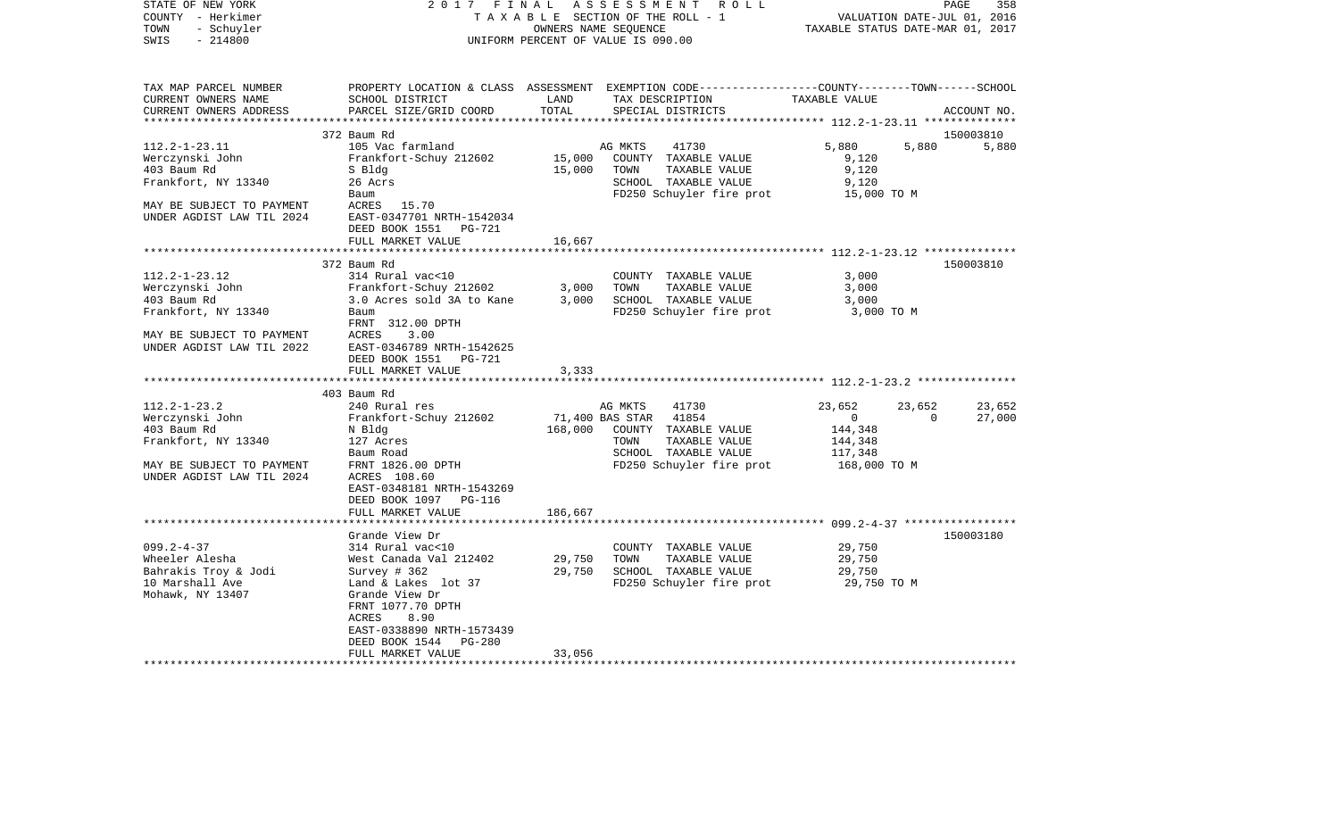STATE OF NEW YORK
COUNTY - Herkimer
TOWN - Schuyler
SWIS - 214800

2017 FINAL ASSESSMENT ROLL
TAXABLE SECTION OF THE ROLL - 1
OWNERS NAME SEQUENCE
UNIFORM PERCENT OF VALUE IS 090.00

VALUATION DATE-JUL 01, 2016
TAXABLE STATUS DATE-MAR 01, 2017

| TAX MAP PARCEL NUMBER / CURRENT OWNERS NAME / CURRENT OWNERS ADDRESS | PROPERTY LOCATION & CLASS / SCHOOL DISTRICT / PARCEL SIZE/GRID COORD | ASSESSMENT LAND / TOTAL | EXEMPTION CODE / TAX DESCRIPTION / SPECIAL DISTRICTS | COUNTY | TOWN | SCHOOL | ACCOUNT NO. |
|---|---|---|---|---|---|---|---|
| | 372 Baum Rd | | | | | | 150003810 |
| 112.2-1-23.11 | 105 Vac farmland | | AG MKTS 41730 | 5,880 | 5,880 | 5,880 | |
| Werczynski John | Frankfort-Schuy 212602 | 15,000 | COUNTY TAXABLE VALUE | 9,120 | | | |
| 403 Baum Rd | S Bldg | 15,000 | TOWN TAXABLE VALUE | | 9,120 | | |
| Frankfort, NY 13340 | 26 Acrs | | SCHOOL TAXABLE VALUE | | | 9,120 | |
| | Baum | | FD250 Schuyler fire prot | 15,000 TO M | | | |
| MAY BE SUBJECT TO PAYMENT | ACRES 15.70 | | | | | | |
| UNDER AGDIST LAW TIL 2024 | EAST-0347701 NRTH-1542034 | | | | | | |
| | DEED BOOK 1551 PG-721 | | | | | | |
| | FULL MARKET VALUE | 16,667 | | | | | |
| | 372 Baum Rd | | | | | | 150003810 |
| 112.2-1-23.12 | 314 Rural vac<10 | | COUNTY TAXABLE VALUE | 3,000 | | | |
| Werczynski John | Frankfort-Schuy 212602 | 3,000 | TOWN TAXABLE VALUE | | 3,000 | | |
| 403 Baum Rd | 3.0 Acres sold 3A to Kane | 3,000 | SCHOOL TAXABLE VALUE | | | 3,000 | |
| Frankfort, NY 13340 | Baum | | FD250 Schuyler fire prot | 3,000 TO M | | | |
| | FRNT 312.00 DPTH | | | | | | |
| MAY BE SUBJECT TO PAYMENT | ACRES 3.00 | | | | | | |
| UNDER AGDIST LAW TIL 2022 | EAST-0346789 NRTH-1542625 | | | | | | |
| | DEED BOOK 1551 PG-721 | | | | | | |
| | FULL MARKET VALUE | 3,333 | | | | | |
| | 403 Baum Rd | | | | | | |
| 112.2-1-23.2 | 240 Rural res | | AG MKTS 41730 | 23,652 | 23,652 | 23,652 | |
| Werczynski John | Frankfort-Schuy 212602 | 71,400 | BAS STAR 41854 | 0 | 0 | 27,000 | |
| 403 Baum Rd | N Bldg | 168,000 | COUNTY TAXABLE VALUE | 144,348 | | | |
| Frankfort, NY 13340 | 127 Acres | | TOWN TAXABLE VALUE | | 144,348 | | |
| | Baum Road | | SCHOOL TAXABLE VALUE | | | 117,348 | |
| MAY BE SUBJECT TO PAYMENT | FRNT 1826.00 DPTH | | FD250 Schuyler fire prot | 168,000 TO M | | | |
| UNDER AGDIST LAW TIL 2024 | ACRES 108.60 | | | | | | |
| | EAST-0348181 NRTH-1543269 | | | | | | |
| | DEED BOOK 1097 PG-116 | | | | | | |
| | FULL MARKET VALUE | 186,667 | | | | | |
| | Grande View Dr | | | | | | 150003180 |
| 099.2-4-37 | 314 Rural vac<10 | | COUNTY TAXABLE VALUE | 29,750 | | | |
| Wheeler Alesha | West Canada Val 212402 | 29,750 | TOWN TAXABLE VALUE | | 29,750 | | |
| Bahrakis Troy & Jodi | Survey # 362 | 29,750 | SCHOOL TAXABLE VALUE | | | 29,750 | |
| 10 Marshall Ave | Land & Lakes lot 37 | | FD250 Schuyler fire prot | 29,750 TO M | | | |
| Mohawk, NY 13407 | Grande View Dr | | | | | | |
| | FRNT 1077.70 DPTH | | | | | | |
| | ACRES 8.90 | | | | | | |
| | EAST-0338890 NRTH-1573439 | | | | | | |
| | DEED BOOK 1544 PG-280 | | | | | | |
| | FULL MARKET VALUE | 33,056 | | | | | |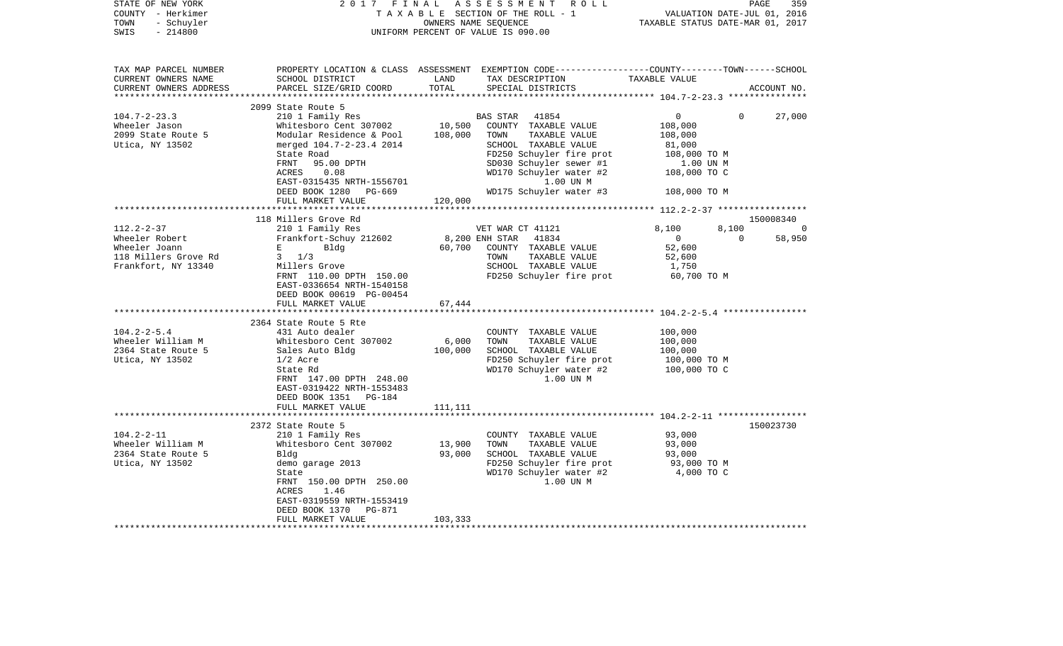STATE OF NEW YORK | 2017 FINAL ASSESSMENT ROLL | VALUATION DATE-JUL 01, 2016
COUNTY - Herkimer | TAXABLE SECTION OF THE ROLL - 1 | TAXABLE STATUS DATE-MAR 01, 2017
TOWN - Schuyler | OWNERS NAME SEQUENCE
SWIS - 214800 | UNIFORM PERCENT OF VALUE IS 090.00

| TAX MAP PARCEL NUMBER<br>CURRENT OWNERS NAME<br>CURRENT OWNERS ADDRESS | PROPERTY LOCATION & CLASS<br>SCHOOL DISTRICT<br>PARCEL SIZE/GRID COORD | ASSESSMENT<br>LAND<br>TOTAL | EXEMPTION CODE<br>TAX DESCRIPTION<br>SPECIAL DISTRICTS | COUNTY | TOWN | SCHOOL<br>TAXABLE VALUE<br>ACCOUNT NO. |
|---|---|---|---|---|---|---|
| 104.7-2-23.3 | 2099 State Route 5 | | | | | |
| 104.7-2-23.3 | 210 1 Family Res | | BAS STAR 41854 | 0 | 0 | 27,000 |
| Wheeler Jason | Whitesboro Cent 307002 | 10,500 | COUNTY TAXABLE VALUE | 108,000 | | |
| 2099 State Route 5 | Modular Residence & Pool | 108,000 | TOWN TAXABLE VALUE | 108,000 | | |
| Utica, NY 13502 | merged 104.7-2-23.4 2014 | | SCHOOL TAXABLE VALUE | 81,000 | | |
| | State Road | | FD250 Schuyler fire prot | 108,000 TO M | | |
| | FRNT 95.00 DPTH | | SD030 Schuyler sewer #1 | 1.00 UN M | | |
| | ACRES 0.08 | | WD170 Schuyler water #2 | 108,000 TO C | | |
| | EAST-0315435 NRTH-1556701 | | 1.00 UN M | | | |
| | DEED BOOK 1280 PG-669 | | WD175 Schuyler water #3 | 108,000 TO M | | |
| | FULL MARKET VALUE | 120,000 | | | | |
| 112.2-2-37 | 118 Millers Grove Rd | | | | | 150008340 |
| 112.2-2-37 | 210 1 Family Res | | VET WAR CT 41121 | 8,100 | 8,100 | 0 |
| Wheeler Robert | Frankfort-Schuy 212602 | 8,200 | ENH STAR 41834 | 0 | 0 | 58,950 |
| Wheeler Joann | E Bldg | 60,700 | COUNTY TAXABLE VALUE | 52,600 | | |
| 118 Millers Grove Rd | 3 1/3 | | TOWN TAXABLE VALUE | 52,600 | | |
| Frankfort, NY 13340 | Millers Grove | | SCHOOL TAXABLE VALUE | 1,750 | | |
| | FRNT 110.00 DPTH 150.00 | | FD250 Schuyler fire prot | 60,700 TO M | | |
| | EAST-0336654 NRTH-1540158 | | | | | |
| | DEED BOOK 00619 PG-00454 | | | | | |
| | FULL MARKET VALUE | 67,444 | | | | |
| 104.2-2-5.4 | 2364 State Route 5 Rte | | | | | |
| 104.2-2-5.4 | 431 Auto dealer | | COUNTY TAXABLE VALUE | 100,000 | | |
| Wheeler William M | Whitesboro Cent 307002 | 6,000 | TOWN TAXABLE VALUE | 100,000 | | |
| 2364 State Route 5 | Sales Auto Bldg | 100,000 | SCHOOL TAXABLE VALUE | 100,000 | | |
| Utica, NY 13502 | 1/2 Acre | | FD250 Schuyler fire prot | 100,000 TO M | | |
| | State Rd | | WD170 Schuyler water #2 | 100,000 TO C | | |
| | FRNT 147.00 DPTH 248.00 | | 1.00 UN M | | | |
| | EAST-0319422 NRTH-1553483 | | | | | |
| | DEED BOOK 1351 PG-184 | | | | | |
| | FULL MARKET VALUE | 111,111 | | | | |
| 104.2-2-11 | 2372 State Route 5 | | | | | 150023730 |
| 104.2-2-11 | 210 1 Family Res | | COUNTY TAXABLE VALUE | 93,000 | | |
| Wheeler William M | Whitesboro Cent 307002 | 13,900 | TOWN TAXABLE VALUE | 93,000 | | |
| 2364 State Route 5 | Bldg | 93,000 | SCHOOL TAXABLE VALUE | 93,000 | | |
| Utica, NY 13502 | demo garage 2013 | | FD250 Schuyler fire prot | 93,000 TO M | | |
| | State | | WD170 Schuyler water #2 | 4,000 TO C | | |
| | FRNT 150.00 DPTH 250.00 | | 1.00 UN M | | | |
| | ACRES 1.46 | | | | | |
| | EAST-0319559 NRTH-1553419 | | | | | |
| | DEED BOOK 1370 PG-871 | | | | | |
| | FULL MARKET VALUE | 103,333 | | | | |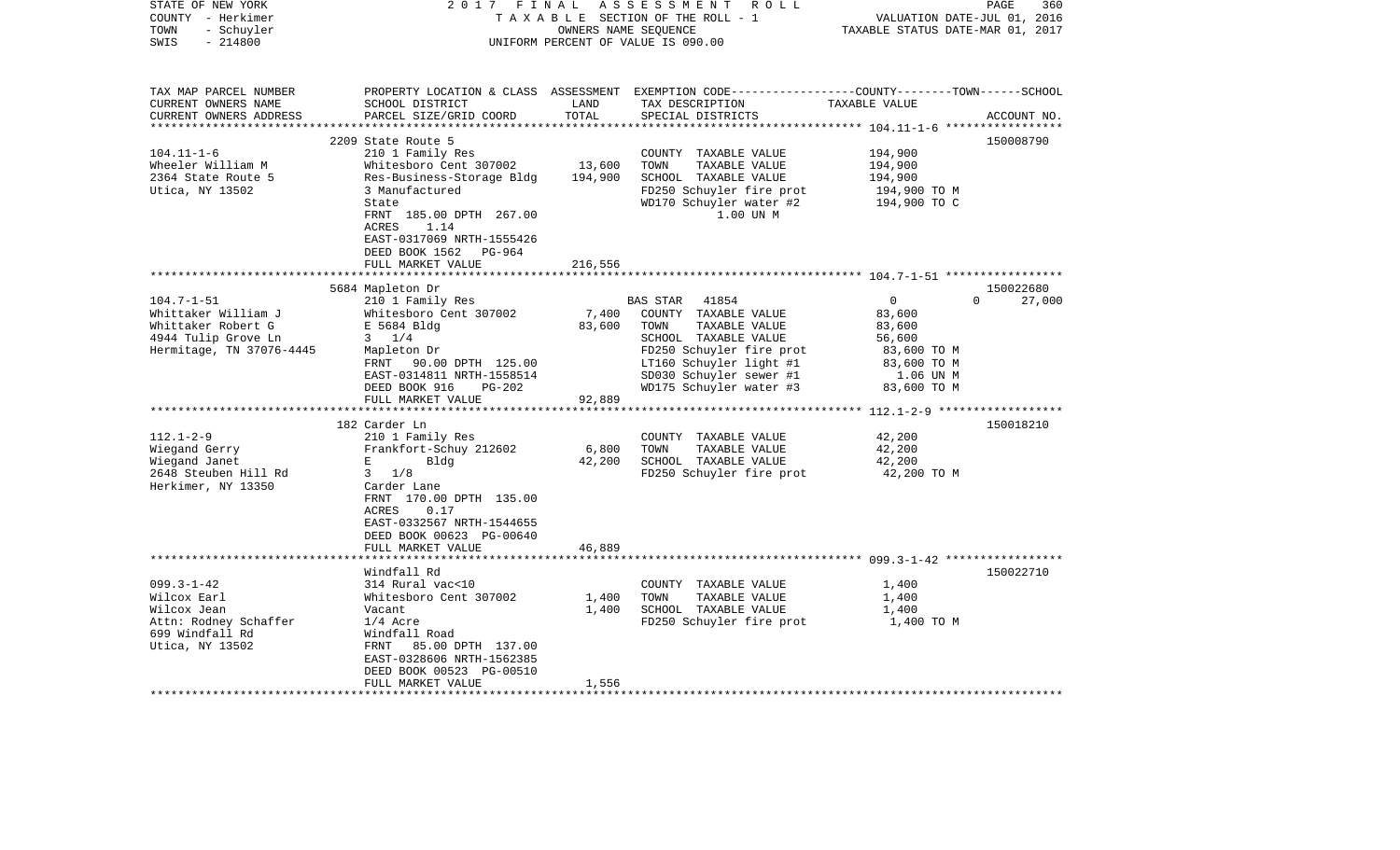STATE OF NEW YORK
COUNTY - Herkimer
TOWN - Schuyler
SWIS - 214800

2 0 1 7 F I N A L A S S E S S M E N T R O L L
T A X A B L E SECTION OF THE ROLL - 1
OWNERS NAME SEQUENCE
UNIFORM PERCENT OF VALUE IS 090.00

VALUATION DATE-JUL 01, 2016
TAXABLE STATUS DATE-MAR 01, 2017

| TAX MAP PARCEL NUMBER<br>CURRENT OWNERS NAME<br>CURRENT OWNERS ADDRESS | PROPERTY LOCATION & CLASS<br>SCHOOL DISTRICT<br>PARCEL SIZE/GRID COORD | ASSESSMENT<br>LAND<br>TOTAL | EXEMPTION CODE<br>TAX DESCRIPTION<br>SPECIAL DISTRICTS | COUNTY--------TOWN------SCHOOL<br>TAXABLE VALUE | ACCOUNT NO. |
|---|---|---|---|---|---|
| 104.11-1-6<br>Wheeler William M<br>2364 State Route 5<br>Utica, NY 13502 | 2209 State Route 5<br>210 1 Family Res<br>Whitesboro Cent 307002<br>Res-Business-Storage Bldg<br>3 Manufactured<br>State<br>FRNT 185.00 DPTH 267.00<br>ACRES 1.14<br>EAST-0317069 NRTH-1555426<br>DEED BOOK 1562 PG-964<br>FULL MARKET VALUE | <br><br>13,600<br>194,900<br><br><br><br><br><br><br>216,556 | COUNTY TAXABLE VALUE<br>TOWN TAXABLE VALUE<br>SCHOOL TAXABLE VALUE<br>FD250 Schuyler fire prot<br>WD170 Schuyler water #2<br>1.00 UN M | 194,900<br>194,900<br>194,900<br>194,900 TO M<br>194,900 TO C | 150008790 |
| 104.7-1-51<br>Whittaker William J<br>Whittaker Robert G<br>4944 Tulip Grove Ln<br>Hermitage, TN 37076-4445 | 5684 Mapleton Dr<br>210 1 Family Res<br>Whitesboro Cent 307002<br>E 5684 Bldg<br>3 1/4<br>Mapleton Dr<br>FRNT 90.00 DPTH 125.00<br>EAST-0314811 NRTH-1558514<br>DEED BOOK 916 PG-202<br>FULL MARKET VALUE | <br><br>7,400<br>83,600<br><br><br><br><br><br>92,889 | BAS STAR 41854<br>COUNTY TAXABLE VALUE<br>TOWN TAXABLE VALUE<br>SCHOOL TAXABLE VALUE<br>FD250 Schuyler fire prot<br>LT160 Schuyler light #1<br>SD030 Schuyler sewer #1<br>WD175 Schuyler water #3 | 0 0 27,000<br>83,600<br>83,600<br>56,600<br>83,600 TO M<br>83,600 TO M<br>1.06 UN M<br>83,600 TO M | 150022680 |
| 112.1-2-9<br>Wiegand Gerry<br>Wiegand Janet<br>2648 Steuben Hill Rd<br>Herkimer, NY 13350 | 182 Carder Ln<br>210 1 Family Res<br>Frankfort-Schuy 212602<br>E Bldg<br>3 1/8<br>Carder Lane<br>FRNT 170.00 DPTH 135.00<br>ACRES 0.17<br>EAST-0332567 NRTH-1544655<br>DEED BOOK 00623 PG-00640<br>FULL MARKET VALUE | <br><br>6,800<br>42,200<br><br><br><br><br><br><br>46,889 | COUNTY TAXABLE VALUE<br>TOWN TAXABLE VALUE<br>SCHOOL TAXABLE VALUE<br>FD250 Schuyler fire prot | 42,200<br>42,200<br>42,200<br>42,200 TO M | 150018210 |
| 099.3-1-42<br>Wilcox Earl<br>Wilcox Jean<br>Attn: Rodney Schaffer<br>699 Windfall Rd<br>Utica, NY 13502 | Windfall Rd<br>314 Rural vac<10<br>Whitesboro Cent 307002<br>Vacant<br>1/4 Acre<br>Windfall Road<br>FRNT 85.00 DPTH 137.00<br>EAST-0328606 NRTH-1562385<br>DEED BOOK 00523 PG-00510<br>FULL MARKET VALUE | <br><br>1,400<br>1,400<br><br><br><br><br><br>1,556 | COUNTY TAXABLE VALUE<br>TOWN TAXABLE VALUE<br>SCHOOL TAXABLE VALUE<br>FD250 Schuyler fire prot | 1,400<br>1,400<br>1,400<br>1,400 TO M | 150022710 |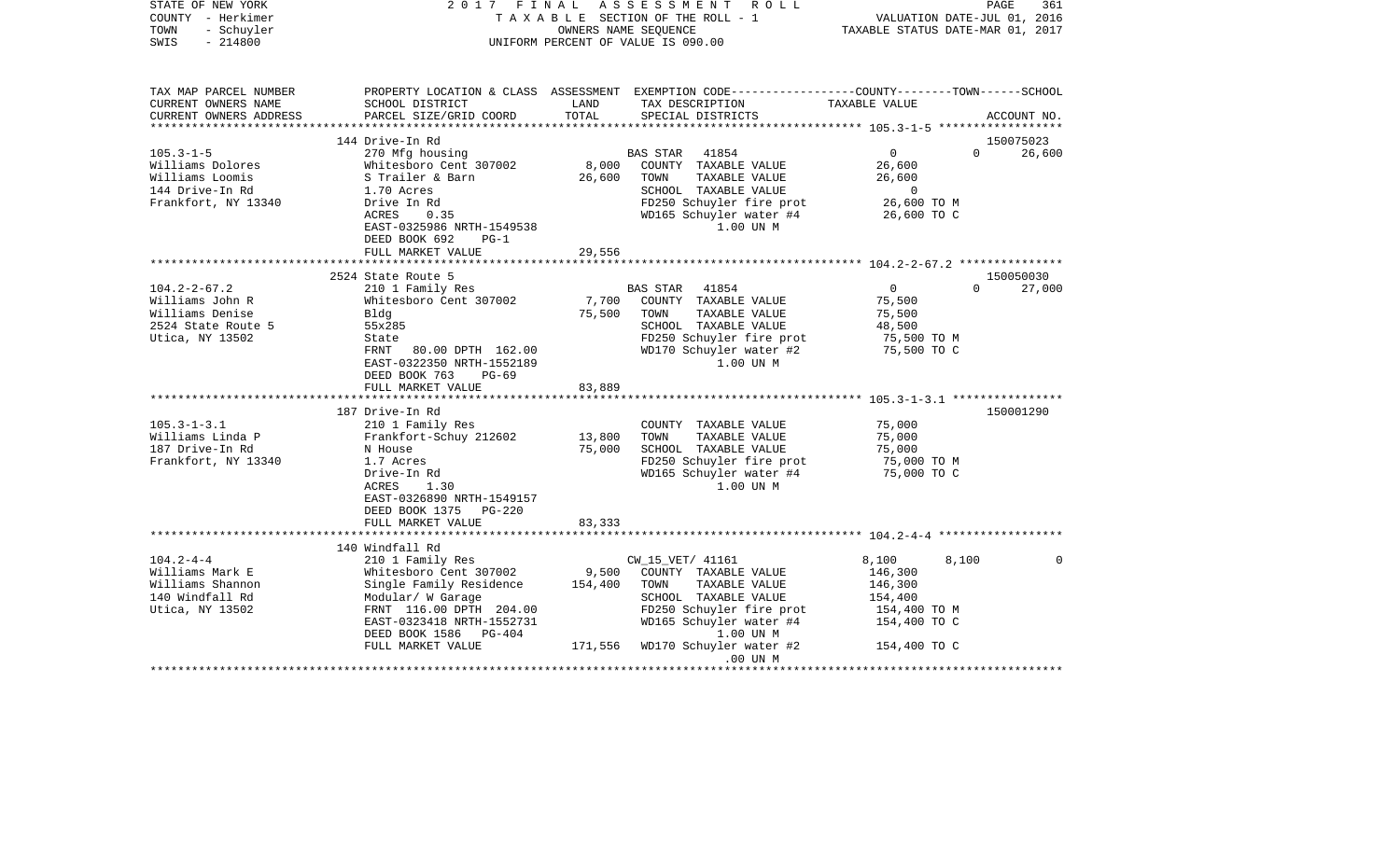STATE OF NEW YORK | COUNTY - Herkimer | TOWN - Schuyler | SWIS - 214800

2017 FINAL ASSESSMENT ROLL
TAXABLE SECTION OF THE ROLL - 1
OWNERS NAME SEQUENCE
UNIFORM PERCENT OF VALUE IS 090.00

VALUATION DATE-JUL 01, 2016
TAXABLE STATUS DATE-MAR 01, 2017

| TAX MAP PARCEL NUMBER / CURRENT OWNERS NAME / CURRENT OWNERS ADDRESS | PROPERTY LOCATION & CLASS / SCHOOL DISTRICT / PARCEL SIZE/GRID COORD | ASSESSMENT LAND | ASSESSMENT TOTAL | EXEMPTION CODE / TAX DESCRIPTION / SPECIAL DISTRICTS | COUNTY | TOWN | SCHOOL | ACCOUNT NO. |
|---|---|---|---|---|---|---|---|---|
| 105.3-1-5 | 144 Drive-In Rd | | | | | | | 150075023 |
| Williams Dolores | 270 Mfg housing | | | BAS STAR 41854 | 0 | 0 | 26,600 | |
| Williams Loomis | Whitesboro Cent 307002 | 8,000 | | COUNTY TAXABLE VALUE | 26,600 | | | |
| 144 Drive-In Rd | S Trailer & Barn | | 26,600 | TOWN TAXABLE VALUE | | 26,600 | | |
| Frankfort, NY 13340 | 1.70 Acres | | | SCHOOL TAXABLE VALUE | | | 0 | |
| | Drive In Rd | | | FD250 Schuyler fire prot | 26,600 TO M | | | |
| | ACRES 0.35 | | | WD165 Schuyler water #4 | 26,600 TO C | | | |
| | EAST-0325986 NRTH-1549538 | | | 1.00 UN M | | | | |
| | DEED BOOK 692 PG-1 | | | | | | | |
| | FULL MARKET VALUE | | 29,556 | | | | | |
| 104.2-2-67.2 | 2524 State Route 5 | | | | | | | 150050030 |
| Williams John R | 210 1 Family Res | | | BAS STAR 41854 | 0 | 0 | 27,000 | |
| Williams Denise | Whitesboro Cent 307002 | 7,700 | | COUNTY TAXABLE VALUE | 75,500 | | | |
| 2524 State Route 5 | Bldg | | 75,500 | TOWN TAXABLE VALUE | | 75,500 | | |
| Utica, NY 13502 | 55x285 | | | SCHOOL TAXABLE VALUE | | | 48,500 | |
| | State | | | FD250 Schuyler fire prot | 75,500 TO M | | | |
| | FRNT 80.00 DPTH 162.00 | | | WD170 Schuyler water #2 | 75,500 TO C | | | |
| | EAST-0322350 NRTH-1552189 | | | 1.00 UN M | | | | |
| | DEED BOOK 763 PG-69 | | | | | | | |
| | FULL MARKET VALUE | | 83,889 | | | | | |
| 105.3-1-3.1 | 187 Drive-In Rd | | | | | | | 150001290 |
| Williams Linda P | 210 1 Family Res | | | COUNTY TAXABLE VALUE | 75,000 | | | |
| 187 Drive-In Rd | Frankfort-Schuy 212602 | 13,800 | | TOWN TAXABLE VALUE | | 75,000 | | |
| Frankfort, NY 13340 | N House | | 75,000 | SCHOOL TAXABLE VALUE | | | 75,000 | |
| | 1.7 Acres | | | FD250 Schuyler fire prot | 75,000 TO M | | | |
| | Drive-In Rd | | | WD165 Schuyler water #4 | 75,000 TO C | | | |
| | ACRES 1.30 | | | 1.00 UN M | | | | |
| | EAST-0326890 NRTH-1549157 | | | | | | | |
| | DEED BOOK 1375 PG-220 | | | | | | | |
| | FULL MARKET VALUE | | 83,333 | | | | | |
| 104.2-4-4 | 140 Windfall Rd | | | | | | | |
| Williams Mark E | 210 1 Family Res | | | CW_15_VET/ 41161 | 8,100 | 8,100 | 0 | |
| Williams Shannon | Whitesboro Cent 307002 | 9,500 | | COUNTY TAXABLE VALUE | 146,300 | | | |
| 140 Windfall Rd | Single Family Residence | | 154,400 | TOWN TAXABLE VALUE | | 146,300 | | |
| Utica, NY 13502 | Modular/ W Garage | | | SCHOOL TAXABLE VALUE | | | 154,400 | |
| | FRNT 116.00 DPTH 204.00 | | | FD250 Schuyler fire prot | 154,400 TO M | | | |
| | EAST-0323418 NRTH-1552731 | | | WD165 Schuyler water #4 | 154,400 TO C | | | |
| | DEED BOOK 1586 PG-404 | | | 1.00 UN M | | | | |
| | FULL MARKET VALUE | | 171,556 | WD170 Schuyler water #2 | 154,400 TO C | | | |
| | | | | .00 UN M | | | | |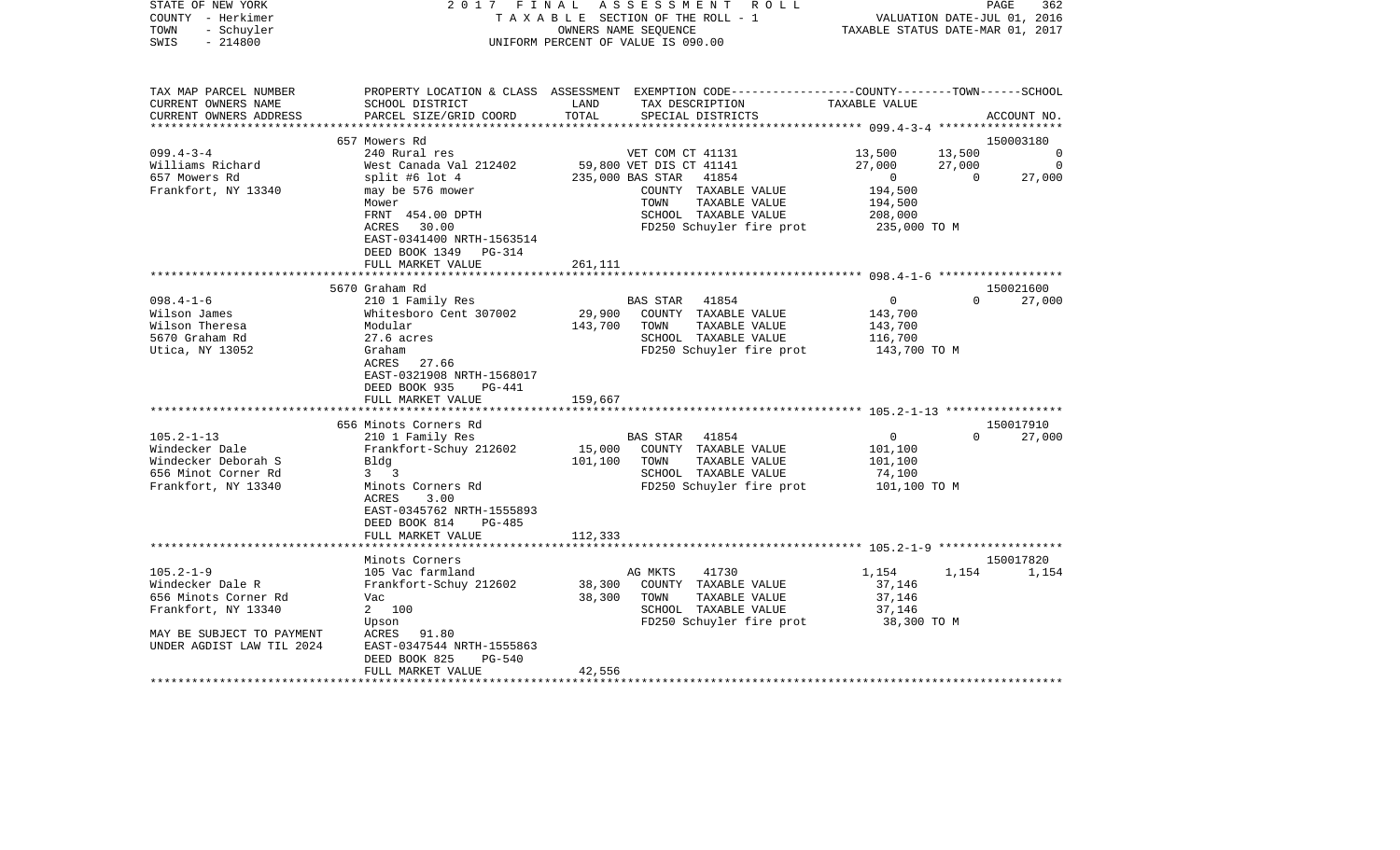STATE OF NEW YORK — 2017 FINAL ASSESSMENT ROLL
COUNTY - Herkimer — TAXABLE SECTION OF THE ROLL - 1 — VALUATION DATE-JUL 01, 2016
TOWN - Schuyler — OWNERS NAME SEQUENCE — TAXABLE STATUS DATE-MAR 01, 2017
SWIS - 214800 — UNIFORM PERCENT OF VALUE IS 090.00

| TAX MAP PARCEL NUMBER / CURRENT OWNERS NAME / CURRENT OWNERS ADDRESS | PROPERTY LOCATION & CLASS / SCHOOL DISTRICT / PARCEL SIZE/GRID COORD | ASSESSMENT LAND / TOTAL | EXEMPTION CODE / TAX DESCRIPTION / SPECIAL DISTRICTS | COUNTY TAXABLE VALUE | TOWN | SCHOOL | ACCOUNT NO. |
|---|---|---|---|---|---|---|---|
| **099.4-3-4** | 657 Mowers Rd | | | | | | 150003180 |
| Williams Richard | 240 Rural res | | VET COM CT 41131 | 13,500 | 13,500 | 0 | |
| 657 Mowers Rd | West Canada Val 212402 | 59,800 | VET DIS CT 41141 | 27,000 | 27,000 | 0 | |
| Frankfort, NY 13340 | split #6 lot 4 | 235,000 | BAS STAR 41854 | 0 | 0 | 27,000 | |
| | may be 576 mower | | COUNTY TAXABLE VALUE | 194,500 | | | |
| | Mower | | TOWN TAXABLE VALUE | 194,500 | | | |
| | FRNT 454.00 DPTH | | SCHOOL TAXABLE VALUE | 208,000 | | | |
| | ACRES 30.00 | | FD250 Schuyler fire prot | 235,000 TO M | | | |
| | EAST-0341400 NRTH-1563514 | | | | | | |
| | DEED BOOK 1349 PG-314 | | | | | | |
| | FULL MARKET VALUE | 261,111 | | | | | |
| **098.4-1-6** | 5670 Graham Rd | | | | | | 150021600 |
| Wilson James | 210 1 Family Res | | BAS STAR 41854 | 0 | 0 | 27,000 | |
| Wilson Theresa | Whitesboro Cent 307002 | 29,900 | COUNTY TAXABLE VALUE | 143,700 | | | |
| 5670 Graham Rd | Modular | 143,700 | TOWN TAXABLE VALUE | 143,700 | | | |
| Utica, NY 13052 | 27.6 acres | | SCHOOL TAXABLE VALUE | 116,700 | | | |
| | Graham | | FD250 Schuyler fire prot | 143,700 TO M | | | |
| | ACRES 27.66 | | | | | | |
| | EAST-0321908 NRTH-1568017 | | | | | | |
| | DEED BOOK 935 PG-441 | | | | | | |
| | FULL MARKET VALUE | 159,667 | | | | | |
| **105.2-1-13** | 656 Minots Corners Rd | | | | | | 150017910 |
| Windecker Dale | 210 1 Family Res | | BAS STAR 41854 | 0 | 0 | 27,000 | |
| Windecker Deborah S | Frankfort-Schuy 212602 | 15,000 | COUNTY TAXABLE VALUE | 101,100 | | | |
| 656 Minot Corner Rd | Bldg | 101,100 | TOWN TAXABLE VALUE | 101,100 | | | |
| Frankfort, NY 13340 | 3 3 | | SCHOOL TAXABLE VALUE | 74,100 | | | |
| | Minots Corners Rd | | FD250 Schuyler fire prot | 101,100 TO M | | | |
| | ACRES 3.00 | | | | | | |
| | EAST-0345762 NRTH-1555893 | | | | | | |
| | DEED BOOK 814 PG-485 | | | | | | |
| | FULL MARKET VALUE | 112,333 | | | | | |
| **105.2-1-9** | Minots Corners | | | | | | 150017820 |
| Windecker Dale R | 105 Vac farmland | | AG MKTS 41730 | 1,154 | 1,154 | 1,154 | |
| 656 Minots Corner Rd | Frankfort-Schuy 212602 | 38,300 | COUNTY TAXABLE VALUE | 37,146 | | | |
| Frankfort, NY 13340 | Vac | 38,300 | TOWN TAXABLE VALUE | 37,146 | | | |
| | 2 100 | | SCHOOL TAXABLE VALUE | 37,146 | | | |
| | Upson | | FD250 Schuyler fire prot | 38,300 TO M | | | |
| MAY BE SUBJECT TO PAYMENT | ACRES 91.80 | | | | | | |
| UNDER AGDIST LAW TIL 2024 | EAST-0347544 NRTH-1555863 | | | | | | |
| | DEED BOOK 825 PG-540 | | | | | | |
| | FULL MARKET VALUE | 42,556 | | | | | |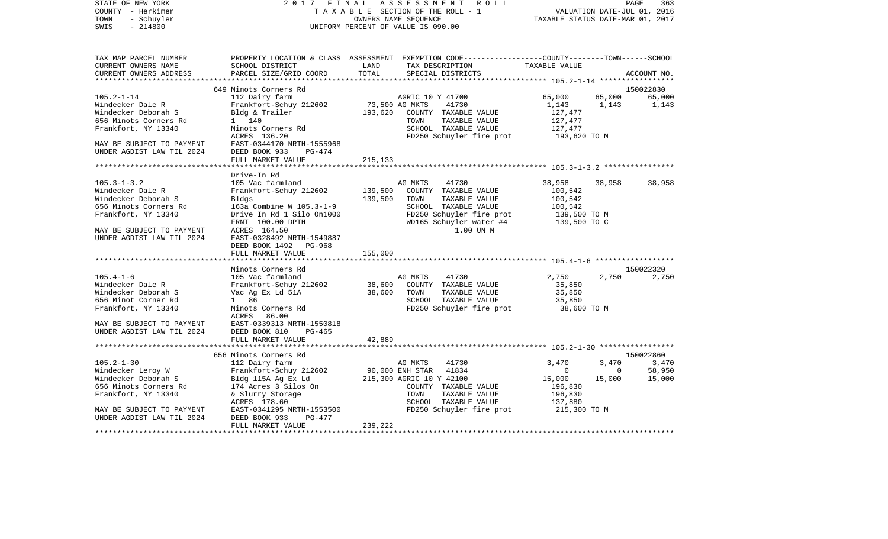STATE OF NEW YORK — COUNTY - Herkimer — TOWN - Schuyler — SWIS - 214800

2017 FINAL ASSESSMENT ROLL
TAXABLE SECTION OF THE ROLL - 1
OWNERS NAME SEQUENCE
UNIFORM PERCENT OF VALUE IS 090.00

VALUATION DATE-JUL 01, 2016
TAXABLE STATUS DATE-MAR 01, 2017

```
TAX MAP PARCEL NUMBER     PROPERTY LOCATION & CLASS  ASSESSMENT  EXEMPTION CODE-----------------COUNTY--------TOWN------SCHOOL
CURRENT OWNERS NAME       SCHOOL DISTRICT               LAND      TAX DESCRIPTION              TAXABLE VALUE
CURRENT OWNERS ADDRESS    PARCEL SIZE/GRID COORD       TOTAL      SPECIAL DISTRICTS                                      ACCOUNT NO.
******************************************************************************************************* 105.2-1-14 *****************
                          649 Minots Corners Rd                                                                        150022830
105.2-1-14                112 Dairy farm                          AGRIC 10 Y 41700             65,000      65,000       65,000
Windecker Dale R          Frankfort-Schuy 212602      73,500 AG MKTS     41730                 1,143       1,143        1,143
Windecker Deborah S       Bldg & Trailer             193,620    COUNTY  TAXABLE VALUE          127,477
656 Minots Corners Rd     1   140                                TOWN    TAXABLE VALUE          127,477
Frankfort, NY 13340       Minots Corners Rd                      SCHOOL  TAXABLE VALUE          127,477
                          ACRES 136.20                           FD250 Schuyler fire prot       193,620 TO M
MAY BE SUBJECT TO PAYMENT EAST-0344170 NRTH-1555968
UNDER AGDIST LAW TIL 2024 DEED BOOK 933     PG-474
                          FULL MARKET VALUE          215,133
******************************************************************************************************* 105.3-1-3.2 ****************
                          Drive-In Rd
105.3-1-3.2               105 Vac farmland                        AG MKTS     41730             38,958      38,958       38,958
Windecker Dale R          Frankfort-Schuy 212602     139,500    COUNTY  TAXABLE VALUE          100,542
Windecker Deborah S       Bldgs                      139,500    TOWN    TAXABLE VALUE          100,542
656 Minots Corners Rd     163a Combine W 105.3-1-9               SCHOOL  TAXABLE VALUE          100,542
Frankfort, NY 13340       Drive In Rd 1 Silo On1000              FD250 Schuyler fire prot       139,500 TO M
                          FRNT 100.00 DPTH                       WD165 Schuyler water #4        139,500 TO C
MAY BE SUBJECT TO PAYMENT ACRES 164.50                                 1.00 UN M
UNDER AGDIST LAW TIL 2024 EAST-0328492 NRTH-1549887
                          DEED BOOK 1492    PG-968
                          FULL MARKET VALUE          155,000
******************************************************************************************************* 105.4-1-6 ******************
                          Minots Corners Rd                                                                            150022320
105.4-1-6                 105 Vac farmland                        AG MKTS     41730             2,750       2,750        2,750
Windecker Dale R          Frankfort-Schuy 212602      38,600    COUNTY  TAXABLE VALUE          35,850
Windecker Deborah S       Vac Ag Ex Ld 51A            38,600    TOWN    TAXABLE VALUE          35,850
656 Minot Corner Rd       1   86                                 SCHOOL  TAXABLE VALUE          35,850
Frankfort, NY 13340       Minots Corners Rd                      FD250 Schuyler fire prot       38,600 TO M
                          ACRES  86.00
MAY BE SUBJECT TO PAYMENT EAST-0339313 NRTH-1550818
UNDER AGDIST LAW TIL 2024 DEED BOOK 810     PG-465
                          FULL MARKET VALUE           42,889
******************************************************************************************************* 105.2-1-30 *****************
                          656 Minots Corners Rd                                                                        150022860
105.2-1-30                112 Dairy farm                          AG MKTS     41730             3,470       3,470        3,470
Windecker Leroy W         Frankfort-Schuy 212602      90,000 ENH STAR    41834                 0           0           58,950
Windecker Deborah S       Bldg 115A Ag Ex Ld         215,300 AGRIC 10 Y 42100                  15,000      15,000       15,000
656 Minots Corners Rd     174 Acres 3 Silos On                   COUNTY  TAXABLE VALUE          196,830
Frankfort, NY 13340       & Slurry Storage                       TOWN    TAXABLE VALUE          196,830
                          ACRES 178.60                           SCHOOL  TAXABLE VALUE          137,880
MAY BE SUBJECT TO PAYMENT EAST-0341295 NRTH-1553500              FD250 Schuyler fire prot       215,300 TO M
UNDER AGDIST LAW TIL 2024 DEED BOOK 933     PG-477
                          FULL MARKET VALUE          239,222
************************************************************************************************************************************
```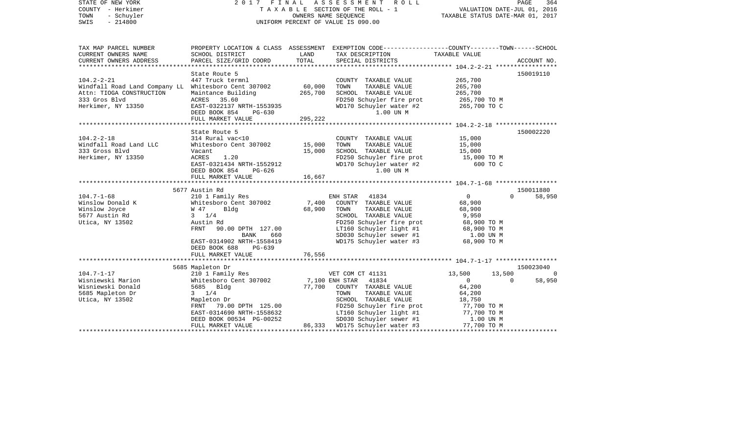STATE OF NEW YORK — 2017 FINAL ASSESSMENT ROLL
COUNTY - Herkimer — TAXABLE SECTION OF THE ROLL - 1 — VALUATION DATE-JUL 01, 2016
TOWN - Schuyler — OWNERS NAME SEQUENCE — TAXABLE STATUS DATE-MAR 01, 2017
SWIS - 214800 — UNIFORM PERCENT OF VALUE IS 090.00

| TAX MAP PARCEL NUMBER / CURRENT OWNERS NAME / CURRENT OWNERS ADDRESS | PROPERTY LOCATION & CLASS / SCHOOL DISTRICT / PARCEL SIZE/GRID COORD | ASSESSMENT LAND | TOTAL | EXEMPTION CODE / TAX DESCRIPTION / SPECIAL DISTRICTS | COUNTY | TOWN | SCHOOL / TAXABLE VALUE | ACCOUNT NO. |
|---|---|---|---|---|---|---|---|---|
| **104.2-2-21** | State Route 5 | | | | | | | 150019110 |
| | 447 Truck termnl | | | COUNTY TAXABLE VALUE | 265,700 | | | |
| Windfall Road Land Company LL | Whitesboro Cent 307002 | 60,000 | | TOWN TAXABLE VALUE | | 265,700 | | |
| Attn: TIOGA CONSTRUCTION | Maintance Building | | 265,700 | SCHOOL TAXABLE VALUE | | | 265,700 | |
| 333 Gros Blvd | ACRES 35.60 | | | FD250 Schuyler fire prot | 265,700 TO M | | | |
| Herkimer, NY 13350 | EAST-0322137 NRTH-1553935 | | | WD170 Schuyler water #2 | 265,700 TO C | | | |
| | DEED BOOK 854 PG-630 | | | 1.00 UN M | | | | |
| | FULL MARKET VALUE | | 295,222 | | | | | |
| **104.2-2-18** | State Route 5 | | | | | | | 150002220 |
| | 314 Rural vac<10 | | | COUNTY TAXABLE VALUE | 15,000 | | | |
| Windfall Road Land LLC | Whitesboro Cent 307002 | 15,000 | | TOWN TAXABLE VALUE | | 15,000 | | |
| 333 Gross Blvd | Vacant | | 15,000 | SCHOOL TAXABLE VALUE | | | 15,000 | |
| Herkimer, NY 13350 | ACRES 1.20 | | | FD250 Schuyler fire prot | 15,000 TO M | | | |
| | EAST-0321434 NRTH-1552912 | | | WD170 Schuyler water #2 | 600 TO C | | | |
| | DEED BOOK 854 PG-626 | | | 1.00 UN M | | | | |
| | FULL MARKET VALUE | | 16,667 | | | | | |
| **104.7-1-68** | 5677 Austin Rd | | | | | | | 150011880 |
| | 210 1 Family Res | | | ENH STAR 41834 | 0 | 0 | 58,950 | |
| Winslow Donald K | Whitesboro Cent 307002 | 7,400 | | COUNTY TAXABLE VALUE | 68,900 | | | |
| Winslow Joyce | W 47 Bldg | | 68,900 | TOWN TAXABLE VALUE | | 68,900 | | |
| 5677 Austin Rd | 3 1/4 | | | SCHOOL TAXABLE VALUE | | | 9,950 | |
| Utica, NY 13502 | Austin Rd | | | FD250 Schuyler fire prot | 68,900 TO M | | | |
| | FRNT 90.00 DPTH 127.00 | | | LT160 Schuyler light #1 | 68,900 TO M | | | |
| | BANK 660 | | | SD030 Schuyler sewer #1 | 1.00 UN M | | | |
| | EAST-0314902 NRTH-1558419 | | | WD175 Schuyler water #3 | 68,900 TO M | | | |
| | DEED BOOK 688 PG-639 | | | | | | | |
| | FULL MARKET VALUE | | 76,556 | | | | | |
| **104.7-1-17** | 5685 Mapleton Dr | | | | | | | 150023040 |
| | 210 1 Family Res | | | VET COM CT 41131 | 13,500 | 13,500 | 0 | |
| Wisniewski Marion | Whitesboro Cent 307002 | 7,100 | | ENH STAR 41834 | 0 | 0 | 58,950 | |
| Wisniewski Donald | 5685 Bldg | | 77,700 | COUNTY TAXABLE VALUE | 64,200 | | | |
| 5685 Mapleton Dr | 3 1/4 | | | TOWN TAXABLE VALUE | | 64,200 | | |
| Utica, NY 13502 | Mapleton Dr | | | SCHOOL TAXABLE VALUE | | | 18,750 | |
| | FRNT 79.00 DPTH 125.00 | | | FD250 Schuyler fire prot | 77,700 TO M | | | |
| | EAST-0314690 NRTH-1558632 | | | LT160 Schuyler light #1 | 77,700 TO M | | | |
| | DEED BOOK 00534 PG-00252 | | | SD030 Schuyler sewer #1 | 1.00 UN M | | | |
| | FULL MARKET VALUE | | 86,333 | WD175 Schuyler water #3 | 77,700 TO M | | | |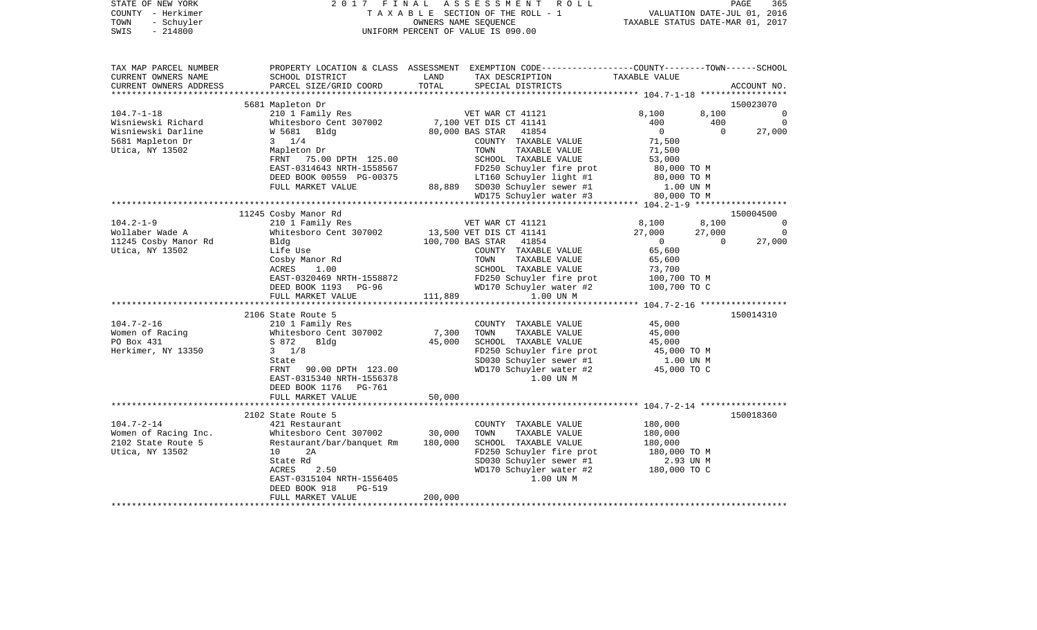STATE OF NEW YORK | 2 0 1 7 F I N A L A S S E S S M E N T R O L L | PAGE 365
COUNTY - Herkimer | T A X A B L E SECTION OF THE ROLL - 1 | VALUATION DATE-JUL 01, 2016
TOWN - Schuyler | OWNERS NAME SEQUENCE | TAXABLE STATUS DATE-MAR 01, 2017
SWIS - 214800 | UNIFORM PERCENT OF VALUE IS 090.00

| TAX MAP PARCEL NUMBER<br>CURRENT OWNERS NAME<br>CURRENT OWNERS ADDRESS | PROPERTY LOCATION & CLASS<br>SCHOOL DISTRICT<br>PARCEL SIZE/GRID COORD | ASSESSMENT<br>LAND<br>TOTAL | EXEMPTION CODE<br>TAX DESCRIPTION<br>SPECIAL DISTRICTS | COUNTY<br>TAXABLE VALUE | TOWN | SCHOOL<br>ACCOUNT NO. |
|---|---|---|---|---|---|---|
| | 5681 Mapleton Dr | | | | | 150023070 |
| 104.7-1-18 | 210 1 Family Res | | VET WAR CT 41121 | 8,100 | 8,100 | 0 |
| Wisniewski Richard | Whitesboro Cent 307002 | 7,100 | VET DIS CT 41141 | 400 | 400 | 0 |
| Wisniewski Darline | W 5681 Bldg | 80,000 | BAS STAR 41854 | 0 | 0 | 27,000 |
| 5681 Mapleton Dr | 3 1/4 | | COUNTY TAXABLE VALUE | 71,500 | | |
| Utica, NY 13502 | Mapleton Dr | | TOWN TAXABLE VALUE | 71,500 | | |
| | FRNT 75.00 DPTH 125.00 | | SCHOOL TAXABLE VALUE | 53,000 | | |
| | EAST-0314643 NRTH-1558567 | | FD250 Schuyler fire prot | 80,000 TO M | | |
| | DEED BOOK 00559 PG-00375 | | LT160 Schuyler light #1 | 80,000 TO M | | |
| | FULL MARKET VALUE | 88,889 | SD030 Schuyler sewer #1 | 1.00 UN M | | |
| | | | WD175 Schuyler water #3 | 80,000 TO M | | |
| | 11245 Cosby Manor Rd | | | | | 150004500 |
| 104.2-1-9 | 210 1 Family Res | | VET WAR CT 41121 | 8,100 | 8,100 | 0 |
| Wollaber Wade A | Whitesboro Cent 307002 | 13,500 | VET DIS CT 41141 | 27,000 | 27,000 | 0 |
| 11245 Cosby Manor Rd | Bldg | 100,700 | BAS STAR 41854 | 0 | 0 | 27,000 |
| Utica, NY 13502 | Life Use | | COUNTY TAXABLE VALUE | 65,600 | | |
| | Cosby Manor Rd | | TOWN TAXABLE VALUE | 65,600 | | |
| | ACRES 1.00 | | SCHOOL TAXABLE VALUE | 73,700 | | |
| | EAST-0320469 NRTH-1558872 | | FD250 Schuyler fire prot | 100,700 TO M | | |
| | DEED BOOK 1193 PG-96 | | WD170 Schuyler water #2 | 100,700 TO C | | |
| | FULL MARKET VALUE | 111,889 | 1.00 UN M | | | |
| | 2106 State Route 5 | | | | | 150014310 |
| 104.7-2-16 | 210 1 Family Res | | COUNTY TAXABLE VALUE | 45,000 | | |
| Women of Racing | Whitesboro Cent 307002 | 7,300 | TOWN TAXABLE VALUE | 45,000 | | |
| PO Box 431 | S 872 Bldg | 45,000 | SCHOOL TAXABLE VALUE | 45,000 | | |
| Herkimer, NY 13350 | 3 1/8 | | FD250 Schuyler fire prot | 45,000 TO M | | |
| | State | | SD030 Schuyler sewer #1 | 1.00 UN M | | |
| | FRNT 90.00 DPTH 123.00 | | WD170 Schuyler water #2 | 45,000 TO C | | |
| | EAST-0315340 NRTH-1556378 | | 1.00 UN M | | | |
| | DEED BOOK 1176 PG-761 | | | | | |
| | FULL MARKET VALUE | 50,000 | | | | |
| | 2102 State Route 5 | | | | | 150018360 |
| 104.7-2-14 | 421 Restaurant | | COUNTY TAXABLE VALUE | 180,000 | | |
| Women of Racing Inc. | Whitesboro Cent 307002 | 30,000 | TOWN TAXABLE VALUE | 180,000 | | |
| 2102 State Route 5 | Restaurant/bar/banquet Rm | 180,000 | SCHOOL TAXABLE VALUE | 180,000 | | |
| Utica, NY 13502 | 10 2A | | FD250 Schuyler fire prot | 180,000 TO M | | |
| | State Rd | | SD030 Schuyler sewer #1 | 2.93 UN M | | |
| | ACRES 2.50 | | WD170 Schuyler water #2 | 180,000 TO C | | |
| | EAST-0315104 NRTH-1556405 | | 1.00 UN M | | | |
| | DEED BOOK 918 PG-519 | | | | | |
| | FULL MARKET VALUE | 200,000 | | | | |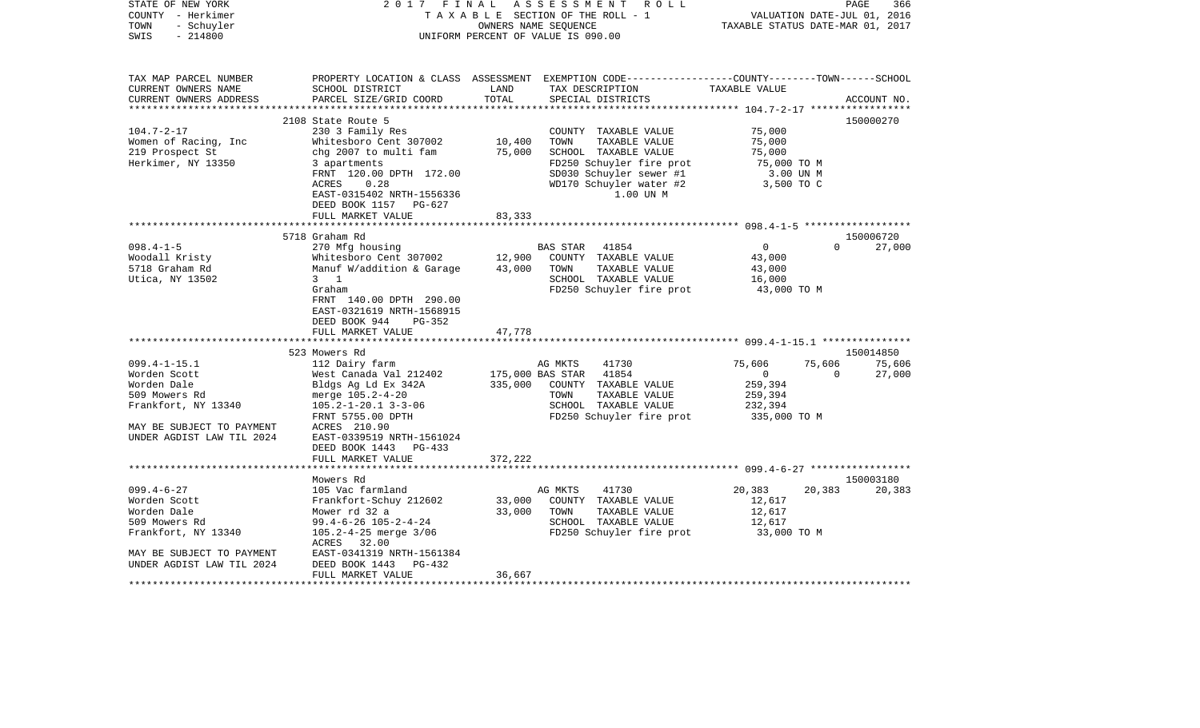STATE OF NEW YORK — COUNTY - Herkimer — TOWN - Schuyler — SWIS - 214800

2017 FINAL ASSESSMENT ROLL
TAXABLE SECTION OF THE ROLL - 1
OWNERS NAME SEQUENCE
UNIFORM PERCENT OF VALUE IS 090.00

VALUATION DATE-JUL 01, 2016
TAXABLE STATUS DATE-MAR 01, 2017

| TAX MAP PARCEL NUMBER / CURRENT OWNERS NAME / CURRENT OWNERS ADDRESS | PROPERTY LOCATION & CLASS / SCHOOL DISTRICT / PARCEL SIZE/GRID COORD | ASSESSMENT LAND | ASSESSMENT TOTAL | EXEMPTION CODE / TAX DESCRIPTION / SPECIAL DISTRICTS | COUNTY TAXABLE VALUE | TOWN | SCHOOL | ACCOUNT NO. |
|---|---|---|---|---|---|---|---|---|
| | 2108 State Route 5 | | | | | | | 150000270 |
| 104.7-2-17 | 230 3 Family Res | | | COUNTY TAXABLE VALUE | 75,000 | | | |
| Women of Racing, Inc | Whitesboro Cent 307002 | 10,400 | | TOWN TAXABLE VALUE | 75,000 | | | |
| 219 Prospect St | chg 2007 to multi fam | | 75,000 | SCHOOL TAXABLE VALUE | 75,000 | | | |
| Herkimer, NY 13350 | 3 apartments | | | FD250 Schuyler fire prot | 75,000 TO M | | | |
| | FRNT 120.00 DPTH 172.00 | | | SD030 Schuyler sewer #1 | 3.00 UN M | | | |
| | ACRES 0.28 | | | WD170 Schuyler water #2 | 3,500 TO C | | | |
| | EAST-0315402 NRTH-1556336 | | | 1.00 UN M | | | | |
| | DEED BOOK 1157 PG-627 | | | | | | | |
| | FULL MARKET VALUE | | 83,333 | | | | | |
| | 5718 Graham Rd | | | | | | | 150006720 |
| 098.4-1-5 | 270 Mfg housing | | | BAS STAR 41854 | 0 | 0 | 27,000 | |
| Woodall Kristy | Whitesboro Cent 307002 | 12,900 | | COUNTY TAXABLE VALUE | 43,000 | | | |
| 5718 Graham Rd | Manuf W/addition & Garage | | 43,000 | TOWN TAXABLE VALUE | 43,000 | | | |
| Utica, NY 13502 | 3 1 | | | SCHOOL TAXABLE VALUE | 16,000 | | | |
| | Graham | | | FD250 Schuyler fire prot | 43,000 TO M | | | |
| | FRNT 140.00 DPTH 290.00 | | | | | | | |
| | EAST-0321619 NRTH-1568915 | | | | | | | |
| | DEED BOOK 944 PG-352 | | | | | | | |
| | FULL MARKET VALUE | | 47,778 | | | | | |
| | 523 Mowers Rd | | | | | | | 150014850 |
| 099.4-1-15.1 | 112 Dairy farm | | | AG MKTS 41730 | 75,606 | 75,606 | 75,606 | |
| Worden Scott | West Canada Val 212402 | 175,000 | | BAS STAR 41854 | 0 | 0 | 27,000 | |
| Worden Dale | Bldgs Ag Ld Ex 342A | | 335,000 | COUNTY TAXABLE VALUE | 259,394 | | | |
| 509 Mowers Rd | merge 105.2-4-20 | | | TOWN TAXABLE VALUE | 259,394 | | | |
| Frankfort, NY 13340 | 105.2-1-20.1 3-3-06 | | | SCHOOL TAXABLE VALUE | 232,394 | | | |
| | FRNT 5755.00 DPTH | | | FD250 Schuyler fire prot | 335,000 TO M | | | |
| MAY BE SUBJECT TO PAYMENT | ACRES 210.90 | | | | | | | |
| UNDER AGDIST LAW TIL 2024 | EAST-0339519 NRTH-1561024 | | | | | | | |
| | DEED BOOK 1443 PG-433 | | | | | | | |
| | FULL MARKET VALUE | | 372,222 | | | | | |
| | Mowers Rd | | | | | | | 150003180 |
| 099.4-6-27 | 105 Vac farmland | | | AG MKTS 41730 | 20,383 | 20,383 | 20,383 | |
| Worden Scott | Frankfort-Schuy 212602 | 33,000 | | COUNTY TAXABLE VALUE | 12,617 | | | |
| Worden Dale | Mower rd 32 a | | 33,000 | TOWN TAXABLE VALUE | 12,617 | | | |
| 509 Mowers Rd | 99.4-6-26 105-2-4-24 | | | SCHOOL TAXABLE VALUE | 12,617 | | | |
| Frankfort, NY 13340 | 105.2-4-25 merge 3/06 | | | FD250 Schuyler fire prot | 33,000 TO M | | | |
| | ACRES 32.00 | | | | | | | |
| MAY BE SUBJECT TO PAYMENT | EAST-0341319 NRTH-1561384 | | | | | | | |
| UNDER AGDIST LAW TIL 2024 | DEED BOOK 1443 PG-432 | | | | | | | |
| | FULL MARKET VALUE | | 36,667 | | | | | |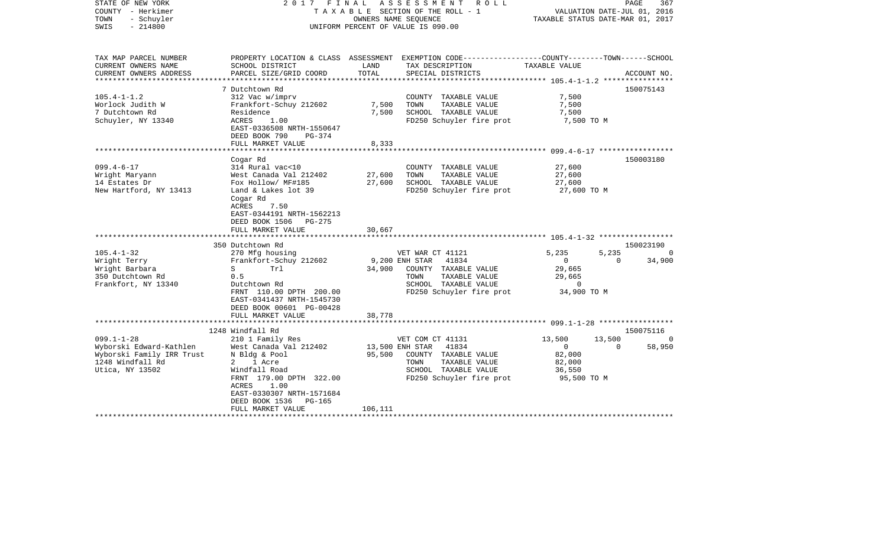STATE OF NEW YORK
COUNTY - Herkimer
TOWN - Schuyler
SWIS - 214800

2 0 1 7 F I N A L A S S E S S M E N T R O L L
T A X A B L E SECTION OF THE ROLL - 1
OWNERS NAME SEQUENCE
UNIFORM PERCENT OF VALUE IS 090.00

VALUATION DATE-JUL 01, 2016
TAXABLE STATUS DATE-MAR 01, 2017

| TAX MAP PARCEL NUMBER<br>CURRENT OWNERS NAME<br>CURRENT OWNERS ADDRESS | PROPERTY LOCATION & CLASS<br>SCHOOL DISTRICT<br>PARCEL SIZE/GRID COORD | ASSESSMENT<br>LAND<br>TOTAL | EXEMPTION CODE<br>TAX DESCRIPTION<br>SPECIAL DISTRICTS | COUNTY | TOWN | SCHOOL<br>TAXABLE VALUE | ACCOUNT NO. |
|---|---|---|---|---|---|---|---|
| **105.4-1-1.2** | 7 Dutchtown Rd | | | | | | 150075143 |
| 105.4-1-1.2 | 312 Vac w/imprv | | COUNTY TAXABLE VALUE | 7,500 | | | |
| Worlock Judith W | Frankfort-Schuy 212602 | 7,500 | TOWN TAXABLE VALUE | 7,500 | | | |
| 7 Dutchtown Rd | Residence | 7,500 | SCHOOL TAXABLE VALUE | 7,500 | | | |
| Schuyler, NY 13340 | ACRES 1.00 | | FD250 Schuyler fire prot | 7,500 TO M | | | |
| | EAST-0336508 NRTH-1550647 | | | | | | |
| | DEED BOOK 790 PG-374 | | | | | | |
| | FULL MARKET VALUE | 8,333 | | | | | |
| **099.4-6-17** | Cogar Rd | | | | | | 150003180 |
| 099.4-6-17 | 314 Rural vac<10 | | COUNTY TAXABLE VALUE | 27,600 | | | |
| Wright Maryann | West Canada Val 212402 | 27,600 | TOWN TAXABLE VALUE | 27,600 | | | |
| 14 Estates Dr | Fox Hollow/ MF#185 | 27,600 | SCHOOL TAXABLE VALUE | 27,600 | | | |
| New Hartford, NY 13413 | Land & Lakes lot 39 | | FD250 Schuyler fire prot | 27,600 TO M | | | |
| | Cogar Rd | | | | | | |
| | ACRES 7.50 | | | | | | |
| | EAST-0344191 NRTH-1562213 | | | | | | |
| | DEED BOOK 1506 PG-275 | | | | | | |
| | FULL MARKET VALUE | 30,667 | | | | | |
| **105.4-1-32** | 350 Dutchtown Rd | | | | | | 150023190 |
| 105.4-1-32 | 270 Mfg housing | | VET WAR CT 41121 | 5,235 | 5,235 | 0 | |
| Wright Terry | Frankfort-Schuy 212602 | 9,200 | ENH STAR 41834 | 0 | 0 | 34,900 | |
| Wright Barbara | S Trl | 34,900 | COUNTY TAXABLE VALUE | 29,665 | | | |
| 350 Dutchtown Rd | 0.5 | | TOWN TAXABLE VALUE | 29,665 | | | |
| Frankfort, NY 13340 | Dutchtown Rd | | SCHOOL TAXABLE VALUE | 0 | | | |
| | FRNT 110.00 DPTH 200.00 | | FD250 Schuyler fire prot | 34,900 TO M | | | |
| | EAST-0341437 NRTH-1545730 | | | | | | |
| | DEED BOOK 00601 PG-00428 | | | | | | |
| | FULL MARKET VALUE | 38,778 | | | | | |
| **099.1-1-28** | 1248 Windfall Rd | | | | | | 150075116 |
| 099.1-1-28 | 210 1 Family Res | | VET COM CT 41131 | 13,500 | 13,500 | 0 | |
| Wyborski Edward-Kathlen | West Canada Val 212402 | 13,500 | ENH STAR 41834 | 0 | 0 | 58,950 | |
| Wyborski Family IRR Trust | N Bldg & Pool | 95,500 | COUNTY TAXABLE VALUE | 82,000 | | | |
| 1248 Windfall Rd | 2 1 Acre | | TOWN TAXABLE VALUE | 82,000 | | | |
| Utica, NY 13502 | Windfall Road | | SCHOOL TAXABLE VALUE | 36,550 | | | |
| | FRNT 179.00 DPTH 322.00 | | FD250 Schuyler fire prot | 95,500 TO M | | | |
| | ACRES 1.00 | | | | | | |
| | EAST-0330307 NRTH-1571684 | | | | | | |
| | DEED BOOK 1536 PG-165 | | | | | | |
| | FULL MARKET VALUE | 106,111 | | | | | |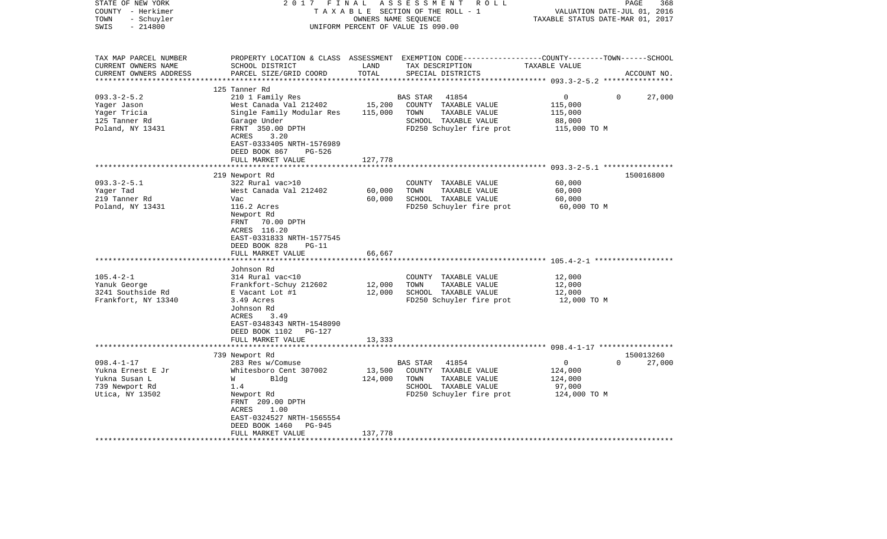STATE OF NEW YORK — 2017 FINAL ASSESSMENT ROLL — TAXABLE SECTION OF THE ROLL - 1 — VALUATION DATE-JUL 01, 2016
COUNTY - Herkimer — OWNERS NAME SEQUENCE — TAXABLE STATUS DATE-MAR 01, 2017
TOWN - Schuyler — UNIFORM PERCENT OF VALUE IS 090.00
SWIS - 214800

| TAX MAP PARCEL NUMBER / CURRENT OWNERS NAME / CURRENT OWNERS ADDRESS | PROPERTY LOCATION & CLASS / SCHOOL DISTRICT / PARCEL SIZE/GRID COORD | ASSESSMENT LAND | TOTAL | EXEMPTION CODE / TAX DESCRIPTION / SPECIAL DISTRICTS | COUNTY TAXABLE VALUE | TOWN | SCHOOL | ACCOUNT NO. |
|---|---|---|---|---|---|---|---|---|
| 093.3-2-5.2 | 125 Tanner Rd | | | | | | | |
| | 210 1 Family Res | | | BAS STAR 41854 | 0 | 0 | 27,000 | |
| Yager Jason | West Canada Val 212402 | 15,200 | | COUNTY TAXABLE VALUE | 115,000 | | | |
| Yager Tricia | Single Family Modular Res | | 115,000 | TOWN TAXABLE VALUE | 115,000 | | | |
| 125 Tanner Rd | Garage Under | | | SCHOOL TAXABLE VALUE | 88,000 | | | |
| Poland, NY 13431 | FRNT 350.00 DPTH | | | FD250 Schuyler fire prot | 115,000 TO M | | | |
| | ACRES 3.20 | | | | | | | |
| | EAST-0333405 NRTH-1576989 | | | | | | | |
| | DEED BOOK 867 PG-526 | | | | | | | |
| | FULL MARKET VALUE | | 127,778 | | | | | |
| 093.3-2-5.1 | 219 Newport Rd | | | | | | | 150016800 |
| | 322 Rural vac>10 | | | COUNTY TAXABLE VALUE | 60,000 | | | |
| Yager Tad | West Canada Val 212402 | 60,000 | | TOWN TAXABLE VALUE | 60,000 | | | |
| 219 Tanner Rd | Vac | | 60,000 | SCHOOL TAXABLE VALUE | 60,000 | | | |
| Poland, NY 13431 | 116.2 Acres | | | FD250 Schuyler fire prot | 60,000 TO M | | | |
| | Newport Rd | | | | | | | |
| | FRNT 70.00 DPTH | | | | | | | |
| | ACRES 116.20 | | | | | | | |
| | EAST-0331833 NRTH-1577545 | | | | | | | |
| | DEED BOOK 828 PG-11 | | | | | | | |
| | FULL MARKET VALUE | | 66,667 | | | | | |
| 105.4-2-1 | Johnson Rd | | | | | | | |
| | 314 Rural vac<10 | | | COUNTY TAXABLE VALUE | 12,000 | | | |
| Yanuk George | Frankfort-Schuy 212602 | 12,000 | | TOWN TAXABLE VALUE | 12,000 | | | |
| 3241 Southside Rd | E Vacant Lot #1 | | 12,000 | SCHOOL TAXABLE VALUE | 12,000 | | | |
| Frankfort, NY 13340 | 3.49 Acres | | | FD250 Schuyler fire prot | 12,000 TO M | | | |
| | Johnson Rd | | | | | | | |
| | ACRES 3.49 | | | | | | | |
| | EAST-0348343 NRTH-1548090 | | | | | | | |
| | DEED BOOK 1102 PG-127 | | | | | | | |
| | FULL MARKET VALUE | | 13,333 | | | | | |
| 098.4-1-17 | 739 Newport Rd | | | | | | | 150013260 |
| | 283 Res w/Comuse | | | BAS STAR 41854 | 0 | 0 | 27,000 | |
| Yukna Ernest E Jr | Whitesboro Cent 307002 | 13,500 | | COUNTY TAXABLE VALUE | 124,000 | | | |
| Yukna Susan L | W Bldg | | 124,000 | TOWN TAXABLE VALUE | 124,000 | | | |
| 739 Newport Rd | 1.4 | | | SCHOOL TAXABLE VALUE | 97,000 | | | |
| Utica, NY 13502 | Newport Rd | | | FD250 Schuyler fire prot | 124,000 TO M | | | |
| | FRNT 209.00 DPTH | | | | | | | |
| | ACRES 1.00 | | | | | | | |
| | EAST-0324527 NRTH-1565554 | | | | | | | |
| | DEED BOOK 1460 PG-945 | | | | | | | |
| | FULL MARKET VALUE | | 137,778 | | | | | |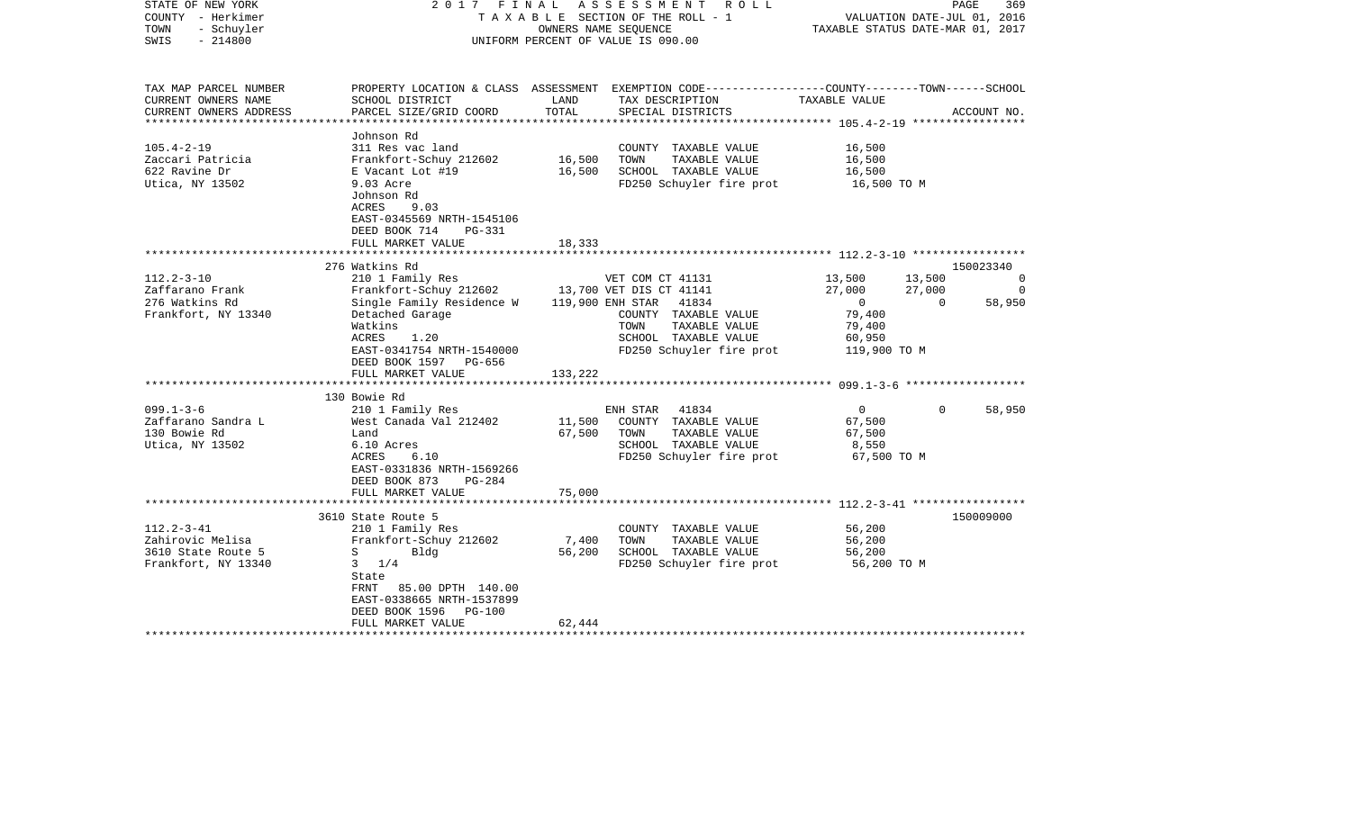STATE OF NEW YORK | 2017 FINAL ASSESSMENT ROLL | PAGE 369
COUNTY - Herkimer | TAXABLE SECTION OF THE ROLL - 1 | VALUATION DATE-JUL 01, 2016
TOWN - Schuyler | OWNERS NAME SEQUENCE | TAXABLE STATUS DATE-MAR 01, 2017
SWIS - 214800 | UNIFORM PERCENT OF VALUE IS 090.00

| TAX MAP PARCEL NUMBER<br>CURRENT OWNERS NAME<br>CURRENT OWNERS ADDRESS | PROPERTY LOCATION & CLASS<br>SCHOOL DISTRICT<br>PARCEL SIZE/GRID COORD | ASSESSMENT LAND<br>TOTAL | EXEMPTION CODE<br>TAX DESCRIPTION<br>SPECIAL DISTRICTS | COUNTY | TOWN | SCHOOL<br>ACCOUNT NO. |
|---|---|---|---|---|---|---|
| | Johnson Rd | | | | | |
| 105.4-2-19 | 311 Res vac land | | COUNTY TAXABLE VALUE | 16,500 | | |
| Zaccari Patricia | Frankfort-Schuy 212602 | 16,500 | TOWN TAXABLE VALUE | 16,500 | | |
| 622 Ravine Dr | E Vacant Lot #19 | 16,500 | SCHOOL TAXABLE VALUE | 16,500 | | |
| Utica, NY 13502 | 9.03 Acre | | FD250 Schuyler fire prot | 16,500 TO M | | |
| | Johnson Rd | | | | | |
| | ACRES 9.03 | | | | | |
| | EAST-0345569 NRTH-1545106 | | | | | |
| | DEED BOOK 714 PG-331 | | | | | |
| | FULL MARKET VALUE | 18,333 | | | | |
| | 276 Watkins Rd | | | | | 150023340 |
| 112.2-3-10 | 210 1 Family Res | | VET COM CT 41131 | 13,500 | 13,500 | 0 |
| Zaffarano Frank | Frankfort-Schuy 212602 | 13,700 | VET DIS CT 41141 | 27,000 | 27,000 | 0 |
| 276 Watkins Rd | Single Family Residence W | 119,900 | ENH STAR 41834 | 0 | 0 | 58,950 |
| Frankfort, NY 13340 | Detached Garage | | COUNTY TAXABLE VALUE | 79,400 | | |
| | Watkins | | TOWN TAXABLE VALUE | 79,400 | | |
| | ACRES 1.20 | | SCHOOL TAXABLE VALUE | 60,950 | | |
| | EAST-0341754 NRTH-1540000 | | FD250 Schuyler fire prot | 119,900 TO M | | |
| | DEED BOOK 1597 PG-656 | | | | | |
| | FULL MARKET VALUE | 133,222 | | | | |
| | 130 Bowie Rd | | | | | |
| 099.1-3-6 | 210 1 Family Res | | ENH STAR 41834 | 0 | 0 | 58,950 |
| Zaffarano Sandra L | West Canada Val 212402 | 11,500 | COUNTY TAXABLE VALUE | 67,500 | | |
| 130 Bowie Rd | Land | 67,500 | TOWN TAXABLE VALUE | 67,500 | | |
| Utica, NY 13502 | 6.10 Acres | | SCHOOL TAXABLE VALUE | 8,550 | | |
| | ACRES 6.10 | | FD250 Schuyler fire prot | 67,500 TO M | | |
| | EAST-0331836 NRTH-1569266 | | | | | |
| | DEED BOOK 873 PG-284 | | | | | |
| | FULL MARKET VALUE | 75,000 | | | | |
| | 3610 State Route 5 | | | | | 150009000 |
| 112.2-3-41 | 210 1 Family Res | | COUNTY TAXABLE VALUE | 56,200 | | |
| Zahirovic Melisa | Frankfort-Schuy 212602 | 7,400 | TOWN TAXABLE VALUE | 56,200 | | |
| 3610 State Route 5 | S Bldg | 56,200 | SCHOOL TAXABLE VALUE | 56,200 | | |
| Frankfort, NY 13340 | 3 1/4 | | FD250 Schuyler fire prot | 56,200 TO M | | |
| | State | | | | | |
| | FRNT 85.00 DPTH 140.00 | | | | | |
| | EAST-0338665 NRTH-1537899 | | | | | |
| | DEED BOOK 1596 PG-100 | | | | | |
| | FULL MARKET VALUE | 62,444 | | | | |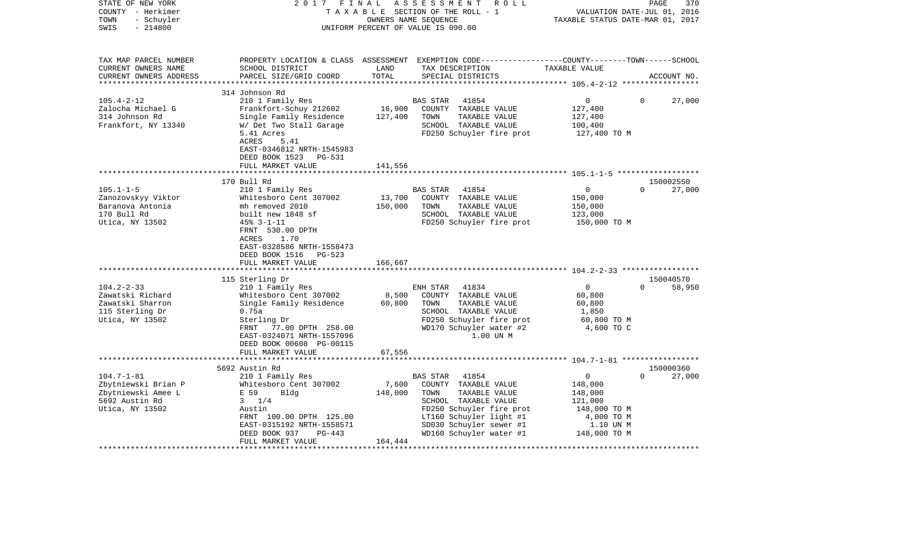STATE OF NEW YORK | COUNTY - Herkimer | TOWN - Schuyler | SWIS - 214800

2017 FINAL ASSESSMENT ROLL
TAXABLE SECTION OF THE ROLL - 1
OWNERS NAME SEQUENCE
UNIFORM PERCENT OF VALUE IS 090.00

VALUATION DATE-JUL 01, 2016
TAXABLE STATUS DATE-MAR 01, 2017

| TAX MAP PARCEL NUMBER / CURRENT OWNERS NAME / CURRENT OWNERS ADDRESS | PROPERTY LOCATION & CLASS / SCHOOL DISTRICT / PARCEL SIZE/GRID COORD | ASSESSMENT LAND / TOTAL | EXEMPTION CODE / TAX DESCRIPTION / SPECIAL DISTRICTS | COUNTY / TOWN / SCHOOL TAXABLE VALUE | ACCOUNT NO. |
|---|---|---|---|---|---|
| 105.4-2-12 | 314 Johnson Rd | | | | |
| | 210 1 Family Res | | BAS STAR 41854 | 0 | 0 27,000 |
| Zalocha Michael G | Frankfort-Schuy 212602 | 16,900 | COUNTY TAXABLE VALUE | 127,400 | |
| 314 Johnson Rd | Single Family Residence | 127,400 | TOWN TAXABLE VALUE | 127,400 | |
| Frankfort, NY 13340 | W/ Det Two Stall Garage | | SCHOOL TAXABLE VALUE | 100,400 | |
| | 5.41 Acres | | FD250 Schuyler fire prot | 127,400 TO M | |
| | ACRES 5.41 | | | | |
| | EAST-0346812 NRTH-1545983 | | | | |
| | DEED BOOK 1523 PG-531 | | | | |
| | FULL MARKET VALUE | 141,556 | | | |
| 105.1-1-5 | 170 Bull Rd | | | | 150002550 |
| | 210 1 Family Res | | BAS STAR 41854 | 0 | 0 27,000 |
| Zanozovskyy Viktor | Whitesboro Cent 307002 | 13,700 | COUNTY TAXABLE VALUE | 150,000 | |
| Baranova Antonia | mh removed 2010 | 150,000 | TOWN TAXABLE VALUE | 150,000 | |
| 170 Bull Rd | built new 1848 sf | | SCHOOL TAXABLE VALUE | 123,000 | |
| Utica, NY 13502 | 45% 3-1-11 | | FD250 Schuyler fire prot | 150,000 TO M | |
| | FRNT 530.00 DPTH | | | | |
| | ACRES 1.70 | | | | |
| | EAST-0328586 NRTH-1558473 | | | | |
| | DEED BOOK 1516 PG-523 | | | | |
| | FULL MARKET VALUE | 166,667 | | | |
| 104.2-2-33 | 115 Sterling Dr | | | | 150040570 |
| | 210 1 Family Res | | ENH STAR 41834 | 0 | 0 58,950 |
| Zawatski Richard | Whitesboro Cent 307002 | 8,500 | COUNTY TAXABLE VALUE | 60,800 | |
| Zawatski Sharron | Single Family Residence | 60,800 | TOWN TAXABLE VALUE | 60,800 | |
| 115 Sterling Dr | 0.75a | | SCHOOL TAXABLE VALUE | 1,850 | |
| Utica, NY 13502 | Sterling Dr | | FD250 Schuyler fire prot | 60,800 TO M | |
| | FRNT 77.00 DPTH 258.00 | | WD170 Schuyler water #2 | 4,600 TO C | |
| | EAST-0324071 NRTH-1557096 | | 1.00 UN M | | |
| | DEED BOOK 00608 PG-00115 | | | | |
| | FULL MARKET VALUE | 67,556 | | | |
| 104.7-1-81 | 5692 Austin Rd | | | | 150000360 |
| | 210 1 Family Res | | BAS STAR 41854 | 0 | 0 27,000 |
| Zbytniewski Brian P | Whitesboro Cent 307002 | 7,600 | COUNTY TAXABLE VALUE | 148,000 | |
| Zbytniewski Amee L | E 59 Bldg | 148,000 | TOWN TAXABLE VALUE | 148,000 | |
| 5692 Austin Rd | 3 1/4 | | SCHOOL TAXABLE VALUE | 121,000 | |
| Utica, NY 13502 | Austin | | FD250 Schuyler fire prot | 148,000 TO M | |
| | FRNT 100.00 DPTH 125.00 | | LT160 Schuyler light #1 | 4,000 TO M | |
| | EAST-0315192 NRTH-1558571 | | SD030 Schuyler sewer #1 | 1.10 UN M | |
| | DEED BOOK 937 PG-443 | | WD160 Schuyler water #1 | 148,000 TO M | |
| | FULL MARKET VALUE | 164,444 | | | |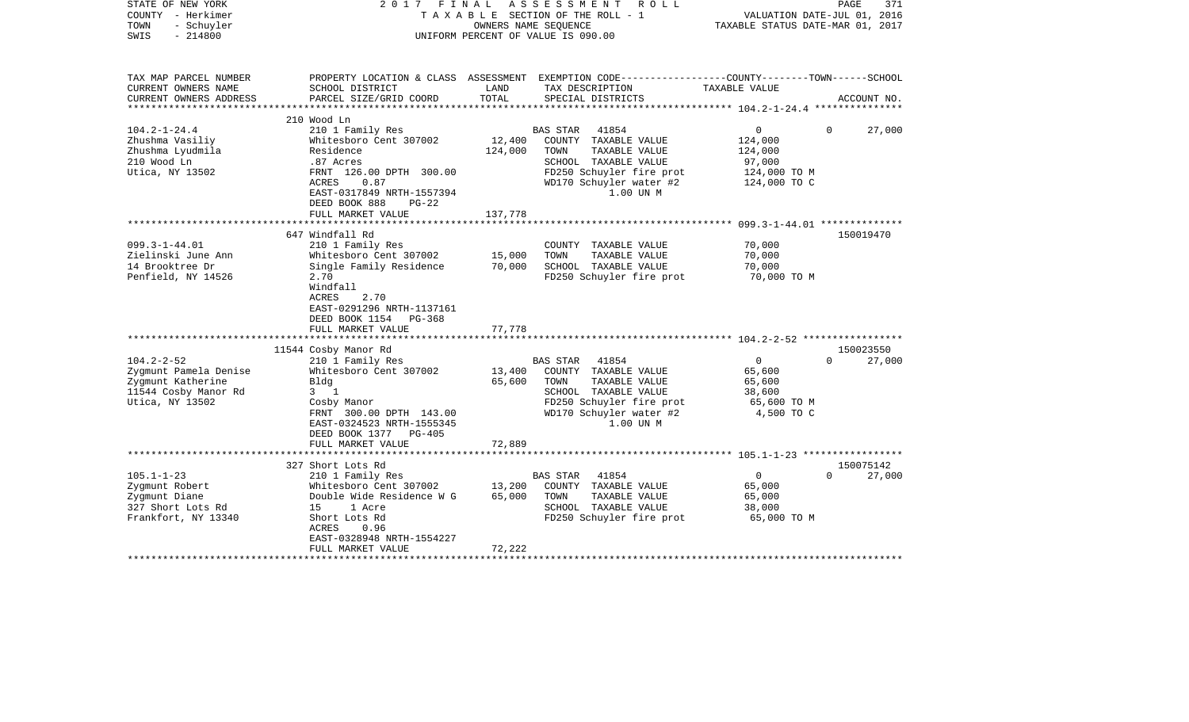STATE OF NEW YORK
COUNTY - Herkimer
TOWN - Schuyler
SWIS - 214800

2017 FINAL ASSESSMENT ROLL
TAXABLE SECTION OF THE ROLL - 1
OWNERS NAME SEQUENCE
UNIFORM PERCENT OF VALUE IS 090.00

VALUATION DATE-JUL 01, 2016
TAXABLE STATUS DATE-MAR 01, 2017

| TAX MAP PARCEL NUMBER<br>CURRENT OWNERS NAME<br>CURRENT OWNERS ADDRESS | PROPERTY LOCATION & CLASS<br>SCHOOL DISTRICT<br>PARCEL SIZE/GRID COORD | ASSESSMENT<br>LAND<br>TOTAL | EXEMPTION CODE-----COUNTY-----TOWN------SCHOOL<br>TAX DESCRIPTION<br>SPECIAL DISTRICTS | TAXABLE VALUE | ACCOUNT NO. |
|---|---|---|---|---|---|
| 104.2-1-24.4 | 210 Wood Ln | | | | |
| 104.2-1-24.4 | 210 1 Family Res | | BAS STAR 41854 | 0 0 | 27,000 |
| Zhushma Vasiliy | Whitesboro Cent 307002 | 12,400 | COUNTY TAXABLE VALUE | 124,000 | |
| Zhushma Lyudmila | Residence | 124,000 | TOWN TAXABLE VALUE | 124,000 | |
| 210 Wood Ln | .87 Acres | | SCHOOL TAXABLE VALUE | 97,000 | |
| Utica, NY 13502 | FRNT 126.00 DPTH 300.00 | | FD250 Schuyler fire prot | 124,000 TO M | |
| | ACRES 0.87 | | WD170 Schuyler water #2 | 124,000 TO C | |
| | EAST-0317849 NRTH-1557394 | | 1.00 UN M | | |
| | DEED BOOK 888 PG-22 | | | | |
| | FULL MARKET VALUE | 137,778 | | | |
| 099.3-1-44.01 | 647 Windfall Rd | | | | 150019470 |
| 099.3-1-44.01 | 210 1 Family Res | | COUNTY TAXABLE VALUE | 70,000 | |
| Zielinski June Ann | Whitesboro Cent 307002 | 15,000 | TOWN TAXABLE VALUE | 70,000 | |
| 14 Brooktree Dr | Single Family Residence | 70,000 | SCHOOL TAXABLE VALUE | 70,000 | |
| Penfield, NY 14526 | 2.70 | | FD250 Schuyler fire prot | 70,000 TO M | |
| | Windfall | | | | |
| | ACRES 2.70 | | | | |
| | EAST-0291296 NRTH-1137161 | | | | |
| | DEED BOOK 1154 PG-368 | | | | |
| | FULL MARKET VALUE | 77,778 | | | |
| 104.2-2-52 | 11544 Cosby Manor Rd | | | | 150023550 |
| 104.2-2-52 | 210 1 Family Res | | BAS STAR 41854 | 0 0 | 27,000 |
| Zygmunt Pamela Denise | Whitesboro Cent 307002 | 13,400 | COUNTY TAXABLE VALUE | 65,600 | |
| Zygmunt Katherine | Bldg | 65,600 | TOWN TAXABLE VALUE | 65,600 | |
| 11544 Cosby Manor Rd | 3 1 | | SCHOOL TAXABLE VALUE | 38,600 | |
| Utica, NY 13502 | Cosby Manor | | FD250 Schuyler fire prot | 65,600 TO M | |
| | FRNT 300.00 DPTH 143.00 | | WD170 Schuyler water #2 | 4,500 TO C | |
| | EAST-0324523 NRTH-1555345 | | 1.00 UN M | | |
| | DEED BOOK 1377 PG-405 | | | | |
| | FULL MARKET VALUE | 72,889 | | | |
| 105.1-1-23 | 327 Short Lots Rd | | | | 150075142 |
| 105.1-1-23 | 210 1 Family Res | | BAS STAR 41854 | 0 0 | 27,000 |
| Zygmunt Robert | Whitesboro Cent 307002 | 13,200 | COUNTY TAXABLE VALUE | 65,000 | |
| Zygmunt Diane | Double Wide Residence W G | 65,000 | TOWN TAXABLE VALUE | 65,000 | |
| 327 Short Lots Rd | 15 1 Acre | | SCHOOL TAXABLE VALUE | 38,000 | |
| Frankfort, NY 13340 | Short Lots Rd | | FD250 Schuyler fire prot | 65,000 TO M | |
| | ACRES 0.96 | | | | |
| | EAST-0328948 NRTH-1554227 | | | | |
| | FULL MARKET VALUE | 72,222 | | | |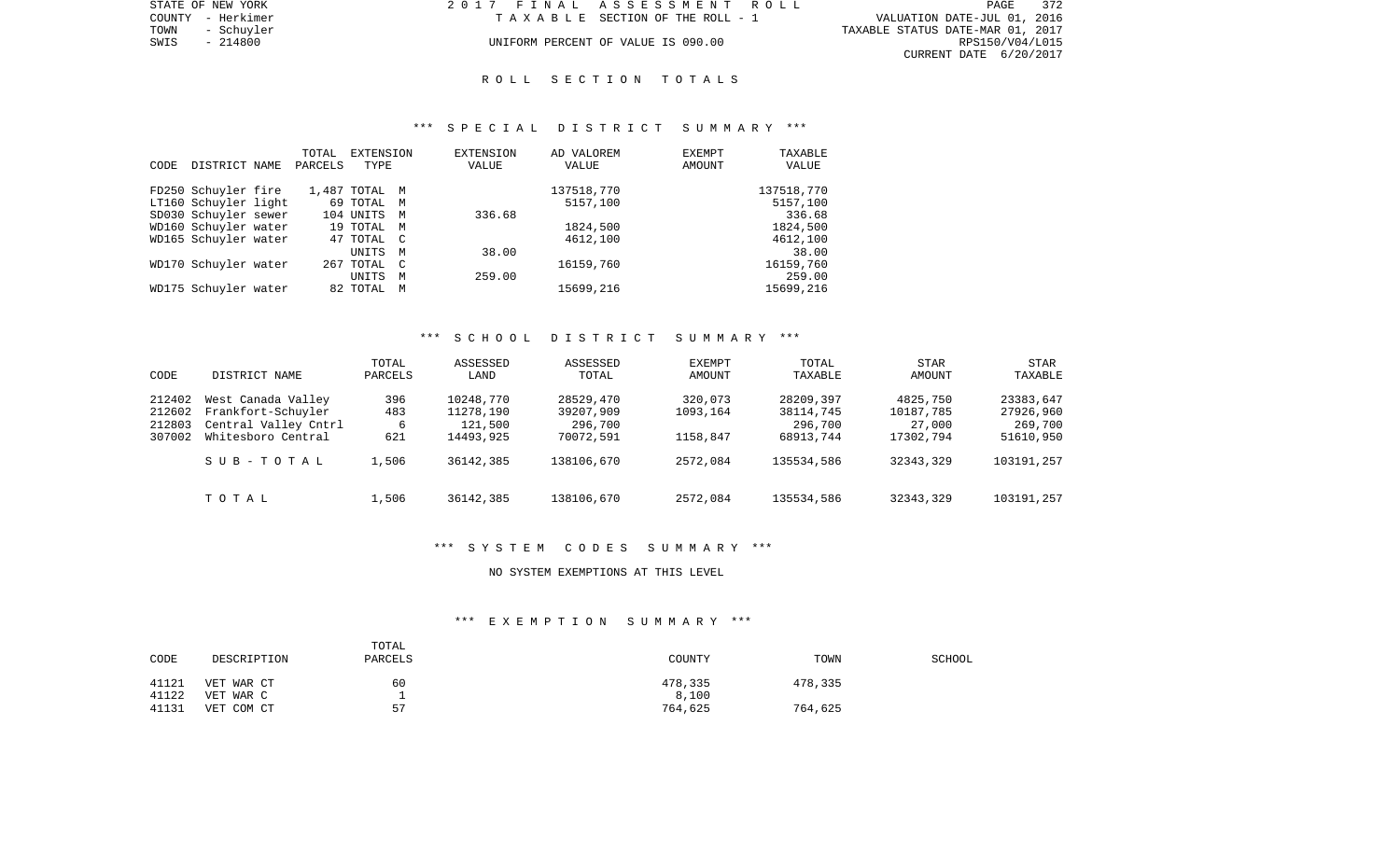STATE OF NEW YORK — 2017 FINAL ASSESSMENT ROLL
COUNTY - Herkimer — TAXABLE SECTION OF THE ROLL - 1 — VALUATION DATE-JUL 01, 2016
TOWN - Schuyler — TAXABLE STATUS DATE-MAR 01, 2017
SWIS - 214800 — UNIFORM PERCENT OF VALUE IS 090.00 — RPS150/V04/L015
CURRENT DATE 6/20/2017

## ROLL SECTION TOTALS

### *** SPECIAL DISTRICT SUMMARY ***

| CODE | DISTRICT NAME | TOTAL PARCELS | EXTENSION TYPE | EXTENSION VALUE | AD VALOREM VALUE | EXEMPT AMOUNT | TAXABLE VALUE |
|---|---|---|---|---|---|---|---|
| FD250 | Schuyler fire | 1,487 | TOTAL M | | 137518,770 | | 137518,770 |
| LT160 | Schuyler light | 69 | TOTAL M | | 5157,100 | | 5157,100 |
| SD030 | Schuyler sewer | 104 | UNITS M | 336.68 | | | 336.68 |
| WD160 | Schuyler water | 19 | TOTAL M | | 1824,500 | | 1824,500 |
| WD165 | Schuyler water | 47 | TOTAL C | | 4612,100 | | 4612,100 |
| | | | UNITS M | 38.00 | | | 38.00 |
| WD170 | Schuyler water | 267 | TOTAL C | | 16159,760 | | 16159,760 |
| | | | UNITS M | 259.00 | | | 259.00 |
| WD175 | Schuyler water | 82 | TOTAL M | | 15699,216 | | 15699,216 |

### *** SCHOOL DISTRICT SUMMARY ***

| CODE | DISTRICT NAME | TOTAL PARCELS | ASSESSED LAND | ASSESSED TOTAL | EXEMPT AMOUNT | TOTAL TAXABLE | STAR AMOUNT | STAR TAXABLE |
|---|---|---|---|---|---|---|---|---|
| 212402 | West Canada Valley | 396 | 10248,770 | 28529,470 | 320,073 | 28209,397 | 4825,750 | 23383,647 |
| 212602 | Frankfort-Schuyler | 483 | 11278,190 | 39207,909 | 1093,164 | 38114,745 | 10187,785 | 27926,960 |
| 212803 | Central Valley Cntrl | 6 | 121,500 | 296,700 | | 296,700 | 27,000 | 269,700 |
| 307002 | Whitesboro Central | 621 | 14493,925 | 70072,591 | 1158,847 | 68913,744 | 17302,794 | 51610,950 |
| | SUB-TOTAL | 1,506 | 36142,385 | 138106,670 | 2572,084 | 135534,586 | 32343,329 | 103191,257 |
| | TOTAL | 1,506 | 36142,385 | 138106,670 | 2572,084 | 135534,586 | 32343,329 | 103191,257 |

### *** SYSTEM CODES SUMMARY ***

NO SYSTEM EXEMPTIONS AT THIS LEVEL

### *** EXEMPTION SUMMARY ***

| CODE | DESCRIPTION | TOTAL PARCELS | COUNTY | TOWN | SCHOOL |
|---|---|---|---|---|---|
| 41121 | VET WAR CT | 60 | 478,335 | 478,335 | |
| 41122 | VET WAR C | 1 | 8,100 | | |
| 41131 | VET COM CT | 57 | 764,625 | 764,625 | |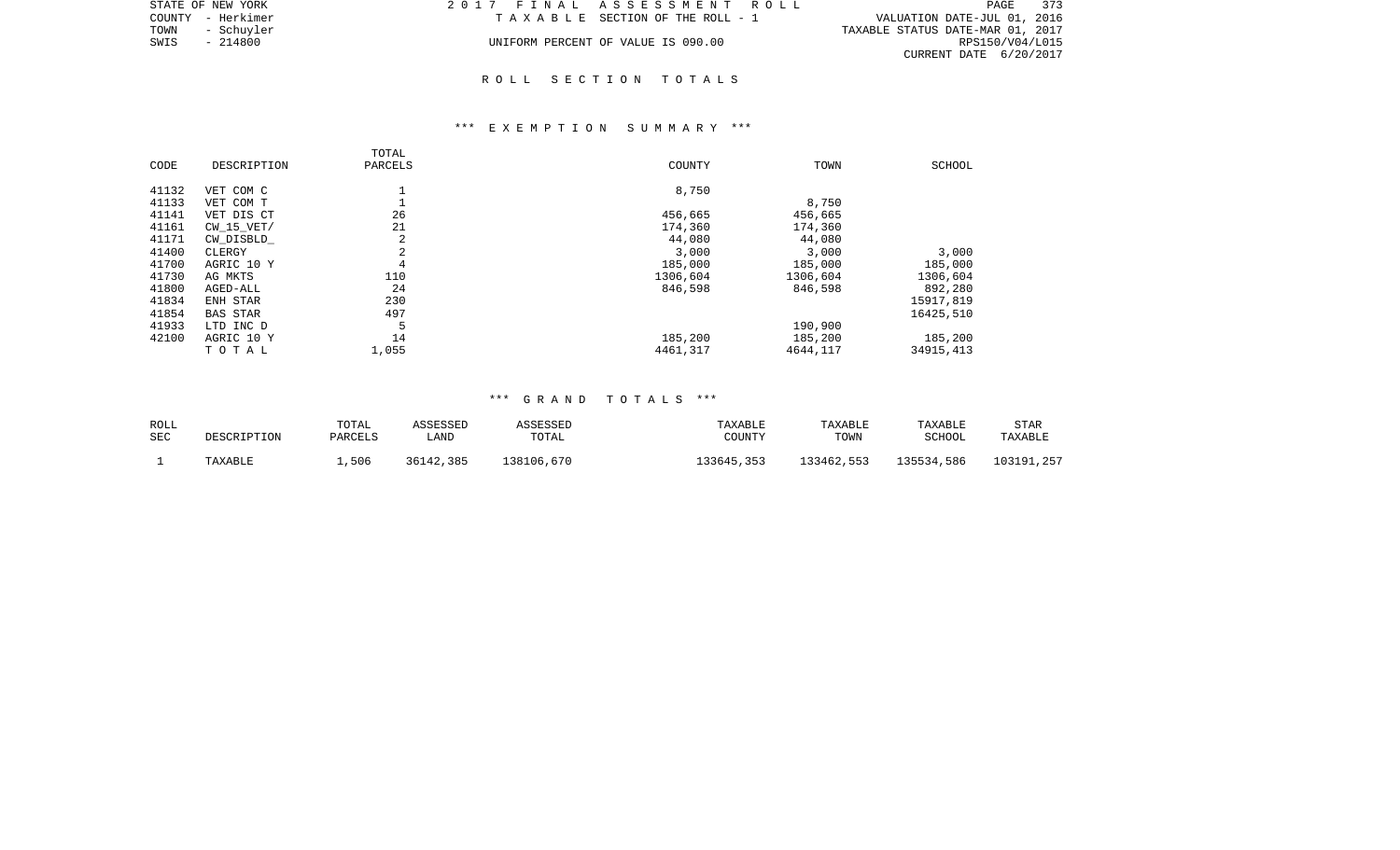STATE OF NEW YORK — 2017 FINAL ASSESSMENT ROLL
COUNTY - Herkimer — TAXABLE SECTION OF THE ROLL - 1 — VALUATION DATE-JUL 01, 2016
TOWN - Schuyler — TAXABLE STATUS DATE-MAR 01, 2017
SWIS - 214800 — UNIFORM PERCENT OF VALUE IS 090.00 — RPS150/V04/L015
CURRENT DATE 6/20/2017

## ROLL SECTION TOTALS

### *** EXEMPTION SUMMARY ***

| CODE | DESCRIPTION | TOTAL PARCELS | COUNTY | TOWN | SCHOOL |
|---|---|---|---|---|---|
| 41132 | VET COM C | 1 | 8,750 | | |
| 41133 | VET COM T | 1 | | 8,750 | |
| 41141 | VET DIS CT | 26 | 456,665 | 456,665 | |
| 41161 | CW_15_VET/ | 21 | 174,360 | 174,360 | |
| 41171 | CW_DISBLD_ | 2 | 44,080 | 44,080 | |
| 41400 | CLERGY | 2 | 3,000 | 3,000 | 3,000 |
| 41700 | AGRIC 10 Y | 4 | 185,000 | 185,000 | 185,000 |
| 41730 | AG MKTS | 110 | 1306,604 | 1306,604 | 1306,604 |
| 41800 | AGED-ALL | 24 | 846,598 | 846,598 | 892,280 |
| 41834 | ENH STAR | 230 | | | 15917,819 |
| 41854 | BAS STAR | 497 | | | 16425,510 |
| 41933 | LTD INC D | 5 | | 190,900 | |
| 42100 | AGRIC 10 Y | 14 | 185,200 | 185,200 | 185,200 |
| | T O T A L | 1,055 | 4461,317 | 4644,117 | 34915,413 |

### *** GRAND TOTALS ***

| ROLL SEC | DESCRIPTION | TOTAL PARCELS | ASSESSED LAND | ASSESSED TOTAL | TAXABLE COUNTY | TAXABLE TOWN | TAXABLE SCHOOL | STAR TAXABLE |
|---|---|---|---|---|---|---|---|---|
| 1 | TAXABLE | 1,506 | 36142,385 | 138106,670 | 133645,353 | 133462,553 | 135534,586 | 103191,257 |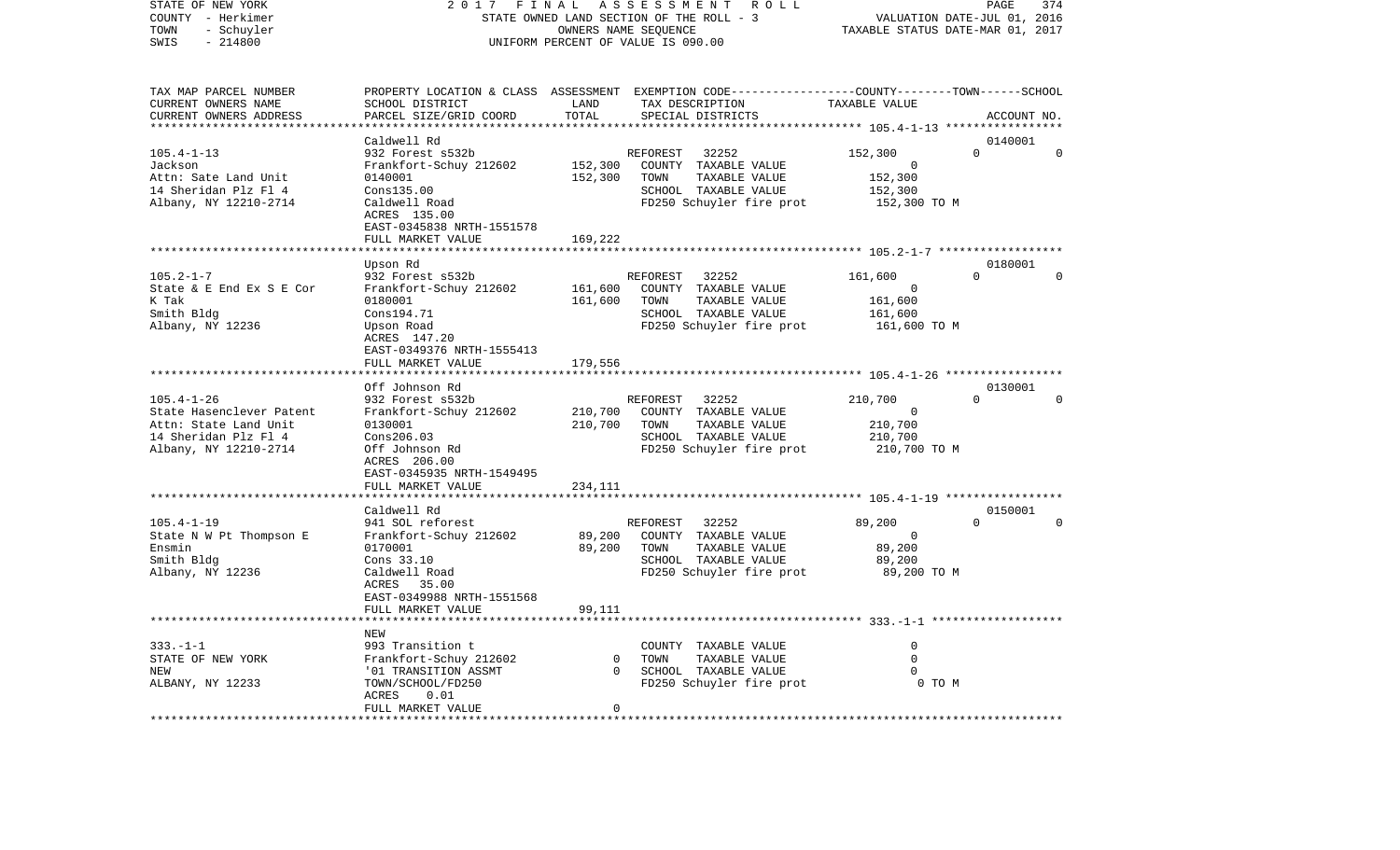STATE OF NEW YORK — 2017 FINAL ASSESSMENT ROLL — STATE OWNED LAND SECTION OF THE ROLL - 3 — VALUATION DATE-JUL 01, 2016
COUNTY - Herkimer — OWNERS NAME SEQUENCE — TAXABLE STATUS DATE-MAR 01, 2017
TOWN - Schuyler — UNIFORM PERCENT OF VALUE IS 090.00
SWIS - 214800

```
TAX MAP PARCEL NUMBER          PROPERTY LOCATION & CLASS  ASSESSMENT  EXEMPTION CODE-----------------COUNTY--------TOWN------SCHOOL
CURRENT OWNERS NAME            SCHOOL DISTRICT             LAND      TAX DESCRIPTION              TAXABLE VALUE
CURRENT OWNERS ADDRESS         PARCEL SIZE/GRID COORD      TOTAL     SPECIAL DISTRICTS                                     ACCOUNT NO.
******************************************************************************************************* 105.4-1-13 *****************
                               Caldwell Rd                                                                                 0140001
105.4-1-13                     932 Forest s532b                      REFOREST    32252              152,300          0           0
Jackson                        Frankfort-Schuy 212602     152,300    COUNTY  TAXABLE VALUE              0
Attn: Sate Land Unit           0140001                    152,300    TOWN    TAXABLE VALUE        152,300
14 Sheridan Plz Fl 4           Cons135.00                            SCHOOL  TAXABLE VALUE        152,300
Albany, NY 12210-2714          Caldwell Road                         FD250 Schuyler fire prot       152,300 TO M
                               ACRES  135.00
                               EAST-0345838 NRTH-1551578
                               FULL MARKET VALUE          169,222
******************************************************************************************************* 105.2-1-7 ******************
                               Upson Rd                                                                                    0180001
105.2-1-7                      932 Forest s532b                      REFOREST    32252              161,600          0           0
State & E End Ex S E Cor       Frankfort-Schuy 212602     161,600    COUNTY  TAXABLE VALUE              0
K Tak                          0180001                    161,600    TOWN    TAXABLE VALUE        161,600
Smith Bldg                     Cons194.71                            SCHOOL  TAXABLE VALUE        161,600
Albany, NY 12236               Upson Road                            FD250 Schuyler fire prot       161,600 TO M
                               ACRES  147.20
                               EAST-0349376 NRTH-1555413
                               FULL MARKET VALUE          179,556
******************************************************************************************************* 105.4-1-26 *****************
                               Off Johnson Rd                                                                              0130001
105.4-1-26                     932 Forest s532b                      REFOREST    32252              210,700          0           0
State Hasenclever Patent       Frankfort-Schuy 212602     210,700    COUNTY  TAXABLE VALUE              0
Attn: State Land Unit          0130001                    210,700    TOWN    TAXABLE VALUE        210,700
14 Sheridan Plz Fl 4           Cons206.03                            SCHOOL  TAXABLE VALUE        210,700
Albany, NY 12210-2714          Off Johnson Rd                        FD250 Schuyler fire prot       210,700 TO M
                               ACRES  206.00
                               EAST-0345935 NRTH-1549495
                               FULL MARKET VALUE          234,111
******************************************************************************************************* 105.4-1-19 *****************
                               Caldwell Rd                                                                                 0150001
105.4-1-19                     941 SOL reforest                      REFOREST    32252               89,200          0           0
State N W Pt Thompson E        Frankfort-Schuy 212602      89,200    COUNTY  TAXABLE VALUE              0
Ensmin                         0170001                     89,200    TOWN    TAXABLE VALUE         89,200
Smith Bldg                     Cons 33.10                            SCHOOL  TAXABLE VALUE         89,200
Albany, NY 12236               Caldwell Road                         FD250 Schuyler fire prot        89,200 TO M
                               ACRES   35.00
                               EAST-0349988 NRTH-1551568
                               FULL MARKET VALUE           99,111
******************************************************************************************************* 333.-1-1 *******************
                               NEW
333.-1-1                       993 Transition t                      COUNTY  TAXABLE VALUE              0
STATE OF NEW YORK              Frankfort-Schuy 212602           0    TOWN    TAXABLE VALUE              0
NEW                            '01 TRANSITION ASSMT             0    SCHOOL  TAXABLE VALUE              0
ALBANY, NY 12233               TOWN/SCHOOL/FD250                     FD250 Schuyler fire prot             0 TO M
                               ACRES    0.01
                               FULL MARKET VALUE                0
************************************************************************************************************************************
```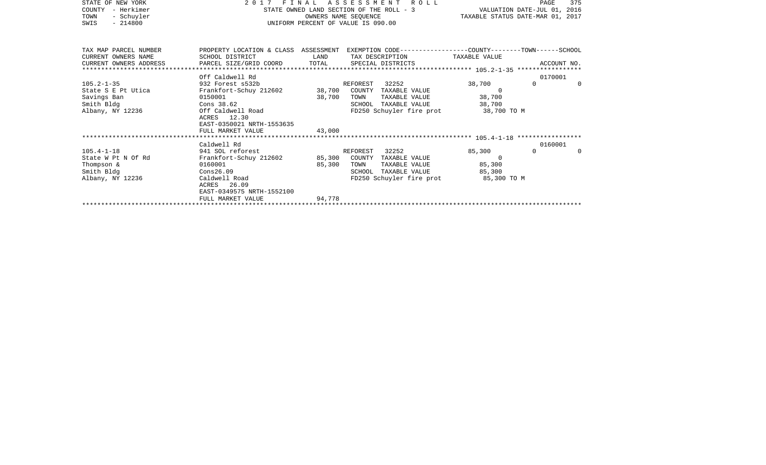STATE OF NEW YORK                                2 0 1 7   F I N A L   A S S E S S M E N T   R O L L
COUNTY - Herkimer                                STATE OWNED LAND SECTION OF THE ROLL - 3                VALUATION DATE-JUL 01, 2016
TOWN - Schuyler                                  OWNERS NAME SEQUENCE                                    TAXABLE STATUS DATE-MAR 01, 2017
SWIS - 214800                                    UNIFORM PERCENT OF VALUE IS 090.00

| TAX MAP PARCEL NUMBER<br>CURRENT OWNERS NAME<br>CURRENT OWNERS ADDRESS | PROPERTY LOCATION & CLASS<br>SCHOOL DISTRICT<br>PARCEL SIZE/GRID COORD | ASSESSMENT<br>LAND<br>TOTAL | EXEMPTION CODE<br>TAX DESCRIPTION<br>SPECIAL DISTRICTS | COUNTY | TOWN | SCHOOL<br>TAXABLE VALUE<br>ACCOUNT NO. |
|---|---|---|---|---|---|---|
| 105.2-1-35 | Off Caldwell Rd | | | | | 0170001 |
| | 932 Forest s532b | | REFOREST 32252 | 38,700 | 0 | 0 |
| State S E Pt Utica | Frankfort-Schuy 212602 | 38,700 | COUNTY TAXABLE VALUE | 0 | | |
| Savings Ban | 0150001 | 38,700 | TOWN TAXABLE VALUE | 38,700 | | |
| Smith Bldg | Cons 38.62 | | SCHOOL TAXABLE VALUE | 38,700 | | |
| Albany, NY 12236 | Off Caldwell Road | | FD250 Schuyler fire prot | 38,700 TO M | | |
| | ACRES 12.30 | | | | | |
| | EAST-0350021 NRTH-1553635 | | | | | |
| | FULL MARKET VALUE | 43,000 | | | | |
| 105.4-1-18 | Caldwell Rd | | | | | 0160001 |
| | 941 SOL reforest | | REFOREST 32252 | 85,300 | 0 | 0 |
| State W Pt N Of Rd | Frankfort-Schuy 212602 | 85,300 | COUNTY TAXABLE VALUE | 0 | | |
| Thompson & | 0160001 | 85,300 | TOWN TAXABLE VALUE | 85,300 | | |
| Smith Bldg | Cons26.09 | | SCHOOL TAXABLE VALUE | 85,300 | | |
| Albany, NY 12236 | Caldwell Road | | FD250 Schuyler fire prot | 85,300 TO M | | |
| | ACRES 26.09 | | | | | |
| | EAST-0349575 NRTH-1552100 | | | | | |
| | FULL MARKET VALUE | 94,778 | | | | |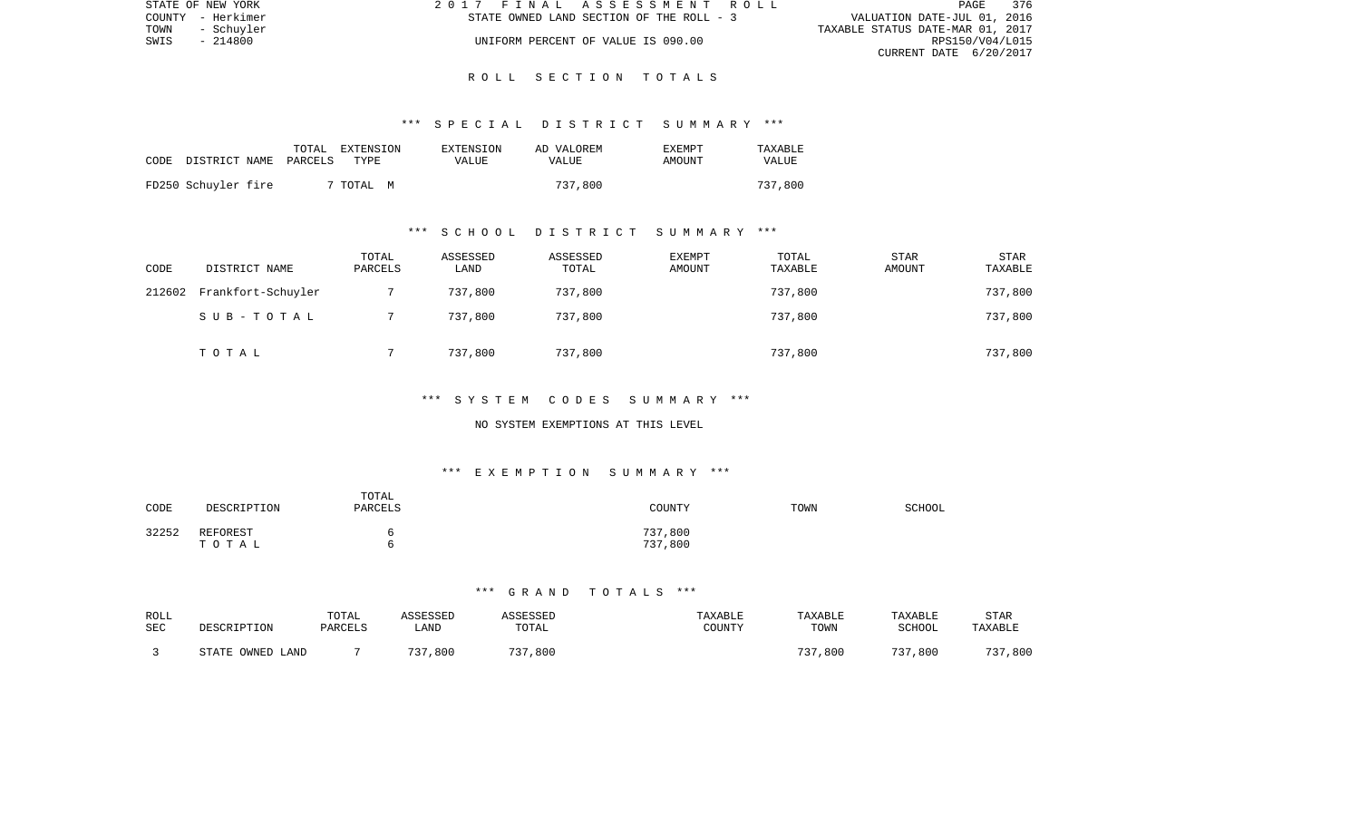STATE OF NEW YORK | 2017 FINAL ASSESSMENT ROLL
COUNTY - Herkimer | STATE OWNED LAND SECTION OF THE ROLL - 3 | VALUATION DATE-JUL 01, 2016
TOWN - Schuyler | | TAXABLE STATUS DATE-MAR 01, 2017
SWIS - 214800 | UNIFORM PERCENT OF VALUE IS 090.00 | RPS150/V04/L015
CURRENT DATE 6/20/2017

## ROLL SECTION TOTALS

### *** SPECIAL DISTRICT SUMMARY ***

| CODE DISTRICT NAME | TOTAL PARCELS | EXTENSION TYPE | EXTENSION VALUE | AD VALOREM VALUE | EXEMPT AMOUNT | TAXABLE VALUE |
|---|---|---|---|---|---|---|
| FD250 Schuyler fire | 7 | TOTAL M | | 737,800 | | 737,800 |

### *** SCHOOL DISTRICT SUMMARY ***

| CODE | DISTRICT NAME | TOTAL PARCELS | ASSESSED LAND | ASSESSED TOTAL | EXEMPT AMOUNT | TOTAL TAXABLE | STAR AMOUNT | STAR TAXABLE |
|---|---|---|---|---|---|---|---|---|
| 212602 | Frankfort-Schuyler | 7 | 737,800 | 737,800 | | 737,800 | | 737,800 |
| | SUB-TOTAL | 7 | 737,800 | 737,800 | | 737,800 | | 737,800 |
| | TOTAL | 7 | 737,800 | 737,800 | | 737,800 | | 737,800 |

### *** SYSTEM CODES SUMMARY ***

NO SYSTEM EXEMPTIONS AT THIS LEVEL

### *** EXEMPTION SUMMARY ***

| CODE | DESCRIPTION | TOTAL PARCELS | COUNTY | TOWN | SCHOOL |
|---|---|---|---|---|---|
| 32252 | REFOREST | 6 | 737,800 | | |
| | TOTAL | 6 | 737,800 | | |

### *** GRAND TOTALS ***

| ROLL SEC | DESCRIPTION | TOTAL PARCELS | ASSESSED LAND | ASSESSED TOTAL | TAXABLE COUNTY | TAXABLE TOWN | TAXABLE SCHOOL | STAR TAXABLE |
|---|---|---|---|---|---|---|---|---|
| 3 | STATE OWNED LAND | 7 | 737,800 | 737,800 | | 737,800 | 737,800 | 737,800 |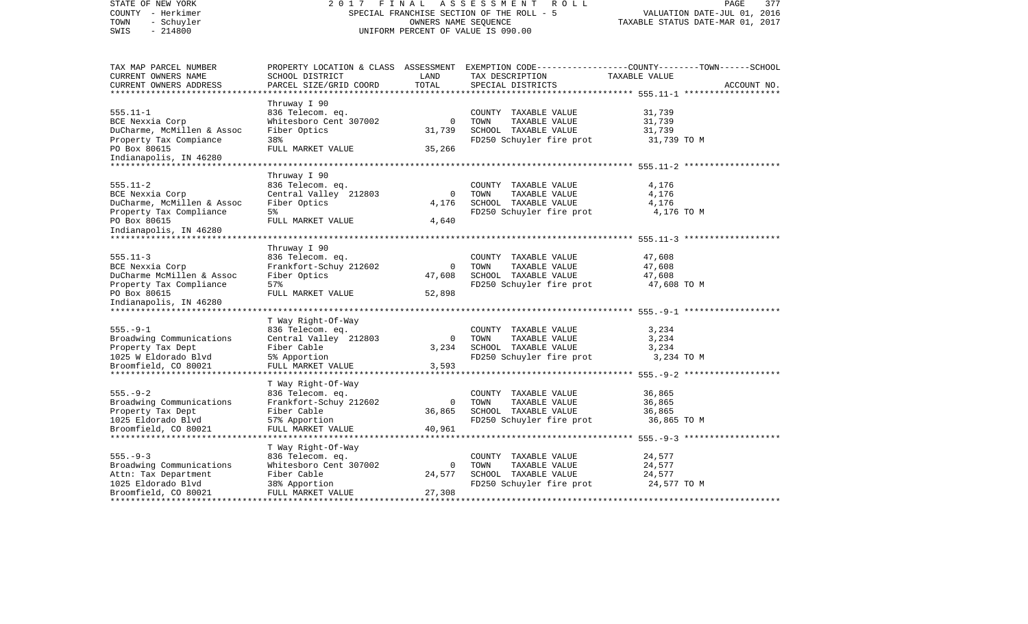STATE OF NEW YORK — 2017 FINAL ASSESSMENT ROLL
COUNTY - Herkimer — SPECIAL FRANCHISE SECTION OF THE ROLL - 5 — VALUATION DATE-JUL 01, 2016
TOWN - Schuyler — OWNERS NAME SEQUENCE — TAXABLE STATUS DATE-MAR 01, 2017
SWIS - 214800 — UNIFORM PERCENT OF VALUE IS 090.00

| TAX MAP PARCEL NUMBER / CURRENT OWNERS NAME / CURRENT OWNERS ADDRESS | PROPERTY LOCATION & CLASS / SCHOOL DISTRICT / PARCEL SIZE/GRID COORD | ASSESSMENT LAND / TOTAL | EXEMPTION CODE / TAX DESCRIPTION / SPECIAL DISTRICTS | TAXABLE VALUE (COUNTY--TOWN--SCHOOL) | ACCOUNT NO. |
|---|---|---|---|---|---|
| 555.11-1 | Thruway I 90 | | | | |
| 555.11-1 | 836 Telecom. eq. | | COUNTY TAXABLE VALUE | 31,739 | |
| BCE Nexxia Corp | Whitesboro Cent 307002 | 0 | TOWN TAXABLE VALUE | 31,739 | |
| DuCharme, McMillen & Assoc | Fiber Optics | 31,739 | SCHOOL TAXABLE VALUE | 31,739 | |
| Property Tax Compiance | 38% | | FD250 Schuyler fire prot | 31,739 TO M | |
| PO Box 80615 | FULL MARKET VALUE | 35,266 | | | |
| Indianapolis, IN 46280 | | | | | |
| 555.11-2 | Thruway I 90 | | | | |
| 555.11-2 | 836 Telecom. eq. | | COUNTY TAXABLE VALUE | 4,176 | |
| BCE Nexxia Corp | Central Valley 212803 | 0 | TOWN TAXABLE VALUE | 4,176 | |
| DuCharme, McMillen & Assoc | Fiber Optics | 4,176 | SCHOOL TAXABLE VALUE | 4,176 | |
| Property Tax Compliance | 5% | | FD250 Schuyler fire prot | 4,176 TO M | |
| PO Box 80615 | FULL MARKET VALUE | 4,640 | | | |
| Indianapolis, IN 46280 | | | | | |
| 555.11-3 | Thruway I 90 | | | | |
| 555.11-3 | 836 Telecom. eq. | | COUNTY TAXABLE VALUE | 47,608 | |
| BCE Nexxia Corp | Frankfort-Schuy 212602 | 0 | TOWN TAXABLE VALUE | 47,608 | |
| DuCharme McMillen & Assoc | Fiber Optics | 47,608 | SCHOOL TAXABLE VALUE | 47,608 | |
| Property Tax Compliance | 57% | | FD250 Schuyler fire prot | 47,608 TO M | |
| PO Box 80615 | FULL MARKET VALUE | 52,898 | | | |
| Indianapolis, IN 46280 | | | | | |
| 555.-9-1 | T Way Right-Of-Way | | | | |
| 555.-9-1 | 836 Telecom. eq. | | COUNTY TAXABLE VALUE | 3,234 | |
| Broadwing Communications | Central Valley 212803 | 0 | TOWN TAXABLE VALUE | 3,234 | |
| Property Tax Dept | Fiber Cable | 3,234 | SCHOOL TAXABLE VALUE | 3,234 | |
| 1025 W Eldorado Blvd | 5% Apportion | | FD250 Schuyler fire prot | 3,234 TO M | |
| Broomfield, CO 80021 | FULL MARKET VALUE | 3,593 | | | |
| 555.-9-2 | T Way Right-Of-Way | | | | |
| 555.-9-2 | 836 Telecom. eq. | | COUNTY TAXABLE VALUE | 36,865 | |
| Broadwing Communications | Frankfort-Schuy 212602 | 0 | TOWN TAXABLE VALUE | 36,865 | |
| Property Tax Dept | Fiber Cable | 36,865 | SCHOOL TAXABLE VALUE | 36,865 | |
| 1025 Eldorado Blvd | 57% Apportion | | FD250 Schuyler fire prot | 36,865 TO M | |
| Broomfield, CO 80021 | FULL MARKET VALUE | 40,961 | | | |
| 555.-9-3 | T Way Right-Of-Way | | | | |
| 555.-9-3 | 836 Telecom. eq. | | COUNTY TAXABLE VALUE | 24,577 | |
| Broadwing Communications | Whitesboro Cent 307002 | 0 | TOWN TAXABLE VALUE | 24,577 | |
| Attn: Tax Department | Fiber Cable | 24,577 | SCHOOL TAXABLE VALUE | 24,577 | |
| 1025 Eldorado Blvd | 38% Apportion | | FD250 Schuyler fire prot | 24,577 TO M | |
| Broomfield, CO 80021 | FULL MARKET VALUE | 27,308 | | | |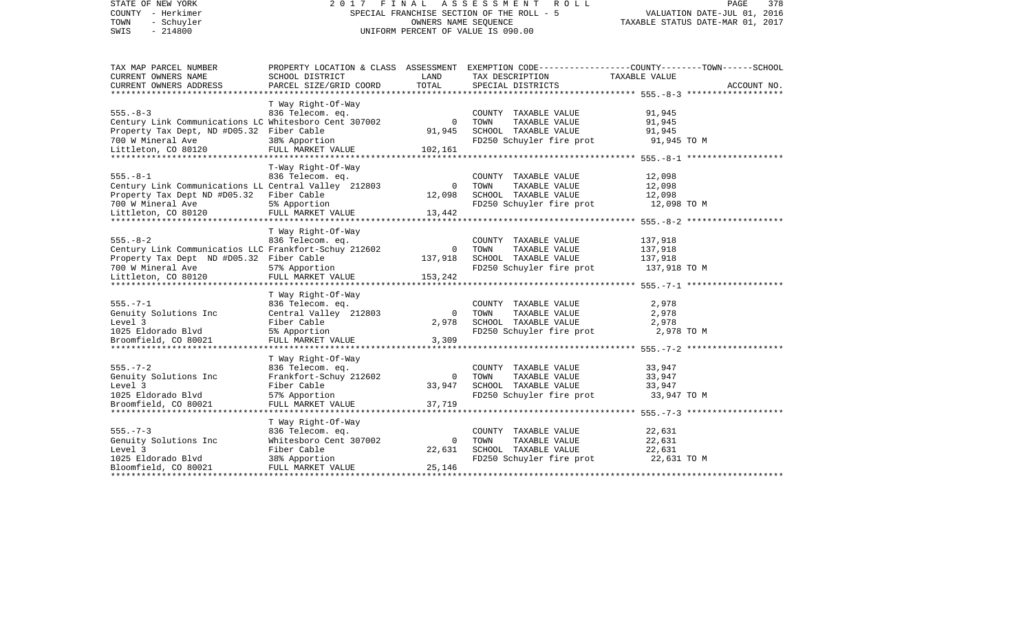STATE OF NEW YORK
COUNTY - Herkimer
TOWN - Schuyler
SWIS - 214800

2 0 1 7 F I N A L A S S E S S M E N T R O L L
SPECIAL FRANCHISE SECTION OF THE ROLL - 5
OWNERS NAME SEQUENCE
UNIFORM PERCENT OF VALUE IS 090.00

VALUATION DATE-JUL 01, 2016
TAXABLE STATUS DATE-MAR 01, 2017

| TAX MAP PARCEL NUMBER / CURRENT OWNERS NAME / CURRENT OWNERS ADDRESS | PROPERTY LOCATION & CLASS / SCHOOL DISTRICT / PARCEL SIZE/GRID COORD | ASSESSMENT LAND / TOTAL | EXEMPTION CODE / TAX DESCRIPTION / SPECIAL DISTRICTS | COUNTY / TOWN / SCHOOL TAXABLE VALUE | ACCOUNT NO. |
|---|---|---|---|---|---|
| 555.-8-3 | T Way Right-Of-Way | | | | |
| | 836 Telecom. eq. | | COUNTY TAXABLE VALUE | 91,945 | |
| Century Link Communications LC | Whitesboro Cent 307002 | 0 | TOWN TAXABLE VALUE | 91,945 | |
| Property Tax Dept, ND #D05.32 | Fiber Cable | 91,945 | SCHOOL TAXABLE VALUE | 91,945 | |
| 700 W Mineral Ave | 38% Apportion | | FD250 Schuyler fire prot | 91,945 TO M | |
| Littleton, CO 80120 | FULL MARKET VALUE | 102,161 | | | |
| 555.-8-1 | T-Way Right-Of-Way | | | | |
| | 836 Telecom. eq. | | COUNTY TAXABLE VALUE | 12,098 | |
| Century Link Communications LL | Central Valley 212803 | 0 | TOWN TAXABLE VALUE | 12,098 | |
| Property Tax Dept ND #D05.32 | Fiber Cable | 12,098 | SCHOOL TAXABLE VALUE | 12,098 | |
| 700 W Mineral Ave | 5% Apportion | | FD250 Schuyler fire prot | 12,098 TO M | |
| Littleton, CO 80120 | FULL MARKET VALUE | 13,442 | | | |
| 555.-8-2 | T Way Right-Of-Way | | | | |
| | 836 Telecom. eq. | | COUNTY TAXABLE VALUE | 137,918 | |
| Century Link Communicatios LLC | Frankfort-Schuy 212602 | 0 | TOWN TAXABLE VALUE | 137,918 | |
| Property Tax Dept ND #D05.32 | Fiber Cable | 137,918 | SCHOOL TAXABLE VALUE | 137,918 | |
| 700 W Mineral Ave | 57% Apportion | | FD250 Schuyler fire prot | 137,918 TO M | |
| Littleton, CO 80120 | FULL MARKET VALUE | 153,242 | | | |
| 555.-7-1 | T Way Right-Of-Way | | | | |
| | 836 Telecom. eq. | | COUNTY TAXABLE VALUE | 2,978 | |
| Genuity Solutions Inc | Central Valley 212803 | 0 | TOWN TAXABLE VALUE | 2,978 | |
| Level 3 | Fiber Cable | 2,978 | SCHOOL TAXABLE VALUE | 2,978 | |
| 1025 Eldorado Blvd | 5% Apportion | | FD250 Schuyler fire prot | 2,978 TO M | |
| Broomfield, CO 80021 | FULL MARKET VALUE | 3,309 | | | |
| 555.-7-2 | T Way Right-Of-Way | | | | |
| | 836 Telecom. eq. | | COUNTY TAXABLE VALUE | 33,947 | |
| Genuity Solutions Inc | Frankfort-Schuy 212602 | 0 | TOWN TAXABLE VALUE | 33,947 | |
| Level 3 | Fiber Cable | 33,947 | SCHOOL TAXABLE VALUE | 33,947 | |
| 1025 Eldorado Blvd | 57% Apportion | | FD250 Schuyler fire prot | 33,947 TO M | |
| Broomfield, CO 80021 | FULL MARKET VALUE | 37,719 | | | |
| 555.-7-3 | T Way Right-Of-Way | | | | |
| | 836 Telecom. eq. | | COUNTY TAXABLE VALUE | 22,631 | |
| Genuity Solutions Inc | Whitesboro Cent 307002 | 0 | TOWN TAXABLE VALUE | 22,631 | |
| Level 3 | Fiber Cable | 22,631 | SCHOOL TAXABLE VALUE | 22,631 | |
| 1025 Eldorado Blvd | 38% Apportion | | FD250 Schuyler fire prot | 22,631 TO M | |
| Bloomfield, CO 80021 | FULL MARKET VALUE | 25,146 | | | |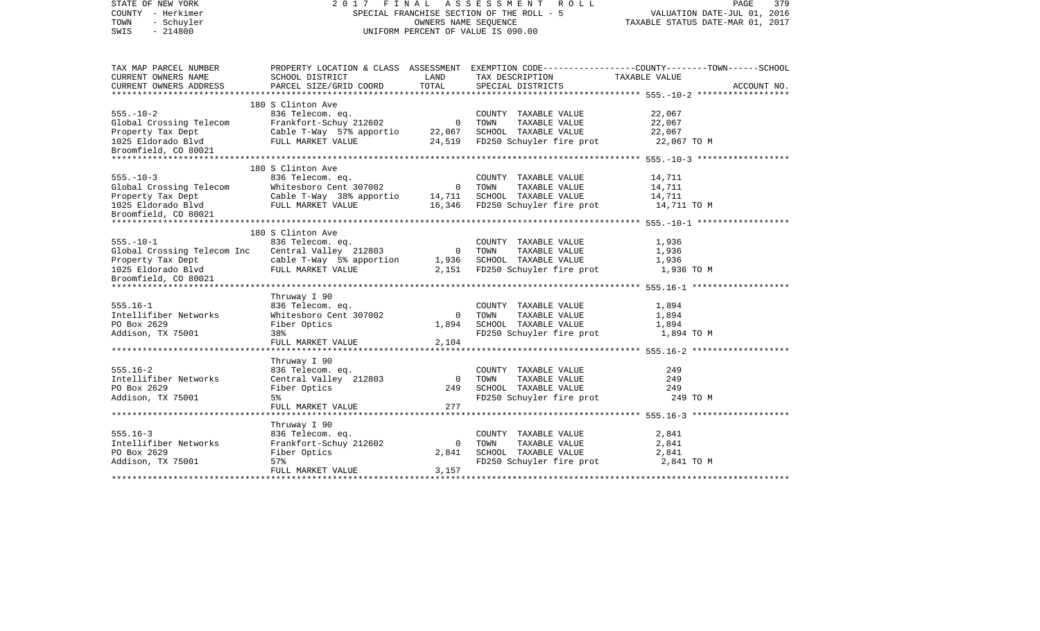STATE OF NEW YORK
COUNTY - Herkimer
TOWN - Schuyler
SWIS - 214800

2017 FINAL ASSESSMENT ROLL
SPECIAL FRANCHISE SECTION OF THE ROLL - 5
OWNERS NAME SEQUENCE
UNIFORM PERCENT OF VALUE IS 090.00

VALUATION DATE-JUL 01, 2016
TAXABLE STATUS DATE-MAR 01, 2017

| TAX MAP PARCEL NUMBER / CURRENT OWNERS NAME / CURRENT OWNERS ADDRESS | PROPERTY LOCATION & CLASS / SCHOOL DISTRICT / PARCEL SIZE/GRID COORD | ASSESSMENT LAND / TOTAL | EXEMPTION CODE / TAX DESCRIPTION / SPECIAL DISTRICTS | COUNTY--------TOWN------SCHOOL TAXABLE VALUE | ACCOUNT NO. |
|---|---|---|---|---|---|
| **555.-10-2** | 180 S Clinton Ave | | | | |
| 555.-10-2 | 836 Telecom. eq. | | COUNTY TAXABLE VALUE | 22,067 | |
| Global Crossing Telecom | Frankfort-Schuy 212602 | 0 | TOWN TAXABLE VALUE | 22,067 | |
| Property Tax Dept | Cable T-Way 57% apportio | 22,067 | SCHOOL TAXABLE VALUE | 22,067 | |
| 1025 Eldorado Blvd | FULL MARKET VALUE | 24,519 | FD250 Schuyler fire prot | 22,067 TO M | |
| Broomfield, CO 80021 | | | | | |
| **555.-10-3** | 180 S Clinton Ave | | | | |
| 555.-10-3 | 836 Telecom. eq. | | COUNTY TAXABLE VALUE | 14,711 | |
| Global Crossing Telecom | Whitesboro Cent 307002 | 0 | TOWN TAXABLE VALUE | 14,711 | |
| Property Tax Dept | Cable T-Way 38% apportio | 14,711 | SCHOOL TAXABLE VALUE | 14,711 | |
| 1025 Eldorado Blvd | FULL MARKET VALUE | 16,346 | FD250 Schuyler fire prot | 14,711 TO M | |
| Broomfield, CO 80021 | | | | | |
| **555.-10-1** | 180 S Clinton Ave | | | | |
| 555.-10-1 | 836 Telecom. eq. | | COUNTY TAXABLE VALUE | 1,936 | |
| Global Crossing Telecom Inc | Central Valley 212803 | 0 | TOWN TAXABLE VALUE | 1,936 | |
| Property Tax Dept | cable T-Way 5% apportion | 1,936 | SCHOOL TAXABLE VALUE | 1,936 | |
| 1025 Eldorado Blvd | FULL MARKET VALUE | 2,151 | FD250 Schuyler fire prot | 1,936 TO M | |
| Broomfield, CO 80021 | | | | | |
| **555.16-1** | Thruway I 90 | | | | |
| 555.16-1 | 836 Telecom. eq. | | COUNTY TAXABLE VALUE | 1,894 | |
| Intellifiber Networks | Whitesboro Cent 307002 | 0 | TOWN TAXABLE VALUE | 1,894 | |
| PO Box 2629 | Fiber Optics | 1,894 | SCHOOL TAXABLE VALUE | 1,894 | |
| Addison, TX 75001 | 38% | | FD250 Schuyler fire prot | 1,894 TO M | |
| | FULL MARKET VALUE | 2,104 | | | |
| **555.16-2** | Thruway I 90 | | | | |
| 555.16-2 | 836 Telecom. eq. | | COUNTY TAXABLE VALUE | 249 | |
| Intellifiber Networks | Central Valley 212803 | 0 | TOWN TAXABLE VALUE | 249 | |
| PO Box 2629 | Fiber Optics | 249 | SCHOOL TAXABLE VALUE | 249 | |
| Addison, TX 75001 | 5% | | FD250 Schuyler fire prot | 249 TO M | |
| | FULL MARKET VALUE | 277 | | | |
| **555.16-3** | Thruway I 90 | | | | |
| 555.16-3 | 836 Telecom. eq. | | COUNTY TAXABLE VALUE | 2,841 | |
| Intellifiber Networks | Frankfort-Schuy 212602 | 0 | TOWN TAXABLE VALUE | 2,841 | |
| PO Box 2629 | Fiber Optics | 2,841 | SCHOOL TAXABLE VALUE | 2,841 | |
| Addison, TX 75001 | 57% | | FD250 Schuyler fire prot | 2,841 TO M | |
| | FULL MARKET VALUE | 3,157 | | | |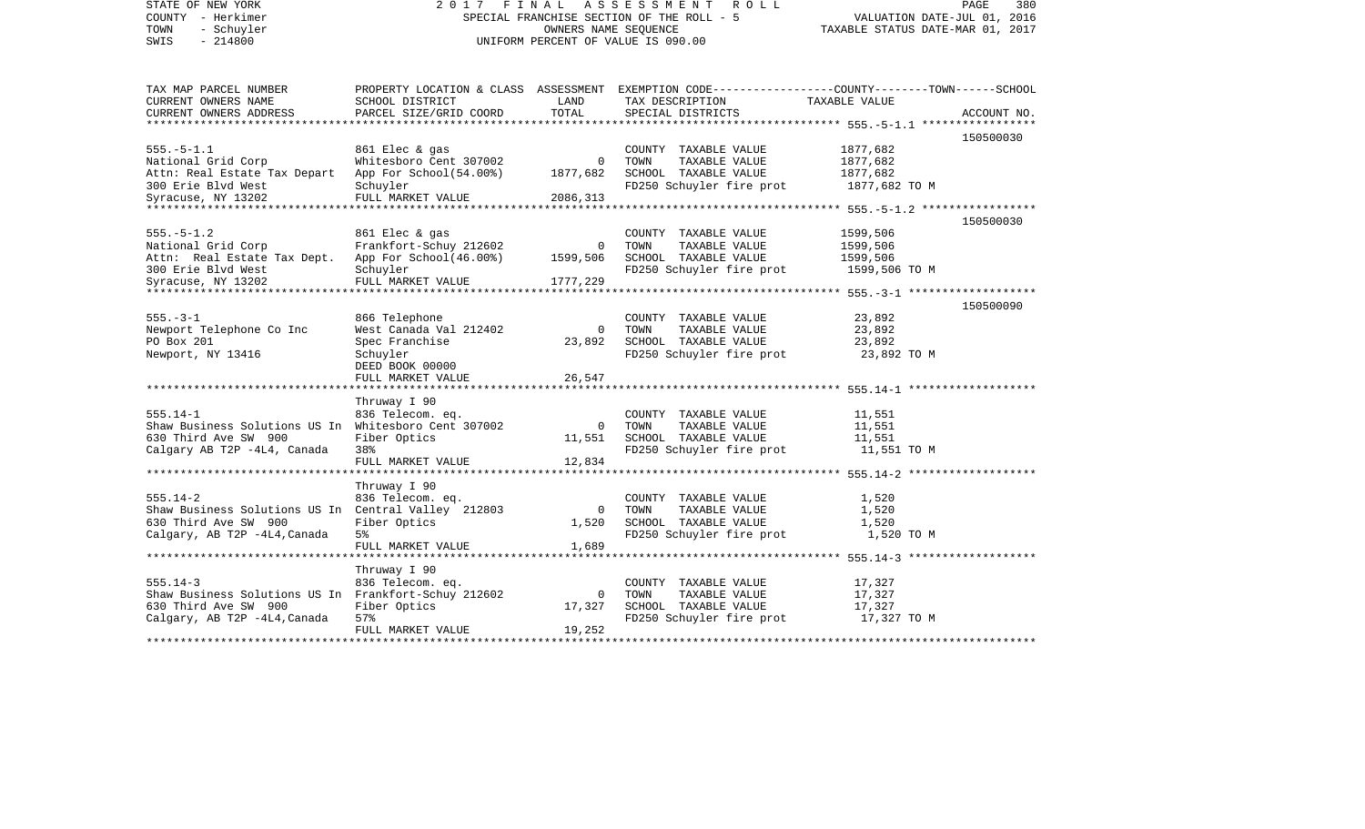STATE OF NEW YORK
COUNTY - Herkimer
TOWN - Schuyler
SWIS - 214800

2017 FINAL ASSESSMENT ROLL
SPECIAL FRANCHISE SECTION OF THE ROLL - 5
OWNERS NAME SEQUENCE
UNIFORM PERCENT OF VALUE IS 090.00

VALUATION DATE-JUL 01, 2016
TAXABLE STATUS DATE-MAR 01, 2017

| TAX MAP PARCEL NUMBER / CURRENT OWNERS NAME / CURRENT OWNERS ADDRESS | PROPERTY LOCATION & CLASS / SCHOOL DISTRICT / PARCEL SIZE/GRID COORD | ASSESSMENT LAND / TOTAL | EXEMPTION CODE / TAX DESCRIPTION / SPECIAL DISTRICTS | TAXABLE VALUE (COUNTY / TOWN / SCHOOL) | ACCOUNT NO. |
|---|---|---|---|---|---|
| 555.-5-1.1 | 861 Elec & gas | | COUNTY TAXABLE VALUE | 1877,682 | 150500030 |
| National Grid Corp | Whitesboro Cent 307002 | 0 | TOWN TAXABLE VALUE | 1877,682 | |
| Attn: Real Estate Tax Depart | App For School(54.00%) | 1877,682 | SCHOOL TAXABLE VALUE | 1877,682 | |
| 300 Erie Blvd West | Schuyler | | FD250 Schuyler fire prot | 1877,682 TO M | |
| Syracuse, NY 13202 | FULL MARKET VALUE | 2086,313 | | | |
| 555.-5-1.2 | 861 Elec & gas | | COUNTY TAXABLE VALUE | 1599,506 | 150500030 |
| National Grid Corp | Frankfort-Schuy 212602 | 0 | TOWN TAXABLE VALUE | 1599,506 | |
| Attn: Real Estate Tax Dept. | App For School(46.00%) | 1599,506 | SCHOOL TAXABLE VALUE | 1599,506 | |
| 300 Erie Blvd West | Schuyler | | FD250 Schuyler fire prot | 1599,506 TO M | |
| Syracuse, NY 13202 | FULL MARKET VALUE | 1777,229 | | | |
| 555.-3-1 | 866 Telephone | | COUNTY TAXABLE VALUE | 23,892 | 150500090 |
| Newport Telephone Co Inc | West Canada Val 212402 | 0 | TOWN TAXABLE VALUE | 23,892 | |
| PO Box 201 | Spec Franchise | 23,892 | SCHOOL TAXABLE VALUE | 23,892 | |
| Newport, NY 13416 | Schuyler | | FD250 Schuyler fire prot | 23,892 TO M | |
| | DEED BOOK 00000 | | | | |
| | FULL MARKET VALUE | 26,547 | | | |
| | Thruway I 90 | | | | |
| 555.14-1 | 836 Telecom. eq. | | COUNTY TAXABLE VALUE | 11,551 | |
| Shaw Business Solutions US In | Whitesboro Cent 307002 | 0 | TOWN TAXABLE VALUE | 11,551 | |
| 630 Third Ave SW 900 | Fiber Optics | 11,551 | SCHOOL TAXABLE VALUE | 11,551 | |
| Calgary AB T2P -4L4, Canada | 38% | | FD250 Schuyler fire prot | 11,551 TO M | |
| | FULL MARKET VALUE | 12,834 | | | |
| | Thruway I 90 | | | | |
| 555.14-2 | 836 Telecom. eq. | | COUNTY TAXABLE VALUE | 1,520 | |
| Shaw Business Solutions US In | Central Valley 212803 | 0 | TOWN TAXABLE VALUE | 1,520 | |
| 630 Third Ave SW 900 | Fiber Optics | 1,520 | SCHOOL TAXABLE VALUE | 1,520 | |
| Calgary, AB T2P -4L4,Canada | 5% | | FD250 Schuyler fire prot | 1,520 TO M | |
| | FULL MARKET VALUE | 1,689 | | | |
| | Thruway I 90 | | | | |
| 555.14-3 | 836 Telecom. eq. | | COUNTY TAXABLE VALUE | 17,327 | |
| Shaw Business Solutions US In | Frankfort-Schuy 212602 | 0 | TOWN TAXABLE VALUE | 17,327 | |
| 630 Third Ave SW 900 | Fiber Optics | 17,327 | SCHOOL TAXABLE VALUE | 17,327 | |
| Calgary, AB T2P -4L4,Canada | 57% | | FD250 Schuyler fire prot | 17,327 TO M | |
| | FULL MARKET VALUE | 19,252 | | | |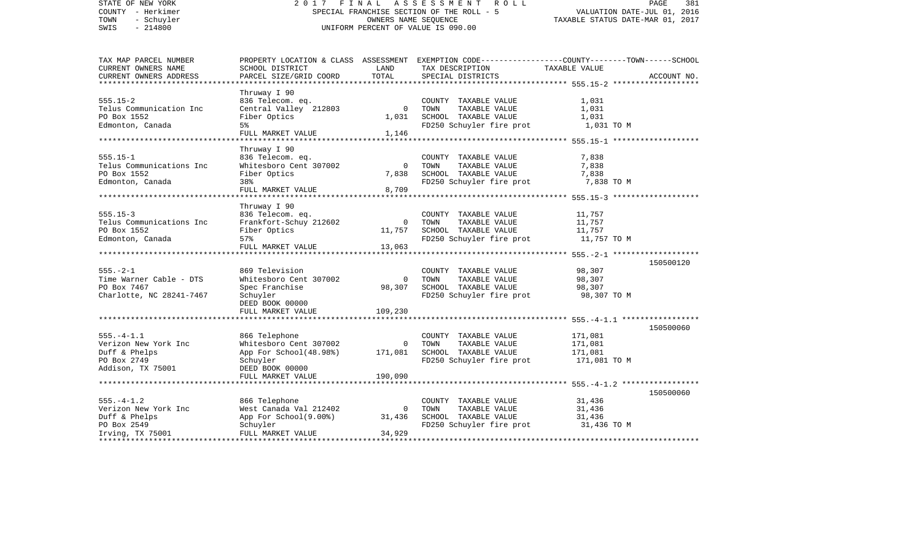STATE OF NEW YORK
COUNTY - Herkimer
TOWN - Schuyler
SWIS - 214800

2 0 1 7 F I N A L A S S E S S M E N T R O L L
SPECIAL FRANCHISE SECTION OF THE ROLL - 5
OWNERS NAME SEQUENCE
UNIFORM PERCENT OF VALUE IS 090.00

VALUATION DATE-JUL 01, 2016
TAXABLE STATUS DATE-MAR 01, 2017

| TAX MAP PARCEL NUMBER<br>CURRENT OWNERS NAME<br>CURRENT OWNERS ADDRESS | PROPERTY LOCATION & CLASS<br>SCHOOL DISTRICT<br>PARCEL SIZE/GRID COORD | ASSESSMENT<br>LAND<br>TOTAL | EXEMPTION CODE / TAX DESCRIPTION / SPECIAL DISTRICTS | COUNTY--------TOWN------SCHOOL<br>TAXABLE VALUE | ACCOUNT NO. |
|---|---|---|---|---|---|
| 555.15-2<br>Telus Communication Inc<br>PO Box 1552<br>Edmonton, Canada | Thruway I 90<br>836 Telecom. eq.<br>Central Valley 212803<br>Fiber Optics<br>5%<br>FULL MARKET VALUE | 0<br>1,031<br>1,146 | COUNTY TAXABLE VALUE<br>TOWN TAXABLE VALUE<br>SCHOOL TAXABLE VALUE<br>FD250 Schuyler fire prot | 1,031<br>1,031<br>1,031<br>1,031 TO M | |
| 555.15-1<br>Telus Communications Inc<br>PO Box 1552<br>Edmonton, Canada | Thruway I 90<br>836 Telecom. eq.<br>Whitesboro Cent 307002<br>Fiber Optics<br>38%<br>FULL MARKET VALUE | 0<br>7,838<br>8,709 | COUNTY TAXABLE VALUE<br>TOWN TAXABLE VALUE<br>SCHOOL TAXABLE VALUE<br>FD250 Schuyler fire prot | 7,838<br>7,838<br>7,838<br>7,838 TO M | |
| 555.15-3<br>Telus Communications Inc<br>PO Box 1552<br>Edmonton, Canada | Thruway I 90<br>836 Telecom. eq.<br>Frankfort-Schuy 212602<br>Fiber Optics<br>57%<br>FULL MARKET VALUE | 0<br>11,757<br>13,063 | COUNTY TAXABLE VALUE<br>TOWN TAXABLE VALUE<br>SCHOOL TAXABLE VALUE<br>FD250 Schuyler fire prot | 11,757<br>11,757<br>11,757<br>11,757 TO M | |
| 555.-2-1<br>Time Warner Cable - DTS<br>PO Box 7467<br>Charlotte, NC 28241-7467 | 869 Television<br>Whitesboro Cent 307002<br>Spec Franchise<br>Schuyler<br>DEED BOOK 00000<br>FULL MARKET VALUE | 0<br>98,307<br>109,230 | COUNTY TAXABLE VALUE<br>TOWN TAXABLE VALUE<br>SCHOOL TAXABLE VALUE<br>FD250 Schuyler fire prot | 98,307<br>98,307<br>98,307<br>98,307 TO M | 150500120 |
| 555.-4-1.1<br>Verizon New York Inc<br>Duff & Phelps<br>PO Box 2749<br>Addison, TX 75001 | 866 Telephone<br>Whitesboro Cent 307002<br>App For School(48.98%)<br>Schuyler<br>DEED BOOK 00000<br>FULL MARKET VALUE | 0<br>171,081<br>190,090 | COUNTY TAXABLE VALUE<br>TOWN TAXABLE VALUE<br>SCHOOL TAXABLE VALUE<br>FD250 Schuyler fire prot | 171,081<br>171,081<br>171,081<br>171,081 TO M | 150500060 |
| 555.-4-1.2<br>Verizon New York Inc<br>Duff & Phelps<br>PO Box 2549<br>Irving, TX 75001 | 866 Telephone<br>West Canada Val 212402<br>App For School(9.00%)<br>Schuyler<br>FULL MARKET VALUE | 0<br>31,436<br>34,929 | COUNTY TAXABLE VALUE<br>TOWN TAXABLE VALUE<br>SCHOOL TAXABLE VALUE<br>FD250 Schuyler fire prot | 31,436<br>31,436<br>31,436<br>31,436 TO M | 150500060 |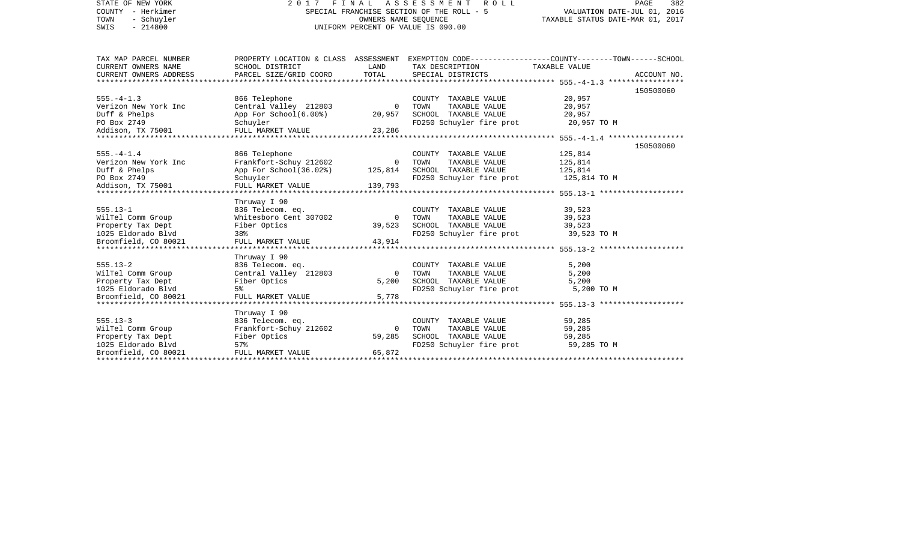| TAX MAP PARCEL NUMBER<br>CURRENT OWNERS NAME<br>CURRENT OWNERS ADDRESS | PROPERTY LOCATION & CLASS<br>SCHOOL DISTRICT<br>PARCEL SIZE/GRID COORD | ASSESSMENT<br>LAND<br>TOTAL | EXEMPTION CODE-----------------COUNTY--------TOWN------SCHOOL<br>TAX DESCRIPTION<br>SPECIAL DISTRICTS | TAXABLE VALUE | ACCOUNT NO. |
|---|---|---|---|---|---|
| **555.-4-1.3** | | | | | 150500060 |
| 555.-4-1.3 | 866 Telephone | | COUNTY TAXABLE VALUE | 20,957 | |
| Verizon New York Inc | Central Valley 212803 | 0 | TOWN TAXABLE VALUE | 20,957 | |
| Duff & Phelps | App For School(6.00%) | 20,957 | SCHOOL TAXABLE VALUE | 20,957 | |
| PO Box 2749 | Schuyler | | FD250 Schuyler fire prot | 20,957 TO M | |
| Addison, TX 75001 | FULL MARKET VALUE | 23,286 | | | |
| **555.-4-1.4** | | | | | 150500060 |
| 555.-4-1.4 | 866 Telephone | | COUNTY TAXABLE VALUE | 125,814 | |
| Verizon New York Inc | Frankfort-Schuy 212602 | 0 | TOWN TAXABLE VALUE | 125,814 | |
| Duff & Phelps | App For School(36.02%) | 125,814 | SCHOOL TAXABLE VALUE | 125,814 | |
| PO Box 2749 | Schuyler | | FD250 Schuyler fire prot | 125,814 TO M | |
| Addison, TX 75001 | FULL MARKET VALUE | 139,793 | | | |
| **555.13-1** | Thruway I 90 | | | | |
| 555.13-1 | 836 Telecom. eq. | | COUNTY TAXABLE VALUE | 39,523 | |
| WilTel Comm Group | Whitesboro Cent 307002 | 0 | TOWN TAXABLE VALUE | 39,523 | |
| Property Tax Dept | Fiber Optics | 39,523 | SCHOOL TAXABLE VALUE | 39,523 | |
| 1025 Eldorado Blvd | 38% | | FD250 Schuyler fire prot | 39,523 TO M | |
| Broomfield, CO 80021 | FULL MARKET VALUE | 43,914 | | | |
| **555.13-2** | Thruway I 90 | | | | |
| 555.13-2 | 836 Telecom. eq. | | COUNTY TAXABLE VALUE | 5,200 | |
| WilTel Comm Group | Central Valley 212803 | 0 | TOWN TAXABLE VALUE | 5,200 | |
| Property Tax Dept | Fiber Optics | 5,200 | SCHOOL TAXABLE VALUE | 5,200 | |
| 1025 Eldorado Blvd | 5% | | FD250 Schuyler fire prot | 5,200 TO M | |
| Broomfield, CO 80021 | FULL MARKET VALUE | 5,778 | | | |
| **555.13-3** | Thruway I 90 | | | | |
| 555.13-3 | 836 Telecom. eq. | | COUNTY TAXABLE VALUE | 59,285 | |
| WilTel Comm Group | Frankfort-Schuy 212602 | 0 | TOWN TAXABLE VALUE | 59,285 | |
| Property Tax Dept | Fiber Optics | 59,285 | SCHOOL TAXABLE VALUE | 59,285 | |
| 1025 Eldorado Blvd | 57% | | FD250 Schuyler fire prot | 59,285 TO M | |
| Broomfield, CO 80021 | FULL MARKET VALUE | 65,872 | | | |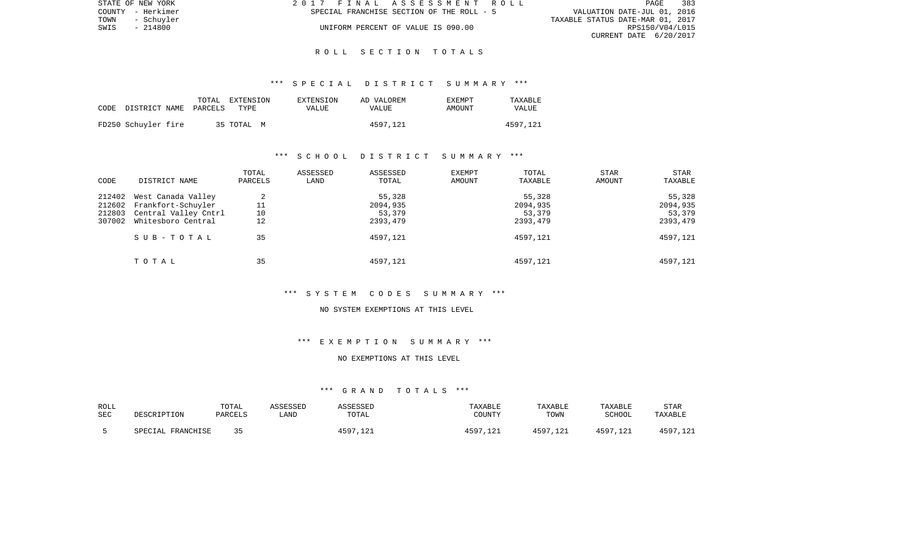## R O L L   S E C T I O N   T O T A L S

### *** S P E C I A L   D I S T R I C T   S U M M A R Y ***

| CODE DISTRICT NAME | TOTAL PARCELS | EXTENSION TYPE | EXTENSION VALUE | AD VALOREM VALUE | EXEMPT AMOUNT | TAXABLE VALUE |
|---|---|---|---|---|---|---|
| FD250 Schuyler fire | 35 | TOTAL M | | 4597,121 | | 4597,121 |

### *** S C H O O L   D I S T R I C T   S U M M A R Y ***

| CODE | DISTRICT NAME | TOTAL PARCELS | ASSESSED LAND | ASSESSED TOTAL | EXEMPT AMOUNT | TOTAL TAXABLE | STAR AMOUNT | STAR TAXABLE |
|---|---|---|---|---|---|---|---|---|
| 212402 | West Canada Valley | 2 | | 55,328 | | 55,328 | | 55,328 |
| 212602 | Frankfort-Schuyler | 11 | | 2094,935 | | 2094,935 | | 2094,935 |
| 212803 | Central Valley Cntrl | 10 | | 53,379 | | 53,379 | | 53,379 |
| 307002 | Whitesboro Central | 12 | | 2393,479 | | 2393,479 | | 2393,479 |
| | S U B - T O T A L | 35 | | 4597,121 | | 4597,121 | | 4597,121 |
| | T O T A L | 35 | | 4597,121 | | 4597,121 | | 4597,121 |

### *** S Y S T E M   C O D E S   S U M M A R Y ***

NO SYSTEM EXEMPTIONS AT THIS LEVEL

### *** E X E M P T I O N   S U M M A R Y ***

NO EXEMPTIONS AT THIS LEVEL

### *** G R A N D   T O T A L S ***

| ROLL SEC | DESCRIPTION | TOTAL PARCELS | ASSESSED LAND | ASSESSED TOTAL | TAXABLE COUNTY | TAXABLE TOWN | TAXABLE SCHOOL | STAR TAXABLE |
|---|---|---|---|---|---|---|---|---|
| 5 | SPECIAL FRANCHISE | 35 | | 4597,121 | 4597,121 | 4597,121 | 4597,121 | 4597,121 |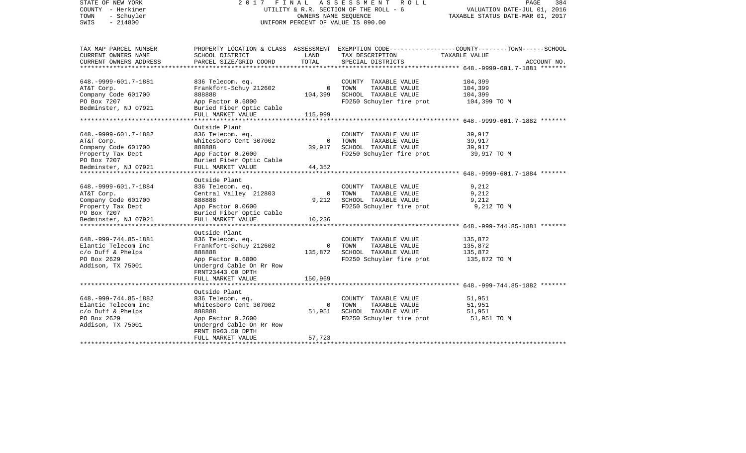STATE OF NEW YORK
COUNTY - Herkimer
TOWN - Schuyler
SWIS - 214800

2 0 1 7 F I N A L A S S E S S M E N T R O L L
UTILITY & R.R. SECTION OF THE ROLL - 6
OWNERS NAME SEQUENCE
UNIFORM PERCENT OF VALUE IS 090.00

VALUATION DATE-JUL 01, 2016
TAXABLE STATUS DATE-MAR 01, 2017

| TAX MAP PARCEL NUMBER / CURRENT OWNERS NAME / CURRENT OWNERS ADDRESS | PROPERTY LOCATION & CLASS / SCHOOL DISTRICT / PARCEL SIZE/GRID COORD | ASSESSMENT LAND / TOTAL | EXEMPTION CODE / TAX DESCRIPTION / SPECIAL DISTRICTS | COUNTY--------TOWN------SCHOOL TAXABLE VALUE | ACCOUNT NO. |
|---|---|---|---|---|---|
| 648.-9999-601.7-1881 | 836 Telecom. eq. | | COUNTY TAXABLE VALUE | 104,399 | |
| AT&T Corp. | Frankfort-Schuy 212602 | 0 | TOWN TAXABLE VALUE | 104,399 | |
| Company Code 601700 | 888888 | 104,399 | SCHOOL TAXABLE VALUE | 104,399 | |
| PO Box 7207 | App Factor 0.6800 | | FD250 Schuyler fire prot | 104,399 TO M | |
| Bedminster, NJ 07921 | Buried Fiber Optic Cable | | | | |
| | FULL MARKET VALUE | 115,999 | | | |
| 648.-9999-601.7-1882 | Outside Plant | | | | |
| | 836 Telecom. eq. | | COUNTY TAXABLE VALUE | 39,917 | |
| AT&T Corp. | Whitesboro Cent 307002 | 0 | TOWN TAXABLE VALUE | 39,917 | |
| Company Code 601700 | 888888 | 39,917 | SCHOOL TAXABLE VALUE | 39,917 | |
| Property Tax Dept | App Factor 0.2600 | | FD250 Schuyler fire prot | 39,917 TO M | |
| PO Box 7207 | Buried Fiber Optic Cable | | | | |
| Bedminster, NJ 07921 | FULL MARKET VALUE | 44,352 | | | |
| 648.-9999-601.7-1884 | Outside Plant | | | | |
| | 836 Telecom. eq. | | COUNTY TAXABLE VALUE | 9,212 | |
| AT&T Corp. | Central Valley 212803 | 0 | TOWN TAXABLE VALUE | 9,212 | |
| Company Code 601700 | 888888 | 9,212 | SCHOOL TAXABLE VALUE | 9,212 | |
| Property Tax Dept | App Factor 0.0600 | | FD250 Schuyler fire prot | 9,212 TO M | |
| PO Box 7207 | Buried Fiber Optic Cable | | | | |
| Bedminster, NJ 07921 | FULL MARKET VALUE | 10,236 | | | |
| 648.-999-744.85-1881 | Outside Plant | | | | |
| | 836 Telecom. eq. | | COUNTY TAXABLE VALUE | 135,872 | |
| Elantic Telecom Inc | Frankfort-Schuy 212602 | 0 | TOWN TAXABLE VALUE | 135,872 | |
| c/o Duff & Phelps | 888888 | 135,872 | SCHOOL TAXABLE VALUE | 135,872 | |
| PO Box 2629 | App Factor 0.6800 | | FD250 Schuyler fire prot | 135,872 TO M | |
| Addison, TX 75001 | Undergrd Cable On Rr Row | | | | |
| | FRNT23443.00 DPTH | | | | |
| | FULL MARKET VALUE | 150,969 | | | |
| 648.-999-744.85-1882 | Outside Plant | | | | |
| | 836 Telecom. eq. | | COUNTY TAXABLE VALUE | 51,951 | |
| Elantic Telecom Inc | Whitesboro Cent 307002 | 0 | TOWN TAXABLE VALUE | 51,951 | |
| c/o Duff & Phelps | 888888 | 51,951 | SCHOOL TAXABLE VALUE | 51,951 | |
| PO Box 2629 | App Factor 0.2600 | | FD250 Schuyler fire prot | 51,951 TO M | |
| Addison, TX 75001 | Undergrd Cable On Rr Row | | | | |
| | FRNT 8963.50 DPTH | | | | |
| | FULL MARKET VALUE | 57,723 | | | |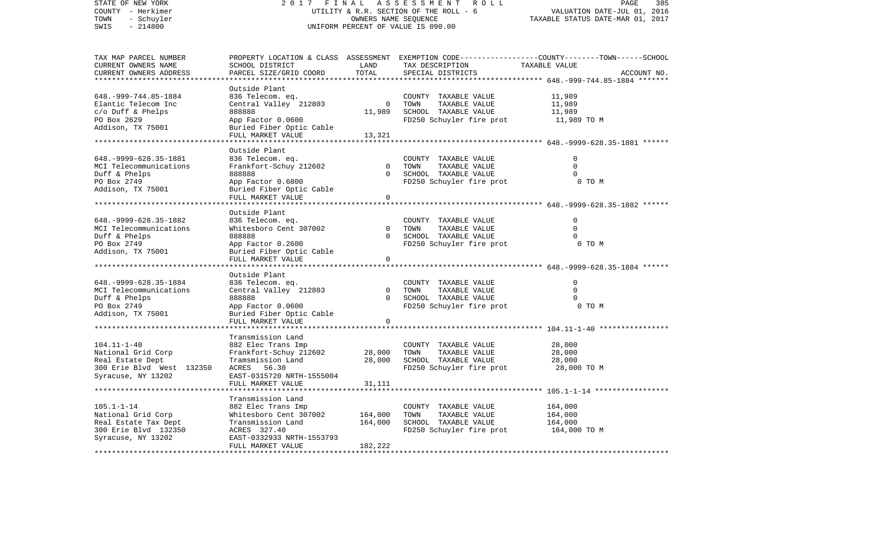STATE OF NEW YORK
COUNTY - Herkimer
TOWN - Schuyler
SWIS - 214800

2 0 1 7 F I N A L A S S E S S M E N T R O L L
UTILITY & R.R. SECTION OF THE ROLL - 6
OWNERS NAME SEQUENCE
UNIFORM PERCENT OF VALUE IS 090.00

VALUATION DATE-JUL 01, 2016
TAXABLE STATUS DATE-MAR 01, 2017

| TAX MAP PARCEL NUMBER / CURRENT OWNERS NAME / CURRENT OWNERS ADDRESS | PROPERTY LOCATION & CLASS / SCHOOL DISTRICT / PARCEL SIZE/GRID COORD | ASSESSMENT LAND / TOTAL | EXEMPTION CODE / TAX DESCRIPTION / SPECIAL DISTRICTS | COUNTY--------TOWN------SCHOOL TAXABLE VALUE / ACCOUNT NO. |
|---|---|---|---|---|
| 648.-999-744.85-1884 | Outside Plant | | | |
| | 836 Telecom. eq. | | COUNTY TAXABLE VALUE | 11,989 |
| Elantic Telecom Inc | Central Valley 212803 | 0 | TOWN TAXABLE VALUE | 11,989 |
| c/o Duff & Phelps | 888888 | 11,989 | SCHOOL TAXABLE VALUE | 11,989 |
| PO Box 2629 | App Factor 0.0600 | | FD250 Schuyler fire prot | 11,989 TO M |
| Addison, TX 75001 | Buried Fiber Optic Cable | | | |
| | FULL MARKET VALUE | 13,321 | | |
| 648.-9999-628.35-1881 | Outside Plant | | | |
| | 836 Telecom. eq. | | COUNTY TAXABLE VALUE | 0 |
| MCI Telecommunications | Frankfort-Schuy 212602 | 0 | TOWN TAXABLE VALUE | 0 |
| Duff & Phelps | 888888 | 0 | SCHOOL TAXABLE VALUE | 0 |
| PO Box 2749 | App Factor 0.6800 | | FD250 Schuyler fire prot | 0 TO M |
| Addison, TX 75001 | Buried Fiber Optic Cable | | | |
| | FULL MARKET VALUE | 0 | | |
| 648.-9999-628.35-1882 | Outside Plant | | | |
| | 836 Telecom. eq. | | COUNTY TAXABLE VALUE | 0 |
| MCI Telecommunications | Whitesboro Cent 307002 | 0 | TOWN TAXABLE VALUE | 0 |
| Duff & Phelps | 888888 | 0 | SCHOOL TAXABLE VALUE | 0 |
| PO Box 2749 | App Factor 0.2600 | | FD250 Schuyler fire prot | 0 TO M |
| Addison, TX 75001 | Buried Fiber Optic Cable | | | |
| | FULL MARKET VALUE | 0 | | |
| 648.-9999-628.35-1884 | Outside Plant | | | |
| | 836 Telecom. eq. | | COUNTY TAXABLE VALUE | 0 |
| MCI Telecommunications | Central Valley 212803 | 0 | TOWN TAXABLE VALUE | 0 |
| Duff & Phelps | 888888 | 0 | SCHOOL TAXABLE VALUE | 0 |
| PO Box 2749 | App Factor 0.0600 | | FD250 Schuyler fire prot | 0 TO M |
| Addison, TX 75001 | Buried Fiber Optic Cable | | | |
| | FULL MARKET VALUE | 0 | | |
| 104.11-1-40 | Transmission Land | | | |
| | 882 Elec Trans Imp | | COUNTY TAXABLE VALUE | 28,000 |
| National Grid Corp | Frankfort-Schuy 212602 | 28,000 | TOWN TAXABLE VALUE | 28,000 |
| Real Estate Dept | Tramsmission Land | 28,000 | SCHOOL TAXABLE VALUE | 28,000 |
| 300 Erie Blvd West 132350 | ACRES 56.30 | | FD250 Schuyler fire prot | 28,000 TO M |
| Syracuse, NY 13202 | EAST-0315720 NRTH-1555004 | | | |
| | FULL MARKET VALUE | 31,111 | | |
| 105.1-1-14 | Transmission Land | | | |
| | 882 Elec Trans Imp | | COUNTY TAXABLE VALUE | 164,000 |
| National Grid Corp | Whitesboro Cent 307002 | 164,000 | TOWN TAXABLE VALUE | 164,000 |
| Real Estate Tax Dept | Transmission Land | 164,000 | SCHOOL TAXABLE VALUE | 164,000 |
| 300 Erie Blvd 132350 | ACRES 327.40 | | FD250 Schuyler fire prot | 164,000 TO M |
| Syracuse, NY 13202 | EAST-0332933 NRTH-1553793 | | | |
| | FULL MARKET VALUE | 182,222 | | |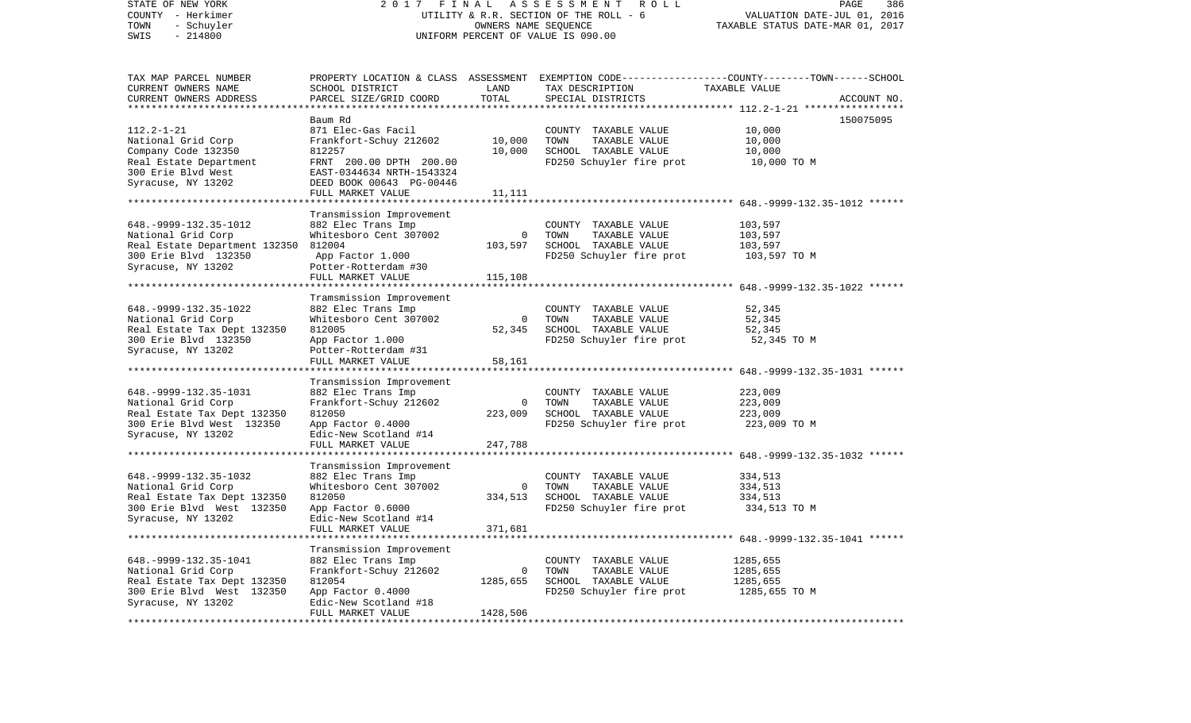STATE OF NEW YORK | 2017 FINAL ASSESSMENT ROLL | PAGE 386
COUNTY - Herkimer | UTILITY & R.R. SECTION OF THE ROLL - 6 | VALUATION DATE-JUL 01, 2016
TOWN - Schuyler | OWNERS NAME SEQUENCE | TAXABLE STATUS DATE-MAR 01, 2017
SWIS - 214800 | UNIFORM PERCENT OF VALUE IS 090.00

| TAX MAP PARCEL NUMBER / CURRENT OWNERS NAME / CURRENT OWNERS ADDRESS | PROPERTY LOCATION & CLASS / SCHOOL DISTRICT / PARCEL SIZE/GRID COORD | ASSESSMENT LAND / TOTAL | EXEMPTION CODE / TAX DESCRIPTION / SPECIAL DISTRICTS | COUNTY--------TOWN------SCHOOL TAXABLE VALUE | ACCOUNT NO. |
|---|---|---|---|---|---|
| 112.2-1-21 | Baum Rd | | | | 150075095 |
| | 871 Elec-Gas Facil | | COUNTY TAXABLE VALUE | 10,000 | |
| National Grid Corp | Frankfort-Schuy 212602 | 10,000 | TOWN TAXABLE VALUE | 10,000 | |
| Company Code 132350 | 812257 | 10,000 | SCHOOL TAXABLE VALUE | 10,000 | |
| Real Estate Department | FRNT 200.00 DPTH 200.00 | | FD250 Schuyler fire prot | 10,000 TO M | |
| 300 Erie Blvd West | EAST-0344634 NRTH-1543324 | | | | |
| Syracuse, NY 13202 | DEED BOOK 00643 PG-00446 | | | | |
| | FULL MARKET VALUE | 11,111 | | | |
| 648.-9999-132.35-1012 | Transmission Improvement | | | | |
| | 882 Elec Trans Imp | | COUNTY TAXABLE VALUE | 103,597 | |
| National Grid Corp | Whitesboro Cent 307002 | 0 | TOWN TAXABLE VALUE | 103,597 | |
| Real Estate Department 132350 | 812004 | 103,597 | SCHOOL TAXABLE VALUE | 103,597 | |
| 300 Erie Blvd 132350 | App Factor 1.000 | | FD250 Schuyler fire prot | 103,597 TO M | |
| Syracuse, NY 13202 | Potter-Rotterdam #30 | | | | |
| | FULL MARKET VALUE | 115,108 | | | |
| 648.-9999-132.35-1022 | Transmission Improvement | | | | |
| | 882 Elec Trans Imp | | COUNTY TAXABLE VALUE | 52,345 | |
| National Grid Corp | Whitesboro Cent 307002 | 0 | TOWN TAXABLE VALUE | 52,345 | |
| Real Estate Tax Dept 132350 | 812005 | 52,345 | SCHOOL TAXABLE VALUE | 52,345 | |
| 300 Erie Blvd 132350 | App Factor 1.000 | | FD250 Schuyler fire prot | 52,345 TO M | |
| Syracuse, NY 13202 | Potter-Rotterdam #31 | | | | |
| | FULL MARKET VALUE | 58,161 | | | |
| 648.-9999-132.35-1031 | Transmission Improvement | | | | |
| | 882 Elec Trans Imp | | COUNTY TAXABLE VALUE | 223,009 | |
| National Grid Corp | Frankfort-Schuy 212602 | 0 | TOWN TAXABLE VALUE | 223,009 | |
| Real Estate Tax Dept 132350 | 812050 | 223,009 | SCHOOL TAXABLE VALUE | 223,009 | |
| 300 Erie Blvd West 132350 | App Factor 0.4000 | | FD250 Schuyler fire prot | 223,009 TO M | |
| Syracuse, NY 13202 | Edic-New Scotland #14 | | | | |
| | FULL MARKET VALUE | 247,788 | | | |
| 648.-9999-132.35-1032 | Transmission Improvement | | | | |
| | 882 Elec Trans Imp | | COUNTY TAXABLE VALUE | 334,513 | |
| National Grid Corp | Whitesboro Cent 307002 | 0 | TOWN TAXABLE VALUE | 334,513 | |
| Real Estate Tax Dept 132350 | 812050 | 334,513 | SCHOOL TAXABLE VALUE | 334,513 | |
| 300 Erie Blvd West 132350 | App Factor 0.6000 | | FD250 Schuyler fire prot | 334,513 TO M | |
| Syracuse, NY 13202 | Edic-New Scotland #14 | | | | |
| | FULL MARKET VALUE | 371,681 | | | |
| 648.-9999-132.35-1041 | Transmission Improvement | | | | |
| | 882 Elec Trans Imp | | COUNTY TAXABLE VALUE | 1285,655 | |
| National Grid Corp | Frankfort-Schuy 212602 | 0 | TOWN TAXABLE VALUE | 1285,655 | |
| Real Estate Tax Dept 132350 | 812054 | 1285,655 | SCHOOL TAXABLE VALUE | 1285,655 | |
| 300 Erie Blvd West 132350 | App Factor 0.4000 | | FD250 Schuyler fire prot | 1285,655 TO M | |
| Syracuse, NY 13202 | Edic-New Scotland #18 | | | | |
| | FULL MARKET VALUE | 1428,506 | | | |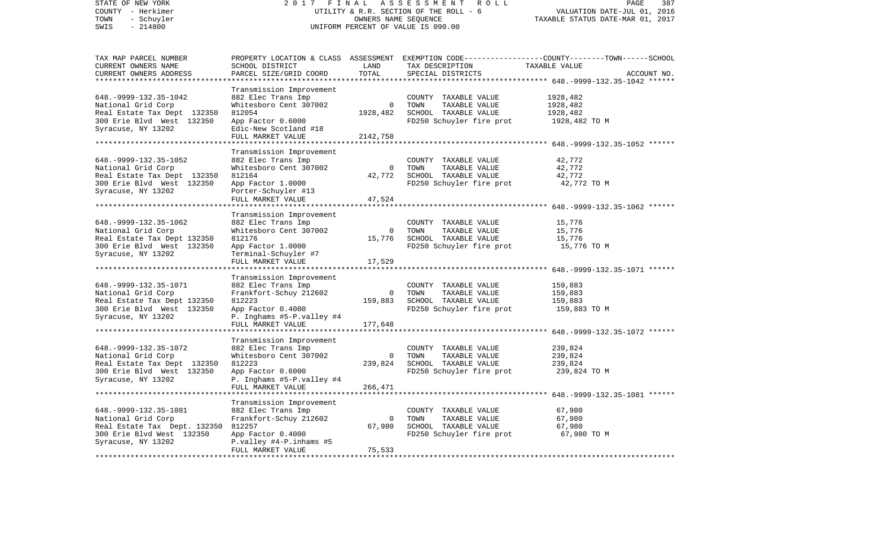STATE OF NEW YORK — 2017 FINAL ASSESSMENT ROLL
COUNTY - Herkimer — UTILITY & R.R. SECTION OF THE ROLL - 6 — VALUATION DATE-JUL 01, 2016
TOWN - Schuyler — OWNERS NAME SEQUENCE — TAXABLE STATUS DATE-MAR 01, 2017
SWIS - 214800 — UNIFORM PERCENT OF VALUE IS 090.00

| TAX MAP PARCEL NUMBER / CURRENT OWNERS NAME / CURRENT OWNERS ADDRESS | PROPERTY LOCATION & CLASS / SCHOOL DISTRICT / PARCEL SIZE/GRID COORD | ASSESSMENT LAND / TOTAL | EXEMPTION CODE / TAX DESCRIPTION / SPECIAL DISTRICTS | COUNTY--------TOWN------SCHOOL TAXABLE VALUE | ACCOUNT NO. |
|---|---|---|---|---|---|
| 648.-9999-132.35-1042 | Transmission Improvement | | | | |
| National Grid Corp | 882 Elec Trans Imp | | COUNTY TAXABLE VALUE | 1928,482 | |
| Real Estate Tax Dept 132350 | Whitesboro Cent 307002 | 0 | TOWN TAXABLE VALUE | 1928,482 | |
| 300 Erie Blvd West 132350 | 812054 | 1928,482 | SCHOOL TAXABLE VALUE | 1928,482 | |
| Syracuse, NY 13202 | App Factor 0.6000 | | FD250 Schuyler fire prot | 1928,482 TO M | |
| | Edic-New Scotland #18 | | | | |
| | FULL MARKET VALUE | 2142,758 | | | |
| 648.-9999-132.35-1052 | Transmission Improvement | | | | |
| National Grid Corp | 882 Elec Trans Imp | | COUNTY TAXABLE VALUE | 42,772 | |
| Real Estate Tax Dept 132350 | Whitesboro Cent 307002 | 0 | TOWN TAXABLE VALUE | 42,772 | |
| 300 Erie Blvd West 132350 | 812164 | 42,772 | SCHOOL TAXABLE VALUE | 42,772 | |
| Syracuse, NY 13202 | App Factor 1.0000 | | FD250 Schuyler fire prot | 42,772 TO M | |
| | Porter-Schuyler #13 | | | | |
| | FULL MARKET VALUE | 47,524 | | | |
| 648.-9999-132.35-1062 | Transmission Improvement | | | | |
| National Grid Corp | 882 Elec Trans Imp | | COUNTY TAXABLE VALUE | 15,776 | |
| Real Estate Tax Dept 132350 | Whitesboro Cent 307002 | 0 | TOWN TAXABLE VALUE | 15,776 | |
| 300 Erie Blvd West 132350 | 812176 | 15,776 | SCHOOL TAXABLE VALUE | 15,776 | |
| Syracuse, NY 13202 | App Factor 1.0000 | | FD250 Schuyler fire prot | 15,776 TO M | |
| | Terminal-Schuyler #7 | | | | |
| | FULL MARKET VALUE | 17,529 | | | |
| 648.-9999-132.35-1071 | Transmission Improvement | | | | |
| National Grid Corp | 882 Elec Trans Imp | | COUNTY TAXABLE VALUE | 159,883 | |
| Real Estate Tax Dept 132350 | Frankfort-Schuy 212602 | 0 | TOWN TAXABLE VALUE | 159,883 | |
| 300 Erie Blvd West 132350 | 812223 | 159,883 | SCHOOL TAXABLE VALUE | 159,883 | |
| Syracuse, NY 13202 | App Factor 0.4000 | | FD250 Schuyler fire prot | 159,883 TO M | |
| | P. Inghams #5-P.valley #4 | | | | |
| | FULL MARKET VALUE | 177,648 | | | |
| 648.-9999-132.35-1072 | Transmission Improvement | | | | |
| National Grid Corp | 882 Elec Trans Imp | | COUNTY TAXABLE VALUE | 239,824 | |
| Real Estate Tax Dept 132350 | Whitesboro Cent 307002 | 0 | TOWN TAXABLE VALUE | 239,824 | |
| 300 Erie Blvd West 132350 | 812223 | 239,824 | SCHOOL TAXABLE VALUE | 239,824 | |
| Syracuse, NY 13202 | App Factor 0.6000 | | FD250 Schuyler fire prot | 239,824 TO M | |
| | P. Inghams #5-P.valley #4 | | | | |
| | FULL MARKET VALUE | 266,471 | | | |
| 648.-9999-132.35-1081 | Transmission Improvement | | | | |
| National Grid Corp | 882 Elec Trans Imp | | COUNTY TAXABLE VALUE | 67,980 | |
| Real Estate Tax Dept. 132350 | Frankfort-Schuy 212602 | 0 | TOWN TAXABLE VALUE | 67,980 | |
| 300 Erie Blvd West 132350 | 812257 | 67,980 | SCHOOL TAXABLE VALUE | 67,980 | |
| Syracuse, NY 13202 | App Factor 0.4000 | | FD250 Schuyler fire prot | 67,980 TO M | |
| | P.valley #4-P.inhams #5 | | | | |
| | FULL MARKET VALUE | 75,533 | | | |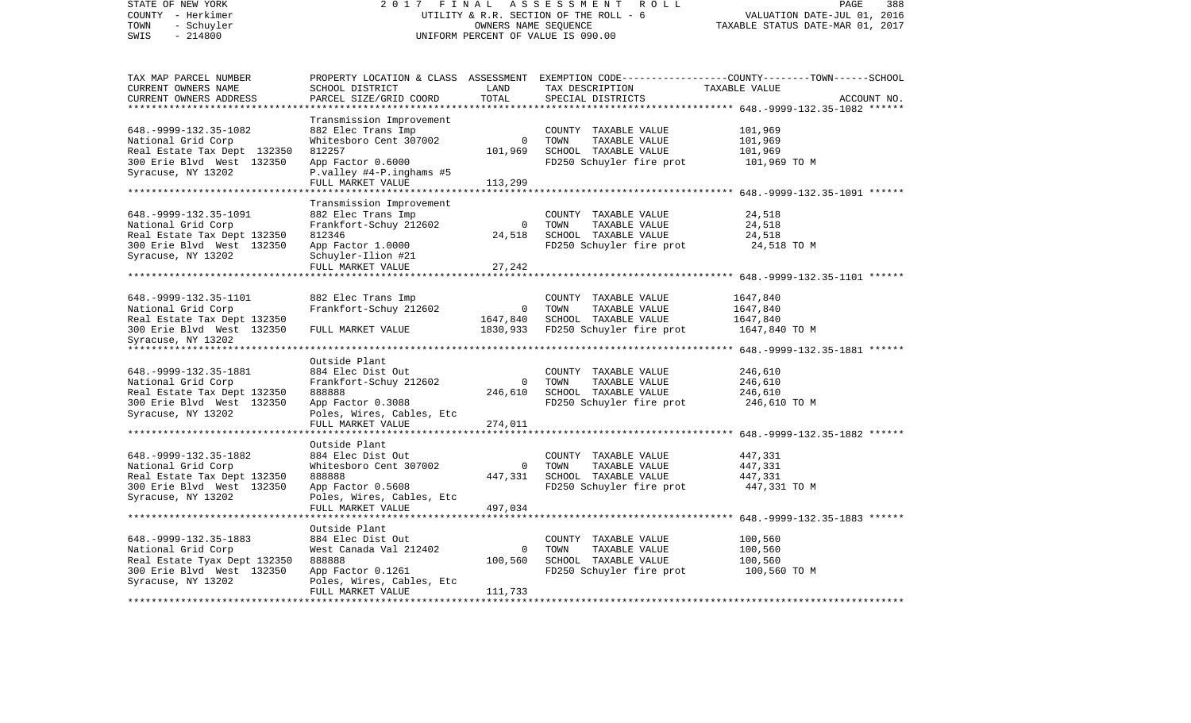STATE OF NEW YORK 2017 FINAL ASSESSMENT ROLL
COUNTY - Herkimer UTILITY & R.R. SECTION OF THE ROLL - 6 VALUATION DATE-JUL 01, 2016
TOWN - Schuyler OWNERS NAME SEQUENCE TAXABLE STATUS DATE-MAR 01, 2017
SWIS - 214800 UNIFORM PERCENT OF VALUE IS 090.00

| TAX MAP PARCEL NUMBER / CURRENT OWNERS NAME / CURRENT OWNERS ADDRESS | PROPERTY LOCATION & CLASS / SCHOOL DISTRICT / PARCEL SIZE/GRID COORD | ASSESSMENT LAND / TOTAL | EXEMPTION CODE / TAX DESCRIPTION / SPECIAL DISTRICTS | COUNTY--------TOWN------SCHOOL TAXABLE VALUE | ACCOUNT NO. |
|---|---|---|---|---|---|
| **648.-9999-132.35-1082** | Transmission Improvement | | | | |
| 648.-9999-132.35-1082 | 882 Elec Trans Imp | | COUNTY TAXABLE VALUE | 101,969 | |
| National Grid Corp | Whitesboro Cent 307002 | 0 | TOWN TAXABLE VALUE | 101,969 | |
| Real Estate Tax Dept 132350 | 812257 | 101,969 | SCHOOL TAXABLE VALUE | 101,969 | |
| 300 Erie Blvd West 132350 | App Factor 0.6000 | | FD250 Schuyler fire prot | 101,969 TO M | |
| Syracuse, NY 13202 | P.valley #4-P.inghams #5 | | | | |
| | FULL MARKET VALUE | 113,299 | | | |
| **648.-9999-132.35-1091** | Transmission Improvement | | | | |
| 648.-9999-132.35-1091 | 882 Elec Trans Imp | | COUNTY TAXABLE VALUE | 24,518 | |
| National Grid Corp | Frankfort-Schuy 212602 | 0 | TOWN TAXABLE VALUE | 24,518 | |
| Real Estate Tax Dept 132350 | 812346 | 24,518 | SCHOOL TAXABLE VALUE | 24,518 | |
| 300 Erie Blvd West 132350 | App Factor 1.0000 | | FD250 Schuyler fire prot | 24,518 TO M | |
| Syracuse, NY 13202 | Schuyler-Ilion #21 | | | | |
| | FULL MARKET VALUE | 27,242 | | | |
| **648.-9999-132.35-1101** | | | | | |
| 648.-9999-132.35-1101 | 882 Elec Trans Imp | | COUNTY TAXABLE VALUE | 1647,840 | |
| National Grid Corp | Frankfort-Schuy 212602 | 0 | TOWN TAXABLE VALUE | 1647,840 | |
| Real Estate Tax Dept 132350 | | 1647,840 | SCHOOL TAXABLE VALUE | 1647,840 | |
| 300 Erie Blvd West 132350 | FULL MARKET VALUE | 1830,933 | FD250 Schuyler fire prot | 1647,840 TO M | |
| Syracuse, NY 13202 | | | | | |
| **648.-9999-132.35-1881** | Outside Plant | | | | |
| 648.-9999-132.35-1881 | 884 Elec Dist Out | | COUNTY TAXABLE VALUE | 246,610 | |
| National Grid Corp | Frankfort-Schuy 212602 | 0 | TOWN TAXABLE VALUE | 246,610 | |
| Real Estate Tax Dept 132350 | 888888 | 246,610 | SCHOOL TAXABLE VALUE | 246,610 | |
| 300 Erie Blvd West 132350 | App Factor 0.3088 | | FD250 Schuyler fire prot | 246,610 TO M | |
| Syracuse, NY 13202 | Poles, Wires, Cables, Etc | | | | |
| | FULL MARKET VALUE | 274,011 | | | |
| **648.-9999-132.35-1882** | Outside Plant | | | | |
| 648.-9999-132.35-1882 | 884 Elec Dist Out | | COUNTY TAXABLE VALUE | 447,331 | |
| National Grid Corp | Whitesboro Cent 307002 | 0 | TOWN TAXABLE VALUE | 447,331 | |
| Real Estate Tax Dept 132350 | 888888 | 447,331 | SCHOOL TAXABLE VALUE | 447,331 | |
| 300 Erie Blvd West 132350 | App Factor 0.5608 | | FD250 Schuyler fire prot | 447,331 TO M | |
| Syracuse, NY 13202 | Poles, Wires, Cables, Etc | | | | |
| | FULL MARKET VALUE | 497,034 | | | |
| **648.-9999-132.35-1883** | Outside Plant | | | | |
| 648.-9999-132.35-1883 | 884 Elec Dist Out | | COUNTY TAXABLE VALUE | 100,560 | |
| National Grid Corp | West Canada Val 212402 | 0 | TOWN TAXABLE VALUE | 100,560 | |
| Real Estate Tyax Dept 132350 | 888888 | 100,560 | SCHOOL TAXABLE VALUE | 100,560 | |
| 300 Erie Blvd West 132350 | App Factor 0.1261 | | FD250 Schuyler fire prot | 100,560 TO M | |
| Syracuse, NY 13202 | Poles, Wires, Cables, Etc | | | | |
| | FULL MARKET VALUE | 111,733 | | | |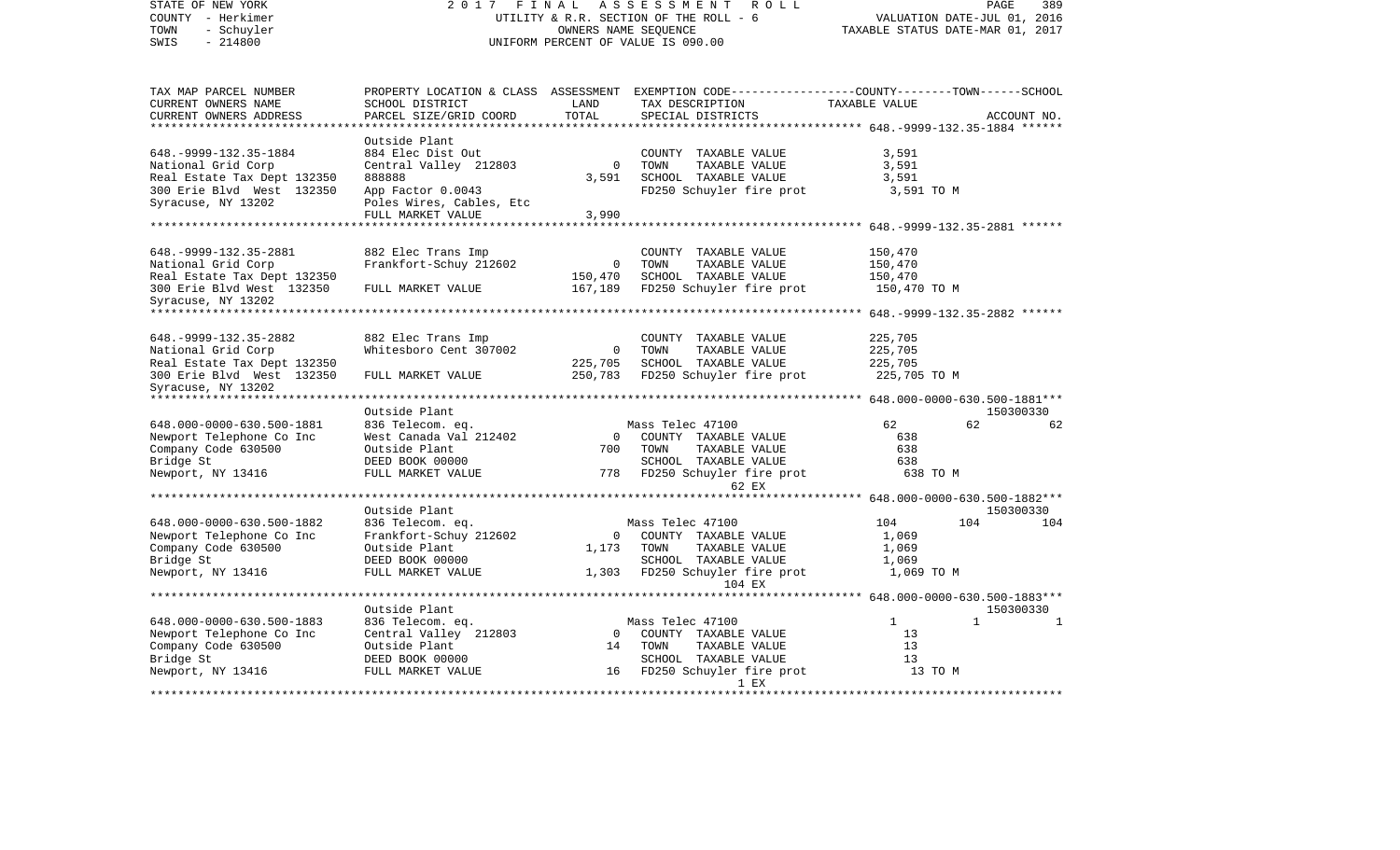STATE OF NEW YORK — 2017 FINAL ASSESSMENT ROLL — UTILITY & R.R. SECTION OF THE ROLL - 6 — OWNERS NAME SEQUENCE — UNIFORM PERCENT OF VALUE IS 090.00

COUNTY - Herkimer
TOWN - Schuyler
SWIS - 214800

VALUATION DATE-JUL 01, 2016
TAXABLE STATUS DATE-MAR 01, 2017

```
TAX MAP PARCEL NUMBER          PROPERTY LOCATION & CLASS  ASSESSMENT  EXEMPTION CODE-----------------COUNTY--------TOWN------SCHOOL
CURRENT OWNERS NAME            SCHOOL DISTRICT               LAND      TAX DESCRIPTION            TAXABLE VALUE
CURRENT OWNERS ADDRESS         PARCEL SIZE/GRID COORD       TOTAL      SPECIAL DISTRICTS                                  ACCOUNT NO.
******************************************************************************************** 648.-9999-132.35-1884 ******
                               Outside Plant
648.-9999-132.35-1884          884 Elec Dist Out                        COUNTY  TAXABLE VALUE           3,591
National Grid Corp             Central Valley  212803           0       TOWN    TAXABLE VALUE           3,591
Real Estate Tax Dept 132350    888888                       3,591       SCHOOL  TAXABLE VALUE           3,591
300 Erie Blvd  West  132350    App Factor 0.0043                        FD250 Schuyler fire prot         3,591 TO M
Syracuse, NY 13202             Poles Wires, Cables, Etc
                               FULL MARKET VALUE            3,990
******************************************************************************************** 648.-9999-132.35-2881 ******

648.-9999-132.35-2881          882 Elec Trans Imp                       COUNTY  TAXABLE VALUE         150,470
National Grid Corp             Frankfort-Schuy 212602           0       TOWN    TAXABLE VALUE         150,470
Real Estate Tax Dept 132350                               150,470       SCHOOL  TAXABLE VALUE         150,470
300 Erie Blvd West  132350     FULL MARKET VALUE          167,189       FD250 Schuyler fire prot       150,470 TO M
Syracuse, NY 13202
******************************************************************************************** 648.-9999-132.35-2882 ******

648.-9999-132.35-2882          882 Elec Trans Imp                       COUNTY  TAXABLE VALUE         225,705
National Grid Corp             Whitesboro Cent 307002           0       TOWN    TAXABLE VALUE         225,705
Real Estate Tax Dept 132350                               225,705       SCHOOL  TAXABLE VALUE         225,705
300 Erie Blvd  West  132350    FULL MARKET VALUE          250,783       FD250 Schuyler fire prot       225,705 TO M
Syracuse, NY 13202
******************************************************************************************** 648.000-0000-630.500-1881***
                               Outside Plant                                                                        150300330
648.000-0000-630.500-1881      836 Telecom. eq.                         Mass Telec 47100                 62          62          62
Newport Telephone Co Inc       West Canada Val 212402           0       COUNTY  TAXABLE VALUE             638
Company Code 630500            Outside Plant                  700       TOWN    TAXABLE VALUE             638
Bridge St                      DEED BOOK 00000                          SCHOOL  TAXABLE VALUE             638
Newport, NY 13416              FULL MARKET VALUE              778       FD250 Schuyler fire prot           638 TO M
                                                                                   62 EX
******************************************************************************************** 648.000-0000-630.500-1882***
                               Outside Plant                                                                        150300330
648.000-0000-630.500-1882      836 Telecom. eq.                         Mass Telec 47100                104         104         104
Newport Telephone Co Inc       Frankfort-Schuy 212602           0       COUNTY  TAXABLE VALUE           1,069
Company Code 630500            Outside Plant                1,173       TOWN    TAXABLE VALUE           1,069
Bridge St                      DEED BOOK 00000                          SCHOOL  TAXABLE VALUE           1,069
Newport, NY 13416              FULL MARKET VALUE            1,303       FD250 Schuyler fire prot         1,069 TO M
                                                                                  104 EX
******************************************************************************************** 648.000-0000-630.500-1883***
                               Outside Plant                                                                        150300330
648.000-0000-630.500-1883      836 Telecom. eq.                         Mass Telec 47100                  1           1           1
Newport Telephone Co Inc       Central Valley  212803           0       COUNTY  TAXABLE VALUE              13
Company Code 630500            Outside Plant                   14       TOWN    TAXABLE VALUE              13
Bridge St                      DEED BOOK 00000                          SCHOOL  TAXABLE VALUE              13
Newport, NY 13416              FULL MARKET VALUE               16       FD250 Schuyler fire prot            13 TO M
                                                                                    1 EX
*****************************************************************************************************************************
```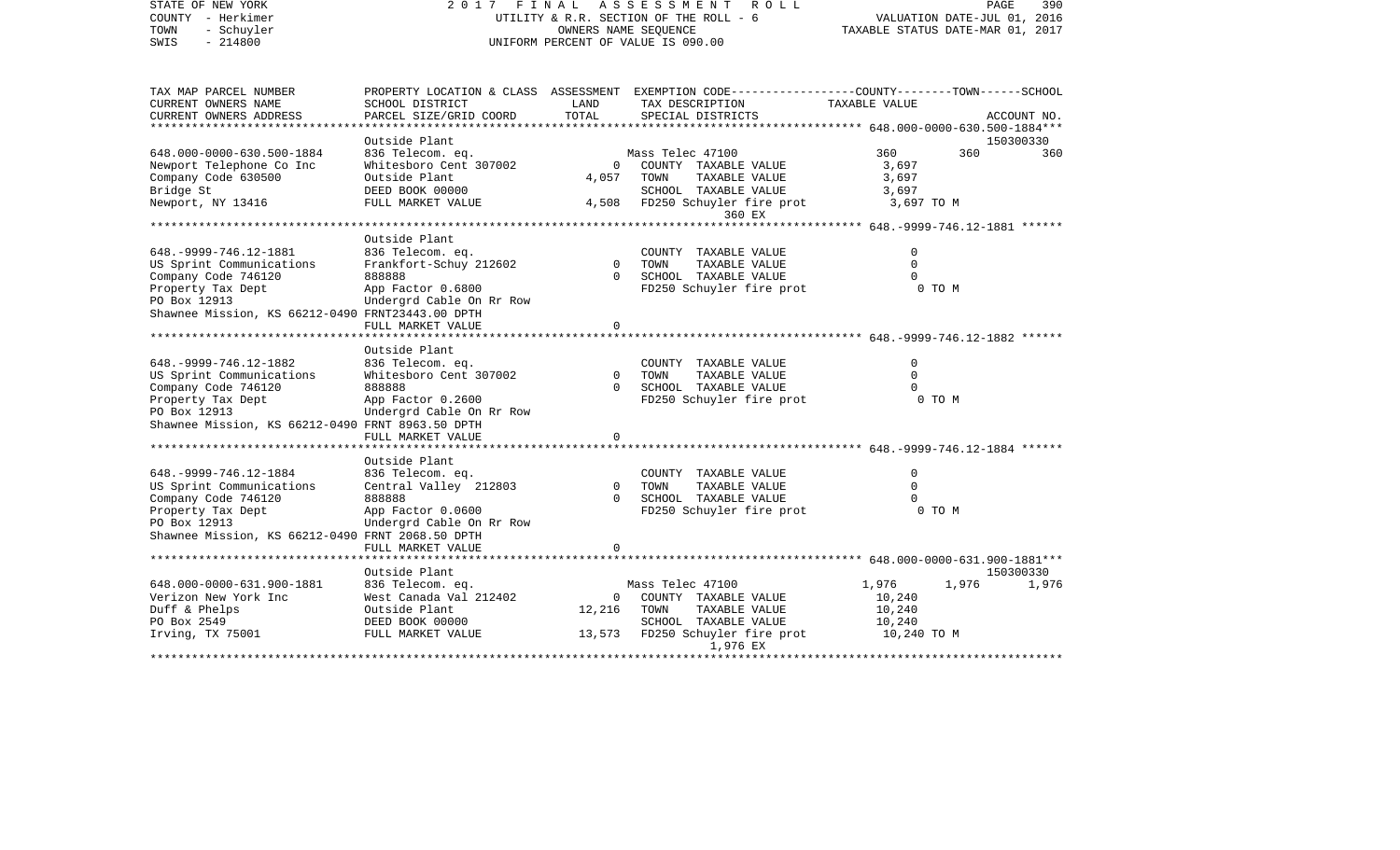STATE OF NEW YORK
COUNTY - Herkimer
TOWN - Schuyler
SWIS - 214800

2017 FINAL ASSESSMENT ROLL
UTILITY & R.R. SECTION OF THE ROLL - 6
OWNERS NAME SEQUENCE
UNIFORM PERCENT OF VALUE IS 090.00

VALUATION DATE-JUL 01, 2016
TAXABLE STATUS DATE-MAR 01, 2017

| TAX MAP PARCEL NUMBER<br>CURRENT OWNERS NAME<br>CURRENT OWNERS ADDRESS | PROPERTY LOCATION & CLASS<br>SCHOOL DISTRICT<br>PARCEL SIZE/GRID COORD | ASSESSMENT<br>LAND<br>TOTAL | EXEMPTION CODE<br>TAX DESCRIPTION<br>SPECIAL DISTRICTS | COUNTY | TOWN | SCHOOL<br>TAXABLE VALUE<br>ACCOUNT NO. |
|---|---|---|---|---|---|---|
| **648.000-0000-630.500-1884** | Outside Plant | | | | | 150300330 |
| 648.000-0000-630.500-1884 | 836 Telecom. eq. | | Mass Telec 47100 | 360 | 360 | 360 |
| Newport Telephone Co Inc | Whitesboro Cent 307002 | 0 | COUNTY TAXABLE VALUE | 3,697 | | |
| Company Code 630500 | Outside Plant | 4,057 | TOWN TAXABLE VALUE | 3,697 | | |
| Bridge St | DEED BOOK 00000 | | SCHOOL TAXABLE VALUE | 3,697 | | |
| Newport, NY 13416 | FULL MARKET VALUE | 4,508 | FD250 Schuyler fire prot<br>360 EX | 3,697 TO M | | |
| **648.-9999-746.12-1881** | Outside Plant | | | | | |
| 648.-9999-746.12-1881 | 836 Telecom. eq. | | COUNTY TAXABLE VALUE | 0 | | |
| US Sprint Communications | Frankfort-Schuy 212602 | 0 | TOWN TAXABLE VALUE | 0 | | |
| Company Code 746120 | 888888 | 0 | SCHOOL TAXABLE VALUE | 0 | | |
| Property Tax Dept | App Factor 0.6800 | | FD250 Schuyler fire prot | 0 TO M | | |
| PO Box 12913 | Undergrd Cable On Rr Row | | | | | |
| Shawnee Mission, KS 66212-0490 | FRNT23443.00 DPTH | | | | | |
| | FULL MARKET VALUE | 0 | | | | |
| **648.-9999-746.12-1882** | Outside Plant | | | | | |
| 648.-9999-746.12-1882 | 836 Telecom. eq. | | COUNTY TAXABLE VALUE | 0 | | |
| US Sprint Communications | Whitesboro Cent 307002 | 0 | TOWN TAXABLE VALUE | 0 | | |
| Company Code 746120 | 888888 | 0 | SCHOOL TAXABLE VALUE | 0 | | |
| Property Tax Dept | App Factor 0.2600 | | FD250 Schuyler fire prot | 0 TO M | | |
| PO Box 12913 | Undergrd Cable On Rr Row | | | | | |
| Shawnee Mission, KS 66212-0490 | FRNT 8963.50 DPTH | | | | | |
| | FULL MARKET VALUE | 0 | | | | |
| **648.-9999-746.12-1884** | Outside Plant | | | | | |
| 648.-9999-746.12-1884 | 836 Telecom. eq. | | COUNTY TAXABLE VALUE | 0 | | |
| US Sprint Communications | Central Valley 212803 | 0 | TOWN TAXABLE VALUE | 0 | | |
| Company Code 746120 | 888888 | 0 | SCHOOL TAXABLE VALUE | 0 | | |
| Property Tax Dept | App Factor 0.0600 | | FD250 Schuyler fire prot | 0 TO M | | |
| PO Box 12913 | Undergrd Cable On Rr Row | | | | | |
| Shawnee Mission, KS 66212-0490 | FRNT 2068.50 DPTH | | | | | |
| | FULL MARKET VALUE | 0 | | | | |
| **648.000-0000-631.900-1881** | Outside Plant | | | | | 150300330 |
| 648.000-0000-631.900-1881 | 836 Telecom. eq. | | Mass Telec 47100 | 1,976 | 1,976 | 1,976 |
| Verizon New York Inc | West Canada Val 212402 | 0 | COUNTY TAXABLE VALUE | 10,240 | | |
| Duff & Phelps | Outside Plant | 12,216 | TOWN TAXABLE VALUE | 10,240 | | |
| PO Box 2549 | DEED BOOK 00000 | | SCHOOL TAXABLE VALUE | 10,240 | | |
| Irving, TX 75001 | FULL MARKET VALUE | 13,573 | FD250 Schuyler fire prot<br>1,976 EX | 10,240 TO M | | |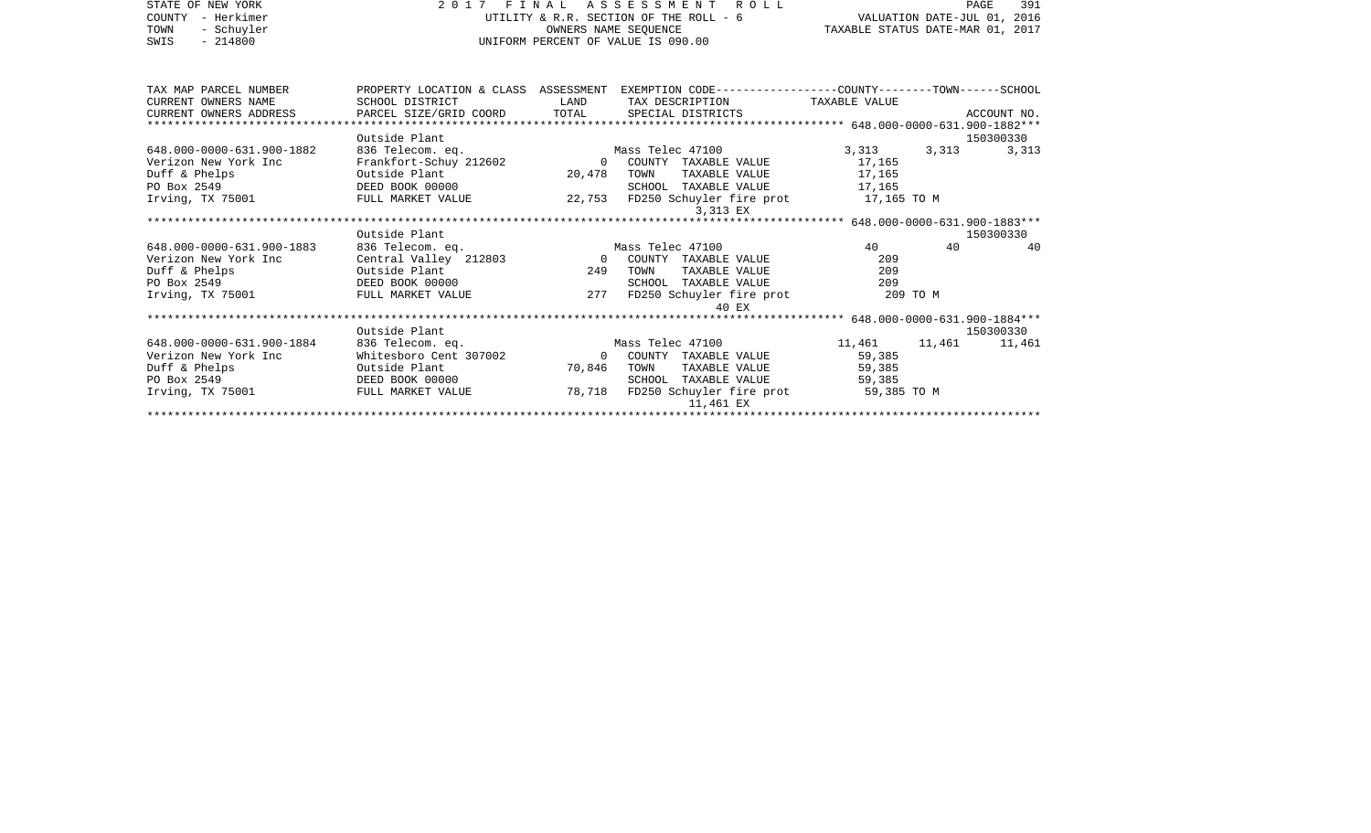STATE OF NEW YORK | 2017 FINAL ASSESSMENT ROLL | VALUATION DATE-JUL 01, 2016
COUNTY - Herkimer | UTILITY & R.R. SECTION OF THE ROLL - 6 | TAXABLE STATUS DATE-MAR 01, 2017
TOWN - Schuyler | OWNERS NAME SEQUENCE
SWIS - 214800 | UNIFORM PERCENT OF VALUE IS 090.00

| TAX MAP PARCEL NUMBER<br>CURRENT OWNERS NAME<br>CURRENT OWNERS ADDRESS | PROPERTY LOCATION & CLASS<br>SCHOOL DISTRICT<br>PARCEL SIZE/GRID COORD | ASSESSMENT<br>LAND<br>TOTAL | EXEMPTION CODE<br>TAX DESCRIPTION<br>SPECIAL DISTRICTS | COUNTY<br>TAXABLE VALUE | TOWN | SCHOOL<br><br>ACCOUNT NO. |
|---|---|---|---|---|---|---|
| **648.000-0000-631.900-1882** | Outside Plant | | | | | 150300330 |
| 648.000-0000-631.900-1882 | 836 Telecom. eq. | | Mass Telec 47100 | 3,313 | 3,313 | 3,313 |
| Verizon New York Inc | Frankfort-Schuy 212602 | 0 | COUNTY TAXABLE VALUE | 17,165 | | |
| Duff & Phelps | Outside Plant | 20,478 | TOWN TAXABLE VALUE | 17,165 | | |
| PO Box 2549 | DEED BOOK 00000 | | SCHOOL TAXABLE VALUE | 17,165 | | |
| Irving, TX 75001 | FULL MARKET VALUE | 22,753 | FD250 Schuyler fire prot | 17,165 TO M | | |
| | | | 3,313 EX | | | |
| **648.000-0000-631.900-1883** | Outside Plant | | | | | 150300330 |
| 648.000-0000-631.900-1883 | 836 Telecom. eq. | | Mass Telec 47100 | 40 | 40 | 40 |
| Verizon New York Inc | Central Valley 212803 | 0 | COUNTY TAXABLE VALUE | 209 | | |
| Duff & Phelps | Outside Plant | 249 | TOWN TAXABLE VALUE | 209 | | |
| PO Box 2549 | DEED BOOK 00000 | | SCHOOL TAXABLE VALUE | 209 | | |
| Irving, TX 75001 | FULL MARKET VALUE | 277 | FD250 Schuyler fire prot | 209 TO M | | |
| | | | 40 EX | | | |
| **648.000-0000-631.900-1884** | Outside Plant | | | | | 150300330 |
| 648.000-0000-631.900-1884 | 836 Telecom. eq. | | Mass Telec 47100 | 11,461 | 11,461 | 11,461 |
| Verizon New York Inc | Whitesboro Cent 307002 | 0 | COUNTY TAXABLE VALUE | 59,385 | | |
| Duff & Phelps | Outside Plant | 70,846 | TOWN TAXABLE VALUE | 59,385 | | |
| PO Box 2549 | DEED BOOK 00000 | | SCHOOL TAXABLE VALUE | 59,385 | | |
| Irving, TX 75001 | FULL MARKET VALUE | 78,718 | FD250 Schuyler fire prot | 59,385 TO M | | |
| | | | 11,461 EX | | | |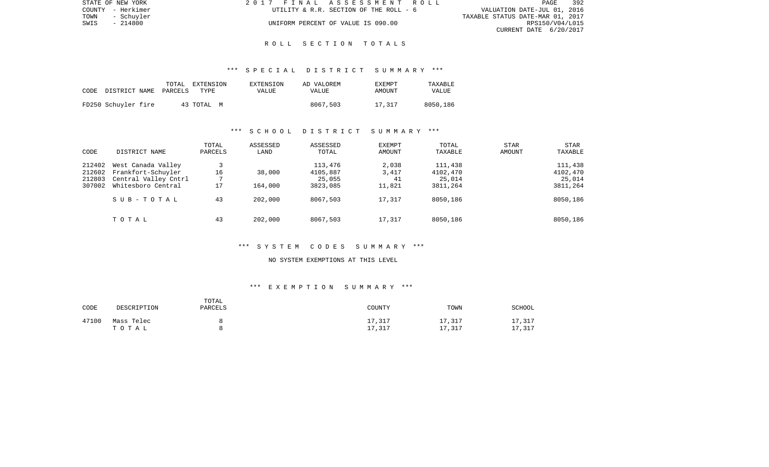# ROLL SECTION TOTALS

## *** SPECIAL DISTRICT SUMMARY ***

| CODE DISTRICT NAME | TOTAL PARCELS | EXTENSION TYPE | EXTENSION VALUE | AD VALOREM VALUE | EXEMPT AMOUNT | TAXABLE VALUE |
|---|---|---|---|---|---|---|
| FD250 Schuyler fire | 43 | TOTAL M | | 8067,503 | 17,317 | 8050,186 |

## *** SCHOOL DISTRICT SUMMARY ***

| CODE | DISTRICT NAME | TOTAL PARCELS | ASSESSED LAND | ASSESSED TOTAL | EXEMPT AMOUNT | TOTAL TAXABLE | STAR AMOUNT | STAR TAXABLE |
|---|---|---|---|---|---|---|---|---|
| 212402 | West Canada Valley | 3 | | 113,476 | 2,038 | 111,438 | | 111,438 |
| 212602 | Frankfort-Schuyler | 16 | 38,000 | 4105,887 | 3,417 | 4102,470 | | 4102,470 |
| 212803 | Central Valley Cntrl | 7 | | 25,055 | 41 | 25,014 | | 25,014 |
| 307002 | Whitesboro Central | 17 | 164,000 | 3823,085 | 11,821 | 3811,264 | | 3811,264 |
| | SUB-TOTAL | 43 | 202,000 | 8067,503 | 17,317 | 8050,186 | | 8050,186 |
| | TOTAL | 43 | 202,000 | 8067,503 | 17,317 | 8050,186 | | 8050,186 |

## *** SYSTEM CODES SUMMARY ***

NO SYSTEM EXEMPTIONS AT THIS LEVEL

## *** EXEMPTION SUMMARY ***

| CODE | DESCRIPTION | TOTAL PARCELS | COUNTY | TOWN | SCHOOL |
|---|---|---|---|---|---|
| 47100 | Mass Telec | 8 | 17,317 | 17,317 | 17,317 |
| | TOTAL | 8 | 17,317 | 17,317 | 17,317 |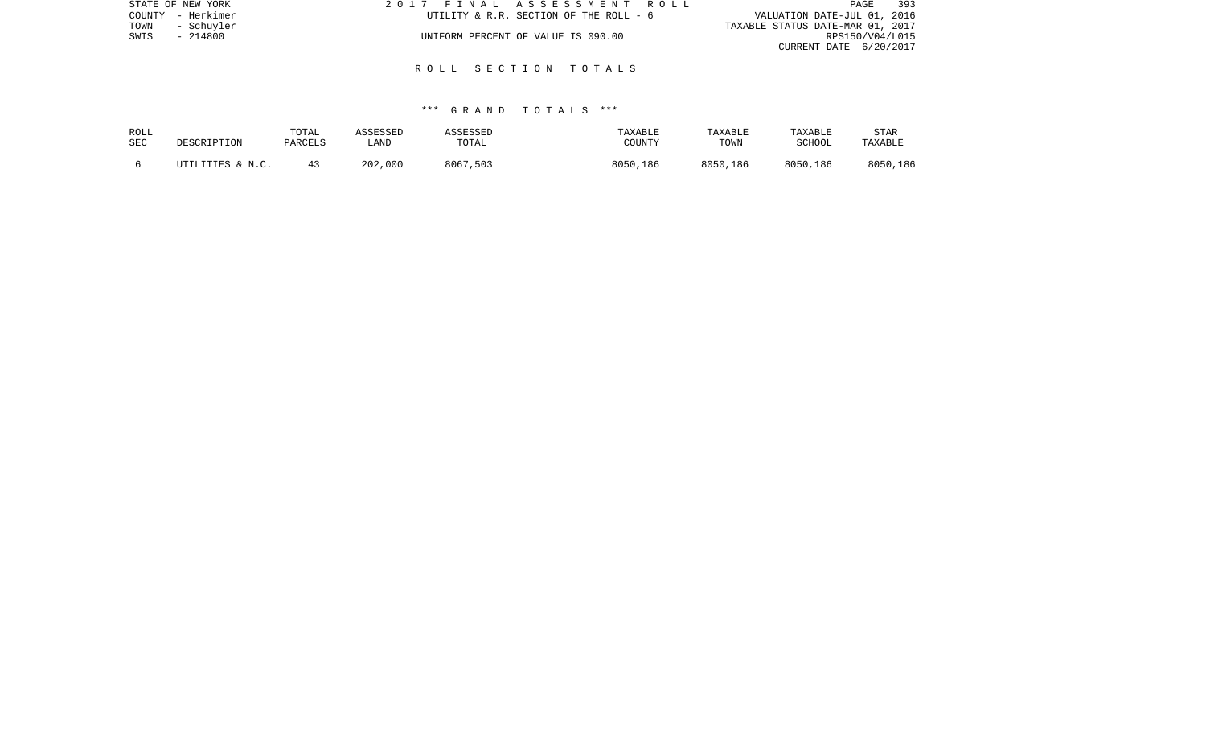# ROLL SECTION TOTALS

## *** GRAND TOTALS ***

| ROLL SEC | DESCRIPTION | TOTAL PARCELS | ASSESSED LAND | ASSESSED TOTAL | TAXABLE COUNTY | TAXABLE TOWN | TAXABLE SCHOOL | STAR TAXABLE |
|---|---|---|---|---|---|---|---|---|
| 6 | UTILITIES & N.C. | 43 | 202,000 | 8067,503 | 8050,186 | 8050,186 | 8050,186 | 8050,186 |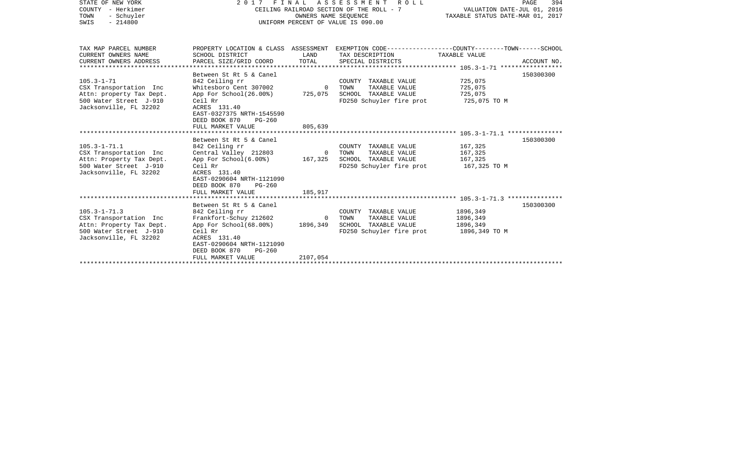STATE OF NEW YORK | 2017 FINAL ASSESSMENT ROLL | PAGE 394
COUNTY - Herkimer | CEILING RAILROAD SECTION OF THE ROLL - 7 | VALUATION DATE-JUL 01, 2016
TOWN - Schuyler | OWNERS NAME SEQUENCE | TAXABLE STATUS DATE-MAR 01, 2017
SWIS - 214800 | UNIFORM PERCENT OF VALUE IS 090.00

| TAX MAP PARCEL NUMBER / CURRENT OWNERS NAME / CURRENT OWNERS ADDRESS | PROPERTY LOCATION & CLASS / SCHOOL DISTRICT / PARCEL SIZE/GRID COORD | ASSESSMENT LAND / TOTAL | EXEMPTION CODE / TAX DESCRIPTION / SPECIAL DISTRICTS | TAXABLE VALUE (COUNTY--TOWN--SCHOOL) | ACCOUNT NO. |
|---|---|---|---|---|---|
| 105.3-1-71 | Between St Rt 5 & Canel | | | | 150300300 |
| CSX Transportation Inc | 842 Ceiling rr | | COUNTY TAXABLE VALUE | 725,075 | |
| Attn: property Tax Dept. | Whitesboro Cent 307002 | 0 | TOWN TAXABLE VALUE | 725,075 | |
| 500 Water Street J-910 | App For School(26.00%) | 725,075 | SCHOOL TAXABLE VALUE | 725,075 | |
| Jacksonville, FL 32202 | Ceil Rr | | FD250 Schuyler fire prot | 725,075 TO M | |
| | ACRES 131.40 | | | | |
| | EAST-0327375 NRTH-1545590 | | | | |
| | DEED BOOK 870 PG-260 | | | | |
| | FULL MARKET VALUE | 805,639 | | | |
| 105.3-1-71.1 | Between St Rt 5 & Canel | | | | 150300300 |
| CSX Transportation Inc | 842 Ceiling rr | | COUNTY TAXABLE VALUE | 167,325 | |
| Attn: Property Tax Dept. | Central Valley 212803 | 0 | TOWN TAXABLE VALUE | 167,325 | |
| 500 Water Street J-910 | App For School(6.00%) | 167,325 | SCHOOL TAXABLE VALUE | 167,325 | |
| Jacksonville, FL 32202 | Ceil Rr | | FD250 Schuyler fire prot | 167,325 TO M | |
| | ACRES 131.40 | | | | |
| | EAST-0290604 NRTH-1121090 | | | | |
| | DEED BOOK 870 PG-260 | | | | |
| | FULL MARKET VALUE | 185,917 | | | |
| 105.3-1-71.3 | Between St Rt 5 & Canel | | | | 150300300 |
| CSX Transportation Inc | 842 Ceiling rr | | COUNTY TAXABLE VALUE | 1896,349 | |
| Attn: Property Tax Dept. | Frankfort-Schuy 212602 | 0 | TOWN TAXABLE VALUE | 1896,349 | |
| 500 Water Street J-910 | App For School(68.00%) | 1896,349 | SCHOOL TAXABLE VALUE | 1896,349 | |
| Jacksonville, FL 32202 | Ceil Rr | | FD250 Schuyler fire prot | 1896,349 TO M | |
| | ACRES 131.40 | | | | |
| | EAST-0290604 NRTH-1121090 | | | | |
| | DEED BOOK 870 PG-260 | | | | |
| | FULL MARKET VALUE | 2107,054 | | | |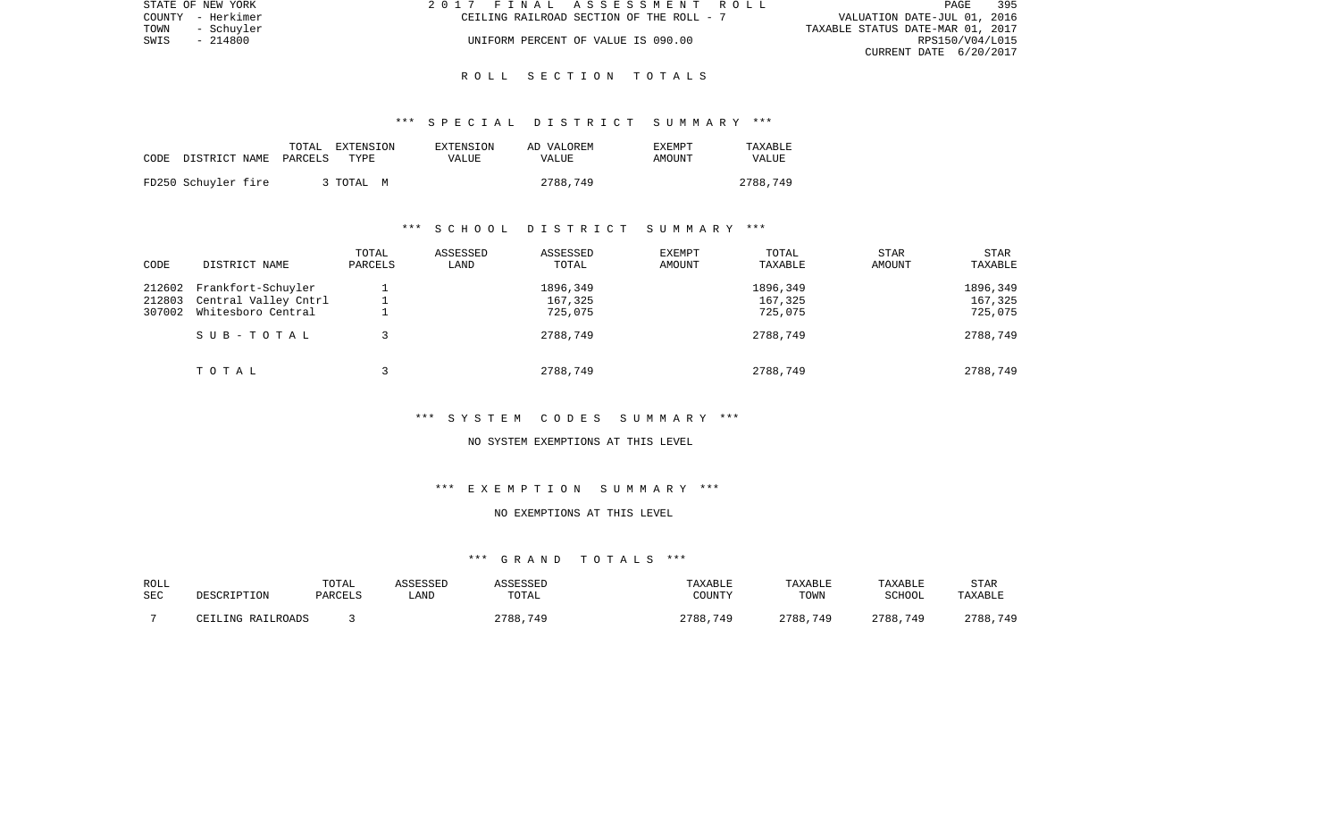## ROLL SECTION TOTALS

### *** SPECIAL DISTRICT SUMMARY ***

| CODE DISTRICT NAME | TOTAL PARCELS | EXTENSION TYPE | EXTENSION VALUE | AD VALOREM VALUE | EXEMPT AMOUNT | TAXABLE VALUE |
|---|---|---|---|---|---|---|
| FD250 Schuyler fire | 3 | TOTAL M | | 2788,749 | | 2788,749 |

### *** SCHOOL DISTRICT SUMMARY ***

| CODE | DISTRICT NAME | TOTAL PARCELS | ASSESSED LAND | ASSESSED TOTAL | EXEMPT AMOUNT | TOTAL TAXABLE | STAR AMOUNT | STAR TAXABLE |
|---|---|---|---|---|---|---|---|---|
| 212602 | Frankfort-Schuyler | 1 | | 1896,349 | | 1896,349 | | 1896,349 |
| 212803 | Central Valley Cntrl | 1 | | 167,325 | | 167,325 | | 167,325 |
| 307002 | Whitesboro Central | 1 | | 725,075 | | 725,075 | | 725,075 |
| | SUB-TOTAL | 3 | | 2788,749 | | 2788,749 | | 2788,749 |
| | TOTAL | 3 | | 2788,749 | | 2788,749 | | 2788,749 |

### *** SYSTEM CODES SUMMARY ***

NO SYSTEM EXEMPTIONS AT THIS LEVEL

### *** EXEMPTION SUMMARY ***

NO EXEMPTIONS AT THIS LEVEL

### *** GRAND TOTALS ***

| ROLL SEC | DESCRIPTION | TOTAL PARCELS | ASSESSED LAND | ASSESSED TOTAL | TAXABLE COUNTY | TAXABLE TOWN | TAXABLE SCHOOL | STAR TAXABLE |
|---|---|---|---|---|---|---|---|---|
| 7 | CEILING RAILROADS | 3 | | 2788,749 | 2788,749 | 2788,749 | 2788,749 | 2788,749 |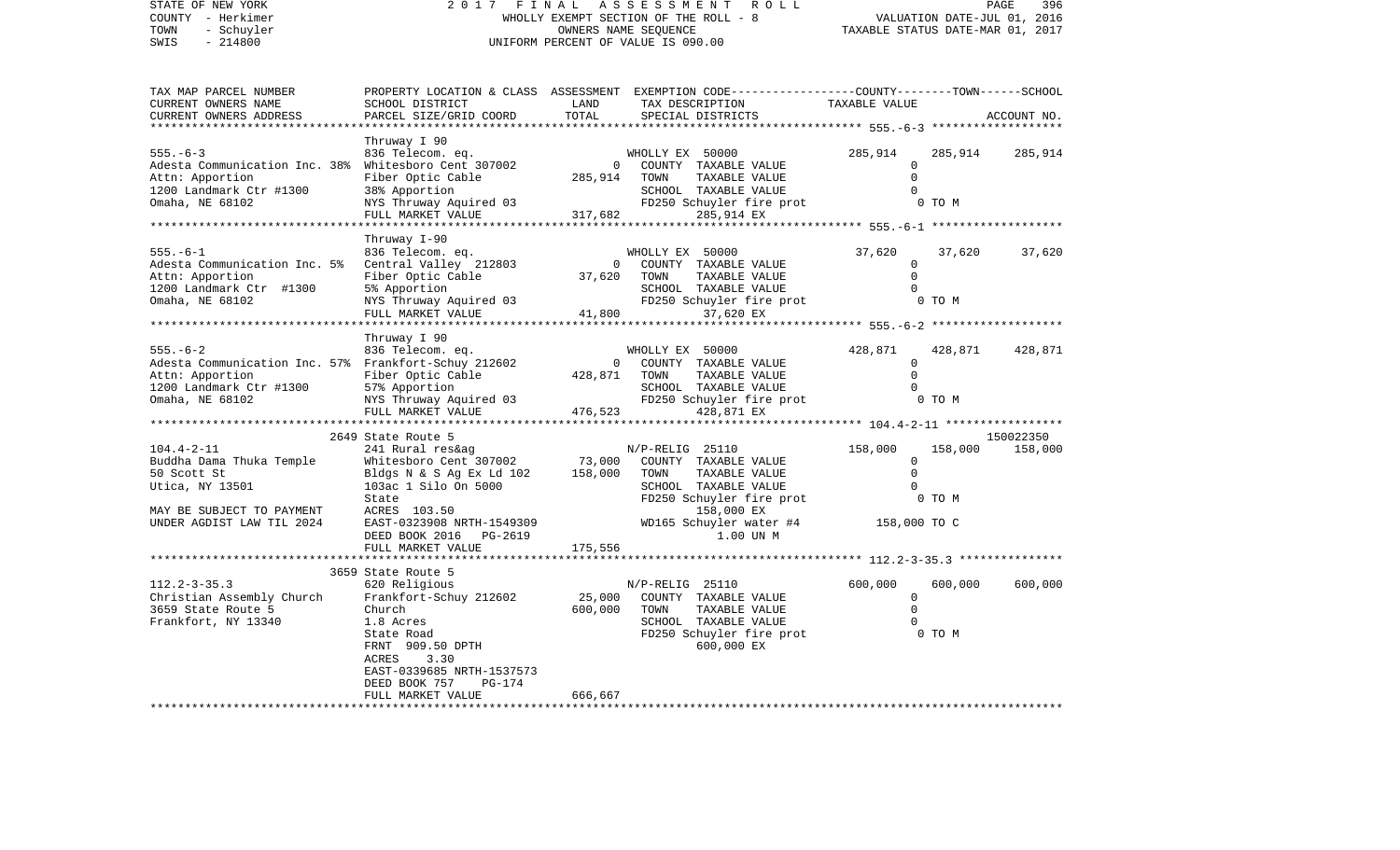STATE OF NEW YORK
COUNTY - Herkimer
TOWN - Schuyler
SWIS - 214800

2 0 1 7 F I N A L A S S E S S M E N T R O L L
WHOLLY EXEMPT SECTION OF THE ROLL - 8
OWNERS NAME SEQUENCE
UNIFORM PERCENT OF VALUE IS 090.00

VALUATION DATE-JUL 01, 2016
TAXABLE STATUS DATE-MAR 01, 2017

```
TAX MAP PARCEL NUMBER          PROPERTY LOCATION & CLASS  ASSESSMENT  EXEMPTION CODE-----------------COUNTY--------TOWN------SCHOOL
CURRENT OWNERS NAME            SCHOOL DISTRICT            LAND        TAX DESCRIPTION                 TAXABLE VALUE
CURRENT OWNERS ADDRESS         PARCEL SIZE/GRID COORD     TOTAL       SPECIAL DISTRICTS                                          ACCOUNT NO.
****************************************************************************************************** 555.-6-3 *******************
                               Thruway I 90
555.-6-3                       836 Telecom. eq.                       WHOLLY EX  50000            285,914      285,914      285,914
Adesta Communication Inc. 38%  Whitesboro Cent 307002           0     COUNTY  TAXABLE VALUE             0
Attn: Apportion                Fiber Optic Cable          285,914     TOWN    TAXABLE VALUE             0
1200 Landmark Ctr #1300        38% Apportion                          SCHOOL  TAXABLE VALUE             0
Omaha, NE 68102                NYS Thruway Aquired 03                 FD250 Schuyler fire prot              0 TO M
                               FULL MARKET VALUE          317,682            285,914 EX
****************************************************************************************************** 555.-6-1 *******************
                               Thruway I-90
555.-6-1                       836 Telecom. eq.                       WHOLLY EX  50000             37,620       37,620       37,620
Adesta Communication Inc. 5%   Central Valley  212803           0     COUNTY  TAXABLE VALUE             0
Attn: Apportion                Fiber Optic Cable           37,620     TOWN    TAXABLE VALUE             0
1200 Landmark Ctr  #1300       5% Apportion                           SCHOOL  TAXABLE VALUE             0
Omaha, NE 68102                NYS Thruway Aquired 03                 FD250 Schuyler fire prot              0 TO M
                               FULL MARKET VALUE           41,800             37,620 EX
****************************************************************************************************** 555.-6-2 *******************
                               Thruway I 90
555.-6-2                       836 Telecom. eq.                       WHOLLY EX  50000            428,871      428,871      428,871
Adesta Communication Inc. 57%  Frankfort-Schuy 212602           0     COUNTY  TAXABLE VALUE             0
Attn: Apportion                Fiber Optic Cable          428,871     TOWN    TAXABLE VALUE             0
1200 Landmark Ctr #1300        57% Apportion                          SCHOOL  TAXABLE VALUE             0
Omaha, NE 68102                NYS Thruway Aquired 03                 FD250 Schuyler fire prot              0 TO M
                               FULL MARKET VALUE          476,523            428,871 EX
****************************************************************************************************** 104.4-2-11 *****************
                               2649 State Route 5                                                                          150022350
104.4-2-11                     241 Rural res&ag                       N/P-RELIG  25110            158,000      158,000      158,000
Buddha Dama Thuka Temple       Whitesboro Cent 307002      73,000     COUNTY  TAXABLE VALUE             0
50 Scott St                    Bldgs N & S Ag Ex Ld 102   158,000     TOWN    TAXABLE VALUE             0
Utica, NY 13501                103ac 1 Silo On 5000                   SCHOOL  TAXABLE VALUE             0
                               State                                  FD250 Schuyler fire prot              0 TO M
MAY BE SUBJECT TO PAYMENT      ACRES  103.50                                 158,000 EX
UNDER AGDIST LAW TIL 2024      EAST-0323908 NRTH-1549309              WD165 Schuyler water #4       158,000 TO C
                               DEED BOOK 2016   PG-2619                        1.00 UN M
                               FULL MARKET VALUE          175,556
****************************************************************************************************** 112.2-3-35.3 ***************
                               3659 State Route 5
112.2-3-35.3                   620 Religious                          N/P-RELIG  25110            600,000      600,000      600,000
Christian Assembly Church      Frankfort-Schuy 212602      25,000     COUNTY  TAXABLE VALUE             0
3659 State Route 5             Church                     600,000     TOWN    TAXABLE VALUE             0
Frankfort, NY 13340            1.8 Acres                              SCHOOL  TAXABLE VALUE             0
                               State Road                             FD250 Schuyler fire prot              0 TO M
                               FRNT  909.50 DPTH                             600,000 EX
                               ACRES    3.30
                               EAST-0339685 NRTH-1537573
                               DEED BOOK 757    PG-174
                               FULL MARKET VALUE          666,667
************************************************************************************************************************************
```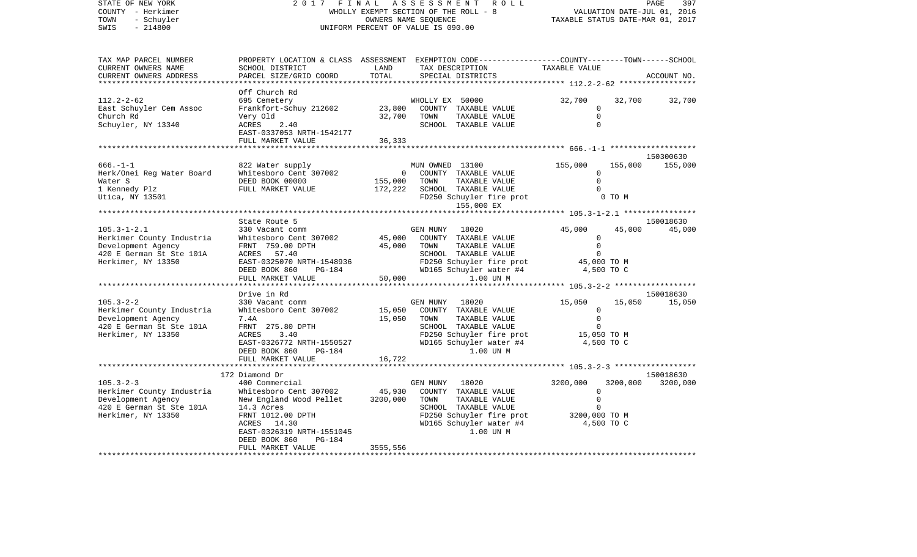STATE OF NEW YORK
COUNTY - Herkimer
TOWN - Schuyler
SWIS - 214800

2 0 1 7 F I N A L A S S E S S M E N T R O L L
WHOLLY EXEMPT SECTION OF THE ROLL - 8
OWNERS NAME SEQUENCE
UNIFORM PERCENT OF VALUE IS 090.00

VALUATION DATE-JUL 01, 2016
TAXABLE STATUS DATE-MAR 01, 2017

| TAX MAP PARCEL NUMBER / CURRENT OWNERS NAME / CURRENT OWNERS ADDRESS | PROPERTY LOCATION & CLASS / SCHOOL DISTRICT / PARCEL SIZE/GRID COORD | ASSESSMENT LAND / TOTAL | EXEMPTION CODE / TAX DESCRIPTION / SPECIAL DISTRICTS | COUNTY TAXABLE VALUE | TOWN | SCHOOL / ACCOUNT NO. |
|---|---|---|---|---|---|---|
| **112.2-2-62** | Off Church Rd | | | | | |
| | 695 Cemetery | | WHOLLY EX 50000 | 32,700 | 32,700 | 32,700 |
| East Schuyler Cem Assoc | Frankfort-Schuy 212602 | 23,800 | COUNTY TAXABLE VALUE | 0 | | |
| Church Rd | Very Old | 32,700 | TOWN TAXABLE VALUE | 0 | | |
| Schuyler, NY 13340 | ACRES 2.40 | | SCHOOL TAXABLE VALUE | 0 | | |
| | EAST-0337053 NRTH-1542177 | | | | | |
| | FULL MARKET VALUE | 36,333 | | | | |
| **666.-1-1** | | | | | | 150300630 |
| | 822 Water supply | | MUN OWNED 13100 | 155,000 | 155,000 | 155,000 |
| Herk/Onei Reg Water Board | Whitesboro Cent 307002 | 0 | COUNTY TAXABLE VALUE | 0 | | |
| Water S | DEED BOOK 00000 | 155,000 | TOWN TAXABLE VALUE | 0 | | |
| 1 Kennedy Plz | FULL MARKET VALUE | 172,222 | SCHOOL TAXABLE VALUE | 0 | | |
| Utica, NY 13501 | | | FD250 Schuyler fire prot | 0 TO M | | |
| | | | 155,000 EX | | | |
| **105.3-1-2.1** | State Route 5 | | | | | 150018630 |
| | 330 Vacant comm | | GEN MUNY 18020 | 45,000 | 45,000 | 45,000 |
| Herkimer County Industria | Whitesboro Cent 307002 | 45,000 | COUNTY TAXABLE VALUE | 0 | | |
| Development Agency | FRNT 759.00 DPTH | 45,000 | TOWN TAXABLE VALUE | 0 | | |
| 420 E German St Ste 101A | ACRES 57.40 | | SCHOOL TAXABLE VALUE | 0 | | |
| Herkimer, NY 13350 | EAST-0325070 NRTH-1548936 | | FD250 Schuyler fire prot | 45,000 TO M | | |
| | DEED BOOK 860 PG-184 | | WD165 Schuyler water #4 | 4,500 TO C | | |
| | FULL MARKET VALUE | 50,000 | 1.00 UN M | | | |
| **105.3-2-2** | Drive in Rd | | | | | 150018630 |
| | 330 Vacant comm | | GEN MUNY 18020 | 15,050 | 15,050 | 15,050 |
| Herkimer County Industria | Whitesboro Cent 307002 | 15,050 | COUNTY TAXABLE VALUE | 0 | | |
| Development Agency | 7.4A | 15,050 | TOWN TAXABLE VALUE | 0 | | |
| 420 E German St Ste 101A | FRNT 275.80 DPTH | | SCHOOL TAXABLE VALUE | 0 | | |
| Herkimer, NY 13350 | ACRES 3.40 | | FD250 Schuyler fire prot | 15,050 TO M | | |
| | EAST-0326772 NRTH-1550527 | | WD165 Schuyler water #4 | 4,500 TO C | | |
| | DEED BOOK 860 PG-184 | | 1.00 UN M | | | |
| | FULL MARKET VALUE | 16,722 | | | | |
| **105.3-2-3** | 172 Diamond Dr | | | | | 150018630 |
| | 400 Commercial | | GEN MUNY 18020 | 3200,000 | 3200,000 | 3200,000 |
| Herkimer County Industria | Whitesboro Cent 307002 | 45,930 | COUNTY TAXABLE VALUE | 0 | | |
| Development Agency | New England Wood Pellet | 3200,000 | TOWN TAXABLE VALUE | 0 | | |
| 420 E German St Ste 101A | 14.3 Acres | | SCHOOL TAXABLE VALUE | 0 | | |
| Herkimer, NY 13350 | FRNT 1012.00 DPTH | | FD250 Schuyler fire prot | 3200,000 TO M | | |
| | ACRES 14.30 | | WD165 Schuyler water #4 | 4,500 TO C | | |
| | EAST-0326319 NRTH-1551045 | | 1.00 UN M | | | |
| | DEED BOOK 860 PG-184 | | | | | |
| | FULL MARKET VALUE | 3555,556 | | | | |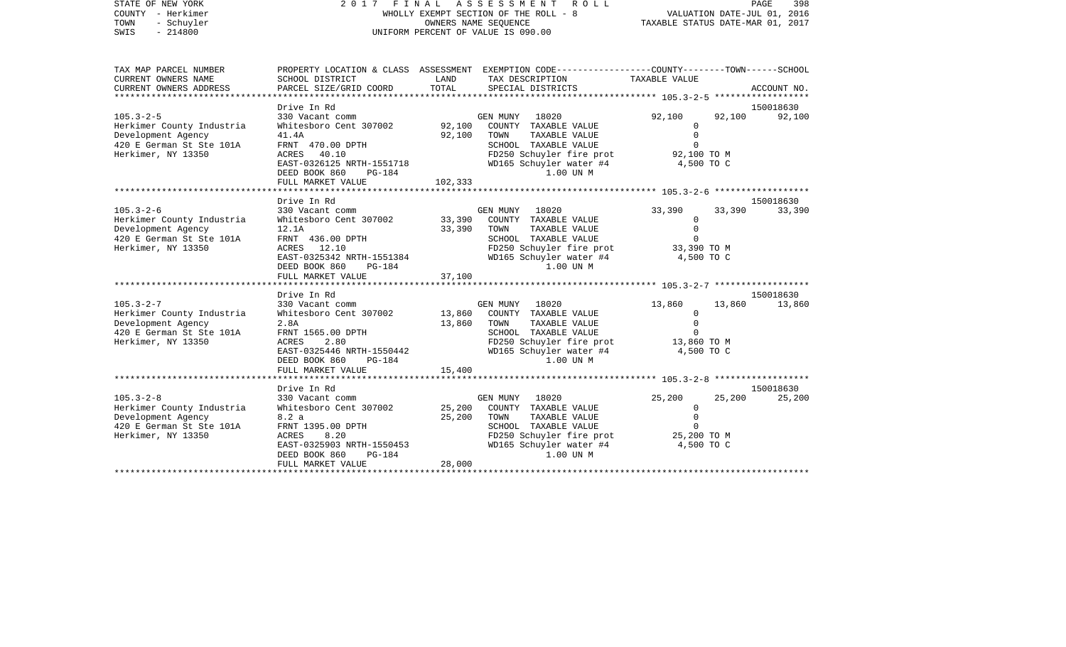STATE OF NEW YORK
COUNTY - Herkimer
TOWN - Schuyler
SWIS - 214800

# 2017 FINAL ASSESSMENT ROLL

WHOLLY EXEMPT SECTION OF THE ROLL - 8
OWNERS NAME SEQUENCE
UNIFORM PERCENT OF VALUE IS 090.00

VALUATION DATE-JUL 01, 2016
TAXABLE STATUS DATE-MAR 01, 2017

| TAX MAP PARCEL NUMBER / CURRENT OWNERS NAME / CURRENT OWNERS ADDRESS | PROPERTY LOCATION & CLASS / SCHOOL DISTRICT / PARCEL SIZE/GRID COORD | ASSESSMENT LAND | TOTAL | EXEMPTION CODE / TAX DESCRIPTION / SPECIAL DISTRICTS | COUNTY TAXABLE VALUE | TOWN | SCHOOL / ACCOUNT NO. |
|---|---|---|---|---|---|---|---|
| 105.3-2-5 | Drive In Rd | | | | | | 150018630 |
| | 330 Vacant comm | | | GEN MUNY 18020 | 92,100 | 92,100 | 92,100 |
| Herkimer County Industria | Whitesboro Cent 307002 | 92,100 | | COUNTY TAXABLE VALUE | 0 | | |
| Development Agency | 41.4A | | 92,100 | TOWN TAXABLE VALUE | 0 | | |
| 420 E German St Ste 101A | FRNT 470.00 DPTH | | | SCHOOL TAXABLE VALUE | 0 | | |
| Herkimer, NY 13350 | ACRES 40.10 | | | FD250 Schuyler fire prot | 92,100 TO M | | |
| | EAST-0326125 NRTH-1551718 | | | WD165 Schuyler water #4 | 4,500 TO C | | |
| | DEED BOOK 860 PG-184 | | | 1.00 UN M | | | |
| | FULL MARKET VALUE | | 102,333 | | | | |
| 105.3-2-6 | Drive In Rd | | | | | | 150018630 |
| | 330 Vacant comm | | | GEN MUNY 18020 | 33,390 | 33,390 | 33,390 |
| Herkimer County Industria | Whitesboro Cent 307002 | 33,390 | | COUNTY TAXABLE VALUE | 0 | | |
| Development Agency | 12.1A | | 33,390 | TOWN TAXABLE VALUE | 0 | | |
| 420 E German St Ste 101A | FRNT 436.00 DPTH | | | SCHOOL TAXABLE VALUE | 0 | | |
| Herkimer, NY 13350 | ACRES 12.10 | | | FD250 Schuyler fire prot | 33,390 TO M | | |
| | EAST-0325342 NRTH-1551384 | | | WD165 Schuyler water #4 | 4,500 TO C | | |
| | DEED BOOK 860 PG-184 | | | 1.00 UN M | | | |
| | FULL MARKET VALUE | | 37,100 | | | | |
| 105.3-2-7 | Drive In Rd | | | | | | 150018630 |
| | 330 Vacant comm | | | GEN MUNY 18020 | 13,860 | 13,860 | 13,860 |
| Herkimer County Industria | Whitesboro Cent 307002 | 13,860 | | COUNTY TAXABLE VALUE | 0 | | |
| Development Agency | 2.8A | | 13,860 | TOWN TAXABLE VALUE | 0 | | |
| 420 E German St Ste 101A | FRNT 1565.00 DPTH | | | SCHOOL TAXABLE VALUE | 0 | | |
| Herkimer, NY 13350 | ACRES 2.80 | | | FD250 Schuyler fire prot | 13,860 TO M | | |
| | EAST-0325446 NRTH-1550442 | | | WD165 Schuyler water #4 | 4,500 TO C | | |
| | DEED BOOK 860 PG-184 | | | 1.00 UN M | | | |
| | FULL MARKET VALUE | | 15,400 | | | | |
| 105.3-2-8 | Drive In Rd | | | | | | 150018630 |
| | 330 Vacant comm | | | GEN MUNY 18020 | 25,200 | 25,200 | 25,200 |
| Herkimer County Industria | Whitesboro Cent 307002 | 25,200 | | COUNTY TAXABLE VALUE | 0 | | |
| Development Agency | 8.2 a | | 25,200 | TOWN TAXABLE VALUE | 0 | | |
| 420 E German St Ste 101A | FRNT 1395.00 DPTH | | | SCHOOL TAXABLE VALUE | 0 | | |
| Herkimer, NY 13350 | ACRES 8.20 | | | FD250 Schuyler fire prot | 25,200 TO M | | |
| | EAST-0325903 NRTH-1550453 | | | WD165 Schuyler water #4 | 4,500 TO C | | |
| | DEED BOOK 860 PG-184 | | | 1.00 UN M | | | |
| | FULL MARKET VALUE | | 28,000 | | | | |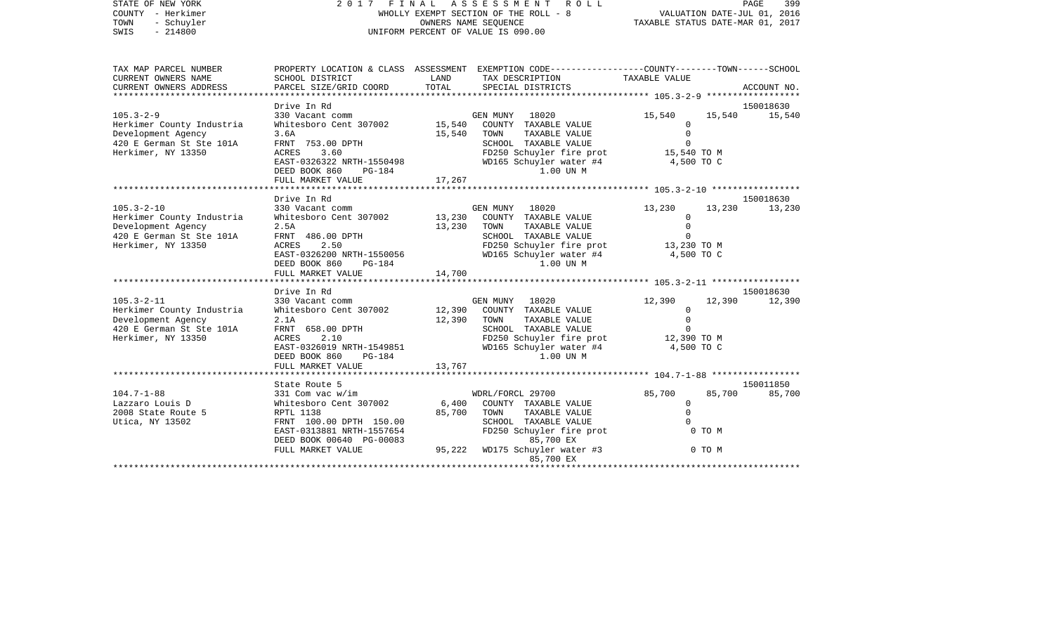STATE OF NEW YORK — 2017 FINAL ASSESSMENT ROLL
COUNTY - Herkimer — WHOLLY EXEMPT SECTION OF THE ROLL - 8 — VALUATION DATE-JUL 01, 2016
TOWN - Schuyler — OWNERS NAME SEQUENCE — TAXABLE STATUS DATE-MAR 01, 2017
SWIS - 214800 — UNIFORM PERCENT OF VALUE IS 090.00

| TAX MAP PARCEL NUMBER / CURRENT OWNERS NAME / CURRENT OWNERS ADDRESS | PROPERTY LOCATION & CLASS / SCHOOL DISTRICT / PARCEL SIZE/GRID COORD | ASSESSMENT LAND / TOTAL | EXEMPTION CODE / TAX DESCRIPTION / SPECIAL DISTRICTS | COUNTY / TAXABLE VALUE | TOWN | SCHOOL / ACCOUNT NO. |
|---|---|---|---|---|---|---|
| **105.3-2-9** | Drive In Rd | | | | | 150018630 |
| 105.3-2-9 | 330 Vacant comm | | GEN MUNY 18020 | 15,540 | 15,540 | 15,540 |
| Herkimer County Industria | Whitesboro Cent 307002 | 15,540 | COUNTY TAXABLE VALUE | 0 | | |
| Development Agency | 3.6A | 15,540 | TOWN TAXABLE VALUE | 0 | | |
| 420 E German St Ste 101A | FRNT 753.00 DPTH | | SCHOOL TAXABLE VALUE | 0 | | |
| Herkimer, NY 13350 | ACRES 3.60 | | FD250 Schuyler fire prot | 15,540 TO M | | |
| | EAST-0326322 NRTH-1550498 | | WD165 Schuyler water #4 | 4,500 TO C | | |
| | DEED BOOK 860 PG-184 | | 1.00 UN M | | | |
| | FULL MARKET VALUE | 17,267 | | | | |
| **105.3-2-10** | Drive In Rd | | | | | 150018630 |
| 105.3-2-10 | 330 Vacant comm | | GEN MUNY 18020 | 13,230 | 13,230 | 13,230 |
| Herkimer County Industria | Whitesboro Cent 307002 | 13,230 | COUNTY TAXABLE VALUE | 0 | | |
| Development Agency | 2.5A | 13,230 | TOWN TAXABLE VALUE | 0 | | |
| 420 E German St Ste 101A | FRNT 486.00 DPTH | | SCHOOL TAXABLE VALUE | 0 | | |
| Herkimer, NY 13350 | ACRES 2.50 | | FD250 Schuyler fire prot | 13,230 TO M | | |
| | EAST-0326200 NRTH-1550056 | | WD165 Schuyler water #4 | 4,500 TO C | | |
| | DEED BOOK 860 PG-184 | | 1.00 UN M | | | |
| | FULL MARKET VALUE | 14,700 | | | | |
| **105.3-2-11** | Drive In Rd | | | | | 150018630 |
| 105.3-2-11 | 330 Vacant comm | | GEN MUNY 18020 | 12,390 | 12,390 | 12,390 |
| Herkimer County Industria | Whitesboro Cent 307002 | 12,390 | COUNTY TAXABLE VALUE | 0 | | |
| Development Agency | 2.1A | 12,390 | TOWN TAXABLE VALUE | 0 | | |
| 420 E German St Ste 101A | FRNT 658.00 DPTH | | SCHOOL TAXABLE VALUE | 0 | | |
| Herkimer, NY 13350 | ACRES 2.10 | | FD250 Schuyler fire prot | 12,390 TO M | | |
| | EAST-0326019 NRTH-1549851 | | WD165 Schuyler water #4 | 4,500 TO C | | |
| | DEED BOOK 860 PG-184 | | 1.00 UN M | | | |
| | FULL MARKET VALUE | 13,767 | | | | |
| **104.7-1-88** | State Route 5 | | | | | 150011850 |
| 104.7-1-88 | 331 Com vac w/im | | WDRL/FORCL 29700 | 85,700 | 85,700 | 85,700 |
| Lazzaro Louis D | Whitesboro Cent 307002 | 6,400 | COUNTY TAXABLE VALUE | 0 | | |
| 2008 State Route 5 | RPTL 1138 | 85,700 | TOWN TAXABLE VALUE | 0 | | |
| Utica, NY 13502 | FRNT 100.00 DPTH 150.00 | | SCHOOL TAXABLE VALUE | 0 | | |
| | EAST-0313881 NRTH-1557654 | | FD250 Schuyler fire prot | 0 TO M | | |
| | DEED BOOK 00640 PG-00083 | | 85,700 EX | | | |
| | FULL MARKET VALUE | 95,222 | WD175 Schuyler water #3 | 0 TO M | | |
| | | | 85,700 EX | | | |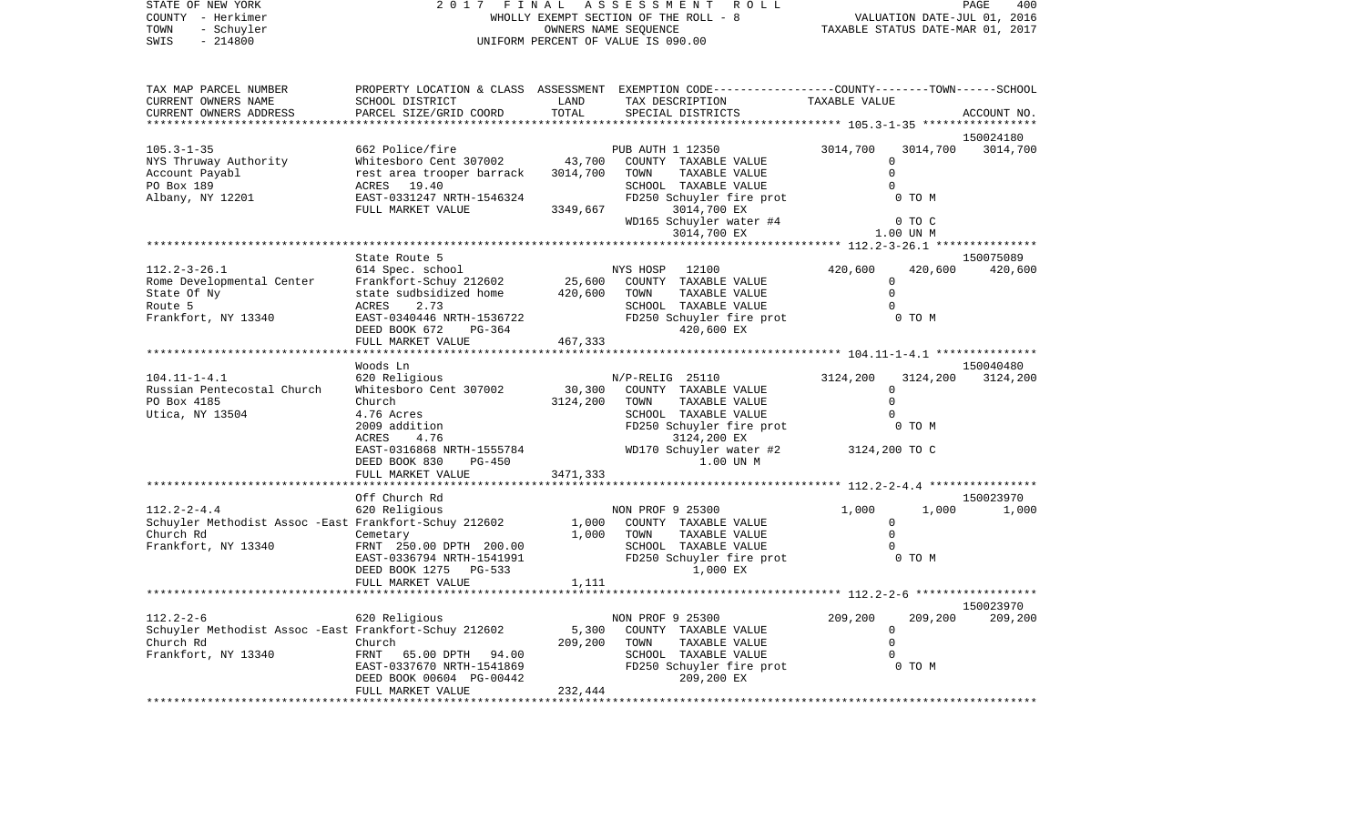STATE OF NEW YORK — COUNTY - Herkimer — TOWN - Schuyler — SWIS - 214800

2017 FINAL ASSESSMENT ROLL
WHOLLY EXEMPT SECTION OF THE ROLL - 8
OWNERS NAME SEQUENCE
UNIFORM PERCENT OF VALUE IS 090.00

VALUATION DATE-JUL 01, 2016
TAXABLE STATUS DATE-MAR 01, 2017

| TAX MAP PARCEL NUMBER / CURRENT OWNERS NAME / CURRENT OWNERS ADDRESS | PROPERTY LOCATION & CLASS / SCHOOL DISTRICT / PARCEL SIZE/GRID COORD | ASSESSMENT LAND / TOTAL | EXEMPTION CODE / TAX DESCRIPTION / SPECIAL DISTRICTS | COUNTY | TOWN | SCHOOL | ACCOUNT NO. |
|---|---|---|---|---|---|---|---|
| 105.3-1-35 | 662 Police/fire | | PUB AUTH 1 12350 | 3014,700 | 3014,700 | 3014,700 | 150024180 |
| NYS Thruway Authority | Whitesboro Cent 307002 | 43,700 | COUNTY TAXABLE VALUE | 0 | | | |
| Account Payabl | rest area trooper barrack | 3014,700 | TOWN TAXABLE VALUE | | 0 | | |
| PO Box 189 | ACRES 19.40 | | SCHOOL TAXABLE VALUE | | | 0 | |
| Albany, NY 12201 | EAST-0331247 NRTH-1546324 | | FD250 Schuyler fire prot | 0 TO M | | | |
| | FULL MARKET VALUE | 3349,667 | 3014,700 EX | | | | |
| | | | WD165 Schuyler water #4 | 0 TO C | | | |
| | | | 3014,700 EX | 1.00 UN M | | | |
| 112.2-3-26.1 | State Route 5 | | | | | | 150075089 |
| | 614 Spec. school | | NYS HOSP 12100 | 420,600 | 420,600 | 420,600 | |
| Rome Developmental Center | Frankfort-Schuy 212602 | 25,600 | COUNTY TAXABLE VALUE | 0 | | | |
| State Of Ny | state sudbsidized home | 420,600 | TOWN TAXABLE VALUE | | 0 | | |
| Route 5 | ACRES 2.73 | | SCHOOL TAXABLE VALUE | | | 0 | |
| Frankfort, NY 13340 | EAST-0340446 NRTH-1536722 | | FD250 Schuyler fire prot | 0 TO M | | | |
| | DEED BOOK 672 PG-364 | | 420,600 EX | | | | |
| | FULL MARKET VALUE | 467,333 | | | | | |
| 104.11-1-4.1 | Woods Ln | | | | | | 150040480 |
| | 620 Religious | | N/P-RELIG 25110 | 3124,200 | 3124,200 | 3124,200 | |
| Russian Pentecostal Church | Whitesboro Cent 307002 | 30,300 | COUNTY TAXABLE VALUE | 0 | | | |
| PO Box 4185 | Church | 3124,200 | TOWN TAXABLE VALUE | | 0 | | |
| Utica, NY 13504 | 4.76 Acres | | SCHOOL TAXABLE VALUE | | | 0 | |
| | 2009 addition | | FD250 Schuyler fire prot | 0 TO M | | | |
| | ACRES 4.76 | | 3124,200 EX | | | | |
| | EAST-0316868 NRTH-1555784 | | WD170 Schuyler water #2 | 3124,200 TO C | | | |
| | DEED BOOK 830 PG-450 | | 1.00 UN M | | | | |
| | FULL MARKET VALUE | 3471,333 | | | | | |
| 112.2-2-4.4 | Off Church Rd | | | | | | 150023970 |
| | 620 Religious | | NON PROF 9 25300 | 1,000 | 1,000 | 1,000 | |
| Schuyler Methodist Assoc -East | Frankfort-Schuy 212602 | 1,000 | COUNTY TAXABLE VALUE | 0 | | | |
| Church Rd | Cemetary | 1,000 | TOWN TAXABLE VALUE | | 0 | | |
| Frankfort, NY 13340 | FRNT 250.00 DPTH 200.00 | | SCHOOL TAXABLE VALUE | | | 0 | |
| | EAST-0336794 NRTH-1541991 | | FD250 Schuyler fire prot | 0 TO M | | | |
| | DEED BOOK 1275 PG-533 | | 1,000 EX | | | | |
| | FULL MARKET VALUE | 1,111 | | | | | |
| 112.2-2-6 | | | | | | | 150023970 |
| | 620 Religious | | NON PROF 9 25300 | 209,200 | 209,200 | 209,200 | |
| Schuyler Methodist Assoc -East | Frankfort-Schuy 212602 | 5,300 | COUNTY TAXABLE VALUE | 0 | | | |
| Church Rd | Church | 209,200 | TOWN TAXABLE VALUE | | 0 | | |
| Frankfort, NY 13340 | FRNT 65.00 DPTH 94.00 | | SCHOOL TAXABLE VALUE | | | 0 | |
| | EAST-0337670 NRTH-1541869 | | FD250 Schuyler fire prot | 0 TO M | | | |
| | DEED BOOK 00604 PG-00442 | | 209,200 EX | | | | |
| | FULL MARKET VALUE | 232,444 | | | | | |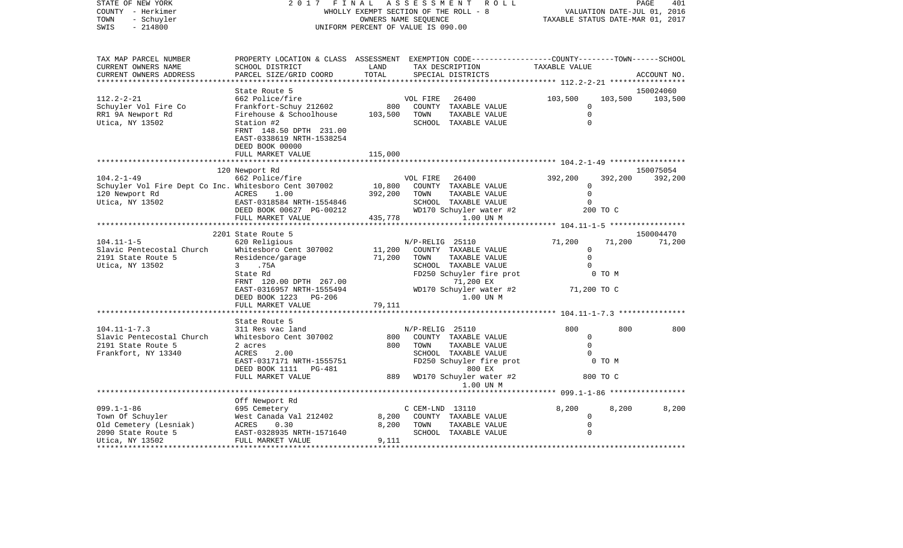STATE OF NEW YORK — 2017 FINAL ASSESSMENT ROLL
COUNTY - Herkimer — WHOLLY EXEMPT SECTION OF THE ROLL - 8 — VALUATION DATE-JUL 01, 2016
TOWN - Schuyler — OWNERS NAME SEQUENCE — TAXABLE STATUS DATE-MAR 01, 2017
SWIS - 214800 — UNIFORM PERCENT OF VALUE IS 090.00

| TAX MAP PARCEL NUMBER / CURRENT OWNERS NAME / CURRENT OWNERS ADDRESS | PROPERTY LOCATION & CLASS / SCHOOL DISTRICT / PARCEL SIZE/GRID COORD | ASSESSMENT LAND / TOTAL | EXEMPTION CODE / TAX DESCRIPTION / SPECIAL DISTRICTS | COUNTY | TOWN | SCHOOL / ACCOUNT NO. |
|---|---|---|---|---|---|---|
| | State Route 5 | | | | | 150024060 |
| 112.2-2-21 | 662 Police/fire | | VOL FIRE 26400 | 103,500 | 103,500 | 103,500 |
| Schuyler Vol Fire Co | Frankfort-Schuy 212602 | 800 | COUNTY TAXABLE VALUE | 0 | | |
| RR1 9A Newport Rd | Firehouse & Schoolhouse | 103,500 | TOWN TAXABLE VALUE | 0 | | |
| Utica, NY 13502 | Station #2 | | SCHOOL TAXABLE VALUE | 0 | | |
| | FRNT 148.50 DPTH 231.00 | | | | | |
| | EAST-0338619 NRTH-1538254 | | | | | |
| | DEED BOOK 00000 | | | | | |
| | FULL MARKET VALUE | 115,000 | | | | |
| | 120 Newport Rd | | | | | 150075054 |
| 104.2-1-49 | 662 Police/fire | | VOL FIRE 26400 | 392,200 | 392,200 | 392,200 |
| Schuyler Vol Fire Dept Co Inc. | Whitesboro Cent 307002 | 10,800 | COUNTY TAXABLE VALUE | 0 | | |
| 120 Newport Rd | ACRES 1.00 | 392,200 | TOWN TAXABLE VALUE | 0 | | |
| Utica, NY 13502 | EAST-0318584 NRTH-1554846 | | SCHOOL TAXABLE VALUE | 0 | | |
| | DEED BOOK 00627 PG-00212 | | WD170 Schuyler water #2 | 200 TO C | | |
| | FULL MARKET VALUE | 435,778 | 1.00 UN M | | | |
| | 2201 State Route 5 | | | | | 150004470 |
| 104.11-1-5 | 620 Religious | | N/P-RELIG 25110 | 71,200 | 71,200 | 71,200 |
| Slavic Pentecostal Church | Whitesboro Cent 307002 | 11,200 | COUNTY TAXABLE VALUE | 0 | | |
| 2191 State Route 5 | Residence/garage | 71,200 | TOWN TAXABLE VALUE | 0 | | |
| Utica, NY 13502 | 3 .75A | | SCHOOL TAXABLE VALUE | 0 | | |
| | State Rd | | FD250 Schuyler fire prot | 0 TO M | | |
| | FRNT 120.00 DPTH 267.00 | | 71,200 EX | | | |
| | EAST-0316957 NRTH-1555494 | | WD170 Schuyler water #2 | 71,200 TO C | | |
| | DEED BOOK 1223 PG-206 | | 1.00 UN M | | | |
| | FULL MARKET VALUE | 79,111 | | | | |
| | State Route 5 | | | | | |
| 104.11-1-7.3 | 311 Res vac land | | N/P-RELIG 25110 | 800 | 800 | 800 |
| Slavic Pentecostal Church | Whitesboro Cent 307002 | 800 | COUNTY TAXABLE VALUE | 0 | | |
| 2191 State Route 5 | 2 acres | 800 | TOWN TAXABLE VALUE | 0 | | |
| Frankfort, NY 13340 | ACRES 2.00 | | SCHOOL TAXABLE VALUE | 0 | | |
| | EAST-0317171 NRTH-1555751 | | FD250 Schuyler fire prot | 0 TO M | | |
| | DEED BOOK 1111 PG-481 | | 800 EX | | | |
| | FULL MARKET VALUE | 889 | WD170 Schuyler water #2 | 800 TO C | | |
| | | | 1.00 UN M | | | |
| | Off Newport Rd | | | | | |
| 099.1-1-86 | 695 Cemetery | | C CEM-LND 13110 | 8,200 | 8,200 | 8,200 |
| Town Of Schuyler | West Canada Val 212402 | 8,200 | COUNTY TAXABLE VALUE | 0 | | |
| Old Cemetery (Lesniak) | ACRES 0.30 | 8,200 | TOWN TAXABLE VALUE | 0 | | |
| 2090 State Route 5 | EAST-0328935 NRTH-1571640 | | SCHOOL TAXABLE VALUE | 0 | | |
| Utica, NY 13502 | FULL MARKET VALUE | 9,111 | | | | |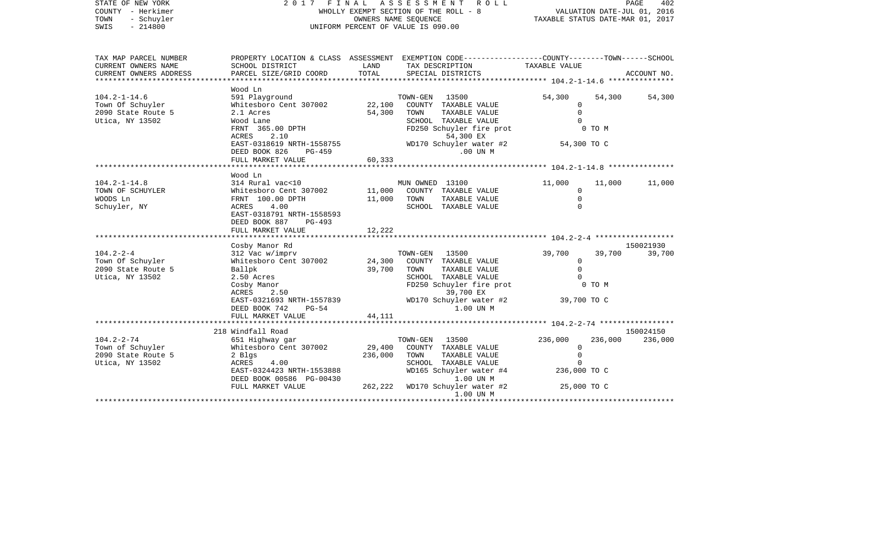STATE OF NEW YORK
COUNTY - Herkimer
TOWN - Schuyler
SWIS - 214800

2 0 1 7 F I N A L A S S E S S M E N T R O L L
WHOLLY EXEMPT SECTION OF THE ROLL - 8
OWNERS NAME SEQUENCE
UNIFORM PERCENT OF VALUE IS 090.00

VALUATION DATE-JUL 01, 2016
TAXABLE STATUS DATE-MAR 01, 2017

| TAX MAP PARCEL NUMBER / CURRENT OWNERS NAME / CURRENT OWNERS ADDRESS | PROPERTY LOCATION & CLASS / SCHOOL DISTRICT / PARCEL SIZE/GRID COORD | ASSESSMENT LAND / TOTAL | EXEMPTION CODE / TAX DESCRIPTION / SPECIAL DISTRICTS | COUNTY | TOWN | SCHOOL / ACCOUNT NO. |
|---|---|---|---|---|---|---|
| 104.2-1-14.6 | Wood Ln | | | | | |
| Town Of Schuyler | 591 Playground | | TOWN-GEN 13500 | 54,300 | 54,300 | 54,300 |
| 2090 State Route 5 | Whitesboro Cent 307002 | 22,100 | COUNTY TAXABLE VALUE | 0 | | |
| Utica, NY 13502 | 2.1 Acres | 54,300 | TOWN TAXABLE VALUE | 0 | | |
| | Wood Lane | | SCHOOL TAXABLE VALUE | 0 | | |
| | FRNT 365.00 DPTH | | FD250 Schuyler fire prot | 0 TO M | | |
| | ACRES 2.10 | | 54,300 EX | | | |
| | EAST-0318619 NRTH-1558755 | | WD170 Schuyler water #2 | 54,300 TO C | | |
| | DEED BOOK 826 PG-459 | | .00 UN M | | | |
| | FULL MARKET VALUE | 60,333 | | | | |
| 104.2-1-14.8 | Wood Ln | | | | | |
| TOWN OF SCHUYLER | 314 Rural vac<10 | | MUN OWNED 13100 | 11,000 | 11,000 | 11,000 |
| WOODS Ln | Whitesboro Cent 307002 | 11,000 | COUNTY TAXABLE VALUE | 0 | | |
| Schuyler, NY | FRNT 100.00 DPTH | 11,000 | TOWN TAXABLE VALUE | 0 | | |
| | ACRES 4.00 | | SCHOOL TAXABLE VALUE | 0 | | |
| | EAST-0318791 NRTH-1558593 | | | | | |
| | DEED BOOK 887 PG-493 | | | | | |
| | FULL MARKET VALUE | 12,222 | | | | |
| 104.2-2-4 | Cosby Manor Rd | | | | | 150021930 |
| Town Of Schuyler | 312 Vac w/imprv | | TOWN-GEN 13500 | 39,700 | 39,700 | 39,700 |
| 2090 State Route 5 | Whitesboro Cent 307002 | 24,300 | COUNTY TAXABLE VALUE | 0 | | |
| Utica, NY 13502 | Ballpk | 39,700 | TOWN TAXABLE VALUE | 0 | | |
| | 2.50 Acres | | SCHOOL TAXABLE VALUE | 0 | | |
| | Cosby Manor | | FD250 Schuyler fire prot | 0 TO M | | |
| | ACRES 2.50 | | 39,700 EX | | | |
| | EAST-0321693 NRTH-1557839 | | WD170 Schuyler water #2 | 39,700 TO C | | |
| | DEED BOOK 742 PG-54 | | 1.00 UN M | | | |
| | FULL MARKET VALUE | 44,111 | | | | |
| 104.2-2-74 | 218 Windfall Road | | | | | 150024150 |
| Town of Schuyler | 651 Highway gar | | TOWN-GEN 13500 | 236,000 | 236,000 | 236,000 |
| 2090 State Route 5 | Whitesboro Cent 307002 | 29,400 | COUNTY TAXABLE VALUE | 0 | | |
| Utica, NY 13502 | 2 Blgs | 236,000 | TOWN TAXABLE VALUE | 0 | | |
| | ACRES 4.00 | | SCHOOL TAXABLE VALUE | 0 | | |
| | EAST-0324423 NRTH-1553888 | | WD165 Schuyler water #4 | 236,000 TO C | | |
| | DEED BOOK 00586 PG-00430 | | 1.00 UN M | | | |
| | FULL MARKET VALUE | 262,222 | WD170 Schuyler water #2 | 25,000 TO C | | |
| | | | 1.00 UN M | | | |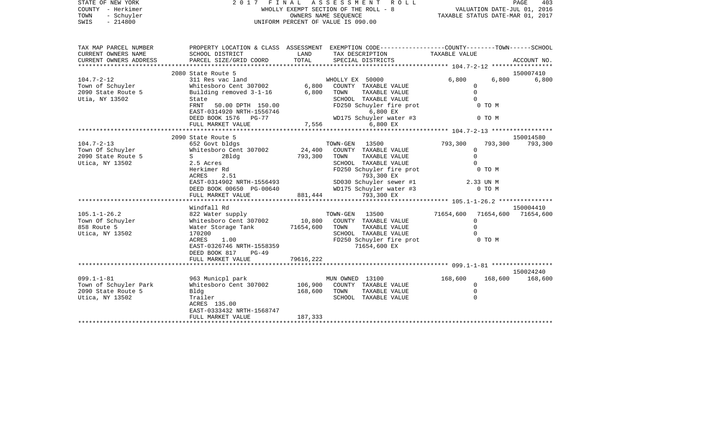STATE OF NEW YORK — 2017 FINAL ASSESSMENT ROLL
COUNTY - Herkimer — WHOLLY EXEMPT SECTION OF THE ROLL - 8 — VALUATION DATE-JUL 01, 2016
TOWN - Schuyler — OWNERS NAME SEQUENCE — TAXABLE STATUS DATE-MAR 01, 2017
SWIS - 214800 — UNIFORM PERCENT OF VALUE IS 090.00

| TAX MAP PARCEL NUMBER / CURRENT OWNERS NAME / CURRENT OWNERS ADDRESS | PROPERTY LOCATION & CLASS / SCHOOL DISTRICT / PARCEL SIZE/GRID COORD | ASSESSMENT LAND / TOTAL | EXEMPTION CODE / TAX DESCRIPTION / SPECIAL DISTRICTS | COUNTY | TOWN | SCHOOL | ACCOUNT NO. |
|---|---|---|---|---|---|---|---|
| | 2080 State Route 5 | | | | | | 150007410 |
| 104.7-2-12 | 311 Res vac land | | WHOLLY EX 50000 | 6,800 | 6,800 | 6,800 | |
| Town of Schuyler | Whitesboro Cent 307002 | 6,800 | COUNTY TAXABLE VALUE | 0 | | | |
| 2090 State Route 5 | Building removed 3-1-16 | 6,800 | TOWN TAXABLE VALUE | 0 | | | |
| Utia, NY 13502 | State | | SCHOOL TAXABLE VALUE | 0 | | | |
| | FRNT 50.00 DPTH 150.00 | | FD250 Schuyler fire prot | 0 TO M | | | |
| | EAST-0314920 NRTH-1556746 | | 6,800 EX | | | | |
| | DEED BOOK 1576 PG-77 | | WD175 Schuyler water #3 | 0 TO M | | | |
| | FULL MARKET VALUE | 7,556 | 6,800 EX | | | | |
| | 2090 State Route 5 | | | | | | 150014580 |
| 104.7-2-13 | 652 Govt bldgs | | TOWN-GEN 13500 | 793,300 | 793,300 | 793,300 | |
| Town Of Schuyler | Whitesboro Cent 307002 | 24,400 | COUNTY TAXABLE VALUE | 0 | | | |
| 2090 State Route 5 | S 2Bldg | 793,300 | TOWN TAXABLE VALUE | 0 | | | |
| Utica, NY 13502 | 2.5 Acres | | SCHOOL TAXABLE VALUE | 0 | | | |
| | Herkimer Rd | | FD250 Schuyler fire prot | 0 TO M | | | |
| | ACRES 2.51 | | 793,300 EX | | | | |
| | EAST-0314902 NRTH-1556493 | | SD030 Schuyler sewer #1 | 2.33 UN M | | | |
| | DEED BOOK 00650 PG-00640 | | WD175 Schuyler water #3 | 0 TO M | | | |
| | FULL MARKET VALUE | 881,444 | 793,300 EX | | | | |
| | Windfall Rd | | | | | | 150004410 |
| 105.1-1-26.2 | 822 Water supply | | TOWN-GEN 13500 | 71654,600 | 71654,600 | 71654,600 | |
| Town Of Schuyler | Whitesboro Cent 307002 | 10,800 | COUNTY TAXABLE VALUE | 0 | | | |
| 858 Route 5 | Water Storage Tank | 71654,600 | TOWN TAXABLE VALUE | 0 | | | |
| Utica, NY 13502 | 170200 | | SCHOOL TAXABLE VALUE | 0 | | | |
| | ACRES 1.00 | | FD250 Schuyler fire prot | 0 TO M | | | |
| | EAST-0326746 NRTH-1558359 | | 71654,600 EX | | | | |
| | DEED BOOK 817 PG-49 | | | | | | |
| | FULL MARKET VALUE | 79616,222 | | | | | |
| | | | | | | | 150024240 |
| 099.1-1-81 | 963 Municpl park | | MUN OWNED 13100 | 168,600 | 168,600 | 168,600 | |
| Town of Schuyler Park | Whitesboro Cent 307002 | 106,900 | COUNTY TAXABLE VALUE | 0 | | | |
| 2090 State Route 5 | Bldg | 168,600 | TOWN TAXABLE VALUE | 0 | | | |
| Utica, NY 13502 | Trailer | | SCHOOL TAXABLE VALUE | 0 | | | |
| | ACRES 135.00 | | | | | | |
| | EAST-0333432 NRTH-1568747 | | | | | | |
| | FULL MARKET VALUE | 187,333 | | | | | |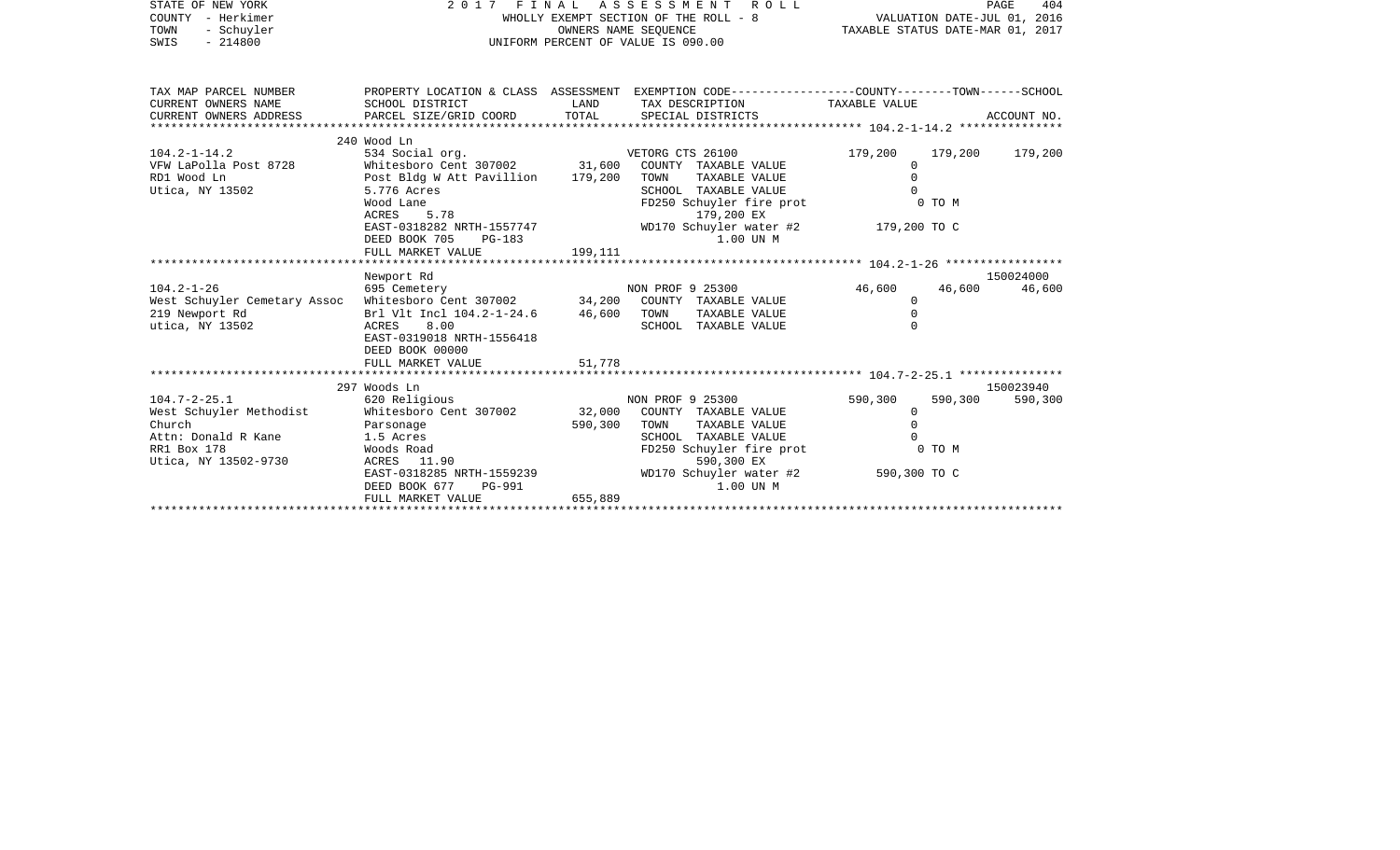STATE OF NEW YORK — 2017 FINAL ASSESSMENT ROLL
COUNTY - Herkimer — WHOLLY EXEMPT SECTION OF THE ROLL - 8 — VALUATION DATE-JUL 01, 2016
TOWN - Schuyler — OWNERS NAME SEQUENCE — TAXABLE STATUS DATE-MAR 01, 2017
SWIS - 214800 — UNIFORM PERCENT OF VALUE IS 090.00

| TAX MAP PARCEL NUMBER / CURRENT OWNERS NAME / CURRENT OWNERS ADDRESS | PROPERTY LOCATION & CLASS / SCHOOL DISTRICT / PARCEL SIZE/GRID COORD | ASSESSMENT LAND | ASSESSMENT TOTAL | EXEMPTION CODE / TAX DESCRIPTION / SPECIAL DISTRICTS | COUNTY TAXABLE VALUE | TOWN | SCHOOL | ACCOUNT NO. |
|---|---|---|---|---|---|---|---|---|
| 104.2-1-14.2 | 240 Wood Ln | | | | | | | |
| | 534 Social org. | | | VETORG CTS 26100 | 179,200 | 179,200 | 179,200 | |
| VFW LaPolla Post 8728 | Whitesboro Cent 307002 | 31,600 | | COUNTY TAXABLE VALUE | 0 | | | |
| RD1 Wood Ln | Post Bldg W Att Pavillion | | 179,200 | TOWN TAXABLE VALUE | 0 | | | |
| Utica, NY 13502 | 5.776 Acres | | | SCHOOL TAXABLE VALUE | 0 | | | |
| | Wood Lane | | | FD250 Schuyler fire prot | 0 TO M | | | |
| | ACRES 5.78 | | | 179,200 EX | | | | |
| | EAST-0318282 NRTH-1557747 | | | WD170 Schuyler water #2 | 179,200 TO C | | | |
| | DEED BOOK 705 PG-183 | | | 1.00 UN M | | | | |
| | FULL MARKET VALUE | | 199,111 | | | | | |
| 104.2-1-26 | Newport Rd | | | | | | | 150024000 |
| | 695 Cemetery | | | NON PROF 9 25300 | 46,600 | 46,600 | 46,600 | |
| West Schuyler Cemetary Assoc | Whitesboro Cent 307002 | 34,200 | | COUNTY TAXABLE VALUE | 0 | | | |
| 219 Newport Rd | Brl Vlt Incl 104.2-1-24.6 | | 46,600 | TOWN TAXABLE VALUE | 0 | | | |
| utica, NY 13502 | ACRES 8.00 | | | SCHOOL TAXABLE VALUE | 0 | | | |
| | EAST-0319018 NRTH-1556418 | | | | | | | |
| | DEED BOOK 00000 | | | | | | | |
| | FULL MARKET VALUE | | 51,778 | | | | | |
| 104.7-2-25.1 | 297 Woods Ln | | | | | | | 150023940 |
| | 620 Religious | | | NON PROF 9 25300 | 590,300 | 590,300 | 590,300 | |
| West Schuyler Methodist | Whitesboro Cent 307002 | 32,000 | | COUNTY TAXABLE VALUE | 0 | | | |
| Church | Parsonage | | 590,300 | TOWN TAXABLE VALUE | 0 | | | |
| Attn: Donald R Kane | 1.5 Acres | | | SCHOOL TAXABLE VALUE | 0 | | | |
| RR1 Box 178 | Woods Road | | | FD250 Schuyler fire prot | 0 TO M | | | |
| Utica, NY 13502-9730 | ACRES 11.90 | | | 590,300 EX | | | | |
| | EAST-0318285 NRTH-1559239 | | | WD170 Schuyler water #2 | 590,300 TO C | | | |
| | DEED BOOK 677 PG-991 | | | 1.00 UN M | | | | |
| | FULL MARKET VALUE | | 655,889 | | | | | |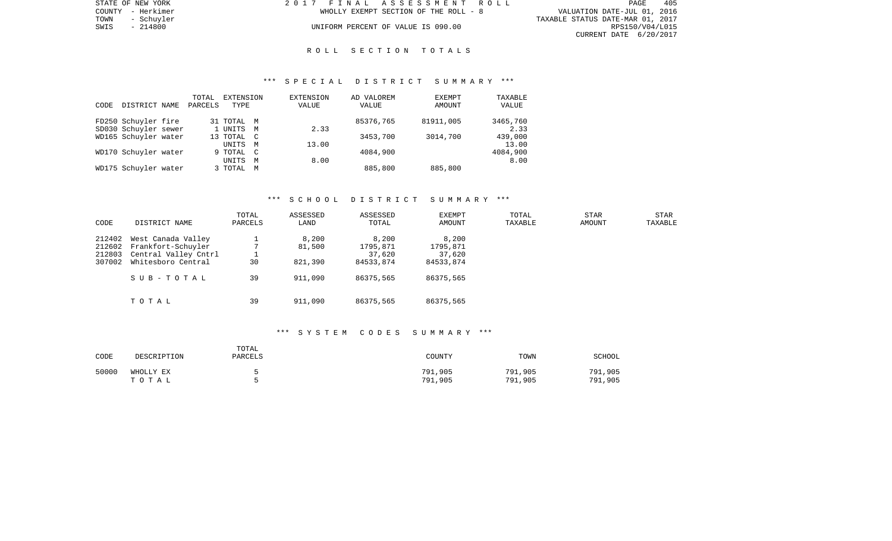STATE OF NEW YORK
COUNTY - Herkimer
TOWN - Schuyler
SWIS - 214800

2017 FINAL ASSESSMENT ROLL
WHOLLY EXEMPT SECTION OF THE ROLL - 8
UNIFORM PERCENT OF VALUE IS 090.00

VALUATION DATE-JUL 01, 2016
TAXABLE STATUS DATE-MAR 01, 2017
RPS150/V04/L015
CURRENT DATE 6/20/2017

## ROLL SECTION TOTALS

### *** SPECIAL DISTRICT SUMMARY ***

| CODE | DISTRICT NAME | TOTAL PARCELS | EXTENSION TYPE | EXTENSION VALUE | AD VALOREM VALUE | EXEMPT AMOUNT | TAXABLE VALUE |
|---|---|---|---|---|---|---|---|
| FD250 | Schuyler fire | 31 | TOTAL M | | 85376,765 | 81911,005 | 3465,760 |
| SD030 | Schuyler sewer | 1 | UNITS M | 2.33 | | | 2.33 |
| WD165 | Schuyler water | 13 | TOTAL C | | 3453,700 | 3014,700 | 439,000 |
| | | | UNITS M | 13.00 | | | 13.00 |
| WD170 | Schuyler water | 9 | TOTAL C | | 4084,900 | | 4084,900 |
| | | | UNITS M | 8.00 | | | 8.00 |
| WD175 | Schuyler water | 3 | TOTAL M | | 885,800 | 885,800 | |

### *** SCHOOL DISTRICT SUMMARY ***

| CODE | DISTRICT NAME | TOTAL PARCELS | ASSESSED LAND | ASSESSED TOTAL | EXEMPT AMOUNT | TOTAL TAXABLE | STAR AMOUNT | STAR TAXABLE |
|---|---|---|---|---|---|---|---|---|
| 212402 | West Canada Valley | 1 | 8,200 | 8,200 | 8,200 | | | |
| 212602 | Frankfort-Schuyler | 7 | 81,500 | 1795,871 | 1795,871 | | | |
| 212803 | Central Valley Cntrl | 1 | | 37,620 | 37,620 | | | |
| 307002 | Whitesboro Central | 30 | 821,390 | 84533,874 | 84533,874 | | | |
| | SUB-TOTAL | 39 | 911,090 | 86375,565 | 86375,565 | | | |
| | TOTAL | 39 | 911,090 | 86375,565 | 86375,565 | | | |

### *** SYSTEM CODES SUMMARY ***

| CODE | DESCRIPTION | TOTAL PARCELS | COUNTY | TOWN | SCHOOL |
|---|---|---|---|---|---|
| 50000 | WHOLLY EX | 5 | 791,905 | 791,905 | 791,905 |
| | TOTAL | 5 | 791,905 | 791,905 | 791,905 |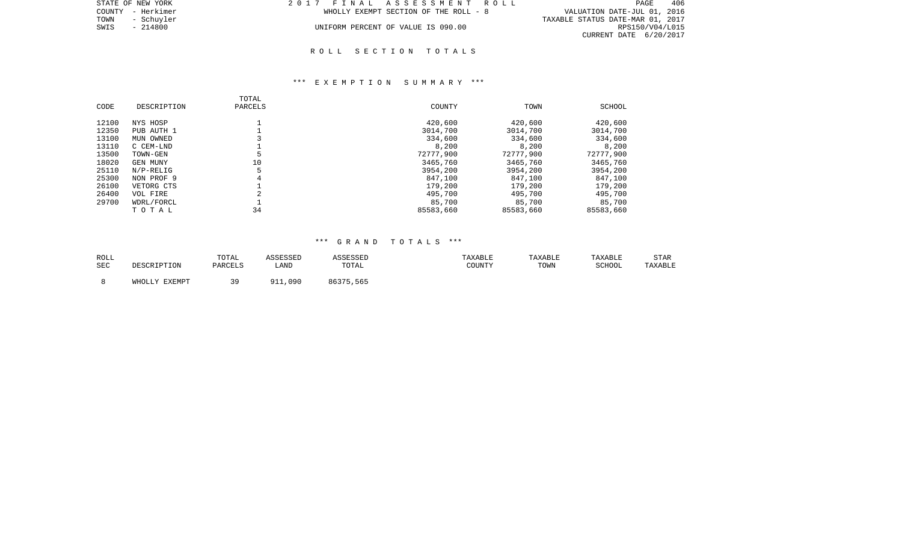STATE OF NEW YORK
COUNTY - Herkimer
TOWN - Schuyler
SWIS - 214800

2017 FINAL ASSESSMENT ROLL
WHOLLY EXEMPT SECTION OF THE ROLL - 8
UNIFORM PERCENT OF VALUE IS 090.00

VALUATION DATE-JUL 01, 2016
TAXABLE STATUS DATE-MAR 01, 2017
RPS150/V04/L015
CURRENT DATE 6/20/2017

## ROLL SECTION TOTALS

### *** EXEMPTION SUMMARY ***

| CODE | DESCRIPTION | TOTAL PARCELS | COUNTY | TOWN | SCHOOL |
|---|---|---|---|---|---|
| 12100 | NYS HOSP | 1 | 420,600 | 420,600 | 420,600 |
| 12350 | PUB AUTH 1 | 1 | 3014,700 | 3014,700 | 3014,700 |
| 13100 | MUN OWNED | 3 | 334,600 | 334,600 | 334,600 |
| 13110 | C CEM-LND | 1 | 8,200 | 8,200 | 8,200 |
| 13500 | TOWN-GEN | 5 | 72777,900 | 72777,900 | 72777,900 |
| 18020 | GEN MUNY | 10 | 3465,760 | 3465,760 | 3465,760 |
| 25110 | N/P-RELIG | 5 | 3954,200 | 3954,200 | 3954,200 |
| 25300 | NON PROF 9 | 4 | 847,100 | 847,100 | 847,100 |
| 26100 | VETORG CTS | 1 | 179,200 | 179,200 | 179,200 |
| 26400 | VOL FIRE | 2 | 495,700 | 495,700 | 495,700 |
| 29700 | WDRL/FORCL | 1 | 85,700 | 85,700 | 85,700 |
| | T O T A L | 34 | 85583,660 | 85583,660 | 85583,660 |

### *** GRAND TOTALS ***

| ROLL SEC | DESCRIPTION | TOTAL PARCELS | ASSESSED LAND | ASSESSED TOTAL | TAXABLE COUNTY | TAXABLE TOWN | TAXABLE SCHOOL | STAR TAXABLE |
|---|---|---|---|---|---|---|---|---|
| 8 | WHOLLY EXEMPT | 39 | 911,090 | 86375,565 | | | | |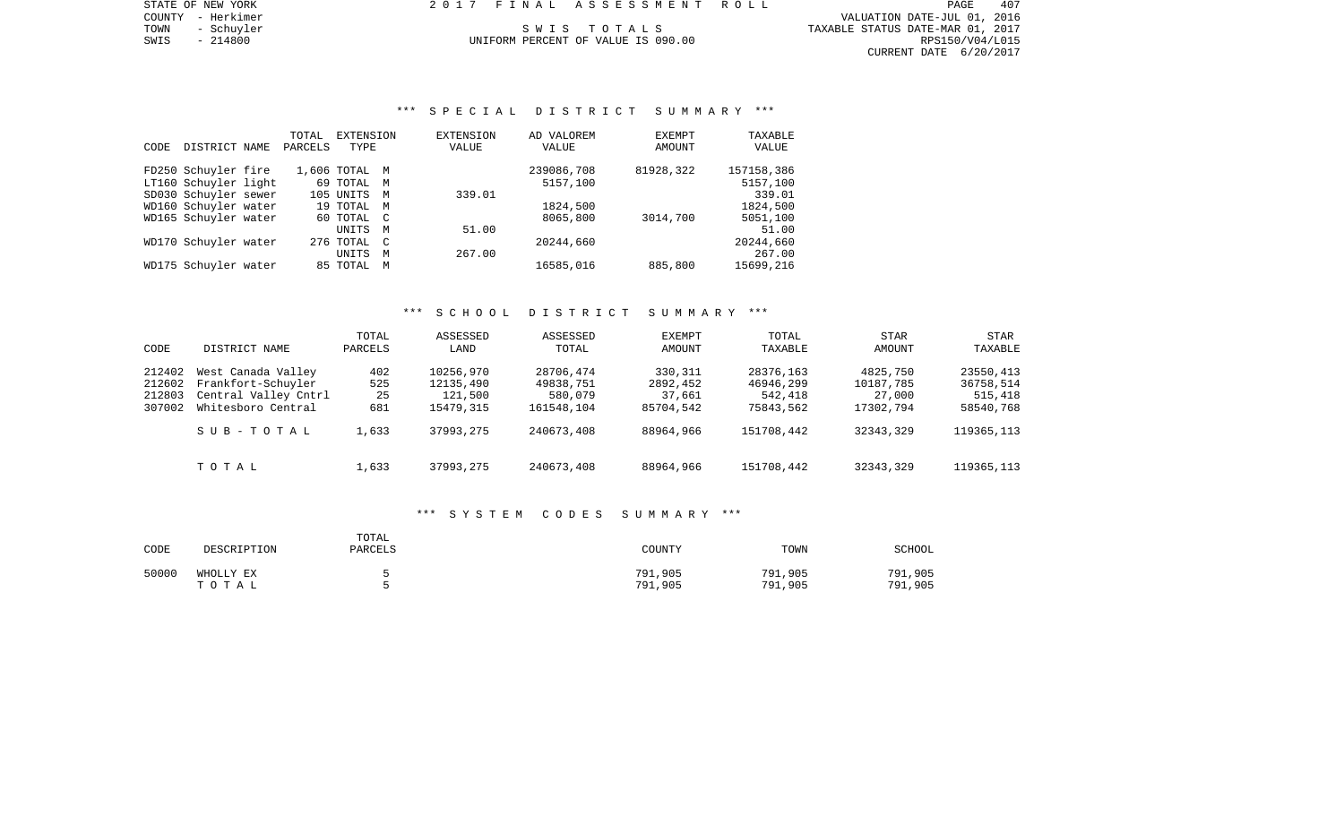STATE OF NEW YORK
COUNTY - Herkimer
TOWN - Schuyler
SWIS - 214800

2017 FINAL ASSESSMENT ROLL

SWIS TOTALS

UNIFORM PERCENT OF VALUE IS 090.00

VALUATION DATE-JUL 01, 2016
TAXABLE STATUS DATE-MAR 01, 2017
RPS150/V04/L015
CURRENT DATE 6/20/2017

## *** SPECIAL DISTRICT SUMMARY ***

| CODE | DISTRICT NAME | TOTAL PARCELS | EXTENSION TYPE | EXTENSION VALUE | AD VALOREM VALUE | EXEMPT AMOUNT | TAXABLE VALUE |
|---|---|---|---|---|---|---|---|
| FD250 | Schuyler fire | 1,606 | TOTAL M | | 239086,708 | 81928,322 | 157158,386 |
| LT160 | Schuyler light | 69 | TOTAL M | | 5157,100 | | 5157,100 |
| SD030 | Schuyler sewer | 105 | UNITS M | 339.01 | | | 339.01 |
| WD160 | Schuyler water | 19 | TOTAL M | | 1824,500 | | 1824,500 |
| WD165 | Schuyler water | 60 | TOTAL C | | 8065,800 | 3014,700 | 5051,100 |
| | | | UNITS M | 51.00 | | | 51.00 |
| WD170 | Schuyler water | 276 | TOTAL C | | 20244,660 | | 20244,660 |
| | | | UNITS M | 267.00 | | | 267.00 |
| WD175 | Schuyler water | 85 | TOTAL M | | 16585,016 | 885,800 | 15699,216 |

## *** SCHOOL DISTRICT SUMMARY ***

| CODE | DISTRICT NAME | TOTAL PARCELS | ASSESSED LAND | ASSESSED TOTAL | EXEMPT AMOUNT | TOTAL TAXABLE | STAR AMOUNT | STAR TAXABLE |
|---|---|---|---|---|---|---|---|---|
| 212402 | West Canada Valley | 402 | 10256,970 | 28706,474 | 330,311 | 28376,163 | 4825,750 | 23550,413 |
| 212602 | Frankfort-Schuyler | 525 | 12135,490 | 49838,751 | 2892,452 | 46946,299 | 10187,785 | 36758,514 |
| 212803 | Central Valley Cntrl | 25 | 121,500 | 580,079 | 37,661 | 542,418 | 27,000 | 515,418 |
| 307002 | Whitesboro Central | 681 | 15479,315 | 161548,104 | 85704,542 | 75843,562 | 17302,794 | 58540,768 |
| | SUB-TOTAL | 1,633 | 37993,275 | 240673,408 | 88964,966 | 151708,442 | 32343,329 | 119365,113 |
| | TOTAL | 1,633 | 37993,275 | 240673,408 | 88964,966 | 151708,442 | 32343,329 | 119365,113 |

## *** SYSTEM CODES SUMMARY ***

| CODE | DESCRIPTION | TOTAL PARCELS | COUNTY | TOWN | SCHOOL |
|---|---|---|---|---|---|
| 50000 | WHOLLY EX | 5 | 791,905 | 791,905 | 791,905 |
| | TOTAL | 5 | 791,905 | 791,905 | 791,905 |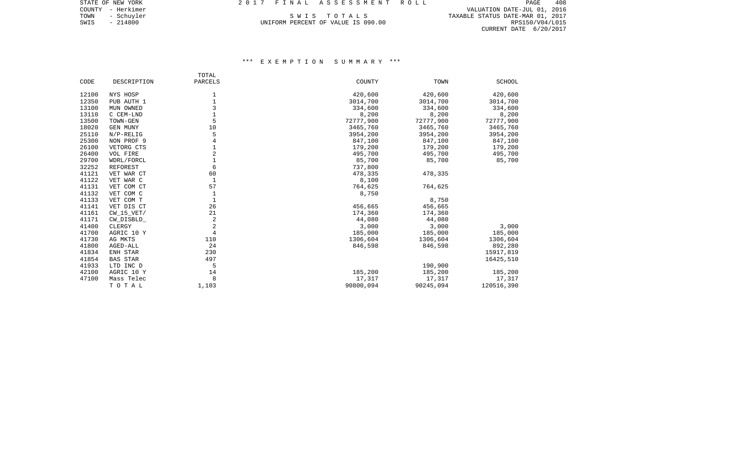STATE OF NEW YORK
COUNTY - Herkimer
TOWN - Schuyler
SWIS - 214800

2 0 1 7 F I N A L A S S E S S M E N T R O L L

S W I S T O T A L S
UNIFORM PERCENT OF VALUE IS 090.00

VALUATION DATE-JUL 01, 2016
TAXABLE STATUS DATE-MAR 01, 2017
RPS150/V04/L015
CURRENT DATE 6/20/2017

### *** E X E M P T I O N S U M M A R Y ***

| CODE | DESCRIPTION | TOTAL PARCELS | COUNTY | TOWN | SCHOOL |
|---|---|---|---|---|---|
| 12100 | NYS HOSP | 1 | 420,600 | 420,600 | 420,600 |
| 12350 | PUB AUTH 1 | 1 | 3014,700 | 3014,700 | 3014,700 |
| 13100 | MUN OWNED | 3 | 334,600 | 334,600 | 334,600 |
| 13110 | C CEM-LND | 1 | 8,200 | 8,200 | 8,200 |
| 13500 | TOWN-GEN | 5 | 72777,900 | 72777,900 | 72777,900 |
| 18020 | GEN MUNY | 10 | 3465,760 | 3465,760 | 3465,760 |
| 25110 | N/P-RELIG | 5 | 3954,200 | 3954,200 | 3954,200 |
| 25300 | NON PROF 9 | 4 | 847,100 | 847,100 | 847,100 |
| 26100 | VETORG CTS | 1 | 179,200 | 179,200 | 179,200 |
| 26400 | VOL FIRE | 2 | 495,700 | 495,700 | 495,700 |
| 29700 | WDRL/FORCL | 1 | 85,700 | 85,700 | 85,700 |
| 32252 | REFOREST | 6 | 737,800 | | |
| 41121 | VET WAR CT | 60 | 478,335 | 478,335 | |
| 41122 | VET WAR C | 1 | 8,100 | | |
| 41131 | VET COM CT | 57 | 764,625 | 764,625 | |
| 41132 | VET COM C | 1 | 8,750 | | |
| 41133 | VET COM T | 1 | | 8,750 | |
| 41141 | VET DIS CT | 26 | 456,665 | 456,665 | |
| 41161 | CW_15_VET/ | 21 | 174,360 | 174,360 | |
| 41171 | CW_DISBLD_ | 2 | 44,080 | 44,080 | |
| 41400 | CLERGY | 2 | 3,000 | 3,000 | 3,000 |
| 41700 | AGRIC 10 Y | 4 | 185,000 | 185,000 | 185,000 |
| 41730 | AG MKTS | 110 | 1306,604 | 1306,604 | 1306,604 |
| 41800 | AGED-ALL | 24 | 846,598 | 846,598 | 892,280 |
| 41834 | ENH STAR | 230 | | | 15917,819 |
| 41854 | BAS STAR | 497 | | | 16425,510 |
| 41933 | LTD INC D | 5 | | 190,900 | |
| 42100 | AGRIC 10 Y | 14 | 185,200 | 185,200 | 185,200 |
| 47100 | Mass Telec | 8 | 17,317 | 17,317 | 17,317 |
| | T O T A L | 1,103 | 90800,094 | 90245,094 | 120516,390 |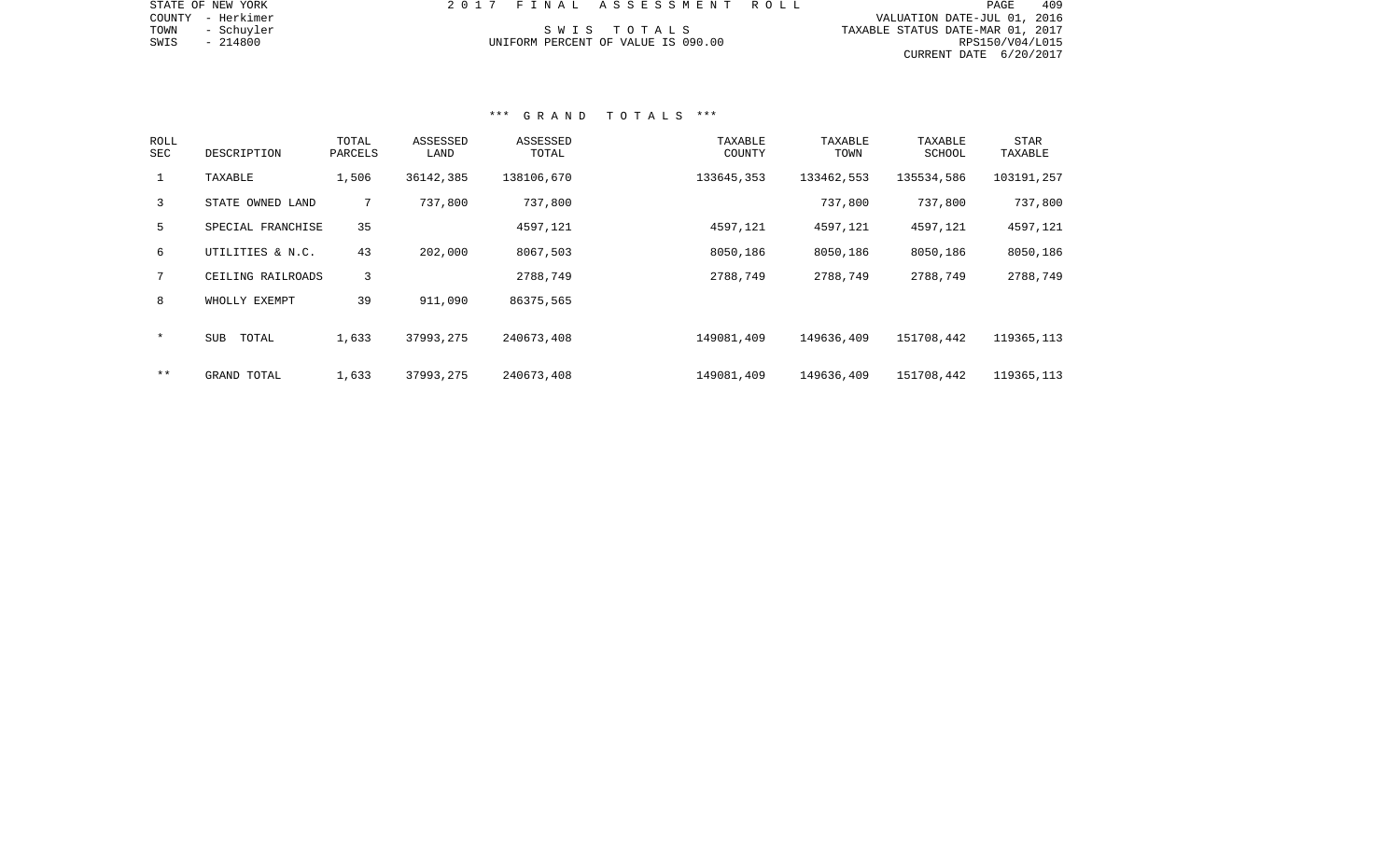STATE OF NEW YORK
COUNTY - Herkimer
TOWN - Schuyler
SWIS - 214800

2017 FINAL ASSESSMENT ROLL

SWIS TOTALS
UNIFORM PERCENT OF VALUE IS 090.00

VALUATION DATE-JUL 01, 2016
TAXABLE STATUS DATE-MAR 01, 2017
RPS150/V04/L015
CURRENT DATE 6/20/2017

### *** GRAND TOTALS ***

| ROLL SEC | DESCRIPTION | TOTAL PARCELS | ASSESSED LAND | ASSESSED TOTAL | TAXABLE COUNTY | TAXABLE TOWN | TAXABLE SCHOOL | STAR TAXABLE |
|---|---|---|---|---|---|---|---|---|
| 1 | TAXABLE | 1,506 | 36142,385 | 138106,670 | 133645,353 | 133462,553 | 135534,586 | 103191,257 |
| 3 | STATE OWNED LAND | 7 | 737,800 | 737,800 | | 737,800 | 737,800 | 737,800 |
| 5 | SPECIAL FRANCHISE | 35 | | 4597,121 | 4597,121 | 4597,121 | 4597,121 | 4597,121 |
| 6 | UTILITIES & N.C. | 43 | 202,000 | 8067,503 | 8050,186 | 8050,186 | 8050,186 | 8050,186 |
| 7 | CEILING RAILROADS | 3 | | 2788,749 | 2788,749 | 2788,749 | 2788,749 | 2788,749 |
| 8 | WHOLLY EXEMPT | 39 | 911,090 | 86375,565 | | | | |
| * | SUB TOTAL | 1,633 | 37993,275 | 240673,408 | 149081,409 | 149636,409 | 151708,442 | 119365,113 |
| ** | GRAND TOTAL | 1,633 | 37993,275 | 240673,408 | 149081,409 | 149636,409 | 151708,442 | 119365,113 |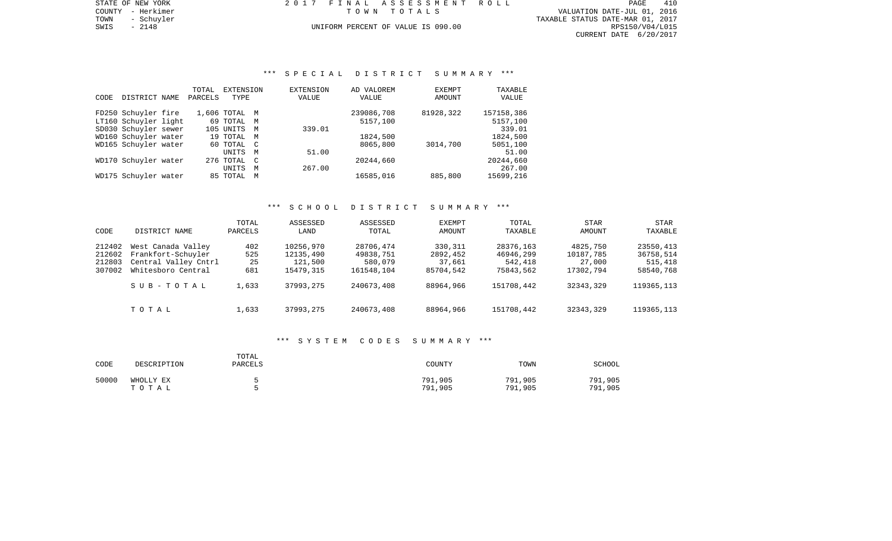STATE OF NEW YORK
COUNTY - Herkimer
TOWN - Schuyler
SWIS - 2148

2017 FINAL ASSESSMENT ROLL
TOWN TOTALS

UNIFORM PERCENT OF VALUE IS 090.00

VALUATION DATE-JUL 01, 2016
TAXABLE STATUS DATE-MAR 01, 2017
RPS150/V04/L015
CURRENT DATE 6/20/2017

## *** SPECIAL DISTRICT SUMMARY ***

| CODE | DISTRICT NAME | TOTAL PARCELS | EXTENSION TYPE | | EXTENSION VALUE | AD VALOREM VALUE | EXEMPT AMOUNT | TAXABLE VALUE |
|---|---|---|---|---|---|---|---|---|
| FD250 | Schuyler fire | 1,606 | TOTAL | M | | 239086,708 | 81928,322 | 157158,386 |
| LT160 | Schuyler light | 69 | TOTAL | M | | 5157,100 | | 5157,100 |
| SD030 | Schuyler sewer | 105 | UNITS | M | 339.01 | | | 339.01 |
| WD160 | Schuyler water | 19 | TOTAL | M | | 1824,500 | | 1824,500 |
| WD165 | Schuyler water | 60 | TOTAL | C | | 8065,800 | 3014,700 | 5051,100 |
| | | | UNITS | M | 51.00 | | | 51.00 |
| WD170 | Schuyler water | 276 | TOTAL | C | | 20244,660 | | 20244,660 |
| | | | UNITS | M | 267.00 | | | 267.00 |
| WD175 | Schuyler water | 85 | TOTAL | M | | 16585,016 | 885,800 | 15699,216 |

## *** SCHOOL DISTRICT SUMMARY ***

| CODE | DISTRICT NAME | TOTAL PARCELS | ASSESSED LAND | ASSESSED TOTAL | EXEMPT AMOUNT | TOTAL TAXABLE | STAR AMOUNT | STAR TAXABLE |
|---|---|---|---|---|---|---|---|---|
| 212402 | West Canada Valley | 402 | 10256,970 | 28706,474 | 330,311 | 28376,163 | 4825,750 | 23550,413 |
| 212602 | Frankfort-Schuyler | 525 | 12135,490 | 49838,751 | 2892,452 | 46946,299 | 10187,785 | 36758,514 |
| 212803 | Central Valley Cntrl | 25 | 121,500 | 580,079 | 37,661 | 542,418 | 27,000 | 515,418 |
| 307002 | Whitesboro Central | 681 | 15479,315 | 161548,104 | 85704,542 | 75843,562 | 17302,794 | 58540,768 |
| | SUB-TOTAL | 1,633 | 37993,275 | 240673,408 | 88964,966 | 151708,442 | 32343,329 | 119365,113 |
| | TOTAL | 1,633 | 37993,275 | 240673,408 | 88964,966 | 151708,442 | 32343,329 | 119365,113 |

## *** SYSTEM CODES SUMMARY ***

| CODE | DESCRIPTION | TOTAL PARCELS | COUNTY | TOWN | SCHOOL |
|---|---|---|---|---|---|
| 50000 | WHOLLY EX | 5 | 791,905 | 791,905 | 791,905 |
| | TOTAL | 5 | 791,905 | 791,905 | 791,905 |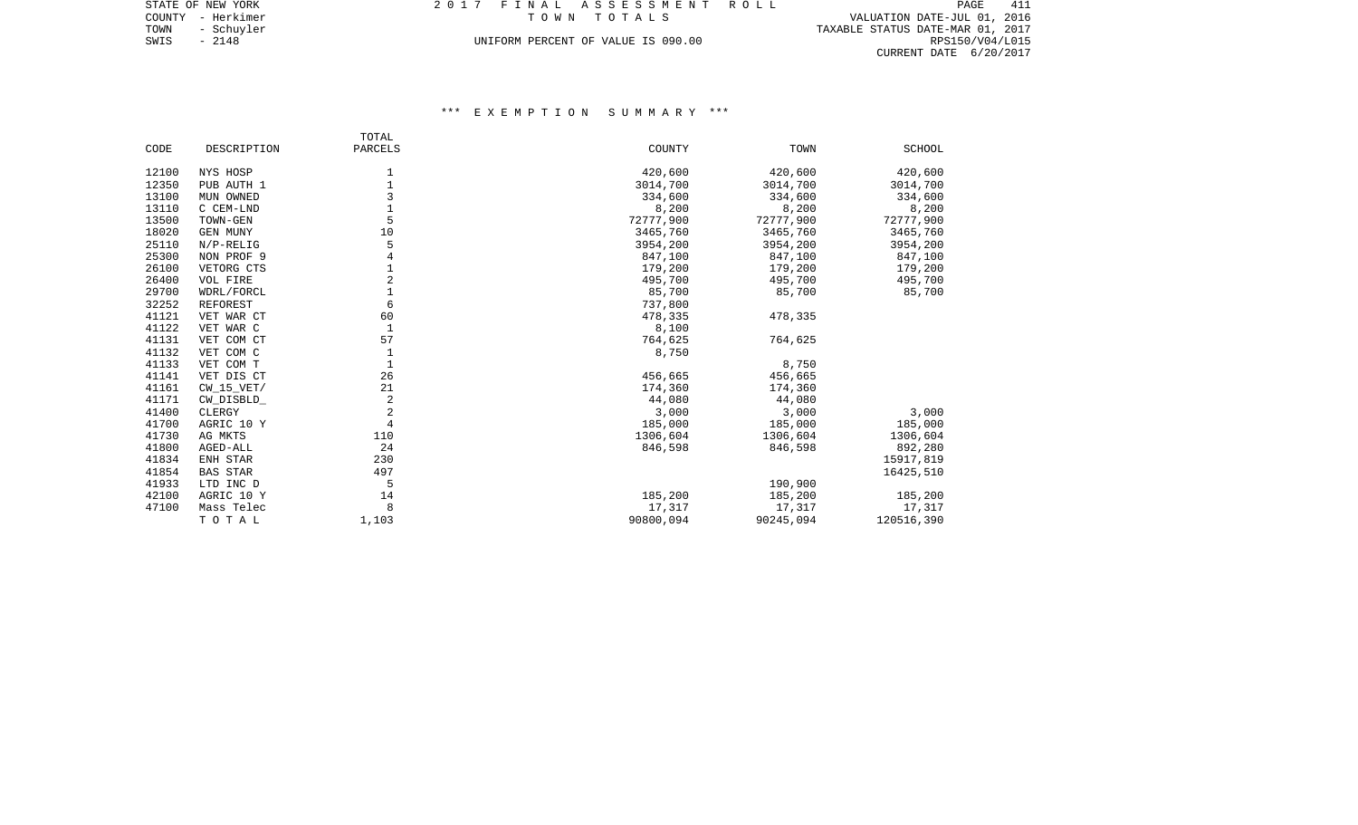STATE OF NEW YORK
COUNTY - Herkimer
TOWN - Schuyler
SWIS - 2148

2017 FINAL ASSESSMENT ROLL
TOWN TOTALS
UNIFORM PERCENT OF VALUE IS 090.00

VALUATION DATE-JUL 01, 2016
TAXABLE STATUS DATE-MAR 01, 2017
RPS150/V04/L015
CURRENT DATE 6/20/2017

*** EXEMPTION SUMMARY ***

| CODE | DESCRIPTION | TOTAL PARCELS | COUNTY | TOWN | SCHOOL |
|---|---|---|---|---|---|
| 12100 | NYS HOSP | 1 | 420,600 | 420,600 | 420,600 |
| 12350 | PUB AUTH 1 | 1 | 3014,700 | 3014,700 | 3014,700 |
| 13100 | MUN OWNED | 3 | 334,600 | 334,600 | 334,600 |
| 13110 | C CEM-LND | 1 | 8,200 | 8,200 | 8,200 |
| 13500 | TOWN-GEN | 5 | 72777,900 | 72777,900 | 72777,900 |
| 18020 | GEN MUNY | 10 | 3465,760 | 3465,760 | 3465,760 |
| 25110 | N/P-RELIG | 5 | 3954,200 | 3954,200 | 3954,200 |
| 25300 | NON PROF 9 | 4 | 847,100 | 847,100 | 847,100 |
| 26100 | VETORG CTS | 1 | 179,200 | 179,200 | 179,200 |
| 26400 | VOL FIRE | 2 | 495,700 | 495,700 | 495,700 |
| 29700 | WDRL/FORCL | 1 | 85,700 | 85,700 | 85,700 |
| 32252 | REFOREST | 6 | 737,800 | | |
| 41121 | VET WAR CT | 60 | 478,335 | 478,335 | |
| 41122 | VET WAR C | 1 | 8,100 | | |
| 41131 | VET COM CT | 57 | 764,625 | 764,625 | |
| 41132 | VET COM C | 1 | 8,750 | | |
| 41133 | VET COM T | 1 | | 8,750 | |
| 41141 | VET DIS CT | 26 | 456,665 | 456,665 | |
| 41161 | CW_15_VET/ | 21 | 174,360 | 174,360 | |
| 41171 | CW_DISBLD_ | 2 | 44,080 | 44,080 | |
| 41400 | CLERGY | 2 | 3,000 | 3,000 | 3,000 |
| 41700 | AGRIC 10 Y | 4 | 185,000 | 185,000 | 185,000 |
| 41730 | AG MKTS | 110 | 1306,604 | 1306,604 | 1306,604 |
| 41800 | AGED-ALL | 24 | 846,598 | 846,598 | 892,280 |
| 41834 | ENH STAR | 230 | | | 15917,819 |
| 41854 | BAS STAR | 497 | | | 16425,510 |
| 41933 | LTD INC D | 5 | | 190,900 | |
| 42100 | AGRIC 10 Y | 14 | 185,200 | 185,200 | 185,200 |
| 47100 | Mass Telec | 8 | 17,317 | 17,317 | 17,317 |
| | T O T A L | 1,103 | 90800,094 | 90245,094 | 120516,390 |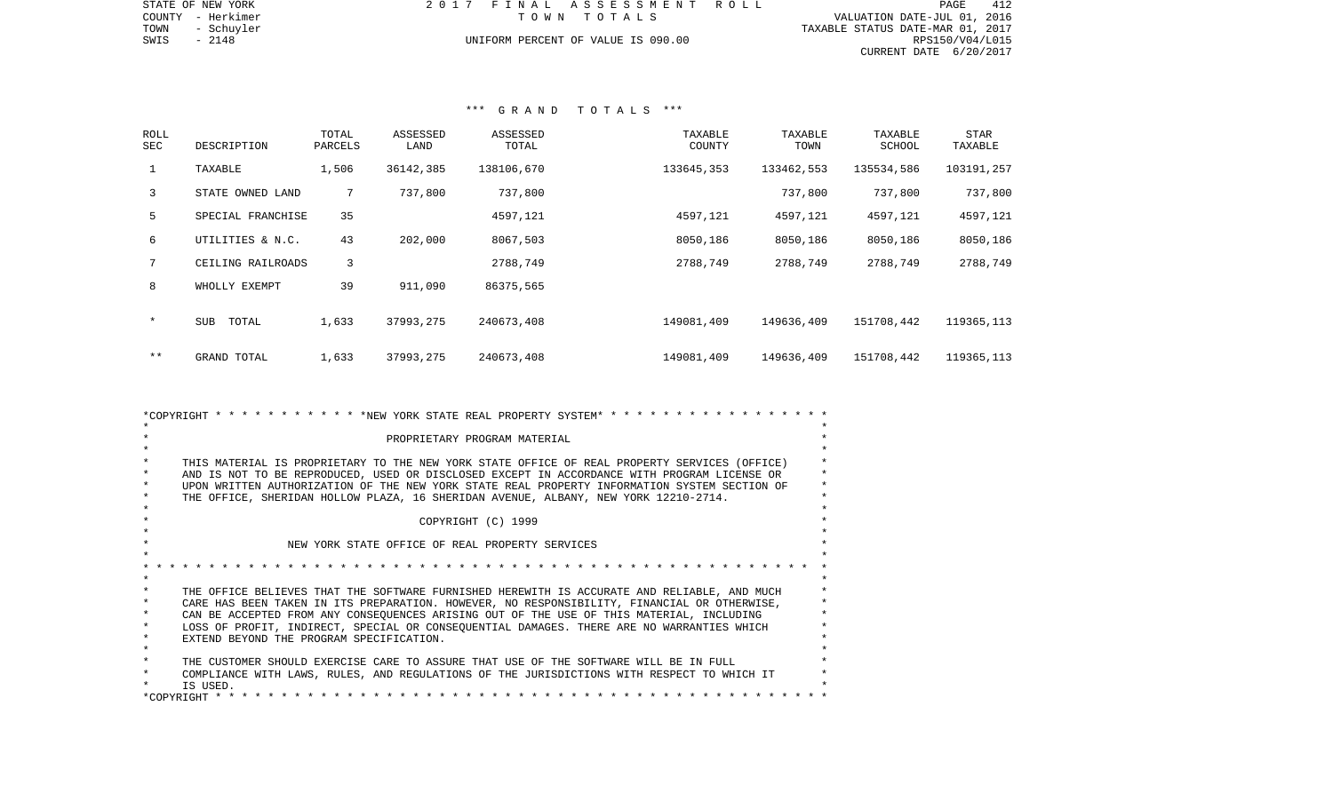STATE OF NEW YORK
COUNTY - Herkimer
TOWN - Schuyler
SWIS - 2148

2 0 1 7 F I N A L A S S E S S M E N T R O L L
T O W N T O T A L S
UNIFORM PERCENT OF VALUE IS 090.00

VALUATION DATE-JUL 01, 2016
TAXABLE STATUS DATE-MAR 01, 2017
RPS150/V04/L015
CURRENT DATE 6/20/2017

### *** G R A N D T O T A L S ***

| ROLL SEC | DESCRIPTION | TOTAL PARCELS | ASSESSED LAND | ASSESSED TOTAL | TAXABLE COUNTY | TAXABLE TOWN | TAXABLE SCHOOL | STAR TAXABLE |
|---|---|---|---|---|---|---|---|---|
| 1 | TAXABLE | 1,506 | 36142,385 | 138106,670 | 133645,353 | 133462,553 | 135534,586 | 103191,257 |
| 3 | STATE OWNED LAND | 7 | 737,800 | 737,800 | | 737,800 | 737,800 | 737,800 |
| 5 | SPECIAL FRANCHISE | 35 | | 4597,121 | 4597,121 | 4597,121 | 4597,121 | 4597,121 |
| 6 | UTILITIES & N.C. | 43 | 202,000 | 8067,503 | 8050,186 | 8050,186 | 8050,186 | 8050,186 |
| 7 | CEILING RAILROADS | 3 | | 2788,749 | 2788,749 | 2788,749 | 2788,749 | 2788,749 |
| 8 | WHOLLY EXEMPT | 39 | 911,090 | 86375,565 | | | | |
| * | SUB TOTAL | 1,633 | 37993,275 | 240673,408 | 149081,409 | 149636,409 | 151708,442 | 119365,113 |
| ** | GRAND TOTAL | 1,633 | 37993,275 | 240673,408 | 149081,409 | 149636,409 | 151708,442 | 119365,113 |

*COPYRIGHT * * * * * * * * * * * *NEW YORK STATE REAL PROPERTY SYSTEM* * * * * * * * * * * * * * * * * *

PROPRIETARY PROGRAM MATERIAL

THIS MATERIAL IS PROPRIETARY TO THE NEW YORK STATE OFFICE OF REAL PROPERTY SERVICES (OFFICE) AND IS NOT TO BE REPRODUCED, USED OR DISCLOSED EXCEPT IN ACCORDANCE WITH PROGRAM LICENSE OR UPON WRITTEN AUTHORIZATION OF THE NEW YORK STATE REAL PROPERTY INFORMATION SYSTEM SECTION OF THE OFFICE, SHERIDAN HOLLOW PLAZA, 16 SHERIDAN AVENUE, ALBANY, NEW YORK 12210-2714.

COPYRIGHT (C) 1999

NEW YORK STATE OFFICE OF REAL PROPERTY SERVICES

THE OFFICE BELIEVES THAT THE SOFTWARE FURNISHED HEREWITH IS ACCURATE AND RELIABLE, AND MUCH CARE HAS BEEN TAKEN IN ITS PREPARATION. HOWEVER, NO RESPONSIBILITY, FINANCIAL OR OTHERWISE, CAN BE ACCEPTED FROM ANY CONSEQUENCES ARISING OUT OF THE USE OF THIS MATERIAL, INCLUDING LOSS OF PROFIT, INDIRECT, SPECIAL OR CONSEQUENTIAL DAMAGES. THERE ARE NO WARRANTIES WHICH EXTEND BEYOND THE PROGRAM SPECIFICATION.

THE CUSTOMER SHOULD EXERCISE CARE TO ASSURE THAT USE OF THE SOFTWARE WILL BE IN FULL COMPLIANCE WITH LAWS, RULES, AND REGULATIONS OF THE JURISDICTIONS WITH RESPECT TO WHICH IT IS USED.

*COPYRIGHT * * * * * * * * * * * * * * * * * * * * * * * * * * * * * * * * * * * * * * * * * * * * * * *